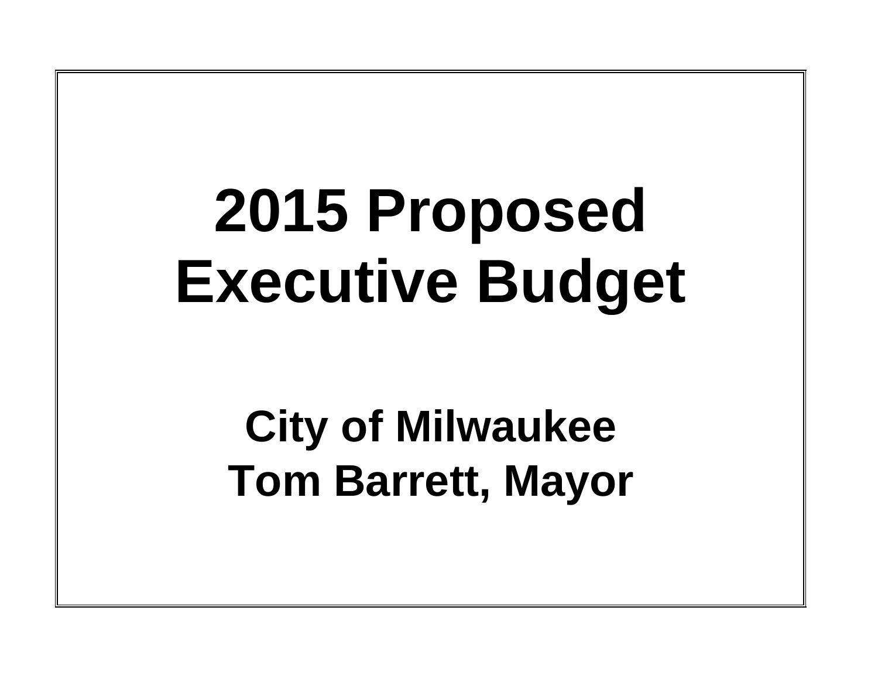# 2015 Proposed Executive Budget

## City of Milwaukee
## Tom Barrett, Mayor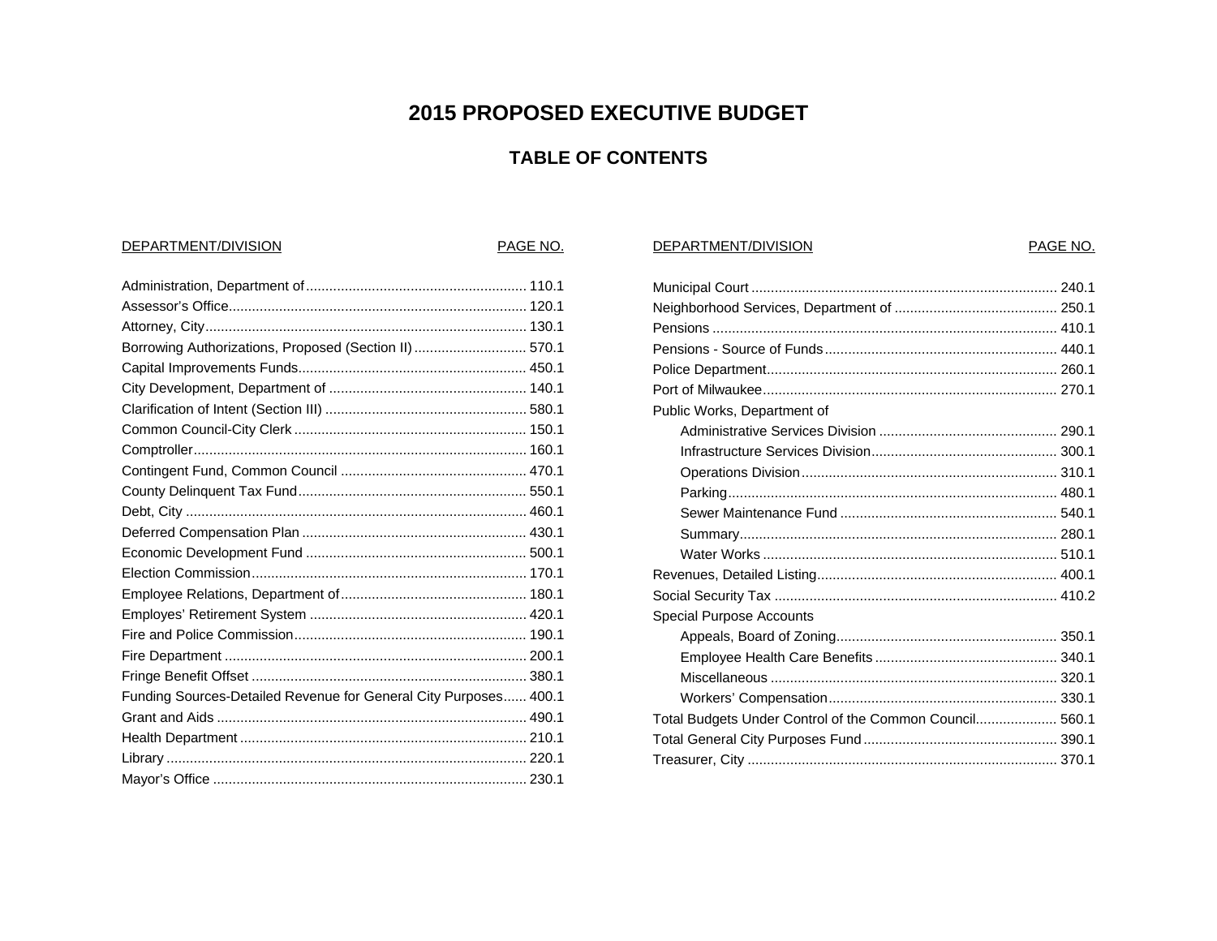# 2015 PROPOSED EXECUTIVE BUDGET

## TABLE OF CONTENTS

| DEPARTMENT/DIVISION | PAGE NO. |
| --- | --- |
| Administration, Department of | 110.1 |
| Assessor's Office | 120.1 |
| Attorney, City | 130.1 |
| Borrowing Authorizations, Proposed (Section II) | 570.1 |
| Capital Improvements Funds | 450.1 |
| City Development, Department of | 140.1 |
| Clarification of Intent (Section III) | 580.1 |
| Common Council-City Clerk | 150.1 |
| Comptroller | 160.1 |
| Contingent Fund, Common Council | 470.1 |
| County Delinquent Tax Fund | 550.1 |
| Debt, City | 460.1 |
| Deferred Compensation Plan | 430.1 |
| Economic Development Fund | 500.1 |
| Election Commission | 170.1 |
| Employee Relations, Department of | 180.1 |
| Employes' Retirement System | 420.1 |
| Fire and Police Commission | 190.1 |
| Fire Department | 200.1 |
| Fringe Benefit Offset | 380.1 |
| Funding Sources-Detailed Revenue for General City Purposes | 400.1 |
| Grant and Aids | 490.1 |
| Health Department | 210.1 |
| Library | 220.1 |
| Mayor's Office | 230.1 |
| Municipal Court | 240.1 |
| Neighborhood Services, Department of | 250.1 |
| Pensions | 410.1 |
| Pensions - Source of Funds | 440.1 |
| Police Department | 260.1 |
| Port of Milwaukee | 270.1 |
| Public Works, Department of | |
| Administrative Services Division | 290.1 |
| Infrastructure Services Division | 300.1 |
| Operations Division | 310.1 |
| Parking | 480.1 |
| Sewer Maintenance Fund | 540.1 |
| Summary | 280.1 |
| Water Works | 510.1 |
| Revenues, Detailed Listing | 400.1 |
| Social Security Tax | 410.2 |
| Special Purpose Accounts | |
| Appeals, Board of Zoning | 350.1 |
| Employee Health Care Benefits | 340.1 |
| Miscellaneous | 320.1 |
| Workers' Compensation | 330.1 |
| Total Budgets Under Control of the Common Council | 560.1 |
| Total General City Purposes Fund | 390.1 |
| Treasurer, City | 370.1 |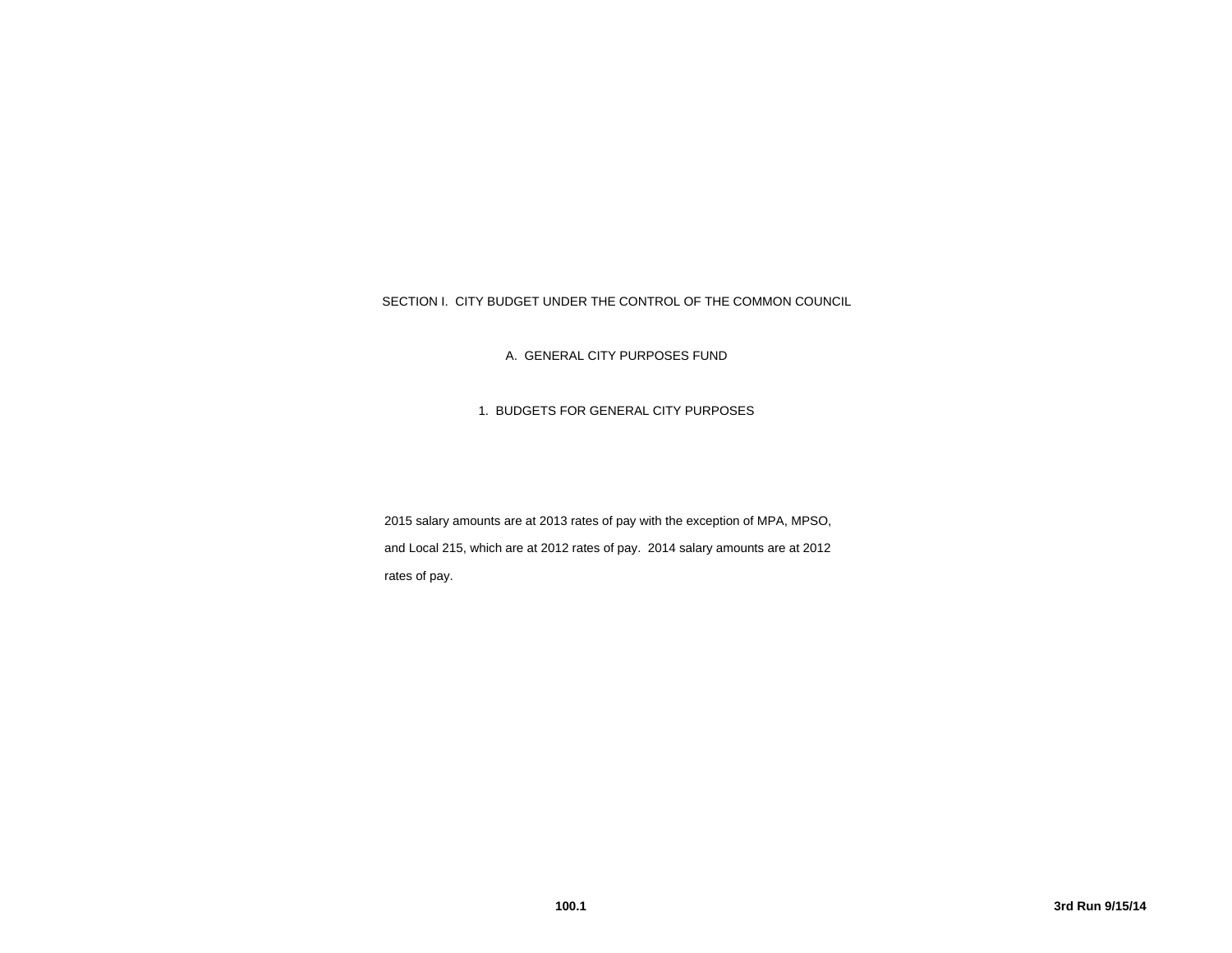# SECTION I. CITY BUDGET UNDER THE CONTROL OF THE COMMON COUNCIL

## A. GENERAL CITY PURPOSES FUND

### 1. BUDGETS FOR GENERAL CITY PURPOSES

2015 salary amounts are at 2013 rates of pay with the exception of MPA, MPSO, and Local 215, which are at 2012 rates of pay. 2014 salary amounts are at 2012 rates of pay.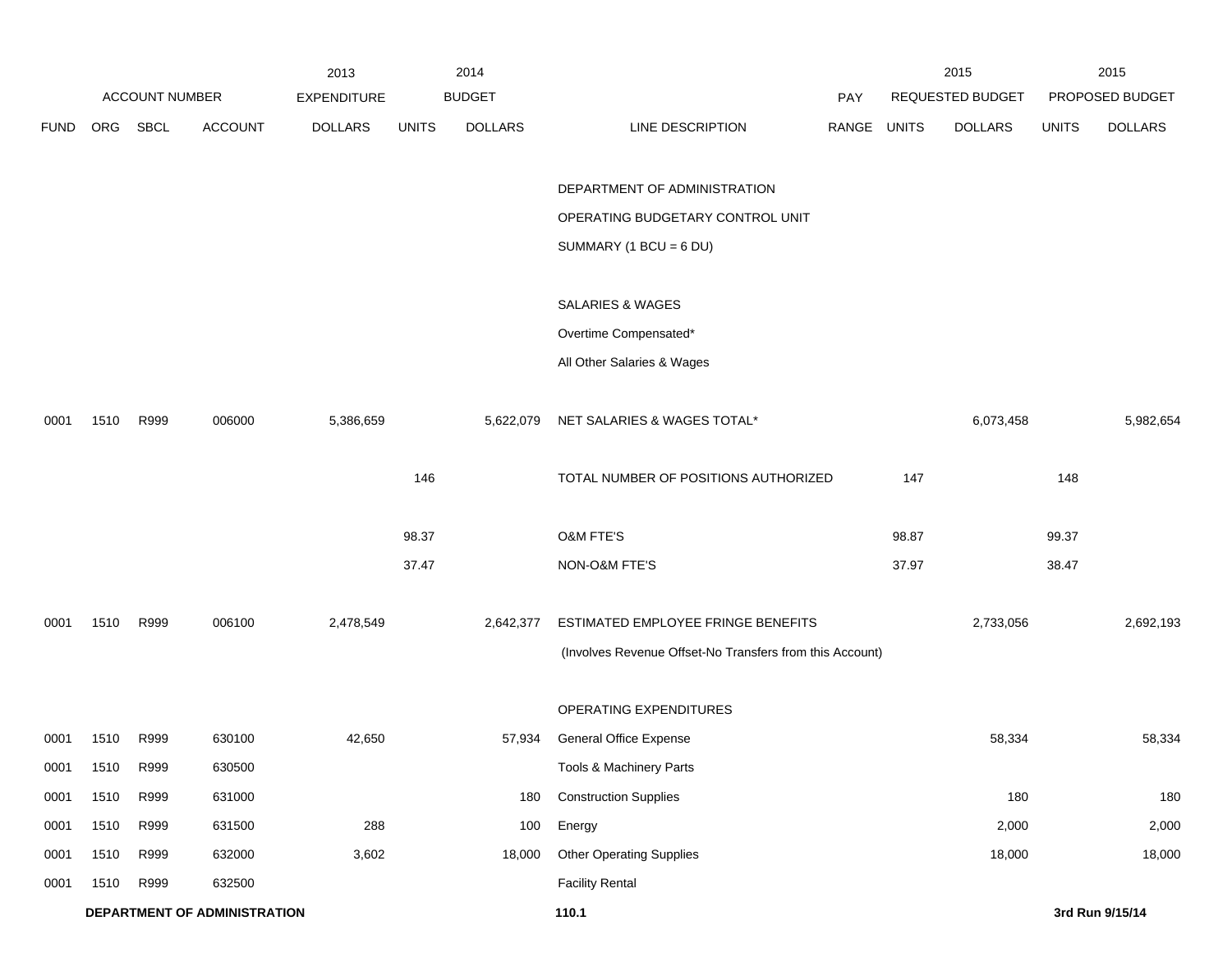| | ACCOUNT NUMBER | | | 2013 EXPENDITURE | 2014 BUDGET | | | PAY | 2015 REQUESTED BUDGET | | 2015 PROPOSED BUDGET | |
|---|---|---|---|---|---|---|---|---|---|---|---|---|
| FUND | ORG | SBCL | ACCOUNT | DOLLARS | UNITS | DOLLARS | LINE DESCRIPTION | RANGE | UNITS | DOLLARS | UNITS | DOLLARS |
| | | | | | | | DEPARTMENT OF ADMINISTRATION | | | | | |
| | | | | | | | OPERATING BUDGETARY CONTROL UNIT | | | | | |
| | | | | | | | SUMMARY (1 BCU = 6 DU) | | | | | |
| | | | | | | | SALARIES & WAGES | | | | | |
| | | | | | | | Overtime Compensated* | | | | | |
| | | | | | | | All Other Salaries & Wages | | | | | |
| 0001 | 1510 | R999 | 006000 | 5,386,659 | | 5,622,079 | NET SALARIES & WAGES TOTAL* | | | 6,073,458 | | 5,982,654 |
| | | | | | 146 | | TOTAL NUMBER OF POSITIONS AUTHORIZED | | 147 | | 148 | |
| | | | | | 98.37 | | O&M FTE'S | | 98.87 | | 99.37 | |
| | | | | | 37.47 | | NON-O&M FTE'S | | 37.97 | | 38.47 | |
| 0001 | 1510 | R999 | 006100 | 2,478,549 | | 2,642,377 | ESTIMATED EMPLOYEE FRINGE BENEFITS | | | 2,733,056 | | 2,692,193 |
| | | | | | | | (Involves Revenue Offset-No Transfers from this Account) | | | | | |
| | | | | | | | OPERATING EXPENDITURES | | | | | |
| 0001 | 1510 | R999 | 630100 | 42,650 | | 57,934 | General Office Expense | | | 58,334 | | 58,334 |
| 0001 | 1510 | R999 | 630500 | | | | Tools & Machinery Parts | | | | | |
| 0001 | 1510 | R999 | 631000 | | | 180 | Construction Supplies | | | 180 | | 180 |
| 0001 | 1510 | R999 | 631500 | 288 | | 100 | Energy | | | 2,000 | | 2,000 |
| 0001 | 1510 | R999 | 632000 | 3,602 | | 18,000 | Other Operating Supplies | | | 18,000 | | 18,000 |
| 0001 | 1510 | R999 | 632500 | | | | Facility Rental | | | | | |

**DEPARTMENT OF ADMINISTRATION** **110.1** **3rd Run 9/15/14**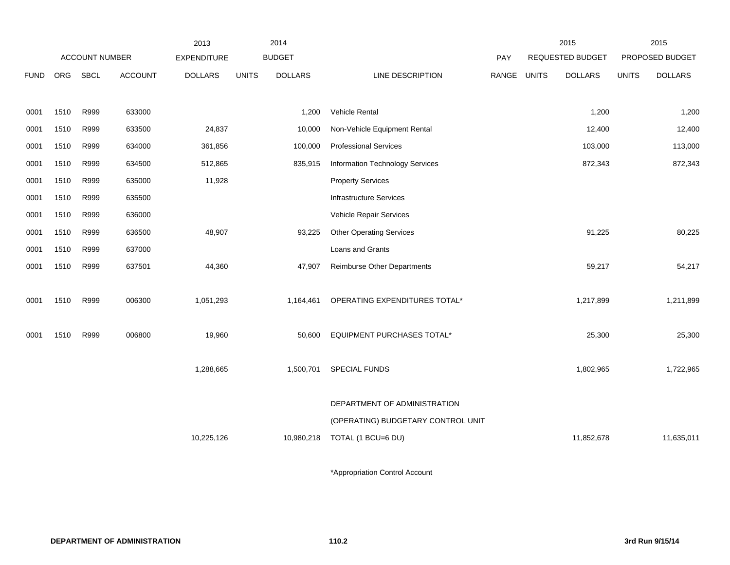| FUND | ORG | SBCL | ACCOUNT | 2013 EXPENDITURE DOLLARS | 2014 BUDGET UNITS | 2014 BUDGET DOLLARS | LINE DESCRIPTION | PAY RANGE | 2015 REQUESTED BUDGET UNITS | 2015 REQUESTED BUDGET DOLLARS | 2015 PROPOSED BUDGET UNITS | 2015 PROPOSED BUDGET DOLLARS |
|---|---|---|---|---|---|---|---|---|---|---|---|---|
| 0001 | 1510 | R999 | 633000 | | | 1,200 | Vehicle Rental | | | 1,200 | | 1,200 |
| 0001 | 1510 | R999 | 633500 | 24,837 | | 10,000 | Non-Vehicle Equipment Rental | | | 12,400 | | 12,400 |
| 0001 | 1510 | R999 | 634000 | 361,856 | | 100,000 | Professional Services | | | 103,000 | | 113,000 |
| 0001 | 1510 | R999 | 634500 | 512,865 | | 835,915 | Information Technology Services | | | 872,343 | | 872,343 |
| 0001 | 1510 | R999 | 635000 | 11,928 | | | Property Services | | | | | |
| 0001 | 1510 | R999 | 635500 | | | | Infrastructure Services | | | | | |
| 0001 | 1510 | R999 | 636000 | | | | Vehicle Repair Services | | | | | |
| 0001 | 1510 | R999 | 636500 | 48,907 | | 93,225 | Other Operating Services | | | 91,225 | | 80,225 |
| 0001 | 1510 | R999 | 637000 | | | | Loans and Grants | | | | | |
| 0001 | 1510 | R999 | 637501 | 44,360 | | 47,907 | Reimburse Other Departments | | | 59,217 | | 54,217 |
| 0001 | 1510 | R999 | 006300 | 1,051,293 | | 1,164,461 | OPERATING EXPENDITURES TOTAL* | | | 1,217,899 | | 1,211,899 |
| 0001 | 1510 | R999 | 006800 | 19,960 | | 50,600 | EQUIPMENT PURCHASES TOTAL* | | | 25,300 | | 25,300 |
| | | | | 1,288,665 | | 1,500,701 | SPECIAL FUNDS | | | 1,802,965 | | 1,722,965 |
| | | | | 10,225,126 | | 10,980,218 | DEPARTMENT OF ADMINISTRATION (OPERATING) BUDGETARY CONTROL UNIT TOTAL (1 BCU=6 DU) | | | 11,852,678 | | 11,635,011 |

*Appropriation Control Account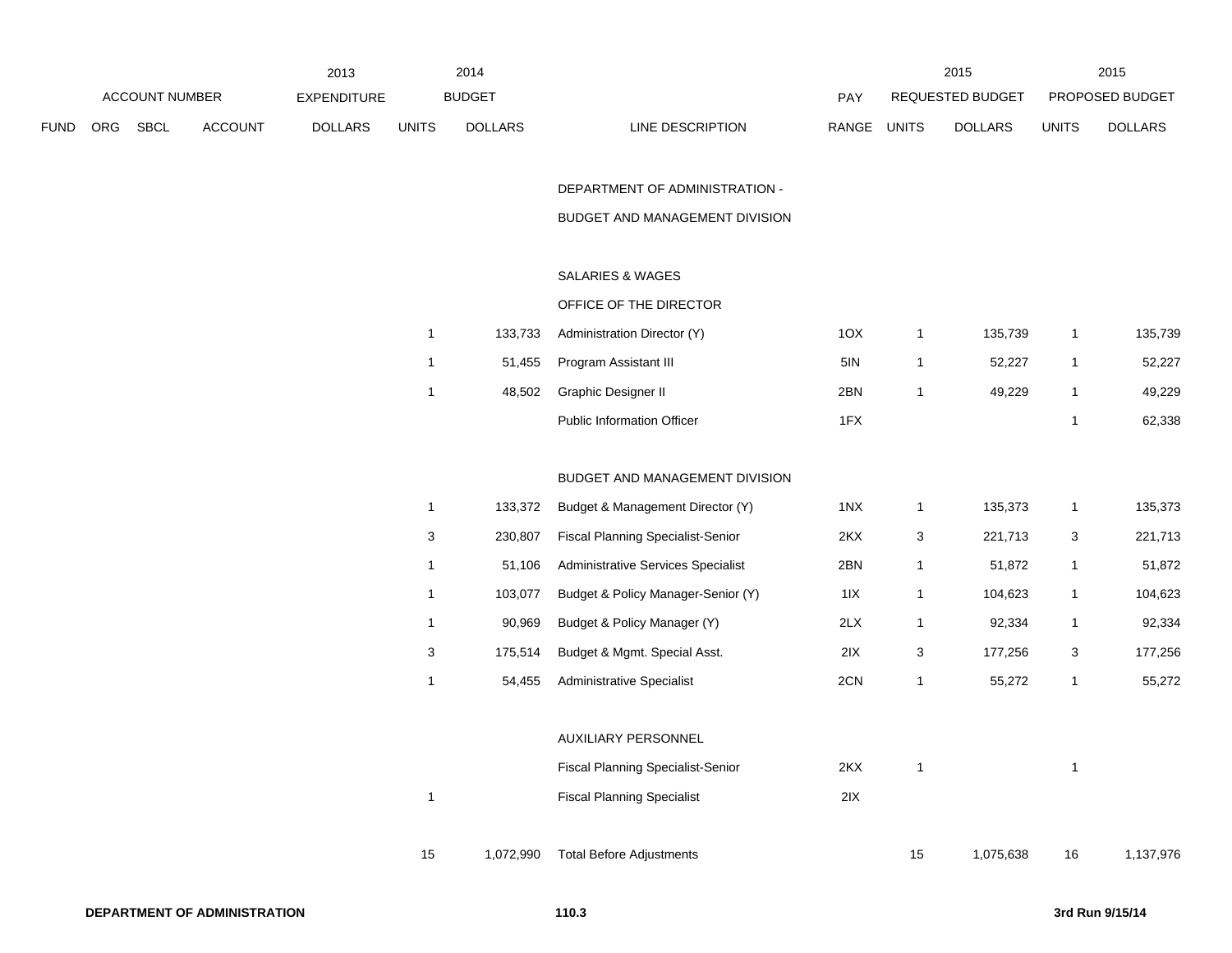| FUND | ORG | SBCL | ACCOUNT | 2013 EXPENDITURE DOLLARS | 2014 BUDGET UNITS | 2014 BUDGET DOLLARS | LINE DESCRIPTION | PAY RANGE | 2015 REQUESTED BUDGET UNITS | 2015 REQUESTED BUDGET DOLLARS | 2015 PROPOSED BUDGET UNITS | 2015 PROPOSED BUDGET DOLLARS |
|---|---|---|---|---|---|---|---|---|---|---|---|---|
| | | | | | | | DEPARTMENT OF ADMINISTRATION - | | | | | |
| | | | | | | | BUDGET AND MANAGEMENT DIVISION | | | | | |
| | | | | | | | SALARIES & WAGES | | | | | |
| | | | | | | | OFFICE OF THE DIRECTOR | | | | | |
| | | | | | 1 | 133,733 | Administration Director (Y) | 1OX | 1 | 135,739 | 1 | 135,739 |
| | | | | | 1 | 51,455 | Program Assistant III | 5IN | 1 | 52,227 | 1 | 52,227 |
| | | | | | 1 | 48,502 | Graphic Designer II | 2BN | 1 | 49,229 | 1 | 49,229 |
| | | | | | | | Public Information Officer | 1FX | | | 1 | 62,338 |
| | | | | | | | BUDGET AND MANAGEMENT DIVISION | | | | | |
| | | | | | 1 | 133,372 | Budget & Management Director (Y) | 1NX | 1 | 135,373 | 1 | 135,373 |
| | | | | | 3 | 230,807 | Fiscal Planning Specialist-Senior | 2KX | 3 | 221,713 | 3 | 221,713 |
| | | | | | 1 | 51,106 | Administrative Services Specialist | 2BN | 1 | 51,872 | 1 | 51,872 |
| | | | | | 1 | 103,077 | Budget & Policy Manager-Senior (Y) | 1IX | 1 | 104,623 | 1 | 104,623 |
| | | | | | 1 | 90,969 | Budget & Policy Manager (Y) | 2LX | 1 | 92,334 | 1 | 92,334 |
| | | | | | 3 | 175,514 | Budget & Mgmt. Special Asst. | 2IX | 3 | 177,256 | 3 | 177,256 |
| | | | | | 1 | 54,455 | Administrative Specialist | 2CN | 1 | 55,272 | 1 | 55,272 |
| | | | | | | | AUXILIARY PERSONNEL | | | | | |
| | | | | | | | Fiscal Planning Specialist-Senior | 2KX | 1 | | 1 | |
| | | | | | 1 | | Fiscal Planning Specialist | 2IX | | | | |
| | | | | | 15 | 1,072,990 | Total Before Adjustments | | 15 | 1,075,638 | 16 | 1,137,976 |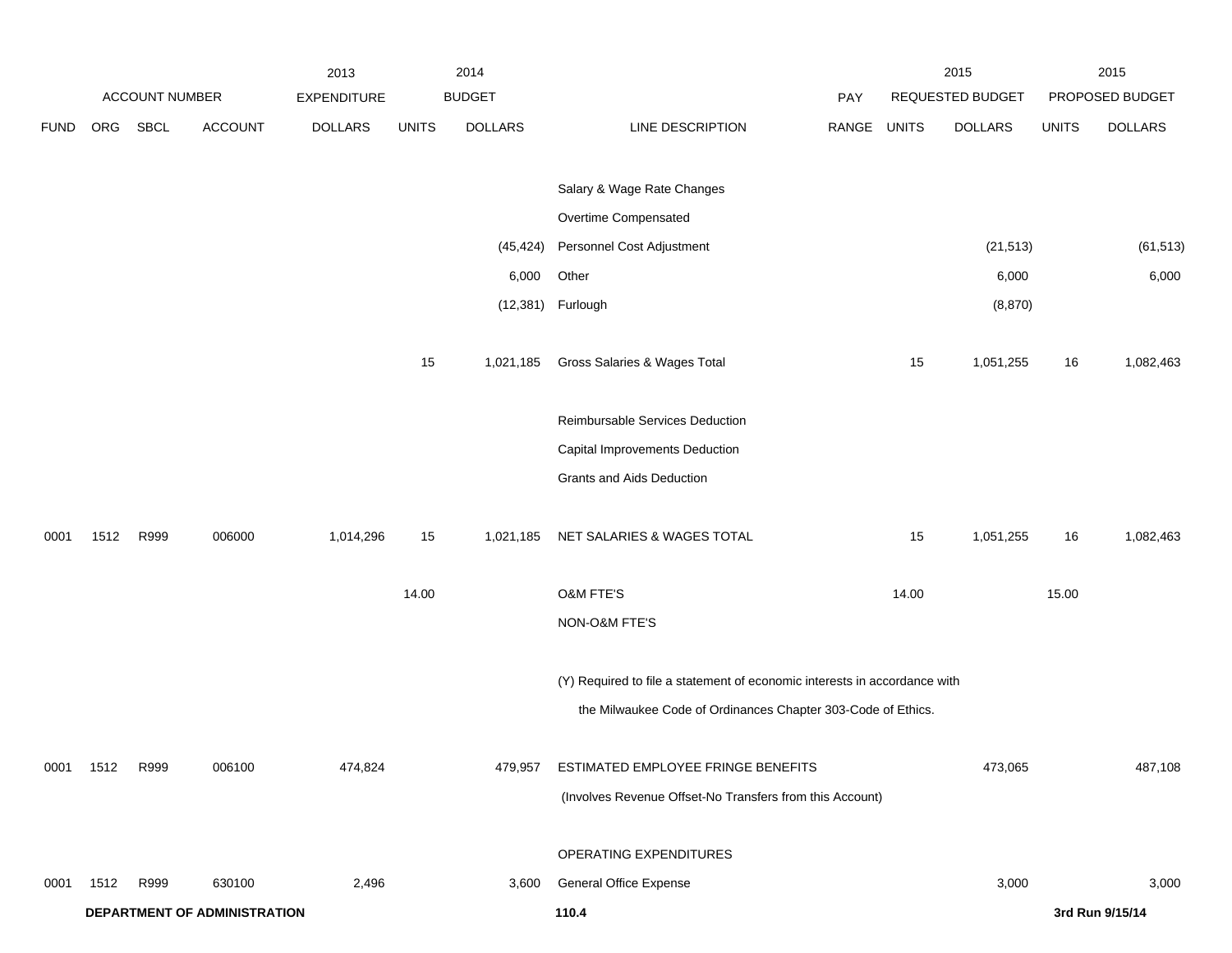| | ACCOUNT NUMBER | | | 2013 EXPENDITURE | 2014 BUDGET | | | PAY | 2015 REQUESTED BUDGET | | 2015 PROPOSED BUDGET | |
|---|---|---|---|---|---|---|---|---|---|---|---|---|
| FUND | ORG | SBCL | ACCOUNT | DOLLARS | UNITS | DOLLARS | LINE DESCRIPTION | RANGE | UNITS | DOLLARS | UNITS | DOLLARS |
| | | | | | | | Salary & Wage Rate Changes | | | | | |
| | | | | | | | Overtime Compensated | | | | | |
| | | | | | | (45,424) | Personnel Cost Adjustment | | | (21,513) | | (61,513) |
| | | | | | | 6,000 | Other | | | 6,000 | | 6,000 |
| | | | | | | (12,381) | Furlough | | | (8,870) | | |
| | | | | | 15 | 1,021,185 | Gross Salaries & Wages Total | | 15 | 1,051,255 | 16 | 1,082,463 |
| | | | | | | | Reimbursable Services Deduction | | | | | |
| | | | | | | | Capital Improvements Deduction | | | | | |
| | | | | | | | Grants and Aids Deduction | | | | | |
| 0001 | 1512 | R999 | 006000 | 1,014,296 | 15 | 1,021,185 | NET SALARIES & WAGES TOTAL | | 15 | 1,051,255 | 16 | 1,082,463 |
| | | | | | 14.00 | | O&M FTE'S | | 14.00 | | 15.00 | |
| | | | | | | | NON-O&M FTE'S | | | | | |
| | | | | | | | (Y) Required to file a statement of economic interests in accordance with the Milwaukee Code of Ordinances Chapter 303-Code of Ethics. | | | | | |
| 0001 | 1512 | R999 | 006100 | 474,824 | | 479,957 | ESTIMATED EMPLOYEE FRINGE BENEFITS (Involves Revenue Offset-No Transfers from this Account) | | | 473,065 | | 487,108 |
| | | | | | | | OPERATING EXPENDITURES | | | | | |
| 0001 | 1512 | R999 | 630100 | 2,496 | | 3,600 | General Office Expense | | | 3,000 | | 3,000 |

**DEPARTMENT OF ADMINISTRATION** **110.4** **3rd Run 9/15/14**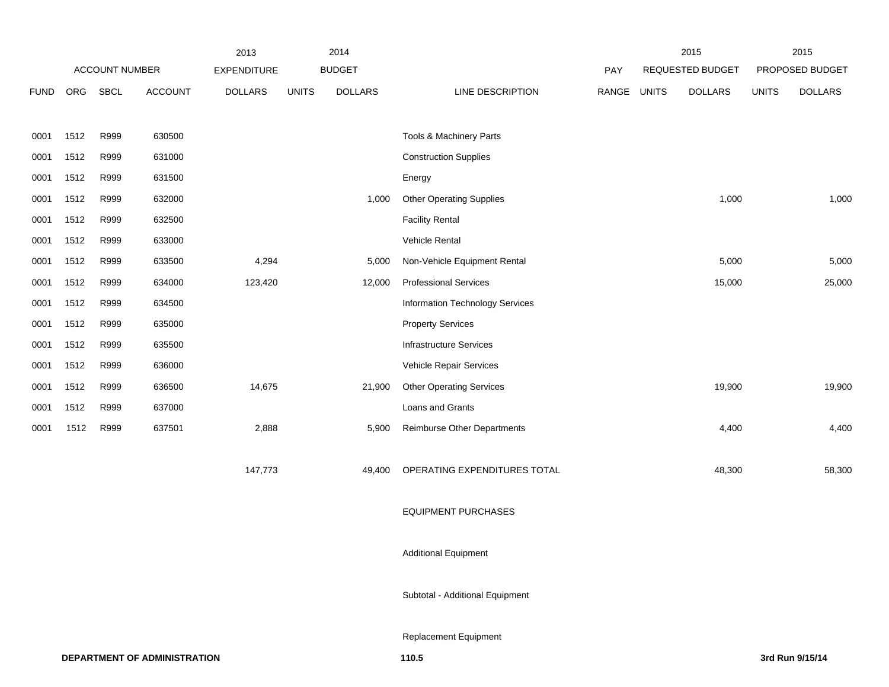| ACCOUNT NUMBER | | | | 2013 EXPENDITURE | 2014 BUDGET | | | PAY | 2015 REQUESTED BUDGET | | 2015 PROPOSED BUDGET | |
|---|---|---|---|---|---|---|---|---|---|---|---|---|
| FUND | ORG | SBCL | ACCOUNT | DOLLARS | UNITS | DOLLARS | LINE DESCRIPTION | RANGE | UNITS | DOLLARS | UNITS | DOLLARS |
| 0001 | 1512 | R999 | 630500 | | | | Tools & Machinery Parts | | | | | |
| 0001 | 1512 | R999 | 631000 | | | | Construction Supplies | | | | | |
| 0001 | 1512 | R999 | 631500 | | | | Energy | | | | | |
| 0001 | 1512 | R999 | 632000 | | | 1,000 | Other Operating Supplies | | | 1,000 | | 1,000 |
| 0001 | 1512 | R999 | 632500 | | | | Facility Rental | | | | | |
| 0001 | 1512 | R999 | 633000 | | | | Vehicle Rental | | | | | |
| 0001 | 1512 | R999 | 633500 | 4,294 | | 5,000 | Non-Vehicle Equipment Rental | | | 5,000 | | 5,000 |
| 0001 | 1512 | R999 | 634000 | 123,420 | | 12,000 | Professional Services | | | 15,000 | | 25,000 |
| 0001 | 1512 | R999 | 634500 | | | | Information Technology Services | | | | | |
| 0001 | 1512 | R999 | 635000 | | | | Property Services | | | | | |
| 0001 | 1512 | R999 | 635500 | | | | Infrastructure Services | | | | | |
| 0001 | 1512 | R999 | 636000 | | | | Vehicle Repair Services | | | | | |
| 0001 | 1512 | R999 | 636500 | 14,675 | | 21,900 | Other Operating Services | | | 19,900 | | 19,900 |
| 0001 | 1512 | R999 | 637000 | | | | Loans and Grants | | | | | |
| 0001 | 1512 | R999 | 637501 | 2,888 | | 5,900 | Reimburse Other Departments | | | 4,400 | | 4,400 |
| | | | | 147,773 | | 49,400 | OPERATING EXPENDITURES TOTAL | | | 48,300 | | 58,300 |
| | | | | | | | EQUIPMENT PURCHASES | | | | | |
| | | | | | | | Additional Equipment | | | | | |
| | | | | | | | Subtotal - Additional Equipment | | | | | |
| | | | | | | | Replacement Equipment | | | | | |

**DEPARTMENT OF ADMINISTRATION** 110.5 **3rd Run 9/15/14**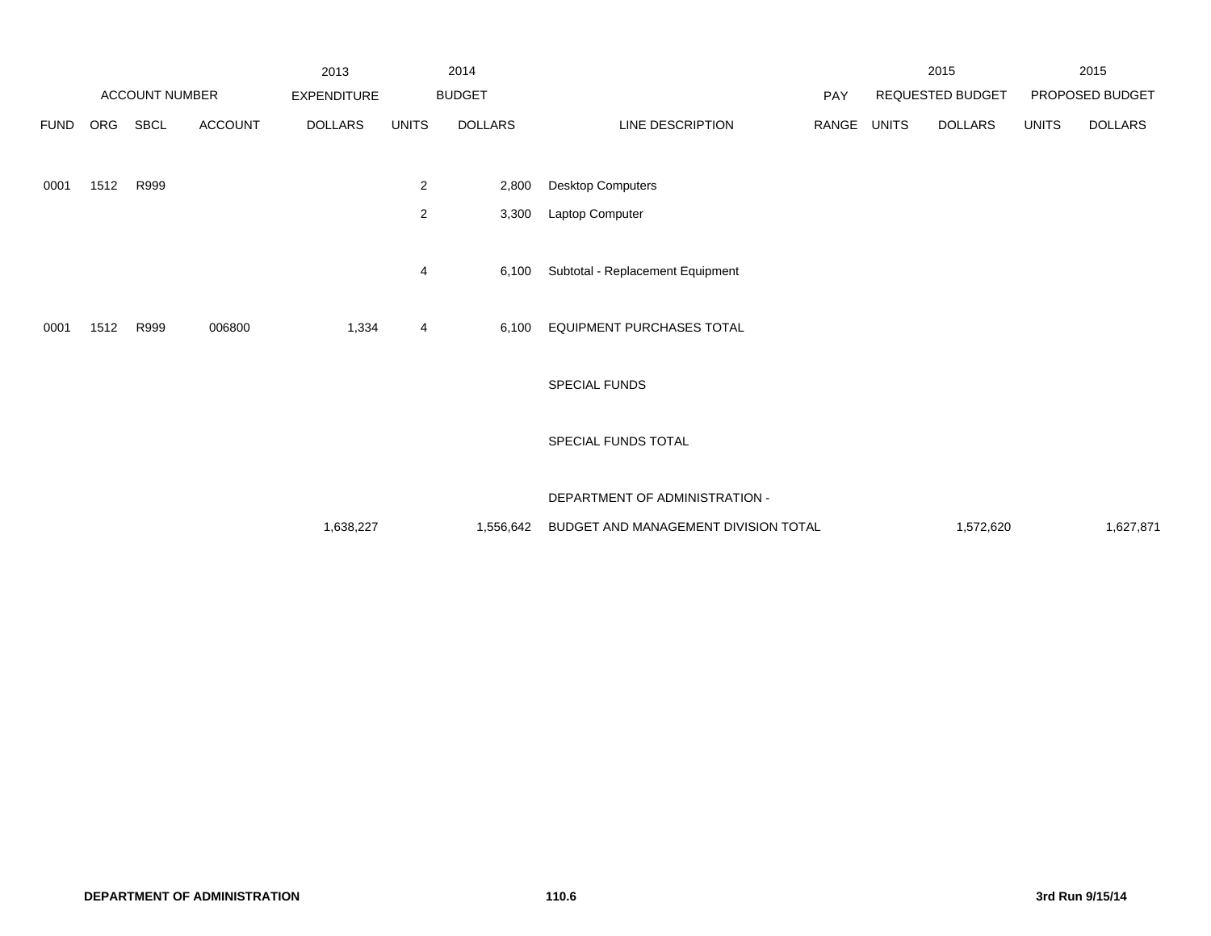| ACCOUNT NUMBER | | | | 2013 EXPENDITURE | 2014 BUDGET | | | PAY | 2015 REQUESTED BUDGET | | 2015 PROPOSED BUDGET | |
|---|---|---|---|---|---|---|---|---|---|---|---|---|
| FUND | ORG | SBCL | ACCOUNT | DOLLARS | UNITS | DOLLARS | LINE DESCRIPTION | RANGE | UNITS | DOLLARS | UNITS | DOLLARS |
| 0001 | 1512 | R999 | | | 2 | 2,800 | Desktop Computers | | | | | |
| | | | | | 2 | 3,300 | Laptop Computer | | | | | |
| | | | | | 4 | 6,100 | Subtotal - Replacement Equipment | | | | | |
| 0001 | 1512 | R999 | 006800 | 1,334 | 4 | 6,100 | EQUIPMENT PURCHASES TOTAL | | | | | |
| | | | | | | | SPECIAL FUNDS | | | | | |
| | | | | | | | SPECIAL FUNDS TOTAL | | | | | |
| | | | | 1,638,227 | | 1,556,642 | DEPARTMENT OF ADMINISTRATION - BUDGET AND MANAGEMENT DIVISION TOTAL | | | 1,572,620 | | 1,627,871 |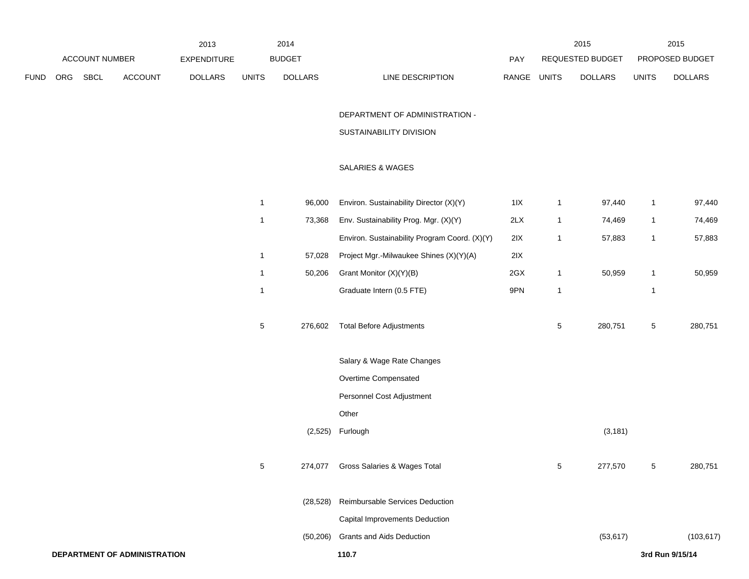| ACCOUNT NUMBER | | | | 2013 EXPENDITURE | 2014 BUDGET | | | PAY | 2015 REQUESTED BUDGET | | 2015 PROPOSED BUDGET | |
|---|---|---|---|---|---|---|---|---|---|---|---|---|
| FUND | ORG | SBCL | ACCOUNT | DOLLARS | UNITS | DOLLARS | LINE DESCRIPTION | RANGE | UNITS | DOLLARS | UNITS | DOLLARS |
| | | | | | | | DEPARTMENT OF ADMINISTRATION - SUSTAINABILITY DIVISION | | | | | |
| | | | | | | | SALARIES & WAGES | | | | | |
| | | | | | 1 | 96,000 | Environ. Sustainability Director (X)(Y) | 1IX | 1 | 97,440 | 1 | 97,440 |
| | | | | | 1 | 73,368 | Env. Sustainability Prog. Mgr. (X)(Y) | 2LX | 1 | 74,469 | 1 | 74,469 |
| | | | | | | | Environ. Sustainability Program Coord. (X)(Y) | 2IX | 1 | 57,883 | 1 | 57,883 |
| | | | | | 1 | 57,028 | Project Mgr.-Milwaukee Shines (X)(Y)(A) | 2IX | | | | |
| | | | | | 1 | 50,206 | Grant Monitor (X)(Y)(B) | 2GX | 1 | 50,959 | 1 | 50,959 |
| | | | | | 1 | | Graduate Intern (0.5 FTE) | 9PN | 1 | | 1 | |
| | | | | | 5 | 276,602 | Total Before Adjustments | | 5 | 280,751 | 5 | 280,751 |
| | | | | | | | Salary & Wage Rate Changes | | | | | |
| | | | | | | | Overtime Compensated | | | | | |
| | | | | | | | Personnel Cost Adjustment | | | | | |
| | | | | | | | Other | | | | | |
| | | | | | | (2,525) | Furlough | | | (3,181) | | |
| | | | | | 5 | 274,077 | Gross Salaries & Wages Total | | 5 | 277,570 | 5 | 280,751 |
| | | | | | | (28,528) | Reimbursable Services Deduction | | | | | |
| | | | | | | | Capital Improvements Deduction | | | | | |
| | | | | | | (50,206) | Grants and Aids Deduction | | | (53,617) | | (103,617) |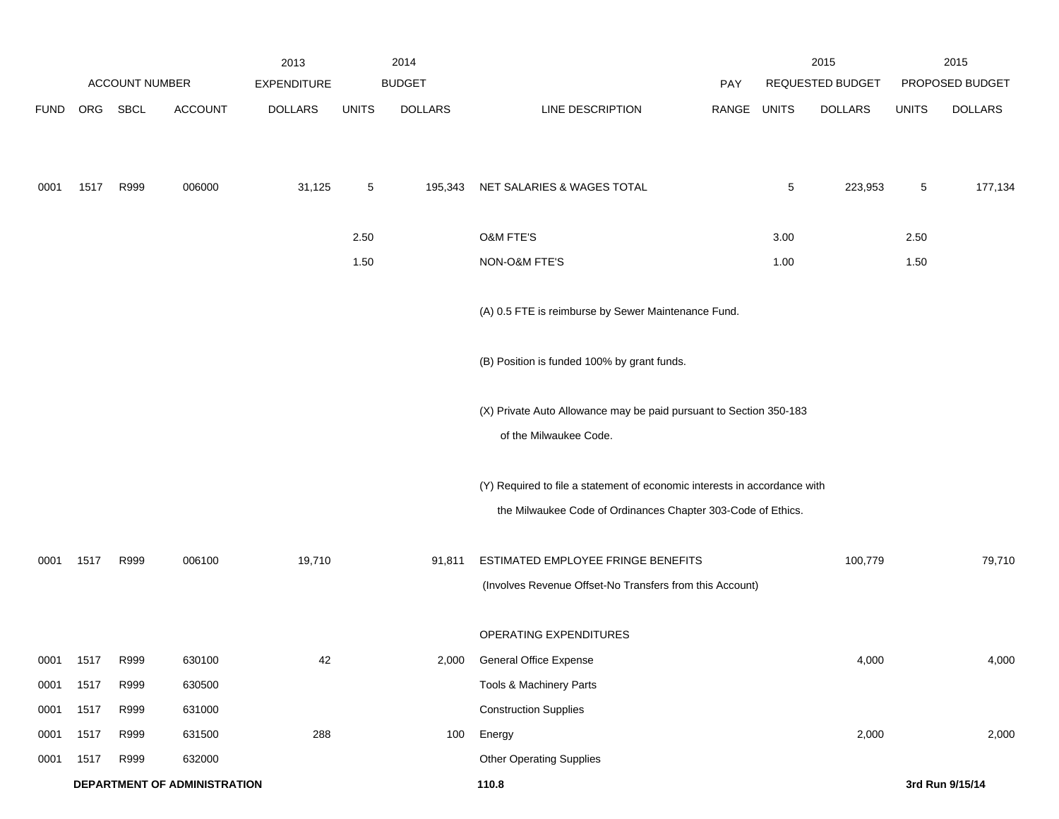| ACCOUNT NUMBER | | | | 2013 EXPENDITURE | 2014 BUDGET | | | PAY | 2015 REQUESTED BUDGET | | 2015 PROPOSED BUDGET | |
|---|---|---|---|---|---|---|---|---|---|---|---|---|
| FUND | ORG | SBCL | ACCOUNT | DOLLARS | UNITS | DOLLARS | LINE DESCRIPTION | RANGE | UNITS | DOLLARS | UNITS | DOLLARS |
| 0001 | 1517 | R999 | 006000 | 31,125 | 5 | 195,343 | NET SALARIES & WAGES TOTAL | | 5 | 223,953 | 5 | 177,134 |
| | | | | | 2.50 | | O&M FTE'S | | 3.00 | | 2.50 | |
| | | | | | 1.50 | | NON-O&M FTE'S | | 1.00 | | 1.50 | |
| | | | | | | | (A) 0.5 FTE is reimburse by Sewer Maintenance Fund. | | | | | |
| | | | | | | | (B) Position is funded 100% by grant funds. | | | | | |
| | | | | | | | (X) Private Auto Allowance may be paid pursuant to Section 350-183 of the Milwaukee Code. | | | | | |
| | | | | | | | (Y) Required to file a statement of economic interests in accordance with the Milwaukee Code of Ordinances Chapter 303-Code of Ethics. | | | | | |
| 0001 | 1517 | R999 | 006100 | 19,710 | | 91,811 | ESTIMATED EMPLOYEE FRINGE BENEFITS (Involves Revenue Offset-No Transfers from this Account) | | | 100,779 | | 79,710 |
| | | | | | | | OPERATING EXPENDITURES | | | | | |
| 0001 | 1517 | R999 | 630100 | 42 | | 2,000 | General Office Expense | | | 4,000 | | 4,000 |
| 0001 | 1517 | R999 | 630500 | | | | Tools & Machinery Parts | | | | | |
| 0001 | 1517 | R999 | 631000 | | | | Construction Supplies | | | | | |
| 0001 | 1517 | R999 | 631500 | 288 | | 100 | Energy | | | 2,000 | | 2,000 |
| 0001 | 1517 | R999 | 632000 | | | | Other Operating Supplies | | | | | |

**DEPARTMENT OF ADMINISTRATION** **110.8** **3rd Run 9/15/14**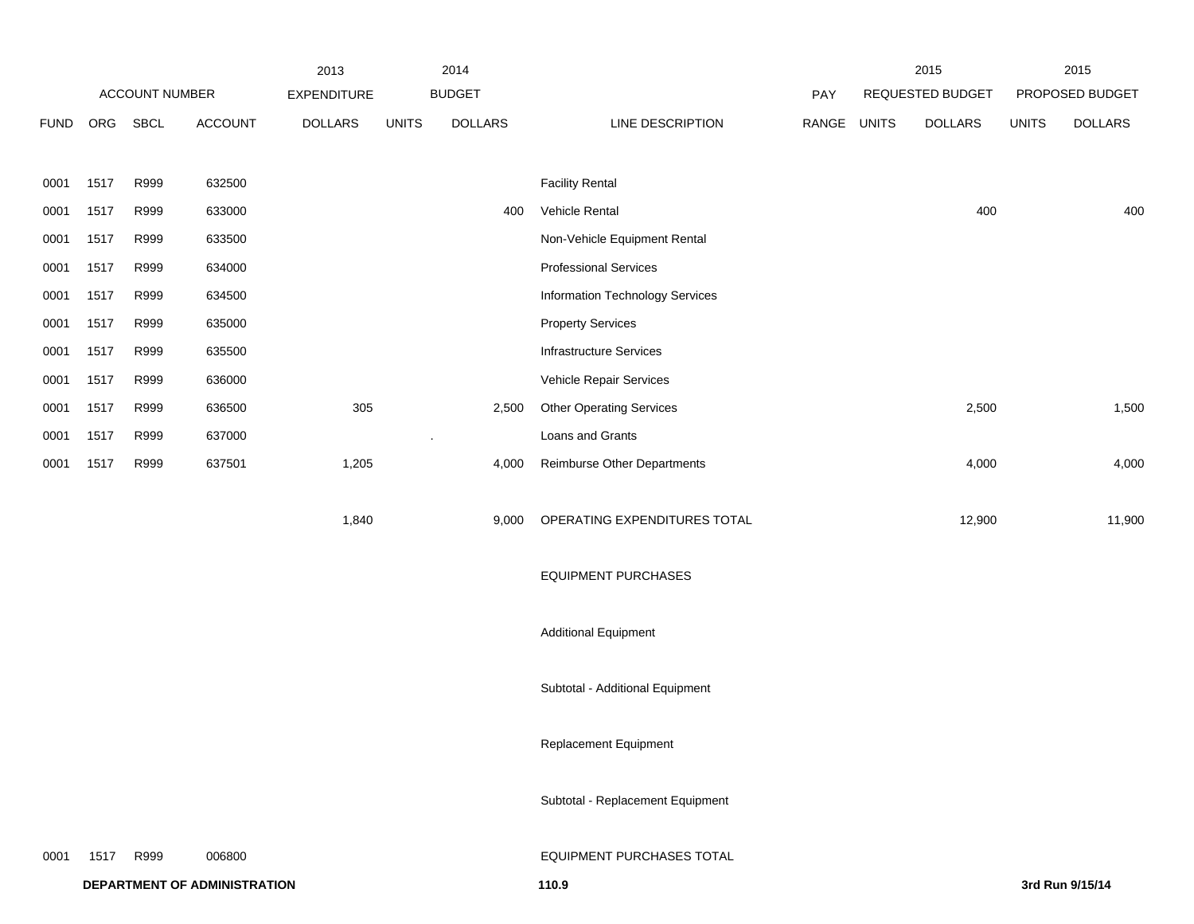| FUND | ORG | SBCL | ACCOUNT | 2013 EXPENDITURE DOLLARS | 2014 BUDGET UNITS | 2014 BUDGET DOLLARS | LINE DESCRIPTION | PAY RANGE | 2015 REQUESTED BUDGET UNITS | 2015 REQUESTED BUDGET DOLLARS | 2015 PROPOSED BUDGET UNITS | 2015 PROPOSED BUDGET DOLLARS |
|---|---|---|---|---|---|---|---|---|---|---|---|---|
| 0001 | 1517 | R999 | 632500 | | | | Facility Rental | | | | | |
| 0001 | 1517 | R999 | 633000 | | | 400 | Vehicle Rental | | | 400 | | 400 |
| 0001 | 1517 | R999 | 633500 | | | | Non-Vehicle Equipment Rental | | | | | |
| 0001 | 1517 | R999 | 634000 | | | | Professional Services | | | | | |
| 0001 | 1517 | R999 | 634500 | | | | Information Technology Services | | | | | |
| 0001 | 1517 | R999 | 635000 | | | | Property Services | | | | | |
| 0001 | 1517 | R999 | 635500 | | | | Infrastructure Services | | | | | |
| 0001 | 1517 | R999 | 636000 | | | | Vehicle Repair Services | | | | | |
| 0001 | 1517 | R999 | 636500 | 305 | | 2,500 | Other Operating Services | | | 2,500 | | 1,500 |
| 0001 | 1517 | R999 | 637000 | | . | | Loans and Grants | | | | | |
| 0001 | 1517 | R999 | 637501 | 1,205 | | 4,000 | Reimburse Other Departments | | | 4,000 | | 4,000 |
| | | | | 1,840 | | 9,000 | OPERATING EXPENDITURES TOTAL | | | 12,900 | | 11,900 |
| | | | | | | | EQUIPMENT PURCHASES | | | | | |
| | | | | | | | Additional Equipment | | | | | |
| | | | | | | | Subtotal - Additional Equipment | | | | | |
| | | | | | | | Replacement Equipment | | | | | |
| | | | | | | | Subtotal - Replacement Equipment | | | | | |
| 0001 | 1517 | R999 | 006800 | | | | EQUIPMENT PURCHASES TOTAL | | | | | |

**DEPARTMENT OF ADMINISTRATION** **110.9** **3rd Run 9/15/14**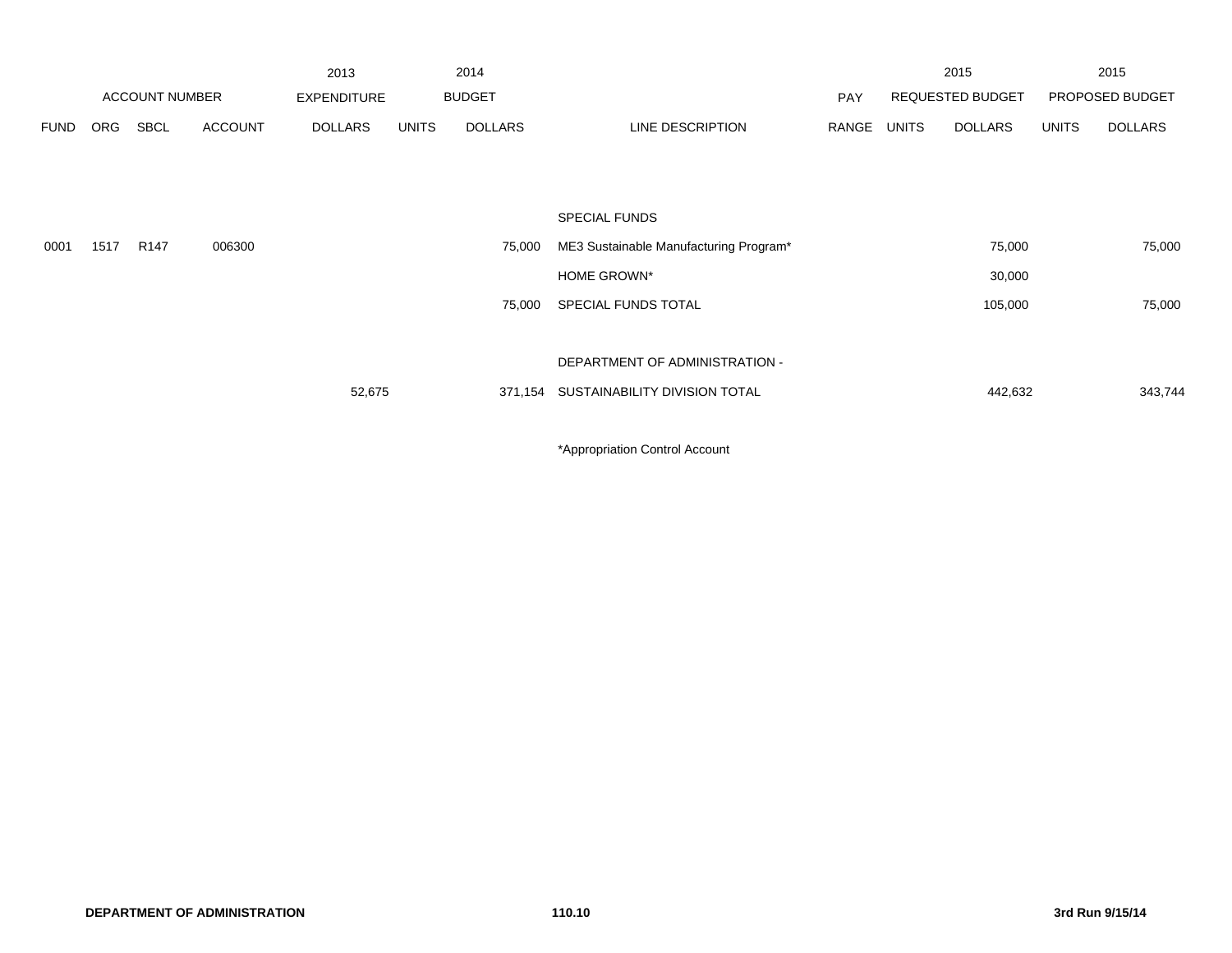| | ACCOUNT NUMBER | | | 2013 EXPENDITURE | | 2014 BUDGET | | PAY | 2015 REQUESTED BUDGET | | 2015 PROPOSED BUDGET | |
|---|---|---|---|---|---|---|---|---|---|---|---|---|
| FUND | ORG | SBCL | ACCOUNT | DOLLARS | UNITS | DOLLARS | LINE DESCRIPTION | RANGE | UNITS | DOLLARS | UNITS | DOLLARS |
| | | | | | | | SPECIAL FUNDS | | | | | |
| 0001 | 1517 | R147 | 006300 | | | 75,000 | ME3 Sustainable Manufacturing Program* | | | 75,000 | | 75,000 |
| | | | | | | | HOME GROWN* | | | 30,000 | | |
| | | | | | | 75,000 | SPECIAL FUNDS TOTAL | | | 105,000 | | 75,000 |
| | | | | | | | DEPARTMENT OF ADMINISTRATION - | | | | | |
| | | | | 52,675 | | 371,154 | SUSTAINABILITY DIVISION TOTAL | | | 442,632 | | 343,744 |

*Appropriation Control Account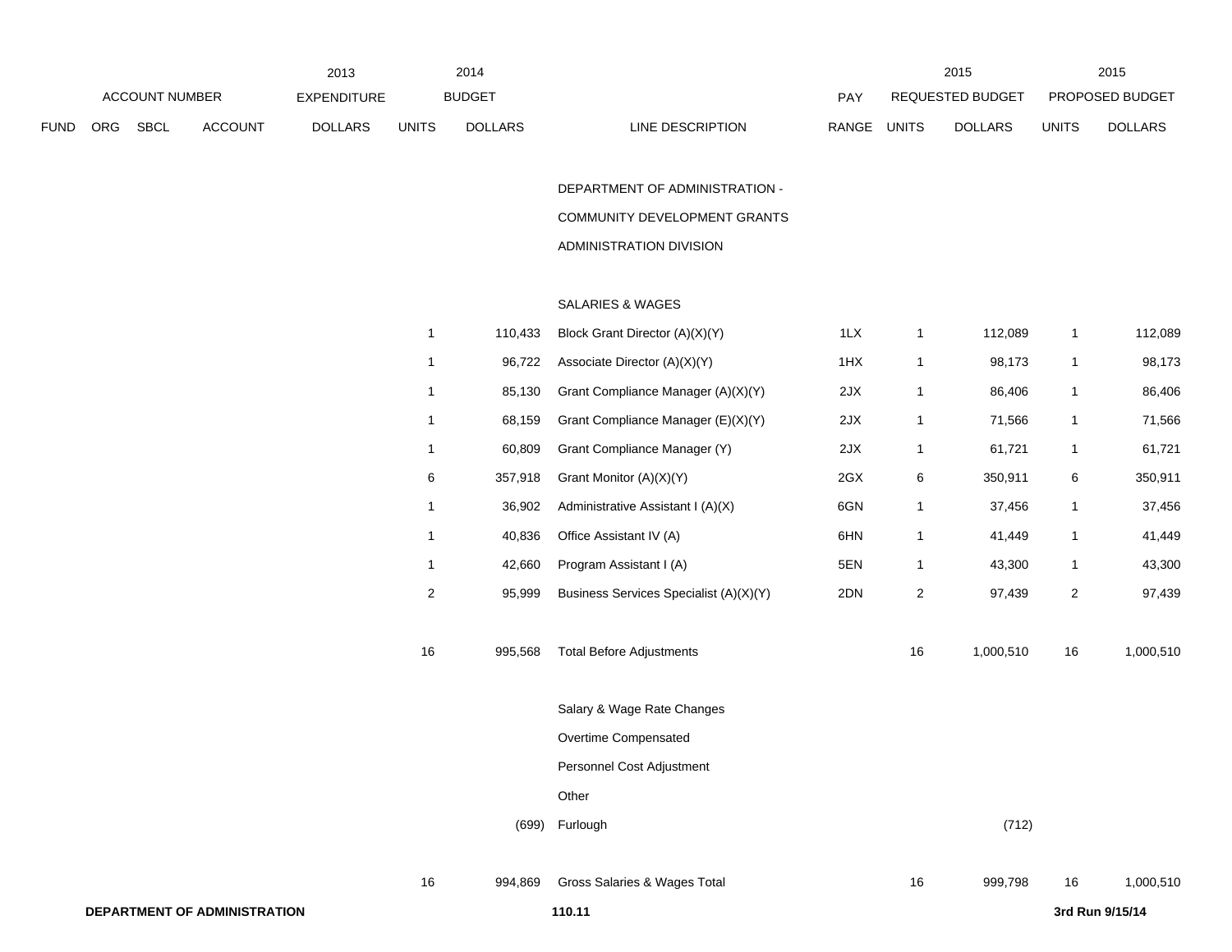| | | | | 2013 | 2014 | | | | 2015 | | 2015 | |
|---|---|---|---|---|---|---|---|---|---|---|---|---|
| ACCOUNT NUMBER | | | | EXPENDITURE | BUDGET | | | PAY | REQUESTED BUDGET | | PROPOSED BUDGET | |
| FUND | ORG | SBCL | ACCOUNT | DOLLARS | UNITS | DOLLARS | LINE DESCRIPTION | RANGE | UNITS | DOLLARS | UNITS | DOLLARS |
| | | | | | | | DEPARTMENT OF ADMINISTRATION - | | | | | |
| | | | | | | | COMMUNITY DEVELOPMENT GRANTS | | | | | |
| | | | | | | | ADMINISTRATION DIVISION | | | | | |
| | | | | | | | SALARIES & WAGES | | | | | |
| | | | | | 1 | 110,433 | Block Grant Director (A)(X)(Y) | 1LX | 1 | 112,089 | 1 | 112,089 |
| | | | | | 1 | 96,722 | Associate Director (A)(X)(Y) | 1HX | 1 | 98,173 | 1 | 98,173 |
| | | | | | 1 | 85,130 | Grant Compliance Manager (A)(X)(Y) | 2JX | 1 | 86,406 | 1 | 86,406 |
| | | | | | 1 | 68,159 | Grant Compliance Manager (E)(X)(Y) | 2JX | 1 | 71,566 | 1 | 71,566 |
| | | | | | 1 | 60,809 | Grant Compliance Manager (Y) | 2JX | 1 | 61,721 | 1 | 61,721 |
| | | | | | 6 | 357,918 | Grant Monitor (A)(X)(Y) | 2GX | 6 | 350,911 | 6 | 350,911 |
| | | | | | 1 | 36,902 | Administrative Assistant I (A)(X) | 6GN | 1 | 37,456 | 1 | 37,456 |
| | | | | | 1 | 40,836 | Office Assistant IV (A) | 6HN | 1 | 41,449 | 1 | 41,449 |
| | | | | | 1 | 42,660 | Program Assistant I (A) | 5EN | 1 | 43,300 | 1 | 43,300 |
| | | | | | 2 | 95,999 | Business Services Specialist (A)(X)(Y) | 2DN | 2 | 97,439 | 2 | 97,439 |
| | | | | | 16 | 995,568 | Total Before Adjustments | | 16 | 1,000,510 | 16 | 1,000,510 |
| | | | | | | | Salary & Wage Rate Changes | | | | | |
| | | | | | | | Overtime Compensated | | | | | |
| | | | | | | | Personnel Cost Adjustment | | | | | |
| | | | | | | | Other | | | | | |
| | | | | | | (699) | Furlough | | | (712) | | |
| | | | | | 16 | 994,869 | Gross Salaries & Wages Total | | 16 | 999,798 | 16 | 1,000,510 |

**DEPARTMENT OF ADMINISTRATION** **110.11** **3rd Run 9/15/14**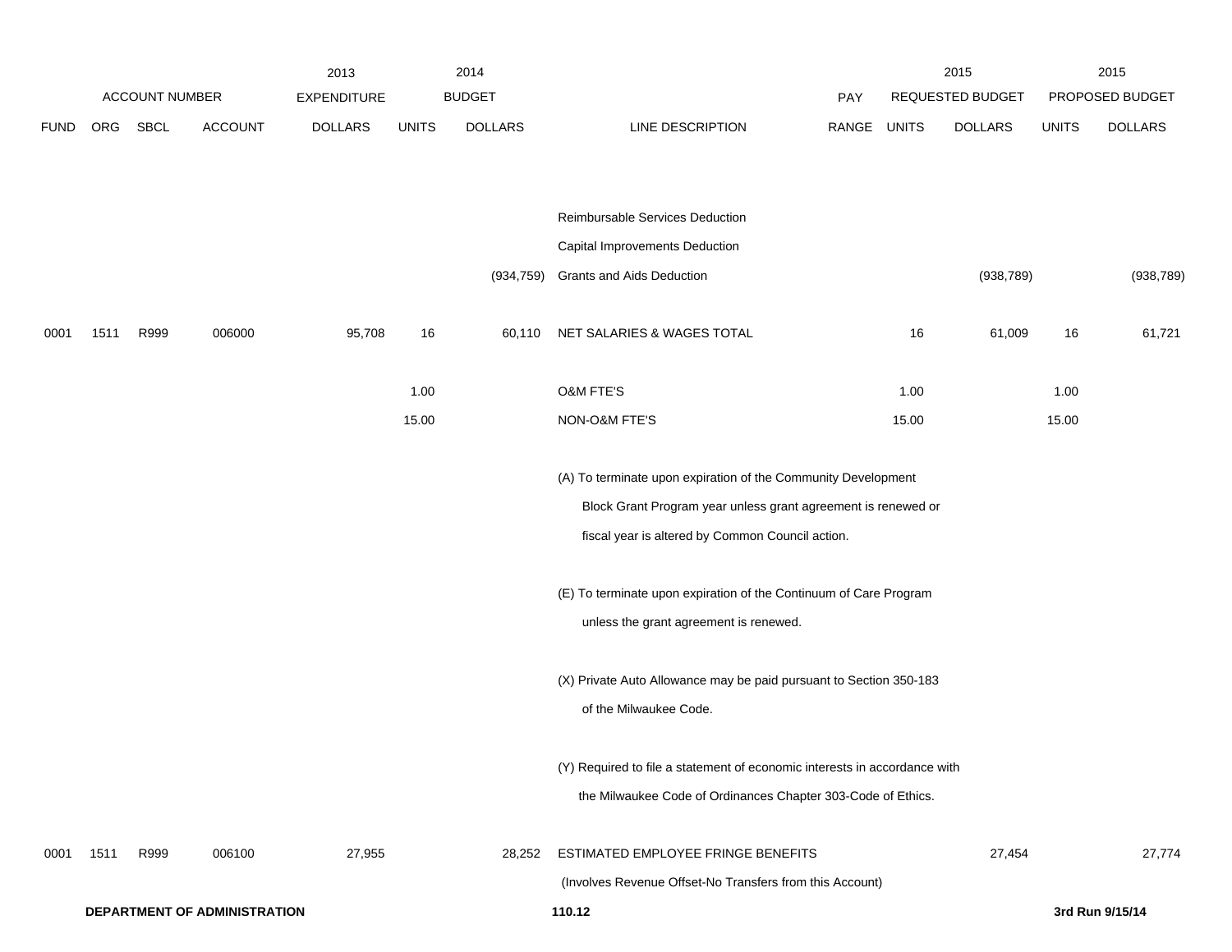| | ACCOUNT NUMBER | | | 2013 EXPENDITURE | 2014 BUDGET | | | PAY | 2015 REQUESTED BUDGET | | 2015 PROPOSED BUDGET | |
|---|---|---|---|---|---|---|---|---|---|---|---|---|
| FUND | ORG | SBCL | ACCOUNT | DOLLARS | UNITS | DOLLARS | LINE DESCRIPTION | RANGE | UNITS | DOLLARS | UNITS | DOLLARS |
| | | | | | | | Reimbursable Services Deduction | | | | | |
| | | | | | | | Capital Improvements Deduction | | | | | |
| | | | | | | (934,759) | Grants and Aids Deduction | | | (938,789) | | (938,789) |
| 0001 | 1511 | R999 | 006000 | 95,708 | 16 | 60,110 | NET SALARIES & WAGES TOTAL | | 16 | 61,009 | 16 | 61,721 |
| | | | | | 1.00 | | O&M FTE'S | | 1.00 | | 1.00 | |
| | | | | | 15.00 | | NON-O&M FTE'S | | 15.00 | | 15.00 | |
| | | | | | | | (A) To terminate upon expiration of the Community Development Block Grant Program year unless grant agreement is renewed or fiscal year is altered by Common Council action. | | | | | |
| | | | | | | | (E) To terminate upon expiration of the Continuum of Care Program unless the grant agreement is renewed. | | | | | |
| | | | | | | | (X) Private Auto Allowance may be paid pursuant to Section 350-183 of the Milwaukee Code. | | | | | |
| | | | | | | | (Y) Required to file a statement of economic interests in accordance with the Milwaukee Code of Ordinances Chapter 303-Code of Ethics. | | | | | |
| 0001 | 1511 | R999 | 006100 | 27,955 | | 28,252 | ESTIMATED EMPLOYEE FRINGE BENEFITS (Involves Revenue Offset-No Transfers from this Account) | | | 27,454 | | 27,774 |

**DEPARTMENT OF ADMINISTRATION** 110.12 3rd Run 9/15/14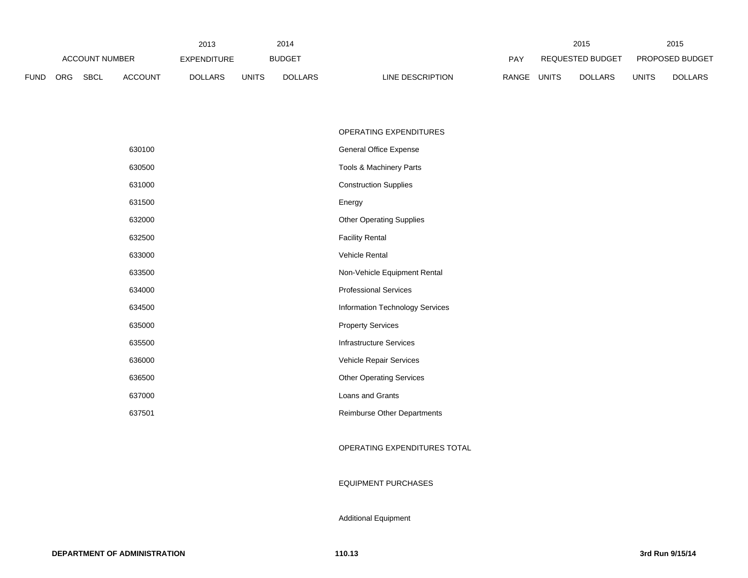| ACCOUNT NUMBER | | | | 2013 EXPENDITURE | 2014 BUDGET | | | PAY | 2015 REQUESTED BUDGET | | 2015 PROPOSED BUDGET | |
|---|---|---|---|---|---|---|---|---|---|---|---|---|
| FUND | ORG | SBCL | ACCOUNT | DOLLARS | UNITS | DOLLARS | LINE DESCRIPTION | RANGE | UNITS | DOLLARS | UNITS | DOLLARS |
| | | | | | | | OPERATING EXPENDITURES | | | | | |
| | | | 630100 | | | | General Office Expense | | | | | |
| | | | 630500 | | | | Tools & Machinery Parts | | | | | |
| | | | 631000 | | | | Construction Supplies | | | | | |
| | | | 631500 | | | | Energy | | | | | |
| | | | 632000 | | | | Other Operating Supplies | | | | | |
| | | | 632500 | | | | Facility Rental | | | | | |
| | | | 633000 | | | | Vehicle Rental | | | | | |
| | | | 633500 | | | | Non-Vehicle Equipment Rental | | | | | |
| | | | 634000 | | | | Professional Services | | | | | |
| | | | 634500 | | | | Information Technology Services | | | | | |
| | | | 635000 | | | | Property Services | | | | | |
| | | | 635500 | | | | Infrastructure Services | | | | | |
| | | | 636000 | | | | Vehicle Repair Services | | | | | |
| | | | 636500 | | | | Other Operating Services | | | | | |
| | | | 637000 | | | | Loans and Grants | | | | | |
| | | | 637501 | | | | Reimburse Other Departments | | | | | |
| | | | | | | | OPERATING EXPENDITURES TOTAL | | | | | |
| | | | | | | | EQUIPMENT PURCHASES | | | | | |
| | | | | | | | Additional Equipment | | | | | |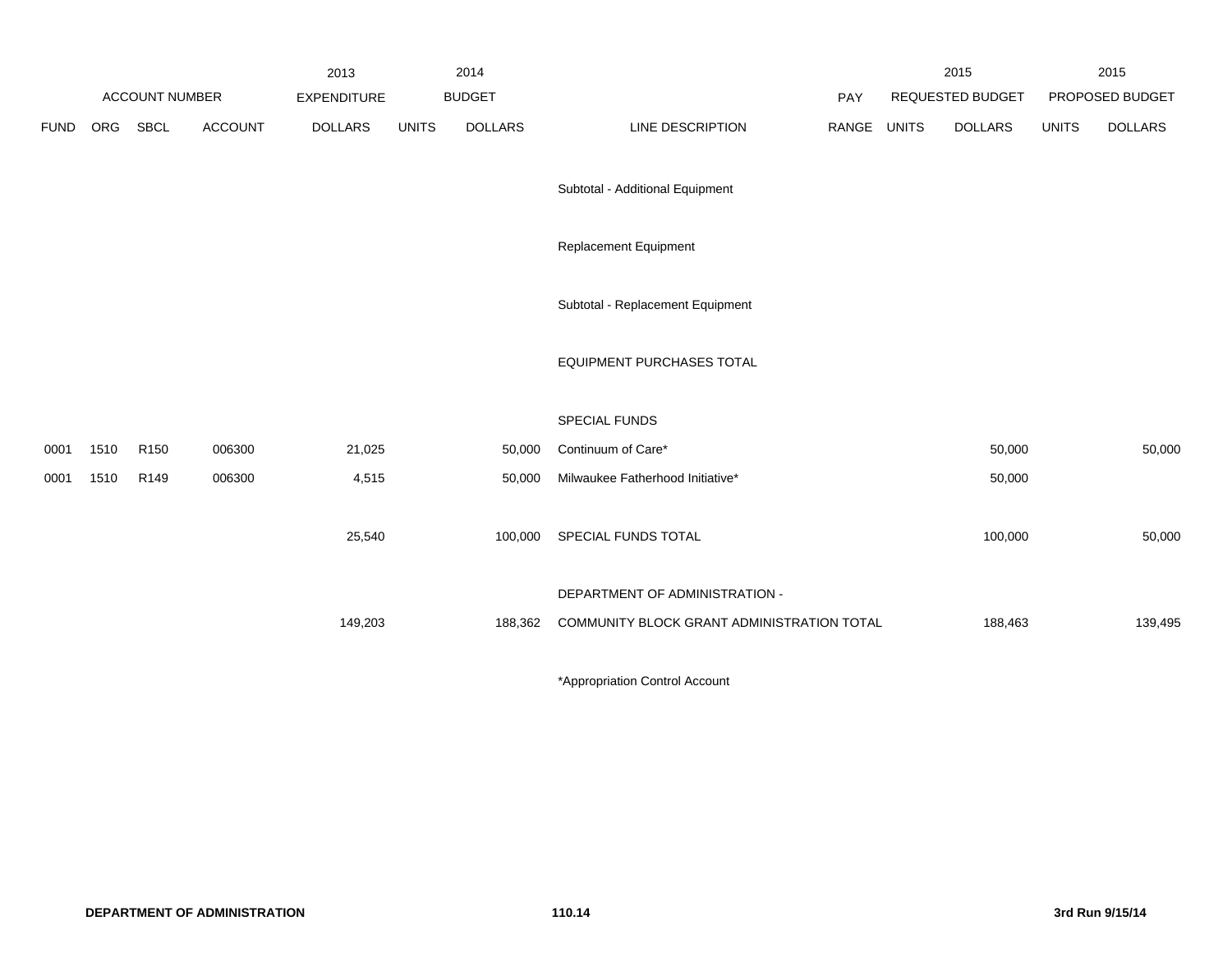| ACCOUNT NUMBER | | | | 2013 EXPENDITURE | 2014 BUDGET | | | PAY | 2015 REQUESTED BUDGET | | 2015 PROPOSED BUDGET | |
|---|---|---|---|---|---|---|---|---|---|---|---|---|
| FUND | ORG | SBCL | ACCOUNT | DOLLARS | UNITS | DOLLARS | LINE DESCRIPTION | RANGE | UNITS | DOLLARS | UNITS | DOLLARS |
| | | | | | | | Subtotal - Additional Equipment | | | | | |
| | | | | | | | Replacement Equipment | | | | | |
| | | | | | | | Subtotal - Replacement Equipment | | | | | |
| | | | | | | | EQUIPMENT PURCHASES TOTAL | | | | | |
| | | | | | | | SPECIAL FUNDS | | | | | |
| 0001 | 1510 | R150 | 006300 | 21,025 | | 50,000 | Continuum of Care* | | | 50,000 | | 50,000 |
| 0001 | 1510 | R149 | 006300 | 4,515 | | 50,000 | Milwaukee Fatherhood Initiative* | | | 50,000 | | |
| | | | | 25,540 | | 100,000 | SPECIAL FUNDS TOTAL | | | 100,000 | | 50,000 |
| | | | | 149,203 | | 188,362 | DEPARTMENT OF ADMINISTRATION - COMMUNITY BLOCK GRANT ADMINISTRATION TOTAL | | | 188,463 | | 139,495 |

*Appropriation Control Account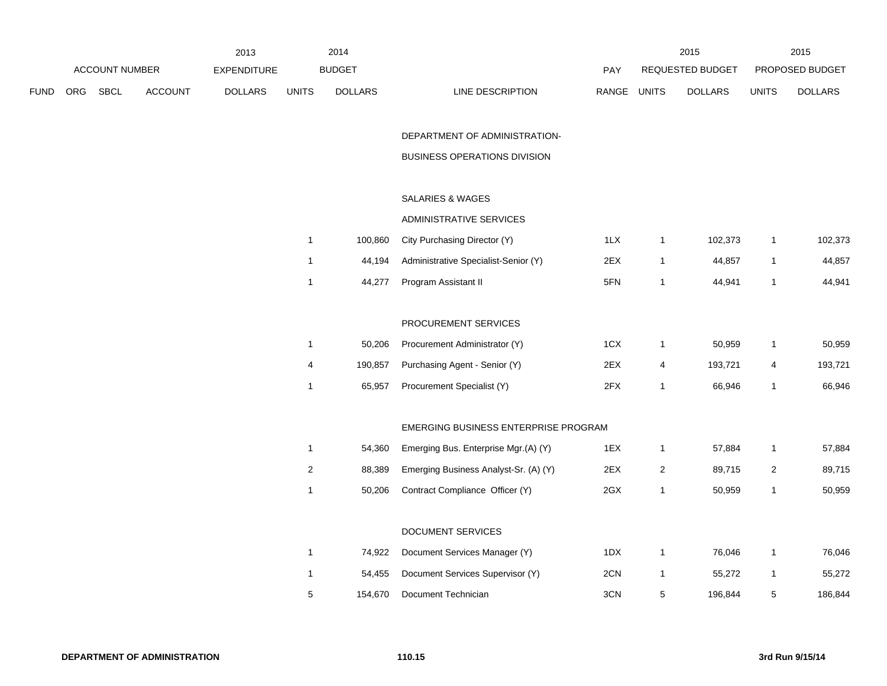| FUND | ORG | SBCL | ACCOUNT | 2013 EXPENDITURE DOLLARS | 2014 BUDGET UNITS | 2014 BUDGET DOLLARS | LINE DESCRIPTION | PAY RANGE | 2015 REQUESTED BUDGET UNITS | 2015 REQUESTED BUDGET DOLLARS | 2015 PROPOSED BUDGET UNITS | 2015 PROPOSED BUDGET DOLLARS |
|---|---|---|---|---|---|---|---|---|---|---|---|---|
| | | | | | | | DEPARTMENT OF ADMINISTRATION- | | | | | |
| | | | | | | | BUSINESS OPERATIONS DIVISION | | | | | |
| | | | | | | | SALARIES & WAGES | | | | | |
| | | | | | | | ADMINISTRATIVE SERVICES | | | | | |
| | | | | | 1 | 100,860 | City Purchasing Director (Y) | 1LX | 1 | 102,373 | 1 | 102,373 |
| | | | | | 1 | 44,194 | Administrative Specialist-Senior (Y) | 2EX | 1 | 44,857 | 1 | 44,857 |
| | | | | | 1 | 44,277 | Program Assistant II | 5FN | 1 | 44,941 | 1 | 44,941 |
| | | | | | | | PROCUREMENT SERVICES | | | | | |
| | | | | | 1 | 50,206 | Procurement Administrator (Y) | 1CX | 1 | 50,959 | 1 | 50,959 |
| | | | | | 4 | 190,857 | Purchasing Agent - Senior (Y) | 2EX | 4 | 193,721 | 4 | 193,721 |
| | | | | | 1 | 65,957 | Procurement Specialist (Y) | 2FX | 1 | 66,946 | 1 | 66,946 |
| | | | | | | | EMERGING BUSINESS ENTERPRISE PROGRAM | | | | | |
| | | | | | 1 | 54,360 | Emerging Bus. Enterprise Mgr.(A) (Y) | 1EX | 1 | 57,884 | 1 | 57,884 |
| | | | | | 2 | 88,389 | Emerging Business Analyst-Sr. (A) (Y) | 2EX | 2 | 89,715 | 2 | 89,715 |
| | | | | | 1 | 50,206 | Contract Compliance Officer (Y) | 2GX | 1 | 50,959 | 1 | 50,959 |
| | | | | | | | DOCUMENT SERVICES | | | | | |
| | | | | | 1 | 74,922 | Document Services Manager (Y) | 1DX | 1 | 76,046 | 1 | 76,046 |
| | | | | | 1 | 54,455 | Document Services Supervisor (Y) | 2CN | 1 | 55,272 | 1 | 55,272 |
| | | | | | 5 | 154,670 | Document Technician | 3CN | 5 | 196,844 | 5 | 186,844 |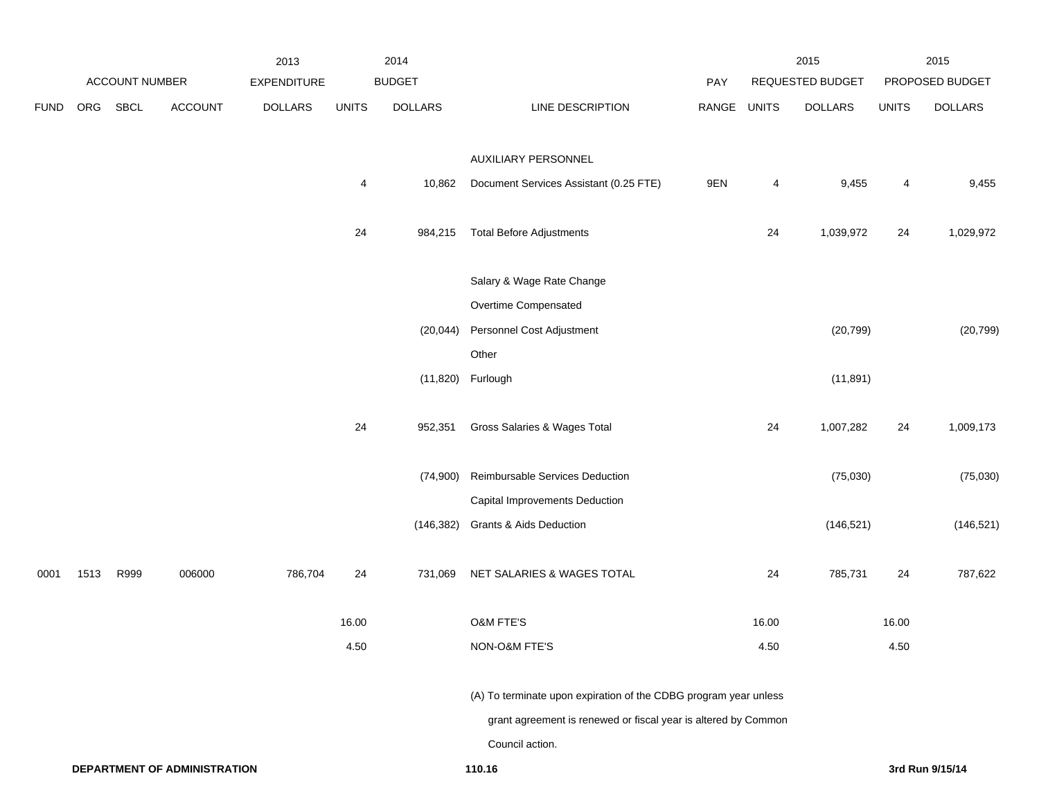| | ACCOUNT NUMBER | | | 2013 EXPENDITURE | 2014 BUDGET | | | | 2015 REQUESTED BUDGET | | 2015 PROPOSED BUDGET | |
|---|---|---|---|---|---|---|---|---|---|---|---|---|
| FUND | ORG | SBCL | ACCOUNT | DOLLARS | UNITS | DOLLARS | LINE DESCRIPTION | PAY RANGE | UNITS | DOLLARS | UNITS | DOLLARS |
| | | | | | | | AUXILIARY PERSONNEL | | | | | |
| | | | | | 4 | 10,862 | Document Services Assistant (0.25 FTE) | 9EN | 4 | 9,455 | 4 | 9,455 |
| | | | | | 24 | 984,215 | Total Before Adjustments | | 24 | 1,039,972 | 24 | 1,029,972 |
| | | | | | | | Salary & Wage Rate Change | | | | | |
| | | | | | | | Overtime Compensated | | | | | |
| | | | | | | (20,044) | Personnel Cost Adjustment | | | (20,799) | | (20,799) |
| | | | | | | | Other | | | | | |
| | | | | | | (11,820) | Furlough | | | (11,891) | | |
| | | | | | 24 | 952,351 | Gross Salaries & Wages Total | | 24 | 1,007,282 | 24 | 1,009,173 |
| | | | | | | (74,900) | Reimbursable Services Deduction | | | (75,030) | | (75,030) |
| | | | | | | | Capital Improvements Deduction | | | | | |
| | | | | | | (146,382) | Grants & Aids Deduction | | | (146,521) | | (146,521) |
| 0001 | 1513 | R999 | 006000 | 786,704 | 24 | 731,069 | NET SALARIES & WAGES TOTAL | | 24 | 785,731 | 24 | 787,622 |
| | | | | | 16.00 | | O&M FTE'S | | 16.00 | | 16.00 | |
| | | | | | 4.50 | | NON-O&M FTE'S | | 4.50 | | 4.50 | |

(A) To terminate upon expiration of the CDBG program year unless grant agreement is renewed or fiscal year is altered by Common Council action.

DEPARTMENT OF ADMINISTRATION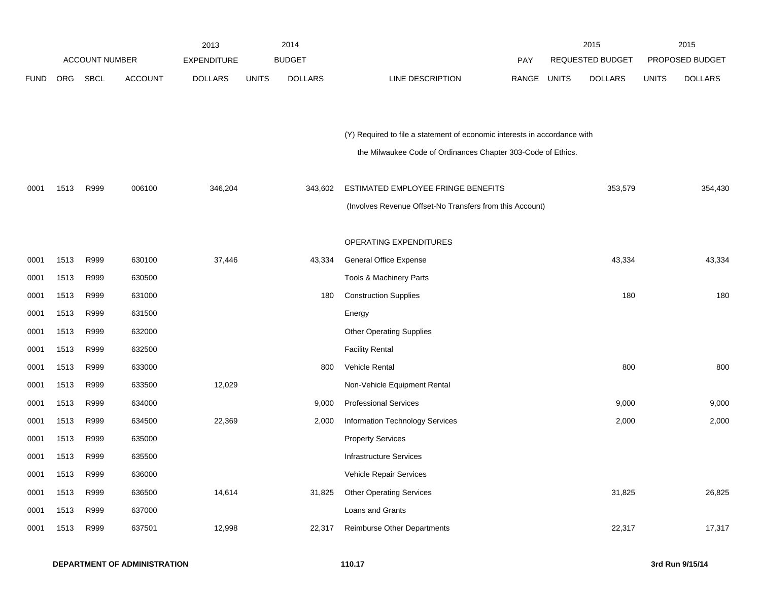| | ACCOUNT NUMBER | | | 2013 EXPENDITURE | | 2014 BUDGET | | | 2015 REQUESTED BUDGET | | 2015 PROPOSED BUDGET | |
|---|---|---|---|---|---|---|---|---|---|---|---|---|
| FUND | ORG | SBCL | ACCOUNT | DOLLARS | UNITS | DOLLARS | LINE DESCRIPTION | PAY RANGE | UNITS | DOLLARS | UNITS | DOLLARS |
| | | | | | | | (Y) Required to file a statement of economic interests in accordance with the Milwaukee Code of Ordinances Chapter 303-Code of Ethics. | | | | | |
| 0001 | 1513 | R999 | 006100 | 346,204 | | 343,602 | ESTIMATED EMPLOYEE FRINGE BENEFITS (Involves Revenue Offset-No Transfers from this Account) | | | 353,579 | | 354,430 |
| | | | | | | | OPERATING EXPENDITURES | | | | | |
| 0001 | 1513 | R999 | 630100 | 37,446 | | 43,334 | General Office Expense | | | 43,334 | | 43,334 |
| 0001 | 1513 | R999 | 630500 | | | | Tools & Machinery Parts | | | | | |
| 0001 | 1513 | R999 | 631000 | | | 180 | Construction Supplies | | | 180 | | 180 |
| 0001 | 1513 | R999 | 631500 | | | | Energy | | | | | |
| 0001 | 1513 | R999 | 632000 | | | | Other Operating Supplies | | | | | |
| 0001 | 1513 | R999 | 632500 | | | | Facility Rental | | | | | |
| 0001 | 1513 | R999 | 633000 | | | 800 | Vehicle Rental | | | 800 | | 800 |
| 0001 | 1513 | R999 | 633500 | 12,029 | | | Non-Vehicle Equipment Rental | | | | | |
| 0001 | 1513 | R999 | 634000 | | | 9,000 | Professional Services | | | 9,000 | | 9,000 |
| 0001 | 1513 | R999 | 634500 | 22,369 | | 2,000 | Information Technology Services | | | 2,000 | | 2,000 |
| 0001 | 1513 | R999 | 635000 | | | | Property Services | | | | | |
| 0001 | 1513 | R999 | 635500 | | | | Infrastructure Services | | | | | |
| 0001 | 1513 | R999 | 636000 | | | | Vehicle Repair Services | | | | | |
| 0001 | 1513 | R999 | 636500 | 14,614 | | 31,825 | Other Operating Services | | | 31,825 | | 26,825 |
| 0001 | 1513 | R999 | 637000 | | | | Loans and Grants | | | | | |
| 0001 | 1513 | R999 | 637501 | 12,998 | | 22,317 | Reimburse Other Departments | | | 22,317 | | 17,317 |

DEPARTMENT OF ADMINISTRATION 110.17 3rd Run 9/15/14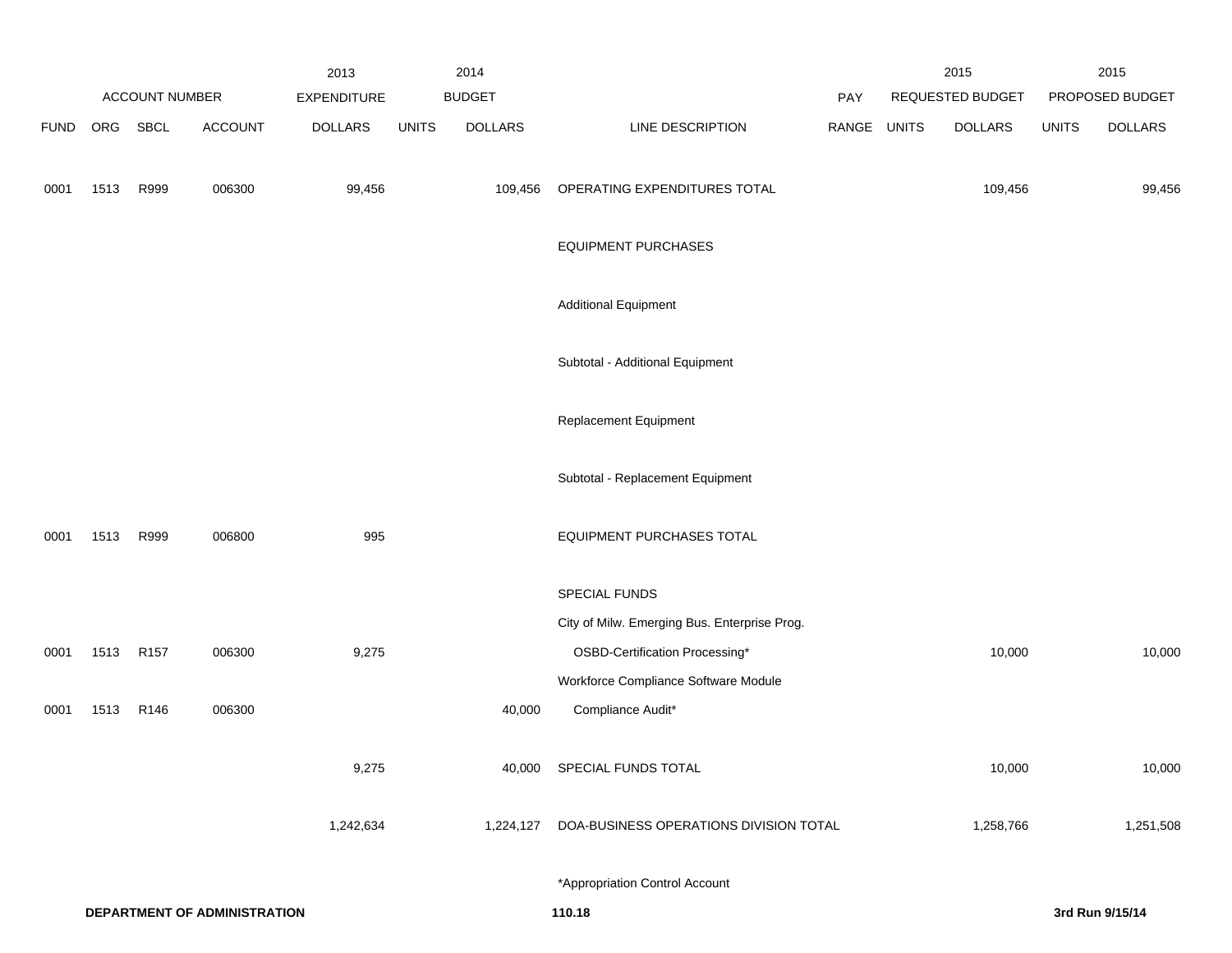| | ACCOUNT NUMBER | | | 2013 EXPENDITURE | | 2014 BUDGET | | PAY | | 2015 REQUESTED BUDGET | | 2015 PROPOSED BUDGET |
|---|---|---|---|---|---|---|---|---|---|---|---|---|
| FUND | ORG | SBCL | ACCOUNT | DOLLARS | UNITS | DOLLARS | LINE DESCRIPTION | RANGE | UNITS | DOLLARS | UNITS | DOLLARS |
| 0001 | 1513 | R999 | 006300 | 99,456 | | 109,456 | OPERATING EXPENDITURES TOTAL | | | 109,456 | | 99,456 |
| | | | | | | | EQUIPMENT PURCHASES | | | | | |
| | | | | | | | Additional Equipment | | | | | |
| | | | | | | | Subtotal - Additional Equipment | | | | | |
| | | | | | | | Replacement Equipment | | | | | |
| | | | | | | | Subtotal - Replacement Equipment | | | | | |
| 0001 | 1513 | R999 | 006800 | 995 | | | EQUIPMENT PURCHASES TOTAL | | | | | |
| | | | | | | | SPECIAL FUNDS | | | | | |
| | | | | | | | City of Milw. Emerging Bus. Enterprise Prog. | | | | | |
| 0001 | 1513 | R157 | 006300 | 9,275 | | | OSBD-Certification Processing* | | | 10,000 | | 10,000 |
| | | | | | | | Workforce Compliance Software Module | | | | | |
| 0001 | 1513 | R146 | 006300 | | | 40,000 | Compliance Audit* | | | | | |
| | | | | 9,275 | | 40,000 | SPECIAL FUNDS TOTAL | | | 10,000 | | 10,000 |
| | | | | 1,242,634 | | 1,224,127 | DOA-BUSINESS OPERATIONS DIVISION TOTAL | | | 1,258,766 | | 1,251,508 |

*Appropriation Control Account

**DEPARTMENT OF ADMINISTRATION** 110.18 **3rd Run 9/15/14**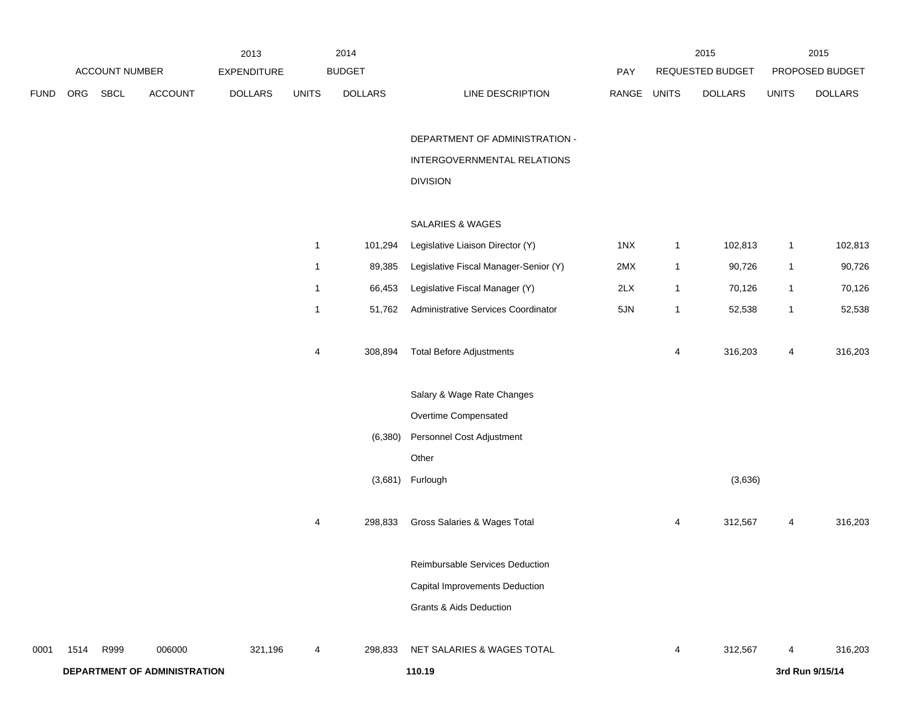| ACCOUNT NUMBER | | | | 2013 EXPENDITURE | 2014 BUDGET | | | PAY | 2015 REQUESTED BUDGET | | 2015 PROPOSED BUDGET | |
|---|---|---|---|---|---|---|---|---|---|---|---|---|
| FUND | ORG | SBCL | ACCOUNT | DOLLARS | UNITS | DOLLARS | LINE DESCRIPTION | RANGE | UNITS | DOLLARS | UNITS | DOLLARS |
| | | | | | | | DEPARTMENT OF ADMINISTRATION - INTERGOVERNMENTAL RELATIONS DIVISION | | | | | |
| | | | | | | | SALARIES & WAGES | | | | | |
| | | | | | 1 | 101,294 | Legislative Liaison Director (Y) | 1NX | 1 | 102,813 | 1 | 102,813 |
| | | | | | 1 | 89,385 | Legislative Fiscal Manager-Senior (Y) | 2MX | 1 | 90,726 | 1 | 90,726 |
| | | | | | 1 | 66,453 | Legislative Fiscal Manager (Y) | 2LX | 1 | 70,126 | 1 | 70,126 |
| | | | | | 1 | 51,762 | Administrative Services Coordinator | 5JN | 1 | 52,538 | 1 | 52,538 |
| | | | | | 4 | 308,894 | Total Before Adjustments | | 4 | 316,203 | 4 | 316,203 |
| | | | | | | | Salary & Wage Rate Changes | | | | | |
| | | | | | | | Overtime Compensated | | | | | |
| | | | | | | (6,380) | Personnel Cost Adjustment | | | | | |
| | | | | | | | Other | | | | | |
| | | | | | | (3,681) | Furlough | | | (3,636) | | |
| | | | | | 4 | 298,833 | Gross Salaries & Wages Total | | 4 | 312,567 | 4 | 316,203 |
| | | | | | | | Reimbursable Services Deduction | | | | | |
| | | | | | | | Capital Improvements Deduction | | | | | |
| | | | | | | | Grants & Aids Deduction | | | | | |
| 0001 | 1514 | R999 | 006000 | 321,196 | 4 | 298,833 | NET SALARIES & WAGES TOTAL | | 4 | 312,567 | 4 | 316,203 |

**DEPARTMENT OF ADMINISTRATION** **110.19** **3rd Run 9/15/14**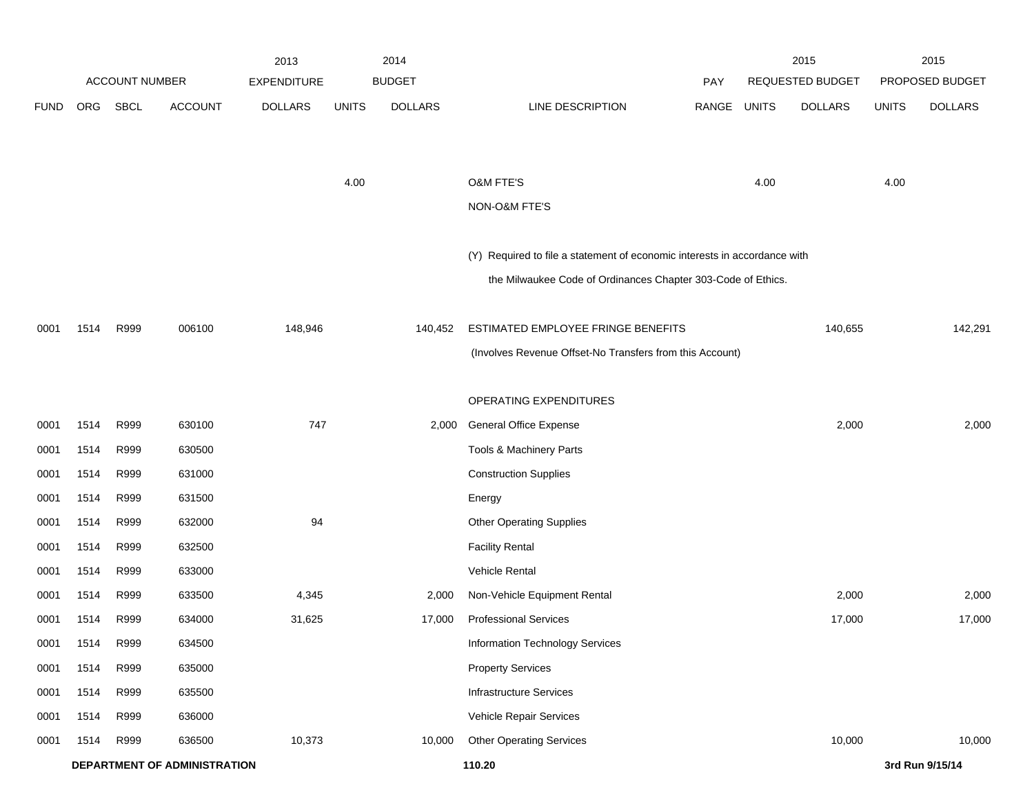| | ACCOUNT NUMBER | | | 2013 EXPENDITURE | 2014 BUDGET | | | PAY | 2015 REQUESTED BUDGET | | 2015 PROPOSED BUDGET | |
|---|---|---|---|---|---|---|---|---|---|---|---|---|
| FUND | ORG | SBCL | ACCOUNT | DOLLARS | UNITS | DOLLARS | LINE DESCRIPTION | RANGE | UNITS | DOLLARS | UNITS | DOLLARS |
| | | | | | 4.00 | | O&M FTE'S | | 4.00 | | 4.00 | |
| | | | | | | | NON-O&M FTE'S | | | | | |
| | | | | | | | (Y) Required to file a statement of economic interests in accordance with the Milwaukee Code of Ordinances Chapter 303-Code of Ethics. | | | | | |
| 0001 | 1514 | R999 | 006100 | 148,946 | | 140,452 | ESTIMATED EMPLOYEE FRINGE BENEFITS (Involves Revenue Offset-No Transfers from this Account) | | | 140,655 | | 142,291 |
| | | | | | | | OPERATING EXPENDITURES | | | | | |
| 0001 | 1514 | R999 | 630100 | 747 | | 2,000 | General Office Expense | | | 2,000 | | 2,000 |
| 0001 | 1514 | R999 | 630500 | | | | Tools & Machinery Parts | | | | | |
| 0001 | 1514 | R999 | 631000 | | | | Construction Supplies | | | | | |
| 0001 | 1514 | R999 | 631500 | | | | Energy | | | | | |
| 0001 | 1514 | R999 | 632000 | 94 | | | Other Operating Supplies | | | | | |
| 0001 | 1514 | R999 | 632500 | | | | Facility Rental | | | | | |
| 0001 | 1514 | R999 | 633000 | | | | Vehicle Rental | | | | | |
| 0001 | 1514 | R999 | 633500 | 4,345 | | 2,000 | Non-Vehicle Equipment Rental | | | 2,000 | | 2,000 |
| 0001 | 1514 | R999 | 634000 | 31,625 | | 17,000 | Professional Services | | | 17,000 | | 17,000 |
| 0001 | 1514 | R999 | 634500 | | | | Information Technology Services | | | | | |
| 0001 | 1514 | R999 | 635000 | | | | Property Services | | | | | |
| 0001 | 1514 | R999 | 635500 | | | | Infrastructure Services | | | | | |
| 0001 | 1514 | R999 | 636000 | | | | Vehicle Repair Services | | | | | |
| 0001 | 1514 | R999 | 636500 | 10,373 | | 10,000 | Other Operating Services | | | 10,000 | | 10,000 |

**DEPARTMENT OF ADMINISTRATION** 110.20 3rd Run 9/15/14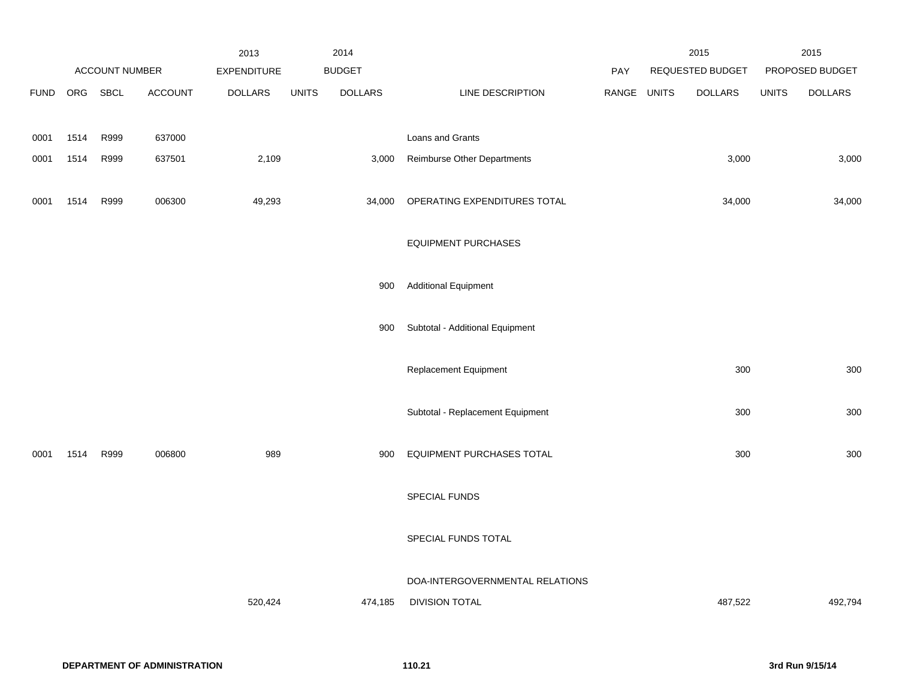| | ACCOUNT NUMBER | | | 2013 EXPENDITURE | 2014 BUDGET | | | PAY | 2015 REQUESTED BUDGET | | 2015 PROPOSED BUDGET | |
|---|---|---|---|---|---|---|---|---|---|---|---|---|
| FUND | ORG | SBCL | ACCOUNT | DOLLARS | UNITS | DOLLARS | LINE DESCRIPTION | RANGE | UNITS | DOLLARS | UNITS | DOLLARS |
| 0001 | 1514 | R999 | 637000 | | | | Loans and Grants | | | | | |
| 0001 | 1514 | R999 | 637501 | 2,109 | | 3,000 | Reimburse Other Departments | | | 3,000 | | 3,000 |
| 0001 | 1514 | R999 | 006300 | 49,293 | | 34,000 | OPERATING EXPENDITURES TOTAL | | | 34,000 | | 34,000 |
| | | | | | | | EQUIPMENT PURCHASES | | | | | |
| | | | | | | 900 | Additional Equipment | | | | | |
| | | | | | | 900 | Subtotal - Additional Equipment | | | | | |
| | | | | | | | Replacement Equipment | | | 300 | | 300 |
| | | | | | | | Subtotal - Replacement Equipment | | | 300 | | 300 |
| 0001 | 1514 | R999 | 006800 | 989 | | 900 | EQUIPMENT PURCHASES TOTAL | | | 300 | | 300 |
| | | | | | | | SPECIAL FUNDS | | | | | |
| | | | | | | | SPECIAL FUNDS TOTAL | | | | | |
| | | | | | | | DOA-INTERGOVERNMENTAL RELATIONS | | | | | |
| | | | | 520,424 | | 474,185 | DIVISION TOTAL | | | 487,522 | | 492,794 |

**DEPARTMENT OF ADMINISTRATION** **110.21** **3rd Run 9/15/14**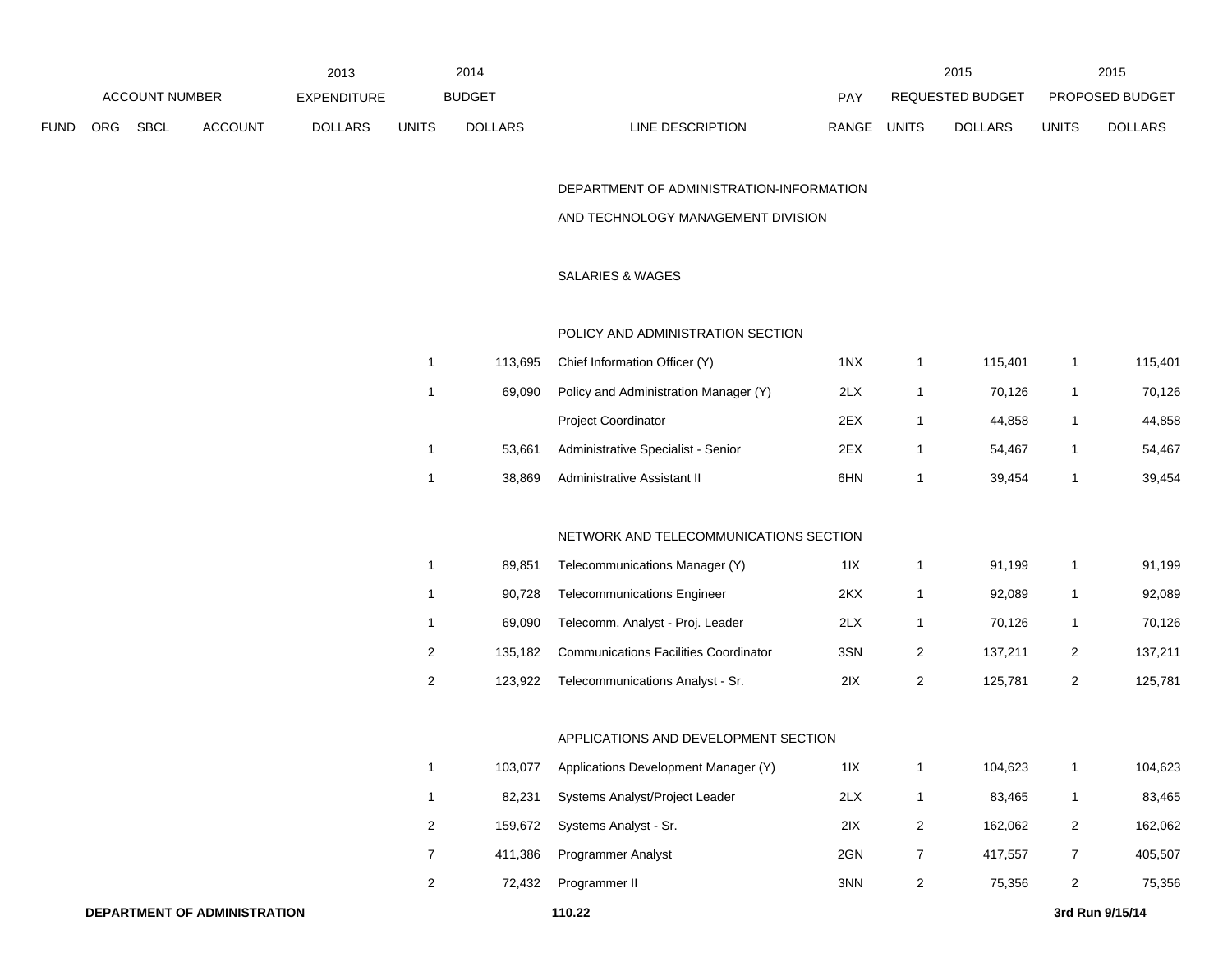| FUND | ORG | SBCL | ACCOUNT | 2013 EXPENDITURE DOLLARS | 2014 BUDGET UNITS | 2014 BUDGET DOLLARS | LINE DESCRIPTION | PAY RANGE | 2015 REQUESTED BUDGET UNITS | 2015 REQUESTED BUDGET DOLLARS | 2015 PROPOSED BUDGET UNITS | 2015 PROPOSED BUDGET DOLLARS |
|---|---|---|---|---|---|---|---|---|---|---|---|---|
| | | | | | | | DEPARTMENT OF ADMINISTRATION-INFORMATION AND TECHNOLOGY MANAGEMENT DIVISION | | | | | |
| | | | | | | | SALARIES & WAGES | | | | | |
| | | | | | | | POLICY AND ADMINISTRATION SECTION | | | | | |
| | | | | | 1 | 113,695 | Chief Information Officer (Y) | 1NX | 1 | 115,401 | 1 | 115,401 |
| | | | | | 1 | 69,090 | Policy and Administration Manager (Y) | 2LX | 1 | 70,126 | 1 | 70,126 |
| | | | | | | | Project Coordinator | 2EX | 1 | 44,858 | 1 | 44,858 |
| | | | | | 1 | 53,661 | Administrative Specialist - Senior | 2EX | 1 | 54,467 | 1 | 54,467 |
| | | | | | 1 | 38,869 | Administrative Assistant II | 6HN | 1 | 39,454 | 1 | 39,454 |
| | | | | | | | NETWORK AND TELECOMMUNICATIONS SECTION | | | | | |
| | | | | | 1 | 89,851 | Telecommunications Manager (Y) | 1IX | 1 | 91,199 | 1 | 91,199 |
| | | | | | 1 | 90,728 | Telecommunications Engineer | 2KX | 1 | 92,089 | 1 | 92,089 |
| | | | | | 1 | 69,090 | Telecomm. Analyst - Proj. Leader | 2LX | 1 | 70,126 | 1 | 70,126 |
| | | | | | 2 | 135,182 | Communications Facilities Coordinator | 3SN | 2 | 137,211 | 2 | 137,211 |
| | | | | | 2 | 123,922 | Telecommunications Analyst - Sr. | 2IX | 2 | 125,781 | 2 | 125,781 |
| | | | | | | | APPLICATIONS AND DEVELOPMENT SECTION | | | | | |
| | | | | | 1 | 103,077 | Applications Development Manager (Y) | 1IX | 1 | 104,623 | 1 | 104,623 |
| | | | | | 1 | 82,231 | Systems Analyst/Project Leader | 2LX | 1 | 83,465 | 1 | 83,465 |
| | | | | | 2 | 159,672 | Systems Analyst - Sr. | 2IX | 2 | 162,062 | 2 | 162,062 |
| | | | | | 7 | 411,386 | Programmer Analyst | 2GN | 7 | 417,557 | 7 | 405,507 |
| | | | | | 2 | 72,432 | Programmer II | 3NN | 2 | 75,356 | 2 | 75,356 |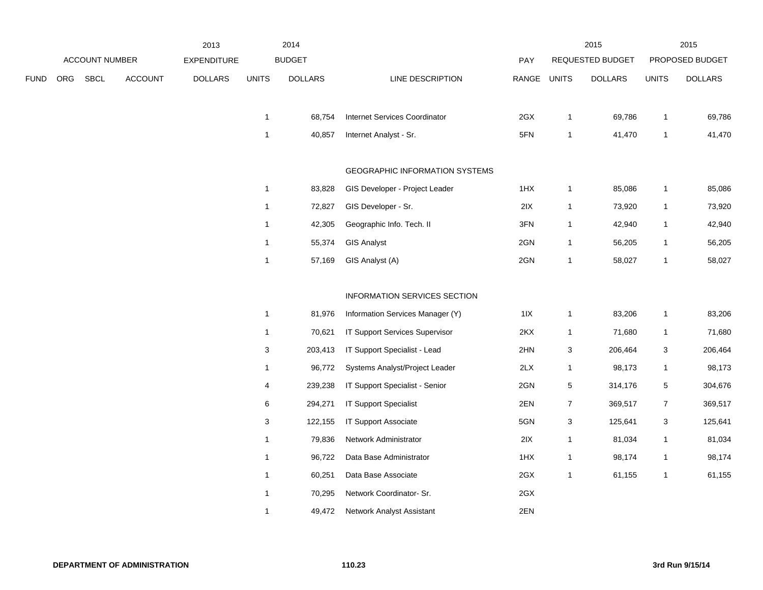| | ACCOUNT NUMBER | | | 2013 EXPENDITURE | 2014 BUDGET | | | PAY | 2015 REQUESTED BUDGET | | 2015 PROPOSED BUDGET | |
|---|---|---|---|---|---|---|---|---|---|---|---|---|
| FUND | ORG | SBCL | ACCOUNT | DOLLARS | UNITS | DOLLARS | LINE DESCRIPTION | RANGE | UNITS | DOLLARS | UNITS | DOLLARS |
| | | | | | 1 | 68,754 | Internet Services Coordinator | 2GX | 1 | 69,786 | 1 | 69,786 |
| | | | | | 1 | 40,857 | Internet Analyst - Sr. | 5FN | 1 | 41,470 | 1 | 41,470 |
| | | | | | | | GEOGRAPHIC INFORMATION SYSTEMS | | | | | |
| | | | | | 1 | 83,828 | GIS Developer - Project Leader | 1HX | 1 | 85,086 | 1 | 85,086 |
| | | | | | 1 | 72,827 | GIS Developer - Sr. | 2IX | 1 | 73,920 | 1 | 73,920 |
| | | | | | 1 | 42,305 | Geographic Info. Tech. II | 3FN | 1 | 42,940 | 1 | 42,940 |
| | | | | | 1 | 55,374 | GIS Analyst | 2GN | 1 | 56,205 | 1 | 56,205 |
| | | | | | 1 | 57,169 | GIS Analyst (A) | 2GN | 1 | 58,027 | 1 | 58,027 |
| | | | | | | | INFORMATION SERVICES SECTION | | | | | |
| | | | | | 1 | 81,976 | Information Services Manager (Y) | 1IX | 1 | 83,206 | 1 | 83,206 |
| | | | | | 1 | 70,621 | IT Support Services Supervisor | 2KX | 1 | 71,680 | 1 | 71,680 |
| | | | | | 3 | 203,413 | IT Support Specialist - Lead | 2HN | 3 | 206,464 | 3 | 206,464 |
| | | | | | 1 | 96,772 | Systems Analyst/Project Leader | 2LX | 1 | 98,173 | 1 | 98,173 |
| | | | | | 4 | 239,238 | IT Support Specialist - Senior | 2GN | 5 | 314,176 | 5 | 304,676 |
| | | | | | 6 | 294,271 | IT Support Specialist | 2EN | 7 | 369,517 | 7 | 369,517 |
| | | | | | 3 | 122,155 | IT Support Associate | 5GN | 3 | 125,641 | 3 | 125,641 |
| | | | | | 1 | 79,836 | Network Administrator | 2IX | 1 | 81,034 | 1 | 81,034 |
| | | | | | 1 | 96,722 | Data Base Administrator | 1HX | 1 | 98,174 | 1 | 98,174 |
| | | | | | 1 | 60,251 | Data Base Associate | 2GX | 1 | 61,155 | 1 | 61,155 |
| | | | | | 1 | 70,295 | Network Coordinator- Sr. | 2GX | | | | |
| | | | | | 1 | 49,472 | Network Analyst Assistant | 2EN | | | | |

DEPARTMENT OF ADMINISTRATION 110.23 3rd Run 9/15/14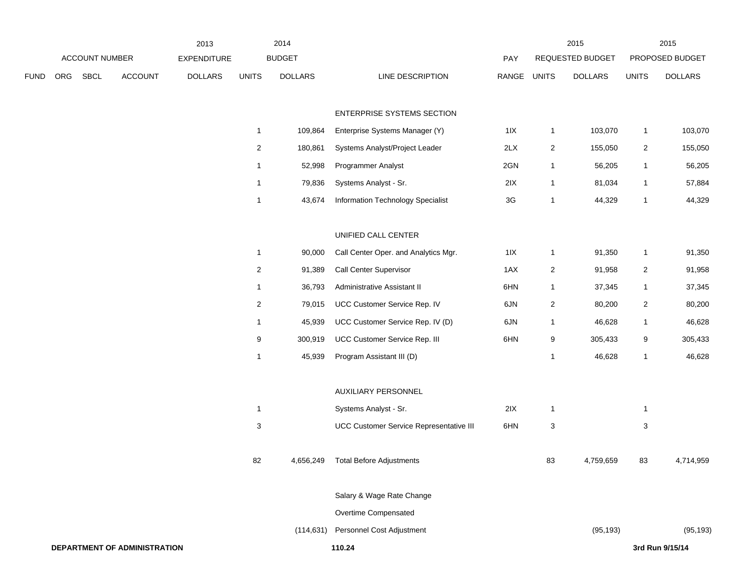| | ACCOUNT NUMBER | | | 2013 EXPENDITURE | 2014 BUDGET | | | | 2015 REQUESTED BUDGET | | 2015 PROPOSED BUDGET | |
|---|---|---|---|---|---|---|---|---|---|---|---|---|
| FUND | ORG | SBCL | ACCOUNT | DOLLARS | UNITS | DOLLARS | LINE DESCRIPTION | PAY RANGE | UNITS | DOLLARS | UNITS | DOLLARS |
| | | | | | | | ENTERPRISE SYSTEMS SECTION | | | | | |
| | | | | | 1 | 109,864 | Enterprise Systems Manager (Y) | 1IX | 1 | 103,070 | 1 | 103,070 |
| | | | | | 2 | 180,861 | Systems Analyst/Project Leader | 2LX | 2 | 155,050 | 2 | 155,050 |
| | | | | | 1 | 52,998 | Programmer Analyst | 2GN | 1 | 56,205 | 1 | 56,205 |
| | | | | | 1 | 79,836 | Systems Analyst - Sr. | 2IX | 1 | 81,034 | 1 | 57,884 |
| | | | | | 1 | 43,674 | Information Technology Specialist | 3G | 1 | 44,329 | 1 | 44,329 |
| | | | | | | | UNIFIED CALL CENTER | | | | | |
| | | | | | 1 | 90,000 | Call Center Oper. and Analytics Mgr. | 1IX | 1 | 91,350 | 1 | 91,350 |
| | | | | | 2 | 91,389 | Call Center Supervisor | 1AX | 2 | 91,958 | 2 | 91,958 |
| | | | | | 1 | 36,793 | Administrative Assistant II | 6HN | 1 | 37,345 | 1 | 37,345 |
| | | | | | 2 | 79,015 | UCC Customer Service Rep. IV | 6JN | 2 | 80,200 | 2 | 80,200 |
| | | | | | 1 | 45,939 | UCC Customer Service Rep. IV (D) | 6JN | 1 | 46,628 | 1 | 46,628 |
| | | | | | 9 | 300,919 | UCC Customer Service Rep. III | 6HN | 9 | 305,433 | 9 | 305,433 |
| | | | | | 1 | 45,939 | Program Assistant III (D) | | 1 | 46,628 | 1 | 46,628 |
| | | | | | | | AUXILIARY PERSONNEL | | | | | |
| | | | | | 1 | | Systems Analyst - Sr. | 2IX | 1 | | 1 | |
| | | | | | 3 | | UCC Customer Service Representative III | 6HN | 3 | | 3 | |
| | | | | | 82 | 4,656,249 | Total Before Adjustments | | 83 | 4,759,659 | 83 | 4,714,959 |
| | | | | | | | Salary & Wage Rate Change | | | | | |
| | | | | | | | Overtime Compensated | | | | | |
| | | | | | | (114,631) | Personnel Cost Adjustment | | | (95,193) | | (95,193) |

**DEPARTMENT OF ADMINISTRATION** 110.24 3rd Run 9/15/14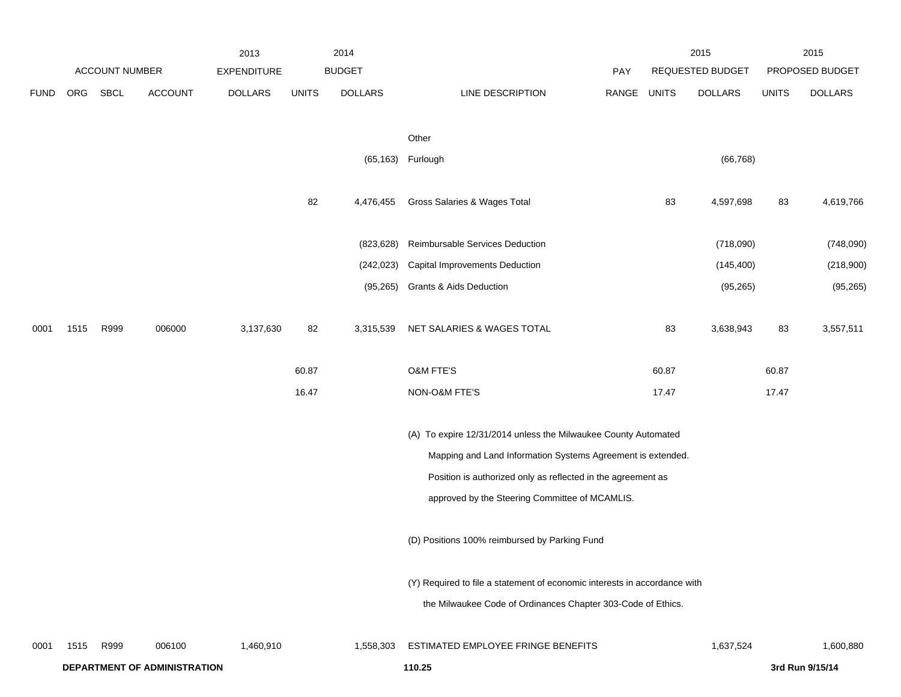| | ACCOUNT NUMBER | | | 2013 EXPENDITURE | 2014 BUDGET | | | | 2015 REQUESTED BUDGET | | 2015 PROPOSED BUDGET | |
|---|---|---|---|---|---|---|---|---|---|---|---|---|
| FUND | ORG | SBCL | ACCOUNT | DOLLARS | UNITS | DOLLARS | LINE DESCRIPTION | PAY RANGE | UNITS | DOLLARS | UNITS | DOLLARS |
| | | | | | | | Other | | | | | |
| | | | | | | (65,163) | Furlough | | | (66,768) | | |
| | | | | | 82 | 4,476,455 | Gross Salaries & Wages Total | | 83 | 4,597,698 | 83 | 4,619,766 |
| | | | | | | (823,628) | Reimbursable Services Deduction | | | (718,090) | | (748,090) |
| | | | | | | (242,023) | Capital Improvements Deduction | | | (145,400) | | (218,900) |
| | | | | | | (95,265) | Grants & Aids Deduction | | | (95,265) | | (95,265) |
| 0001 | 1515 | R999 | 006000 | 3,137,630 | 82 | 3,315,539 | NET SALARIES & WAGES TOTAL | | 83 | 3,638,943 | 83 | 3,557,511 |
| | | | | | 60.87 | | O&M FTE'S | | 60.87 | | 60.87 | |
| | | | | | 16.47 | | NON-O&M FTE'S | | 17.47 | | 17.47 | |

(A) To expire 12/31/2014 unless the Milwaukee County Automated Mapping and Land Information Systems Agreement is extended. Position is authorized only as reflected in the agreement as approved by the Steering Committee of MCAMLIS.

(D) Positions 100% reimbursed by Parking Fund

(Y) Required to file a statement of economic interests in accordance with the Milwaukee Code of Ordinances Chapter 303-Code of Ethics.

| FUND | ORG | SBCL | ACCOUNT | 2013 EXPENDITURE DOLLARS | 2014 BUDGET UNITS | 2014 BUDGET DOLLARS | LINE DESCRIPTION | PAY RANGE | 2015 REQUESTED UNITS | 2015 REQUESTED DOLLARS | 2015 PROPOSED UNITS | 2015 PROPOSED DOLLARS |
|---|---|---|---|---|---|---|---|---|---|---|---|---|
| 0001 | 1515 | R999 | 006100 | 1,460,910 | | 1,558,303 | ESTIMATED EMPLOYEE FRINGE BENEFITS | | | 1,637,524 | | 1,600,880 |

**DEPARTMENT OF ADMINISTRATION**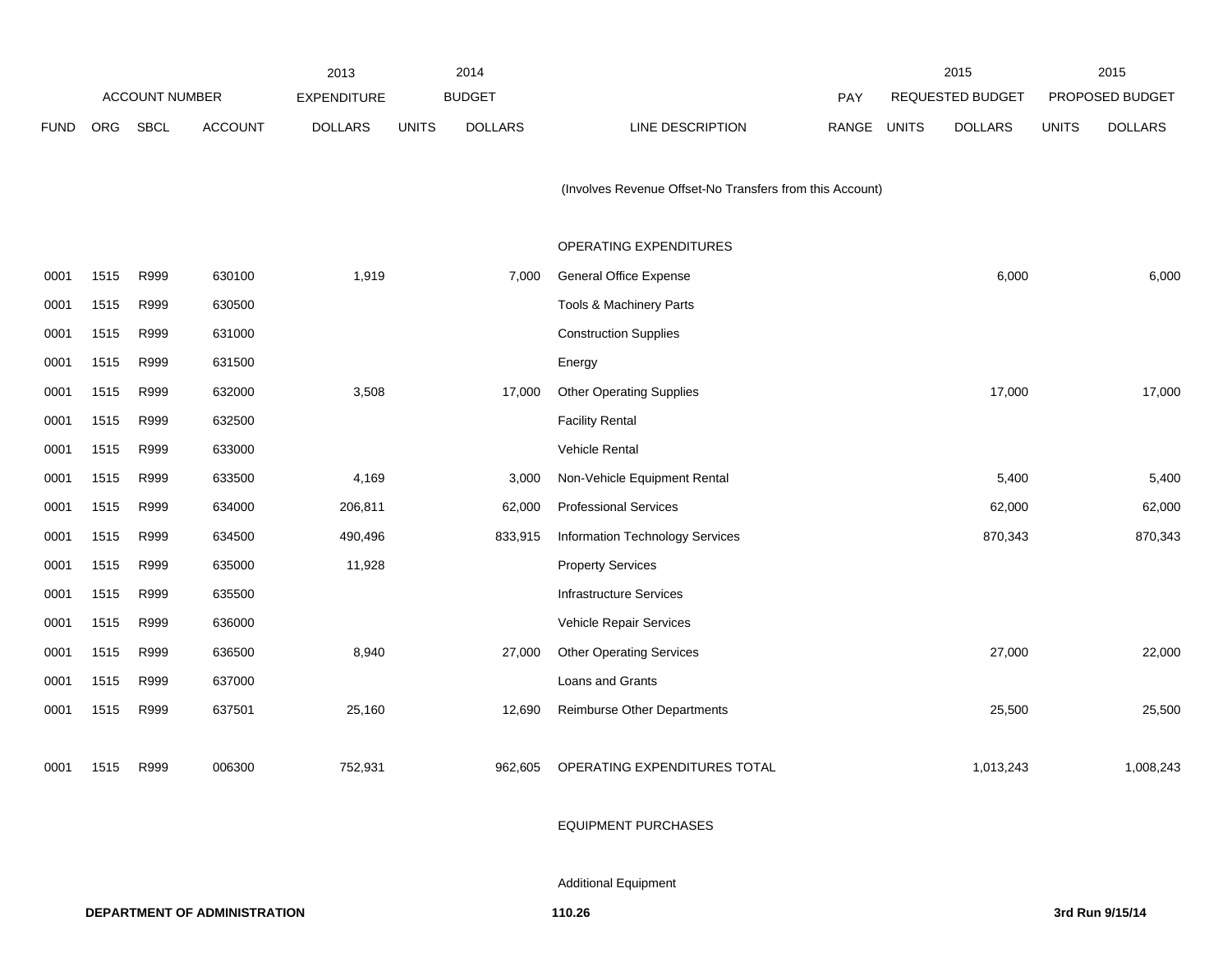| ACCOUNT NUMBER | | | | 2013 EXPENDITURE | 2014 BUDGET | | | PAY | 2015 REQUESTED BUDGET | | 2015 PROPOSED BUDGET | |
|---|---|---|---|---|---|---|---|---|---|---|---|---|
| FUND | ORG | SBCL | ACCOUNT | DOLLARS | UNITS | DOLLARS | LINE DESCRIPTION | RANGE | UNITS | DOLLARS | UNITS | DOLLARS |
| | | | | | | | (Involves Revenue Offset-No Transfers from this Account) | | | | | |
| | | | | | | | OPERATING EXPENDITURES | | | | | |
| 0001 | 1515 | R999 | 630100 | 1,919 | | 7,000 | General Office Expense | | | 6,000 | | 6,000 |
| 0001 | 1515 | R999 | 630500 | | | | Tools & Machinery Parts | | | | | |
| 0001 | 1515 | R999 | 631000 | | | | Construction Supplies | | | | | |
| 0001 | 1515 | R999 | 631500 | | | | Energy | | | | | |
| 0001 | 1515 | R999 | 632000 | 3,508 | | 17,000 | Other Operating Supplies | | | 17,000 | | 17,000 |
| 0001 | 1515 | R999 | 632500 | | | | Facility Rental | | | | | |
| 0001 | 1515 | R999 | 633000 | | | | Vehicle Rental | | | | | |
| 0001 | 1515 | R999 | 633500 | 4,169 | | 3,000 | Non-Vehicle Equipment Rental | | | 5,400 | | 5,400 |
| 0001 | 1515 | R999 | 634000 | 206,811 | | 62,000 | Professional Services | | | 62,000 | | 62,000 |
| 0001 | 1515 | R999 | 634500 | 490,496 | | 833,915 | Information Technology Services | | | 870,343 | | 870,343 |
| 0001 | 1515 | R999 | 635000 | 11,928 | | | Property Services | | | | | |
| 0001 | 1515 | R999 | 635500 | | | | Infrastructure Services | | | | | |
| 0001 | 1515 | R999 | 636000 | | | | Vehicle Repair Services | | | | | |
| 0001 | 1515 | R999 | 636500 | 8,940 | | 27,000 | Other Operating Services | | | 27,000 | | 22,000 |
| 0001 | 1515 | R999 | 637000 | | | | Loans and Grants | | | | | |
| 0001 | 1515 | R999 | 637501 | 25,160 | | 12,690 | Reimburse Other Departments | | | 25,500 | | 25,500 |
| 0001 | 1515 | R999 | 006300 | 752,931 | | 962,605 | OPERATING EXPENDITURES TOTAL | | | 1,013,243 | | 1,008,243 |
| | | | | | | | EQUIPMENT PURCHASES | | | | | |
| | | | | | | | Additional Equipment | | | | | |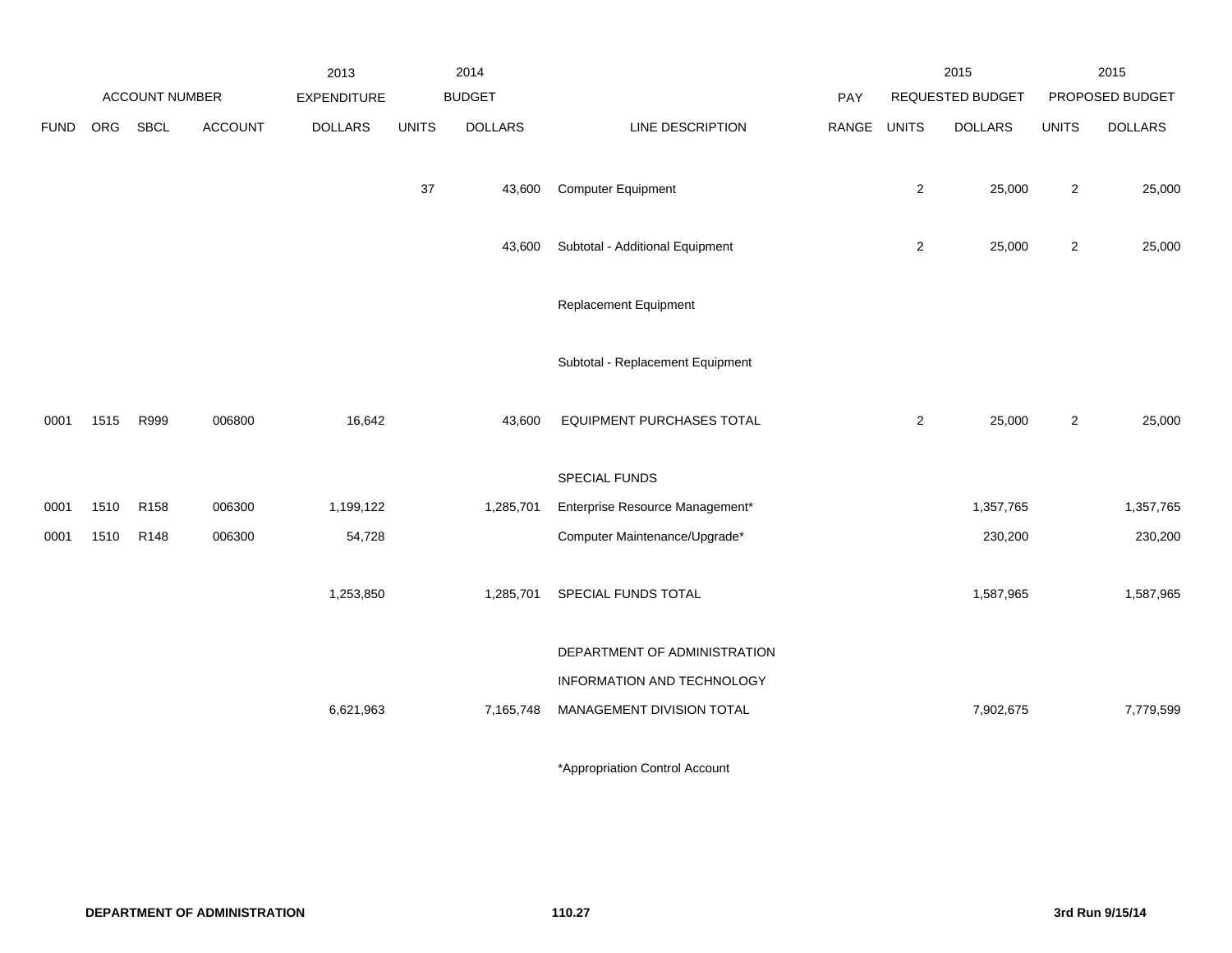| ACCOUNT NUMBER | | | | 2013 EXPENDITURE | 2014 BUDGET | | | PAY | 2015 REQUESTED BUDGET | | 2015 PROPOSED BUDGET | |
|---|---|---|---|---|---|---|---|---|---|---|---|---|
| FUND | ORG | SBCL | ACCOUNT | DOLLARS | UNITS | DOLLARS | LINE DESCRIPTION | RANGE | UNITS | DOLLARS | UNITS | DOLLARS |
| | | | | | 37 | 43,600 | Computer Equipment | | 2 | 25,000 | 2 | 25,000 |
| | | | | | | 43,600 | Subtotal - Additional Equipment | | 2 | 25,000 | 2 | 25,000 |
| | | | | | | | Replacement Equipment | | | | | |
| | | | | | | | Subtotal - Replacement Equipment | | | | | |
| 0001 | 1515 | R999 | 006800 | 16,642 | | 43,600 | EQUIPMENT PURCHASES TOTAL | | 2 | 25,000 | 2 | 25,000 |
| | | | | | | | SPECIAL FUNDS | | | | | |
| 0001 | 1510 | R158 | 006300 | 1,199,122 | | 1,285,701 | Enterprise Resource Management* | | | 1,357,765 | | 1,357,765 |
| 0001 | 1510 | R148 | 006300 | 54,728 | | | Computer Maintenance/Upgrade* | | | 230,200 | | 230,200 |
| | | | | 1,253,850 | | 1,285,701 | SPECIAL FUNDS TOTAL | | | 1,587,965 | | 1,587,965 |
| | | | | 6,621,963 | | 7,165,748 | DEPARTMENT OF ADMINISTRATION INFORMATION AND TECHNOLOGY MANAGEMENT DIVISION TOTAL | | | 7,902,675 | | 7,779,599 |

*Appropriation Control Account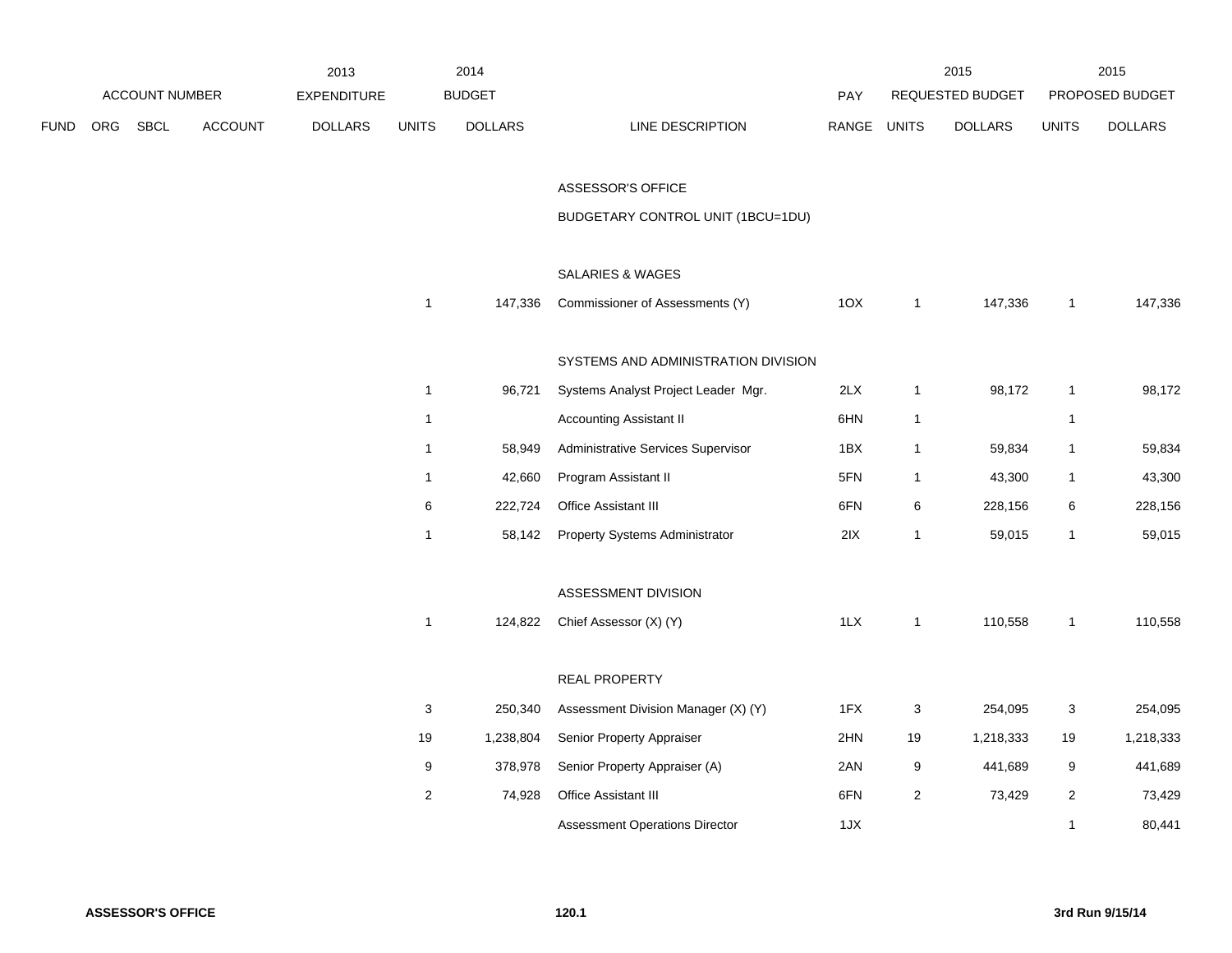| | ACCOUNT NUMBER | | | 2013 EXPENDITURE | 2014 BUDGET | | | PAY | 2015 REQUESTED BUDGET | | 2015 PROPOSED BUDGET | |
|---|---|---|---|---|---|---|---|---|---|---|---|---|
| FUND | ORG | SBCL | ACCOUNT | DOLLARS | UNITS | DOLLARS | LINE DESCRIPTION | RANGE | UNITS | DOLLARS | UNITS | DOLLARS |
| | | | | | | | ASSESSOR'S OFFICE | | | | | |
| | | | | | | | BUDGETARY CONTROL UNIT (1BCU=1DU) | | | | | |
| | | | | | | | SALARIES & WAGES | | | | | |
| | | | | | 1 | 147,336 | Commissioner of Assessments (Y) | 1OX | 1 | 147,336 | 1 | 147,336 |
| | | | | | | | SYSTEMS AND ADMINISTRATION DIVISION | | | | | |
| | | | | | 1 | 96,721 | Systems Analyst Project Leader Mgr. | 2LX | 1 | 98,172 | 1 | 98,172 |
| | | | | | 1 | | Accounting Assistant II | 6HN | 1 | | 1 | |
| | | | | | 1 | 58,949 | Administrative Services Supervisor | 1BX | 1 | 59,834 | 1 | 59,834 |
| | | | | | 1 | 42,660 | Program Assistant II | 5FN | 1 | 43,300 | 1 | 43,300 |
| | | | | | 6 | 222,724 | Office Assistant III | 6FN | 6 | 228,156 | 6 | 228,156 |
| | | | | | 1 | 58,142 | Property Systems Administrator | 2IX | 1 | 59,015 | 1 | 59,015 |
| | | | | | | | ASSESSMENT DIVISION | | | | | |
| | | | | | 1 | 124,822 | Chief Assessor (X) (Y) | 1LX | 1 | 110,558 | 1 | 110,558 |
| | | | | | | | REAL PROPERTY | | | | | |
| | | | | | 3 | 250,340 | Assessment Division Manager (X) (Y) | 1FX | 3 | 254,095 | 3 | 254,095 |
| | | | | | 19 | 1,238,804 | Senior Property Appraiser | 2HN | 19 | 1,218,333 | 19 | 1,218,333 |
| | | | | | 9 | 378,978 | Senior Property Appraiser (A) | 2AN | 9 | 441,689 | 9 | 441,689 |
| | | | | | 2 | 74,928 | Office Assistant III | 6FN | 2 | 73,429 | 2 | 73,429 |
| | | | | | | | Assessment Operations Director | 1JX | | | 1 | 80,441 |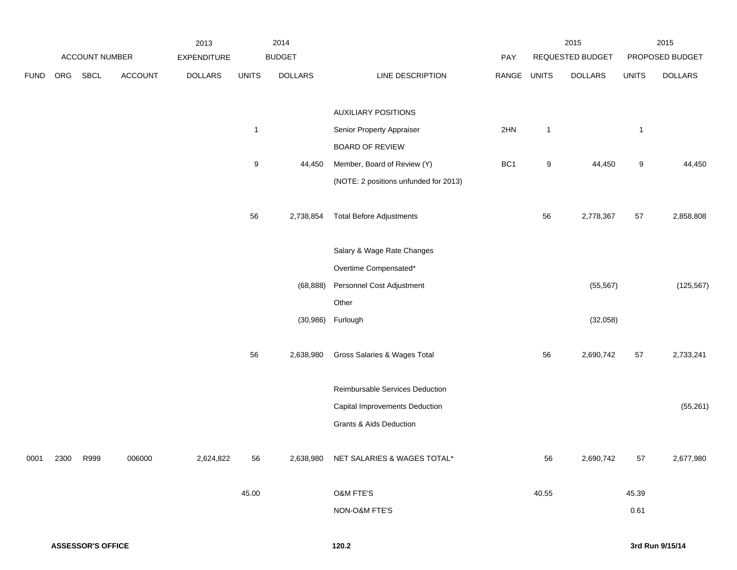| ACCOUNT NUMBER | | | | 2013 EXPENDITURE | 2014 BUDGET | | | PAY | 2015 REQUESTED BUDGET | | 2015 PROPOSED BUDGET | |
|---|---|---|---|---|---|---|---|---|---|---|---|---|
| FUND | ORG | SBCL | ACCOUNT | DOLLARS | UNITS | DOLLARS | LINE DESCRIPTION | RANGE | UNITS | DOLLARS | UNITS | DOLLARS |
| | | | | | | | AUXILIARY POSITIONS | | | | | |
| | | | | | 1 | | Senior Property Appraiser | 2HN | 1 | | 1 | |
| | | | | | | | BOARD OF REVIEW | | | | | |
| | | | | | 9 | 44,450 | Member, Board of Review (Y) | BC1 | 9 | 44,450 | 9 | 44,450 |
| | | | | | | | (NOTE: 2 positions unfunded for 2013) | | | | | |
| | | | | | 56 | 2,738,854 | Total Before Adjustments | | 56 | 2,778,367 | 57 | 2,858,808 |
| | | | | | | | Salary & Wage Rate Changes | | | | | |
| | | | | | | | Overtime Compensated* | | | | | |
| | | | | | | (68,888) | Personnel Cost Adjustment | | | (55,567) | | (125,567) |
| | | | | | | | Other | | | | | |
| | | | | | | (30,986) | Furlough | | | (32,058) | | |
| | | | | | 56 | 2,638,980 | Gross Salaries & Wages Total | | 56 | 2,690,742 | 57 | 2,733,241 |
| | | | | | | | Reimbursable Services Deduction | | | | | |
| | | | | | | | Capital Improvements Deduction | | | | | (55,261) |
| | | | | | | | Grants & Aids Deduction | | | | | |
| 0001 | 2300 | R999 | 006000 | 2,624,822 | 56 | 2,638,980 | NET SALARIES & WAGES TOTAL* | | 56 | 2,690,742 | 57 | 2,677,980 |
| | | | | | 45.00 | | O&M FTE'S | | 40.55 | | 45.39 | |
| | | | | | | | NON-O&M FTE'S | | | | 0.61 | |

**ASSESSOR'S OFFICE**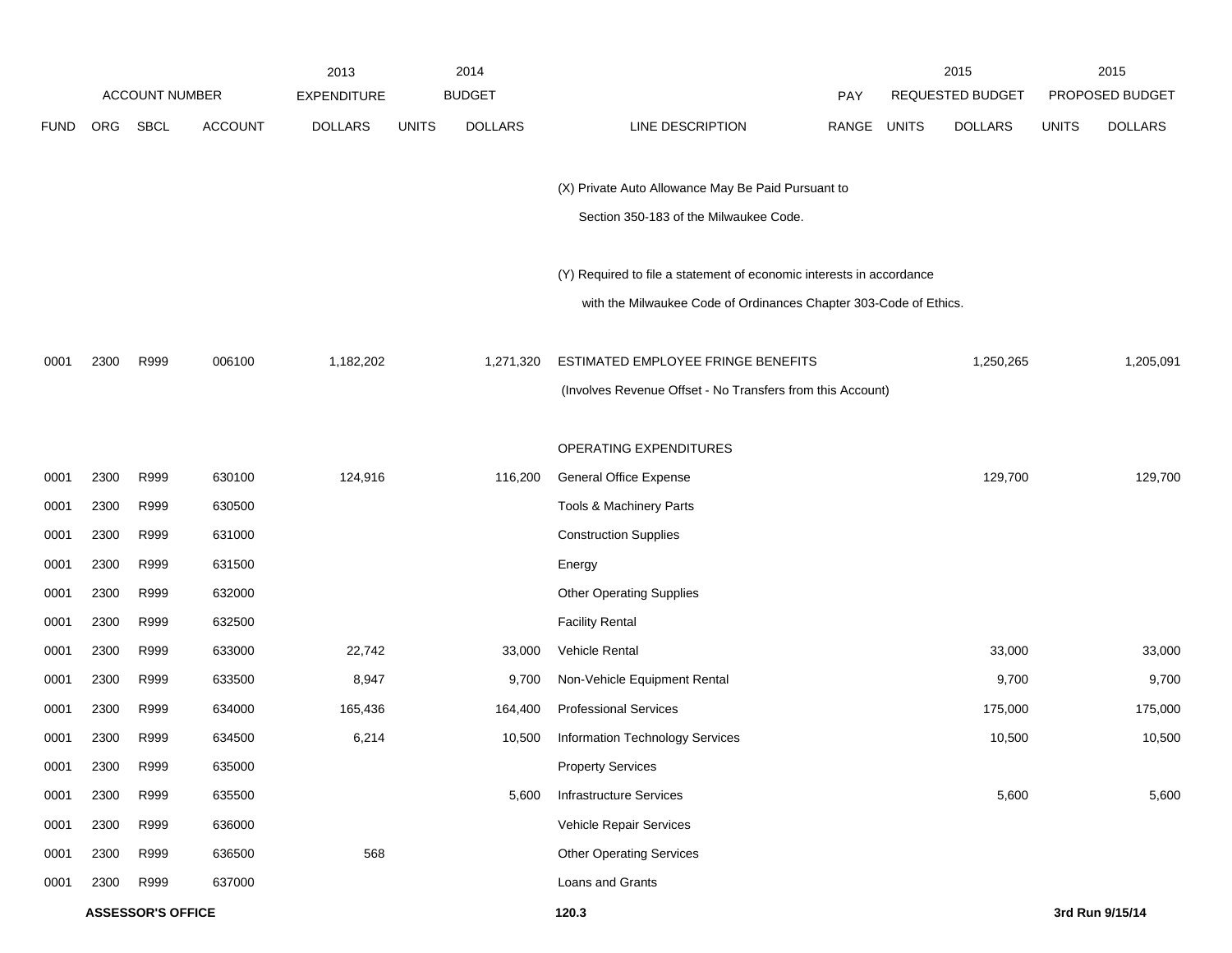| ACCOUNT NUMBER | | | | 2013 EXPENDITURE | 2014 BUDGET | | | PAY | 2015 REQUESTED BUDGET | | 2015 PROPOSED BUDGET | |
|---|---|---|---|---|---|---|---|---|---|---|---|---|
| FUND | ORG | SBCL | ACCOUNT | DOLLARS | UNITS | DOLLARS | LINE DESCRIPTION | RANGE | UNITS | DOLLARS | UNITS | DOLLARS |
| | | | | | | | (X) Private Auto Allowance May Be Paid Pursuant to Section 350-183 of the Milwaukee Code. | | | | | |
| | | | | | | | (Y) Required to file a statement of economic interests in accordance with the Milwaukee Code of Ordinances Chapter 303-Code of Ethics. | | | | | |
| 0001 | 2300 | R999 | 006100 | 1,182,202 | | 1,271,320 | ESTIMATED EMPLOYEE FRINGE BENEFITS (Involves Revenue Offset - No Transfers from this Account) | | | 1,250,265 | | 1,205,091 |
| | | | | | | | OPERATING EXPENDITURES | | | | | |
| 0001 | 2300 | R999 | 630100 | 124,916 | | 116,200 | General Office Expense | | | 129,700 | | 129,700 |
| 0001 | 2300 | R999 | 630500 | | | | Tools & Machinery Parts | | | | | |
| 0001 | 2300 | R999 | 631000 | | | | Construction Supplies | | | | | |
| 0001 | 2300 | R999 | 631500 | | | | Energy | | | | | |
| 0001 | 2300 | R999 | 632000 | | | | Other Operating Supplies | | | | | |
| 0001 | 2300 | R999 | 632500 | | | | Facility Rental | | | | | |
| 0001 | 2300 | R999 | 633000 | 22,742 | | 33,000 | Vehicle Rental | | | 33,000 | | 33,000 |
| 0001 | 2300 | R999 | 633500 | 8,947 | | 9,700 | Non-Vehicle Equipment Rental | | | 9,700 | | 9,700 |
| 0001 | 2300 | R999 | 634000 | 165,436 | | 164,400 | Professional Services | | | 175,000 | | 175,000 |
| 0001 | 2300 | R999 | 634500 | 6,214 | | 10,500 | Information Technology Services | | | 10,500 | | 10,500 |
| 0001 | 2300 | R999 | 635000 | | | | Property Services | | | | | |
| 0001 | 2300 | R999 | 635500 | | | 5,600 | Infrastructure Services | | | 5,600 | | 5,600 |
| 0001 | 2300 | R999 | 636000 | | | | Vehicle Repair Services | | | | | |
| 0001 | 2300 | R999 | 636500 | 568 | | | Other Operating Services | | | | | |
| 0001 | 2300 | R999 | 637000 | | | | Loans and Grants | | | | | |

**ASSESSOR'S OFFICE** **120.3** **3rd Run 9/15/14**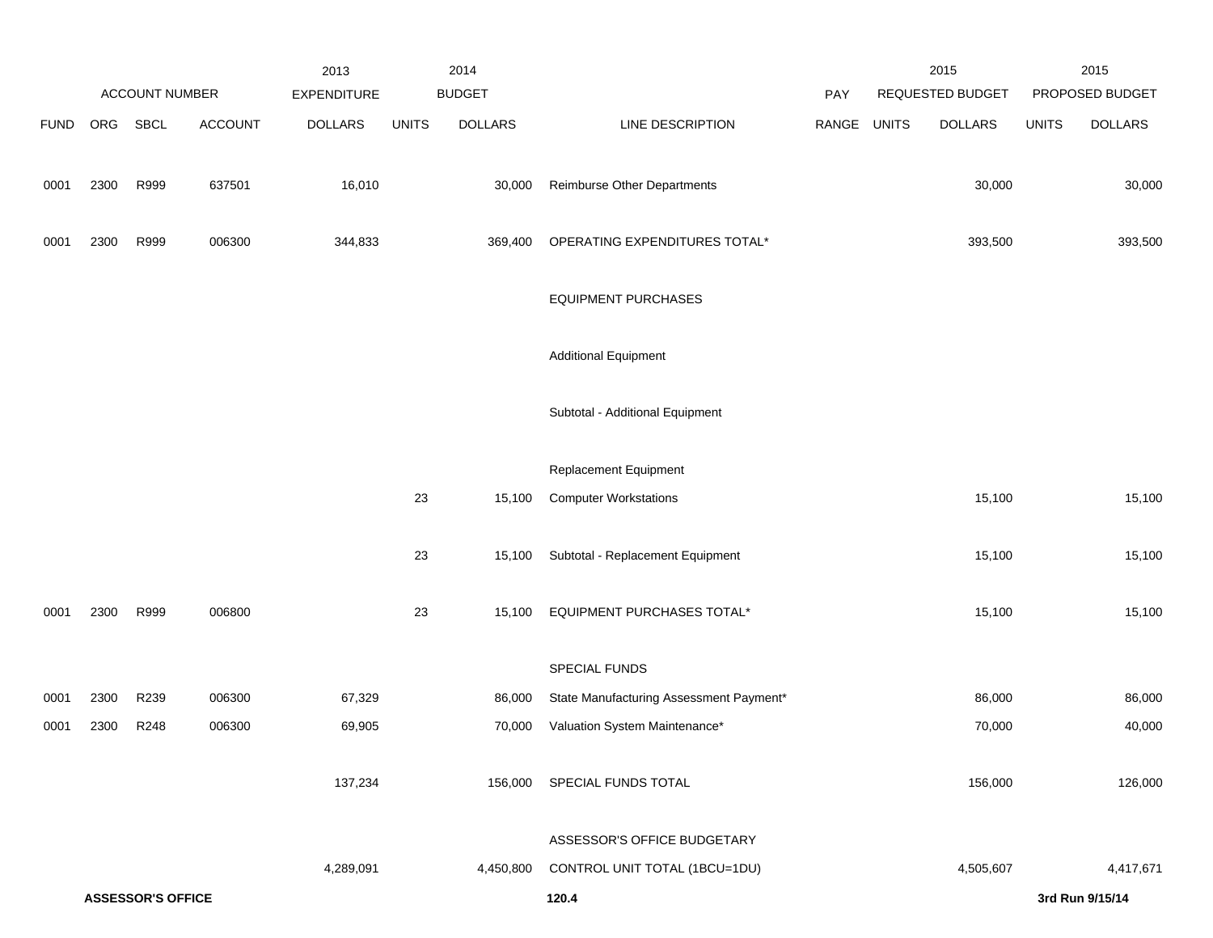| | ACCOUNT NUMBER | | | 2013 EXPENDITURE | 2014 BUDGET | | | PAY | 2015 REQUESTED BUDGET | | 2015 PROPOSED BUDGET | |
|---|---|---|---|---|---|---|---|---|---|---|---|---|
| FUND | ORG | SBCL | ACCOUNT | DOLLARS | UNITS | DOLLARS | LINE DESCRIPTION | RANGE | UNITS | DOLLARS | UNITS | DOLLARS |
| 0001 | 2300 | R999 | 637501 | 16,010 | | 30,000 | Reimburse Other Departments | | | 30,000 | | 30,000 |
| 0001 | 2300 | R999 | 006300 | 344,833 | | 369,400 | OPERATING EXPENDITURES TOTAL* | | | 393,500 | | 393,500 |
| | | | | | | | EQUIPMENT PURCHASES | | | | | |
| | | | | | | | Additional Equipment | | | | | |
| | | | | | | | Subtotal - Additional Equipment | | | | | |
| | | | | | | | Replacement Equipment | | | | | |
| | | | | | 23 | 15,100 | Computer Workstations | | | 15,100 | | 15,100 |
| | | | | | 23 | 15,100 | Subtotal - Replacement Equipment | | | 15,100 | | 15,100 |
| 0001 | 2300 | R999 | 006800 | | 23 | 15,100 | EQUIPMENT PURCHASES TOTAL* | | | 15,100 | | 15,100 |
| | | | | | | | SPECIAL FUNDS | | | | | |
| 0001 | 2300 | R239 | 006300 | 67,329 | | 86,000 | State Manufacturing Assessment Payment* | | | 86,000 | | 86,000 |
| 0001 | 2300 | R248 | 006300 | 69,905 | | 70,000 | Valuation System Maintenance* | | | 70,000 | | 40,000 |
| | | | | 137,234 | | 156,000 | SPECIAL FUNDS TOTAL | | | 156,000 | | 126,000 |
| | | | | 4,289,091 | | 4,450,800 | ASSESSOR'S OFFICE BUDGETARY CONTROL UNIT TOTAL (1BCU=1DU) | | | 4,505,607 | | 4,417,671 |

**ASSESSOR'S OFFICE** **120.4** **3rd Run 9/15/14**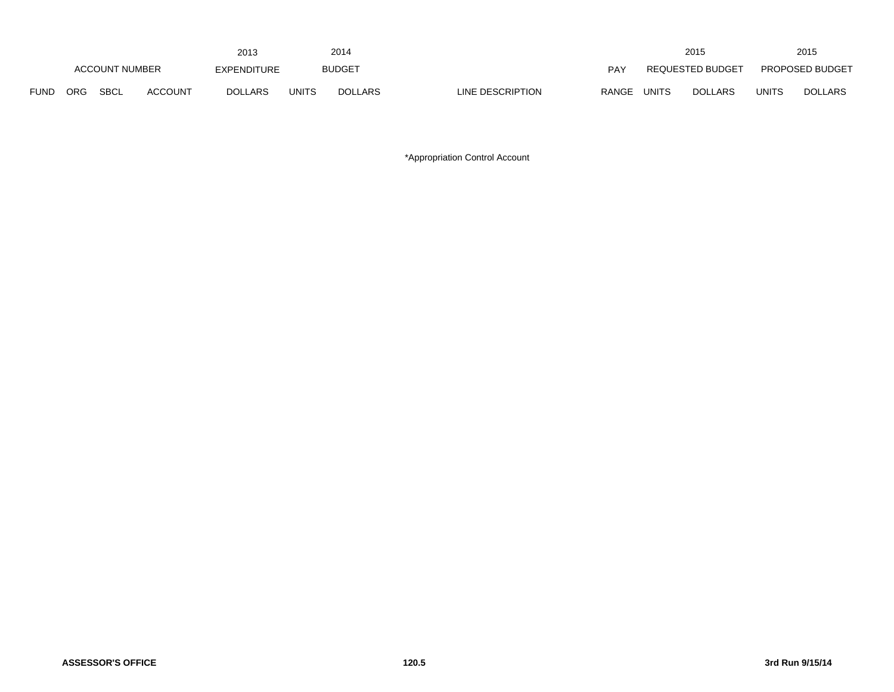| ACCOUNT NUMBER | | | | 2013 EXPENDITURE | 2014 BUDGET | | | | 2015 REQUESTED BUDGET | | 2015 PROPOSED BUDGET | |
|---|---|---|---|---|---|---|---|---|---|---|---|---|
| FUND | ORG | SBCL | ACCOUNT | DOLLARS | UNITS | DOLLARS | LINE DESCRIPTION | PAY RANGE | UNITS | DOLLARS | UNITS | DOLLARS |

*Appropriation Control Account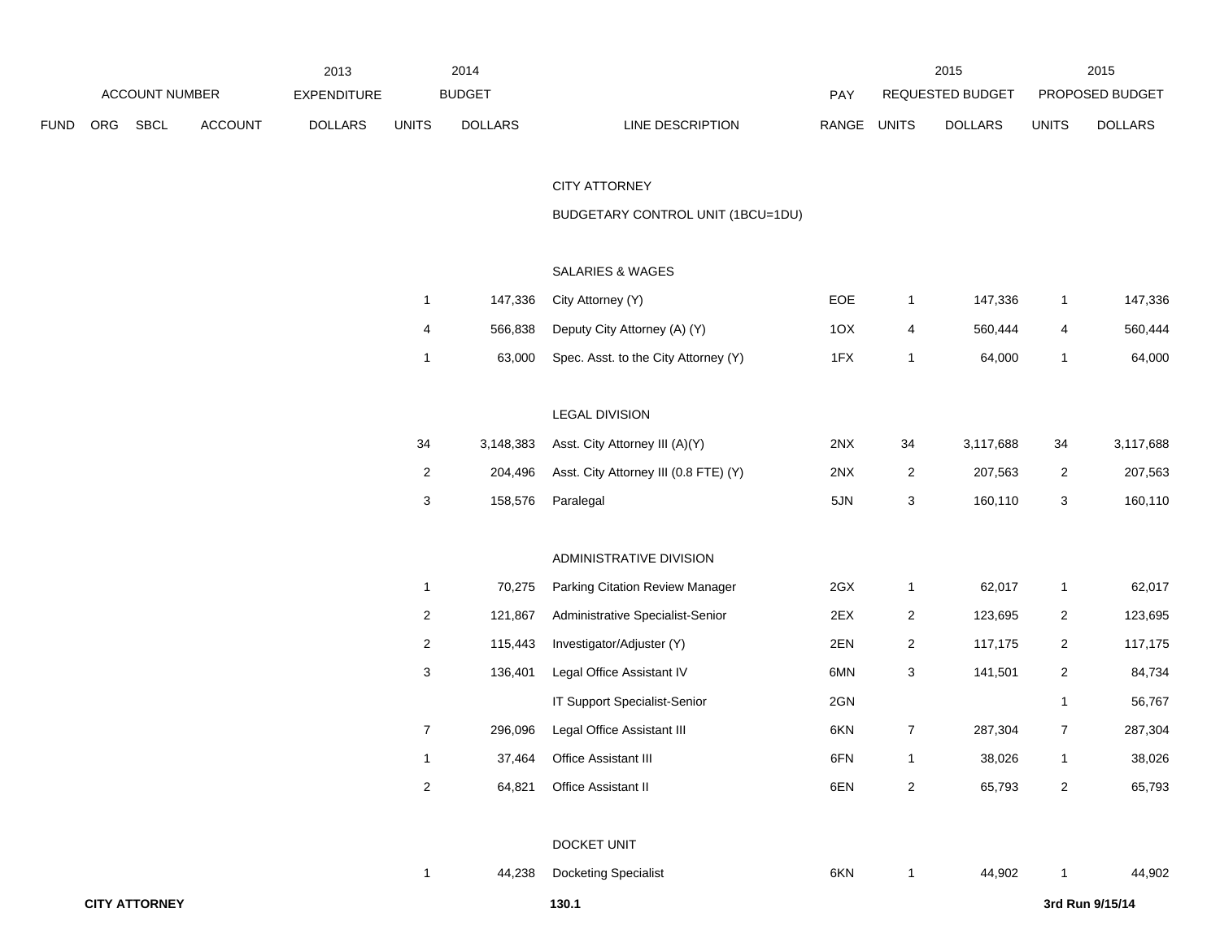| ACCOUNT NUMBER | | | | 2013 EXPENDITURE | 2014 BUDGET | | | PAY | 2015 REQUESTED BUDGET | | 2015 PROPOSED BUDGET | |
|---|---|---|---|---|---|---|---|---|---|---|---|---|
| FUND | ORG | SBCL | ACCOUNT | DOLLARS | UNITS | DOLLARS | LINE DESCRIPTION | RANGE | UNITS | DOLLARS | UNITS | DOLLARS |
| | | | | | | | CITY ATTORNEY | | | | | |
| | | | | | | | BUDGETARY CONTROL UNIT (1BCU=1DU) | | | | | |
| | | | | | | | SALARIES & WAGES | | | | | |
| | | | | | 1 | 147,336 | City Attorney (Y) | EOE | 1 | 147,336 | 1 | 147,336 |
| | | | | | 4 | 566,838 | Deputy City Attorney (A) (Y) | 1OX | 4 | 560,444 | 4 | 560,444 |
| | | | | | 1 | 63,000 | Spec. Asst. to the City Attorney (Y) | 1FX | 1 | 64,000 | 1 | 64,000 |
| | | | | | | | LEGAL DIVISION | | | | | |
| | | | | | 34 | 3,148,383 | Asst. City Attorney III (A)(Y) | 2NX | 34 | 3,117,688 | 34 | 3,117,688 |
| | | | | | 2 | 204,496 | Asst. City Attorney III (0.8 FTE) (Y) | 2NX | 2 | 207,563 | 2 | 207,563 |
| | | | | | 3 | 158,576 | Paralegal | 5JN | 3 | 160,110 | 3 | 160,110 |
| | | | | | | | ADMINISTRATIVE DIVISION | | | | | |
| | | | | | 1 | 70,275 | Parking Citation Review Manager | 2GX | 1 | 62,017 | 1 | 62,017 |
| | | | | | 2 | 121,867 | Administrative Specialist-Senior | 2EX | 2 | 123,695 | 2 | 123,695 |
| | | | | | 2 | 115,443 | Investigator/Adjuster (Y) | 2EN | 2 | 117,175 | 2 | 117,175 |
| | | | | | 3 | 136,401 | Legal Office Assistant IV | 6MN | 3 | 141,501 | 2 | 84,734 |
| | | | | | | | IT Support Specialist-Senior | 2GN | | | 1 | 56,767 |
| | | | | | 7 | 296,096 | Legal Office Assistant III | 6KN | 7 | 287,304 | 7 | 287,304 |
| | | | | | 1 | 37,464 | Office Assistant III | 6FN | 1 | 38,026 | 1 | 38,026 |
| | | | | | 2 | 64,821 | Office Assistant II | 6EN | 2 | 65,793 | 2 | 65,793 |
| | | | | | | | DOCKET UNIT | | | | | |
| | | | | | 1 | 44,238 | Docketing Specialist | 6KN | 1 | 44,902 | 1 | 44,902 |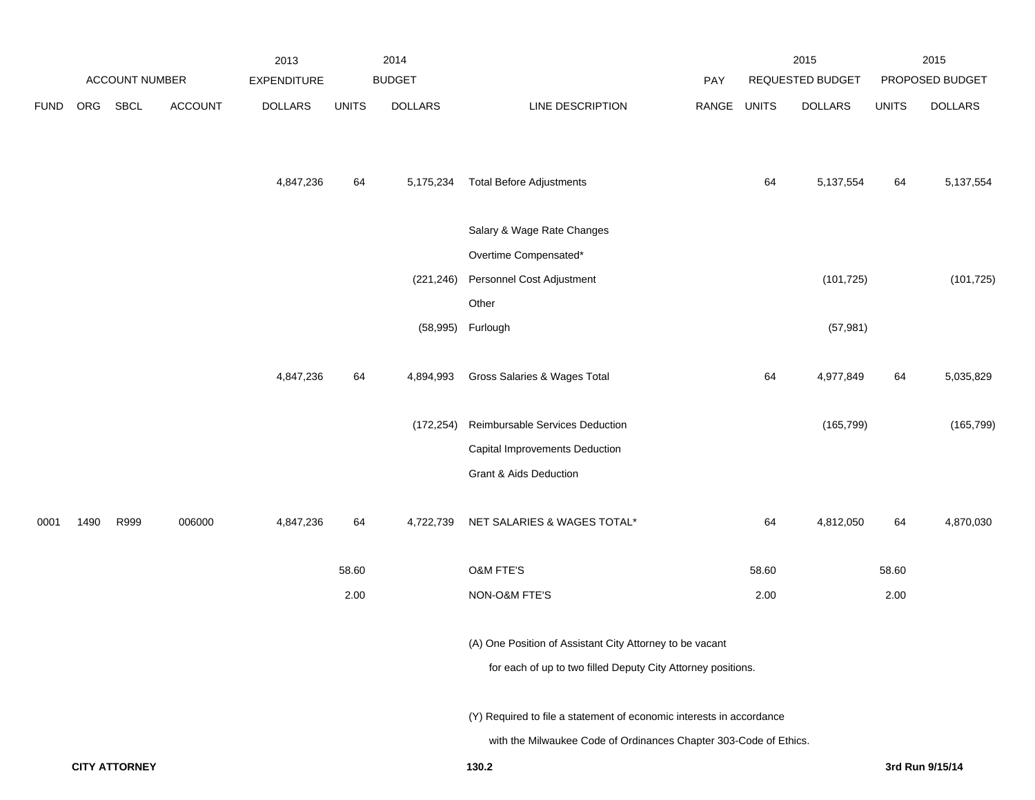| ACCOUNT NUMBER | | | | 2013 EXPENDITURE | 2014 BUDGET | | | PAY | 2015 REQUESTED BUDGET | | 2015 PROPOSED BUDGET | |
|---|---|---|---|---|---|---|---|---|---|---|---|---|
| FUND | ORG | SBCL | ACCOUNT | DOLLARS | UNITS | DOLLARS | LINE DESCRIPTION | RANGE | UNITS | DOLLARS | UNITS | DOLLARS |
| | | | | 4,847,236 | 64 | 5,175,234 | Total Before Adjustments | | 64 | 5,137,554 | 64 | 5,137,554 |
| | | | | | | | Salary & Wage Rate Changes | | | | | |
| | | | | | | | Overtime Compensated* | | | | | |
| | | | | | | (221,246) | Personnel Cost Adjustment | | | (101,725) | | (101,725) |
| | | | | | | | Other | | | | | |
| | | | | | | (58,995) | Furlough | | | (57,981) | | |
| | | | | 4,847,236 | 64 | 4,894,993 | Gross Salaries & Wages Total | | 64 | 4,977,849 | 64 | 5,035,829 |
| | | | | | | (172,254) | Reimbursable Services Deduction | | | (165,799) | | (165,799) |
| | | | | | | | Capital Improvements Deduction | | | | | |
| | | | | | | | Grant & Aids Deduction | | | | | |
| 0001 | 1490 | R999 | 006000 | 4,847,236 | 64 | 4,722,739 | NET SALARIES & WAGES TOTAL* | | 64 | 4,812,050 | 64 | 4,870,030 |
| | | | | | 58.60 | | O&M FTE'S | | 58.60 | | 58.60 | |
| | | | | | 2.00 | | NON-O&M FTE'S | | 2.00 | | 2.00 | |

(A) One Position of Assistant City Attorney to be vacant for each of up to two filled Deputy City Attorney positions.

(Y) Required to file a statement of economic interests in accordance with the Milwaukee Code of Ordinances Chapter 303-Code of Ethics.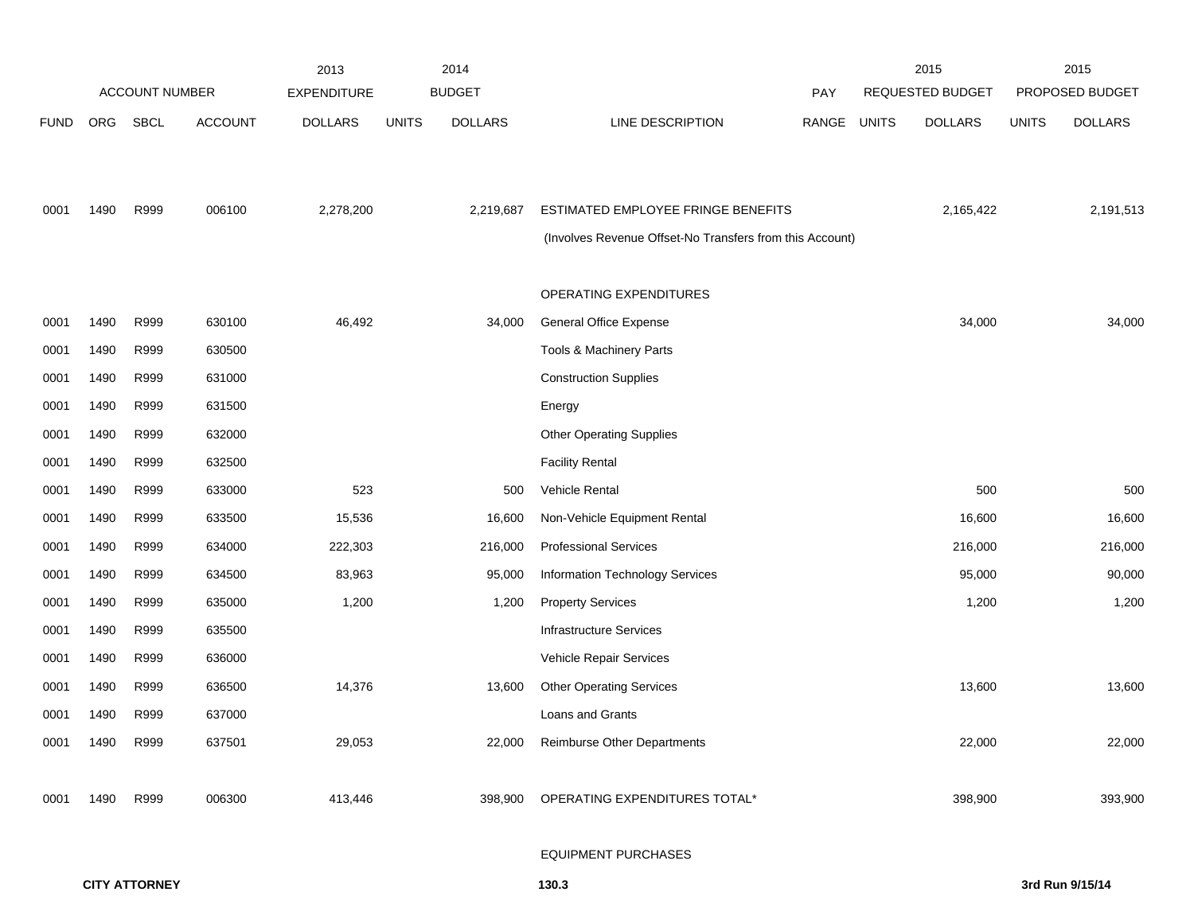| FUND | ORG | SBCL | ACCOUNT | 2013 EXPENDITURE DOLLARS | 2014 BUDGET UNITS | 2014 BUDGET DOLLARS | LINE DESCRIPTION | PAY RANGE | 2015 REQUESTED BUDGET UNITS | 2015 REQUESTED BUDGET DOLLARS | 2015 PROPOSED BUDGET UNITS | 2015 PROPOSED BUDGET DOLLARS |
|---|---|---|---|---|---|---|---|---|---|---|---|---|
| 0001 | 1490 | R999 | 006100 | 2,278,200 | | 2,219,687 | ESTIMATED EMPLOYEE FRINGE BENEFITS | | | 2,165,422 | | 2,191,513 |
| | | | | | | | (Involves Revenue Offset-No Transfers from this Account) | | | | | |
| | | | | | | | OPERATING EXPENDITURES | | | | | |
| 0001 | 1490 | R999 | 630100 | 46,492 | | 34,000 | General Office Expense | | | 34,000 | | 34,000 |
| 0001 | 1490 | R999 | 630500 | | | | Tools & Machinery Parts | | | | | |
| 0001 | 1490 | R999 | 631000 | | | | Construction Supplies | | | | | |
| 0001 | 1490 | R999 | 631500 | | | | Energy | | | | | |
| 0001 | 1490 | R999 | 632000 | | | | Other Operating Supplies | | | | | |
| 0001 | 1490 | R999 | 632500 | | | | Facility Rental | | | | | |
| 0001 | 1490 | R999 | 633000 | 523 | | 500 | Vehicle Rental | | | 500 | | 500 |
| 0001 | 1490 | R999 | 633500 | 15,536 | | 16,600 | Non-Vehicle Equipment Rental | | | 16,600 | | 16,600 |
| 0001 | 1490 | R999 | 634000 | 222,303 | | 216,000 | Professional Services | | | 216,000 | | 216,000 |
| 0001 | 1490 | R999 | 634500 | 83,963 | | 95,000 | Information Technology Services | | | 95,000 | | 90,000 |
| 0001 | 1490 | R999 | 635000 | 1,200 | | 1,200 | Property Services | | | 1,200 | | 1,200 |
| 0001 | 1490 | R999 | 635500 | | | | Infrastructure Services | | | | | |
| 0001 | 1490 | R999 | 636000 | | | | Vehicle Repair Services | | | | | |
| 0001 | 1490 | R999 | 636500 | 14,376 | | 13,600 | Other Operating Services | | | 13,600 | | 13,600 |
| 0001 | 1490 | R999 | 637000 | | | | Loans and Grants | | | | | |
| 0001 | 1490 | R999 | 637501 | 29,053 | | 22,000 | Reimburse Other Departments | | | 22,000 | | 22,000 |
| 0001 | 1490 | R999 | 006300 | 413,446 | | 398,900 | OPERATING EXPENDITURES TOTAL* | | | 398,900 | | 393,900 |
| | | | | | | | EQUIPMENT PURCHASES | | | | | |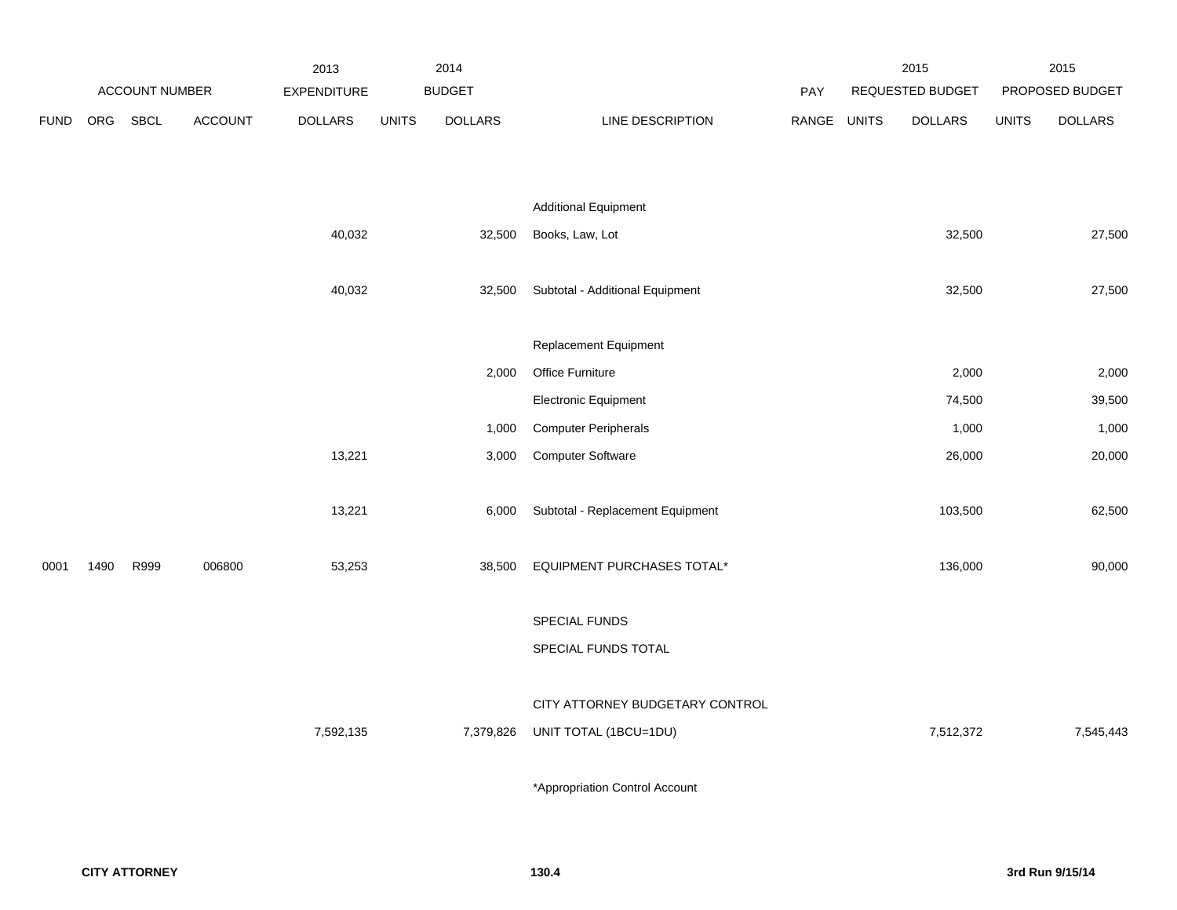| | ACCOUNT NUMBER | | | 2013 EXPENDITURE | 2014 BUDGET | | | PAY | 2015 REQUESTED BUDGET | | 2015 PROPOSED BUDGET | |
|---|---|---|---|---|---|---|---|---|---|---|---|---|
| FUND | ORG | SBCL | ACCOUNT | DOLLARS | UNITS | DOLLARS | LINE DESCRIPTION | RANGE | UNITS | DOLLARS | UNITS | DOLLARS |
| | | | | | | | Additional Equipment | | | | | |
| | | | | 40,032 | | 32,500 | Books, Law, Lot | | | 32,500 | | 27,500 |
| | | | | 40,032 | | 32,500 | Subtotal - Additional Equipment | | | 32,500 | | 27,500 |
| | | | | | | | Replacement Equipment | | | | | |
| | | | | | | 2,000 | Office Furniture | | | 2,000 | | 2,000 |
| | | | | | | | Electronic Equipment | | | 74,500 | | 39,500 |
| | | | | | | 1,000 | Computer Peripherals | | | 1,000 | | 1,000 |
| | | | | 13,221 | | 3,000 | Computer Software | | | 26,000 | | 20,000 |
| | | | | 13,221 | | 6,000 | Subtotal - Replacement Equipment | | | 103,500 | | 62,500 |
| 0001 | 1490 | R999 | 006800 | 53,253 | | 38,500 | EQUIPMENT PURCHASES TOTAL* | | | 136,000 | | 90,000 |
| | | | | | | | SPECIAL FUNDS | | | | | |
| | | | | | | | SPECIAL FUNDS TOTAL | | | | | |
| | | | | | | | CITY ATTORNEY BUDGETARY CONTROL | | | | | |
| | | | | 7,592,135 | | 7,379,826 | UNIT TOTAL (1BCU=1DU) | | | 7,512,372 | | 7,545,443 |

*Appropriation Control Account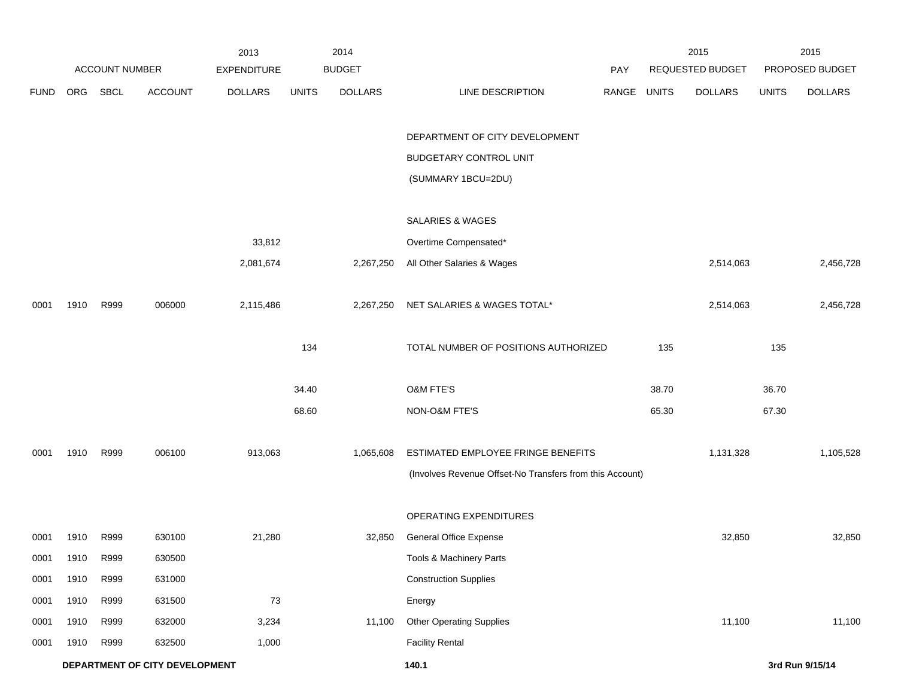| | ACCOUNT NUMBER | | | 2013 EXPENDITURE | 2014 BUDGET | | | PAY | 2015 REQUESTED BUDGET | | 2015 PROPOSED BUDGET | |
|---|---|---|---|---|---|---|---|---|---|---|---|---|
| FUND | ORG | SBCL | ACCOUNT | DOLLARS | UNITS | DOLLARS | LINE DESCRIPTION | RANGE | UNITS | DOLLARS | UNITS | DOLLARS |
| | | | | | | | DEPARTMENT OF CITY DEVELOPMENT | | | | | |
| | | | | | | | BUDGETARY CONTROL UNIT | | | | | |
| | | | | | | | (SUMMARY 1BCU=2DU) | | | | | |
| | | | | | | | SALARIES & WAGES | | | | | |
| | | | | 33,812 | | | Overtime Compensated* | | | | | |
| | | | | 2,081,674 | | 2,267,250 | All Other Salaries & Wages | | | 2,514,063 | | 2,456,728 |
| 0001 | 1910 | R999 | 006000 | 2,115,486 | | 2,267,250 | NET SALARIES & WAGES TOTAL* | | | 2,514,063 | | 2,456,728 |
| | | | | | 134 | | TOTAL NUMBER OF POSITIONS AUTHORIZED | | 135 | | 135 | |
| | | | | | 34.40 | | O&M FTE'S | | 38.70 | | 36.70 | |
| | | | | | 68.60 | | NON-O&M FTE'S | | 65.30 | | 67.30 | |
| 0001 | 1910 | R999 | 006100 | 913,063 | | 1,065,608 | ESTIMATED EMPLOYEE FRINGE BENEFITS | | | 1,131,328 | | 1,105,528 |
| | | | | | | | (Involves Revenue Offset-No Transfers from this Account) | | | | | |
| | | | | | | | OPERATING EXPENDITURES | | | | | |
| 0001 | 1910 | R999 | 630100 | 21,280 | | 32,850 | General Office Expense | | | 32,850 | | 32,850 |
| 0001 | 1910 | R999 | 630500 | | | | Tools & Machinery Parts | | | | | |
| 0001 | 1910 | R999 | 631000 | | | | Construction Supplies | | | | | |
| 0001 | 1910 | R999 | 631500 | 73 | | | Energy | | | | | |
| 0001 | 1910 | R999 | 632000 | 3,234 | | 11,100 | Other Operating Supplies | | | 11,100 | | 11,100 |
| 0001 | 1910 | R999 | 632500 | 1,000 | | | Facility Rental | | | | | |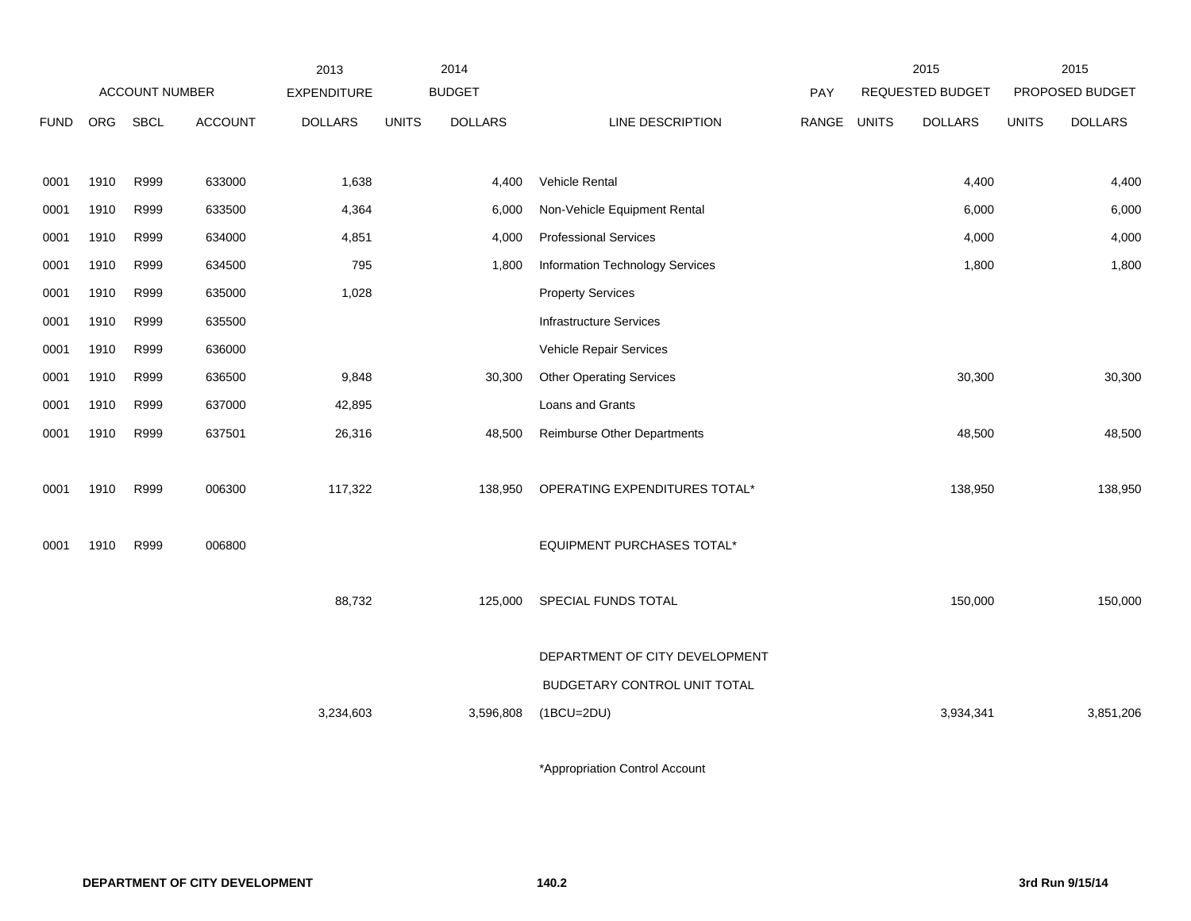| | ACCOUNT NUMBER | | | 2013 EXPENDITURE | 2014 BUDGET | | | PAY | 2015 REQUESTED BUDGET | | 2015 PROPOSED BUDGET | |
|---|---|---|---|---|---|---|---|---|---|---|---|---|
| FUND | ORG | SBCL | ACCOUNT | DOLLARS | UNITS | DOLLARS | LINE DESCRIPTION | RANGE | UNITS | DOLLARS | UNITS | DOLLARS |
| 0001 | 1910 | R999 | 633000 | 1,638 | | 4,400 | Vehicle Rental | | | 4,400 | | 4,400 |
| 0001 | 1910 | R999 | 633500 | 4,364 | | 6,000 | Non-Vehicle Equipment Rental | | | 6,000 | | 6,000 |
| 0001 | 1910 | R999 | 634000 | 4,851 | | 4,000 | Professional Services | | | 4,000 | | 4,000 |
| 0001 | 1910 | R999 | 634500 | 795 | | 1,800 | Information Technology Services | | | 1,800 | | 1,800 |
| 0001 | 1910 | R999 | 635000 | 1,028 | | | Property Services | | | | | |
| 0001 | 1910 | R999 | 635500 | | | | Infrastructure Services | | | | | |
| 0001 | 1910 | R999 | 636000 | | | | Vehicle Repair Services | | | | | |
| 0001 | 1910 | R999 | 636500 | 9,848 | | 30,300 | Other Operating Services | | | 30,300 | | 30,300 |
| 0001 | 1910 | R999 | 637000 | 42,895 | | | Loans and Grants | | | | | |
| 0001 | 1910 | R999 | 637501 | 26,316 | | 48,500 | Reimburse Other Departments | | | 48,500 | | 48,500 |
| 0001 | 1910 | R999 | 006300 | 117,322 | | 138,950 | OPERATING EXPENDITURES TOTAL* | | | 138,950 | | 138,950 |
| 0001 | 1910 | R999 | 006800 | | | | EQUIPMENT PURCHASES TOTAL* | | | | | |
| | | | | 88,732 | | 125,000 | SPECIAL FUNDS TOTAL | | | 150,000 | | 150,000 |
| | | | | 3,234,603 | | 3,596,808 | DEPARTMENT OF CITY DEVELOPMENT BUDGETARY CONTROL UNIT TOTAL (1BCU=2DU) | | | 3,934,341 | | 3,851,206 |

*Appropriation Control Account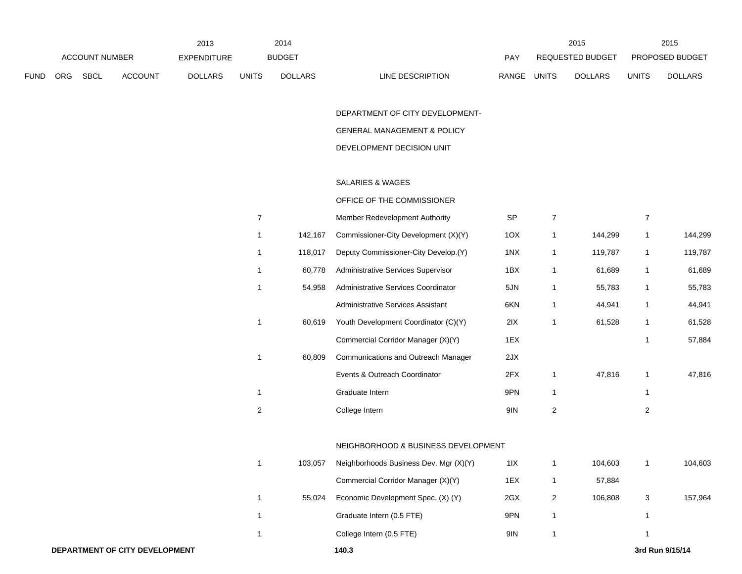| ACCOUNT NUMBER | | | | 2013 EXPENDITURE | 2014 BUDGET | | | PAY | 2015 REQUESTED BUDGET | | 2015 PROPOSED BUDGET | |
|---|---|---|---|---|---|---|---|---|---|---|---|---|
| FUND | ORG | SBCL | ACCOUNT | DOLLARS | UNITS | DOLLARS | LINE DESCRIPTION | RANGE | UNITS | DOLLARS | UNITS | DOLLARS |
| | | | | | | | DEPARTMENT OF CITY DEVELOPMENT-GENERAL MANAGEMENT & POLICY DEVELOPMENT DECISION UNIT | | | | | |
| | | | | | | | SALARIES & WAGES | | | | | |
| | | | | | | | OFFICE OF THE COMMISSIONER | | | | | |
| | | | | | 7 | | Member Redevelopment Authority | SP | 7 | | 7 | |
| | | | | | 1 | 142,167 | Commissioner-City Development (X)(Y) | 1OX | 1 | 144,299 | 1 | 144,299 |
| | | | | | 1 | 118,017 | Deputy Commissioner-City Develop.(Y) | 1NX | 1 | 119,787 | 1 | 119,787 |
| | | | | | 1 | 60,778 | Administrative Services Supervisor | 1BX | 1 | 61,689 | 1 | 61,689 |
| | | | | | 1 | 54,958 | Administrative Services Coordinator | 5JN | 1 | 55,783 | 1 | 55,783 |
| | | | | | | | Administrative Services Assistant | 6KN | 1 | 44,941 | 1 | 44,941 |
| | | | | | 1 | 60,619 | Youth Development Coordinator (C)(Y) | 2IX | 1 | 61,528 | 1 | 61,528 |
| | | | | | | | Commercial Corridor Manager (X)(Y) | 1EX | | | 1 | 57,884 |
| | | | | | 1 | 60,809 | Communications and Outreach Manager | 2JX | | | | |
| | | | | | | | Events & Outreach Coordinator | 2FX | 1 | 47,816 | 1 | 47,816 |
| | | | | | 1 | | Graduate Intern | 9PN | 1 | | 1 | |
| | | | | | 2 | | College Intern | 9IN | 2 | | 2 | |
| | | | | | | | NEIGHBORHOOD & BUSINESS DEVELOPMENT | | | | | |
| | | | | | 1 | 103,057 | Neighborhoods Business Dev. Mgr (X)(Y) | 1IX | 1 | 104,603 | 1 | 104,603 |
| | | | | | | | Commercial Corridor Manager (X)(Y) | 1EX | 1 | 57,884 | | |
| | | | | | 1 | 55,024 | Economic Development Spec. (X) (Y) | 2GX | 2 | 106,808 | 3 | 157,964 |
| | | | | | 1 | | Graduate Intern (0.5 FTE) | 9PN | 1 | | 1 | |
| | | | | | 1 | | College Intern (0.5 FTE) | 9IN | 1 | | 1 | |

**DEPARTMENT OF CITY DEVELOPMENT** **140.3** **3rd Run 9/15/14**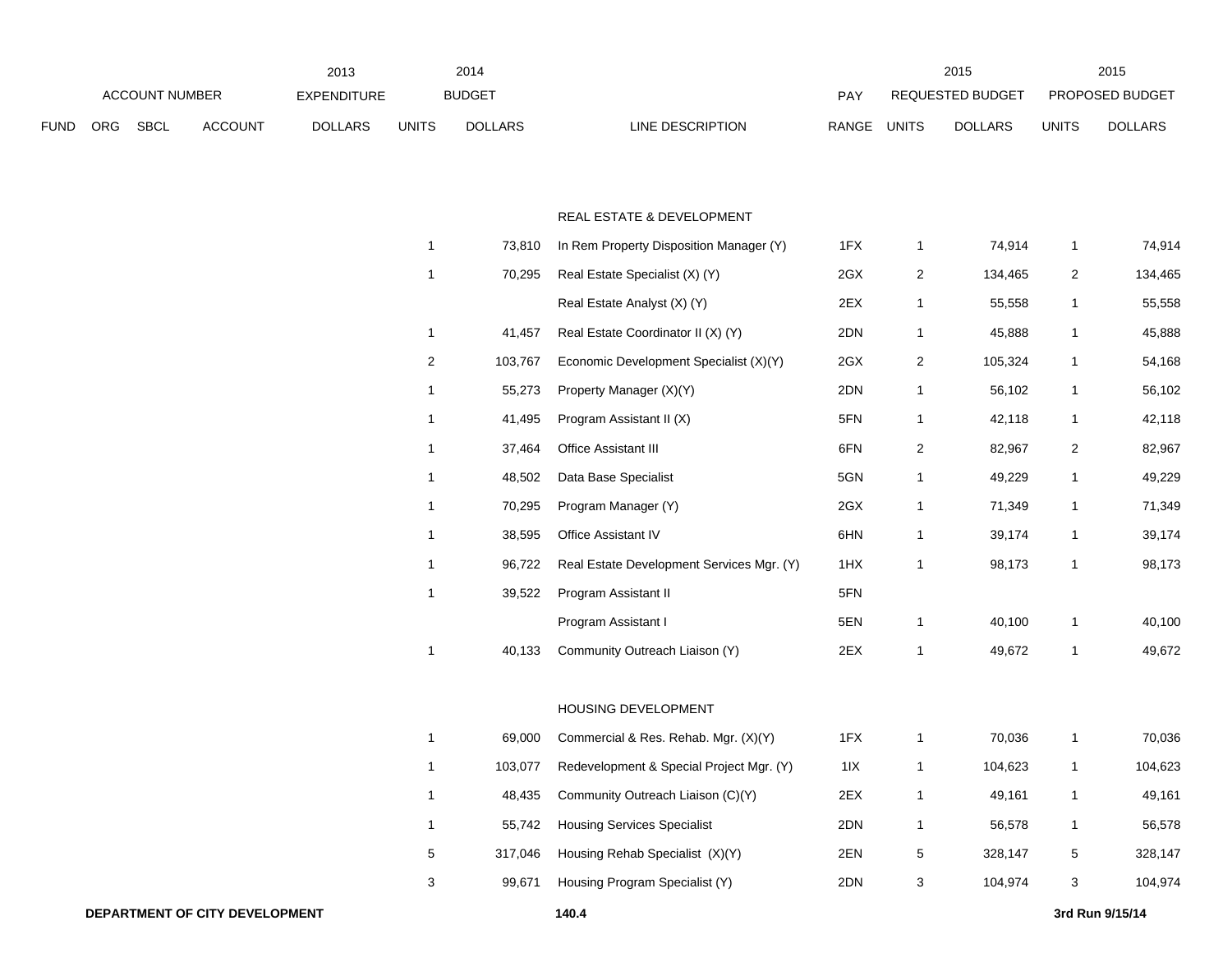| | ACCOUNT NUMBER | | | 2013 EXPENDITURE | 2014 BUDGET | | | PAY | 2015 REQUESTED BUDGET | | 2015 PROPOSED BUDGET | |
|---|---|---|---|---|---|---|---|---|---|---|---|---|
| FUND | ORG | SBCL | ACCOUNT | DOLLARS | UNITS | DOLLARS | LINE DESCRIPTION | RANGE | UNITS | DOLLARS | UNITS | DOLLARS |
| | | | | | | | REAL ESTATE & DEVELOPMENT | | | | | |
| | | | | | 1 | 73,810 | In Rem Property Disposition Manager (Y) | 1FX | 1 | 74,914 | 1 | 74,914 |
| | | | | | 1 | 70,295 | Real Estate Specialist (X) (Y) | 2GX | 2 | 134,465 | 2 | 134,465 |
| | | | | | | | Real Estate Analyst (X) (Y) | 2EX | 1 | 55,558 | 1 | 55,558 |
| | | | | | 1 | 41,457 | Real Estate Coordinator II (X) (Y) | 2DN | 1 | 45,888 | 1 | 45,888 |
| | | | | | 2 | 103,767 | Economic Development Specialist (X)(Y) | 2GX | 2 | 105,324 | 1 | 54,168 |
| | | | | | 1 | 55,273 | Property Manager (X)(Y) | 2DN | 1 | 56,102 | 1 | 56,102 |
| | | | | | 1 | 41,495 | Program Assistant II (X) | 5FN | 1 | 42,118 | 1 | 42,118 |
| | | | | | 1 | 37,464 | Office Assistant III | 6FN | 2 | 82,967 | 2 | 82,967 |
| | | | | | 1 | 48,502 | Data Base Specialist | 5GN | 1 | 49,229 | 1 | 49,229 |
| | | | | | 1 | 70,295 | Program Manager (Y) | 2GX | 1 | 71,349 | 1 | 71,349 |
| | | | | | 1 | 38,595 | Office Assistant IV | 6HN | 1 | 39,174 | 1 | 39,174 |
| | | | | | 1 | 96,722 | Real Estate Development Services Mgr. (Y) | 1HX | 1 | 98,173 | 1 | 98,173 |
| | | | | | 1 | 39,522 | Program Assistant II | 5FN | | | | |
| | | | | | | | Program Assistant I | 5EN | 1 | 40,100 | 1 | 40,100 |
| | | | | | 1 | 40,133 | Community Outreach Liaison (Y) | 2EX | 1 | 49,672 | 1 | 49,672 |
| | | | | | | | HOUSING DEVELOPMENT | | | | | |
| | | | | | 1 | 69,000 | Commercial & Res. Rehab. Mgr. (X)(Y) | 1FX | 1 | 70,036 | 1 | 70,036 |
| | | | | | 1 | 103,077 | Redevelopment & Special Project Mgr. (Y) | 1IX | 1 | 104,623 | 1 | 104,623 |
| | | | | | 1 | 48,435 | Community Outreach Liaison (C)(Y) | 2EX | 1 | 49,161 | 1 | 49,161 |
| | | | | | 1 | 55,742 | Housing Services Specialist | 2DN | 1 | 56,578 | 1 | 56,578 |
| | | | | | 5 | 317,046 | Housing Rehab Specialist (X)(Y) | 2EN | 5 | 328,147 | 5 | 328,147 |
| | | | | | 3 | 99,671 | Housing Program Specialist (Y) | 2DN | 3 | 104,974 | 3 | 104,974 |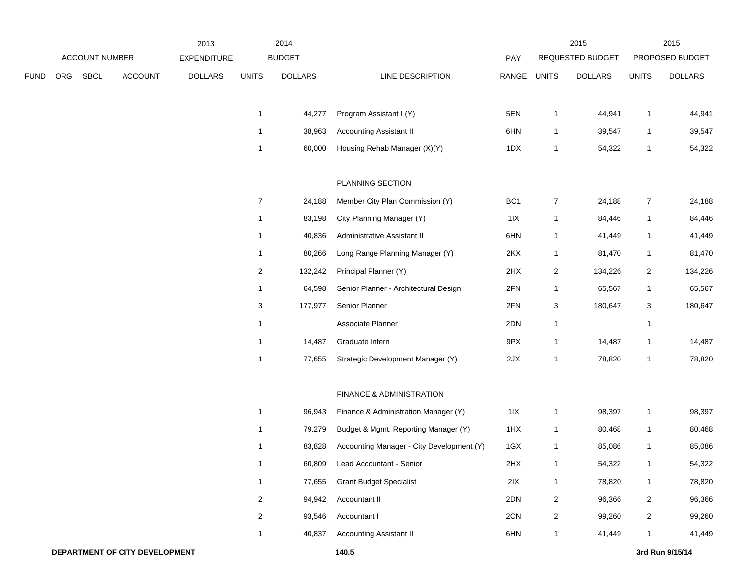| | ACCOUNT NUMBER | | | 2013 EXPENDITURE | 2014 BUDGET | | | | 2015 REQUESTED BUDGET | | 2015 PROPOSED BUDGET | |
|---|---|---|---|---|---|---|---|---|---|---|---|---|
| FUND | ORG | SBCL | ACCOUNT | DOLLARS | UNITS | DOLLARS | LINE DESCRIPTION | PAY RANGE | UNITS | DOLLARS | UNITS | DOLLARS |
| | | | | | 1 | 44,277 | Program Assistant I (Y) | 5EN | 1 | 44,941 | 1 | 44,941 |
| | | | | | 1 | 38,963 | Accounting Assistant II | 6HN | 1 | 39,547 | 1 | 39,547 |
| | | | | | 1 | 60,000 | Housing Rehab Manager (X)(Y) | 1DX | 1 | 54,322 | 1 | 54,322 |
| | | | | | | | PLANNING SECTION | | | | | |
| | | | | | 7 | 24,188 | Member City Plan Commission (Y) | BC1 | 7 | 24,188 | 7 | 24,188 |
| | | | | | 1 | 83,198 | City Planning Manager (Y) | 1IX | 1 | 84,446 | 1 | 84,446 |
| | | | | | 1 | 40,836 | Administrative Assistant II | 6HN | 1 | 41,449 | 1 | 41,449 |
| | | | | | 1 | 80,266 | Long Range Planning Manager (Y) | 2KX | 1 | 81,470 | 1 | 81,470 |
| | | | | | 2 | 132,242 | Principal Planner (Y) | 2HX | 2 | 134,226 | 2 | 134,226 |
| | | | | | 1 | 64,598 | Senior Planner - Architectural Design | 2FN | 1 | 65,567 | 1 | 65,567 |
| | | | | | 3 | 177,977 | Senior Planner | 2FN | 3 | 180,647 | 3 | 180,647 |
| | | | | | 1 | | Associate Planner | 2DN | 1 | | 1 | |
| | | | | | 1 | 14,487 | Graduate Intern | 9PX | 1 | 14,487 | 1 | 14,487 |
| | | | | | 1 | 77,655 | Strategic Development Manager (Y) | 2JX | 1 | 78,820 | 1 | 78,820 |
| | | | | | | | FINANCE & ADMINISTRATION | | | | | |
| | | | | | 1 | 96,943 | Finance & Administration Manager (Y) | 1IX | 1 | 98,397 | 1 | 98,397 |
| | | | | | 1 | 79,279 | Budget & Mgmt. Reporting Manager (Y) | 1HX | 1 | 80,468 | 1 | 80,468 |
| | | | | | 1 | 83,828 | Accounting Manager - City Development (Y) | 1GX | 1 | 85,086 | 1 | 85,086 |
| | | | | | 1 | 60,809 | Lead Accountant - Senior | 2HX | 1 | 54,322 | 1 | 54,322 |
| | | | | | 1 | 77,655 | Grant Budget Specialist | 2IX | 1 | 78,820 | 1 | 78,820 |
| | | | | | 2 | 94,942 | Accountant II | 2DN | 2 | 96,366 | 2 | 96,366 |
| | | | | | 2 | 93,546 | Accountant I | 2CN | 2 | 99,260 | 2 | 99,260 |
| | | | | | 1 | 40,837 | Accounting Assistant II | 6HN | 1 | 41,449 | 1 | 41,449 |

**DEPARTMENT OF CITY DEVELOPMENT** **140.5** **3rd Run 9/15/14**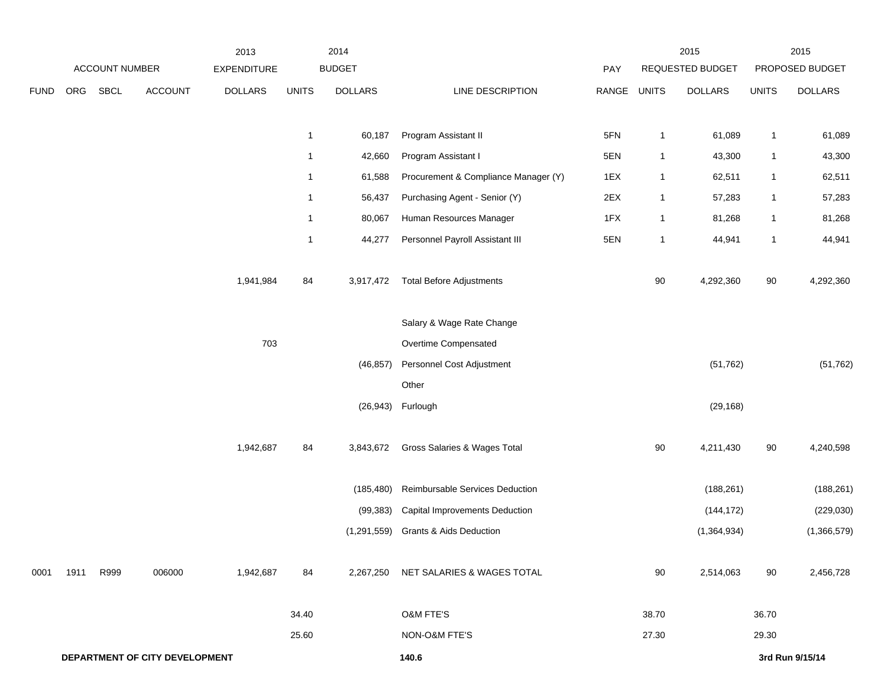| FUND | ORG | SBCL | ACCOUNT | 2013 EXPENDITURE DOLLARS | 2014 BUDGET UNITS | 2014 BUDGET DOLLARS | LINE DESCRIPTION | PAY RANGE | 2015 REQUESTED BUDGET UNITS | 2015 REQUESTED BUDGET DOLLARS | 2015 PROPOSED BUDGET UNITS | 2015 PROPOSED BUDGET DOLLARS |
|---|---|---|---|---|---|---|---|---|---|---|---|---|
| | | | | | 1 | 60,187 | Program Assistant II | 5FN | 1 | 61,089 | 1 | 61,089 |
| | | | | | 1 | 42,660 | Program Assistant I | 5EN | 1 | 43,300 | 1 | 43,300 |
| | | | | | 1 | 61,588 | Procurement & Compliance Manager (Y) | 1EX | 1 | 62,511 | 1 | 62,511 |
| | | | | | 1 | 56,437 | Purchasing Agent - Senior (Y) | 2EX | 1 | 57,283 | 1 | 57,283 |
| | | | | | 1 | 80,067 | Human Resources Manager | 1FX | 1 | 81,268 | 1 | 81,268 |
| | | | | | 1 | 44,277 | Personnel Payroll Assistant III | 5EN | 1 | 44,941 | 1 | 44,941 |
| | | | | 1,941,984 | 84 | 3,917,472 | Total Before Adjustments | | 90 | 4,292,360 | 90 | 4,292,360 |
| | | | | | | | Salary & Wage Rate Change | | | | | |
| | | | | 703 | | | Overtime Compensated | | | | | |
| | | | | | | (46,857) | Personnel Cost Adjustment | | | (51,762) | | (51,762) |
| | | | | | | | Other | | | | | |
| | | | | | | (26,943) | Furlough | | | (29,168) | | |
| | | | | 1,942,687 | 84 | 3,843,672 | Gross Salaries & Wages Total | | 90 | 4,211,430 | 90 | 4,240,598 |
| | | | | | | (185,480) | Reimbursable Services Deduction | | | (188,261) | | (188,261) |
| | | | | | | (99,383) | Capital Improvements Deduction | | | (144,172) | | (229,030) |
| | | | | | | (1,291,559) | Grants & Aids Deduction | | | (1,364,934) | | (1,366,579) |
| 0001 | 1911 | R999 | 006000 | 1,942,687 | 84 | 2,267,250 | NET SALARIES & WAGES TOTAL | | 90 | 2,514,063 | 90 | 2,456,728 |
| | | | | | 34.40 | | O&M FTE'S | | 38.70 | | 36.70 | |
| | | | | | 25.60 | | NON-O&M FTE'S | | 27.30 | | 29.30 | |

**DEPARTMENT OF CITY DEVELOPMENT** **140.6** **3rd Run 9/15/14**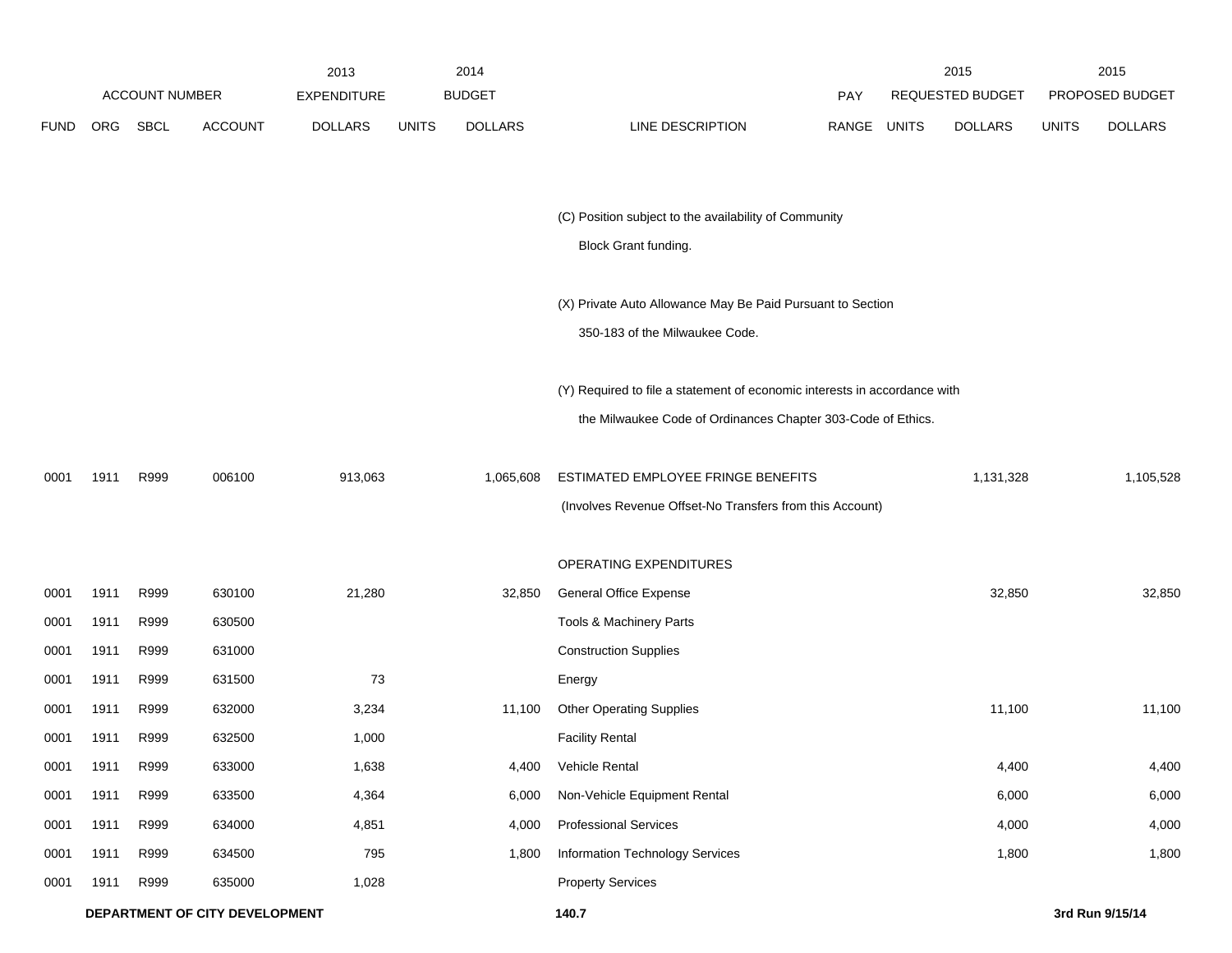| FUND | ORG | SBCL | ACCOUNT | 2013 EXPENDITURE DOLLARS | 2014 BUDGET UNITS | 2014 BUDGET DOLLARS | LINE DESCRIPTION | PAY RANGE | 2015 REQUESTED BUDGET UNITS | 2015 REQUESTED BUDGET DOLLARS | 2015 PROPOSED BUDGET UNITS | 2015 PROPOSED BUDGET DOLLARS |
|---|---|---|---|---|---|---|---|---|---|---|---|---|
| | | | | | | | (C) Position subject to the availability of Community Block Grant funding. | | | | | |
| | | | | | | | (X) Private Auto Allowance May Be Paid Pursuant to Section 350-183 of the Milwaukee Code. | | | | | |
| | | | | | | | (Y) Required to file a statement of economic interests in accordance with the Milwaukee Code of Ordinances Chapter 303-Code of Ethics. | | | | | |
| 0001 | 1911 | R999 | 006100 | 913,063 | | 1,065,608 | ESTIMATED EMPLOYEE FRINGE BENEFITS (Involves Revenue Offset-No Transfers from this Account) | | | 1,131,328 | | 1,105,528 |
| | | | | | | | OPERATING EXPENDITURES | | | | | |
| 0001 | 1911 | R999 | 630100 | 21,280 | | 32,850 | General Office Expense | | | 32,850 | | 32,850 |
| 0001 | 1911 | R999 | 630500 | | | | Tools & Machinery Parts | | | | | |
| 0001 | 1911 | R999 | 631000 | | | | Construction Supplies | | | | | |
| 0001 | 1911 | R999 | 631500 | 73 | | | Energy | | | | | |
| 0001 | 1911 | R999 | 632000 | 3,234 | | 11,100 | Other Operating Supplies | | | 11,100 | | 11,100 |
| 0001 | 1911 | R999 | 632500 | 1,000 | | | Facility Rental | | | | | |
| 0001 | 1911 | R999 | 633000 | 1,638 | | 4,400 | Vehicle Rental | | | 4,400 | | 4,400 |
| 0001 | 1911 | R999 | 633500 | 4,364 | | 6,000 | Non-Vehicle Equipment Rental | | | 6,000 | | 6,000 |
| 0001 | 1911 | R999 | 634000 | 4,851 | | 4,000 | Professional Services | | | 4,000 | | 4,000 |
| 0001 | 1911 | R999 | 634500 | 795 | | 1,800 | Information Technology Services | | | 1,800 | | 1,800 |
| 0001 | 1911 | R999 | 635000 | 1,028 | | | Property Services | | | | | |

**DEPARTMENT OF CITY DEVELOPMENT** **140.7** **3rd Run 9/15/14**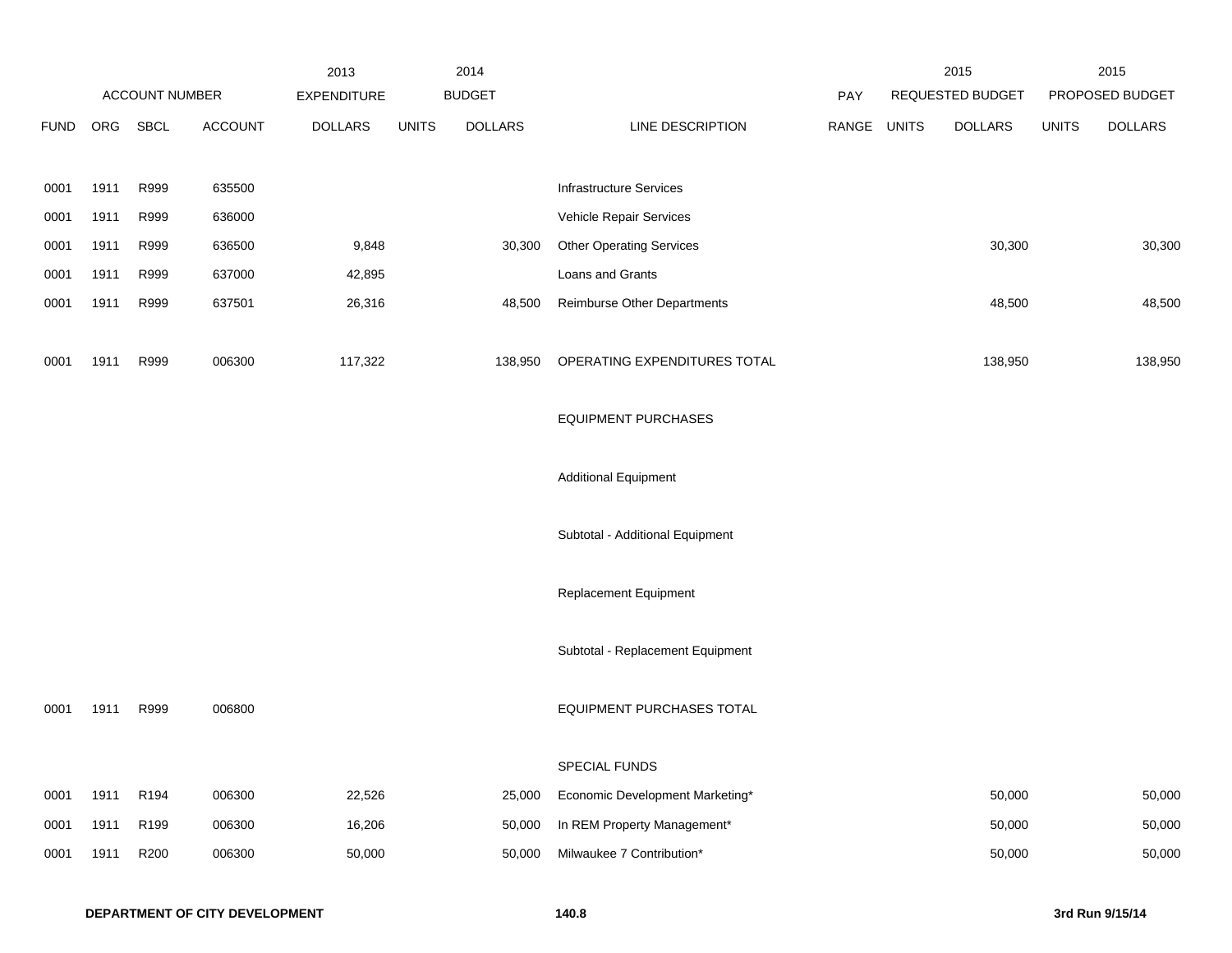| | ACCOUNT NUMBER | | | 2013 EXPENDITURE | 2014 BUDGET | | | PAY | 2015 REQUESTED BUDGET | | 2015 PROPOSED BUDGET | |
|---|---|---|---|---|---|---|---|---|---|---|---|---|
| FUND | ORG | SBCL | ACCOUNT | DOLLARS | UNITS | DOLLARS | LINE DESCRIPTION | RANGE | UNITS | DOLLARS | UNITS | DOLLARS |
| 0001 | 1911 | R999 | 635500 | | | | Infrastructure Services | | | | | |
| 0001 | 1911 | R999 | 636000 | | | | Vehicle Repair Services | | | | | |
| 0001 | 1911 | R999 | 636500 | 9,848 | | 30,300 | Other Operating Services | | | 30,300 | | 30,300 |
| 0001 | 1911 | R999 | 637000 | 42,895 | | | Loans and Grants | | | | | |
| 0001 | 1911 | R999 | 637501 | 26,316 | | 48,500 | Reimburse Other Departments | | | 48,500 | | 48,500 |
| 0001 | 1911 | R999 | 006300 | 117,322 | | 138,950 | OPERATING EXPENDITURES TOTAL | | | 138,950 | | 138,950 |
| | | | | | | | EQUIPMENT PURCHASES | | | | | |
| | | | | | | | Additional Equipment | | | | | |
| | | | | | | | Subtotal - Additional Equipment | | | | | |
| | | | | | | | Replacement Equipment | | | | | |
| | | | | | | | Subtotal - Replacement Equipment | | | | | |
| 0001 | 1911 | R999 | 006800 | | | | EQUIPMENT PURCHASES TOTAL | | | | | |
| | | | | | | | SPECIAL FUNDS | | | | | |
| 0001 | 1911 | R194 | 006300 | 22,526 | | 25,000 | Economic Development Marketing* | | | 50,000 | | 50,000 |
| 0001 | 1911 | R199 | 006300 | 16,206 | | 50,000 | In REM Property Management* | | | 50,000 | | 50,000 |
| 0001 | 1911 | R200 | 006300 | 50,000 | | 50,000 | Milwaukee 7 Contribution* | | | 50,000 | | 50,000 |

**DEPARTMENT OF CITY DEVELOPMENT** **140.8** **3rd Run 9/15/14**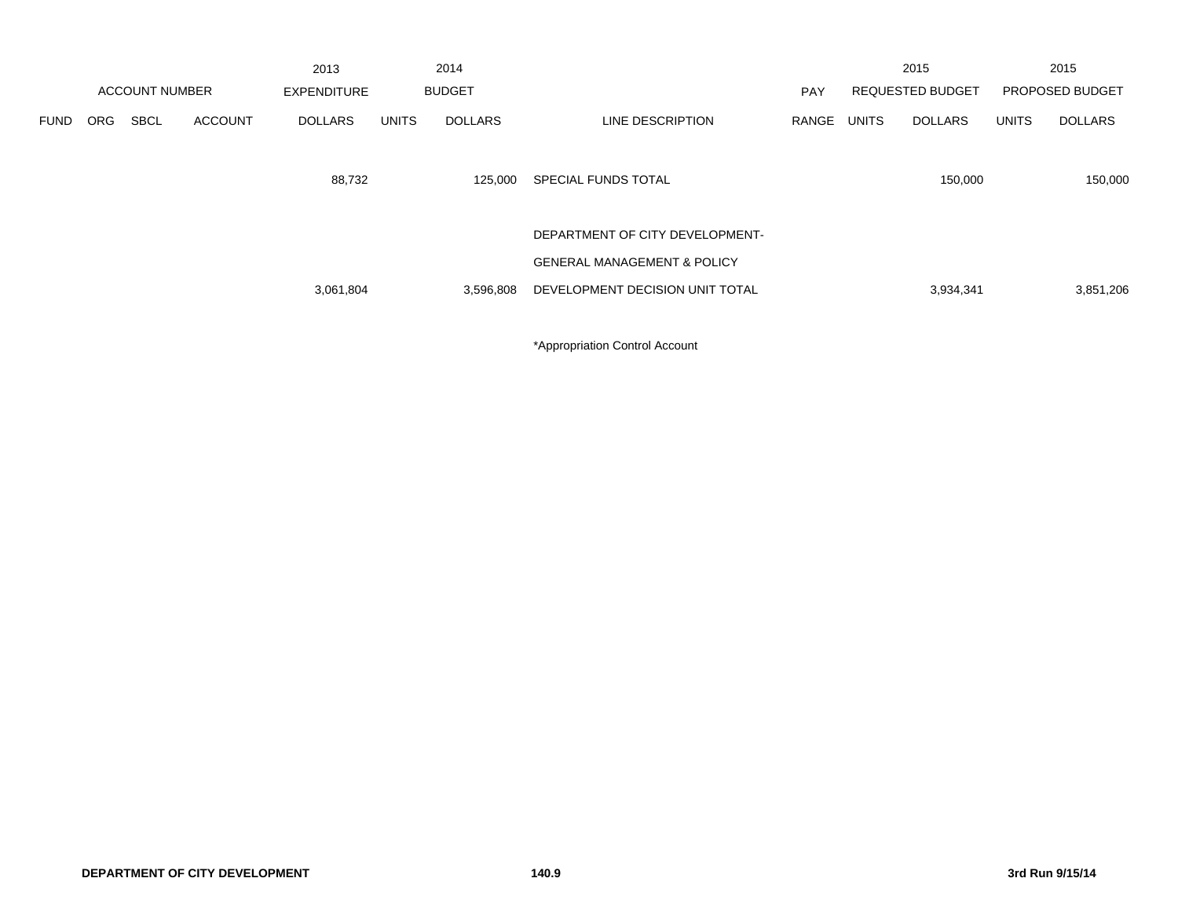| ACCOUNT NUMBER | | | | 2013 EXPENDITURE | 2014 BUDGET | | | PAY | 2015 REQUESTED BUDGET | | 2015 PROPOSED BUDGET | |
|---|---|---|---|---|---|---|---|---|---|---|---|---|
| FUND | ORG | SBCL | ACCOUNT | DOLLARS | UNITS | DOLLARS | LINE DESCRIPTION | RANGE | UNITS | DOLLARS | UNITS | DOLLARS |
| | | | | 88,732 | | 125,000 | SPECIAL FUNDS TOTAL | | | 150,000 | | 150,000 |
| | | | | 3,061,804 | | 3,596,808 | DEPARTMENT OF CITY DEVELOPMENT- GENERAL MANAGEMENT & POLICY DEVELOPMENT DECISION UNIT TOTAL | | | 3,934,341 | | 3,851,206 |

*Appropriation Control Account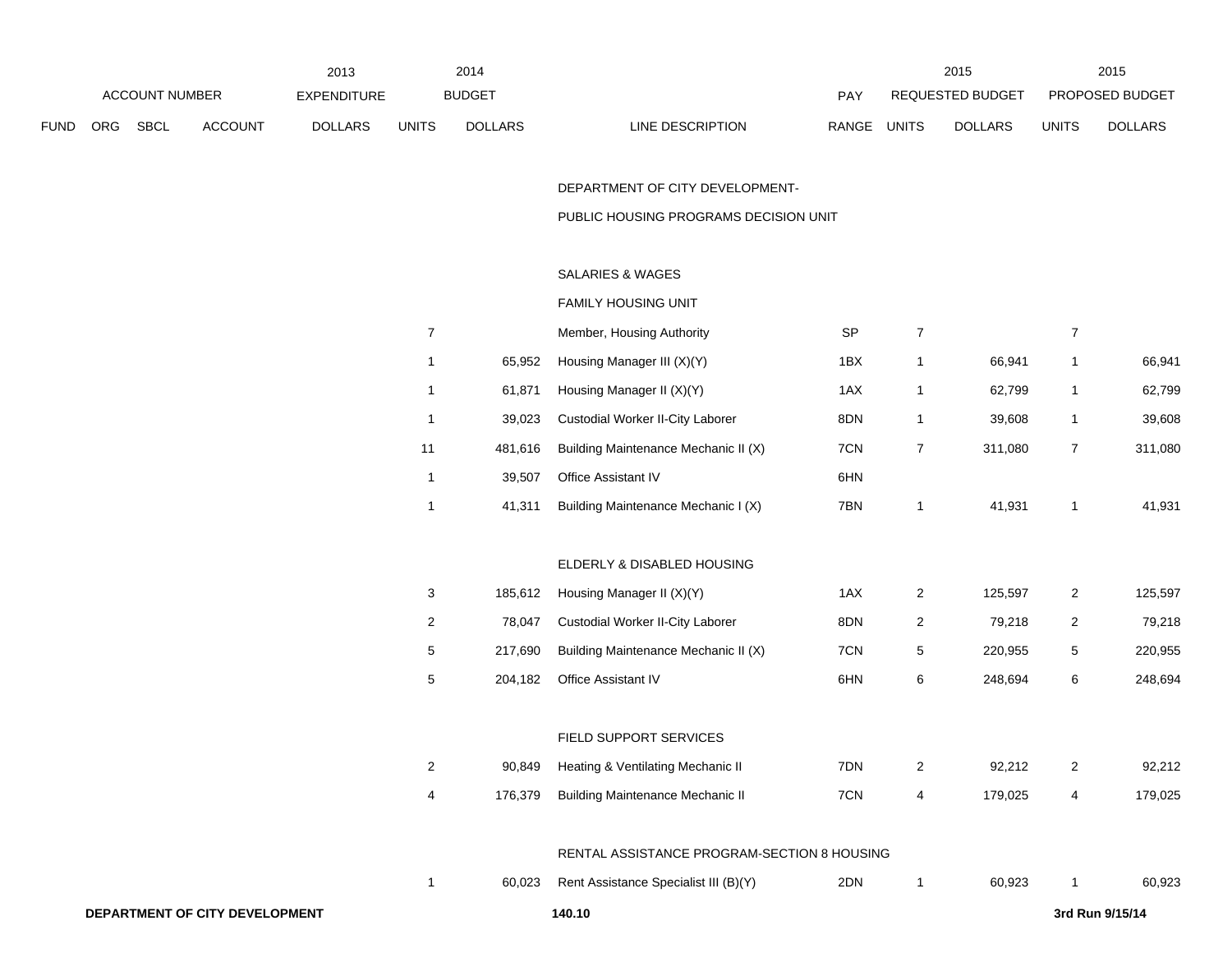| | | | | 2013 | 2014 | | | | 2015 | | 2015 | |
|---|---|---|---|---|---|---|---|---|---|---|---|---|
| ACCOUNT NUMBER | | | | EXPENDITURE | BUDGET | | | PAY | REQUESTED BUDGET | | PROPOSED BUDGET | |
| FUND | ORG | SBCL | ACCOUNT | DOLLARS | UNITS | DOLLARS | LINE DESCRIPTION | RANGE | UNITS | DOLLARS | UNITS | DOLLARS |
| | | | | | | | DEPARTMENT OF CITY DEVELOPMENT- | | | | | |
| | | | | | | | PUBLIC HOUSING PROGRAMS DECISION UNIT | | | | | |
| | | | | | | | SALARIES & WAGES | | | | | |
| | | | | | | | FAMILY HOUSING UNIT | | | | | |
| | | | | | 7 | | Member, Housing Authority | SP | 7 | | 7 | |
| | | | | | 1 | 65,952 | Housing Manager III (X)(Y) | 1BX | 1 | 66,941 | 1 | 66,941 |
| | | | | | 1 | 61,871 | Housing Manager II (X)(Y) | 1AX | 1 | 62,799 | 1 | 62,799 |
| | | | | | 1 | 39,023 | Custodial Worker II-City Laborer | 8DN | 1 | 39,608 | 1 | 39,608 |
| | | | | | 11 | 481,616 | Building Maintenance Mechanic II (X) | 7CN | 7 | 311,080 | 7 | 311,080 |
| | | | | | 1 | 39,507 | Office Assistant IV | 6HN | | | | |
| | | | | | 1 | 41,311 | Building Maintenance Mechanic I (X) | 7BN | 1 | 41,931 | 1 | 41,931 |
| | | | | | | | ELDERLY & DISABLED HOUSING | | | | | |
| | | | | | 3 | 185,612 | Housing Manager II (X)(Y) | 1AX | 2 | 125,597 | 2 | 125,597 |
| | | | | | 2 | 78,047 | Custodial Worker II-City Laborer | 8DN | 2 | 79,218 | 2 | 79,218 |
| | | | | | 5 | 217,690 | Building Maintenance Mechanic II (X) | 7CN | 5 | 220,955 | 5 | 220,955 |
| | | | | | 5 | 204,182 | Office Assistant IV | 6HN | 6 | 248,694 | 6 | 248,694 |
| | | | | | | | FIELD SUPPORT SERVICES | | | | | |
| | | | | | 2 | 90,849 | Heating & Ventilating Mechanic II | 7DN | 2 | 92,212 | 2 | 92,212 |
| | | | | | 4 | 176,379 | Building Maintenance Mechanic II | 7CN | 4 | 179,025 | 4 | 179,025 |
| | | | | | | | RENTAL ASSISTANCE PROGRAM-SECTION 8 HOUSING | | | | | |
| | | | | | 1 | 60,023 | Rent Assistance Specialist III (B)(Y) | 2DN | 1 | 60,923 | 1 | 60,923 |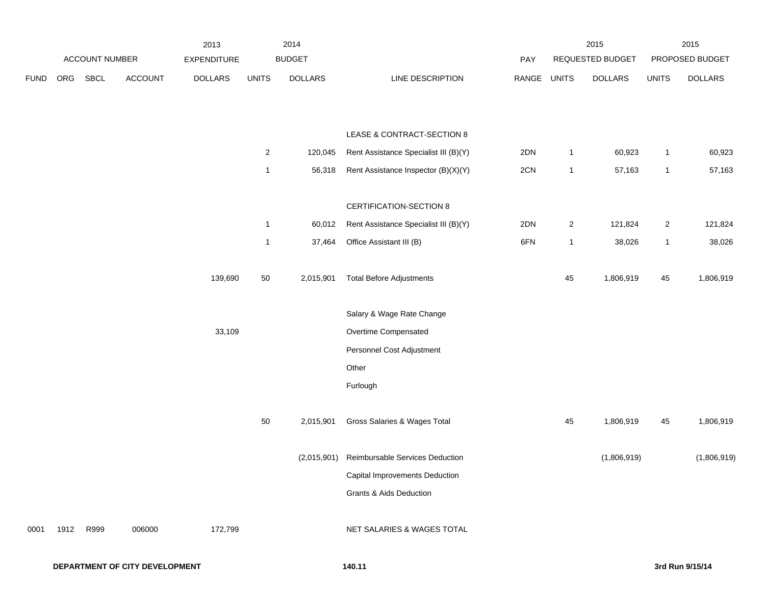| ACCOUNT NUMBER | | | | 2013 EXPENDITURE | 2014 BUDGET | | | PAY | 2015 REQUESTED BUDGET | | 2015 PROPOSED BUDGET | |
|---|---|---|---|---|---|---|---|---|---|---|---|---|
| FUND | ORG | SBCL | ACCOUNT | DOLLARS | UNITS | DOLLARS | LINE DESCRIPTION | RANGE | UNITS | DOLLARS | UNITS | DOLLARS |
| | | | | | | | LEASE & CONTRACT-SECTION 8 | | | | | |
| | | | | | 2 | 120,045 | Rent Assistance Specialist III (B)(Y) | 2DN | 1 | 60,923 | 1 | 60,923 |
| | | | | | 1 | 56,318 | Rent Assistance Inspector (B)(X)(Y) | 2CN | 1 | 57,163 | 1 | 57,163 |
| | | | | | | | CERTIFICATION-SECTION 8 | | | | | |
| | | | | | 1 | 60,012 | Rent Assistance Specialist III (B)(Y) | 2DN | 2 | 121,824 | 2 | 121,824 |
| | | | | | 1 | 37,464 | Office Assistant III (B) | 6FN | 1 | 38,026 | 1 | 38,026 |
| | | | | 139,690 | 50 | 2,015,901 | Total Before Adjustments | | 45 | 1,806,919 | 45 | 1,806,919 |
| | | | | | | | Salary & Wage Rate Change | | | | | |
| | | | | 33,109 | | | Overtime Compensated | | | | | |
| | | | | | | | Personnel Cost Adjustment | | | | | |
| | | | | | | | Other | | | | | |
| | | | | | | | Furlough | | | | | |
| | | | | | 50 | 2,015,901 | Gross Salaries & Wages Total | | 45 | 1,806,919 | 45 | 1,806,919 |
| | | | | | | (2,015,901) | Reimbursable Services Deduction | | | (1,806,919) | | (1,806,919) |
| | | | | | | | Capital Improvements Deduction | | | | | |
| | | | | | | | Grants & Aids Deduction | | | | | |
| 0001 | 1912 | R999 | 006000 | 172,799 | | | NET SALARIES & WAGES TOTAL | | | | | |

**DEPARTMENT OF CITY DEVELOPMENT** **140.11** **3rd Run 9/15/14**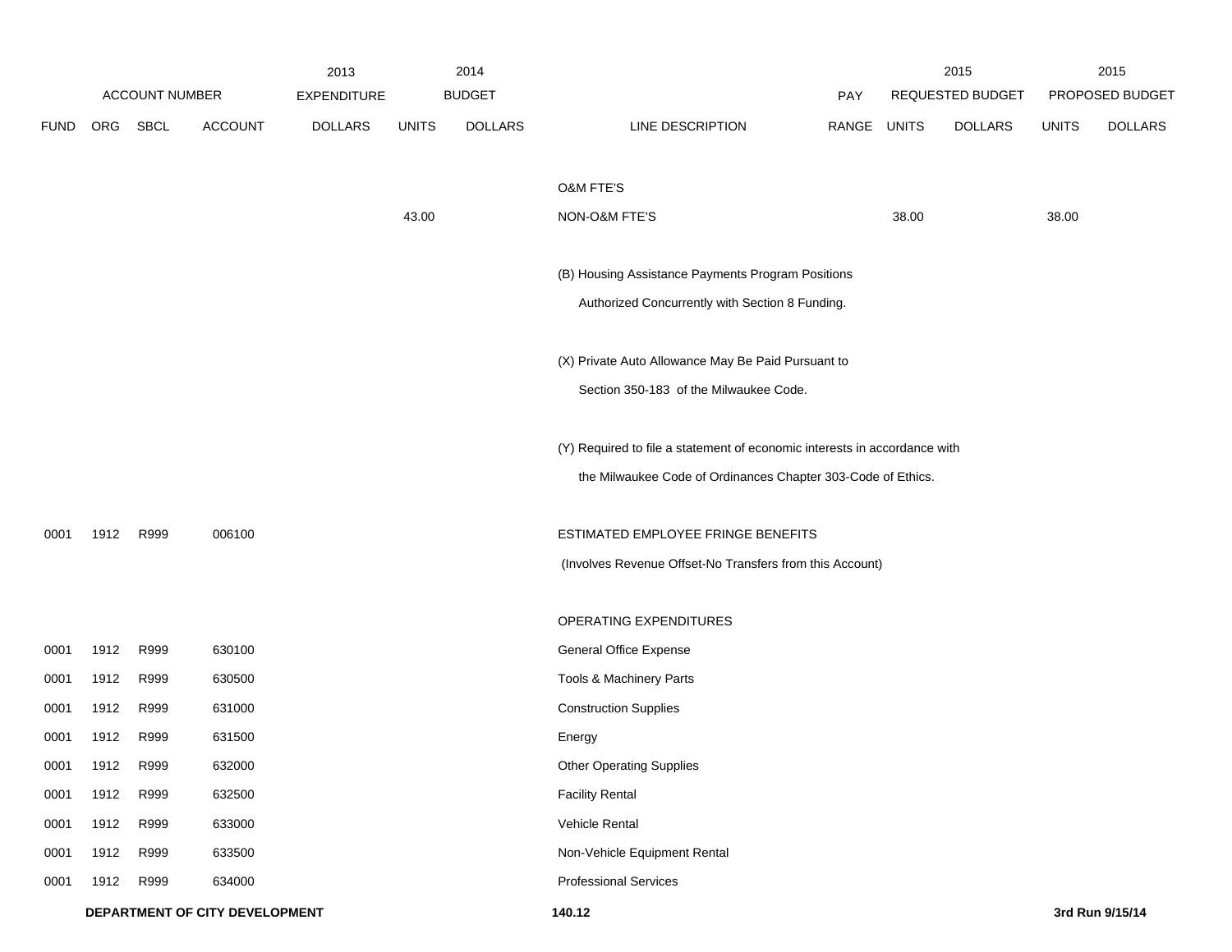| | ACCOUNT NUMBER | | | 2013 EXPENDITURE | 2014 BUDGET | | | PAY | 2015 REQUESTED BUDGET | | 2015 PROPOSED BUDGET | |
|---|---|---|---|---|---|---|---|---|---|---|---|---|
| FUND | ORG | SBCL | ACCOUNT | DOLLARS | UNITS | DOLLARS | LINE DESCRIPTION | RANGE | UNITS | DOLLARS | UNITS | DOLLARS |
| | | | | | | | O&M FTE'S | | | | | |
| | | | | | 43.00 | | NON-O&M FTE'S | | 38.00 | | 38.00 | |
| | | | | | | | (B) Housing Assistance Payments Program Positions Authorized Concurrently with Section 8 Funding. | | | | | |
| | | | | | | | (X) Private Auto Allowance May Be Paid Pursuant to Section 350-183 of the Milwaukee Code. | | | | | |
| | | | | | | | (Y) Required to file a statement of economic interests in accordance with the Milwaukee Code of Ordinances Chapter 303-Code of Ethics. | | | | | |
| 0001 | 1912 | R999 | 006100 | | | | ESTIMATED EMPLOYEE FRINGE BENEFITS (Involves Revenue Offset-No Transfers from this Account) | | | | | |
| | | | | | | | OPERATING EXPENDITURES | | | | | |
| 0001 | 1912 | R999 | 630100 | | | | General Office Expense | | | | | |
| 0001 | 1912 | R999 | 630500 | | | | Tools & Machinery Parts | | | | | |
| 0001 | 1912 | R999 | 631000 | | | | Construction Supplies | | | | | |
| 0001 | 1912 | R999 | 631500 | | | | Energy | | | | | |
| 0001 | 1912 | R999 | 632000 | | | | Other Operating Supplies | | | | | |
| 0001 | 1912 | R999 | 632500 | | | | Facility Rental | | | | | |
| 0001 | 1912 | R999 | 633000 | | | | Vehicle Rental | | | | | |
| 0001 | 1912 | R999 | 633500 | | | | Non-Vehicle Equipment Rental | | | | | |
| 0001 | 1912 | R999 | 634000 | | | | Professional Services | | | | | |

**DEPARTMENT OF CITY DEVELOPMENT** 140.12 3rd Run 9/15/14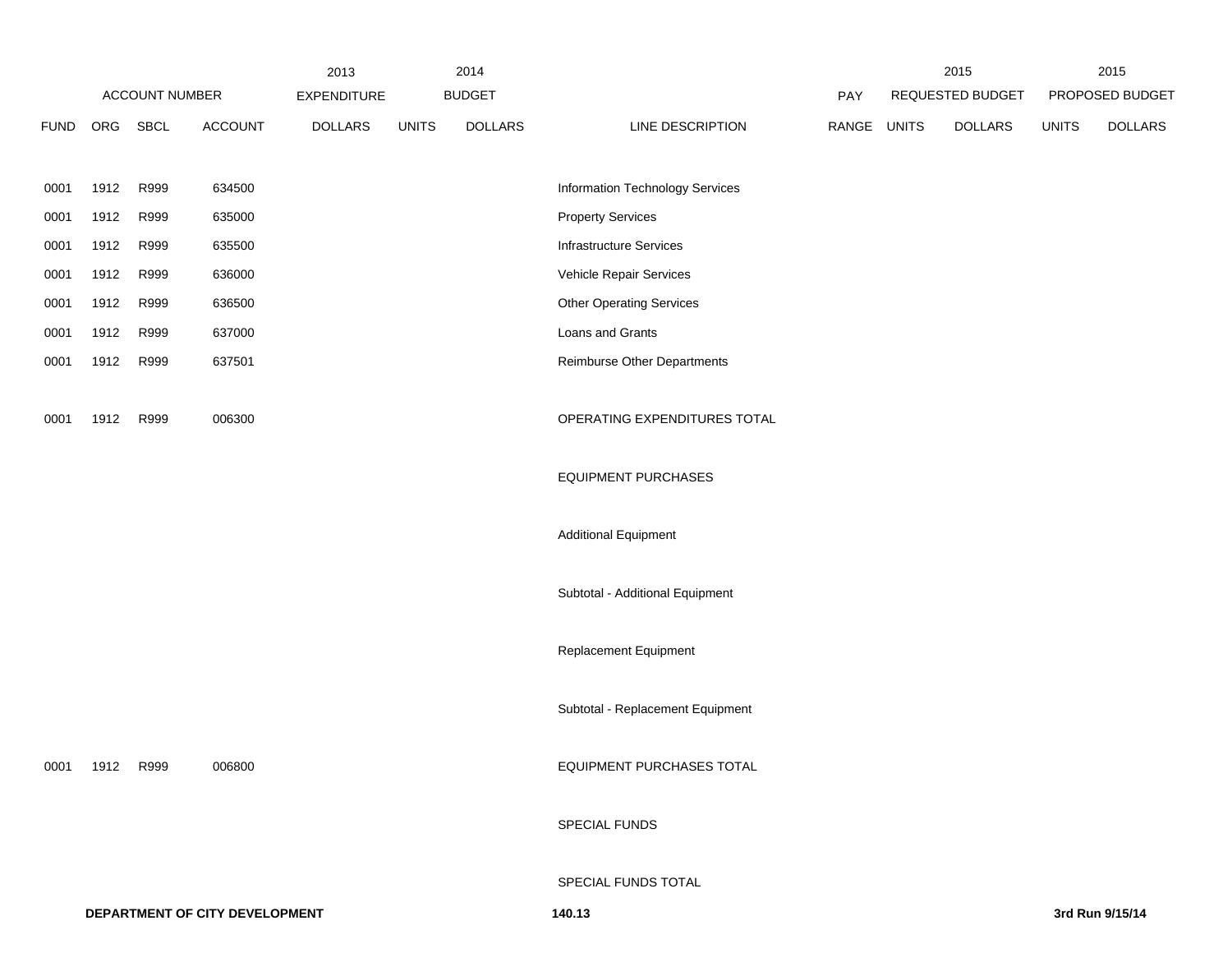| ACCOUNT NUMBER | | | | 2013 EXPENDITURE | 2014 BUDGET | | | PAY | 2015 REQUESTED BUDGET | | 2015 PROPOSED BUDGET | |
|---|---|---|---|---|---|---|---|---|---|---|---|---|
| FUND | ORG | SBCL | ACCOUNT | DOLLARS | UNITS | DOLLARS | LINE DESCRIPTION | RANGE | UNITS | DOLLARS | UNITS | DOLLARS |
| 0001 | 1912 | R999 | 634500 | | | | Information Technology Services | | | | | |
| 0001 | 1912 | R999 | 635000 | | | | Property Services | | | | | |
| 0001 | 1912 | R999 | 635500 | | | | Infrastructure Services | | | | | |
| 0001 | 1912 | R999 | 636000 | | | | Vehicle Repair Services | | | | | |
| 0001 | 1912 | R999 | 636500 | | | | Other Operating Services | | | | | |
| 0001 | 1912 | R999 | 637000 | | | | Loans and Grants | | | | | |
| 0001 | 1912 | R999 | 637501 | | | | Reimburse Other Departments | | | | | |
| 0001 | 1912 | R999 | 006300 | | | | OPERATING EXPENDITURES TOTAL | | | | | |
| | | | | | | | EQUIPMENT PURCHASES | | | | | |
| | | | | | | | Additional Equipment | | | | | |
| | | | | | | | Subtotal - Additional Equipment | | | | | |
| | | | | | | | Replacement Equipment | | | | | |
| | | | | | | | Subtotal - Replacement Equipment | | | | | |
| 0001 | 1912 | R999 | 006800 | | | | EQUIPMENT PURCHASES TOTAL | | | | | |
| | | | | | | | SPECIAL FUNDS | | | | | |
| | | | | | | | SPECIAL FUNDS TOTAL | | | | | |

**DEPARTMENT OF CITY DEVELOPMENT** **140.13** **3rd Run 9/15/14**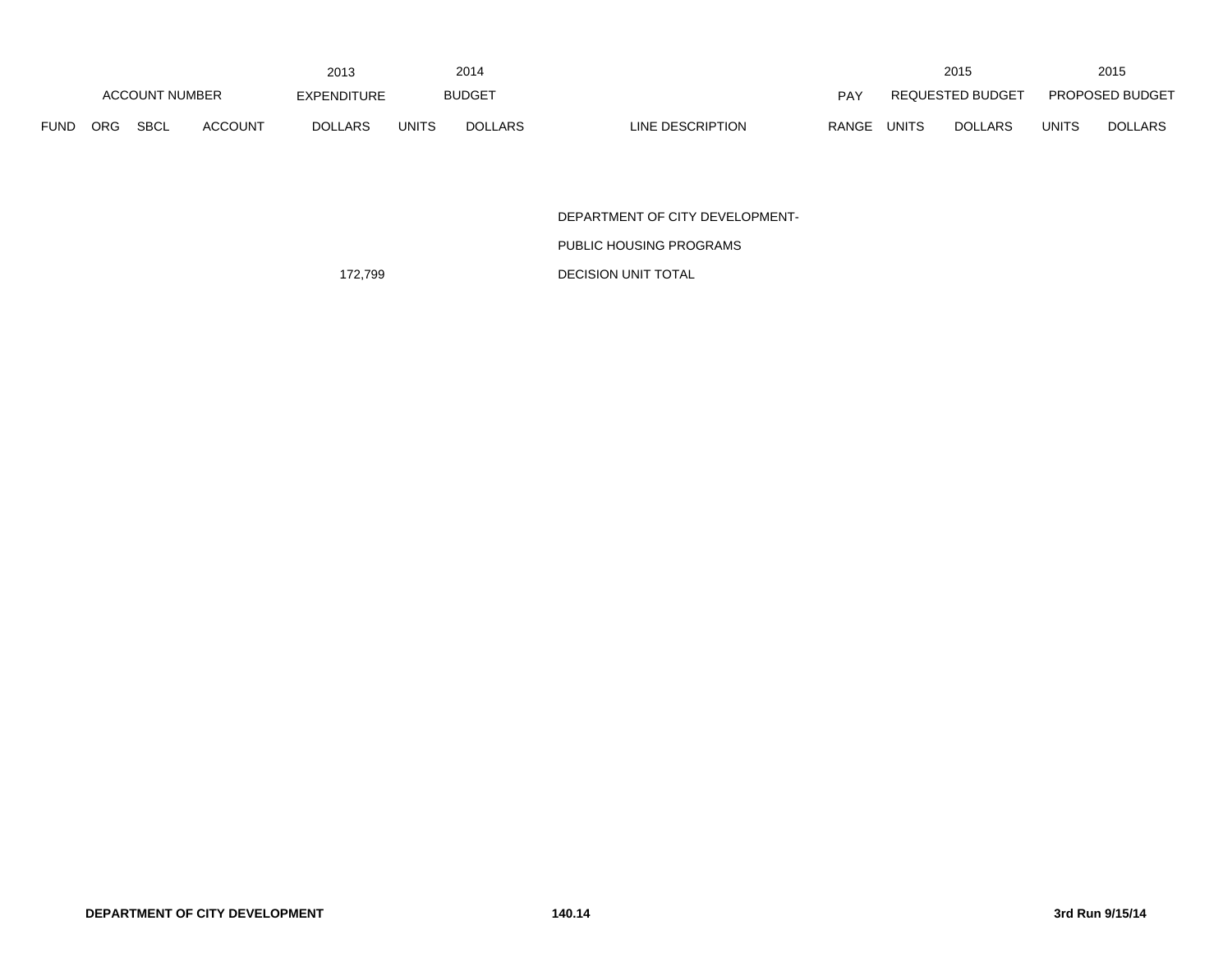| FUND | ORG | SBCL | ACCOUNT | 2013 EXPENDITURE DOLLARS | 2014 BUDGET UNITS | 2014 BUDGET DOLLARS | LINE DESCRIPTION | PAY RANGE | 2015 REQUESTED BUDGET UNITS | 2015 REQUESTED BUDGET DOLLARS | 2015 PROPOSED BUDGET UNITS | 2015 PROPOSED BUDGET DOLLARS |
|---|---|---|---|---|---|---|---|---|---|---|---|---|
| | | | | | | | DEPARTMENT OF CITY DEVELOPMENT- | | | | | |
| | | | | | | | PUBLIC HOUSING PROGRAMS | | | | | |
| | | | | 172,799 | | | DECISION UNIT TOTAL | | | | | |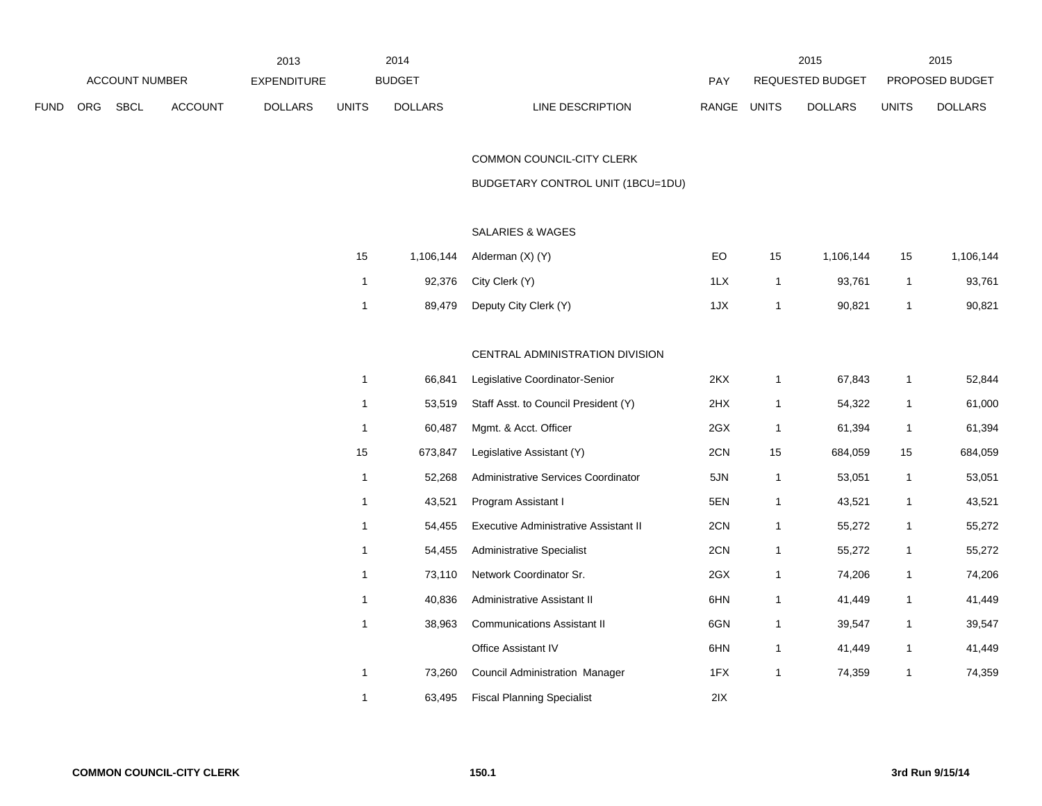| ACCOUNT NUMBER | | | | 2013 EXPENDITURE | 2014 BUDGET | | | PAY | 2015 REQUESTED BUDGET | | 2015 PROPOSED BUDGET | |
|---|---|---|---|---|---|---|---|---|---|---|---|---|
| FUND | ORG | SBCL | ACCOUNT | DOLLARS | UNITS | DOLLARS | LINE DESCRIPTION | RANGE | UNITS | DOLLARS | UNITS | DOLLARS |
| | | | | | | | COMMON COUNCIL-CITY CLERK | | | | | |
| | | | | | | | BUDGETARY CONTROL UNIT (1BCU=1DU) | | | | | |
| | | | | | | | SALARIES & WAGES | | | | | |
| | | | | | 15 | 1,106,144 | Alderman (X) (Y) | EO | 15 | 1,106,144 | 15 | 1,106,144 |
| | | | | | 1 | 92,376 | City Clerk (Y) | 1LX | 1 | 93,761 | 1 | 93,761 |
| | | | | | 1 | 89,479 | Deputy City Clerk (Y) | 1JX | 1 | 90,821 | 1 | 90,821 |
| | | | | | | | CENTRAL ADMINISTRATION DIVISION | | | | | |
| | | | | | 1 | 66,841 | Legislative Coordinator-Senior | 2KX | 1 | 67,843 | 1 | 52,844 |
| | | | | | 1 | 53,519 | Staff Asst. to Council President (Y) | 2HX | 1 | 54,322 | 1 | 61,000 |
| | | | | | 1 | 60,487 | Mgmt. & Acct. Officer | 2GX | 1 | 61,394 | 1 | 61,394 |
| | | | | | 15 | 673,847 | Legislative Assistant (Y) | 2CN | 15 | 684,059 | 15 | 684,059 |
| | | | | | 1 | 52,268 | Administrative Services Coordinator | 5JN | 1 | 53,051 | 1 | 53,051 |
| | | | | | 1 | 43,521 | Program Assistant I | 5EN | 1 | 43,521 | 1 | 43,521 |
| | | | | | 1 | 54,455 | Executive Administrative Assistant II | 2CN | 1 | 55,272 | 1 | 55,272 |
| | | | | | 1 | 54,455 | Administrative Specialist | 2CN | 1 | 55,272 | 1 | 55,272 |
| | | | | | 1 | 73,110 | Network Coordinator Sr. | 2GX | 1 | 74,206 | 1 | 74,206 |
| | | | | | 1 | 40,836 | Administrative Assistant II | 6HN | 1 | 41,449 | 1 | 41,449 |
| | | | | | 1 | 38,963 | Communications Assistant II | 6GN | 1 | 39,547 | 1 | 39,547 |
| | | | | | | | Office Assistant IV | 6HN | 1 | 41,449 | 1 | 41,449 |
| | | | | | 1 | 73,260 | Council Administration Manager | 1FX | 1 | 74,359 | 1 | 74,359 |
| | | | | | 1 | 63,495 | Fiscal Planning Specialist | 2IX | | | | |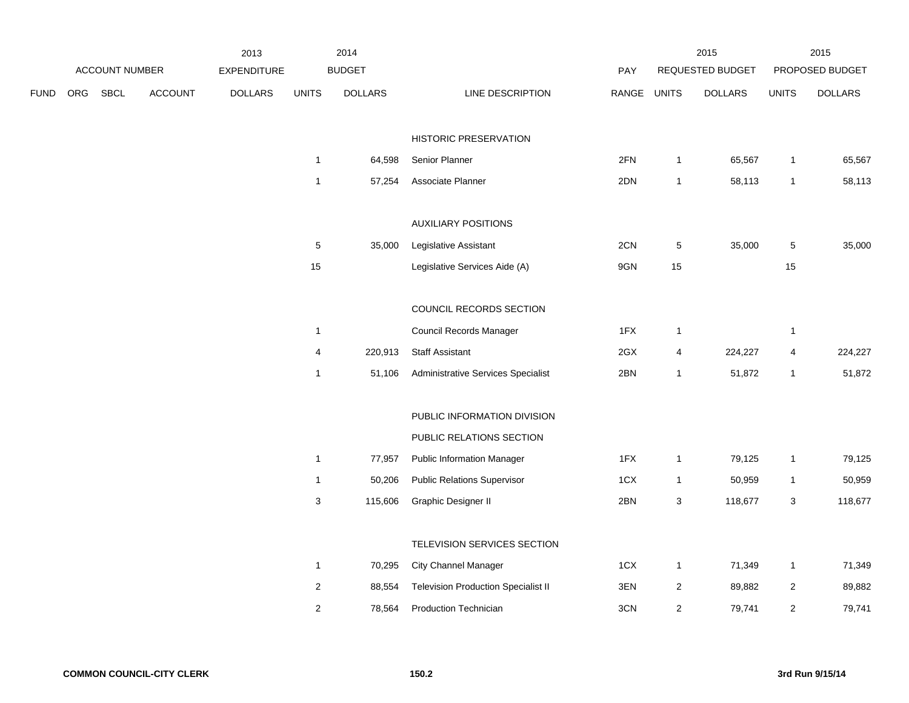| ACCOUNT NUMBER | | | | 2013 EXPENDITURE | 2014 BUDGET | | | PAY | 2015 REQUESTED BUDGET | | 2015 PROPOSED BUDGET | |
|---|---|---|---|---|---|---|---|---|---|---|---|---|
| FUND | ORG | SBCL | ACCOUNT | DOLLARS | UNITS | DOLLARS | LINE DESCRIPTION | RANGE | UNITS | DOLLARS | UNITS | DOLLARS |
| | | | | | | | HISTORIC PRESERVATION | | | | | |
| | | | | | 1 | 64,598 | Senior Planner | 2FN | 1 | 65,567 | 1 | 65,567 |
| | | | | | 1 | 57,254 | Associate Planner | 2DN | 1 | 58,113 | 1 | 58,113 |
| | | | | | | | AUXILIARY POSITIONS | | | | | |
| | | | | | 5 | 35,000 | Legislative Assistant | 2CN | 5 | 35,000 | 5 | 35,000 |
| | | | | | 15 | | Legislative Services Aide (A) | 9GN | 15 | | 15 | |
| | | | | | | | COUNCIL RECORDS SECTION | | | | | |
| | | | | | 1 | | Council Records Manager | 1FX | 1 | | 1 | |
| | | | | | 4 | 220,913 | Staff Assistant | 2GX | 4 | 224,227 | 4 | 224,227 |
| | | | | | 1 | 51,106 | Administrative Services Specialist | 2BN | 1 | 51,872 | 1 | 51,872 |
| | | | | | | | PUBLIC INFORMATION DIVISION | | | | | |
| | | | | | | | PUBLIC RELATIONS SECTION | | | | | |
| | | | | | 1 | 77,957 | Public Information Manager | 1FX | 1 | 79,125 | 1 | 79,125 |
| | | | | | 1 | 50,206 | Public Relations Supervisor | 1CX | 1 | 50,959 | 1 | 50,959 |
| | | | | | 3 | 115,606 | Graphic Designer II | 2BN | 3 | 118,677 | 3 | 118,677 |
| | | | | | | | TELEVISION SERVICES SECTION | | | | | |
| | | | | | 1 | 70,295 | City Channel Manager | 1CX | 1 | 71,349 | 1 | 71,349 |
| | | | | | 2 | 88,554 | Television Production Specialist II | 3EN | 2 | 89,882 | 2 | 89,882 |
| | | | | | 2 | 78,564 | Production Technician | 3CN | 2 | 79,741 | 2 | 79,741 |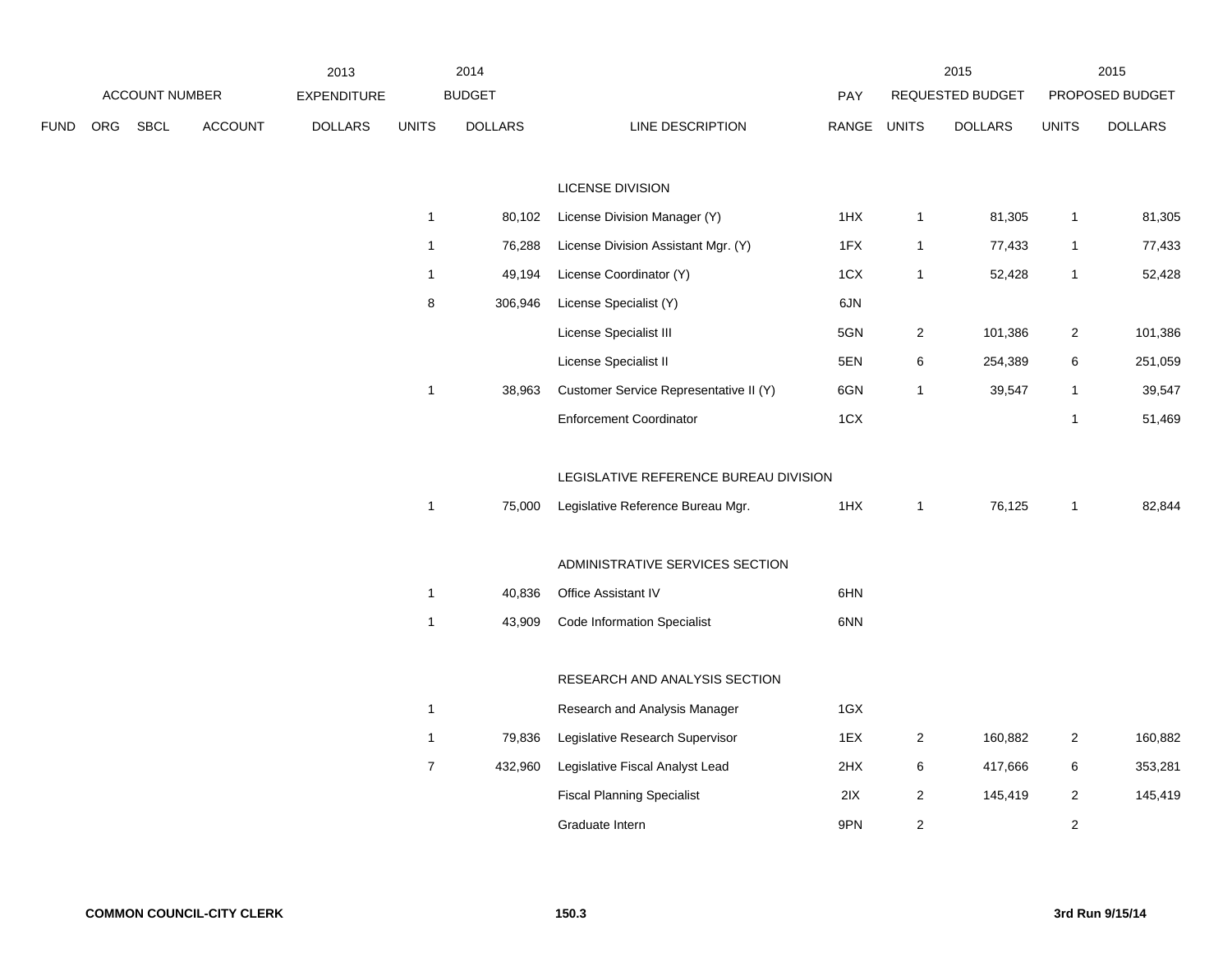| ACCOUNT NUMBER | | | | 2013 EXPENDITURE | 2014 BUDGET | | | PAY | 2015 REQUESTED BUDGET | | 2015 PROPOSED BUDGET | |
|---|---|---|---|---|---|---|---|---|---|---|---|---|
| FUND | ORG | SBCL | ACCOUNT | DOLLARS | UNITS | DOLLARS | LINE DESCRIPTION | RANGE | UNITS | DOLLARS | UNITS | DOLLARS |
| | | | | | | | LICENSE DIVISION | | | | | |
| | | | | | 1 | 80,102 | License Division Manager (Y) | 1HX | 1 | 81,305 | 1 | 81,305 |
| | | | | | 1 | 76,288 | License Division Assistant Mgr. (Y) | 1FX | 1 | 77,433 | 1 | 77,433 |
| | | | | | 1 | 49,194 | License Coordinator (Y) | 1CX | 1 | 52,428 | 1 | 52,428 |
| | | | | | 8 | 306,946 | License Specialist (Y) | 6JN | | | | |
| | | | | | | | License Specialist III | 5GN | 2 | 101,386 | 2 | 101,386 |
| | | | | | | | License Specialist II | 5EN | 6 | 254,389 | 6 | 251,059 |
| | | | | | 1 | 38,963 | Customer Service Representative II (Y) | 6GN | 1 | 39,547 | 1 | 39,547 |
| | | | | | | | Enforcement Coordinator | 1CX | | | 1 | 51,469 |
| | | | | | | | LEGISLATIVE REFERENCE BUREAU DIVISION | | | | | |
| | | | | | 1 | 75,000 | Legislative Reference Bureau Mgr. | 1HX | 1 | 76,125 | 1 | 82,844 |
| | | | | | | | ADMINISTRATIVE SERVICES SECTION | | | | | |
| | | | | | 1 | 40,836 | Office Assistant IV | 6HN | | | | |
| | | | | | 1 | 43,909 | Code Information Specialist | 6NN | | | | |
| | | | | | | | RESEARCH AND ANALYSIS SECTION | | | | | |
| | | | | | 1 | | Research and Analysis Manager | 1GX | | | | |
| | | | | | 1 | 79,836 | Legislative Research Supervisor | 1EX | 2 | 160,882 | 2 | 160,882 |
| | | | | | 7 | 432,960 | Legislative Fiscal Analyst Lead | 2HX | 6 | 417,666 | 6 | 353,281 |
| | | | | | | | Fiscal Planning Specialist | 2IX | 2 | 145,419 | 2 | 145,419 |
| | | | | | | | Graduate Intern | 9PN | 2 | | 2 | |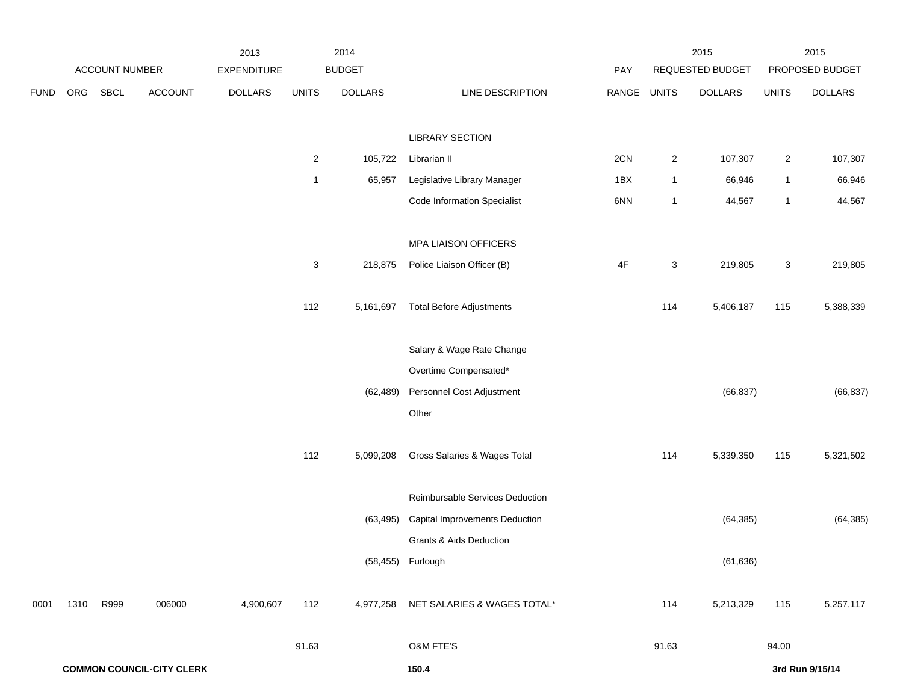| ACCOUNT NUMBER | | | | 2013 EXPENDITURE | 2014 BUDGET | | | PAY | 2015 REQUESTED BUDGET | | 2015 PROPOSED BUDGET | |
|---|---|---|---|---|---|---|---|---|---|---|---|---|
| FUND | ORG | SBCL | ACCOUNT | DOLLARS | UNITS | DOLLARS | LINE DESCRIPTION | RANGE | UNITS | DOLLARS | UNITS | DOLLARS |
| | | | | | | | LIBRARY SECTION | | | | | |
| | | | | | 2 | 105,722 | Librarian II | 2CN | 2 | 107,307 | 2 | 107,307 |
| | | | | | 1 | 65,957 | Legislative Library Manager | 1BX | 1 | 66,946 | 1 | 66,946 |
| | | | | | | | Code Information Specialist | 6NN | 1 | 44,567 | 1 | 44,567 |
| | | | | | | | MPA LIAISON OFFICERS | | | | | |
| | | | | | 3 | 218,875 | Police Liaison Officer (B) | 4F | 3 | 219,805 | 3 | 219,805 |
| | | | | | 112 | 5,161,697 | Total Before Adjustments | | 114 | 5,406,187 | 115 | 5,388,339 |
| | | | | | | | Salary & Wage Rate Change | | | | | |
| | | | | | | | Overtime Compensated* | | | | | |
| | | | | | | (62,489) | Personnel Cost Adjustment | | | (66,837) | | (66,837) |
| | | | | | | | Other | | | | | |
| | | | | | 112 | 5,099,208 | Gross Salaries & Wages Total | | 114 | 5,339,350 | 115 | 5,321,502 |
| | | | | | | | Reimbursable Services Deduction | | | | | |
| | | | | | | (63,495) | Capital Improvements Deduction | | | (64,385) | | (64,385) |
| | | | | | | | Grants & Aids Deduction | | | | | |
| | | | | | | (58,455) | Furlough | | | (61,636) | | |
| 0001 | 1310 | R999 | 006000 | 4,900,607 | 112 | 4,977,258 | NET SALARIES & WAGES TOTAL* | | 114 | 5,213,329 | 115 | 5,257,117 |
| | | | | | 91.63 | | O&M FTE'S | | 91.63 | | 94.00 | |

**COMMON COUNCIL-CITY CLERK** **150.4** **3rd Run 9/15/14**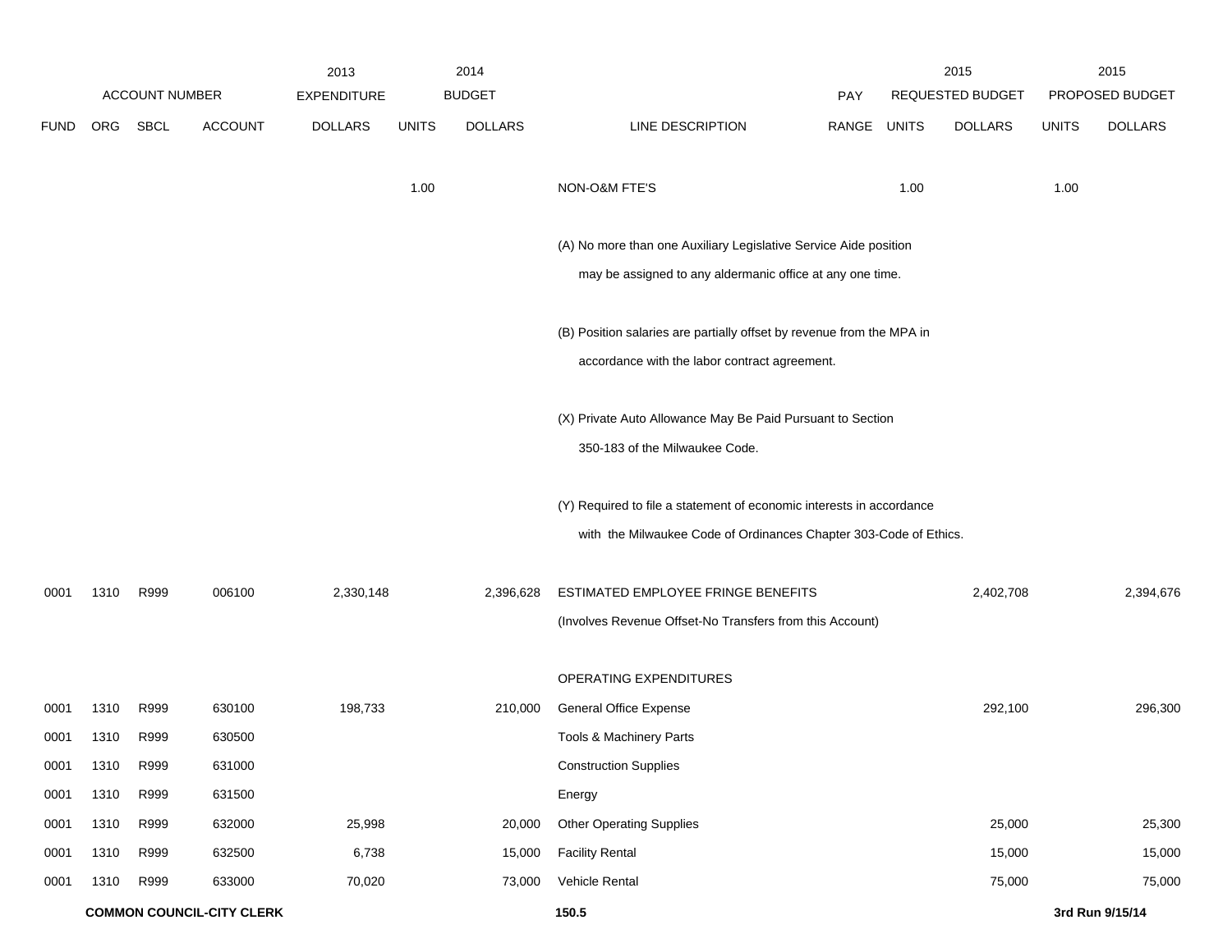| FUND | ORG | SBCL | ACCOUNT | 2013 EXPENDITURE DOLLARS | 2014 BUDGET UNITS | 2014 BUDGET DOLLARS | LINE DESCRIPTION | PAY RANGE | 2015 REQUESTED BUDGET UNITS | 2015 REQUESTED BUDGET DOLLARS | 2015 PROPOSED BUDGET UNITS | 2015 PROPOSED BUDGET DOLLARS |
|---|---|---|---|---|---|---|---|---|---|---|---|---|
| | | | | | 1.00 | | NON-O&M FTE'S | | 1.00 | | 1.00 | |
| | | | | | | | (A) No more than one Auxiliary Legislative Service Aide position may be assigned to any aldermanic office at any one time. | | | | | |
| | | | | | | | (B) Position salaries are partially offset by revenue from the MPA in accordance with the labor contract agreement. | | | | | |
| | | | | | | | (X) Private Auto Allowance May Be Paid Pursuant to Section 350-183 of the Milwaukee Code. | | | | | |
| | | | | | | | (Y) Required to file a statement of economic interests in accordance with the Milwaukee Code of Ordinances Chapter 303-Code of Ethics. | | | | | |
| 0001 | 1310 | R999 | 006100 | 2,330,148 | | 2,396,628 | ESTIMATED EMPLOYEE FRINGE BENEFITS (Involves Revenue Offset-No Transfers from this Account) | | | 2,402,708 | | 2,394,676 |
| | | | | | | | OPERATING EXPENDITURES | | | | | |
| 0001 | 1310 | R999 | 630100 | 198,733 | | 210,000 | General Office Expense | | | 292,100 | | 296,300 |
| 0001 | 1310 | R999 | 630500 | | | | Tools & Machinery Parts | | | | | |
| 0001 | 1310 | R999 | 631000 | | | | Construction Supplies | | | | | |
| 0001 | 1310 | R999 | 631500 | | | | Energy | | | | | |
| 0001 | 1310 | R999 | 632000 | 25,998 | | 20,000 | Other Operating Supplies | | | 25,000 | | 25,300 |
| 0001 | 1310 | R999 | 632500 | 6,738 | | 15,000 | Facility Rental | | | 15,000 | | 15,000 |
| 0001 | 1310 | R999 | 633000 | 70,020 | | 73,000 | Vehicle Rental | | | 75,000 | | 75,000 |

**COMMON COUNCIL-CITY CLERK**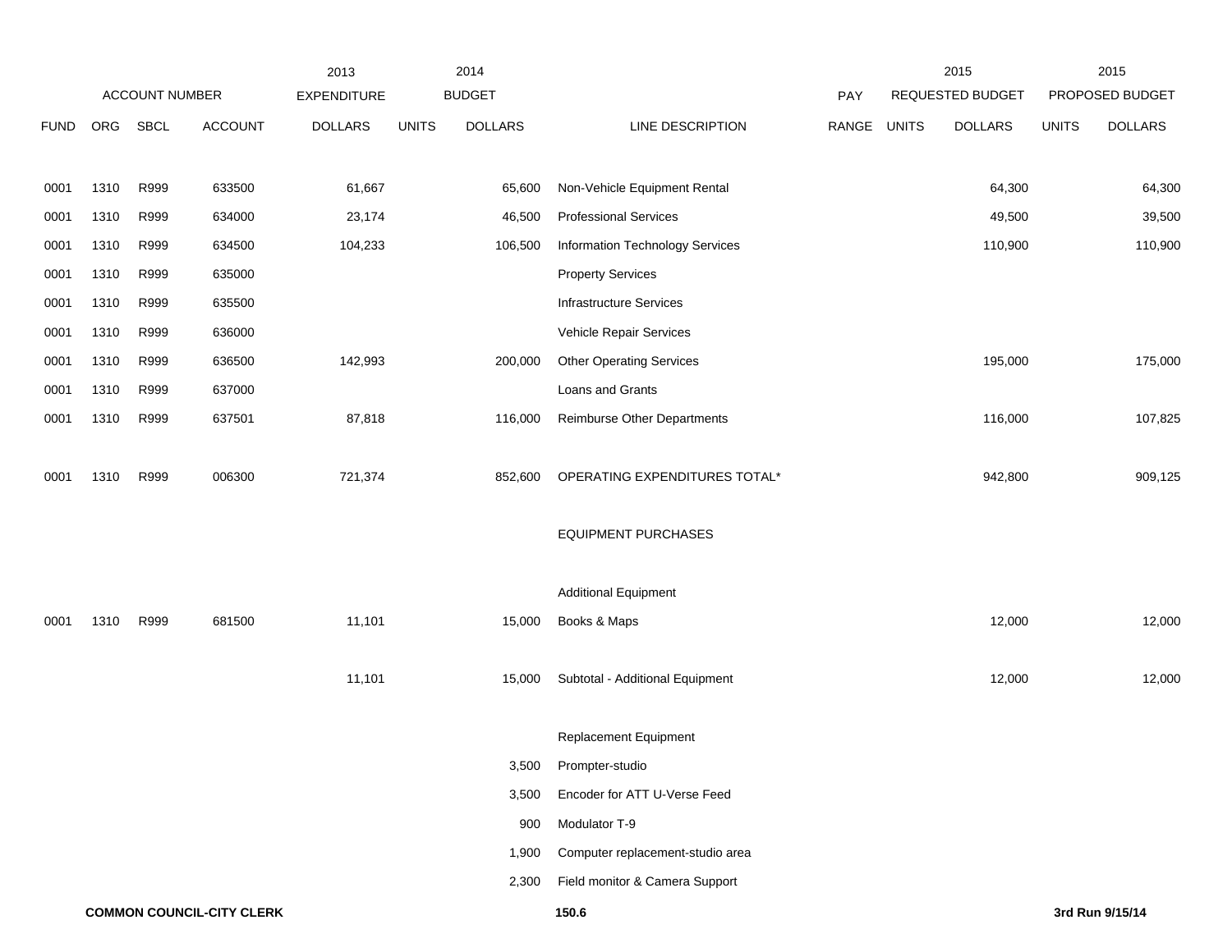| | ACCOUNT NUMBER | | | 2013 EXPENDITURE | | 2014 BUDGET | | PAY | 2015 REQUESTED BUDGET | | 2015 PROPOSED BUDGET | |
|---|---|---|---|---|---|---|---|---|---|---|---|---|
| FUND | ORG | SBCL | ACCOUNT | DOLLARS | UNITS | DOLLARS | LINE DESCRIPTION | RANGE | UNITS | DOLLARS | UNITS | DOLLARS |
| 0001 | 1310 | R999 | 633500 | 61,667 | | 65,600 | Non-Vehicle Equipment Rental | | | 64,300 | | 64,300 |
| 0001 | 1310 | R999 | 634000 | 23,174 | | 46,500 | Professional Services | | | 49,500 | | 39,500 |
| 0001 | 1310 | R999 | 634500 | 104,233 | | 106,500 | Information Technology Services | | | 110,900 | | 110,900 |
| 0001 | 1310 | R999 | 635000 | | | | Property Services | | | | | |
| 0001 | 1310 | R999 | 635500 | | | | Infrastructure Services | | | | | |
| 0001 | 1310 | R999 | 636000 | | | | Vehicle Repair Services | | | | | |
| 0001 | 1310 | R999 | 636500 | 142,993 | | 200,000 | Other Operating Services | | | 195,000 | | 175,000 |
| 0001 | 1310 | R999 | 637000 | | | | Loans and Grants | | | | | |
| 0001 | 1310 | R999 | 637501 | 87,818 | | 116,000 | Reimburse Other Departments | | | 116,000 | | 107,825 |
| 0001 | 1310 | R999 | 006300 | 721,374 | | 852,600 | OPERATING EXPENDITURES TOTAL* | | | 942,800 | | 909,125 |
| | | | | | | | EQUIPMENT PURCHASES | | | | | |
| | | | | | | | Additional Equipment | | | | | |
| 0001 | 1310 | R999 | 681500 | 11,101 | | 15,000 | Books & Maps | | | 12,000 | | 12,000 |
| | | | | 11,101 | | 15,000 | Subtotal - Additional Equipment | | | 12,000 | | 12,000 |
| | | | | | | | Replacement Equipment | | | | | |
| | | | | | | 3,500 | Prompter-studio | | | | | |
| | | | | | | 3,500 | Encoder for ATT U-Verse Feed | | | | | |
| | | | | | | 900 | Modulator T-9 | | | | | |
| | | | | | | 1,900 | Computer replacement-studio area | | | | | |
| | | | | | | 2,300 | Field monitor & Camera Support | | | | | |

**COMMON COUNCIL-CITY CLERK** 150.6 3rd Run 9/15/14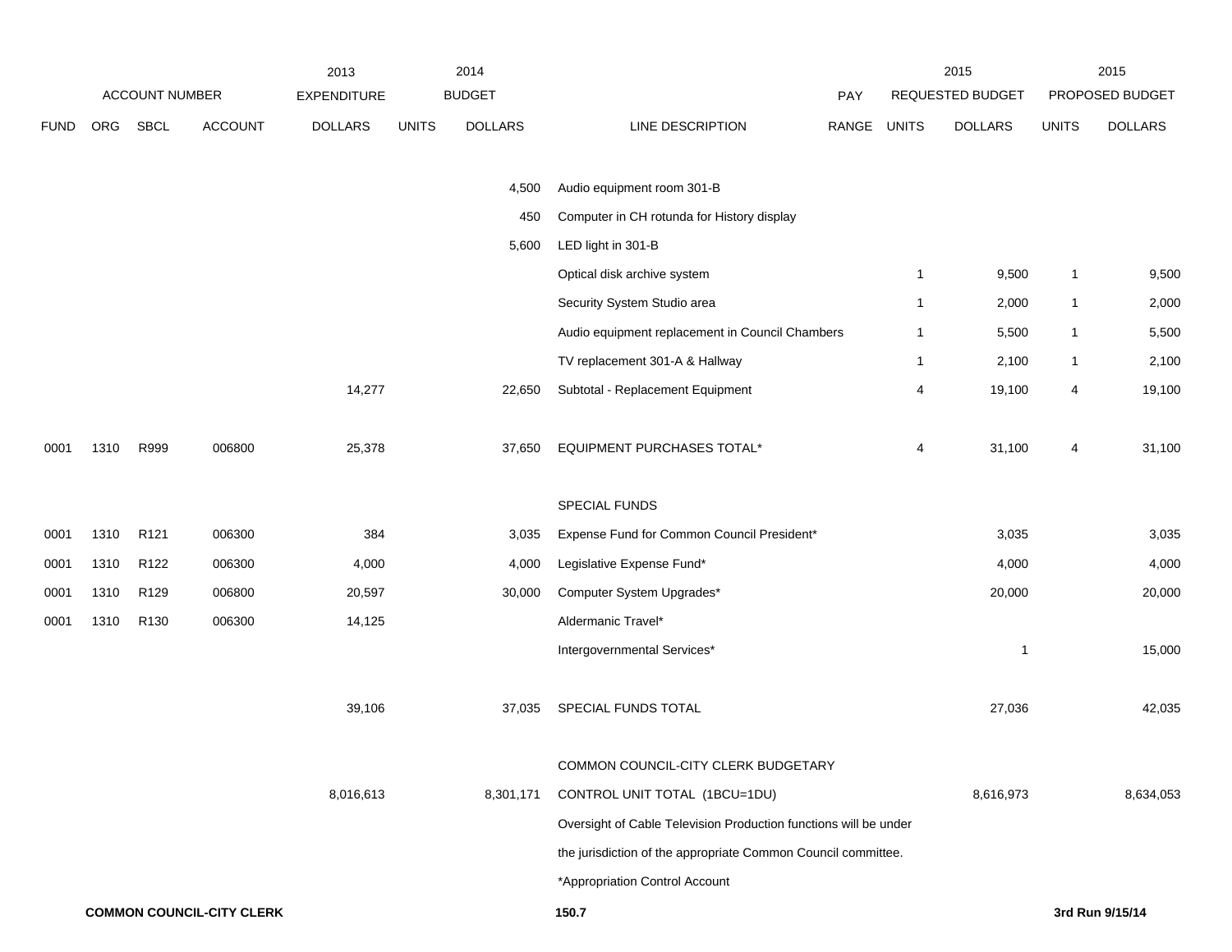| | ACCOUNT NUMBER | | | 2013 EXPENDITURE | 2014 BUDGET | | | PAY | 2015 REQUESTED BUDGET | | 2015 PROPOSED BUDGET | |
|---|---|---|---|---|---|---|---|---|---|---|---|---|
| FUND | ORG | SBCL | ACCOUNT | DOLLARS | UNITS | DOLLARS | LINE DESCRIPTION | RANGE | UNITS | DOLLARS | UNITS | DOLLARS |
| | | | | | | 4,500 | Audio equipment room 301-B | | | | | |
| | | | | | | 450 | Computer in CH rotunda for History display | | | | | |
| | | | | | | 5,600 | LED light in 301-B | | | | | |
| | | | | | | | Optical disk archive system | | 1 | 9,500 | 1 | 9,500 |
| | | | | | | | Security System Studio area | | 1 | 2,000 | 1 | 2,000 |
| | | | | | | | Audio equipment replacement in Council Chambers | | 1 | 5,500 | 1 | 5,500 |
| | | | | | | | TV replacement 301-A & Hallway | | 1 | 2,100 | 1 | 2,100 |
| | | | | 14,277 | | 22,650 | Subtotal - Replacement Equipment | | 4 | 19,100 | 4 | 19,100 |
| 0001 | 1310 | R999 | 006800 | 25,378 | | 37,650 | EQUIPMENT PURCHASES TOTAL* | | 4 | 31,100 | 4 | 31,100 |
| | | | | | | | SPECIAL FUNDS | | | | | |
| 0001 | 1310 | R121 | 006300 | 384 | | 3,035 | Expense Fund for Common Council President* | | | 3,035 | | 3,035 |
| 0001 | 1310 | R122 | 006300 | 4,000 | | 4,000 | Legislative Expense Fund* | | | 4,000 | | 4,000 |
| 0001 | 1310 | R129 | 006800 | 20,597 | | 30,000 | Computer System Upgrades* | | | 20,000 | | 20,000 |
| 0001 | 1310 | R130 | 006300 | 14,125 | | | Aldermanic Travel* | | | | | |
| | | | | | | | Intergovernmental Services* | | | 1 | | 15,000 |
| | | | | 39,106 | | 37,035 | SPECIAL FUNDS TOTAL | | | 27,036 | | 42,035 |
| | | | | | | | COMMON COUNCIL-CITY CLERK BUDGETARY | | | | | |
| | | | | 8,016,613 | | 8,301,171 | CONTROL UNIT TOTAL (1BCU=1DU) | | | 8,616,973 | | 8,634,053 |

Oversight of Cable Television Production functions will be under the jurisdiction of the appropriate Common Council committee.

*Appropriation Control Account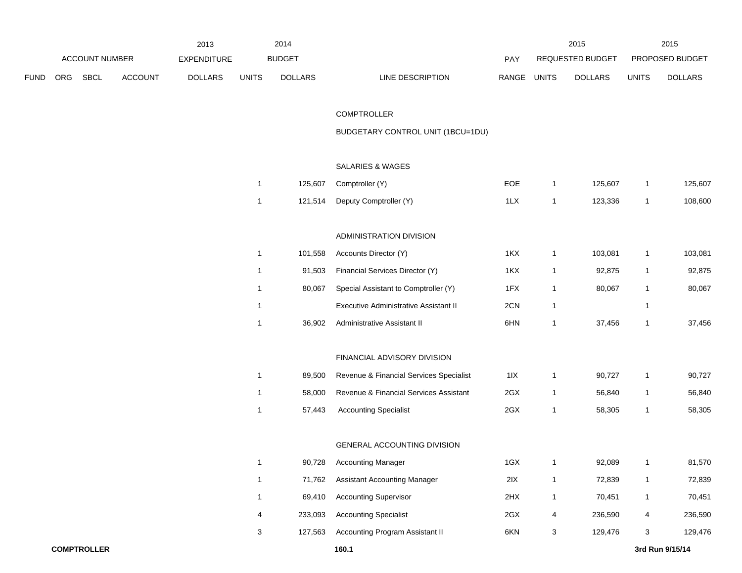| ACCOUNT NUMBER | | | | 2013 EXPENDITURE | 2014 BUDGET | | | PAY | 2015 REQUESTED BUDGET | | 2015 PROPOSED BUDGET | |
|---|---|---|---|---|---|---|---|---|---|---|---|---|
| FUND | ORG | SBCL | ACCOUNT | DOLLARS | UNITS | DOLLARS | LINE DESCRIPTION | RANGE | UNITS | DOLLARS | UNITS | DOLLARS |
| | | | | | | | COMPTROLLER | | | | | |
| | | | | | | | BUDGETARY CONTROL UNIT (1BCU=1DU) | | | | | |
| | | | | | | | SALARIES & WAGES | | | | | |
| | | | | | 1 | 125,607 | Comptroller (Y) | EOE | 1 | 125,607 | 1 | 125,607 |
| | | | | | 1 | 121,514 | Deputy Comptroller (Y) | 1LX | 1 | 123,336 | 1 | 108,600 |
| | | | | | | | ADMINISTRATION DIVISION | | | | | |
| | | | | | 1 | 101,558 | Accounts Director (Y) | 1KX | 1 | 103,081 | 1 | 103,081 |
| | | | | | 1 | 91,503 | Financial Services Director (Y) | 1KX | 1 | 92,875 | 1 | 92,875 |
| | | | | | 1 | 80,067 | Special Assistant to Comptroller (Y) | 1FX | 1 | 80,067 | 1 | 80,067 |
| | | | | | 1 | | Executive Administrative Assistant II | 2CN | 1 | | 1 | |
| | | | | | 1 | 36,902 | Administrative Assistant II | 6HN | 1 | 37,456 | 1 | 37,456 |
| | | | | | | | FINANCIAL ADVISORY DIVISION | | | | | |
| | | | | | 1 | 89,500 | Revenue & Financial Services Specialist | 1IX | 1 | 90,727 | 1 | 90,727 |
| | | | | | 1 | 58,000 | Revenue & Financial Services Assistant | 2GX | 1 | 56,840 | 1 | 56,840 |
| | | | | | 1 | 57,443 | Accounting Specialist | 2GX | 1 | 58,305 | 1 | 58,305 |
| | | | | | | | GENERAL ACCOUNTING DIVISION | | | | | |
| | | | | | 1 | 90,728 | Accounting Manager | 1GX | 1 | 92,089 | 1 | 81,570 |
| | | | | | 1 | 71,762 | Assistant Accounting Manager | 2IX | 1 | 72,839 | 1 | 72,839 |
| | | | | | 1 | 69,410 | Accounting Supervisor | 2HX | 1 | 70,451 | 1 | 70,451 |
| | | | | | 4 | 233,093 | Accounting Specialist | 2GX | 4 | 236,590 | 4 | 236,590 |
| | | | | | 3 | 127,563 | Accounting Program Assistant II | 6KN | 3 | 129,476 | 3 | 129,476 |

**COMPTROLLER** 160.1 **3rd Run 9/15/14**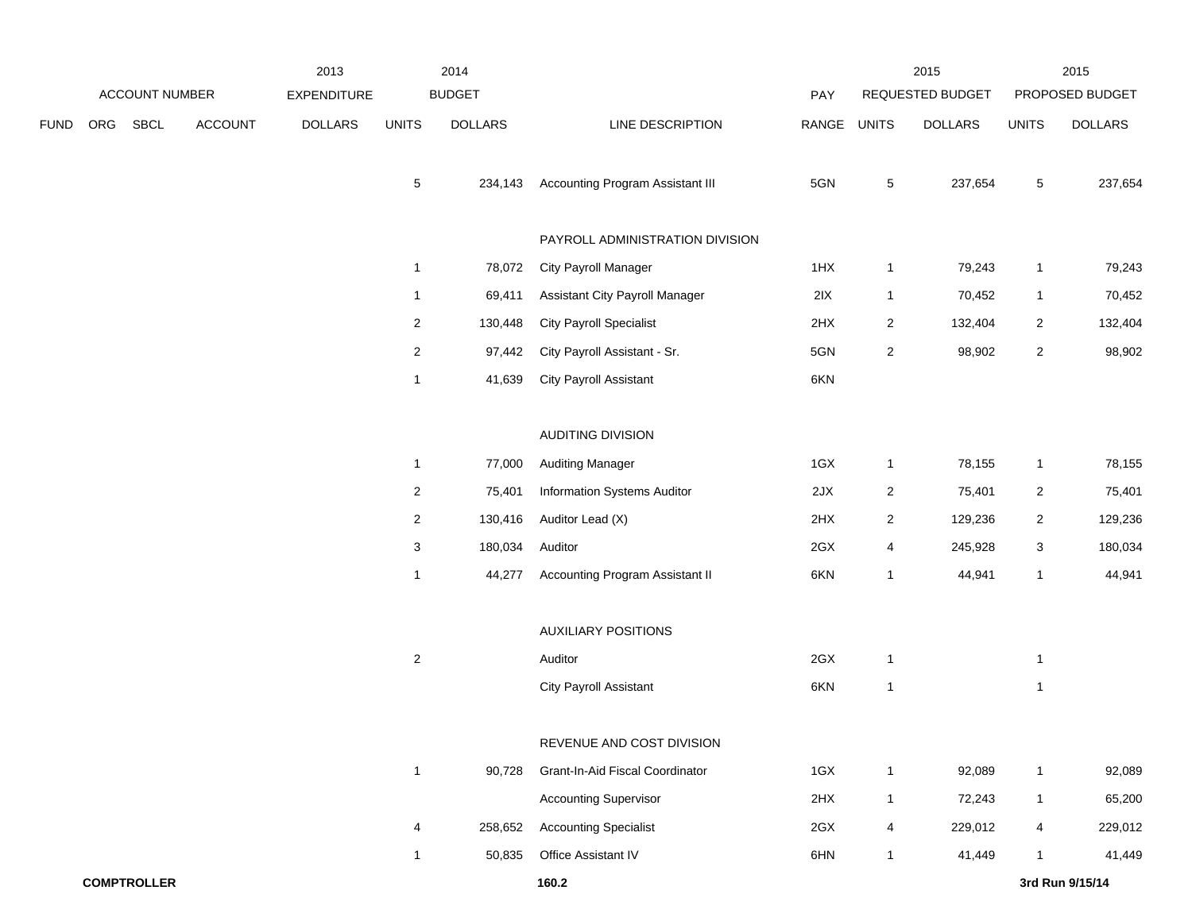| ACCOUNT NUMBER | | | | 2013 EXPENDITURE | 2014 BUDGET | | | | 2015 REQUESTED BUDGET | | 2015 PROPOSED BUDGET | |
|---|---|---|---|---|---|---|---|---|---|---|---|---|
| FUND | ORG | SBCL | ACCOUNT | DOLLARS | UNITS | DOLLARS | LINE DESCRIPTION | PAY RANGE | UNITS | DOLLARS | UNITS | DOLLARS |
| | | | | | 5 | 234,143 | Accounting Program Assistant III | 5GN | 5 | 237,654 | 5 | 237,654 |
| | | | | | | | PAYROLL ADMINISTRATION DIVISION | | | | | |
| | | | | | 1 | 78,072 | City Payroll Manager | 1HX | 1 | 79,243 | 1 | 79,243 |
| | | | | | 1 | 69,411 | Assistant City Payroll Manager | 2IX | 1 | 70,452 | 1 | 70,452 |
| | | | | | 2 | 130,448 | City Payroll Specialist | 2HX | 2 | 132,404 | 2 | 132,404 |
| | | | | | 2 | 97,442 | City Payroll Assistant - Sr. | 5GN | 2 | 98,902 | 2 | 98,902 |
| | | | | | 1 | 41,639 | City Payroll Assistant | 6KN | | | | |
| | | | | | | | AUDITING DIVISION | | | | | |
| | | | | | 1 | 77,000 | Auditing Manager | 1GX | 1 | 78,155 | 1 | 78,155 |
| | | | | | 2 | 75,401 | Information Systems Auditor | 2JX | 2 | 75,401 | 2 | 75,401 |
| | | | | | 2 | 130,416 | Auditor Lead (X) | 2HX | 2 | 129,236 | 2 | 129,236 |
| | | | | | 3 | 180,034 | Auditor | 2GX | 4 | 245,928 | 3 | 180,034 |
| | | | | | 1 | 44,277 | Accounting Program Assistant II | 6KN | 1 | 44,941 | 1 | 44,941 |
| | | | | | | | AUXILIARY POSITIONS | | | | | |
| | | | | | 2 | | Auditor | 2GX | 1 | | 1 | |
| | | | | | | | City Payroll Assistant | 6KN | 1 | | 1 | |
| | | | | | | | REVENUE AND COST DIVISION | | | | | |
| | | | | | 1 | 90,728 | Grant-In-Aid Fiscal Coordinator | 1GX | 1 | 92,089 | 1 | 92,089 |
| | | | | | | | Accounting Supervisor | 2HX | 1 | 72,243 | 1 | 65,200 |
| | | | | | 4 | 258,652 | Accounting Specialist | 2GX | 4 | 229,012 | 4 | 229,012 |
| | | | | | 1 | 50,835 | Office Assistant IV | 6HN | 1 | 41,449 | 1 | 41,449 |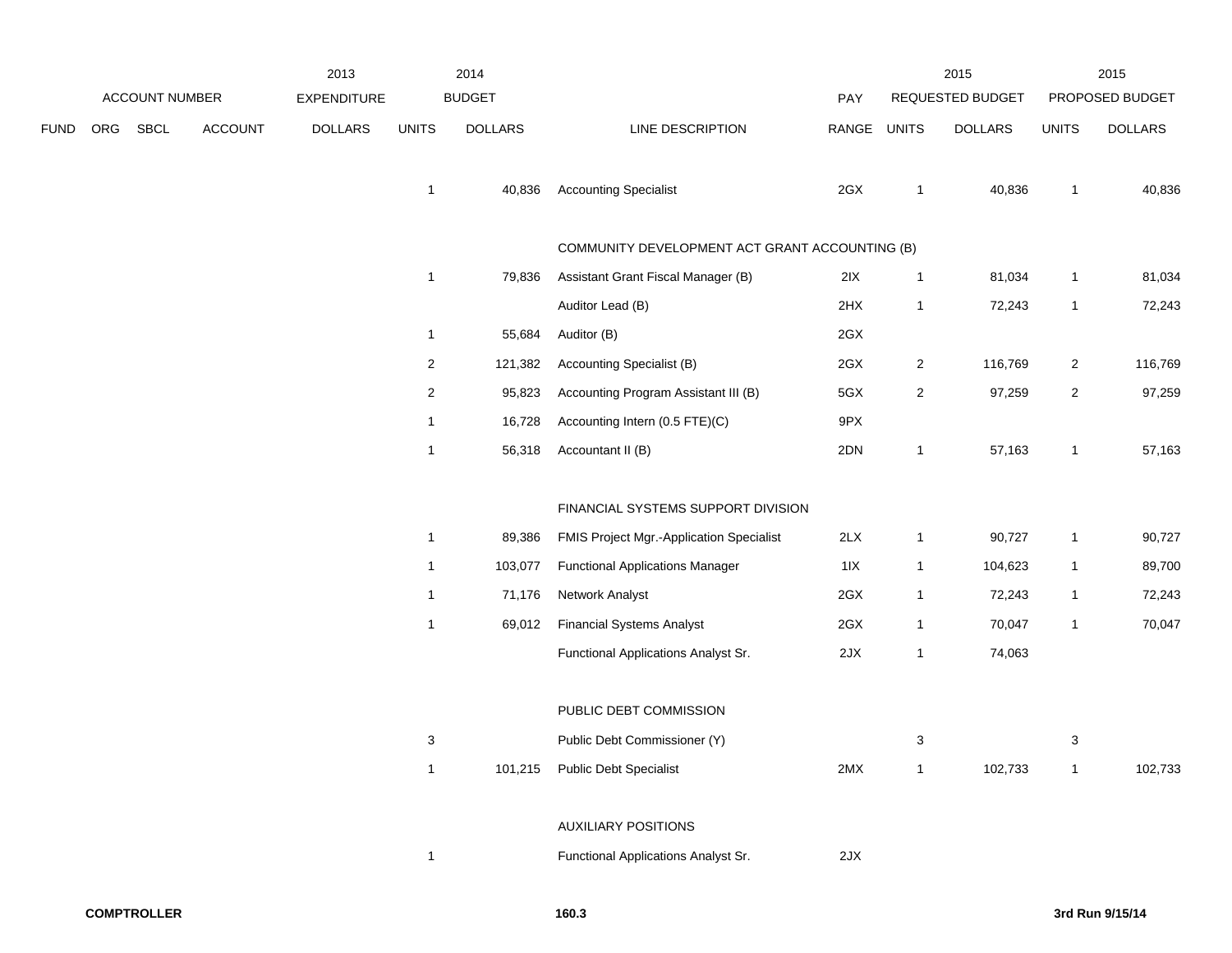| | | | | 2013 | 2014 | | | | 2015 | | 2015 | |
|---|---|---|---|---|---|---|---|---|---|---|---|---|
| ACCOUNT NUMBER | | | | EXPENDITURE | BUDGET | | | PAY | REQUESTED BUDGET | | PROPOSED BUDGET | |
| FUND | ORG | SBCL | ACCOUNT | DOLLARS | UNITS | DOLLARS | LINE DESCRIPTION | RANGE | UNITS | DOLLARS | UNITS | DOLLARS |
| | | | | | 1 | 40,836 | Accounting Specialist | 2GX | 1 | 40,836 | 1 | 40,836 |
| | | | | | | | COMMUNITY DEVELOPMENT ACT GRANT ACCOUNTING (B) | | | | | |
| | | | | | 1 | 79,836 | Assistant Grant Fiscal Manager (B) | 2IX | 1 | 81,034 | 1 | 81,034 |
| | | | | | | | Auditor Lead (B) | 2HX | 1 | 72,243 | 1 | 72,243 |
| | | | | | 1 | 55,684 | Auditor (B) | 2GX | | | | |
| | | | | | 2 | 121,382 | Accounting Specialist (B) | 2GX | 2 | 116,769 | 2 | 116,769 |
| | | | | | 2 | 95,823 | Accounting Program Assistant III (B) | 5GX | 2 | 97,259 | 2 | 97,259 |
| | | | | | 1 | 16,728 | Accounting Intern (0.5 FTE)(C) | 9PX | | | | |
| | | | | | 1 | 56,318 | Accountant II (B) | 2DN | 1 | 57,163 | 1 | 57,163 |
| | | | | | | | FINANCIAL SYSTEMS SUPPORT DIVISION | | | | | |
| | | | | | 1 | 89,386 | FMIS Project Mgr.-Application Specialist | 2LX | 1 | 90,727 | 1 | 90,727 |
| | | | | | 1 | 103,077 | Functional Applications Manager | 1IX | 1 | 104,623 | 1 | 89,700 |
| | | | | | 1 | 71,176 | Network Analyst | 2GX | 1 | 72,243 | 1 | 72,243 |
| | | | | | 1 | 69,012 | Financial Systems Analyst | 2GX | 1 | 70,047 | 1 | 70,047 |
| | | | | | | | Functional Applications Analyst Sr. | 2JX | 1 | 74,063 | | |
| | | | | | | | PUBLIC DEBT COMMISSION | | | | | |
| | | | | | 3 | | Public Debt Commissioner (Y) | | 3 | | 3 | |
| | | | | | 1 | 101,215 | Public Debt Specialist | 2MX | 1 | 102,733 | 1 | 102,733 |
| | | | | | | | AUXILIARY POSITIONS | | | | | |
| | | | | | 1 | | Functional Applications Analyst Sr. | 2JX | | | | |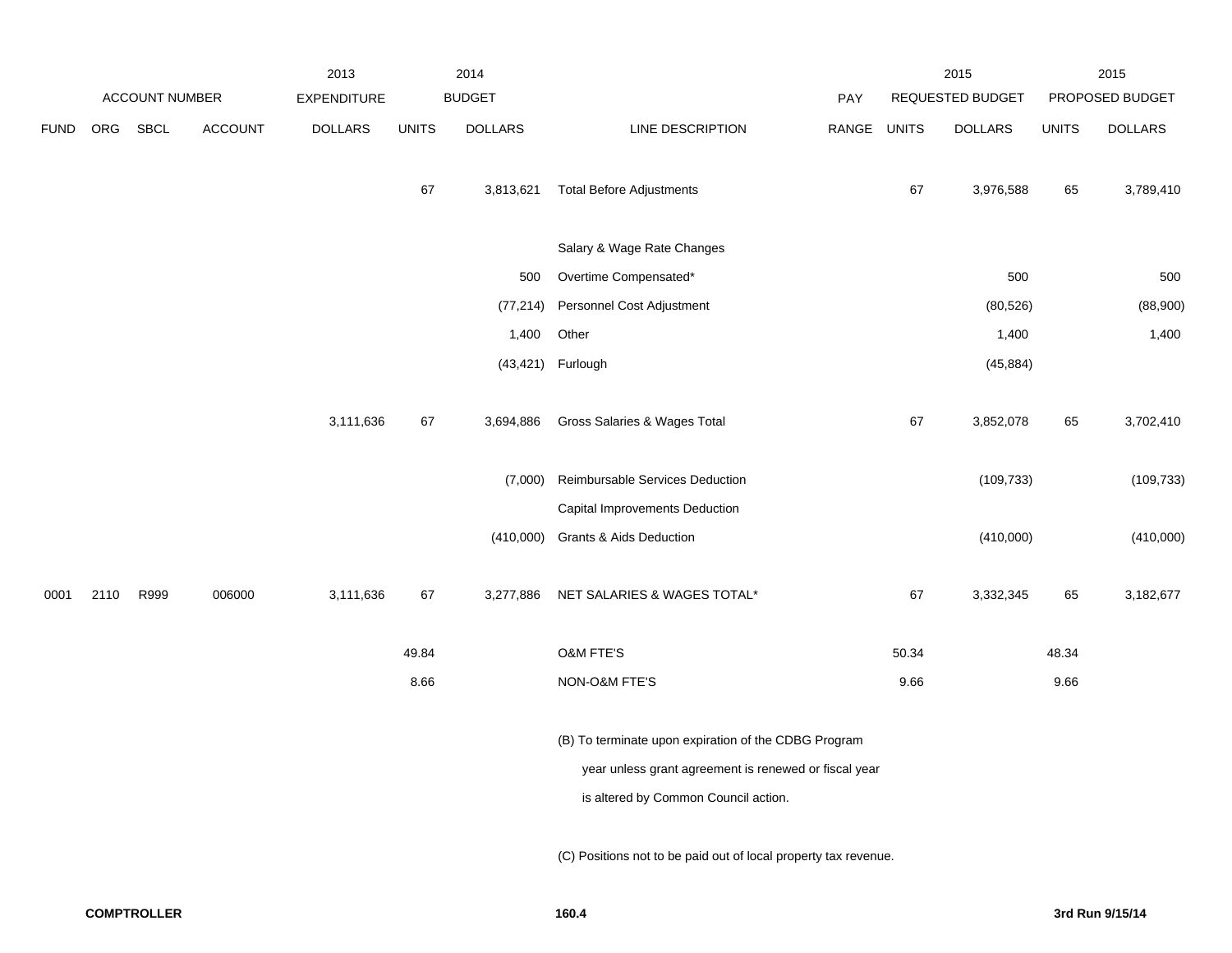| ACCOUNT NUMBER | | | | 2013 EXPENDITURE | 2014 BUDGET | | | PAY | 2015 REQUESTED BUDGET | | 2015 PROPOSED BUDGET | |
|---|---|---|---|---|---|---|---|---|---|---|---|---|
| FUND | ORG | SBCL | ACCOUNT | DOLLARS | UNITS | DOLLARS | LINE DESCRIPTION | RANGE | UNITS | DOLLARS | UNITS | DOLLARS |
| | | | | | 67 | 3,813,621 | Total Before Adjustments | | 67 | 3,976,588 | 65 | 3,789,410 |
| | | | | | | | Salary & Wage Rate Changes | | | | | |
| | | | | | | 500 | Overtime Compensated* | | | 500 | | 500 |
| | | | | | | (77,214) | Personnel Cost Adjustment | | | (80,526) | | (88,900) |
| | | | | | | 1,400 | Other | | | 1,400 | | 1,400 |
| | | | | | | (43,421) | Furlough | | | (45,884) | | |
| | | | | 3,111,636 | 67 | 3,694,886 | Gross Salaries & Wages Total | | 67 | 3,852,078 | 65 | 3,702,410 |
| | | | | | | (7,000) | Reimbursable Services Deduction | | | (109,733) | | (109,733) |
| | | | | | | | Capital Improvements Deduction | | | | | |
| | | | | | | (410,000) | Grants & Aids Deduction | | | (410,000) | | (410,000) |
| 0001 | 2110 | R999 | 006000 | 3,111,636 | 67 | 3,277,886 | NET SALARIES & WAGES TOTAL* | | 67 | 3,332,345 | 65 | 3,182,677 |
| | | | | | 49.84 | | O&M FTE'S | | 50.34 | | 48.34 | |
| | | | | | 8.66 | | NON-O&M FTE'S | | 9.66 | | 9.66 | |

(B) To terminate upon expiration of the CDBG Program year unless grant agreement is renewed or fiscal year is altered by Common Council action.

(C) Positions not to be paid out of local property tax revenue.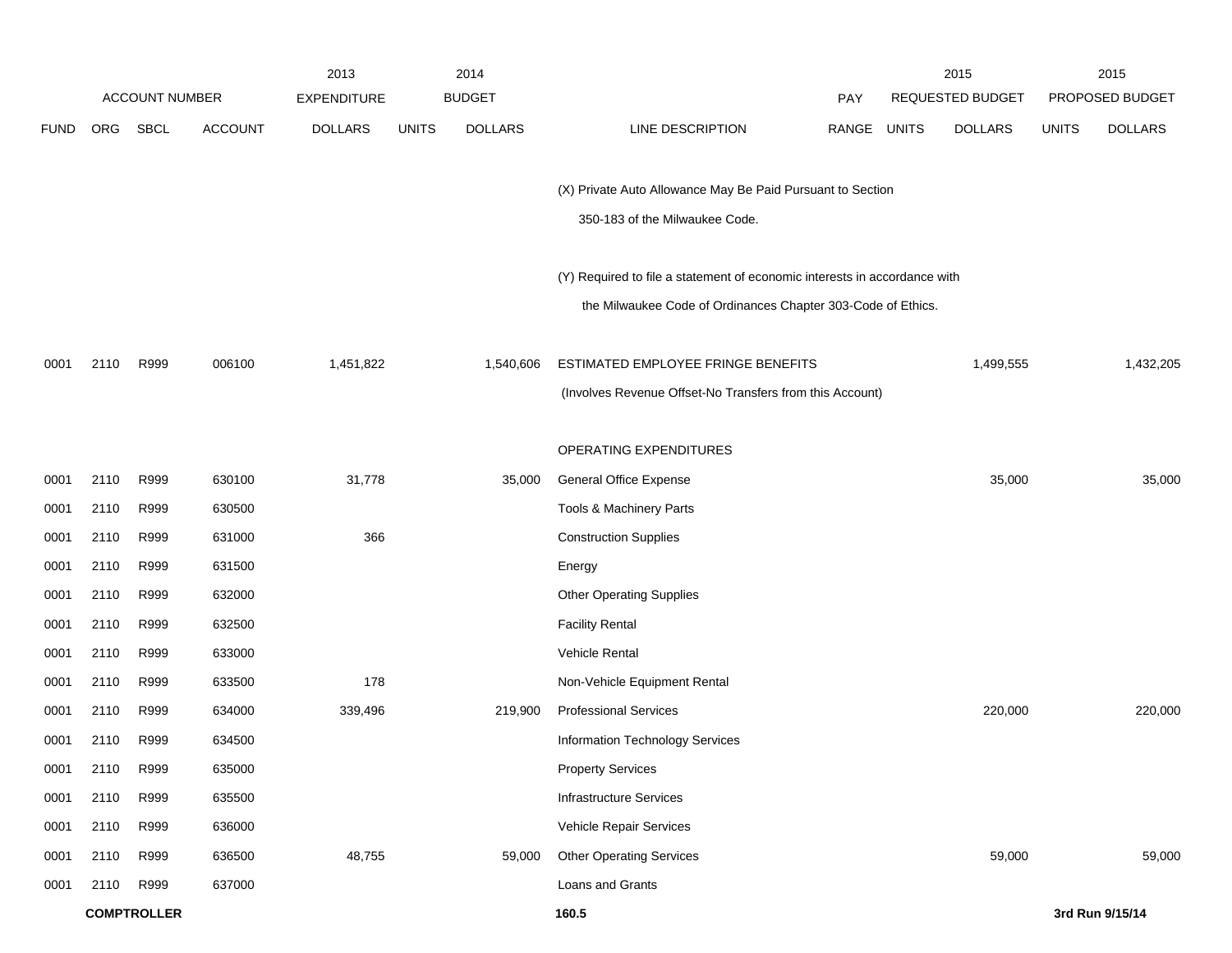| FUND | ORG | SBCL | ACCOUNT | 2013 EXPENDITURE DOLLARS | 2014 BUDGET UNITS | 2014 BUDGET DOLLARS | LINE DESCRIPTION | PAY RANGE | 2015 REQUESTED BUDGET UNITS | 2015 REQUESTED BUDGET DOLLARS | 2015 PROPOSED BUDGET UNITS | 2015 PROPOSED BUDGET DOLLARS |
|---|---|---|---|---|---|---|---|---|---|---|---|---|
| | | | | | | | (X) Private Auto Allowance May Be Paid Pursuant to Section 350-183 of the Milwaukee Code. | | | | | |
| | | | | | | | (Y) Required to file a statement of economic interests in accordance with the Milwaukee Code of Ordinances Chapter 303-Code of Ethics. | | | | | |
| 0001 | 2110 | R999 | 006100 | 1,451,822 | | 1,540,606 | ESTIMATED EMPLOYEE FRINGE BENEFITS (Involves Revenue Offset-No Transfers from this Account) | | | 1,499,555 | | 1,432,205 |
| | | | | | | | OPERATING EXPENDITURES | | | | | |
| 0001 | 2110 | R999 | 630100 | 31,778 | | 35,000 | General Office Expense | | | 35,000 | | 35,000 |
| 0001 | 2110 | R999 | 630500 | | | | Tools & Machinery Parts | | | | | |
| 0001 | 2110 | R999 | 631000 | 366 | | | Construction Supplies | | | | | |
| 0001 | 2110 | R999 | 631500 | | | | Energy | | | | | |
| 0001 | 2110 | R999 | 632000 | | | | Other Operating Supplies | | | | | |
| 0001 | 2110 | R999 | 632500 | | | | Facility Rental | | | | | |
| 0001 | 2110 | R999 | 633000 | | | | Vehicle Rental | | | | | |
| 0001 | 2110 | R999 | 633500 | 178 | | | Non-Vehicle Equipment Rental | | | | | |
| 0001 | 2110 | R999 | 634000 | 339,496 | | 219,900 | Professional Services | | | 220,000 | | 220,000 |
| 0001 | 2110 | R999 | 634500 | | | | Information Technology Services | | | | | |
| 0001 | 2110 | R999 | 635000 | | | | Property Services | | | | | |
| 0001 | 2110 | R999 | 635500 | | | | Infrastructure Services | | | | | |
| 0001 | 2110 | R999 | 636000 | | | | Vehicle Repair Services | | | | | |
| 0001 | 2110 | R999 | 636500 | 48,755 | | 59,000 | Other Operating Services | | | 59,000 | | 59,000 |
| 0001 | 2110 | R999 | 637000 | | | | Loans and Grants | | | | | |

**COMPTROLLER** 160.5 3rd Run 9/15/14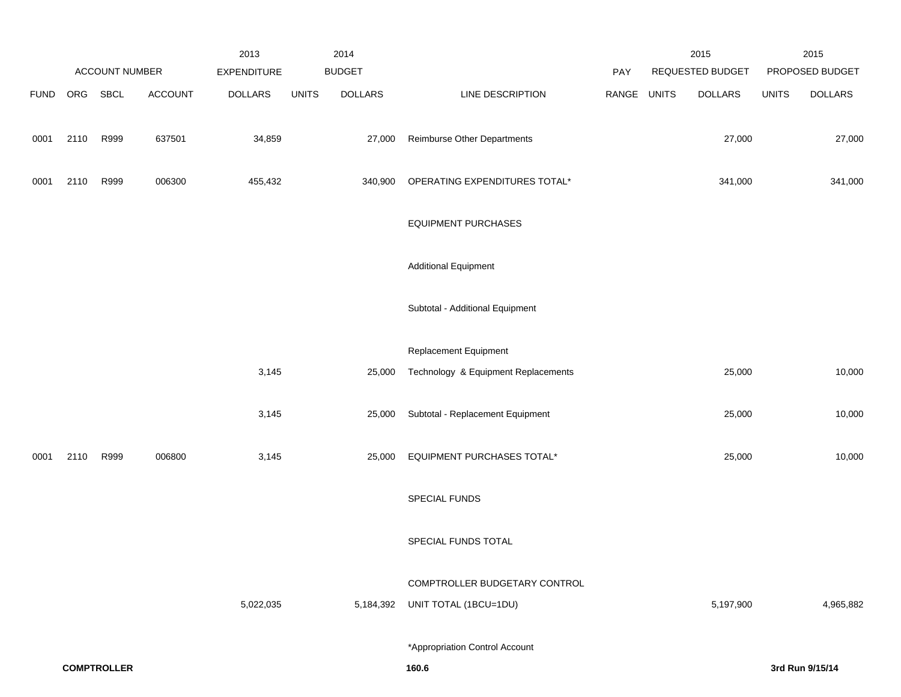| | | | | 2013 | | 2014 | | | | 2015 | | 2015 |
|---|---|---|---|---|---|---|---|---|---|---|---|---|
| | ACCOUNT NUMBER | | | EXPENDITURE | | BUDGET | | PAY | | REQUESTED BUDGET | | PROPOSED BUDGET |
| FUND | ORG | SBCL | ACCOUNT | DOLLARS | UNITS | DOLLARS | LINE DESCRIPTION | RANGE | UNITS | DOLLARS | UNITS | DOLLARS |
| 0001 | 2110 | R999 | 637501 | 34,859 | | 27,000 | Reimburse Other Departments | | | 27,000 | | 27,000 |
| 0001 | 2110 | R999 | 006300 | 455,432 | | 340,900 | OPERATING EXPENDITURES TOTAL* | | | 341,000 | | 341,000 |
| | | | | | | | EQUIPMENT PURCHASES | | | | | |
| | | | | | | | Additional Equipment | | | | | |
| | | | | | | | Subtotal - Additional Equipment | | | | | |
| | | | | | | | Replacement Equipment | | | | | |
| | | | | 3,145 | | 25,000 | Technology & Equipment Replacements | | | 25,000 | | 10,000 |
| | | | | 3,145 | | 25,000 | Subtotal - Replacement Equipment | | | 25,000 | | 10,000 |
| 0001 | 2110 | R999 | 006800 | 3,145 | | 25,000 | EQUIPMENT PURCHASES TOTAL* | | | 25,000 | | 10,000 |
| | | | | | | | SPECIAL FUNDS | | | | | |
| | | | | | | | SPECIAL FUNDS TOTAL | | | | | |
| | | | | 5,022,035 | | 5,184,392 | COMPTROLLER BUDGETARY CONTROL UNIT TOTAL (1BCU=1DU) | | | 5,197,900 | | 4,965,882 |

*Appropriation Control Account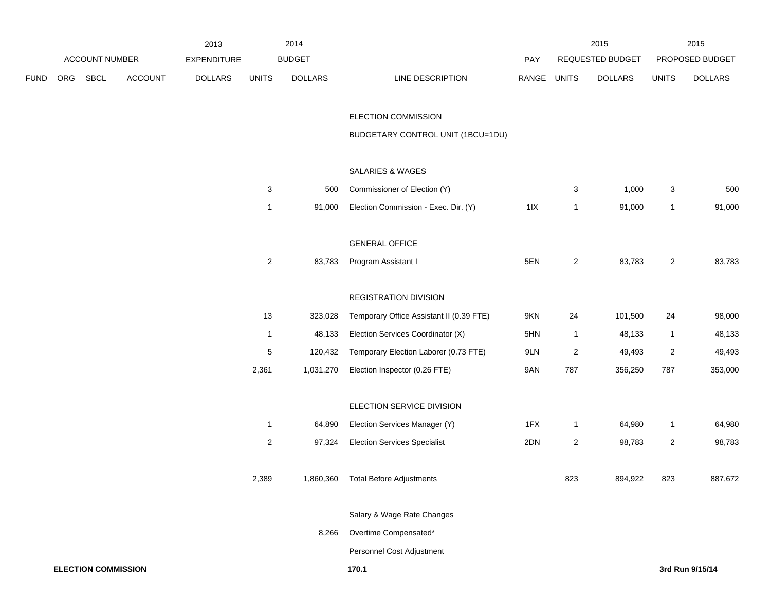| ACCOUNT NUMBER | | | | 2013 EXPENDITURE | 2014 BUDGET | | | PAY | 2015 REQUESTED BUDGET | | 2015 PROPOSED BUDGET | |
|---|---|---|---|---|---|---|---|---|---|---|---|---|
| FUND | ORG | SBCL | ACCOUNT | DOLLARS | UNITS | DOLLARS | LINE DESCRIPTION | RANGE | UNITS | DOLLARS | UNITS | DOLLARS |
| | | | | | | | ELECTION COMMISSION | | | | | |
| | | | | | | | BUDGETARY CONTROL UNIT (1BCU=1DU) | | | | | |
| | | | | | | | SALARIES & WAGES | | | | | |
| | | | | | 3 | 500 | Commissioner of Election (Y) | | 3 | 1,000 | 3 | 500 |
| | | | | | 1 | 91,000 | Election Commission - Exec. Dir. (Y) | 1IX | 1 | 91,000 | 1 | 91,000 |
| | | | | | | | GENERAL OFFICE | | | | | |
| | | | | | 2 | 83,783 | Program Assistant I | 5EN | 2 | 83,783 | 2 | 83,783 |
| | | | | | | | REGISTRATION DIVISION | | | | | |
| | | | | | 13 | 323,028 | Temporary Office Assistant II (0.39 FTE) | 9KN | 24 | 101,500 | 24 | 98,000 |
| | | | | | 1 | 48,133 | Election Services Coordinator (X) | 5HN | 1 | 48,133 | 1 | 48,133 |
| | | | | | 5 | 120,432 | Temporary Election Laborer (0.73 FTE) | 9LN | 2 | 49,493 | 2 | 49,493 |
| | | | | | 2,361 | 1,031,270 | Election Inspector (0.26 FTE) | 9AN | 787 | 356,250 | 787 | 353,000 |
| | | | | | | | ELECTION SERVICE DIVISION | | | | | |
| | | | | | 1 | 64,890 | Election Services Manager (Y) | 1FX | 1 | 64,980 | 1 | 64,980 |
| | | | | | 2 | 97,324 | Election Services Specialist | 2DN | 2 | 98,783 | 2 | 98,783 |
| | | | | | 2,389 | 1,860,360 | Total Before Adjustments | | 823 | 894,922 | 823 | 887,672 |
| | | | | | | | Salary & Wage Rate Changes | | | | | |
| | | | | | | 8,266 | Overtime Compensated* | | | | | |
| | | | | | | | Personnel Cost Adjustment | | | | | |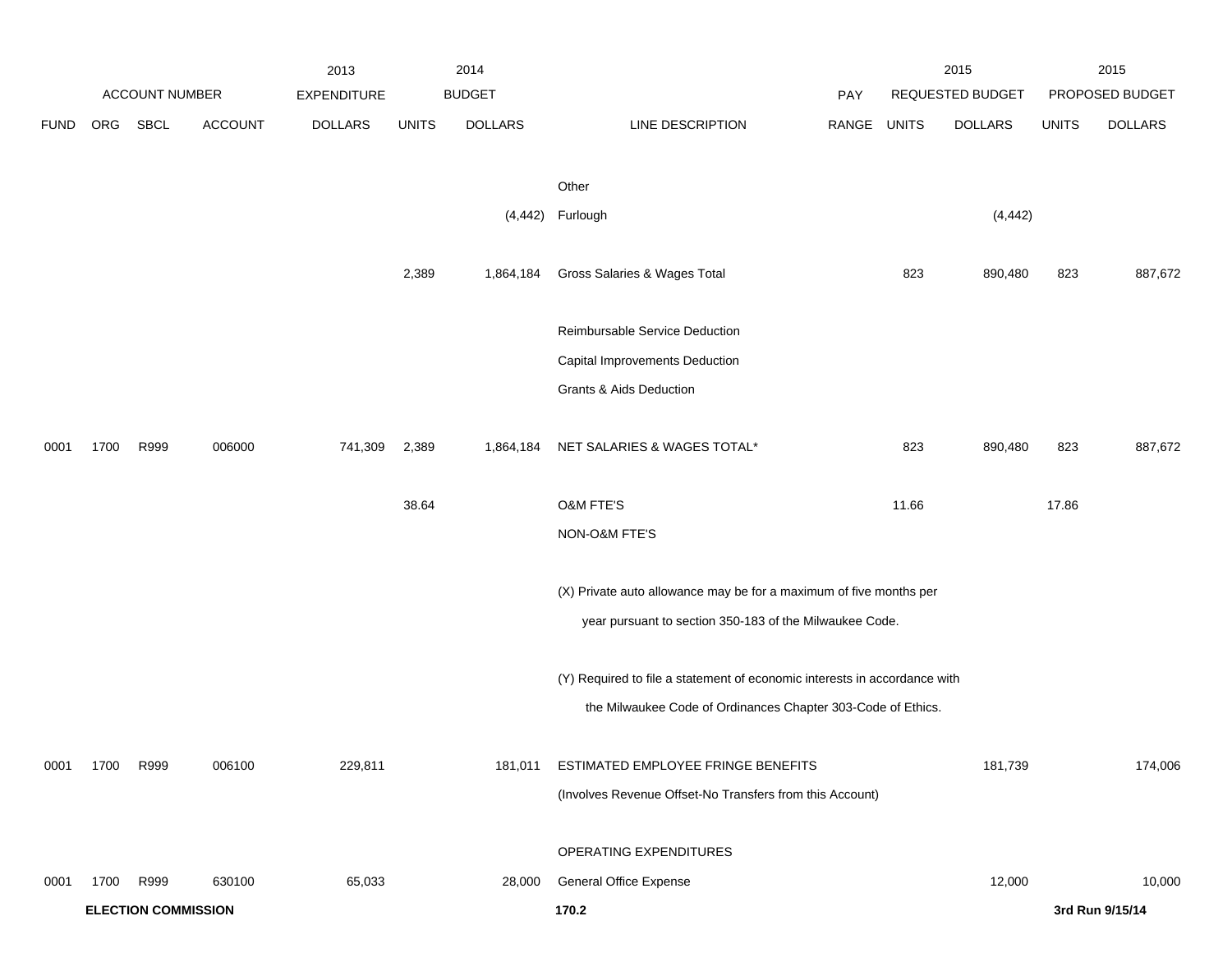| FUND | ORG | SBCL | ACCOUNT | 2013 EXPENDITURE DOLLARS | 2014 BUDGET UNITS | 2014 BUDGET DOLLARS | LINE DESCRIPTION | PAY RANGE | 2015 REQUESTED BUDGET UNITS | 2015 REQUESTED BUDGET DOLLARS | 2015 PROPOSED BUDGET UNITS | 2015 PROPOSED BUDGET DOLLARS |
|---|---|---|---|---|---|---|---|---|---|---|---|---|
| | | | | | | | Other | | | | | |
| | | | | | | (4,442) | Furlough | | | (4,442) | | |
| | | | | | 2,389 | 1,864,184 | Gross Salaries & Wages Total | | 823 | 890,480 | 823 | 887,672 |
| | | | | | | | Reimbursable Service Deduction | | | | | |
| | | | | | | | Capital Improvements Deduction | | | | | |
| | | | | | | | Grants & Aids Deduction | | | | | |
| 0001 | 1700 | R999 | 006000 | 741,309 | 2,389 | 1,864,184 | NET SALARIES & WAGES TOTAL* | | 823 | 890,480 | 823 | 887,672 |
| | | | | | 38.64 | | O&M FTE'S | | 11.66 | | 17.86 | |
| | | | | | | | NON-O&M FTE'S | | | | | |
| | | | | | | | (X) Private auto allowance may be for a maximum of five months per year pursuant to section 350-183 of the Milwaukee Code. | | | | | |
| | | | | | | | (Y) Required to file a statement of economic interests in accordance with the Milwaukee Code of Ordinances Chapter 303-Code of Ethics. | | | | | |
| 0001 | 1700 | R999 | 006100 | 229,811 | | 181,011 | ESTIMATED EMPLOYEE FRINGE BENEFITS | | | 181,739 | | 174,006 |
| | | | | | | | (Involves Revenue Offset-No Transfers from this Account) | | | | | |
| | | | | | | | OPERATING EXPENDITURES | | | | | |
| 0001 | 1700 | R999 | 630100 | 65,033 | | 28,000 | General Office Expense | | | 12,000 | | 10,000 |

**ELECTION COMMISSION** 170.2 3rd Run 9/15/14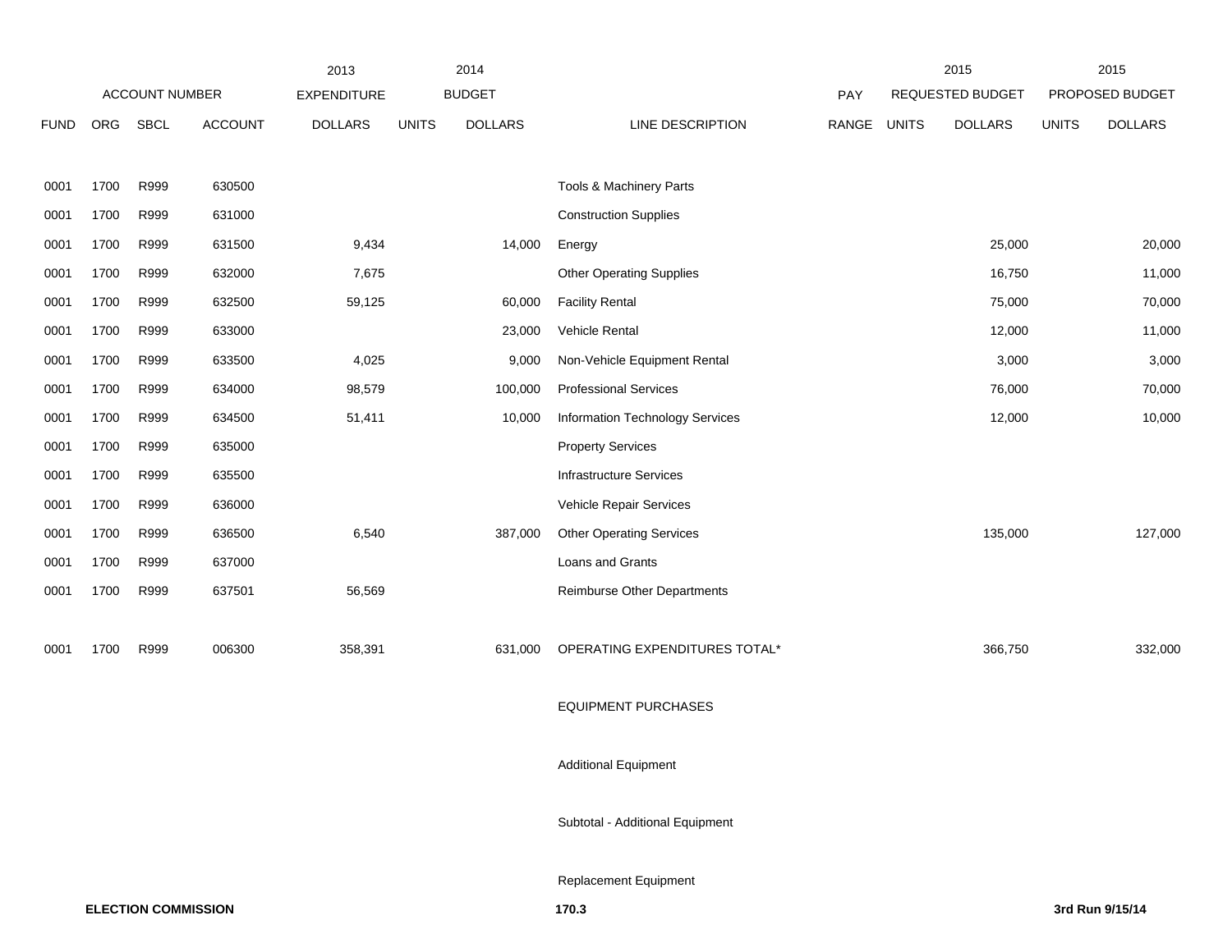| ACCOUNT NUMBER | | | | 2013 EXPENDITURE | 2014 BUDGET | | | PAY | 2015 REQUESTED BUDGET | | 2015 PROPOSED BUDGET | |
|---|---|---|---|---|---|---|---|---|---|---|---|---|
| FUND | ORG | SBCL | ACCOUNT | DOLLARS | UNITS | DOLLARS | LINE DESCRIPTION | RANGE | UNITS | DOLLARS | UNITS | DOLLARS |
| 0001 | 1700 | R999 | 630500 | | | | Tools & Machinery Parts | | | | | |
| 0001 | 1700 | R999 | 631000 | | | | Construction Supplies | | | | | |
| 0001 | 1700 | R999 | 631500 | 9,434 | | 14,000 | Energy | | | 25,000 | | 20,000 |
| 0001 | 1700 | R999 | 632000 | 7,675 | | | Other Operating Supplies | | | 16,750 | | 11,000 |
| 0001 | 1700 | R999 | 632500 | 59,125 | | 60,000 | Facility Rental | | | 75,000 | | 70,000 |
| 0001 | 1700 | R999 | 633000 | | | 23,000 | Vehicle Rental | | | 12,000 | | 11,000 |
| 0001 | 1700 | R999 | 633500 | 4,025 | | 9,000 | Non-Vehicle Equipment Rental | | | 3,000 | | 3,000 |
| 0001 | 1700 | R999 | 634000 | 98,579 | | 100,000 | Professional Services | | | 76,000 | | 70,000 |
| 0001 | 1700 | R999 | 634500 | 51,411 | | 10,000 | Information Technology Services | | | 12,000 | | 10,000 |
| 0001 | 1700 | R999 | 635000 | | | | Property Services | | | | | |
| 0001 | 1700 | R999 | 635500 | | | | Infrastructure Services | | | | | |
| 0001 | 1700 | R999 | 636000 | | | | Vehicle Repair Services | | | | | |
| 0001 | 1700 | R999 | 636500 | 6,540 | | 387,000 | Other Operating Services | | | 135,000 | | 127,000 |
| 0001 | 1700 | R999 | 637000 | | | | Loans and Grants | | | | | |
| 0001 | 1700 | R999 | 637501 | 56,569 | | | Reimburse Other Departments | | | | | |
| 0001 | 1700 | R999 | 006300 | 358,391 | | 631,000 | OPERATING EXPENDITURES TOTAL* | | | 366,750 | | 332,000 |
| | | | | | | | EQUIPMENT PURCHASES | | | | | |
| | | | | | | | Additional Equipment | | | | | |
| | | | | | | | Subtotal - Additional Equipment | | | | | |
| | | | | | | | Replacement Equipment | | | | | |

**ELECTION COMMISSION** **170.3** **3rd Run 9/15/14**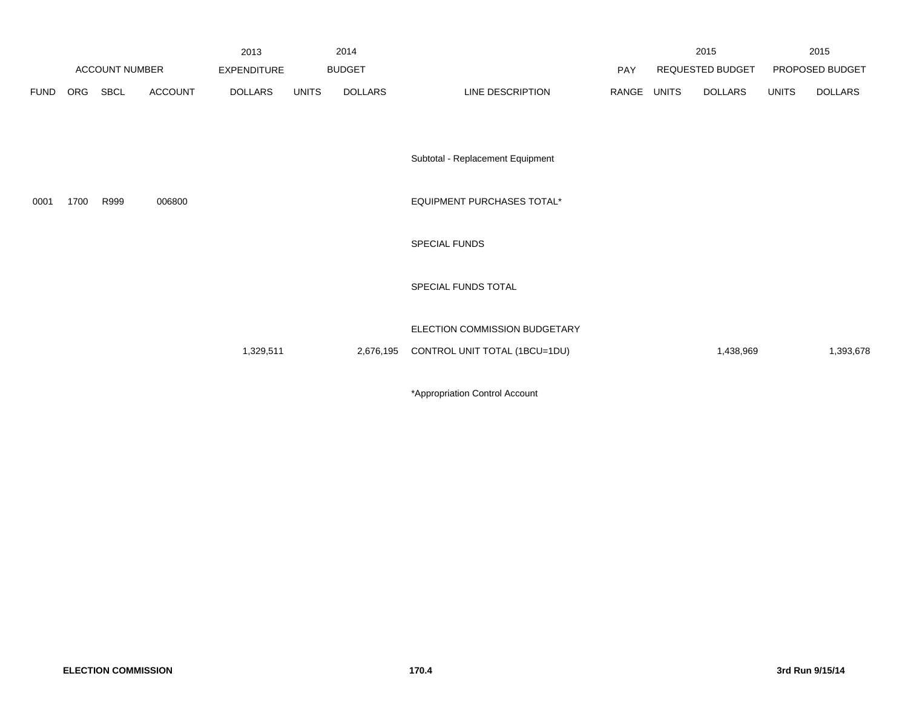| ACCOUNT NUMBER | | | | 2013 EXPENDITURE | 2014 BUDGET | | | PAY | 2015 REQUESTED BUDGET | | 2015 PROPOSED BUDGET | |
|---|---|---|---|---|---|---|---|---|---|---|---|---|
| FUND | ORG | SBCL | ACCOUNT | DOLLARS | UNITS | DOLLARS | LINE DESCRIPTION | RANGE | UNITS | DOLLARS | UNITS | DOLLARS |
| | | | | | | | Subtotal - Replacement Equipment | | | | | |
| 0001 | 1700 | R999 | 006800 | | | | EQUIPMENT PURCHASES TOTAL* | | | | | |
| | | | | | | | SPECIAL FUNDS | | | | | |
| | | | | | | | SPECIAL FUNDS TOTAL | | | | | |
| | | | | 1,329,511 | | 2,676,195 | ELECTION COMMISSION BUDGETARY CONTROL UNIT TOTAL (1BCU=1DU) | | | 1,438,969 | | 1,393,678 |

*Appropriation Control Account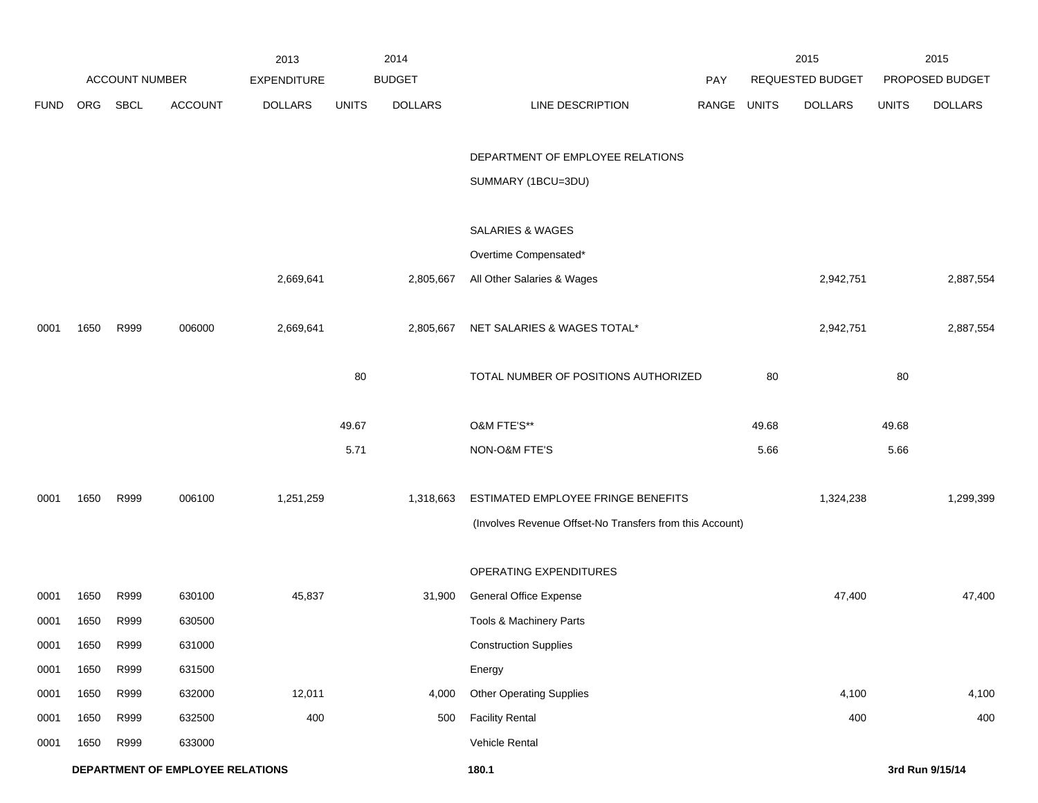| ACCOUNT NUMBER | | | | 2013 EXPENDITURE | 2014 BUDGET | | | PAY | 2015 REQUESTED BUDGET | | 2015 PROPOSED BUDGET | |
|---|---|---|---|---|---|---|---|---|---|---|---|---|
| FUND | ORG | SBCL | ACCOUNT | DOLLARS | UNITS | DOLLARS | LINE DESCRIPTION | RANGE | UNITS | DOLLARS | UNITS | DOLLARS |
| | | | | | | | DEPARTMENT OF EMPLOYEE RELATIONS | | | | | |
| | | | | | | | SUMMARY (1BCU=3DU) | | | | | |
| | | | | | | | SALARIES & WAGES | | | | | |
| | | | | | | | Overtime Compensated* | | | | | |
| | | | | 2,669,641 | | 2,805,667 | All Other Salaries & Wages | | | 2,942,751 | | 2,887,554 |
| 0001 | 1650 | R999 | 006000 | 2,669,641 | | 2,805,667 | NET SALARIES & WAGES TOTAL* | | | 2,942,751 | | 2,887,554 |
| | | | | | 80 | | TOTAL NUMBER OF POSITIONS AUTHORIZED | | 80 | | 80 | |
| | | | | | 49.67 | | O&M FTE'S** | | 49.68 | | 49.68 | |
| | | | | | 5.71 | | NON-O&M FTE'S | | 5.66 | | 5.66 | |
| 0001 | 1650 | R999 | 006100 | 1,251,259 | | 1,318,663 | ESTIMATED EMPLOYEE FRINGE BENEFITS | | | 1,324,238 | | 1,299,399 |
| | | | | | | | (Involves Revenue Offset-No Transfers from this Account) | | | | | |
| | | | | | | | OPERATING EXPENDITURES | | | | | |
| 0001 | 1650 | R999 | 630100 | 45,837 | | 31,900 | General Office Expense | | | 47,400 | | 47,400 |
| 0001 | 1650 | R999 | 630500 | | | | Tools & Machinery Parts | | | | | |
| 0001 | 1650 | R999 | 631000 | | | | Construction Supplies | | | | | |
| 0001 | 1650 | R999 | 631500 | | | | Energy | | | | | |
| 0001 | 1650 | R999 | 632000 | 12,011 | | 4,000 | Other Operating Supplies | | | 4,100 | | 4,100 |
| 0001 | 1650 | R999 | 632500 | 400 | | 500 | Facility Rental | | | 400 | | 400 |
| 0001 | 1650 | R999 | 633000 | | | | Vehicle Rental | | | | | |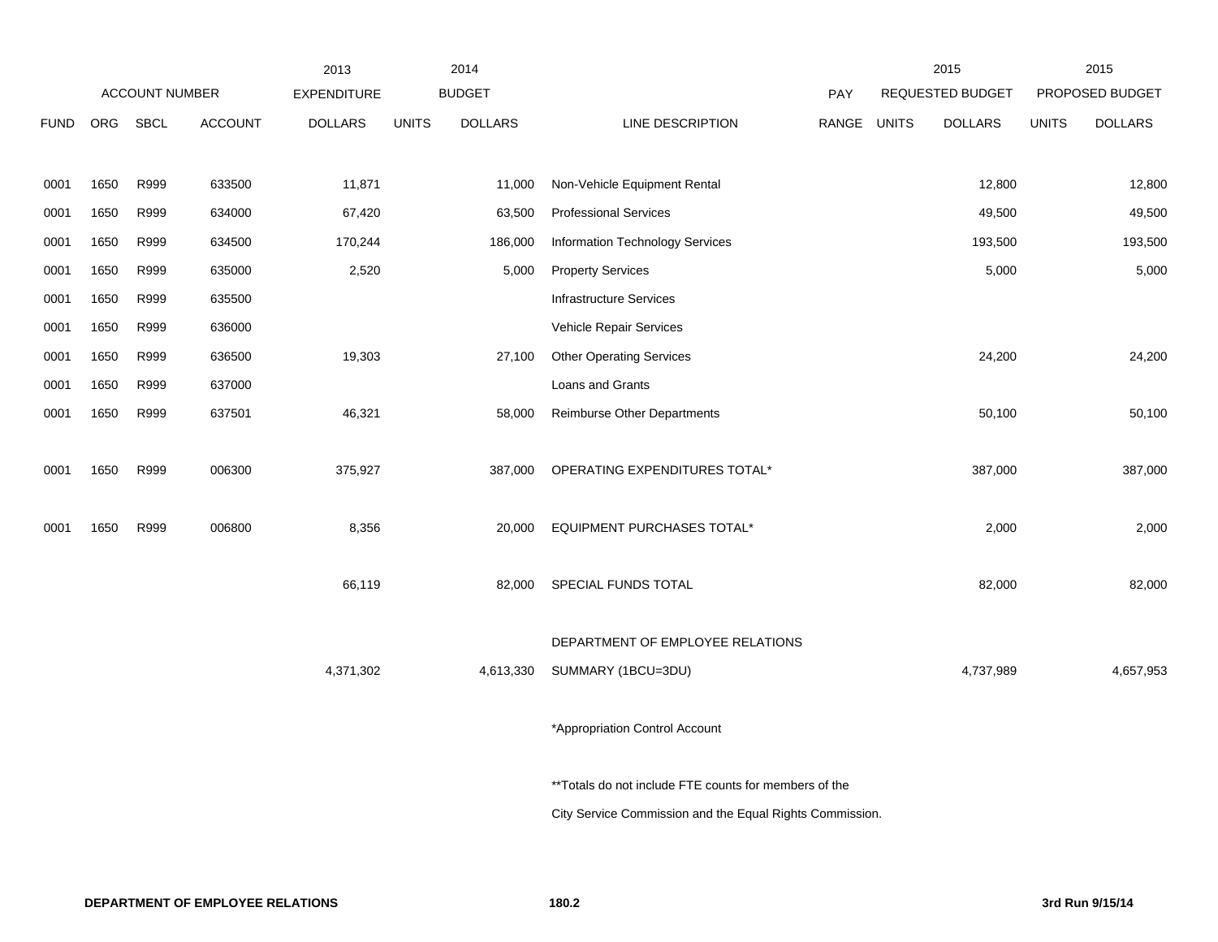| ACCOUNT NUMBER | | | | 2013 EXPENDITURE | 2014 BUDGET | | | PAY | 2015 REQUESTED BUDGET | | 2015 PROPOSED BUDGET | |
|---|---|---|---|---|---|---|---|---|---|---|---|---|
| FUND | ORG | SBCL | ACCOUNT | DOLLARS | UNITS | DOLLARS | LINE DESCRIPTION | RANGE | UNITS | DOLLARS | UNITS | DOLLARS |
| 0001 | 1650 | R999 | 633500 | 11,871 | | 11,000 | Non-Vehicle Equipment Rental | | | 12,800 | | 12,800 |
| 0001 | 1650 | R999 | 634000 | 67,420 | | 63,500 | Professional Services | | | 49,500 | | 49,500 |
| 0001 | 1650 | R999 | 634500 | 170,244 | | 186,000 | Information Technology Services | | | 193,500 | | 193,500 |
| 0001 | 1650 | R999 | 635000 | 2,520 | | 5,000 | Property Services | | | 5,000 | | 5,000 |
| 0001 | 1650 | R999 | 635500 | | | | Infrastructure Services | | | | | |
| 0001 | 1650 | R999 | 636000 | | | | Vehicle Repair Services | | | | | |
| 0001 | 1650 | R999 | 636500 | 19,303 | | 27,100 | Other Operating Services | | | 24,200 | | 24,200 |
| 0001 | 1650 | R999 | 637000 | | | | Loans and Grants | | | | | |
| 0001 | 1650 | R999 | 637501 | 46,321 | | 58,000 | Reimburse Other Departments | | | 50,100 | | 50,100 |
| 0001 | 1650 | R999 | 006300 | 375,927 | | 387,000 | OPERATING EXPENDITURES TOTAL* | | | 387,000 | | 387,000 |
| 0001 | 1650 | R999 | 006800 | 8,356 | | 20,000 | EQUIPMENT PURCHASES TOTAL* | | | 2,000 | | 2,000 |
| | | | | 66,119 | | 82,000 | SPECIAL FUNDS TOTAL | | | 82,000 | | 82,000 |
| | | | | 4,371,302 | | 4,613,330 | DEPARTMENT OF EMPLOYEE RELATIONS SUMMARY (1BCU=3DU) | | | 4,737,989 | | 4,657,953 |

*Appropriation Control Account

**Totals do not include FTE counts for members of the City Service Commission and the Equal Rights Commission.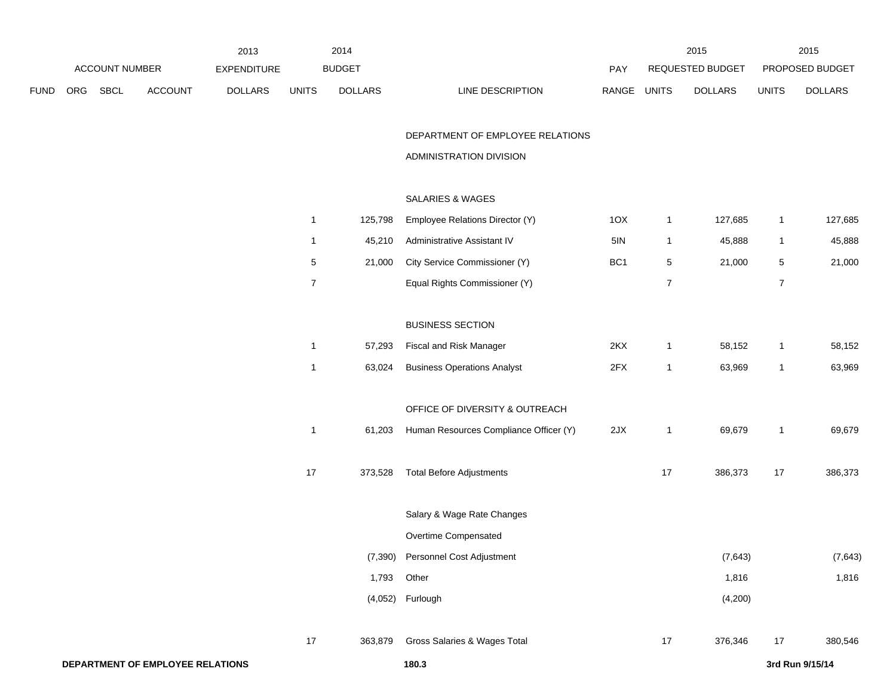| ACCOUNT NUMBER | | | | 2013 EXPENDITURE | 2014 BUDGET | | | PAY | 2015 REQUESTED BUDGET | | 2015 PROPOSED BUDGET | |
|---|---|---|---|---|---|---|---|---|---|---|---|---|
| FUND | ORG | SBCL | ACCOUNT | DOLLARS | UNITS | DOLLARS | LINE DESCRIPTION | RANGE | UNITS | DOLLARS | UNITS | DOLLARS |
| | | | | | | | DEPARTMENT OF EMPLOYEE RELATIONS | | | | | |
| | | | | | | | ADMINISTRATION DIVISION | | | | | |
| | | | | | | | SALARIES & WAGES | | | | | |
| | | | | | 1 | 125,798 | Employee Relations Director (Y) | 1OX | 1 | 127,685 | 1 | 127,685 |
| | | | | | 1 | 45,210 | Administrative Assistant IV | 5IN | 1 | 45,888 | 1 | 45,888 |
| | | | | | 5 | 21,000 | City Service Commissioner (Y) | BC1 | 5 | 21,000 | 5 | 21,000 |
| | | | | | 7 | | Equal Rights Commissioner (Y) | | 7 | | 7 | |
| | | | | | | | BUSINESS SECTION | | | | | |
| | | | | | 1 | 57,293 | Fiscal and Risk Manager | 2KX | 1 | 58,152 | 1 | 58,152 |
| | | | | | 1 | 63,024 | Business Operations Analyst | 2FX | 1 | 63,969 | 1 | 63,969 |
| | | | | | | | OFFICE OF DIVERSITY & OUTREACH | | | | | |
| | | | | | 1 | 61,203 | Human Resources Compliance Officer (Y) | 2JX | 1 | 69,679 | 1 | 69,679 |
| | | | | | 17 | 373,528 | Total Before Adjustments | | 17 | 386,373 | 17 | 386,373 |
| | | | | | | | Salary & Wage Rate Changes | | | | | |
| | | | | | | | Overtime Compensated | | | | | |
| | | | | | | (7,390) | Personnel Cost Adjustment | | | (7,643) | | (7,643) |
| | | | | | | 1,793 | Other | | | 1,816 | | 1,816 |
| | | | | | | (4,052) | Furlough | | | (4,200) | | |
| | | | | | 17 | 363,879 | Gross Salaries & Wages Total | | 17 | 376,346 | 17 | 380,546 |

**DEPARTMENT OF EMPLOYEE RELATIONS** **180.3** **3rd Run 9/15/14**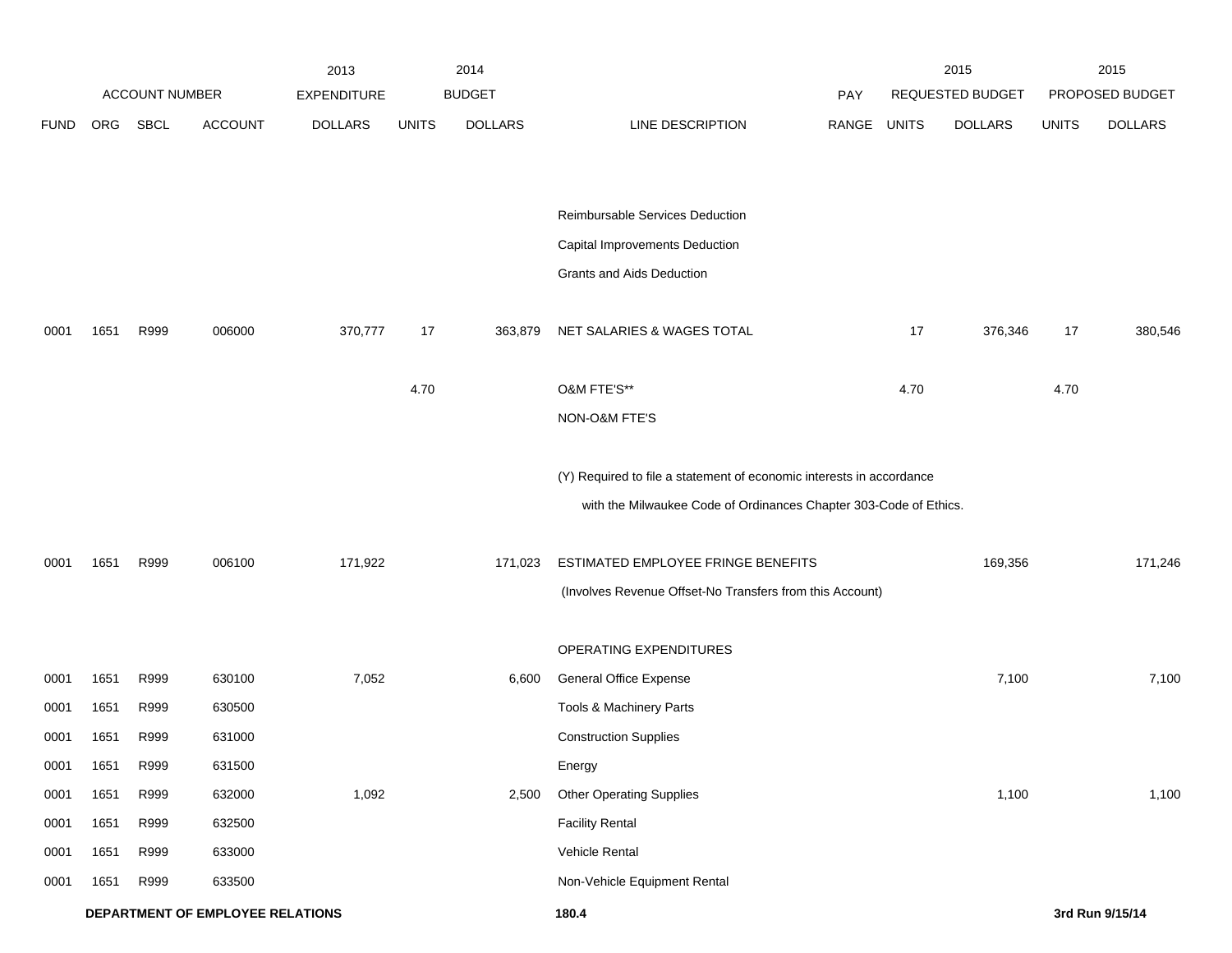| | ACCOUNT NUMBER | | | 2013 EXPENDITURE | 2014 BUDGET | | | PAY | 2015 REQUESTED BUDGET | | 2015 PROPOSED BUDGET | |
|---|---|---|---|---|---|---|---|---|---|---|---|---|
| FUND | ORG | SBCL | ACCOUNT | DOLLARS | UNITS | DOLLARS | LINE DESCRIPTION | RANGE | UNITS | DOLLARS | UNITS | DOLLARS |
| | | | | | | | Reimbursable Services Deduction | | | | | |
| | | | | | | | Capital Improvements Deduction | | | | | |
| | | | | | | | Grants and Aids Deduction | | | | | |
| 0001 | 1651 | R999 | 006000 | 370,777 | 17 | 363,879 | NET SALARIES & WAGES TOTAL | | 17 | 376,346 | 17 | 380,546 |
| | | | | | 4.70 | | O&M FTE'S** | | 4.70 | | 4.70 | |
| | | | | | | | NON-O&M FTE'S | | | | | |
| | | | | | | | (Y) Required to file a statement of economic interests in accordance with the Milwaukee Code of Ordinances Chapter 303-Code of Ethics. | | | | | |
| 0001 | 1651 | R999 | 006100 | 171,922 | | 171,023 | ESTIMATED EMPLOYEE FRINGE BENEFITS (Involves Revenue Offset-No Transfers from this Account) | | | 169,356 | | 171,246 |
| | | | | | | | OPERATING EXPENDITURES | | | | | |
| 0001 | 1651 | R999 | 630100 | 7,052 | | 6,600 | General Office Expense | | | 7,100 | | 7,100 |
| 0001 | 1651 | R999 | 630500 | | | | Tools & Machinery Parts | | | | | |
| 0001 | 1651 | R999 | 631000 | | | | Construction Supplies | | | | | |
| 0001 | 1651 | R999 | 631500 | | | | Energy | | | | | |
| 0001 | 1651 | R999 | 632000 | 1,092 | | 2,500 | Other Operating Supplies | | | 1,100 | | 1,100 |
| 0001 | 1651 | R999 | 632500 | | | | Facility Rental | | | | | |
| 0001 | 1651 | R999 | 633000 | | | | Vehicle Rental | | | | | |
| 0001 | 1651 | R999 | 633500 | | | | Non-Vehicle Equipment Rental | | | | | |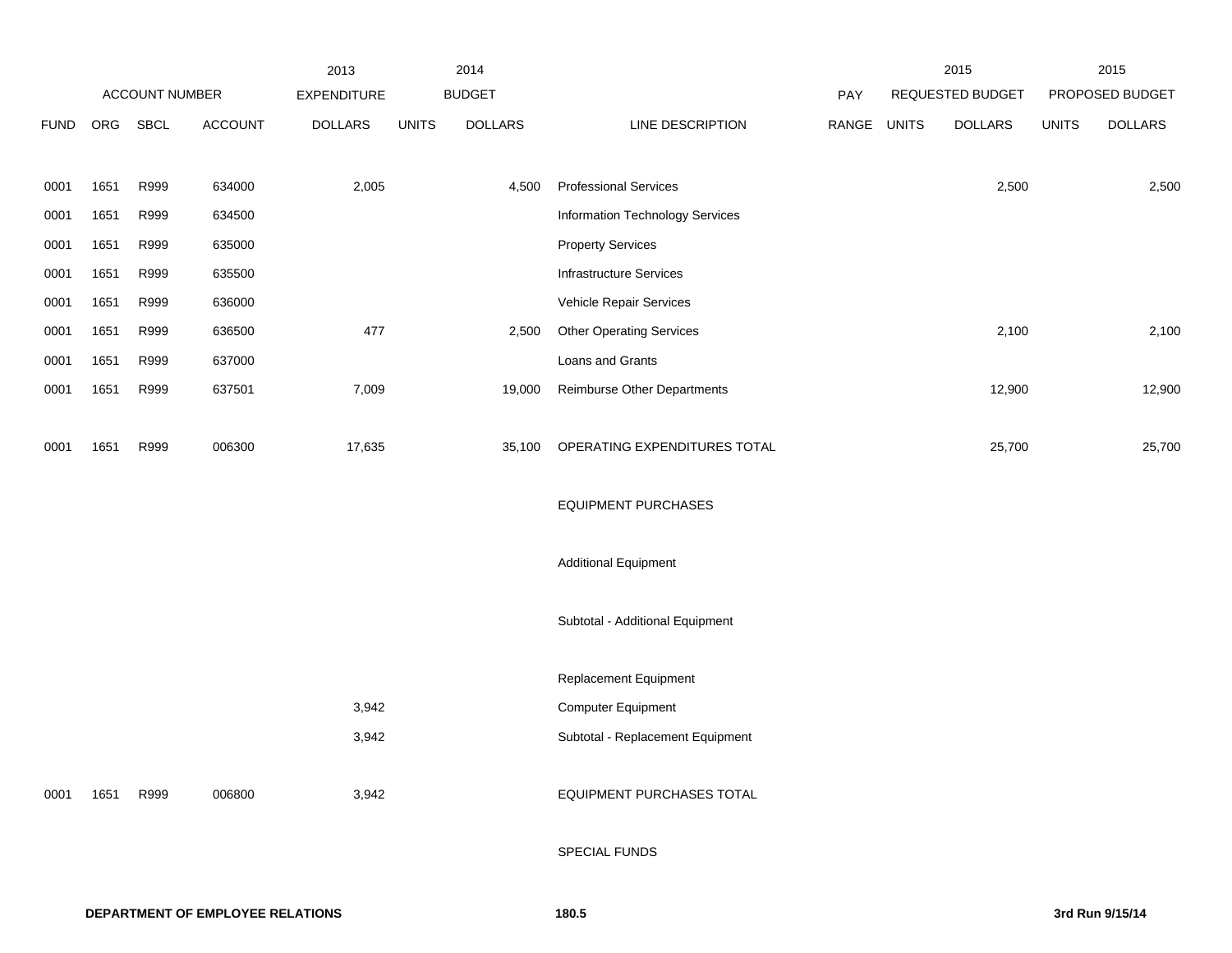| ACCOUNT NUMBER | | | | 2013 EXPENDITURE | 2014 BUDGET | | | PAY | 2015 REQUESTED BUDGET | | 2015 PROPOSED BUDGET | |
|---|---|---|---|---|---|---|---|---|---|---|---|---|
| FUND | ORG | SBCL | ACCOUNT | DOLLARS | UNITS | DOLLARS | LINE DESCRIPTION | RANGE | UNITS | DOLLARS | UNITS | DOLLARS |
| 0001 | 1651 | R999 | 634000 | 2,005 | | 4,500 | Professional Services | | | 2,500 | | 2,500 |
| 0001 | 1651 | R999 | 634500 | | | | Information Technology Services | | | | | |
| 0001 | 1651 | R999 | 635000 | | | | Property Services | | | | | |
| 0001 | 1651 | R999 | 635500 | | | | Infrastructure Services | | | | | |
| 0001 | 1651 | R999 | 636000 | | | | Vehicle Repair Services | | | | | |
| 0001 | 1651 | R999 | 636500 | 477 | | 2,500 | Other Operating Services | | | 2,100 | | 2,100 |
| 0001 | 1651 | R999 | 637000 | | | | Loans and Grants | | | | | |
| 0001 | 1651 | R999 | 637501 | 7,009 | | 19,000 | Reimburse Other Departments | | | 12,900 | | 12,900 |
| 0001 | 1651 | R999 | 006300 | 17,635 | | 35,100 | OPERATING EXPENDITURES TOTAL | | | 25,700 | | 25,700 |
| | | | | | | | EQUIPMENT PURCHASES | | | | | |
| | | | | | | | Additional Equipment | | | | | |
| | | | | | | | Subtotal - Additional Equipment | | | | | |
| | | | | | | | Replacement Equipment | | | | | |
| | | | | 3,942 | | | Computer Equipment | | | | | |
| | | | | 3,942 | | | Subtotal - Replacement Equipment | | | | | |
| 0001 | 1651 | R999 | 006800 | 3,942 | | | EQUIPMENT PURCHASES TOTAL | | | | | |
| | | | | | | | SPECIAL FUNDS | | | | | |

DEPARTMENT OF EMPLOYEE RELATIONS

180.5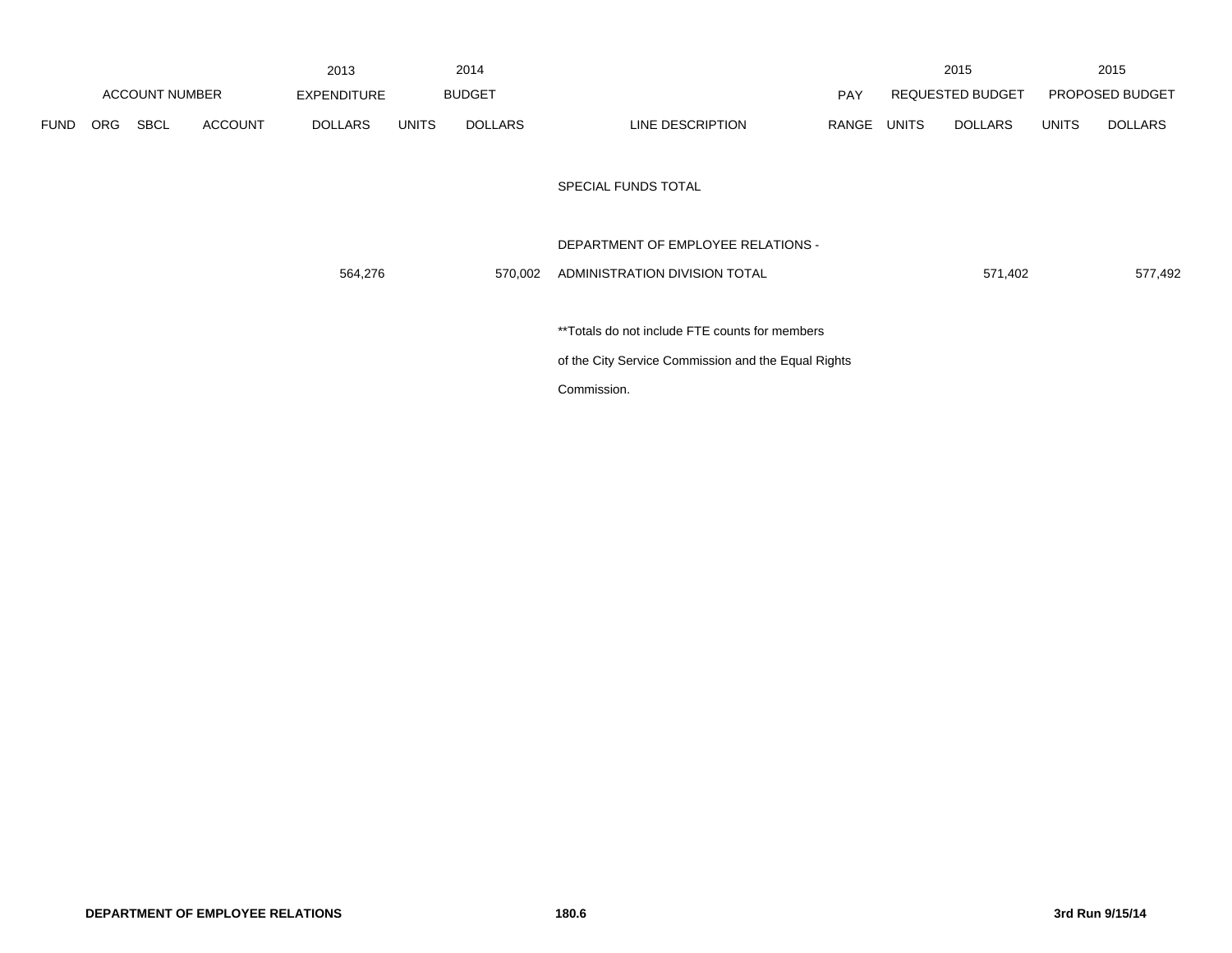| FUND | ORG | SBCL | ACCOUNT | 2013 EXPENDITURE DOLLARS | 2014 BUDGET UNITS | 2014 BUDGET DOLLARS | LINE DESCRIPTION | PAY RANGE | 2015 REQUESTED BUDGET UNITS | 2015 REQUESTED BUDGET DOLLARS | 2015 PROPOSED BUDGET UNITS | 2015 PROPOSED BUDGET DOLLARS |
|---|---|---|---|---|---|---|---|---|---|---|---|---|
| | | | | | | | SPECIAL FUNDS TOTAL | | | | | |
| | | | | | | | DEPARTMENT OF EMPLOYEE RELATIONS - | | | | | |
| | | | | 564,276 | | 570,002 | ADMINISTRATION DIVISION TOTAL | | | 571,402 | | 577,492 |

**Totals do not include FTE counts for members of the City Service Commission and the Equal Rights Commission.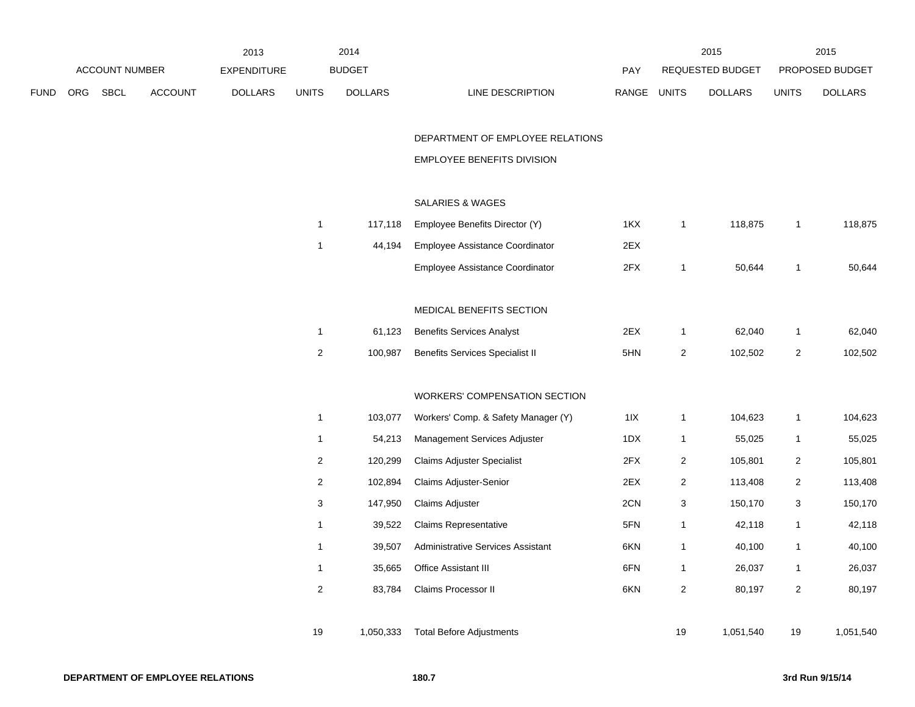| ACCOUNT NUMBER | | | | 2013 EXPENDITURE | 2014 BUDGET | | | PAY | 2015 REQUESTED BUDGET | | 2015 PROPOSED BUDGET | |
|---|---|---|---|---|---|---|---|---|---|---|---|---|
| FUND | ORG | SBCL | ACCOUNT | DOLLARS | UNITS | DOLLARS | LINE DESCRIPTION | RANGE | UNITS | DOLLARS | UNITS | DOLLARS |
| | | | | | | | DEPARTMENT OF EMPLOYEE RELATIONS | | | | | |
| | | | | | | | EMPLOYEE BENEFITS DIVISION | | | | | |
| | | | | | | | SALARIES & WAGES | | | | | |
| | | | | | 1 | 117,118 | Employee Benefits Director (Y) | 1KX | 1 | 118,875 | 1 | 118,875 |
| | | | | | 1 | 44,194 | Employee Assistance Coordinator | 2EX | | | | |
| | | | | | | | Employee Assistance Coordinator | 2FX | 1 | 50,644 | 1 | 50,644 |
| | | | | | | | MEDICAL BENEFITS SECTION | | | | | |
| | | | | | 1 | 61,123 | Benefits Services Analyst | 2EX | 1 | 62,040 | 1 | 62,040 |
| | | | | | 2 | 100,987 | Benefits Services Specialist II | 5HN | 2 | 102,502 | 2 | 102,502 |
| | | | | | | | WORKERS' COMPENSATION SECTION | | | | | |
| | | | | | 1 | 103,077 | Workers' Comp. & Safety Manager (Y) | 1IX | 1 | 104,623 | 1 | 104,623 |
| | | | | | 1 | 54,213 | Management Services Adjuster | 1DX | 1 | 55,025 | 1 | 55,025 |
| | | | | | 2 | 120,299 | Claims Adjuster Specialist | 2FX | 2 | 105,801 | 2 | 105,801 |
| | | | | | 2 | 102,894 | Claims Adjuster-Senior | 2EX | 2 | 113,408 | 2 | 113,408 |
| | | | | | 3 | 147,950 | Claims Adjuster | 2CN | 3 | 150,170 | 3 | 150,170 |
| | | | | | 1 | 39,522 | Claims Representative | 5FN | 1 | 42,118 | 1 | 42,118 |
| | | | | | 1 | 39,507 | Administrative Services Assistant | 6KN | 1 | 40,100 | 1 | 40,100 |
| | | | | | 1 | 35,665 | Office Assistant III | 6FN | 1 | 26,037 | 1 | 26,037 |
| | | | | | 2 | 83,784 | Claims Processor II | 6KN | 2 | 80,197 | 2 | 80,197 |
| | | | | | 19 | 1,050,333 | Total Before Adjustments | | 19 | 1,051,540 | 19 | 1,051,540 |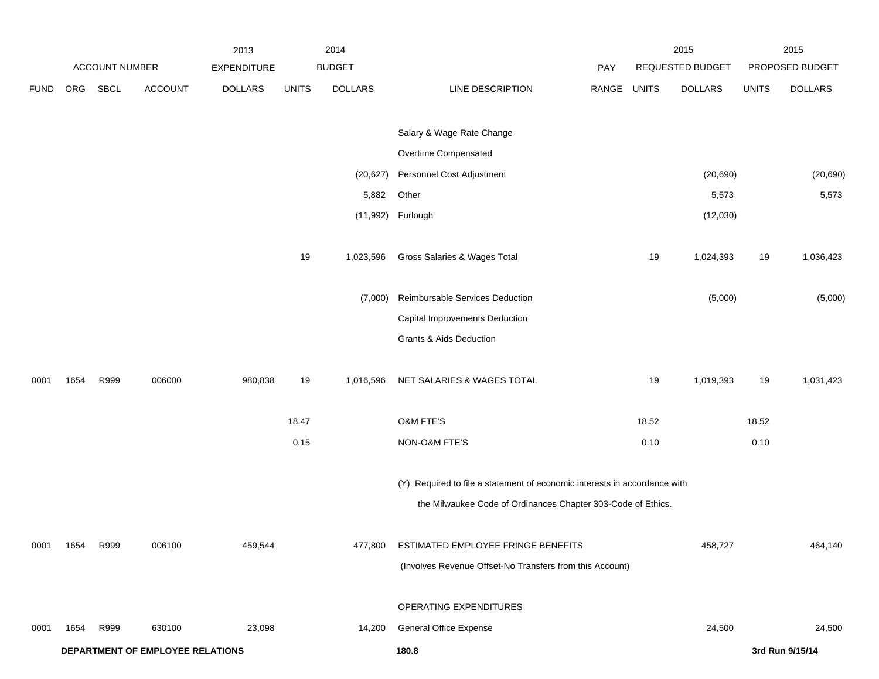| FUND | ORG | SBCL | ACCOUNT | 2013 EXPENDITURE DOLLARS | 2014 BUDGET UNITS | 2014 BUDGET DOLLARS | LINE DESCRIPTION | PAY RANGE | 2015 REQUESTED BUDGET UNITS | 2015 REQUESTED BUDGET DOLLARS | 2015 PROPOSED BUDGET UNITS | 2015 PROPOSED BUDGET DOLLARS |
|---|---|---|---|---|---|---|---|---|---|---|---|---|
| | | | | | | | Salary & Wage Rate Change | | | | | |
| | | | | | | | Overtime Compensated | | | | | |
| | | | | | | (20,627) | Personnel Cost Adjustment | | | (20,690) | | (20,690) |
| | | | | | | 5,882 | Other | | | 5,573 | | 5,573 |
| | | | | | | (11,992) | Furlough | | | (12,030) | | |
| | | | | | 19 | 1,023,596 | Gross Salaries & Wages Total | | 19 | 1,024,393 | 19 | 1,036,423 |
| | | | | | | (7,000) | Reimbursable Services Deduction | | | (5,000) | | (5,000) |
| | | | | | | | Capital Improvements Deduction | | | | | |
| | | | | | | | Grants & Aids Deduction | | | | | |
| 0001 | 1654 | R999 | 006000 | 980,838 | 19 | 1,016,596 | NET SALARIES & WAGES TOTAL | | 19 | 1,019,393 | 19 | 1,031,423 |
| | | | | | 18.47 | | O&M FTE'S | | 18.52 | | 18.52 | |
| | | | | | 0.15 | | NON-O&M FTE'S | | 0.10 | | 0.10 | |
| | | | | | | | (Y) Required to file a statement of economic interests in accordance with the Milwaukee Code of Ordinances Chapter 303-Code of Ethics. | | | | | |
| 0001 | 1654 | R999 | 006100 | 459,544 | | 477,800 | ESTIMATED EMPLOYEE FRINGE BENEFITS (Involves Revenue Offset-No Transfers from this Account) | | | 458,727 | | 464,140 |
| | | | | | | | OPERATING EXPENDITURES | | | | | |
| 0001 | 1654 | R999 | 630100 | 23,098 | | 14,200 | General Office Expense | | | 24,500 | | 24,500 |

**DEPARTMENT OF EMPLOYEE RELATIONS** **180.8** **3rd Run 9/15/14**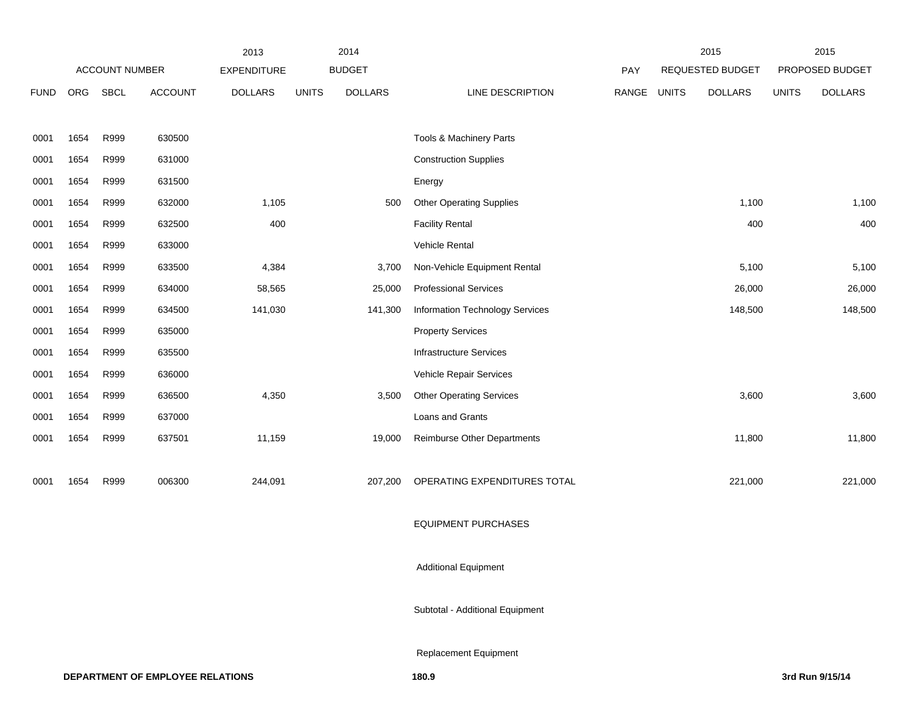| | ACCOUNT NUMBER | | | 2013 EXPENDITURE | 2014 BUDGET | | | PAY | 2015 REQUESTED BUDGET | | 2015 PROPOSED BUDGET | |
|---|---|---|---|---|---|---|---|---|---|---|---|---|
| FUND | ORG | SBCL | ACCOUNT | DOLLARS | UNITS | DOLLARS | LINE DESCRIPTION | RANGE | UNITS | DOLLARS | UNITS | DOLLARS |
| 0001 | 1654 | R999 | 630500 | | | | Tools & Machinery Parts | | | | | |
| 0001 | 1654 | R999 | 631000 | | | | Construction Supplies | | | | | |
| 0001 | 1654 | R999 | 631500 | | | | Energy | | | | | |
| 0001 | 1654 | R999 | 632000 | 1,105 | | 500 | Other Operating Supplies | | | 1,100 | | 1,100 |
| 0001 | 1654 | R999 | 632500 | 400 | | | Facility Rental | | | 400 | | 400 |
| 0001 | 1654 | R999 | 633000 | | | | Vehicle Rental | | | | | |
| 0001 | 1654 | R999 | 633500 | 4,384 | | 3,700 | Non-Vehicle Equipment Rental | | | 5,100 | | 5,100 |
| 0001 | 1654 | R999 | 634000 | 58,565 | | 25,000 | Professional Services | | | 26,000 | | 26,000 |
| 0001 | 1654 | R999 | 634500 | 141,030 | | 141,300 | Information Technology Services | | | 148,500 | | 148,500 |
| 0001 | 1654 | R999 | 635000 | | | | Property Services | | | | | |
| 0001 | 1654 | R999 | 635500 | | | | Infrastructure Services | | | | | |
| 0001 | 1654 | R999 | 636000 | | | | Vehicle Repair Services | | | | | |
| 0001 | 1654 | R999 | 636500 | 4,350 | | 3,500 | Other Operating Services | | | 3,600 | | 3,600 |
| 0001 | 1654 | R999 | 637000 | | | | Loans and Grants | | | | | |
| 0001 | 1654 | R999 | 637501 | 11,159 | | 19,000 | Reimburse Other Departments | | | 11,800 | | 11,800 |
| 0001 | 1654 | R999 | 006300 | 244,091 | | 207,200 | OPERATING EXPENDITURES TOTAL | | | 221,000 | | 221,000 |
| | | | | | | | EQUIPMENT PURCHASES | | | | | |
| | | | | | | | Additional Equipment | | | | | |
| | | | | | | | Subtotal - Additional Equipment | | | | | |
| | | | | | | | Replacement Equipment | | | | | |

DEPARTMENT OF EMPLOYEE RELATIONS 180.9 3rd Run 9/15/14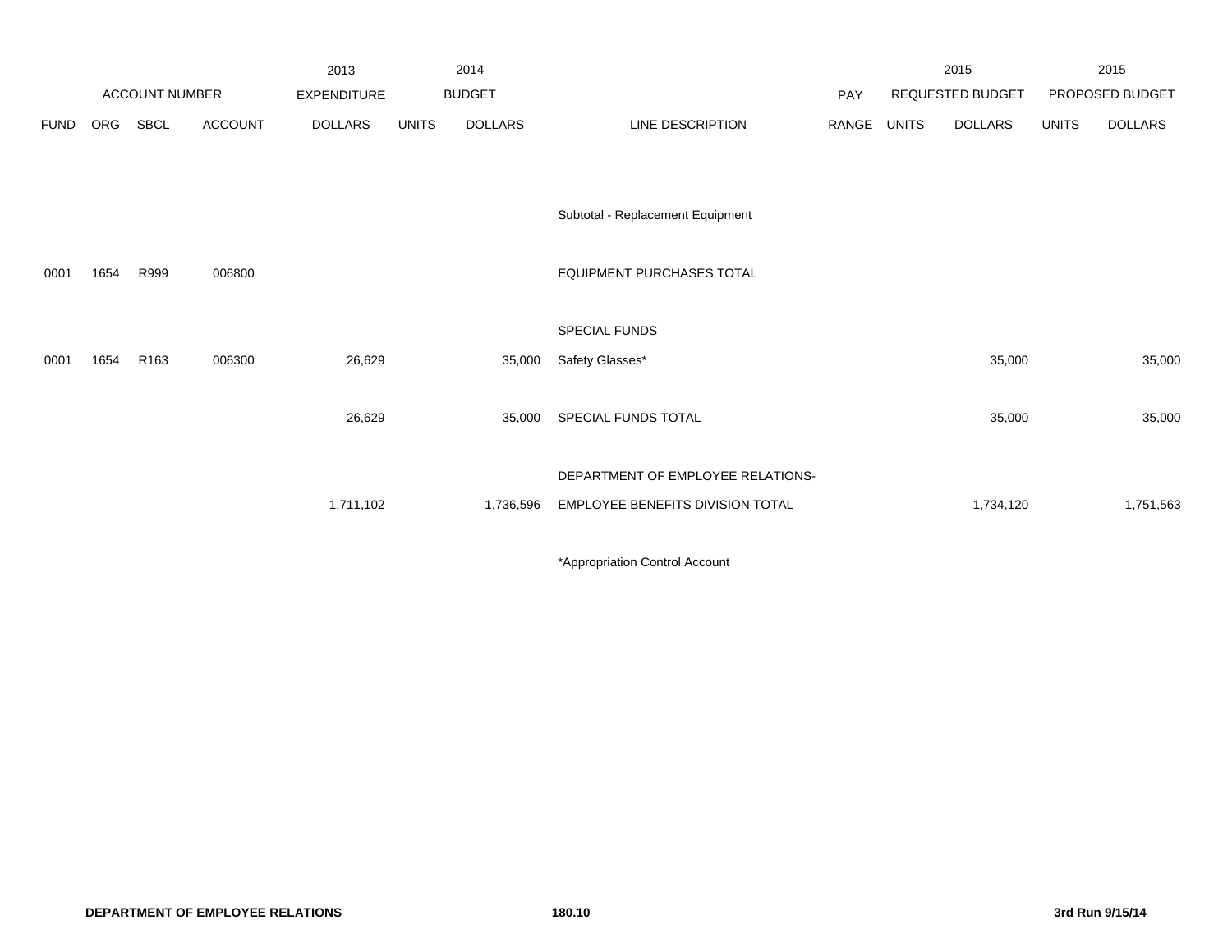| ACCOUNT NUMBER | | | | 2013 EXPENDITURE | 2014 BUDGET | | | PAY | 2015 REQUESTED BUDGET | | 2015 PROPOSED BUDGET | |
|---|---|---|---|---|---|---|---|---|---|---|---|---|
| FUND | ORG | SBCL | ACCOUNT | DOLLARS | UNITS | DOLLARS | LINE DESCRIPTION | RANGE | UNITS | DOLLARS | UNITS | DOLLARS |
| | | | | | | | Subtotal - Replacement Equipment | | | | | |
| 0001 | 1654 | R999 | 006800 | | | | EQUIPMENT PURCHASES TOTAL | | | | | |
| | | | | | | | SPECIAL FUNDS | | | | | |
| 0001 | 1654 | R163 | 006300 | 26,629 | | 35,000 | Safety Glasses* | | | 35,000 | | 35,000 |
| | | | | 26,629 | | 35,000 | SPECIAL FUNDS TOTAL | | | 35,000 | | 35,000 |
| | | | | | | | DEPARTMENT OF EMPLOYEE RELATIONS- | | | | | |
| | | | | 1,711,102 | | 1,736,596 | EMPLOYEE BENEFITS DIVISION TOTAL | | | 1,734,120 | | 1,751,563 |

*Appropriation Control Account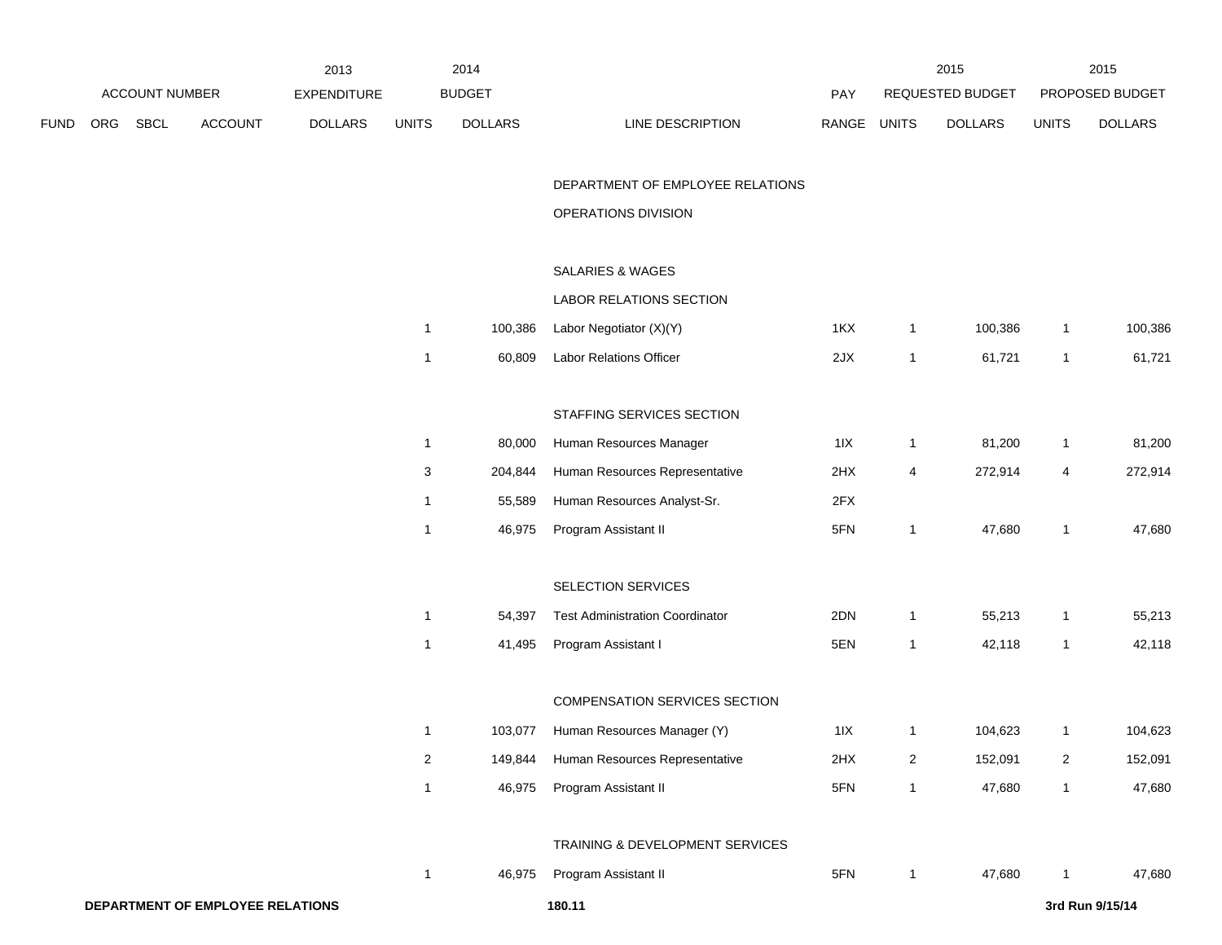| ACCOUNT NUMBER | | | | 2013 EXPENDITURE | 2014 BUDGET | | | PAY | 2015 REQUESTED BUDGET | | 2015 PROPOSED BUDGET | |
|---|---|---|---|---|---|---|---|---|---|---|---|---|
| FUND | ORG | SBCL | ACCOUNT | DOLLARS | UNITS | DOLLARS | LINE DESCRIPTION | RANGE | UNITS | DOLLARS | UNITS | DOLLARS |
| | | | | | | | DEPARTMENT OF EMPLOYEE RELATIONS | | | | | |
| | | | | | | | OPERATIONS DIVISION | | | | | |
| | | | | | | | SALARIES & WAGES | | | | | |
| | | | | | | | LABOR RELATIONS SECTION | | | | | |
| | | | | | 1 | 100,386 | Labor Negotiator (X)(Y) | 1KX | 1 | 100,386 | 1 | 100,386 |
| | | | | | 1 | 60,809 | Labor Relations Officer | 2JX | 1 | 61,721 | 1 | 61,721 |
| | | | | | | | STAFFING SERVICES SECTION | | | | | |
| | | | | | 1 | 80,000 | Human Resources Manager | 1IX | 1 | 81,200 | 1 | 81,200 |
| | | | | | 3 | 204,844 | Human Resources Representative | 2HX | 4 | 272,914 | 4 | 272,914 |
| | | | | | 1 | 55,589 | Human Resources Analyst-Sr. | 2FX | | | | |
| | | | | | 1 | 46,975 | Program Assistant II | 5FN | 1 | 47,680 | 1 | 47,680 |
| | | | | | | | SELECTION SERVICES | | | | | |
| | | | | | 1 | 54,397 | Test Administration Coordinator | 2DN | 1 | 55,213 | 1 | 55,213 |
| | | | | | 1 | 41,495 | Program Assistant I | 5EN | 1 | 42,118 | 1 | 42,118 |
| | | | | | | | COMPENSATION SERVICES SECTION | | | | | |
| | | | | | 1 | 103,077 | Human Resources Manager (Y) | 1IX | 1 | 104,623 | 1 | 104,623 |
| | | | | | 2 | 149,844 | Human Resources Representative | 2HX | 2 | 152,091 | 2 | 152,091 |
| | | | | | 1 | 46,975 | Program Assistant II | 5FN | 1 | 47,680 | 1 | 47,680 |
| | | | | | | | TRAINING & DEVELOPMENT SERVICES | | | | | |
| | | | | | 1 | 46,975 | Program Assistant II | 5FN | 1 | 47,680 | 1 | 47,680 |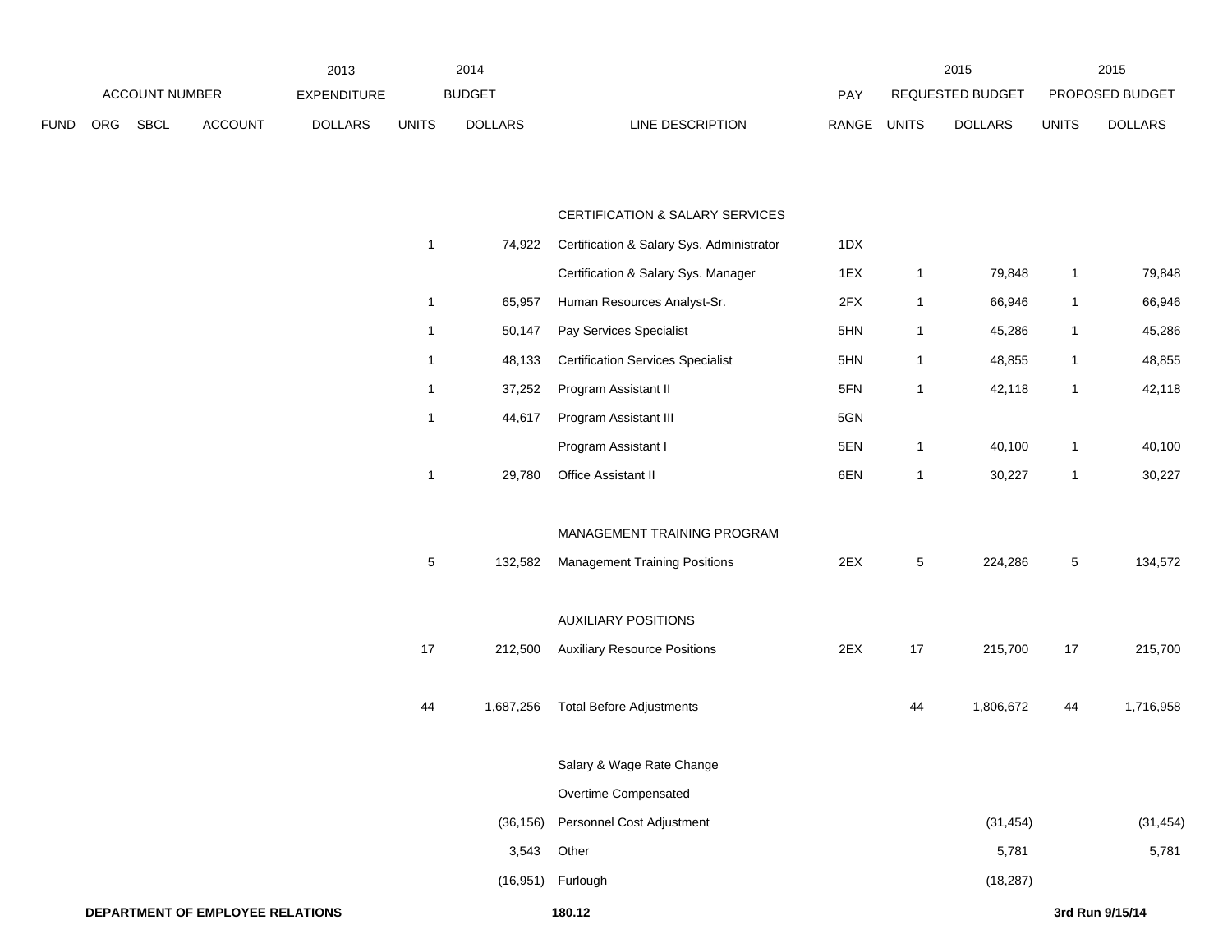| FUND | ORG | SBCL | ACCOUNT | 2013 EXPENDITURE DOLLARS | 2014 BUDGET UNITS | 2014 BUDGET DOLLARS | LINE DESCRIPTION | PAY RANGE | 2015 REQUESTED BUDGET UNITS | 2015 REQUESTED BUDGET DOLLARS | 2015 PROPOSED BUDGET UNITS | 2015 PROPOSED BUDGET DOLLARS |
|---|---|---|---|---|---|---|---|---|---|---|---|---|
| | | | | | | | CERTIFICATION & SALARY SERVICES | | | | | |
| | | | | | 1 | 74,922 | Certification & Salary Sys. Administrator | 1DX | | | | |
| | | | | | | | Certification & Salary Sys. Manager | 1EX | 1 | 79,848 | 1 | 79,848 |
| | | | | | 1 | 65,957 | Human Resources Analyst-Sr. | 2FX | 1 | 66,946 | 1 | 66,946 |
| | | | | | 1 | 50,147 | Pay Services Specialist | 5HN | 1 | 45,286 | 1 | 45,286 |
| | | | | | 1 | 48,133 | Certification Services Specialist | 5HN | 1 | 48,855 | 1 | 48,855 |
| | | | | | 1 | 37,252 | Program Assistant II | 5FN | 1 | 42,118 | 1 | 42,118 |
| | | | | | 1 | 44,617 | Program Assistant III | 5GN | | | | |
| | | | | | | | Program Assistant I | 5EN | 1 | 40,100 | 1 | 40,100 |
| | | | | | 1 | 29,780 | Office Assistant II | 6EN | 1 | 30,227 | 1 | 30,227 |
| | | | | | | | MANAGEMENT TRAINING PROGRAM | | | | | |
| | | | | | 5 | 132,582 | Management Training Positions | 2EX | 5 | 224,286 | 5 | 134,572 |
| | | | | | | | AUXILIARY POSITIONS | | | | | |
| | | | | | 17 | 212,500 | Auxiliary Resource Positions | 2EX | 17 | 215,700 | 17 | 215,700 |
| | | | | | 44 | 1,687,256 | Total Before Adjustments | | 44 | 1,806,672 | 44 | 1,716,958 |
| | | | | | | | Salary & Wage Rate Change | | | | | |
| | | | | | | | Overtime Compensated | | | | | |
| | | | | | | (36,156) | Personnel Cost Adjustment | | | (31,454) | | (31,454) |
| | | | | | | 3,543 | Other | | | 5,781 | | 5,781 |
| | | | | | | (16,951) | Furlough | | | (18,287) | | |

**DEPARTMENT OF EMPLOYEE RELATIONS** **180.12** **3rd Run 9/15/14**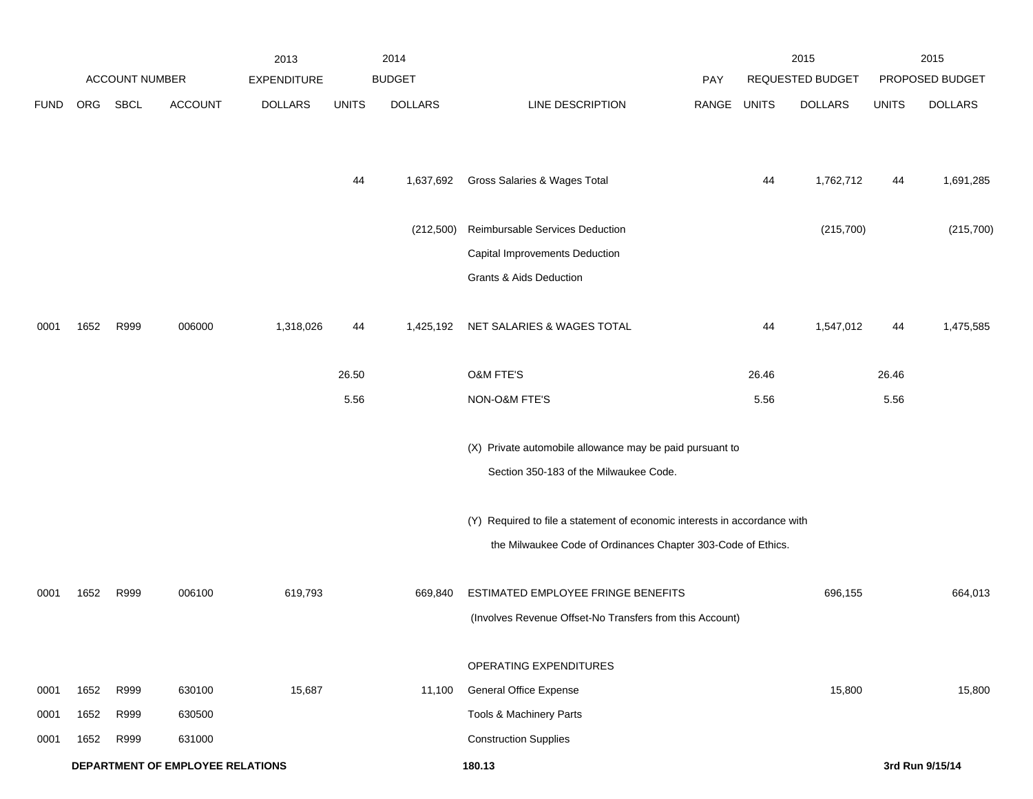| | ACCOUNT NUMBER | | | 2013 EXPENDITURE | | 2014 BUDGET | | PAY | 2015 REQUESTED BUDGET | | 2015 PROPOSED BUDGET | |
|---|---|---|---|---|---|---|---|---|---|---|---|---|
| FUND | ORG | SBCL | ACCOUNT | DOLLARS | UNITS | DOLLARS | LINE DESCRIPTION | RANGE | UNITS | DOLLARS | UNITS | DOLLARS |
| | | | | | 44 | 1,637,692 | Gross Salaries & Wages Total | | 44 | 1,762,712 | 44 | 1,691,285 |
| | | | | | | (212,500) | Reimbursable Services Deduction | | | (215,700) | | (215,700) |
| | | | | | | | Capital Improvements Deduction | | | | | |
| | | | | | | | Grants & Aids Deduction | | | | | |
| 0001 | 1652 | R999 | 006000 | 1,318,026 | 44 | 1,425,192 | NET SALARIES & WAGES TOTAL | | 44 | 1,547,012 | 44 | 1,475,585 |
| | | | | | 26.50 | | O&M FTE'S | | 26.46 | | 26.46 | |
| | | | | | 5.56 | | NON-O&M FTE'S | | 5.56 | | 5.56 | |
| | | | | | | | (X) Private automobile allowance may be paid pursuant to Section 350-183 of the Milwaukee Code. | | | | | |
| | | | | | | | (Y) Required to file a statement of economic interests in accordance with the Milwaukee Code of Ordinances Chapter 303-Code of Ethics. | | | | | |
| 0001 | 1652 | R999 | 006100 | 619,793 | | 669,840 | ESTIMATED EMPLOYEE FRINGE BENEFITS (Involves Revenue Offset-No Transfers from this Account) | | | 696,155 | | 664,013 |
| | | | | | | | OPERATING EXPENDITURES | | | | | |
| 0001 | 1652 | R999 | 630100 | 15,687 | | 11,100 | General Office Expense | | | 15,800 | | 15,800 |
| 0001 | 1652 | R999 | 630500 | | | | Tools & Machinery Parts | | | | | |
| 0001 | 1652 | R999 | 631000 | | | | Construction Supplies | | | | | |

**DEPARTMENT OF EMPLOYEE RELATIONS** 180.13 **3rd Run 9/15/14**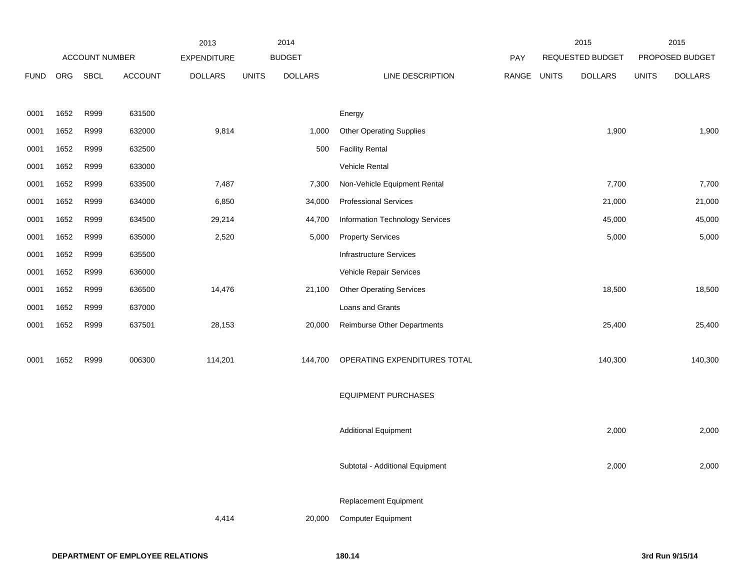| | ACCOUNT NUMBER | | | 2013 EXPENDITURE | 2014 BUDGET | | | PAY | 2015 REQUESTED BUDGET | | 2015 PROPOSED BUDGET | |
|---|---|---|---|---|---|---|---|---|---|---|---|---|
| FUND | ORG | SBCL | ACCOUNT | DOLLARS | UNITS | DOLLARS | LINE DESCRIPTION | RANGE | UNITS | DOLLARS | UNITS | DOLLARS |
| 0001 | 1652 | R999 | 631500 | | | | Energy | | | | | |
| 0001 | 1652 | R999 | 632000 | 9,814 | | 1,000 | Other Operating Supplies | | | 1,900 | | 1,900 |
| 0001 | 1652 | R999 | 632500 | | | 500 | Facility Rental | | | | | |
| 0001 | 1652 | R999 | 633000 | | | | Vehicle Rental | | | | | |
| 0001 | 1652 | R999 | 633500 | 7,487 | | 7,300 | Non-Vehicle Equipment Rental | | | 7,700 | | 7,700 |
| 0001 | 1652 | R999 | 634000 | 6,850 | | 34,000 | Professional Services | | | 21,000 | | 21,000 |
| 0001 | 1652 | R999 | 634500 | 29,214 | | 44,700 | Information Technology Services | | | 45,000 | | 45,000 |
| 0001 | 1652 | R999 | 635000 | 2,520 | | 5,000 | Property Services | | | 5,000 | | 5,000 |
| 0001 | 1652 | R999 | 635500 | | | | Infrastructure Services | | | | | |
| 0001 | 1652 | R999 | 636000 | | | | Vehicle Repair Services | | | | | |
| 0001 | 1652 | R999 | 636500 | 14,476 | | 21,100 | Other Operating Services | | | 18,500 | | 18,500 |
| 0001 | 1652 | R999 | 637000 | | | | Loans and Grants | | | | | |
| 0001 | 1652 | R999 | 637501 | 28,153 | | 20,000 | Reimburse Other Departments | | | 25,400 | | 25,400 |
| 0001 | 1652 | R999 | 006300 | 114,201 | | 144,700 | OPERATING EXPENDITURES TOTAL | | | 140,300 | | 140,300 |
| | | | | | | | EQUIPMENT PURCHASES | | | | | |
| | | | | | | | Additional Equipment | | | 2,000 | | 2,000 |
| | | | | | | | Subtotal - Additional Equipment | | | 2,000 | | 2,000 |
| | | | | | | | Replacement Equipment | | | | | |
| | | | | 4,414 | | 20,000 | Computer Equipment | | | | | |

**DEPARTMENT OF EMPLOYEE RELATIONS**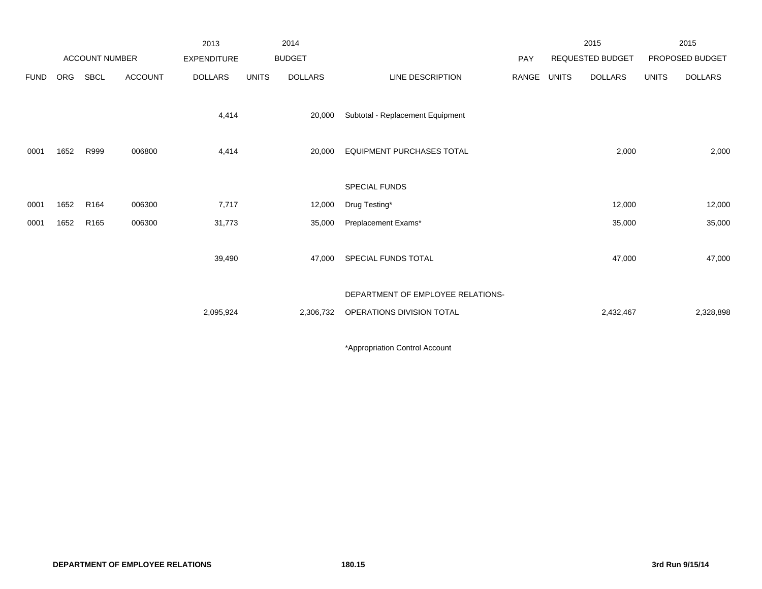| | ACCOUNT NUMBER | | | 2013 EXPENDITURE | 2014 BUDGET | | | PAY | 2015 REQUESTED BUDGET | | 2015 PROPOSED BUDGET | |
|---|---|---|---|---|---|---|---|---|---|---|---|---|
| FUND | ORG | SBCL | ACCOUNT | DOLLARS | UNITS | DOLLARS | LINE DESCRIPTION | RANGE | UNITS | DOLLARS | UNITS | DOLLARS |
| | | | | 4,414 | | 20,000 | Subtotal - Replacement Equipment | | | | | |
| 0001 | 1652 | R999 | 006800 | 4,414 | | 20,000 | EQUIPMENT PURCHASES TOTAL | | | 2,000 | | 2,000 |
| | | | | | | | SPECIAL FUNDS | | | | | |
| 0001 | 1652 | R164 | 006300 | 7,717 | | 12,000 | Drug Testing* | | | 12,000 | | 12,000 |
| 0001 | 1652 | R165 | 006300 | 31,773 | | 35,000 | Preplacement Exams* | | | 35,000 | | 35,000 |
| | | | | 39,490 | | 47,000 | SPECIAL FUNDS TOTAL | | | 47,000 | | 47,000 |
| | | | | 2,095,924 | | 2,306,732 | DEPARTMENT OF EMPLOYEE RELATIONS-OPERATIONS DIVISION TOTAL | | | 2,432,467 | | 2,328,898 |

*Appropriation Control Account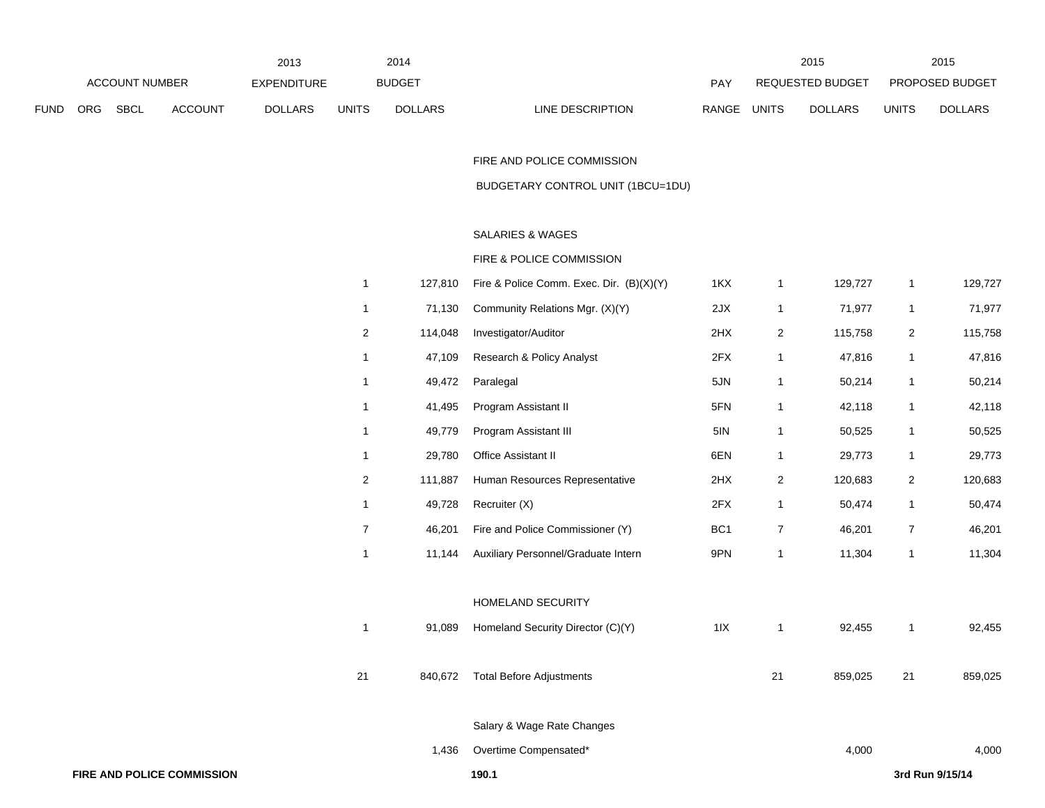| FUND | ORG | SBCL | ACCOUNT | 2013 EXPENDITURE DOLLARS | 2014 BUDGET UNITS | 2014 BUDGET DOLLARS | LINE DESCRIPTION | PAY RANGE | 2015 REQUESTED BUDGET UNITS | 2015 REQUESTED BUDGET DOLLARS | 2015 PROPOSED BUDGET UNITS | 2015 PROPOSED BUDGET DOLLARS |
|---|---|---|---|---|---|---|---|---|---|---|---|---|
| | | | | | | | FIRE AND POLICE COMMISSION | | | | | |
| | | | | | | | BUDGETARY CONTROL UNIT (1BCU=1DU) | | | | | |
| | | | | | | | SALARIES & WAGES | | | | | |
| | | | | | | | FIRE & POLICE COMMISSION | | | | | |
| | | | | | 1 | 127,810 | Fire & Police Comm. Exec. Dir. (B)(X)(Y) | 1KX | 1 | 129,727 | 1 | 129,727 |
| | | | | | 1 | 71,130 | Community Relations Mgr. (X)(Y) | 2JX | 1 | 71,977 | 1 | 71,977 |
| | | | | | 2 | 114,048 | Investigator/Auditor | 2HX | 2 | 115,758 | 2 | 115,758 |
| | | | | | 1 | 47,109 | Research & Policy Analyst | 2FX | 1 | 47,816 | 1 | 47,816 |
| | | | | | 1 | 49,472 | Paralegal | 5JN | 1 | 50,214 | 1 | 50,214 |
| | | | | | 1 | 41,495 | Program Assistant II | 5FN | 1 | 42,118 | 1 | 42,118 |
| | | | | | 1 | 49,779 | Program Assistant III | 5IN | 1 | 50,525 | 1 | 50,525 |
| | | | | | 1 | 29,780 | Office Assistant II | 6EN | 1 | 29,773 | 1 | 29,773 |
| | | | | | 2 | 111,887 | Human Resources Representative | 2HX | 2 | 120,683 | 2 | 120,683 |
| | | | | | 1 | 49,728 | Recruiter (X) | 2FX | 1 | 50,474 | 1 | 50,474 |
| | | | | | 7 | 46,201 | Fire and Police Commissioner (Y) | BC1 | 7 | 46,201 | 7 | 46,201 |
| | | | | | 1 | 11,144 | Auxiliary Personnel/Graduate Intern | 9PN | 1 | 11,304 | 1 | 11,304 |
| | | | | | | | HOMELAND SECURITY | | | | | |
| | | | | | 1 | 91,089 | Homeland Security Director (C)(Y) | 1IX | 1 | 92,455 | 1 | 92,455 |
| | | | | | 21 | 840,672 | Total Before Adjustments | | 21 | 859,025 | 21 | 859,025 |
| | | | | | | | Salary & Wage Rate Changes | | | | | |
| | | | | | | 1,436 | Overtime Compensated* | | | 4,000 | | 4,000 |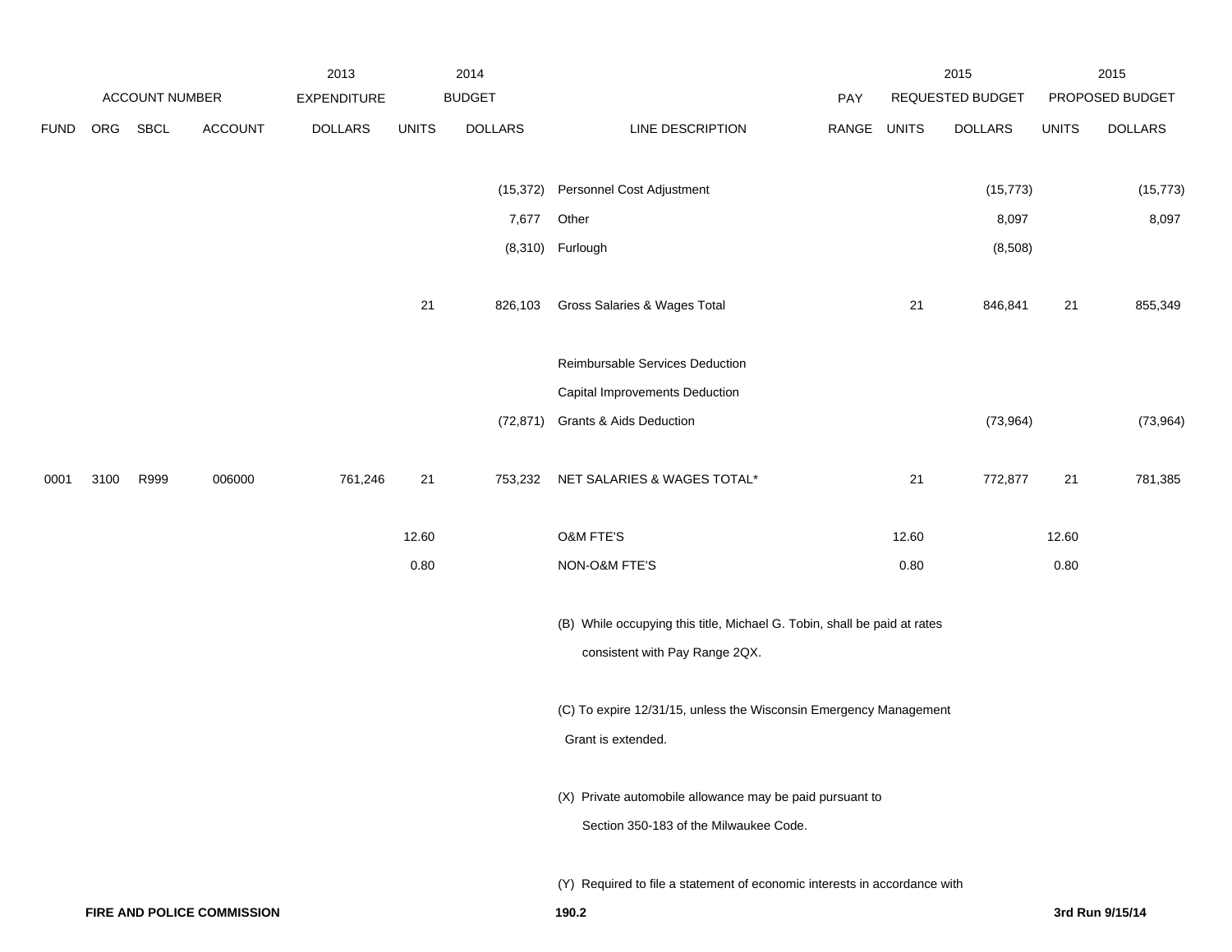| FUND | ORG | SBCL | ACCOUNT | 2013 EXPENDITURE DOLLARS | 2014 BUDGET UNITS | 2014 BUDGET DOLLARS | LINE DESCRIPTION | PAY RANGE | 2015 REQUESTED BUDGET UNITS | 2015 REQUESTED BUDGET DOLLARS | 2015 PROPOSED BUDGET UNITS | 2015 PROPOSED BUDGET DOLLARS |
|---|---|---|---|---|---|---|---|---|---|---|---|---|
| | | | | | | (15,372) | Personnel Cost Adjustment | | | (15,773) | | (15,773) |
| | | | | | | 7,677 | Other | | | 8,097 | | 8,097 |
| | | | | | | (8,310) | Furlough | | | (8,508) | | |
| | | | | | 21 | 826,103 | Gross Salaries & Wages Total | | 21 | 846,841 | 21 | 855,349 |
| | | | | | | | Reimbursable Services Deduction | | | | | |
| | | | | | | | Capital Improvements Deduction | | | | | |
| | | | | | | (72,871) | Grants & Aids Deduction | | | (73,964) | | (73,964) |
| 0001 | 3100 | R999 | 006000 | 761,246 | 21 | 753,232 | NET SALARIES & WAGES TOTAL* | | 21 | 772,877 | 21 | 781,385 |
| | | | | | 12.60 | | O&M FTE'S | | 12.60 | | 12.60 | |
| | | | | | 0.80 | | NON-O&M FTE'S | | 0.80 | | 0.80 | |

(B) While occupying this title, Michael G. Tobin, shall be paid at rates consistent with Pay Range 2QX.

(C) To expire 12/31/15, unless the Wisconsin Emergency Management Grant is extended.

(X) Private automobile allowance may be paid pursuant to Section 350-183 of the Milwaukee Code.

(Y) Required to file a statement of economic interests in accordance with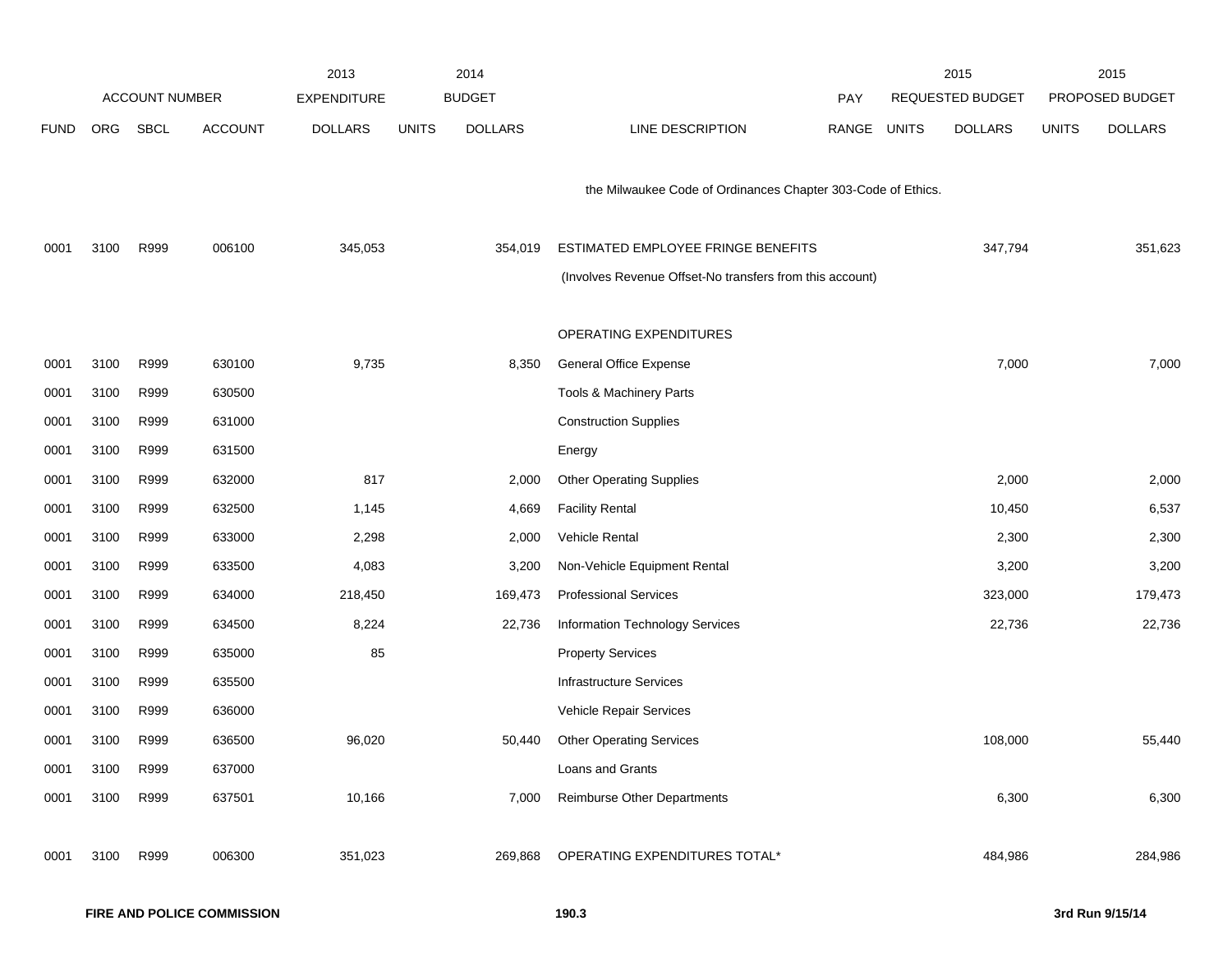| | ACCOUNT NUMBER | | | 2013 EXPENDITURE | 2014 BUDGET | | | PAY | 2015 REQUESTED BUDGET | | 2015 PROPOSED BUDGET | |
|---|---|---|---|---|---|---|---|---|---|---|---|---|
| FUND | ORG | SBCL | ACCOUNT | DOLLARS | UNITS | DOLLARS | LINE DESCRIPTION | RANGE | UNITS | DOLLARS | UNITS | DOLLARS |
| | | | | | | | the Milwaukee Code of Ordinances Chapter 303-Code of Ethics. | | | | | |
| 0001 | 3100 | R999 | 006100 | 345,053 | | 354,019 | ESTIMATED EMPLOYEE FRINGE BENEFITS | | | 347,794 | | 351,623 |
| | | | | | | | (Involves Revenue Offset-No transfers from this account) | | | | | |
| | | | | | | | OPERATING EXPENDITURES | | | | | |
| 0001 | 3100 | R999 | 630100 | 9,735 | | 8,350 | General Office Expense | | | 7,000 | | 7,000 |
| 0001 | 3100 | R999 | 630500 | | | | Tools & Machinery Parts | | | | | |
| 0001 | 3100 | R999 | 631000 | | | | Construction Supplies | | | | | |
| 0001 | 3100 | R999 | 631500 | | | | Energy | | | | | |
| 0001 | 3100 | R999 | 632000 | 817 | | 2,000 | Other Operating Supplies | | | 2,000 | | 2,000 |
| 0001 | 3100 | R999 | 632500 | 1,145 | | 4,669 | Facility Rental | | | 10,450 | | 6,537 |
| 0001 | 3100 | R999 | 633000 | 2,298 | | 2,000 | Vehicle Rental | | | 2,300 | | 2,300 |
| 0001 | 3100 | R999 | 633500 | 4,083 | | 3,200 | Non-Vehicle Equipment Rental | | | 3,200 | | 3,200 |
| 0001 | 3100 | R999 | 634000 | 218,450 | | 169,473 | Professional Services | | | 323,000 | | 179,473 |
| 0001 | 3100 | R999 | 634500 | 8,224 | | 22,736 | Information Technology Services | | | 22,736 | | 22,736 |
| 0001 | 3100 | R999 | 635000 | 85 | | | Property Services | | | | | |
| 0001 | 3100 | R999 | 635500 | | | | Infrastructure Services | | | | | |
| 0001 | 3100 | R999 | 636000 | | | | Vehicle Repair Services | | | | | |
| 0001 | 3100 | R999 | 636500 | 96,020 | | 50,440 | Other Operating Services | | | 108,000 | | 55,440 |
| 0001 | 3100 | R999 | 637000 | | | | Loans and Grants | | | | | |
| 0001 | 3100 | R999 | 637501 | 10,166 | | 7,000 | Reimburse Other Departments | | | 6,300 | | 6,300 |
| 0001 | 3100 | R999 | 006300 | 351,023 | | 269,868 | OPERATING EXPENDITURES TOTAL* | | | 484,986 | | 284,986 |

**FIRE AND POLICE COMMISSION** 190.3 **3rd Run 9/15/14**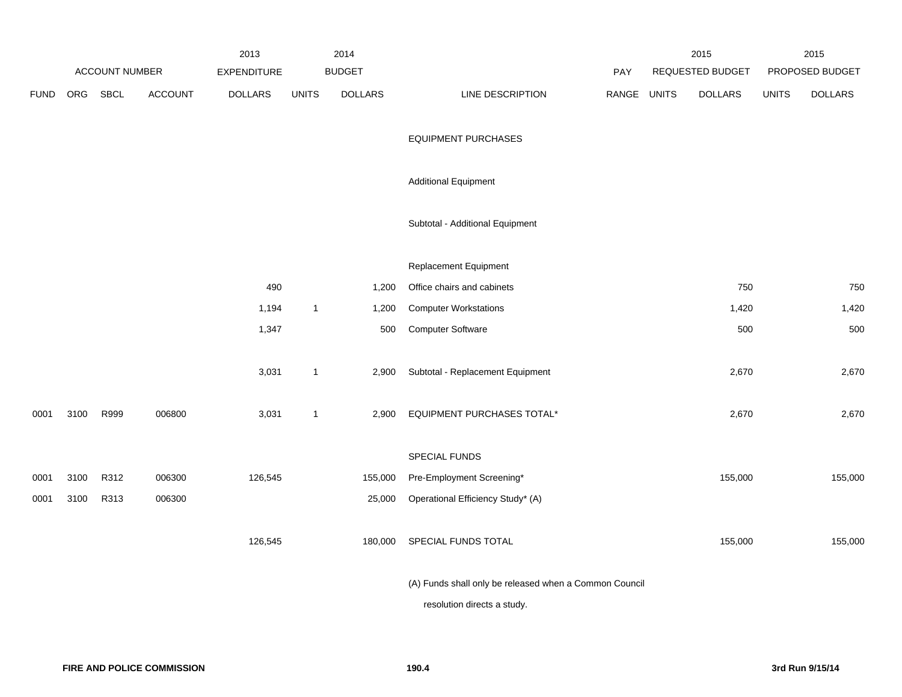| ACCOUNT NUMBER | | | | 2013 EXPENDITURE | 2014 BUDGET | | | PAY | 2015 REQUESTED BUDGET | | 2015 PROPOSED BUDGET | |
|---|---|---|---|---|---|---|---|---|---|---|---|---|
| FUND | ORG | SBCL | ACCOUNT | DOLLARS | UNITS | DOLLARS | LINE DESCRIPTION | RANGE | UNITS | DOLLARS | UNITS | DOLLARS |
| | | | | | | | EQUIPMENT PURCHASES | | | | | |
| | | | | | | | Additional Equipment | | | | | |
| | | | | | | | Subtotal - Additional Equipment | | | | | |
| | | | | | | | Replacement Equipment | | | | | |
| | | | | 490 | | 1,200 | Office chairs and cabinets | | | 750 | | 750 |
| | | | | 1,194 | 1 | 1,200 | Computer Workstations | | | 1,420 | | 1,420 |
| | | | | 1,347 | | 500 | Computer Software | | | 500 | | 500 |
| | | | | 3,031 | 1 | 2,900 | Subtotal - Replacement Equipment | | | 2,670 | | 2,670 |
| 0001 | 3100 | R999 | 006800 | 3,031 | 1 | 2,900 | EQUIPMENT PURCHASES TOTAL* | | | 2,670 | | 2,670 |
| | | | | | | | SPECIAL FUNDS | | | | | |
| 0001 | 3100 | R312 | 006300 | 126,545 | | 155,000 | Pre-Employment Screening* | | | 155,000 | | 155,000 |
| 0001 | 3100 | R313 | 006300 | | | 25,000 | Operational Efficiency Study* (A) | | | | | |
| | | | | 126,545 | | 180,000 | SPECIAL FUNDS TOTAL | | | 155,000 | | 155,000 |

(A) Funds shall only be released when a Common Council resolution directs a study.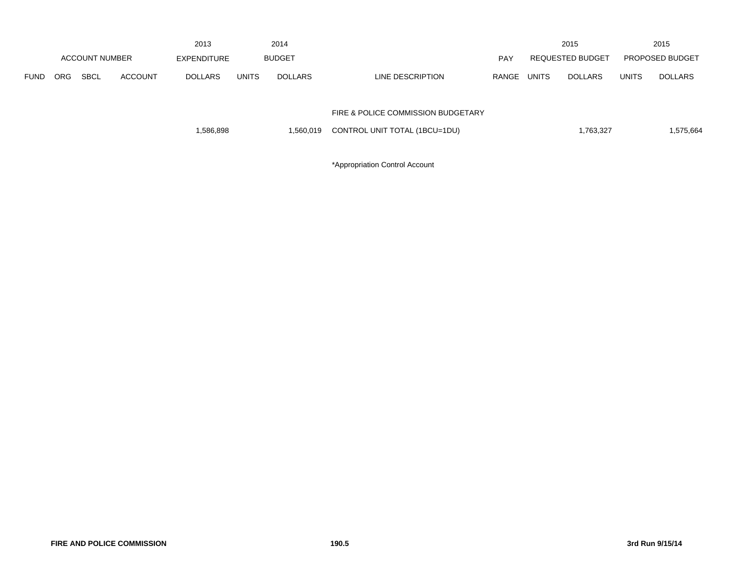| | ACCOUNT NUMBER | | | 2013 EXPENDITURE | 2014 BUDGET | | | PAY | 2015 REQUESTED BUDGET | | 2015 PROPOSED BUDGET | |
|---|---|---|---|---|---|---|---|---|---|---|---|---|
| FUND | ORG | SBCL | ACCOUNT | DOLLARS | UNITS | DOLLARS | LINE DESCRIPTION | RANGE | UNITS | DOLLARS | UNITS | DOLLARS |
| | | | | | | | FIRE & POLICE COMMISSION BUDGETARY | | | | | |
| | | | | 1,586,898 | | 1,560,019 | CONTROL UNIT TOTAL (1BCU=1DU) | | | 1,763,327 | | 1,575,664 |

*Appropriation Control Account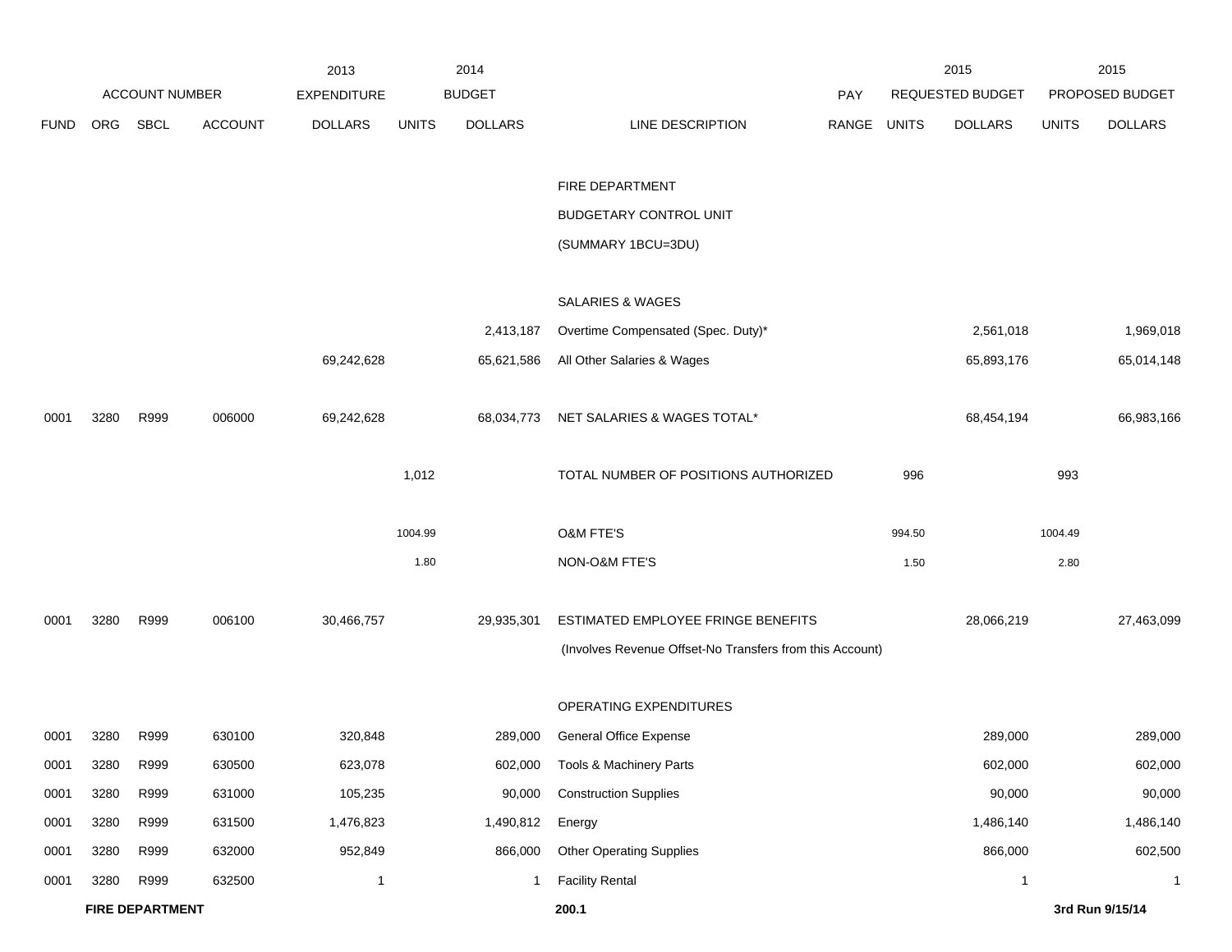| | ACCOUNT NUMBER | | | 2013 EXPENDITURE | 2014 BUDGET | | | PAY | 2015 REQUESTED BUDGET | | 2015 PROPOSED BUDGET | |
|---|---|---|---|---|---|---|---|---|---|---|---|---|
| FUND | ORG | SBCL | ACCOUNT | DOLLARS | UNITS | DOLLARS | LINE DESCRIPTION | RANGE | UNITS | DOLLARS | UNITS | DOLLARS |
| | | | | | | | FIRE DEPARTMENT | | | | | |
| | | | | | | | BUDGETARY CONTROL UNIT | | | | | |
| | | | | | | | (SUMMARY 1BCU=3DU) | | | | | |
| | | | | | | | SALARIES & WAGES | | | | | |
| | | | | | | 2,413,187 | Overtime Compensated (Spec. Duty)* | | | 2,561,018 | | 1,969,018 |
| | | | | 69,242,628 | | 65,621,586 | All Other Salaries & Wages | | | 65,893,176 | | 65,014,148 |
| 0001 | 3280 | R999 | 006000 | 69,242,628 | | 68,034,773 | NET SALARIES & WAGES TOTAL* | | | 68,454,194 | | 66,983,166 |
| | | | | | 1,012 | | TOTAL NUMBER OF POSITIONS AUTHORIZED | | 996 | | 993 | |
| | | | | | 1004.99 | | O&M FTE'S | | 994.50 | | 1004.49 | |
| | | | | | 1.80 | | NON-O&M FTE'S | | 1.50 | | 2.80 | |
| 0001 | 3280 | R999 | 006100 | 30,466,757 | | 29,935,301 | ESTIMATED EMPLOYEE FRINGE BENEFITS | | | 28,066,219 | | 27,463,099 |
| | | | | | | | (Involves Revenue Offset-No Transfers from this Account) | | | | | |
| | | | | | | | OPERATING EXPENDITURES | | | | | |
| 0001 | 3280 | R999 | 630100 | 320,848 | | 289,000 | General Office Expense | | | 289,000 | | 289,000 |
| 0001 | 3280 | R999 | 630500 | 623,078 | | 602,000 | Tools & Machinery Parts | | | 602,000 | | 602,000 |
| 0001 | 3280 | R999 | 631000 | 105,235 | | 90,000 | Construction Supplies | | | 90,000 | | 90,000 |
| 0001 | 3280 | R999 | 631500 | 1,476,823 | | 1,490,812 | Energy | | | 1,486,140 | | 1,486,140 |
| 0001 | 3280 | R999 | 632000 | 952,849 | | 866,000 | Other Operating Supplies | | | 866,000 | | 602,500 |
| 0001 | 3280 | R999 | 632500 | 1 | | 1 | Facility Rental | | | 1 | | 1 |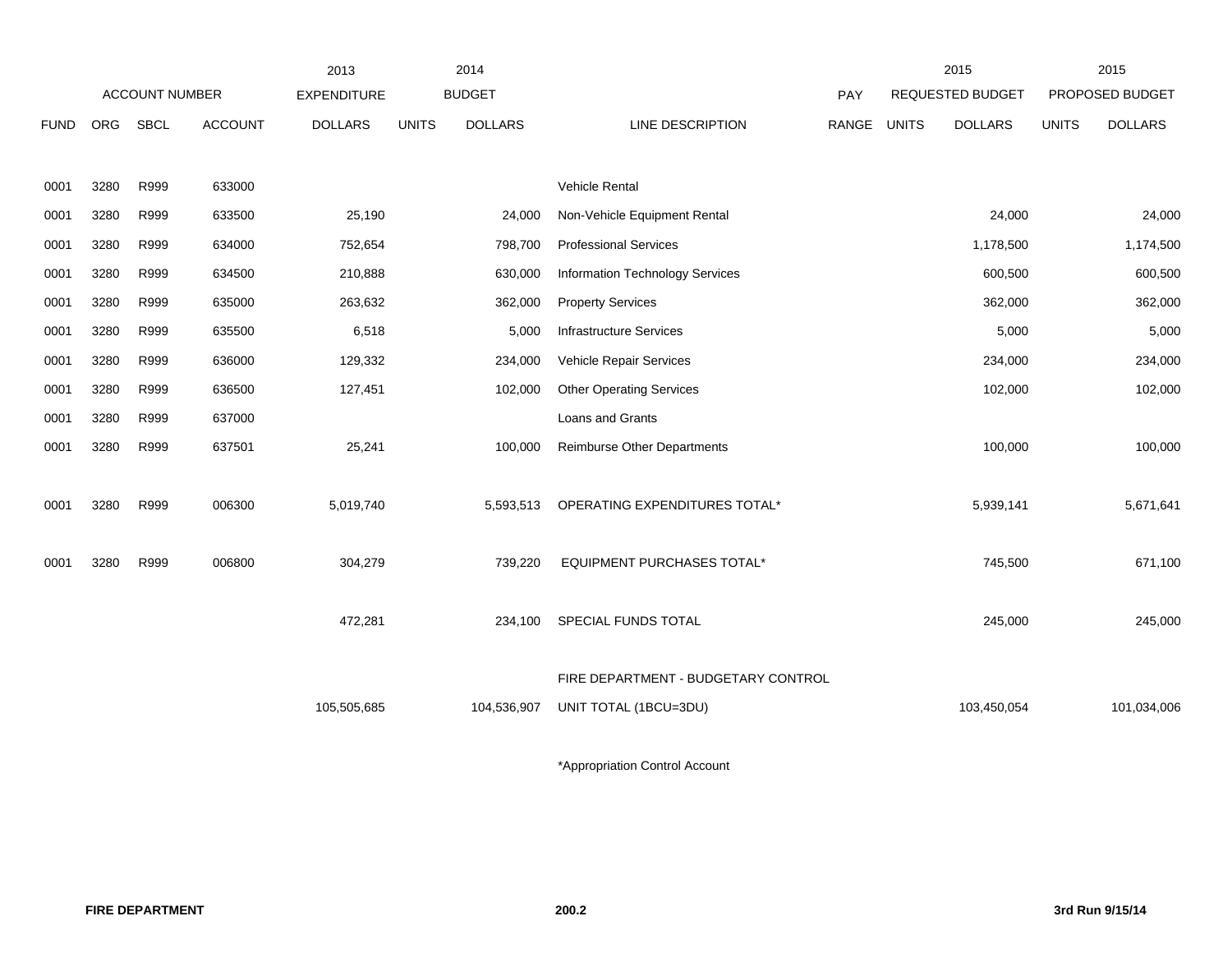| ACCOUNT NUMBER | | | | 2013 EXPENDITURE | 2014 BUDGET | | | PAY | 2015 REQUESTED BUDGET | | 2015 PROPOSED BUDGET | |
|---|---|---|---|---|---|---|---|---|---|---|---|---|
| FUND | ORG | SBCL | ACCOUNT | DOLLARS | UNITS | DOLLARS | LINE DESCRIPTION | RANGE | UNITS | DOLLARS | UNITS | DOLLARS |
| 0001 | 3280 | R999 | 633000 | | | | Vehicle Rental | | | | | |
| 0001 | 3280 | R999 | 633500 | 25,190 | | 24,000 | Non-Vehicle Equipment Rental | | | 24,000 | | 24,000 |
| 0001 | 3280 | R999 | 634000 | 752,654 | | 798,700 | Professional Services | | | 1,178,500 | | 1,174,500 |
| 0001 | 3280 | R999 | 634500 | 210,888 | | 630,000 | Information Technology Services | | | 600,500 | | 600,500 |
| 0001 | 3280 | R999 | 635000 | 263,632 | | 362,000 | Property Services | | | 362,000 | | 362,000 |
| 0001 | 3280 | R999 | 635500 | 6,518 | | 5,000 | Infrastructure Services | | | 5,000 | | 5,000 |
| 0001 | 3280 | R999 | 636000 | 129,332 | | 234,000 | Vehicle Repair Services | | | 234,000 | | 234,000 |
| 0001 | 3280 | R999 | 636500 | 127,451 | | 102,000 | Other Operating Services | | | 102,000 | | 102,000 |
| 0001 | 3280 | R999 | 637000 | | | | Loans and Grants | | | | | |
| 0001 | 3280 | R999 | 637501 | 25,241 | | 100,000 | Reimburse Other Departments | | | 100,000 | | 100,000 |
| 0001 | 3280 | R999 | 006300 | 5,019,740 | | 5,593,513 | OPERATING EXPENDITURES TOTAL* | | | 5,939,141 | | 5,671,641 |
| 0001 | 3280 | R999 | 006800 | 304,279 | | 739,220 | EQUIPMENT PURCHASES TOTAL* | | | 745,500 | | 671,100 |
| | | | | 472,281 | | 234,100 | SPECIAL FUNDS TOTAL | | | 245,000 | | 245,000 |
| | | | | 105,505,685 | | 104,536,907 | FIRE DEPARTMENT - BUDGETARY CONTROL UNIT TOTAL (1BCU=3DU) | | | 103,450,054 | | 101,034,006 |

*Appropriation Control Account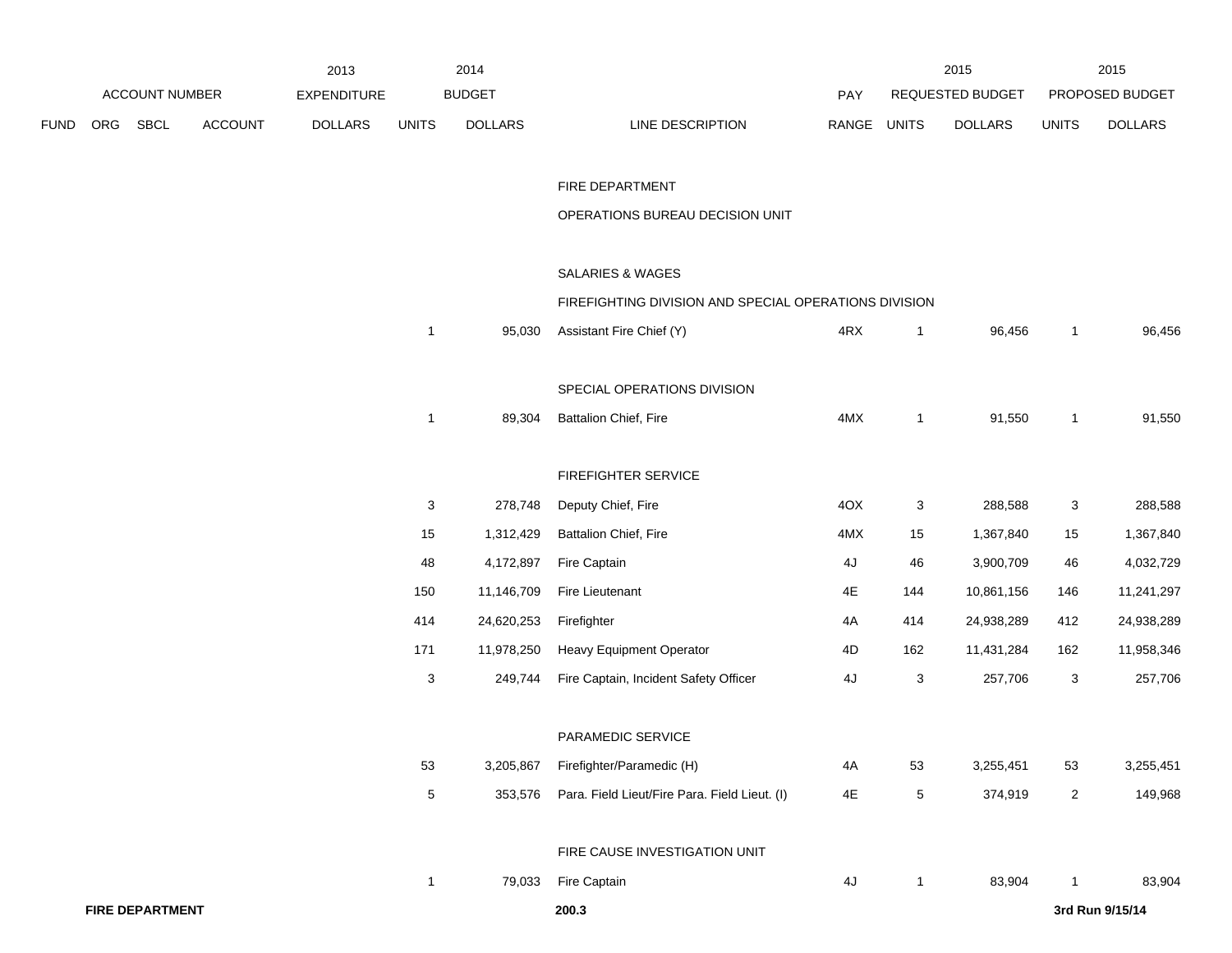| | | | | 2013 | 2014 | | | | 2015 | | 2015 | |
|---|---|---|---|---|---|---|---|---|---|---|---|---|
| ACCOUNT NUMBER | | | | EXPENDITURE | BUDGET | | | PAY | REQUESTED BUDGET | | PROPOSED BUDGET | |
| FUND | ORG | SBCL | ACCOUNT | DOLLARS | UNITS | DOLLARS | LINE DESCRIPTION | RANGE | UNITS | DOLLARS | UNITS | DOLLARS |
| | | | | | | | FIRE DEPARTMENT | | | | | |
| | | | | | | | OPERATIONS BUREAU DECISION UNIT | | | | | |
| | | | | | | | SALARIES & WAGES | | | | | |
| | | | | | | | FIREFIGHTING DIVISION AND SPECIAL OPERATIONS DIVISION | | | | | |
| | | | | | 1 | 95,030 | Assistant Fire Chief (Y) | 4RX | 1 | 96,456 | 1 | 96,456 |
| | | | | | | | SPECIAL OPERATIONS DIVISION | | | | | |
| | | | | | 1 | 89,304 | Battalion Chief, Fire | 4MX | 1 | 91,550 | 1 | 91,550 |
| | | | | | | | FIREFIGHTER SERVICE | | | | | |
| | | | | | 3 | 278,748 | Deputy Chief, Fire | 4OX | 3 | 288,588 | 3 | 288,588 |
| | | | | | 15 | 1,312,429 | Battalion Chief, Fire | 4MX | 15 | 1,367,840 | 15 | 1,367,840 |
| | | | | | 48 | 4,172,897 | Fire Captain | 4J | 46 | 3,900,709 | 46 | 4,032,729 |
| | | | | | 150 | 11,146,709 | Fire Lieutenant | 4E | 144 | 10,861,156 | 146 | 11,241,297 |
| | | | | | 414 | 24,620,253 | Firefighter | 4A | 414 | 24,938,289 | 412 | 24,938,289 |
| | | | | | 171 | 11,978,250 | Heavy Equipment Operator | 4D | 162 | 11,431,284 | 162 | 11,958,346 |
| | | | | | 3 | 249,744 | Fire Captain, Incident Safety Officer | 4J | 3 | 257,706 | 3 | 257,706 |
| | | | | | | | PARAMEDIC SERVICE | | | | | |
| | | | | | 53 | 3,205,867 | Firefighter/Paramedic (H) | 4A | 53 | 3,255,451 | 53 | 3,255,451 |
| | | | | | 5 | 353,576 | Para. Field Lieut/Fire Para. Field Lieut. (I) | 4E | 5 | 374,919 | 2 | 149,968 |
| | | | | | | | FIRE CAUSE INVESTIGATION UNIT | | | | | |
| | | | | | 1 | 79,033 | Fire Captain | 4J | 1 | 83,904 | 1 | 83,904 |

**FIRE DEPARTMENT** **200.3** **3rd Run 9/15/14**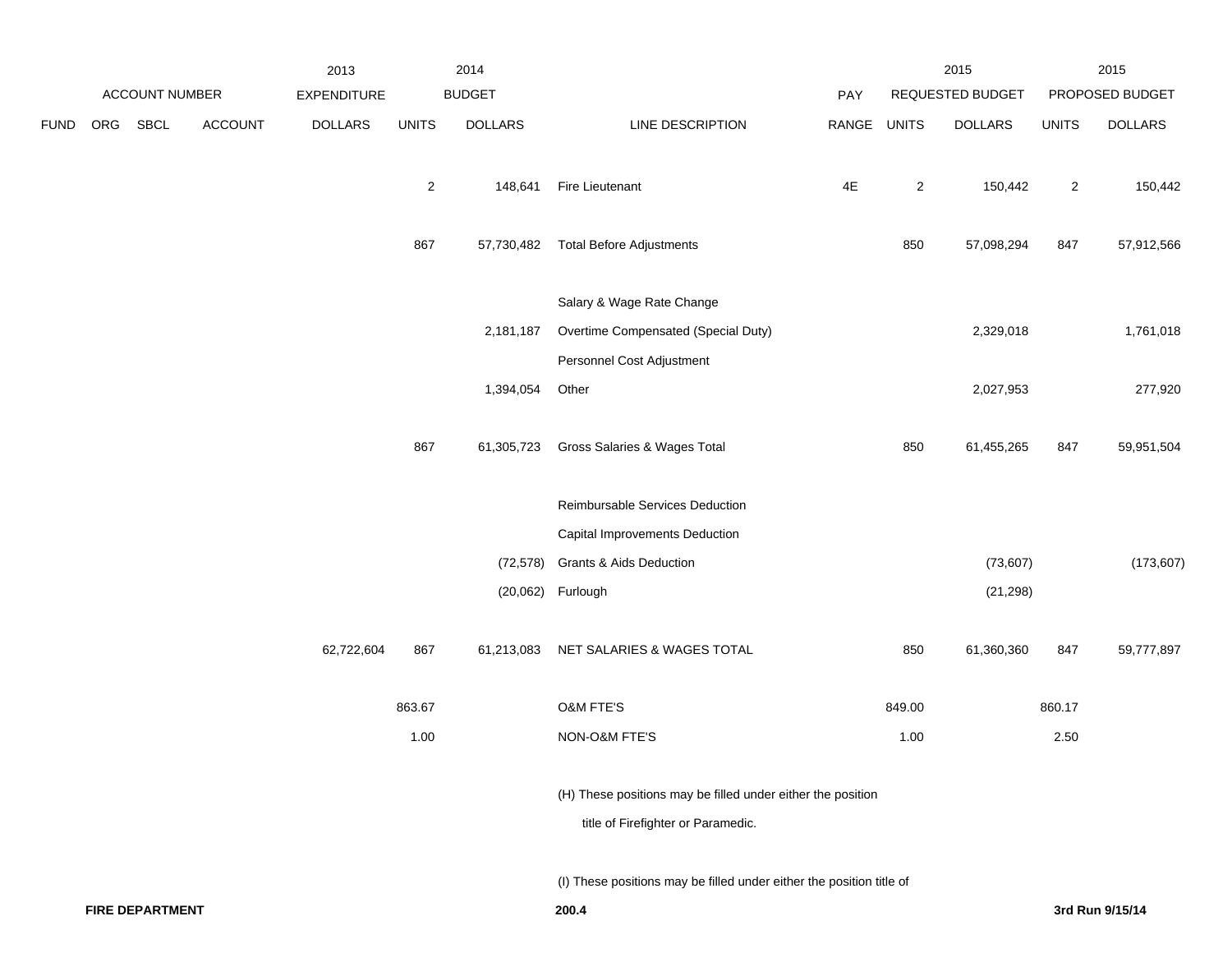| FUND | ORG | SBCL | ACCOUNT | 2013 EXPENDITURE DOLLARS | 2014 BUDGET UNITS | 2014 BUDGET DOLLARS | LINE DESCRIPTION | PAY RANGE | 2015 REQUESTED BUDGET UNITS | 2015 REQUESTED BUDGET DOLLARS | 2015 PROPOSED BUDGET UNITS | 2015 PROPOSED BUDGET DOLLARS |
|---|---|---|---|---|---|---|---|---|---|---|---|---|
| | | | | | 2 | 148,641 | Fire Lieutenant | 4E | 2 | 150,442 | 2 | 150,442 |
| | | | | | 867 | 57,730,482 | Total Before Adjustments | | 850 | 57,098,294 | 847 | 57,912,566 |
| | | | | | | | Salary & Wage Rate Change | | | | | |
| | | | | | | 2,181,187 | Overtime Compensated (Special Duty) | | | 2,329,018 | | 1,761,018 |
| | | | | | | | Personnel Cost Adjustment | | | | | |
| | | | | | | 1,394,054 | Other | | | 2,027,953 | | 277,920 |
| | | | | | 867 | 61,305,723 | Gross Salaries & Wages Total | | 850 | 61,455,265 | 847 | 59,951,504 |
| | | | | | | | Reimbursable Services Deduction | | | | | |
| | | | | | | | Capital Improvements Deduction | | | | | |
| | | | | | | (72,578) | Grants & Aids Deduction | | | (73,607) | | (173,607) |
| | | | | | | (20,062) | Furlough | | | (21,298) | | |
| | | | | 62,722,604 | 867 | 61,213,083 | NET SALARIES & WAGES TOTAL | | 850 | 61,360,360 | 847 | 59,777,897 |
| | | | | | 863.67 | | O&M FTE'S | | 849.00 | | 860.17 | |
| | | | | | 1.00 | | NON-O&M FTE'S | | 1.00 | | 2.50 | |

(H) These positions may be filled under either the position title of Firefighter or Paramedic.

(I) These positions may be filled under either the position title of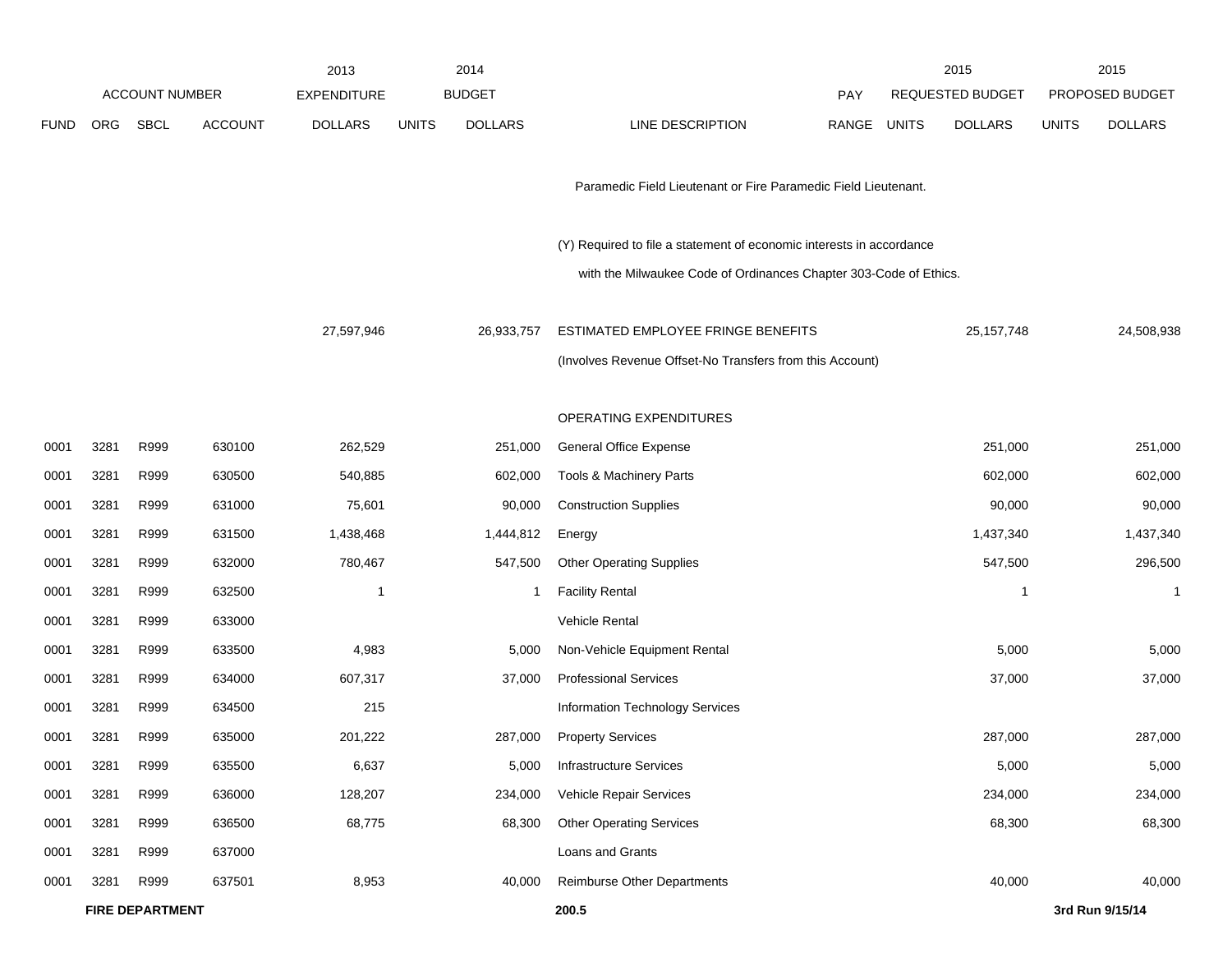| | ACCOUNT NUMBER | | | 2013 EXPENDITURE | 2014 BUDGET | | | PAY | 2015 REQUESTED BUDGET | | 2015 PROPOSED BUDGET | |
|---|---|---|---|---|---|---|---|---|---|---|---|---|
| FUND | ORG | SBCL | ACCOUNT | DOLLARS | UNITS | DOLLARS | LINE DESCRIPTION | RANGE | UNITS | DOLLARS | UNITS | DOLLARS |
| | | | | | | | Paramedic Field Lieutenant or Fire Paramedic Field Lieutenant. | | | | | |
| | | | | | | | (Y) Required to file a statement of economic interests in accordance with the Milwaukee Code of Ordinances Chapter 303-Code of Ethics. | | | | | |
| | | | | 27,597,946 | | 26,933,757 | ESTIMATED EMPLOYEE FRINGE BENEFITS | | | 25,157,748 | | 24,508,938 |
| | | | | | | | (Involves Revenue Offset-No Transfers from this Account) | | | | | |
| | | | | | | | OPERATING EXPENDITURES | | | | | |
| 0001 | 3281 | R999 | 630100 | 262,529 | | 251,000 | General Office Expense | | | 251,000 | | 251,000 |
| 0001 | 3281 | R999 | 630500 | 540,885 | | 602,000 | Tools & Machinery Parts | | | 602,000 | | 602,000 |
| 0001 | 3281 | R999 | 631000 | 75,601 | | 90,000 | Construction Supplies | | | 90,000 | | 90,000 |
| 0001 | 3281 | R999 | 631500 | 1,438,468 | | 1,444,812 | Energy | | | 1,437,340 | | 1,437,340 |
| 0001 | 3281 | R999 | 632000 | 780,467 | | 547,500 | Other Operating Supplies | | | 547,500 | | 296,500 |
| 0001 | 3281 | R999 | 632500 | 1 | | 1 | Facility Rental | | | 1 | | 1 |
| 0001 | 3281 | R999 | 633000 | | | | Vehicle Rental | | | | | |
| 0001 | 3281 | R999 | 633500 | 4,983 | | 5,000 | Non-Vehicle Equipment Rental | | | 5,000 | | 5,000 |
| 0001 | 3281 | R999 | 634000 | 607,317 | | 37,000 | Professional Services | | | 37,000 | | 37,000 |
| 0001 | 3281 | R999 | 634500 | 215 | | | Information Technology Services | | | | | |
| 0001 | 3281 | R999 | 635000 | 201,222 | | 287,000 | Property Services | | | 287,000 | | 287,000 |
| 0001 | 3281 | R999 | 635500 | 6,637 | | 5,000 | Infrastructure Services | | | 5,000 | | 5,000 |
| 0001 | 3281 | R999 | 636000 | 128,207 | | 234,000 | Vehicle Repair Services | | | 234,000 | | 234,000 |
| 0001 | 3281 | R999 | 636500 | 68,775 | | 68,300 | Other Operating Services | | | 68,300 | | 68,300 |
| 0001 | 3281 | R999 | 637000 | | | | Loans and Grants | | | | | |
| 0001 | 3281 | R999 | 637501 | 8,953 | | 40,000 | Reimburse Other Departments | | | 40,000 | | 40,000 |

**FIRE DEPARTMENT** 200.5 **3rd Run 9/15/14**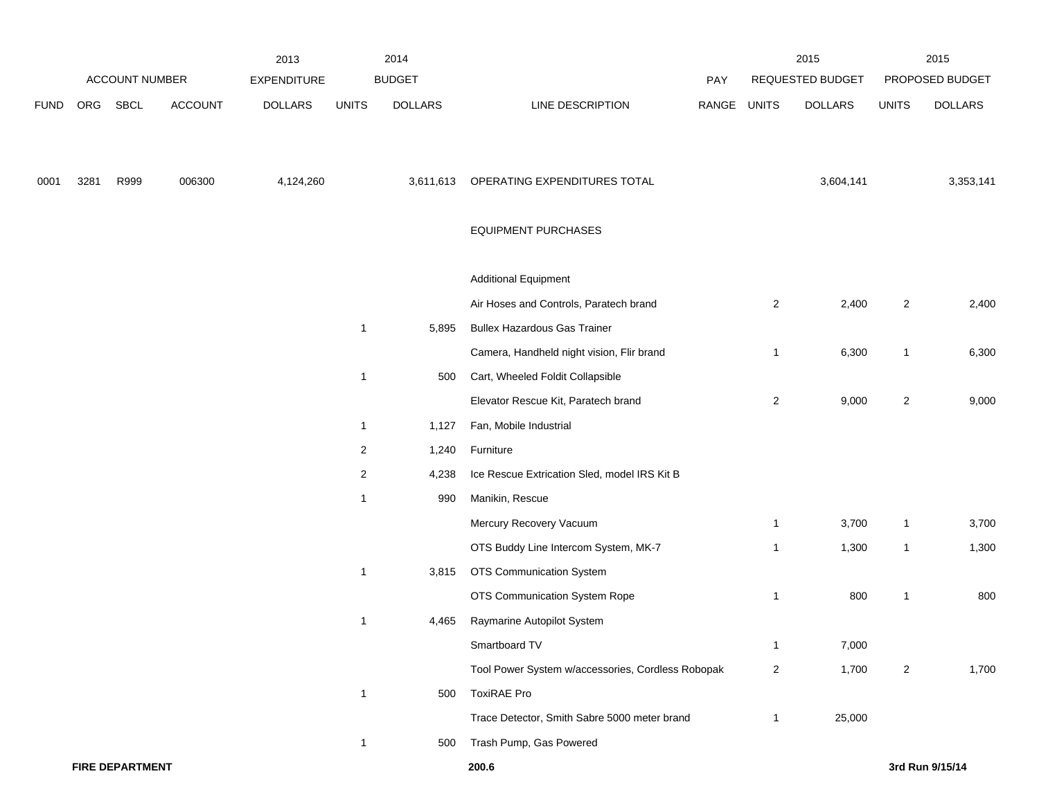| FUND | ORG | SBCL | ACCOUNT | 2013 EXPENDITURE DOLLARS | 2014 BUDGET UNITS | 2014 BUDGET DOLLARS | LINE DESCRIPTION | PAY RANGE | 2015 REQUESTED BUDGET UNITS | 2015 REQUESTED BUDGET DOLLARS | 2015 PROPOSED BUDGET UNITS | 2015 PROPOSED BUDGET DOLLARS |
|---|---|---|---|---|---|---|---|---|---|---|---|---|
| 0001 | 3281 | R999 | 006300 | 4,124,260 | | 3,611,613 | OPERATING EXPENDITURES TOTAL | | | 3,604,141 | | 3,353,141 |
| | | | | | | | EQUIPMENT PURCHASES | | | | | |
| | | | | | | | Additional Equipment | | | | | |
| | | | | | | | Air Hoses and Controls, Paratech brand | | 2 | 2,400 | 2 | 2,400 |
| | | | | | 1 | 5,895 | Bullex Hazardous Gas Trainer | | | | | |
| | | | | | | | Camera, Handheld night vision, Flir brand | | 1 | 6,300 | 1 | 6,300 |
| | | | | | 1 | 500 | Cart, Wheeled Foldit Collapsible | | | | | |
| | | | | | | | Elevator Rescue Kit, Paratech brand | | 2 | 9,000 | 2 | 9,000 |
| | | | | | 1 | 1,127 | Fan, Mobile Industrial | | | | | |
| | | | | | 2 | 1,240 | Furniture | | | | | |
| | | | | | 2 | 4,238 | Ice Rescue Extrication Sled, model IRS Kit B | | | | | |
| | | | | | 1 | 990 | Manikin, Rescue | | | | | |
| | | | | | | | Mercury Recovery Vacuum | | 1 | 3,700 | 1 | 3,700 |
| | | | | | | | OTS Buddy Line Intercom System, MK-7 | | 1 | 1,300 | 1 | 1,300 |
| | | | | | 1 | 3,815 | OTS Communication System | | | | | |
| | | | | | | | OTS Communication System Rope | | 1 | 800 | 1 | 800 |
| | | | | | 1 | 4,465 | Raymarine Autopilot System | | | | | |
| | | | | | | | Smartboard TV | | 1 | 7,000 | | |
| | | | | | | | Tool Power System w/accessories, Cordless Robopak | | 2 | 1,700 | 2 | 1,700 |
| | | | | | 1 | 500 | ToxiRAE Pro | | | | | |
| | | | | | | | Trace Detector, Smith Sabre 5000 meter brand | | 1 | 25,000 | | |
| | | | | | 1 | 500 | Trash Pump, Gas Powered | | | | | |

**FIRE DEPARTMENT** 200.6 3rd Run 9/15/14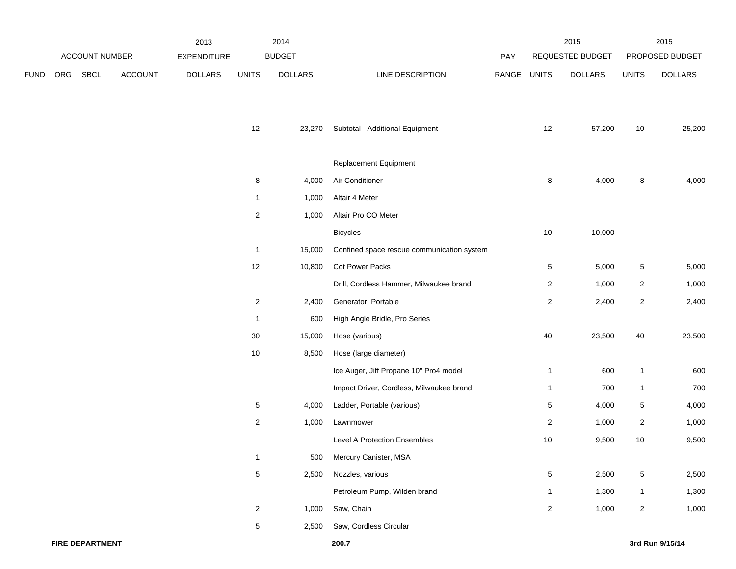| ACCOUNT NUMBER | | | | 2013 EXPENDITURE | 2014 BUDGET | | | PAY | 2015 REQUESTED BUDGET | | 2015 PROPOSED BUDGET | |
|---|---|---|---|---|---|---|---|---|---|---|---|---|
| FUND | ORG | SBCL | ACCOUNT | DOLLARS | UNITS | DOLLARS | LINE DESCRIPTION | RANGE | UNITS | DOLLARS | UNITS | DOLLARS |
| | | | | | 12 | 23,270 | Subtotal - Additional Equipment | | 12 | 57,200 | 10 | 25,200 |
| | | | | | | | Replacement Equipment | | | | | |
| | | | | | 8 | 4,000 | Air Conditioner | | 8 | 4,000 | 8 | 4,000 |
| | | | | | 1 | 1,000 | Altair 4 Meter | | | | | |
| | | | | | 2 | 1,000 | Altair Pro CO Meter | | | | | |
| | | | | | | | Bicycles | | 10 | 10,000 | | |
| | | | | | 1 | 15,000 | Confined space rescue communication system | | | | | |
| | | | | | 12 | 10,800 | Cot Power Packs | | 5 | 5,000 | 5 | 5,000 |
| | | | | | | | Drill, Cordless Hammer, Milwaukee brand | | 2 | 1,000 | 2 | 1,000 |
| | | | | | 2 | 2,400 | Generator, Portable | | 2 | 2,400 | 2 | 2,400 |
| | | | | | 1 | 600 | High Angle Bridle, Pro Series | | | | | |
| | | | | | 30 | 15,000 | Hose (various) | | 40 | 23,500 | 40 | 23,500 |
| | | | | | 10 | 8,500 | Hose (large diameter) | | | | | |
| | | | | | | | Ice Auger, Jiff Propane 10" Pro4 model | | 1 | 600 | 1 | 600 |
| | | | | | | | Impact Driver, Cordless, Milwaukee brand | | 1 | 700 | 1 | 700 |
| | | | | | 5 | 4,000 | Ladder, Portable (various) | | 5 | 4,000 | 5 | 4,000 |
| | | | | | 2 | 1,000 | Lawnmower | | 2 | 1,000 | 2 | 1,000 |
| | | | | | | | Level A Protection Ensembles | | 10 | 9,500 | 10 | 9,500 |
| | | | | | 1 | 500 | Mercury Canister, MSA | | | | | |
| | | | | | 5 | 2,500 | Nozzles, various | | 5 | 2,500 | 5 | 2,500 |
| | | | | | | | Petroleum Pump, Wilden brand | | 1 | 1,300 | 1 | 1,300 |
| | | | | | 2 | 1,000 | Saw, Chain | | 2 | 1,000 | 2 | 1,000 |
| | | | | | 5 | 2,500 | Saw, Cordless Circular | | | | | |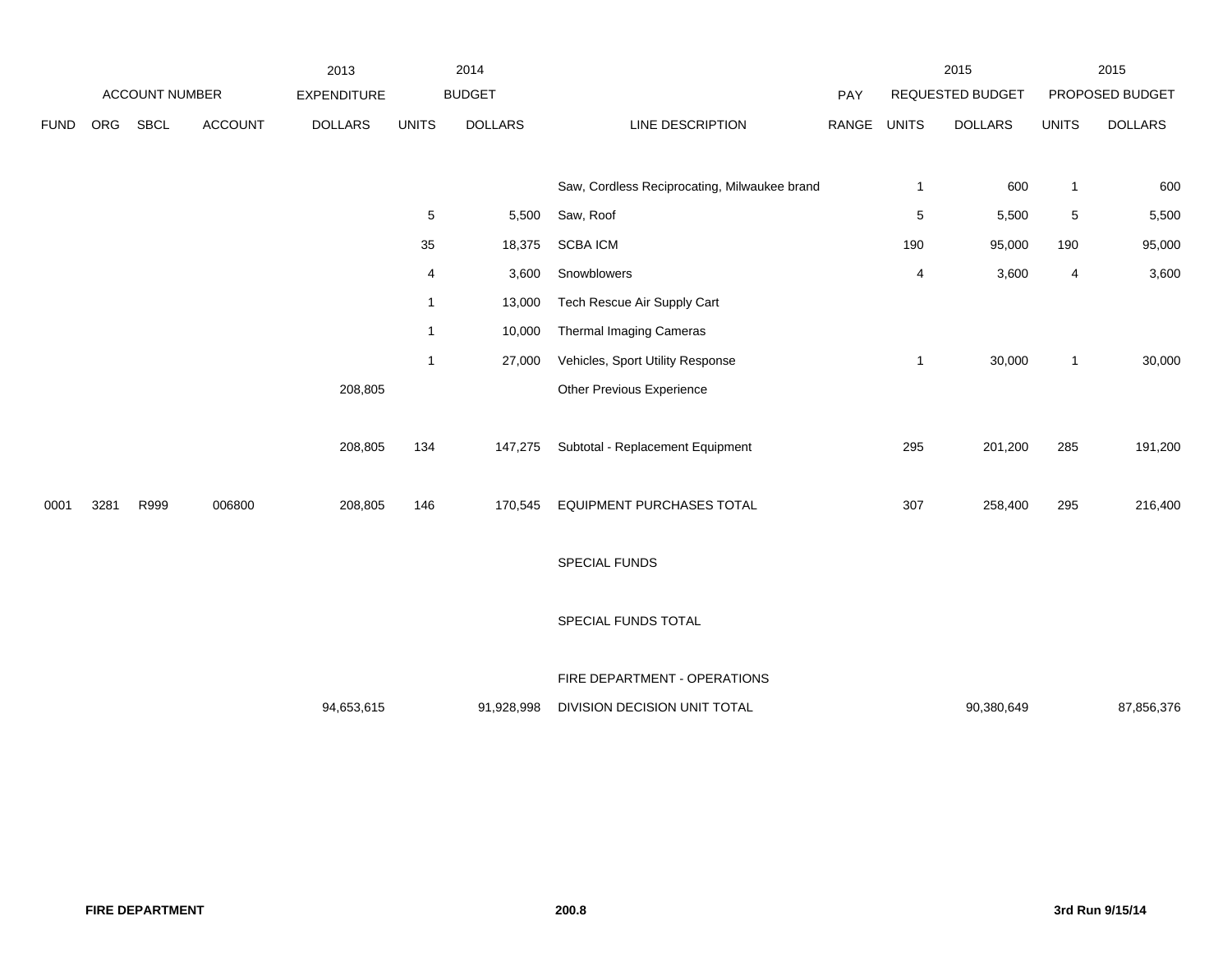| | ACCOUNT NUMBER | | | 2013 EXPENDITURE | 2014 BUDGET | | | PAY | 2015 REQUESTED BUDGET | | 2015 PROPOSED BUDGET | |
|---|---|---|---|---|---|---|---|---|---|---|---|---|
| FUND | ORG | SBCL | ACCOUNT | DOLLARS | UNITS | DOLLARS | LINE DESCRIPTION | RANGE | UNITS | DOLLARS | UNITS | DOLLARS |
| | | | | | | | Saw, Cordless Reciprocating, Milwaukee brand | | 1 | 600 | 1 | 600 |
| | | | | | 5 | 5,500 | Saw, Roof | | 5 | 5,500 | 5 | 5,500 |
| | | | | | 35 | 18,375 | SCBA ICM | | 190 | 95,000 | 190 | 95,000 |
| | | | | | 4 | 3,600 | Snowblowers | | 4 | 3,600 | 4 | 3,600 |
| | | | | | 1 | 13,000 | Tech Rescue Air Supply Cart | | | | | |
| | | | | | 1 | 10,000 | Thermal Imaging Cameras | | | | | |
| | | | | | 1 | 27,000 | Vehicles, Sport Utility Response | | 1 | 30,000 | 1 | 30,000 |
| | | | | 208,805 | | | Other Previous Experience | | | | | |
| | | | | 208,805 | 134 | 147,275 | Subtotal - Replacement Equipment | | 295 | 201,200 | 285 | 191,200 |
| 0001 | 3281 | R999 | 006800 | 208,805 | 146 | 170,545 | EQUIPMENT PURCHASES TOTAL | | 307 | 258,400 | 295 | 216,400 |
| | | | | | | | SPECIAL FUNDS | | | | | |
| | | | | | | | SPECIAL FUNDS TOTAL | | | | | |
| | | | | | | | FIRE DEPARTMENT - OPERATIONS | | | | | |
| | | | | 94,653,615 | | 91,928,998 | DIVISION DECISION UNIT TOTAL | | | 90,380,649 | | 87,856,376 |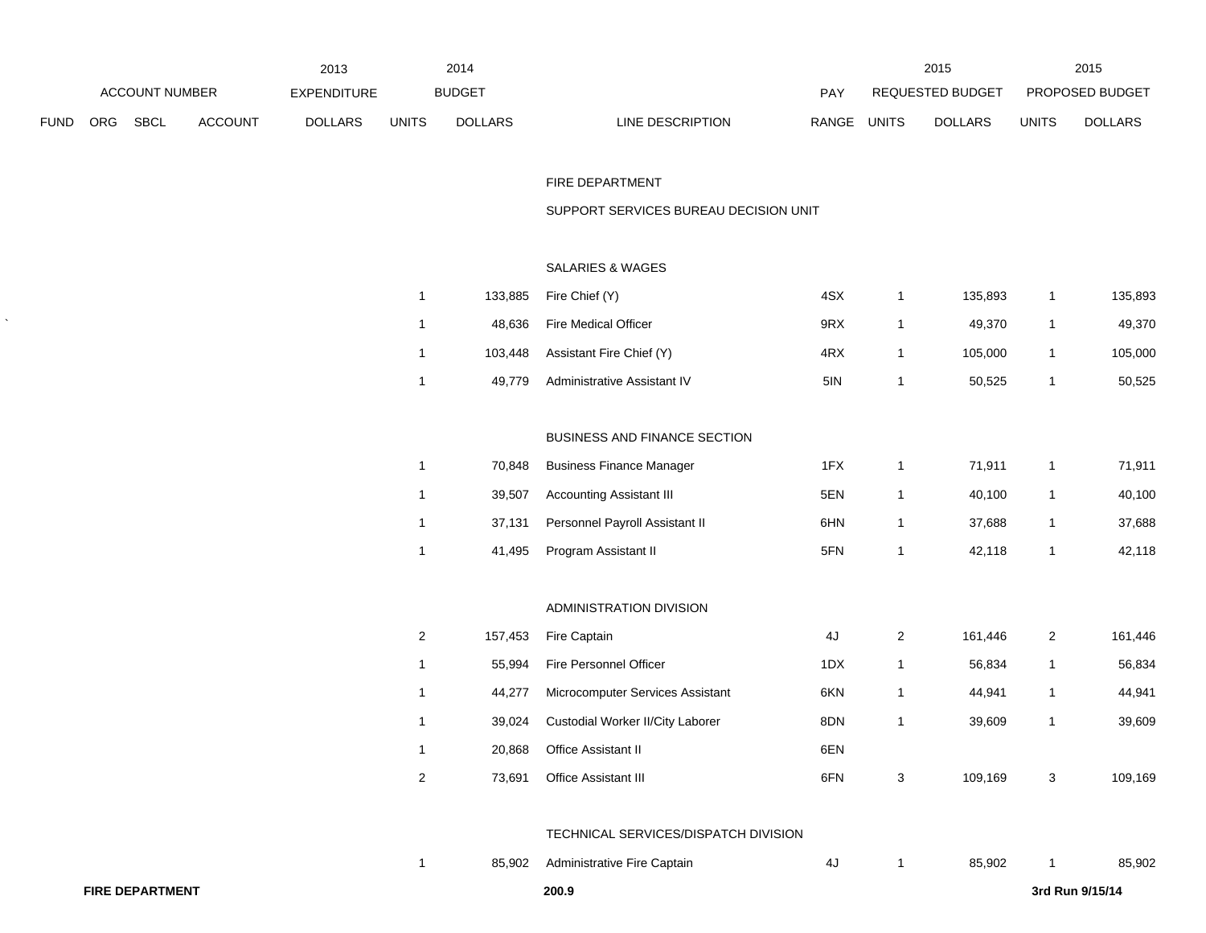| ACCOUNT NUMBER | | | | 2013 EXPENDITURE | 2014 BUDGET | | | PAY | 2015 REQUESTED BUDGET | | 2015 PROPOSED BUDGET | |
|---|---|---|---|---|---|---|---|---|---|---|---|---|
| FUND | ORG | SBCL | ACCOUNT | DOLLARS | UNITS | DOLLARS | LINE DESCRIPTION | RANGE | UNITS | DOLLARS | UNITS | DOLLARS |
| | | | | | | | FIRE DEPARTMENT | | | | | |
| | | | | | | | SUPPORT SERVICES BUREAU DECISION UNIT | | | | | |
| | | | | | | | SALARIES & WAGES | | | | | |
| | | | | | 1 | 133,885 | Fire Chief (Y) | 4SX | 1 | 135,893 | 1 | 135,893 |
| | | | | | 1 | 48,636 | Fire Medical Officer | 9RX | 1 | 49,370 | 1 | 49,370 |
| | | | | | 1 | 103,448 | Assistant Fire Chief (Y) | 4RX | 1 | 105,000 | 1 | 105,000 |
| | | | | | 1 | 49,779 | Administrative Assistant IV | 5IN | 1 | 50,525 | 1 | 50,525 |
| | | | | | | | BUSINESS AND FINANCE SECTION | | | | | |
| | | | | | 1 | 70,848 | Business Finance Manager | 1FX | 1 | 71,911 | 1 | 71,911 |
| | | | | | 1 | 39,507 | Accounting Assistant III | 5EN | 1 | 40,100 | 1 | 40,100 |
| | | | | | 1 | 37,131 | Personnel Payroll Assistant II | 6HN | 1 | 37,688 | 1 | 37,688 |
| | | | | | 1 | 41,495 | Program Assistant II | 5FN | 1 | 42,118 | 1 | 42,118 |
| | | | | | | | ADMINISTRATION DIVISION | | | | | |
| | | | | | 2 | 157,453 | Fire Captain | 4J | 2 | 161,446 | 2 | 161,446 |
| | | | | | 1 | 55,994 | Fire Personnel Officer | 1DX | 1 | 56,834 | 1 | 56,834 |
| | | | | | 1 | 44,277 | Microcomputer Services Assistant | 6KN | 1 | 44,941 | 1 | 44,941 |
| | | | | | 1 | 39,024 | Custodial Worker II/City Laborer | 8DN | 1 | 39,609 | 1 | 39,609 |
| | | | | | 1 | 20,868 | Office Assistant II | 6EN | | | | |
| | | | | | 2 | 73,691 | Office Assistant III | 6FN | 3 | 109,169 | 3 | 109,169 |
| | | | | | | | TECHNICAL SERVICES/DISPATCH DIVISION | | | | | |
| | | | | | 1 | 85,902 | Administrative Fire Captain | 4J | 1 | 85,902 | 1 | 85,902 |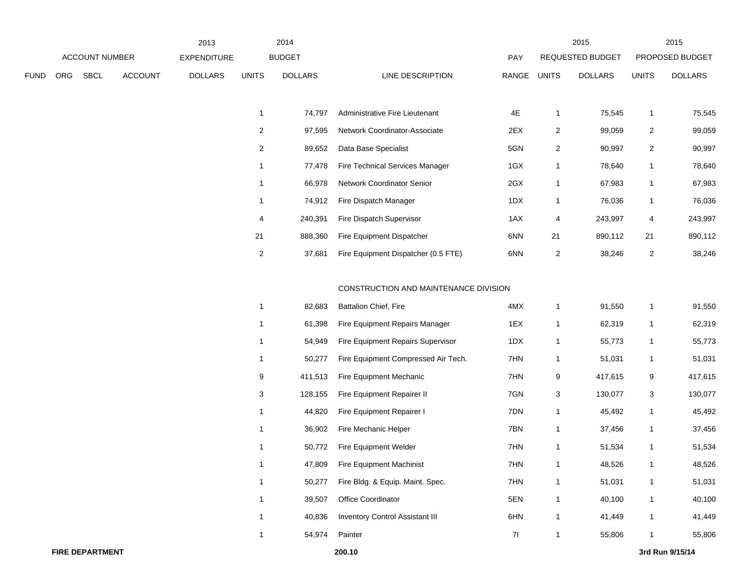| FUND | ORG | SBCL | ACCOUNT | 2013 EXPENDITURE DOLLARS | 2014 BUDGET UNITS | 2014 BUDGET DOLLARS | LINE DESCRIPTION | PAY RANGE | 2015 REQUESTED BUDGET UNITS | 2015 REQUESTED BUDGET DOLLARS | 2015 PROPOSED BUDGET UNITS | 2015 PROPOSED BUDGET DOLLARS |
|---|---|---|---|---|---|---|---|---|---|---|---|---|
| | | | | | 1 | 74,797 | Administrative Fire Lieutenant | 4E | 1 | 75,545 | 1 | 75,545 |
| | | | | | 2 | 97,595 | Network Coordinator-Associate | 2EX | 2 | 99,059 | 2 | 99,059 |
| | | | | | 2 | 89,652 | Data Base Specialist | 5GN | 2 | 90,997 | 2 | 90,997 |
| | | | | | 1 | 77,478 | Fire Technical Services Manager | 1GX | 1 | 78,640 | 1 | 78,640 |
| | | | | | 1 | 66,978 | Network Coordinator Senior | 2GX | 1 | 67,983 | 1 | 67,983 |
| | | | | | 1 | 74,912 | Fire Dispatch Manager | 1DX | 1 | 76,036 | 1 | 76,036 |
| | | | | | 4 | 240,391 | Fire Dispatch Supervisor | 1AX | 4 | 243,997 | 4 | 243,997 |
| | | | | | 21 | 888,360 | Fire Equipment Dispatcher | 6NN | 21 | 890,112 | 21 | 890,112 |
| | | | | | 2 | 37,681 | Fire Equipment Dispatcher (0.5 FTE) | 6NN | 2 | 38,246 | 2 | 38,246 |
| | | | | | | | CONSTRUCTION AND MAINTENANCE DIVISION | | | | | |
| | | | | | 1 | 82,683 | Battalion Chief, Fire | 4MX | 1 | 91,550 | 1 | 91,550 |
| | | | | | 1 | 61,398 | Fire Equipment Repairs Manager | 1EX | 1 | 62,319 | 1 | 62,319 |
| | | | | | 1 | 54,949 | Fire Equipment Repairs Supervisor | 1DX | 1 | 55,773 | 1 | 55,773 |
| | | | | | 1 | 50,277 | Fire Equipment Compressed Air Tech. | 7HN | 1 | 51,031 | 1 | 51,031 |
| | | | | | 9 | 411,513 | Fire Equipment Mechanic | 7HN | 9 | 417,615 | 9 | 417,615 |
| | | | | | 3 | 128,155 | Fire Equipment Repairer II | 7GN | 3 | 130,077 | 3 | 130,077 |
| | | | | | 1 | 44,820 | Fire Equipment Repairer I | 7DN | 1 | 45,492 | 1 | 45,492 |
| | | | | | 1 | 36,902 | Fire Mechanic Helper | 7BN | 1 | 37,456 | 1 | 37,456 |
| | | | | | 1 | 50,772 | Fire Equipment Welder | 7HN | 1 | 51,534 | 1 | 51,534 |
| | | | | | 1 | 47,809 | Fire Equipment Machinist | 7HN | 1 | 48,526 | 1 | 48,526 |
| | | | | | 1 | 50,277 | Fire Bldg. & Equip. Maint. Spec. | 7HN | 1 | 51,031 | 1 | 51,031 |
| | | | | | 1 | 39,507 | Office Coordinator | 5EN | 1 | 40,100 | 1 | 40,100 |
| | | | | | 1 | 40,836 | Inventory Control Assistant III | 6HN | 1 | 41,449 | 1 | 41,449 |
| | | | | | 1 | 54,974 | Painter | 7I | 1 | 55,806 | 1 | 55,806 |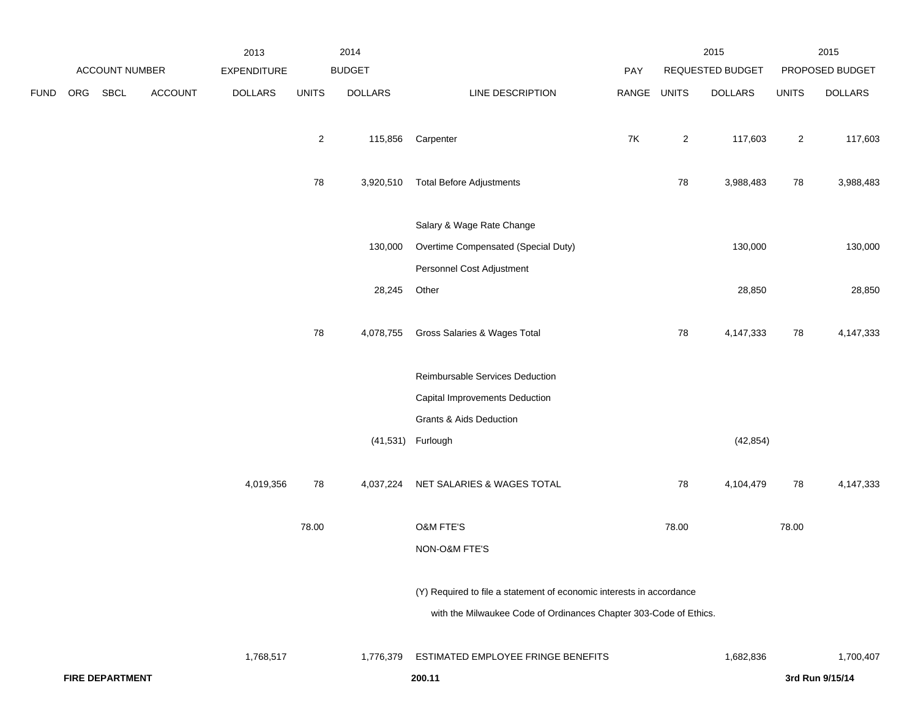| ACCOUNT NUMBER | | | | 2013 EXPENDITURE | 2014 BUDGET | | | PAY | 2015 REQUESTED BUDGET | | 2015 PROPOSED BUDGET | |
|---|---|---|---|---|---|---|---|---|---|---|---|---|
| FUND | ORG | SBCL | ACCOUNT | DOLLARS | UNITS | DOLLARS | LINE DESCRIPTION | RANGE | UNITS | DOLLARS | UNITS | DOLLARS |
| | | | | | 2 | 115,856 | Carpenter | 7K | 2 | 117,603 | 2 | 117,603 |
| | | | | | 78 | 3,920,510 | Total Before Adjustments | | 78 | 3,988,483 | 78 | 3,988,483 |
| | | | | | | | Salary & Wage Rate Change | | | | | |
| | | | | | | 130,000 | Overtime Compensated (Special Duty) | | | 130,000 | | 130,000 |
| | | | | | | | Personnel Cost Adjustment | | | | | |
| | | | | | | 28,245 | Other | | | 28,850 | | 28,850 |
| | | | | | 78 | 4,078,755 | Gross Salaries & Wages Total | | 78 | 4,147,333 | 78 | 4,147,333 |
| | | | | | | | Reimbursable Services Deduction | | | | | |
| | | | | | | | Capital Improvements Deduction | | | | | |
| | | | | | | | Grants & Aids Deduction | | | | | |
| | | | | | | (41,531) | Furlough | | | (42,854) | | |
| | | | | 4,019,356 | 78 | 4,037,224 | NET SALARIES & WAGES TOTAL | | 78 | 4,104,479 | 78 | 4,147,333 |
| | | | | | 78.00 | | O&M FTE'S | | 78.00 | | 78.00 | |
| | | | | | | | NON-O&M FTE'S | | | | | |
| | | | | | | | (Y) Required to file a statement of economic interests in accordance with the Milwaukee Code of Ordinances Chapter 303-Code of Ethics. | | | | | |
| | | | | 1,768,517 | | 1,776,379 | ESTIMATED EMPLOYEE FRINGE BENEFITS | | | 1,682,836 | | 1,700,407 |

**FIRE DEPARTMENT**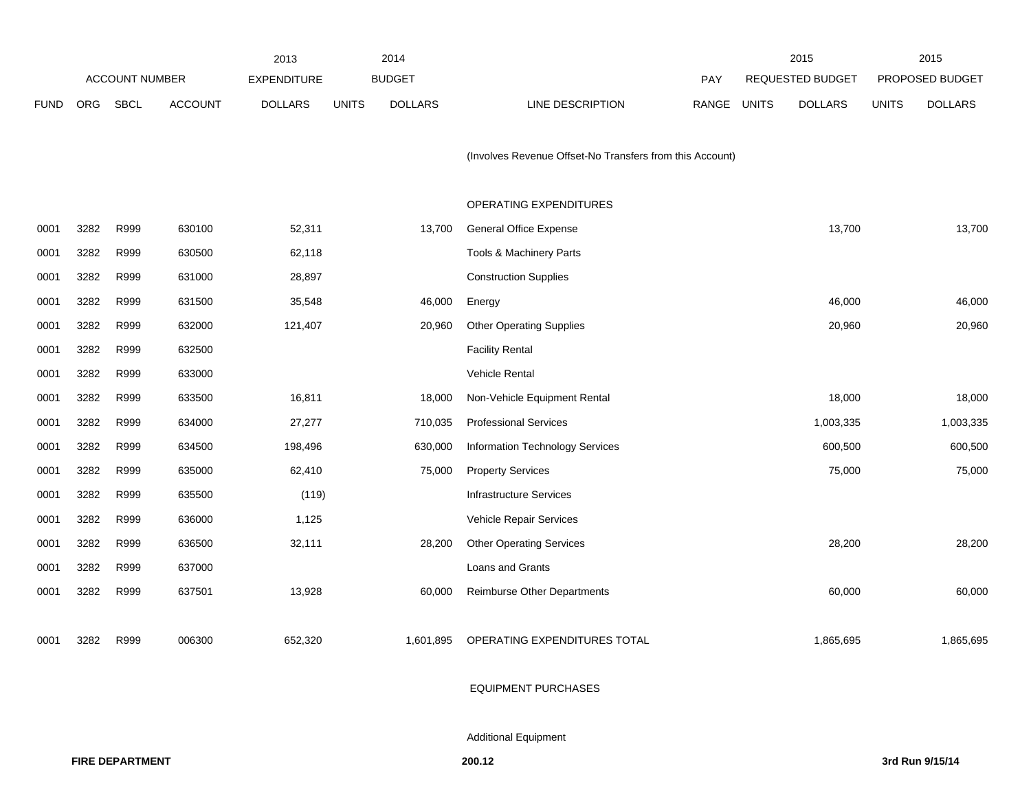| ACCOUNT NUMBER | | | | 2013 EXPENDITURE | 2014 BUDGET | | | PAY | 2015 REQUESTED BUDGET | | 2015 PROPOSED BUDGET | |
|---|---|---|---|---|---|---|---|---|---|---|---|---|
| FUND | ORG | SBCL | ACCOUNT | DOLLARS | UNITS | DOLLARS | LINE DESCRIPTION | RANGE | UNITS | DOLLARS | UNITS | DOLLARS |
| | | | | | | | (Involves Revenue Offset-No Transfers from this Account) | | | | | |
| | | | | | | | OPERATING EXPENDITURES | | | | | |
| 0001 | 3282 | R999 | 630100 | 52,311 | | 13,700 | General Office Expense | | | 13,700 | | 13,700 |
| 0001 | 3282 | R999 | 630500 | 62,118 | | | Tools & Machinery Parts | | | | | |
| 0001 | 3282 | R999 | 631000 | 28,897 | | | Construction Supplies | | | | | |
| 0001 | 3282 | R999 | 631500 | 35,548 | | 46,000 | Energy | | | 46,000 | | 46,000 |
| 0001 | 3282 | R999 | 632000 | 121,407 | | 20,960 | Other Operating Supplies | | | 20,960 | | 20,960 |
| 0001 | 3282 | R999 | 632500 | | | | Facility Rental | | | | | |
| 0001 | 3282 | R999 | 633000 | | | | Vehicle Rental | | | | | |
| 0001 | 3282 | R999 | 633500 | 16,811 | | 18,000 | Non-Vehicle Equipment Rental | | | 18,000 | | 18,000 |
| 0001 | 3282 | R999 | 634000 | 27,277 | | 710,035 | Professional Services | | | 1,003,335 | | 1,003,335 |
| 0001 | 3282 | R999 | 634500 | 198,496 | | 630,000 | Information Technology Services | | | 600,500 | | 600,500 |
| 0001 | 3282 | R999 | 635000 | 62,410 | | 75,000 | Property Services | | | 75,000 | | 75,000 |
| 0001 | 3282 | R999 | 635500 | (119) | | | Infrastructure Services | | | | | |
| 0001 | 3282 | R999 | 636000 | 1,125 | | | Vehicle Repair Services | | | | | |
| 0001 | 3282 | R999 | 636500 | 32,111 | | 28,200 | Other Operating Services | | | 28,200 | | 28,200 |
| 0001 | 3282 | R999 | 637000 | | | | Loans and Grants | | | | | |
| 0001 | 3282 | R999 | 637501 | 13,928 | | 60,000 | Reimburse Other Departments | | | 60,000 | | 60,000 |
| 0001 | 3282 | R999 | 006300 | 652,320 | | 1,601,895 | OPERATING EXPENDITURES TOTAL | | | 1,865,695 | | 1,865,695 |
| | | | | | | | EQUIPMENT PURCHASES | | | | | |
| | | | | | | | Additional Equipment | | | | | |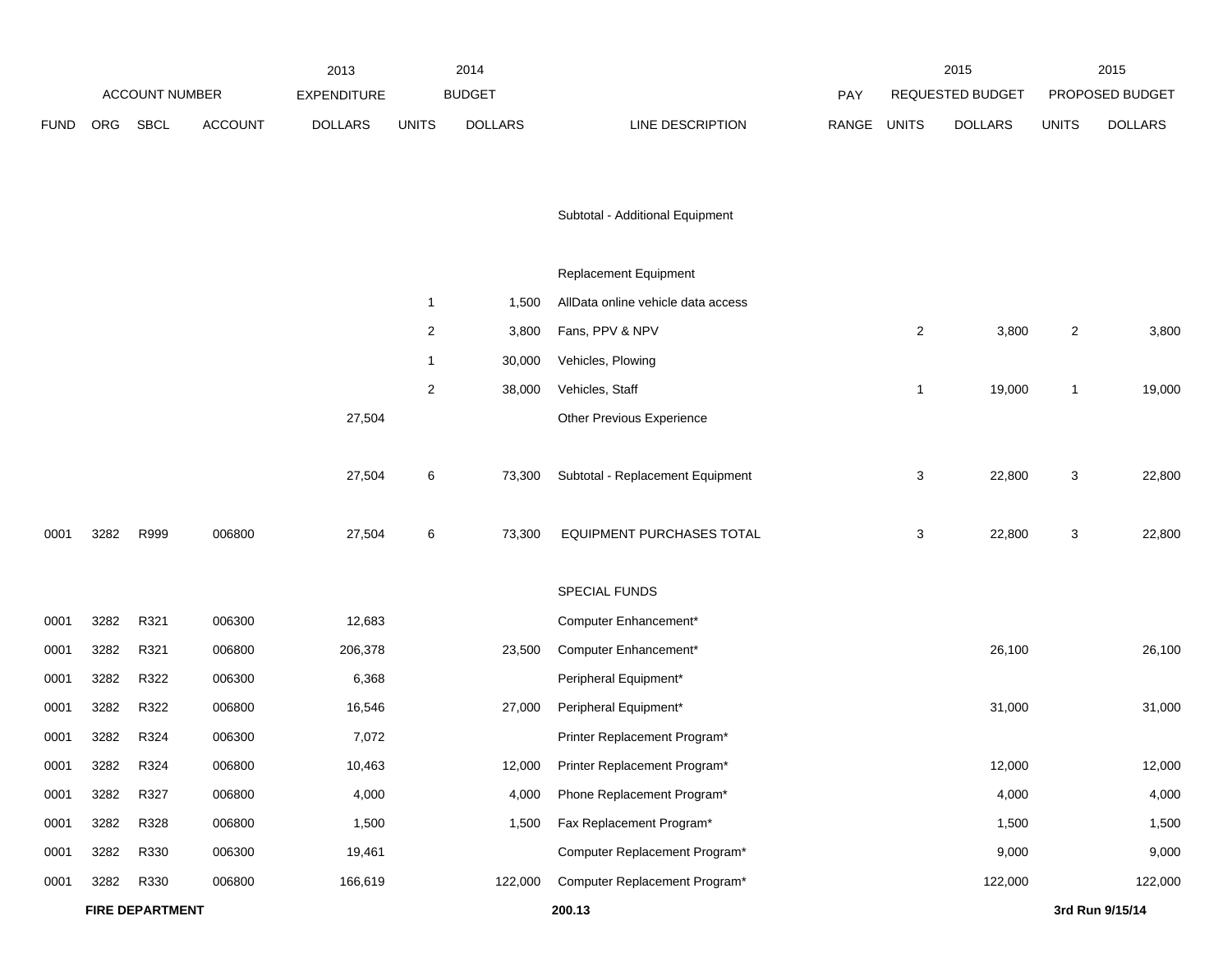| FUND | ORG | SBCL | ACCOUNT | 2013 EXPENDITURE DOLLARS | 2014 BUDGET UNITS | 2014 BUDGET DOLLARS | LINE DESCRIPTION | PAY RANGE | 2015 REQUESTED BUDGET UNITS | 2015 REQUESTED BUDGET DOLLARS | 2015 PROPOSED BUDGET UNITS | 2015 PROPOSED BUDGET DOLLARS |
|---|---|---|---|---|---|---|---|---|---|---|---|---|
| | | | | | | | Subtotal - Additional Equipment | | | | | |
| | | | | | | | Replacement Equipment | | | | | |
| | | | | | 1 | 1,500 | AllData online vehicle data access | | | | | |
| | | | | | 2 | 3,800 | Fans, PPV & NPV | | 2 | 3,800 | 2 | 3,800 |
| | | | | | 1 | 30,000 | Vehicles, Plowing | | | | | |
| | | | | | 2 | 38,000 | Vehicles, Staff | | 1 | 19,000 | 1 | 19,000 |
| | | | | 27,504 | | | Other Previous Experience | | | | | |
| | | | | 27,504 | 6 | 73,300 | Subtotal - Replacement Equipment | | 3 | 22,800 | 3 | 22,800 |
| 0001 | 3282 | R999 | 006800 | 27,504 | 6 | 73,300 | EQUIPMENT PURCHASES TOTAL | | 3 | 22,800 | 3 | 22,800 |
| | | | | | | | SPECIAL FUNDS | | | | | |
| 0001 | 3282 | R321 | 006300 | 12,683 | | | Computer Enhancement* | | | | | |
| 0001 | 3282 | R321 | 006800 | 206,378 | | 23,500 | Computer Enhancement* | | | 26,100 | | 26,100 |
| 0001 | 3282 | R322 | 006300 | 6,368 | | | Peripheral Equipment* | | | | | |
| 0001 | 3282 | R322 | 006800 | 16,546 | | 27,000 | Peripheral Equipment* | | | 31,000 | | 31,000 |
| 0001 | 3282 | R324 | 006300 | 7,072 | | | Printer Replacement Program* | | | | | |
| 0001 | 3282 | R324 | 006800 | 10,463 | | 12,000 | Printer Replacement Program* | | | 12,000 | | 12,000 |
| 0001 | 3282 | R327 | 006800 | 4,000 | | 4,000 | Phone Replacement Program* | | | 4,000 | | 4,000 |
| 0001 | 3282 | R328 | 006800 | 1,500 | | 1,500 | Fax Replacement Program* | | | 1,500 | | 1,500 |
| 0001 | 3282 | R330 | 006300 | 19,461 | | | Computer Replacement Program* | | | 9,000 | | 9,000 |
| 0001 | 3282 | R330 | 006800 | 166,619 | | 122,000 | Computer Replacement Program* | | | 122,000 | | 122,000 |

**FIRE DEPARTMENT** 200.13 **3rd Run 9/15/14**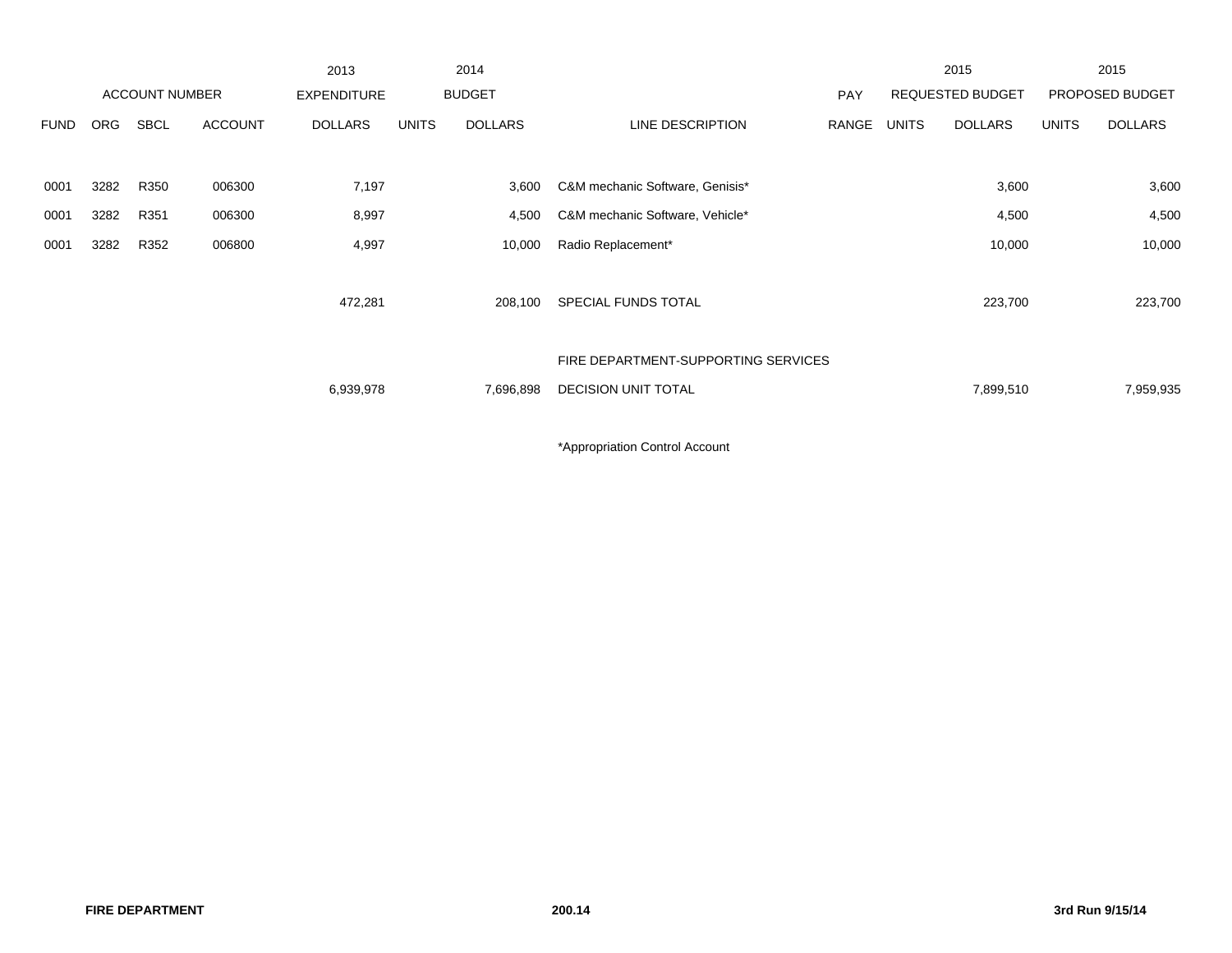| | ACCOUNT NUMBER | | | 2013 EXPENDITURE | 2014 BUDGET | | | PAY | 2015 REQUESTED BUDGET | | 2015 PROPOSED BUDGET | |
|---|---|---|---|---|---|---|---|---|---|---|---|---|
| FUND | ORG | SBCL | ACCOUNT | DOLLARS | UNITS | DOLLARS | LINE DESCRIPTION | RANGE | UNITS | DOLLARS | UNITS | DOLLARS |
| 0001 | 3282 | R350 | 006300 | 7,197 | | 3,600 | C&M mechanic Software, Genisis* | | | 3,600 | | 3,600 |
| 0001 | 3282 | R351 | 006300 | 8,997 | | 4,500 | C&M mechanic Software, Vehicle* | | | 4,500 | | 4,500 |
| 0001 | 3282 | R352 | 006800 | 4,997 | | 10,000 | Radio Replacement* | | | 10,000 | | 10,000 |
| | | | | 472,281 | | 208,100 | SPECIAL FUNDS TOTAL | | | 223,700 | | 223,700 |
| | | | | | | | FIRE DEPARTMENT-SUPPORTING SERVICES | | | | | |
| | | | | 6,939,978 | | 7,696,898 | DECISION UNIT TOTAL | | | 7,899,510 | | 7,959,935 |

*Appropriation Control Account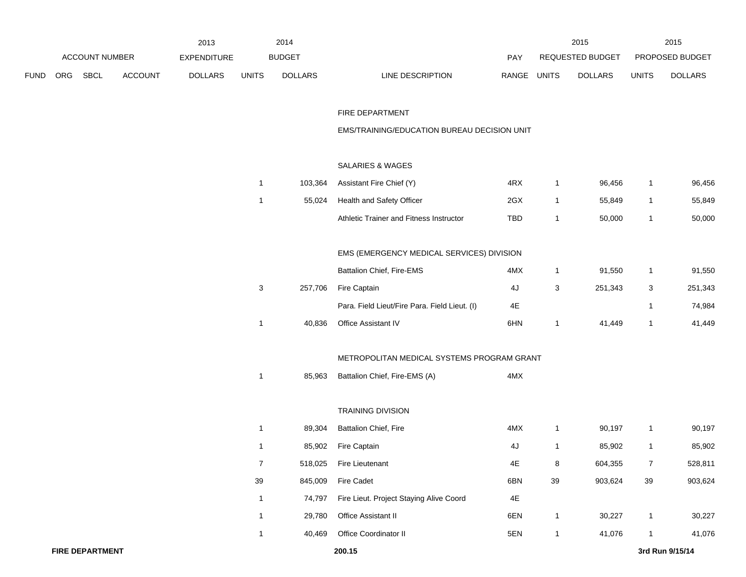| ACCOUNT NUMBER | | | | 2013 EXPENDITURE | 2014 BUDGET | | | | 2015 REQUESTED BUDGET | | 2015 PROPOSED BUDGET | |
|---|---|---|---|---|---|---|---|---|---|---|---|---|
| FUND | ORG | SBCL | ACCOUNT | DOLLARS | UNITS | DOLLARS | LINE DESCRIPTION | PAY RANGE | UNITS | DOLLARS | UNITS | DOLLARS |
| | | | | | | | FIRE DEPARTMENT | | | | | |
| | | | | | | | EMS/TRAINING/EDUCATION BUREAU DECISION UNIT | | | | | |
| | | | | | | | SALARIES & WAGES | | | | | |
| | | | | | 1 | 103,364 | Assistant Fire Chief (Y) | 4RX | 1 | 96,456 | 1 | 96,456 |
| | | | | | 1 | 55,024 | Health and Safety Officer | 2GX | 1 | 55,849 | 1 | 55,849 |
| | | | | | | | Athletic Trainer and Fitness Instructor | TBD | 1 | 50,000 | 1 | 50,000 |
| | | | | | | | EMS (EMERGENCY MEDICAL SERVICES) DIVISION | | | | | |
| | | | | | | | Battalion Chief, Fire-EMS | 4MX | 1 | 91,550 | 1 | 91,550 |
| | | | | | 3 | 257,706 | Fire Captain | 4J | 3 | 251,343 | 3 | 251,343 |
| | | | | | | | Para. Field Lieut/Fire Para. Field Lieut. (I) | 4E | | | 1 | 74,984 |
| | | | | | 1 | 40,836 | Office Assistant IV | 6HN | 1 | 41,449 | 1 | 41,449 |
| | | | | | | | METROPOLITAN MEDICAL SYSTEMS PROGRAM GRANT | | | | | |
| | | | | | 1 | 85,963 | Battalion Chief, Fire-EMS (A) | 4MX | | | | |
| | | | | | | | TRAINING DIVISION | | | | | |
| | | | | | 1 | 89,304 | Battalion Chief, Fire | 4MX | 1 | 90,197 | 1 | 90,197 |
| | | | | | 1 | 85,902 | Fire Captain | 4J | 1 | 85,902 | 1 | 85,902 |
| | | | | | 7 | 518,025 | Fire Lieutenant | 4E | 8 | 604,355 | 7 | 528,811 |
| | | | | | 39 | 845,009 | Fire Cadet | 6BN | 39 | 903,624 | 39 | 903,624 |
| | | | | | 1 | 74,797 | Fire Lieut. Project Staying Alive Coord | 4E | | | | |
| | | | | | 1 | 29,780 | Office Assistant II | 6EN | 1 | 30,227 | 1 | 30,227 |
| | | | | | 1 | 40,469 | Office Coordinator II | 5EN | 1 | 41,076 | 1 | 41,076 |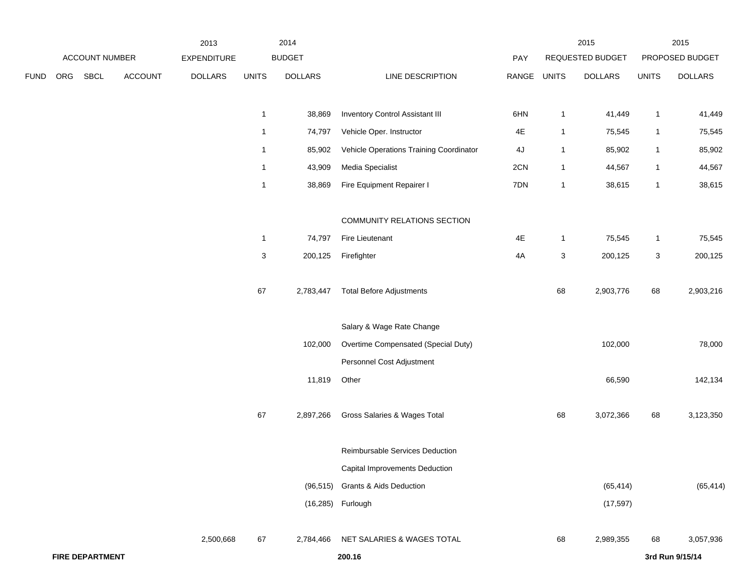| ACCOUNT NUMBER | | | | 2013 EXPENDITURE | 2014 BUDGET | | | PAY | 2015 REQUESTED BUDGET | | 2015 PROPOSED BUDGET | |
|---|---|---|---|---|---|---|---|---|---|---|---|---|
| FUND | ORG | SBCL | ACCOUNT | DOLLARS | UNITS | DOLLARS | LINE DESCRIPTION | RANGE | UNITS | DOLLARS | UNITS | DOLLARS |
| | | | | | 1 | 38,869 | Inventory Control Assistant III | 6HN | 1 | 41,449 | 1 | 41,449 |
| | | | | | 1 | 74,797 | Vehicle Oper. Instructor | 4E | 1 | 75,545 | 1 | 75,545 |
| | | | | | 1 | 85,902 | Vehicle Operations Training Coordinator | 4J | 1 | 85,902 | 1 | 85,902 |
| | | | | | 1 | 43,909 | Media Specialist | 2CN | 1 | 44,567 | 1 | 44,567 |
| | | | | | 1 | 38,869 | Fire Equipment Repairer I | 7DN | 1 | 38,615 | 1 | 38,615 |
| | | | | | | | COMMUNITY RELATIONS SECTION | | | | | |
| | | | | | 1 | 74,797 | Fire Lieutenant | 4E | 1 | 75,545 | 1 | 75,545 |
| | | | | | 3 | 200,125 | Firefighter | 4A | 3 | 200,125 | 3 | 200,125 |
| | | | | | 67 | 2,783,447 | Total Before Adjustments | | 68 | 2,903,776 | 68 | 2,903,216 |
| | | | | | | | Salary & Wage Rate Change | | | | | |
| | | | | | | 102,000 | Overtime Compensated (Special Duty) | | | 102,000 | | 78,000 |
| | | | | | | | Personnel Cost Adjustment | | | | | |
| | | | | | | 11,819 | Other | | | 66,590 | | 142,134 |
| | | | | | 67 | 2,897,266 | Gross Salaries & Wages Total | | 68 | 3,072,366 | 68 | 3,123,350 |
| | | | | | | | Reimbursable Services Deduction | | | | | |
| | | | | | | | Capital Improvements Deduction | | | | | |
| | | | | | | (96,515) | Grants & Aids Deduction | | | (65,414) | | (65,414) |
| | | | | | | (16,285) | Furlough | | | (17,597) | | |
| | | | | 2,500,668 | 67 | 2,784,466 | NET SALARIES & WAGES TOTAL | | 68 | 2,989,355 | 68 | 3,057,936 |

**FIRE DEPARTMENT** **200.16** **3rd Run 9/15/14**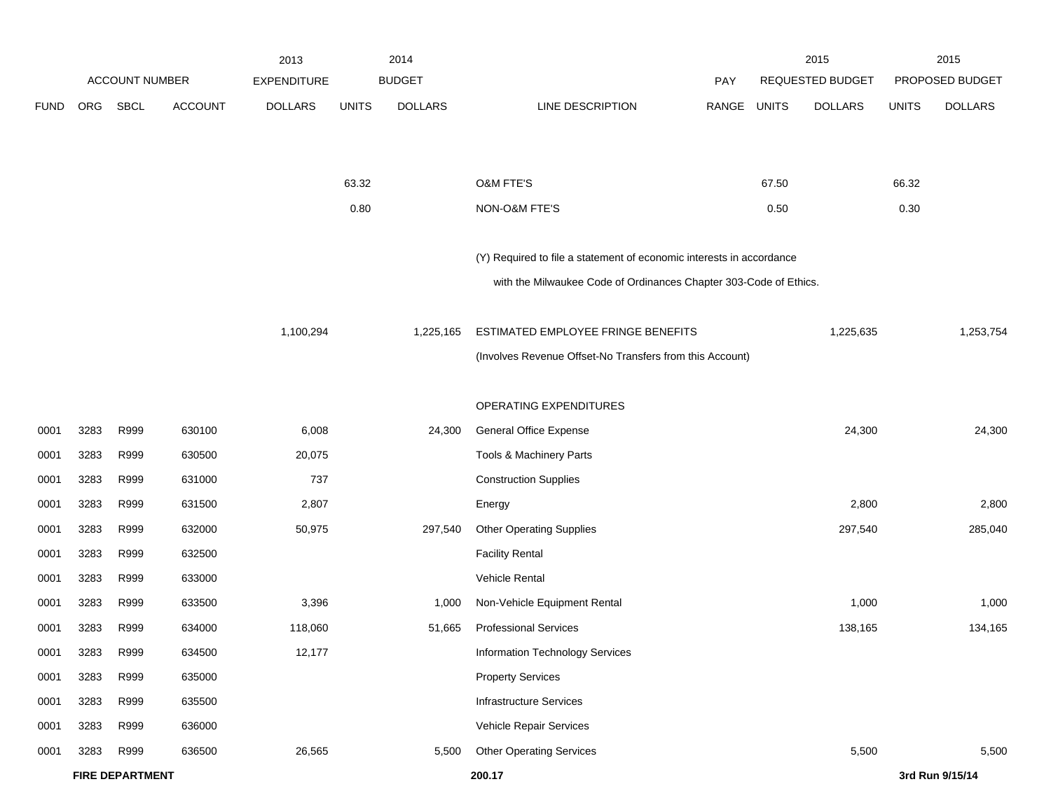| FUND | ORG | SBCL | ACCOUNT | 2013 EXPENDITURE DOLLARS | 2014 BUDGET UNITS | 2014 BUDGET DOLLARS | LINE DESCRIPTION | PAY RANGE | 2015 REQUESTED BUDGET UNITS | 2015 REQUESTED BUDGET DOLLARS | 2015 PROPOSED BUDGET UNITS | 2015 PROPOSED BUDGET DOLLARS |
|---|---|---|---|---|---|---|---|---|---|---|---|---|
| | | | | | 63.32 | | O&M FTE'S | | 67.50 | | 66.32 | |
| | | | | | 0.80 | | NON-O&M FTE'S | | 0.50 | | 0.30 | |
| | | | | | | | (Y) Required to file a statement of economic interests in accordance with the Milwaukee Code of Ordinances Chapter 303-Code of Ethics. | | | | | |
| | | | | 1,100,294 | | 1,225,165 | ESTIMATED EMPLOYEE FRINGE BENEFITS | | | 1,225,635 | | 1,253,754 |
| | | | | | | | (Involves Revenue Offset-No Transfers from this Account) | | | | | |
| | | | | | | | OPERATING EXPENDITURES | | | | | |
| 0001 | 3283 | R999 | 630100 | 6,008 | | 24,300 | General Office Expense | | | 24,300 | | 24,300 |
| 0001 | 3283 | R999 | 630500 | 20,075 | | | Tools & Machinery Parts | | | | | |
| 0001 | 3283 | R999 | 631000 | 737 | | | Construction Supplies | | | | | |
| 0001 | 3283 | R999 | 631500 | 2,807 | | | Energy | | | 2,800 | | 2,800 |
| 0001 | 3283 | R999 | 632000 | 50,975 | | 297,540 | Other Operating Supplies | | | 297,540 | | 285,040 |
| 0001 | 3283 | R999 | 632500 | | | | Facility Rental | | | | | |
| 0001 | 3283 | R999 | 633000 | | | | Vehicle Rental | | | | | |
| 0001 | 3283 | R999 | 633500 | 3,396 | | 1,000 | Non-Vehicle Equipment Rental | | | 1,000 | | 1,000 |
| 0001 | 3283 | R999 | 634000 | 118,060 | | 51,665 | Professional Services | | | 138,165 | | 134,165 |
| 0001 | 3283 | R999 | 634500 | 12,177 | | | Information Technology Services | | | | | |
| 0001 | 3283 | R999 | 635000 | | | | Property Services | | | | | |
| 0001 | 3283 | R999 | 635500 | | | | Infrastructure Services | | | | | |
| 0001 | 3283 | R999 | 636000 | | | | Vehicle Repair Services | | | | | |
| 0001 | 3283 | R999 | 636500 | 26,565 | | 5,500 | Other Operating Services | | | 5,500 | | 5,500 |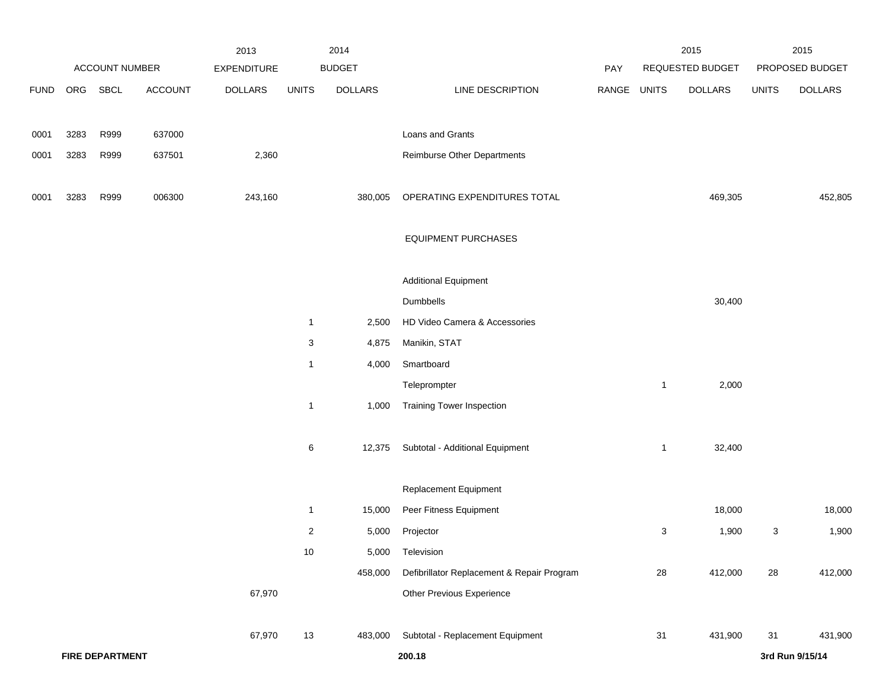| ACCOUNT NUMBER | | | | 2013 EXPENDITURE | 2014 BUDGET | | | PAY | 2015 REQUESTED BUDGET | | 2015 PROPOSED BUDGET | |
|---|---|---|---|---|---|---|---|---|---|---|---|---|
| FUND | ORG | SBCL | ACCOUNT | DOLLARS | UNITS | DOLLARS | LINE DESCRIPTION | RANGE | UNITS | DOLLARS | UNITS | DOLLARS |
| 0001 | 3283 | R999 | 637000 | | | | Loans and Grants | | | | | |
| 0001 | 3283 | R999 | 637501 | 2,360 | | | Reimburse Other Departments | | | | | |
| 0001 | 3283 | R999 | 006300 | 243,160 | | 380,005 | OPERATING EXPENDITURES TOTAL | | | 469,305 | | 452,805 |
| | | | | | | | EQUIPMENT PURCHASES | | | | | |
| | | | | | | | Additional Equipment | | | | | |
| | | | | | | | Dumbbells | | | 30,400 | | |
| | | | | | 1 | 2,500 | HD Video Camera & Accessories | | | | | |
| | | | | | 3 | 4,875 | Manikin, STAT | | | | | |
| | | | | | 1 | 4,000 | Smartboard | | | | | |
| | | | | | | | Teleprompter | | 1 | 2,000 | | |
| | | | | | 1 | 1,000 | Training Tower Inspection | | | | | |
| | | | | | 6 | 12,375 | Subtotal - Additional Equipment | | 1 | 32,400 | | |
| | | | | | | | Replacement Equipment | | | | | |
| | | | | | 1 | 15,000 | Peer Fitness Equipment | | | 18,000 | | 18,000 |
| | | | | | 2 | 5,000 | Projector | | 3 | 1,900 | 3 | 1,900 |
| | | | | | 10 | 5,000 | Television | | | | | |
| | | | | | | 458,000 | Defibrillator Replacement & Repair Program | | 28 | 412,000 | 28 | 412,000 |
| | | | | 67,970 | | | Other Previous Experience | | | | | |
| | | | | 67,970 | 13 | 483,000 | Subtotal - Replacement Equipment | | 31 | 431,900 | 31 | 431,900 |

**FIRE DEPARTMENT** 200.18 **3rd Run 9/15/14**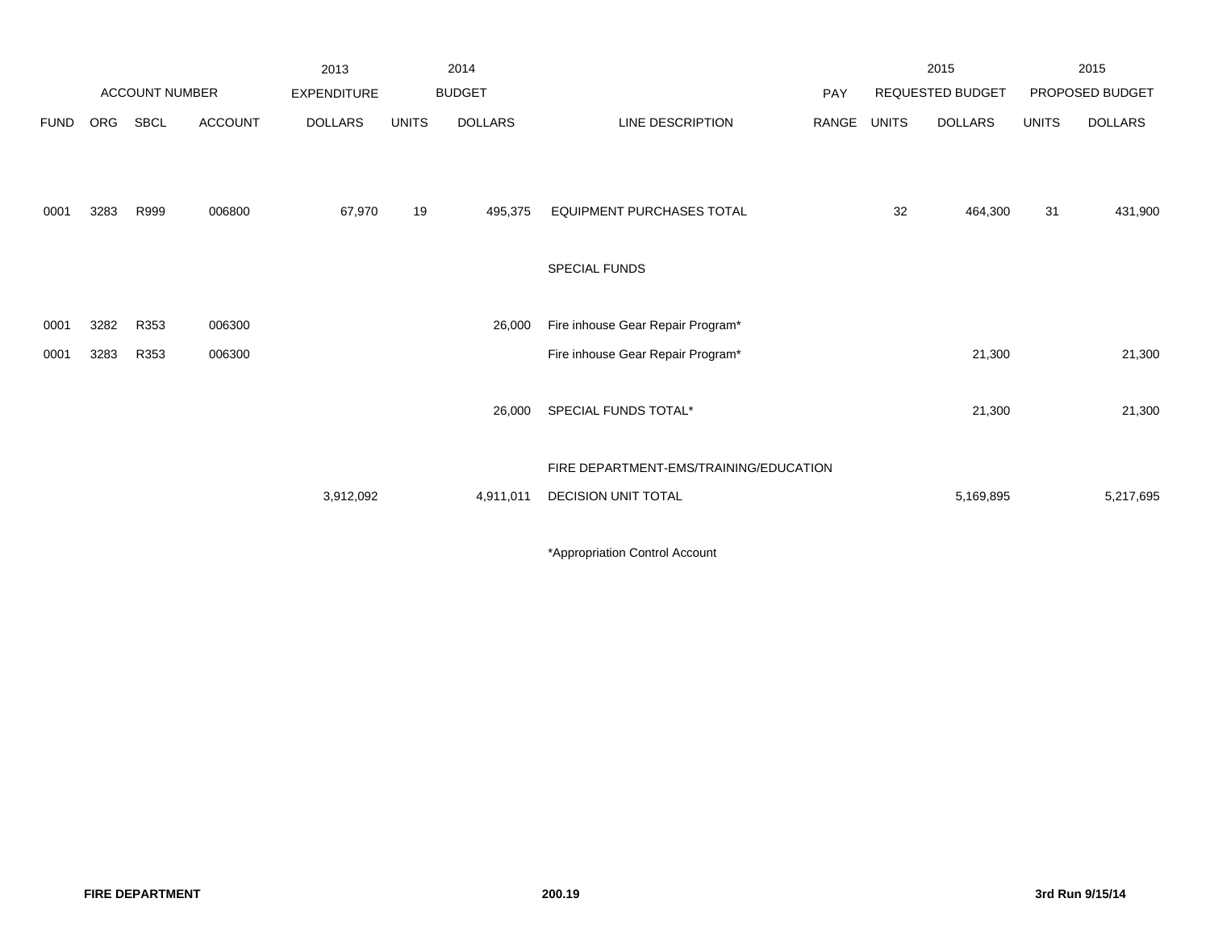| ACCOUNT NUMBER | | | | 2013 EXPENDITURE | 2014 BUDGET | | | PAY | 2015 REQUESTED BUDGET | | 2015 PROPOSED BUDGET | |
|---|---|---|---|---|---|---|---|---|---|---|---|---|
| FUND | ORG | SBCL | ACCOUNT | DOLLARS | UNITS | DOLLARS | LINE DESCRIPTION | RANGE | UNITS | DOLLARS | UNITS | DOLLARS |
| 0001 | 3283 | R999 | 006800 | 67,970 | 19 | 495,375 | EQUIPMENT PURCHASES TOTAL | | 32 | 464,300 | 31 | 431,900 |
| | | | | | | | SPECIAL FUNDS | | | | | |
| 0001 | 3282 | R353 | 006300 | | | 26,000 | Fire inhouse Gear Repair Program* | | | | | |
| 0001 | 3283 | R353 | 006300 | | | | Fire inhouse Gear Repair Program* | | | 21,300 | | 21,300 |
| | | | | | | 26,000 | SPECIAL FUNDS TOTAL* | | | 21,300 | | 21,300 |
| | | | | 3,912,092 | | 4,911,011 | FIRE DEPARTMENT-EMS/TRAINING/EDUCATION DECISION UNIT TOTAL | | | 5,169,895 | | 5,217,695 |

*Appropriation Control Account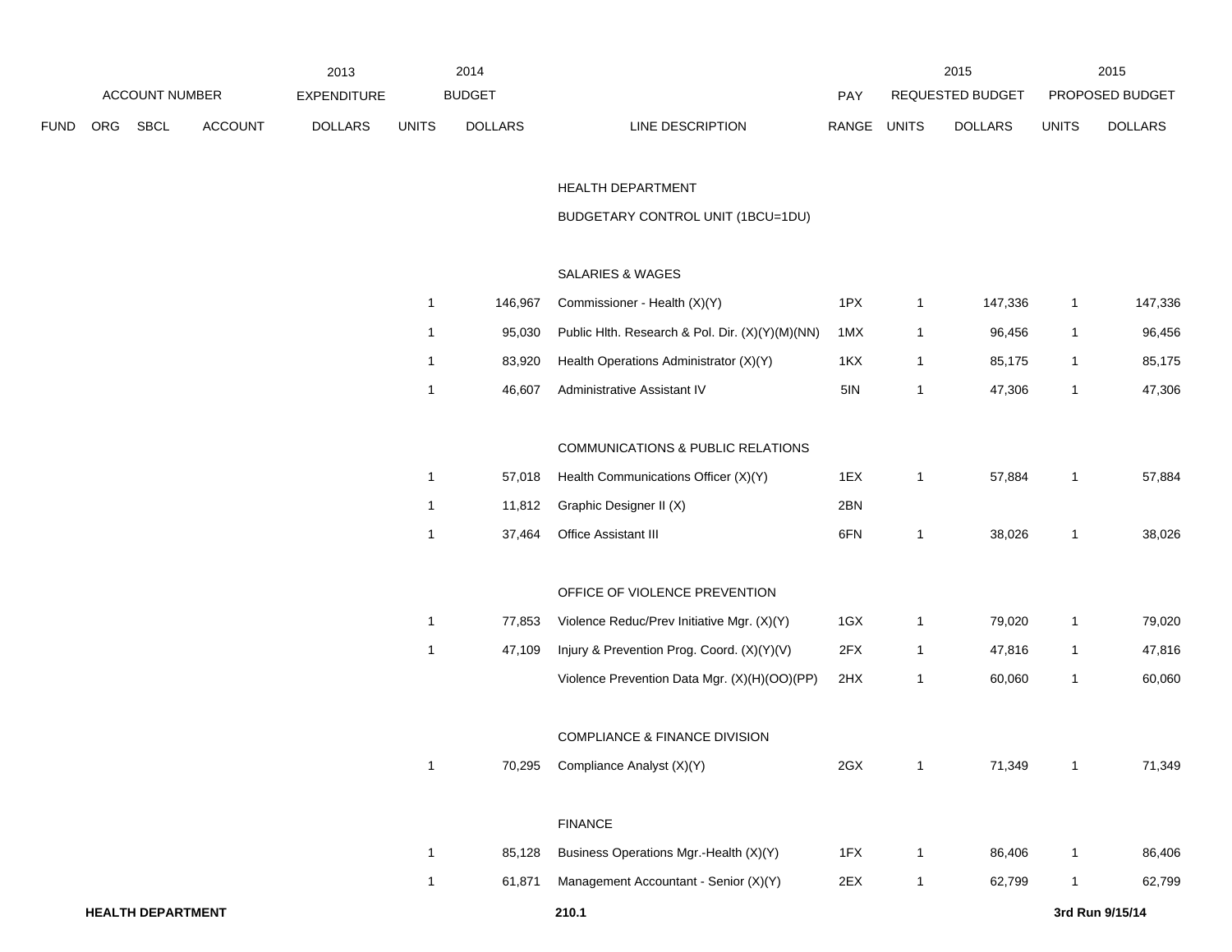| ACCOUNT NUMBER | | | | 2013 EXPENDITURE | 2014 BUDGET | | | PAY | 2015 REQUESTED BUDGET | | 2015 PROPOSED BUDGET | |
|---|---|---|---|---|---|---|---|---|---|---|---|---|
| FUND | ORG | SBCL | ACCOUNT | DOLLARS | UNITS | DOLLARS | LINE DESCRIPTION | RANGE | UNITS | DOLLARS | UNITS | DOLLARS |
| | | | | | | | HEALTH DEPARTMENT | | | | | |
| | | | | | | | BUDGETARY CONTROL UNIT (1BCU=1DU) | | | | | |
| | | | | | | | SALARIES & WAGES | | | | | |
| | | | | | 1 | 146,967 | Commissioner - Health (X)(Y) | 1PX | 1 | 147,336 | 1 | 147,336 |
| | | | | | 1 | 95,030 | Public Hlth. Research & Pol. Dir. (X)(Y)(M)(NN) | 1MX | 1 | 96,456 | 1 | 96,456 |
| | | | | | 1 | 83,920 | Health Operations Administrator (X)(Y) | 1KX | 1 | 85,175 | 1 | 85,175 |
| | | | | | 1 | 46,607 | Administrative Assistant IV | 5IN | 1 | 47,306 | 1 | 47,306 |
| | | | | | | | COMMUNICATIONS & PUBLIC RELATIONS | | | | | |
| | | | | | 1 | 57,018 | Health Communications Officer (X)(Y) | 1EX | 1 | 57,884 | 1 | 57,884 |
| | | | | | 1 | 11,812 | Graphic Designer II (X) | 2BN | | | | |
| | | | | | 1 | 37,464 | Office Assistant III | 6FN | 1 | 38,026 | 1 | 38,026 |
| | | | | | | | OFFICE OF VIOLENCE PREVENTION | | | | | |
| | | | | | 1 | 77,853 | Violence Reduc/Prev Initiative Mgr. (X)(Y) | 1GX | 1 | 79,020 | 1 | 79,020 |
| | | | | | 1 | 47,109 | Injury & Prevention Prog. Coord. (X)(Y)(V) | 2FX | 1 | 47,816 | 1 | 47,816 |
| | | | | | | | Violence Prevention Data Mgr. (X)(H)(OO)(PP) | 2HX | 1 | 60,060 | 1 | 60,060 |
| | | | | | | | COMPLIANCE & FINANCE DIVISION | | | | | |
| | | | | | 1 | 70,295 | Compliance Analyst (X)(Y) | 2GX | 1 | 71,349 | 1 | 71,349 |
| | | | | | | | FINANCE | | | | | |
| | | | | | 1 | 85,128 | Business Operations Mgr.-Health (X)(Y) | 1FX | 1 | 86,406 | 1 | 86,406 |
| | | | | | 1 | 61,871 | Management Accountant - Senior (X)(Y) | 2EX | 1 | 62,799 | 1 | 62,799 |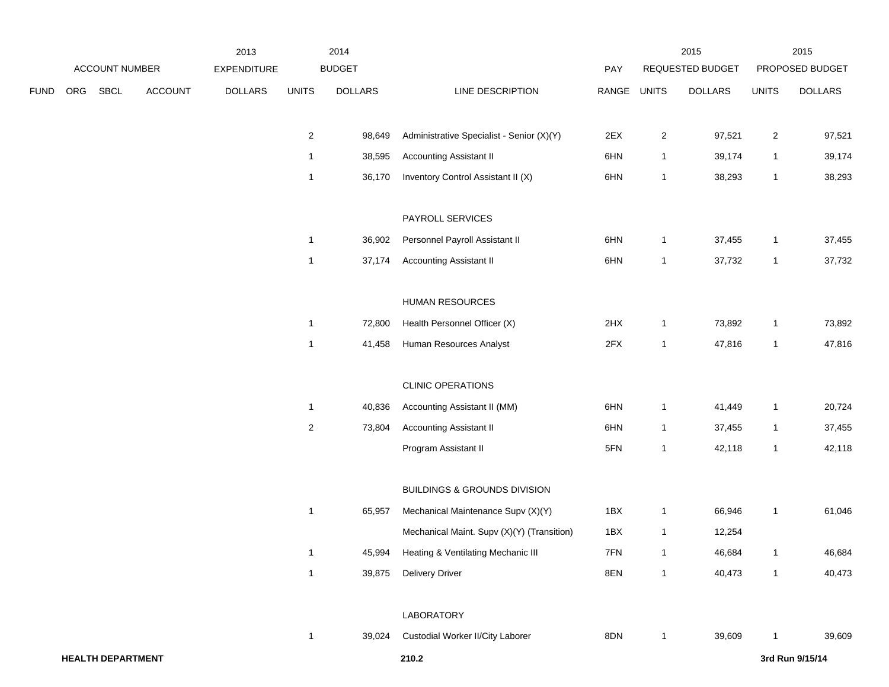| ACCOUNT NUMBER | | | | 2013 EXPENDITURE | 2014 BUDGET | | | PAY | 2015 REQUESTED BUDGET | | 2015 PROPOSED BUDGET | |
|---|---|---|---|---|---|---|---|---|---|---|---|---|
| FUND | ORG | SBCL | ACCOUNT | DOLLARS | UNITS | DOLLARS | LINE DESCRIPTION | RANGE | UNITS | DOLLARS | UNITS | DOLLARS |
| | | | | | 2 | 98,649 | Administrative Specialist - Senior (X)(Y) | 2EX | 2 | 97,521 | 2 | 97,521 |
| | | | | | 1 | 38,595 | Accounting Assistant II | 6HN | 1 | 39,174 | 1 | 39,174 |
| | | | | | 1 | 36,170 | Inventory Control Assistant II (X) | 6HN | 1 | 38,293 | 1 | 38,293 |
| | | | | | | | PAYROLL SERVICES | | | | | |
| | | | | | 1 | 36,902 | Personnel Payroll Assistant II | 6HN | 1 | 37,455 | 1 | 37,455 |
| | | | | | 1 | 37,174 | Accounting Assistant II | 6HN | 1 | 37,732 | 1 | 37,732 |
| | | | | | | | HUMAN RESOURCES | | | | | |
| | | | | | 1 | 72,800 | Health Personnel Officer (X) | 2HX | 1 | 73,892 | 1 | 73,892 |
| | | | | | 1 | 41,458 | Human Resources Analyst | 2FX | 1 | 47,816 | 1 | 47,816 |
| | | | | | | | CLINIC OPERATIONS | | | | | |
| | | | | | 1 | 40,836 | Accounting Assistant II (MM) | 6HN | 1 | 41,449 | 1 | 20,724 |
| | | | | | 2 | 73,804 | Accounting Assistant II | 6HN | 1 | 37,455 | 1 | 37,455 |
| | | | | | | | Program Assistant II | 5FN | 1 | 42,118 | 1 | 42,118 |
| | | | | | | | BUILDINGS & GROUNDS DIVISION | | | | | |
| | | | | | 1 | 65,957 | Mechanical Maintenance Supv (X)(Y) | 1BX | 1 | 66,946 | 1 | 61,046 |
| | | | | | | | Mechanical Maint. Supv (X)(Y) (Transition) | 1BX | 1 | 12,254 | | |
| | | | | | 1 | 45,994 | Heating & Ventilating Mechanic III | 7FN | 1 | 46,684 | 1 | 46,684 |
| | | | | | 1 | 39,875 | Delivery Driver | 8EN | 1 | 40,473 | 1 | 40,473 |
| | | | | | | | LABORATORY | | | | | |
| | | | | | 1 | 39,024 | Custodial Worker II/City Laborer | 8DN | 1 | 39,609 | 1 | 39,609 |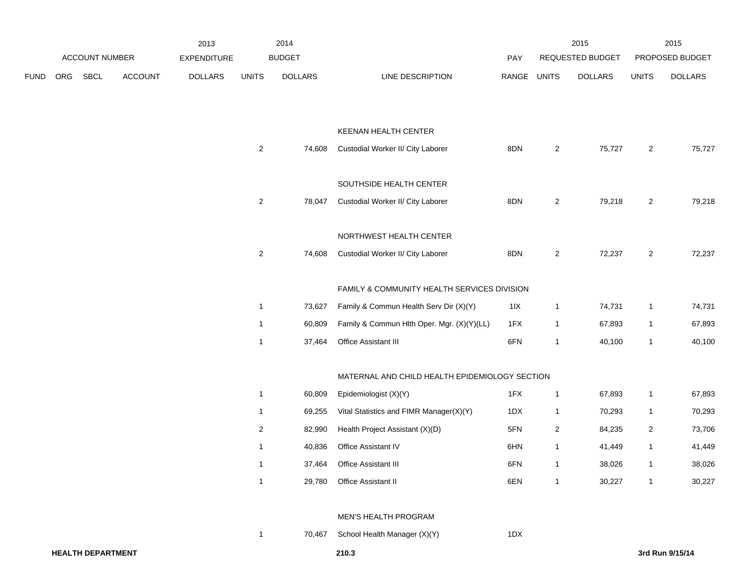| | ACCOUNT NUMBER | | | 2013 EXPENDITURE | 2014 BUDGET | | | PAY | 2015 REQUESTED BUDGET | | 2015 PROPOSED BUDGET | |
|---|---|---|---|---|---|---|---|---|---|---|---|---|
| FUND | ORG | SBCL | ACCOUNT | DOLLARS | UNITS | DOLLARS | LINE DESCRIPTION | RANGE | UNITS | DOLLARS | UNITS | DOLLARS |
| | | | | | | | KEENAN HEALTH CENTER | | | | | |
| | | | | | 2 | 74,608 | Custodial Worker II/ City Laborer | 8DN | 2 | 75,727 | 2 | 75,727 |
| | | | | | | | SOUTHSIDE HEALTH CENTER | | | | | |
| | | | | | 2 | 78,047 | Custodial Worker II/ City Laborer | 8DN | 2 | 79,218 | 2 | 79,218 |
| | | | | | | | NORTHWEST HEALTH CENTER | | | | | |
| | | | | | 2 | 74,608 | Custodial Worker II/ City Laborer | 8DN | 2 | 72,237 | 2 | 72,237 |
| | | | | | | | FAMILY & COMMUNITY HEALTH SERVICES DIVISION | | | | | |
| | | | | | 1 | 73,627 | Family & Commun Health Serv Dir (X)(Y) | 1IX | 1 | 74,731 | 1 | 74,731 |
| | | | | | 1 | 60,809 | Family & Commun Hlth Oper. Mgr. (X)(Y)(LL) | 1FX | 1 | 67,893 | 1 | 67,893 |
| | | | | | 1 | 37,464 | Office Assistant III | 6FN | 1 | 40,100 | 1 | 40,100 |
| | | | | | | | MATERNAL AND CHILD HEALTH EPIDEMIOLOGY SECTION | | | | | |
| | | | | | 1 | 60,809 | Epidemiologist (X)(Y) | 1FX | 1 | 67,893 | 1 | 67,893 |
| | | | | | 1 | 69,255 | Vital Statistics and FIMR Manager(X)(Y) | 1DX | 1 | 70,293 | 1 | 70,293 |
| | | | | | 2 | 82,990 | Health Project Assistant (X)(D) | 5FN | 2 | 84,235 | 2 | 73,706 |
| | | | | | 1 | 40,836 | Office Assistant IV | 6HN | 1 | 41,449 | 1 | 41,449 |
| | | | | | 1 | 37,464 | Office Assistant III | 6FN | 1 | 38,026 | 1 | 38,026 |
| | | | | | 1 | 29,780 | Office Assistant II | 6EN | 1 | 30,227 | 1 | 30,227 |
| | | | | | | | MEN'S HEALTH PROGRAM | | | | | |
| | | | | | 1 | 70,467 | School Health Manager (X)(Y) | 1DX | | | | |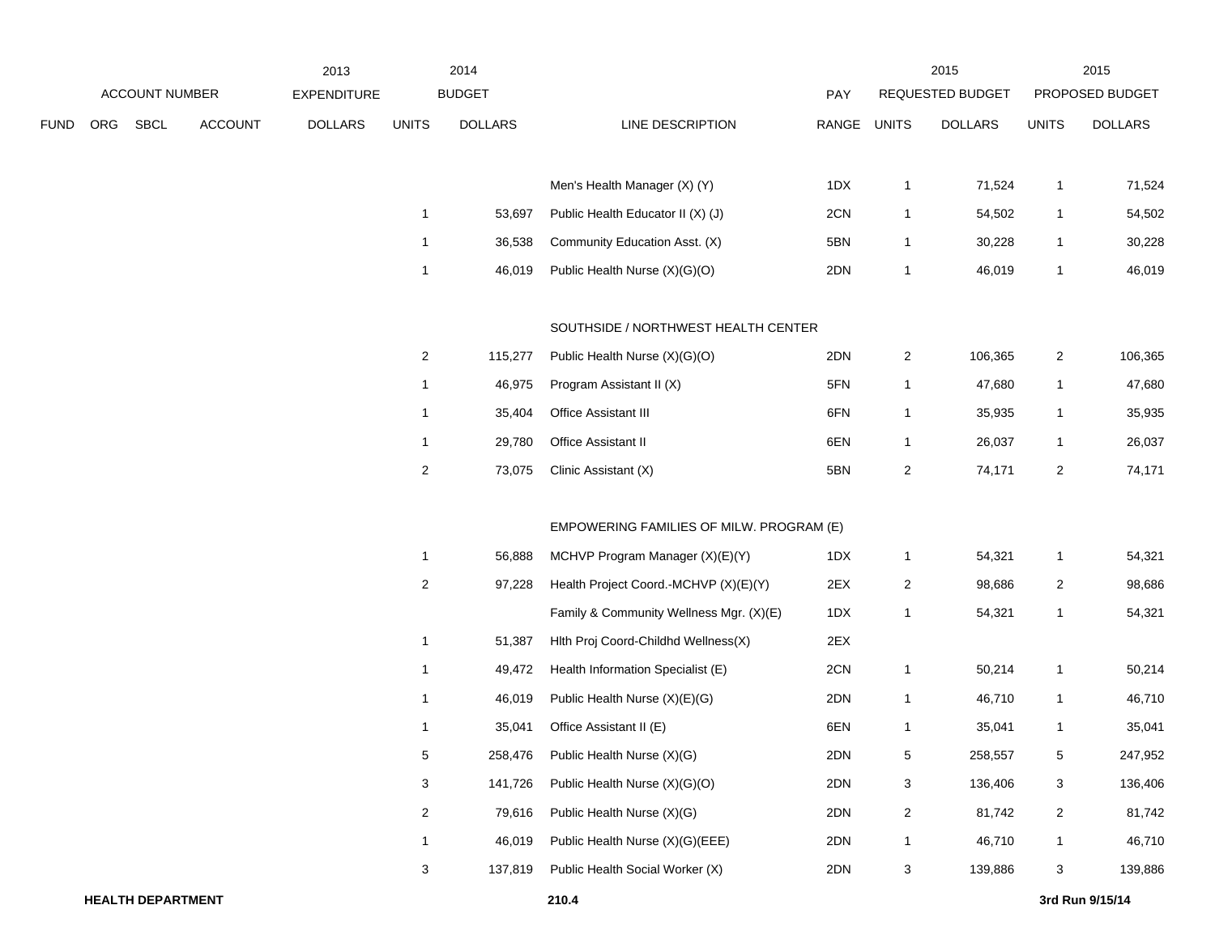| ACCOUNT NUMBER | | | | 2013 EXPENDITURE | 2014 BUDGET | | | PAY | 2015 REQUESTED BUDGET | | 2015 PROPOSED BUDGET | |
|---|---|---|---|---|---|---|---|---|---|---|---|---|
| FUND | ORG | SBCL | ACCOUNT | DOLLARS | UNITS | DOLLARS | LINE DESCRIPTION | RANGE | UNITS | DOLLARS | UNITS | DOLLARS |
| | | | | | | | Men's Health Manager (X) (Y) | 1DX | 1 | 71,524 | 1 | 71,524 |
| | | | | | 1 | 53,697 | Public Health Educator II (X) (J) | 2CN | 1 | 54,502 | 1 | 54,502 |
| | | | | | 1 | 36,538 | Community Education Asst. (X) | 5BN | 1 | 30,228 | 1 | 30,228 |
| | | | | | 1 | 46,019 | Public Health Nurse (X)(G)(O) | 2DN | 1 | 46,019 | 1 | 46,019 |
| | | | | | | | SOUTHSIDE / NORTHWEST HEALTH CENTER | | | | | |
| | | | | | 2 | 115,277 | Public Health Nurse (X)(G)(O) | 2DN | 2 | 106,365 | 2 | 106,365 |
| | | | | | 1 | 46,975 | Program Assistant II (X) | 5FN | 1 | 47,680 | 1 | 47,680 |
| | | | | | 1 | 35,404 | Office Assistant III | 6FN | 1 | 35,935 | 1 | 35,935 |
| | | | | | 1 | 29,780 | Office Assistant II | 6EN | 1 | 26,037 | 1 | 26,037 |
| | | | | | 2 | 73,075 | Clinic Assistant (X) | 5BN | 2 | 74,171 | 2 | 74,171 |
| | | | | | | | EMPOWERING FAMILIES OF MILW. PROGRAM (E) | | | | | |
| | | | | | 1 | 56,888 | MCHVP Program Manager (X)(E)(Y) | 1DX | 1 | 54,321 | 1 | 54,321 |
| | | | | | 2 | 97,228 | Health Project Coord.-MCHVP (X)(E)(Y) | 2EX | 2 | 98,686 | 2 | 98,686 |
| | | | | | | | Family & Community Wellness Mgr. (X)(E) | 1DX | 1 | 54,321 | 1 | 54,321 |
| | | | | | 1 | 51,387 | Hlth Proj Coord-Childhd Wellness(X) | 2EX | | | | |
| | | | | | 1 | 49,472 | Health Information Specialist (E) | 2CN | 1 | 50,214 | 1 | 50,214 |
| | | | | | 1 | 46,019 | Public Health Nurse (X)(E)(G) | 2DN | 1 | 46,710 | 1 | 46,710 |
| | | | | | 1 | 35,041 | Office Assistant II (E) | 6EN | 1 | 35,041 | 1 | 35,041 |
| | | | | | 5 | 258,476 | Public Health Nurse (X)(G) | 2DN | 5 | 258,557 | 5 | 247,952 |
| | | | | | 3 | 141,726 | Public Health Nurse (X)(G)(O) | 2DN | 3 | 136,406 | 3 | 136,406 |
| | | | | | 2 | 79,616 | Public Health Nurse (X)(G) | 2DN | 2 | 81,742 | 2 | 81,742 |
| | | | | | 1 | 46,019 | Public Health Nurse (X)(G)(EEE) | 2DN | 1 | 46,710 | 1 | 46,710 |
| | | | | | 3 | 137,819 | Public Health Social Worker (X) | 2DN | 3 | 139,886 | 3 | 139,886 |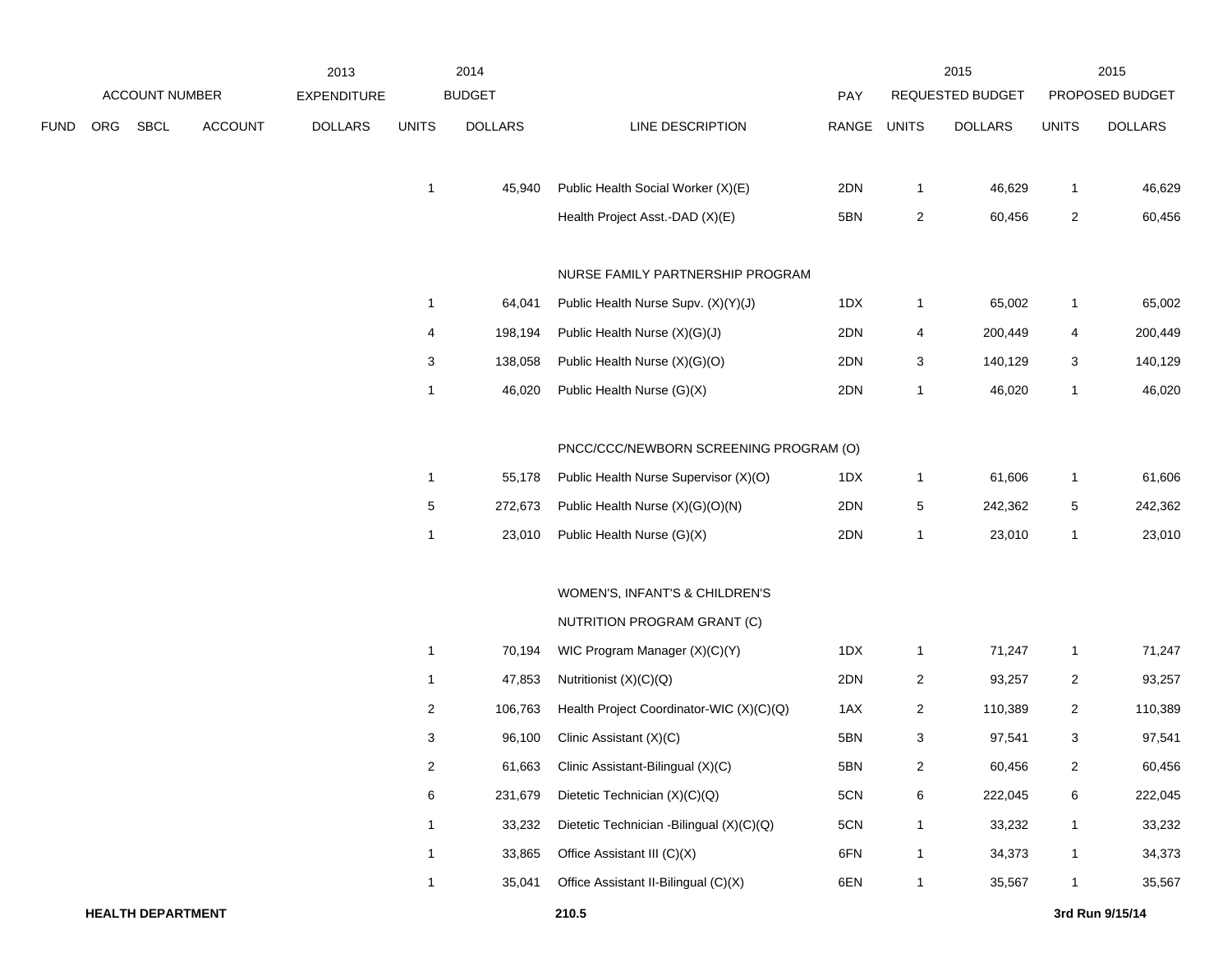| ACCOUNT NUMBER | | | | 2013 EXPENDITURE | 2014 BUDGET | | | PAY | 2015 REQUESTED BUDGET | | 2015 PROPOSED BUDGET | |
|---|---|---|---|---|---|---|---|---|---|---|---|---|
| FUND | ORG | SBCL | ACCOUNT | DOLLARS | UNITS | DOLLARS | LINE DESCRIPTION | RANGE | UNITS | DOLLARS | UNITS | DOLLARS |
| | | | | | 1 | 45,940 | Public Health Social Worker (X)(E) | 2DN | 1 | 46,629 | 1 | 46,629 |
| | | | | | | | Health Project Asst.-DAD (X)(E) | 5BN | 2 | 60,456 | 2 | 60,456 |
| | | | | | | | NURSE FAMILY PARTNERSHIP PROGRAM | | | | | |
| | | | | | 1 | 64,041 | Public Health Nurse Supv. (X)(Y)(J) | 1DX | 1 | 65,002 | 1 | 65,002 |
| | | | | | 4 | 198,194 | Public Health Nurse (X)(G)(J) | 2DN | 4 | 200,449 | 4 | 200,449 |
| | | | | | 3 | 138,058 | Public Health Nurse (X)(G)(O) | 2DN | 3 | 140,129 | 3 | 140,129 |
| | | | | | 1 | 46,020 | Public Health Nurse (G)(X) | 2DN | 1 | 46,020 | 1 | 46,020 |
| | | | | | | | PNCC/CCC/NEWBORN SCREENING PROGRAM (O) | | | | | |
| | | | | | 1 | 55,178 | Public Health Nurse Supervisor (X)(O) | 1DX | 1 | 61,606 | 1 | 61,606 |
| | | | | | 5 | 272,673 | Public Health Nurse (X)(G)(O)(N) | 2DN | 5 | 242,362 | 5 | 242,362 |
| | | | | | 1 | 23,010 | Public Health Nurse (G)(X) | 2DN | 1 | 23,010 | 1 | 23,010 |
| | | | | | | | WOMEN'S, INFANT'S & CHILDREN'S NUTRITION PROGRAM GRANT (C) | | | | | |
| | | | | | 1 | 70,194 | WIC Program Manager (X)(C)(Y) | 1DX | 1 | 71,247 | 1 | 71,247 |
| | | | | | 1 | 47,853 | Nutritionist (X)(C)(Q) | 2DN | 2 | 93,257 | 2 | 93,257 |
| | | | | | 2 | 106,763 | Health Project Coordinator-WIC (X)(C)(Q) | 1AX | 2 | 110,389 | 2 | 110,389 |
| | | | | | 3 | 96,100 | Clinic Assistant (X)(C) | 5BN | 3 | 97,541 | 3 | 97,541 |
| | | | | | 2 | 61,663 | Clinic Assistant-Bilingual (X)(C) | 5BN | 2 | 60,456 | 2 | 60,456 |
| | | | | | 6 | 231,679 | Dietetic Technician (X)(C)(Q) | 5CN | 6 | 222,045 | 6 | 222,045 |
| | | | | | 1 | 33,232 | Dietetic Technician -Bilingual (X)(C)(Q) | 5CN | 1 | 33,232 | 1 | 33,232 |
| | | | | | 1 | 33,865 | Office Assistant III (C)(X) | 6FN | 1 | 34,373 | 1 | 34,373 |
| | | | | | 1 | 35,041 | Office Assistant II-Bilingual (C)(X) | 6EN | 1 | 35,567 | 1 | 35,567 |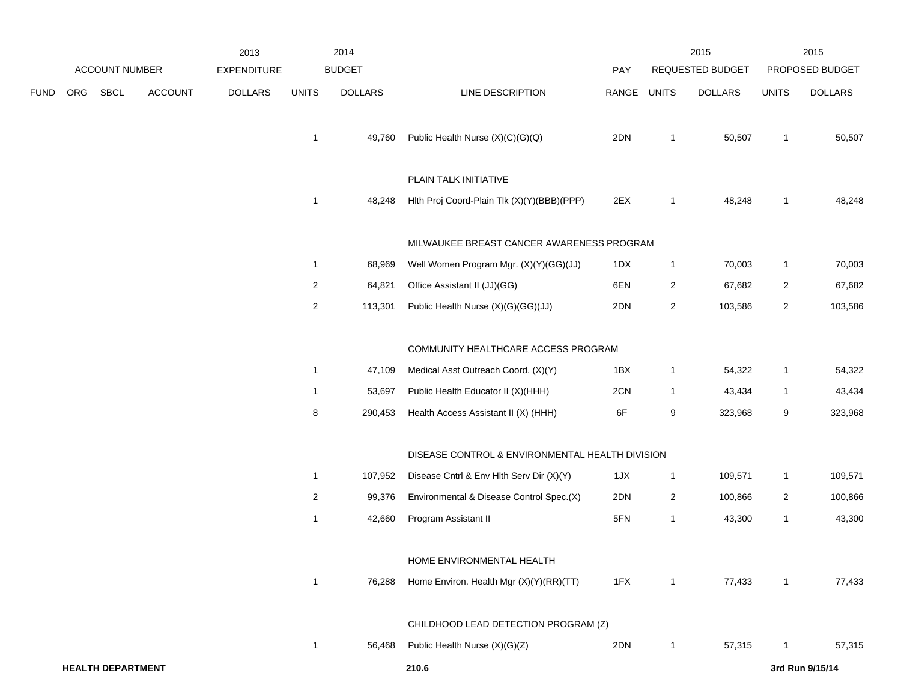| ACCOUNT NUMBER | | | | 2013 EXPENDITURE | 2014 BUDGET | | | PAY | 2015 REQUESTED BUDGET | | 2015 PROPOSED BUDGET | |
|---|---|---|---|---|---|---|---|---|---|---|---|---|
| FUND | ORG | SBCL | ACCOUNT | DOLLARS | UNITS | DOLLARS | LINE DESCRIPTION | RANGE | UNITS | DOLLARS | UNITS | DOLLARS |
| | | | | | 1 | 49,760 | Public Health Nurse (X)(C)(G)(Q) | 2DN | 1 | 50,507 | 1 | 50,507 |
| | | | | | | | PLAIN TALK INITIATIVE | | | | | |
| | | | | | 1 | 48,248 | Hlth Proj Coord-Plain Tlk (X)(Y)(BBB)(PPP) | 2EX | 1 | 48,248 | 1 | 48,248 |
| | | | | | | | MILWAUKEE BREAST CANCER AWARENESS PROGRAM | | | | | |
| | | | | | 1 | 68,969 | Well Women Program Mgr. (X)(Y)(GG)(JJ) | 1DX | 1 | 70,003 | 1 | 70,003 |
| | | | | | 2 | 64,821 | Office Assistant II (JJ)(GG) | 6EN | 2 | 67,682 | 2 | 67,682 |
| | | | | | 2 | 113,301 | Public Health Nurse (X)(G)(GG)(JJ) | 2DN | 2 | 103,586 | 2 | 103,586 |
| | | | | | | | COMMUNITY HEALTHCARE ACCESS PROGRAM | | | | | |
| | | | | | 1 | 47,109 | Medical Asst Outreach Coord. (X)(Y) | 1BX | 1 | 54,322 | 1 | 54,322 |
| | | | | | 1 | 53,697 | Public Health Educator II (X)(HHH) | 2CN | 1 | 43,434 | 1 | 43,434 |
| | | | | | 8 | 290,453 | Health Access Assistant II (X) (HHH) | 6F | 9 | 323,968 | 9 | 323,968 |
| | | | | | | | DISEASE CONTROL & ENVIRONMENTAL HEALTH DIVISION | | | | | |
| | | | | | 1 | 107,952 | Disease Cntrl & Env Hlth Serv Dir (X)(Y) | 1JX | 1 | 109,571 | 1 | 109,571 |
| | | | | | 2 | 99,376 | Environmental & Disease Control Spec.(X) | 2DN | 2 | 100,866 | 2 | 100,866 |
| | | | | | 1 | 42,660 | Program Assistant II | 5FN | 1 | 43,300 | 1 | 43,300 |
| | | | | | | | HOME ENVIRONMENTAL HEALTH | | | | | |
| | | | | | 1 | 76,288 | Home Environ. Health Mgr (X)(Y)(RR)(TT) | 1FX | 1 | 77,433 | 1 | 77,433 |
| | | | | | | | CHILDHOOD LEAD DETECTION PROGRAM (Z) | | | | | |
| | | | | | 1 | 56,468 | Public Health Nurse (X)(G)(Z) | 2DN | 1 | 57,315 | 1 | 57,315 |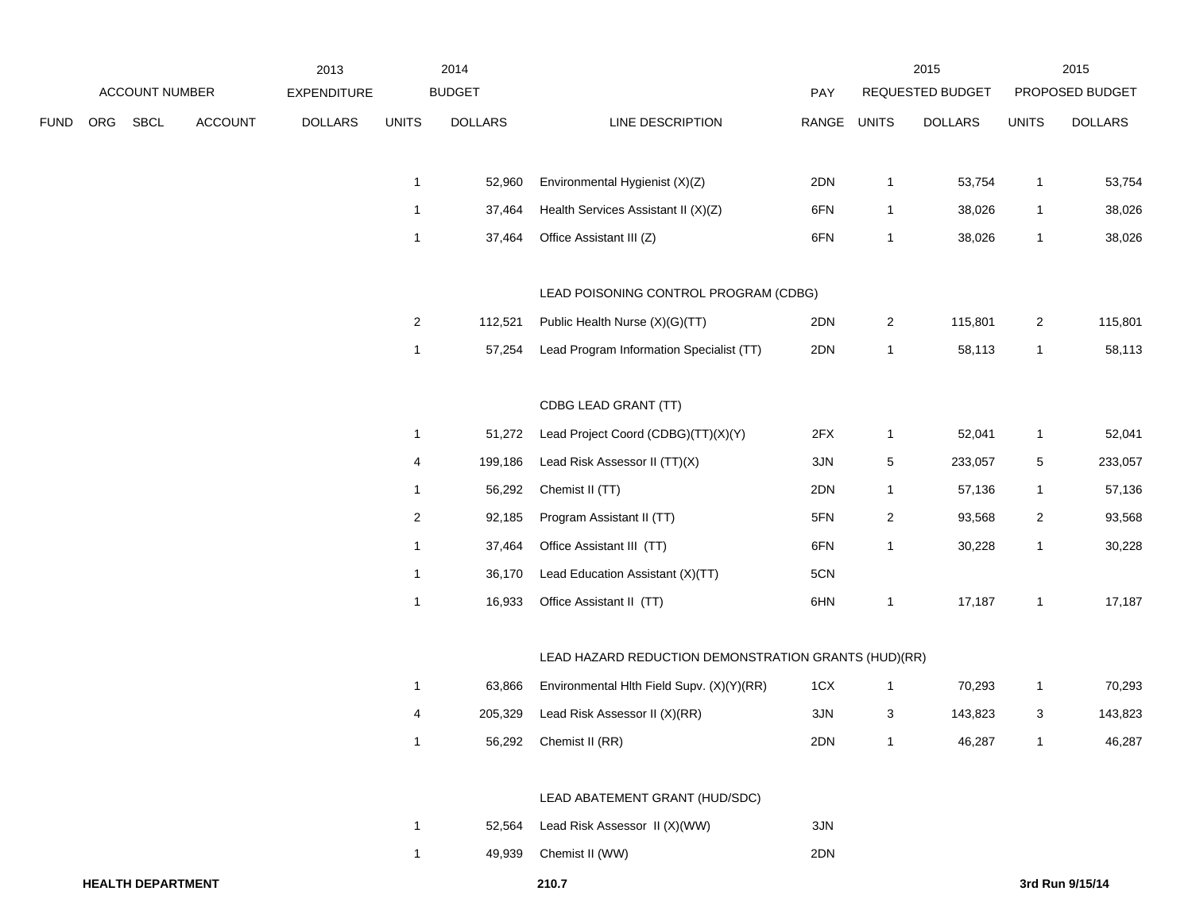| ACCOUNT NUMBER | | | | 2013 EXPENDITURE | 2014 BUDGET | | | PAY | 2015 REQUESTED BUDGET | | 2015 PROPOSED BUDGET | |
|---|---|---|---|---|---|---|---|---|---|---|---|---|
| FUND | ORG | SBCL | ACCOUNT | DOLLARS | UNITS | DOLLARS | LINE DESCRIPTION | RANGE | UNITS | DOLLARS | UNITS | DOLLARS |
| | | | | | 1 | 52,960 | Environmental Hygienist (X)(Z) | 2DN | 1 | 53,754 | 1 | 53,754 |
| | | | | | 1 | 37,464 | Health Services Assistant II (X)(Z) | 6FN | 1 | 38,026 | 1 | 38,026 |
| | | | | | 1 | 37,464 | Office Assistant III (Z) | 6FN | 1 | 38,026 | 1 | 38,026 |
| | | | | | | | LEAD POISONING CONTROL PROGRAM (CDBG) | | | | | |
| | | | | | 2 | 112,521 | Public Health Nurse (X)(G)(TT) | 2DN | 2 | 115,801 | 2 | 115,801 |
| | | | | | 1 | 57,254 | Lead Program Information Specialist (TT) | 2DN | 1 | 58,113 | 1 | 58,113 |
| | | | | | | | CDBG LEAD GRANT (TT) | | | | | |
| | | | | | 1 | 51,272 | Lead Project Coord (CDBG)(TT)(X)(Y) | 2FX | 1 | 52,041 | 1 | 52,041 |
| | | | | | 4 | 199,186 | Lead Risk Assessor II (TT)(X) | 3JN | 5 | 233,057 | 5 | 233,057 |
| | | | | | 1 | 56,292 | Chemist II (TT) | 2DN | 1 | 57,136 | 1 | 57,136 |
| | | | | | 2 | 92,185 | Program Assistant II (TT) | 5FN | 2 | 93,568 | 2 | 93,568 |
| | | | | | 1 | 37,464 | Office Assistant III (TT) | 6FN | 1 | 30,228 | 1 | 30,228 |
| | | | | | 1 | 36,170 | Lead Education Assistant (X)(TT) | 5CN | | | | |
| | | | | | 1 | 16,933 | Office Assistant II (TT) | 6HN | 1 | 17,187 | 1 | 17,187 |
| | | | | | | | LEAD HAZARD REDUCTION DEMONSTRATION GRANTS (HUD)(RR) | | | | | |
| | | | | | 1 | 63,866 | Environmental Hlth Field Supv. (X)(Y)(RR) | 1CX | 1 | 70,293 | 1 | 70,293 |
| | | | | | 4 | 205,329 | Lead Risk Assessor II (X)(RR) | 3JN | 3 | 143,823 | 3 | 143,823 |
| | | | | | 1 | 56,292 | Chemist II (RR) | 2DN | 1 | 46,287 | 1 | 46,287 |
| | | | | | | | LEAD ABATEMENT GRANT (HUD/SDC) | | | | | |
| | | | | | 1 | 52,564 | Lead Risk Assessor II (X)(WW) | 3JN | | | | |
| | | | | | 1 | 49,939 | Chemist II (WW) | 2DN | | | | |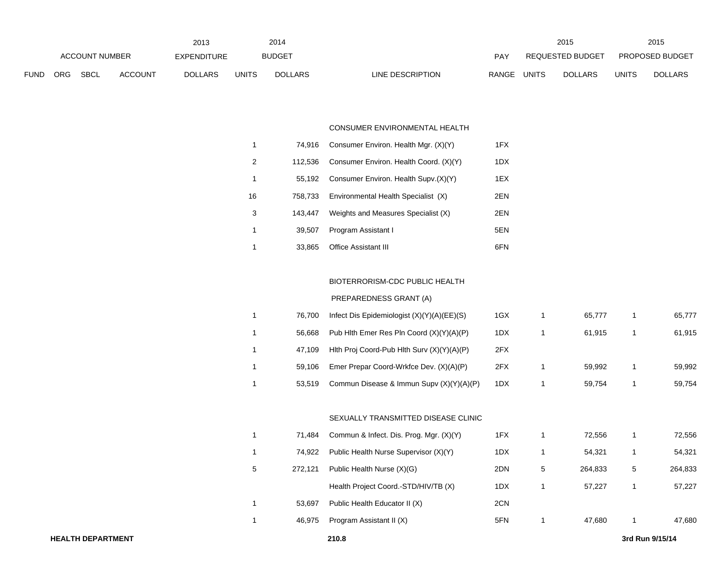| ACCOUNT NUMBER | | | | 2013 EXPENDITURE | 2014 BUDGET | | | PAY | 2015 REQUESTED BUDGET | | 2015 PROPOSED BUDGET | |
|---|---|---|---|---|---|---|---|---|---|---|---|---|
| FUND | ORG | SBCL | ACCOUNT | DOLLARS | UNITS | DOLLARS | LINE DESCRIPTION | RANGE | UNITS | DOLLARS | UNITS | DOLLARS |
| | | | | | | | CONSUMER ENVIRONMENTAL HEALTH | | | | | |
| | | | | | 1 | 74,916 | Consumer Environ. Health Mgr. (X)(Y) | 1FX | | | | |
| | | | | | 2 | 112,536 | Consumer Environ. Health Coord. (X)(Y) | 1DX | | | | |
| | | | | | 1 | 55,192 | Consumer Environ. Health Supv.(X)(Y) | 1EX | | | | |
| | | | | | 16 | 758,733 | Environmental Health Specialist (X) | 2EN | | | | |
| | | | | | 3 | 143,447 | Weights and Measures Specialist (X) | 2EN | | | | |
| | | | | | 1 | 39,507 | Program Assistant I | 5EN | | | | |
| | | | | | 1 | 33,865 | Office Assistant III | 6FN | | | | |
| | | | | | | | BIOTERRORISM-CDC PUBLIC HEALTH PREPAREDNESS GRANT (A) | | | | | |
| | | | | | 1 | 76,700 | Infect Dis Epidemiologist (X)(Y)(A)(EE)(S) | 1GX | 1 | 65,777 | 1 | 65,777 |
| | | | | | 1 | 56,668 | Pub Hlth Emer Res Pln Coord (X)(Y)(A)(P) | 1DX | 1 | 61,915 | 1 | 61,915 |
| | | | | | 1 | 47,109 | Hlth Proj Coord-Pub Hlth Surv (X)(Y)(A)(P) | 2FX | | | | |
| | | | | | 1 | 59,106 | Emer Prepar Coord-Wrkfce Dev. (X)(A)(P) | 2FX | 1 | 59,992 | 1 | 59,992 |
| | | | | | 1 | 53,519 | Commun Disease & Immun Supv (X)(Y)(A)(P) | 1DX | 1 | 59,754 | 1 | 59,754 |
| | | | | | | | SEXUALLY TRANSMITTED DISEASE CLINIC | | | | | |
| | | | | | 1 | 71,484 | Commun & Infect. Dis. Prog. Mgr. (X)(Y) | 1FX | 1 | 72,556 | 1 | 72,556 |
| | | | | | 1 | 74,922 | Public Health Nurse Supervisor (X)(Y) | 1DX | 1 | 54,321 | 1 | 54,321 |
| | | | | | 5 | 272,121 | Public Health Nurse (X)(G) | 2DN | 5 | 264,833 | 5 | 264,833 |
| | | | | | | | Health Project Coord.-STD/HIV/TB (X) | 1DX | 1 | 57,227 | 1 | 57,227 |
| | | | | | 1 | 53,697 | Public Health Educator II (X) | 2CN | | | | |
| | | | | | 1 | 46,975 | Program Assistant II (X) | 5FN | 1 | 47,680 | 1 | 47,680 |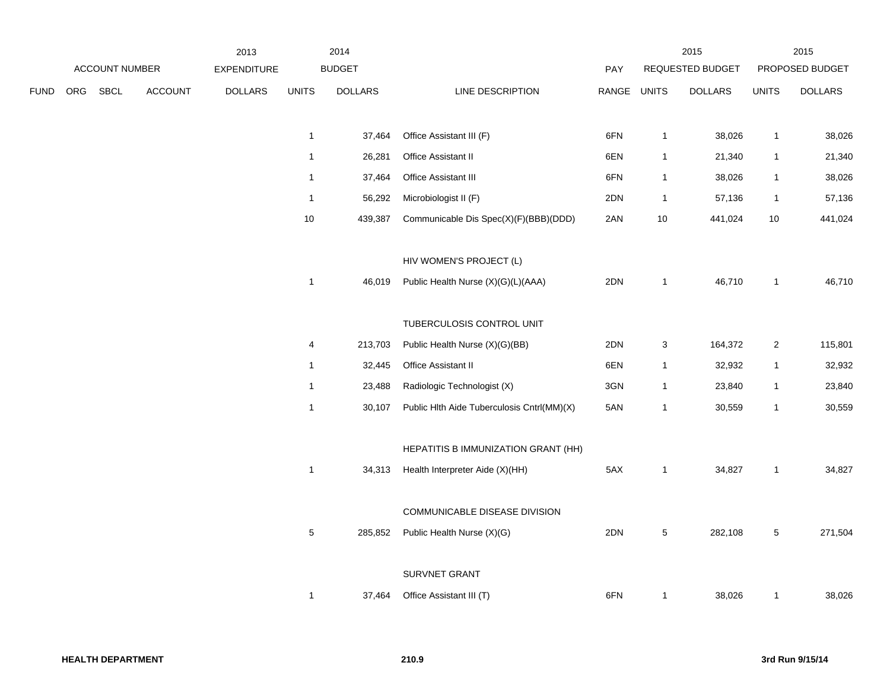| ACCOUNT NUMBER | | | | 2013 EXPENDITURE | 2014 BUDGET | | | PAY | 2015 REQUESTED BUDGET | | 2015 PROPOSED BUDGET | |
|---|---|---|---|---|---|---|---|---|---|---|---|---|
| FUND | ORG | SBCL | ACCOUNT | DOLLARS | UNITS | DOLLARS | LINE DESCRIPTION | RANGE | UNITS | DOLLARS | UNITS | DOLLARS |
| | | | | | 1 | 37,464 | Office Assistant III (F) | 6FN | 1 | 38,026 | 1 | 38,026 |
| | | | | | 1 | 26,281 | Office Assistant II | 6EN | 1 | 21,340 | 1 | 21,340 |
| | | | | | 1 | 37,464 | Office Assistant III | 6FN | 1 | 38,026 | 1 | 38,026 |
| | | | | | 1 | 56,292 | Microbiologist II (F) | 2DN | 1 | 57,136 | 1 | 57,136 |
| | | | | | 10 | 439,387 | Communicable Dis Spec(X)(F)(BBB)(DDD) | 2AN | 10 | 441,024 | 10 | 441,024 |
| | | | | | | | HIV WOMEN'S PROJECT (L) | | | | | |
| | | | | | 1 | 46,019 | Public Health Nurse (X)(G)(L)(AAA) | 2DN | 1 | 46,710 | 1 | 46,710 |
| | | | | | | | TUBERCULOSIS CONTROL UNIT | | | | | |
| | | | | | 4 | 213,703 | Public Health Nurse (X)(G)(BB) | 2DN | 3 | 164,372 | 2 | 115,801 |
| | | | | | 1 | 32,445 | Office Assistant II | 6EN | 1 | 32,932 | 1 | 32,932 |
| | | | | | 1 | 23,488 | Radiologic Technologist (X) | 3GN | 1 | 23,840 | 1 | 23,840 |
| | | | | | 1 | 30,107 | Public Hlth Aide Tuberculosis Cntrl(MM)(X) | 5AN | 1 | 30,559 | 1 | 30,559 |
| | | | | | | | HEPATITIS B IMMUNIZATION GRANT (HH) | | | | | |
| | | | | | 1 | 34,313 | Health Interpreter Aide (X)(HH) | 5AX | 1 | 34,827 | 1 | 34,827 |
| | | | | | | | COMMUNICABLE DISEASE DIVISION | | | | | |
| | | | | | 5 | 285,852 | Public Health Nurse (X)(G) | 2DN | 5 | 282,108 | 5 | 271,504 |
| | | | | | | | SURVNET GRANT | | | | | |
| | | | | | 1 | 37,464 | Office Assistant III (T) | 6FN | 1 | 38,026 | 1 | 38,026 |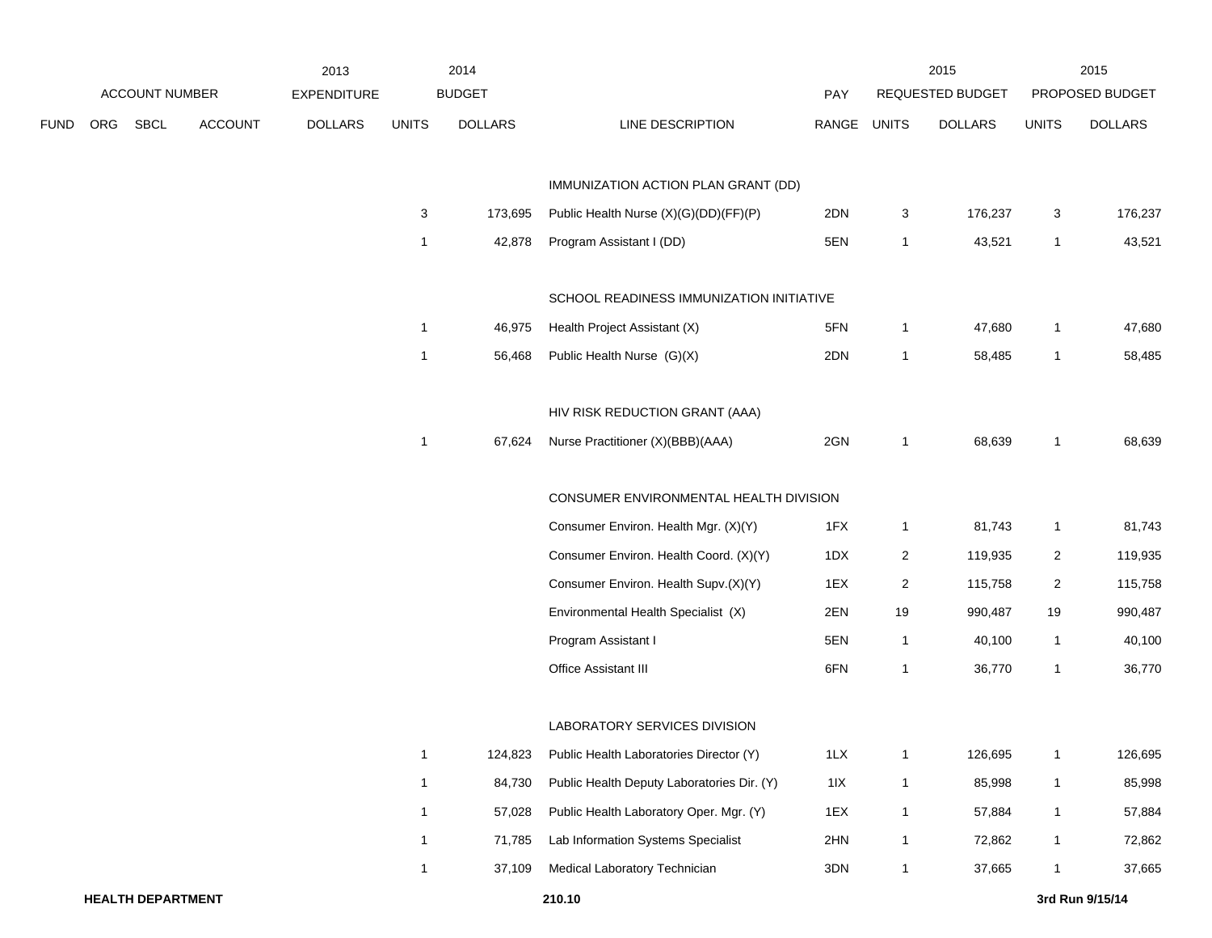| ACCOUNT NUMBER | | | | 2013 EXPENDITURE | 2014 BUDGET | | | PAY | 2015 REQUESTED BUDGET | | 2015 PROPOSED BUDGET | |
|---|---|---|---|---|---|---|---|---|---|---|---|---|
| FUND | ORG | SBCL | ACCOUNT | DOLLARS | UNITS | DOLLARS | LINE DESCRIPTION | RANGE | UNITS | DOLLARS | UNITS | DOLLARS |
| | | | | | | | IMMUNIZATION ACTION PLAN GRANT (DD) | | | | | |
| | | | | | 3 | 173,695 | Public Health Nurse (X)(G)(DD)(FF)(P) | 2DN | 3 | 176,237 | 3 | 176,237 |
| | | | | | 1 | 42,878 | Program Assistant I (DD) | 5EN | 1 | 43,521 | 1 | 43,521 |
| | | | | | | | SCHOOL READINESS IMMUNIZATION INITIATIVE | | | | | |
| | | | | | 1 | 46,975 | Health Project Assistant (X) | 5FN | 1 | 47,680 | 1 | 47,680 |
| | | | | | 1 | 56,468 | Public Health Nurse (G)(X) | 2DN | 1 | 58,485 | 1 | 58,485 |
| | | | | | | | HIV RISK REDUCTION GRANT (AAA) | | | | | |
| | | | | | 1 | 67,624 | Nurse Practitioner (X)(BBB)(AAA) | 2GN | 1 | 68,639 | 1 | 68,639 |
| | | | | | | | CONSUMER ENVIRONMENTAL HEALTH DIVISION | | | | | |
| | | | | | | | Consumer Environ. Health Mgr. (X)(Y) | 1FX | 1 | 81,743 | 1 | 81,743 |
| | | | | | | | Consumer Environ. Health Coord. (X)(Y) | 1DX | 2 | 119,935 | 2 | 119,935 |
| | | | | | | | Consumer Environ. Health Supv.(X)(Y) | 1EX | 2 | 115,758 | 2 | 115,758 |
| | | | | | | | Environmental Health Specialist (X) | 2EN | 19 | 990,487 | 19 | 990,487 |
| | | | | | | | Program Assistant I | 5EN | 1 | 40,100 | 1 | 40,100 |
| | | | | | | | Office Assistant III | 6FN | 1 | 36,770 | 1 | 36,770 |
| | | | | | | | LABORATORY SERVICES DIVISION | | | | | |
| | | | | | 1 | 124,823 | Public Health Laboratories Director (Y) | 1LX | 1 | 126,695 | 1 | 126,695 |
| | | | | | 1 | 84,730 | Public Health Deputy Laboratories Dir. (Y) | 1IX | 1 | 85,998 | 1 | 85,998 |
| | | | | | 1 | 57,028 | Public Health Laboratory Oper. Mgr. (Y) | 1EX | 1 | 57,884 | 1 | 57,884 |
| | | | | | 1 | 71,785 | Lab Information Systems Specialist | 2HN | 1 | 72,862 | 1 | 72,862 |
| | | | | | 1 | 37,109 | Medical Laboratory Technician | 3DN | 1 | 37,665 | 1 | 37,665 |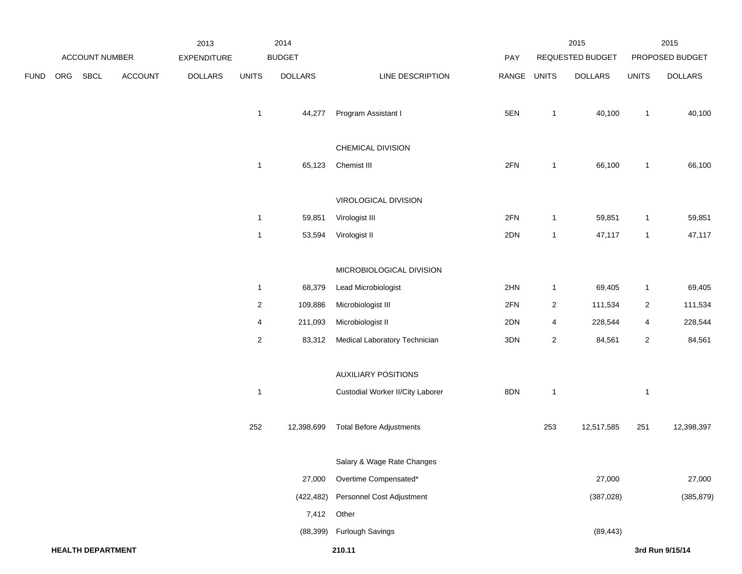| FUND | ORG | SBCL | ACCOUNT | 2013 EXPENDITURE DOLLARS | 2014 BUDGET UNITS | 2014 BUDGET DOLLARS | LINE DESCRIPTION | PAY RANGE | 2015 REQUESTED BUDGET UNITS | 2015 REQUESTED BUDGET DOLLARS | 2015 PROPOSED BUDGET UNITS | 2015 PROPOSED BUDGET DOLLARS |
|---|---|---|---|---|---|---|---|---|---|---|---|---|
| | | | | | 1 | 44,277 | Program Assistant I | 5EN | 1 | 40,100 | 1 | 40,100 |
| | | | | | | | CHEMICAL DIVISION | | | | | |
| | | | | | 1 | 65,123 | Chemist III | 2FN | 1 | 66,100 | 1 | 66,100 |
| | | | | | | | VIROLOGICAL DIVISION | | | | | |
| | | | | | 1 | 59,851 | Virologist III | 2FN | 1 | 59,851 | 1 | 59,851 |
| | | | | | 1 | 53,594 | Virologist II | 2DN | 1 | 47,117 | 1 | 47,117 |
| | | | | | | | MICROBIOLOGICAL DIVISION | | | | | |
| | | | | | 1 | 68,379 | Lead Microbiologist | 2HN | 1 | 69,405 | 1 | 69,405 |
| | | | | | 2 | 109,886 | Microbiologist III | 2FN | 2 | 111,534 | 2 | 111,534 |
| | | | | | 4 | 211,093 | Microbiologist II | 2DN | 4 | 228,544 | 4 | 228,544 |
| | | | | | 2 | 83,312 | Medical Laboratory Technician | 3DN | 2 | 84,561 | 2 | 84,561 |
| | | | | | | | AUXILIARY POSITIONS | | | | | |
| | | | | | 1 | | Custodial Worker II/City Laborer | 8DN | 1 | | 1 | |
| | | | | | 252 | 12,398,699 | Total Before Adjustments | | 253 | 12,517,585 | 251 | 12,398,397 |
| | | | | | | | Salary & Wage Rate Changes | | | | | |
| | | | | | | 27,000 | Overtime Compensated* | | | 27,000 | | 27,000 |
| | | | | | | (422,482) | Personnel Cost Adjustment | | | (387,028) | | (385,879) |
| | | | | | | 7,412 | Other | | | | | |
| | | | | | | (88,399) | Furlough Savings | | | (89,443) | | |

**HEALTH DEPARTMENT** 210.11 3rd Run 9/15/14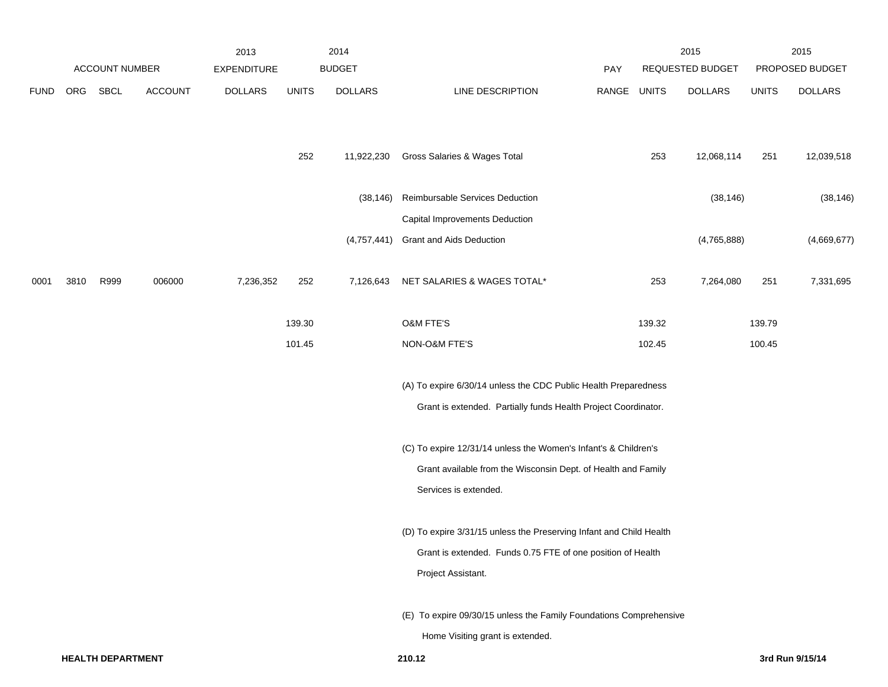| | ACCOUNT NUMBER | | | 2013 EXPENDITURE | 2014 BUDGET | | | PAY | 2015 REQUESTED BUDGET | | 2015 PROPOSED BUDGET | |
|---|---|---|---|---|---|---|---|---|---|---|---|---|
| FUND | ORG | SBCL | ACCOUNT | DOLLARS | UNITS | DOLLARS | LINE DESCRIPTION | RANGE | UNITS | DOLLARS | UNITS | DOLLARS |
| | | | | | 252 | 11,922,230 | Gross Salaries & Wages Total | | 253 | 12,068,114 | 251 | 12,039,518 |
| | | | | | | (38,146) | Reimbursable Services Deduction | | | (38,146) | | (38,146) |
| | | | | | | | Capital Improvements Deduction | | | | | |
| | | | | | | (4,757,441) | Grant and Aids Deduction | | | (4,765,888) | | (4,669,677) |
| 0001 | 3810 | R999 | 006000 | 7,236,352 | 252 | 7,126,643 | NET SALARIES & WAGES TOTAL* | | 253 | 7,264,080 | 251 | 7,331,695 |
| | | | | | 139.30 | | O&M FTE'S | | 139.32 | | 139.79 | |
| | | | | | 101.45 | | NON-O&M FTE'S | | 102.45 | | 100.45 | |

(A) To expire 6/30/14 unless the CDC Public Health Preparedness Grant is extended. Partially funds Health Project Coordinator.

(C) To expire 12/31/14 unless the Women's Infant's & Children's Grant available from the Wisconsin Dept. of Health and Family Services is extended.

(D) To expire 3/31/15 unless the Preserving Infant and Child Health Grant is extended. Funds 0.75 FTE of one position of Health Project Assistant.

(E) To expire 09/30/15 unless the Family Foundations Comprehensive Home Visiting grant is extended.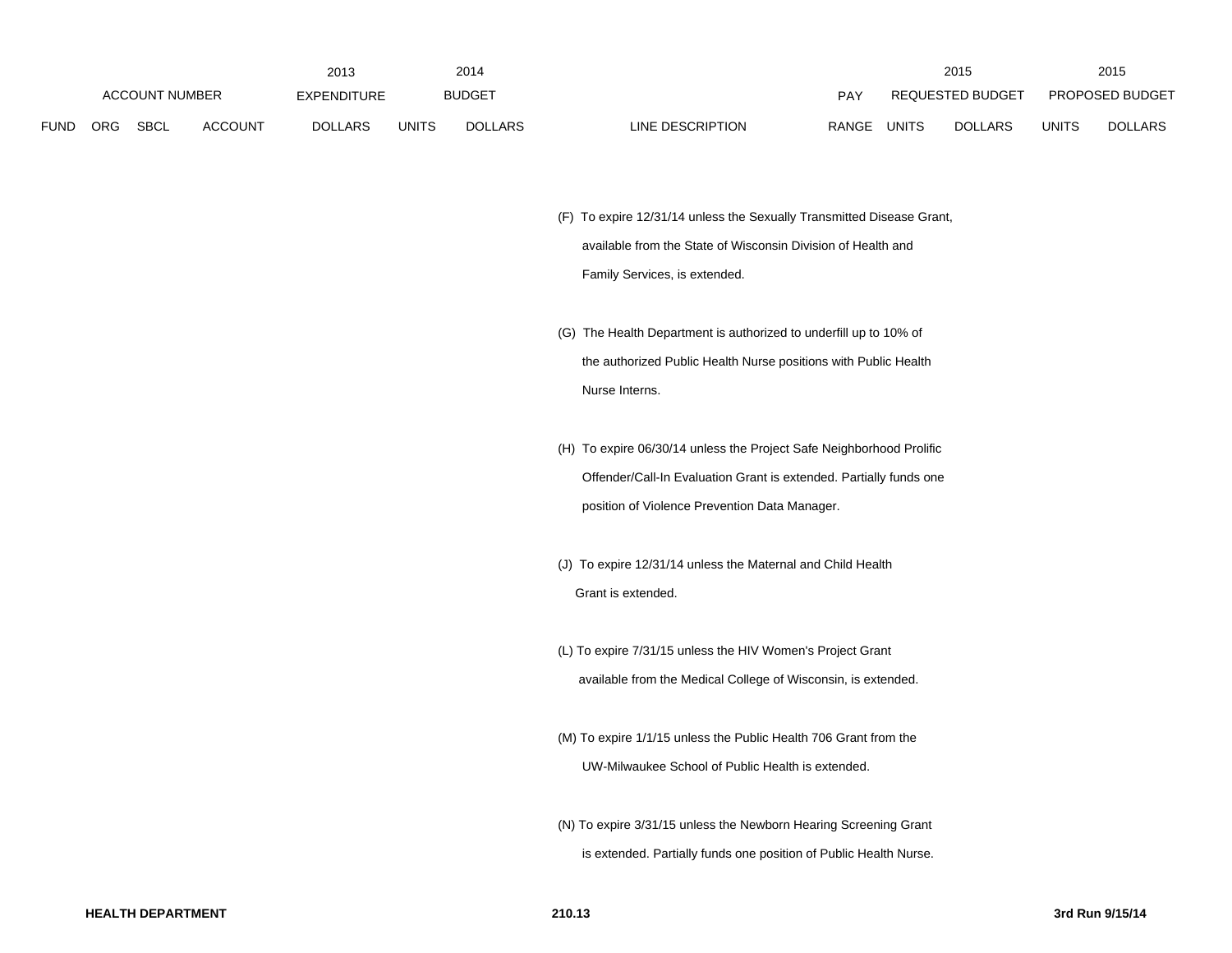| | | ACCOUNT NUMBER | | 2013 EXPENDITURE | 2014 BUDGET | | | PAY | 2015 REQUESTED BUDGET | | 2015 PROPOSED BUDGET | |
|---|---|---|---|---|---|---|---|---|---|---|---|---|
| FUND | ORG | SBCL | ACCOUNT | DOLLARS | UNITS | DOLLARS | LINE DESCRIPTION | RANGE | UNITS | DOLLARS | UNITS | DOLLARS |

(F) To expire 12/31/14 unless the Sexually Transmitted Disease Grant, available from the State of Wisconsin Division of Health and Family Services, is extended.

(G) The Health Department is authorized to underfill up to 10% of the authorized Public Health Nurse positions with Public Health Nurse Interns.

(H) To expire 06/30/14 unless the Project Safe Neighborhood Prolific Offender/Call-In Evaluation Grant is extended. Partially funds one position of Violence Prevention Data Manager.

(J) To expire 12/31/14 unless the Maternal and Child Health Grant is extended.

(L) To expire 7/31/15 unless the HIV Women's Project Grant available from the Medical College of Wisconsin, is extended.

(M) To expire 1/1/15 unless the Public Health 706 Grant from the UW-Milwaukee School of Public Health is extended.

(N) To expire 3/31/15 unless the Newborn Hearing Screening Grant is extended. Partially funds one position of Public Health Nurse.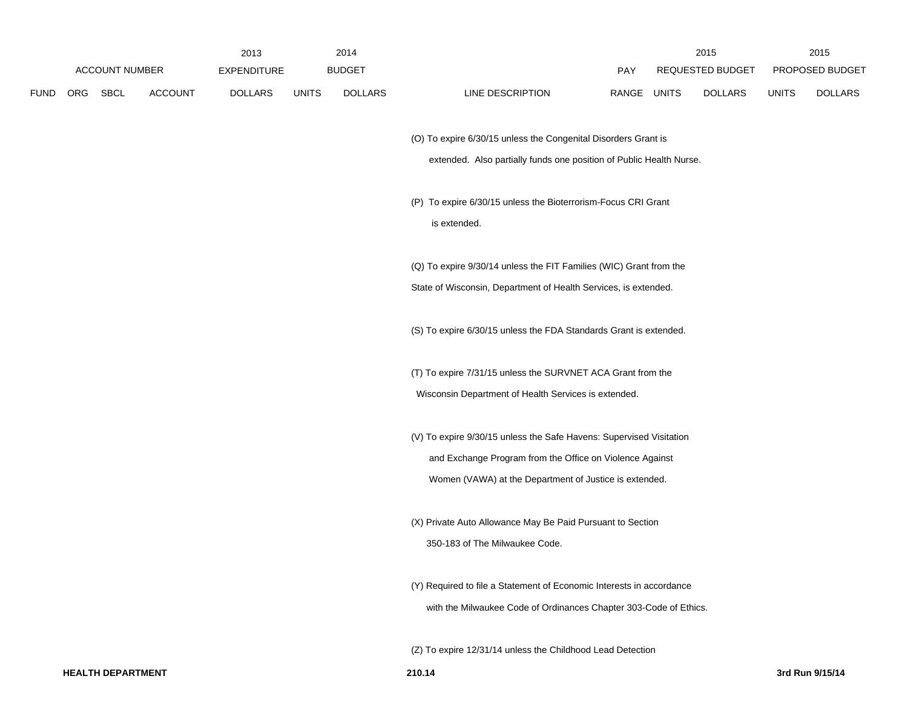| ACCOUNT NUMBER | | | | 2013 EXPENDITURE | 2014 BUDGET | | | PAY | 2015 REQUESTED BUDGET | | 2015 PROPOSED BUDGET | |
|---|---|---|---|---|---|---|---|---|---|---|---|---|
| FUND | ORG | SBCL | ACCOUNT | DOLLARS | UNITS | DOLLARS | LINE DESCRIPTION | RANGE | UNITS | DOLLARS | UNITS | DOLLARS |

(O) To expire 6/30/15 unless the Congenital Disorders Grant is extended. Also partially funds one position of Public Health Nurse.

(P) To expire 6/30/15 unless the Bioterrorism-Focus CRI Grant is extended.

(Q) To expire 9/30/14 unless the FIT Families (WIC) Grant from the State of Wisconsin, Department of Health Services, is extended.

(S) To expire 6/30/15 unless the FDA Standards Grant is extended.

(T) To expire 7/31/15 unless the SURVNET ACA Grant from the Wisconsin Department of Health Services is extended.

(V) To expire 9/30/15 unless the Safe Havens: Supervised Visitation and Exchange Program from the Office on Violence Against Women (VAWA) at the Department of Justice is extended.

(X) Private Auto Allowance May Be Paid Pursuant to Section 350-183 of The Milwaukee Code.

(Y) Required to file a Statement of Economic Interests in accordance with the Milwaukee Code of Ordinances Chapter 303-Code of Ethics.

(Z) To expire 12/31/14 unless the Childhood Lead Detection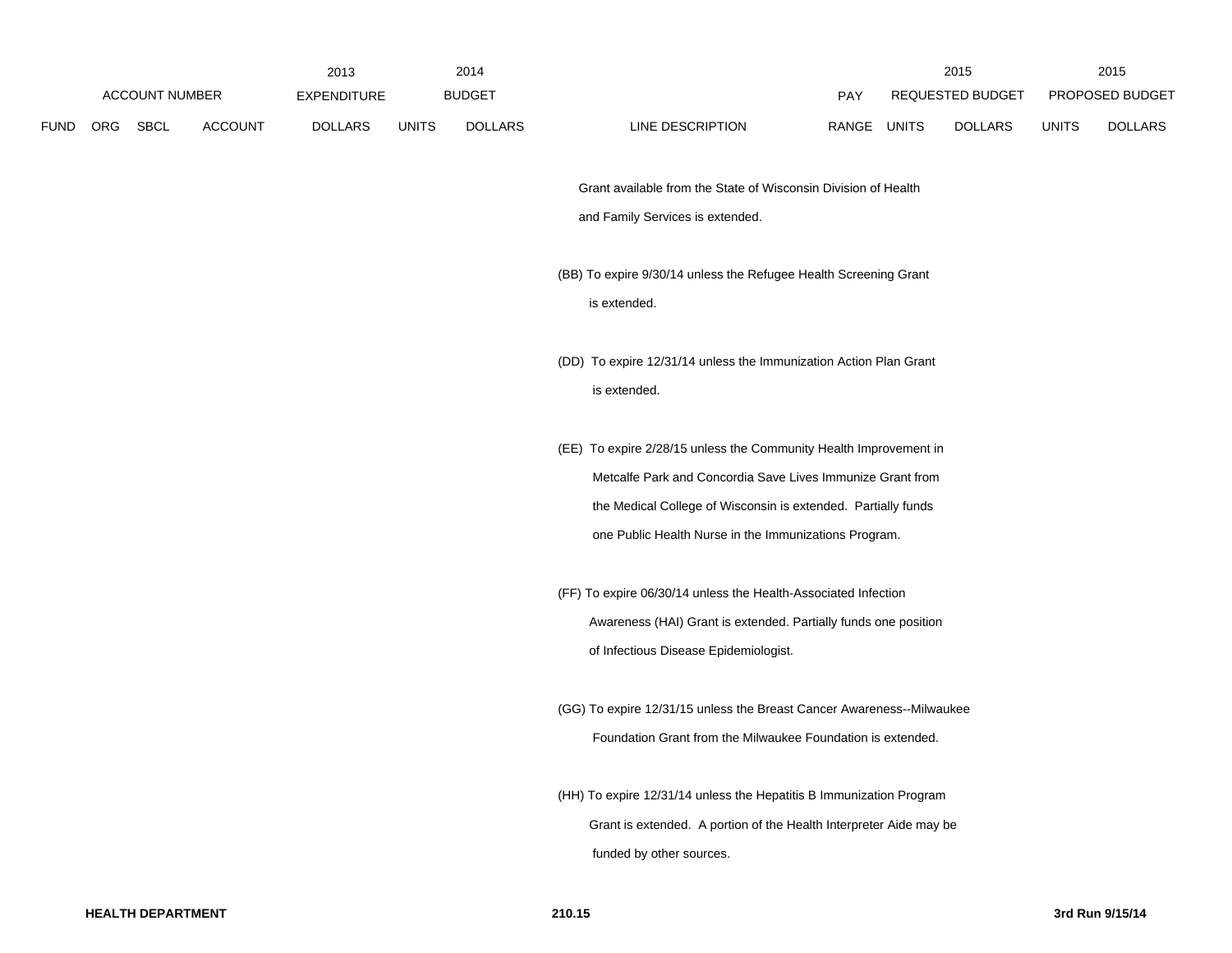| ACCOUNT NUMBER | | | | 2013 EXPENDITURE | 2014 BUDGET | | | PAY | 2015 REQUESTED BUDGET | | 2015 PROPOSED BUDGET | |
|---|---|---|---|---|---|---|---|---|---|---|---|---|
| FUND | ORG | SBCL | ACCOUNT | DOLLARS | UNITS | DOLLARS | LINE DESCRIPTION | RANGE | UNITS | DOLLARS | UNITS | DOLLARS |

Grant available from the State of Wisconsin Division of Health and Family Services is extended.

(BB) To expire 9/30/14 unless the Refugee Health Screening Grant is extended.

(DD) To expire 12/31/14 unless the Immunization Action Plan Grant is extended.

(EE) To expire 2/28/15 unless the Community Health Improvement in Metcalfe Park and Concordia Save Lives Immunize Grant from the Medical College of Wisconsin is extended. Partially funds one Public Health Nurse in the Immunizations Program.

(FF) To expire 06/30/14 unless the Health-Associated Infection Awareness (HAI) Grant is extended. Partially funds one position of Infectious Disease Epidemiologist.

(GG) To expire 12/31/15 unless the Breast Cancer Awareness--Milwaukee Foundation Grant from the Milwaukee Foundation is extended.

(HH) To expire 12/31/14 unless the Hepatitis B Immunization Program Grant is extended. A portion of the Health Interpreter Aide may be funded by other sources.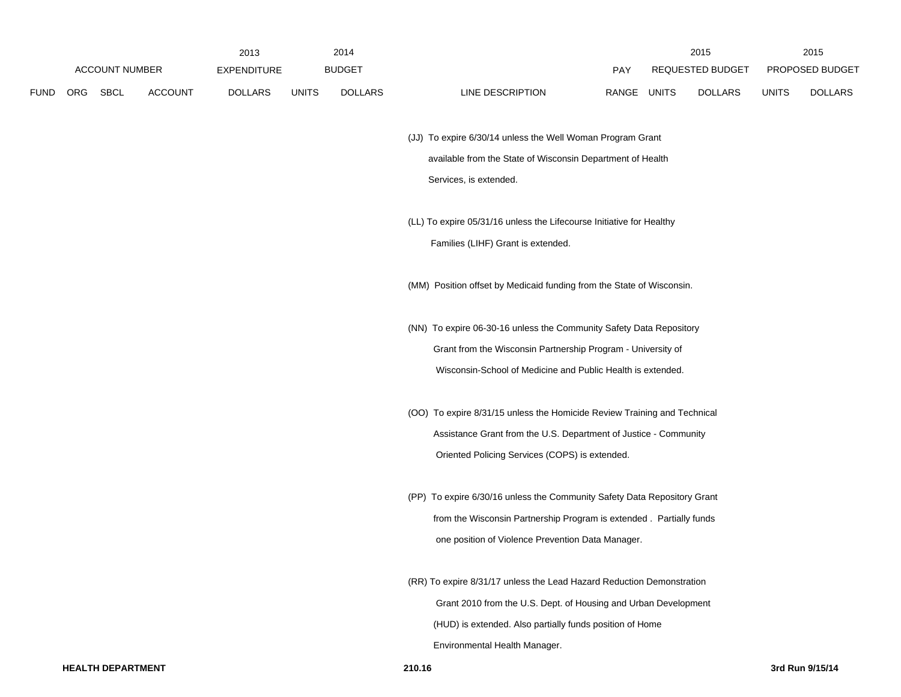| ACCOUNT NUMBER | | | | 2013 EXPENDITURE | 2014 BUDGET | | | PAY | 2015 REQUESTED BUDGET | | 2015 PROPOSED BUDGET | |
|---|---|---|---|---|---|---|---|---|---|---|---|---|
| FUND | ORG | SBCL | ACCOUNT | DOLLARS | UNITS | DOLLARS | LINE DESCRIPTION | RANGE | UNITS | DOLLARS | UNITS | DOLLARS |

(JJ) To expire 6/30/14 unless the Well Woman Program Grant available from the State of Wisconsin Department of Health Services, is extended.

(LL) To expire 05/31/16 unless the Lifecourse Initiative for Healthy Families (LIHF) Grant is extended.

(MM) Position offset by Medicaid funding from the State of Wisconsin.

(NN) To expire 06-30-16 unless the Community Safety Data Repository Grant from the Wisconsin Partnership Program - University of Wisconsin-School of Medicine and Public Health is extended.

(OO) To expire 8/31/15 unless the Homicide Review Training and Technical Assistance Grant from the U.S. Department of Justice - Community Oriented Policing Services (COPS) is extended.

(PP) To expire 6/30/16 unless the Community Safety Data Repository Grant from the Wisconsin Partnership Program is extended . Partially funds one position of Violence Prevention Data Manager.

(RR) To expire 8/31/17 unless the Lead Hazard Reduction Demonstration Grant 2010 from the U.S. Dept. of Housing and Urban Development (HUD) is extended. Also partially funds position of Home Environmental Health Manager.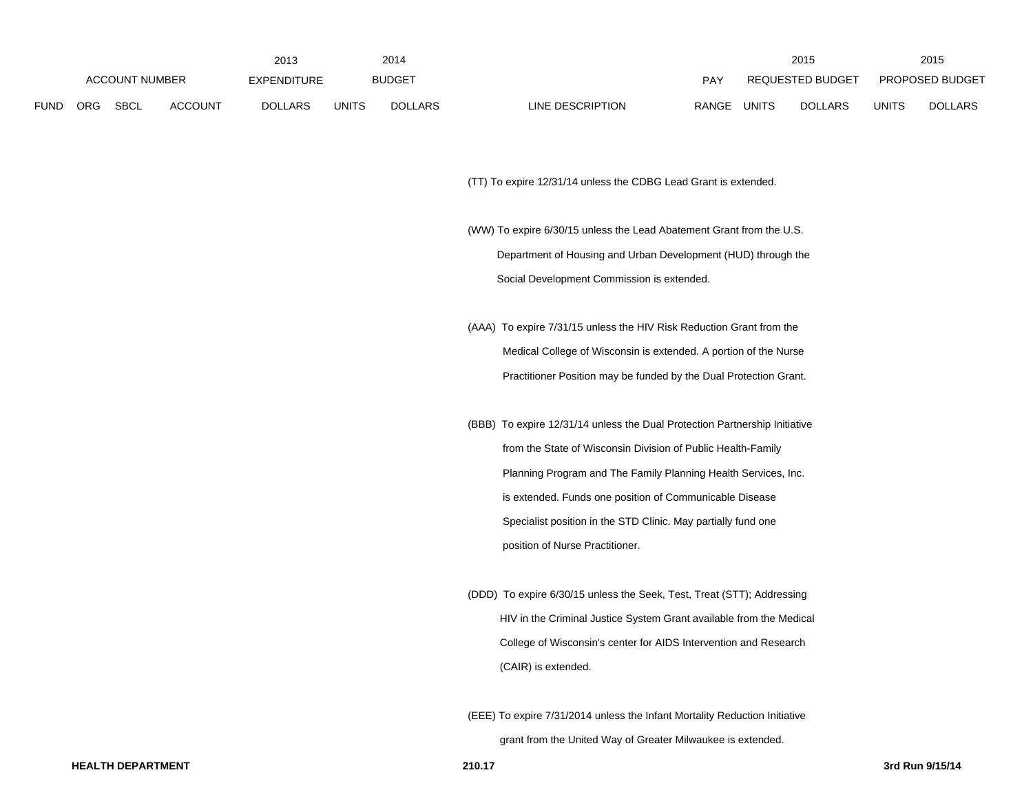| ACCOUNT NUMBER | | | | 2013 EXPENDITURE | 2014 BUDGET | | | PAY | 2015 REQUESTED BUDGET | | 2015 PROPOSED BUDGET | |
|---|---|---|---|---|---|---|---|---|---|---|---|---|
| FUND | ORG | SBCL | ACCOUNT | DOLLARS | UNITS | DOLLARS | LINE DESCRIPTION | RANGE | UNITS | DOLLARS | UNITS | DOLLARS |

(TT) To expire 12/31/14 unless the CDBG Lead Grant is extended.

(WW) To expire 6/30/15 unless the Lead Abatement Grant from the U.S. Department of Housing and Urban Development (HUD) through the Social Development Commission is extended.

(AAA) To expire 7/31/15 unless the HIV Risk Reduction Grant from the Medical College of Wisconsin is extended. A portion of the Nurse Practitioner Position may be funded by the Dual Protection Grant.

(BBB) To expire 12/31/14 unless the Dual Protection Partnership Initiative from the State of Wisconsin Division of Public Health-Family Planning Program and The Family Planning Health Services, Inc. is extended. Funds one position of Communicable Disease Specialist position in the STD Clinic. May partially fund one position of Nurse Practitioner.

(DDD) To expire 6/30/15 unless the Seek, Test, Treat (STT); Addressing HIV in the Criminal Justice System Grant available from the Medical College of Wisconsin's center for AIDS Intervention and Research (CAIR) is extended.

(EEE) To expire 7/31/2014 unless the Infant Mortality Reduction Initiative grant from the United Way of Greater Milwaukee is extended.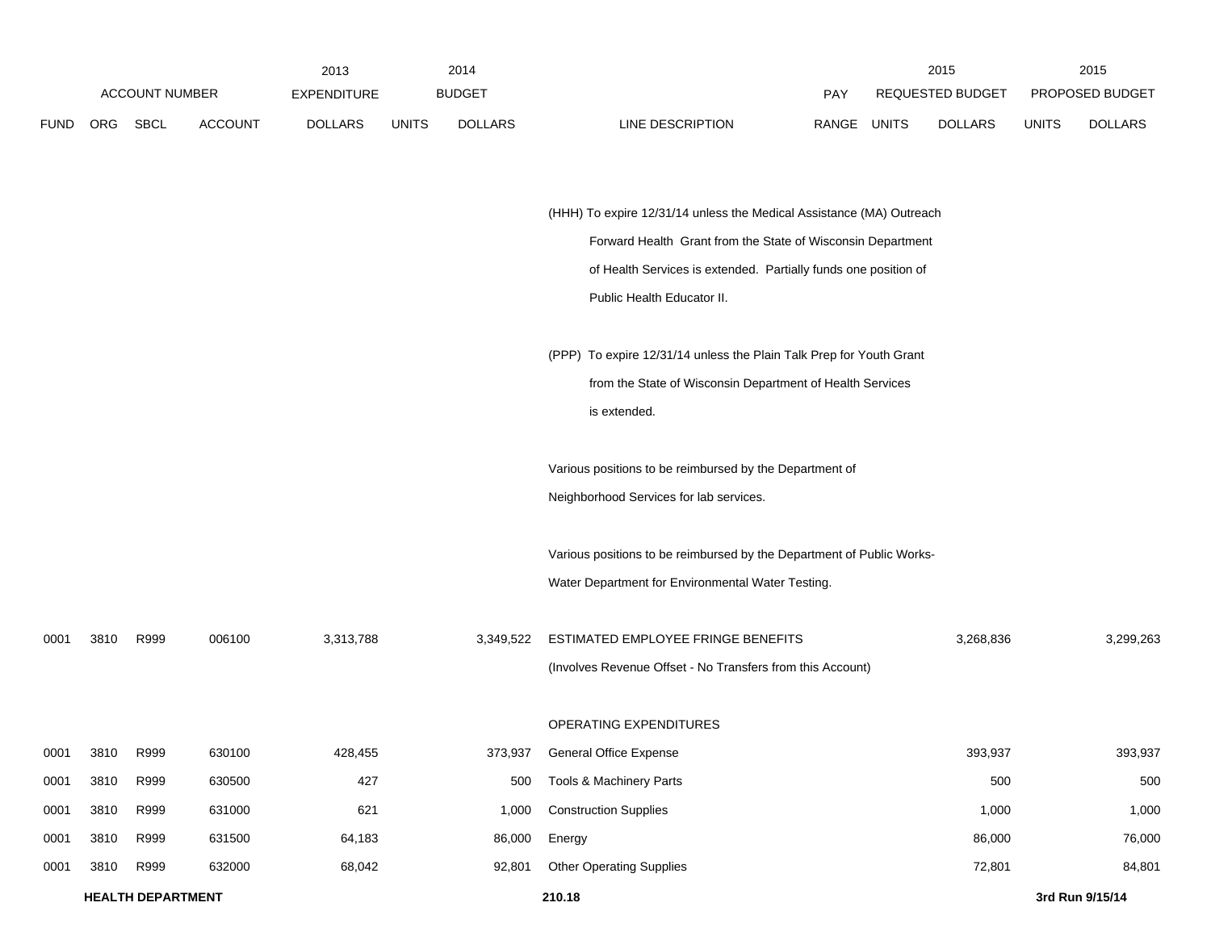| FUND | ORG | SBCL | ACCOUNT | 2013 EXPENDITURE DOLLARS | 2014 BUDGET UNITS | 2014 BUDGET DOLLARS | LINE DESCRIPTION | PAY RANGE | 2015 REQUESTED BUDGET UNITS | 2015 REQUESTED BUDGET DOLLARS | 2015 PROPOSED BUDGET UNITS | 2015 PROPOSED BUDGET DOLLARS |
|---|---|---|---|---|---|---|---|---|---|---|---|---|
| | | | | | | | (HHH) To expire 12/31/14 unless the Medical Assistance (MA) Outreach Forward Health Grant from the State of Wisconsin Department of Health Services is extended. Partially funds one position of Public Health Educator II. | | | | | |
| | | | | | | | (PPP) To expire 12/31/14 unless the Plain Talk Prep for Youth Grant from the State of Wisconsin Department of Health Services is extended. | | | | | |
| | | | | | | | Various positions to be reimbursed by the Department of Neighborhood Services for lab services. | | | | | |
| | | | | | | | Various positions to be reimbursed by the Department of Public Works-Water Department for Environmental Water Testing. | | | | | |
| 0001 | 3810 | R999 | 006100 | 3,313,788 | | 3,349,522 | ESTIMATED EMPLOYEE FRINGE BENEFITS (Involves Revenue Offset - No Transfers from this Account) | | | 3,268,836 | | 3,299,263 |
| | | | | | | | OPERATING EXPENDITURES | | | | | |
| 0001 | 3810 | R999 | 630100 | 428,455 | | 373,937 | General Office Expense | | | 393,937 | | 393,937 |
| 0001 | 3810 | R999 | 630500 | 427 | | 500 | Tools & Machinery Parts | | | 500 | | 500 |
| 0001 | 3810 | R999 | 631000 | 621 | | 1,000 | Construction Supplies | | | 1,000 | | 1,000 |
| 0001 | 3810 | R999 | 631500 | 64,183 | | 86,000 | Energy | | | 86,000 | | 76,000 |
| 0001 | 3810 | R999 | 632000 | 68,042 | | 92,801 | Other Operating Supplies | | | 72,801 | | 84,801 |

**HEALTH DEPARTMENT** 210.18 3rd Run 9/15/14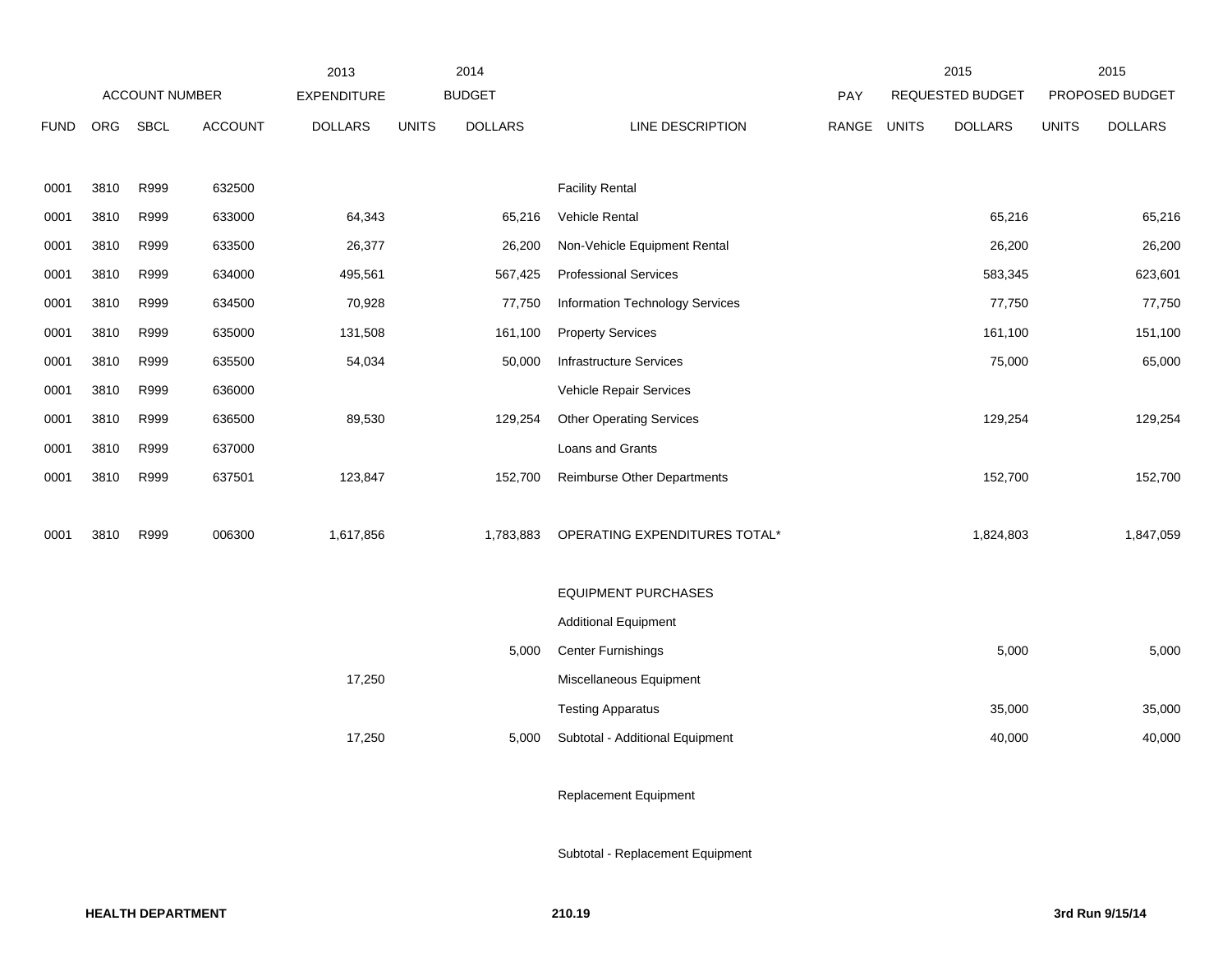| | ACCOUNT NUMBER | | | 2013 EXPENDITURE | 2014 BUDGET | | | PAY | 2015 REQUESTED BUDGET | | 2015 PROPOSED BUDGET | |
|---|---|---|---|---|---|---|---|---|---|---|---|---|
| FUND | ORG | SBCL | ACCOUNT | DOLLARS | UNITS | DOLLARS | LINE DESCRIPTION | RANGE | UNITS | DOLLARS | UNITS | DOLLARS |
| 0001 | 3810 | R999 | 632500 | | | | Facility Rental | | | | | |
| 0001 | 3810 | R999 | 633000 | 64,343 | | 65,216 | Vehicle Rental | | | 65,216 | | 65,216 |
| 0001 | 3810 | R999 | 633500 | 26,377 | | 26,200 | Non-Vehicle Equipment Rental | | | 26,200 | | 26,200 |
| 0001 | 3810 | R999 | 634000 | 495,561 | | 567,425 | Professional Services | | | 583,345 | | 623,601 |
| 0001 | 3810 | R999 | 634500 | 70,928 | | 77,750 | Information Technology Services | | | 77,750 | | 77,750 |
| 0001 | 3810 | R999 | 635000 | 131,508 | | 161,100 | Property Services | | | 161,100 | | 151,100 |
| 0001 | 3810 | R999 | 635500 | 54,034 | | 50,000 | Infrastructure Services | | | 75,000 | | 65,000 |
| 0001 | 3810 | R999 | 636000 | | | | Vehicle Repair Services | | | | | |
| 0001 | 3810 | R999 | 636500 | 89,530 | | 129,254 | Other Operating Services | | | 129,254 | | 129,254 |
| 0001 | 3810 | R999 | 637000 | | | | Loans and Grants | | | | | |
| 0001 | 3810 | R999 | 637501 | 123,847 | | 152,700 | Reimburse Other Departments | | | 152,700 | | 152,700 |
| 0001 | 3810 | R999 | 006300 | 1,617,856 | | 1,783,883 | OPERATING EXPENDITURES TOTAL* | | | 1,824,803 | | 1,847,059 |
| | | | | | | | EQUIPMENT PURCHASES | | | | | |
| | | | | | | | Additional Equipment | | | | | |
| | | | | | | 5,000 | Center Furnishings | | | 5,000 | | 5,000 |
| | | | | 17,250 | | | Miscellaneous Equipment | | | | | |
| | | | | | | | Testing Apparatus | | | 35,000 | | 35,000 |
| | | | | 17,250 | | 5,000 | Subtotal - Additional Equipment | | | 40,000 | | 40,000 |
| | | | | | | | Replacement Equipment | | | | | |
| | | | | | | | Subtotal - Replacement Equipment | | | | | |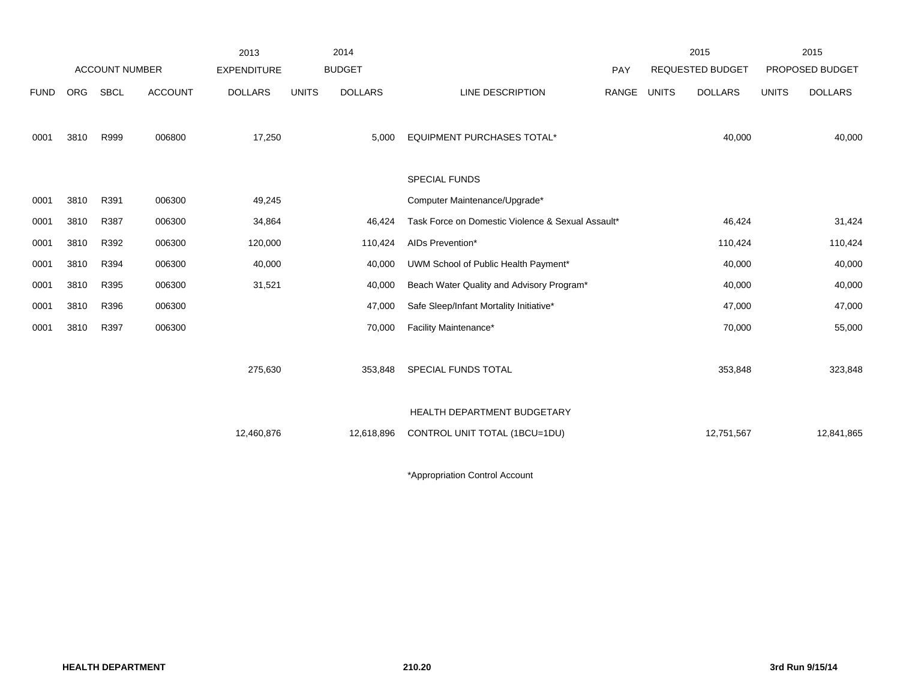| ACCOUNT NUMBER | | | | 2013 EXPENDITURE | 2014 BUDGET | | | PAY | 2015 REQUESTED BUDGET | | 2015 PROPOSED BUDGET | |
|---|---|---|---|---|---|---|---|---|---|---|---|---|
| FUND | ORG | SBCL | ACCOUNT | DOLLARS | UNITS | DOLLARS | LINE DESCRIPTION | RANGE | UNITS | DOLLARS | UNITS | DOLLARS |
| 0001 | 3810 | R999 | 006800 | 17,250 | | 5,000 | EQUIPMENT PURCHASES TOTAL* | | | 40,000 | | 40,000 |
| | | | | | | | SPECIAL FUNDS | | | | | |
| 0001 | 3810 | R391 | 006300 | 49,245 | | | Computer Maintenance/Upgrade* | | | | | |
| 0001 | 3810 | R387 | 006300 | 34,864 | | 46,424 | Task Force on Domestic Violence & Sexual Assault* | | | 46,424 | | 31,424 |
| 0001 | 3810 | R392 | 006300 | 120,000 | | 110,424 | AIDs Prevention* | | | 110,424 | | 110,424 |
| 0001 | 3810 | R394 | 006300 | 40,000 | | 40,000 | UWM School of Public Health Payment* | | | 40,000 | | 40,000 |
| 0001 | 3810 | R395 | 006300 | 31,521 | | 40,000 | Beach Water Quality and Advisory Program* | | | 40,000 | | 40,000 |
| 0001 | 3810 | R396 | 006300 | | | 47,000 | Safe Sleep/Infant Mortality Initiative* | | | 47,000 | | 47,000 |
| 0001 | 3810 | R397 | 006300 | | | 70,000 | Facility Maintenance* | | | 70,000 | | 55,000 |
| | | | | 275,630 | | 353,848 | SPECIAL FUNDS TOTAL | | | 353,848 | | 323,848 |
| | | | | 12,460,876 | | 12,618,896 | HEALTH DEPARTMENT BUDGETARY CONTROL UNIT TOTAL (1BCU=1DU) | | | 12,751,567 | | 12,841,865 |

*Appropriation Control Account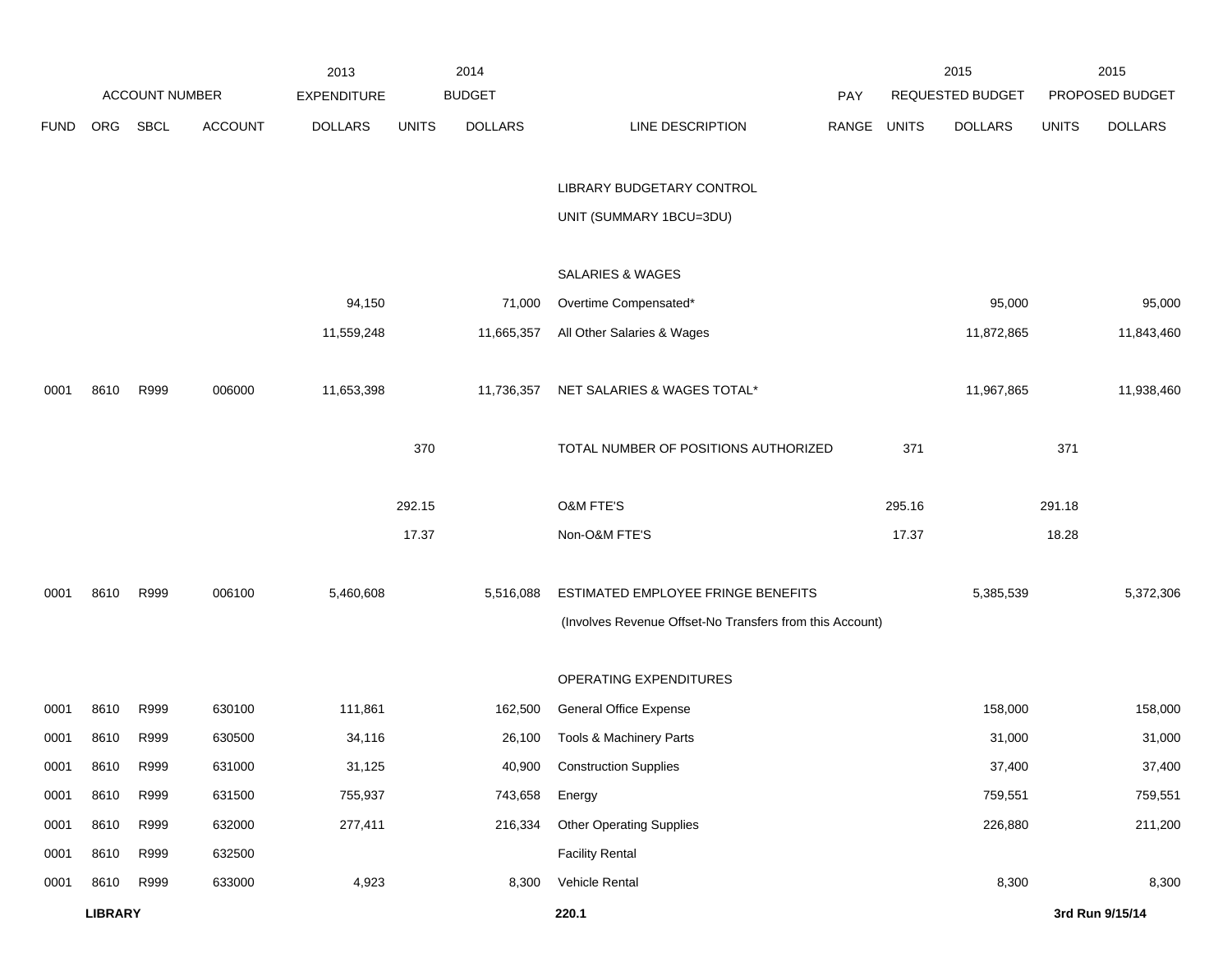| FUND | ORG | SBCL | ACCOUNT | 2013 EXPENDITURE DOLLARS | 2014 BUDGET UNITS | 2014 BUDGET DOLLARS | LINE DESCRIPTION | PAY RANGE | 2015 REQUESTED BUDGET UNITS | 2015 REQUESTED BUDGET DOLLARS | 2015 PROPOSED BUDGET UNITS | 2015 PROPOSED BUDGET DOLLARS |
|---|---|---|---|---|---|---|---|---|---|---|---|---|
| | | | | | | | LIBRARY BUDGETARY CONTROL | | | | | |
| | | | | | | | UNIT (SUMMARY 1BCU=3DU) | | | | | |
| | | | | | | | SALARIES & WAGES | | | | | |
| | | | | 94,150 | | 71,000 | Overtime Compensated* | | | 95,000 | | 95,000 |
| | | | | 11,559,248 | | 11,665,357 | All Other Salaries & Wages | | | 11,872,865 | | 11,843,460 |
| 0001 | 8610 | R999 | 006000 | 11,653,398 | | 11,736,357 | NET SALARIES & WAGES TOTAL* | | | 11,967,865 | | 11,938,460 |
| | | | | | 370 | | TOTAL NUMBER OF POSITIONS AUTHORIZED | | 371 | | 371 | |
| | | | | | 292.15 | | O&M FTE'S | | 295.16 | | 291.18 | |
| | | | | | 17.37 | | Non-O&M FTE'S | | 17.37 | | 18.28 | |
| 0001 | 8610 | R999 | 006100 | 5,460,608 | | 5,516,088 | ESTIMATED EMPLOYEE FRINGE BENEFITS | | | 5,385,539 | | 5,372,306 |
| | | | | | | | (Involves Revenue Offset-No Transfers from this Account) | | | | | |
| | | | | | | | OPERATING EXPENDITURES | | | | | |
| 0001 | 8610 | R999 | 630100 | 111,861 | | 162,500 | General Office Expense | | | 158,000 | | 158,000 |
| 0001 | 8610 | R999 | 630500 | 34,116 | | 26,100 | Tools & Machinery Parts | | | 31,000 | | 31,000 |
| 0001 | 8610 | R999 | 631000 | 31,125 | | 40,900 | Construction Supplies | | | 37,400 | | 37,400 |
| 0001 | 8610 | R999 | 631500 | 755,937 | | 743,658 | Energy | | | 759,551 | | 759,551 |
| 0001 | 8610 | R999 | 632000 | 277,411 | | 216,334 | Other Operating Supplies | | | 226,880 | | 211,200 |
| 0001 | 8610 | R999 | 632500 | | | | Facility Rental | | | | | |
| 0001 | 8610 | R999 | 633000 | 4,923 | | 8,300 | Vehicle Rental | | | 8,300 | | 8,300 |

**LIBRARY** **220.1** **3rd Run 9/15/14**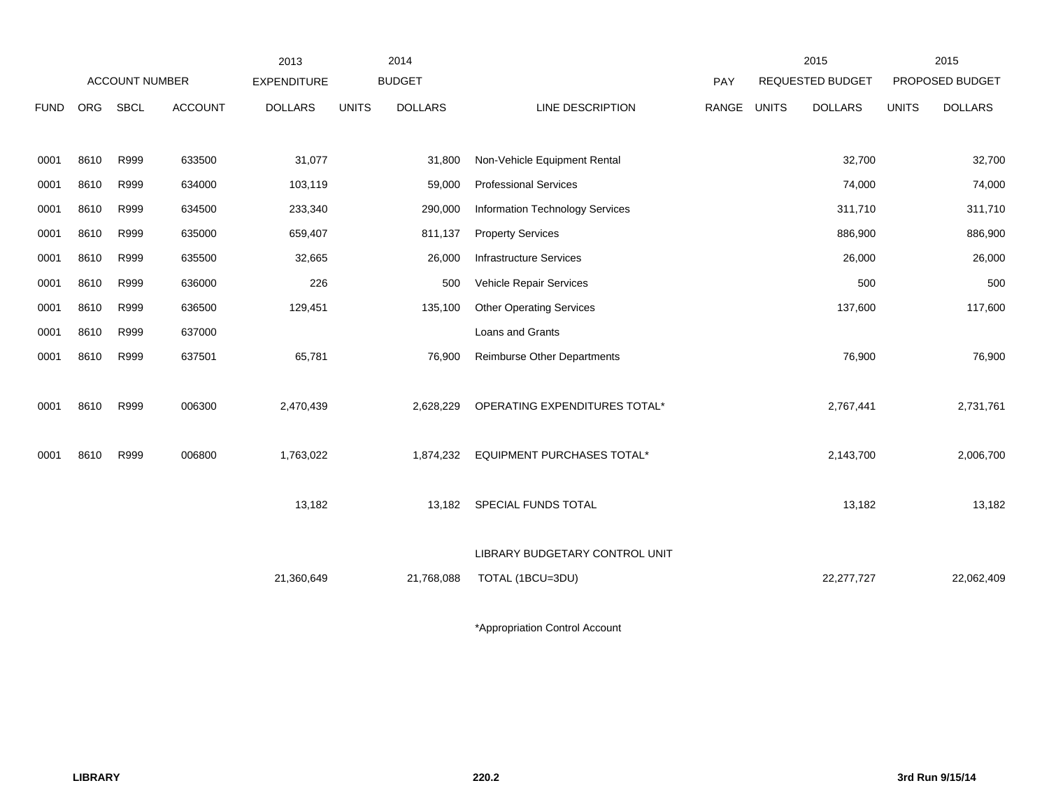| ACCOUNT NUMBER | | | | 2013 EXPENDITURE | 2014 BUDGET | | | PAY | 2015 REQUESTED BUDGET | | 2015 PROPOSED BUDGET | |
|---|---|---|---|---|---|---|---|---|---|---|---|---|
| FUND | ORG | SBCL | ACCOUNT | DOLLARS | UNITS | DOLLARS | LINE DESCRIPTION | RANGE | UNITS | DOLLARS | UNITS | DOLLARS |
| 0001 | 8610 | R999 | 633500 | 31,077 | | 31,800 | Non-Vehicle Equipment Rental | | | 32,700 | | 32,700 |
| 0001 | 8610 | R999 | 634000 | 103,119 | | 59,000 | Professional Services | | | 74,000 | | 74,000 |
| 0001 | 8610 | R999 | 634500 | 233,340 | | 290,000 | Information Technology Services | | | 311,710 | | 311,710 |
| 0001 | 8610 | R999 | 635000 | 659,407 | | 811,137 | Property Services | | | 886,900 | | 886,900 |
| 0001 | 8610 | R999 | 635500 | 32,665 | | 26,000 | Infrastructure Services | | | 26,000 | | 26,000 |
| 0001 | 8610 | R999 | 636000 | 226 | | 500 | Vehicle Repair Services | | | 500 | | 500 |
| 0001 | 8610 | R999 | 636500 | 129,451 | | 135,100 | Other Operating Services | | | 137,600 | | 117,600 |
| 0001 | 8610 | R999 | 637000 | | | | Loans and Grants | | | | | |
| 0001 | 8610 | R999 | 637501 | 65,781 | | 76,900 | Reimburse Other Departments | | | 76,900 | | 76,900 |
| 0001 | 8610 | R999 | 006300 | 2,470,439 | | 2,628,229 | OPERATING EXPENDITURES TOTAL* | | | 2,767,441 | | 2,731,761 |
| 0001 | 8610 | R999 | 006800 | 1,763,022 | | 1,874,232 | EQUIPMENT PURCHASES TOTAL* | | | 2,143,700 | | 2,006,700 |
| | | | | 13,182 | | 13,182 | SPECIAL FUNDS TOTAL | | | 13,182 | | 13,182 |
| | | | | 21,360,649 | | 21,768,088 | LIBRARY BUDGETARY CONTROL UNIT TOTAL (1BCU=3DU) | | | 22,277,727 | | 22,062,409 |

*Appropriation Control Account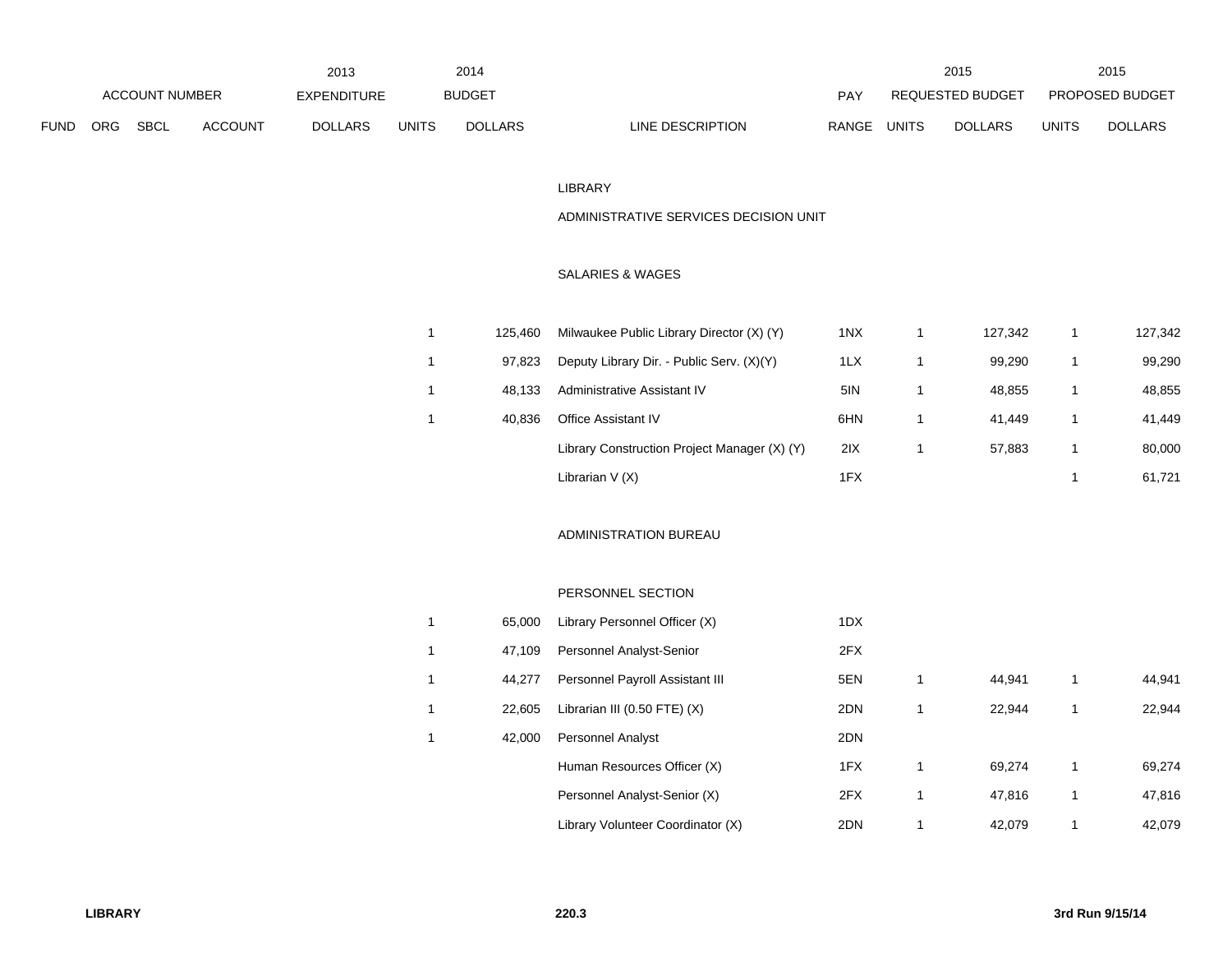| FUND | ORG | SBCL | ACCOUNT | 2013 EXPENDITURE DOLLARS | 2014 BUDGET UNITS | 2014 BUDGET DOLLARS | LINE DESCRIPTION | PAY RANGE | 2015 REQUESTED BUDGET UNITS | 2015 REQUESTED BUDGET DOLLARS | 2015 PROPOSED BUDGET UNITS | 2015 PROPOSED BUDGET DOLLARS |
|---|---|---|---|---|---|---|---|---|---|---|---|---|
| | | | | | | | LIBRARY | | | | | |
| | | | | | | | ADMINISTRATIVE SERVICES DECISION UNIT | | | | | |
| | | | | | | | SALARIES & WAGES | | | | | |
| | | | | | 1 | 125,460 | Milwaukee Public Library Director (X) (Y) | 1NX | 1 | 127,342 | 1 | 127,342 |
| | | | | | 1 | 97,823 | Deputy Library Dir. - Public Serv. (X)(Y) | 1LX | 1 | 99,290 | 1 | 99,290 |
| | | | | | 1 | 48,133 | Administrative Assistant IV | 5IN | 1 | 48,855 | 1 | 48,855 |
| | | | | | 1 | 40,836 | Office Assistant IV | 6HN | 1 | 41,449 | 1 | 41,449 |
| | | | | | | | Library Construction Project Manager (X) (Y) | 2IX | 1 | 57,883 | 1 | 80,000 |
| | | | | | | | Librarian V (X) | 1FX | | | 1 | 61,721 |
| | | | | | | | ADMINISTRATION BUREAU | | | | | |
| | | | | | | | PERSONNEL SECTION | | | | | |
| | | | | | 1 | 65,000 | Library Personnel Officer (X) | 1DX | | | | |
| | | | | | 1 | 47,109 | Personnel Analyst-Senior | 2FX | | | | |
| | | | | | 1 | 44,277 | Personnel Payroll Assistant III | 5EN | 1 | 44,941 | 1 | 44,941 |
| | | | | | 1 | 22,605 | Librarian III (0.50 FTE) (X) | 2DN | 1 | 22,944 | 1 | 22,944 |
| | | | | | 1 | 42,000 | Personnel Analyst | 2DN | | | | |
| | | | | | | | Human Resources Officer (X) | 1FX | 1 | 69,274 | 1 | 69,274 |
| | | | | | | | Personnel Analyst-Senior (X) | 2FX | 1 | 47,816 | 1 | 47,816 |
| | | | | | | | Library Volunteer Coordinator (X) | 2DN | 1 | 42,079 | 1 | 42,079 |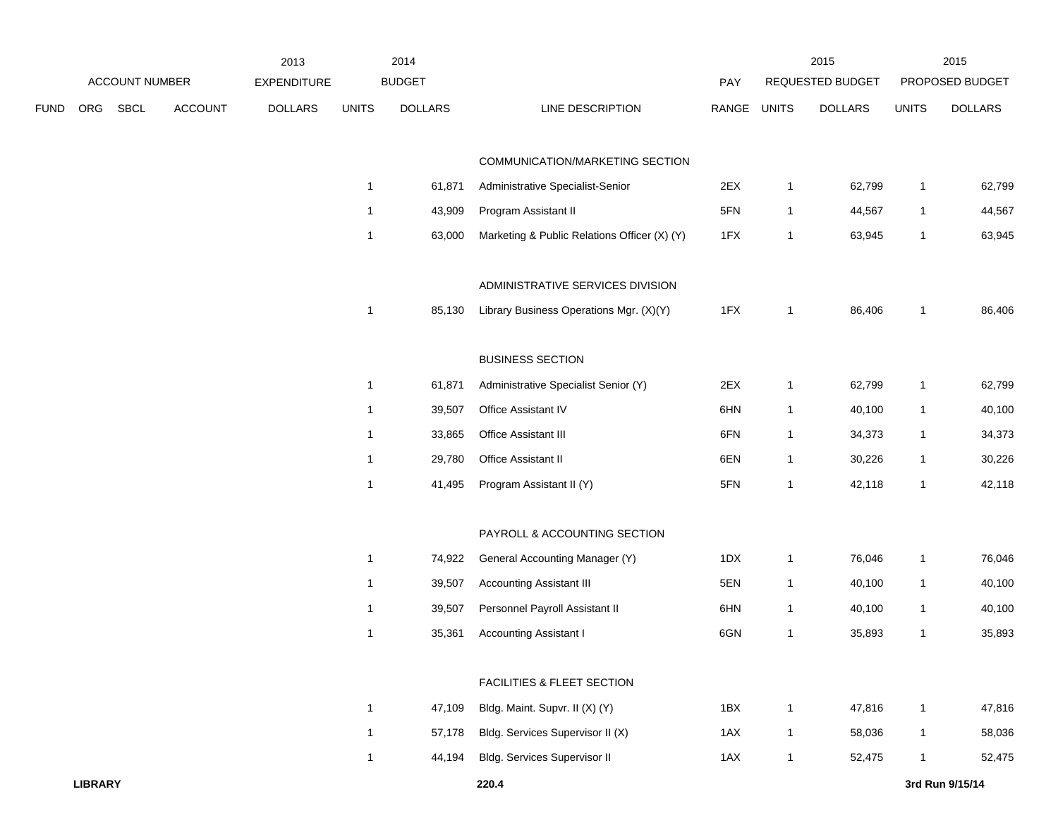| ACCOUNT NUMBER | | | | 2013 EXPENDITURE | 2014 BUDGET | | | PAY | 2015 REQUESTED BUDGET | | 2015 PROPOSED BUDGET | |
|---|---|---|---|---|---|---|---|---|---|---|---|---|
| FUND | ORG | SBCL | ACCOUNT | DOLLARS | UNITS | DOLLARS | LINE DESCRIPTION | RANGE | UNITS | DOLLARS | UNITS | DOLLARS |
| | | | | | | | COMMUNICATION/MARKETING SECTION | | | | | |
| | | | | | 1 | 61,871 | Administrative Specialist-Senior | 2EX | 1 | 62,799 | 1 | 62,799 |
| | | | | | 1 | 43,909 | Program Assistant II | 5FN | 1 | 44,567 | 1 | 44,567 |
| | | | | | 1 | 63,000 | Marketing & Public Relations Officer (X) (Y) | 1FX | 1 | 63,945 | 1 | 63,945 |
| | | | | | | | ADMINISTRATIVE SERVICES DIVISION | | | | | |
| | | | | | 1 | 85,130 | Library Business Operations Mgr. (X)(Y) | 1FX | 1 | 86,406 | 1 | 86,406 |
| | | | | | | | BUSINESS SECTION | | | | | |
| | | | | | 1 | 61,871 | Administrative Specialist Senior (Y) | 2EX | 1 | 62,799 | 1 | 62,799 |
| | | | | | 1 | 39,507 | Office Assistant IV | 6HN | 1 | 40,100 | 1 | 40,100 |
| | | | | | 1 | 33,865 | Office Assistant III | 6FN | 1 | 34,373 | 1 | 34,373 |
| | | | | | 1 | 29,780 | Office Assistant II | 6EN | 1 | 30,226 | 1 | 30,226 |
| | | | | | 1 | 41,495 | Program Assistant II (Y) | 5FN | 1 | 42,118 | 1 | 42,118 |
| | | | | | | | PAYROLL & ACCOUNTING SECTION | | | | | |
| | | | | | 1 | 74,922 | General Accounting Manager (Y) | 1DX | 1 | 76,046 | 1 | 76,046 |
| | | | | | 1 | 39,507 | Accounting Assistant III | 5EN | 1 | 40,100 | 1 | 40,100 |
| | | | | | 1 | 39,507 | Personnel Payroll Assistant II | 6HN | 1 | 40,100 | 1 | 40,100 |
| | | | | | 1 | 35,361 | Accounting Assistant I | 6GN | 1 | 35,893 | 1 | 35,893 |
| | | | | | | | FACILITIES & FLEET SECTION | | | | | |
| | | | | | 1 | 47,109 | Bldg. Maint. Supvr. II (X) (Y) | 1BX | 1 | 47,816 | 1 | 47,816 |
| | | | | | 1 | 57,178 | Bldg. Services Supervisor II (X) | 1AX | 1 | 58,036 | 1 | 58,036 |
| | | | | | 1 | 44,194 | Bldg. Services Supervisor II | 1AX | 1 | 52,475 | 1 | 52,475 |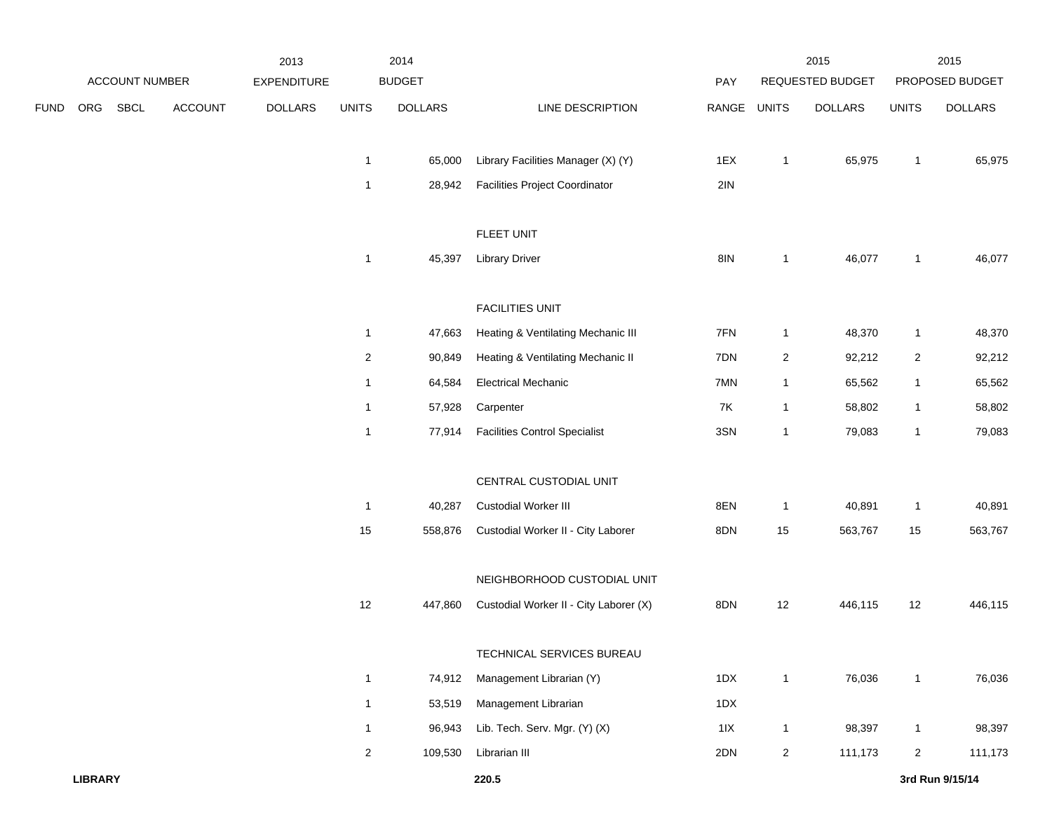| ACCOUNT NUMBER | | | | 2013 EXPENDITURE | 2014 BUDGET | | | PAY | 2015 REQUESTED BUDGET | | 2015 PROPOSED BUDGET | |
|---|---|---|---|---|---|---|---|---|---|---|---|---|
| FUND | ORG | SBCL | ACCOUNT | DOLLARS | UNITS | DOLLARS | LINE DESCRIPTION | RANGE | UNITS | DOLLARS | UNITS | DOLLARS |
| | | | | | 1 | 65,000 | Library Facilities Manager (X) (Y) | 1EX | 1 | 65,975 | 1 | 65,975 |
| | | | | | 1 | 28,942 | Facilities Project Coordinator | 2IN | | | | |
| | | | | | | | FLEET UNIT | | | | | |
| | | | | | 1 | 45,397 | Library Driver | 8IN | 1 | 46,077 | 1 | 46,077 |
| | | | | | | | FACILITIES UNIT | | | | | |
| | | | | | 1 | 47,663 | Heating & Ventilating Mechanic III | 7FN | 1 | 48,370 | 1 | 48,370 |
| | | | | | 2 | 90,849 | Heating & Ventilating Mechanic II | 7DN | 2 | 92,212 | 2 | 92,212 |
| | | | | | 1 | 64,584 | Electrical Mechanic | 7MN | 1 | 65,562 | 1 | 65,562 |
| | | | | | 1 | 57,928 | Carpenter | 7K | 1 | 58,802 | 1 | 58,802 |
| | | | | | 1 | 77,914 | Facilities Control Specialist | 3SN | 1 | 79,083 | 1 | 79,083 |
| | | | | | | | CENTRAL CUSTODIAL UNIT | | | | | |
| | | | | | 1 | 40,287 | Custodial Worker III | 8EN | 1 | 40,891 | 1 | 40,891 |
| | | | | | 15 | 558,876 | Custodial Worker II - City Laborer | 8DN | 15 | 563,767 | 15 | 563,767 |
| | | | | | | | NEIGHBORHOOD CUSTODIAL UNIT | | | | | |
| | | | | | 12 | 447,860 | Custodial Worker II - City Laborer (X) | 8DN | 12 | 446,115 | 12 | 446,115 |
| | | | | | | | TECHNICAL SERVICES BUREAU | | | | | |
| | | | | | 1 | 74,912 | Management Librarian (Y) | 1DX | 1 | 76,036 | 1 | 76,036 |
| | | | | | 1 | 53,519 | Management Librarian | 1DX | | | | |
| | | | | | 1 | 96,943 | Lib. Tech. Serv. Mgr. (Y) (X) | 1IX | 1 | 98,397 | 1 | 98,397 |
| | | | | | 2 | 109,530 | Librarian III | 2DN | 2 | 111,173 | 2 | 111,173 |

**LIBRARY** **220.5** **3rd Run 9/15/14**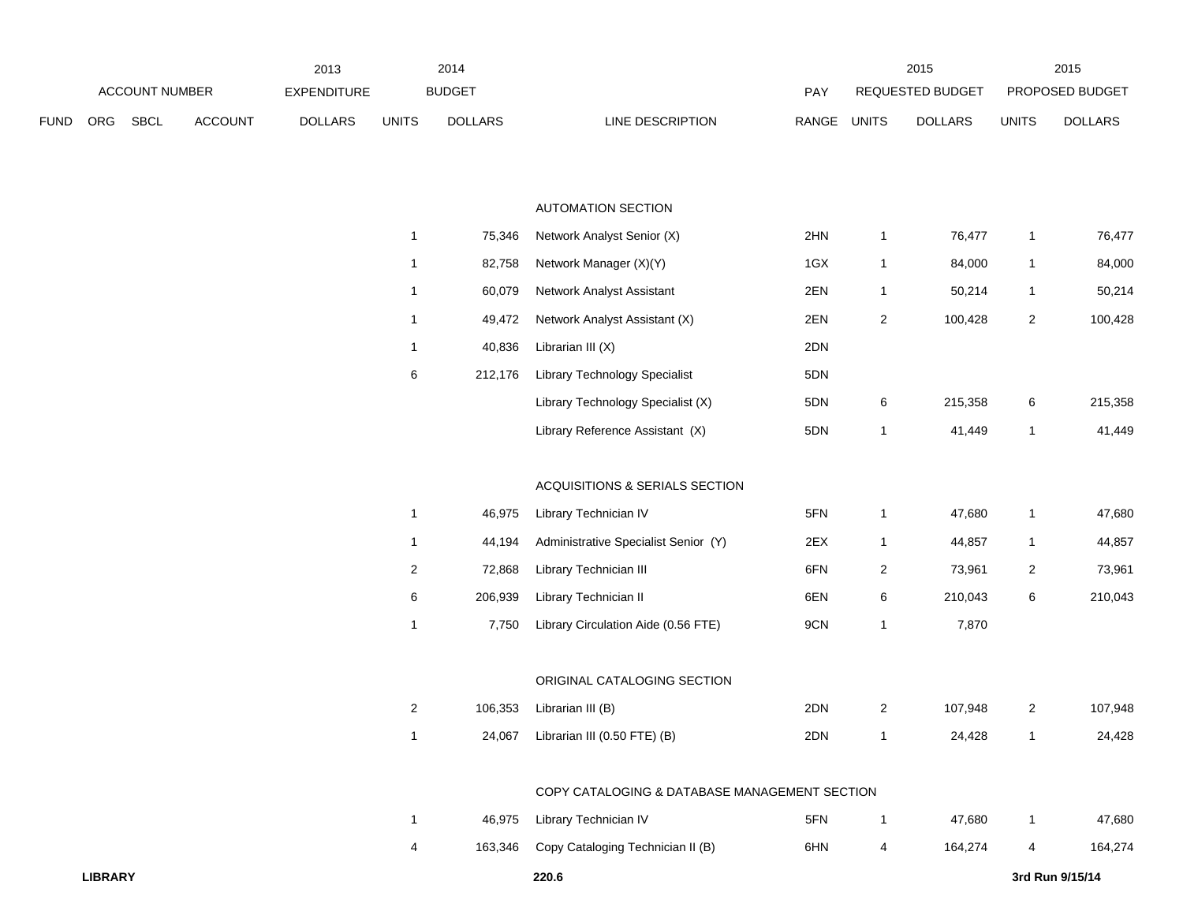| | | | | 2013 | 2014 | | | | 2015 | | 2015 | |
|---|---|---|---|---|---|---|---|---|---|---|---|---|
| | ACCOUNT NUMBER | | | EXPENDITURE | BUDGET | | | PAY | REQUESTED BUDGET | | PROPOSED BUDGET | |
| FUND | ORG | SBCL | ACCOUNT | DOLLARS | UNITS | DOLLARS | LINE DESCRIPTION | RANGE | UNITS | DOLLARS | UNITS | DOLLARS |
| | | | | | | | AUTOMATION SECTION | | | | | |
| | | | | | 1 | 75,346 | Network Analyst Senior (X) | 2HN | 1 | 76,477 | 1 | 76,477 |
| | | | | | 1 | 82,758 | Network Manager (X)(Y) | 1GX | 1 | 84,000 | 1 | 84,000 |
| | | | | | 1 | 60,079 | Network Analyst Assistant | 2EN | 1 | 50,214 | 1 | 50,214 |
| | | | | | 1 | 49,472 | Network Analyst Assistant (X) | 2EN | 2 | 100,428 | 2 | 100,428 |
| | | | | | 1 | 40,836 | Librarian III (X) | 2DN | | | | |
| | | | | | 6 | 212,176 | Library Technology Specialist | 5DN | | | | |
| | | | | | | | Library Technology Specialist (X) | 5DN | 6 | 215,358 | 6 | 215,358 |
| | | | | | | | Library Reference Assistant (X) | 5DN | 1 | 41,449 | 1 | 41,449 |
| | | | | | | | ACQUISITIONS & SERIALS SECTION | | | | | |
| | | | | | 1 | 46,975 | Library Technician IV | 5FN | 1 | 47,680 | 1 | 47,680 |
| | | | | | 1 | 44,194 | Administrative Specialist Senior (Y) | 2EX | 1 | 44,857 | 1 | 44,857 |
| | | | | | 2 | 72,868 | Library Technician III | 6FN | 2 | 73,961 | 2 | 73,961 |
| | | | | | 6 | 206,939 | Library Technician II | 6EN | 6 | 210,043 | 6 | 210,043 |
| | | | | | 1 | 7,750 | Library Circulation Aide (0.56 FTE) | 9CN | 1 | 7,870 | | |
| | | | | | | | ORIGINAL CATALOGING SECTION | | | | | |
| | | | | | 2 | 106,353 | Librarian III (B) | 2DN | 2 | 107,948 | 2 | 107,948 |
| | | | | | 1 | 24,067 | Librarian III (0.50 FTE) (B) | 2DN | 1 | 24,428 | 1 | 24,428 |
| | | | | | | | COPY CATALOGING & DATABASE MANAGEMENT SECTION | | | | | |
| | | | | | 1 | 46,975 | Library Technician IV | 5FN | 1 | 47,680 | 1 | 47,680 |
| | | | | | 4 | 163,346 | Copy Cataloging Technician II (B) | 6HN | 4 | 164,274 | 4 | 164,274 |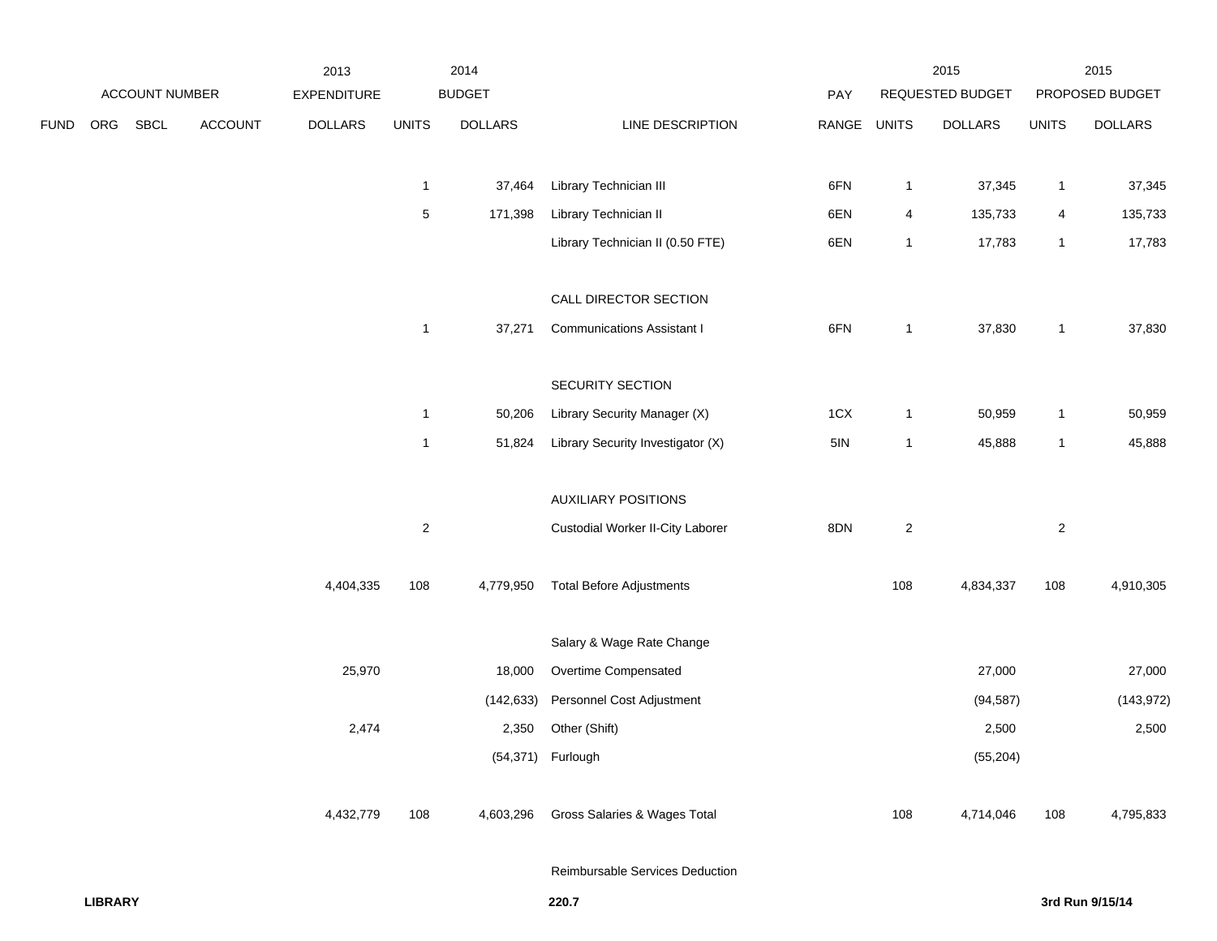| ACCOUNT NUMBER | | | | 2013 EXPENDITURE | 2014 BUDGET | | | | 2015 REQUESTED BUDGET | | 2015 PROPOSED BUDGET | |
|---|---|---|---|---|---|---|---|---|---|---|---|---|
| FUND | ORG | SBCL | ACCOUNT | DOLLARS | UNITS | DOLLARS | LINE DESCRIPTION | PAY RANGE | UNITS | DOLLARS | UNITS | DOLLARS |
| | | | | | 1 | 37,464 | Library Technician III | 6FN | 1 | 37,345 | 1 | 37,345 |
| | | | | | 5 | 171,398 | Library Technician II | 6EN | 4 | 135,733 | 4 | 135,733 |
| | | | | | | | Library Technician II (0.50 FTE) | 6EN | 1 | 17,783 | 1 | 17,783 |
| | | | | | | | CALL DIRECTOR SECTION | | | | | |
| | | | | | 1 | 37,271 | Communications Assistant I | 6FN | 1 | 37,830 | 1 | 37,830 |
| | | | | | | | SECURITY SECTION | | | | | |
| | | | | | 1 | 50,206 | Library Security Manager (X) | 1CX | 1 | 50,959 | 1 | 50,959 |
| | | | | | 1 | 51,824 | Library Security Investigator (X) | 5IN | 1 | 45,888 | 1 | 45,888 |
| | | | | | | | AUXILIARY POSITIONS | | | | | |
| | | | | | 2 | | Custodial Worker II-City Laborer | 8DN | 2 | | 2 | |
| | | | | 4,404,335 | 108 | 4,779,950 | Total Before Adjustments | | 108 | 4,834,337 | 108 | 4,910,305 |
| | | | | | | | Salary & Wage Rate Change | | | | | |
| | | | | 25,970 | | 18,000 | Overtime Compensated | | | 27,000 | | 27,000 |
| | | | | | | (142,633) | Personnel Cost Adjustment | | | (94,587) | | (143,972) |
| | | | | 2,474 | | 2,350 | Other (Shift) | | | 2,500 | | 2,500 |
| | | | | | | (54,371) | Furlough | | | (55,204) | | |
| | | | | 4,432,779 | 108 | 4,603,296 | Gross Salaries & Wages Total | | 108 | 4,714,046 | 108 | 4,795,833 |
| | | | | | | | Reimbursable Services Deduction | | | | | |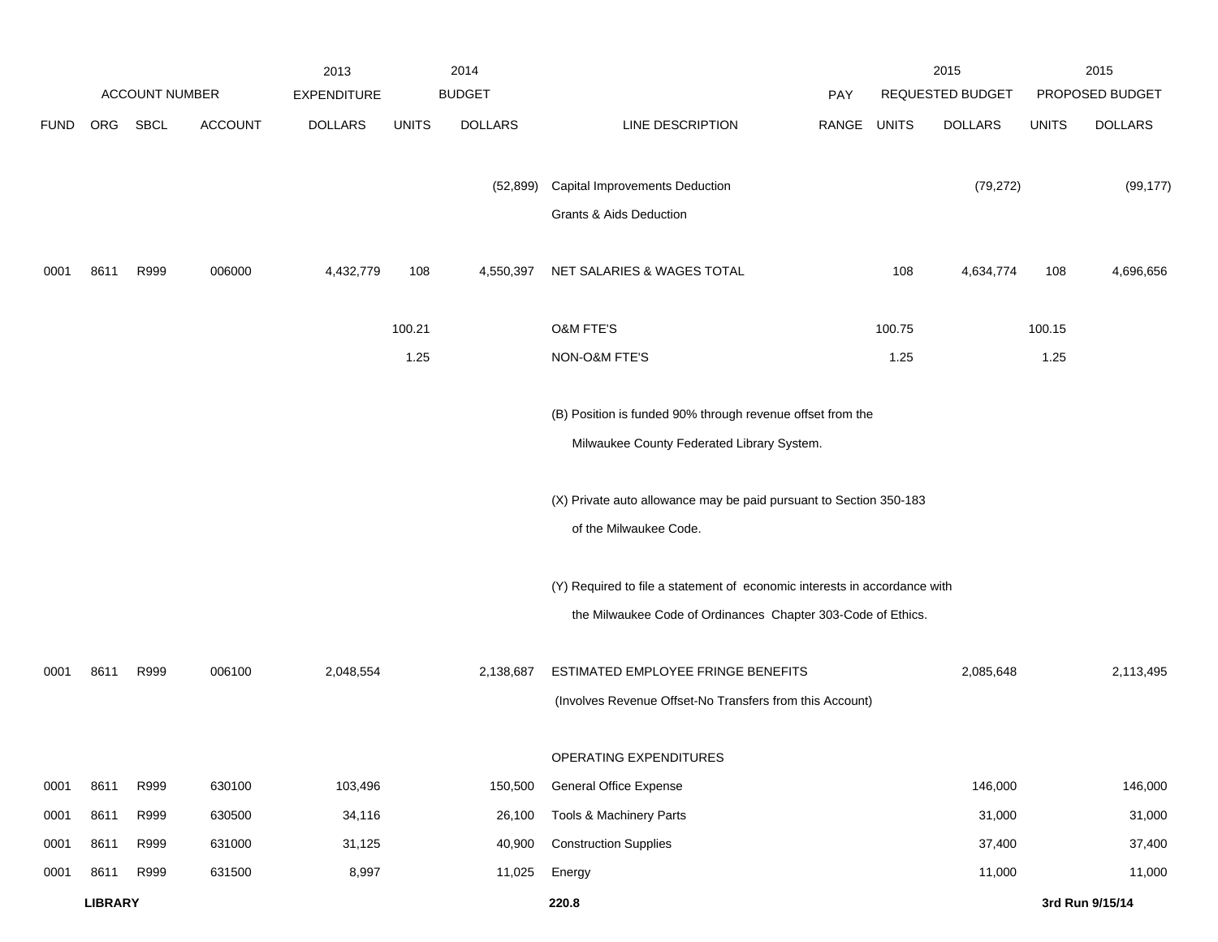| FUND | ORG | SBCL | ACCOUNT | 2013 EXPENDITURE DOLLARS | 2014 BUDGET UNITS | 2014 BUDGET DOLLARS | LINE DESCRIPTION | PAY RANGE | 2015 REQUESTED BUDGET UNITS | 2015 REQUESTED BUDGET DOLLARS | 2015 PROPOSED BUDGET UNITS | 2015 PROPOSED BUDGET DOLLARS |
|---|---|---|---|---|---|---|---|---|---|---|---|---|
| | | | | | | (52,899) | Capital Improvements Deduction | | | (79,272) | | (99,177) |
| | | | | | | | Grants & Aids Deduction | | | | | |
| 0001 | 8611 | R999 | 006000 | 4,432,779 | 108 | 4,550,397 | NET SALARIES & WAGES TOTAL | | 108 | 4,634,774 | 108 | 4,696,656 |
| | | | | | 100.21 | | O&M FTE'S | | 100.75 | | 100.15 | |
| | | | | | 1.25 | | NON-O&M FTE'S | | 1.25 | | 1.25 | |
| | | | | | | | (B) Position is funded 90% through revenue offset from the Milwaukee County Federated Library System. | | | | | |
| | | | | | | | (X) Private auto allowance may be paid pursuant to Section 350-183 of the Milwaukee Code. | | | | | |
| | | | | | | | (Y) Required to file a statement of economic interests in accordance with the Milwaukee Code of Ordinances Chapter 303-Code of Ethics. | | | | | |
| 0001 | 8611 | R999 | 006100 | 2,048,554 | | 2,138,687 | ESTIMATED EMPLOYEE FRINGE BENEFITS (Involves Revenue Offset-No Transfers from this Account) | | | 2,085,648 | | 2,113,495 |
| | | | | | | | OPERATING EXPENDITURES | | | | | |
| 0001 | 8611 | R999 | 630100 | 103,496 | | 150,500 | General Office Expense | | | 146,000 | | 146,000 |
| 0001 | 8611 | R999 | 630500 | 34,116 | | 26,100 | Tools & Machinery Parts | | | 31,000 | | 31,000 |
| 0001 | 8611 | R999 | 631000 | 31,125 | | 40,900 | Construction Supplies | | | 37,400 | | 37,400 |
| 0001 | 8611 | R999 | 631500 | 8,997 | | 11,025 | Energy | | | 11,000 | | 11,000 |

**LIBRARY** **220.8** **3rd Run 9/15/14**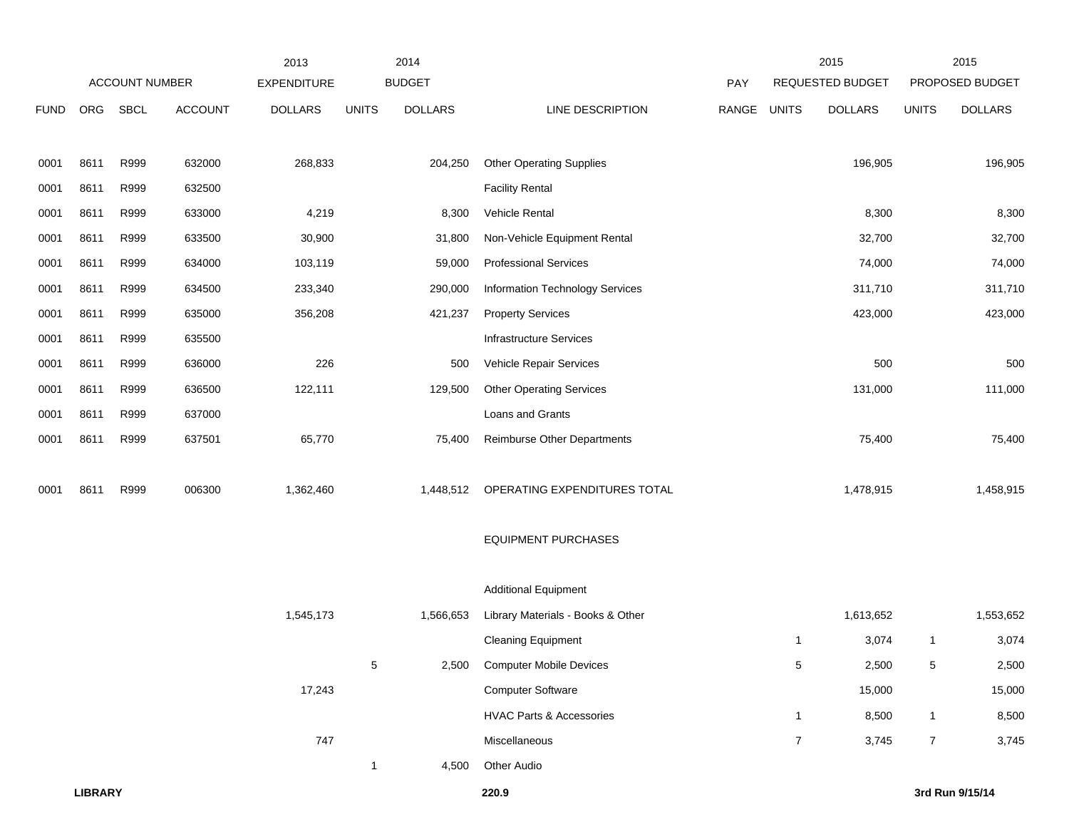| FUND | ORG | SBCL | ACCOUNT | 2013 EXPENDITURE DOLLARS | 2014 BUDGET UNITS | 2014 BUDGET DOLLARS | LINE DESCRIPTION | PAY RANGE | 2015 REQUESTED BUDGET UNITS | 2015 REQUESTED BUDGET DOLLARS | 2015 PROPOSED BUDGET UNITS | 2015 PROPOSED BUDGET DOLLARS |
|---|---|---|---|---|---|---|---|---|---|---|---|---|
| 0001 | 8611 | R999 | 632000 | 268,833 | | 204,250 | Other Operating Supplies | | | 196,905 | | 196,905 |
| 0001 | 8611 | R999 | 632500 | | | | Facility Rental | | | | | |
| 0001 | 8611 | R999 | 633000 | 4,219 | | 8,300 | Vehicle Rental | | | 8,300 | | 8,300 |
| 0001 | 8611 | R999 | 633500 | 30,900 | | 31,800 | Non-Vehicle Equipment Rental | | | 32,700 | | 32,700 |
| 0001 | 8611 | R999 | 634000 | 103,119 | | 59,000 | Professional Services | | | 74,000 | | 74,000 |
| 0001 | 8611 | R999 | 634500 | 233,340 | | 290,000 | Information Technology Services | | | 311,710 | | 311,710 |
| 0001 | 8611 | R999 | 635000 | 356,208 | | 421,237 | Property Services | | | 423,000 | | 423,000 |
| 0001 | 8611 | R999 | 635500 | | | | Infrastructure Services | | | | | |
| 0001 | 8611 | R999 | 636000 | 226 | | 500 | Vehicle Repair Services | | | 500 | | 500 |
| 0001 | 8611 | R999 | 636500 | 122,111 | | 129,500 | Other Operating Services | | | 131,000 | | 111,000 |
| 0001 | 8611 | R999 | 637000 | | | | Loans and Grants | | | | | |
| 0001 | 8611 | R999 | 637501 | 65,770 | | 75,400 | Reimburse Other Departments | | | 75,400 | | 75,400 |
| 0001 | 8611 | R999 | 006300 | 1,362,460 | | 1,448,512 | OPERATING EXPENDITURES TOTAL | | | 1,478,915 | | 1,458,915 |
| | | | | | | | EQUIPMENT PURCHASES | | | | | |
| | | | | | | | Additional Equipment | | | | | |
| | | | | 1,545,173 | | 1,566,653 | Library Materials - Books & Other | | | 1,613,652 | | 1,553,652 |
| | | | | | | | Cleaning Equipment | | 1 | 3,074 | 1 | 3,074 |
| | | | | | 5 | 2,500 | Computer Mobile Devices | | 5 | 2,500 | 5 | 2,500 |
| | | | | 17,243 | | | Computer Software | | | 15,000 | | 15,000 |
| | | | | | | | HVAC Parts & Accessories | | 1 | 8,500 | 1 | 8,500 |
| | | | | 747 | | | Miscellaneous | | 7 | 3,745 | 7 | 3,745 |
| | | | | | 1 | 4,500 | Other Audio | | | | | |

**LIBRARY** 220.9 **3rd Run 9/15/14**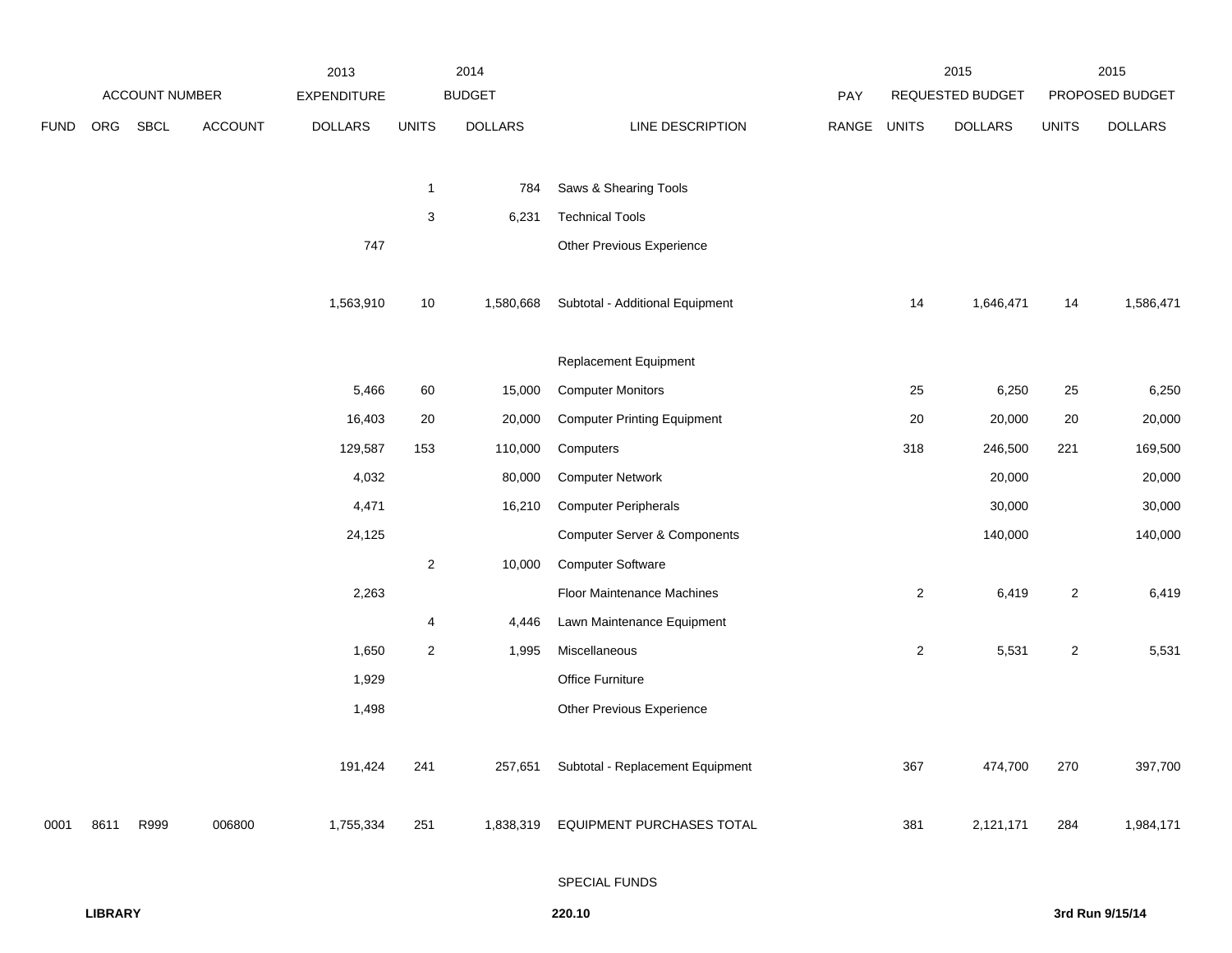| FUND | ORG | SBCL | ACCOUNT | 2013 EXPENDITURE DOLLARS | 2014 BUDGET UNITS | 2014 BUDGET DOLLARS | LINE DESCRIPTION | PAY RANGE | 2015 REQUESTED BUDGET UNITS | 2015 REQUESTED BUDGET DOLLARS | 2015 PROPOSED BUDGET UNITS | 2015 PROPOSED BUDGET DOLLARS |
|---|---|---|---|---|---|---|---|---|---|---|---|---|
| | | | | | 1 | 784 | Saws & Shearing Tools | | | | | |
| | | | | | 3 | 6,231 | Technical Tools | | | | | |
| | | | | 747 | | | Other Previous Experience | | | | | |
| | | | | 1,563,910 | 10 | 1,580,668 | Subtotal - Additional Equipment | | 14 | 1,646,471 | 14 | 1,586,471 |
| | | | | | | | Replacement Equipment | | | | | |
| | | | | 5,466 | 60 | 15,000 | Computer Monitors | | 25 | 6,250 | 25 | 6,250 |
| | | | | 16,403 | 20 | 20,000 | Computer Printing Equipment | | 20 | 20,000 | 20 | 20,000 |
| | | | | 129,587 | 153 | 110,000 | Computers | | 318 | 246,500 | 221 | 169,500 |
| | | | | 4,032 | | 80,000 | Computer Network | | | 20,000 | | 20,000 |
| | | | | 4,471 | | 16,210 | Computer Peripherals | | | 30,000 | | 30,000 |
| | | | | 24,125 | | | Computer Server & Components | | | 140,000 | | 140,000 |
| | | | | | 2 | 10,000 | Computer Software | | | | | |
| | | | | 2,263 | | | Floor Maintenance Machines | | 2 | 6,419 | 2 | 6,419 |
| | | | | | 4 | 4,446 | Lawn Maintenance Equipment | | | | | |
| | | | | 1,650 | 2 | 1,995 | Miscellaneous | | 2 | 5,531 | 2 | 5,531 |
| | | | | 1,929 | | | Office Furniture | | | | | |
| | | | | 1,498 | | | Other Previous Experience | | | | | |
| | | | | 191,424 | 241 | 257,651 | Subtotal - Replacement Equipment | | 367 | 474,700 | 270 | 397,700 |
| 0001 | 8611 | R999 | 006800 | 1,755,334 | 251 | 1,838,319 | EQUIPMENT PURCHASES TOTAL | | 381 | 2,121,171 | 284 | 1,984,171 |
| | | | | | | | SPECIAL FUNDS | | | | | |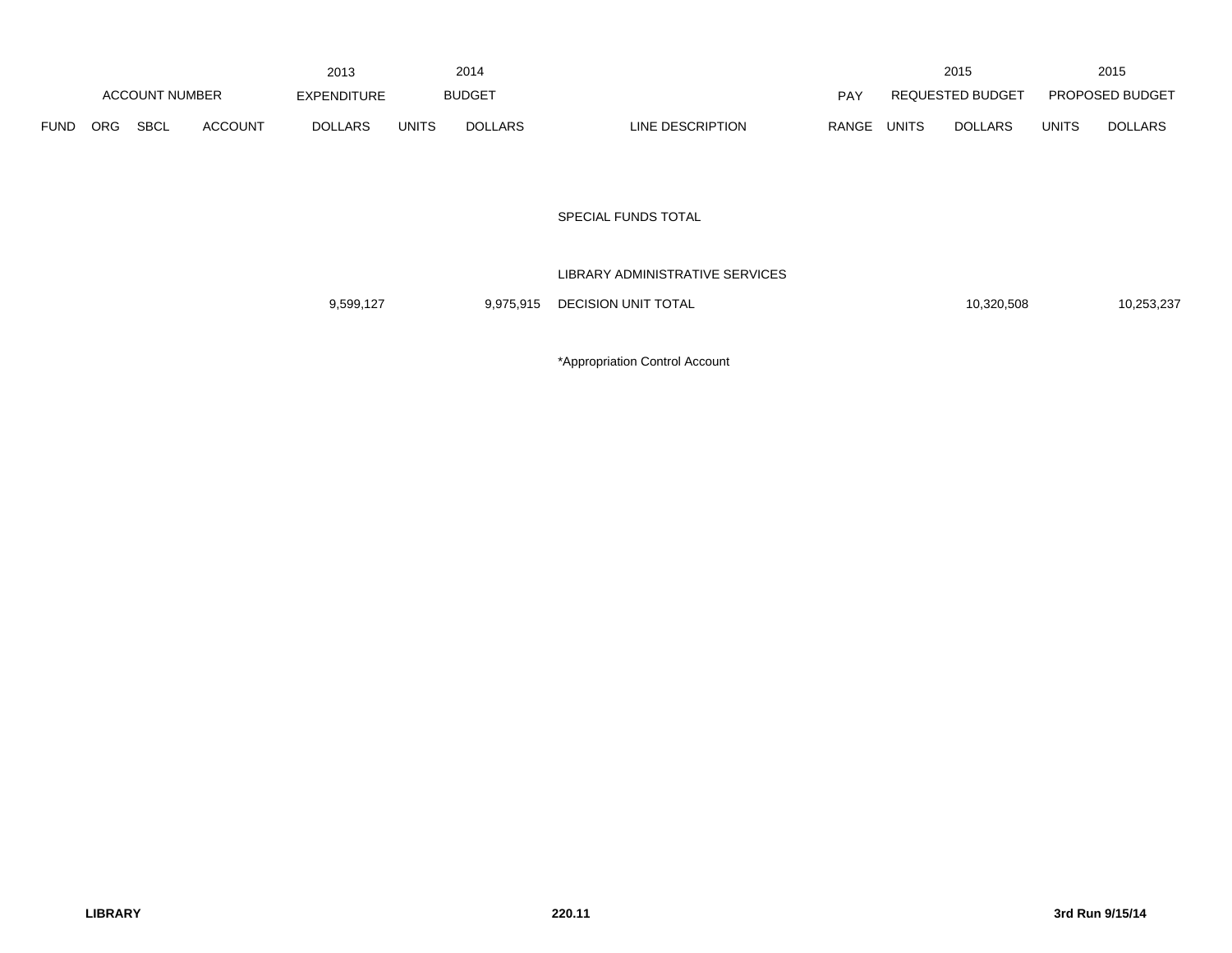| ACCOUNT NUMBER | | | | 2013 EXPENDITURE | 2014 BUDGET | | | PAY | 2015 REQUESTED BUDGET | | 2015 PROPOSED BUDGET | |
|---|---|---|---|---|---|---|---|---|---|---|---|---|
| FUND | ORG | SBCL | ACCOUNT | DOLLARS | UNITS | DOLLARS | LINE DESCRIPTION | RANGE | UNITS | DOLLARS | UNITS | DOLLARS |
| | | | | | | | SPECIAL FUNDS TOTAL | | | | | |
| | | | | | | | LIBRARY ADMINISTRATIVE SERVICES | | | | | |
| | | | | 9,599,127 | | 9,975,915 | DECISION UNIT TOTAL | | | 10,320,508 | | 10,253,237 |

*Appropriation Control Account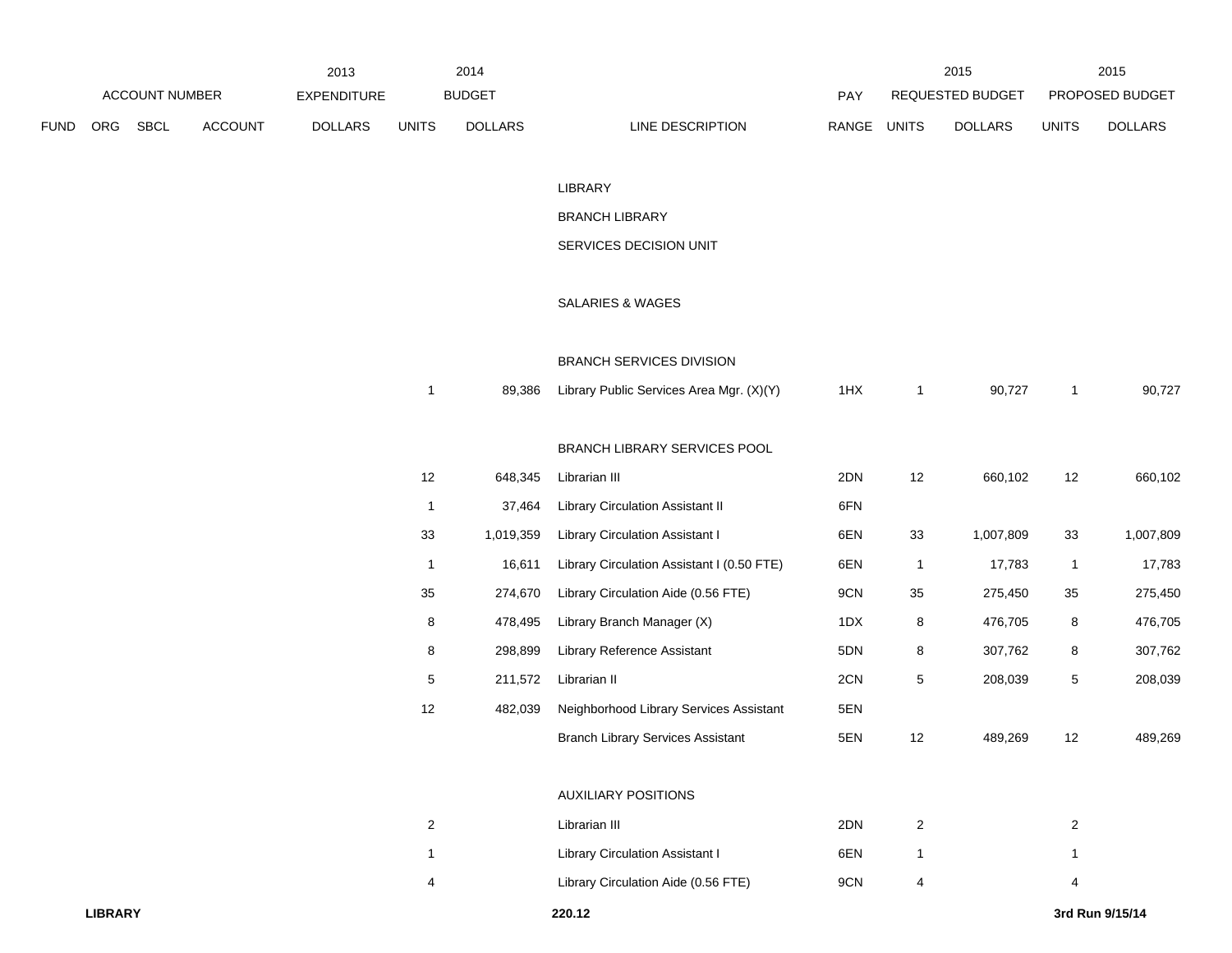| ACCOUNT NUMBER | | | | 2013 EXPENDITURE | 2014 BUDGET | | | PAY | 2015 REQUESTED BUDGET | | 2015 PROPOSED BUDGET | |
|---|---|---|---|---|---|---|---|---|---|---|---|---|
| FUND | ORG | SBCL | ACCOUNT | DOLLARS | UNITS | DOLLARS | LINE DESCRIPTION | RANGE | UNITS | DOLLARS | UNITS | DOLLARS |
| | | | | | | | LIBRARY | | | | | |
| | | | | | | | BRANCH LIBRARY | | | | | |
| | | | | | | | SERVICES DECISION UNIT | | | | | |
| | | | | | | | SALARIES & WAGES | | | | | |
| | | | | | | | BRANCH SERVICES DIVISION | | | | | |
| | | | | | 1 | 89,386 | Library Public Services Area Mgr. (X)(Y) | 1HX | 1 | 90,727 | 1 | 90,727 |
| | | | | | | | BRANCH LIBRARY SERVICES POOL | | | | | |
| | | | | | 12 | 648,345 | Librarian III | 2DN | 12 | 660,102 | 12 | 660,102 |
| | | | | | 1 | 37,464 | Library Circulation Assistant II | 6FN | | | | |
| | | | | | 33 | 1,019,359 | Library Circulation Assistant I | 6EN | 33 | 1,007,809 | 33 | 1,007,809 |
| | | | | | 1 | 16,611 | Library Circulation Assistant I (0.50 FTE) | 6EN | 1 | 17,783 | 1 | 17,783 |
| | | | | | 35 | 274,670 | Library Circulation Aide (0.56 FTE) | 9CN | 35 | 275,450 | 35 | 275,450 |
| | | | | | 8 | 478,495 | Library Branch Manager (X) | 1DX | 8 | 476,705 | 8 | 476,705 |
| | | | | | 8 | 298,899 | Library Reference Assistant | 5DN | 8 | 307,762 | 8 | 307,762 |
| | | | | | 5 | 211,572 | Librarian II | 2CN | 5 | 208,039 | 5 | 208,039 |
| | | | | | 12 | 482,039 | Neighborhood Library Services Assistant | 5EN | | | | |
| | | | | | | | Branch Library Services Assistant | 5EN | 12 | 489,269 | 12 | 489,269 |
| | | | | | | | AUXILIARY POSITIONS | | | | | |
| | | | | | 2 | | Librarian III | 2DN | 2 | | 2 | |
| | | | | | 1 | | Library Circulation Assistant I | 6EN | 1 | | 1 | |
| | | | | | 4 | | Library Circulation Aide (0.56 FTE) | 9CN | 4 | | 4 | |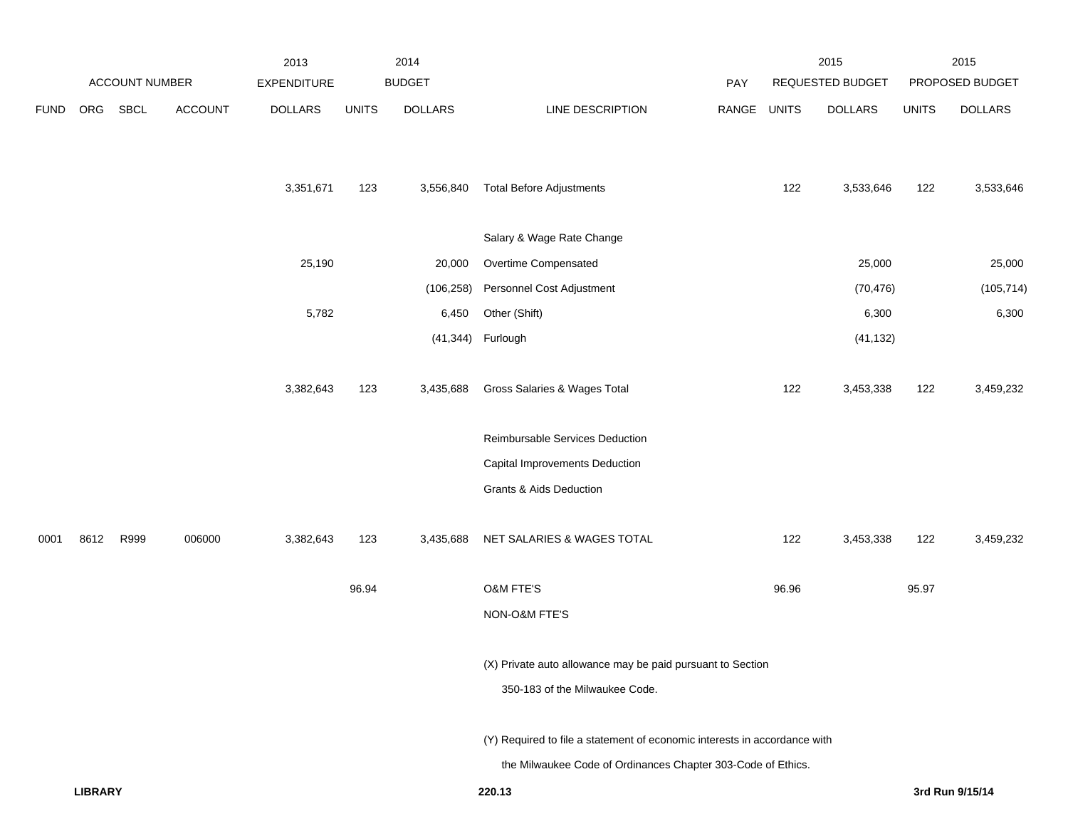| ACCOUNT NUMBER | | | | 2013 EXPENDITURE | 2014 BUDGET | | | PAY | 2015 REQUESTED BUDGET | | 2015 PROPOSED BUDGET | |
|---|---|---|---|---|---|---|---|---|---|---|---|---|
| FUND | ORG | SBCL | ACCOUNT | DOLLARS | UNITS | DOLLARS | LINE DESCRIPTION | RANGE | UNITS | DOLLARS | UNITS | DOLLARS |
| | | | | 3,351,671 | 123 | 3,556,840 | Total Before Adjustments | | 122 | 3,533,646 | 122 | 3,533,646 |
| | | | | | | | Salary & Wage Rate Change | | | | | |
| | | | | 25,190 | | 20,000 | Overtime Compensated | | | 25,000 | | 25,000 |
| | | | | | | (106,258) | Personnel Cost Adjustment | | | (70,476) | | (105,714) |
| | | | | 5,782 | | 6,450 | Other (Shift) | | | 6,300 | | 6,300 |
| | | | | | | (41,344) | Furlough | | | (41,132) | | |
| | | | | 3,382,643 | 123 | 3,435,688 | Gross Salaries & Wages Total | | 122 | 3,453,338 | 122 | 3,459,232 |
| | | | | | | | Reimbursable Services Deduction | | | | | |
| | | | | | | | Capital Improvements Deduction | | | | | |
| | | | | | | | Grants & Aids Deduction | | | | | |
| 0001 | 8612 | R999 | 006000 | 3,382,643 | 123 | 3,435,688 | NET SALARIES & WAGES TOTAL | | 122 | 3,453,338 | 122 | 3,459,232 |
| | | | | | 96.94 | | O&M FTE'S | | 96.96 | | 95.97 | |
| | | | | | | | NON-O&M FTE'S | | | | | |

(X) Private auto allowance may be paid pursuant to Section 350-183 of the Milwaukee Code.

(Y) Required to file a statement of economic interests in accordance with the Milwaukee Code of Ordinances Chapter 303-Code of Ethics.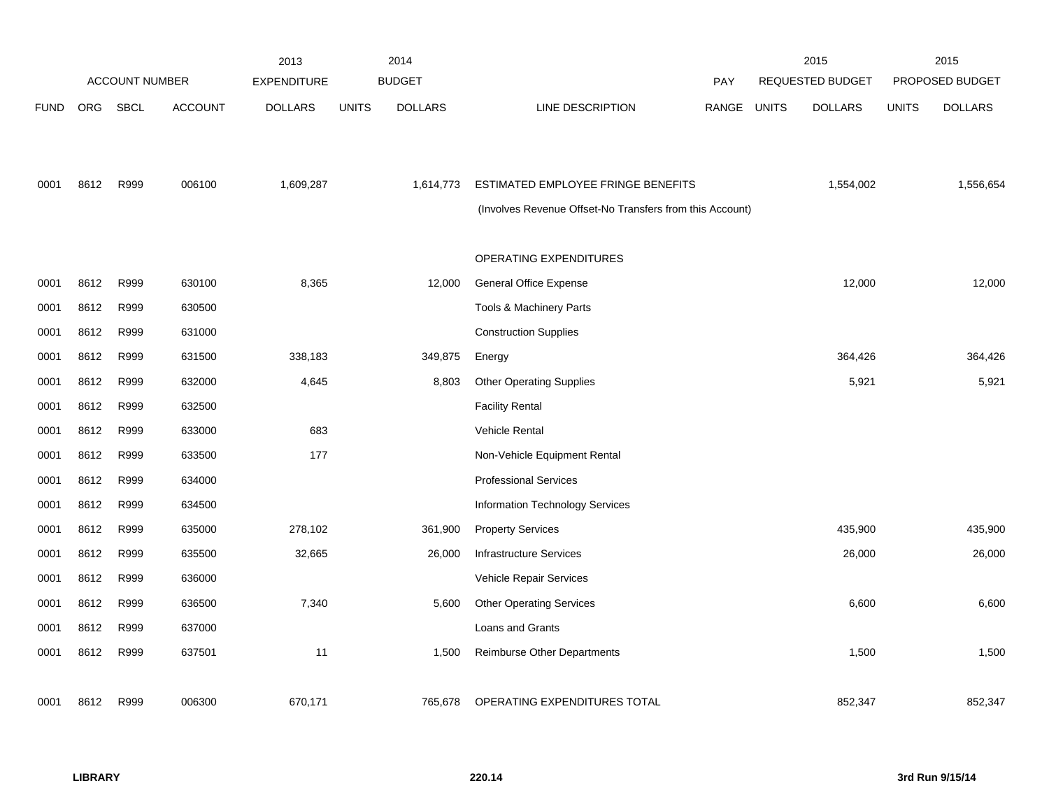| ACCOUNT NUMBER | | | | 2013 EXPENDITURE | 2014 BUDGET | | | PAY | 2015 REQUESTED BUDGET | | 2015 PROPOSED BUDGET | |
|---|---|---|---|---|---|---|---|---|---|---|---|---|
| FUND | ORG | SBCL | ACCOUNT | DOLLARS | UNITS | DOLLARS | LINE DESCRIPTION | RANGE | UNITS | DOLLARS | UNITS | DOLLARS |
| 0001 | 8612 | R999 | 006100 | 1,609,287 | | 1,614,773 | ESTIMATED EMPLOYEE FRINGE BENEFITS | | | 1,554,002 | | 1,556,654 |
| | | | | | | | (Involves Revenue Offset-No Transfers from this Account) | | | | | |
| | | | | | | | OPERATING EXPENDITURES | | | | | |
| 0001 | 8612 | R999 | 630100 | 8,365 | | 12,000 | General Office Expense | | | 12,000 | | 12,000 |
| 0001 | 8612 | R999 | 630500 | | | | Tools & Machinery Parts | | | | | |
| 0001 | 8612 | R999 | 631000 | | | | Construction Supplies | | | | | |
| 0001 | 8612 | R999 | 631500 | 338,183 | | 349,875 | Energy | | | 364,426 | | 364,426 |
| 0001 | 8612 | R999 | 632000 | 4,645 | | 8,803 | Other Operating Supplies | | | 5,921 | | 5,921 |
| 0001 | 8612 | R999 | 632500 | | | | Facility Rental | | | | | |
| 0001 | 8612 | R999 | 633000 | 683 | | | Vehicle Rental | | | | | |
| 0001 | 8612 | R999 | 633500 | 177 | | | Non-Vehicle Equipment Rental | | | | | |
| 0001 | 8612 | R999 | 634000 | | | | Professional Services | | | | | |
| 0001 | 8612 | R999 | 634500 | | | | Information Technology Services | | | | | |
| 0001 | 8612 | R999 | 635000 | 278,102 | | 361,900 | Property Services | | | 435,900 | | 435,900 |
| 0001 | 8612 | R999 | 635500 | 32,665 | | 26,000 | Infrastructure Services | | | 26,000 | | 26,000 |
| 0001 | 8612 | R999 | 636000 | | | | Vehicle Repair Services | | | | | |
| 0001 | 8612 | R999 | 636500 | 7,340 | | 5,600 | Other Operating Services | | | 6,600 | | 6,600 |
| 0001 | 8612 | R999 | 637000 | | | | Loans and Grants | | | | | |
| 0001 | 8612 | R999 | 637501 | 11 | | 1,500 | Reimburse Other Departments | | | 1,500 | | 1,500 |
| 0001 | 8612 | R999 | 006300 | 670,171 | | 765,678 | OPERATING EXPENDITURES TOTAL | | | 852,347 | | 852,347 |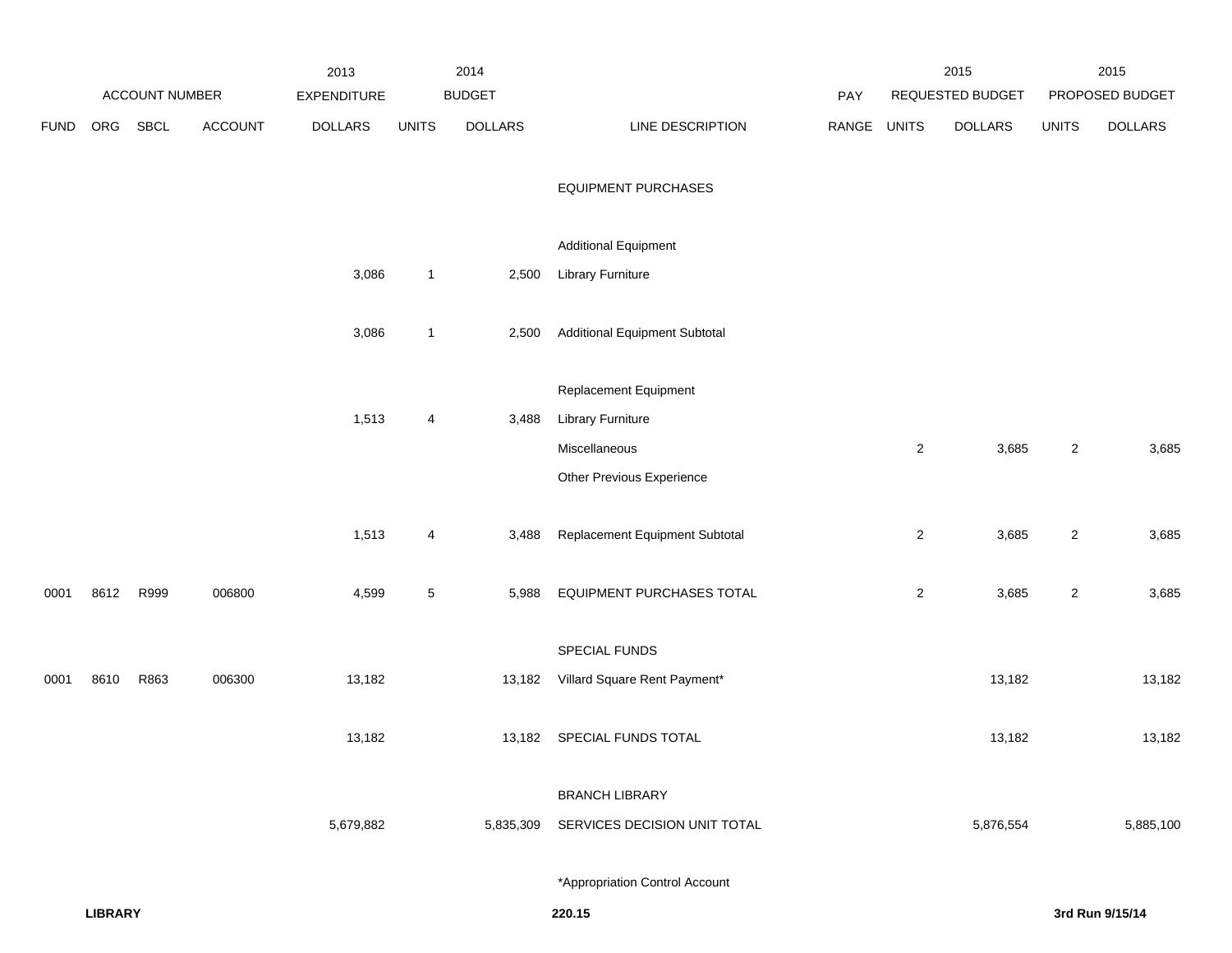| ACCOUNT NUMBER | | | | 2013 EXPENDITURE | 2014 BUDGET | | | PAY | 2015 REQUESTED BUDGET | | 2015 PROPOSED BUDGET | |
|---|---|---|---|---|---|---|---|---|---|---|---|---|
| FUND | ORG | SBCL | ACCOUNT | DOLLARS | UNITS | DOLLARS | LINE DESCRIPTION | RANGE | UNITS | DOLLARS | UNITS | DOLLARS |
| | | | | | | | EQUIPMENT PURCHASES | | | | | |
| | | | | | | | Additional Equipment | | | | | |
| | | | | 3,086 | 1 | 2,500 | Library Furniture | | | | | |
| | | | | 3,086 | 1 | 2,500 | Additional Equipment Subtotal | | | | | |
| | | | | | | | Replacement Equipment | | | | | |
| | | | | 1,513 | 4 | 3,488 | Library Furniture | | | | | |
| | | | | | | | Miscellaneous | | 2 | 3,685 | 2 | 3,685 |
| | | | | | | | Other Previous Experience | | | | | |
| | | | | 1,513 | 4 | 3,488 | Replacement Equipment Subtotal | | 2 | 3,685 | 2 | 3,685 |
| 0001 | 8612 | R999 | 006800 | 4,599 | 5 | 5,988 | EQUIPMENT PURCHASES TOTAL | | 2 | 3,685 | 2 | 3,685 |
| | | | | | | | SPECIAL FUNDS | | | | | |
| 0001 | 8610 | R863 | 006300 | 13,182 | | 13,182 | Villard Square Rent Payment* | | | 13,182 | | 13,182 |
| | | | | 13,182 | | 13,182 | SPECIAL FUNDS TOTAL | | | 13,182 | | 13,182 |
| | | | | | | | BRANCH LIBRARY | | | | | |
| | | | | 5,679,882 | | 5,835,309 | SERVICES DECISION UNIT TOTAL | | | 5,876,554 | | 5,885,100 |

*Appropriation Control Account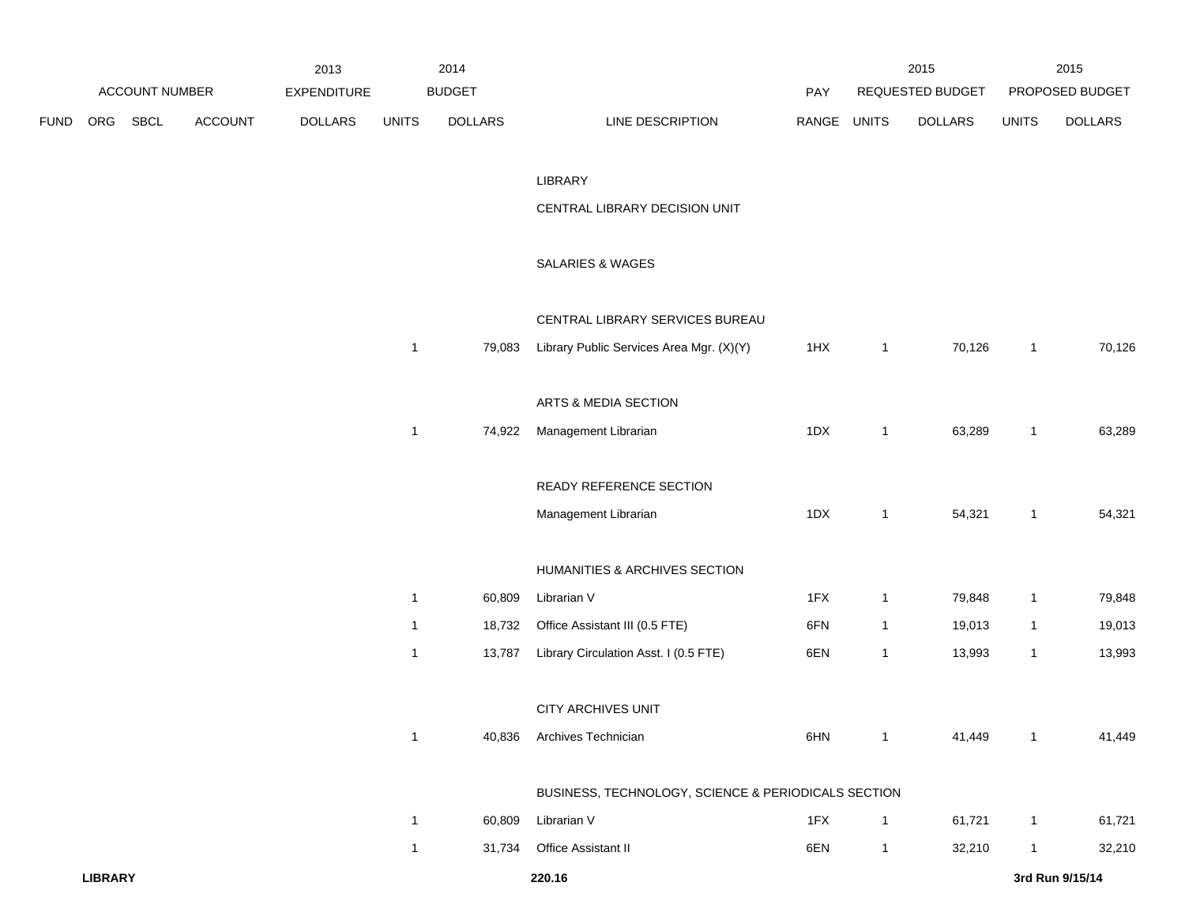| ACCOUNT NUMBER | | | | 2013 EXPENDITURE | 2014 BUDGET | | | PAY | 2015 REQUESTED BUDGET | | 2015 PROPOSED BUDGET | |
|---|---|---|---|---|---|---|---|---|---|---|---|---|
| FUND | ORG | SBCL | ACCOUNT | DOLLARS | UNITS | DOLLARS | LINE DESCRIPTION | RANGE | UNITS | DOLLARS | UNITS | DOLLARS |
| | | | | | | | LIBRARY | | | | | |
| | | | | | | | CENTRAL LIBRARY DECISION UNIT | | | | | |
| | | | | | | | SALARIES & WAGES | | | | | |
| | | | | | | | CENTRAL LIBRARY SERVICES BUREAU | | | | | |
| | | | | | 1 | 79,083 | Library Public Services Area Mgr. (X)(Y) | 1HX | 1 | 70,126 | 1 | 70,126 |
| | | | | | | | ARTS & MEDIA SECTION | | | | | |
| | | | | | 1 | 74,922 | Management Librarian | 1DX | 1 | 63,289 | 1 | 63,289 |
| | | | | | | | READY REFERENCE SECTION | | | | | |
| | | | | | | | Management Librarian | 1DX | 1 | 54,321 | 1 | 54,321 |
| | | | | | | | HUMANITIES & ARCHIVES SECTION | | | | | |
| | | | | | 1 | 60,809 | Librarian V | 1FX | 1 | 79,848 | 1 | 79,848 |
| | | | | | 1 | 18,732 | Office Assistant III (0.5 FTE) | 6FN | 1 | 19,013 | 1 | 19,013 |
| | | | | | 1 | 13,787 | Library Circulation Asst. I (0.5 FTE) | 6EN | 1 | 13,993 | 1 | 13,993 |
| | | | | | | | CITY ARCHIVES UNIT | | | | | |
| | | | | | 1 | 40,836 | Archives Technician | 6HN | 1 | 41,449 | 1 | 41,449 |
| | | | | | | | BUSINESS, TECHNOLOGY, SCIENCE & PERIODICALS SECTION | | | | | |
| | | | | | 1 | 60,809 | Librarian V | 1FX | 1 | 61,721 | 1 | 61,721 |
| | | | | | 1 | 31,734 | Office Assistant II | 6EN | 1 | 32,210 | 1 | 32,210 |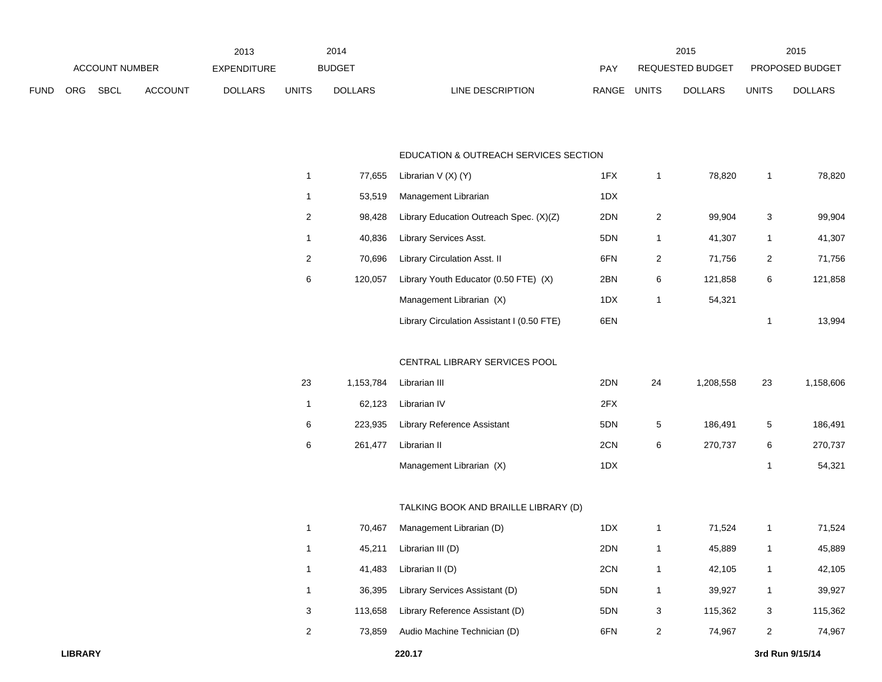| ACCOUNT NUMBER | | | | 2013 EXPENDITURE | 2014 BUDGET | | | PAY | 2015 REQUESTED BUDGET | | 2015 PROPOSED BUDGET | |
|---|---|---|---|---|---|---|---|---|---|---|---|---|
| FUND | ORG | SBCL | ACCOUNT | DOLLARS | UNITS | DOLLARS | LINE DESCRIPTION | RANGE | UNITS | DOLLARS | UNITS | DOLLARS |
| | | | | | | | EDUCATION & OUTREACH SERVICES SECTION | | | | | |
| | | | | | 1 | 77,655 | Librarian V (X) (Y) | 1FX | 1 | 78,820 | 1 | 78,820 |
| | | | | | 1 | 53,519 | Management Librarian | 1DX | | | | |
| | | | | | 2 | 98,428 | Library Education Outreach Spec. (X)(Z) | 2DN | 2 | 99,904 | 3 | 99,904 |
| | | | | | 1 | 40,836 | Library Services Asst. | 5DN | 1 | 41,307 | 1 | 41,307 |
| | | | | | 2 | 70,696 | Library Circulation Asst. II | 6FN | 2 | 71,756 | 2 | 71,756 |
| | | | | | 6 | 120,057 | Library Youth Educator (0.50 FTE) (X) | 2BN | 6 | 121,858 | 6 | 121,858 |
| | | | | | | | Management Librarian (X) | 1DX | 1 | 54,321 | | |
| | | | | | | | Library Circulation Assistant I (0.50 FTE) | 6EN | | | 1 | 13,994 |
| | | | | | | | CENTRAL LIBRARY SERVICES POOL | | | | | |
| | | | | | 23 | 1,153,784 | Librarian III | 2DN | 24 | 1,208,558 | 23 | 1,158,606 |
| | | | | | 1 | 62,123 | Librarian IV | 2FX | | | | |
| | | | | | 6 | 223,935 | Library Reference Assistant | 5DN | 5 | 186,491 | 5 | 186,491 |
| | | | | | 6 | 261,477 | Librarian II | 2CN | 6 | 270,737 | 6 | 270,737 |
| | | | | | | | Management Librarian (X) | 1DX | | | 1 | 54,321 |
| | | | | | | | TALKING BOOK AND BRAILLE LIBRARY (D) | | | | | |
| | | | | | 1 | 70,467 | Management Librarian (D) | 1DX | 1 | 71,524 | 1 | 71,524 |
| | | | | | 1 | 45,211 | Librarian III (D) | 2DN | 1 | 45,889 | 1 | 45,889 |
| | | | | | 1 | 41,483 | Librarian II (D) | 2CN | 1 | 42,105 | 1 | 42,105 |
| | | | | | 1 | 36,395 | Library Services Assistant (D) | 5DN | 1 | 39,927 | 1 | 39,927 |
| | | | | | 3 | 113,658 | Library Reference Assistant (D) | 5DN | 3 | 115,362 | 3 | 115,362 |
| | | | | | 2 | 73,859 | Audio Machine Technician (D) | 6FN | 2 | 74,967 | 2 | 74,967 |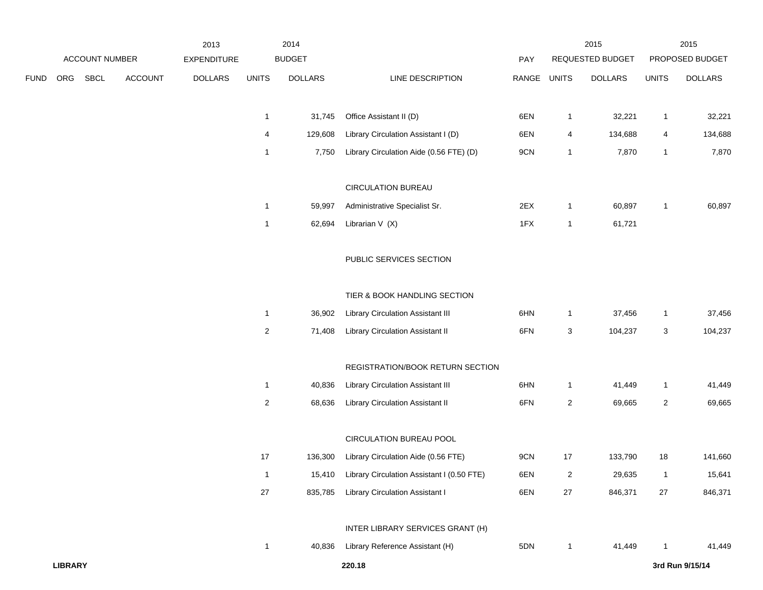| ACCOUNT NUMBER | | | | 2013 EXPENDITURE | 2014 BUDGET | | | PAY | 2015 REQUESTED BUDGET | | 2015 PROPOSED BUDGET | |
|---|---|---|---|---|---|---|---|---|---|---|---|---|
| FUND | ORG | SBCL | ACCOUNT | DOLLARS | UNITS | DOLLARS | LINE DESCRIPTION | RANGE | UNITS | DOLLARS | UNITS | DOLLARS |
| | | | | | 1 | 31,745 | Office Assistant II (D) | 6EN | 1 | 32,221 | 1 | 32,221 |
| | | | | | 4 | 129,608 | Library Circulation Assistant I (D) | 6EN | 4 | 134,688 | 4 | 134,688 |
| | | | | | 1 | 7,750 | Library Circulation Aide (0.56 FTE) (D) | 9CN | 1 | 7,870 | 1 | 7,870 |
| | | | | | | | CIRCULATION BUREAU | | | | | |
| | | | | | 1 | 59,997 | Administrative Specialist Sr. | 2EX | 1 | 60,897 | 1 | 60,897 |
| | | | | | 1 | 62,694 | Librarian V (X) | 1FX | 1 | 61,721 | | |
| | | | | | | | PUBLIC SERVICES SECTION | | | | | |
| | | | | | | | TIER & BOOK HANDLING SECTION | | | | | |
| | | | | | 1 | 36,902 | Library Circulation Assistant III | 6HN | 1 | 37,456 | 1 | 37,456 |
| | | | | | 2 | 71,408 | Library Circulation Assistant II | 6FN | 3 | 104,237 | 3 | 104,237 |
| | | | | | | | REGISTRATION/BOOK RETURN SECTION | | | | | |
| | | | | | 1 | 40,836 | Library Circulation Assistant III | 6HN | 1 | 41,449 | 1 | 41,449 |
| | | | | | 2 | 68,636 | Library Circulation Assistant II | 6FN | 2 | 69,665 | 2 | 69,665 |
| | | | | | | | CIRCULATION BUREAU POOL | | | | | |
| | | | | | 17 | 136,300 | Library Circulation Aide (0.56 FTE) | 9CN | 17 | 133,790 | 18 | 141,660 |
| | | | | | 1 | 15,410 | Library Circulation Assistant I (0.50 FTE) | 6EN | 2 | 29,635 | 1 | 15,641 |
| | | | | | 27 | 835,785 | Library Circulation Assistant I | 6EN | 27 | 846,371 | 27 | 846,371 |
| | | | | | | | INTER LIBRARY SERVICES GRANT (H) | | | | | |
| | | | | | 1 | 40,836 | Library Reference Assistant (H) | 5DN | 1 | 41,449 | 1 | 41,449 |

**LIBRARY** **220.18** **3rd Run 9/15/14**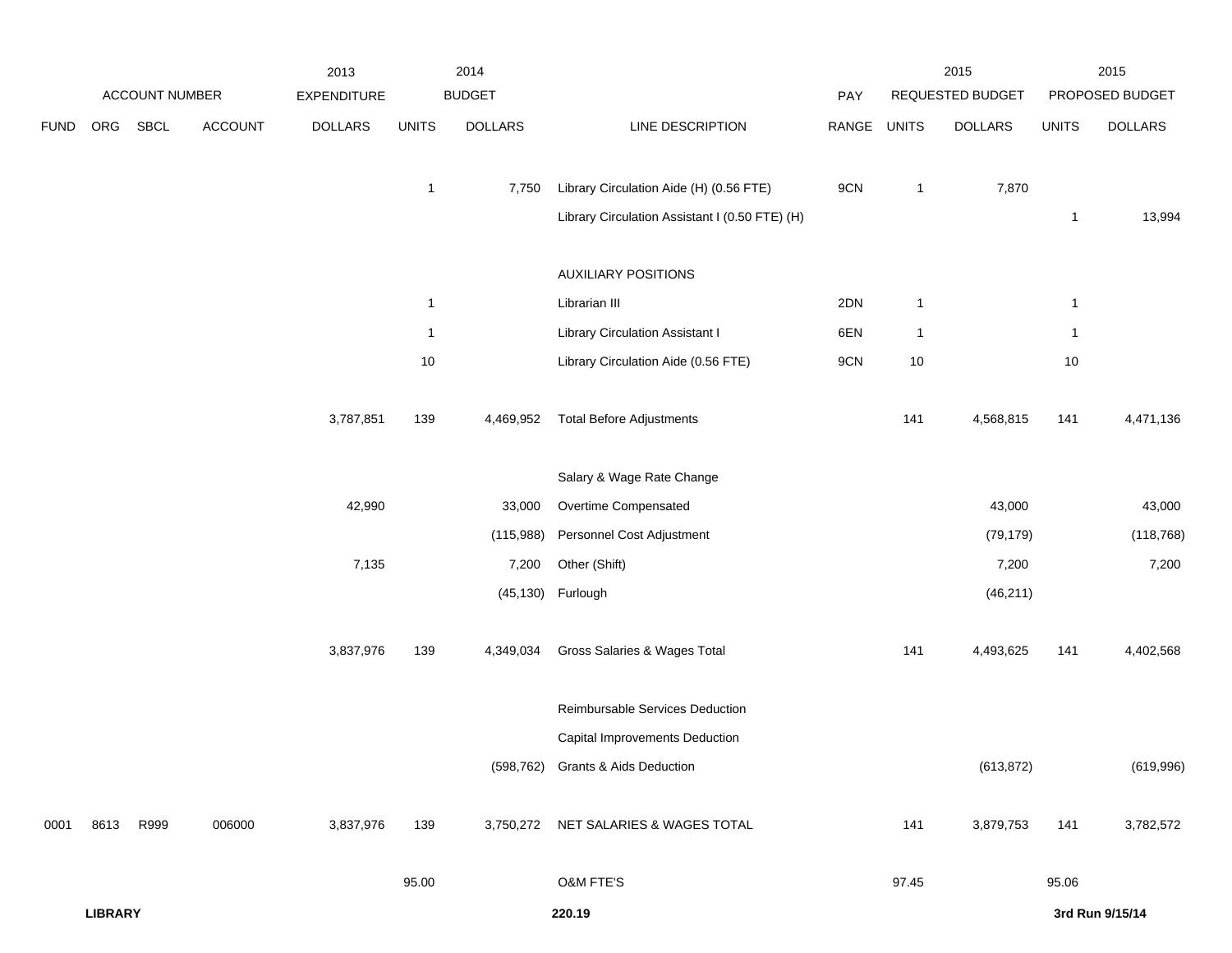| ACCOUNT NUMBER | | | | 2013 EXPENDITURE | 2014 BUDGET | | | PAY | 2015 REQUESTED BUDGET | | 2015 PROPOSED BUDGET | |
|---|---|---|---|---|---|---|---|---|---|---|---|---|
| FUND | ORG | SBCL | ACCOUNT | DOLLARS | UNITS | DOLLARS | LINE DESCRIPTION | RANGE | UNITS | DOLLARS | UNITS | DOLLARS |
| | | | | | 1 | 7,750 | Library Circulation Aide (H) (0.56 FTE) | 9CN | 1 | 7,870 | | |
| | | | | | | | Library Circulation Assistant I (0.50 FTE) (H) | | | | 1 | 13,994 |
| | | | | | | | AUXILIARY POSITIONS | | | | | |
| | | | | | 1 | | Librarian III | 2DN | 1 | | 1 | |
| | | | | | 1 | | Library Circulation Assistant I | 6EN | 1 | | 1 | |
| | | | | | 10 | | Library Circulation Aide (0.56 FTE) | 9CN | 10 | | 10 | |
| | | | | 3,787,851 | 139 | 4,469,952 | Total Before Adjustments | | 141 | 4,568,815 | 141 | 4,471,136 |
| | | | | | | | Salary & Wage Rate Change | | | | | |
| | | | | 42,990 | | 33,000 | Overtime Compensated | | | 43,000 | | 43,000 |
| | | | | | | (115,988) | Personnel Cost Adjustment | | | (79,179) | | (118,768) |
| | | | | 7,135 | | 7,200 | Other (Shift) | | | 7,200 | | 7,200 |
| | | | | | | (45,130) | Furlough | | | (46,211) | | |
| | | | | 3,837,976 | 139 | 4,349,034 | Gross Salaries & Wages Total | | 141 | 4,493,625 | 141 | 4,402,568 |
| | | | | | | | Reimbursable Services Deduction | | | | | |
| | | | | | | | Capital Improvements Deduction | | | | | |
| | | | | | | (598,762) | Grants & Aids Deduction | | | (613,872) | | (619,996) |
| 0001 | 8613 | R999 | 006000 | 3,837,976 | 139 | 3,750,272 | NET SALARIES & WAGES TOTAL | | 141 | 3,879,753 | 141 | 3,782,572 |
| | | | | | 95.00 | | O&M FTE'S | | 97.45 | | 95.06 | |

**LIBRARY** **220.19** **3rd Run 9/15/14**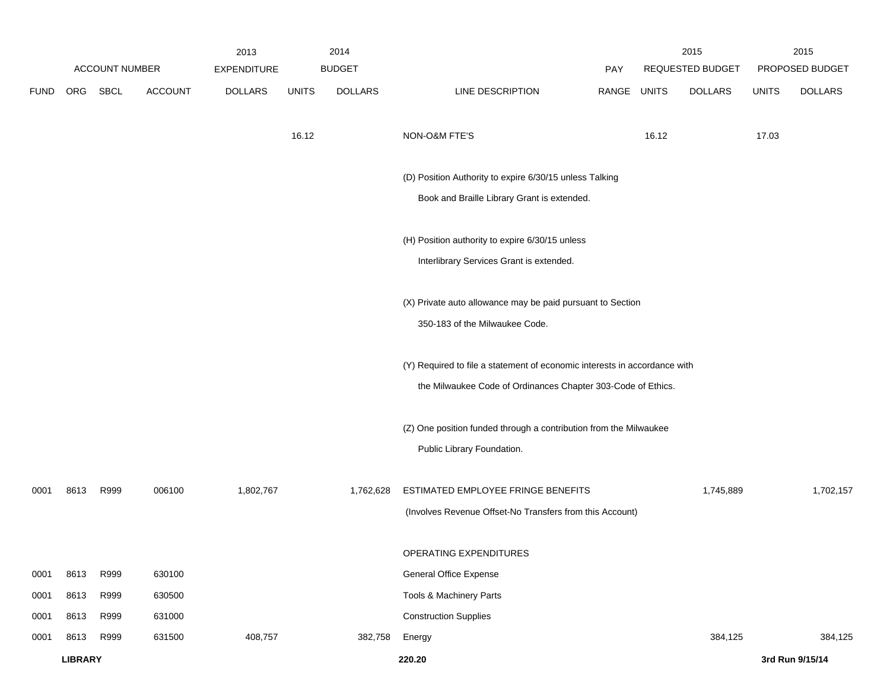| | ACCOUNT NUMBER | | | 2013 EXPENDITURE | 2014 BUDGET | | | | 2015 REQUESTED BUDGET | | 2015 PROPOSED BUDGET | |
|---|---|---|---|---|---|---|---|---|---|---|---|---|
| FUND | ORG | SBCL | ACCOUNT | DOLLARS | UNITS | DOLLARS | LINE DESCRIPTION | PAY RANGE | UNITS | DOLLARS | UNITS | DOLLARS |
| | | | | | 16.12 | | NON-O&M FTE'S | | 16.12 | | 17.03 | |
| | | | | | | | (D) Position Authority to expire 6/30/15 unless Talking Book and Braille Library Grant is extended. | | | | | |
| | | | | | | | (H) Position authority to expire 6/30/15 unless Interlibrary Services Grant is extended. | | | | | |
| | | | | | | | (X) Private auto allowance may be paid pursuant to Section 350-183 of the Milwaukee Code. | | | | | |
| | | | | | | | (Y) Required to file a statement of economic interests in accordance with the Milwaukee Code of Ordinances Chapter 303-Code of Ethics. | | | | | |
| | | | | | | | (Z) One position funded through a contribution from the Milwaukee Public Library Foundation. | | | | | |
| 0001 | 8613 | R999 | 006100 | 1,802,767 | | 1,762,628 | ESTIMATED EMPLOYEE FRINGE BENEFITS (Involves Revenue Offset-No Transfers from this Account) | | | 1,745,889 | | 1,702,157 |
| | | | | | | | OPERATING EXPENDITURES | | | | | |
| 0001 | 8613 | R999 | 630100 | | | | General Office Expense | | | | | |
| 0001 | 8613 | R999 | 630500 | | | | Tools & Machinery Parts | | | | | |
| 0001 | 8613 | R999 | 631000 | | | | Construction Supplies | | | | | |
| 0001 | 8613 | R999 | 631500 | 408,757 | | 382,758 | Energy | | | 384,125 | | 384,125 |

**LIBRARY** 220.20 3rd Run 9/15/14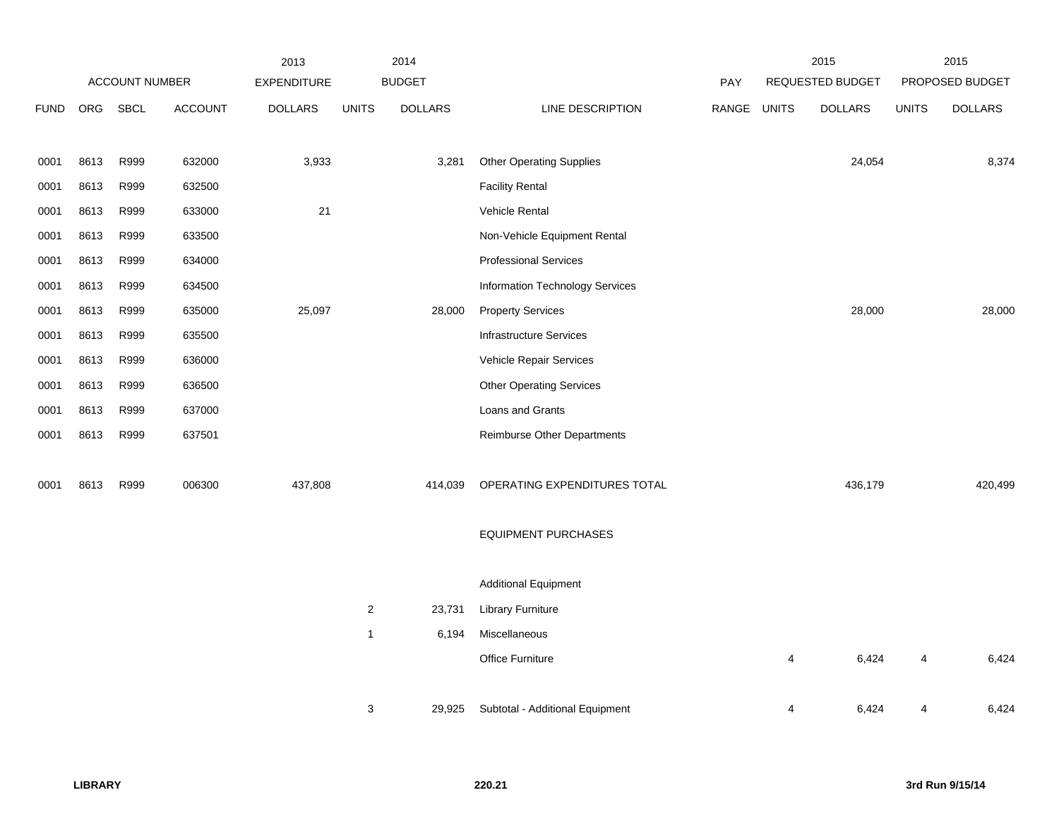| | ACCOUNT NUMBER | | | 2013 EXPENDITURE | | 2014 BUDGET | | PAY | 2015 REQUESTED BUDGET | | 2015 PROPOSED BUDGET | |
|---|---|---|---|---|---|---|---|---|---|---|---|---|
| FUND | ORG | SBCL | ACCOUNT | DOLLARS | UNITS | DOLLARS | LINE DESCRIPTION | RANGE | UNITS | DOLLARS | UNITS | DOLLARS |
| 0001 | 8613 | R999 | 632000 | 3,933 | | 3,281 | Other Operating Supplies | | | 24,054 | | 8,374 |
| 0001 | 8613 | R999 | 632500 | | | | Facility Rental | | | | | |
| 0001 | 8613 | R999 | 633000 | 21 | | | Vehicle Rental | | | | | |
| 0001 | 8613 | R999 | 633500 | | | | Non-Vehicle Equipment Rental | | | | | |
| 0001 | 8613 | R999 | 634000 | | | | Professional Services | | | | | |
| 0001 | 8613 | R999 | 634500 | | | | Information Technology Services | | | | | |
| 0001 | 8613 | R999 | 635000 | 25,097 | | 28,000 | Property Services | | | 28,000 | | 28,000 |
| 0001 | 8613 | R999 | 635500 | | | | Infrastructure Services | | | | | |
| 0001 | 8613 | R999 | 636000 | | | | Vehicle Repair Services | | | | | |
| 0001 | 8613 | R999 | 636500 | | | | Other Operating Services | | | | | |
| 0001 | 8613 | R999 | 637000 | | | | Loans and Grants | | | | | |
| 0001 | 8613 | R999 | 637501 | | | | Reimburse Other Departments | | | | | |
| 0001 | 8613 | R999 | 006300 | 437,808 | | 414,039 | OPERATING EXPENDITURES TOTAL | | | 436,179 | | 420,499 |
| | | | | | | | EQUIPMENT PURCHASES | | | | | |
| | | | | | | | Additional Equipment | | | | | |
| | | | | | 2 | 23,731 | Library Furniture | | | | | |
| | | | | | 1 | 6,194 | Miscellaneous | | | | | |
| | | | | | | | Office Furniture | | 4 | 6,424 | 4 | 6,424 |
| | | | | | 3 | 29,925 | Subtotal - Additional Equipment | | 4 | 6,424 | 4 | 6,424 |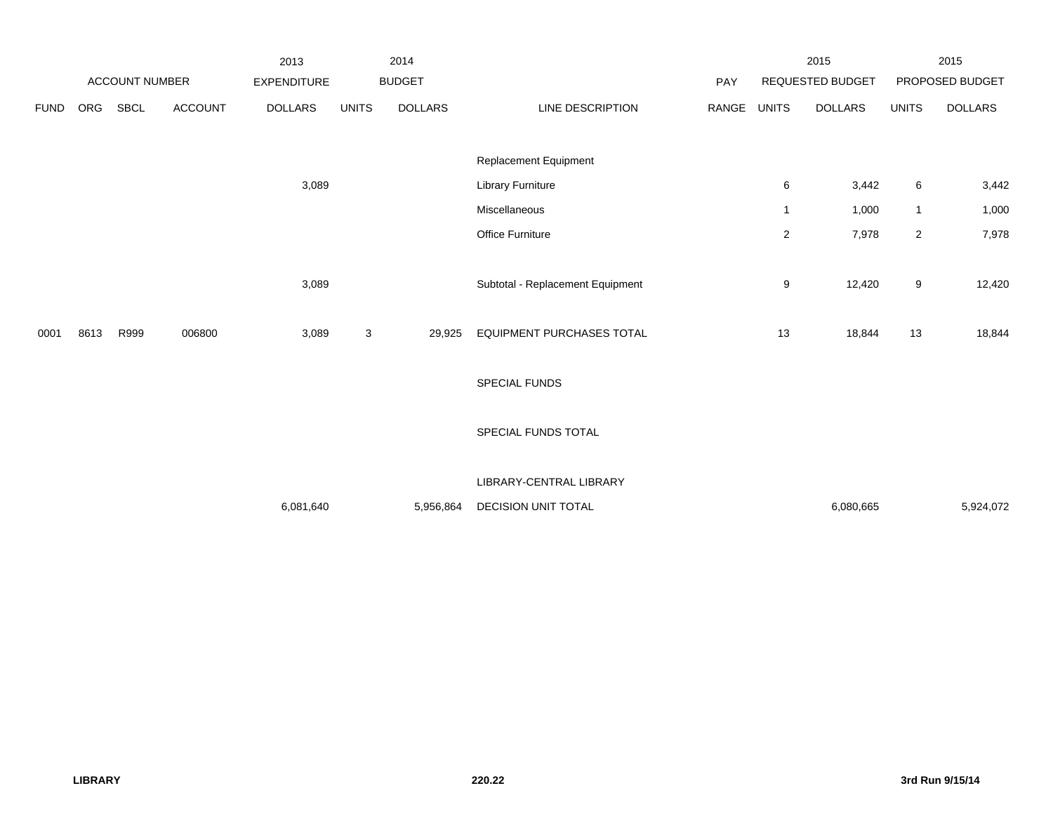| ACCOUNT NUMBER | | | | 2013 EXPENDITURE | 2014 BUDGET | | | PAY | 2015 REQUESTED BUDGET | | 2015 PROPOSED BUDGET | |
|---|---|---|---|---|---|---|---|---|---|---|---|---|
| FUND | ORG | SBCL | ACCOUNT | DOLLARS | UNITS | DOLLARS | LINE DESCRIPTION | RANGE | UNITS | DOLLARS | UNITS | DOLLARS |
| | | | | | | | Replacement Equipment | | | | | |
| | | | | 3,089 | | | Library Furniture | | 6 | 3,442 | 6 | 3,442 |
| | | | | | | | Miscellaneous | | 1 | 1,000 | 1 | 1,000 |
| | | | | | | | Office Furniture | | 2 | 7,978 | 2 | 7,978 |
| | | | | 3,089 | | | Subtotal - Replacement Equipment | | 9 | 12,420 | 9 | 12,420 |
| 0001 | 8613 | R999 | 006800 | 3,089 | 3 | 29,925 | EQUIPMENT PURCHASES TOTAL | | 13 | 18,844 | 13 | 18,844 |
| | | | | | | | SPECIAL FUNDS | | | | | |
| | | | | | | | SPECIAL FUNDS TOTAL | | | | | |
| | | | | | | | LIBRARY-CENTRAL LIBRARY | | | | | |
| | | | | 6,081,640 | | 5,956,864 | DECISION UNIT TOTAL | | | 6,080,665 | | 5,924,072 |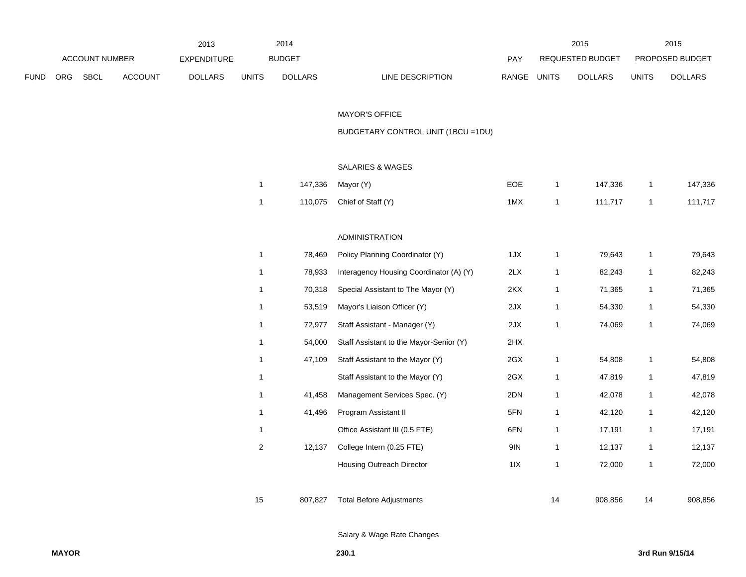| FUND | ORG | SBCL | ACCOUNT | 2013 EXPENDITURE DOLLARS | 2014 BUDGET UNITS | 2014 BUDGET DOLLARS | LINE DESCRIPTION | PAY RANGE | 2015 REQUESTED BUDGET UNITS | 2015 REQUESTED BUDGET DOLLARS | 2015 PROPOSED BUDGET UNITS | 2015 PROPOSED BUDGET DOLLARS |
|---|---|---|---|---|---|---|---|---|---|---|---|---|
| | | | | | | | MAYOR'S OFFICE | | | | | |
| | | | | | | | BUDGETARY CONTROL UNIT (1BCU =1DU) | | | | | |
| | | | | | | | SALARIES & WAGES | | | | | |
| | | | | | 1 | 147,336 | Mayor (Y) | EOE | 1 | 147,336 | 1 | 147,336 |
| | | | | | 1 | 110,075 | Chief of Staff (Y) | 1MX | 1 | 111,717 | 1 | 111,717 |
| | | | | | | | ADMINISTRATION | | | | | |
| | | | | | 1 | 78,469 | Policy Planning Coordinator (Y) | 1JX | 1 | 79,643 | 1 | 79,643 |
| | | | | | 1 | 78,933 | Interagency Housing Coordinator (A) (Y) | 2LX | 1 | 82,243 | 1 | 82,243 |
| | | | | | 1 | 70,318 | Special Assistant to The Mayor (Y) | 2KX | 1 | 71,365 | 1 | 71,365 |
| | | | | | 1 | 53,519 | Mayor's Liaison Officer (Y) | 2JX | 1 | 54,330 | 1 | 54,330 |
| | | | | | 1 | 72,977 | Staff Assistant - Manager (Y) | 2JX | 1 | 74,069 | 1 | 74,069 |
| | | | | | 1 | 54,000 | Staff Assistant to the Mayor-Senior (Y) | 2HX | | | | |
| | | | | | 1 | 47,109 | Staff Assistant to the Mayor (Y) | 2GX | 1 | 54,808 | 1 | 54,808 |
| | | | | | 1 | | Staff Assistant to the Mayor (Y) | 2GX | 1 | 47,819 | 1 | 47,819 |
| | | | | | 1 | 41,458 | Management Services Spec. (Y) | 2DN | 1 | 42,078 | 1 | 42,078 |
| | | | | | 1 | 41,496 | Program Assistant II | 5FN | 1 | 42,120 | 1 | 42,120 |
| | | | | | 1 | | Office Assistant III (0.5 FTE) | 6FN | 1 | 17,191 | 1 | 17,191 |
| | | | | | 2 | 12,137 | College Intern (0.25 FTE) | 9IN | 1 | 12,137 | 1 | 12,137 |
| | | | | | | | Housing Outreach Director | 1IX | 1 | 72,000 | 1 | 72,000 |
| | | | | | 15 | 807,827 | Total Before Adjustments | | 14 | 908,856 | 14 | 908,856 |
| | | | | | | | Salary & Wage Rate Changes | | | | | |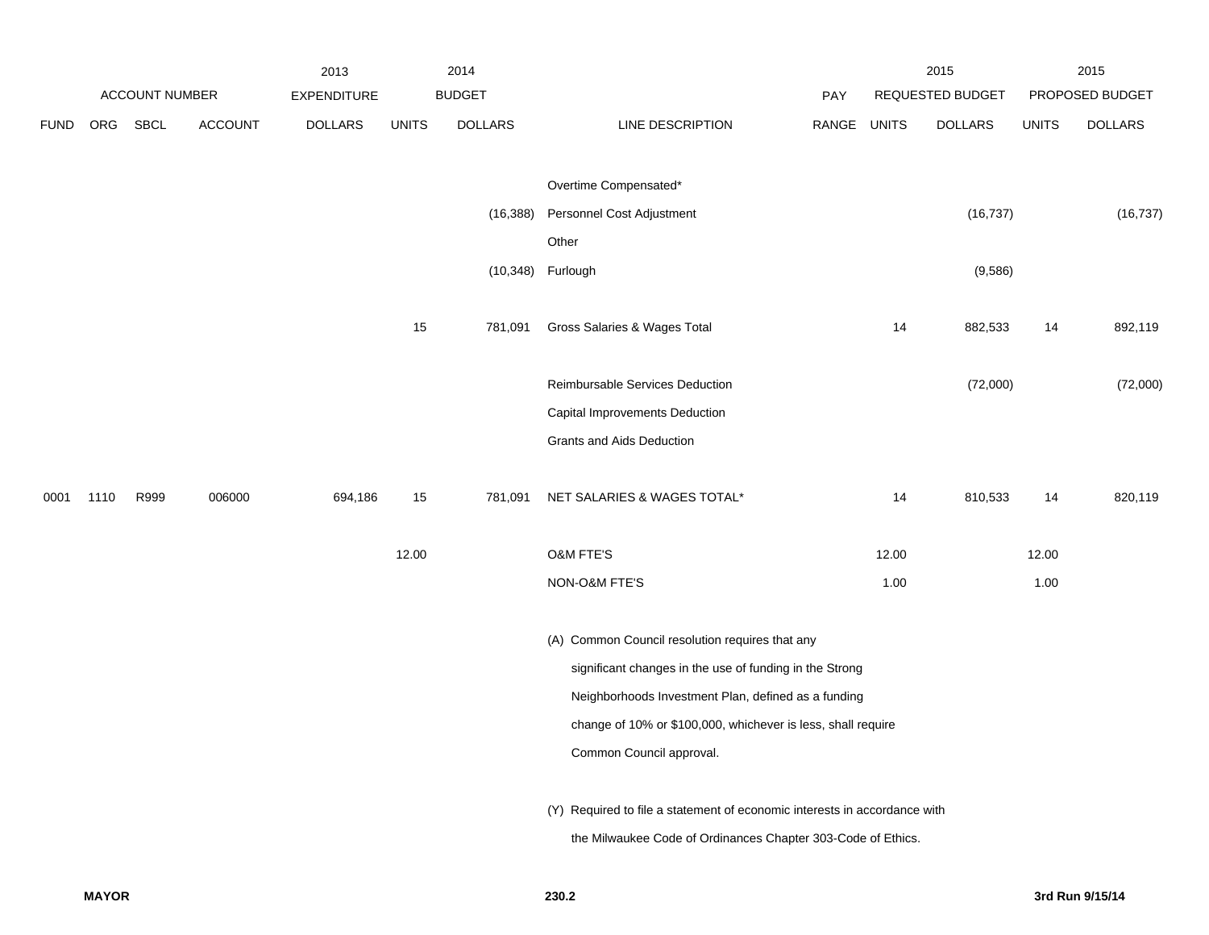| ACCOUNT NUMBER | | | | 2013 EXPENDITURE | 2014 BUDGET | | | PAY | 2015 REQUESTED BUDGET | | 2015 PROPOSED BUDGET | |
|---|---|---|---|---|---|---|---|---|---|---|---|---|
| FUND | ORG | SBCL | ACCOUNT | DOLLARS | UNITS | DOLLARS | LINE DESCRIPTION | RANGE | UNITS | DOLLARS | UNITS | DOLLARS |
| | | | | | | | Overtime Compensated* | | | | | |
| | | | | | | (16,388) | Personnel Cost Adjustment | | | (16,737) | | (16,737) |
| | | | | | | | Other | | | | | |
| | | | | | | (10,348) | Furlough | | | (9,586) | | |
| | | | | | 15 | 781,091 | Gross Salaries & Wages Total | | 14 | 882,533 | 14 | 892,119 |
| | | | | | | | Reimbursable Services Deduction | | | (72,000) | | (72,000) |
| | | | | | | | Capital Improvements Deduction | | | | | |
| | | | | | | | Grants and Aids Deduction | | | | | |
| 0001 | 1110 | R999 | 006000 | 694,186 | 15 | 781,091 | NET SALARIES & WAGES TOTAL* | | 14 | 810,533 | 14 | 820,119 |
| | | | | | 12.00 | | O&M FTE'S | | 12.00 | | 12.00 | |
| | | | | | | | NON-O&M FTE'S | | 1.00 | | 1.00 | |

(A) Common Council resolution requires that any significant changes in the use of funding in the Strong Neighborhoods Investment Plan, defined as a funding change of 10% or $100,000, whichever is less, shall require Common Council approval.

(Y) Required to file a statement of economic interests in accordance with the Milwaukee Code of Ordinances Chapter 303-Code of Ethics.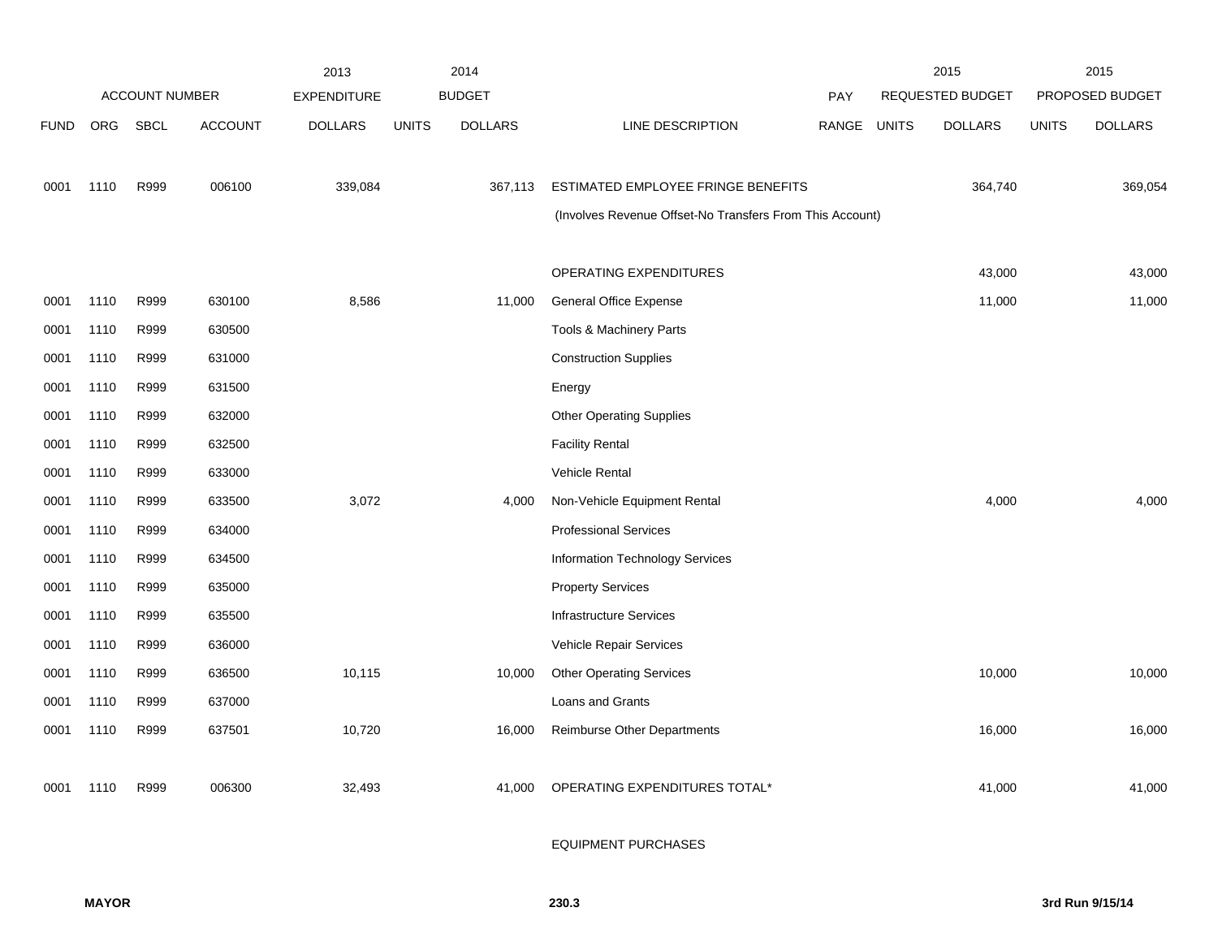| ACCOUNT NUMBER | | | | 2013 EXPENDITURE | 2014 BUDGET | | | PAY | 2015 REQUESTED BUDGET | | 2015 PROPOSED BUDGET | |
|---|---|---|---|---|---|---|---|---|---|---|---|---|
| FUND | ORG | SBCL | ACCOUNT | DOLLARS | UNITS | DOLLARS | LINE DESCRIPTION | RANGE | UNITS | DOLLARS | UNITS | DOLLARS |
| 0001 | 1110 | R999 | 006100 | 339,084 | | 367,113 | ESTIMATED EMPLOYEE FRINGE BENEFITS | | | 364,740 | | 369,054 |
| | | | | | | | (Involves Revenue Offset-No Transfers From This Account) | | | | | |
| | | | | | | | OPERATING EXPENDITURES | | | 43,000 | | 43,000 |
| 0001 | 1110 | R999 | 630100 | 8,586 | | 11,000 | General Office Expense | | | 11,000 | | 11,000 |
| 0001 | 1110 | R999 | 630500 | | | | Tools & Machinery Parts | | | | | |
| 0001 | 1110 | R999 | 631000 | | | | Construction Supplies | | | | | |
| 0001 | 1110 | R999 | 631500 | | | | Energy | | | | | |
| 0001 | 1110 | R999 | 632000 | | | | Other Operating Supplies | | | | | |
| 0001 | 1110 | R999 | 632500 | | | | Facility Rental | | | | | |
| 0001 | 1110 | R999 | 633000 | | | | Vehicle Rental | | | | | |
| 0001 | 1110 | R999 | 633500 | 3,072 | | 4,000 | Non-Vehicle Equipment Rental | | | 4,000 | | 4,000 |
| 0001 | 1110 | R999 | 634000 | | | | Professional Services | | | | | |
| 0001 | 1110 | R999 | 634500 | | | | Information Technology Services | | | | | |
| 0001 | 1110 | R999 | 635000 | | | | Property Services | | | | | |
| 0001 | 1110 | R999 | 635500 | | | | Infrastructure Services | | | | | |
| 0001 | 1110 | R999 | 636000 | | | | Vehicle Repair Services | | | | | |
| 0001 | 1110 | R999 | 636500 | 10,115 | | 10,000 | Other Operating Services | | | 10,000 | | 10,000 |
| 0001 | 1110 | R999 | 637000 | | | | Loans and Grants | | | | | |
| 0001 | 1110 | R999 | 637501 | 10,720 | | 16,000 | Reimburse Other Departments | | | 16,000 | | 16,000 |
| 0001 | 1110 | R999 | 006300 | 32,493 | | 41,000 | OPERATING EXPENDITURES TOTAL* | | | 41,000 | | 41,000 |
| | | | | | | | EQUIPMENT PURCHASES | | | | | |

**MAYOR** 230.3 **3rd Run 9/15/14**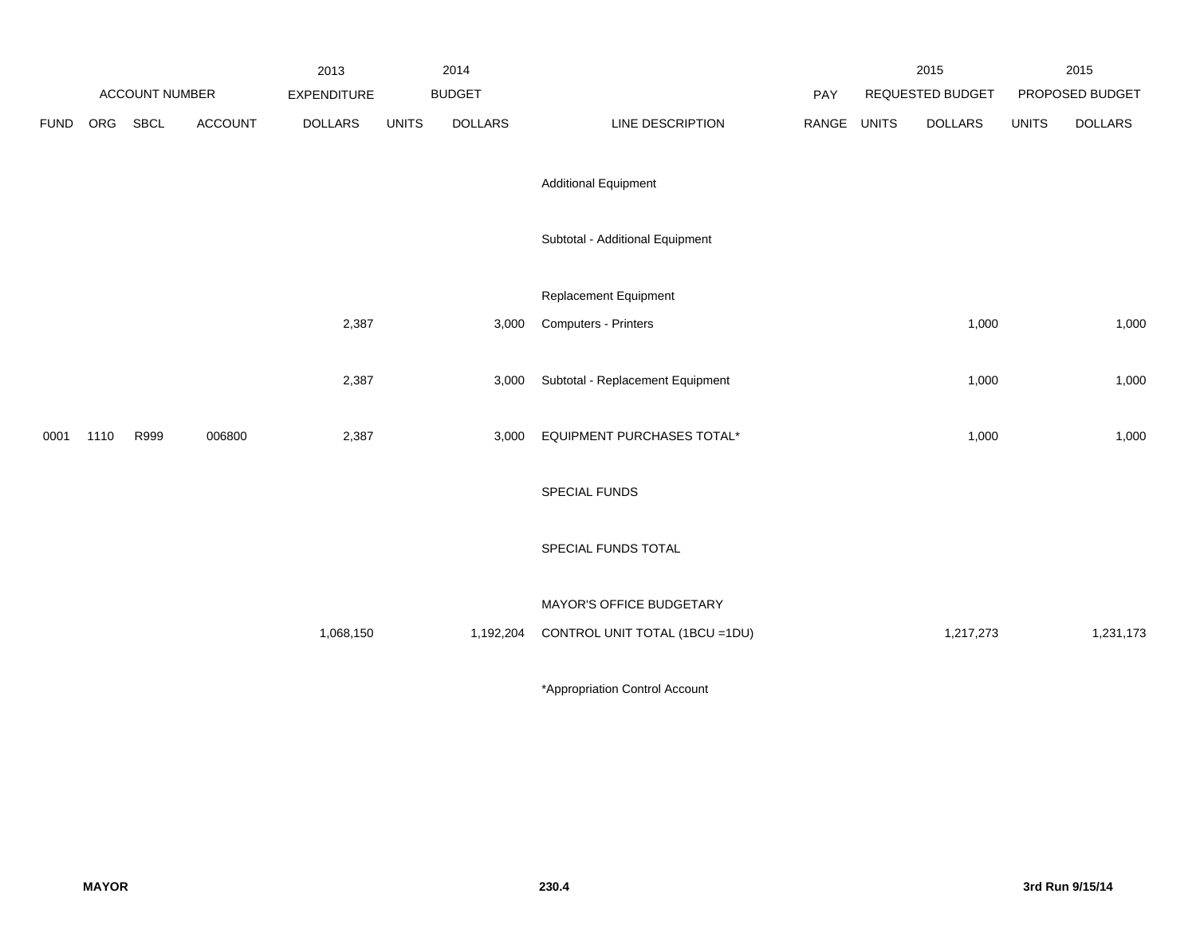| | ACCOUNT NUMBER | | | 2013 EXPENDITURE | 2014 BUDGET | | | PAY | 2015 REQUESTED BUDGET | | 2015 PROPOSED BUDGET | |
|---|---|---|---|---|---|---|---|---|---|---|---|---|
| FUND | ORG | SBCL | ACCOUNT | DOLLARS | UNITS | DOLLARS | LINE DESCRIPTION | RANGE | UNITS | DOLLARS | UNITS | DOLLARS |
| | | | | | | | Additional Equipment | | | | | |
| | | | | | | | Subtotal - Additional Equipment | | | | | |
| | | | | | | | Replacement Equipment | | | | | |
| | | | | 2,387 | | 3,000 | Computers - Printers | | | 1,000 | | 1,000 |
| | | | | 2,387 | | 3,000 | Subtotal - Replacement Equipment | | | 1,000 | | 1,000 |
| 0001 | 1110 | R999 | 006800 | 2,387 | | 3,000 | EQUIPMENT PURCHASES TOTAL* | | | 1,000 | | 1,000 |
| | | | | | | | SPECIAL FUNDS | | | | | |
| | | | | | | | SPECIAL FUNDS TOTAL | | | | | |
| | | | | | | | MAYOR'S OFFICE BUDGETARY | | | | | |
| | | | | 1,068,150 | | 1,192,204 | CONTROL UNIT TOTAL (1BCU =1DU) | | | 1,217,273 | | 1,231,173 |

*Appropriation Control Account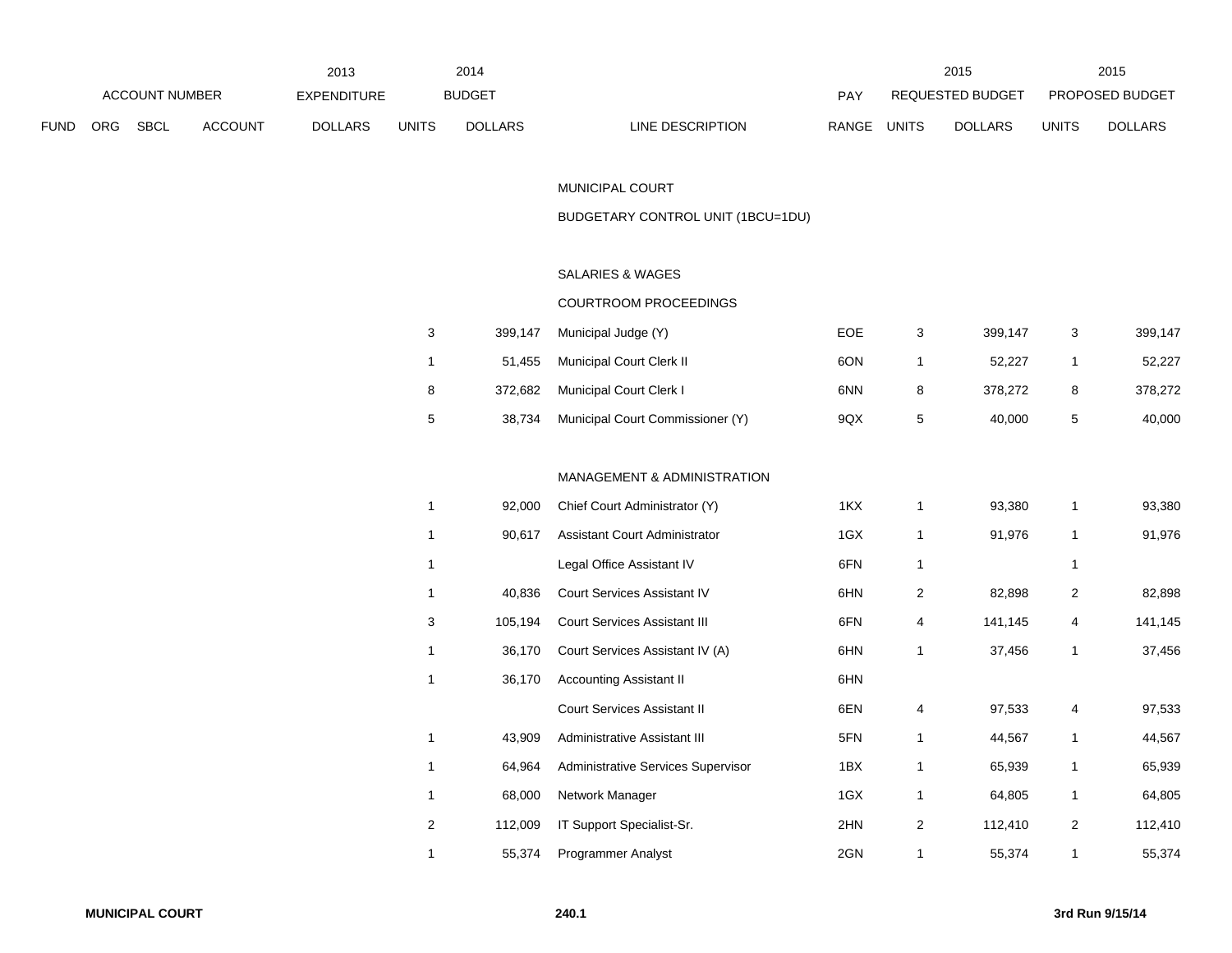| ACCOUNT NUMBER | | | | 2013 EXPENDITURE | 2014 BUDGET | | | PAY | 2015 REQUESTED BUDGET | | 2015 PROPOSED BUDGET | |
|---|---|---|---|---|---|---|---|---|---|---|---|---|
| FUND | ORG | SBCL | ACCOUNT | DOLLARS | UNITS | DOLLARS | LINE DESCRIPTION | RANGE | UNITS | DOLLARS | UNITS | DOLLARS |
| | | | | | | | MUNICIPAL COURT | | | | | |
| | | | | | | | BUDGETARY CONTROL UNIT (1BCU=1DU) | | | | | |
| | | | | | | | SALARIES & WAGES | | | | | |
| | | | | | | | COURTROOM PROCEEDINGS | | | | | |
| | | | | | 3 | 399,147 | Municipal Judge (Y) | EOE | 3 | 399,147 | 3 | 399,147 |
| | | | | | 1 | 51,455 | Municipal Court Clerk II | 6ON | 1 | 52,227 | 1 | 52,227 |
| | | | | | 8 | 372,682 | Municipal Court Clerk I | 6NN | 8 | 378,272 | 8 | 378,272 |
| | | | | | 5 | 38,734 | Municipal Court Commissioner (Y) | 9QX | 5 | 40,000 | 5 | 40,000 |
| | | | | | | | MANAGEMENT & ADMINISTRATION | | | | | |
| | | | | | 1 | 92,000 | Chief Court Administrator (Y) | 1KX | 1 | 93,380 | 1 | 93,380 |
| | | | | | 1 | 90,617 | Assistant Court Administrator | 1GX | 1 | 91,976 | 1 | 91,976 |
| | | | | | 1 | | Legal Office Assistant IV | 6FN | 1 | | 1 | |
| | | | | | 1 | 40,836 | Court Services Assistant IV | 6HN | 2 | 82,898 | 2 | 82,898 |
| | | | | | 3 | 105,194 | Court Services Assistant III | 6FN | 4 | 141,145 | 4 | 141,145 |
| | | | | | 1 | 36,170 | Court Services Assistant IV (A) | 6HN | 1 | 37,456 | 1 | 37,456 |
| | | | | | 1 | 36,170 | Accounting Assistant II | 6HN | | | | |
| | | | | | | | Court Services Assistant II | 6EN | 4 | 97,533 | 4 | 97,533 |
| | | | | | 1 | 43,909 | Administrative Assistant III | 5FN | 1 | 44,567 | 1 | 44,567 |
| | | | | | 1 | 64,964 | Administrative Services Supervisor | 1BX | 1 | 65,939 | 1 | 65,939 |
| | | | | | 1 | 68,000 | Network Manager | 1GX | 1 | 64,805 | 1 | 64,805 |
| | | | | | 2 | 112,009 | IT Support Specialist-Sr. | 2HN | 2 | 112,410 | 2 | 112,410 |
| | | | | | 1 | 55,374 | Programmer Analyst | 2GN | 1 | 55,374 | 1 | 55,374 |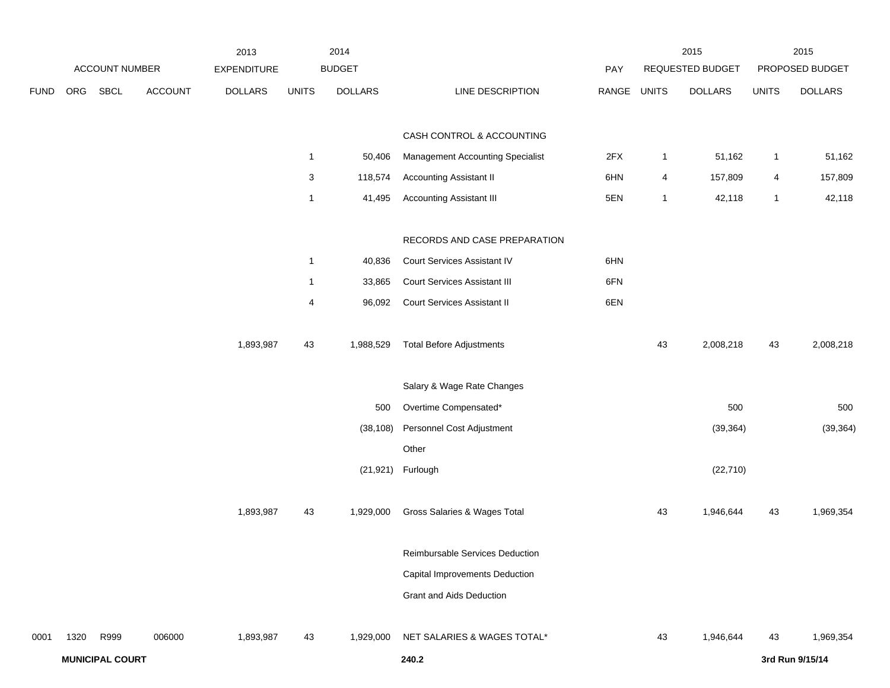| ACCOUNT NUMBER | | | | 2013 EXPENDITURE | 2014 BUDGET | | | PAY | 2015 REQUESTED BUDGET | | 2015 PROPOSED BUDGET | |
|---|---|---|---|---|---|---|---|---|---|---|---|---|
| FUND | ORG | SBCL | ACCOUNT | DOLLARS | UNITS | DOLLARS | LINE DESCRIPTION | RANGE | UNITS | DOLLARS | UNITS | DOLLARS |
| | | | | | | | CASH CONTROL & ACCOUNTING | | | | | |
| | | | | | 1 | 50,406 | Management Accounting Specialist | 2FX | 1 | 51,162 | 1 | 51,162 |
| | | | | | 3 | 118,574 | Accounting Assistant II | 6HN | 4 | 157,809 | 4 | 157,809 |
| | | | | | 1 | 41,495 | Accounting Assistant III | 5EN | 1 | 42,118 | 1 | 42,118 |
| | | | | | | | RECORDS AND CASE PREPARATION | | | | | |
| | | | | | 1 | 40,836 | Court Services Assistant IV | 6HN | | | | |
| | | | | | 1 | 33,865 | Court Services Assistant III | 6FN | | | | |
| | | | | | 4 | 96,092 | Court Services Assistant II | 6EN | | | | |
| | | | | 1,893,987 | 43 | 1,988,529 | Total Before Adjustments | | 43 | 2,008,218 | 43 | 2,008,218 |
| | | | | | | | Salary & Wage Rate Changes | | | | | |
| | | | | | | 500 | Overtime Compensated* | | | 500 | | 500 |
| | | | | | | (38,108) | Personnel Cost Adjustment | | | (39,364) | | (39,364) |
| | | | | | | | Other | | | | | |
| | | | | | | (21,921) | Furlough | | | (22,710) | | |
| | | | | 1,893,987 | 43 | 1,929,000 | Gross Salaries & Wages Total | | 43 | 1,946,644 | 43 | 1,969,354 |
| | | | | | | | Reimbursable Services Deduction | | | | | |
| | | | | | | | Capital Improvements Deduction | | | | | |
| | | | | | | | Grant and Aids Deduction | | | | | |
| 0001 | 1320 | R999 | 006000 | 1,893,987 | 43 | 1,929,000 | NET SALARIES & WAGES TOTAL* | | 43 | 1,946,644 | 43 | 1,969,354 |

**MUNICIPAL COURT** **240.2** **3rd Run 9/15/14**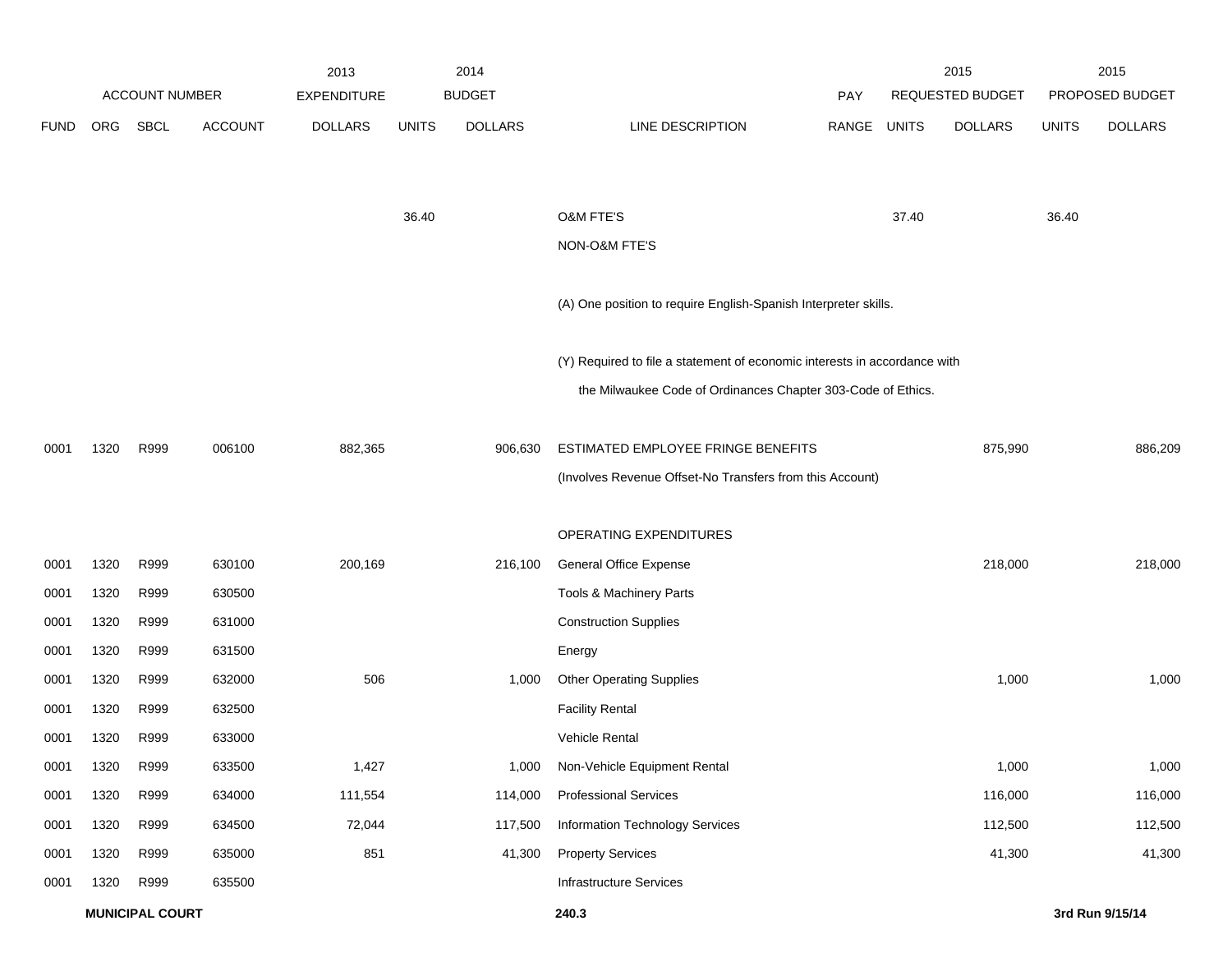| ACCOUNT NUMBER | | | | 2013 EXPENDITURE | 2014 BUDGET | | | PAY | 2015 REQUESTED BUDGET | | 2015 PROPOSED BUDGET | |
|---|---|---|---|---|---|---|---|---|---|---|---|---|
| FUND | ORG | SBCL | ACCOUNT | DOLLARS | UNITS | DOLLARS | LINE DESCRIPTION | RANGE | UNITS | DOLLARS | UNITS | DOLLARS |
| | | | | | 36.40 | | O&M FTE'S | | 37.40 | | 36.40 | |
| | | | | | | | NON-O&M FTE'S | | | | | |
| | | | | | | | (A) One position to require English-Spanish Interpreter skills. | | | | | |
| | | | | | | | (Y) Required to file a statement of economic interests in accordance with the Milwaukee Code of Ordinances Chapter 303-Code of Ethics. | | | | | |
| 0001 | 1320 | R999 | 006100 | 882,365 | | 906,630 | ESTIMATED EMPLOYEE FRINGE BENEFITS | | | 875,990 | | 886,209 |
| | | | | | | | (Involves Revenue Offset-No Transfers from this Account) | | | | | |
| | | | | | | | OPERATING EXPENDITURES | | | | | |
| 0001 | 1320 | R999 | 630100 | 200,169 | | 216,100 | General Office Expense | | | 218,000 | | 218,000 |
| 0001 | 1320 | R999 | 630500 | | | | Tools & Machinery Parts | | | | | |
| 0001 | 1320 | R999 | 631000 | | | | Construction Supplies | | | | | |
| 0001 | 1320 | R999 | 631500 | | | | Energy | | | | | |
| 0001 | 1320 | R999 | 632000 | 506 | | 1,000 | Other Operating Supplies | | | 1,000 | | 1,000 |
| 0001 | 1320 | R999 | 632500 | | | | Facility Rental | | | | | |
| 0001 | 1320 | R999 | 633000 | | | | Vehicle Rental | | | | | |
| 0001 | 1320 | R999 | 633500 | 1,427 | | 1,000 | Non-Vehicle Equipment Rental | | | 1,000 | | 1,000 |
| 0001 | 1320 | R999 | 634000 | 111,554 | | 114,000 | Professional Services | | | 116,000 | | 116,000 |
| 0001 | 1320 | R999 | 634500 | 72,044 | | 117,500 | Information Technology Services | | | 112,500 | | 112,500 |
| 0001 | 1320 | R999 | 635000 | 851 | | 41,300 | Property Services | | | 41,300 | | 41,300 |
| 0001 | 1320 | R999 | 635500 | | | | Infrastructure Services | | | | | |

**MUNICIPAL COURT** **240.3** **3rd Run 9/15/14**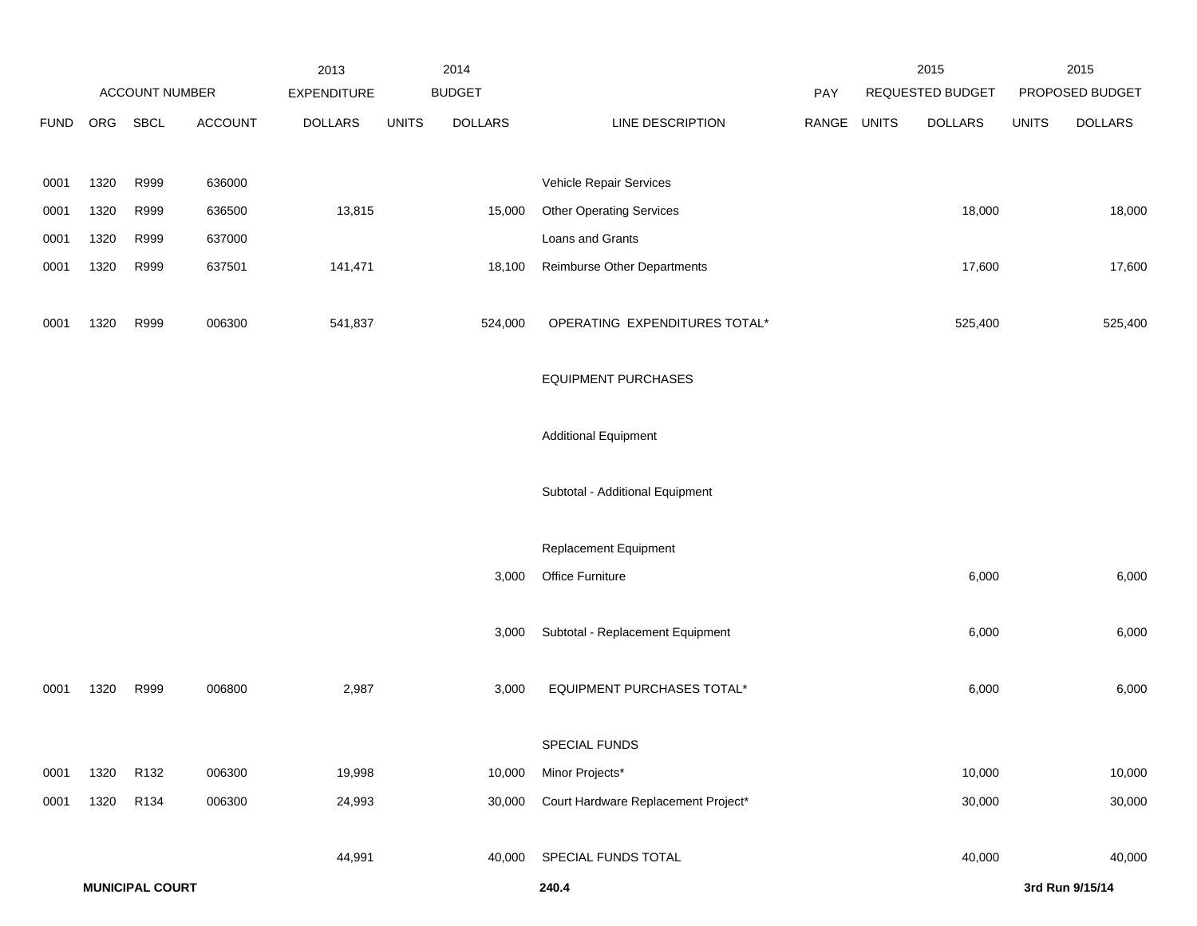| | ACCOUNT NUMBER | | | 2013 EXPENDITURE | 2014 BUDGET | | | PAY | 2015 REQUESTED BUDGET | | 2015 PROPOSED BUDGET | |
|---|---|---|---|---|---|---|---|---|---|---|---|---|
| FUND | ORG | SBCL | ACCOUNT | DOLLARS | UNITS | DOLLARS | LINE DESCRIPTION | RANGE | UNITS | DOLLARS | UNITS | DOLLARS |
| 0001 | 1320 | R999 | 636000 | | | | Vehicle Repair Services | | | | | |
| 0001 | 1320 | R999 | 636500 | 13,815 | | 15,000 | Other Operating Services | | | 18,000 | | 18,000 |
| 0001 | 1320 | R999 | 637000 | | | | Loans and Grants | | | | | |
| 0001 | 1320 | R999 | 637501 | 141,471 | | 18,100 | Reimburse Other Departments | | | 17,600 | | 17,600 |
| 0001 | 1320 | R999 | 006300 | 541,837 | | 524,000 | OPERATING EXPENDITURES TOTAL* | | | 525,400 | | 525,400 |
| | | | | | | | EQUIPMENT PURCHASES | | | | | |
| | | | | | | | Additional Equipment | | | | | |
| | | | | | | | Subtotal - Additional Equipment | | | | | |
| | | | | | | | Replacement Equipment | | | | | |
| | | | | | | 3,000 | Office Furniture | | | 6,000 | | 6,000 |
| | | | | | | 3,000 | Subtotal - Replacement Equipment | | | 6,000 | | 6,000 |
| 0001 | 1320 | R999 | 006800 | 2,987 | | 3,000 | EQUIPMENT PURCHASES TOTAL* | | | 6,000 | | 6,000 |
| | | | | | | | SPECIAL FUNDS | | | | | |
| 0001 | 1320 | R132 | 006300 | 19,998 | | 10,000 | Minor Projects* | | | 10,000 | | 10,000 |
| 0001 | 1320 | R134 | 006300 | 24,993 | | 30,000 | Court Hardware Replacement Project* | | | 30,000 | | 30,000 |
| | | | | 44,991 | | 40,000 | SPECIAL FUNDS TOTAL | | | 40,000 | | 40,000 |

**MUNICIPAL COURT** **240.4** **3rd Run 9/15/14**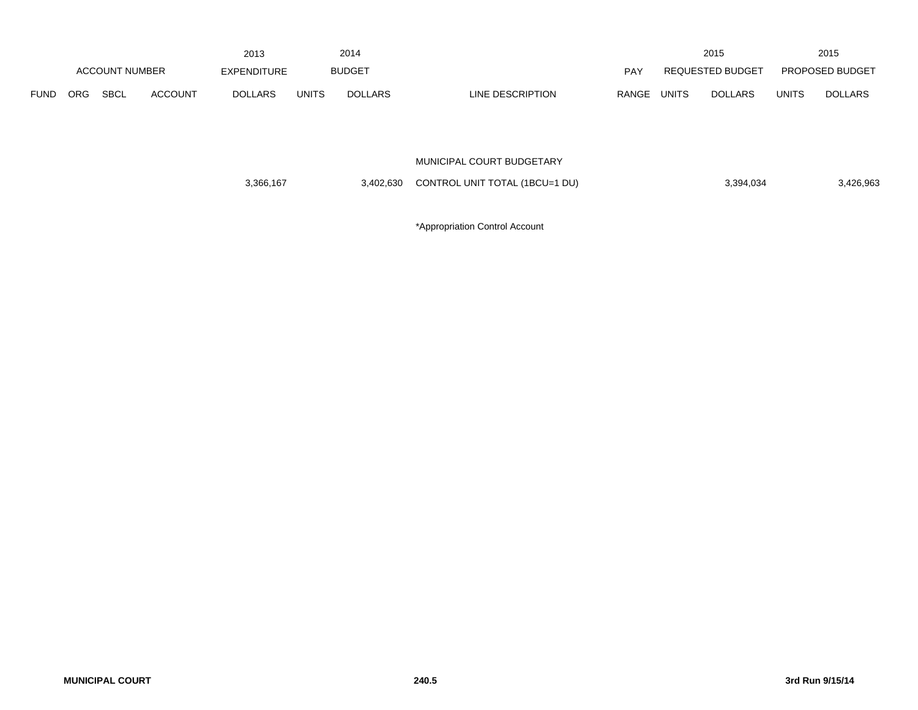| ACCOUNT NUMBER | | | | 2013 EXPENDITURE | 2014 BUDGET | | | PAY | 2015 REQUESTED BUDGET | | 2015 PROPOSED BUDGET | |
|---|---|---|---|---|---|---|---|---|---|---|---|---|
| FUND | ORG | SBCL | ACCOUNT | DOLLARS | UNITS | DOLLARS | LINE DESCRIPTION | RANGE | UNITS | DOLLARS | UNITS | DOLLARS |
| | | | | 3,366,167 | | 3,402,630 | MUNICIPAL COURT BUDGETARY CONTROL UNIT TOTAL (1BCU=1 DU) | | | 3,394,034 | | 3,426,963 |

*Appropriation Control Account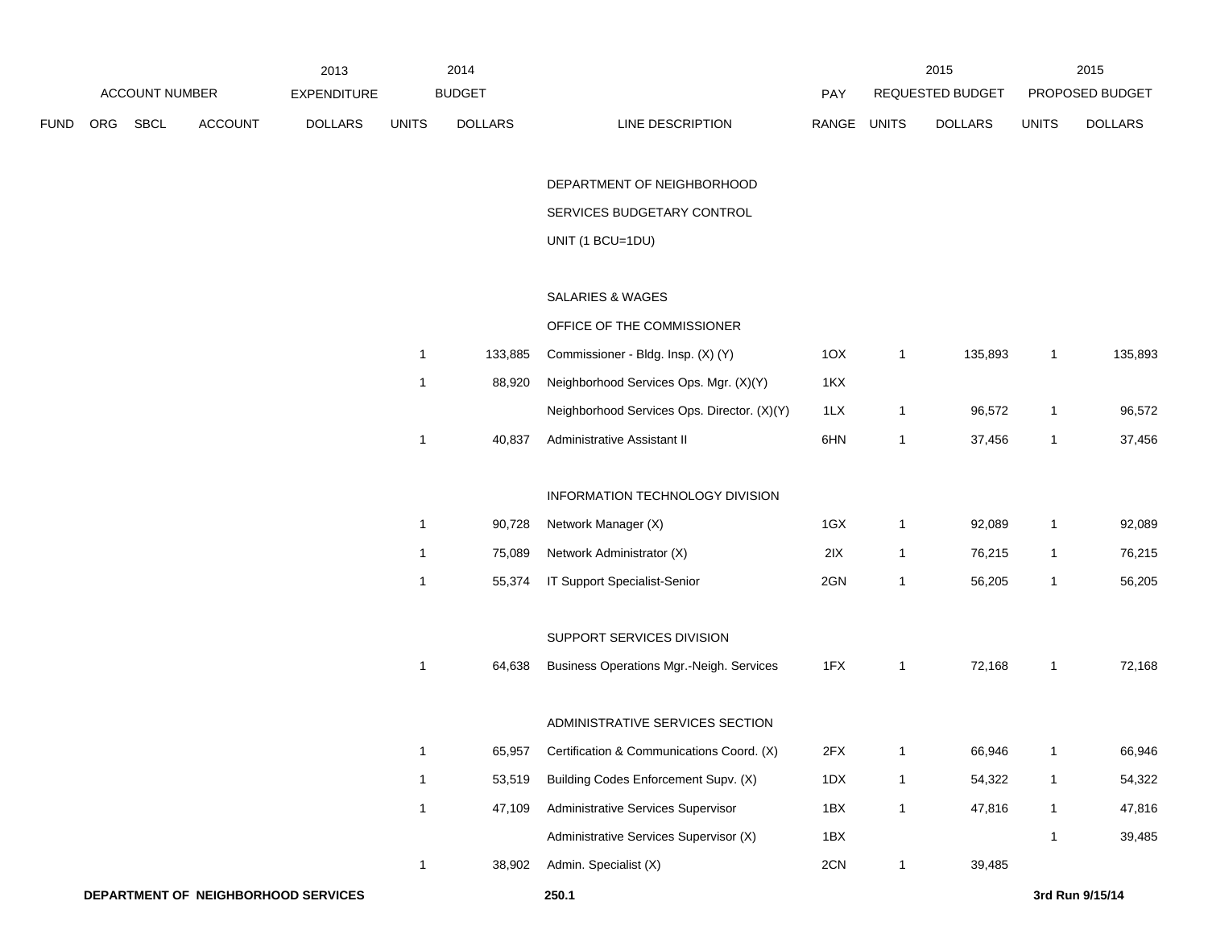| ACCOUNT NUMBER | | | | 2013 EXPENDITURE | 2014 BUDGET | | | PAY | 2015 REQUESTED BUDGET | | 2015 PROPOSED BUDGET | |
|---|---|---|---|---|---|---|---|---|---|---|---|---|
| FUND | ORG | SBCL | ACCOUNT | DOLLARS | UNITS | DOLLARS | LINE DESCRIPTION | RANGE | UNITS | DOLLARS | UNITS | DOLLARS |
| | | | | | | | DEPARTMENT OF NEIGHBORHOOD SERVICES BUDGETARY CONTROL UNIT (1 BCU=1DU) | | | | | |
| | | | | | | | SALARIES & WAGES | | | | | |
| | | | | | | | OFFICE OF THE COMMISSIONER | | | | | |
| | | | | | 1 | 133,885 | Commissioner - Bldg. Insp. (X) (Y) | 1OX | 1 | 135,893 | 1 | 135,893 |
| | | | | | 1 | 88,920 | Neighborhood Services Ops. Mgr. (X)(Y) | 1KX | | | | |
| | | | | | | | Neighborhood Services Ops. Director. (X)(Y) | 1LX | 1 | 96,572 | 1 | 96,572 |
| | | | | | 1 | 40,837 | Administrative Assistant II | 6HN | 1 | 37,456 | 1 | 37,456 |
| | | | | | | | INFORMATION TECHNOLOGY DIVISION | | | | | |
| | | | | | 1 | 90,728 | Network Manager (X) | 1GX | 1 | 92,089 | 1 | 92,089 |
| | | | | | 1 | 75,089 | Network Administrator (X) | 2IX | 1 | 76,215 | 1 | 76,215 |
| | | | | | 1 | 55,374 | IT Support Specialist-Senior | 2GN | 1 | 56,205 | 1 | 56,205 |
| | | | | | | | SUPPORT SERVICES DIVISION | | | | | |
| | | | | | 1 | 64,638 | Business Operations Mgr.-Neigh. Services | 1FX | 1 | 72,168 | 1 | 72,168 |
| | | | | | | | ADMINISTRATIVE SERVICES SECTION | | | | | |
| | | | | | 1 | 65,957 | Certification & Communications Coord. (X) | 2FX | 1 | 66,946 | 1 | 66,946 |
| | | | | | 1 | 53,519 | Building Codes Enforcement Supv. (X) | 1DX | 1 | 54,322 | 1 | 54,322 |
| | | | | | 1 | 47,109 | Administrative Services Supervisor | 1BX | 1 | 47,816 | 1 | 47,816 |
| | | | | | | | Administrative Services Supervisor (X) | 1BX | | | 1 | 39,485 |
| | | | | | 1 | 38,902 | Admin. Specialist (X) | 2CN | 1 | 39,485 | | |

**DEPARTMENT OF NEIGHBORHOOD SERVICES** 250.1 3rd Run 9/15/14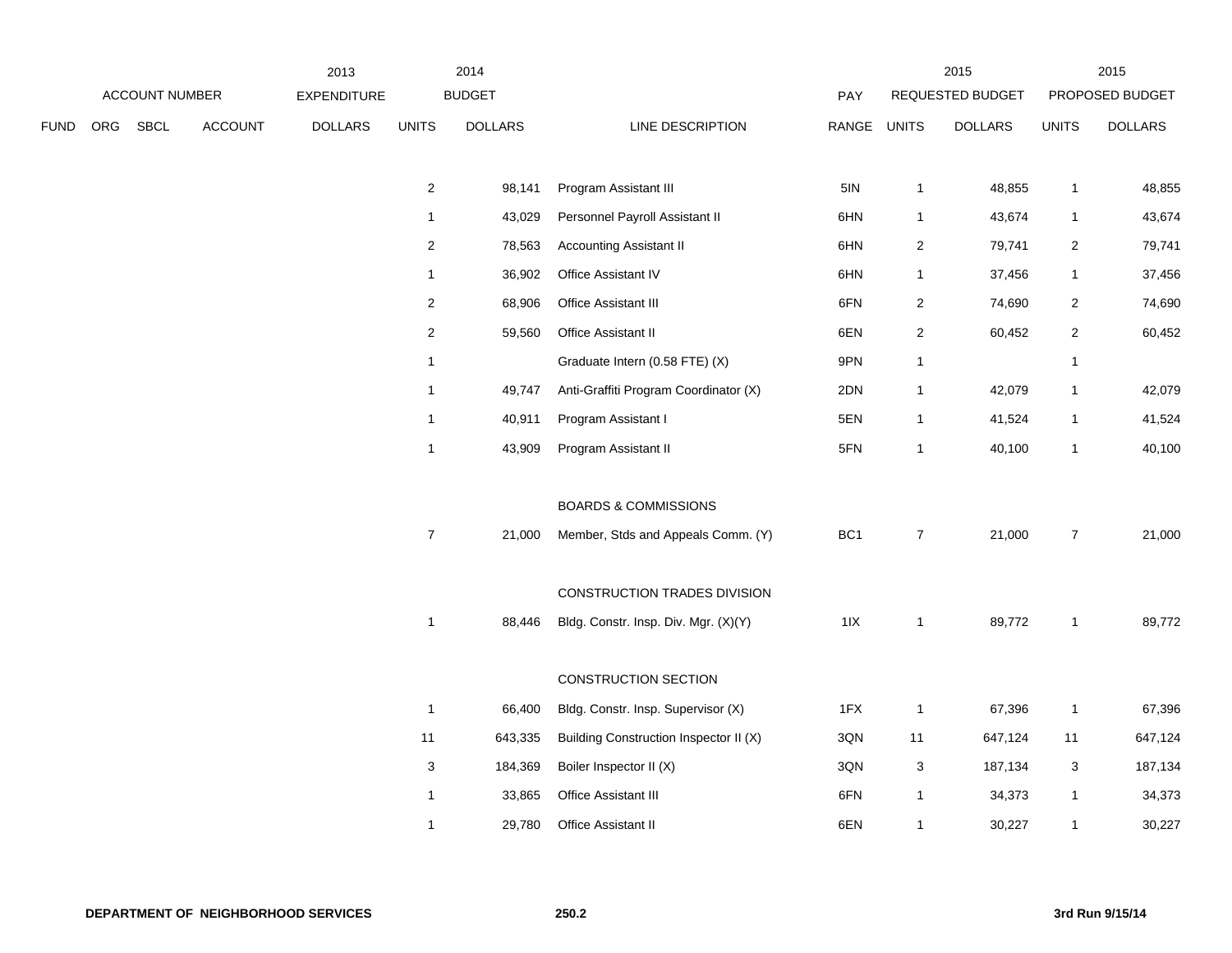| ACCOUNT NUMBER | | | | 2013 EXPENDITURE | 2014 BUDGET | | | PAY | 2015 REQUESTED BUDGET | | 2015 PROPOSED BUDGET | |
|---|---|---|---|---|---|---|---|---|---|---|---|---|
| FUND | ORG | SBCL | ACCOUNT | DOLLARS | UNITS | DOLLARS | LINE DESCRIPTION | RANGE | UNITS | DOLLARS | UNITS | DOLLARS |
| | | | | | 2 | 98,141 | Program Assistant III | 5IN | 1 | 48,855 | 1 | 48,855 |
| | | | | | 1 | 43,029 | Personnel Payroll Assistant II | 6HN | 1 | 43,674 | 1 | 43,674 |
| | | | | | 2 | 78,563 | Accounting Assistant II | 6HN | 2 | 79,741 | 2 | 79,741 |
| | | | | | 1 | 36,902 | Office Assistant IV | 6HN | 1 | 37,456 | 1 | 37,456 |
| | | | | | 2 | 68,906 | Office Assistant III | 6FN | 2 | 74,690 | 2 | 74,690 |
| | | | | | 2 | 59,560 | Office Assistant II | 6EN | 2 | 60,452 | 2 | 60,452 |
| | | | | | 1 | | Graduate Intern (0.58 FTE) (X) | 9PN | 1 | | 1 | |
| | | | | | 1 | 49,747 | Anti-Graffiti Program Coordinator (X) | 2DN | 1 | 42,079 | 1 | 42,079 |
| | | | | | 1 | 40,911 | Program Assistant I | 5EN | 1 | 41,524 | 1 | 41,524 |
| | | | | | 1 | 43,909 | Program Assistant II | 5FN | 1 | 40,100 | 1 | 40,100 |
| | | | | | | | BOARDS & COMMISSIONS | | | | | |
| | | | | | 7 | 21,000 | Member, Stds and Appeals Comm. (Y) | BC1 | 7 | 21,000 | 7 | 21,000 |
| | | | | | | | CONSTRUCTION TRADES DIVISION | | | | | |
| | | | | | 1 | 88,446 | Bldg. Constr. Insp. Div. Mgr. (X)(Y) | 1IX | 1 | 89,772 | 1 | 89,772 |
| | | | | | | | CONSTRUCTION SECTION | | | | | |
| | | | | | 1 | 66,400 | Bldg. Constr. Insp. Supervisor (X) | 1FX | 1 | 67,396 | 1 | 67,396 |
| | | | | | 11 | 643,335 | Building Construction Inspector II (X) | 3QN | 11 | 647,124 | 11 | 647,124 |
| | | | | | 3 | 184,369 | Boiler Inspector II (X) | 3QN | 3 | 187,134 | 3 | 187,134 |
| | | | | | 1 | 33,865 | Office Assistant III | 6FN | 1 | 34,373 | 1 | 34,373 |
| | | | | | 1 | 29,780 | Office Assistant II | 6EN | 1 | 30,227 | 1 | 30,227 |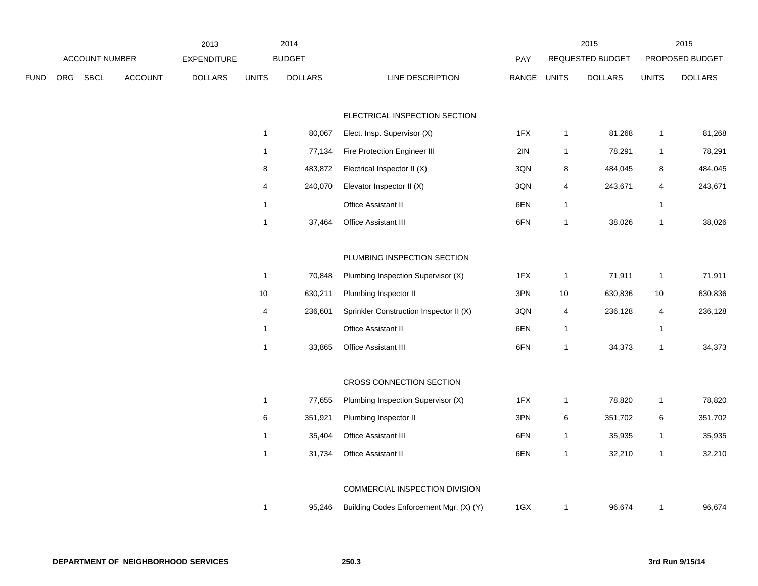| | | | | 2013 | 2014 | | | | 2015 | | 2015 | |
|---|---|---|---|---|---|---|---|---|---|---|---|---|
| ACCOUNT NUMBER | | | | EXPENDITURE | BUDGET | | | PAY | REQUESTED BUDGET | | PROPOSED BUDGET | |
| FUND | ORG | SBCL | ACCOUNT | DOLLARS | UNITS | DOLLARS | LINE DESCRIPTION | RANGE | UNITS | DOLLARS | UNITS | DOLLARS |
| | | | | | | | ELECTRICAL INSPECTION SECTION | | | | | |
| | | | | | 1 | 80,067 | Elect. Insp. Supervisor (X) | 1FX | 1 | 81,268 | 1 | 81,268 |
| | | | | | 1 | 77,134 | Fire Protection Engineer III | 2IN | 1 | 78,291 | 1 | 78,291 |
| | | | | | 8 | 483,872 | Electrical Inspector II (X) | 3QN | 8 | 484,045 | 8 | 484,045 |
| | | | | | 4 | 240,070 | Elevator Inspector II (X) | 3QN | 4 | 243,671 | 4 | 243,671 |
| | | | | | 1 | | Office Assistant II | 6EN | 1 | | 1 | |
| | | | | | 1 | 37,464 | Office Assistant III | 6FN | 1 | 38,026 | 1 | 38,026 |
| | | | | | | | PLUMBING INSPECTION SECTION | | | | | |
| | | | | | 1 | 70,848 | Plumbing Inspection Supervisor (X) | 1FX | 1 | 71,911 | 1 | 71,911 |
| | | | | | 10 | 630,211 | Plumbing Inspector II | 3PN | 10 | 630,836 | 10 | 630,836 |
| | | | | | 4 | 236,601 | Sprinkler Construction Inspector II (X) | 3QN | 4 | 236,128 | 4 | 236,128 |
| | | | | | 1 | | Office Assistant II | 6EN | 1 | | 1 | |
| | | | | | 1 | 33,865 | Office Assistant III | 6FN | 1 | 34,373 | 1 | 34,373 |
| | | | | | | | CROSS CONNECTION SECTION | | | | | |
| | | | | | 1 | 77,655 | Plumbing Inspection Supervisor (X) | 1FX | 1 | 78,820 | 1 | 78,820 |
| | | | | | 6 | 351,921 | Plumbing Inspector II | 3PN | 6 | 351,702 | 6 | 351,702 |
| | | | | | 1 | 35,404 | Office Assistant III | 6FN | 1 | 35,935 | 1 | 35,935 |
| | | | | | 1 | 31,734 | Office Assistant II | 6EN | 1 | 32,210 | 1 | 32,210 |
| | | | | | | | COMMERCIAL INSPECTION DIVISION | | | | | |
| | | | | | 1 | 95,246 | Building Codes Enforcement Mgr. (X) (Y) | 1GX | 1 | 96,674 | 1 | 96,674 |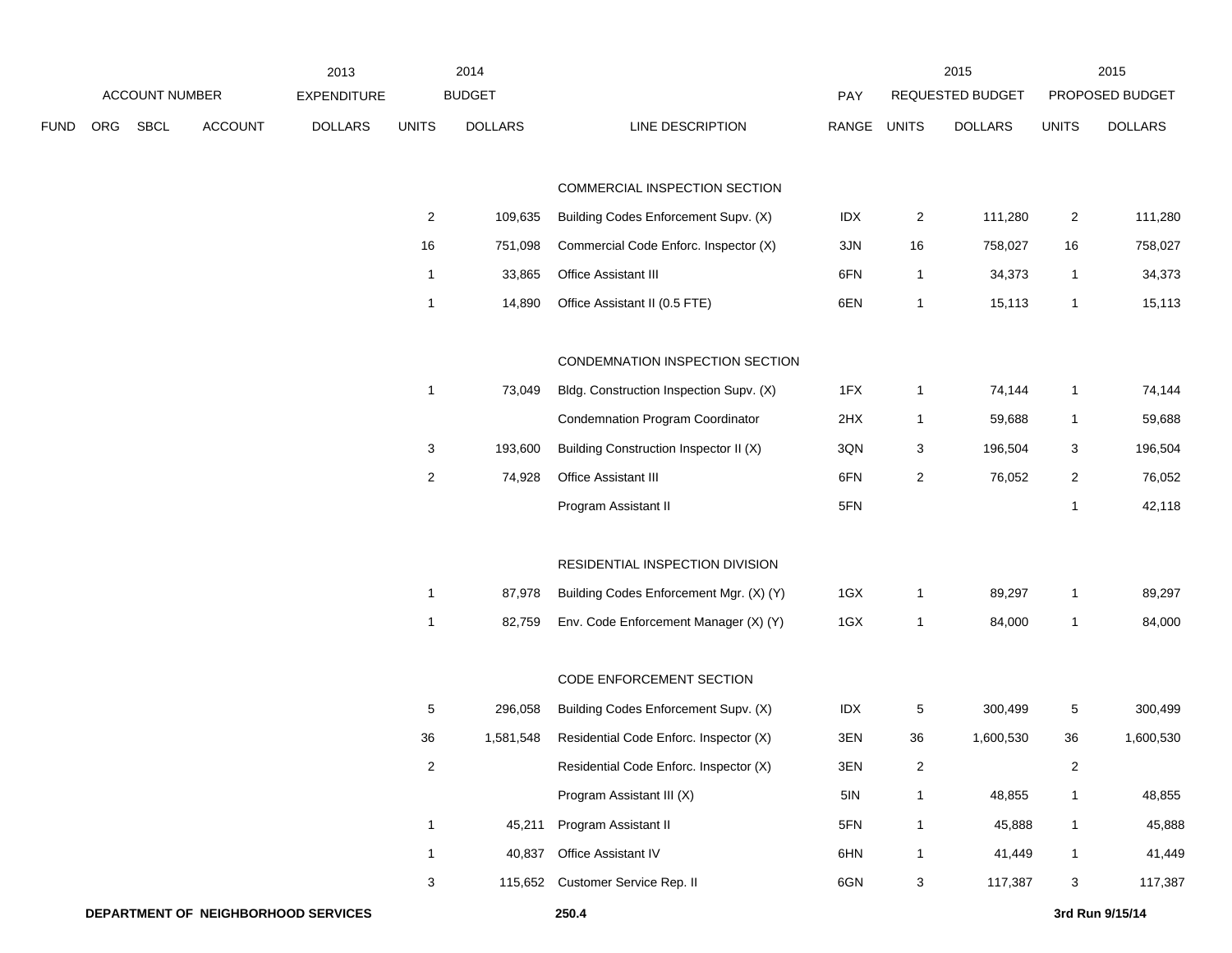| ACCOUNT NUMBER | | | | 2013 EXPENDITURE | 2014 BUDGET | | | PAY | 2015 REQUESTED BUDGET | | 2015 PROPOSED BUDGET | |
|---|---|---|---|---|---|---|---|---|---|---|---|---|
| FUND | ORG | SBCL | ACCOUNT | DOLLARS | UNITS | DOLLARS | LINE DESCRIPTION | RANGE | UNITS | DOLLARS | UNITS | DOLLARS |
| | | | | | | | COMMERCIAL INSPECTION SECTION | | | | | |
| | | | | | 2 | 109,635 | Building Codes Enforcement Supv. (X) | IDX | 2 | 111,280 | 2 | 111,280 |
| | | | | | 16 | 751,098 | Commercial Code Enforc. Inspector (X) | 3JN | 16 | 758,027 | 16 | 758,027 |
| | | | | | 1 | 33,865 | Office Assistant III | 6FN | 1 | 34,373 | 1 | 34,373 |
| | | | | | 1 | 14,890 | Office Assistant II (0.5 FTE) | 6EN | 1 | 15,113 | 1 | 15,113 |
| | | | | | | | CONDEMNATION INSPECTION SECTION | | | | | |
| | | | | | 1 | 73,049 | Bldg. Construction Inspection Supv. (X) | 1FX | 1 | 74,144 | 1 | 74,144 |
| | | | | | | | Condemnation Program Coordinator | 2HX | 1 | 59,688 | 1 | 59,688 |
| | | | | | 3 | 193,600 | Building Construction Inspector II (X) | 3QN | 3 | 196,504 | 3 | 196,504 |
| | | | | | 2 | 74,928 | Office Assistant III | 6FN | 2 | 76,052 | 2 | 76,052 |
| | | | | | | | Program Assistant II | 5FN | | | 1 | 42,118 |
| | | | | | | | RESIDENTIAL INSPECTION DIVISION | | | | | |
| | | | | | 1 | 87,978 | Building Codes Enforcement Mgr. (X) (Y) | 1GX | 1 | 89,297 | 1 | 89,297 |
| | | | | | 1 | 82,759 | Env. Code Enforcement Manager (X) (Y) | 1GX | 1 | 84,000 | 1 | 84,000 |
| | | | | | | | CODE ENFORCEMENT SECTION | | | | | |
| | | | | | 5 | 296,058 | Building Codes Enforcement Supv. (X) | IDX | 5 | 300,499 | 5 | 300,499 |
| | | | | | 36 | 1,581,548 | Residential Code Enforc. Inspector (X) | 3EN | 36 | 1,600,530 | 36 | 1,600,530 |
| | | | | | 2 | | Residential Code Enforc. Inspector (X) | 3EN | 2 | | 2 | |
| | | | | | | | Program Assistant III (X) | 5IN | 1 | 48,855 | 1 | 48,855 |
| | | | | | 1 | 45,211 | Program Assistant II | 5FN | 1 | 45,888 | 1 | 45,888 |
| | | | | | 1 | 40,837 | Office Assistant IV | 6HN | 1 | 41,449 | 1 | 41,449 |
| | | | | | 3 | 115,652 | Customer Service Rep. II | 6GN | 3 | 117,387 | 3 | 117,387 |

**DEPARTMENT OF NEIGHBORHOOD SERVICES** **250.4** **3rd Run 9/15/14**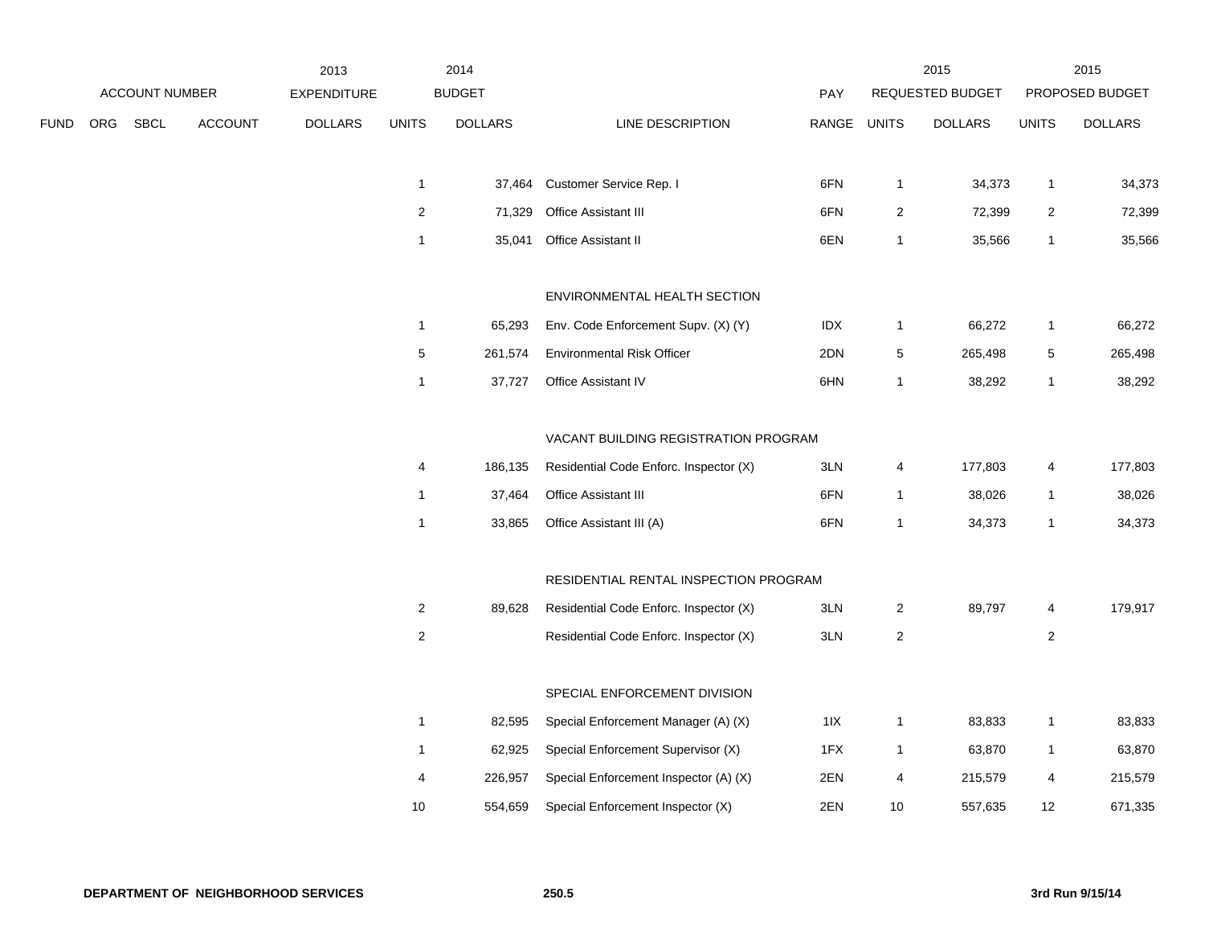| | ACCOUNT NUMBER | | | 2013 EXPENDITURE | 2014 BUDGET | | | PAY | 2015 REQUESTED BUDGET | | 2015 PROPOSED BUDGET | |
|---|---|---|---|---|---|---|---|---|---|---|---|---|
| FUND | ORG | SBCL | ACCOUNT | DOLLARS | UNITS | DOLLARS | LINE DESCRIPTION | RANGE | UNITS | DOLLARS | UNITS | DOLLARS |
| | | | | | 1 | 37,464 | Customer Service Rep. I | 6FN | 1 | 34,373 | 1 | 34,373 |
| | | | | | 2 | 71,329 | Office Assistant III | 6FN | 2 | 72,399 | 2 | 72,399 |
| | | | | | 1 | 35,041 | Office Assistant II | 6EN | 1 | 35,566 | 1 | 35,566 |
| | | | | | | | ENVIRONMENTAL HEALTH SECTION | | | | | |
| | | | | | 1 | 65,293 | Env. Code Enforcement Supv. (X) (Y) | IDX | 1 | 66,272 | 1 | 66,272 |
| | | | | | 5 | 261,574 | Environmental Risk Officer | 2DN | 5 | 265,498 | 5 | 265,498 |
| | | | | | 1 | 37,727 | Office Assistant IV | 6HN | 1 | 38,292 | 1 | 38,292 |
| | | | | | | | VACANT BUILDING REGISTRATION PROGRAM | | | | | |
| | | | | | 4 | 186,135 | Residential Code Enforc. Inspector (X) | 3LN | 4 | 177,803 | 4 | 177,803 |
| | | | | | 1 | 37,464 | Office Assistant III | 6FN | 1 | 38,026 | 1 | 38,026 |
| | | | | | 1 | 33,865 | Office Assistant III (A) | 6FN | 1 | 34,373 | 1 | 34,373 |
| | | | | | | | RESIDENTIAL RENTAL INSPECTION PROGRAM | | | | | |
| | | | | | 2 | 89,628 | Residential Code Enforc. Inspector (X) | 3LN | 2 | 89,797 | 4 | 179,917 |
| | | | | | 2 | | Residential Code Enforc. Inspector (X) | 3LN | 2 | | 2 | |
| | | | | | | | SPECIAL ENFORCEMENT DIVISION | | | | | |
| | | | | | 1 | 82,595 | Special Enforcement Manager (A) (X) | 1IX | 1 | 83,833 | 1 | 83,833 |
| | | | | | 1 | 62,925 | Special Enforcement Supervisor (X) | 1FX | 1 | 63,870 | 1 | 63,870 |
| | | | | | 4 | 226,957 | Special Enforcement Inspector (A) (X) | 2EN | 4 | 215,579 | 4 | 215,579 |
| | | | | | 10 | 554,659 | Special Enforcement Inspector (X) | 2EN | 10 | 557,635 | 12 | 671,335 |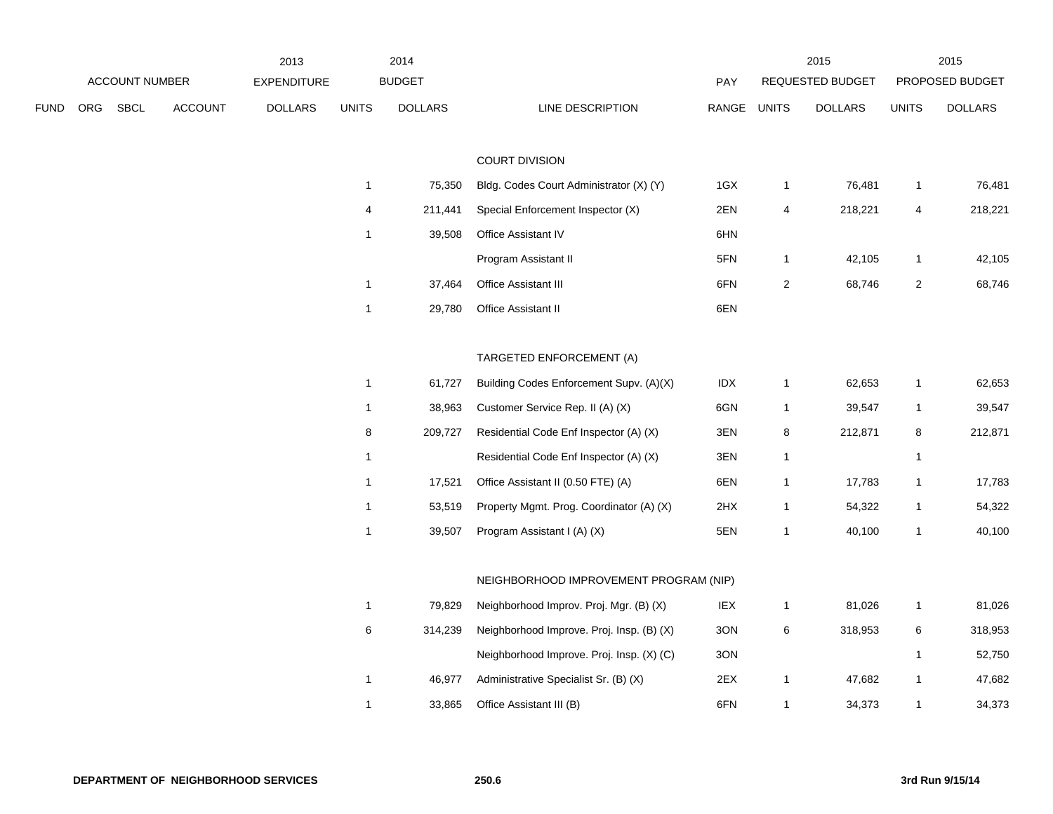| ACCOUNT NUMBER | | | | 2013 EXPENDITURE | 2014 BUDGET | | | PAY | 2015 REQUESTED BUDGET | | 2015 PROPOSED BUDGET | |
|---|---|---|---|---|---|---|---|---|---|---|---|---|
| FUND | ORG | SBCL | ACCOUNT | DOLLARS | UNITS | DOLLARS | LINE DESCRIPTION | RANGE | UNITS | DOLLARS | UNITS | DOLLARS |
| | | | | | | | COURT DIVISION | | | | | |
| | | | | | 1 | 75,350 | Bldg. Codes Court Administrator (X) (Y) | 1GX | 1 | 76,481 | 1 | 76,481 |
| | | | | | 4 | 211,441 | Special Enforcement Inspector (X) | 2EN | 4 | 218,221 | 4 | 218,221 |
| | | | | | 1 | 39,508 | Office Assistant IV | 6HN | | | | |
| | | | | | | | Program Assistant II | 5FN | 1 | 42,105 | 1 | 42,105 |
| | | | | | 1 | 37,464 | Office Assistant III | 6FN | 2 | 68,746 | 2 | 68,746 |
| | | | | | 1 | 29,780 | Office Assistant II | 6EN | | | | |
| | | | | | | | TARGETED ENFORCEMENT (A) | | | | | |
| | | | | | 1 | 61,727 | Building Codes Enforcement Supv. (A)(X) | IDX | 1 | 62,653 | 1 | 62,653 |
| | | | | | 1 | 38,963 | Customer Service Rep. II (A) (X) | 6GN | 1 | 39,547 | 1 | 39,547 |
| | | | | | 8 | 209,727 | Residential Code Enf Inspector (A) (X) | 3EN | 8 | 212,871 | 8 | 212,871 |
| | | | | | 1 | | Residential Code Enf Inspector (A) (X) | 3EN | 1 | | 1 | |
| | | | | | 1 | 17,521 | Office Assistant II (0.50 FTE) (A) | 6EN | 1 | 17,783 | 1 | 17,783 |
| | | | | | 1 | 53,519 | Property Mgmt. Prog. Coordinator (A) (X) | 2HX | 1 | 54,322 | 1 | 54,322 |
| | | | | | 1 | 39,507 | Program Assistant I (A) (X) | 5EN | 1 | 40,100 | 1 | 40,100 |
| | | | | | | | NEIGHBORHOOD IMPROVEMENT PROGRAM (NIP) | | | | | |
| | | | | | 1 | 79,829 | Neighborhood Improv. Proj. Mgr. (B) (X) | IEX | 1 | 81,026 | 1 | 81,026 |
| | | | | | 6 | 314,239 | Neighborhood Improve. Proj. Insp. (B) (X) | 3ON | 6 | 318,953 | 6 | 318,953 |
| | | | | | | | Neighborhood Improve. Proj. Insp. (X) (C) | 3ON | | | 1 | 52,750 |
| | | | | | 1 | 46,977 | Administrative Specialist Sr. (B) (X) | 2EX | 1 | 47,682 | 1 | 47,682 |
| | | | | | 1 | 33,865 | Office Assistant III (B) | 6FN | 1 | 34,373 | 1 | 34,373 |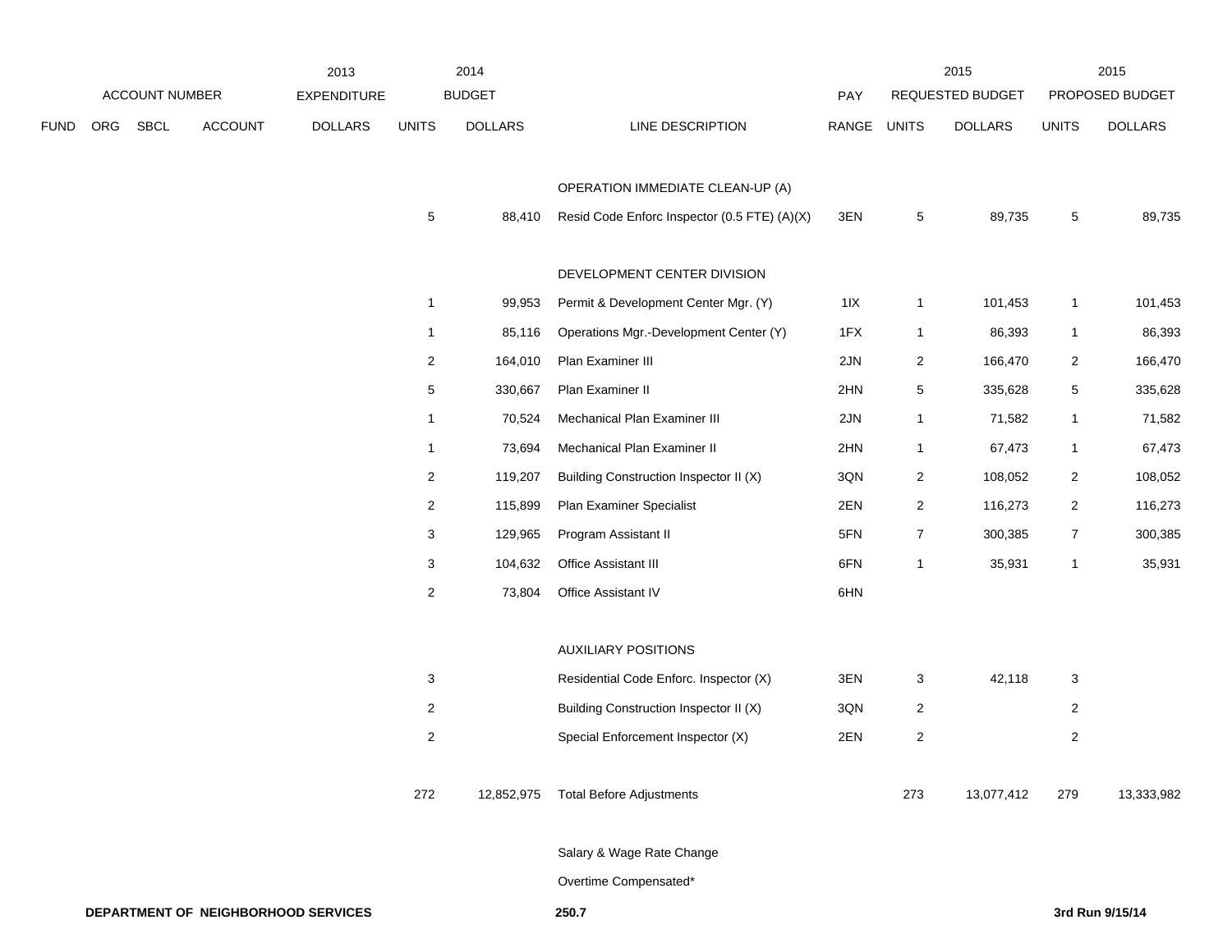| ACCOUNT NUMBER | | | | 2013 EXPENDITURE | 2014 BUDGET | | | PAY | 2015 REQUESTED BUDGET | | 2015 PROPOSED BUDGET | |
|---|---|---|---|---|---|---|---|---|---|---|---|---|
| FUND | ORG | SBCL | ACCOUNT | DOLLARS | UNITS | DOLLARS | LINE DESCRIPTION | RANGE | UNITS | DOLLARS | UNITS | DOLLARS |
| | | | | | | | OPERATION IMMEDIATE CLEAN-UP (A) | | | | | |
| | | | | | 5 | 88,410 | Resid Code Enforc Inspector (0.5 FTE) (A)(X) | 3EN | 5 | 89,735 | 5 | 89,735 |
| | | | | | | | DEVELOPMENT CENTER DIVISION | | | | | |
| | | | | | 1 | 99,953 | Permit & Development Center Mgr. (Y) | 1IX | 1 | 101,453 | 1 | 101,453 |
| | | | | | 1 | 85,116 | Operations Mgr.-Development Center (Y) | 1FX | 1 | 86,393 | 1 | 86,393 |
| | | | | | 2 | 164,010 | Plan Examiner III | 2JN | 2 | 166,470 | 2 | 166,470 |
| | | | | | 5 | 330,667 | Plan Examiner II | 2HN | 5 | 335,628 | 5 | 335,628 |
| | | | | | 1 | 70,524 | Mechanical Plan Examiner III | 2JN | 1 | 71,582 | 1 | 71,582 |
| | | | | | 1 | 73,694 | Mechanical Plan Examiner II | 2HN | 1 | 67,473 | 1 | 67,473 |
| | | | | | 2 | 119,207 | Building Construction Inspector II (X) | 3QN | 2 | 108,052 | 2 | 108,052 |
| | | | | | 2 | 115,899 | Plan Examiner Specialist | 2EN | 2 | 116,273 | 2 | 116,273 |
| | | | | | 3 | 129,965 | Program Assistant II | 5FN | 7 | 300,385 | 7 | 300,385 |
| | | | | | 3 | 104,632 | Office Assistant III | 6FN | 1 | 35,931 | 1 | 35,931 |
| | | | | | 2 | 73,804 | Office Assistant IV | 6HN | | | | |
| | | | | | | | AUXILIARY POSITIONS | | | | | |
| | | | | | 3 | | Residential Code Enforc. Inspector (X) | 3EN | 3 | 42,118 | 3 | |
| | | | | | 2 | | Building Construction Inspector II (X) | 3QN | 2 | | 2 | |
| | | | | | 2 | | Special Enforcement Inspector (X) | 2EN | 2 | | 2 | |
| | | | | | 272 | 12,852,975 | Total Before Adjustments | | 273 | 13,077,412 | 279 | 13,333,982 |
| | | | | | | | Salary & Wage Rate Change | | | | | |
| | | | | | | | Overtime Compensated* | | | | | |

DEPARTMENT OF NEIGHBORHOOD SERVICES 250.7 3rd Run 9/15/14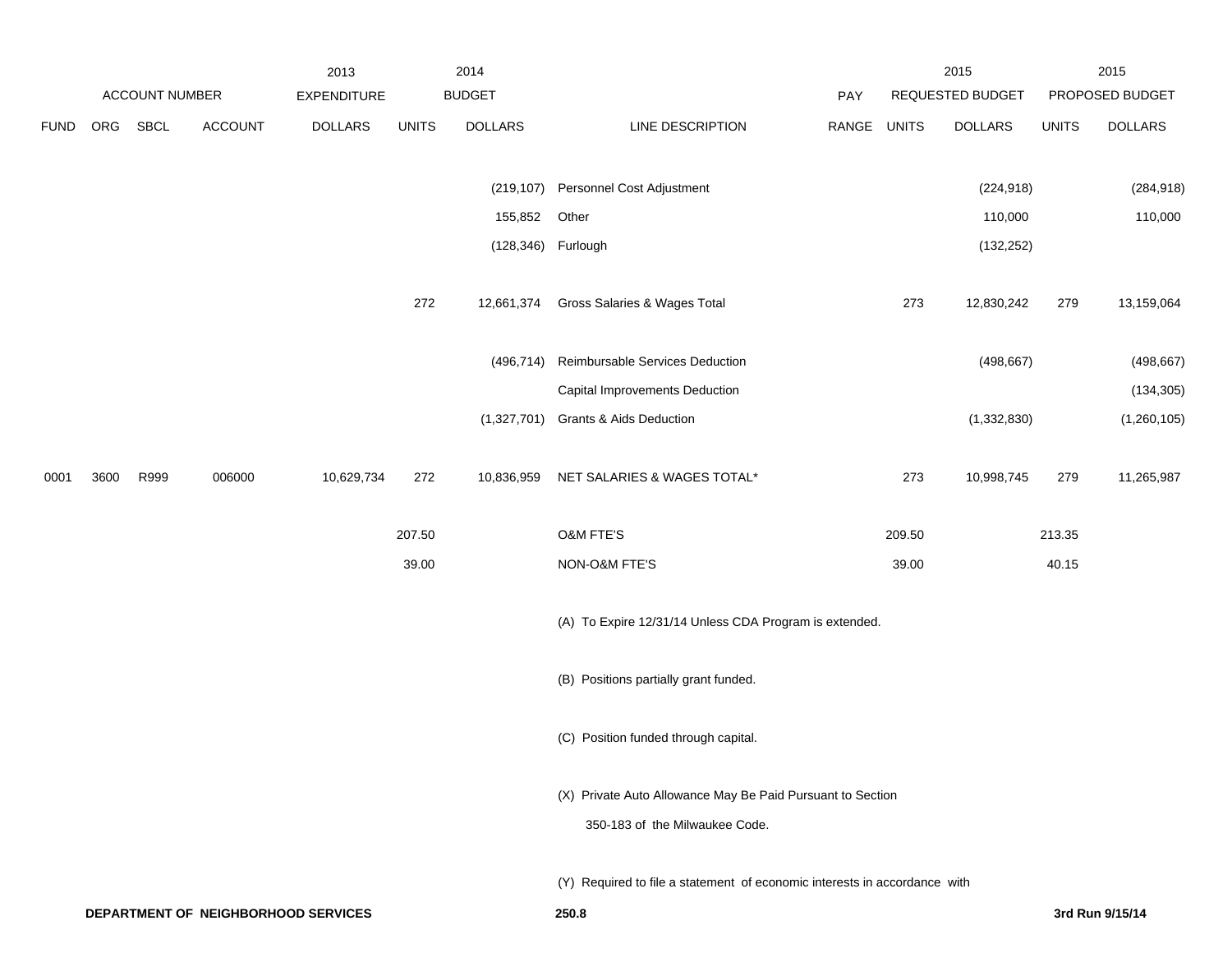| | ACCOUNT NUMBER | | | 2013 EXPENDITURE | | 2014 BUDGET | | PAY | 2015 REQUESTED BUDGET | | 2015 PROPOSED BUDGET | |
|---|---|---|---|---|---|---|---|---|---|---|---|---|
| FUND | ORG | SBCL | ACCOUNT | DOLLARS | UNITS | DOLLARS | LINE DESCRIPTION | RANGE | UNITS | DOLLARS | UNITS | DOLLARS |
| | | | | | | (219,107) | Personnel Cost Adjustment | | | (224,918) | | (284,918) |
| | | | | | | 155,852 | Other | | | 110,000 | | 110,000 |
| | | | | | | (128,346) | Furlough | | | (132,252) | | |
| | | | | | 272 | 12,661,374 | Gross Salaries & Wages Total | | 273 | 12,830,242 | 279 | 13,159,064 |
| | | | | | | (496,714) | Reimbursable Services Deduction | | | (498,667) | | (498,667) |
| | | | | | | | Capital Improvements Deduction | | | | | (134,305) |
| | | | | | | (1,327,701) | Grants & Aids Deduction | | | (1,332,830) | | (1,260,105) |
| 0001 | 3600 | R999 | 006000 | 10,629,734 | 272 | 10,836,959 | NET SALARIES & WAGES TOTAL* | | 273 | 10,998,745 | 279 | 11,265,987 |
| | | | | | 207.50 | | O&M FTE'S | | 209.50 | | 213.35 | |
| | | | | | 39.00 | | NON-O&M FTE'S | | 39.00 | | 40.15 | |

(A) To Expire 12/31/14 Unless CDA Program is extended.

(B) Positions partially grant funded.

(C) Position funded through capital.

(X) Private Auto Allowance May Be Paid Pursuant to Section 350-183 of the Milwaukee Code.

(Y) Required to file a statement of economic interests in accordance with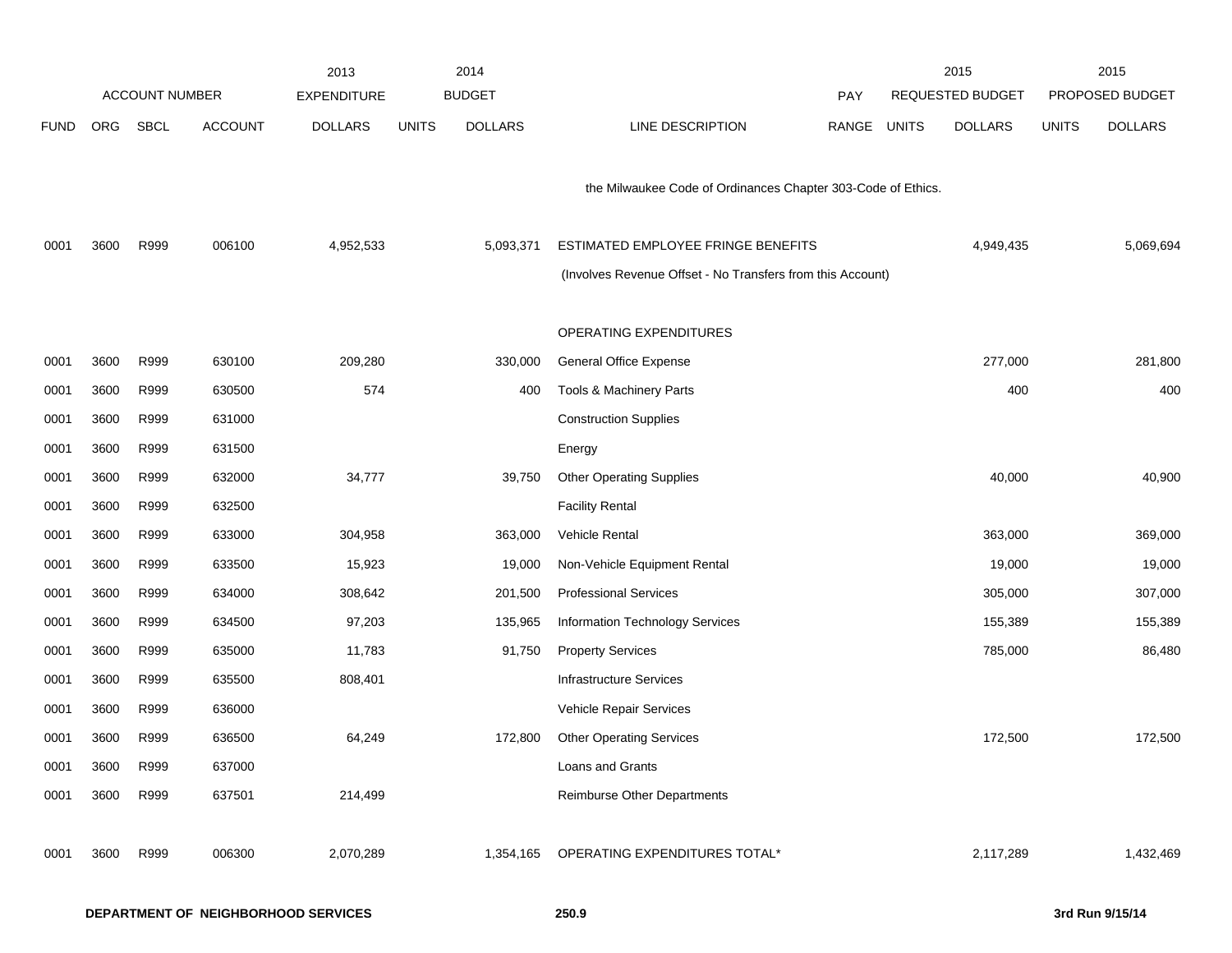| | ACCOUNT NUMBER | | | 2013 EXPENDITURE | 2014 BUDGET | | | PAY | 2015 REQUESTED BUDGET | | 2015 PROPOSED BUDGET | |
|---|---|---|---|---|---|---|---|---|---|---|---|---|
| FUND | ORG | SBCL | ACCOUNT | DOLLARS | UNITS | DOLLARS | LINE DESCRIPTION | RANGE | UNITS | DOLLARS | UNITS | DOLLARS |
| | | | | | | | the Milwaukee Code of Ordinances Chapter 303-Code of Ethics. | | | | | |
| 0001 | 3600 | R999 | 006100 | 4,952,533 | | 5,093,371 | ESTIMATED EMPLOYEE FRINGE BENEFITS | | | 4,949,435 | | 5,069,694 |
| | | | | | | | (Involves Revenue Offset - No Transfers from this Account) | | | | | |
| | | | | | | | OPERATING EXPENDITURES | | | | | |
| 0001 | 3600 | R999 | 630100 | 209,280 | | 330,000 | General Office Expense | | | 277,000 | | 281,800 |
| 0001 | 3600 | R999 | 630500 | 574 | | 400 | Tools & Machinery Parts | | | 400 | | 400 |
| 0001 | 3600 | R999 | 631000 | | | | Construction Supplies | | | | | |
| 0001 | 3600 | R999 | 631500 | | | | Energy | | | | | |
| 0001 | 3600 | R999 | 632000 | 34,777 | | 39,750 | Other Operating Supplies | | | 40,000 | | 40,900 |
| 0001 | 3600 | R999 | 632500 | | | | Facility Rental | | | | | |
| 0001 | 3600 | R999 | 633000 | 304,958 | | 363,000 | Vehicle Rental | | | 363,000 | | 369,000 |
| 0001 | 3600 | R999 | 633500 | 15,923 | | 19,000 | Non-Vehicle Equipment Rental | | | 19,000 | | 19,000 |
| 0001 | 3600 | R999 | 634000 | 308,642 | | 201,500 | Professional Services | | | 305,000 | | 307,000 |
| 0001 | 3600 | R999 | 634500 | 97,203 | | 135,965 | Information Technology Services | | | 155,389 | | 155,389 |
| 0001 | 3600 | R999 | 635000 | 11,783 | | 91,750 | Property Services | | | 785,000 | | 86,480 |
| 0001 | 3600 | R999 | 635500 | 808,401 | | | Infrastructure Services | | | | | |
| 0001 | 3600 | R999 | 636000 | | | | Vehicle Repair Services | | | | | |
| 0001 | 3600 | R999 | 636500 | 64,249 | | 172,800 | Other Operating Services | | | 172,500 | | 172,500 |
| 0001 | 3600 | R999 | 637000 | | | | Loans and Grants | | | | | |
| 0001 | 3600 | R999 | 637501 | 214,499 | | | Reimburse Other Departments | | | | | |
| 0001 | 3600 | R999 | 006300 | 2,070,289 | | 1,354,165 | OPERATING EXPENDITURES TOTAL* | | | 2,117,289 | | 1,432,469 |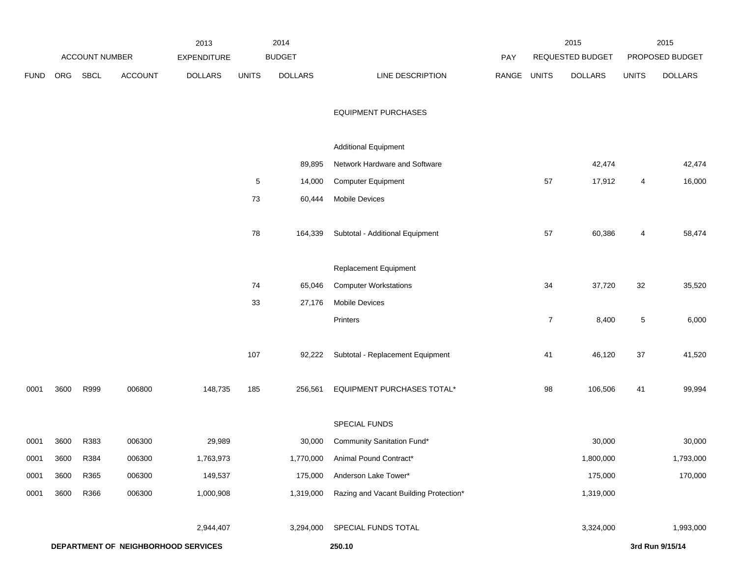| ACCOUNT NUMBER | | | | 2013 EXPENDITURE | 2014 BUDGET | | | PAY | 2015 REQUESTED BUDGET | | 2015 PROPOSED BUDGET | |
|---|---|---|---|---|---|---|---|---|---|---|---|---|
| FUND | ORG | SBCL | ACCOUNT | DOLLARS | UNITS | DOLLARS | LINE DESCRIPTION | RANGE | UNITS | DOLLARS | UNITS | DOLLARS |
| | | | | | | | EQUIPMENT PURCHASES | | | | | |
| | | | | | | | Additional Equipment | | | | | |
| | | | | | | 89,895 | Network Hardware and Software | | | 42,474 | | 42,474 |
| | | | | | 5 | 14,000 | Computer Equipment | | 57 | 17,912 | 4 | 16,000 |
| | | | | | 73 | 60,444 | Mobile Devices | | | | | |
| | | | | | 78 | 164,339 | Subtotal - Additional Equipment | | 57 | 60,386 | 4 | 58,474 |
| | | | | | | | Replacement Equipment | | | | | |
| | | | | | 74 | 65,046 | Computer Workstations | | 34 | 37,720 | 32 | 35,520 |
| | | | | | 33 | 27,176 | Mobile Devices | | | | | |
| | | | | | | | Printers | | 7 | 8,400 | 5 | 6,000 |
| | | | | | 107 | 92,222 | Subtotal - Replacement Equipment | | 41 | 46,120 | 37 | 41,520 |
| 0001 | 3600 | R999 | 006800 | 148,735 | 185 | 256,561 | EQUIPMENT PURCHASES TOTAL* | | 98 | 106,506 | 41 | 99,994 |
| | | | | | | | SPECIAL FUNDS | | | | | |
| 0001 | 3600 | R383 | 006300 | 29,989 | | 30,000 | Community Sanitation Fund* | | | 30,000 | | 30,000 |
| 0001 | 3600 | R384 | 006300 | 1,763,973 | | 1,770,000 | Animal Pound Contract* | | | 1,800,000 | | 1,793,000 |
| 0001 | 3600 | R365 | 006300 | 149,537 | | 175,000 | Anderson Lake Tower* | | | 175,000 | | 170,000 |
| 0001 | 3600 | R366 | 006300 | 1,000,908 | | 1,319,000 | Razing and Vacant Building Protection* | | | 1,319,000 | | |
| | | | | 2,944,407 | | 3,294,000 | SPECIAL FUNDS TOTAL | | | 3,324,000 | | 1,993,000 |

**DEPARTMENT OF NEIGHBORHOOD SERVICES** **250.10** **3rd Run 9/15/14**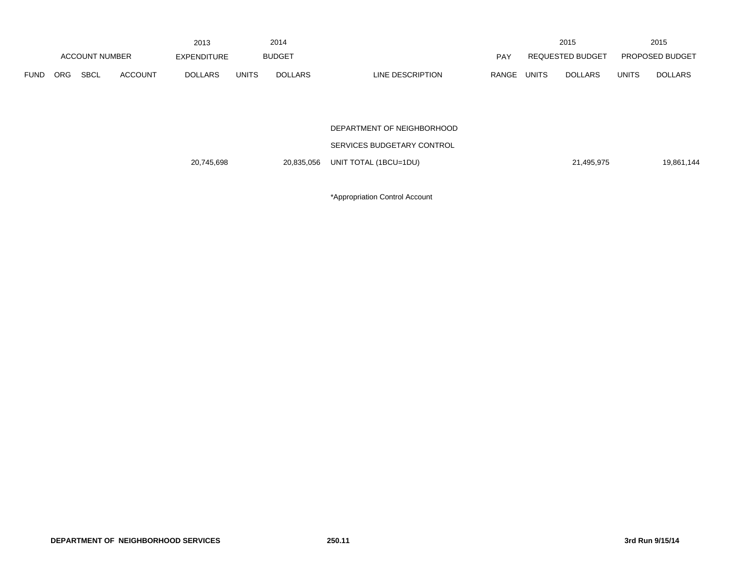| ACCOUNT NUMBER | | | | 2013 EXPENDITURE | 2014 BUDGET | | | | 2015 REQUESTED BUDGET | | 2015 PROPOSED BUDGET | |
|---|---|---|---|---|---|---|---|---|---|---|---|---|
| FUND | ORG | SBCL | ACCOUNT | DOLLARS | UNITS | DOLLARS | LINE DESCRIPTION | PAY RANGE | UNITS | DOLLARS | UNITS | DOLLARS |
| | | | | | | | DEPARTMENT OF NEIGHBORHOOD | | | | | |
| | | | | | | | SERVICES BUDGETARY CONTROL | | | | | |
| | | | | 20,745,698 | | 20,835,056 | UNIT TOTAL (1BCU=1DU) | | | 21,495,975 | | 19,861,144 |

*Appropriation Control Account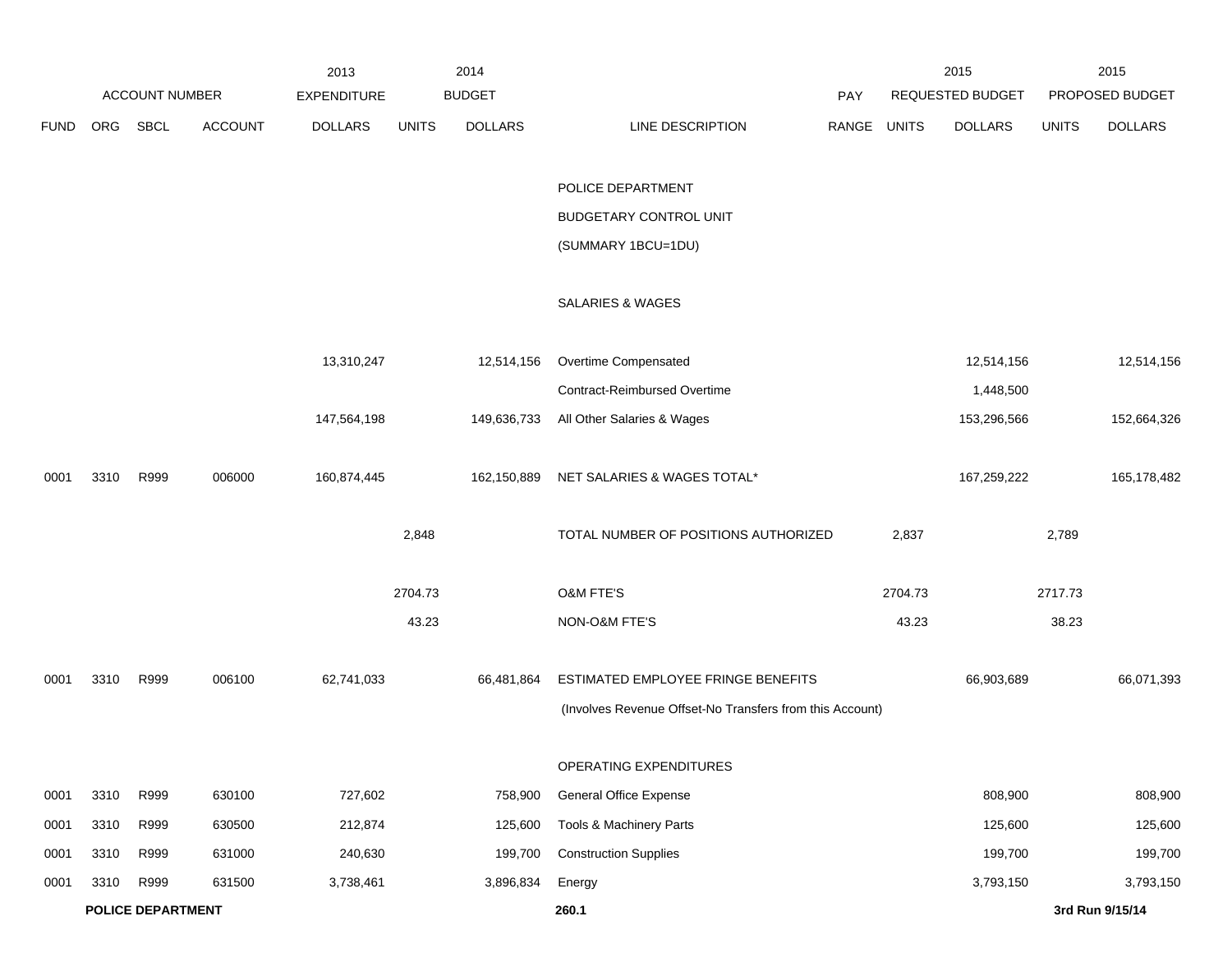| | ACCOUNT NUMBER | | | 2013 EXPENDITURE | 2014 | BUDGET | | PAY | 2015 | REQUESTED BUDGET | 2015 | PROPOSED BUDGET |
|---|---|---|---|---|---|---|---|---|---|---|---|---|
| FUND | ORG | SBCL | ACCOUNT | DOLLARS | UNITS | DOLLARS | LINE DESCRIPTION | RANGE | UNITS | DOLLARS | UNITS | DOLLARS |
| | | | | | | | POLICE DEPARTMENT | | | | | |
| | | | | | | | BUDGETARY CONTROL UNIT | | | | | |
| | | | | | | | (SUMMARY 1BCU=1DU) | | | | | |
| | | | | | | | SALARIES & WAGES | | | | | |
| | | | | 13,310,247 | | 12,514,156 | Overtime Compensated | | | 12,514,156 | | 12,514,156 |
| | | | | | | | Contract-Reimbursed Overtime | | | 1,448,500 | | |
| | | | | 147,564,198 | | 149,636,733 | All Other Salaries & Wages | | | 153,296,566 | | 152,664,326 |
| 0001 | 3310 | R999 | 006000 | 160,874,445 | | 162,150,889 | NET SALARIES & WAGES TOTAL* | | | 167,259,222 | | 165,178,482 |
| | | | | | 2,848 | | TOTAL NUMBER OF POSITIONS AUTHORIZED | | 2,837 | | 2,789 | |
| | | | | | 2704.73 | | O&M FTE'S | | 2704.73 | | 2717.73 | |
| | | | | | 43.23 | | NON-O&M FTE'S | | 43.23 | | 38.23 | |
| 0001 | 3310 | R999 | 006100 | 62,741,033 | | 66,481,864 | ESTIMATED EMPLOYEE FRINGE BENEFITS | | | 66,903,689 | | 66,071,393 |
| | | | | | | | (Involves Revenue Offset-No Transfers from this Account) | | | | | |
| | | | | | | | OPERATING EXPENDITURES | | | | | |
| 0001 | 3310 | R999 | 630100 | 727,602 | | 758,900 | General Office Expense | | | 808,900 | | 808,900 |
| 0001 | 3310 | R999 | 630500 | 212,874 | | 125,600 | Tools & Machinery Parts | | | 125,600 | | 125,600 |
| 0001 | 3310 | R999 | 631000 | 240,630 | | 199,700 | Construction Supplies | | | 199,700 | | 199,700 |
| 0001 | 3310 | R999 | 631500 | 3,738,461 | | 3,896,834 | Energy | | | 3,793,150 | | 3,793,150 |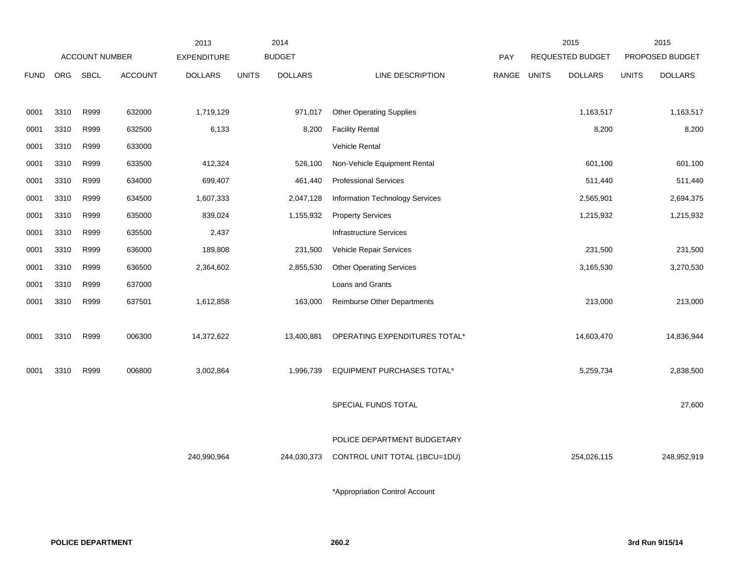| ACCOUNT NUMBER | | | | 2013 EXPENDITURE | 2014 BUDGET | | | PAY | 2015 REQUESTED BUDGET | | 2015 PROPOSED BUDGET | |
|---|---|---|---|---|---|---|---|---|---|---|---|---|
| FUND | ORG | SBCL | ACCOUNT | DOLLARS | UNITS | DOLLARS | LINE DESCRIPTION | RANGE | UNITS | DOLLARS | UNITS | DOLLARS |
| 0001 | 3310 | R999 | 632000 | 1,719,129 | | 971,017 | Other Operating Supplies | | | 1,163,517 | | 1,163,517 |
| 0001 | 3310 | R999 | 632500 | 6,133 | | 8,200 | Facility Rental | | | 8,200 | | 8,200 |
| 0001 | 3310 | R999 | 633000 | | | | Vehicle Rental | | | | | |
| 0001 | 3310 | R999 | 633500 | 412,324 | | 526,100 | Non-Vehicle Equipment Rental | | | 601,100 | | 601,100 |
| 0001 | 3310 | R999 | 634000 | 699,407 | | 461,440 | Professional Services | | | 511,440 | | 511,440 |
| 0001 | 3310 | R999 | 634500 | 1,607,333 | | 2,047,128 | Information Technology Services | | | 2,565,901 | | 2,694,375 |
| 0001 | 3310 | R999 | 635000 | 839,024 | | 1,155,932 | Property Services | | | 1,215,932 | | 1,215,932 |
| 0001 | 3310 | R999 | 635500 | 2,437 | | | Infrastructure Services | | | | | |
| 0001 | 3310 | R999 | 636000 | 189,808 | | 231,500 | Vehicle Repair Services | | | 231,500 | | 231,500 |
| 0001 | 3310 | R999 | 636500 | 2,364,602 | | 2,855,530 | Other Operating Services | | | 3,165,530 | | 3,270,530 |
| 0001 | 3310 | R999 | 637000 | | | | Loans and Grants | | | | | |
| 0001 | 3310 | R999 | 637501 | 1,612,858 | | 163,000 | Reimburse Other Departments | | | 213,000 | | 213,000 |
| 0001 | 3310 | R999 | 006300 | 14,372,622 | | 13,400,881 | OPERATING EXPENDITURES TOTAL* | | | 14,603,470 | | 14,836,944 |
| 0001 | 3310 | R999 | 006800 | 3,002,864 | | 1,996,739 | EQUIPMENT PURCHASES TOTAL* | | | 5,259,734 | | 2,838,500 |
| | | | | | | | SPECIAL FUNDS TOTAL | | | | | 27,600 |
| | | | | 240,990,964 | | 244,030,373 | POLICE DEPARTMENT BUDGETARY CONTROL UNIT TOTAL (1BCU=1DU) | | | 254,026,115 | | 248,952,919 |

*Appropriation Control Account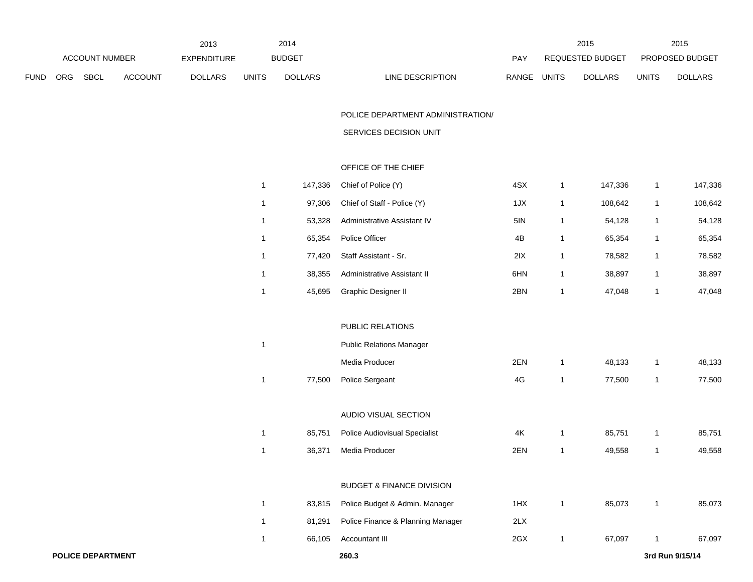| ACCOUNT NUMBER | | | | 2013 EXPENDITURE | 2014 BUDGET | | | | 2015 REQUESTED BUDGET | | 2015 PROPOSED BUDGET | |
|---|---|---|---|---|---|---|---|---|---|---|---|---|
| FUND | ORG | SBCL | ACCOUNT | DOLLARS | UNITS | DOLLARS | LINE DESCRIPTION | PAY RANGE | UNITS | DOLLARS | UNITS | DOLLARS |
| | | | | | | | POLICE DEPARTMENT ADMINISTRATION/ SERVICES DECISION UNIT | | | | | |
| | | | | | | | OFFICE OF THE CHIEF | | | | | |
| | | | | | 1 | 147,336 | Chief of Police (Y) | 4SX | 1 | 147,336 | 1 | 147,336 |
| | | | | | 1 | 97,306 | Chief of Staff - Police (Y) | 1JX | 1 | 108,642 | 1 | 108,642 |
| | | | | | 1 | 53,328 | Administrative Assistant IV | 5IN | 1 | 54,128 | 1 | 54,128 |
| | | | | | 1 | 65,354 | Police Officer | 4B | 1 | 65,354 | 1 | 65,354 |
| | | | | | 1 | 77,420 | Staff Assistant - Sr. | 2IX | 1 | 78,582 | 1 | 78,582 |
| | | | | | 1 | 38,355 | Administrative Assistant II | 6HN | 1 | 38,897 | 1 | 38,897 |
| | | | | | 1 | 45,695 | Graphic Designer II | 2BN | 1 | 47,048 | 1 | 47,048 |
| | | | | | | | PUBLIC RELATIONS | | | | | |
| | | | | | 1 | | Public Relations Manager | | | | | |
| | | | | | | | Media Producer | 2EN | 1 | 48,133 | 1 | 48,133 |
| | | | | | 1 | 77,500 | Police Sergeant | 4G | 1 | 77,500 | 1 | 77,500 |
| | | | | | | | AUDIO VISUAL SECTION | | | | | |
| | | | | | 1 | 85,751 | Police Audiovisual Specialist | 4K | 1 | 85,751 | 1 | 85,751 |
| | | | | | 1 | 36,371 | Media Producer | 2EN | 1 | 49,558 | 1 | 49,558 |
| | | | | | | | BUDGET & FINANCE DIVISION | | | | | |
| | | | | | 1 | 83,815 | Police Budget & Admin. Manager | 1HX | 1 | 85,073 | 1 | 85,073 |
| | | | | | 1 | 81,291 | Police Finance & Planning Manager | 2LX | | | | |
| | | | | | 1 | 66,105 | Accountant III | 2GX | 1 | 67,097 | 1 | 67,097 |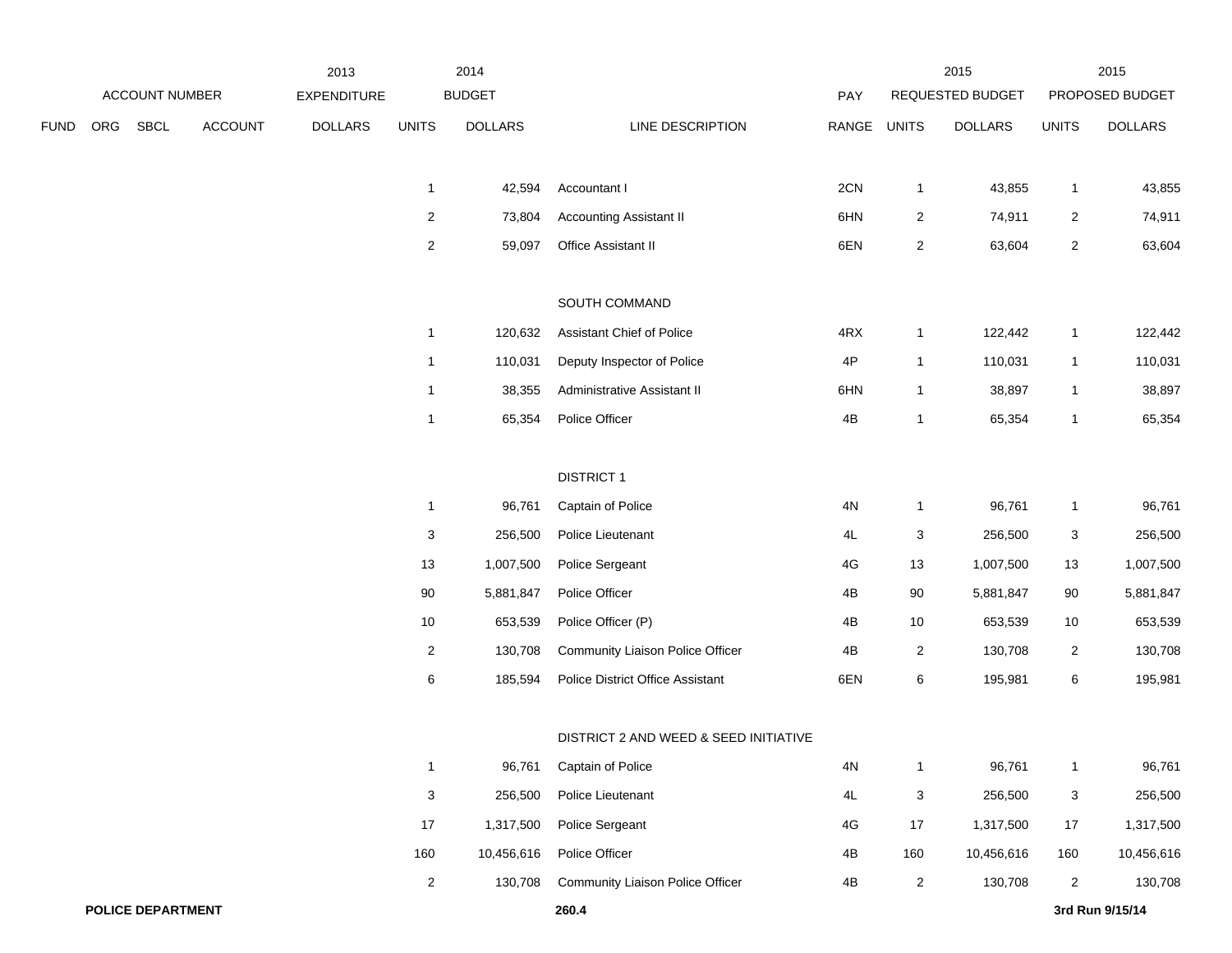| FUND | ORG | SBCL | ACCOUNT | 2013 EXPENDITURE DOLLARS | 2014 BUDGET UNITS | 2014 BUDGET DOLLARS | LINE DESCRIPTION | PAY RANGE | 2015 REQUESTED BUDGET UNITS | 2015 REQUESTED BUDGET DOLLARS | 2015 PROPOSED BUDGET UNITS | 2015 PROPOSED BUDGET DOLLARS |
|---|---|---|---|---|---|---|---|---|---|---|---|---|
| | | | | | 1 | 42,594 | Accountant I | 2CN | 1 | 43,855 | 1 | 43,855 |
| | | | | | 2 | 73,804 | Accounting Assistant II | 6HN | 2 | 74,911 | 2 | 74,911 |
| | | | | | 2 | 59,097 | Office Assistant II | 6EN | 2 | 63,604 | 2 | 63,604 |
| | | | | | | | SOUTH COMMAND | | | | | |
| | | | | | 1 | 120,632 | Assistant Chief of Police | 4RX | 1 | 122,442 | 1 | 122,442 |
| | | | | | 1 | 110,031 | Deputy Inspector of Police | 4P | 1 | 110,031 | 1 | 110,031 |
| | | | | | 1 | 38,355 | Administrative Assistant II | 6HN | 1 | 38,897 | 1 | 38,897 |
| | | | | | 1 | 65,354 | Police Officer | 4B | 1 | 65,354 | 1 | 65,354 |
| | | | | | | | DISTRICT 1 | | | | | |
| | | | | | 1 | 96,761 | Captain of Police | 4N | 1 | 96,761 | 1 | 96,761 |
| | | | | | 3 | 256,500 | Police Lieutenant | 4L | 3 | 256,500 | 3 | 256,500 |
| | | | | | 13 | 1,007,500 | Police Sergeant | 4G | 13 | 1,007,500 | 13 | 1,007,500 |
| | | | | | 90 | 5,881,847 | Police Officer | 4B | 90 | 5,881,847 | 90 | 5,881,847 |
| | | | | | 10 | 653,539 | Police Officer (P) | 4B | 10 | 653,539 | 10 | 653,539 |
| | | | | | 2 | 130,708 | Community Liaison Police Officer | 4B | 2 | 130,708 | 2 | 130,708 |
| | | | | | 6 | 185,594 | Police District Office Assistant | 6EN | 6 | 195,981 | 6 | 195,981 |
| | | | | | | | DISTRICT 2 AND WEED & SEED INITIATIVE | | | | | |
| | | | | | 1 | 96,761 | Captain of Police | 4N | 1 | 96,761 | 1 | 96,761 |
| | | | | | 3 | 256,500 | Police Lieutenant | 4L | 3 | 256,500 | 3 | 256,500 |
| | | | | | 17 | 1,317,500 | Police Sergeant | 4G | 17 | 1,317,500 | 17 | 1,317,500 |
| | | | | | 160 | 10,456,616 | Police Officer | 4B | 160 | 10,456,616 | 160 | 10,456,616 |
| | | | | | 2 | 130,708 | Community Liaison Police Officer | 4B | 2 | 130,708 | 2 | 130,708 |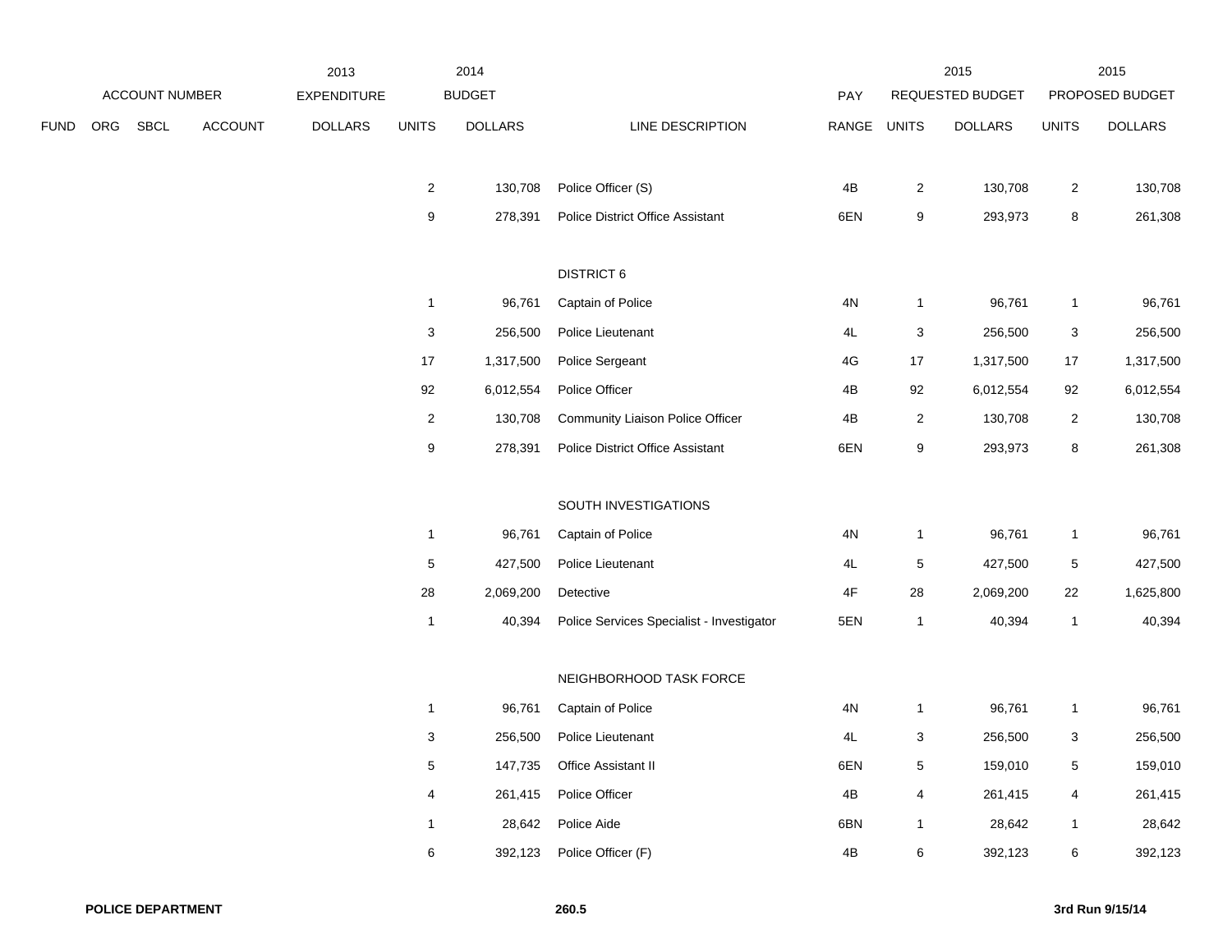| FUND | ORG | SBCL | ACCOUNT | 2013 EXPENDITURE DOLLARS | 2014 BUDGET UNITS | 2014 BUDGET DOLLARS | LINE DESCRIPTION | PAY RANGE | 2015 REQUESTED BUDGET UNITS | 2015 REQUESTED BUDGET DOLLARS | 2015 PROPOSED BUDGET UNITS | 2015 PROPOSED BUDGET DOLLARS |
|---|---|---|---|---|---|---|---|---|---|---|---|---|
| | | | | | 2 | 130,708 | Police Officer (S) | 4B | 2 | 130,708 | 2 | 130,708 |
| | | | | | 9 | 278,391 | Police District Office Assistant | 6EN | 9 | 293,973 | 8 | 261,308 |
| | | | | | | | DISTRICT 6 | | | | | |
| | | | | | 1 | 96,761 | Captain of Police | 4N | 1 | 96,761 | 1 | 96,761 |
| | | | | | 3 | 256,500 | Police Lieutenant | 4L | 3 | 256,500 | 3 | 256,500 |
| | | | | | 17 | 1,317,500 | Police Sergeant | 4G | 17 | 1,317,500 | 17 | 1,317,500 |
| | | | | | 92 | 6,012,554 | Police Officer | 4B | 92 | 6,012,554 | 92 | 6,012,554 |
| | | | | | 2 | 130,708 | Community Liaison Police Officer | 4B | 2 | 130,708 | 2 | 130,708 |
| | | | | | 9 | 278,391 | Police District Office Assistant | 6EN | 9 | 293,973 | 8 | 261,308 |
| | | | | | | | SOUTH INVESTIGATIONS | | | | | |
| | | | | | 1 | 96,761 | Captain of Police | 4N | 1 | 96,761 | 1 | 96,761 |
| | | | | | 5 | 427,500 | Police Lieutenant | 4L | 5 | 427,500 | 5 | 427,500 |
| | | | | | 28 | 2,069,200 | Detective | 4F | 28 | 2,069,200 | 22 | 1,625,800 |
| | | | | | 1 | 40,394 | Police Services Specialist - Investigator | 5EN | 1 | 40,394 | 1 | 40,394 |
| | | | | | | | NEIGHBORHOOD TASK FORCE | | | | | |
| | | | | | 1 | 96,761 | Captain of Police | 4N | 1 | 96,761 | 1 | 96,761 |
| | | | | | 3 | 256,500 | Police Lieutenant | 4L | 3 | 256,500 | 3 | 256,500 |
| | | | | | 5 | 147,735 | Office Assistant II | 6EN | 5 | 159,010 | 5 | 159,010 |
| | | | | | 4 | 261,415 | Police Officer | 4B | 4 | 261,415 | 4 | 261,415 |
| | | | | | 1 | 28,642 | Police Aide | 6BN | 1 | 28,642 | 1 | 28,642 |
| | | | | | 6 | 392,123 | Police Officer (F) | 4B | 6 | 392,123 | 6 | 392,123 |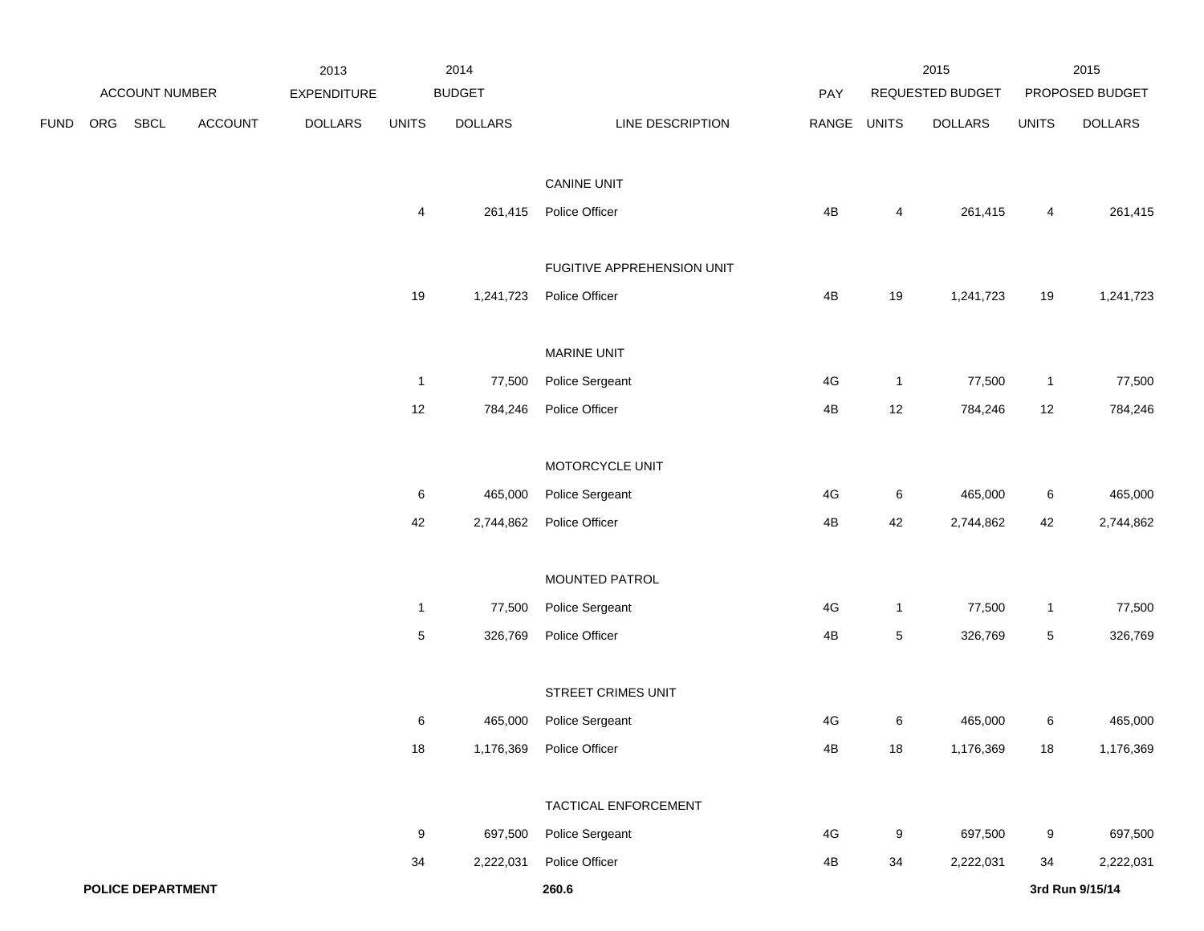| ACCOUNT NUMBER | | | | 2013 EXPENDITURE | 2014 BUDGET | | | PAY | 2015 REQUESTED BUDGET | | 2015 PROPOSED BUDGET | |
|---|---|---|---|---|---|---|---|---|---|---|---|---|
| FUND | ORG | SBCL | ACCOUNT | DOLLARS | UNITS | DOLLARS | LINE DESCRIPTION | RANGE | UNITS | DOLLARS | UNITS | DOLLARS |
| | | | | | | | CANINE UNIT | | | | | |
| | | | | | 4 | 261,415 | Police Officer | 4B | 4 | 261,415 | 4 | 261,415 |
| | | | | | | | FUGITIVE APPREHENSION UNIT | | | | | |
| | | | | | 19 | 1,241,723 | Police Officer | 4B | 19 | 1,241,723 | 19 | 1,241,723 |
| | | | | | | | MARINE UNIT | | | | | |
| | | | | | 1 | 77,500 | Police Sergeant | 4G | 1 | 77,500 | 1 | 77,500 |
| | | | | | 12 | 784,246 | Police Officer | 4B | 12 | 784,246 | 12 | 784,246 |
| | | | | | | | MOTORCYCLE UNIT | | | | | |
| | | | | | 6 | 465,000 | Police Sergeant | 4G | 6 | 465,000 | 6 | 465,000 |
| | | | | | 42 | 2,744,862 | Police Officer | 4B | 42 | 2,744,862 | 42 | 2,744,862 |
| | | | | | | | MOUNTED PATROL | | | | | |
| | | | | | 1 | 77,500 | Police Sergeant | 4G | 1 | 77,500 | 1 | 77,500 |
| | | | | | 5 | 326,769 | Police Officer | 4B | 5 | 326,769 | 5 | 326,769 |
| | | | | | | | STREET CRIMES UNIT | | | | | |
| | | | | | 6 | 465,000 | Police Sergeant | 4G | 6 | 465,000 | 6 | 465,000 |
| | | | | | 18 | 1,176,369 | Police Officer | 4B | 18 | 1,176,369 | 18 | 1,176,369 |
| | | | | | | | TACTICAL ENFORCEMENT | | | | | |
| | | | | | 9 | 697,500 | Police Sergeant | 4G | 9 | 697,500 | 9 | 697,500 |
| | | | | | 34 | 2,222,031 | Police Officer | 4B | 34 | 2,222,031 | 34 | 2,222,031 |

**POLICE DEPARTMENT** **260.6** **3rd Run 9/15/14**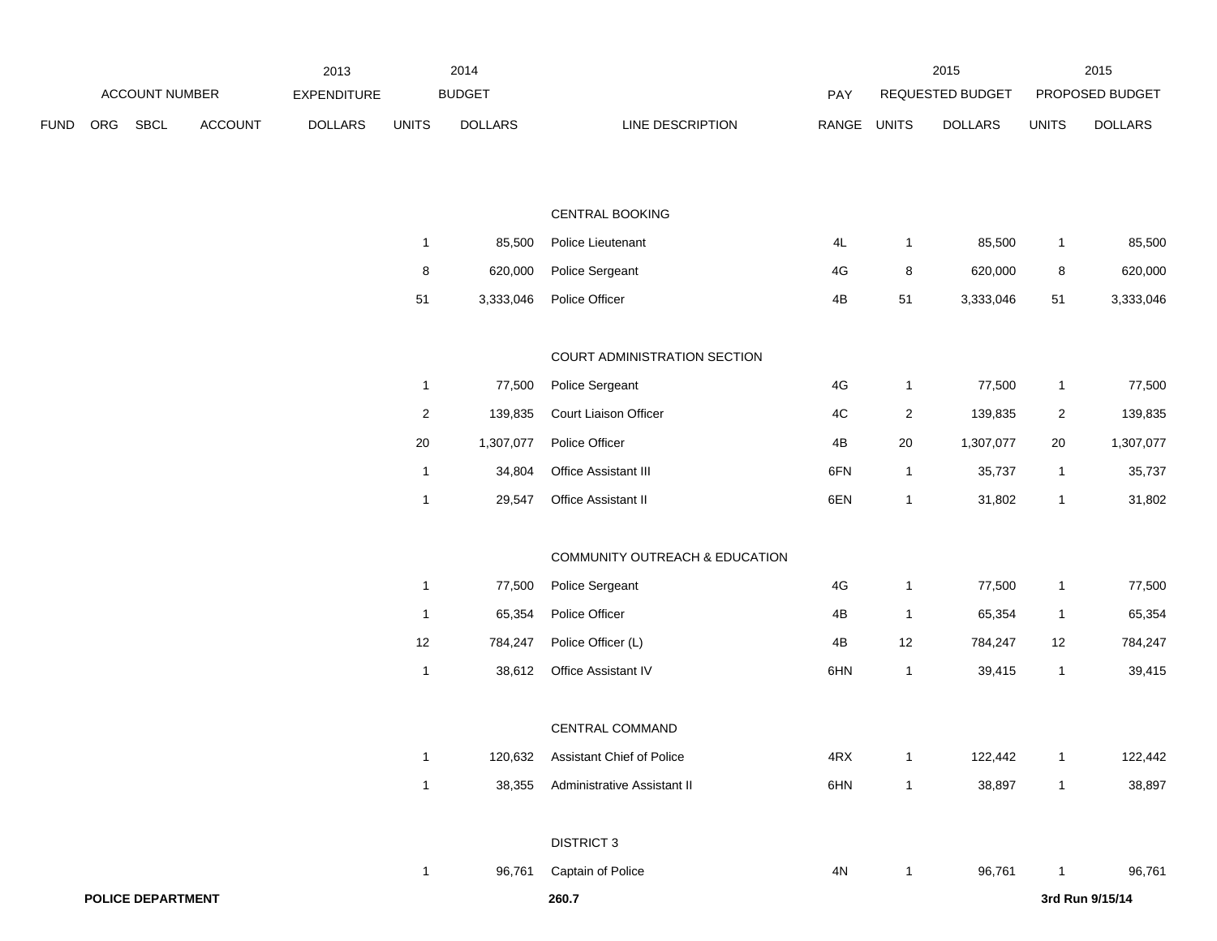| ACCOUNT NUMBER | | | | 2013 EXPENDITURE | 2014 BUDGET | | | PAY | 2015 REQUESTED BUDGET | | 2015 PROPOSED BUDGET | |
|---|---|---|---|---|---|---|---|---|---|---|---|---|
| FUND | ORG | SBCL | ACCOUNT | DOLLARS | UNITS | DOLLARS | LINE DESCRIPTION | RANGE | UNITS | DOLLARS | UNITS | DOLLARS |
| | | | | | | | CENTRAL BOOKING | | | | | |
| | | | | | 1 | 85,500 | Police Lieutenant | 4L | 1 | 85,500 | 1 | 85,500 |
| | | | | | 8 | 620,000 | Police Sergeant | 4G | 8 | 620,000 | 8 | 620,000 |
| | | | | | 51 | 3,333,046 | Police Officer | 4B | 51 | 3,333,046 | 51 | 3,333,046 |
| | | | | | | | COURT ADMINISTRATION SECTION | | | | | |
| | | | | | 1 | 77,500 | Police Sergeant | 4G | 1 | 77,500 | 1 | 77,500 |
| | | | | | 2 | 139,835 | Court Liaison Officer | 4C | 2 | 139,835 | 2 | 139,835 |
| | | | | | 20 | 1,307,077 | Police Officer | 4B | 20 | 1,307,077 | 20 | 1,307,077 |
| | | | | | 1 | 34,804 | Office Assistant III | 6FN | 1 | 35,737 | 1 | 35,737 |
| | | | | | 1 | 29,547 | Office Assistant II | 6EN | 1 | 31,802 | 1 | 31,802 |
| | | | | | | | COMMUNITY OUTREACH & EDUCATION | | | | | |
| | | | | | 1 | 77,500 | Police Sergeant | 4G | 1 | 77,500 | 1 | 77,500 |
| | | | | | 1 | 65,354 | Police Officer | 4B | 1 | 65,354 | 1 | 65,354 |
| | | | | | 12 | 784,247 | Police Officer (L) | 4B | 12 | 784,247 | 12 | 784,247 |
| | | | | | 1 | 38,612 | Office Assistant IV | 6HN | 1 | 39,415 | 1 | 39,415 |
| | | | | | | | CENTRAL COMMAND | | | | | |
| | | | | | 1 | 120,632 | Assistant Chief of Police | 4RX | 1 | 122,442 | 1 | 122,442 |
| | | | | | 1 | 38,355 | Administrative Assistant II | 6HN | 1 | 38,897 | 1 | 38,897 |
| | | | | | | | DISTRICT 3 | | | | | |
| | | | | | 1 | 96,761 | Captain of Police | 4N | 1 | 96,761 | 1 | 96,761 |

**POLICE DEPARTMENT** **260.7** **3rd Run 9/15/14**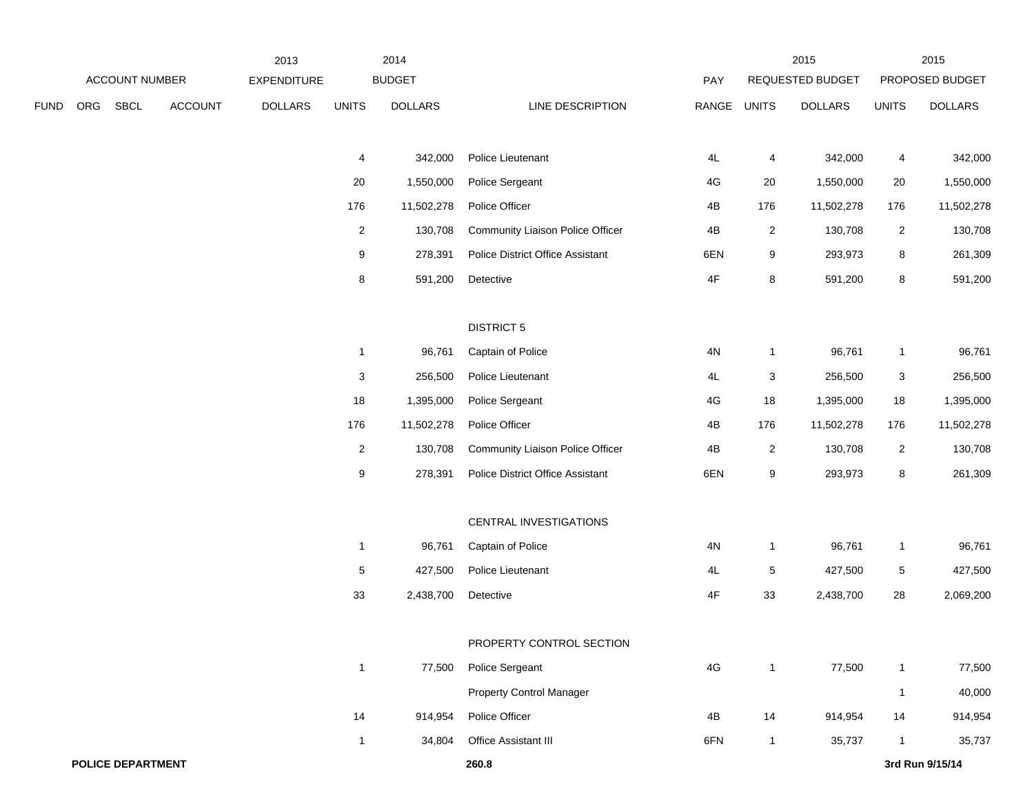| | ACCOUNT NUMBER | | | 2013 EXPENDITURE | 2014 BUDGET | | | PAY | 2015 REQUESTED BUDGET | | 2015 PROPOSED BUDGET | |
|---|---|---|---|---|---|---|---|---|---|---|---|---|
| FUND | ORG | SBCL | ACCOUNT | DOLLARS | UNITS | DOLLARS | LINE DESCRIPTION | RANGE | UNITS | DOLLARS | UNITS | DOLLARS |
| | | | | | 4 | 342,000 | Police Lieutenant | 4L | 4 | 342,000 | 4 | 342,000 |
| | | | | | 20 | 1,550,000 | Police Sergeant | 4G | 20 | 1,550,000 | 20 | 1,550,000 |
| | | | | | 176 | 11,502,278 | Police Officer | 4B | 176 | 11,502,278 | 176 | 11,502,278 |
| | | | | | 2 | 130,708 | Community Liaison Police Officer | 4B | 2 | 130,708 | 2 | 130,708 |
| | | | | | 9 | 278,391 | Police District Office Assistant | 6EN | 9 | 293,973 | 8 | 261,309 |
| | | | | | 8 | 591,200 | Detective | 4F | 8 | 591,200 | 8 | 591,200 |
| | | | | | | | DISTRICT 5 | | | | | |
| | | | | | 1 | 96,761 | Captain of Police | 4N | 1 | 96,761 | 1 | 96,761 |
| | | | | | 3 | 256,500 | Police Lieutenant | 4L | 3 | 256,500 | 3 | 256,500 |
| | | | | | 18 | 1,395,000 | Police Sergeant | 4G | 18 | 1,395,000 | 18 | 1,395,000 |
| | | | | | 176 | 11,502,278 | Police Officer | 4B | 176 | 11,502,278 | 176 | 11,502,278 |
| | | | | | 2 | 130,708 | Community Liaison Police Officer | 4B | 2 | 130,708 | 2 | 130,708 |
| | | | | | 9 | 278,391 | Police District Office Assistant | 6EN | 9 | 293,973 | 8 | 261,309 |
| | | | | | | | CENTRAL INVESTIGATIONS | | | | | |
| | | | | | 1 | 96,761 | Captain of Police | 4N | 1 | 96,761 | 1 | 96,761 |
| | | | | | 5 | 427,500 | Police Lieutenant | 4L | 5 | 427,500 | 5 | 427,500 |
| | | | | | 33 | 2,438,700 | Detective | 4F | 33 | 2,438,700 | 28 | 2,069,200 |
| | | | | | | | PROPERTY CONTROL SECTION | | | | | |
| | | | | | 1 | 77,500 | Police Sergeant | 4G | 1 | 77,500 | 1 | 77,500 |
| | | | | | | | Property Control Manager | | | | 1 | 40,000 |
| | | | | | 14 | 914,954 | Police Officer | 4B | 14 | 914,954 | 14 | 914,954 |
| | | | | | 1 | 34,804 | Office Assistant III | 6FN | 1 | 35,737 | 1 | 35,737 |

**POLICE DEPARTMENT** **260.8** **3rd Run 9/15/14**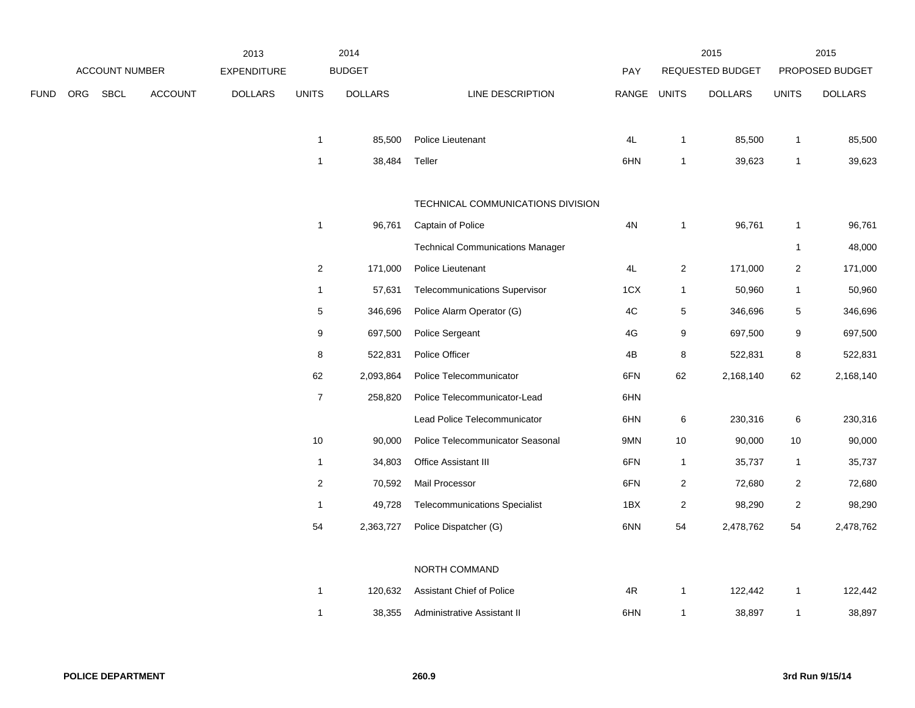| FUND | ORG | SBCL | ACCOUNT | 2013 EXPENDITURE DOLLARS | 2014 BUDGET UNITS | 2014 BUDGET DOLLARS | LINE DESCRIPTION | PAY RANGE | 2015 REQUESTED BUDGET UNITS | 2015 REQUESTED BUDGET DOLLARS | 2015 PROPOSED BUDGET UNITS | 2015 PROPOSED BUDGET DOLLARS |
|---|---|---|---|---|---|---|---|---|---|---|---|---|
| | | | | | 1 | 85,500 | Police Lieutenant | 4L | 1 | 85,500 | 1 | 85,500 |
| | | | | | 1 | 38,484 | Teller | 6HN | 1 | 39,623 | 1 | 39,623 |
| | | | | | | | TECHNICAL COMMUNICATIONS DIVISION | | | | | |
| | | | | | 1 | 96,761 | Captain of Police | 4N | 1 | 96,761 | 1 | 96,761 |
| | | | | | | | Technical Communications Manager | | | | 1 | 48,000 |
| | | | | | 2 | 171,000 | Police Lieutenant | 4L | 2 | 171,000 | 2 | 171,000 |
| | | | | | 1 | 57,631 | Telecommunications Supervisor | 1CX | 1 | 50,960 | 1 | 50,960 |
| | | | | | 5 | 346,696 | Police Alarm Operator (G) | 4C | 5 | 346,696 | 5 | 346,696 |
| | | | | | 9 | 697,500 | Police Sergeant | 4G | 9 | 697,500 | 9 | 697,500 |
| | | | | | 8 | 522,831 | Police Officer | 4B | 8 | 522,831 | 8 | 522,831 |
| | | | | | 62 | 2,093,864 | Police Telecommunicator | 6FN | 62 | 2,168,140 | 62 | 2,168,140 |
| | | | | | 7 | 258,820 | Police Telecommunicator-Lead | 6HN | | | | |
| | | | | | | | Lead Police Telecommunicator | 6HN | 6 | 230,316 | 6 | 230,316 |
| | | | | | 10 | 90,000 | Police Telecommunicator Seasonal | 9MN | 10 | 90,000 | 10 | 90,000 |
| | | | | | 1 | 34,803 | Office Assistant III | 6FN | 1 | 35,737 | 1 | 35,737 |
| | | | | | 2 | 70,592 | Mail Processor | 6FN | 2 | 72,680 | 2 | 72,680 |
| | | | | | 1 | 49,728 | Telecommunications Specialist | 1BX | 2 | 98,290 | 2 | 98,290 |
| | | | | | 54 | 2,363,727 | Police Dispatcher (G) | 6NN | 54 | 2,478,762 | 54 | 2,478,762 |
| | | | | | | | NORTH COMMAND | | | | | |
| | | | | | 1 | 120,632 | Assistant Chief of Police | 4R | 1 | 122,442 | 1 | 122,442 |
| | | | | | 1 | 38,355 | Administrative Assistant II | 6HN | 1 | 38,897 | 1 | 38,897 |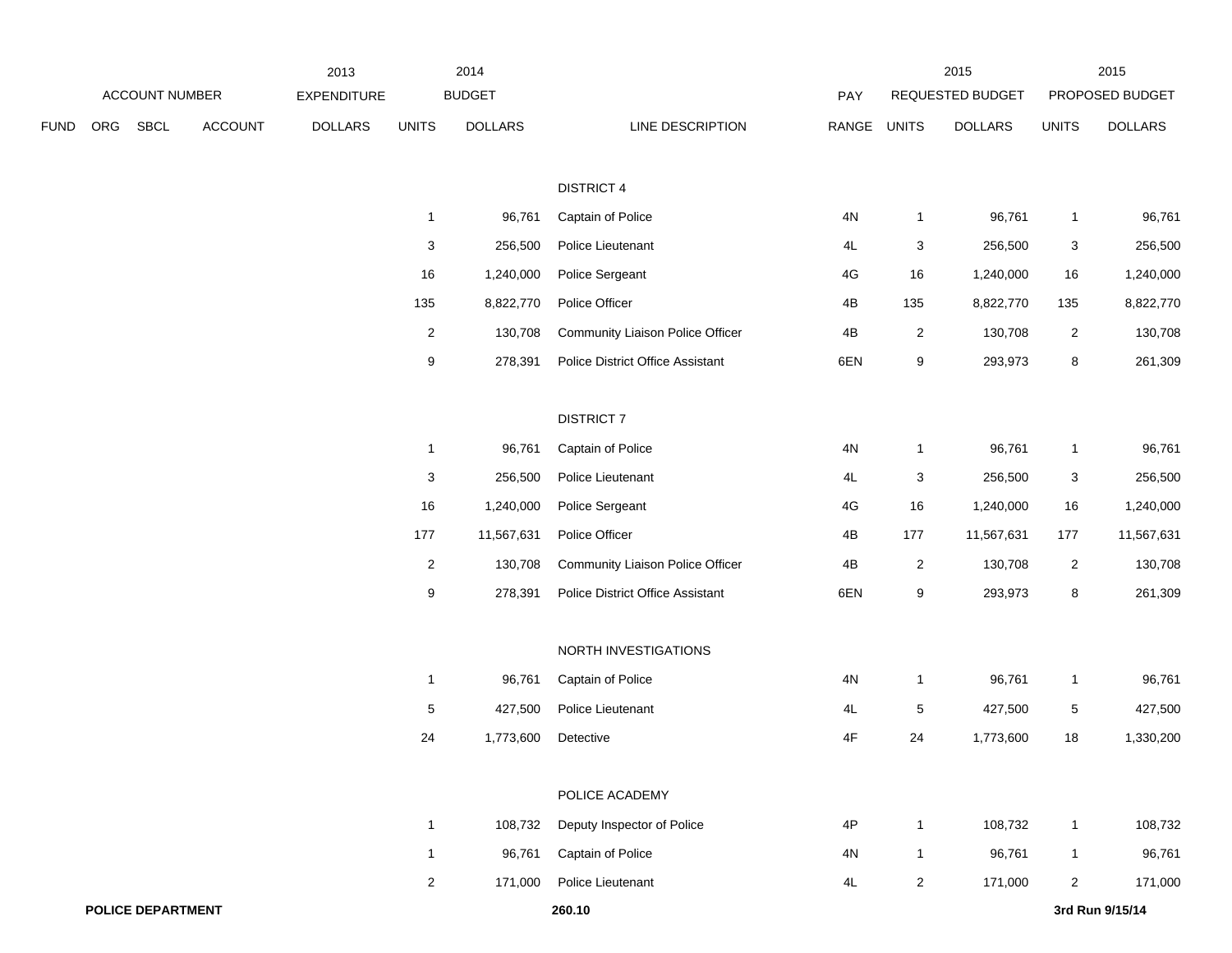| ACCOUNT NUMBER | | | | 2013 EXPENDITURE | 2014 BUDGET | | | PAY | 2015 REQUESTED BUDGET | | 2015 PROPOSED BUDGET | |
|---|---|---|---|---|---|---|---|---|---|---|---|---|
| FUND | ORG | SBCL | ACCOUNT | DOLLARS | UNITS | DOLLARS | LINE DESCRIPTION | RANGE | UNITS | DOLLARS | UNITS | DOLLARS |
| | | | | | | | DISTRICT 4 | | | | | |
| | | | | | 1 | 96,761 | Captain of Police | 4N | 1 | 96,761 | 1 | 96,761 |
| | | | | | 3 | 256,500 | Police Lieutenant | 4L | 3 | 256,500 | 3 | 256,500 |
| | | | | | 16 | 1,240,000 | Police Sergeant | 4G | 16 | 1,240,000 | 16 | 1,240,000 |
| | | | | | 135 | 8,822,770 | Police Officer | 4B | 135 | 8,822,770 | 135 | 8,822,770 |
| | | | | | 2 | 130,708 | Community Liaison Police Officer | 4B | 2 | 130,708 | 2 | 130,708 |
| | | | | | 9 | 278,391 | Police District Office Assistant | 6EN | 9 | 293,973 | 8 | 261,309 |
| | | | | | | | DISTRICT 7 | | | | | |
| | | | | | 1 | 96,761 | Captain of Police | 4N | 1 | 96,761 | 1 | 96,761 |
| | | | | | 3 | 256,500 | Police Lieutenant | 4L | 3 | 256,500 | 3 | 256,500 |
| | | | | | 16 | 1,240,000 | Police Sergeant | 4G | 16 | 1,240,000 | 16 | 1,240,000 |
| | | | | | 177 | 11,567,631 | Police Officer | 4B | 177 | 11,567,631 | 177 | 11,567,631 |
| | | | | | 2 | 130,708 | Community Liaison Police Officer | 4B | 2 | 130,708 | 2 | 130,708 |
| | | | | | 9 | 278,391 | Police District Office Assistant | 6EN | 9 | 293,973 | 8 | 261,309 |
| | | | | | | | NORTH INVESTIGATIONS | | | | | |
| | | | | | 1 | 96,761 | Captain of Police | 4N | 1 | 96,761 | 1 | 96,761 |
| | | | | | 5 | 427,500 | Police Lieutenant | 4L | 5 | 427,500 | 5 | 427,500 |
| | | | | | 24 | 1,773,600 | Detective | 4F | 24 | 1,773,600 | 18 | 1,330,200 |
| | | | | | | | POLICE ACADEMY | | | | | |
| | | | | | 1 | 108,732 | Deputy Inspector of Police | 4P | 1 | 108,732 | 1 | 108,732 |
| | | | | | 1 | 96,761 | Captain of Police | 4N | 1 | 96,761 | 1 | 96,761 |
| | | | | | 2 | 171,000 | Police Lieutenant | 4L | 2 | 171,000 | 2 | 171,000 |

POLICE DEPARTMENT — 260.10 — 3rd Run 9/15/14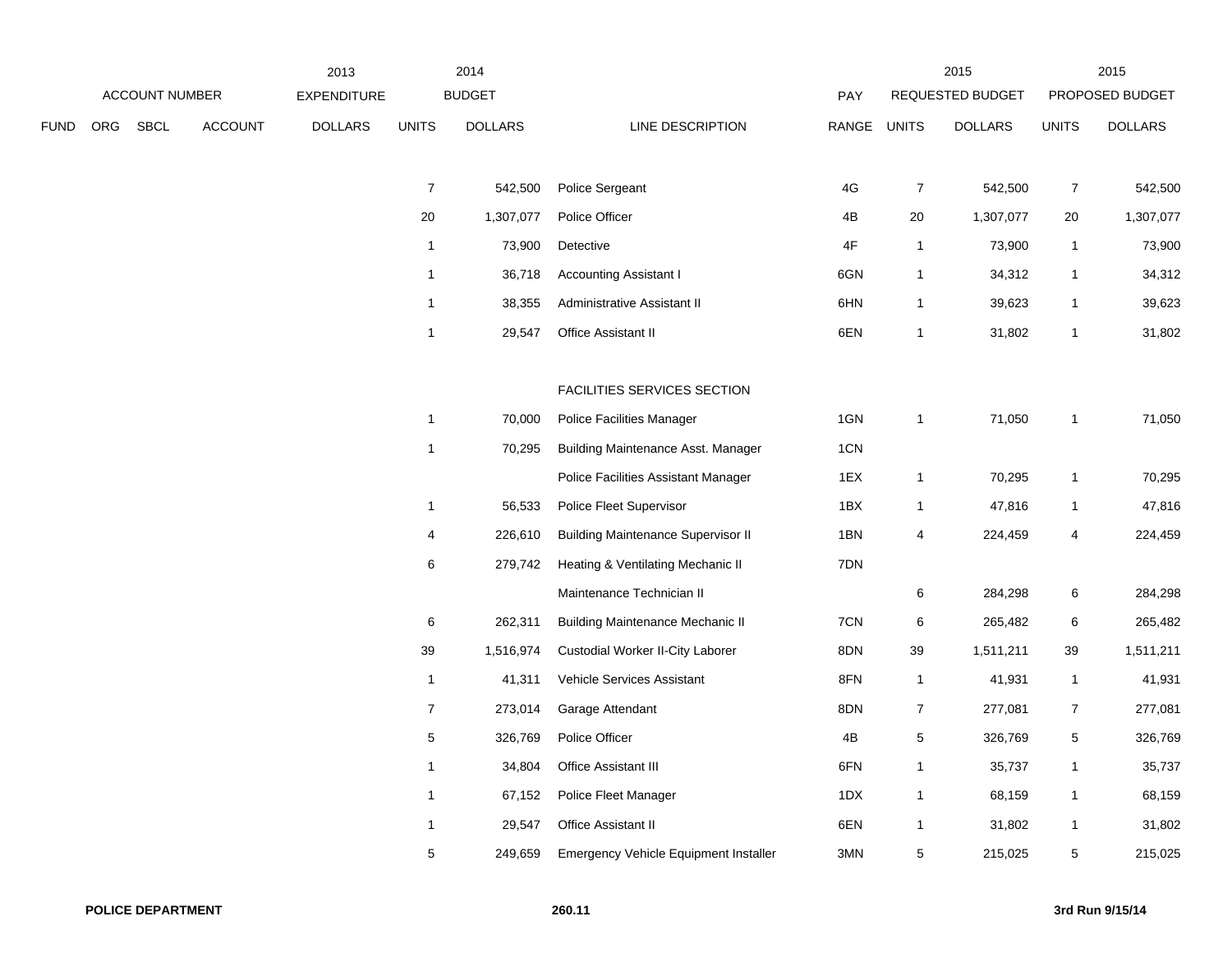| FUND | ORG | SBCL | ACCOUNT | 2013 EXPENDITURE DOLLARS | 2014 BUDGET UNITS | 2014 BUDGET DOLLARS | LINE DESCRIPTION | PAY RANGE | 2015 REQUESTED BUDGET UNITS | 2015 REQUESTED BUDGET DOLLARS | 2015 PROPOSED BUDGET UNITS | 2015 PROPOSED BUDGET DOLLARS |
|---|---|---|---|---|---|---|---|---|---|---|---|---|
| | | | | | 7 | 542,500 | Police Sergeant | 4G | 7 | 542,500 | 7 | 542,500 |
| | | | | | 20 | 1,307,077 | Police Officer | 4B | 20 | 1,307,077 | 20 | 1,307,077 |
| | | | | | 1 | 73,900 | Detective | 4F | 1 | 73,900 | 1 | 73,900 |
| | | | | | 1 | 36,718 | Accounting Assistant I | 6GN | 1 | 34,312 | 1 | 34,312 |
| | | | | | 1 | 38,355 | Administrative Assistant II | 6HN | 1 | 39,623 | 1 | 39,623 |
| | | | | | 1 | 29,547 | Office Assistant II | 6EN | 1 | 31,802 | 1 | 31,802 |
| | | | | | | | FACILITIES SERVICES SECTION | | | | | |
| | | | | | 1 | 70,000 | Police Facilities Manager | 1GN | 1 | 71,050 | 1 | 71,050 |
| | | | | | 1 | 70,295 | Building Maintenance Asst. Manager | 1CN | | | | |
| | | | | | | | Police Facilities Assistant Manager | 1EX | 1 | 70,295 | 1 | 70,295 |
| | | | | | 1 | 56,533 | Police Fleet Supervisor | 1BX | 1 | 47,816 | 1 | 47,816 |
| | | | | | 4 | 226,610 | Building Maintenance Supervisor II | 1BN | 4 | 224,459 | 4 | 224,459 |
| | | | | | 6 | 279,742 | Heating & Ventilating Mechanic II | 7DN | | | | |
| | | | | | | | Maintenance Technician II | | 6 | 284,298 | 6 | 284,298 |
| | | | | | 6 | 262,311 | Building Maintenance Mechanic II | 7CN | 6 | 265,482 | 6 | 265,482 |
| | | | | | 39 | 1,516,974 | Custodial Worker II-City Laborer | 8DN | 39 | 1,511,211 | 39 | 1,511,211 |
| | | | | | 1 | 41,311 | Vehicle Services Assistant | 8FN | 1 | 41,931 | 1 | 41,931 |
| | | | | | 7 | 273,014 | Garage Attendant | 8DN | 7 | 277,081 | 7 | 277,081 |
| | | | | | 5 | 326,769 | Police Officer | 4B | 5 | 326,769 | 5 | 326,769 |
| | | | | | 1 | 34,804 | Office Assistant III | 6FN | 1 | 35,737 | 1 | 35,737 |
| | | | | | 1 | 67,152 | Police Fleet Manager | 1DX | 1 | 68,159 | 1 | 68,159 |
| | | | | | 1 | 29,547 | Office Assistant II | 6EN | 1 | 31,802 | 1 | 31,802 |
| | | | | | 5 | 249,659 | Emergency Vehicle Equipment Installer | 3MN | 5 | 215,025 | 5 | 215,025 |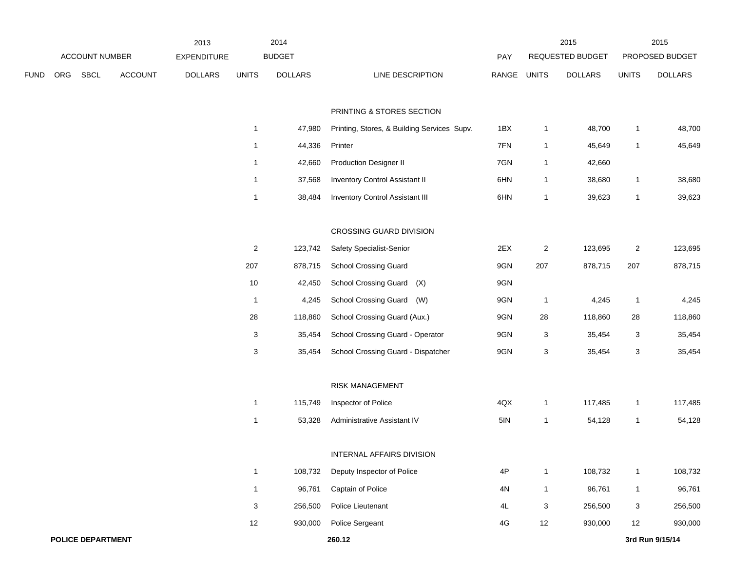| FUND | ORG | SBCL | ACCOUNT | 2013 EXPENDITURE DOLLARS | 2014 BUDGET UNITS | 2014 BUDGET DOLLARS | LINE DESCRIPTION | PAY RANGE | 2015 REQUESTED BUDGET UNITS | 2015 REQUESTED BUDGET DOLLARS | 2015 PROPOSED BUDGET UNITS | 2015 PROPOSED BUDGET DOLLARS |
|---|---|---|---|---|---|---|---|---|---|---|---|---|
| | | | | | | | PRINTING & STORES SECTION | | | | | |
| | | | | | 1 | 47,980 | Printing, Stores, & Building Services Supv. | 1BX | 1 | 48,700 | 1 | 48,700 |
| | | | | | 1 | 44,336 | Printer | 7FN | 1 | 45,649 | 1 | 45,649 |
| | | | | | 1 | 42,660 | Production Designer II | 7GN | 1 | 42,660 | | |
| | | | | | 1 | 37,568 | Inventory Control Assistant II | 6HN | 1 | 38,680 | 1 | 38,680 |
| | | | | | 1 | 38,484 | Inventory Control Assistant III | 6HN | 1 | 39,623 | 1 | 39,623 |
| | | | | | | | CROSSING GUARD DIVISION | | | | | |
| | | | | | 2 | 123,742 | Safety Specialist-Senior | 2EX | 2 | 123,695 | 2 | 123,695 |
| | | | | | 207 | 878,715 | School Crossing Guard | 9GN | 207 | 878,715 | 207 | 878,715 |
| | | | | | 10 | 42,450 | School Crossing Guard (X) | 9GN | | | | |
| | | | | | 1 | 4,245 | School Crossing Guard (W) | 9GN | 1 | 4,245 | 1 | 4,245 |
| | | | | | 28 | 118,860 | School Crossing Guard (Aux.) | 9GN | 28 | 118,860 | 28 | 118,860 |
| | | | | | 3 | 35,454 | School Crossing Guard - Operator | 9GN | 3 | 35,454 | 3 | 35,454 |
| | | | | | 3 | 35,454 | School Crossing Guard - Dispatcher | 9GN | 3 | 35,454 | 3 | 35,454 |
| | | | | | | | RISK MANAGEMENT | | | | | |
| | | | | | 1 | 115,749 | Inspector of Police | 4QX | 1 | 117,485 | 1 | 117,485 |
| | | | | | 1 | 53,328 | Administrative Assistant IV | 5IN | 1 | 54,128 | 1 | 54,128 |
| | | | | | | | INTERNAL AFFAIRS DIVISION | | | | | |
| | | | | | 1 | 108,732 | Deputy Inspector of Police | 4P | 1 | 108,732 | 1 | 108,732 |
| | | | | | 1 | 96,761 | Captain of Police | 4N | 1 | 96,761 | 1 | 96,761 |
| | | | | | 3 | 256,500 | Police Lieutenant | 4L | 3 | 256,500 | 3 | 256,500 |
| | | | | | 12 | 930,000 | Police Sergeant | 4G | 12 | 930,000 | 12 | 930,000 |

**POLICE DEPARTMENT** **260.12** **3rd Run 9/15/14**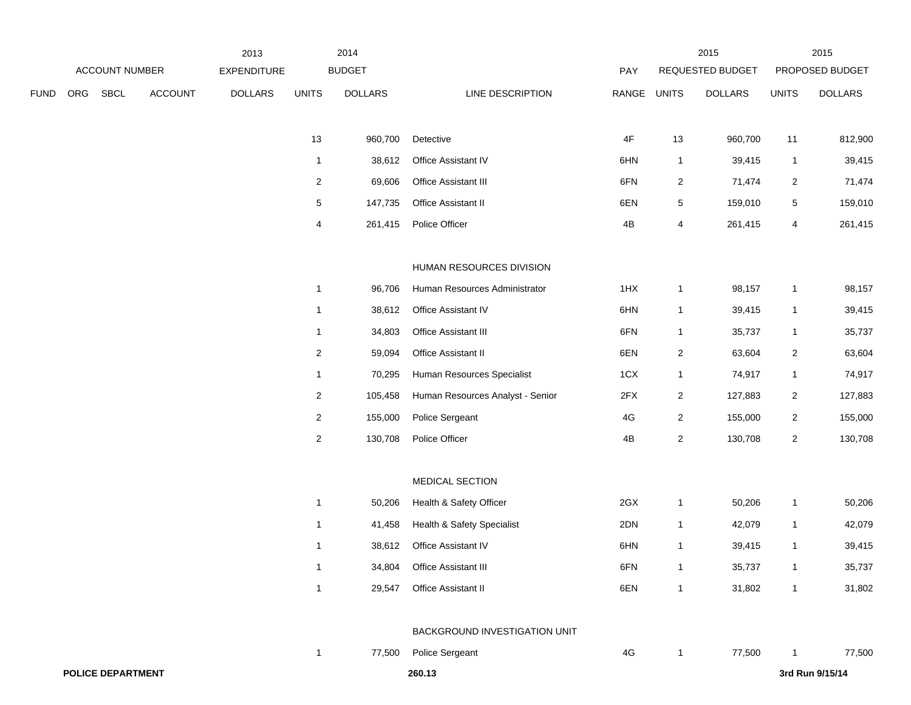| | ACCOUNT NUMBER | | | 2013 EXPENDITURE | 2014 BUDGET | | | PAY | 2015 REQUESTED BUDGET | | 2015 PROPOSED BUDGET | |
|---|---|---|---|---|---|---|---|---|---|---|---|---|
| FUND | ORG | SBCL | ACCOUNT | DOLLARS | UNITS | DOLLARS | LINE DESCRIPTION | RANGE | UNITS | DOLLARS | UNITS | DOLLARS |
| | | | | | 13 | 960,700 | Detective | 4F | 13 | 960,700 | 11 | 812,900 |
| | | | | | 1 | 38,612 | Office Assistant IV | 6HN | 1 | 39,415 | 1 | 39,415 |
| | | | | | 2 | 69,606 | Office Assistant III | 6FN | 2 | 71,474 | 2 | 71,474 |
| | | | | | 5 | 147,735 | Office Assistant II | 6EN | 5 | 159,010 | 5 | 159,010 |
| | | | | | 4 | 261,415 | Police Officer | 4B | 4 | 261,415 | 4 | 261,415 |
| | | | | | | | HUMAN RESOURCES DIVISION | | | | | |
| | | | | | 1 | 96,706 | Human Resources Administrator | 1HX | 1 | 98,157 | 1 | 98,157 |
| | | | | | 1 | 38,612 | Office Assistant IV | 6HN | 1 | 39,415 | 1 | 39,415 |
| | | | | | 1 | 34,803 | Office Assistant III | 6FN | 1 | 35,737 | 1 | 35,737 |
| | | | | | 2 | 59,094 | Office Assistant II | 6EN | 2 | 63,604 | 2 | 63,604 |
| | | | | | 1 | 70,295 | Human Resources Specialist | 1CX | 1 | 74,917 | 1 | 74,917 |
| | | | | | 2 | 105,458 | Human Resources Analyst - Senior | 2FX | 2 | 127,883 | 2 | 127,883 |
| | | | | | 2 | 155,000 | Police Sergeant | 4G | 2 | 155,000 | 2 | 155,000 |
| | | | | | 2 | 130,708 | Police Officer | 4B | 2 | 130,708 | 2 | 130,708 |
| | | | | | | | MEDICAL SECTION | | | | | |
| | | | | | 1 | 50,206 | Health & Safety Officer | 2GX | 1 | 50,206 | 1 | 50,206 |
| | | | | | 1 | 41,458 | Health & Safety Specialist | 2DN | 1 | 42,079 | 1 | 42,079 |
| | | | | | 1 | 38,612 | Office Assistant IV | 6HN | 1 | 39,415 | 1 | 39,415 |
| | | | | | 1 | 34,804 | Office Assistant III | 6FN | 1 | 35,737 | 1 | 35,737 |
| | | | | | 1 | 29,547 | Office Assistant II | 6EN | 1 | 31,802 | 1 | 31,802 |
| | | | | | | | BACKGROUND INVESTIGATION UNIT | | | | | |
| | | | | | 1 | 77,500 | Police Sergeant | 4G | 1 | 77,500 | 1 | 77,500 |

**POLICE DEPARTMENT** **260.13** **3rd Run 9/15/14**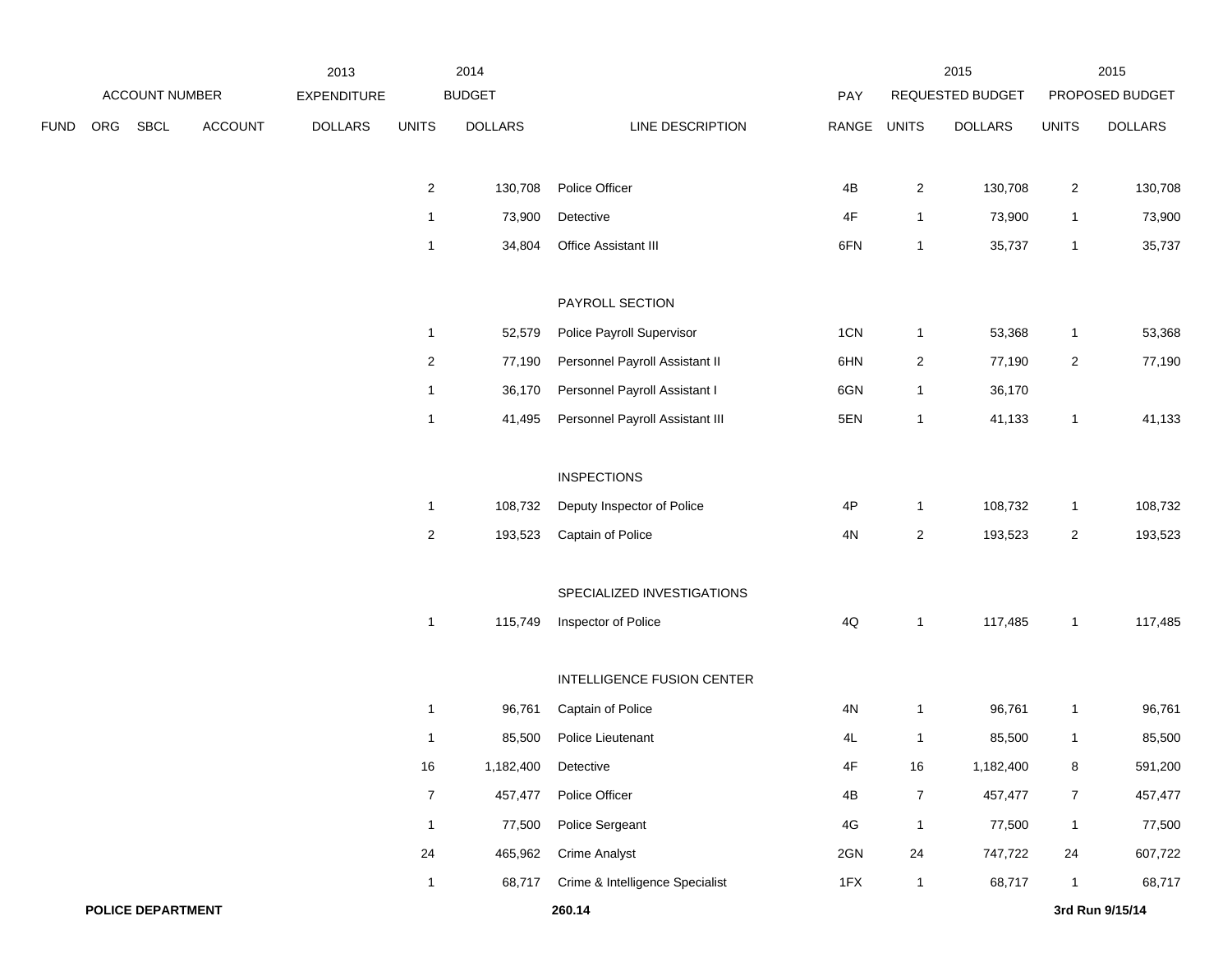| | ACCOUNT NUMBER | | | 2013 EXPENDITURE | 2014 BUDGET | | | PAY | 2015 REQUESTED BUDGET | | 2015 PROPOSED BUDGET | |
|---|---|---|---|---|---|---|---|---|---|---|---|---|
| FUND | ORG | SBCL | ACCOUNT | DOLLARS | UNITS | DOLLARS | LINE DESCRIPTION | RANGE | UNITS | DOLLARS | UNITS | DOLLARS |
| | | | | | 2 | 130,708 | Police Officer | 4B | 2 | 130,708 | 2 | 130,708 |
| | | | | | 1 | 73,900 | Detective | 4F | 1 | 73,900 | 1 | 73,900 |
| | | | | | 1 | 34,804 | Office Assistant III | 6FN | 1 | 35,737 | 1 | 35,737 |
| | | | | | | | PAYROLL SECTION | | | | | |
| | | | | | 1 | 52,579 | Police Payroll Supervisor | 1CN | 1 | 53,368 | 1 | 53,368 |
| | | | | | 2 | 77,190 | Personnel Payroll Assistant II | 6HN | 2 | 77,190 | 2 | 77,190 |
| | | | | | 1 | 36,170 | Personnel Payroll Assistant I | 6GN | 1 | 36,170 | | |
| | | | | | 1 | 41,495 | Personnel Payroll Assistant III | 5EN | 1 | 41,133 | 1 | 41,133 |
| | | | | | | | INSPECTIONS | | | | | |
| | | | | | 1 | 108,732 | Deputy Inspector of Police | 4P | 1 | 108,732 | 1 | 108,732 |
| | | | | | 2 | 193,523 | Captain of Police | 4N | 2 | 193,523 | 2 | 193,523 |
| | | | | | | | SPECIALIZED INVESTIGATIONS | | | | | |
| | | | | | 1 | 115,749 | Inspector of Police | 4Q | 1 | 117,485 | 1 | 117,485 |
| | | | | | | | INTELLIGENCE FUSION CENTER | | | | | |
| | | | | | 1 | 96,761 | Captain of Police | 4N | 1 | 96,761 | 1 | 96,761 |
| | | | | | 1 | 85,500 | Police Lieutenant | 4L | 1 | 85,500 | 1 | 85,500 |
| | | | | | 16 | 1,182,400 | Detective | 4F | 16 | 1,182,400 | 8 | 591,200 |
| | | | | | 7 | 457,477 | Police Officer | 4B | 7 | 457,477 | 7 | 457,477 |
| | | | | | 1 | 77,500 | Police Sergeant | 4G | 1 | 77,500 | 1 | 77,500 |
| | | | | | 24 | 465,962 | Crime Analyst | 2GN | 24 | 747,722 | 24 | 607,722 |
| | | | | | 1 | 68,717 | Crime & Intelligence Specialist | 1FX | 1 | 68,717 | 1 | 68,717 |

**POLICE DEPARTMENT** 260.14 3rd Run 9/15/14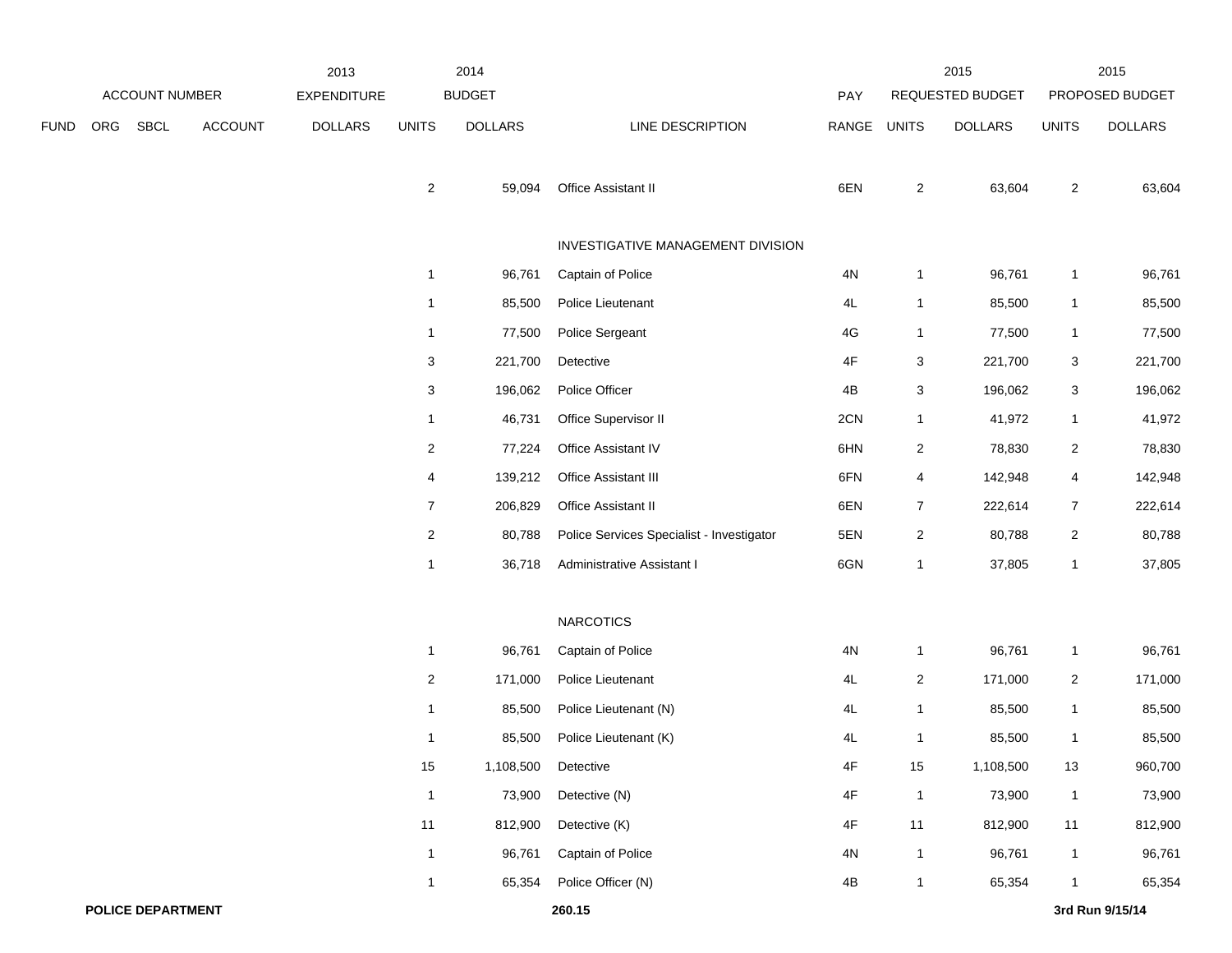| | ACCOUNT NUMBER | | | 2013 EXPENDITURE | 2014 BUDGET | | | PAY | 2015 REQUESTED BUDGET | | 2015 PROPOSED BUDGET | |
|---|---|---|---|---|---|---|---|---|---|---|---|---|
| FUND | ORG | SBCL | ACCOUNT | DOLLARS | UNITS | DOLLARS | LINE DESCRIPTION | RANGE | UNITS | DOLLARS | UNITS | DOLLARS |
| | | | | | 2 | 59,094 | Office Assistant II | 6EN | 2 | 63,604 | 2 | 63,604 |
| | | | | | | | INVESTIGATIVE MANAGEMENT DIVISION | | | | | |
| | | | | | 1 | 96,761 | Captain of Police | 4N | 1 | 96,761 | 1 | 96,761 |
| | | | | | 1 | 85,500 | Police Lieutenant | 4L | 1 | 85,500 | 1 | 85,500 |
| | | | | | 1 | 77,500 | Police Sergeant | 4G | 1 | 77,500 | 1 | 77,500 |
| | | | | | 3 | 221,700 | Detective | 4F | 3 | 221,700 | 3 | 221,700 |
| | | | | | 3 | 196,062 | Police Officer | 4B | 3 | 196,062 | 3 | 196,062 |
| | | | | | 1 | 46,731 | Office Supervisor II | 2CN | 1 | 41,972 | 1 | 41,972 |
| | | | | | 2 | 77,224 | Office Assistant IV | 6HN | 2 | 78,830 | 2 | 78,830 |
| | | | | | 4 | 139,212 | Office Assistant III | 6FN | 4 | 142,948 | 4 | 142,948 |
| | | | | | 7 | 206,829 | Office Assistant II | 6EN | 7 | 222,614 | 7 | 222,614 |
| | | | | | 2 | 80,788 | Police Services Specialist - Investigator | 5EN | 2 | 80,788 | 2 | 80,788 |
| | | | | | 1 | 36,718 | Administrative Assistant I | 6GN | 1 | 37,805 | 1 | 37,805 |
| | | | | | | | NARCOTICS | | | | | |
| | | | | | 1 | 96,761 | Captain of Police | 4N | 1 | 96,761 | 1 | 96,761 |
| | | | | | 2 | 171,000 | Police Lieutenant | 4L | 2 | 171,000 | 2 | 171,000 |
| | | | | | 1 | 85,500 | Police Lieutenant (N) | 4L | 1 | 85,500 | 1 | 85,500 |
| | | | | | 1 | 85,500 | Police Lieutenant (K) | 4L | 1 | 85,500 | 1 | 85,500 |
| | | | | | 15 | 1,108,500 | Detective | 4F | 15 | 1,108,500 | 13 | 960,700 |
| | | | | | 1 | 73,900 | Detective (N) | 4F | 1 | 73,900 | 1 | 73,900 |
| | | | | | 11 | 812,900 | Detective (K) | 4F | 11 | 812,900 | 11 | 812,900 |
| | | | | | 1 | 96,761 | Captain of Police | 4N | 1 | 96,761 | 1 | 96,761 |
| | | | | | 1 | 65,354 | Police Officer (N) | 4B | 1 | 65,354 | 1 | 65,354 |

**POLICE DEPARTMENT** **260.15** **3rd Run 9/15/14**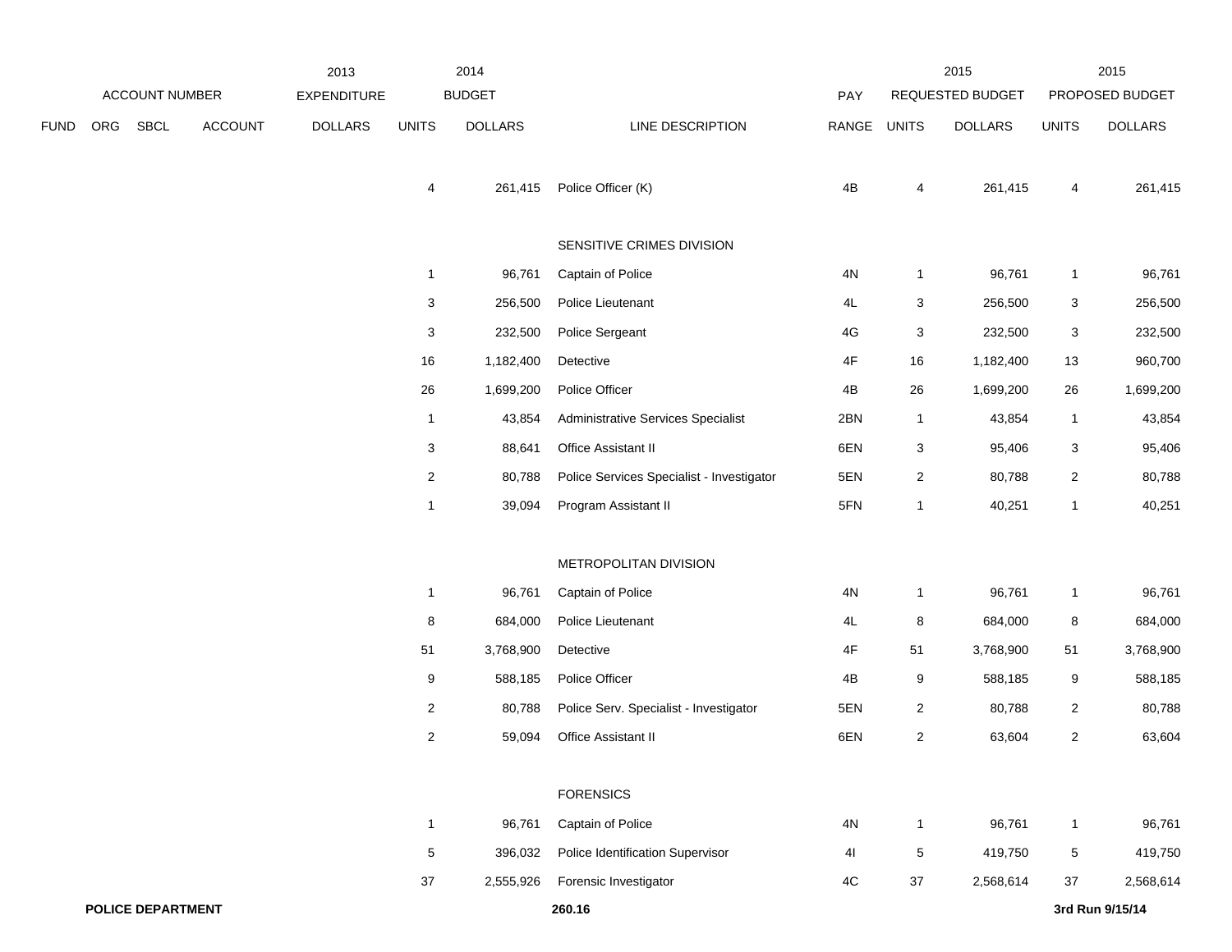| FUND | ORG | SBCL | ACCOUNT | 2013 EXPENDITURE DOLLARS | 2014 BUDGET UNITS | 2014 BUDGET DOLLARS | LINE DESCRIPTION | PAY RANGE | 2015 REQUESTED BUDGET UNITS | 2015 REQUESTED BUDGET DOLLARS | 2015 PROPOSED BUDGET UNITS | 2015 PROPOSED BUDGET DOLLARS |
|---|---|---|---|---|---|---|---|---|---|---|---|---|
| | | | | | 4 | 261,415 | Police Officer (K) | 4B | 4 | 261,415 | 4 | 261,415 |
| | | | | | | | SENSITIVE CRIMES DIVISION | | | | | |
| | | | | | 1 | 96,761 | Captain of Police | 4N | 1 | 96,761 | 1 | 96,761 |
| | | | | | 3 | 256,500 | Police Lieutenant | 4L | 3 | 256,500 | 3 | 256,500 |
| | | | | | 3 | 232,500 | Police Sergeant | 4G | 3 | 232,500 | 3 | 232,500 |
| | | | | | 16 | 1,182,400 | Detective | 4F | 16 | 1,182,400 | 13 | 960,700 |
| | | | | | 26 | 1,699,200 | Police Officer | 4B | 26 | 1,699,200 | 26 | 1,699,200 |
| | | | | | 1 | 43,854 | Administrative Services Specialist | 2BN | 1 | 43,854 | 1 | 43,854 |
| | | | | | 3 | 88,641 | Office Assistant II | 6EN | 3 | 95,406 | 3 | 95,406 |
| | | | | | 2 | 80,788 | Police Services Specialist - Investigator | 5EN | 2 | 80,788 | 2 | 80,788 |
| | | | | | 1 | 39,094 | Program Assistant II | 5FN | 1 | 40,251 | 1 | 40,251 |
| | | | | | | | METROPOLITAN DIVISION | | | | | |
| | | | | | 1 | 96,761 | Captain of Police | 4N | 1 | 96,761 | 1 | 96,761 |
| | | | | | 8 | 684,000 | Police Lieutenant | 4L | 8 | 684,000 | 8 | 684,000 |
| | | | | | 51 | 3,768,900 | Detective | 4F | 51 | 3,768,900 | 51 | 3,768,900 |
| | | | | | 9 | 588,185 | Police Officer | 4B | 9 | 588,185 | 9 | 588,185 |
| | | | | | 2 | 80,788 | Police Serv. Specialist - Investigator | 5EN | 2 | 80,788 | 2 | 80,788 |
| | | | | | 2 | 59,094 | Office Assistant II | 6EN | 2 | 63,604 | 2 | 63,604 |
| | | | | | | | FORENSICS | | | | | |
| | | | | | 1 | 96,761 | Captain of Police | 4N | 1 | 96,761 | 1 | 96,761 |
| | | | | | 5 | 396,032 | Police Identification Supervisor | 4I | 5 | 419,750 | 5 | 419,750 |
| | | | | | 37 | 2,555,926 | Forensic Investigator | 4C | 37 | 2,568,614 | 37 | 2,568,614 |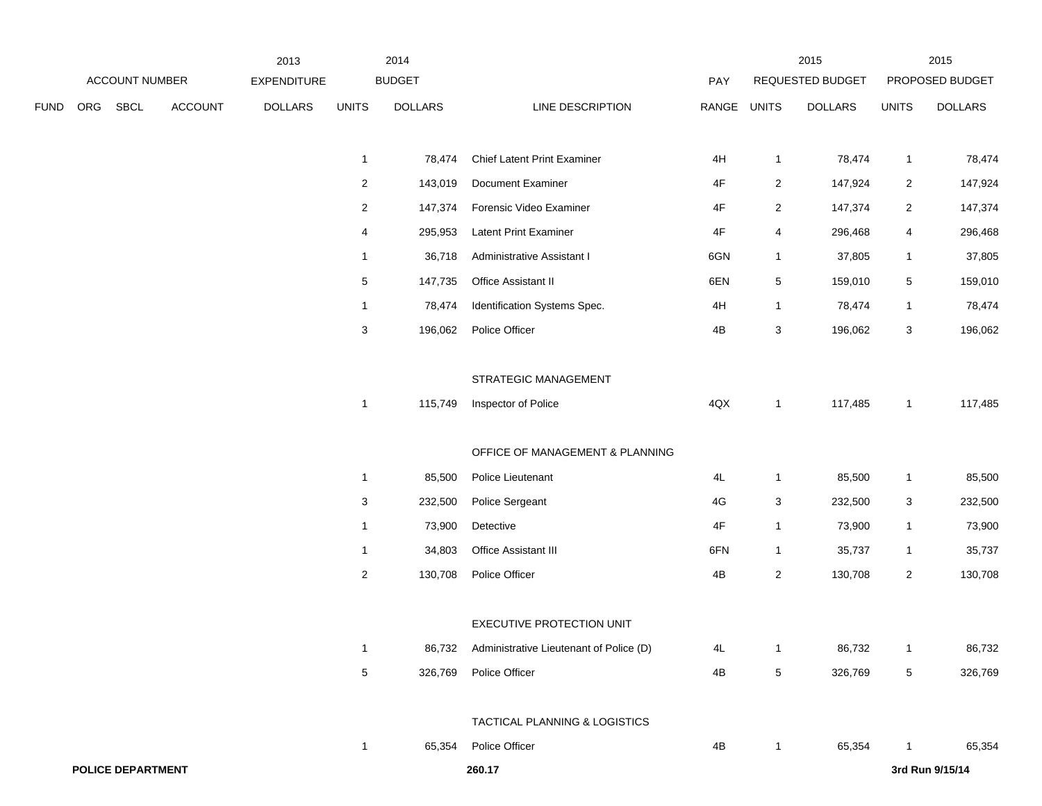| ACCOUNT NUMBER | | | | 2013 EXPENDITURE | 2014 BUDGET | | | PAY | 2015 REQUESTED BUDGET | | 2015 PROPOSED BUDGET | |
|---|---|---|---|---|---|---|---|---|---|---|---|---|
| FUND | ORG | SBCL | ACCOUNT | DOLLARS | UNITS | DOLLARS | LINE DESCRIPTION | RANGE | UNITS | DOLLARS | UNITS | DOLLARS |
| | | | | | 1 | 78,474 | Chief Latent Print Examiner | 4H | 1 | 78,474 | 1 | 78,474 |
| | | | | | 2 | 143,019 | Document Examiner | 4F | 2 | 147,924 | 2 | 147,924 |
| | | | | | 2 | 147,374 | Forensic Video Examiner | 4F | 2 | 147,374 | 2 | 147,374 |
| | | | | | 4 | 295,953 | Latent Print Examiner | 4F | 4 | 296,468 | 4 | 296,468 |
| | | | | | 1 | 36,718 | Administrative Assistant I | 6GN | 1 | 37,805 | 1 | 37,805 |
| | | | | | 5 | 147,735 | Office Assistant II | 6EN | 5 | 159,010 | 5 | 159,010 |
| | | | | | 1 | 78,474 | Identification Systems Spec. | 4H | 1 | 78,474 | 1 | 78,474 |
| | | | | | 3 | 196,062 | Police Officer | 4B | 3 | 196,062 | 3 | 196,062 |
| | | | | | | | STRATEGIC MANAGEMENT | | | | | |
| | | | | | 1 | 115,749 | Inspector of Police | 4QX | 1 | 117,485 | 1 | 117,485 |
| | | | | | | | OFFICE OF MANAGEMENT & PLANNING | | | | | |
| | | | | | 1 | 85,500 | Police Lieutenant | 4L | 1 | 85,500 | 1 | 85,500 |
| | | | | | 3 | 232,500 | Police Sergeant | 4G | 3 | 232,500 | 3 | 232,500 |
| | | | | | 1 | 73,900 | Detective | 4F | 1 | 73,900 | 1 | 73,900 |
| | | | | | 1 | 34,803 | Office Assistant III | 6FN | 1 | 35,737 | 1 | 35,737 |
| | | | | | 2 | 130,708 | Police Officer | 4B | 2 | 130,708 | 2 | 130,708 |
| | | | | | | | EXECUTIVE PROTECTION UNIT | | | | | |
| | | | | | 1 | 86,732 | Administrative Lieutenant of Police (D) | 4L | 1 | 86,732 | 1 | 86,732 |
| | | | | | 5 | 326,769 | Police Officer | 4B | 5 | 326,769 | 5 | 326,769 |
| | | | | | | | TACTICAL PLANNING & LOGISTICS | | | | | |
| | | | | | 1 | 65,354 | Police Officer | 4B | 1 | 65,354 | 1 | 65,354 |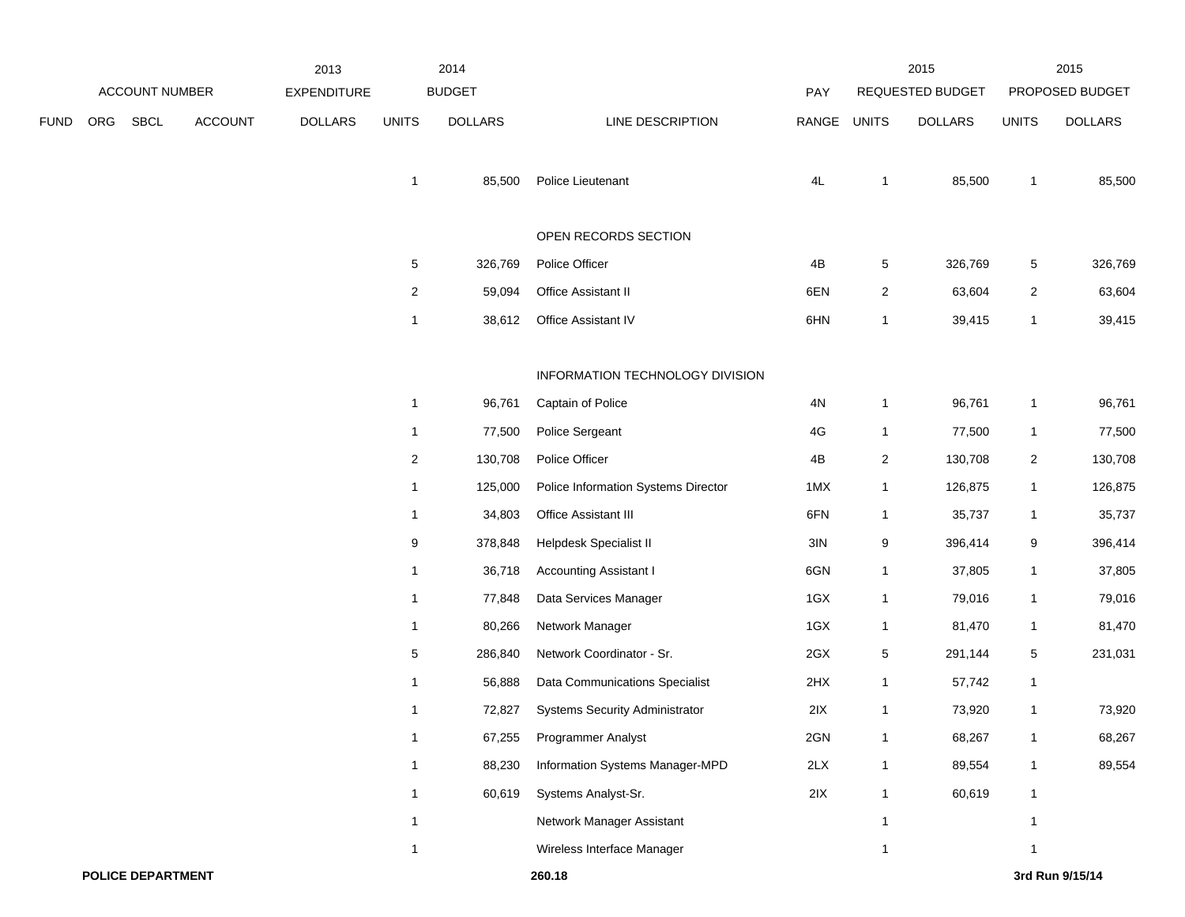| ACCOUNT NUMBER | | | | 2013 EXPENDITURE | 2014 BUDGET | | | | 2015 REQUESTED BUDGET | | 2015 PROPOSED BUDGET | |
|---|---|---|---|---|---|---|---|---|---|---|---|---|
| FUND | ORG | SBCL | ACCOUNT | DOLLARS | UNITS | DOLLARS | LINE DESCRIPTION | PAY RANGE | UNITS | DOLLARS | UNITS | DOLLARS |
| | | | | | 1 | 85,500 | Police Lieutenant | 4L | 1 | 85,500 | 1 | 85,500 |
| | | | | | | | OPEN RECORDS SECTION | | | | | |
| | | | | | 5 | 326,769 | Police Officer | 4B | 5 | 326,769 | 5 | 326,769 |
| | | | | | 2 | 59,094 | Office Assistant II | 6EN | 2 | 63,604 | 2 | 63,604 |
| | | | | | 1 | 38,612 | Office Assistant IV | 6HN | 1 | 39,415 | 1 | 39,415 |
| | | | | | | | INFORMATION TECHNOLOGY DIVISION | | | | | |
| | | | | | 1 | 96,761 | Captain of Police | 4N | 1 | 96,761 | 1 | 96,761 |
| | | | | | 1 | 77,500 | Police Sergeant | 4G | 1 | 77,500 | 1 | 77,500 |
| | | | | | 2 | 130,708 | Police Officer | 4B | 2 | 130,708 | 2 | 130,708 |
| | | | | | 1 | 125,000 | Police Information Systems Director | 1MX | 1 | 126,875 | 1 | 126,875 |
| | | | | | 1 | 34,803 | Office Assistant III | 6FN | 1 | 35,737 | 1 | 35,737 |
| | | | | | 9 | 378,848 | Helpdesk Specialist II | 3IN | 9 | 396,414 | 9 | 396,414 |
| | | | | | 1 | 36,718 | Accounting Assistant I | 6GN | 1 | 37,805 | 1 | 37,805 |
| | | | | | 1 | 77,848 | Data Services Manager | 1GX | 1 | 79,016 | 1 | 79,016 |
| | | | | | 1 | 80,266 | Network Manager | 1GX | 1 | 81,470 | 1 | 81,470 |
| | | | | | 5 | 286,840 | Network Coordinator - Sr. | 2GX | 5 | 291,144 | 5 | 231,031 |
| | | | | | 1 | 56,888 | Data Communications Specialist | 2HX | 1 | 57,742 | 1 | |
| | | | | | 1 | 72,827 | Systems Security Administrator | 2IX | 1 | 73,920 | 1 | 73,920 |
| | | | | | 1 | 67,255 | Programmer Analyst | 2GN | 1 | 68,267 | 1 | 68,267 |
| | | | | | 1 | 88,230 | Information Systems Manager-MPD | 2LX | 1 | 89,554 | 1 | 89,554 |
| | | | | | 1 | 60,619 | Systems Analyst-Sr. | 2IX | 1 | 60,619 | 1 | |
| | | | | | 1 | | Network Manager Assistant | | 1 | | 1 | |
| | | | | | 1 | | Wireless Interface Manager | | 1 | | 1 | |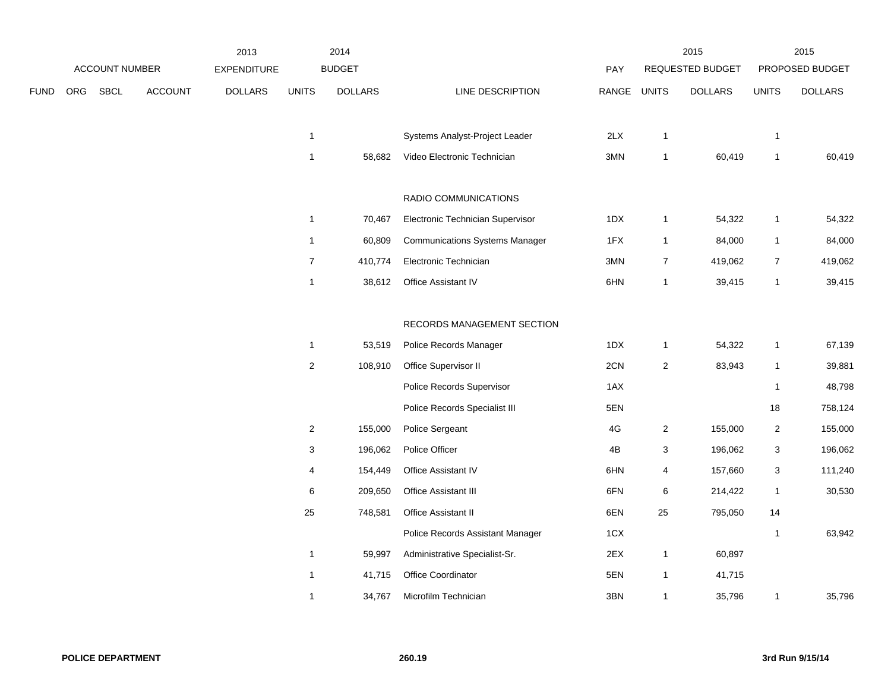| | ACCOUNT NUMBER | | | 2013 EXPENDITURE | 2014 BUDGET | | | PAY | 2015 REQUESTED BUDGET | | 2015 PROPOSED BUDGET | |
|---|---|---|---|---|---|---|---|---|---|---|---|---|
| FUND | ORG | SBCL | ACCOUNT | DOLLARS | UNITS | DOLLARS | LINE DESCRIPTION | RANGE | UNITS | DOLLARS | UNITS | DOLLARS |
| | | | | | 1 | | Systems Analyst-Project Leader | 2LX | 1 | | 1 | |
| | | | | | 1 | 58,682 | Video Electronic Technician | 3MN | 1 | 60,419 | 1 | 60,419 |
| | | | | | | | RADIO COMMUNICATIONS | | | | | |
| | | | | | 1 | 70,467 | Electronic Technician Supervisor | 1DX | 1 | 54,322 | 1 | 54,322 |
| | | | | | 1 | 60,809 | Communications Systems Manager | 1FX | 1 | 84,000 | 1 | 84,000 |
| | | | | | 7 | 410,774 | Electronic Technician | 3MN | 7 | 419,062 | 7 | 419,062 |
| | | | | | 1 | 38,612 | Office Assistant IV | 6HN | 1 | 39,415 | 1 | 39,415 |
| | | | | | | | RECORDS MANAGEMENT SECTION | | | | | |
| | | | | | 1 | 53,519 | Police Records Manager | 1DX | 1 | 54,322 | 1 | 67,139 |
| | | | | | 2 | 108,910 | Office Supervisor II | 2CN | 2 | 83,943 | 1 | 39,881 |
| | | | | | | | Police Records Supervisor | 1AX | | | 1 | 48,798 |
| | | | | | | | Police Records Specialist III | 5EN | | | 18 | 758,124 |
| | | | | | 2 | 155,000 | Police Sergeant | 4G | 2 | 155,000 | 2 | 155,000 |
| | | | | | 3 | 196,062 | Police Officer | 4B | 3 | 196,062 | 3 | 196,062 |
| | | | | | 4 | 154,449 | Office Assistant IV | 6HN | 4 | 157,660 | 3 | 111,240 |
| | | | | | 6 | 209,650 | Office Assistant III | 6FN | 6 | 214,422 | 1 | 30,530 |
| | | | | | 25 | 748,581 | Office Assistant II | 6EN | 25 | 795,050 | 14 | |
| | | | | | | | Police Records Assistant Manager | 1CX | | | 1 | 63,942 |
| | | | | | 1 | 59,997 | Administrative Specialist-Sr. | 2EX | 1 | 60,897 | | |
| | | | | | 1 | 41,715 | Office Coordinator | 5EN | 1 | 41,715 | | |
| | | | | | 1 | 34,767 | Microfilm Technician | 3BN | 1 | 35,796 | 1 | 35,796 |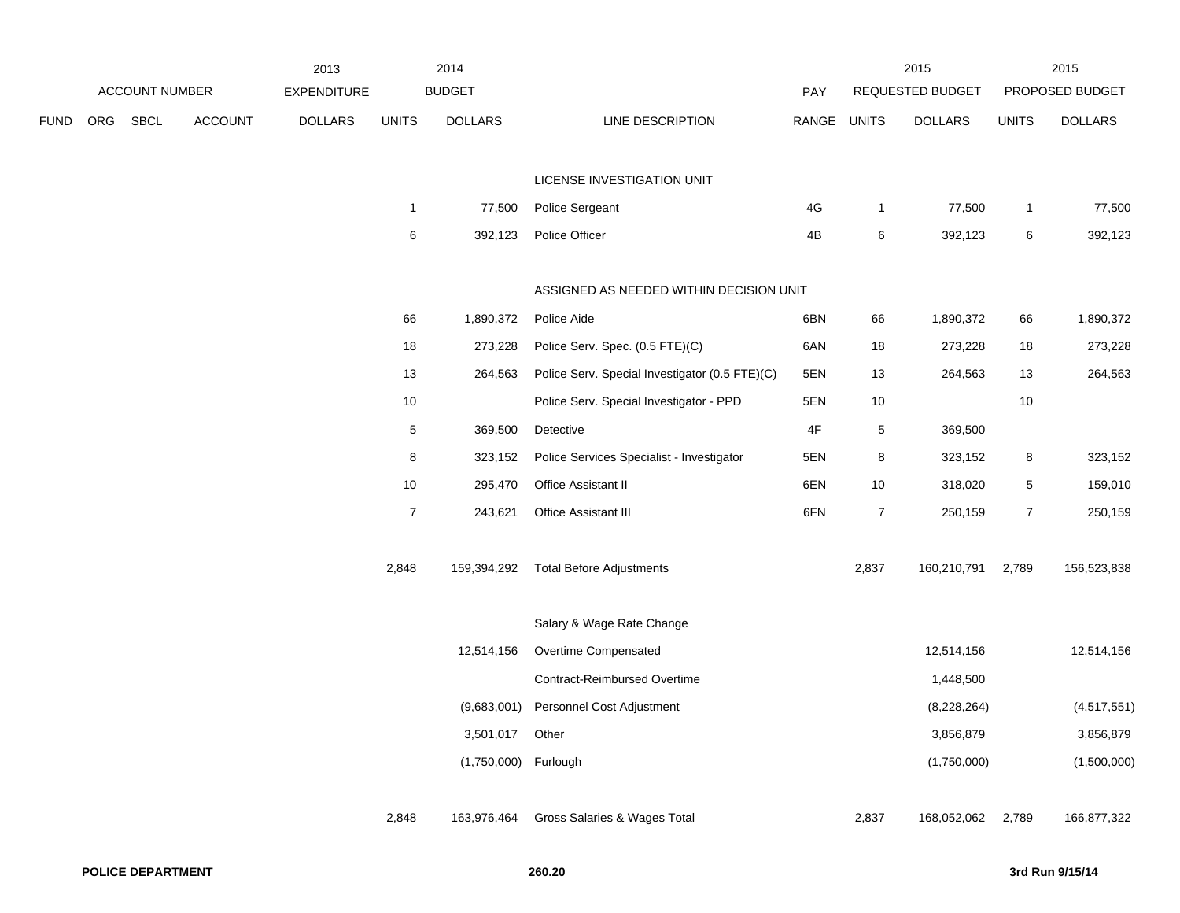| ACCOUNT NUMBER | | | | 2013 EXPENDITURE | 2014 BUDGET | | | PAY | 2015 REQUESTED BUDGET | | 2015 PROPOSED BUDGET | |
|---|---|---|---|---|---|---|---|---|---|---|---|---|
| FUND | ORG | SBCL | ACCOUNT | DOLLARS | UNITS | DOLLARS | LINE DESCRIPTION | RANGE | UNITS | DOLLARS | UNITS | DOLLARS |
| | | | | | | | LICENSE INVESTIGATION UNIT | | | | | |
| | | | | | 1 | 77,500 | Police Sergeant | 4G | 1 | 77,500 | 1 | 77,500 |
| | | | | | 6 | 392,123 | Police Officer | 4B | 6 | 392,123 | 6 | 392,123 |
| | | | | | | | ASSIGNED AS NEEDED WITHIN DECISION UNIT | | | | | |
| | | | | | 66 | 1,890,372 | Police Aide | 6BN | 66 | 1,890,372 | 66 | 1,890,372 |
| | | | | | 18 | 273,228 | Police Serv. Spec. (0.5 FTE)(C) | 6AN | 18 | 273,228 | 18 | 273,228 |
| | | | | | 13 | 264,563 | Police Serv. Special Investigator (0.5 FTE)(C) | 5EN | 13 | 264,563 | 13 | 264,563 |
| | | | | | 10 | | Police Serv. Special Investigator - PPD | 5EN | 10 | | 10 | |
| | | | | | 5 | 369,500 | Detective | 4F | 5 | 369,500 | | |
| | | | | | 8 | 323,152 | Police Services Specialist - Investigator | 5EN | 8 | 323,152 | 8 | 323,152 |
| | | | | | 10 | 295,470 | Office Assistant II | 6EN | 10 | 318,020 | 5 | 159,010 |
| | | | | | 7 | 243,621 | Office Assistant III | 6FN | 7 | 250,159 | 7 | 250,159 |
| | | | | | 2,848 | 159,394,292 | Total Before Adjustments | | 2,837 | 160,210,791 | 2,789 | 156,523,838 |
| | | | | | | | Salary & Wage Rate Change | | | | | |
| | | | | | | 12,514,156 | Overtime Compensated | | | 12,514,156 | | 12,514,156 |
| | | | | | | | Contract-Reimbursed Overtime | | | 1,448,500 | | |
| | | | | | | (9,683,001) | Personnel Cost Adjustment | | | (8,228,264) | | (4,517,551) |
| | | | | | | 3,501,017 | Other | | | 3,856,879 | | 3,856,879 |
| | | | | | | (1,750,000) | Furlough | | | (1,750,000) | | (1,500,000) |
| | | | | | 2,848 | 163,976,464 | Gross Salaries & Wages Total | | 2,837 | 168,052,062 | 2,789 | 166,877,322 |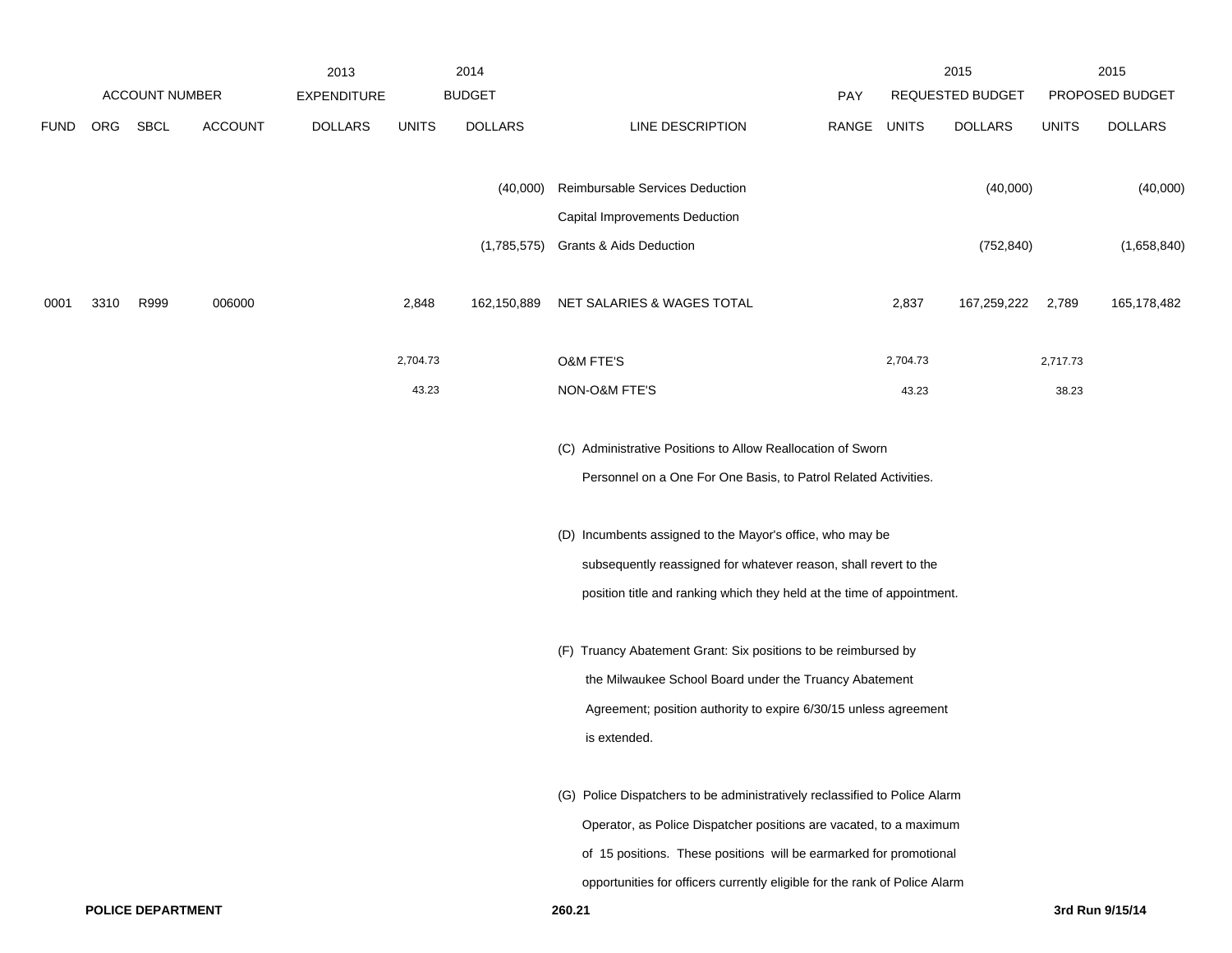| FUND | ORG | SBCL | ACCOUNT | 2013 EXPENDITURE DOLLARS | 2014 BUDGET UNITS | 2014 BUDGET DOLLARS | LINE DESCRIPTION | PAY RANGE | 2015 REQUESTED BUDGET UNITS | 2015 REQUESTED BUDGET DOLLARS | 2015 PROPOSED BUDGET UNITS | 2015 PROPOSED BUDGET DOLLARS |
|---|---|---|---|---|---|---|---|---|---|---|---|---|
| | | | | | | (40,000) | Reimbursable Services Deduction | | | (40,000) | | (40,000) |
| | | | | | | | Capital Improvements Deduction | | | | | |
| | | | | | | (1,785,575) | Grants & Aids Deduction | | | (752,840) | | (1,658,840) |
| 0001 | 3310 | R999 | 006000 | | 2,848 | 162,150,889 | NET SALARIES & WAGES TOTAL | | 2,837 | 167,259,222 | 2,789 | 165,178,482 |
| | | | | | 2,704.73 | | O&M FTE'S | | 2,704.73 | | 2,717.73 | |
| | | | | | 43.23 | | NON-O&M FTE'S | | 43.23 | | 38.23 | |

(C) Administrative Positions to Allow Reallocation of Sworn Personnel on a One For One Basis, to Patrol Related Activities.

(D) Incumbents assigned to the Mayor's office, who may be subsequently reassigned for whatever reason, shall revert to the position title and ranking which they held at the time of appointment.

(F) Truancy Abatement Grant: Six positions to be reimbursed by the Milwaukee School Board under the Truancy Abatement Agreement; position authority to expire 6/30/15 unless agreement is extended.

(G) Police Dispatchers to be administratively reclassified to Police Alarm Operator, as Police Dispatcher positions are vacated, to a maximum of 15 positions. These positions will be earmarked for promotional opportunities for officers currently eligible for the rank of Police Alarm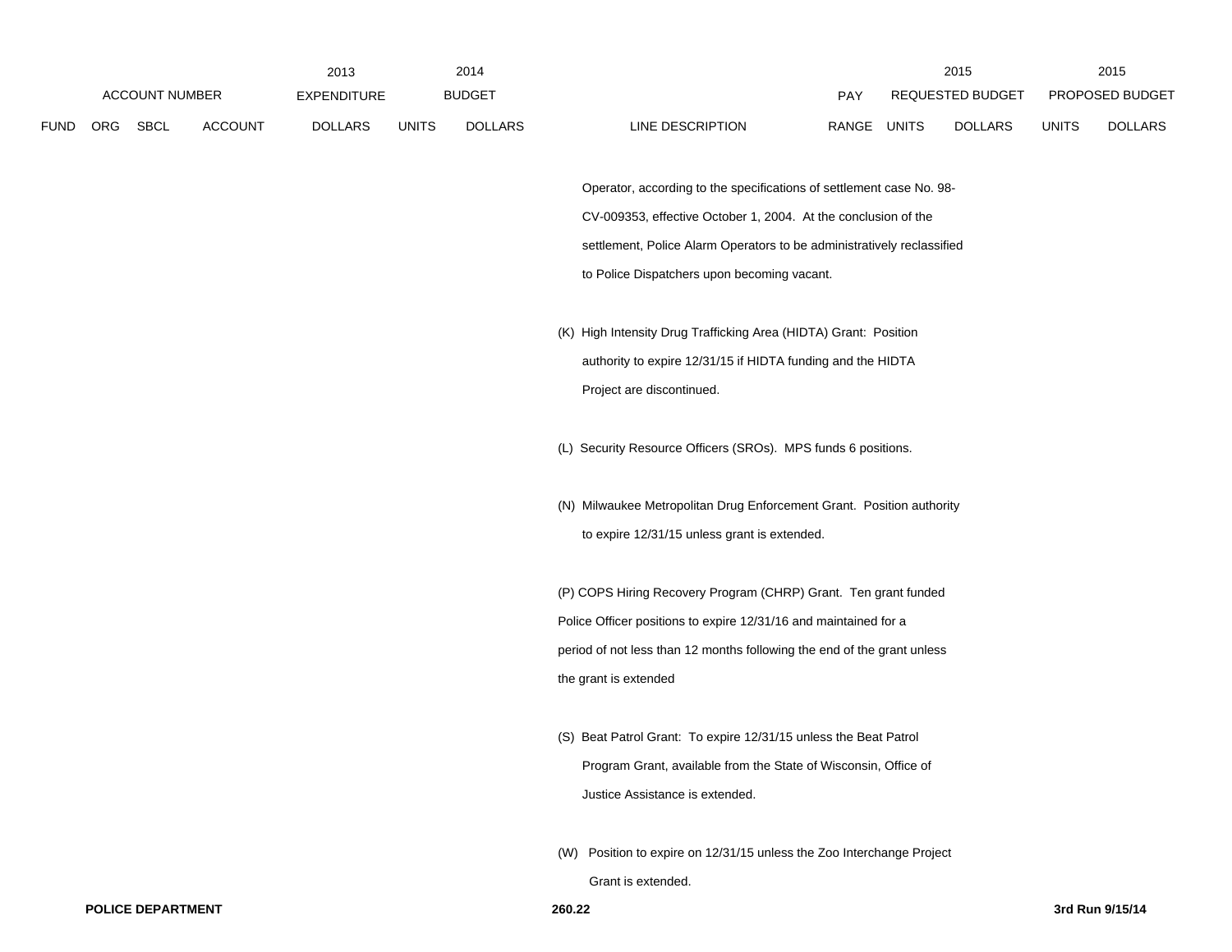| ACCOUNT NUMBER | | | | 2013 EXPENDITURE | 2014 BUDGET | | | PAY | 2015 REQUESTED BUDGET | | 2015 PROPOSED BUDGET | |
|---|---|---|---|---|---|---|---|---|---|---|---|---|
| FUND | ORG | SBCL | ACCOUNT | DOLLARS | UNITS | DOLLARS | LINE DESCRIPTION | RANGE | UNITS | DOLLARS | UNITS | DOLLARS |

Operator, according to the specifications of settlement case No. 98-CV-009353, effective October 1, 2004. At the conclusion of the settlement, Police Alarm Operators to be administratively reclassified to Police Dispatchers upon becoming vacant.

(K) High Intensity Drug Trafficking Area (HIDTA) Grant: Position authority to expire 12/31/15 if HIDTA funding and the HIDTA Project are discontinued.

(L) Security Resource Officers (SROs). MPS funds 6 positions.

(N) Milwaukee Metropolitan Drug Enforcement Grant. Position authority to expire 12/31/15 unless grant is extended.

(P) COPS Hiring Recovery Program (CHRP) Grant. Ten grant funded Police Officer positions to expire 12/31/16 and maintained for a period of not less than 12 months following the end of the grant unless the grant is extended

(S) Beat Patrol Grant: To expire 12/31/15 unless the Beat Patrol Program Grant, available from the State of Wisconsin, Office of Justice Assistance is extended.

(W) Position to expire on 12/31/15 unless the Zoo Interchange Project Grant is extended.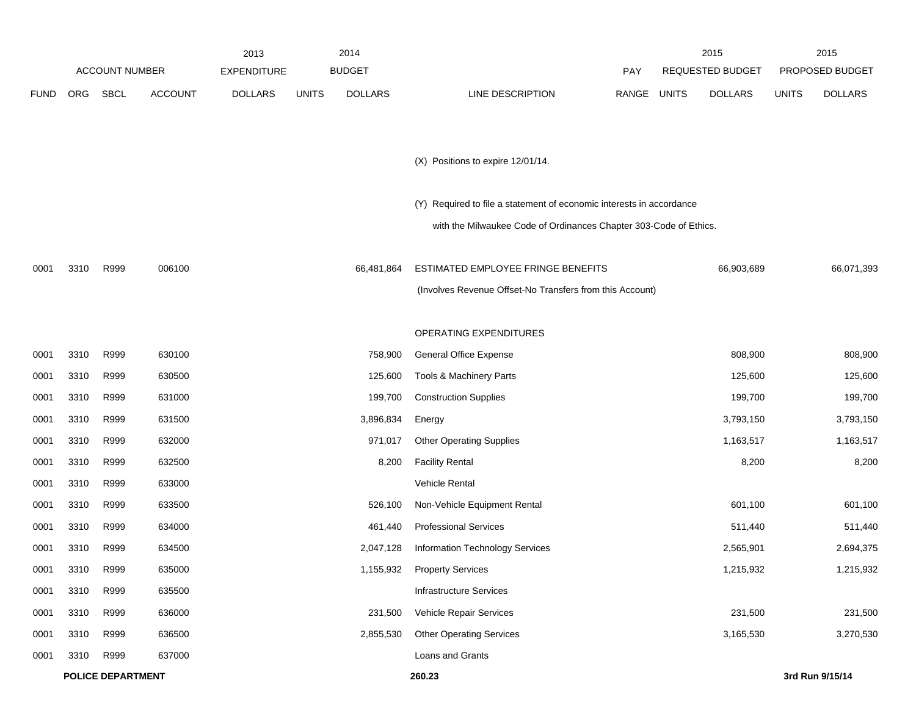| FUND | ORG | SBCL | ACCOUNT | 2013 EXPENDITURE DOLLARS | 2014 BUDGET UNITS | 2014 BUDGET DOLLARS | LINE DESCRIPTION | PAY RANGE | 2015 REQUESTED BUDGET UNITS | 2015 REQUESTED BUDGET DOLLARS | 2015 PROPOSED BUDGET UNITS | 2015 PROPOSED BUDGET DOLLARS |
|---|---|---|---|---|---|---|---|---|---|---|---|---|
| | | | | | | | (X) Positions to expire 12/01/14. | | | | | |
| | | | | | | | (Y) Required to file a statement of economic interests in accordance with the Milwaukee Code of Ordinances Chapter 303-Code of Ethics. | | | | | |
| 0001 | 3310 | R999 | 006100 | | | 66,481,864 | ESTIMATED EMPLOYEE FRINGE BENEFITS (Involves Revenue Offset-No Transfers from this Account) | | | 66,903,689 | | 66,071,393 |
| | | | | | | | OPERATING EXPENDITURES | | | | | |
| 0001 | 3310 | R999 | 630100 | | | 758,900 | General Office Expense | | | 808,900 | | 808,900 |
| 0001 | 3310 | R999 | 630500 | | | 125,600 | Tools & Machinery Parts | | | 125,600 | | 125,600 |
| 0001 | 3310 | R999 | 631000 | | | 199,700 | Construction Supplies | | | 199,700 | | 199,700 |
| 0001 | 3310 | R999 | 631500 | | | 3,896,834 | Energy | | | 3,793,150 | | 3,793,150 |
| 0001 | 3310 | R999 | 632000 | | | 971,017 | Other Operating Supplies | | | 1,163,517 | | 1,163,517 |
| 0001 | 3310 | R999 | 632500 | | | 8,200 | Facility Rental | | | 8,200 | | 8,200 |
| 0001 | 3310 | R999 | 633000 | | | | Vehicle Rental | | | | | |
| 0001 | 3310 | R999 | 633500 | | | 526,100 | Non-Vehicle Equipment Rental | | | 601,100 | | 601,100 |
| 0001 | 3310 | R999 | 634000 | | | 461,440 | Professional Services | | | 511,440 | | 511,440 |
| 0001 | 3310 | R999 | 634500 | | | 2,047,128 | Information Technology Services | | | 2,565,901 | | 2,694,375 |
| 0001 | 3310 | R999 | 635000 | | | 1,155,932 | Property Services | | | 1,215,932 | | 1,215,932 |
| 0001 | 3310 | R999 | 635500 | | | | Infrastructure Services | | | | | |
| 0001 | 3310 | R999 | 636000 | | | 231,500 | Vehicle Repair Services | | | 231,500 | | 231,500 |
| 0001 | 3310 | R999 | 636500 | | | 2,855,530 | Other Operating Services | | | 3,165,530 | | 3,270,530 |
| 0001 | 3310 | R999 | 637000 | | | | Loans and Grants | | | | | |

**POLICE DEPARTMENT** 260.23 3rd Run 9/15/14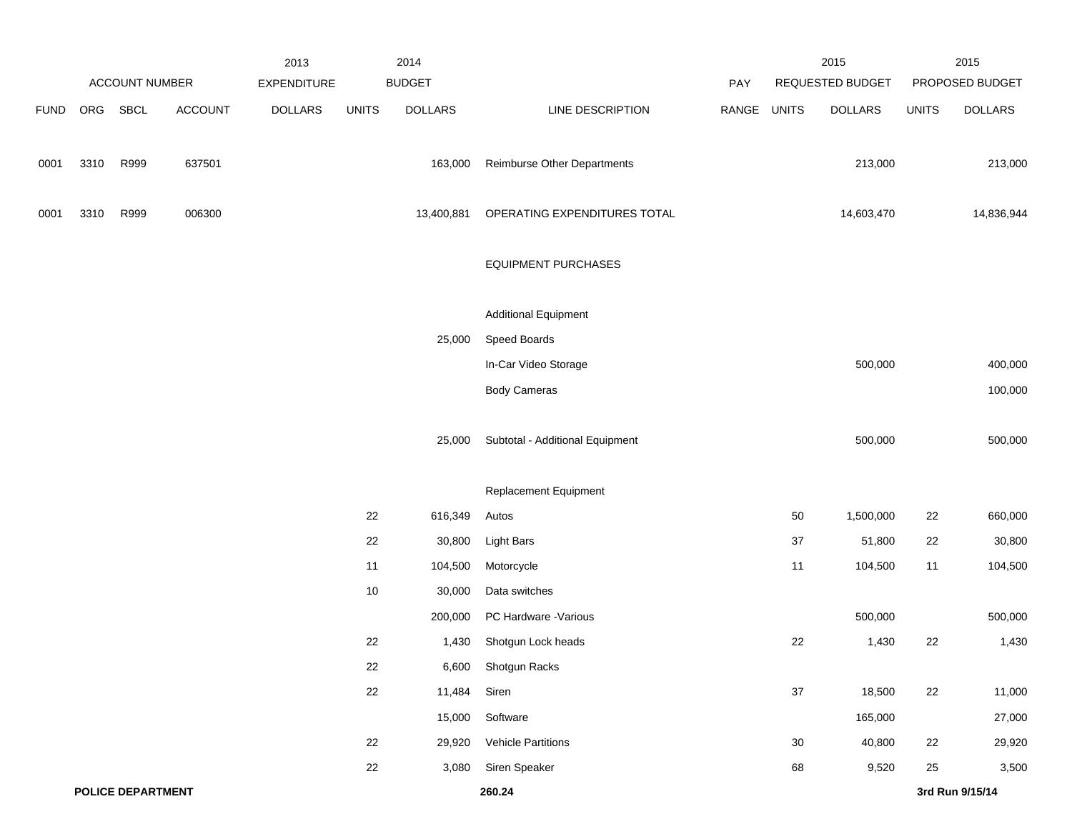| ACCOUNT NUMBER | | | | 2013 EXPENDITURE | 2014 BUDGET | | | PAY | 2015 REQUESTED BUDGET | | 2015 PROPOSED BUDGET | |
|---|---|---|---|---|---|---|---|---|---|---|---|---|
| FUND | ORG | SBCL | ACCOUNT | DOLLARS | UNITS | DOLLARS | LINE DESCRIPTION | RANGE | UNITS | DOLLARS | UNITS | DOLLARS |
| 0001 | 3310 | R999 | 637501 | | | 163,000 | Reimburse Other Departments | | | 213,000 | | 213,000 |
| 0001 | 3310 | R999 | 006300 | | | 13,400,881 | OPERATING EXPENDITURES TOTAL | | | 14,603,470 | | 14,836,944 |
| | | | | | | | EQUIPMENT PURCHASES | | | | | |
| | | | | | | | Additional Equipment | | | | | |
| | | | | | | 25,000 | Speed Boards | | | | | |
| | | | | | | | In-Car Video Storage | | | 500,000 | | 400,000 |
| | | | | | | | Body Cameras | | | | | 100,000 |
| | | | | | | 25,000 | Subtotal - Additional Equipment | | | 500,000 | | 500,000 |
| | | | | | | | Replacement Equipment | | | | | |
| | | | | | 22 | 616,349 | Autos | | 50 | 1,500,000 | 22 | 660,000 |
| | | | | | 22 | 30,800 | Light Bars | | 37 | 51,800 | 22 | 30,800 |
| | | | | | 11 | 104,500 | Motorcycle | | 11 | 104,500 | 11 | 104,500 |
| | | | | | 10 | 30,000 | Data switches | | | | | |
| | | | | | | 200,000 | PC Hardware -Various | | | 500,000 | | 500,000 |
| | | | | | 22 | 1,430 | Shotgun Lock heads | | 22 | 1,430 | 22 | 1,430 |
| | | | | | 22 | 6,600 | Shotgun Racks | | | | | |
| | | | | | 22 | 11,484 | Siren | | 37 | 18,500 | 22 | 11,000 |
| | | | | | | 15,000 | Software | | | 165,000 | | 27,000 |
| | | | | | 22 | 29,920 | Vehicle Partitions | | 30 | 40,800 | 22 | 29,920 |
| | | | | | 22 | 3,080 | Siren Speaker | | 68 | 9,520 | 25 | 3,500 |

**POLICE DEPARTMENT** **260.24** **3rd Run 9/15/14**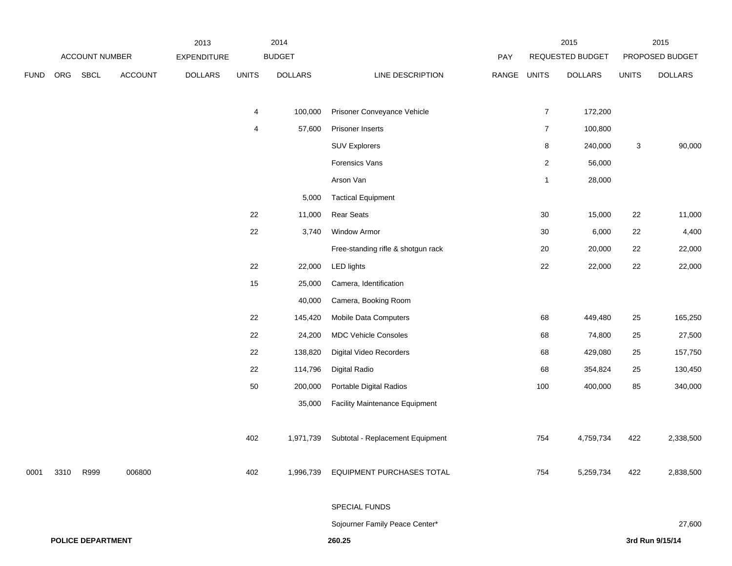| | ACCOUNT NUMBER | | | 2013 EXPENDITURE | 2014 BUDGET | | | PAY | 2015 REQUESTED BUDGET | | 2015 PROPOSED BUDGET | |
|---|---|---|---|---|---|---|---|---|---|---|---|---|
| FUND | ORG | SBCL | ACCOUNT | DOLLARS | UNITS | DOLLARS | LINE DESCRIPTION | RANGE | UNITS | DOLLARS | UNITS | DOLLARS |
| | | | | | 4 | 100,000 | Prisoner Conveyance Vehicle | | 7 | 172,200 | | |
| | | | | | 4 | 57,600 | Prisoner Inserts | | 7 | 100,800 | | |
| | | | | | | | SUV Explorers | | 8 | 240,000 | 3 | 90,000 |
| | | | | | | | Forensics Vans | | 2 | 56,000 | | |
| | | | | | | | Arson Van | | 1 | 28,000 | | |
| | | | | | | 5,000 | Tactical Equipment | | | | | |
| | | | | | 22 | 11,000 | Rear Seats | | 30 | 15,000 | 22 | 11,000 |
| | | | | | 22 | 3,740 | Window Armor | | 30 | 6,000 | 22 | 4,400 |
| | | | | | | | Free-standing rifle & shotgun rack | | 20 | 20,000 | 22 | 22,000 |
| | | | | | 22 | 22,000 | LED lights | | 22 | 22,000 | 22 | 22,000 |
| | | | | | 15 | 25,000 | Camera, Identification | | | | | |
| | | | | | | 40,000 | Camera, Booking Room | | | | | |
| | | | | | 22 | 145,420 | Mobile Data Computers | | 68 | 449,480 | 25 | 165,250 |
| | | | | | 22 | 24,200 | MDC Vehicle Consoles | | 68 | 74,800 | 25 | 27,500 |
| | | | | | 22 | 138,820 | Digital Video Recorders | | 68 | 429,080 | 25 | 157,750 |
| | | | | | 22 | 114,796 | Digital Radio | | 68 | 354,824 | 25 | 130,450 |
| | | | | | 50 | 200,000 | Portable Digital Radios | | 100 | 400,000 | 85 | 340,000 |
| | | | | | | 35,000 | Facility Maintenance Equipment | | | | | |
| | | | | | 402 | 1,971,739 | Subtotal - Replacement Equipment | | 754 | 4,759,734 | 422 | 2,338,500 |
| 0001 | 3310 | R999 | 006800 | | 402 | 1,996,739 | EQUIPMENT PURCHASES TOTAL | | 754 | 5,259,734 | 422 | 2,838,500 |
| | | | | | | | SPECIAL FUNDS | | | | | |
| | | | | | | | Sojourner Family Peace Center* | | | | | 27,600 |

**POLICE DEPARTMENT** — **260.25** — **3rd Run 9/15/14**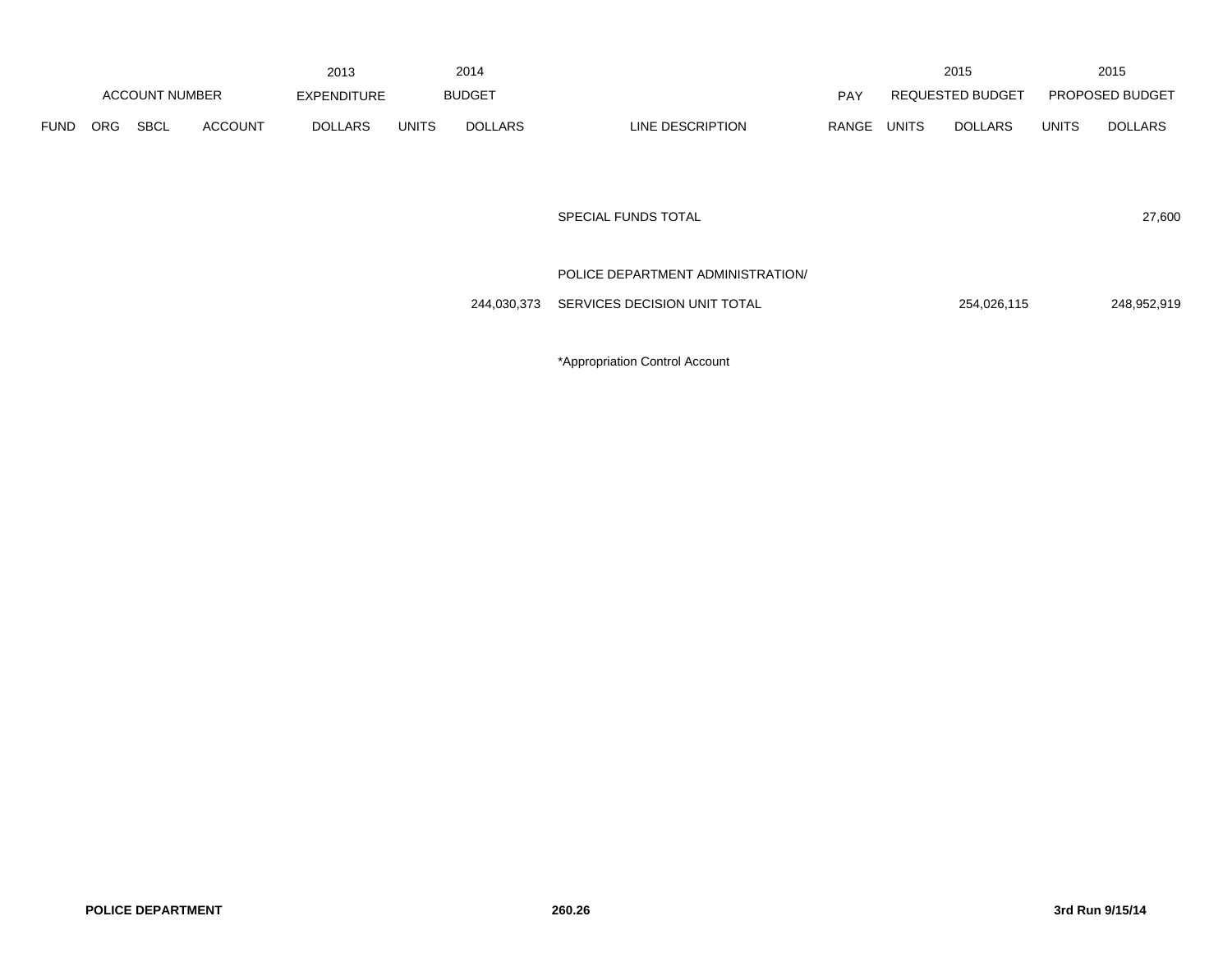| ACCOUNT NUMBER | | | | 2013 EXPENDITURE | 2014 BUDGET | | | PAY | 2015 REQUESTED BUDGET | | 2015 PROPOSED BUDGET | |
|---|---|---|---|---|---|---|---|---|---|---|---|---|
| FUND | ORG | SBCL | ACCOUNT | DOLLARS | UNITS | DOLLARS | LINE DESCRIPTION | RANGE | UNITS | DOLLARS | UNITS | DOLLARS |
| | | | | | | | SPECIAL FUNDS TOTAL | | | | | 27,600 |
| | | | | | | 244,030,373 | POLICE DEPARTMENT ADMINISTRATION/ SERVICES DECISION UNIT TOTAL | | | 254,026,115 | | 248,952,919 |

*Appropriation Control Account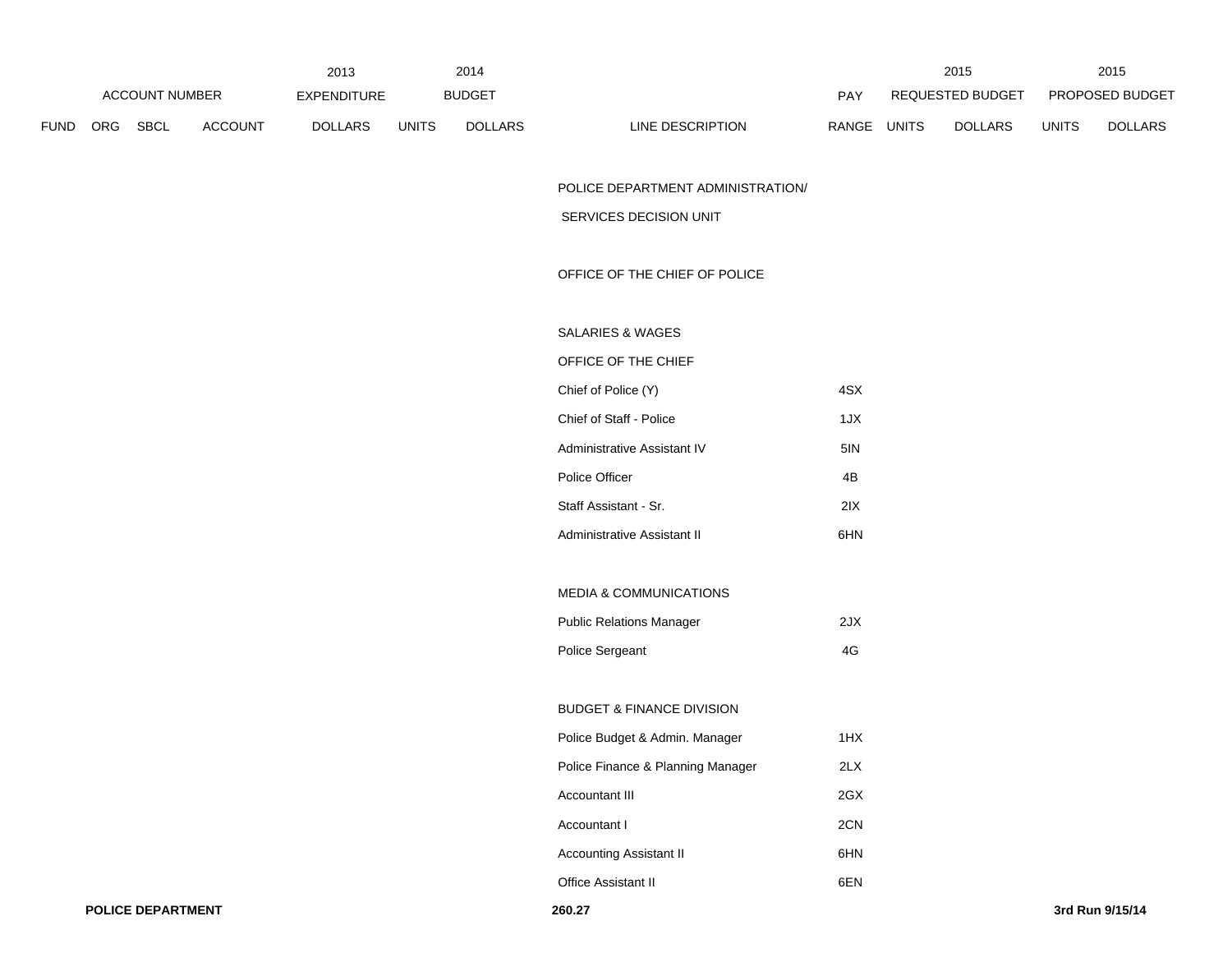| ACCOUNT NUMBER | | | | 2013 EXPENDITURE | 2014 BUDGET | | | PAY | 2015 REQUESTED BUDGET | | 2015 PROPOSED BUDGET | |
|---|---|---|---|---|---|---|---|---|---|---|---|---|
| FUND | ORG | SBCL | ACCOUNT | DOLLARS | UNITS | DOLLARS | LINE DESCRIPTION | RANGE | UNITS | DOLLARS | UNITS | DOLLARS |
| | | | | | | | POLICE DEPARTMENT ADMINISTRATION/ SERVICES DECISION UNIT | | | | | |
| | | | | | | | OFFICE OF THE CHIEF OF POLICE | | | | | |
| | | | | | | | SALARIES & WAGES | | | | | |
| | | | | | | | OFFICE OF THE CHIEF | | | | | |
| | | | | | | | Chief of Police (Y) | 4SX | | | | |
| | | | | | | | Chief of Staff - Police | 1JX | | | | |
| | | | | | | | Administrative Assistant IV | 5IN | | | | |
| | | | | | | | Police Officer | 4B | | | | |
| | | | | | | | Staff Assistant - Sr. | 2IX | | | | |
| | | | | | | | Administrative Assistant II | 6HN | | | | |
| | | | | | | | MEDIA & COMMUNICATIONS | | | | | |
| | | | | | | | Public Relations Manager | 2JX | | | | |
| | | | | | | | Police Sergeant | 4G | | | | |
| | | | | | | | BUDGET & FINANCE DIVISION | | | | | |
| | | | | | | | Police Budget & Admin. Manager | 1HX | | | | |
| | | | | | | | Police Finance & Planning Manager | 2LX | | | | |
| | | | | | | | Accountant III | 2GX | | | | |
| | | | | | | | Accountant I | 2CN | | | | |
| | | | | | | | Accounting Assistant II | 6HN | | | | |
| | | | | | | | Office Assistant II | 6EN | | | | |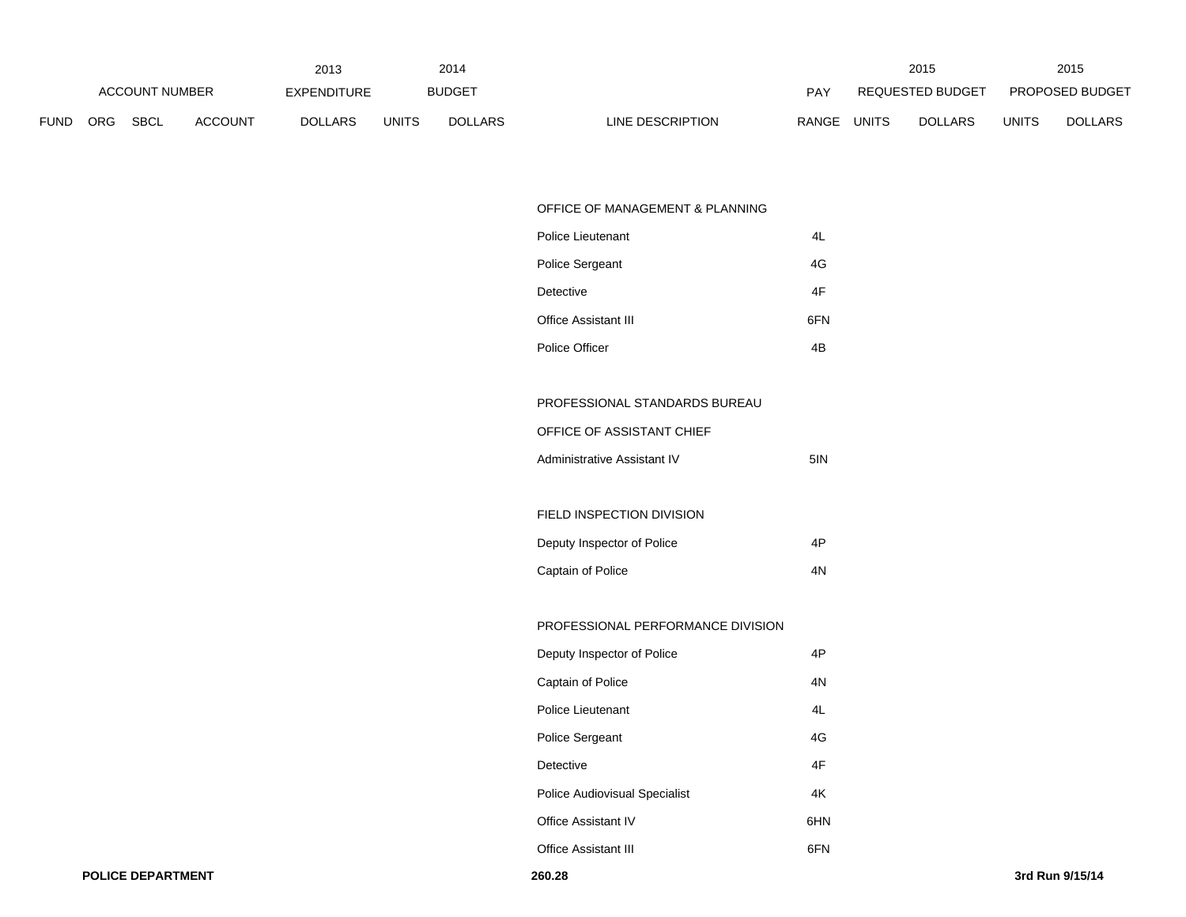| ACCOUNT NUMBER | | | | 2013 EXPENDITURE | 2014 BUDGET | | | PAY | 2015 REQUESTED BUDGET | | 2015 PROPOSED BUDGET | |
|---|---|---|---|---|---|---|---|---|---|---|---|---|
| FUND | ORG | SBCL | ACCOUNT | DOLLARS | UNITS | DOLLARS | LINE DESCRIPTION | RANGE | UNITS | DOLLARS | UNITS | DOLLARS |
| | | | | | | | OFFICE OF MANAGEMENT & PLANNING | | | | | |
| | | | | | | | Police Lieutenant | 4L | | | | |
| | | | | | | | Police Sergeant | 4G | | | | |
| | | | | | | | Detective | 4F | | | | |
| | | | | | | | Office Assistant III | 6FN | | | | |
| | | | | | | | Police Officer | 4B | | | | |
| | | | | | | | PROFESSIONAL STANDARDS BUREAU | | | | | |
| | | | | | | | OFFICE OF ASSISTANT CHIEF | | | | | |
| | | | | | | | Administrative Assistant IV | 5IN | | | | |
| | | | | | | | FIELD INSPECTION DIVISION | | | | | |
| | | | | | | | Deputy Inspector of Police | 4P | | | | |
| | | | | | | | Captain of Police | 4N | | | | |
| | | | | | | | PROFESSIONAL PERFORMANCE DIVISION | | | | | |
| | | | | | | | Deputy Inspector of Police | 4P | | | | |
| | | | | | | | Captain of Police | 4N | | | | |
| | | | | | | | Police Lieutenant | 4L | | | | |
| | | | | | | | Police Sergeant | 4G | | | | |
| | | | | | | | Detective | 4F | | | | |
| | | | | | | | Police Audiovisual Specialist | 4K | | | | |
| | | | | | | | Office Assistant IV | 6HN | | | | |
| | | | | | | | Office Assistant III | 6FN | | | | |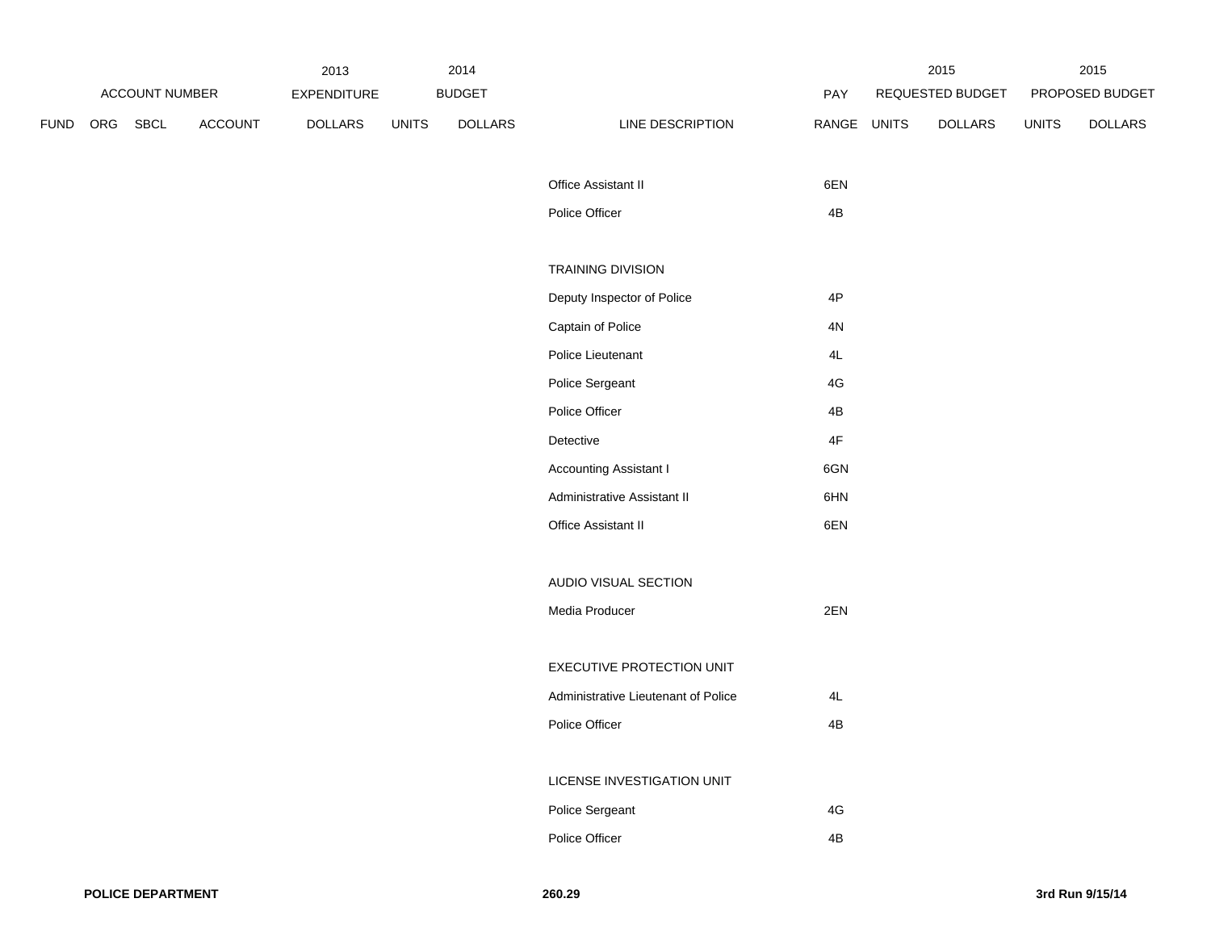| FUND | ORG | SBCL | ACCOUNT | 2013 EXPENDITURE DOLLARS | 2014 BUDGET UNITS | 2014 BUDGET DOLLARS | LINE DESCRIPTION | PAY RANGE | 2015 REQUESTED BUDGET UNITS | 2015 REQUESTED BUDGET DOLLARS | 2015 PROPOSED BUDGET UNITS | 2015 PROPOSED BUDGET DOLLARS |
|---|---|---|---|---|---|---|---|---|---|---|---|---|
| | | | | | | | Office Assistant II | 6EN | | | | |
| | | | | | | | Police Officer | 4B | | | | |
| | | | | | | | TRAINING DIVISION | | | | | |
| | | | | | | | Deputy Inspector of Police | 4P | | | | |
| | | | | | | | Captain of Police | 4N | | | | |
| | | | | | | | Police Lieutenant | 4L | | | | |
| | | | | | | | Police Sergeant | 4G | | | | |
| | | | | | | | Police Officer | 4B | | | | |
| | | | | | | | Detective | 4F | | | | |
| | | | | | | | Accounting Assistant I | 6GN | | | | |
| | | | | | | | Administrative Assistant II | 6HN | | | | |
| | | | | | | | Office Assistant II | 6EN | | | | |
| | | | | | | | AUDIO VISUAL SECTION | | | | | |
| | | | | | | | Media Producer | 2EN | | | | |
| | | | | | | | EXECUTIVE PROTECTION UNIT | | | | | |
| | | | | | | | Administrative Lieutenant of Police | 4L | | | | |
| | | | | | | | Police Officer | 4B | | | | |
| | | | | | | | LICENSE INVESTIGATION UNIT | | | | | |
| | | | | | | | Police Sergeant | 4G | | | | |
| | | | | | | | Police Officer | 4B | | | | |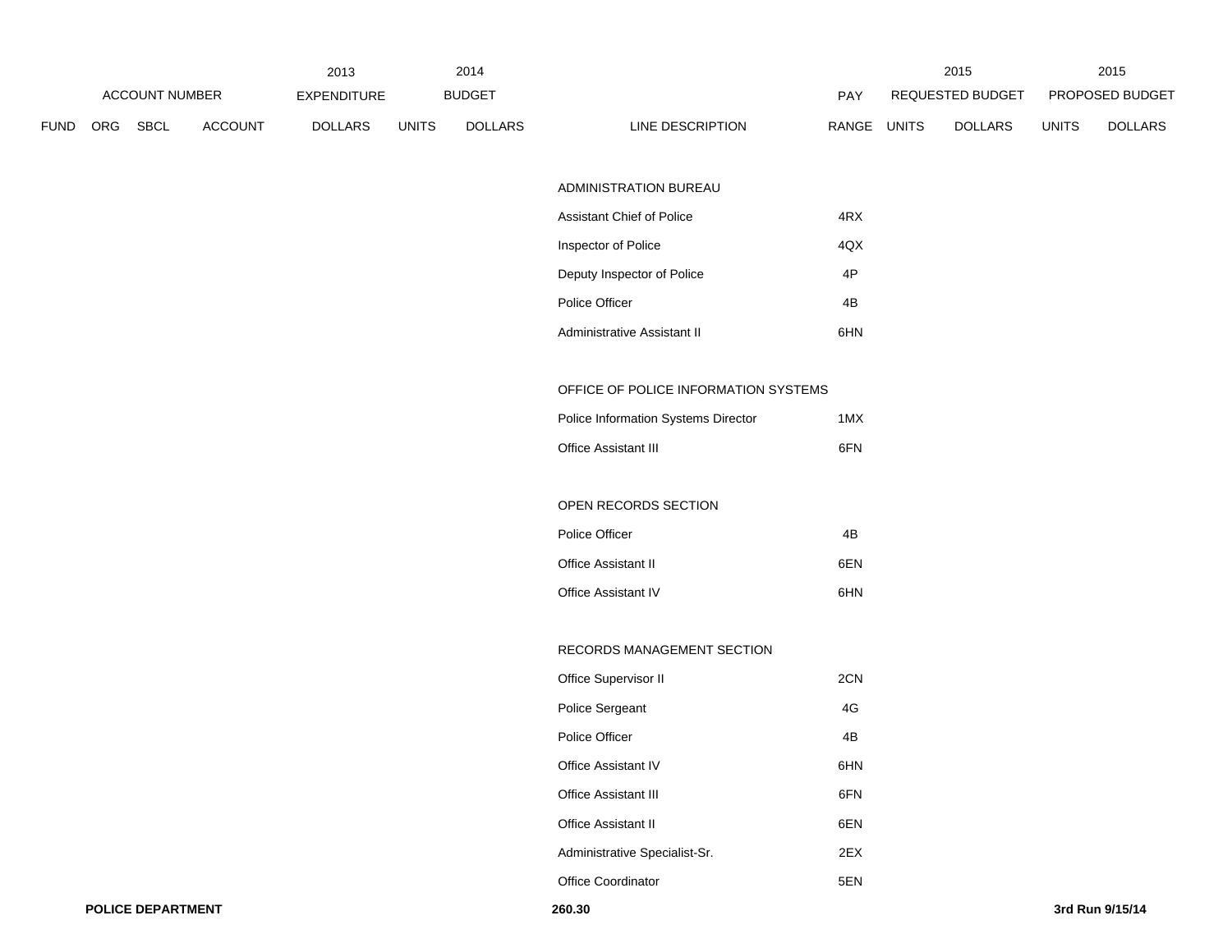| ACCOUNT NUMBER | | | | 2013 EXPENDITURE | 2014 BUDGET | | | PAY | 2015 REQUESTED BUDGET | | 2015 PROPOSED BUDGET | |
|---|---|---|---|---|---|---|---|---|---|---|---|---|
| FUND | ORG | SBCL | ACCOUNT | DOLLARS | UNITS | DOLLARS | LINE DESCRIPTION | RANGE | UNITS | DOLLARS | UNITS | DOLLARS |
| | | | | | | | ADMINISTRATION BUREAU | | | | | |
| | | | | | | | Assistant Chief of Police | 4RX | | | | |
| | | | | | | | Inspector of Police | 4QX | | | | |
| | | | | | | | Deputy Inspector of Police | 4P | | | | |
| | | | | | | | Police Officer | 4B | | | | |
| | | | | | | | Administrative Assistant II | 6HN | | | | |
| | | | | | | | OFFICE OF POLICE INFORMATION SYSTEMS | | | | | |
| | | | | | | | Police Information Systems Director | 1MX | | | | |
| | | | | | | | Office Assistant III | 6FN | | | | |
| | | | | | | | OPEN RECORDS SECTION | | | | | |
| | | | | | | | Police Officer | 4B | | | | |
| | | | | | | | Office Assistant II | 6EN | | | | |
| | | | | | | | Office Assistant IV | 6HN | | | | |
| | | | | | | | RECORDS MANAGEMENT SECTION | | | | | |
| | | | | | | | Office Supervisor II | 2CN | | | | |
| | | | | | | | Police Sergeant | 4G | | | | |
| | | | | | | | Police Officer | 4B | | | | |
| | | | | | | | Office Assistant IV | 6HN | | | | |
| | | | | | | | Office Assistant III | 6FN | | | | |
| | | | | | | | Office Assistant II | 6EN | | | | |
| | | | | | | | Administrative Specialist-Sr. | 2EX | | | | |
| | | | | | | | Office Coordinator | 5EN | | | | |

**POLICE DEPARTMENT** **260.30** **3rd Run 9/15/14**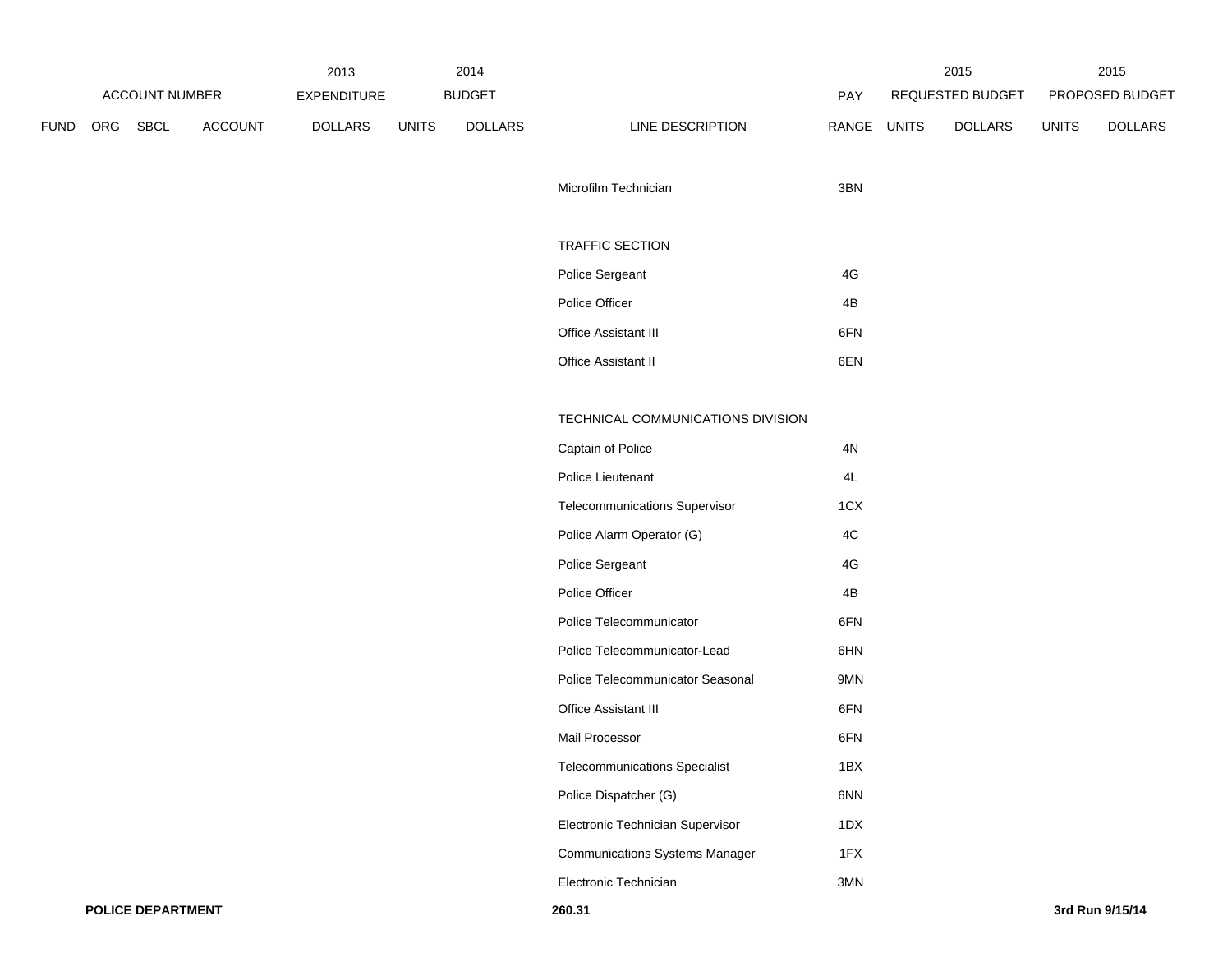| ACCOUNT NUMBER | | | | 2013 EXPENDITURE | 2014 BUDGET | | | PAY | 2015 REQUESTED BUDGET | | 2015 PROPOSED BUDGET | |
|---|---|---|---|---|---|---|---|---|---|---|---|---|
| FUND | ORG | SBCL | ACCOUNT | DOLLARS | UNITS | DOLLARS | LINE DESCRIPTION | RANGE | UNITS | DOLLARS | UNITS | DOLLARS |
| | | | | | | | Microfilm Technician | 3BN | | | | |
| | | | | | | | TRAFFIC SECTION | | | | | |
| | | | | | | | Police Sergeant | 4G | | | | |
| | | | | | | | Police Officer | 4B | | | | |
| | | | | | | | Office Assistant III | 6FN | | | | |
| | | | | | | | Office Assistant II | 6EN | | | | |
| | | | | | | | TECHNICAL COMMUNICATIONS DIVISION | | | | | |
| | | | | | | | Captain of Police | 4N | | | | |
| | | | | | | | Police Lieutenant | 4L | | | | |
| | | | | | | | Telecommunications Supervisor | 1CX | | | | |
| | | | | | | | Police Alarm Operator (G) | 4C | | | | |
| | | | | | | | Police Sergeant | 4G | | | | |
| | | | | | | | Police Officer | 4B | | | | |
| | | | | | | | Police Telecommunicator | 6FN | | | | |
| | | | | | | | Police Telecommunicator-Lead | 6HN | | | | |
| | | | | | | | Police Telecommunicator Seasonal | 9MN | | | | |
| | | | | | | | Office Assistant III | 6FN | | | | |
| | | | | | | | Mail Processor | 6FN | | | | |
| | | | | | | | Telecommunications Specialist | 1BX | | | | |
| | | | | | | | Police Dispatcher (G) | 6NN | | | | |
| | | | | | | | Electronic Technician Supervisor | 1DX | | | | |
| | | | | | | | Communications Systems Manager | 1FX | | | | |
| | | | | | | | Electronic Technician | 3MN | | | | |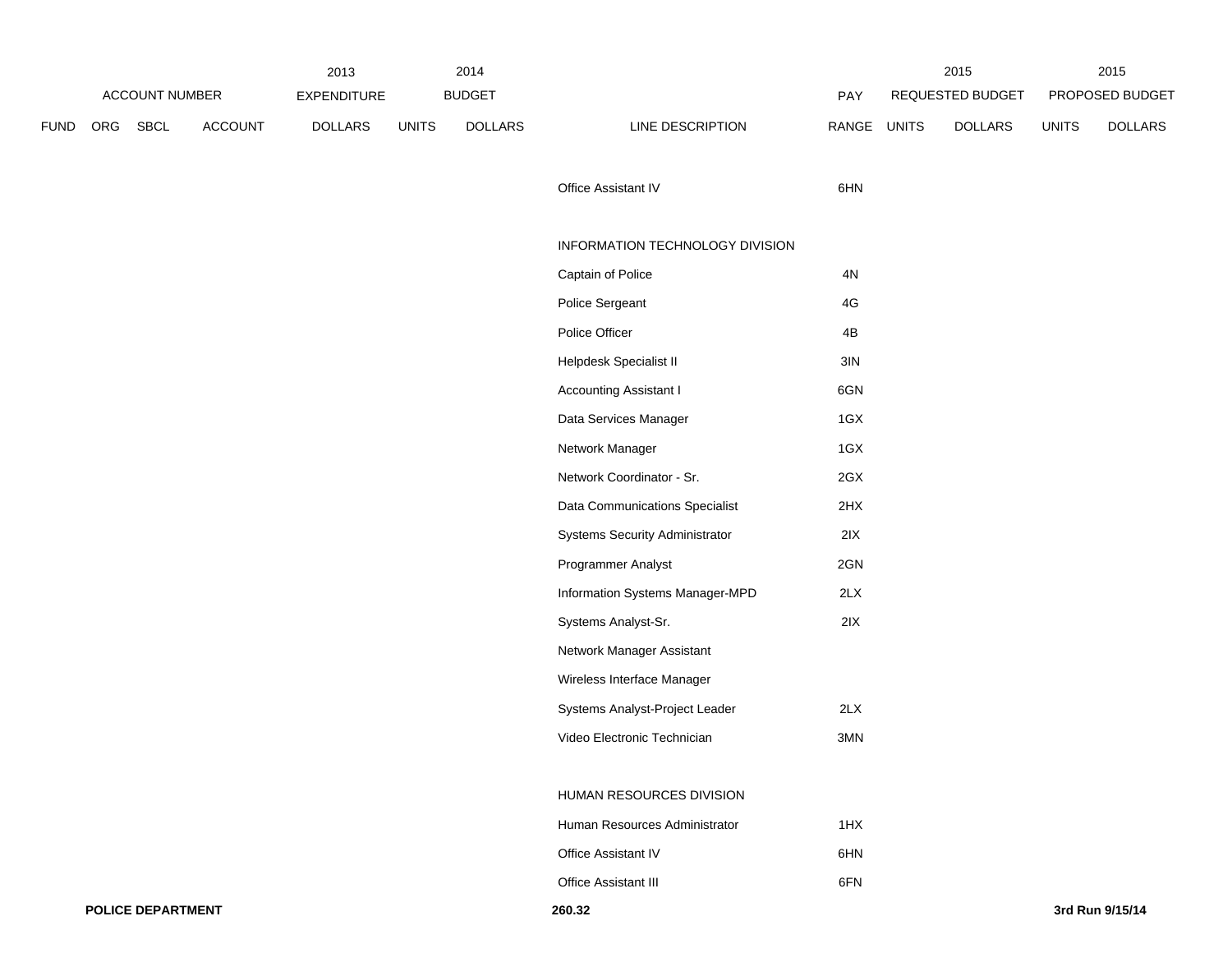| ACCOUNT NUMBER | | | | 2013 EXPENDITURE | 2014 BUDGET | | | PAY | 2015 REQUESTED BUDGET | | 2015 PROPOSED BUDGET | |
|---|---|---|---|---|---|---|---|---|---|---|---|---|
| FUND | ORG | SBCL | ACCOUNT | DOLLARS | UNITS | DOLLARS | LINE DESCRIPTION | RANGE | UNITS | DOLLARS | UNITS | DOLLARS |
| | | | | | | | Office Assistant IV | 6HN | | | | |
| | | | | | | | INFORMATION TECHNOLOGY DIVISION | | | | | |
| | | | | | | | Captain of Police | 4N | | | | |
| | | | | | | | Police Sergeant | 4G | | | | |
| | | | | | | | Police Officer | 4B | | | | |
| | | | | | | | Helpdesk Specialist II | 3IN | | | | |
| | | | | | | | Accounting Assistant I | 6GN | | | | |
| | | | | | | | Data Services Manager | 1GX | | | | |
| | | | | | | | Network Manager | 1GX | | | | |
| | | | | | | | Network Coordinator - Sr. | 2GX | | | | |
| | | | | | | | Data Communications Specialist | 2HX | | | | |
| | | | | | | | Systems Security Administrator | 2IX | | | | |
| | | | | | | | Programmer Analyst | 2GN | | | | |
| | | | | | | | Information Systems Manager-MPD | 2LX | | | | |
| | | | | | | | Systems Analyst-Sr. | 2IX | | | | |
| | | | | | | | Network Manager Assistant | | | | | |
| | | | | | | | Wireless Interface Manager | | | | | |
| | | | | | | | Systems Analyst-Project Leader | 2LX | | | | |
| | | | | | | | Video Electronic Technician | 3MN | | | | |
| | | | | | | | HUMAN RESOURCES DIVISION | | | | | |
| | | | | | | | Human Resources Administrator | 1HX | | | | |
| | | | | | | | Office Assistant IV | 6HN | | | | |
| | | | | | | | Office Assistant III | 6FN | | | | |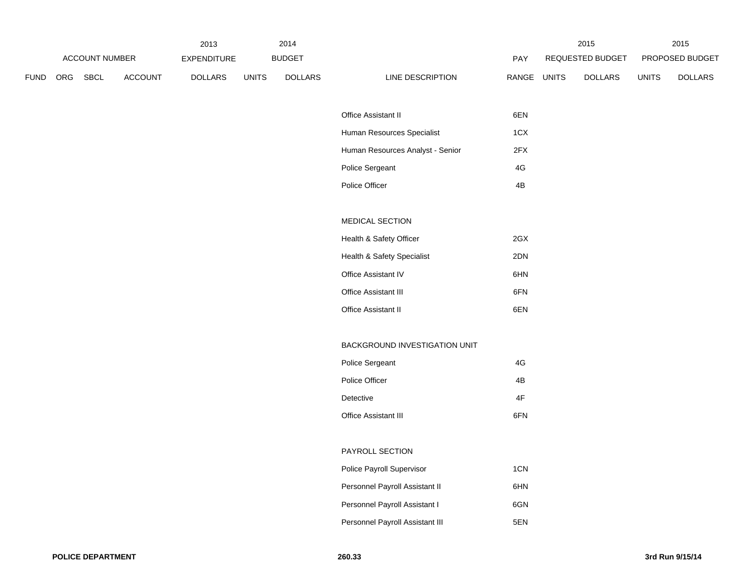| ACCOUNT NUMBER | | | | 2013 EXPENDITURE | 2014 BUDGET | | | PAY | 2015 REQUESTED BUDGET | | 2015 PROPOSED BUDGET | |
|---|---|---|---|---|---|---|---|---|---|---|---|---|
| FUND | ORG | SBCL | ACCOUNT | DOLLARS | UNITS | DOLLARS | LINE DESCRIPTION | RANGE | UNITS | DOLLARS | UNITS | DOLLARS |
| | | | | | | | Office Assistant II | 6EN | | | | |
| | | | | | | | Human Resources Specialist | 1CX | | | | |
| | | | | | | | Human Resources Analyst - Senior | 2FX | | | | |
| | | | | | | | Police Sergeant | 4G | | | | |
| | | | | | | | Police Officer | 4B | | | | |
| | | | | | | | MEDICAL SECTION | | | | | |
| | | | | | | | Health & Safety Officer | 2GX | | | | |
| | | | | | | | Health & Safety Specialist | 2DN | | | | |
| | | | | | | | Office Assistant IV | 6HN | | | | |
| | | | | | | | Office Assistant III | 6FN | | | | |
| | | | | | | | Office Assistant II | 6EN | | | | |
| | | | | | | | BACKGROUND INVESTIGATION UNIT | | | | | |
| | | | | | | | Police Sergeant | 4G | | | | |
| | | | | | | | Police Officer | 4B | | | | |
| | | | | | | | Detective | 4F | | | | |
| | | | | | | | Office Assistant III | 6FN | | | | |
| | | | | | | | PAYROLL SECTION | | | | | |
| | | | | | | | Police Payroll Supervisor | 1CN | | | | |
| | | | | | | | Personnel Payroll Assistant II | 6HN | | | | |
| | | | | | | | Personnel Payroll Assistant I | 6GN | | | | |
| | | | | | | | Personnel Payroll Assistant III | 5EN | | | | |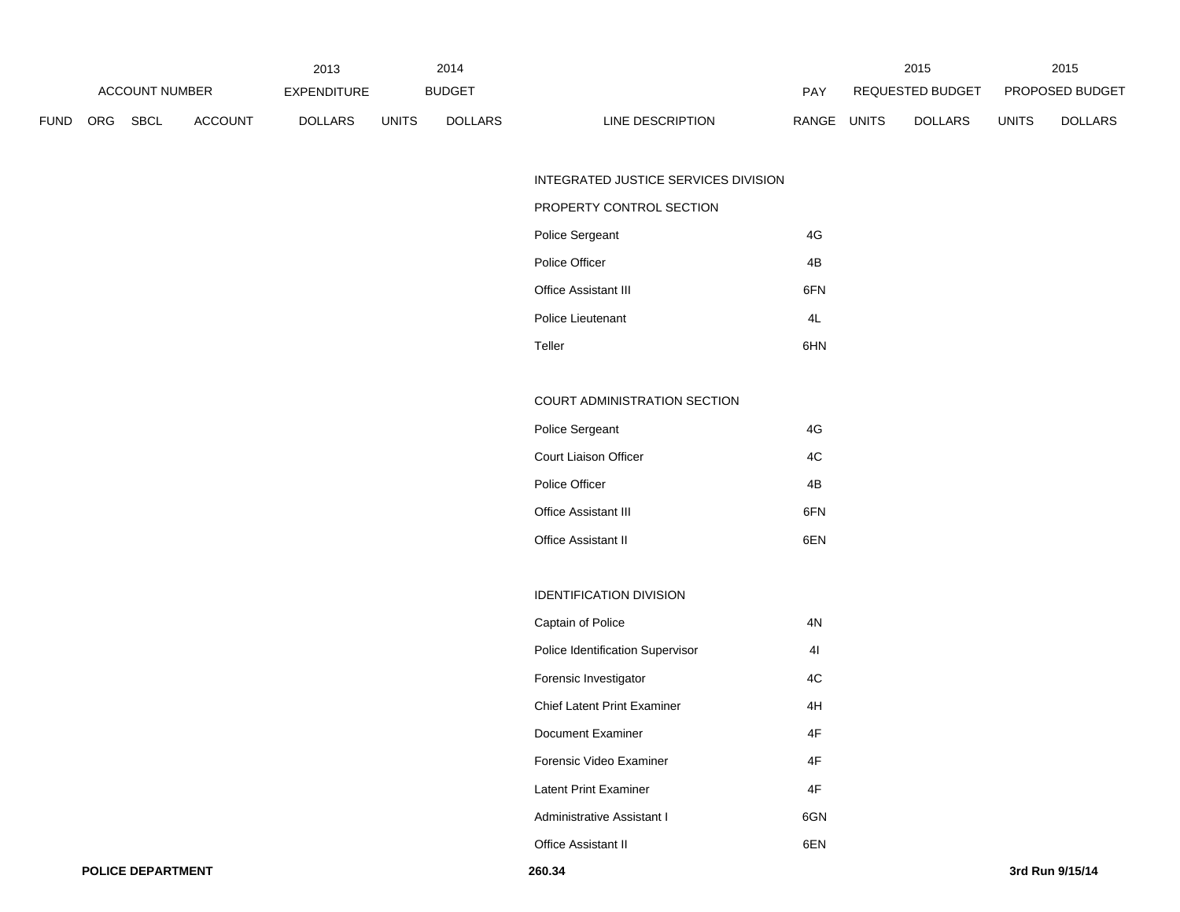| ACCOUNT NUMBER | | | | 2013 EXPENDITURE | 2014 BUDGET | | | PAY | 2015 REQUESTED BUDGET | | 2015 PROPOSED BUDGET | |
|---|---|---|---|---|---|---|---|---|---|---|---|---|
| FUND | ORG | SBCL | ACCOUNT | DOLLARS | UNITS | DOLLARS | LINE DESCRIPTION | RANGE | UNITS | DOLLARS | UNITS | DOLLARS |
| | | | | | | | INTEGRATED JUSTICE SERVICES DIVISION | | | | | |
| | | | | | | | PROPERTY CONTROL SECTION | | | | | |
| | | | | | | | Police Sergeant | 4G | | | | |
| | | | | | | | Police Officer | 4B | | | | |
| | | | | | | | Office Assistant III | 6FN | | | | |
| | | | | | | | Police Lieutenant | 4L | | | | |
| | | | | | | | Teller | 6HN | | | | |
| | | | | | | | COURT ADMINISTRATION SECTION | | | | | |
| | | | | | | | Police Sergeant | 4G | | | | |
| | | | | | | | Court Liaison Officer | 4C | | | | |
| | | | | | | | Police Officer | 4B | | | | |
| | | | | | | | Office Assistant III | 6FN | | | | |
| | | | | | | | Office Assistant II | 6EN | | | | |
| | | | | | | | IDENTIFICATION DIVISION | | | | | |
| | | | | | | | Captain of Police | 4N | | | | |
| | | | | | | | Police Identification Supervisor | 4I | | | | |
| | | | | | | | Forensic Investigator | 4C | | | | |
| | | | | | | | Chief Latent Print Examiner | 4H | | | | |
| | | | | | | | Document Examiner | 4F | | | | |
| | | | | | | | Forensic Video Examiner | 4F | | | | |
| | | | | | | | Latent Print Examiner | 4F | | | | |
| | | | | | | | Administrative Assistant I | 6GN | | | | |
| | | | | | | | Office Assistant II | 6EN | | | | |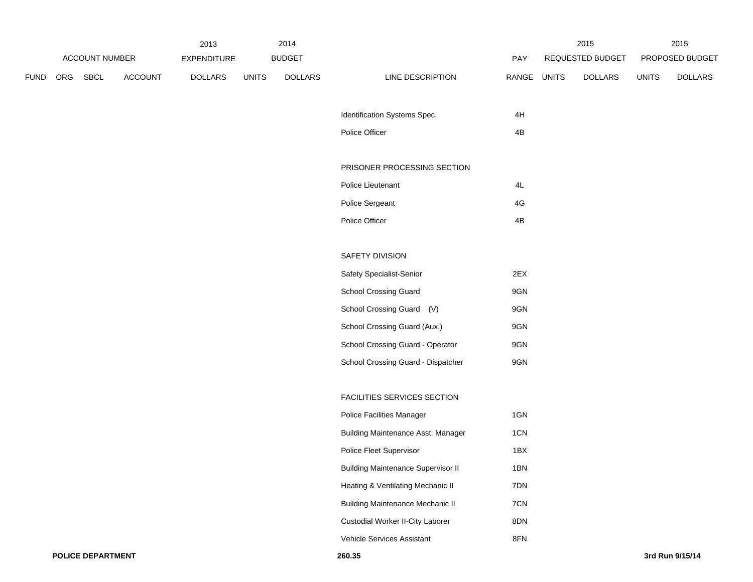| ACCOUNT NUMBER | | | | 2013 EXPENDITURE | 2014 BUDGET | | | PAY | 2015 REQUESTED BUDGET | | 2015 PROPOSED BUDGET | |
|---|---|---|---|---|---|---|---|---|---|---|---|---|
| FUND | ORG | SBCL | ACCOUNT | DOLLARS | UNITS | DOLLARS | LINE DESCRIPTION | RANGE | UNITS | DOLLARS | UNITS | DOLLARS |
| | | | | | | | Identification Systems Spec. | 4H | | | | |
| | | | | | | | Police Officer | 4B | | | | |
| | | | | | | | PRISONER PROCESSING SECTION | | | | | |
| | | | | | | | Police Lieutenant | 4L | | | | |
| | | | | | | | Police Sergeant | 4G | | | | |
| | | | | | | | Police Officer | 4B | | | | |
| | | | | | | | SAFETY DIVISION | | | | | |
| | | | | | | | Safety Specialist-Senior | 2EX | | | | |
| | | | | | | | School Crossing Guard | 9GN | | | | |
| | | | | | | | School Crossing Guard (V) | 9GN | | | | |
| | | | | | | | School Crossing Guard (Aux.) | 9GN | | | | |
| | | | | | | | School Crossing Guard - Operator | 9GN | | | | |
| | | | | | | | School Crossing Guard - Dispatcher | 9GN | | | | |
| | | | | | | | FACILITIES SERVICES SECTION | | | | | |
| | | | | | | | Police Facilities Manager | 1GN | | | | |
| | | | | | | | Building Maintenance Asst. Manager | 1CN | | | | |
| | | | | | | | Police Fleet Supervisor | 1BX | | | | |
| | | | | | | | Building Maintenance Supervisor II | 1BN | | | | |
| | | | | | | | Heating & Ventilating Mechanic II | 7DN | | | | |
| | | | | | | | Building Maintenance Mechanic II | 7CN | | | | |
| | | | | | | | Custodial Worker II-City Laborer | 8DN | | | | |
| | | | | | | | Vehicle Services Assistant | 8FN | | | | |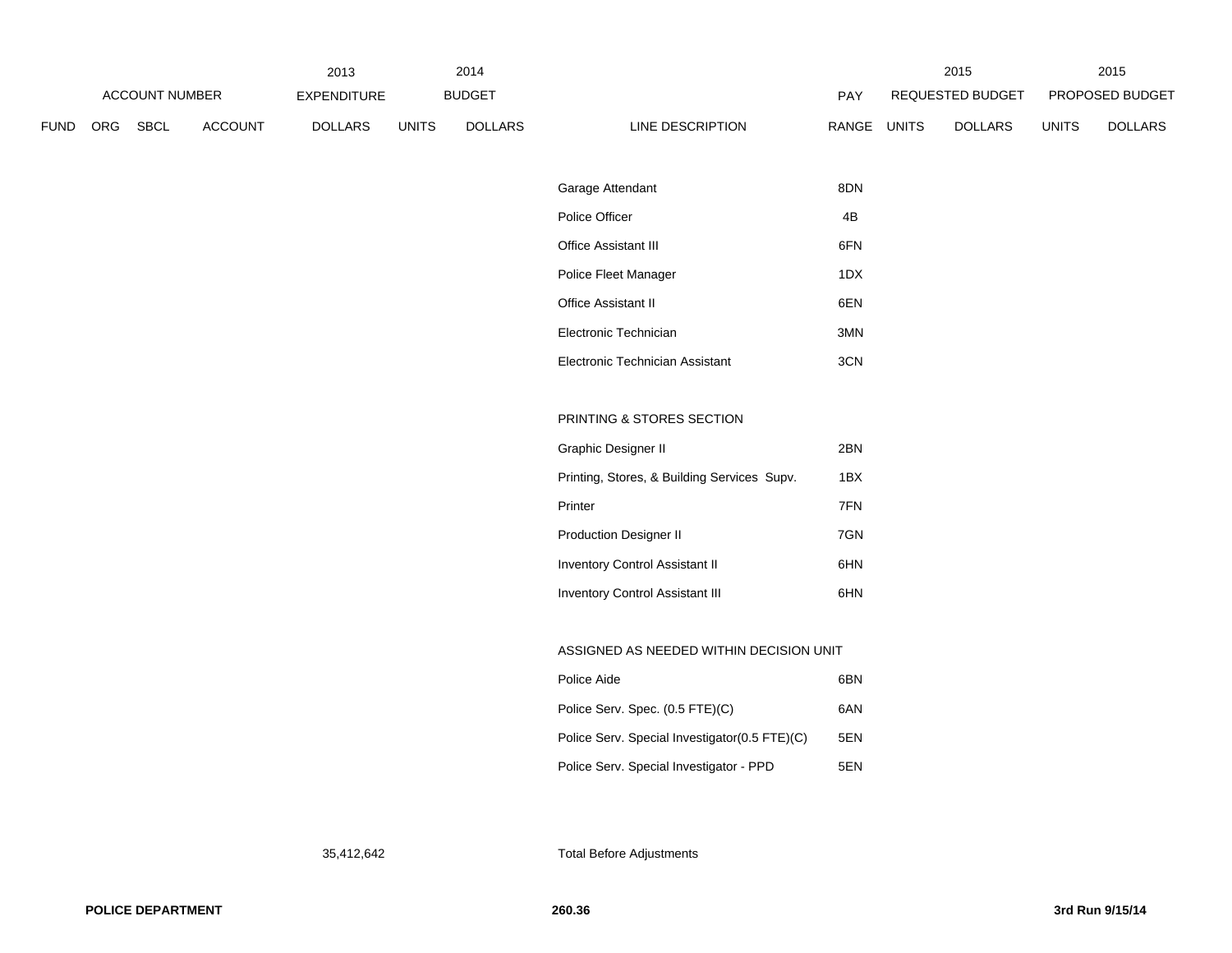| ACCOUNT NUMBER | | | | 2013 EXPENDITURE | 2014 BUDGET | | | PAY | 2015 REQUESTED BUDGET | | 2015 PROPOSED BUDGET | |
|---|---|---|---|---|---|---|---|---|---|---|---|---|
| FUND | ORG | SBCL | ACCOUNT | DOLLARS | UNITS | DOLLARS | LINE DESCRIPTION | RANGE | UNITS | DOLLARS | UNITS | DOLLARS |
| | | | | | | | Garage Attendant | 8DN | | | | |
| | | | | | | | Police Officer | 4B | | | | |
| | | | | | | | Office Assistant III | 6FN | | | | |
| | | | | | | | Police Fleet Manager | 1DX | | | | |
| | | | | | | | Office Assistant II | 6EN | | | | |
| | | | | | | | Electronic Technician | 3MN | | | | |
| | | | | | | | Electronic Technician Assistant | 3CN | | | | |
| | | | | | | | PRINTING & STORES SECTION | | | | | |
| | | | | | | | Graphic Designer II | 2BN | | | | |
| | | | | | | | Printing, Stores, & Building Services Supv. | 1BX | | | | |
| | | | | | | | Printer | 7FN | | | | |
| | | | | | | | Production Designer II | 7GN | | | | |
| | | | | | | | Inventory Control Assistant II | 6HN | | | | |
| | | | | | | | Inventory Control Assistant III | 6HN | | | | |
| | | | | | | | ASSIGNED AS NEEDED WITHIN DECISION UNIT | | | | | |
| | | | | | | | Police Aide | 6BN | | | | |
| | | | | | | | Police Serv. Spec. (0.5 FTE)(C) | 6AN | | | | |
| | | | | | | | Police Serv. Special Investigator(0.5 FTE)(C) | 5EN | | | | |
| | | | | | | | Police Serv. Special Investigator - PPD | 5EN | | | | |
| | | | | 35,412,642 | | | Total Before Adjustments | | | | | |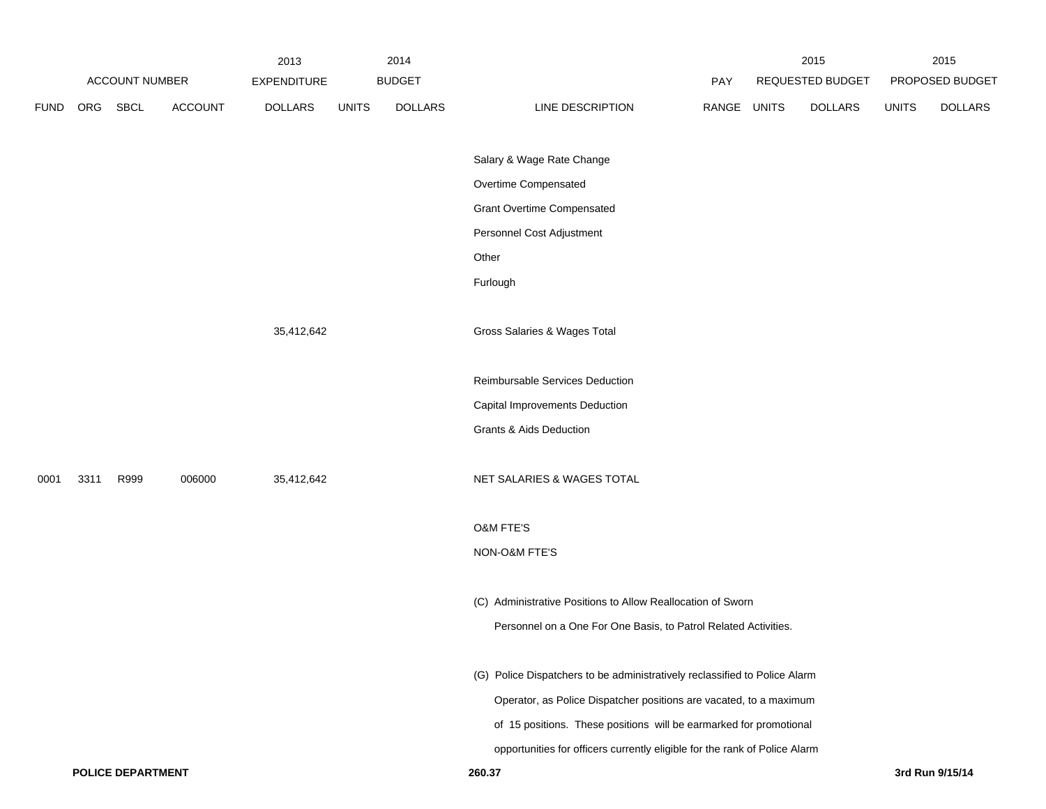| ACCOUNT NUMBER | | | | 2013 EXPENDITURE | 2014 BUDGET | | | PAY | 2015 REQUESTED BUDGET | | 2015 PROPOSED BUDGET | |
|---|---|---|---|---|---|---|---|---|---|---|---|---|
| FUND | ORG | SBCL | ACCOUNT | DOLLARS | UNITS | DOLLARS | LINE DESCRIPTION | RANGE | UNITS | DOLLARS | UNITS | DOLLARS |
| | | | | | | | Salary & Wage Rate Change | | | | | |
| | | | | | | | Overtime Compensated | | | | | |
| | | | | | | | Grant Overtime Compensated | | | | | |
| | | | | | | | Personnel Cost Adjustment | | | | | |
| | | | | | | | Other | | | | | |
| | | | | | | | Furlough | | | | | |
| | | | | 35,412,642 | | | Gross Salaries & Wages Total | | | | | |
| | | | | | | | Reimbursable Services Deduction | | | | | |
| | | | | | | | Capital Improvements Deduction | | | | | |
| | | | | | | | Grants & Aids Deduction | | | | | |
| 0001 | 3311 | R999 | 006000 | 35,412,642 | | | NET SALARIES & WAGES TOTAL | | | | | |
| | | | | | | | O&M FTE'S | | | | | |
| | | | | | | | NON-O&M FTE'S | | | | | |

(C) Administrative Positions to Allow Reallocation of Sworn Personnel on a One For One Basis, to Patrol Related Activities.

(G) Police Dispatchers to be administratively reclassified to Police Alarm Operator, as Police Dispatcher positions are vacated, to a maximum of 15 positions. These positions will be earmarked for promotional opportunities for officers currently eligible for the rank of Police Alarm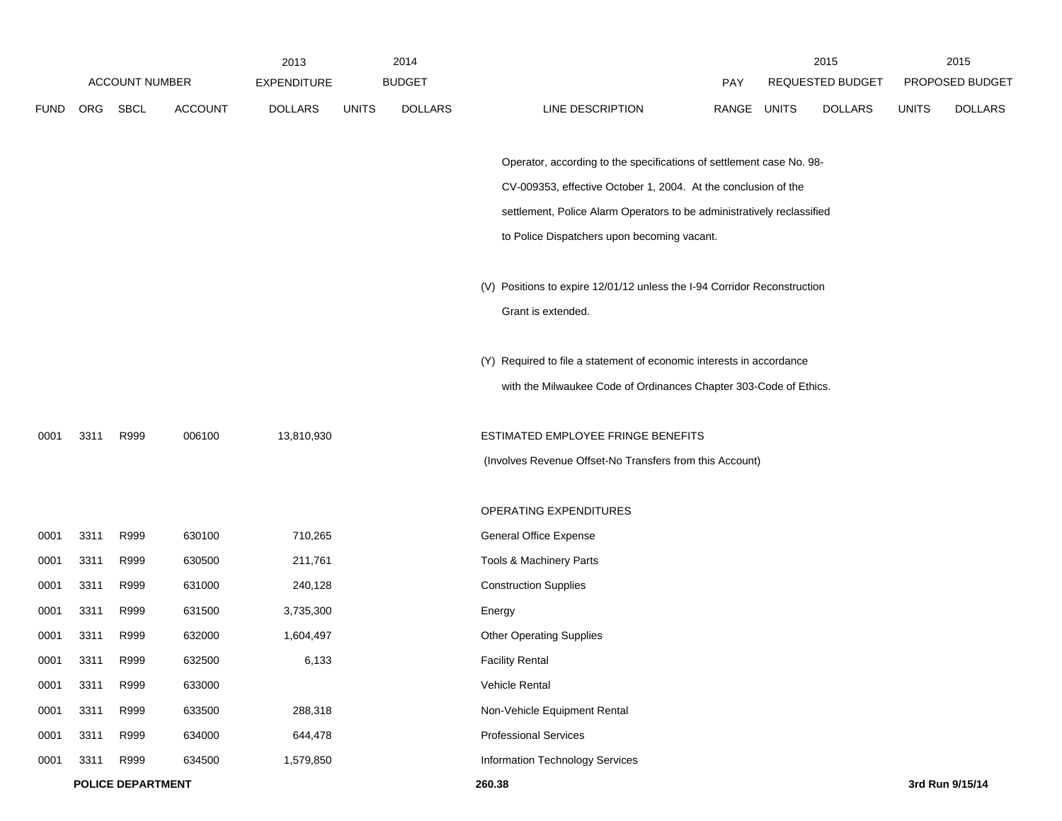| ACCOUNT NUMBER | | | | 2013 EXPENDITURE | 2014 BUDGET | | | PAY | 2015 REQUESTED BUDGET | | 2015 PROPOSED BUDGET | |
|---|---|---|---|---|---|---|---|---|---|---|---|---|
| FUND | ORG | SBCL | ACCOUNT | DOLLARS | UNITS | DOLLARS | LINE DESCRIPTION | RANGE | UNITS | DOLLARS | UNITS | DOLLARS |
| | | | | | | | Operator, according to the specifications of settlement case No. 98-CV-009353, effective October 1, 2004. At the conclusion of the settlement, Police Alarm Operators to be administratively reclassified to Police Dispatchers upon becoming vacant. | | | | | |
| | | | | | | | (V) Positions to expire 12/01/12 unless the I-94 Corridor Reconstruction Grant is extended. | | | | | |
| | | | | | | | (Y) Required to file a statement of economic interests in accordance with the Milwaukee Code of Ordinances Chapter 303-Code of Ethics. | | | | | |
| 0001 | 3311 | R999 | 006100 | 13,810,930 | | | ESTIMATED EMPLOYEE FRINGE BENEFITS (Involves Revenue Offset-No Transfers from this Account) | | | | | |
| | | | | | | | OPERATING EXPENDITURES | | | | | |
| 0001 | 3311 | R999 | 630100 | 710,265 | | | General Office Expense | | | | | |
| 0001 | 3311 | R999 | 630500 | 211,761 | | | Tools & Machinery Parts | | | | | |
| 0001 | 3311 | R999 | 631000 | 240,128 | | | Construction Supplies | | | | | |
| 0001 | 3311 | R999 | 631500 | 3,735,300 | | | Energy | | | | | |
| 0001 | 3311 | R999 | 632000 | 1,604,497 | | | Other Operating Supplies | | | | | |
| 0001 | 3311 | R999 | 632500 | 6,133 | | | Facility Rental | | | | | |
| 0001 | 3311 | R999 | 633000 | | | | Vehicle Rental | | | | | |
| 0001 | 3311 | R999 | 633500 | 288,318 | | | Non-Vehicle Equipment Rental | | | | | |
| 0001 | 3311 | R999 | 634000 | 644,478 | | | Professional Services | | | | | |
| 0001 | 3311 | R999 | 634500 | 1,579,850 | | | Information Technology Services | | | | | |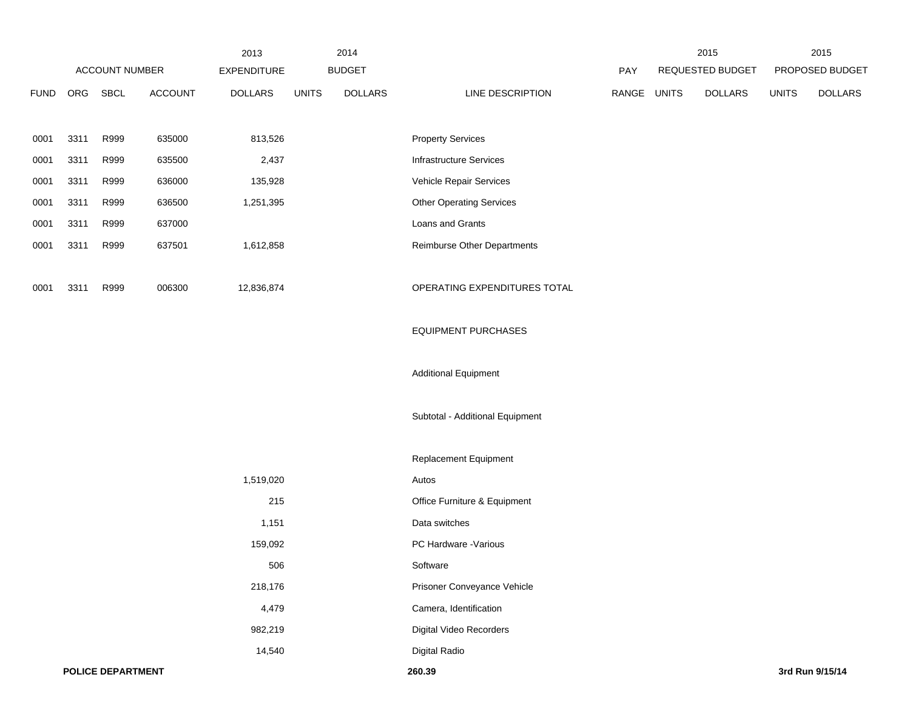| ACCOUNT NUMBER | | | | 2013 EXPENDITURE | 2014 BUDGET | | | PAY | 2015 REQUESTED BUDGET | | 2015 PROPOSED BUDGET | |
|---|---|---|---|---|---|---|---|---|---|---|---|---|
| FUND | ORG | SBCL | ACCOUNT | DOLLARS | UNITS | DOLLARS | LINE DESCRIPTION | RANGE | UNITS | DOLLARS | UNITS | DOLLARS |
| 0001 | 3311 | R999 | 635000 | 813,526 | | | Property Services | | | | | |
| 0001 | 3311 | R999 | 635500 | 2,437 | | | Infrastructure Services | | | | | |
| 0001 | 3311 | R999 | 636000 | 135,928 | | | Vehicle Repair Services | | | | | |
| 0001 | 3311 | R999 | 636500 | 1,251,395 | | | Other Operating Services | | | | | |
| 0001 | 3311 | R999 | 637000 | | | | Loans and Grants | | | | | |
| 0001 | 3311 | R999 | 637501 | 1,612,858 | | | Reimburse Other Departments | | | | | |
| 0001 | 3311 | R999 | 006300 | 12,836,874 | | | OPERATING EXPENDITURES TOTAL | | | | | |
| | | | | | | | EQUIPMENT PURCHASES | | | | | |
| | | | | | | | Additional Equipment | | | | | |
| | | | | | | | Subtotal - Additional Equipment | | | | | |
| | | | | | | | Replacement Equipment | | | | | |
| | | | | 1,519,020 | | | Autos | | | | | |
| | | | | 215 | | | Office Furniture & Equipment | | | | | |
| | | | | 1,151 | | | Data switches | | | | | |
| | | | | 159,092 | | | PC Hardware -Various | | | | | |
| | | | | 506 | | | Software | | | | | |
| | | | | 218,176 | | | Prisoner Conveyance Vehicle | | | | | |
| | | | | 4,479 | | | Camera, Identification | | | | | |
| | | | | 982,219 | | | Digital Video Recorders | | | | | |
| | | | | 14,540 | | | Digital Radio | | | | | |

**POLICE DEPARTMENT** **260.39** **3rd Run 9/15/14**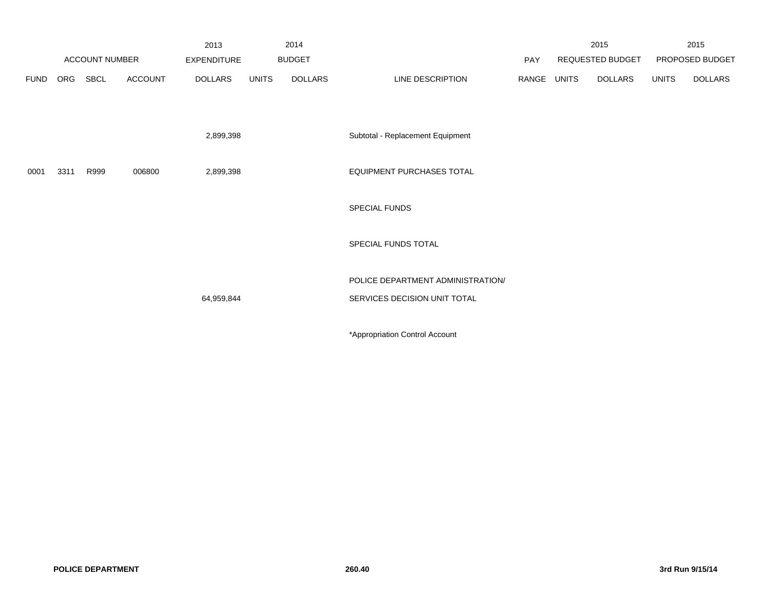| ACCOUNT NUMBER | | | | 2013 EXPENDITURE | 2014 BUDGET | | | PAY | 2015 REQUESTED BUDGET | | 2015 PROPOSED BUDGET | |
|---|---|---|---|---|---|---|---|---|---|---|---|---|
| FUND | ORG | SBCL | ACCOUNT | DOLLARS | UNITS | DOLLARS | LINE DESCRIPTION | RANGE | UNITS | DOLLARS | UNITS | DOLLARS |
| | | | | 2,899,398 | | | Subtotal - Replacement Equipment | | | | | |
| 0001 | 3311 | R999 | 006800 | 2,899,398 | | | EQUIPMENT PURCHASES TOTAL | | | | | |
| | | | | | | | SPECIAL FUNDS | | | | | |
| | | | | | | | SPECIAL FUNDS TOTAL | | | | | |
| | | | | 64,959,844 | | | POLICE DEPARTMENT ADMINISTRATION/ SERVICES DECISION UNIT TOTAL | | | | | |
| | | | | | | | *Appropriation Control Account | | | | | |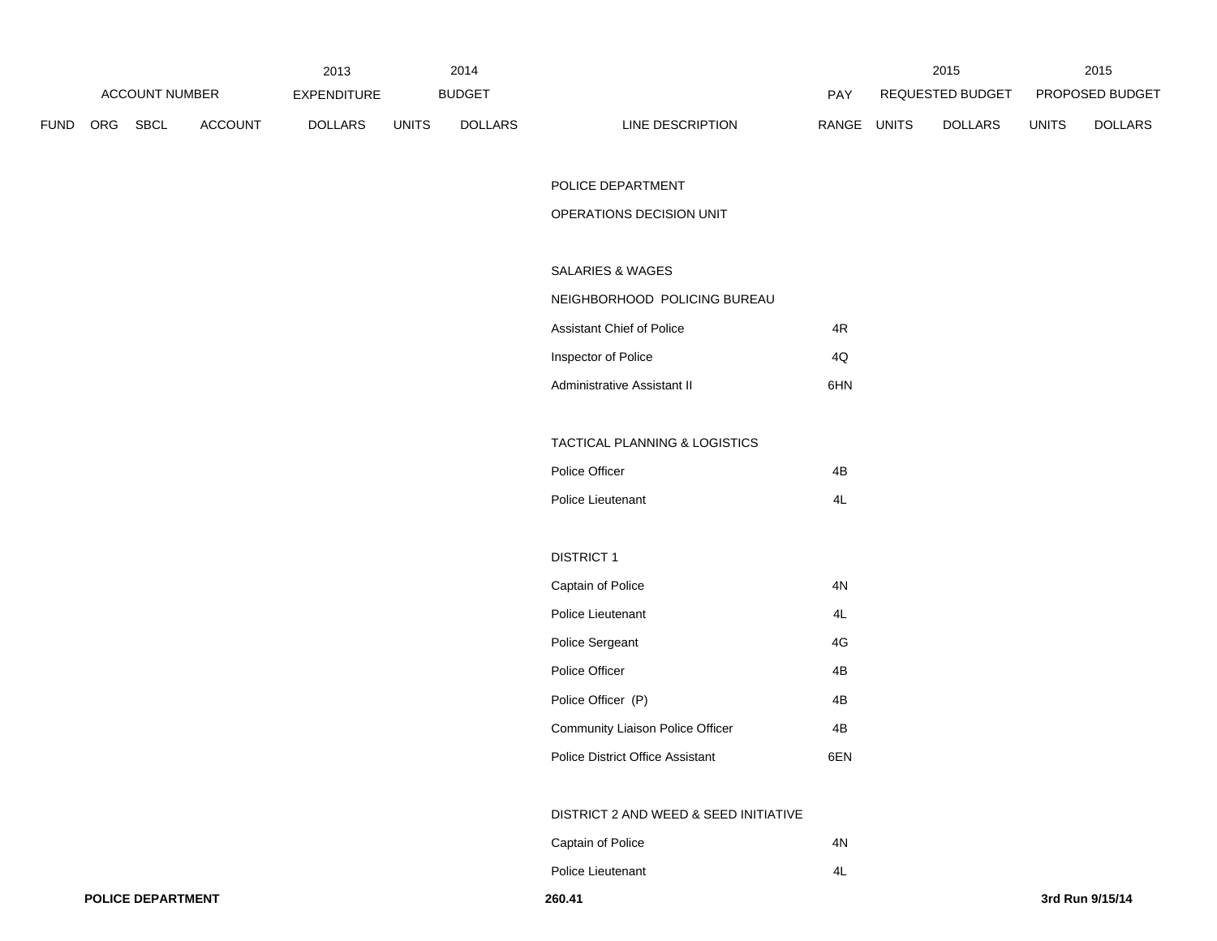| ACCOUNT NUMBER | | | | 2013 EXPENDITURE | 2014 BUDGET | | | PAY | 2015 REQUESTED BUDGET | | 2015 PROPOSED BUDGET | |
|---|---|---|---|---|---|---|---|---|---|---|---|---|
| FUND | ORG | SBCL | ACCOUNT | DOLLARS | UNITS | DOLLARS | LINE DESCRIPTION | RANGE | UNITS | DOLLARS | UNITS | DOLLARS |
| | | | | | | | POLICE DEPARTMENT | | | | | |
| | | | | | | | OPERATIONS DECISION UNIT | | | | | |
| | | | | | | | SALARIES & WAGES | | | | | |
| | | | | | | | NEIGHBORHOOD POLICING BUREAU | | | | | |
| | | | | | | | Assistant Chief of Police | 4R | | | | |
| | | | | | | | Inspector of Police | 4Q | | | | |
| | | | | | | | Administrative Assistant II | 6HN | | | | |
| | | | | | | | TACTICAL PLANNING & LOGISTICS | | | | | |
| | | | | | | | Police Officer | 4B | | | | |
| | | | | | | | Police Lieutenant | 4L | | | | |
| | | | | | | | DISTRICT 1 | | | | | |
| | | | | | | | Captain of Police | 4N | | | | |
| | | | | | | | Police Lieutenant | 4L | | | | |
| | | | | | | | Police Sergeant | 4G | | | | |
| | | | | | | | Police Officer | 4B | | | | |
| | | | | | | | Police Officer (P) | 4B | | | | |
| | | | | | | | Community Liaison Police Officer | 4B | | | | |
| | | | | | | | Police District Office Assistant | 6EN | | | | |
| | | | | | | | DISTRICT 2 AND WEED & SEED INITIATIVE | | | | | |
| | | | | | | | Captain of Police | 4N | | | | |
| | | | | | | | Police Lieutenant | 4L | | | | |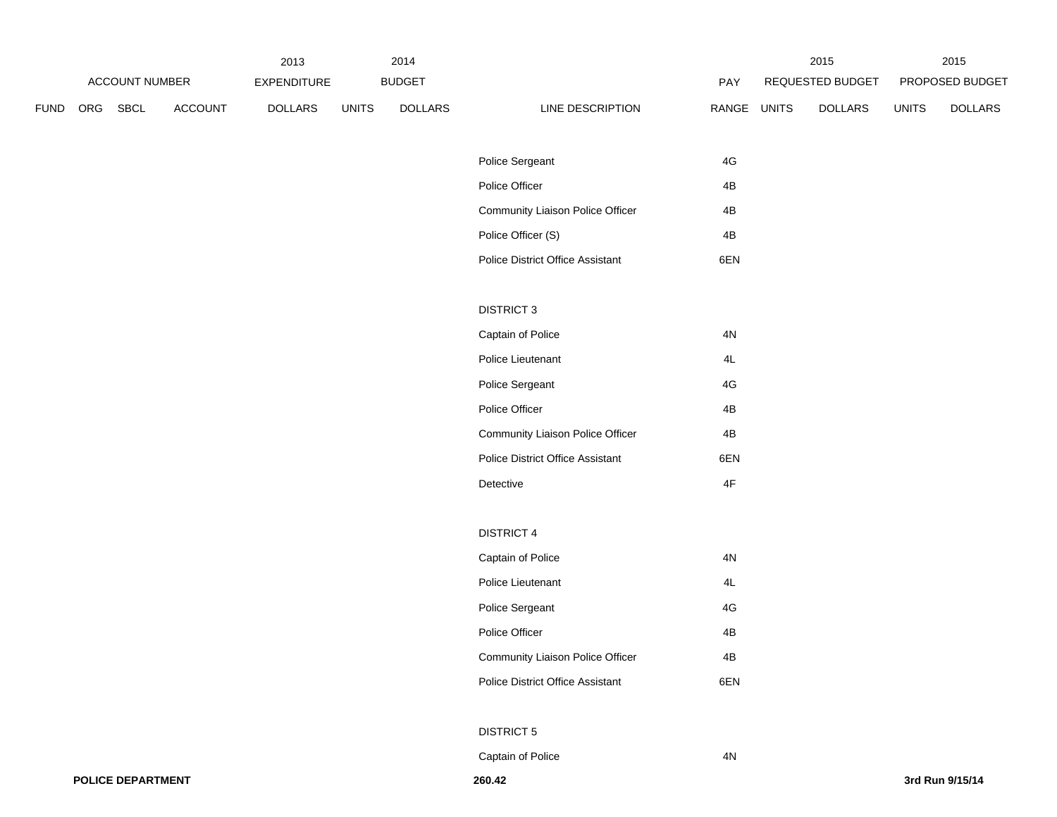| ACCOUNT NUMBER | | | | 2013 EXPENDITURE | 2014 BUDGET | | | PAY | 2015 REQUESTED BUDGET | | 2015 PROPOSED BUDGET | |
|---|---|---|---|---|---|---|---|---|---|---|---|---|
| FUND | ORG | SBCL | ACCOUNT | DOLLARS | UNITS | DOLLARS | LINE DESCRIPTION | RANGE | UNITS | DOLLARS | UNITS | DOLLARS |
| | | | | | | | Police Sergeant | 4G | | | | |
| | | | | | | | Police Officer | 4B | | | | |
| | | | | | | | Community Liaison Police Officer | 4B | | | | |
| | | | | | | | Police Officer (S) | 4B | | | | |
| | | | | | | | Police District Office Assistant | 6EN | | | | |
| | | | | | | | DISTRICT 3 | | | | | |
| | | | | | | | Captain of Police | 4N | | | | |
| | | | | | | | Police Lieutenant | 4L | | | | |
| | | | | | | | Police Sergeant | 4G | | | | |
| | | | | | | | Police Officer | 4B | | | | |
| | | | | | | | Community Liaison Police Officer | 4B | | | | |
| | | | | | | | Police District Office Assistant | 6EN | | | | |
| | | | | | | | Detective | 4F | | | | |
| | | | | | | | DISTRICT 4 | | | | | |
| | | | | | | | Captain of Police | 4N | | | | |
| | | | | | | | Police Lieutenant | 4L | | | | |
| | | | | | | | Police Sergeant | 4G | | | | |
| | | | | | | | Police Officer | 4B | | | | |
| | | | | | | | Community Liaison Police Officer | 4B | | | | |
| | | | | | | | Police District Office Assistant | 6EN | | | | |
| | | | | | | | DISTRICT 5 | | | | | |
| | | | | | | | Captain of Police | 4N | | | | |

**POLICE DEPARTMENT** **260.42** **3rd Run 9/15/14**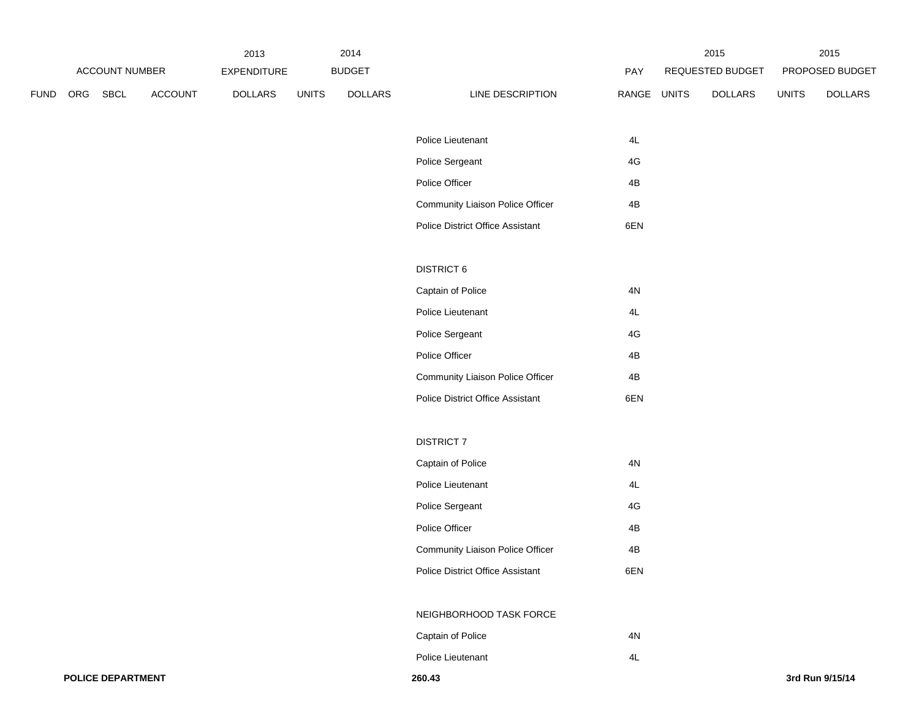| | | | | 2013 | 2014 | | | | 2015 | | 2015 | |
|---|---|---|---|---|---|---|---|---|---|---|---|---|
| ACCOUNT NUMBER | | | | EXPENDITURE | BUDGET | | | PAY | REQUESTED BUDGET | | PROPOSED BUDGET | |
| FUND | ORG | SBCL | ACCOUNT | DOLLARS | UNITS | DOLLARS | LINE DESCRIPTION | RANGE | UNITS | DOLLARS | UNITS | DOLLARS |
| | | | | | | | Police Lieutenant | 4L | | | | |
| | | | | | | | Police Sergeant | 4G | | | | |
| | | | | | | | Police Officer | 4B | | | | |
| | | | | | | | Community Liaison Police Officer | 4B | | | | |
| | | | | | | | Police District Office Assistant | 6EN | | | | |
| | | | | | | | DISTRICT 6 | | | | | |
| | | | | | | | Captain of Police | 4N | | | | |
| | | | | | | | Police Lieutenant | 4L | | | | |
| | | | | | | | Police Sergeant | 4G | | | | |
| | | | | | | | Police Officer | 4B | | | | |
| | | | | | | | Community Liaison Police Officer | 4B | | | | |
| | | | | | | | Police District Office Assistant | 6EN | | | | |
| | | | | | | | DISTRICT 7 | | | | | |
| | | | | | | | Captain of Police | 4N | | | | |
| | | | | | | | Police Lieutenant | 4L | | | | |
| | | | | | | | Police Sergeant | 4G | | | | |
| | | | | | | | Police Officer | 4B | | | | |
| | | | | | | | Community Liaison Police Officer | 4B | | | | |
| | | | | | | | Police District Office Assistant | 6EN | | | | |
| | | | | | | | NEIGHBORHOOD TASK FORCE | | | | | |
| | | | | | | | Captain of Police | 4N | | | | |
| | | | | | | | Police Lieutenant | 4L | | | | |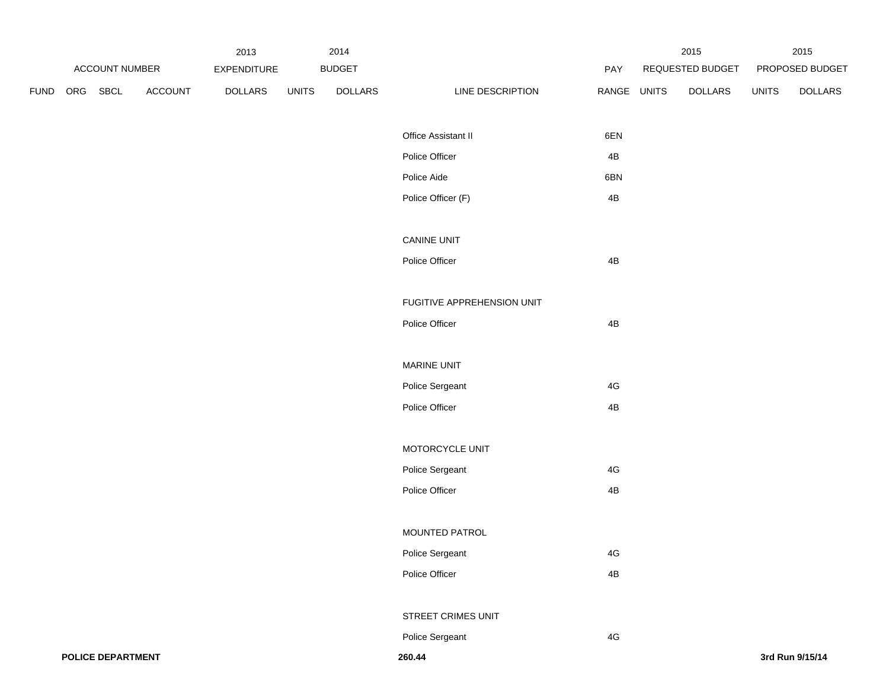| ACCOUNT NUMBER | | | | 2013 EXPENDITURE | 2014 BUDGET | | | PAY | 2015 REQUESTED BUDGET | | 2015 PROPOSED BUDGET | |
|---|---|---|---|---|---|---|---|---|---|---|---|---|
| FUND | ORG | SBCL | ACCOUNT | DOLLARS | UNITS | DOLLARS | LINE DESCRIPTION | RANGE | UNITS | DOLLARS | UNITS | DOLLARS |
| | | | | | | | Office Assistant II | 6EN | | | | |
| | | | | | | | Police Officer | 4B | | | | |
| | | | | | | | Police Aide | 6BN | | | | |
| | | | | | | | Police Officer (F) | 4B | | | | |
| | | | | | | | CANINE UNIT | | | | | |
| | | | | | | | Police Officer | 4B | | | | |
| | | | | | | | FUGITIVE APPREHENSION UNIT | | | | | |
| | | | | | | | Police Officer | 4B | | | | |
| | | | | | | | MARINE UNIT | | | | | |
| | | | | | | | Police Sergeant | 4G | | | | |
| | | | | | | | Police Officer | 4B | | | | |
| | | | | | | | MOTORCYCLE UNIT | | | | | |
| | | | | | | | Police Sergeant | 4G | | | | |
| | | | | | | | Police Officer | 4B | | | | |
| | | | | | | | MOUNTED PATROL | | | | | |
| | | | | | | | Police Sergeant | 4G | | | | |
| | | | | | | | Police Officer | 4B | | | | |
| | | | | | | | STREET CRIMES UNIT | | | | | |
| | | | | | | | Police Sergeant | 4G | | | | |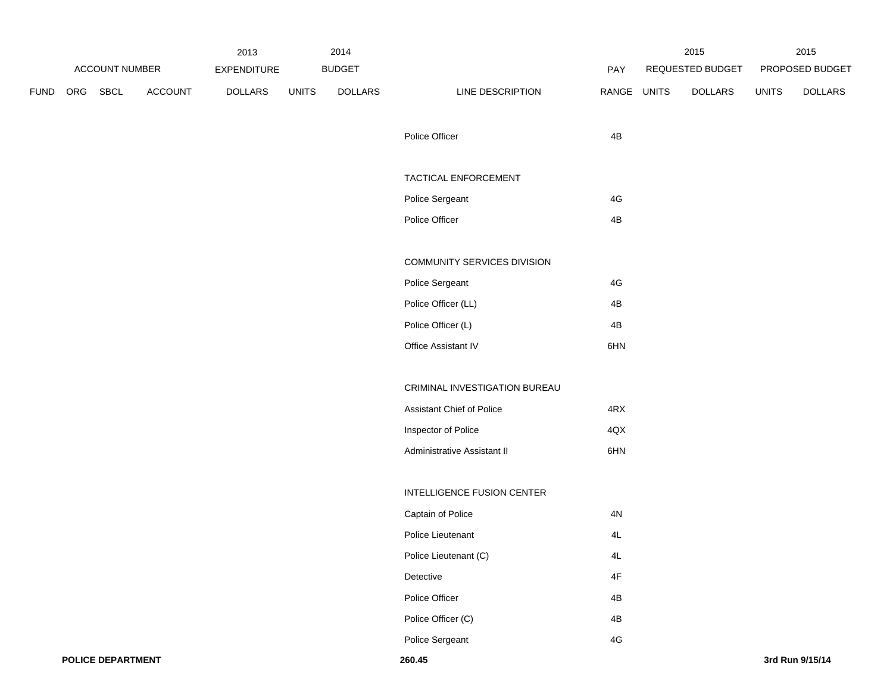| ACCOUNT NUMBER | | | | 2013 EXPENDITURE | 2014 BUDGET | | | PAY | 2015 REQUESTED BUDGET | | 2015 PROPOSED BUDGET | |
|---|---|---|---|---|---|---|---|---|---|---|---|---|
| FUND | ORG | SBCL | ACCOUNT | DOLLARS | UNITS | DOLLARS | LINE DESCRIPTION | RANGE | UNITS | DOLLARS | UNITS | DOLLARS |
| | | | | | | | Police Officer | 4B | | | | |
| | | | | | | | TACTICAL ENFORCEMENT | | | | | |
| | | | | | | | Police Sergeant | 4G | | | | |
| | | | | | | | Police Officer | 4B | | | | |
| | | | | | | | COMMUNITY SERVICES DIVISION | | | | | |
| | | | | | | | Police Sergeant | 4G | | | | |
| | | | | | | | Police Officer (LL) | 4B | | | | |
| | | | | | | | Police Officer (L) | 4B | | | | |
| | | | | | | | Office Assistant IV | 6HN | | | | |
| | | | | | | | CRIMINAL INVESTIGATION BUREAU | | | | | |
| | | | | | | | Assistant Chief of Police | 4RX | | | | |
| | | | | | | | Inspector of Police | 4QX | | | | |
| | | | | | | | Administrative Assistant II | 6HN | | | | |
| | | | | | | | INTELLIGENCE FUSION CENTER | | | | | |
| | | | | | | | Captain of Police | 4N | | | | |
| | | | | | | | Police Lieutenant | 4L | | | | |
| | | | | | | | Police Lieutenant (C) | 4L | | | | |
| | | | | | | | Detective | 4F | | | | |
| | | | | | | | Police Officer | 4B | | | | |
| | | | | | | | Police Officer (C) | 4B | | | | |
| | | | | | | | Police Sergeant | 4G | | | | |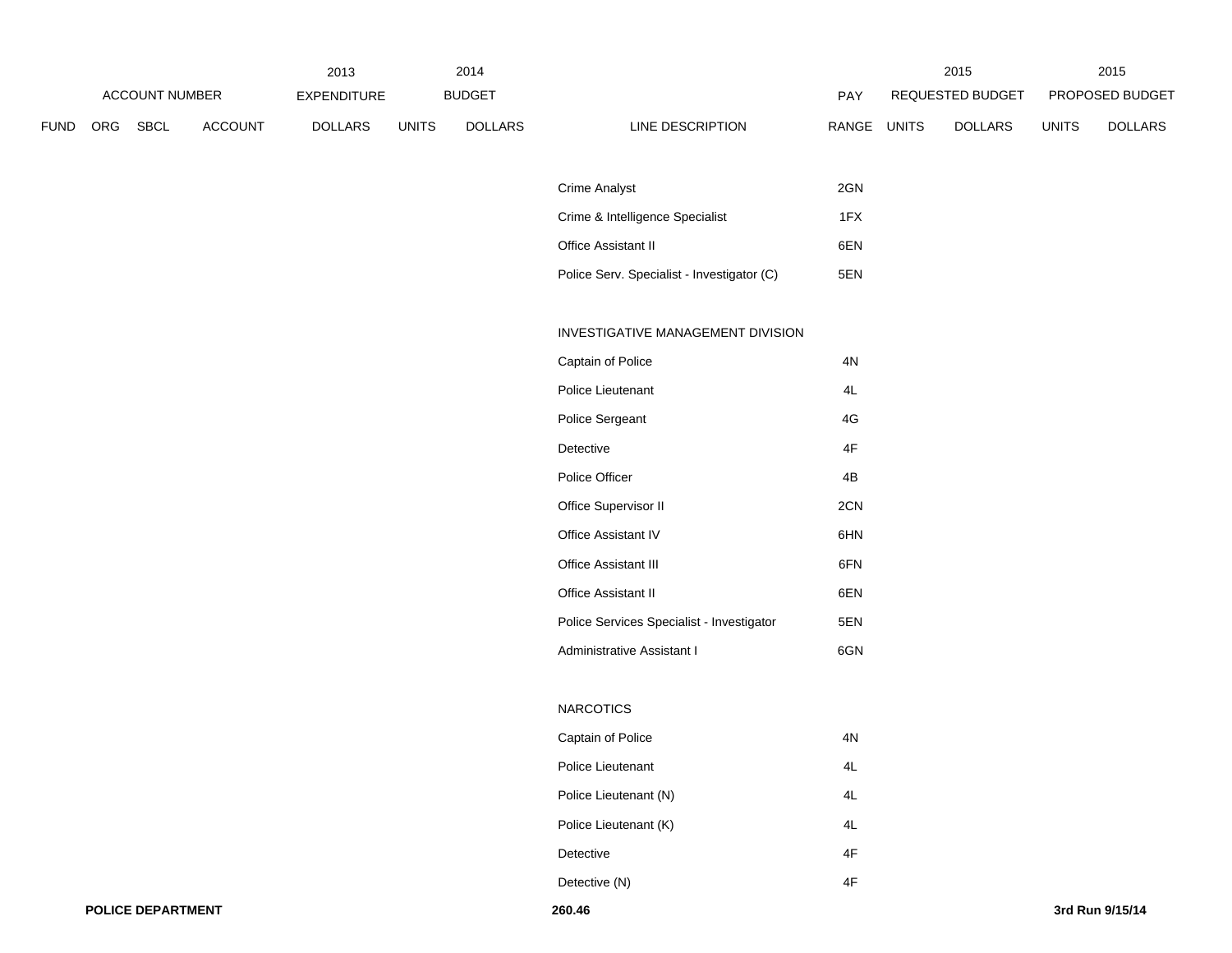| ACCOUNT NUMBER | | | | 2013 EXPENDITURE | 2014 BUDGET | | | PAY | 2015 REQUESTED BUDGET | | 2015 PROPOSED BUDGET | |
|---|---|---|---|---|---|---|---|---|---|---|---|---|
| FUND | ORG | SBCL | ACCOUNT | DOLLARS | UNITS | DOLLARS | LINE DESCRIPTION | RANGE | UNITS | DOLLARS | UNITS | DOLLARS |
| | | | | | | | Crime Analyst | 2GN | | | | |
| | | | | | | | Crime & Intelligence Specialist | 1FX | | | | |
| | | | | | | | Office Assistant II | 6EN | | | | |
| | | | | | | | Police Serv. Specialist - Investigator (C) | 5EN | | | | |
| | | | | | | | INVESTIGATIVE MANAGEMENT DIVISION | | | | | |
| | | | | | | | Captain of Police | 4N | | | | |
| | | | | | | | Police Lieutenant | 4L | | | | |
| | | | | | | | Police Sergeant | 4G | | | | |
| | | | | | | | Detective | 4F | | | | |
| | | | | | | | Police Officer | 4B | | | | |
| | | | | | | | Office Supervisor II | 2CN | | | | |
| | | | | | | | Office Assistant IV | 6HN | | | | |
| | | | | | | | Office Assistant III | 6FN | | | | |
| | | | | | | | Office Assistant II | 6EN | | | | |
| | | | | | | | Police Services Specialist - Investigator | 5EN | | | | |
| | | | | | | | Administrative Assistant I | 6GN | | | | |
| | | | | | | | NARCOTICS | | | | | |
| | | | | | | | Captain of Police | 4N | | | | |
| | | | | | | | Police Lieutenant | 4L | | | | |
| | | | | | | | Police Lieutenant (N) | 4L | | | | |
| | | | | | | | Police Lieutenant (K) | 4L | | | | |
| | | | | | | | Detective | 4F | | | | |
| | | | | | | | Detective (N) | 4F | | | | |

**POLICE DEPARTMENT** **260.46** **3rd Run 9/15/14**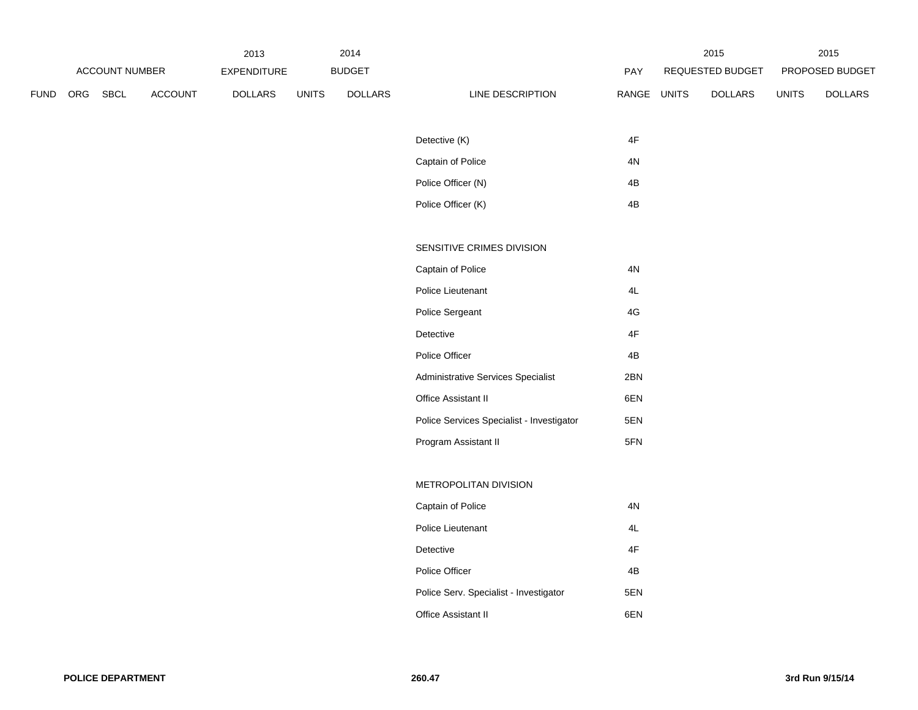| FUND | ORG | SBCL | ACCOUNT | 2013 EXPENDITURE DOLLARS | 2014 BUDGET UNITS | 2014 BUDGET DOLLARS | LINE DESCRIPTION | PAY RANGE | 2015 REQUESTED BUDGET UNITS | 2015 REQUESTED BUDGET DOLLARS | 2015 PROPOSED BUDGET UNITS | 2015 PROPOSED BUDGET DOLLARS |
|---|---|---|---|---|---|---|---|---|---|---|---|---|
| | | | | | | | Detective (K) | 4F | | | | |
| | | | | | | | Captain of Police | 4N | | | | |
| | | | | | | | Police Officer (N) | 4B | | | | |
| | | | | | | | Police Officer (K) | 4B | | | | |
| | | | | | | | SENSITIVE CRIMES DIVISION | | | | | |
| | | | | | | | Captain of Police | 4N | | | | |
| | | | | | | | Police Lieutenant | 4L | | | | |
| | | | | | | | Police Sergeant | 4G | | | | |
| | | | | | | | Detective | 4F | | | | |
| | | | | | | | Police Officer | 4B | | | | |
| | | | | | | | Administrative Services Specialist | 2BN | | | | |
| | | | | | | | Office Assistant II | 6EN | | | | |
| | | | | | | | Police Services Specialist - Investigator | 5EN | | | | |
| | | | | | | | Program Assistant II | 5FN | | | | |
| | | | | | | | METROPOLITAN DIVISION | | | | | |
| | | | | | | | Captain of Police | 4N | | | | |
| | | | | | | | Police Lieutenant | 4L | | | | |
| | | | | | | | Detective | 4F | | | | |
| | | | | | | | Police Officer | 4B | | | | |
| | | | | | | | Police Serv. Specialist - Investigator | 5EN | | | | |
| | | | | | | | Office Assistant II | 6EN | | | | |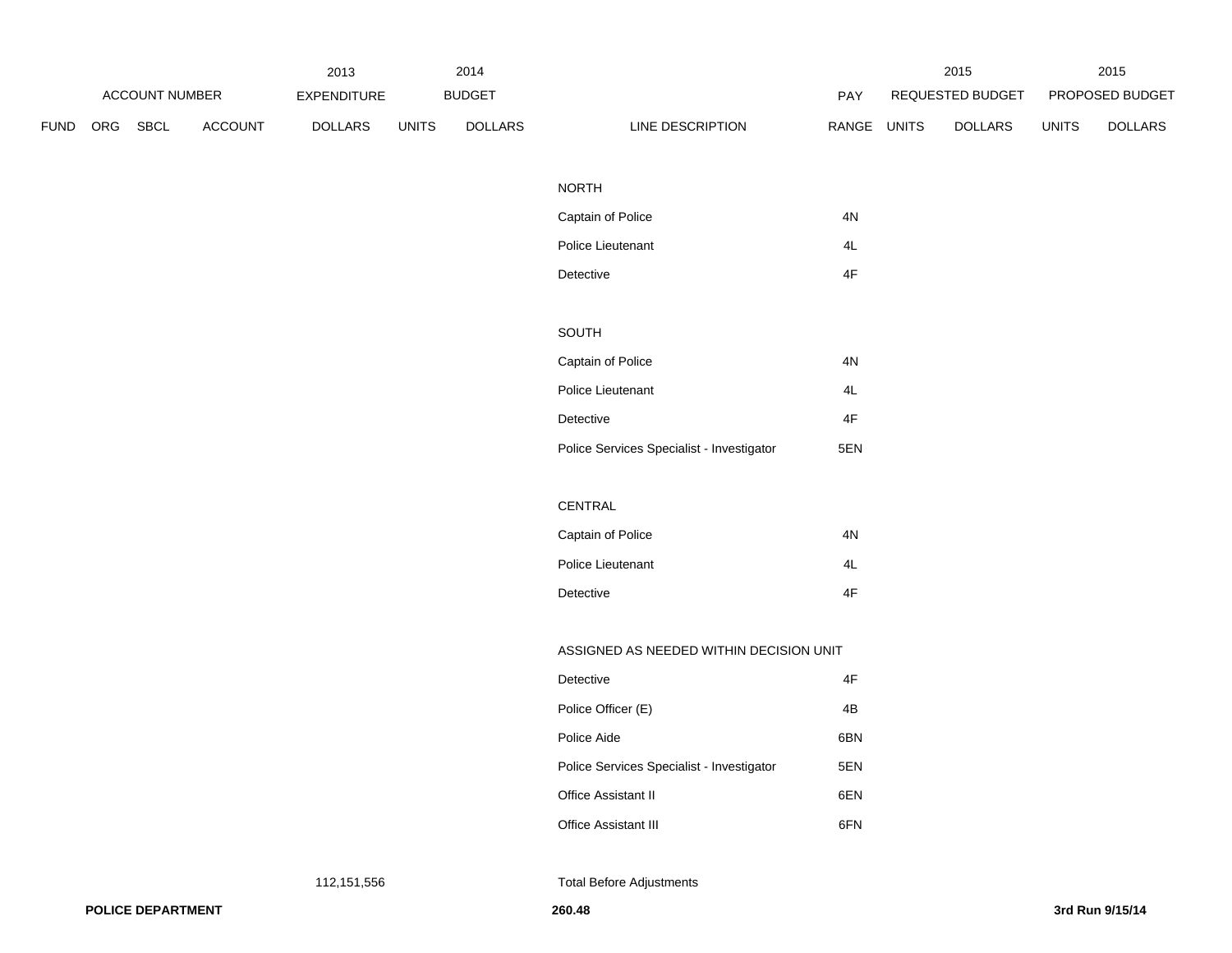| ACCOUNT NUMBER | | | | 2013 EXPENDITURE | 2014 BUDGET | | | PAY | 2015 REQUESTED BUDGET | | 2015 PROPOSED BUDGET | |
|---|---|---|---|---|---|---|---|---|---|---|---|---|
| FUND | ORG | SBCL | ACCOUNT | DOLLARS | UNITS | DOLLARS | LINE DESCRIPTION | RANGE | UNITS | DOLLARS | UNITS | DOLLARS |
| | | | | | | | NORTH | | | | | |
| | | | | | | | Captain of Police | 4N | | | | |
| | | | | | | | Police Lieutenant | 4L | | | | |
| | | | | | | | Detective | 4F | | | | |
| | | | | | | | SOUTH | | | | | |
| | | | | | | | Captain of Police | 4N | | | | |
| | | | | | | | Police Lieutenant | 4L | | | | |
| | | | | | | | Detective | 4F | | | | |
| | | | | | | | Police Services Specialist - Investigator | 5EN | | | | |
| | | | | | | | CENTRAL | | | | | |
| | | | | | | | Captain of Police | 4N | | | | |
| | | | | | | | Police Lieutenant | 4L | | | | |
| | | | | | | | Detective | 4F | | | | |
| | | | | | | | ASSIGNED AS NEEDED WITHIN DECISION UNIT | | | | | |
| | | | | | | | Detective | 4F | | | | |
| | | | | | | | Police Officer (E) | 4B | | | | |
| | | | | | | | Police Aide | 6BN | | | | |
| | | | | | | | Police Services Specialist - Investigator | 5EN | | | | |
| | | | | | | | Office Assistant II | 6EN | | | | |
| | | | | | | | Office Assistant III | 6FN | | | | |
| | | | | 112,151,556 | | | Total Before Adjustments | | | | | |

**POLICE DEPARTMENT** **260.48** **3rd Run 9/15/14**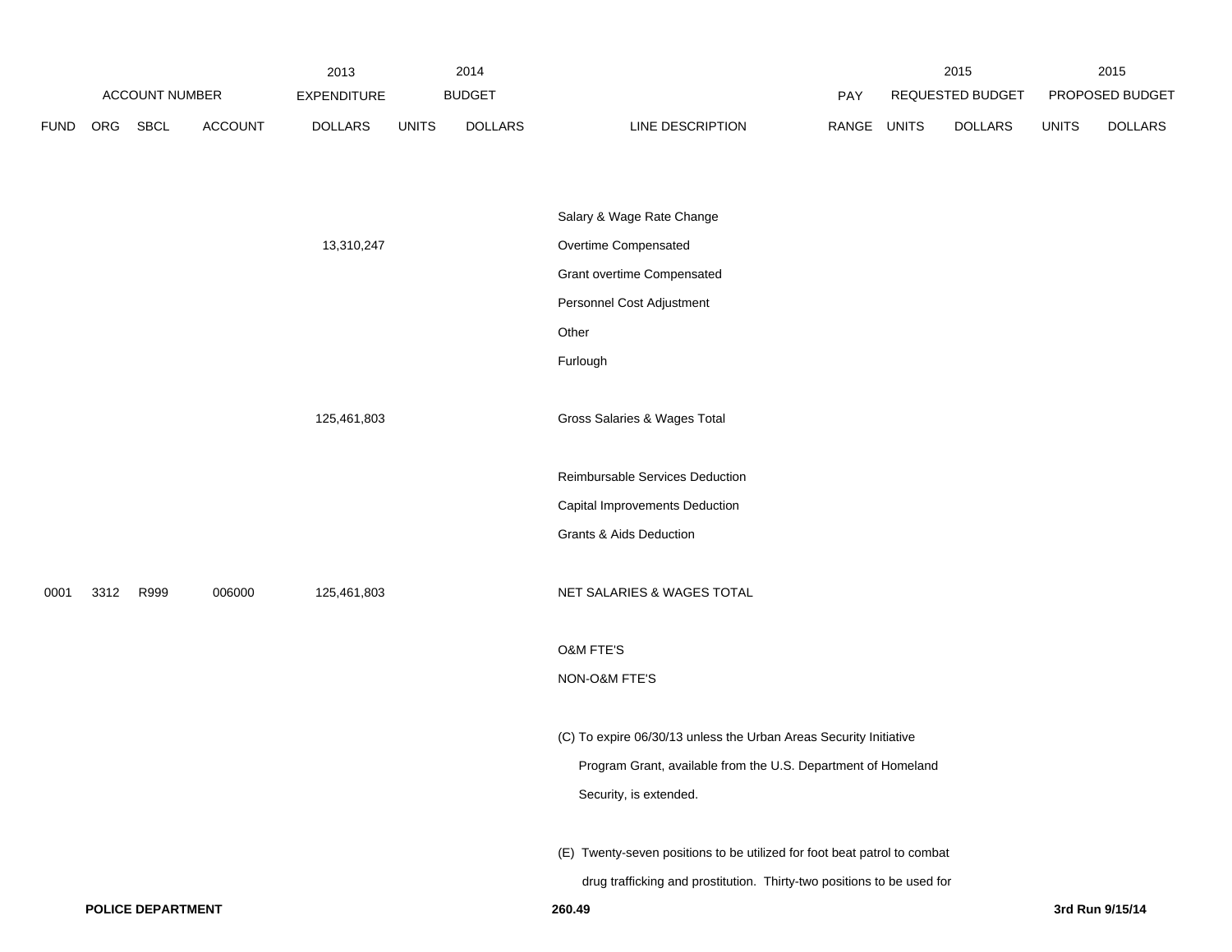| ACCOUNT NUMBER | | | | 2013 EXPENDITURE | 2014 BUDGET | | | PAY | 2015 REQUESTED BUDGET | | 2015 PROPOSED BUDGET | |
|---|---|---|---|---|---|---|---|---|---|---|---|---|
| FUND | ORG | SBCL | ACCOUNT | DOLLARS | UNITS | DOLLARS | LINE DESCRIPTION | RANGE | UNITS | DOLLARS | UNITS | DOLLARS |
| | | | | | | | Salary & Wage Rate Change | | | | | |
| | | | | 13,310,247 | | | Overtime Compensated | | | | | |
| | | | | | | | Grant overtime Compensated | | | | | |
| | | | | | | | Personnel Cost Adjustment | | | | | |
| | | | | | | | Other | | | | | |
| | | | | | | | Furlough | | | | | |
| | | | | 125,461,803 | | | Gross Salaries & Wages Total | | | | | |
| | | | | | | | Reimbursable Services Deduction | | | | | |
| | | | | | | | Capital Improvements Deduction | | | | | |
| | | | | | | | Grants & Aids Deduction | | | | | |
| 0001 | 3312 | R999 | 006000 | 125,461,803 | | | NET SALARIES & WAGES TOTAL | | | | | |
| | | | | | | | O&M FTE'S | | | | | |
| | | | | | | | NON-O&M FTE'S | | | | | |

(C) To expire 06/30/13 unless the Urban Areas Security Initiative Program Grant, available from the U.S. Department of Homeland Security, is extended.

(E) Twenty-seven positions to be utilized for foot beat patrol to combat drug trafficking and prostitution. Thirty-two positions to be used for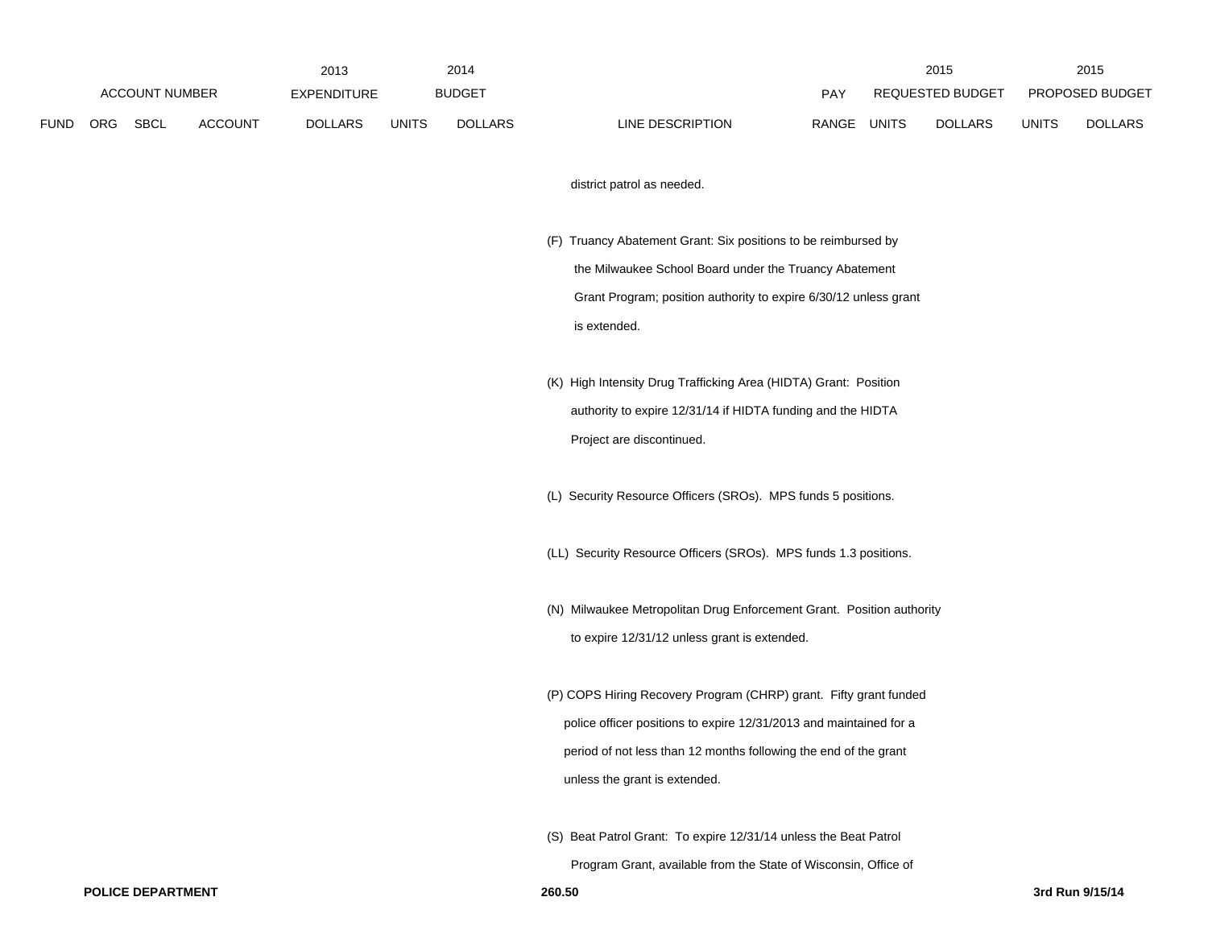| ACCOUNT NUMBER | | | | 2013 EXPENDITURE | 2014 BUDGET | | | PAY | 2015 REQUESTED BUDGET | | 2015 PROPOSED BUDGET | |
|---|---|---|---|---|---|---|---|---|---|---|---|---|
| FUND | ORG | SBCL | ACCOUNT | DOLLARS | UNITS | DOLLARS | LINE DESCRIPTION | RANGE | UNITS | DOLLARS | UNITS | DOLLARS |

district patrol as needed.

(F) Truancy Abatement Grant: Six positions to be reimbursed by the Milwaukee School Board under the Truancy Abatement Grant Program; position authority to expire 6/30/12 unless grant is extended.

(K) High Intensity Drug Trafficking Area (HIDTA) Grant: Position authority to expire 12/31/14 if HIDTA funding and the HIDTA Project are discontinued.

(L) Security Resource Officers (SROs). MPS funds 5 positions.

(LL) Security Resource Officers (SROs). MPS funds 1.3 positions.

(N) Milwaukee Metropolitan Drug Enforcement Grant. Position authority to expire 12/31/12 unless grant is extended.

(P) COPS Hiring Recovery Program (CHRP) grant. Fifty grant funded police officer positions to expire 12/31/2013 and maintained for a period of not less than 12 months following the end of the grant unless the grant is extended.

(S) Beat Patrol Grant: To expire 12/31/14 unless the Beat Patrol Program Grant, available from the State of Wisconsin, Office of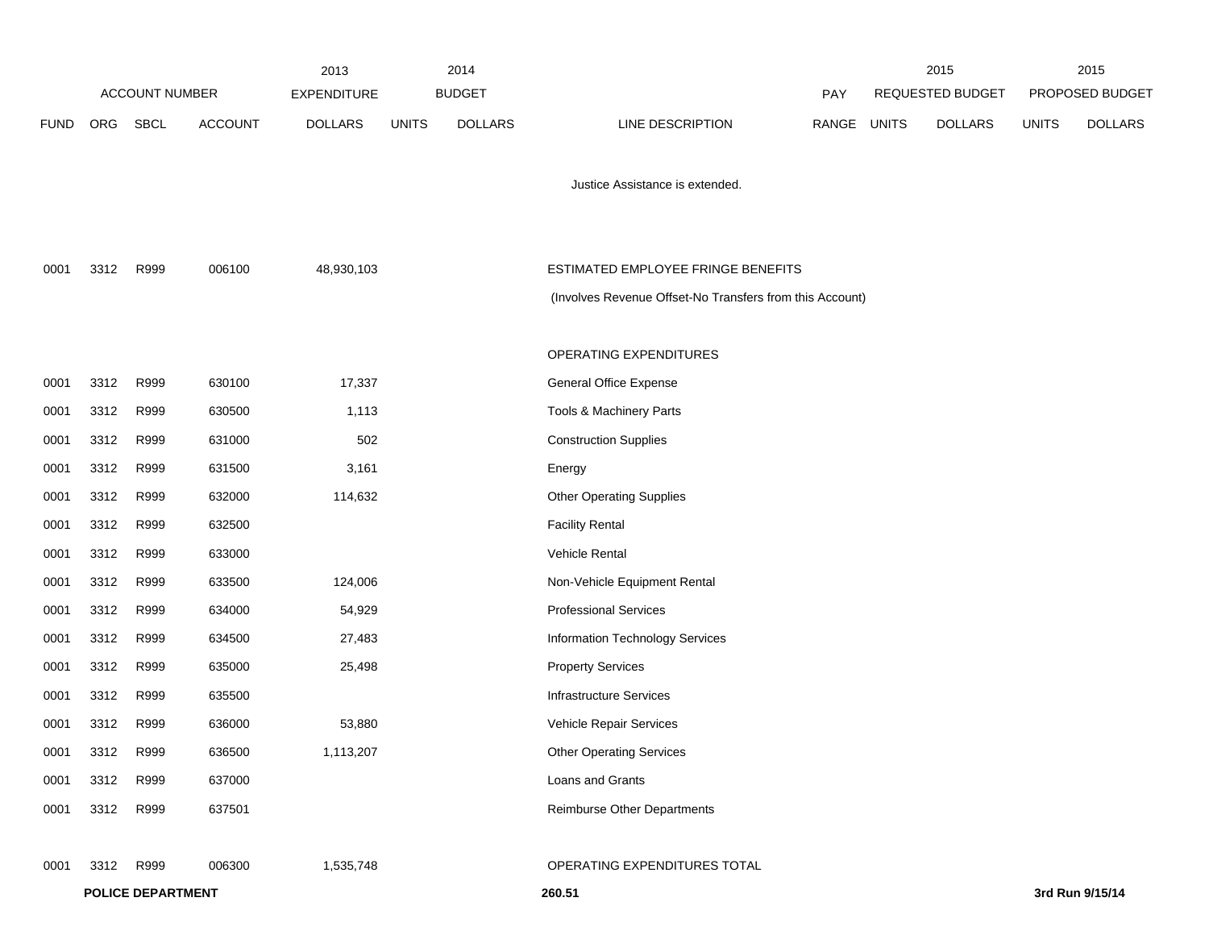| ACCOUNT NUMBER | | | | 2013 EXPENDITURE | 2014 BUDGET | | | PAY | 2015 REQUESTED BUDGET | | 2015 PROPOSED BUDGET | |
|---|---|---|---|---|---|---|---|---|---|---|---|---|
| FUND | ORG | SBCL | ACCOUNT | DOLLARS | UNITS | DOLLARS | LINE DESCRIPTION | RANGE | UNITS | DOLLARS | UNITS | DOLLARS |
| | | | | | | | Justice Assistance is extended. | | | | | |
| 0001 | 3312 | R999 | 006100 | 48,930,103 | | | ESTIMATED EMPLOYEE FRINGE BENEFITS | | | | | |
| | | | | | | | (Involves Revenue Offset-No Transfers from this Account) | | | | | |
| | | | | | | | OPERATING EXPENDITURES | | | | | |
| 0001 | 3312 | R999 | 630100 | 17,337 | | | General Office Expense | | | | | |
| 0001 | 3312 | R999 | 630500 | 1,113 | | | Tools & Machinery Parts | | | | | |
| 0001 | 3312 | R999 | 631000 | 502 | | | Construction Supplies | | | | | |
| 0001 | 3312 | R999 | 631500 | 3,161 | | | Energy | | | | | |
| 0001 | 3312 | R999 | 632000 | 114,632 | | | Other Operating Supplies | | | | | |
| 0001 | 3312 | R999 | 632500 | | | | Facility Rental | | | | | |
| 0001 | 3312 | R999 | 633000 | | | | Vehicle Rental | | | | | |
| 0001 | 3312 | R999 | 633500 | 124,006 | | | Non-Vehicle Equipment Rental | | | | | |
| 0001 | 3312 | R999 | 634000 | 54,929 | | | Professional Services | | | | | |
| 0001 | 3312 | R999 | 634500 | 27,483 | | | Information Technology Services | | | | | |
| 0001 | 3312 | R999 | 635000 | 25,498 | | | Property Services | | | | | |
| 0001 | 3312 | R999 | 635500 | | | | Infrastructure Services | | | | | |
| 0001 | 3312 | R999 | 636000 | 53,880 | | | Vehicle Repair Services | | | | | |
| 0001 | 3312 | R999 | 636500 | 1,113,207 | | | Other Operating Services | | | | | |
| 0001 | 3312 | R999 | 637000 | | | | Loans and Grants | | | | | |
| 0001 | 3312 | R999 | 637501 | | | | Reimburse Other Departments | | | | | |
| 0001 | 3312 | R999 | 006300 | 1,535,748 | | | OPERATING EXPENDITURES TOTAL | | | | | |

**POLICE DEPARTMENT** **260.51** **3rd Run 9/15/14**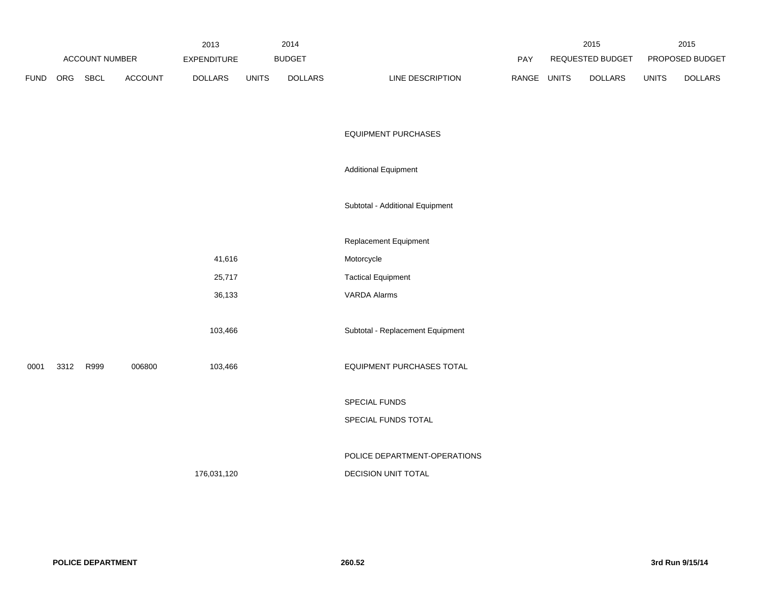| | ACCOUNT NUMBER | | | 2013 EXPENDITURE | 2014 BUDGET | | | PAY | 2015 REQUESTED BUDGET | | 2015 PROPOSED BUDGET | |
|---|---|---|---|---|---|---|---|---|---|---|---|---|
| FUND | ORG | SBCL | ACCOUNT | DOLLARS | UNITS | DOLLARS | LINE DESCRIPTION | RANGE | UNITS | DOLLARS | UNITS | DOLLARS |
| | | | | | | | EQUIPMENT PURCHASES | | | | | |
| | | | | | | | Additional Equipment | | | | | |
| | | | | | | | Subtotal - Additional Equipment | | | | | |
| | | | | | | | Replacement Equipment | | | | | |
| | | | | 41,616 | | | Motorcycle | | | | | |
| | | | | 25,717 | | | Tactical Equipment | | | | | |
| | | | | 36,133 | | | VARDA Alarms | | | | | |
| | | | | 103,466 | | | Subtotal - Replacement Equipment | | | | | |
| 0001 | 3312 | R999 | 006800 | 103,466 | | | EQUIPMENT PURCHASES TOTAL | | | | | |
| | | | | | | | SPECIAL FUNDS | | | | | |
| | | | | | | | SPECIAL FUNDS TOTAL | | | | | |
| | | | | | | | POLICE DEPARTMENT-OPERATIONS | | | | | |
| | | | | 176,031,120 | | | DECISION UNIT TOTAL | | | | | |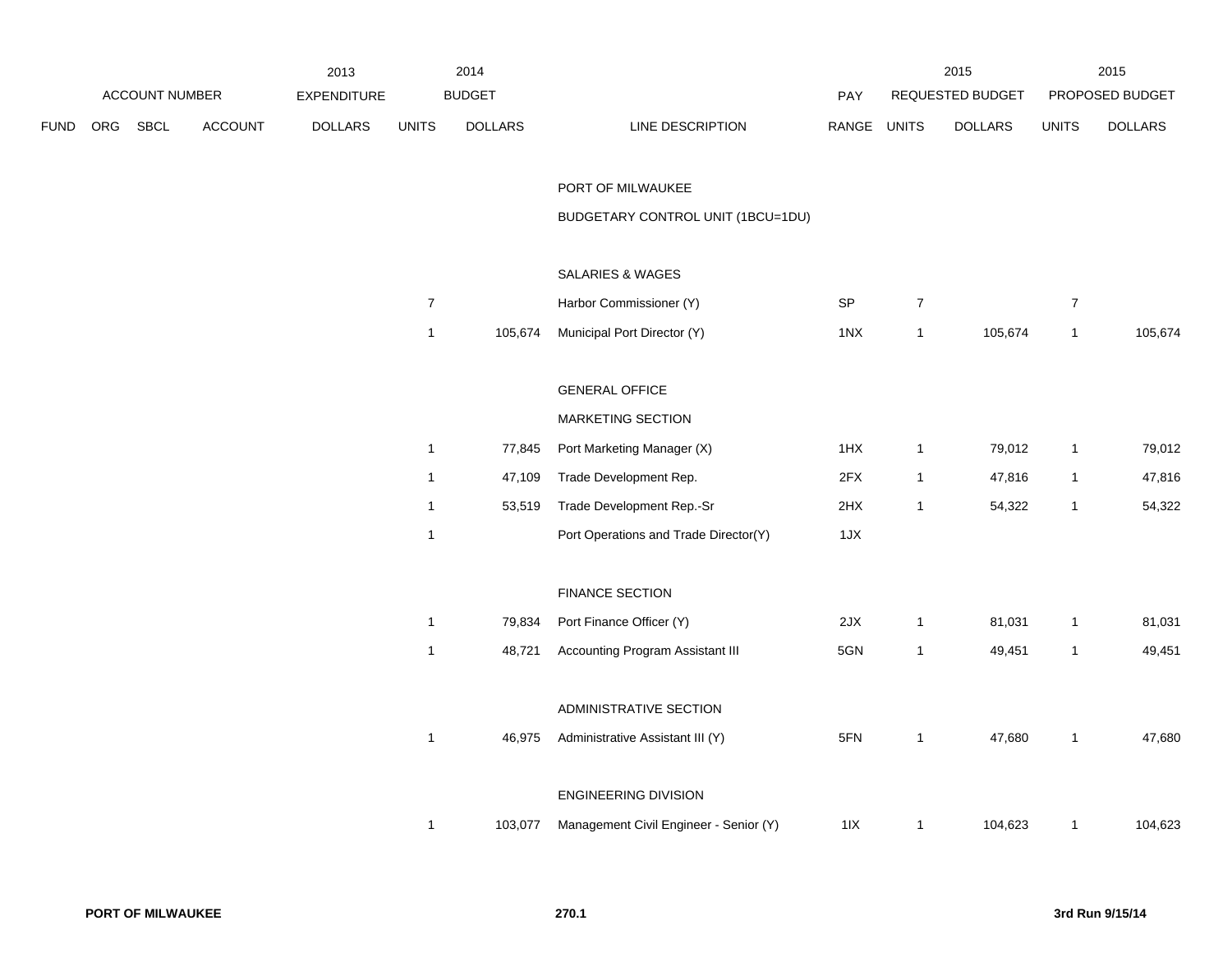| ACCOUNT NUMBER | | | | 2013 EXPENDITURE | 2014 BUDGET | | | PAY | 2015 REQUESTED BUDGET | | 2015 PROPOSED BUDGET | |
|---|---|---|---|---|---|---|---|---|---|---|---|---|
| FUND | ORG | SBCL | ACCOUNT | DOLLARS | UNITS | DOLLARS | LINE DESCRIPTION | RANGE | UNITS | DOLLARS | UNITS | DOLLARS |
| | | | | | | | PORT OF MILWAUKEE | | | | | |
| | | | | | | | BUDGETARY CONTROL UNIT (1BCU=1DU) | | | | | |
| | | | | | | | SALARIES & WAGES | | | | | |
| | | | | | 7 | | Harbor Commissioner (Y) | SP | 7 | | 7 | |
| | | | | | 1 | 105,674 | Municipal Port Director (Y) | 1NX | 1 | 105,674 | 1 | 105,674 |
| | | | | | | | GENERAL OFFICE | | | | | |
| | | | | | | | MARKETING SECTION | | | | | |
| | | | | | 1 | 77,845 | Port Marketing Manager (X) | 1HX | 1 | 79,012 | 1 | 79,012 |
| | | | | | 1 | 47,109 | Trade Development Rep. | 2FX | 1 | 47,816 | 1 | 47,816 |
| | | | | | 1 | 53,519 | Trade Development Rep.-Sr | 2HX | 1 | 54,322 | 1 | 54,322 |
| | | | | | 1 | | Port Operations and Trade Director(Y) | 1JX | | | | |
| | | | | | | | FINANCE SECTION | | | | | |
| | | | | | 1 | 79,834 | Port Finance Officer (Y) | 2JX | 1 | 81,031 | 1 | 81,031 |
| | | | | | 1 | 48,721 | Accounting Program Assistant III | 5GN | 1 | 49,451 | 1 | 49,451 |
| | | | | | | | ADMINISTRATIVE SECTION | | | | | |
| | | | | | 1 | 46,975 | Administrative Assistant III (Y) | 5FN | 1 | 47,680 | 1 | 47,680 |
| | | | | | | | ENGINEERING DIVISION | | | | | |
| | | | | | 1 | 103,077 | Management Civil Engineer - Senior (Y) | 1IX | 1 | 104,623 | 1 | 104,623 |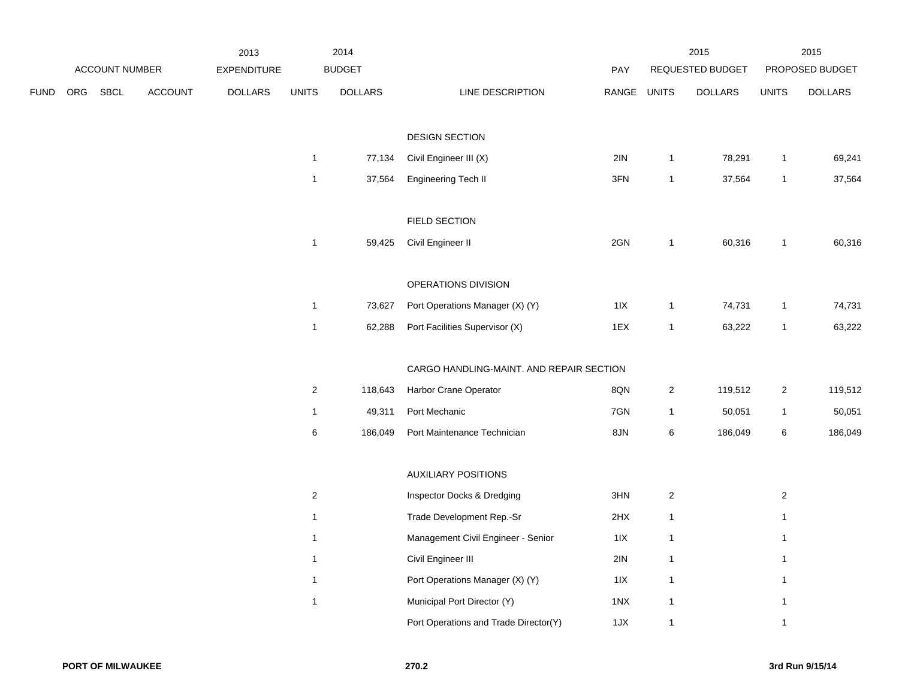| ACCOUNT NUMBER | | | | 2013 EXPENDITURE | 2014 BUDGET | | | PAY | 2015 REQUESTED BUDGET | | 2015 PROPOSED BUDGET | |
|---|---|---|---|---|---|---|---|---|---|---|---|---|
| FUND | ORG | SBCL | ACCOUNT | DOLLARS | UNITS | DOLLARS | LINE DESCRIPTION | RANGE | UNITS | DOLLARS | UNITS | DOLLARS |
| | | | | | | | DESIGN SECTION | | | | | |
| | | | | | 1 | 77,134 | Civil Engineer III (X) | 2IN | 1 | 78,291 | 1 | 69,241 |
| | | | | | 1 | 37,564 | Engineering Tech II | 3FN | 1 | 37,564 | 1 | 37,564 |
| | | | | | | | FIELD SECTION | | | | | |
| | | | | | 1 | 59,425 | Civil Engineer II | 2GN | 1 | 60,316 | 1 | 60,316 |
| | | | | | | | OPERATIONS DIVISION | | | | | |
| | | | | | 1 | 73,627 | Port Operations Manager (X) (Y) | 1IX | 1 | 74,731 | 1 | 74,731 |
| | | | | | 1 | 62,288 | Port Facilities Supervisor (X) | 1EX | 1 | 63,222 | 1 | 63,222 |
| | | | | | | | CARGO HANDLING-MAINT. AND REPAIR SECTION | | | | | |
| | | | | | 2 | 118,643 | Harbor Crane Operator | 8QN | 2 | 119,512 | 2 | 119,512 |
| | | | | | 1 | 49,311 | Port Mechanic | 7GN | 1 | 50,051 | 1 | 50,051 |
| | | | | | 6 | 186,049 | Port Maintenance Technician | 8JN | 6 | 186,049 | 6 | 186,049 |
| | | | | | | | AUXILIARY POSITIONS | | | | | |
| | | | | | 2 | | Inspector Docks & Dredging | 3HN | 2 | | 2 | |
| | | | | | 1 | | Trade Development Rep.-Sr | 2HX | 1 | | 1 | |
| | | | | | 1 | | Management Civil Engineer - Senior | 1IX | 1 | | 1 | |
| | | | | | 1 | | Civil Engineer III | 2IN | 1 | | 1 | |
| | | | | | 1 | | Port Operations Manager (X) (Y) | 1IX | 1 | | 1 | |
| | | | | | 1 | | Municipal Port Director (Y) | 1NX | 1 | | 1 | |
| | | | | | | | Port Operations and Trade Director(Y) | 1JX | 1 | | 1 | |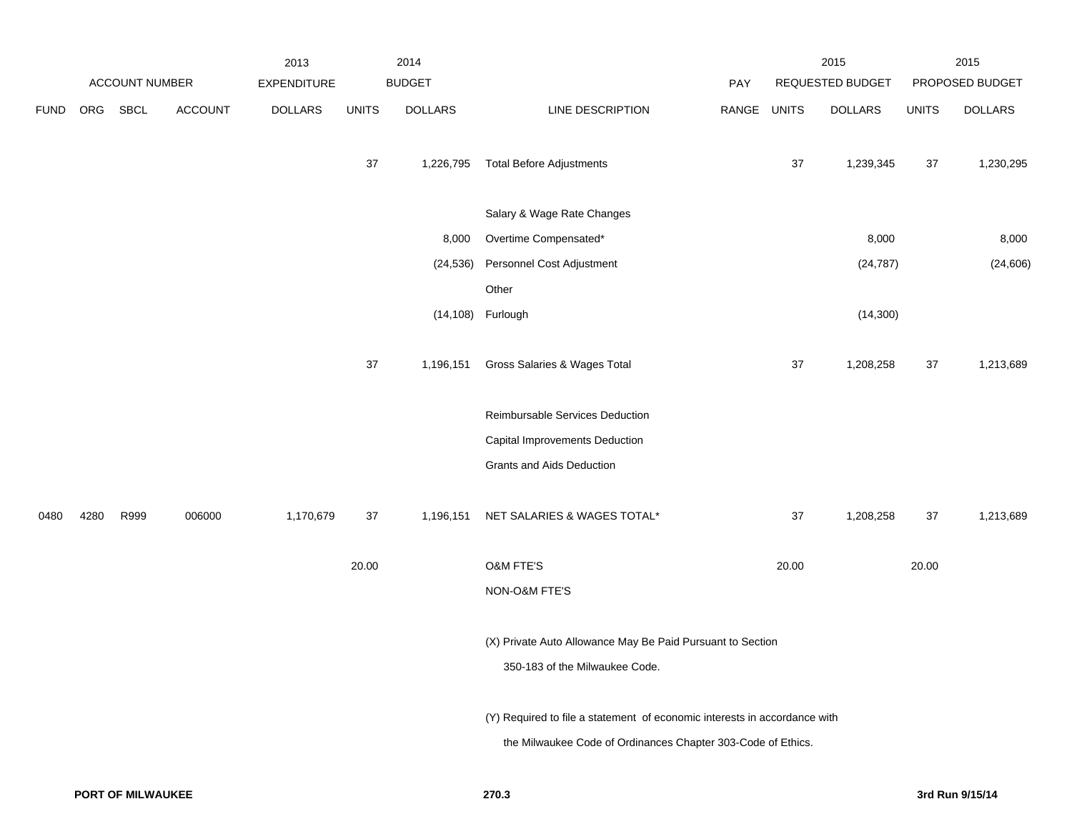| ACCOUNT NUMBER | | | | 2013 EXPENDITURE | 2014 BUDGET | | | PAY | 2015 REQUESTED BUDGET | | 2015 PROPOSED BUDGET | |
|---|---|---|---|---|---|---|---|---|---|---|---|---|
| FUND | ORG | SBCL | ACCOUNT | DOLLARS | UNITS | DOLLARS | LINE DESCRIPTION | RANGE | UNITS | DOLLARS | UNITS | DOLLARS |
| | | | | | 37 | 1,226,795 | Total Before Adjustments | | 37 | 1,239,345 | 37 | 1,230,295 |
| | | | | | | | Salary & Wage Rate Changes | | | | | |
| | | | | | | 8,000 | Overtime Compensated* | | | 8,000 | | 8,000 |
| | | | | | | (24,536) | Personnel Cost Adjustment | | | (24,787) | | (24,606) |
| | | | | | | | Other | | | | | |
| | | | | | | (14,108) | Furlough | | | (14,300) | | |
| | | | | | 37 | 1,196,151 | Gross Salaries & Wages Total | | 37 | 1,208,258 | 37 | 1,213,689 |
| | | | | | | | Reimbursable Services Deduction | | | | | |
| | | | | | | | Capital Improvements Deduction | | | | | |
| | | | | | | | Grants and Aids Deduction | | | | | |
| 0480 | 4280 | R999 | 006000 | 1,170,679 | 37 | 1,196,151 | NET SALARIES & WAGES TOTAL* | | 37 | 1,208,258 | 37 | 1,213,689 |
| | | | | | 20.00 | | O&M FTE'S | | 20.00 | | 20.00 | |
| | | | | | | | NON-O&M FTE'S | | | | | |

(X) Private Auto Allowance May Be Paid Pursuant to Section 350-183 of the Milwaukee Code.

(Y) Required to file a statement of economic interests in accordance with the Milwaukee Code of Ordinances Chapter 303-Code of Ethics.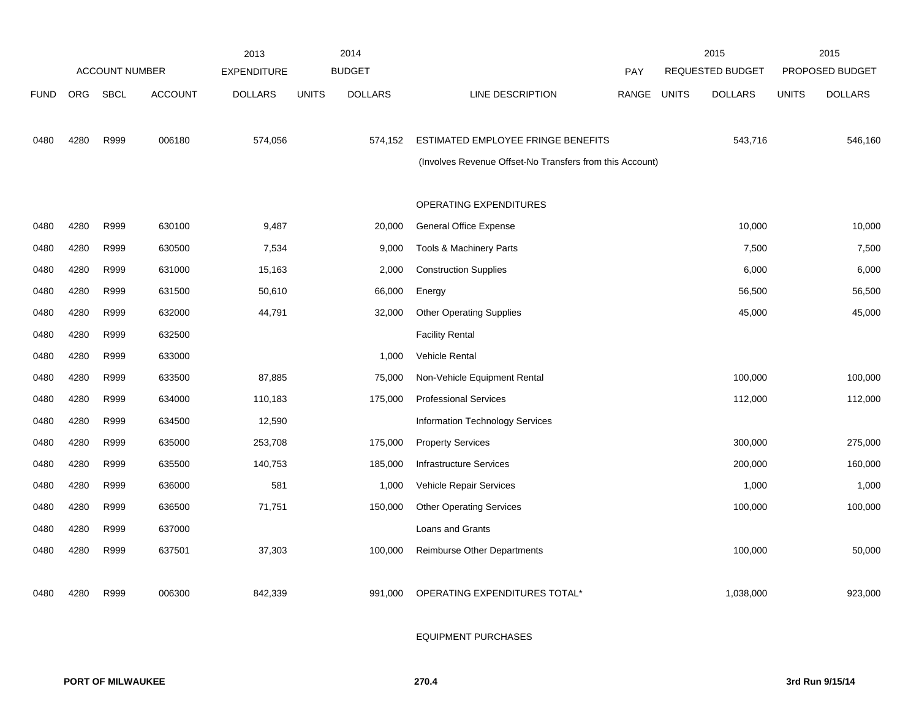| | ACCOUNT NUMBER | | | 2013 EXPENDITURE | | 2014 BUDGET | | | 2015 REQUESTED BUDGET | | 2015 PROPOSED BUDGET | |
|---|---|---|---|---|---|---|---|---|---|---|---|---|
| FUND | ORG | SBCL | ACCOUNT | DOLLARS | UNITS | DOLLARS | LINE DESCRIPTION | PAY RANGE | UNITS | DOLLARS | UNITS | DOLLARS |
| 0480 | 4280 | R999 | 006180 | 574,056 | | 574,152 | ESTIMATED EMPLOYEE FRINGE BENEFITS | | | 543,716 | | 546,160 |
| | | | | | | | (Involves Revenue Offset-No Transfers from this Account) | | | | | |
| | | | | | | | OPERATING EXPENDITURES | | | | | |
| 0480 | 4280 | R999 | 630100 | 9,487 | | 20,000 | General Office Expense | | | 10,000 | | 10,000 |
| 0480 | 4280 | R999 | 630500 | 7,534 | | 9,000 | Tools & Machinery Parts | | | 7,500 | | 7,500 |
| 0480 | 4280 | R999 | 631000 | 15,163 | | 2,000 | Construction Supplies | | | 6,000 | | 6,000 |
| 0480 | 4280 | R999 | 631500 | 50,610 | | 66,000 | Energy | | | 56,500 | | 56,500 |
| 0480 | 4280 | R999 | 632000 | 44,791 | | 32,000 | Other Operating Supplies | | | 45,000 | | 45,000 |
| 0480 | 4280 | R999 | 632500 | | | | Facility Rental | | | | | |
| 0480 | 4280 | R999 | 633000 | | | 1,000 | Vehicle Rental | | | | | |
| 0480 | 4280 | R999 | 633500 | 87,885 | | 75,000 | Non-Vehicle Equipment Rental | | | 100,000 | | 100,000 |
| 0480 | 4280 | R999 | 634000 | 110,183 | | 175,000 | Professional Services | | | 112,000 | | 112,000 |
| 0480 | 4280 | R999 | 634500 | 12,590 | | | Information Technology Services | | | | | |
| 0480 | 4280 | R999 | 635000 | 253,708 | | 175,000 | Property Services | | | 300,000 | | 275,000 |
| 0480 | 4280 | R999 | 635500 | 140,753 | | 185,000 | Infrastructure Services | | | 200,000 | | 160,000 |
| 0480 | 4280 | R999 | 636000 | 581 | | 1,000 | Vehicle Repair Services | | | 1,000 | | 1,000 |
| 0480 | 4280 | R999 | 636500 | 71,751 | | 150,000 | Other Operating Services | | | 100,000 | | 100,000 |
| 0480 | 4280 | R999 | 637000 | | | | Loans and Grants | | | | | |
| 0480 | 4280 | R999 | 637501 | 37,303 | | 100,000 | Reimburse Other Departments | | | 100,000 | | 50,000 |
| 0480 | 4280 | R999 | 006300 | 842,339 | | 991,000 | OPERATING EXPENDITURES TOTAL* | | | 1,038,000 | | 923,000 |
| | | | | | | | EQUIPMENT PURCHASES | | | | | |

PORT OF MILWAUKEE 270.4 3rd Run 9/15/14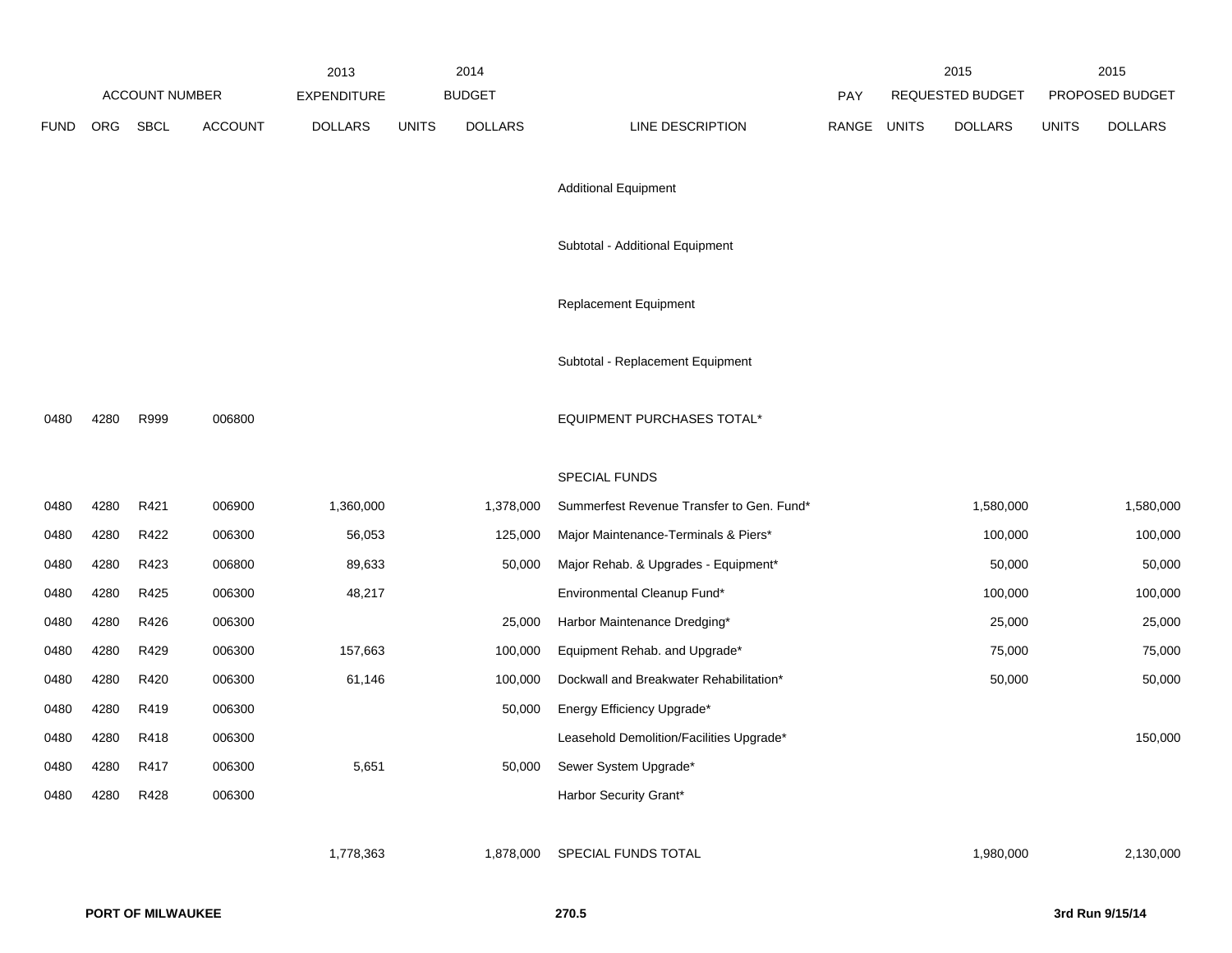| FUND | ORG | SBCL | ACCOUNT | 2013 EXPENDITURE DOLLARS | 2014 BUDGET UNITS | 2014 BUDGET DOLLARS | LINE DESCRIPTION | PAY RANGE | 2015 REQUESTED BUDGET UNITS | 2015 REQUESTED BUDGET DOLLARS | 2015 PROPOSED BUDGET UNITS | 2015 PROPOSED BUDGET DOLLARS |
|---|---|---|---|---|---|---|---|---|---|---|---|---|
| | | | | | | | Additional Equipment | | | | | |
| | | | | | | | Subtotal - Additional Equipment | | | | | |
| | | | | | | | Replacement Equipment | | | | | |
| | | | | | | | Subtotal - Replacement Equipment | | | | | |
| 0480 | 4280 | R999 | 006800 | | | | EQUIPMENT PURCHASES TOTAL* | | | | | |
| | | | | | | | SPECIAL FUNDS | | | | | |
| 0480 | 4280 | R421 | 006900 | 1,360,000 | | 1,378,000 | Summerfest Revenue Transfer to Gen. Fund* | | | 1,580,000 | | 1,580,000 |
| 0480 | 4280 | R422 | 006300 | 56,053 | | 125,000 | Major Maintenance-Terminals & Piers* | | | 100,000 | | 100,000 |
| 0480 | 4280 | R423 | 006800 | 89,633 | | 50,000 | Major Rehab. & Upgrades - Equipment* | | | 50,000 | | 50,000 |
| 0480 | 4280 | R425 | 006300 | 48,217 | | | Environmental Cleanup Fund* | | | 100,000 | | 100,000 |
| 0480 | 4280 | R426 | 006300 | | | 25,000 | Harbor Maintenance Dredging* | | | 25,000 | | 25,000 |
| 0480 | 4280 | R429 | 006300 | 157,663 | | 100,000 | Equipment Rehab. and Upgrade* | | | 75,000 | | 75,000 |
| 0480 | 4280 | R420 | 006300 | 61,146 | | 100,000 | Dockwall and Breakwater Rehabilitation* | | | 50,000 | | 50,000 |
| 0480 | 4280 | R419 | 006300 | | | 50,000 | Energy Efficiency Upgrade* | | | | | |
| 0480 | 4280 | R418 | 006300 | | | | Leasehold Demolition/Facilities Upgrade* | | | | | 150,000 |
| 0480 | 4280 | R417 | 006300 | 5,651 | | 50,000 | Sewer System Upgrade* | | | | | |
| 0480 | 4280 | R428 | 006300 | | | | Harbor Security Grant* | | | | | |
| | | | | 1,778,363 | | 1,878,000 | SPECIAL FUNDS TOTAL | | | 1,980,000 | | 2,130,000 |

**PORT OF MILWAUKEE** | **270.5** | **3rd Run 9/15/14**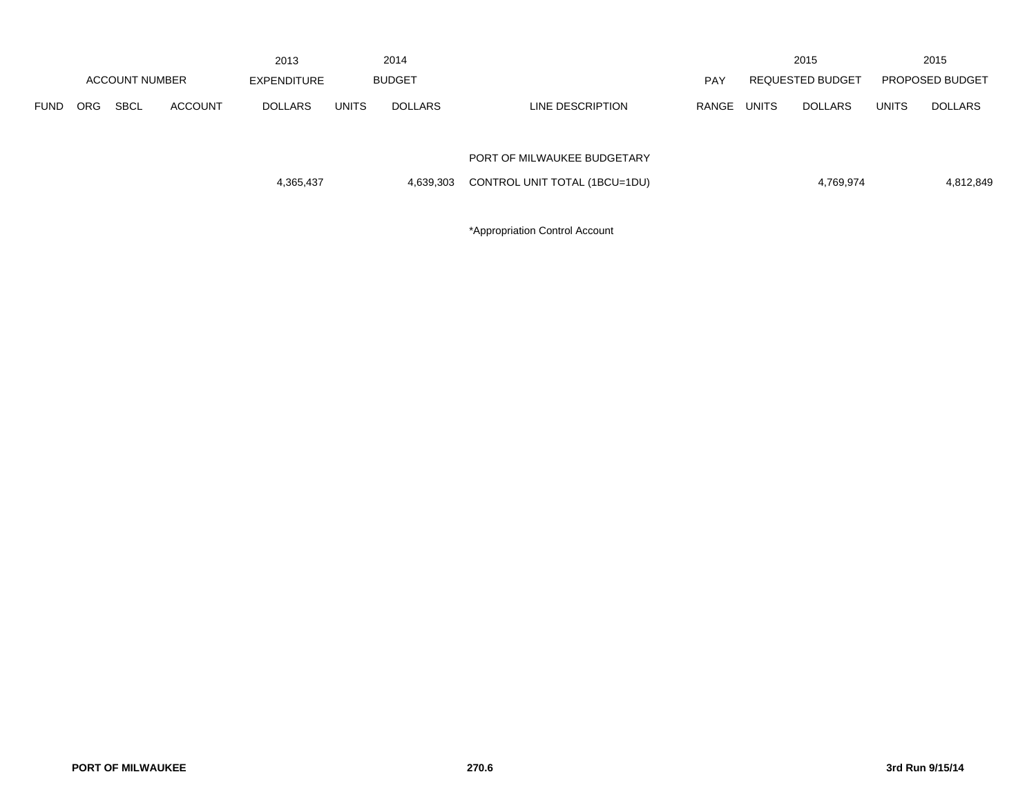| ACCOUNT NUMBER | | | | 2013 EXPENDITURE | 2014 BUDGET | | | PAY | 2015 REQUESTED BUDGET | | 2015 PROPOSED BUDGET | |
|---|---|---|---|---|---|---|---|---|---|---|---|---|
| FUND | ORG | SBCL | ACCOUNT | DOLLARS | UNITS | DOLLARS | LINE DESCRIPTION | RANGE | UNITS | DOLLARS | UNITS | DOLLARS |
| | | | | | | | PORT OF MILWAUKEE BUDGETARY | | | | | |
| | | | | 4,365,437 | | 4,639,303 | CONTROL UNIT TOTAL (1BCU=1DU) | | | 4,769,974 | | 4,812,849 |

*Appropriation Control Account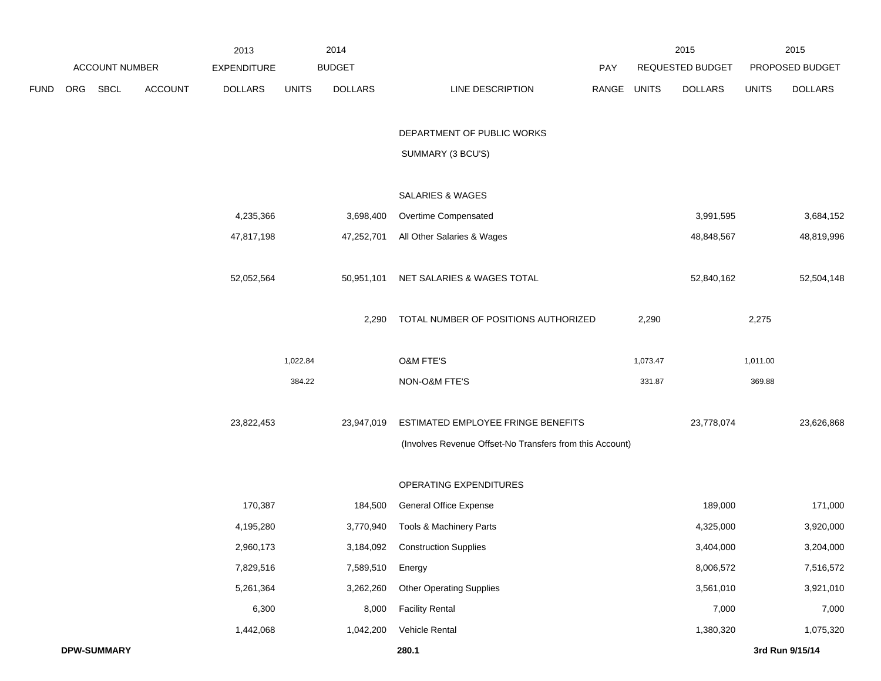| ACCOUNT NUMBER | | | | 2013 EXPENDITURE | 2014 BUDGET | | | PAY | 2015 REQUESTED BUDGET | | 2015 PROPOSED BUDGET | |
|---|---|---|---|---|---|---|---|---|---|---|---|---|
| FUND | ORG | SBCL | ACCOUNT | DOLLARS | UNITS | DOLLARS | LINE DESCRIPTION | RANGE | UNITS | DOLLARS | UNITS | DOLLARS |
| | | | | | | | DEPARTMENT OF PUBLIC WORKS | | | | | |
| | | | | | | | SUMMARY (3 BCU'S) | | | | | |
| | | | | | | | SALARIES & WAGES | | | | | |
| | | | | 4,235,366 | | 3,698,400 | Overtime Compensated | | | 3,991,595 | | 3,684,152 |
| | | | | 47,817,198 | | 47,252,701 | All Other Salaries & Wages | | | 48,848,567 | | 48,819,996 |
| | | | | 52,052,564 | | 50,951,101 | NET SALARIES & WAGES TOTAL | | | 52,840,162 | | 52,504,148 |
| | | | | | | 2,290 | TOTAL NUMBER OF POSITIONS AUTHORIZED | | 2,290 | | 2,275 | |
| | | | | | 1,022.84 | | O&M FTE'S | | 1,073.47 | | 1,011.00 | |
| | | | | | 384.22 | | NON-O&M FTE'S | | 331.87 | | 369.88 | |
| | | | | 23,822,453 | | 23,947,019 | ESTIMATED EMPLOYEE FRINGE BENEFITS | | | 23,778,074 | | 23,626,868 |
| | | | | | | | (Involves Revenue Offset-No Transfers from this Account) | | | | | |
| | | | | | | | OPERATING EXPENDITURES | | | | | |
| | | | | 170,387 | | 184,500 | General Office Expense | | | 189,000 | | 171,000 |
| | | | | 4,195,280 | | 3,770,940 | Tools & Machinery Parts | | | 4,325,000 | | 3,920,000 |
| | | | | 2,960,173 | | 3,184,092 | Construction Supplies | | | 3,404,000 | | 3,204,000 |
| | | | | 7,829,516 | | 7,589,510 | Energy | | | 8,006,572 | | 7,516,572 |
| | | | | 5,261,364 | | 3,262,260 | Other Operating Supplies | | | 3,561,010 | | 3,921,010 |
| | | | | 6,300 | | 8,000 | Facility Rental | | | 7,000 | | 7,000 |
| | | | | 1,442,068 | | 1,042,200 | Vehicle Rental | | | 1,380,320 | | 1,075,320 |

**DPW-SUMMARY** **280.1** **3rd Run 9/15/14**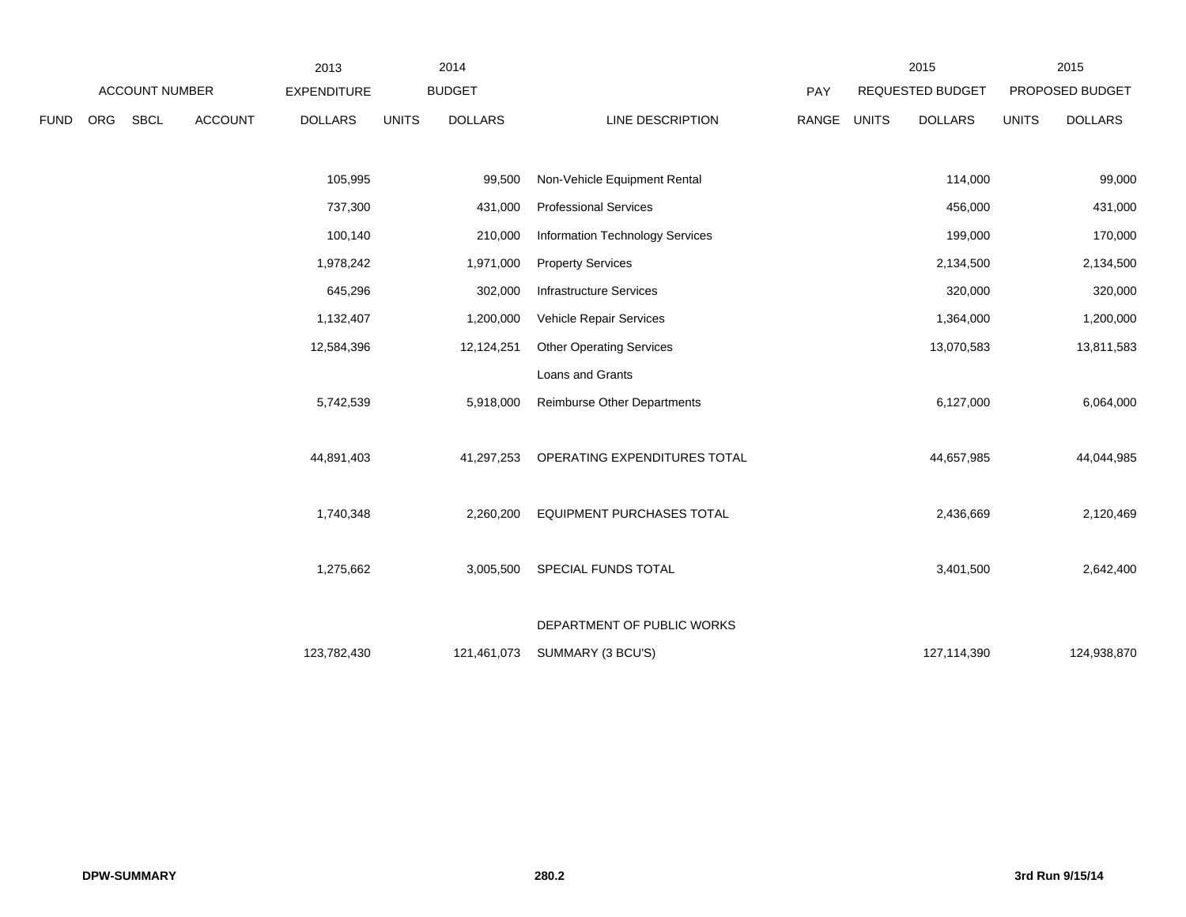| ACCOUNT NUMBER | | | | 2013 EXPENDITURE | 2014 BUDGET | | | | 2015 REQUESTED BUDGET | | 2015 PROPOSED BUDGET | |
|---|---|---|---|---|---|---|---|---|---|---|---|---|
| FUND | ORG | SBCL | ACCOUNT | DOLLARS | UNITS | DOLLARS | LINE DESCRIPTION | PAY RANGE | UNITS | DOLLARS | UNITS | DOLLARS |
| | | | | 105,995 | | 99,500 | Non-Vehicle Equipment Rental | | | 114,000 | | 99,000 |
| | | | | 737,300 | | 431,000 | Professional Services | | | 456,000 | | 431,000 |
| | | | | 100,140 | | 210,000 | Information Technology Services | | | 199,000 | | 170,000 |
| | | | | 1,978,242 | | 1,971,000 | Property Services | | | 2,134,500 | | 2,134,500 |
| | | | | 645,296 | | 302,000 | Infrastructure Services | | | 320,000 | | 320,000 |
| | | | | 1,132,407 | | 1,200,000 | Vehicle Repair Services | | | 1,364,000 | | 1,200,000 |
| | | | | 12,584,396 | | 12,124,251 | Other Operating Services | | | 13,070,583 | | 13,811,583 |
| | | | | | | | Loans and Grants | | | | | |
| | | | | 5,742,539 | | 5,918,000 | Reimburse Other Departments | | | 6,127,000 | | 6,064,000 |
| | | | | 44,891,403 | | 41,297,253 | OPERATING EXPENDITURES TOTAL | | | 44,657,985 | | 44,044,985 |
| | | | | 1,740,348 | | 2,260,200 | EQUIPMENT PURCHASES TOTAL | | | 2,436,669 | | 2,120,469 |
| | | | | 1,275,662 | | 3,005,500 | SPECIAL FUNDS TOTAL | | | 3,401,500 | | 2,642,400 |
| | | | | 123,782,430 | | 121,461,073 | DEPARTMENT OF PUBLIC WORKS SUMMARY (3 BCU'S) | | | 127,114,390 | | 124,938,870 |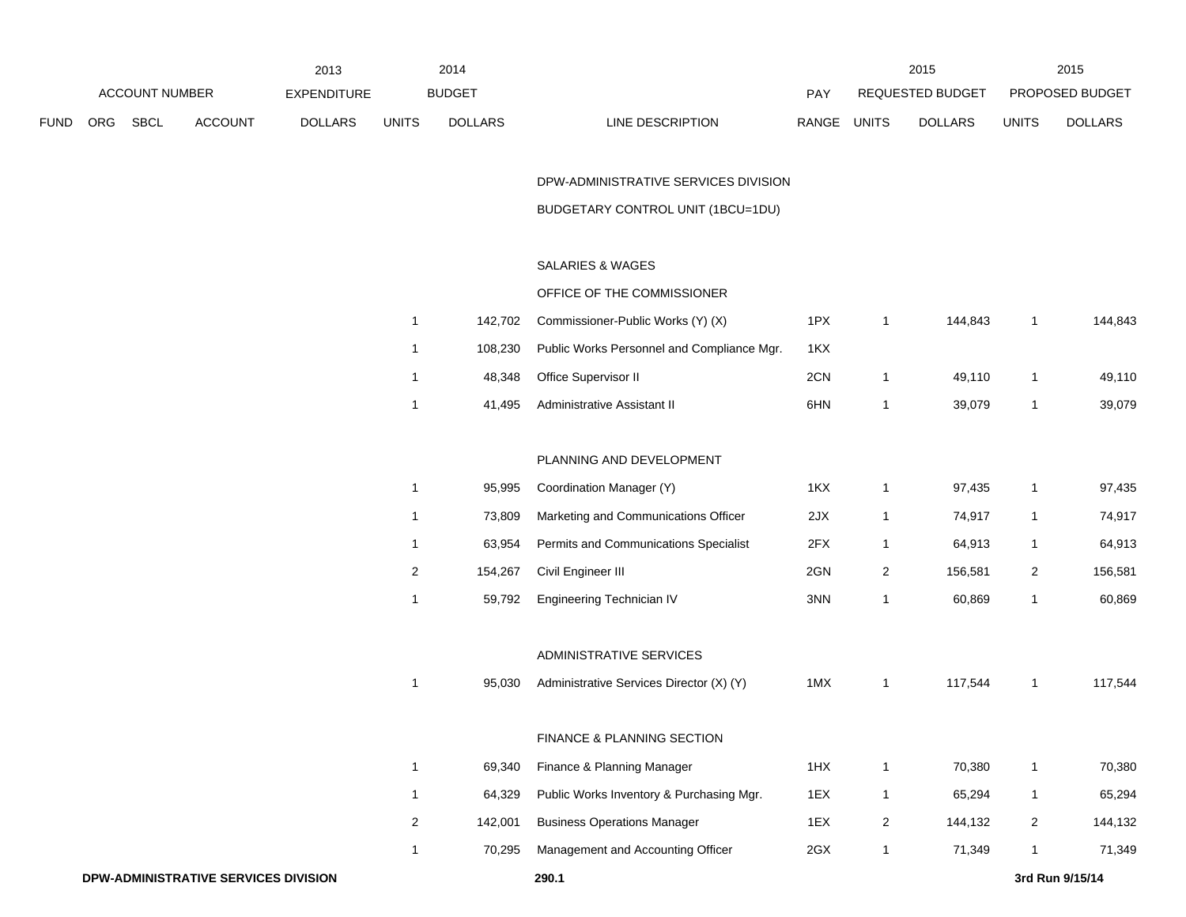| | ACCOUNT NUMBER | | | 2013 EXPENDITURE | 2014 BUDGET | | | | 2015 REQUESTED BUDGET | | 2015 PROPOSED BUDGET | |
|---|---|---|---|---|---|---|---|---|---|---|---|---|
| FUND | ORG | SBCL | ACCOUNT | DOLLARS | UNITS | DOLLARS | LINE DESCRIPTION | PAY RANGE | UNITS | DOLLARS | UNITS | DOLLARS |
| | | | | | | | DPW-ADMINISTRATIVE SERVICES DIVISION | | | | | |
| | | | | | | | BUDGETARY CONTROL UNIT (1BCU=1DU) | | | | | |
| | | | | | | | SALARIES & WAGES | | | | | |
| | | | | | | | OFFICE OF THE COMMISSIONER | | | | | |
| | | | | | 1 | 142,702 | Commissioner-Public Works (Y) (X) | 1PX | 1 | 144,843 | 1 | 144,843 |
| | | | | | 1 | 108,230 | Public Works Personnel and Compliance Mgr. | 1KX | | | | |
| | | | | | 1 | 48,348 | Office Supervisor II | 2CN | 1 | 49,110 | 1 | 49,110 |
| | | | | | 1 | 41,495 | Administrative Assistant II | 6HN | 1 | 39,079 | 1 | 39,079 |
| | | | | | | | PLANNING AND DEVELOPMENT | | | | | |
| | | | | | 1 | 95,995 | Coordination Manager (Y) | 1KX | 1 | 97,435 | 1 | 97,435 |
| | | | | | 1 | 73,809 | Marketing and Communications Officer | 2JX | 1 | 74,917 | 1 | 74,917 |
| | | | | | 1 | 63,954 | Permits and Communications Specialist | 2FX | 1 | 64,913 | 1 | 64,913 |
| | | | | | 2 | 154,267 | Civil Engineer III | 2GN | 2 | 156,581 | 2 | 156,581 |
| | | | | | 1 | 59,792 | Engineering Technician IV | 3NN | 1 | 60,869 | 1 | 60,869 |
| | | | | | | | ADMINISTRATIVE SERVICES | | | | | |
| | | | | | 1 | 95,030 | Administrative Services Director (X) (Y) | 1MX | 1 | 117,544 | 1 | 117,544 |
| | | | | | | | FINANCE & PLANNING SECTION | | | | | |
| | | | | | 1 | 69,340 | Finance & Planning Manager | 1HX | 1 | 70,380 | 1 | 70,380 |
| | | | | | 1 | 64,329 | Public Works Inventory & Purchasing Mgr. | 1EX | 1 | 65,294 | 1 | 65,294 |
| | | | | | 2 | 142,001 | Business Operations Manager | 1EX | 2 | 144,132 | 2 | 144,132 |
| | | | | | 1 | 70,295 | Management and Accounting Officer | 2GX | 1 | 71,349 | 1 | 71,349 |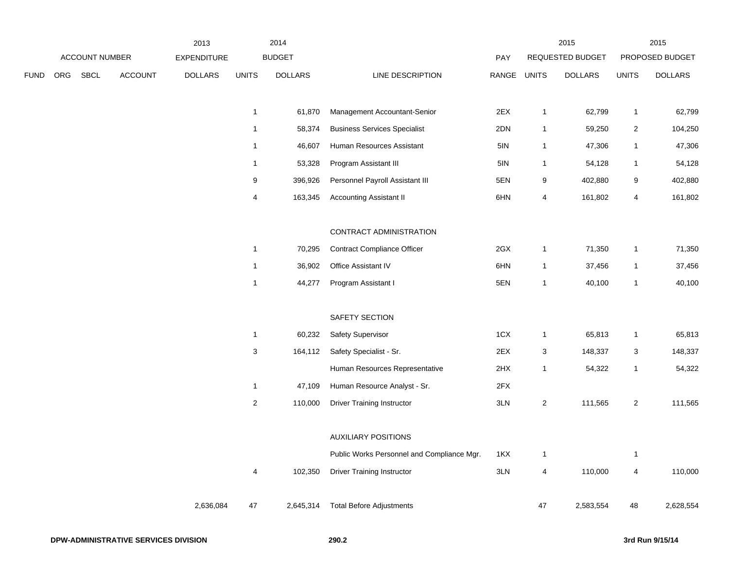| FUND | ORG | SBCL | ACCOUNT | 2013 EXPENDITURE DOLLARS | 2014 BUDGET UNITS | 2014 BUDGET DOLLARS | LINE DESCRIPTION | PAY RANGE | 2015 REQUESTED BUDGET UNITS | 2015 REQUESTED BUDGET DOLLARS | 2015 PROPOSED BUDGET UNITS | 2015 PROPOSED BUDGET DOLLARS |
|---|---|---|---|---|---|---|---|---|---|---|---|---|
| | | | | | 1 | 61,870 | Management Accountant-Senior | 2EX | 1 | 62,799 | 1 | 62,799 |
| | | | | | 1 | 58,374 | Business Services Specialist | 2DN | 1 | 59,250 | 2 | 104,250 |
| | | | | | 1 | 46,607 | Human Resources Assistant | 5IN | 1 | 47,306 | 1 | 47,306 |
| | | | | | 1 | 53,328 | Program Assistant III | 5IN | 1 | 54,128 | 1 | 54,128 |
| | | | | | 9 | 396,926 | Personnel Payroll Assistant III | 5EN | 9 | 402,880 | 9 | 402,880 |
| | | | | | 4 | 163,345 | Accounting Assistant II | 6HN | 4 | 161,802 | 4 | 161,802 |
| | | | | | | | CONTRACT ADMINISTRATION | | | | | |
| | | | | | 1 | 70,295 | Contract Compliance Officer | 2GX | 1 | 71,350 | 1 | 71,350 |
| | | | | | 1 | 36,902 | Office Assistant IV | 6HN | 1 | 37,456 | 1 | 37,456 |
| | | | | | 1 | 44,277 | Program Assistant I | 5EN | 1 | 40,100 | 1 | 40,100 |
| | | | | | | | SAFETY SECTION | | | | | |
| | | | | | 1 | 60,232 | Safety Supervisor | 1CX | 1 | 65,813 | 1 | 65,813 |
| | | | | | 3 | 164,112 | Safety Specialist - Sr. | 2EX | 3 | 148,337 | 3 | 148,337 |
| | | | | | | | Human Resources Representative | 2HX | 1 | 54,322 | 1 | 54,322 |
| | | | | | 1 | 47,109 | Human Resource Analyst - Sr. | 2FX | | | | |
| | | | | | 2 | 110,000 | Driver Training Instructor | 3LN | 2 | 111,565 | 2 | 111,565 |
| | | | | | | | AUXILIARY POSITIONS | | | | | |
| | | | | | | | Public Works Personnel and Compliance Mgr. | 1KX | 1 | | 1 | |
| | | | | | 4 | 102,350 | Driver Training Instructor | 3LN | 4 | 110,000 | 4 | 110,000 |
| | | | | 2,636,084 | 47 | 2,645,314 | Total Before Adjustments | | 47 | 2,583,554 | 48 | 2,628,554 |

DPW-ADMINISTRATIVE SERVICES DIVISION 290.2 3rd Run 9/15/14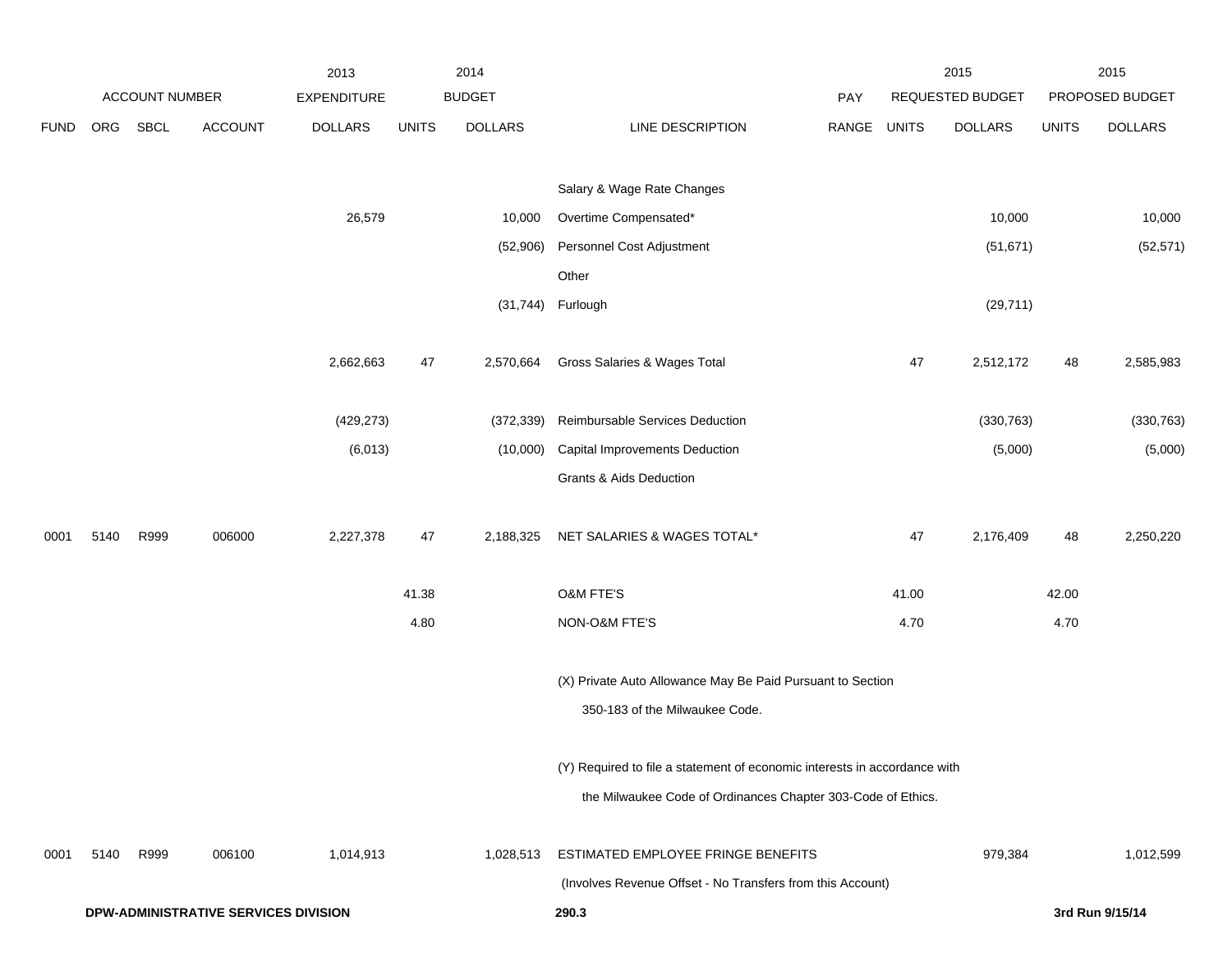| | | | | 2013 | 2014 | | | | 2015 | | 2015 | |
|---|---|---|---|---|---|---|---|---|---|---|---|---|
| ACCOUNT NUMBER | | | | EXPENDITURE | BUDGET | | | PAY | REQUESTED BUDGET | | PROPOSED BUDGET | |
| FUND | ORG | SBCL | ACCOUNT | DOLLARS | UNITS | DOLLARS | LINE DESCRIPTION | RANGE | UNITS | DOLLARS | UNITS | DOLLARS |
| | | | | | | | Salary & Wage Rate Changes | | | | | |
| | | | | 26,579 | | 10,000 | Overtime Compensated* | | | 10,000 | | 10,000 |
| | | | | | | (52,906) | Personnel Cost Adjustment | | | (51,671) | | (52,571) |
| | | | | | | | Other | | | | | |
| | | | | | | (31,744) | Furlough | | | (29,711) | | |
| | | | | 2,662,663 | 47 | 2,570,664 | Gross Salaries & Wages Total | | 47 | 2,512,172 | 48 | 2,585,983 |
| | | | | (429,273) | | (372,339) | Reimbursable Services Deduction | | | (330,763) | | (330,763) |
| | | | | (6,013) | | (10,000) | Capital Improvements Deduction | | | (5,000) | | (5,000) |
| | | | | | | | Grants & Aids Deduction | | | | | |
| 0001 | 5140 | R999 | 006000 | 2,227,378 | 47 | 2,188,325 | NET SALARIES & WAGES TOTAL* | | 47 | 2,176,409 | 48 | 2,250,220 |
| | | | | | 41.38 | | O&M FTE'S | | 41.00 | | 42.00 | |
| | | | | | 4.80 | | NON-O&M FTE'S | | 4.70 | | 4.70 | |
| | | | | | | | (X) Private Auto Allowance May Be Paid Pursuant to Section 350-183 of the Milwaukee Code. | | | | | |
| | | | | | | | (Y) Required to file a statement of economic interests in accordance with the Milwaukee Code of Ordinances Chapter 303-Code of Ethics. | | | | | |
| 0001 | 5140 | R999 | 006100 | 1,014,913 | | 1,028,513 | ESTIMATED EMPLOYEE FRINGE BENEFITS | | | 979,384 | | 1,012,599 |
| | | | | | | | (Involves Revenue Offset - No Transfers from this Account) | | | | | |

DPW-ADMINISTRATIVE SERVICES DIVISION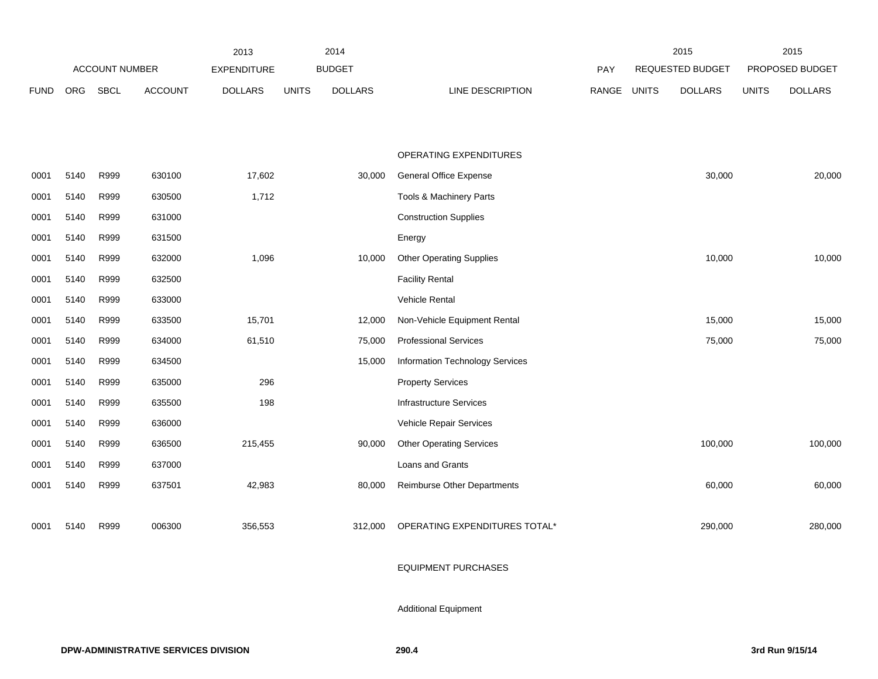| | ACCOUNT NUMBER | | | 2013 EXPENDITURE | 2014 BUDGET | | | PAY | 2015 REQUESTED BUDGET | | 2015 PROPOSED BUDGET | |
|---|---|---|---|---|---|---|---|---|---|---|---|---|
| FUND | ORG | SBCL | ACCOUNT | DOLLARS | UNITS | DOLLARS | LINE DESCRIPTION | RANGE | UNITS | DOLLARS | UNITS | DOLLARS |
| | | | | | | | OPERATING EXPENDITURES | | | | | |
| 0001 | 5140 | R999 | 630100 | 17,602 | | 30,000 | General Office Expense | | | 30,000 | | 20,000 |
| 0001 | 5140 | R999 | 630500 | 1,712 | | | Tools & Machinery Parts | | | | | |
| 0001 | 5140 | R999 | 631000 | | | | Construction Supplies | | | | | |
| 0001 | 5140 | R999 | 631500 | | | | Energy | | | | | |
| 0001 | 5140 | R999 | 632000 | 1,096 | | 10,000 | Other Operating Supplies | | | 10,000 | | 10,000 |
| 0001 | 5140 | R999 | 632500 | | | | Facility Rental | | | | | |
| 0001 | 5140 | R999 | 633000 | | | | Vehicle Rental | | | | | |
| 0001 | 5140 | R999 | 633500 | 15,701 | | 12,000 | Non-Vehicle Equipment Rental | | | 15,000 | | 15,000 |
| 0001 | 5140 | R999 | 634000 | 61,510 | | 75,000 | Professional Services | | | 75,000 | | 75,000 |
| 0001 | 5140 | R999 | 634500 | | | 15,000 | Information Technology Services | | | | | |
| 0001 | 5140 | R999 | 635000 | 296 | | | Property Services | | | | | |
| 0001 | 5140 | R999 | 635500 | 198 | | | Infrastructure Services | | | | | |
| 0001 | 5140 | R999 | 636000 | | | | Vehicle Repair Services | | | | | |
| 0001 | 5140 | R999 | 636500 | 215,455 | | 90,000 | Other Operating Services | | | 100,000 | | 100,000 |
| 0001 | 5140 | R999 | 637000 | | | | Loans and Grants | | | | | |
| 0001 | 5140 | R999 | 637501 | 42,983 | | 80,000 | Reimburse Other Departments | | | 60,000 | | 60,000 |
| 0001 | 5140 | R999 | 006300 | 356,553 | | 312,000 | OPERATING EXPENDITURES TOTAL* | | | 290,000 | | 280,000 |
| | | | | | | | EQUIPMENT PURCHASES | | | | | |
| | | | | | | | Additional Equipment | | | | | |

**DPW-ADMINISTRATIVE SERVICES DIVISION** **290.4** **3rd Run 9/15/14**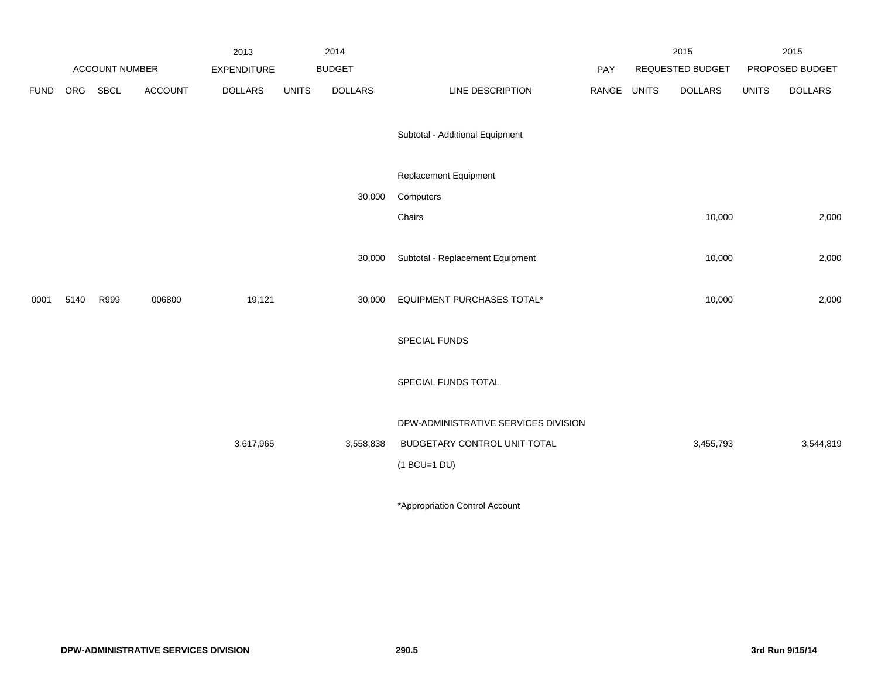| | ACCOUNT NUMBER | | | 2013 EXPENDITURE | 2014 BUDGET | | | PAY | 2015 REQUESTED BUDGET | | 2015 PROPOSED BUDGET | |
|---|---|---|---|---|---|---|---|---|---|---|---|---|
| FUND | ORG | SBCL | ACCOUNT | DOLLARS | UNITS | DOLLARS | LINE DESCRIPTION | RANGE | UNITS | DOLLARS | UNITS | DOLLARS |
| | | | | | | | Subtotal - Additional Equipment | | | | | |
| | | | | | | | Replacement Equipment | | | | | |
| | | | | | | 30,000 | Computers | | | | | |
| | | | | | | | Chairs | | | 10,000 | | 2,000 |
| | | | | | | 30,000 | Subtotal - Replacement Equipment | | | 10,000 | | 2,000 |
| 0001 | 5140 | R999 | 006800 | 19,121 | | 30,000 | EQUIPMENT PURCHASES TOTAL* | | | 10,000 | | 2,000 |
| | | | | | | | SPECIAL FUNDS | | | | | |
| | | | | | | | SPECIAL FUNDS TOTAL | | | | | |
| | | | | | | | DPW-ADMINISTRATIVE SERVICES DIVISION | | | | | |
| | | | | 3,617,965 | | 3,558,838 | BUDGETARY CONTROL UNIT TOTAL | | | 3,455,793 | | 3,544,819 |
| | | | | | | | (1 BCU=1 DU) | | | | | |

*Appropriation Control Account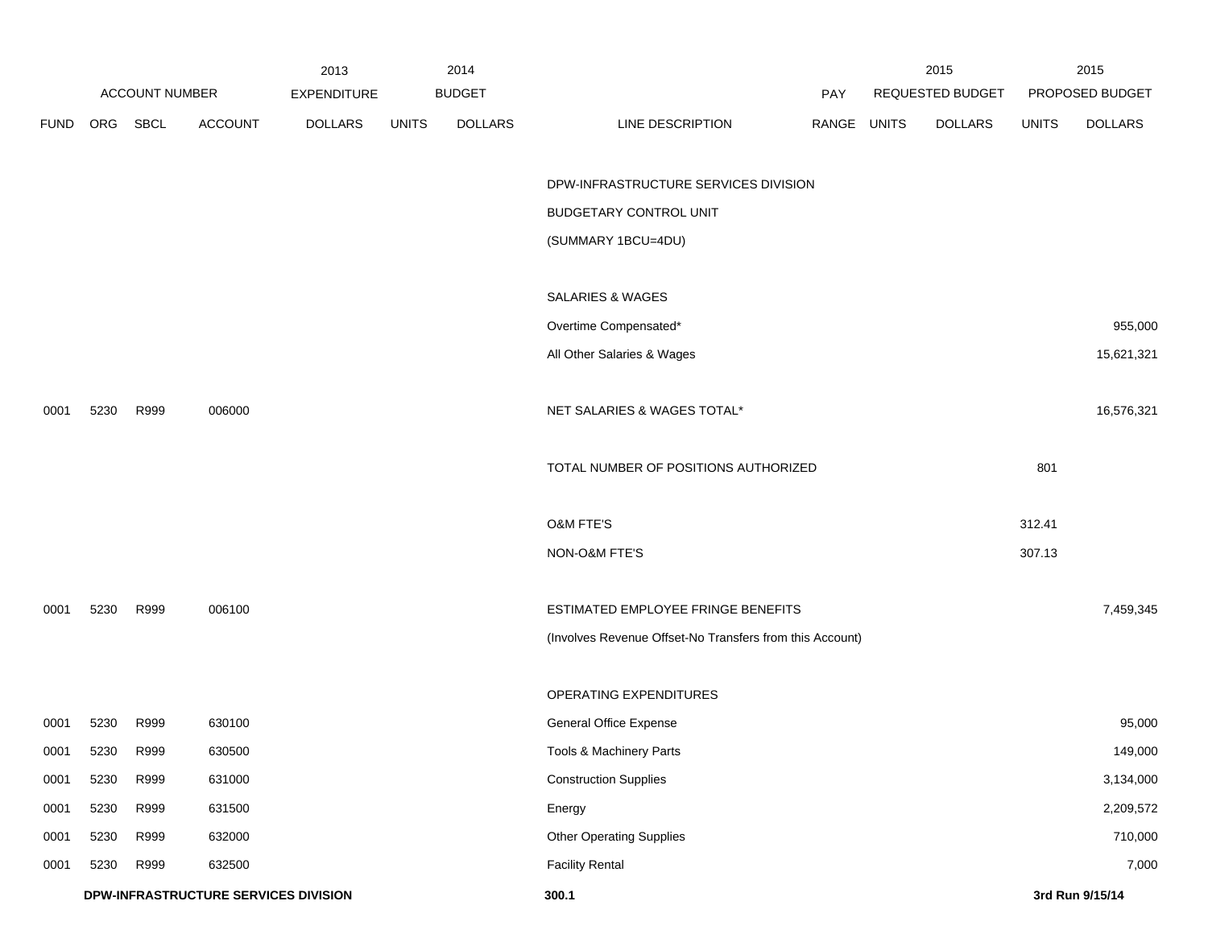| ACCOUNT NUMBER | | | | 2013 EXPENDITURE | 2014 BUDGET | | | PAY | 2015 REQUESTED BUDGET | | 2015 PROPOSED BUDGET | |
|---|---|---|---|---|---|---|---|---|---|---|---|---|
| FUND | ORG | SBCL | ACCOUNT | DOLLARS | UNITS | DOLLARS | LINE DESCRIPTION | RANGE | UNITS | DOLLARS | UNITS | DOLLARS |
| | | | | | | | DPW-INFRASTRUCTURE SERVICES DIVISION | | | | | |
| | | | | | | | BUDGETARY CONTROL UNIT | | | | | |
| | | | | | | | (SUMMARY 1BCU=4DU) | | | | | |
| | | | | | | | SALARIES & WAGES | | | | | |
| | | | | | | | Overtime Compensated* | | | | | 955,000 |
| | | | | | | | All Other Salaries & Wages | | | | | 15,621,321 |
| 0001 | 5230 | R999 | 006000 | | | | NET SALARIES & WAGES TOTAL* | | | | | 16,576,321 |
| | | | | | | | TOTAL NUMBER OF POSITIONS AUTHORIZED | | | | 801 | |
| | | | | | | | O&M FTE'S | | | | 312.41 | |
| | | | | | | | NON-O&M FTE'S | | | | 307.13 | |
| 0001 | 5230 | R999 | 006100 | | | | ESTIMATED EMPLOYEE FRINGE BENEFITS | | | | | 7,459,345 |
| | | | | | | | (Involves Revenue Offset-No Transfers from this Account) | | | | | |
| | | | | | | | OPERATING EXPENDITURES | | | | | |
| 0001 | 5230 | R999 | 630100 | | | | General Office Expense | | | | | 95,000 |
| 0001 | 5230 | R999 | 630500 | | | | Tools & Machinery Parts | | | | | 149,000 |
| 0001 | 5230 | R999 | 631000 | | | | Construction Supplies | | | | | 3,134,000 |
| 0001 | 5230 | R999 | 631500 | | | | Energy | | | | | 2,209,572 |
| 0001 | 5230 | R999 | 632000 | | | | Other Operating Supplies | | | | | 710,000 |
| 0001 | 5230 | R999 | 632500 | | | | Facility Rental | | | | | 7,000 |

**DPW-INFRASTRUCTURE SERVICES DIVISION** **300.1** **3rd Run 9/15/14**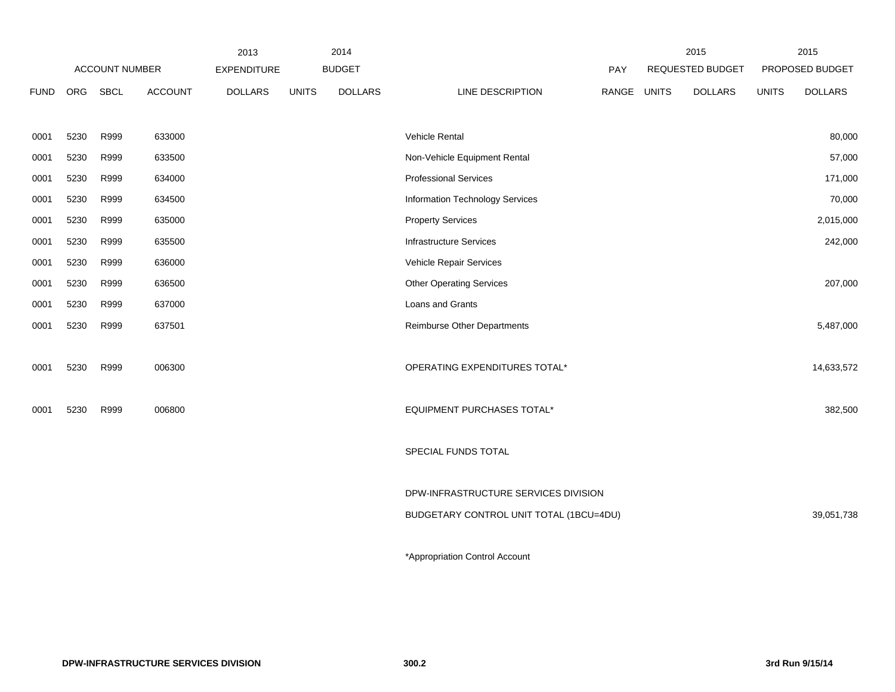| | ACCOUNT NUMBER | | | 2013 EXPENDITURE | 2014 BUDGET | | | PAY | 2015 REQUESTED BUDGET | | 2015 PROPOSED BUDGET | |
|---|---|---|---|---|---|---|---|---|---|---|---|---|
| FUND | ORG | SBCL | ACCOUNT | DOLLARS | UNITS | DOLLARS | LINE DESCRIPTION | RANGE | UNITS | DOLLARS | UNITS | DOLLARS |
| 0001 | 5230 | R999 | 633000 | | | | Vehicle Rental | | | | | 80,000 |
| 0001 | 5230 | R999 | 633500 | | | | Non-Vehicle Equipment Rental | | | | | 57,000 |
| 0001 | 5230 | R999 | 634000 | | | | Professional Services | | | | | 171,000 |
| 0001 | 5230 | R999 | 634500 | | | | Information Technology Services | | | | | 70,000 |
| 0001 | 5230 | R999 | 635000 | | | | Property Services | | | | | 2,015,000 |
| 0001 | 5230 | R999 | 635500 | | | | Infrastructure Services | | | | | 242,000 |
| 0001 | 5230 | R999 | 636000 | | | | Vehicle Repair Services | | | | | |
| 0001 | 5230 | R999 | 636500 | | | | Other Operating Services | | | | | 207,000 |
| 0001 | 5230 | R999 | 637000 | | | | Loans and Grants | | | | | |
| 0001 | 5230 | R999 | 637501 | | | | Reimburse Other Departments | | | | | 5,487,000 |
| 0001 | 5230 | R999 | 006300 | | | | OPERATING EXPENDITURES TOTAL* | | | | | 14,633,572 |
| 0001 | 5230 | R999 | 006800 | | | | EQUIPMENT PURCHASES TOTAL* | | | | | 382,500 |
| | | | | | | | SPECIAL FUNDS TOTAL | | | | | |
| | | | | | | | DPW-INFRASTRUCTURE SERVICES DIVISION | | | | | |
| | | | | | | | BUDGETARY CONTROL UNIT TOTAL (1BCU=4DU) | | | | | 39,051,738 |

*Appropriation Control Account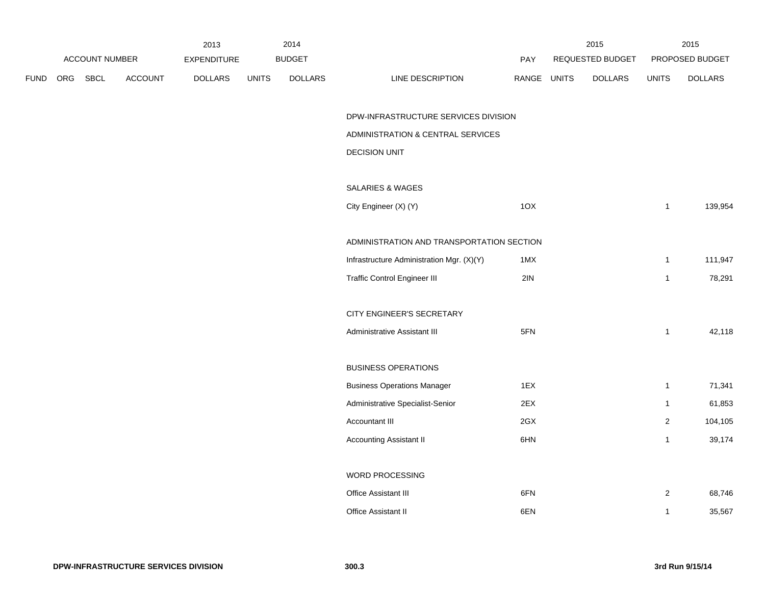| ACCOUNT NUMBER | | | | 2013 EXPENDITURE | 2014 BUDGET | | | PAY | 2015 REQUESTED BUDGET | | 2015 PROPOSED BUDGET | |
|---|---|---|---|---|---|---|---|---|---|---|---|---|
| FUND | ORG | SBCL | ACCOUNT | DOLLARS | UNITS | DOLLARS | LINE DESCRIPTION | RANGE | UNITS | DOLLARS | UNITS | DOLLARS |
| | | | | | | | DPW-INFRASTRUCTURE SERVICES DIVISION | | | | | |
| | | | | | | | ADMINISTRATION & CENTRAL SERVICES | | | | | |
| | | | | | | | DECISION UNIT | | | | | |
| | | | | | | | SALARIES & WAGES | | | | | |
| | | | | | | | City Engineer (X) (Y) | 1OX | | | 1 | 139,954 |
| | | | | | | | ADMINISTRATION AND TRANSPORTATION SECTION | | | | | |
| | | | | | | | Infrastructure Administration Mgr. (X)(Y) | 1MX | | | 1 | 111,947 |
| | | | | | | | Traffic Control Engineer III | 2IN | | | 1 | 78,291 |
| | | | | | | | CITY ENGINEER'S SECRETARY | | | | | |
| | | | | | | | Administrative Assistant III | 5FN | | | 1 | 42,118 |
| | | | | | | | BUSINESS OPERATIONS | | | | | |
| | | | | | | | Business Operations Manager | 1EX | | | 1 | 71,341 |
| | | | | | | | Administrative Specialist-Senior | 2EX | | | 1 | 61,853 |
| | | | | | | | Accountant III | 2GX | | | 2 | 104,105 |
| | | | | | | | Accounting Assistant II | 6HN | | | 1 | 39,174 |
| | | | | | | | WORD PROCESSING | | | | | |
| | | | | | | | Office Assistant III | 6FN | | | 2 | 68,746 |
| | | | | | | | Office Assistant II | 6EN | | | 1 | 35,567 |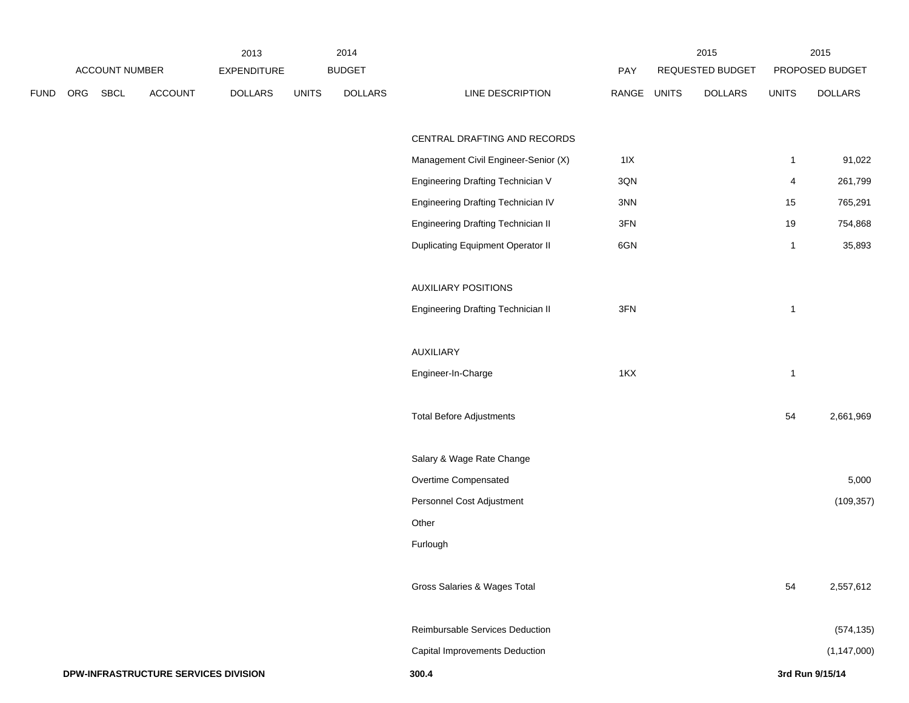| FUND | ORG | SBCL | ACCOUNT | 2013 EXPENDITURE DOLLARS | 2014 BUDGET UNITS | 2014 BUDGET DOLLARS | LINE DESCRIPTION | PAY RANGE | 2015 REQUESTED BUDGET UNITS | 2015 REQUESTED BUDGET DOLLARS | 2015 PROPOSED BUDGET UNITS | 2015 PROPOSED BUDGET DOLLARS |
|---|---|---|---|---|---|---|---|---|---|---|---|---|
| | | | | | | | CENTRAL DRAFTING AND RECORDS | | | | | |
| | | | | | | | Management Civil Engineer-Senior (X) | 1IX | | | 1 | 91,022 |
| | | | | | | | Engineering Drafting Technician V | 3QN | | | 4 | 261,799 |
| | | | | | | | Engineering Drafting Technician IV | 3NN | | | 15 | 765,291 |
| | | | | | | | Engineering Drafting Technician II | 3FN | | | 19 | 754,868 |
| | | | | | | | Duplicating Equipment Operator II | 6GN | | | 1 | 35,893 |
| | | | | | | | AUXILIARY POSITIONS | | | | | |
| | | | | | | | Engineering Drafting Technician II | 3FN | | | 1 | |
| | | | | | | | AUXILIARY | | | | | |
| | | | | | | | Engineer-In-Charge | 1KX | | | 1 | |
| | | | | | | | Total Before Adjustments | | | | 54 | 2,661,969 |
| | | | | | | | Salary & Wage Rate Change | | | | | |
| | | | | | | | Overtime Compensated | | | | | 5,000 |
| | | | | | | | Personnel Cost Adjustment | | | | | (109,357) |
| | | | | | | | Other | | | | | |
| | | | | | | | Furlough | | | | | |
| | | | | | | | Gross Salaries & Wages Total | | | | 54 | 2,557,612 |
| | | | | | | | Reimbursable Services Deduction | | | | | (574,135) |
| | | | | | | | Capital Improvements Deduction | | | | | (1,147,000) |

**DPW-INFRASTRUCTURE SERVICES DIVISION** **300.4** **3rd Run 9/15/14**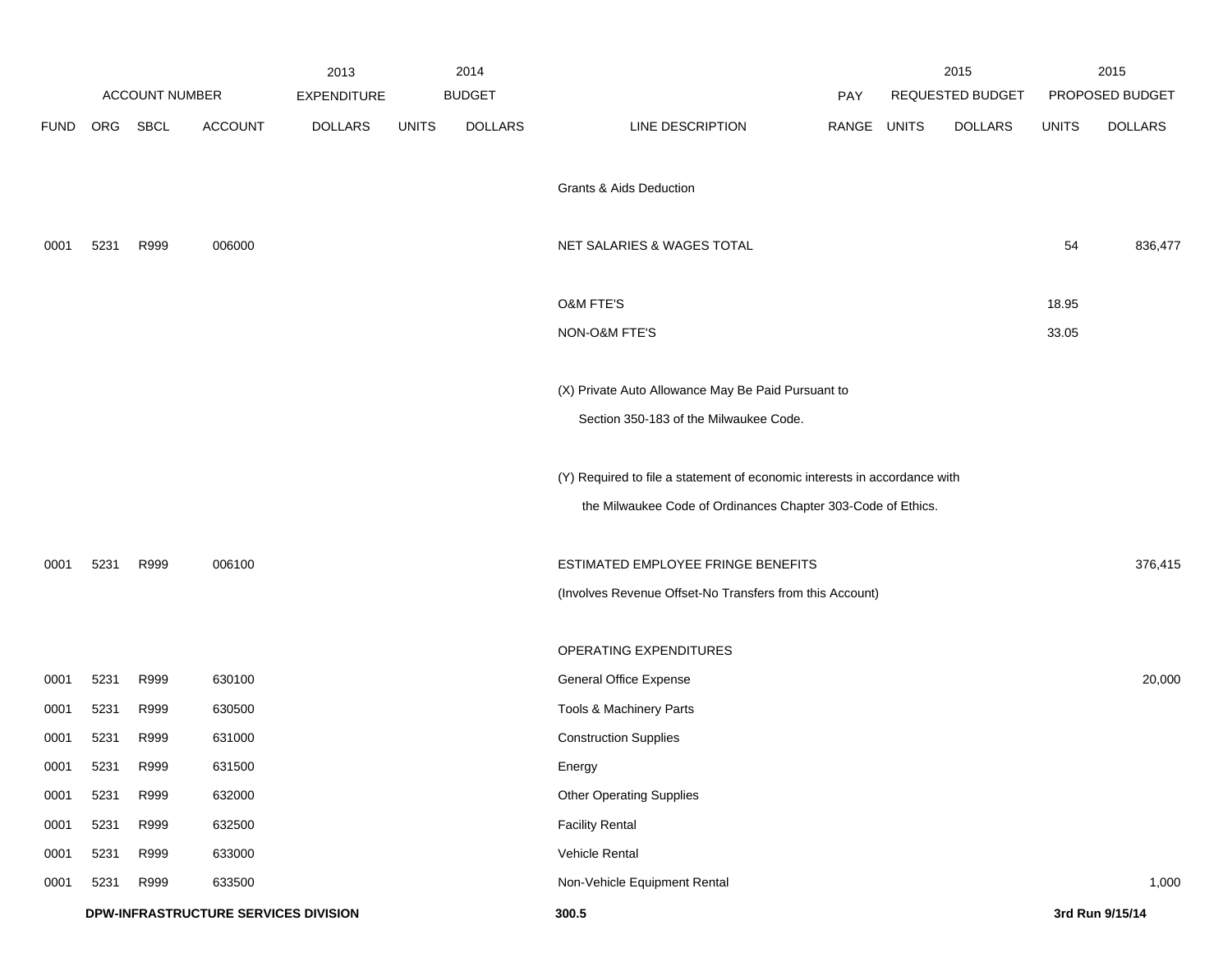| ACCOUNT NUMBER | | | | 2013 EXPENDITURE | 2014 BUDGET | | | PAY | 2015 REQUESTED BUDGET | | 2015 PROPOSED BUDGET | |
|---|---|---|---|---|---|---|---|---|---|---|---|---|
| FUND | ORG | SBCL | ACCOUNT | DOLLARS | UNITS | DOLLARS | LINE DESCRIPTION | RANGE | UNITS | DOLLARS | UNITS | DOLLARS |
| | | | | | | | Grants & Aids Deduction | | | | | |
| 0001 | 5231 | R999 | 006000 | | | | NET SALARIES & WAGES TOTAL | | | | 54 | 836,477 |
| | | | | | | | O&M FTE'S | | | | 18.95 | |
| | | | | | | | NON-O&M FTE'S | | | | 33.05 | |
| | | | | | | | (X) Private Auto Allowance May Be Paid Pursuant to Section 350-183 of the Milwaukee Code. | | | | | |
| | | | | | | | (Y) Required to file a statement of economic interests in accordance with the Milwaukee Code of Ordinances Chapter 303-Code of Ethics. | | | | | |
| 0001 | 5231 | R999 | 006100 | | | | ESTIMATED EMPLOYEE FRINGE BENEFITS | | | | | 376,415 |
| | | | | | | | (Involves Revenue Offset-No Transfers from this Account) | | | | | |
| | | | | | | | OPERATING EXPENDITURES | | | | | |
| 0001 | 5231 | R999 | 630100 | | | | General Office Expense | | | | | 20,000 |
| 0001 | 5231 | R999 | 630500 | | | | Tools & Machinery Parts | | | | | |
| 0001 | 5231 | R999 | 631000 | | | | Construction Supplies | | | | | |
| 0001 | 5231 | R999 | 631500 | | | | Energy | | | | | |
| 0001 | 5231 | R999 | 632000 | | | | Other Operating Supplies | | | | | |
| 0001 | 5231 | R999 | 632500 | | | | Facility Rental | | | | | |
| 0001 | 5231 | R999 | 633000 | | | | Vehicle Rental | | | | | |
| 0001 | 5231 | R999 | 633500 | | | | Non-Vehicle Equipment Rental | | | | | 1,000 |

**DPW-INFRASTRUCTURE SERVICES DIVISION** **300.5** **3rd Run 9/15/14**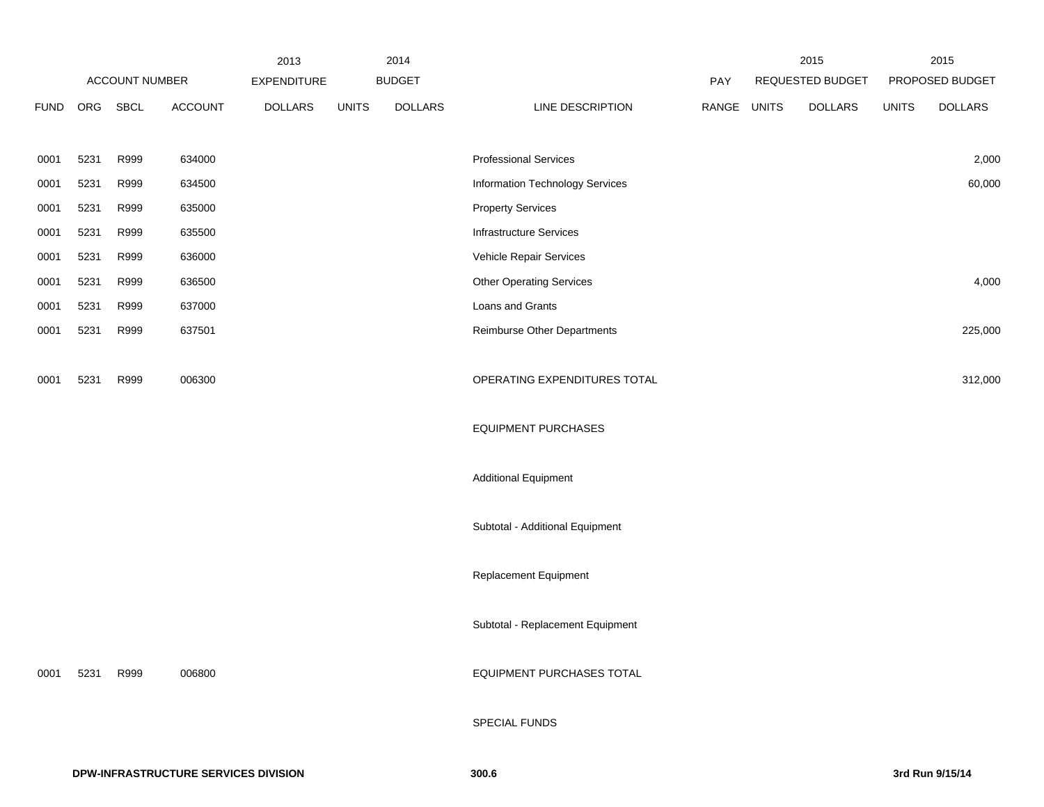| | ACCOUNT NUMBER | | | 2013 EXPENDITURE | 2014 BUDGET | | | PAY | 2015 REQUESTED BUDGET | | 2015 PROPOSED BUDGET | |
|---|---|---|---|---|---|---|---|---|---|---|---|---|
| FUND | ORG | SBCL | ACCOUNT | DOLLARS | UNITS | DOLLARS | LINE DESCRIPTION | RANGE | UNITS | DOLLARS | UNITS | DOLLARS |
| 0001 | 5231 | R999 | 634000 | | | | Professional Services | | | | | 2,000 |
| 0001 | 5231 | R999 | 634500 | | | | Information Technology Services | | | | | 60,000 |
| 0001 | 5231 | R999 | 635000 | | | | Property Services | | | | | |
| 0001 | 5231 | R999 | 635500 | | | | Infrastructure Services | | | | | |
| 0001 | 5231 | R999 | 636000 | | | | Vehicle Repair Services | | | | | |
| 0001 | 5231 | R999 | 636500 | | | | Other Operating Services | | | | | 4,000 |
| 0001 | 5231 | R999 | 637000 | | | | Loans and Grants | | | | | |
| 0001 | 5231 | R999 | 637501 | | | | Reimburse Other Departments | | | | | 225,000 |
| 0001 | 5231 | R999 | 006300 | | | | OPERATING EXPENDITURES TOTAL | | | | | 312,000 |
| | | | | | | | EQUIPMENT PURCHASES | | | | | |
| | | | | | | | Additional Equipment | | | | | |
| | | | | | | | Subtotal - Additional Equipment | | | | | |
| | | | | | | | Replacement Equipment | | | | | |
| | | | | | | | Subtotal - Replacement Equipment | | | | | |
| 0001 | 5231 | R999 | 006800 | | | | EQUIPMENT PURCHASES TOTAL | | | | | |
| | | | | | | | SPECIAL FUNDS | | | | | |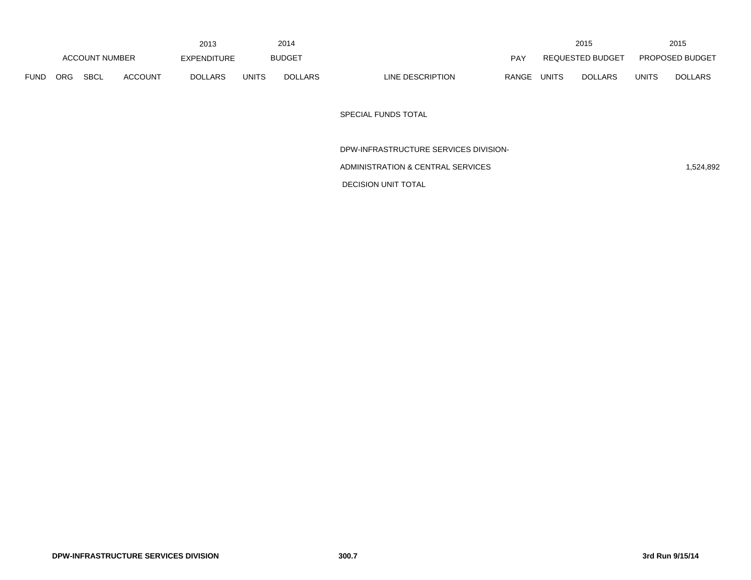| ACCOUNT NUMBER | | | | 2013 EXPENDITURE | 2014 BUDGET | | | PAY | 2015 REQUESTED BUDGET | | 2015 PROPOSED BUDGET | |
|---|---|---|---|---|---|---|---|---|---|---|---|---|
| FUND | ORG | SBCL | ACCOUNT | DOLLARS | UNITS | DOLLARS | LINE DESCRIPTION | RANGE | UNITS | DOLLARS | UNITS | DOLLARS |
| | | | | | | | SPECIAL FUNDS TOTAL | | | | | |
| | | | | | | | DPW-INFRASTRUCTURE SERVICES DIVISION- ADMINISTRATION & CENTRAL SERVICES DECISION UNIT TOTAL | | | | | 1,524,892 |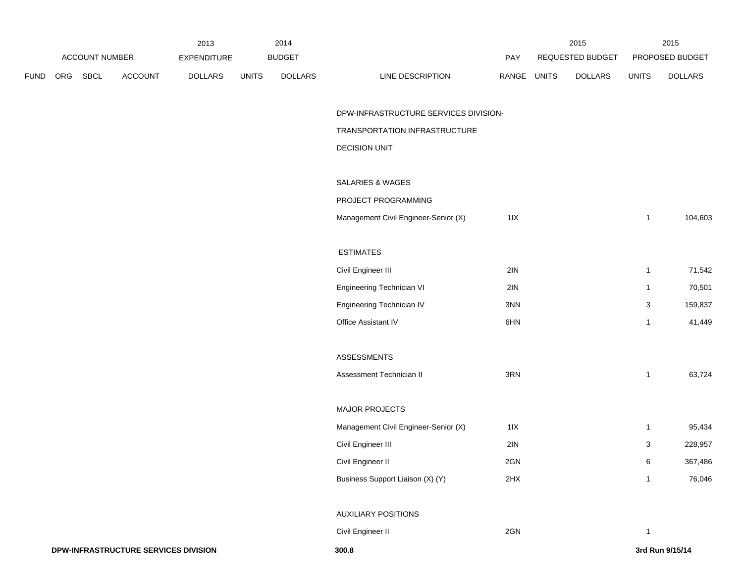| ACCOUNT NUMBER | | | | 2013 EXPENDITURE | 2014 BUDGET | | | | 2015 REQUESTED BUDGET | | 2015 PROPOSED BUDGET | |
|---|---|---|---|---|---|---|---|---|---|---|---|---|
| FUND | ORG | SBCL | ACCOUNT | DOLLARS | UNITS | DOLLARS | LINE DESCRIPTION | PAY RANGE | UNITS | DOLLARS | UNITS | DOLLARS |
| | | | | | | | DPW-INFRASTRUCTURE SERVICES DIVISION- | | | | | |
| | | | | | | | TRANSPORTATION INFRASTRUCTURE | | | | | |
| | | | | | | | DECISION UNIT | | | | | |
| | | | | | | | SALARIES & WAGES | | | | | |
| | | | | | | | PROJECT PROGRAMMING | | | | | |
| | | | | | | | Management Civil Engineer-Senior (X) | 1IX | | | 1 | 104,603 |
| | | | | | | | ESTIMATES | | | | | |
| | | | | | | | Civil Engineer III | 2IN | | | 1 | 71,542 |
| | | | | | | | Engineering Technician VI | 2IN | | | 1 | 70,501 |
| | | | | | | | Engineering Technician IV | 3NN | | | 3 | 159,837 |
| | | | | | | | Office Assistant IV | 6HN | | | 1 | 41,449 |
| | | | | | | | ASSESSMENTS | | | | | |
| | | | | | | | Assessment Technician II | 3RN | | | 1 | 63,724 |
| | | | | | | | MAJOR PROJECTS | | | | | |
| | | | | | | | Management Civil Engineer-Senior (X) | 1IX | | | 1 | 95,434 |
| | | | | | | | Civil Engineer III | 2IN | | | 3 | 228,957 |
| | | | | | | | Civil Engineer II | 2GN | | | 6 | 367,486 |
| | | | | | | | Business Support Liaison (X) (Y) | 2HX | | | 1 | 76,046 |
| | | | | | | | AUXILIARY POSITIONS | | | | | |
| | | | | | | | Civil Engineer II | 2GN | | | 1 | |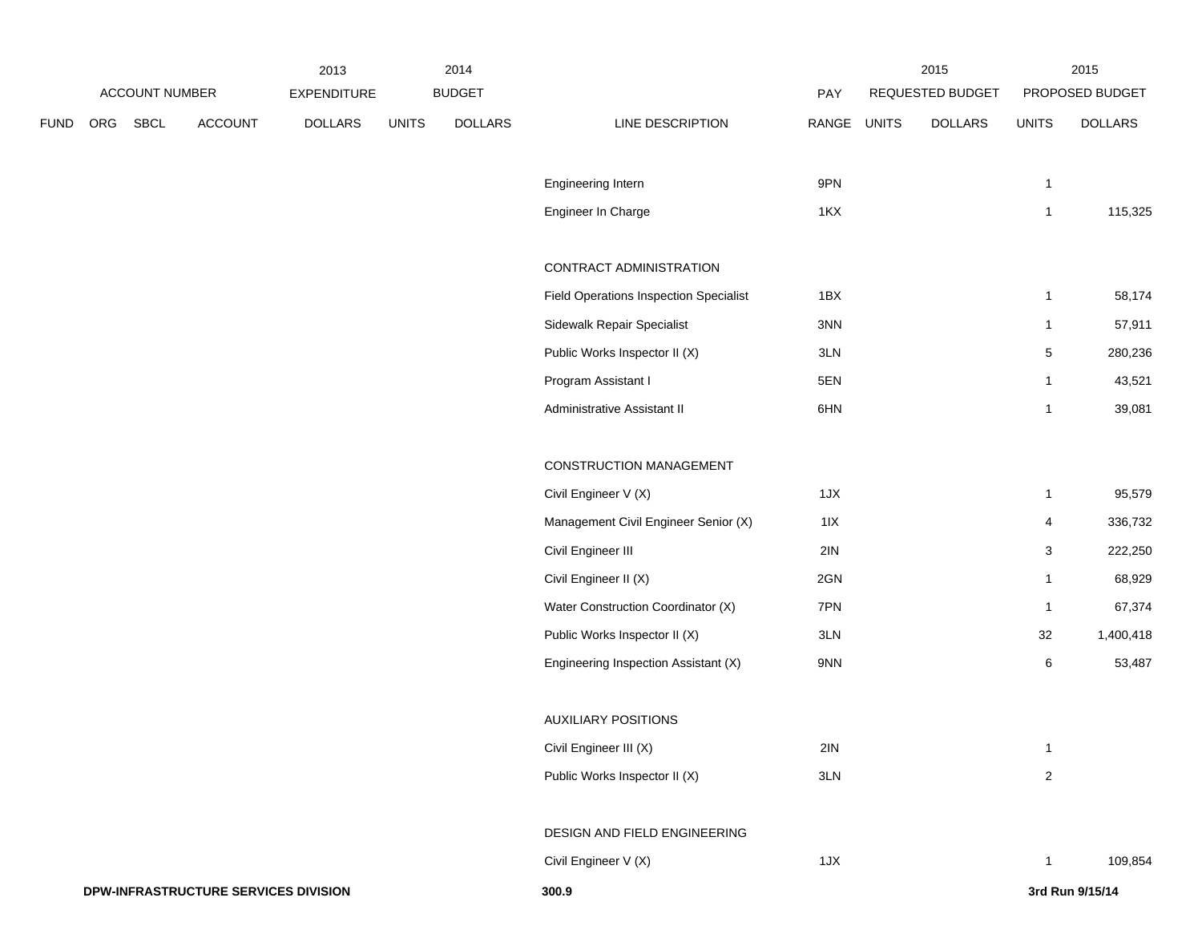| ACCOUNT NUMBER | | | | 2013 EXPENDITURE | 2014 BUDGET | | | | 2015 REQUESTED BUDGET | | 2015 PROPOSED BUDGET | |
|---|---|---|---|---|---|---|---|---|---|---|---|---|
| FUND | ORG | SBCL | ACCOUNT | DOLLARS | UNITS | DOLLARS | LINE DESCRIPTION | PAY RANGE | UNITS | DOLLARS | UNITS | DOLLARS |
| | | | | | | | Engineering Intern | 9PN | | | 1 | |
| | | | | | | | Engineer In Charge | 1KX | | | 1 | 115,325 |
| | | | | | | | CONTRACT ADMINISTRATION | | | | | |
| | | | | | | | Field Operations Inspection Specialist | 1BX | | | 1 | 58,174 |
| | | | | | | | Sidewalk Repair Specialist | 3NN | | | 1 | 57,911 |
| | | | | | | | Public Works Inspector II (X) | 3LN | | | 5 | 280,236 |
| | | | | | | | Program Assistant I | 5EN | | | 1 | 43,521 |
| | | | | | | | Administrative Assistant II | 6HN | | | 1 | 39,081 |
| | | | | | | | CONSTRUCTION MANAGEMENT | | | | | |
| | | | | | | | Civil Engineer V (X) | 1JX | | | 1 | 95,579 |
| | | | | | | | Management Civil Engineer Senior (X) | 1IX | | | 4 | 336,732 |
| | | | | | | | Civil Engineer III | 2IN | | | 3 | 222,250 |
| | | | | | | | Civil Engineer II (X) | 2GN | | | 1 | 68,929 |
| | | | | | | | Water Construction Coordinator (X) | 7PN | | | 1 | 67,374 |
| | | | | | | | Public Works Inspector II (X) | 3LN | | | 32 | 1,400,418 |
| | | | | | | | Engineering Inspection Assistant (X) | 9NN | | | 6 | 53,487 |
| | | | | | | | AUXILIARY POSITIONS | | | | | |
| | | | | | | | Civil Engineer III (X) | 2IN | | | 1 | |
| | | | | | | | Public Works Inspector II (X) | 3LN | | | 2 | |
| | | | | | | | DESIGN AND FIELD ENGINEERING | | | | | |
| | | | | | | | Civil Engineer V (X) | 1JX | | | 1 | 109,854 |

**DPW-INFRASTRUCTURE SERVICES DIVISION** **300.9** **3rd Run 9/15/14**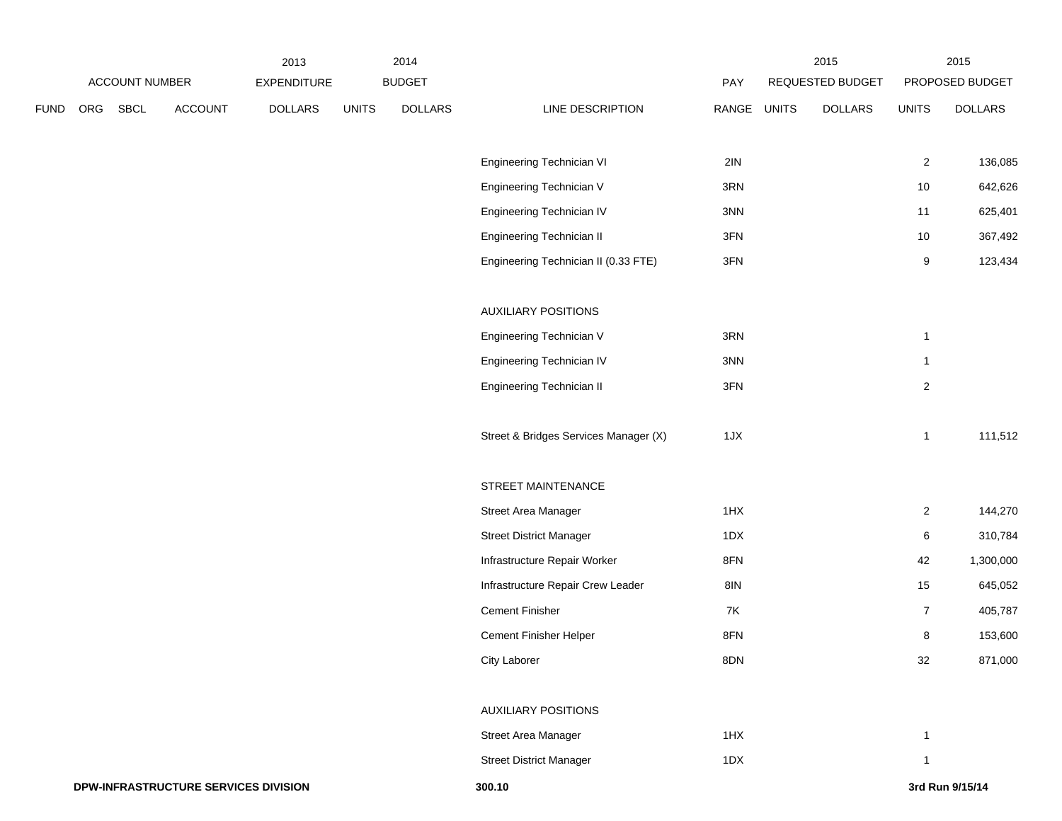| FUND | ORG | SBCL | ACCOUNT | 2013 EXPENDITURE DOLLARS | 2014 BUDGET UNITS | 2014 BUDGET DOLLARS | LINE DESCRIPTION | PAY RANGE | 2015 REQUESTED BUDGET UNITS | 2015 REQUESTED BUDGET DOLLARS | 2015 PROPOSED BUDGET UNITS | 2015 PROPOSED BUDGET DOLLARS |
|---|---|---|---|---|---|---|---|---|---|---|---|---|
| | | | | | | | Engineering Technician VI | 2IN | | | 2 | 136,085 |
| | | | | | | | Engineering Technician V | 3RN | | | 10 | 642,626 |
| | | | | | | | Engineering Technician IV | 3NN | | | 11 | 625,401 |
| | | | | | | | Engineering Technician II | 3FN | | | 10 | 367,492 |
| | | | | | | | Engineering Technician II (0.33 FTE) | 3FN | | | 9 | 123,434 |
| | | | | | | | AUXILIARY POSITIONS | | | | | |
| | | | | | | | Engineering Technician V | 3RN | | | 1 | |
| | | | | | | | Engineering Technician IV | 3NN | | | 1 | |
| | | | | | | | Engineering Technician II | 3FN | | | 2 | |
| | | | | | | | Street & Bridges Services Manager (X) | 1JX | | | 1 | 111,512 |
| | | | | | | | STREET MAINTENANCE | | | | | |
| | | | | | | | Street Area Manager | 1HX | | | 2 | 144,270 |
| | | | | | | | Street District Manager | 1DX | | | 6 | 310,784 |
| | | | | | | | Infrastructure Repair Worker | 8FN | | | 42 | 1,300,000 |
| | | | | | | | Infrastructure Repair Crew Leader | 8IN | | | 15 | 645,052 |
| | | | | | | | Cement Finisher | 7K | | | 7 | 405,787 |
| | | | | | | | Cement Finisher Helper | 8FN | | | 8 | 153,600 |
| | | | | | | | City Laborer | 8DN | | | 32 | 871,000 |
| | | | | | | | AUXILIARY POSITIONS | | | | | |
| | | | | | | | Street Area Manager | 1HX | | | 1 | |
| | | | | | | | Street District Manager | 1DX | | | 1 | |

**DPW-INFRASTRUCTURE SERVICES DIVISION** **300.10** **3rd Run 9/15/14**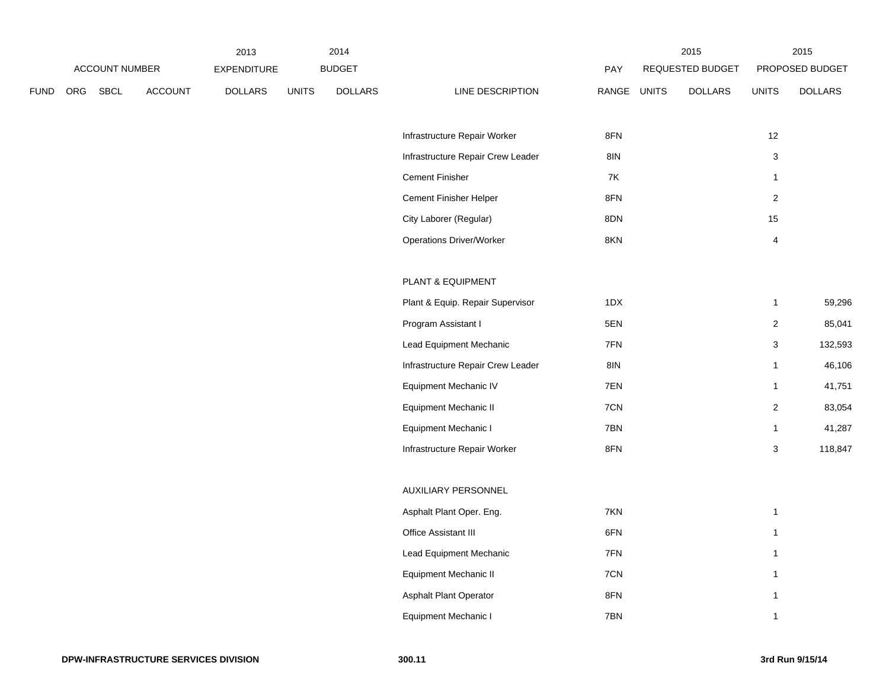| ACCOUNT NUMBER | | | | 2013 EXPENDITURE | 2014 BUDGET | | | PAY | 2015 REQUESTED BUDGET | | 2015 PROPOSED BUDGET | |
|---|---|---|---|---|---|---|---|---|---|---|---|---|
| FUND | ORG | SBCL | ACCOUNT | DOLLARS | UNITS | DOLLARS | LINE DESCRIPTION | RANGE | UNITS | DOLLARS | UNITS | DOLLARS |
| | | | | | | | Infrastructure Repair Worker | 8FN | | | 12 | |
| | | | | | | | Infrastructure Repair Crew Leader | 8IN | | | 3 | |
| | | | | | | | Cement Finisher | 7K | | | 1 | |
| | | | | | | | Cement Finisher Helper | 8FN | | | 2 | |
| | | | | | | | City Laborer (Regular) | 8DN | | | 15 | |
| | | | | | | | Operations Driver/Worker | 8KN | | | 4 | |
| | | | | | | | PLANT & EQUIPMENT | | | | | |
| | | | | | | | Plant & Equip. Repair Supervisor | 1DX | | | 1 | 59,296 |
| | | | | | | | Program Assistant I | 5EN | | | 2 | 85,041 |
| | | | | | | | Lead Equipment Mechanic | 7FN | | | 3 | 132,593 |
| | | | | | | | Infrastructure Repair Crew Leader | 8IN | | | 1 | 46,106 |
| | | | | | | | Equipment Mechanic IV | 7EN | | | 1 | 41,751 |
| | | | | | | | Equipment Mechanic II | 7CN | | | 2 | 83,054 |
| | | | | | | | Equipment Mechanic I | 7BN | | | 1 | 41,287 |
| | | | | | | | Infrastructure Repair Worker | 8FN | | | 3 | 118,847 |
| | | | | | | | AUXILIARY PERSONNEL | | | | | |
| | | | | | | | Asphalt Plant Oper. Eng. | 7KN | | | 1 | |
| | | | | | | | Office Assistant III | 6FN | | | 1 | |
| | | | | | | | Lead Equipment Mechanic | 7FN | | | 1 | |
| | | | | | | | Equipment Mechanic II | 7CN | | | 1 | |
| | | | | | | | Asphalt Plant Operator | 8FN | | | 1 | |
| | | | | | | | Equipment Mechanic I | 7BN | | | 1 | |

DPW-INFRASTRUCTURE SERVICES DIVISION 300.11 3rd Run 9/15/14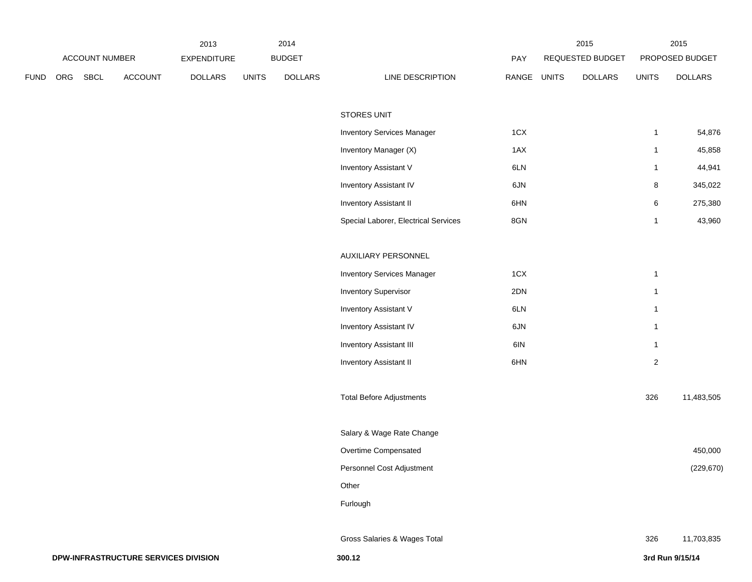| ACCOUNT NUMBER | | | | 2013 EXPENDITURE | 2014 BUDGET | | | | 2015 REQUESTED BUDGET | | 2015 PROPOSED BUDGET | |
|---|---|---|---|---|---|---|---|---|---|---|---|---|
| FUND | ORG | SBCL | ACCOUNT | DOLLARS | UNITS | DOLLARS | LINE DESCRIPTION | PAY RANGE | UNITS | DOLLARS | UNITS | DOLLARS |
| | | | | | | | STORES UNIT | | | | | |
| | | | | | | | Inventory Services Manager | 1CX | | | 1 | 54,876 |
| | | | | | | | Inventory Manager (X) | 1AX | | | 1 | 45,858 |
| | | | | | | | Inventory Assistant V | 6LN | | | 1 | 44,941 |
| | | | | | | | Inventory Assistant IV | 6JN | | | 8 | 345,022 |
| | | | | | | | Inventory Assistant II | 6HN | | | 6 | 275,380 |
| | | | | | | | Special Laborer, Electrical Services | 8GN | | | 1 | 43,960 |
| | | | | | | | AUXILIARY PERSONNEL | | | | | |
| | | | | | | | Inventory Services Manager | 1CX | | | 1 | |
| | | | | | | | Inventory Supervisor | 2DN | | | 1 | |
| | | | | | | | Inventory Assistant V | 6LN | | | 1 | |
| | | | | | | | Inventory Assistant IV | 6JN | | | 1 | |
| | | | | | | | Inventory Assistant III | 6IN | | | 1 | |
| | | | | | | | Inventory Assistant II | 6HN | | | 2 | |
| | | | | | | | Total Before Adjustments | | | | 326 | 11,483,505 |
| | | | | | | | Salary & Wage Rate Change | | | | | |
| | | | | | | | Overtime Compensated | | | | | 450,000 |
| | | | | | | | Personnel Cost Adjustment | | | | | (229,670) |
| | | | | | | | Other | | | | | |
| | | | | | | | Furlough | | | | | |
| | | | | | | | Gross Salaries & Wages Total | | | | 326 | 11,703,835 |

**DPW-INFRASTRUCTURE SERVICES DIVISION** **300.12** **3rd Run 9/15/14**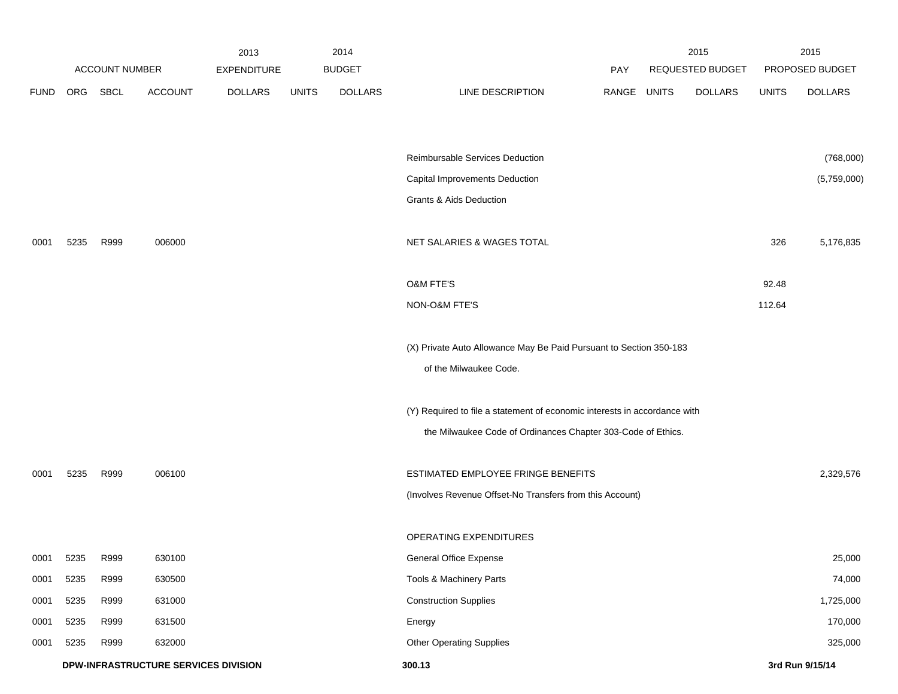| ACCOUNT NUMBER | | | | 2013 EXPENDITURE | 2014 BUDGET | | | PAY | 2015 REQUESTED BUDGET | | 2015 PROPOSED BUDGET | |
|---|---|---|---|---|---|---|---|---|---|---|---|---|
| FUND | ORG | SBCL | ACCOUNT | DOLLARS | UNITS | DOLLARS | LINE DESCRIPTION | RANGE | UNITS | DOLLARS | UNITS | DOLLARS |
| | | | | | | | Reimbursable Services Deduction | | | | | (768,000) |
| | | | | | | | Capital Improvements Deduction | | | | | (5,759,000) |
| | | | | | | | Grants & Aids Deduction | | | | | |
| 0001 | 5235 | R999 | 006000 | | | | NET SALARIES & WAGES TOTAL | | | | 326 | 5,176,835 |
| | | | | | | | O&M FTE'S | | | | 92.48 | |
| | | | | | | | NON-O&M FTE'S | | | | 112.64 | |
| | | | | | | | (X) Private Auto Allowance May Be Paid Pursuant to Section 350-183 of the Milwaukee Code. | | | | | |
| | | | | | | | (Y) Required to file a statement of economic interests in accordance with the Milwaukee Code of Ordinances Chapter 303-Code of Ethics. | | | | | |
| 0001 | 5235 | R999 | 006100 | | | | ESTIMATED EMPLOYEE FRINGE BENEFITS | | | | | 2,329,576 |
| | | | | | | | (Involves Revenue Offset-No Transfers from this Account) | | | | | |
| | | | | | | | OPERATING EXPENDITURES | | | | | |
| 0001 | 5235 | R999 | 630100 | | | | General Office Expense | | | | | 25,000 |
| 0001 | 5235 | R999 | 630500 | | | | Tools & Machinery Parts | | | | | 74,000 |
| 0001 | 5235 | R999 | 631000 | | | | Construction Supplies | | | | | 1,725,000 |
| 0001 | 5235 | R999 | 631500 | | | | Energy | | | | | 170,000 |
| 0001 | 5235 | R999 | 632000 | | | | Other Operating Supplies | | | | | 325,000 |

**DPW-INFRASTRUCTURE SERVICES DIVISION** **300.13** **3rd Run 9/15/14**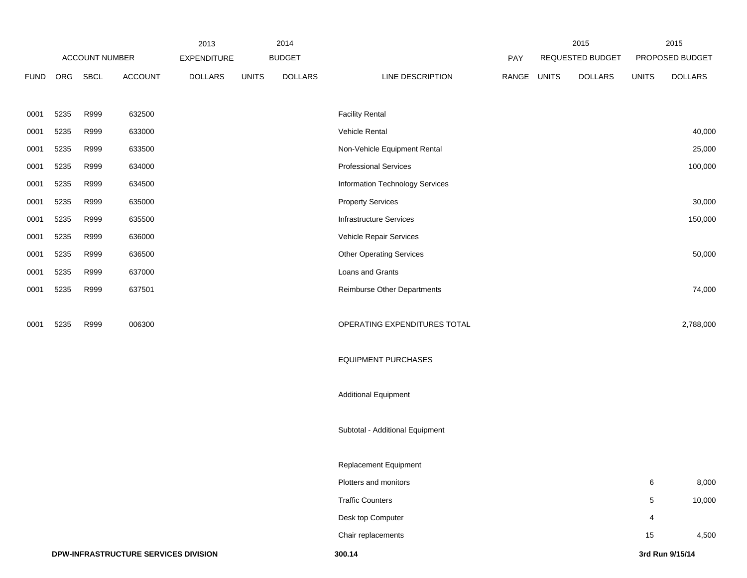| | ACCOUNT NUMBER | | | 2013 EXPENDITURE | 2014 BUDGET | | | PAY | 2015 REQUESTED BUDGET | | 2015 PROPOSED BUDGET | |
|---|---|---|---|---|---|---|---|---|---|---|---|---|
| FUND | ORG | SBCL | ACCOUNT | DOLLARS | UNITS | DOLLARS | LINE DESCRIPTION | RANGE | UNITS | DOLLARS | UNITS | DOLLARS |
| 0001 | 5235 | R999 | 632500 | | | | Facility Rental | | | | | |
| 0001 | 5235 | R999 | 633000 | | | | Vehicle Rental | | | | | 40,000 |
| 0001 | 5235 | R999 | 633500 | | | | Non-Vehicle Equipment Rental | | | | | 25,000 |
| 0001 | 5235 | R999 | 634000 | | | | Professional Services | | | | | 100,000 |
| 0001 | 5235 | R999 | 634500 | | | | Information Technology Services | | | | | |
| 0001 | 5235 | R999 | 635000 | | | | Property Services | | | | | 30,000 |
| 0001 | 5235 | R999 | 635500 | | | | Infrastructure Services | | | | | 150,000 |
| 0001 | 5235 | R999 | 636000 | | | | Vehicle Repair Services | | | | | |
| 0001 | 5235 | R999 | 636500 | | | | Other Operating Services | | | | | 50,000 |
| 0001 | 5235 | R999 | 637000 | | | | Loans and Grants | | | | | |
| 0001 | 5235 | R999 | 637501 | | | | Reimburse Other Departments | | | | | 74,000 |
| 0001 | 5235 | R999 | 006300 | | | | OPERATING EXPENDITURES TOTAL | | | | | 2,788,000 |
| | | | | | | | EQUIPMENT PURCHASES | | | | | |
| | | | | | | | Additional Equipment | | | | | |
| | | | | | | | Subtotal - Additional Equipment | | | | | |
| | | | | | | | Replacement Equipment | | | | | |
| | | | | | | | Plotters and monitors | | | | 6 | 8,000 |
| | | | | | | | Traffic Counters | | | | 5 | 10,000 |
| | | | | | | | Desk top Computer | | | | 4 | |
| | | | | | | | Chair replacements | | | | 15 | 4,500 |

**DPW-INFRASTRUCTURE SERVICES DIVISION** **300.14** **3rd Run 9/15/14**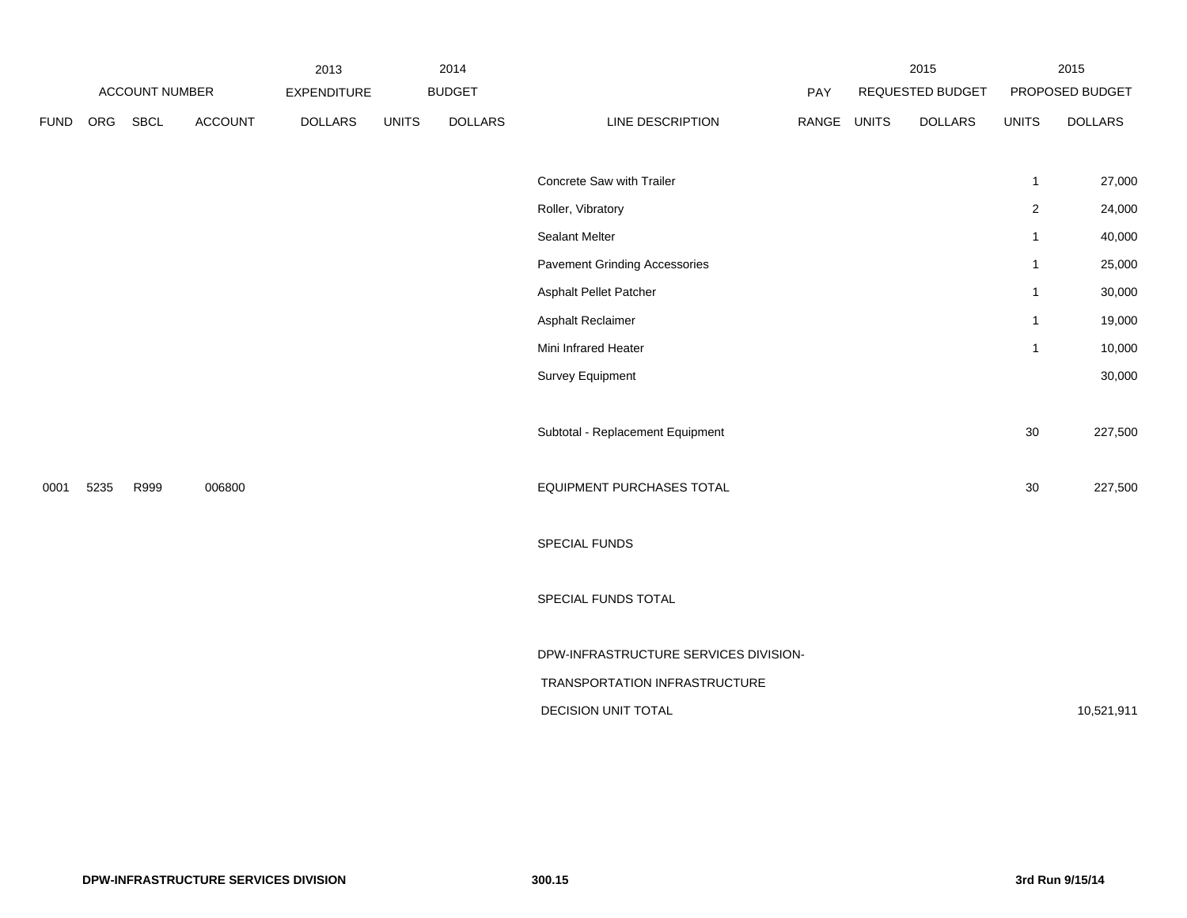| | ACCOUNT NUMBER | | | 2013 EXPENDITURE | 2014 BUDGET | | | PAY | 2015 REQUESTED BUDGET | | 2015 PROPOSED BUDGET | |
|---|---|---|---|---|---|---|---|---|---|---|---|---|
| FUND | ORG | SBCL | ACCOUNT | DOLLARS | UNITS | DOLLARS | LINE DESCRIPTION | RANGE | UNITS | DOLLARS | UNITS | DOLLARS |
| | | | | | | | Concrete Saw with Trailer | | | | 1 | 27,000 |
| | | | | | | | Roller, Vibratory | | | | 2 | 24,000 |
| | | | | | | | Sealant Melter | | | | 1 | 40,000 |
| | | | | | | | Pavement Grinding Accessories | | | | 1 | 25,000 |
| | | | | | | | Asphalt Pellet Patcher | | | | 1 | 30,000 |
| | | | | | | | Asphalt Reclaimer | | | | 1 | 19,000 |
| | | | | | | | Mini Infrared Heater | | | | 1 | 10,000 |
| | | | | | | | Survey Equipment | | | | | 30,000 |
| | | | | | | | Subtotal - Replacement Equipment | | | | 30 | 227,500 |
| 0001 | 5235 | R999 | 006800 | | | | EQUIPMENT PURCHASES TOTAL | | | | 30 | 227,500 |
| | | | | | | | SPECIAL FUNDS | | | | | |
| | | | | | | | SPECIAL FUNDS TOTAL | | | | | |
| | | | | | | | DPW-INFRASTRUCTURE SERVICES DIVISION- TRANSPORTATION INFRASTRUCTURE DECISION UNIT TOTAL | | | | | 10,521,911 |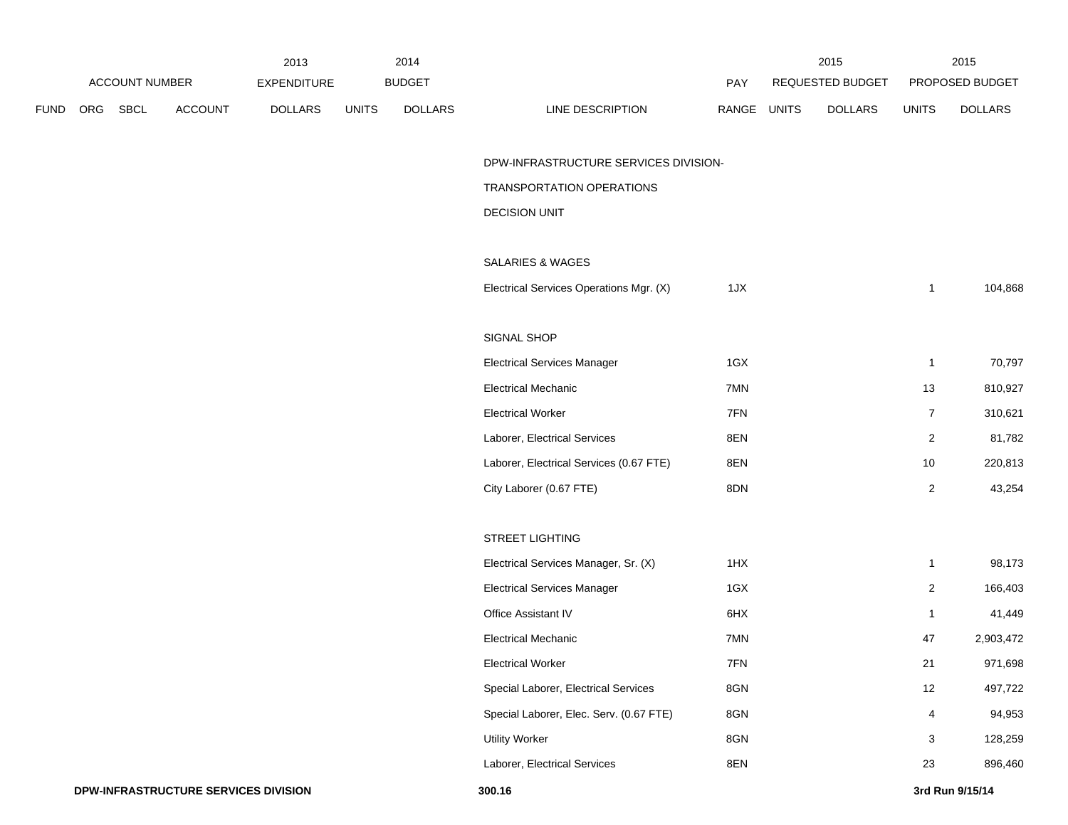| ACCOUNT NUMBER | | | | 2013 EXPENDITURE | 2014 BUDGET | | | PAY | 2015 REQUESTED BUDGET | | 2015 PROPOSED BUDGET | |
|---|---|---|---|---|---|---|---|---|---|---|---|---|
| FUND | ORG | SBCL | ACCOUNT | DOLLARS | UNITS | DOLLARS | LINE DESCRIPTION | RANGE | UNITS | DOLLARS | UNITS | DOLLARS |
| | | | | | | | DPW-INFRASTRUCTURE SERVICES DIVISION- | | | | | |
| | | | | | | | TRANSPORTATION OPERATIONS | | | | | |
| | | | | | | | DECISION UNIT | | | | | |
| | | | | | | | SALARIES & WAGES | | | | | |
| | | | | | | | Electrical Services Operations Mgr. (X) | 1JX | | | 1 | 104,868 |
| | | | | | | | SIGNAL SHOP | | | | | |
| | | | | | | | Electrical Services Manager | 1GX | | | 1 | 70,797 |
| | | | | | | | Electrical Mechanic | 7MN | | | 13 | 810,927 |
| | | | | | | | Electrical Worker | 7FN | | | 7 | 310,621 |
| | | | | | | | Laborer, Electrical Services | 8EN | | | 2 | 81,782 |
| | | | | | | | Laborer, Electrical Services (0.67 FTE) | 8EN | | | 10 | 220,813 |
| | | | | | | | City Laborer (0.67 FTE) | 8DN | | | 2 | 43,254 |
| | | | | | | | STREET LIGHTING | | | | | |
| | | | | | | | Electrical Services Manager, Sr. (X) | 1HX | | | 1 | 98,173 |
| | | | | | | | Electrical Services Manager | 1GX | | | 2 | 166,403 |
| | | | | | | | Office Assistant IV | 6HX | | | 1 | 41,449 |
| | | | | | | | Electrical Mechanic | 7MN | | | 47 | 2,903,472 |
| | | | | | | | Electrical Worker | 7FN | | | 21 | 971,698 |
| | | | | | | | Special Laborer, Electrical Services | 8GN | | | 12 | 497,722 |
| | | | | | | | Special Laborer, Elec. Serv. (0.67 FTE) | 8GN | | | 4 | 94,953 |
| | | | | | | | Utility Worker | 8GN | | | 3 | 128,259 |
| | | | | | | | Laborer, Electrical Services | 8EN | | | 23 | 896,460 |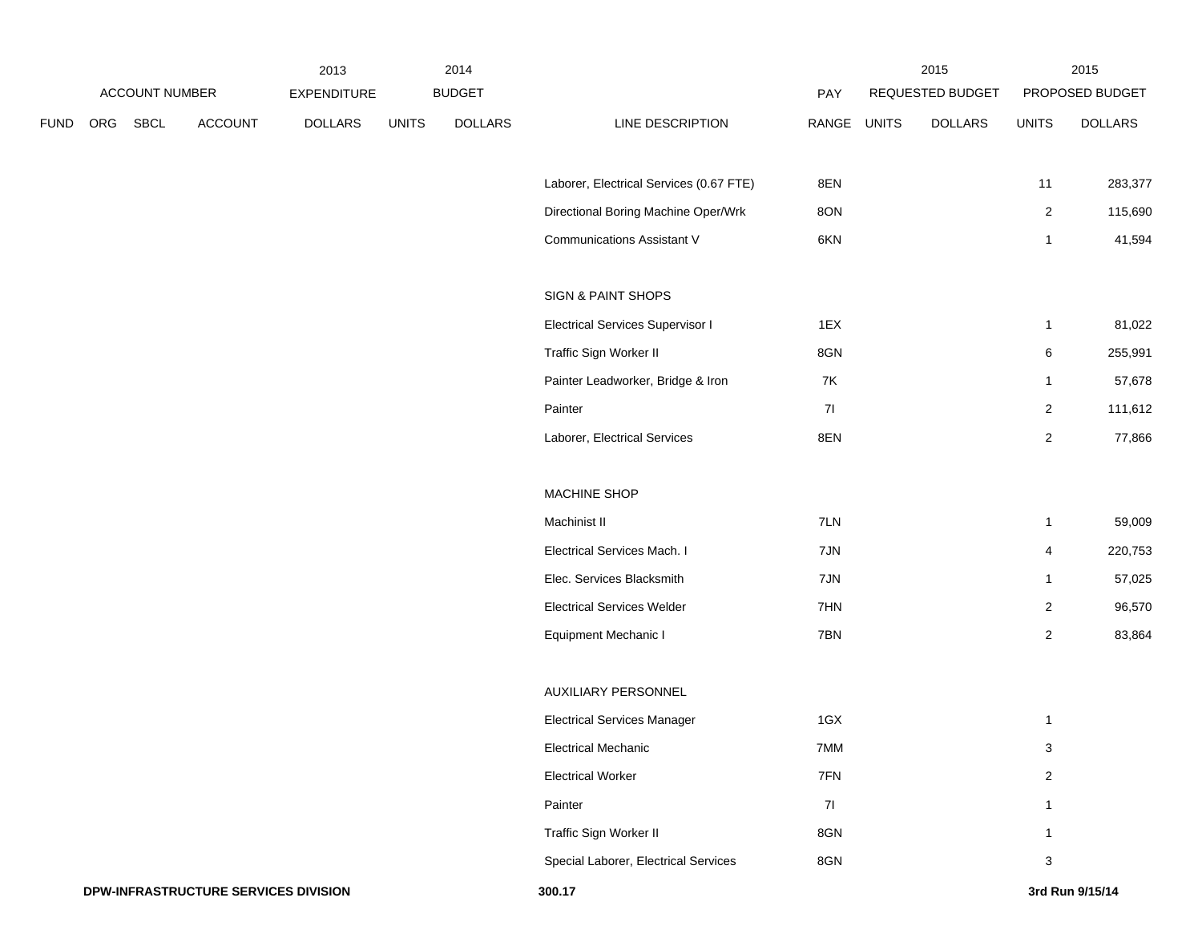| ACCOUNT NUMBER | | | | 2013 EXPENDITURE | 2014 BUDGET | | | PAY | 2015 REQUESTED BUDGET | | 2015 PROPOSED BUDGET | |
|---|---|---|---|---|---|---|---|---|---|---|---|---|
| FUND | ORG | SBCL | ACCOUNT | DOLLARS | UNITS | DOLLARS | LINE DESCRIPTION | RANGE | UNITS | DOLLARS | UNITS | DOLLARS |
| | | | | | | | Laborer, Electrical Services (0.67 FTE) | 8EN | | | 11 | 283,377 |
| | | | | | | | Directional Boring Machine Oper/Wrk | 8ON | | | 2 | 115,690 |
| | | | | | | | Communications Assistant V | 6KN | | | 1 | 41,594 |
| | | | | | | | SIGN & PAINT SHOPS | | | | | |
| | | | | | | | Electrical Services Supervisor I | 1EX | | | 1 | 81,022 |
| | | | | | | | Traffic Sign Worker II | 8GN | | | 6 | 255,991 |
| | | | | | | | Painter Leadworker, Bridge & Iron | 7K | | | 1 | 57,678 |
| | | | | | | | Painter | 7I | | | 2 | 111,612 |
| | | | | | | | Laborer, Electrical Services | 8EN | | | 2 | 77,866 |
| | | | | | | | MACHINE SHOP | | | | | |
| | | | | | | | Machinist II | 7LN | | | 1 | 59,009 |
| | | | | | | | Electrical Services Mach. I | 7JN | | | 4 | 220,753 |
| | | | | | | | Elec. Services Blacksmith | 7JN | | | 1 | 57,025 |
| | | | | | | | Electrical Services Welder | 7HN | | | 2 | 96,570 |
| | | | | | | | Equipment Mechanic I | 7BN | | | 2 | 83,864 |
| | | | | | | | AUXILIARY PERSONNEL | | | | | |
| | | | | | | | Electrical Services Manager | 1GX | | | 1 | |
| | | | | | | | Electrical Mechanic | 7MM | | | 3 | |
| | | | | | | | Electrical Worker | 7FN | | | 2 | |
| | | | | | | | Painter | 7I | | | 1 | |
| | | | | | | | Traffic Sign Worker II | 8GN | | | 1 | |
| | | | | | | | Special Laborer, Electrical Services | 8GN | | | 3 | |

**DPW-INFRASTRUCTURE SERVICES DIVISION** **300.17** **3rd Run 9/15/14**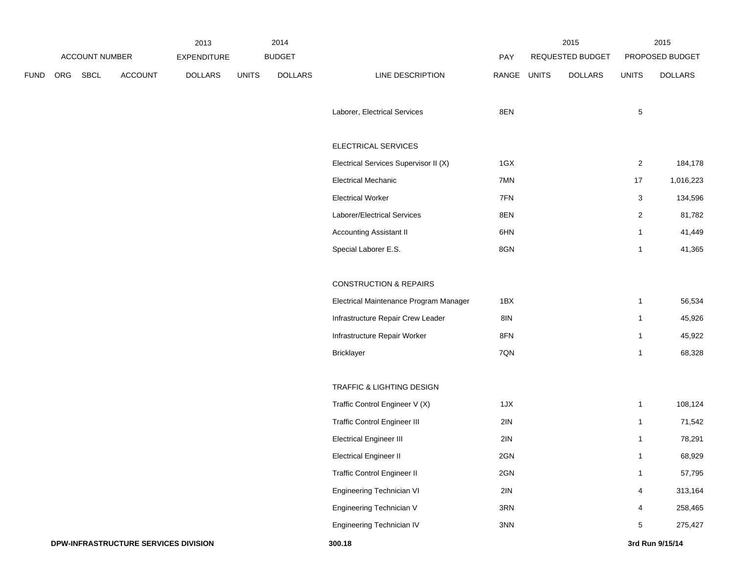| ACCOUNT NUMBER | | | | 2013 EXPENDITURE | 2014 BUDGET | | | | 2015 REQUESTED BUDGET | | 2015 PROPOSED BUDGET | |
|---|---|---|---|---|---|---|---|---|---|---|---|---|
| FUND | ORG | SBCL | ACCOUNT | DOLLARS | UNITS | DOLLARS | LINE DESCRIPTION | PAY RANGE | UNITS | DOLLARS | UNITS | DOLLARS |
| | | | | | | | Laborer, Electrical Services | 8EN | | | 5 | |
| | | | | | | | ELECTRICAL SERVICES | | | | | |
| | | | | | | | Electrical Services Supervisor II (X) | 1GX | | | 2 | 184,178 |
| | | | | | | | Electrical Mechanic | 7MN | | | 17 | 1,016,223 |
| | | | | | | | Electrical Worker | 7FN | | | 3 | 134,596 |
| | | | | | | | Laborer/Electrical Services | 8EN | | | 2 | 81,782 |
| | | | | | | | Accounting Assistant II | 6HN | | | 1 | 41,449 |
| | | | | | | | Special Laborer E.S. | 8GN | | | 1 | 41,365 |
| | | | | | | | CONSTRUCTION & REPAIRS | | | | | |
| | | | | | | | Electrical Maintenance Program Manager | 1BX | | | 1 | 56,534 |
| | | | | | | | Infrastructure Repair Crew Leader | 8IN | | | 1 | 45,926 |
| | | | | | | | Infrastructure Repair Worker | 8FN | | | 1 | 45,922 |
| | | | | | | | Bricklayer | 7QN | | | 1 | 68,328 |
| | | | | | | | TRAFFIC & LIGHTING DESIGN | | | | | |
| | | | | | | | Traffic Control Engineer V (X) | 1JX | | | 1 | 108,124 |
| | | | | | | | Traffic Control Engineer III | 2IN | | | 1 | 71,542 |
| | | | | | | | Electrical Engineer III | 2IN | | | 1 | 78,291 |
| | | | | | | | Electrical Engineer II | 2GN | | | 1 | 68,929 |
| | | | | | | | Traffic Control Engineer II | 2GN | | | 1 | 57,795 |
| | | | | | | | Engineering Technician VI | 2IN | | | 4 | 313,164 |
| | | | | | | | Engineering Technician V | 3RN | | | 4 | 258,465 |
| | | | | | | | Engineering Technician IV | 3NN | | | 5 | 275,427 |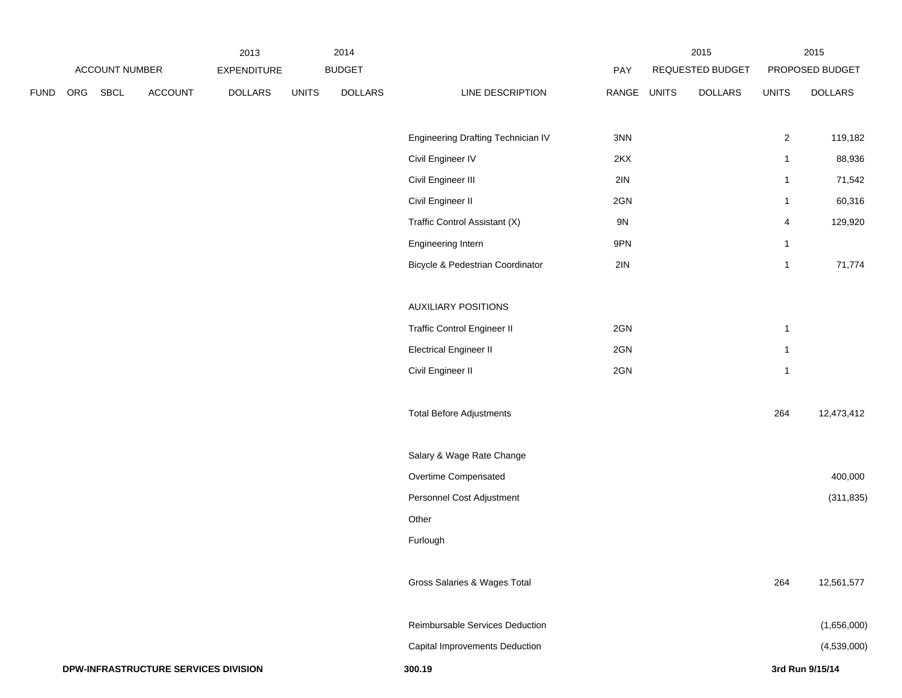| ACCOUNT NUMBER | | | | 2013 EXPENDITURE | 2014 BUDGET | | | | 2015 REQUESTED BUDGET | | 2015 PROPOSED BUDGET | |
|---|---|---|---|---|---|---|---|---|---|---|---|---|
| FUND | ORG | SBCL | ACCOUNT | DOLLARS | UNITS | DOLLARS | LINE DESCRIPTION | PAY RANGE | UNITS | DOLLARS | UNITS | DOLLARS |
| | | | | | | | Engineering Drafting Technician IV | 3NN | | | 2 | 119,182 |
| | | | | | | | Civil Engineer IV | 2KX | | | 1 | 88,936 |
| | | | | | | | Civil Engineer III | 2IN | | | 1 | 71,542 |
| | | | | | | | Civil Engineer II | 2GN | | | 1 | 60,316 |
| | | | | | | | Traffic Control Assistant (X) | 9N | | | 4 | 129,920 |
| | | | | | | | Engineering Intern | 9PN | | | 1 | |
| | | | | | | | Bicycle & Pedestrian Coordinator | 2IN | | | 1 | 71,774 |
| | | | | | | | AUXILIARY POSITIONS | | | | | |
| | | | | | | | Traffic Control Engineer II | 2GN | | | 1 | |
| | | | | | | | Electrical Engineer II | 2GN | | | 1 | |
| | | | | | | | Civil Engineer II | 2GN | | | 1 | |
| | | | | | | | Total Before Adjustments | | | | 264 | 12,473,412 |
| | | | | | | | Salary & Wage Rate Change | | | | | |
| | | | | | | | Overtime Compensated | | | | | 400,000 |
| | | | | | | | Personnel Cost Adjustment | | | | | (311,835) |
| | | | | | | | Other | | | | | |
| | | | | | | | Furlough | | | | | |
| | | | | | | | Gross Salaries & Wages Total | | | | 264 | 12,561,577 |
| | | | | | | | Reimbursable Services Deduction | | | | | (1,656,000) |
| | | | | | | | Capital Improvements Deduction | | | | | (4,539,000) |

**DPW-INFRASTRUCTURE SERVICES DIVISION** **300.19** **3rd Run 9/15/14**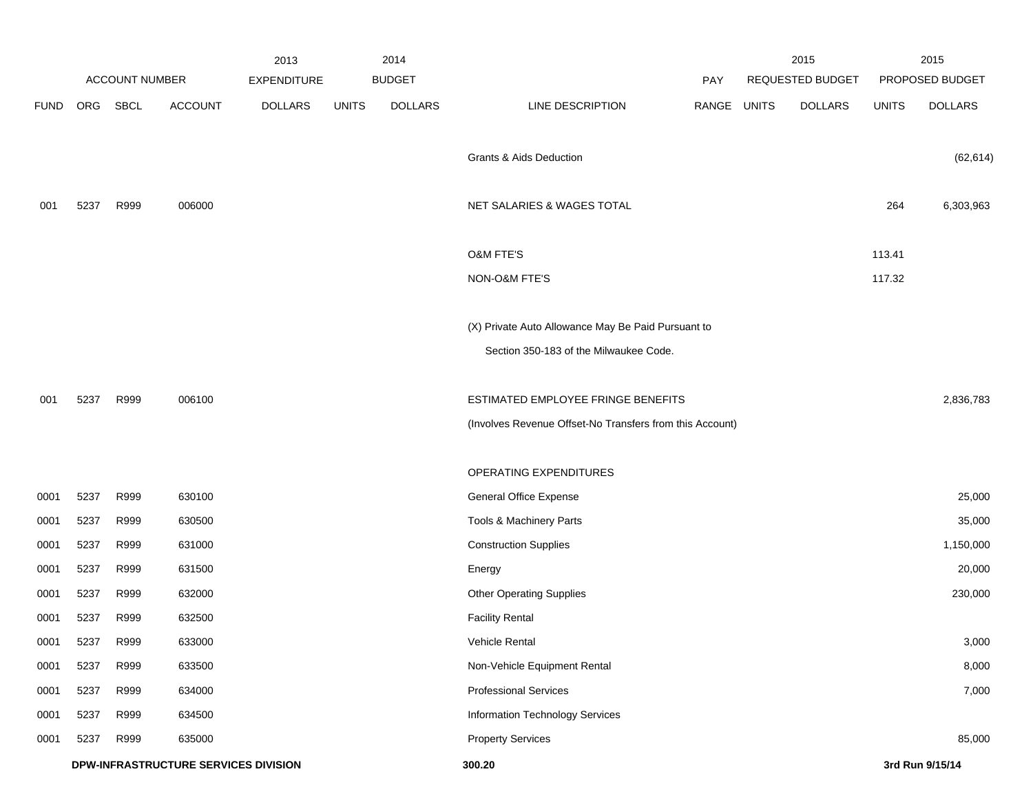| | ACCOUNT NUMBER | | | 2013 EXPENDITURE | 2014 BUDGET | | | PAY | 2015 REQUESTED BUDGET | | 2015 PROPOSED BUDGET | |
|---|---|---|---|---|---|---|---|---|---|---|---|---|
| FUND | ORG | SBCL | ACCOUNT | DOLLARS | UNITS | DOLLARS | LINE DESCRIPTION | RANGE | UNITS | DOLLARS | UNITS | DOLLARS |
| | | | | | | | Grants & Aids Deduction | | | | | (62,614) |
| 001 | 5237 | R999 | 006000 | | | | NET SALARIES & WAGES TOTAL | | | | 264 | 6,303,963 |
| | | | | | | | O&M FTE'S | | | | 113.41 | |
| | | | | | | | NON-O&M FTE'S | | | | 117.32 | |
| | | | | | | | (X) Private Auto Allowance May Be Paid Pursuant to Section 350-183 of the Milwaukee Code. | | | | | |
| 001 | 5237 | R999 | 006100 | | | | ESTIMATED EMPLOYEE FRINGE BENEFITS | | | | | 2,836,783 |
| | | | | | | | (Involves Revenue Offset-No Transfers from this Account) | | | | | |
| | | | | | | | OPERATING EXPENDITURES | | | | | |
| 0001 | 5237 | R999 | 630100 | | | | General Office Expense | | | | | 25,000 |
| 0001 | 5237 | R999 | 630500 | | | | Tools & Machinery Parts | | | | | 35,000 |
| 0001 | 5237 | R999 | 631000 | | | | Construction Supplies | | | | | 1,150,000 |
| 0001 | 5237 | R999 | 631500 | | | | Energy | | | | | 20,000 |
| 0001 | 5237 | R999 | 632000 | | | | Other Operating Supplies | | | | | 230,000 |
| 0001 | 5237 | R999 | 632500 | | | | Facility Rental | | | | | |
| 0001 | 5237 | R999 | 633000 | | | | Vehicle Rental | | | | | 3,000 |
| 0001 | 5237 | R999 | 633500 | | | | Non-Vehicle Equipment Rental | | | | | 8,000 |
| 0001 | 5237 | R999 | 634000 | | | | Professional Services | | | | | 7,000 |
| 0001 | 5237 | R999 | 634500 | | | | Information Technology Services | | | | | |
| 0001 | 5237 | R999 | 635000 | | | | Property Services | | | | | 85,000 |

**DPW-INFRASTRUCTURE SERVICES DIVISION** **300.20** **3rd Run 9/15/14**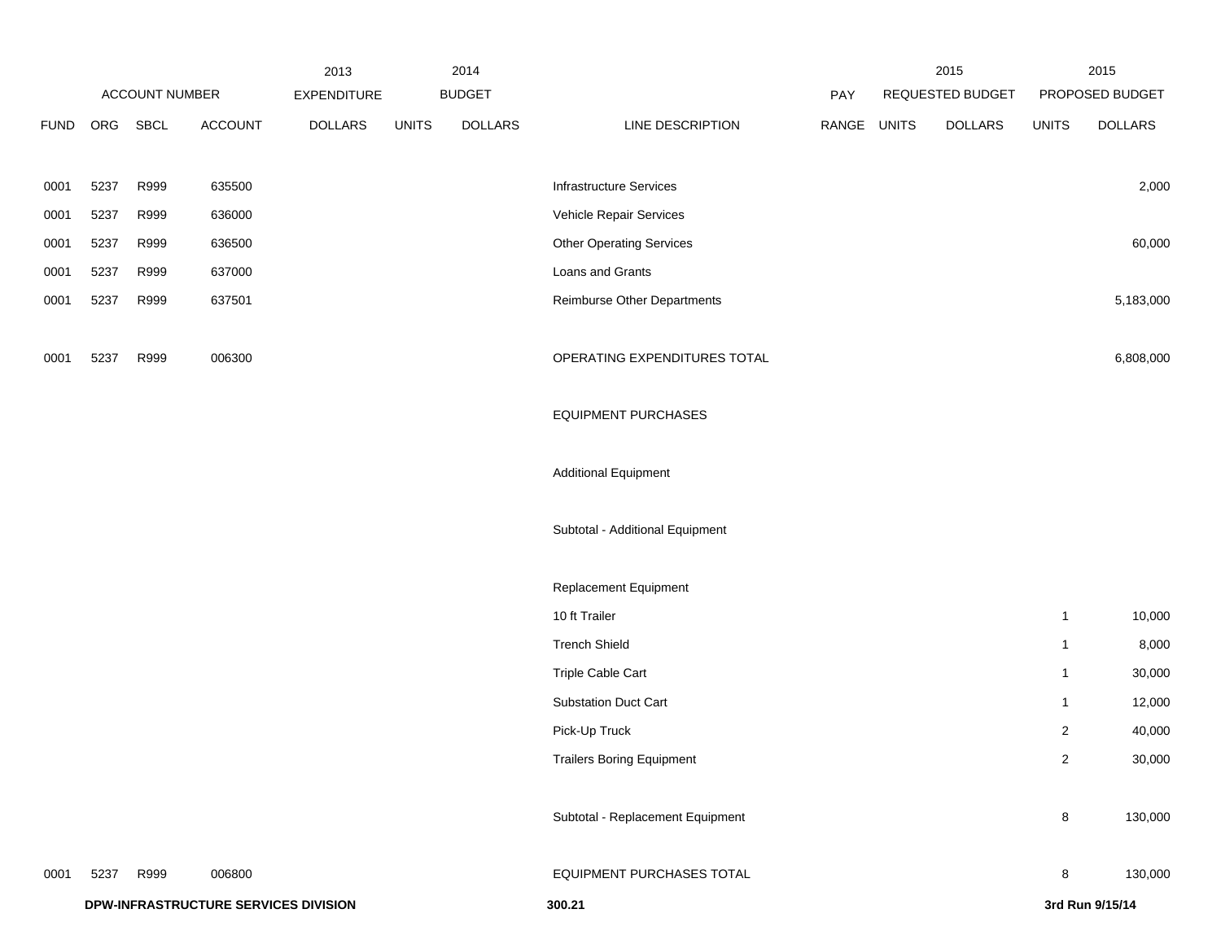| ACCOUNT NUMBER | | | | 2013 EXPENDITURE | 2014 BUDGET | | | PAY | 2015 REQUESTED BUDGET | | 2015 PROPOSED BUDGET | |
|---|---|---|---|---|---|---|---|---|---|---|---|---|
| FUND | ORG | SBCL | ACCOUNT | DOLLARS | UNITS | DOLLARS | LINE DESCRIPTION | RANGE | UNITS | DOLLARS | UNITS | DOLLARS |
| 0001 | 5237 | R999 | 635500 | | | | Infrastructure Services | | | | | 2,000 |
| 0001 | 5237 | R999 | 636000 | | | | Vehicle Repair Services | | | | | |
| 0001 | 5237 | R999 | 636500 | | | | Other Operating Services | | | | | 60,000 |
| 0001 | 5237 | R999 | 637000 | | | | Loans and Grants | | | | | |
| 0001 | 5237 | R999 | 637501 | | | | Reimburse Other Departments | | | | | 5,183,000 |
| 0001 | 5237 | R999 | 006300 | | | | OPERATING EXPENDITURES TOTAL | | | | | 6,808,000 |
| | | | | | | | EQUIPMENT PURCHASES | | | | | |
| | | | | | | | Additional Equipment | | | | | |
| | | | | | | | Subtotal - Additional Equipment | | | | | |
| | | | | | | | Replacement Equipment | | | | | |
| | | | | | | | 10 ft Trailer | | | | 1 | 10,000 |
| | | | | | | | Trench Shield | | | | 1 | 8,000 |
| | | | | | | | Triple Cable Cart | | | | 1 | 30,000 |
| | | | | | | | Substation Duct Cart | | | | 1 | 12,000 |
| | | | | | | | Pick-Up Truck | | | | 2 | 40,000 |
| | | | | | | | Trailers Boring Equipment | | | | 2 | 30,000 |
| | | | | | | | Subtotal - Replacement Equipment | | | | 8 | 130,000 |
| 0001 | 5237 | R999 | 006800 | | | | EQUIPMENT PURCHASES TOTAL | | | | 8 | 130,000 |

**DPW-INFRASTRUCTURE SERVICES DIVISION** **300.21** **3rd Run 9/15/14**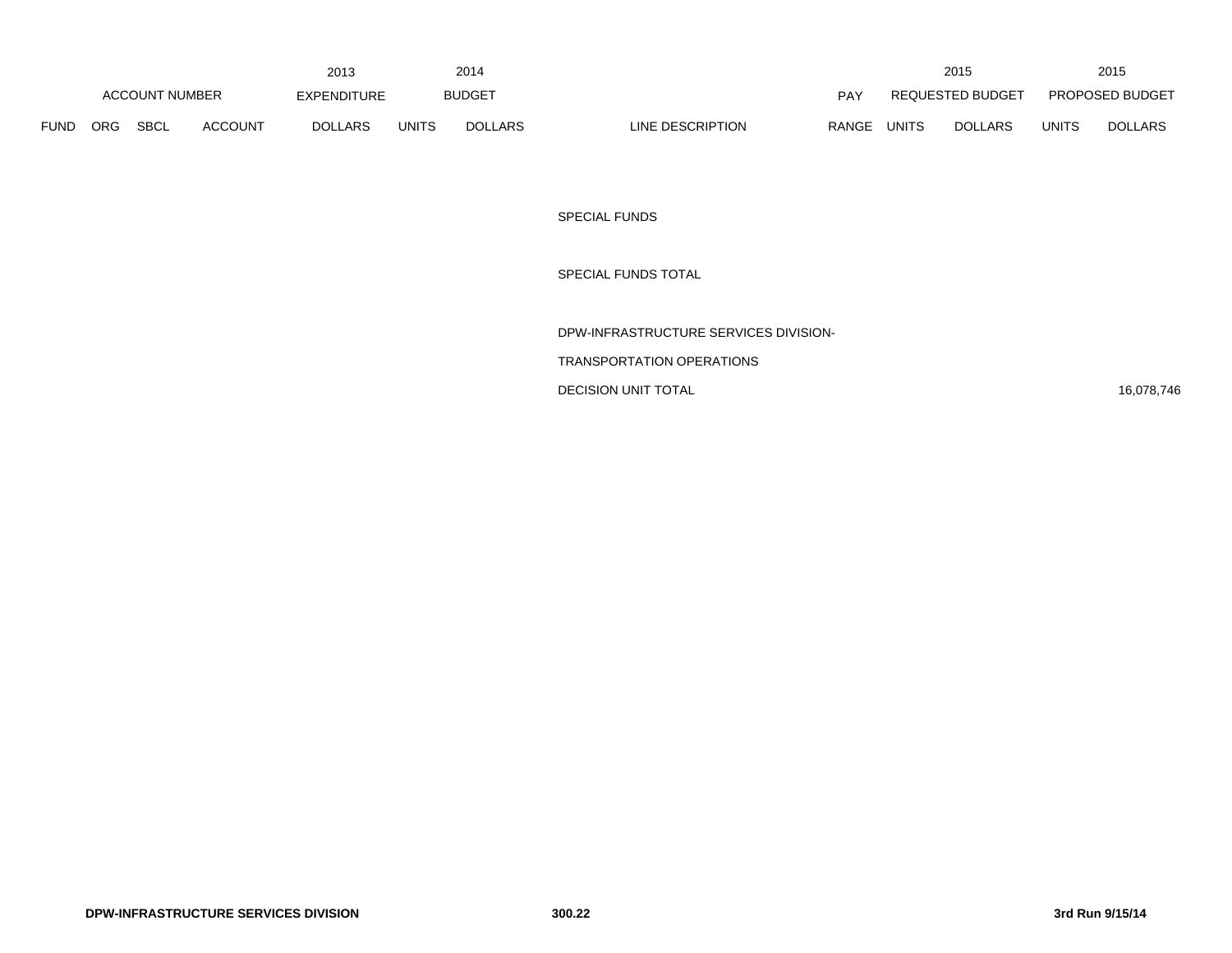| ACCOUNT NUMBER | | | | 2013 EXPENDITURE | 2014 BUDGET | | | PAY | 2015 REQUESTED BUDGET | | 2015 PROPOSED BUDGET | |
|---|---|---|---|---|---|---|---|---|---|---|---|---|
| FUND | ORG | SBCL | ACCOUNT | DOLLARS | UNITS | DOLLARS | LINE DESCRIPTION | RANGE | UNITS | DOLLARS | UNITS | DOLLARS |
| | | | | | | | SPECIAL FUNDS | | | | | |
| | | | | | | | SPECIAL FUNDS TOTAL | | | | | |
| | | | | | | | DPW-INFRASTRUCTURE SERVICES DIVISION-<br>TRANSPORTATION OPERATIONS<br>DECISION UNIT TOTAL | | | | | 16,078,746 |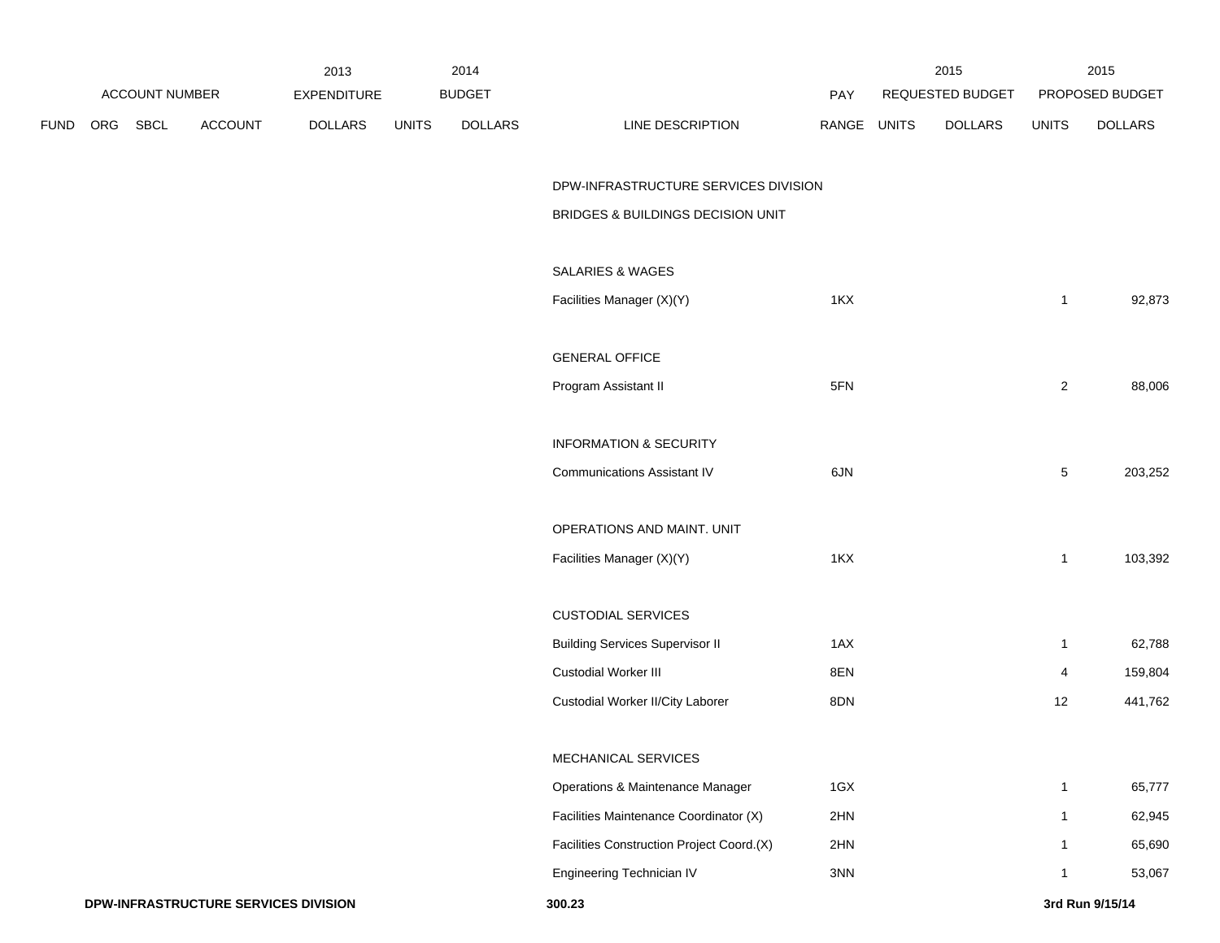| | | | | 2013 | 2014 | | | | 2015 | | 2015 | |
|---|---|---|---|---|---|---|---|---|---|---|---|---|
| ACCOUNT NUMBER | | | | EXPENDITURE | BUDGET | | | PAY | REQUESTED BUDGET | | PROPOSED BUDGET | |
| FUND | ORG | SBCL | ACCOUNT | DOLLARS | UNITS | DOLLARS | LINE DESCRIPTION | RANGE | UNITS | DOLLARS | UNITS | DOLLARS |
| | | | | | | | DPW-INFRASTRUCTURE SERVICES DIVISION | | | | | |
| | | | | | | | BRIDGES & BUILDINGS DECISION UNIT | | | | | |
| | | | | | | | SALARIES & WAGES | | | | | |
| | | | | | | | Facilities Manager (X)(Y) | 1KX | | | 1 | 92,873 |
| | | | | | | | GENERAL OFFICE | | | | | |
| | | | | | | | Program Assistant II | 5FN | | | 2 | 88,006 |
| | | | | | | | INFORMATION & SECURITY | | | | | |
| | | | | | | | Communications Assistant IV | 6JN | | | 5 | 203,252 |
| | | | | | | | OPERATIONS AND MAINT. UNIT | | | | | |
| | | | | | | | Facilities Manager (X)(Y) | 1KX | | | 1 | 103,392 |
| | | | | | | | CUSTODIAL SERVICES | | | | | |
| | | | | | | | Building Services Supervisor II | 1AX | | | 1 | 62,788 |
| | | | | | | | Custodial Worker III | 8EN | | | 4 | 159,804 |
| | | | | | | | Custodial Worker II/City Laborer | 8DN | | | 12 | 441,762 |
| | | | | | | | MECHANICAL SERVICES | | | | | |
| | | | | | | | Operations & Maintenance Manager | 1GX | | | 1 | 65,777 |
| | | | | | | | Facilities Maintenance Coordinator (X) | 2HN | | | 1 | 62,945 |
| | | | | | | | Facilities Construction Project Coord.(X) | 2HN | | | 1 | 65,690 |
| | | | | | | | Engineering Technician IV | 3NN | | | 1 | 53,067 |

**DPW-INFRASTRUCTURE SERVICES DIVISION** **300.23** **3rd Run 9/15/14**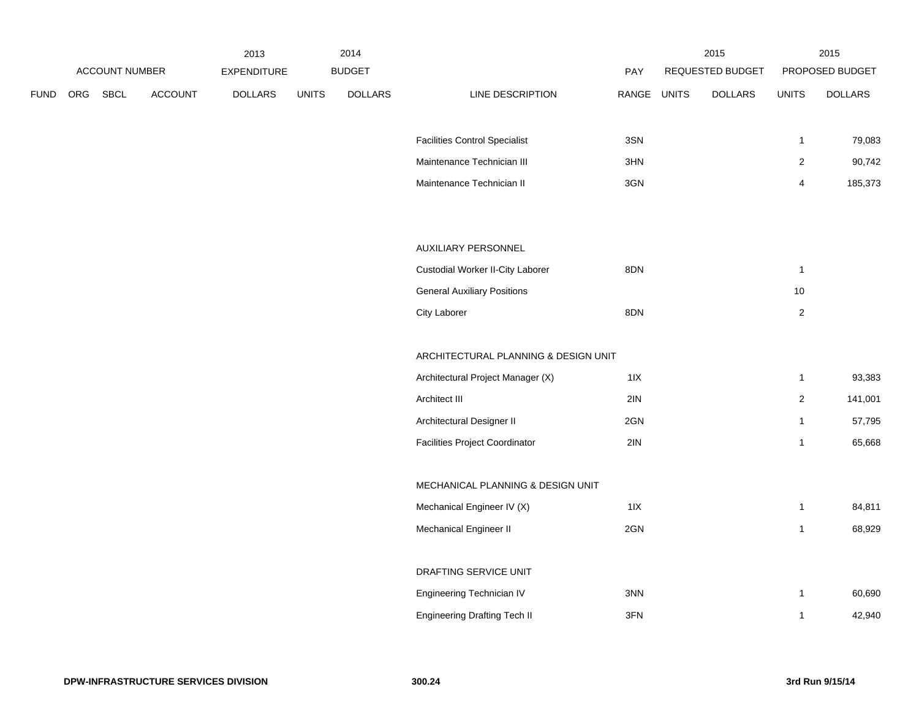| | ACCOUNT NUMBER | | | 2013 EXPENDITURE | 2014 BUDGET | | | PAY | 2015 REQUESTED BUDGET | | 2015 PROPOSED BUDGET | |
|---|---|---|---|---|---|---|---|---|---|---|---|---|
| FUND | ORG | SBCL | ACCOUNT | DOLLARS | UNITS | DOLLARS | LINE DESCRIPTION | RANGE | UNITS | DOLLARS | UNITS | DOLLARS |
| | | | | | | | Facilities Control Specialist | 3SN | | | 1 | 79,083 |
| | | | | | | | Maintenance Technician III | 3HN | | | 2 | 90,742 |
| | | | | | | | Maintenance Technician II | 3GN | | | 4 | 185,373 |
| | | | | | | | AUXILIARY PERSONNEL | | | | | |
| | | | | | | | Custodial Worker II-City Laborer | 8DN | | | 1 | |
| | | | | | | | General Auxiliary Positions | | | | 10 | |
| | | | | | | | City Laborer | 8DN | | | 2 | |
| | | | | | | | ARCHITECTURAL PLANNING & DESIGN UNIT | | | | | |
| | | | | | | | Architectural Project Manager (X) | 1IX | | | 1 | 93,383 |
| | | | | | | | Architect III | 2IN | | | 2 | 141,001 |
| | | | | | | | Architectural Designer II | 2GN | | | 1 | 57,795 |
| | | | | | | | Facilities Project Coordinator | 2IN | | | 1 | 65,668 |
| | | | | | | | MECHANICAL PLANNING & DESIGN UNIT | | | | | |
| | | | | | | | Mechanical Engineer IV (X) | 1IX | | | 1 | 84,811 |
| | | | | | | | Mechanical Engineer II | 2GN | | | 1 | 68,929 |
| | | | | | | | DRAFTING SERVICE UNIT | | | | | |
| | | | | | | | Engineering Technician IV | 3NN | | | 1 | 60,690 |
| | | | | | | | Engineering Drafting Tech II | 3FN | | | 1 | 42,940 |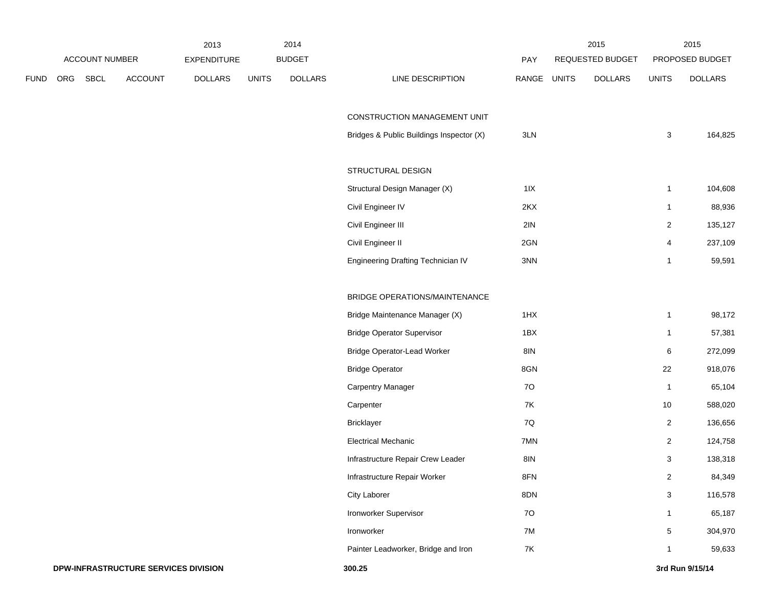| ACCOUNT NUMBER | | | | 2013 EXPENDITURE | 2014 BUDGET | | | PAY | 2015 REQUESTED BUDGET | | 2015 PROPOSED BUDGET | |
|---|---|---|---|---|---|---|---|---|---|---|---|---|
| FUND | ORG | SBCL | ACCOUNT | DOLLARS | UNITS | DOLLARS | LINE DESCRIPTION | RANGE | UNITS | DOLLARS | UNITS | DOLLARS |
| | | | | | | | CONSTRUCTION MANAGEMENT UNIT | | | | | |
| | | | | | | | Bridges & Public Buildings Inspector (X) | 3LN | | | 3 | 164,825 |
| | | | | | | | STRUCTURAL DESIGN | | | | | |
| | | | | | | | Structural Design Manager (X) | 1IX | | | 1 | 104,608 |
| | | | | | | | Civil Engineer IV | 2KX | | | 1 | 88,936 |
| | | | | | | | Civil Engineer III | 2IN | | | 2 | 135,127 |
| | | | | | | | Civil Engineer II | 2GN | | | 4 | 237,109 |
| | | | | | | | Engineering Drafting Technician IV | 3NN | | | 1 | 59,591 |
| | | | | | | | BRIDGE OPERATIONS/MAINTENANCE | | | | | |
| | | | | | | | Bridge Maintenance Manager (X) | 1HX | | | 1 | 98,172 |
| | | | | | | | Bridge Operator Supervisor | 1BX | | | 1 | 57,381 |
| | | | | | | | Bridge Operator-Lead Worker | 8IN | | | 6 | 272,099 |
| | | | | | | | Bridge Operator | 8GN | | | 22 | 918,076 |
| | | | | | | | Carpentry Manager | 7O | | | 1 | 65,104 |
| | | | | | | | Carpenter | 7K | | | 10 | 588,020 |
| | | | | | | | Bricklayer | 7Q | | | 2 | 136,656 |
| | | | | | | | Electrical Mechanic | 7MN | | | 2 | 124,758 |
| | | | | | | | Infrastructure Repair Crew Leader | 8IN | | | 3 | 138,318 |
| | | | | | | | Infrastructure Repair Worker | 8FN | | | 2 | 84,349 |
| | | | | | | | City Laborer | 8DN | | | 3 | 116,578 |
| | | | | | | | Ironworker Supervisor | 7O | | | 1 | 65,187 |
| | | | | | | | Ironworker | 7M | | | 5 | 304,970 |
| | | | | | | | Painter Leadworker, Bridge and Iron | 7K | | | 1 | 59,633 |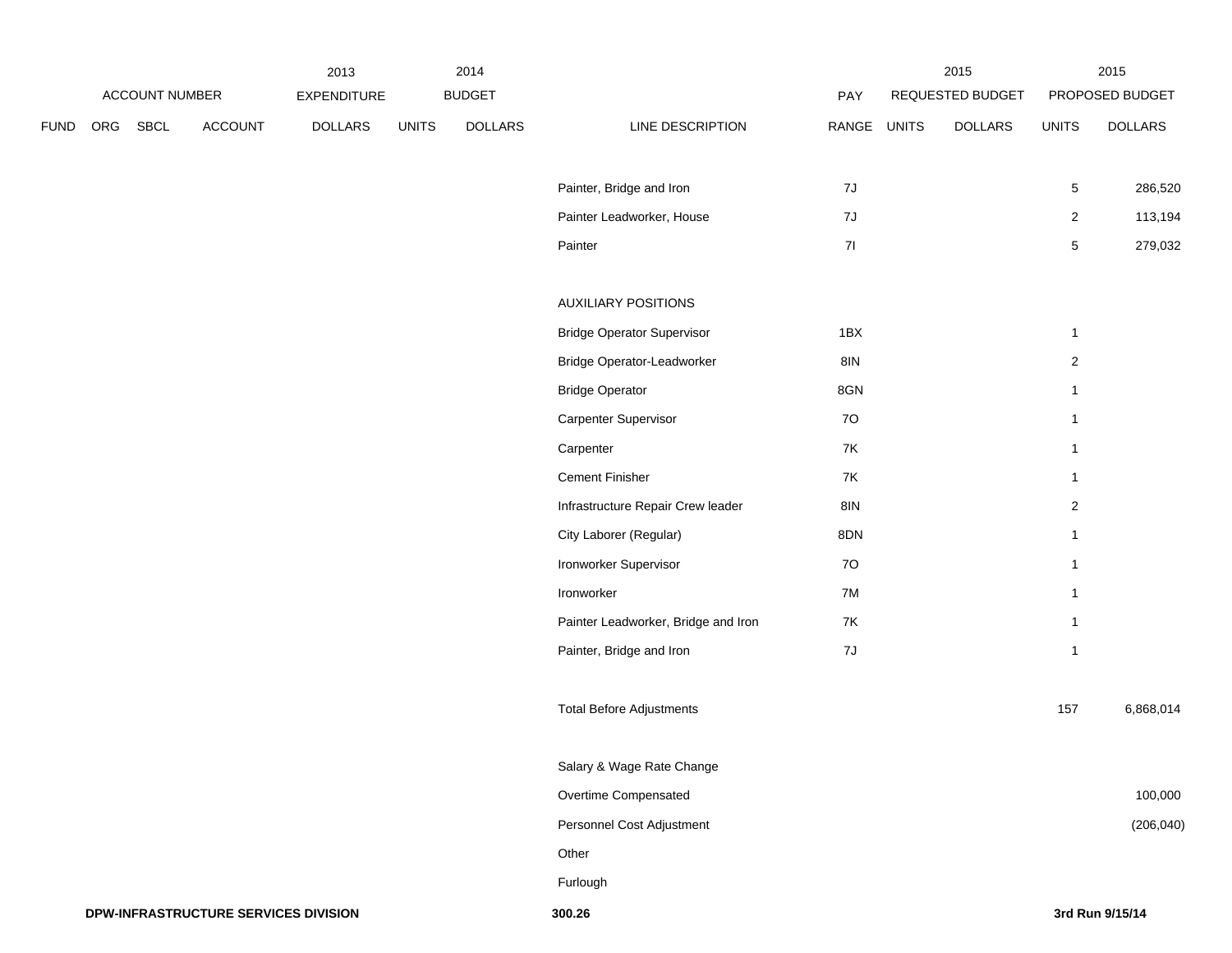| FUND | ORG | SBCL | ACCOUNT | 2013 EXPENDITURE DOLLARS | 2014 BUDGET UNITS | 2014 BUDGET DOLLARS | LINE DESCRIPTION | PAY RANGE | 2015 REQUESTED BUDGET UNITS | 2015 REQUESTED BUDGET DOLLARS | 2015 PROPOSED BUDGET UNITS | 2015 PROPOSED BUDGET DOLLARS |
|---|---|---|---|---|---|---|---|---|---|---|---|---|
| | | | | | | | Painter, Bridge and Iron | 7J | | | 5 | 286,520 |
| | | | | | | | Painter Leadworker, House | 7J | | | 2 | 113,194 |
| | | | | | | | Painter | 7I | | | 5 | 279,032 |
| | | | | | | | AUXILIARY POSITIONS | | | | | |
| | | | | | | | Bridge Operator Supervisor | 1BX | | | 1 | |
| | | | | | | | Bridge Operator-Leadworker | 8IN | | | 2 | |
| | | | | | | | Bridge Operator | 8GN | | | 1 | |
| | | | | | | | Carpenter Supervisor | 7O | | | 1 | |
| | | | | | | | Carpenter | 7K | | | 1 | |
| | | | | | | | Cement Finisher | 7K | | | 1 | |
| | | | | | | | Infrastructure Repair Crew leader | 8IN | | | 2 | |
| | | | | | | | City Laborer (Regular) | 8DN | | | 1 | |
| | | | | | | | Ironworker Supervisor | 7O | | | 1 | |
| | | | | | | | Ironworker | 7M | | | 1 | |
| | | | | | | | Painter Leadworker, Bridge and Iron | 7K | | | 1 | |
| | | | | | | | Painter, Bridge and Iron | 7J | | | 1 | |
| | | | | | | | Total Before Adjustments | | | | 157 | 6,868,014 |
| | | | | | | | Salary & Wage Rate Change | | | | | |
| | | | | | | | Overtime Compensated | | | | | 100,000 |
| | | | | | | | Personnel Cost Adjustment | | | | | (206,040) |
| | | | | | | | Other | | | | | |
| | | | | | | | Furlough | | | | | |

**DPW-INFRASTRUCTURE SERVICES DIVISION** **300.26** **3rd Run 9/15/14**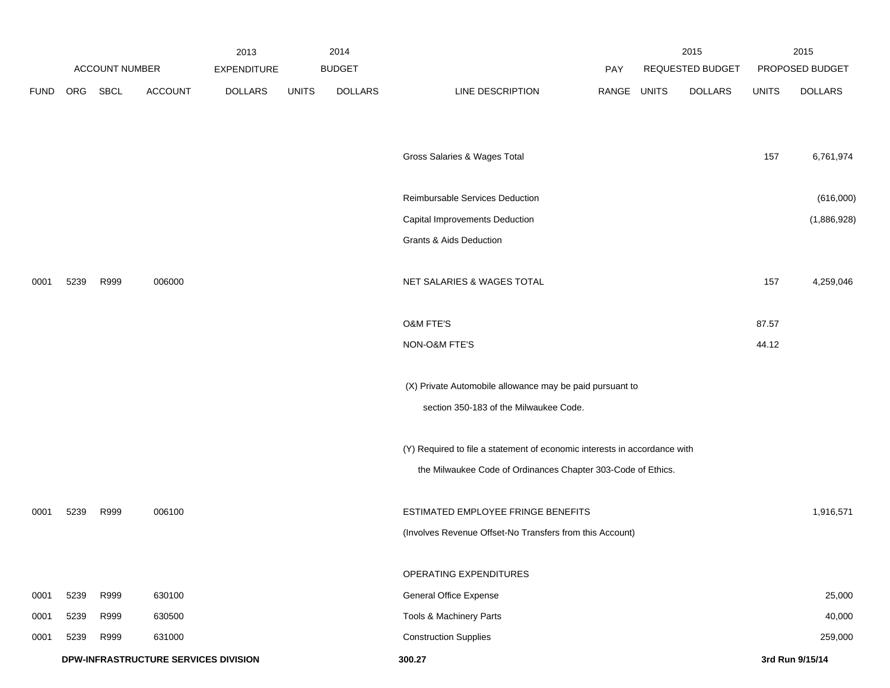| FUND | ORG | SBCL | ACCOUNT | 2013 EXPENDITURE DOLLARS | 2014 BUDGET UNITS | 2014 BUDGET DOLLARS | LINE DESCRIPTION | PAY RANGE | 2015 REQUESTED BUDGET UNITS | 2015 REQUESTED BUDGET DOLLARS | 2015 PROPOSED BUDGET UNITS | 2015 PROPOSED BUDGET DOLLARS |
|---|---|---|---|---|---|---|---|---|---|---|---|---|
| | | | | | | | Gross Salaries & Wages Total | | | | 157 | 6,761,974 |
| | | | | | | | Reimbursable Services Deduction | | | | | (616,000) |
| | | | | | | | Capital Improvements Deduction | | | | | (1,886,928) |
| | | | | | | | Grants & Aids Deduction | | | | | |
| 0001 | 5239 | R999 | 006000 | | | | NET SALARIES & WAGES TOTAL | | | | 157 | 4,259,046 |
| | | | | | | | O&M FTE'S | | | | 87.57 | |
| | | | | | | | NON-O&M FTE'S | | | | 44.12 | |
| | | | | | | | (X) Private Automobile allowance may be paid pursuant to section 350-183 of the Milwaukee Code. | | | | | |
| | | | | | | | (Y) Required to file a statement of economic interests in accordance with the Milwaukee Code of Ordinances Chapter 303-Code of Ethics. | | | | | |
| 0001 | 5239 | R999 | 006100 | | | | ESTIMATED EMPLOYEE FRINGE BENEFITS | | | | | 1,916,571 |
| | | | | | | | (Involves Revenue Offset-No Transfers from this Account) | | | | | |
| | | | | | | | OPERATING EXPENDITURES | | | | | |
| 0001 | 5239 | R999 | 630100 | | | | General Office Expense | | | | | 25,000 |
| 0001 | 5239 | R999 | 630500 | | | | Tools & Machinery Parts | | | | | 40,000 |
| 0001 | 5239 | R999 | 631000 | | | | Construction Supplies | | | | | 259,000 |

**DPW-INFRASTRUCTURE SERVICES DIVISION** **300.27** **3rd Run 9/15/14**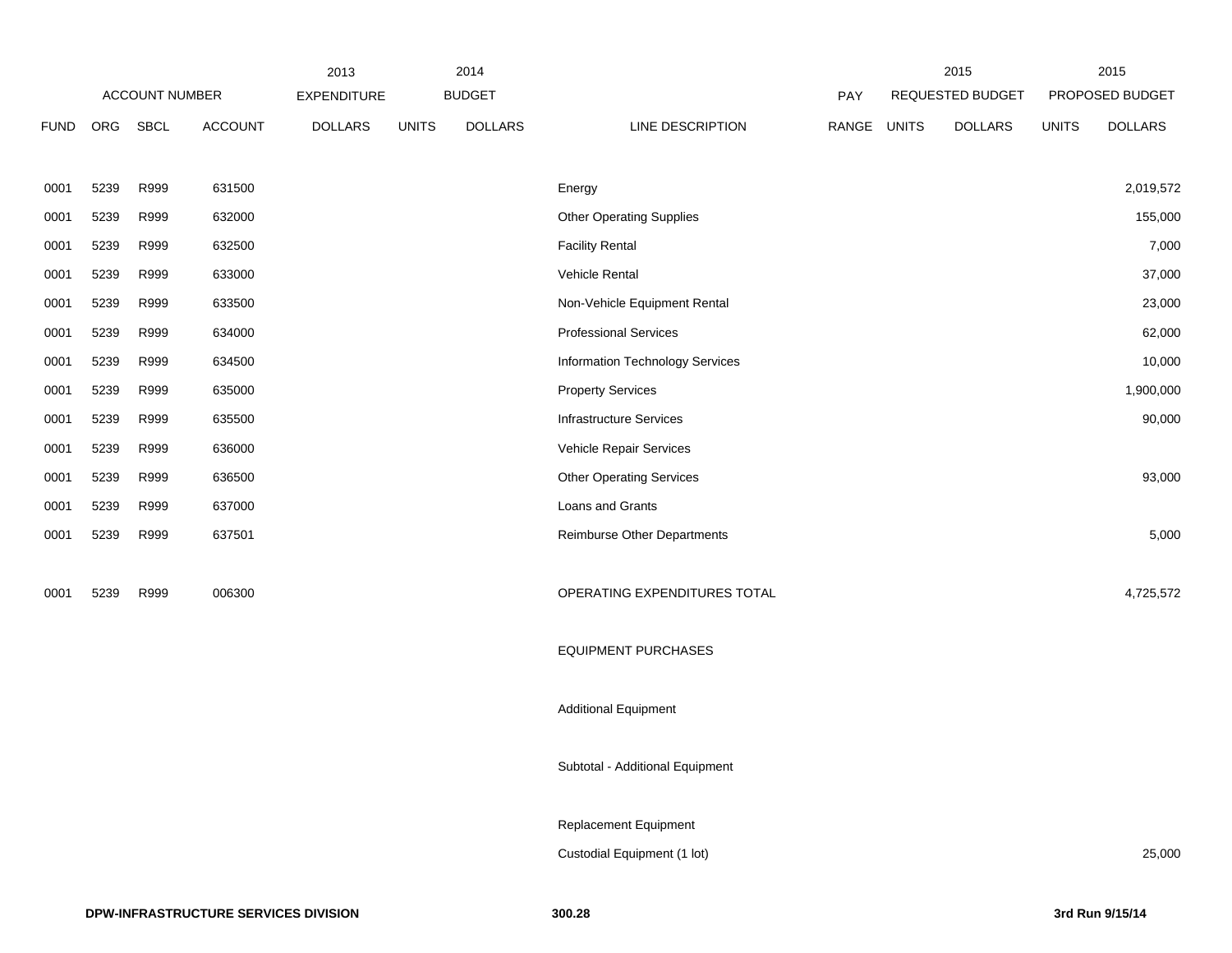| | ACCOUNT NUMBER | | | 2013 EXPENDITURE | 2014 BUDGET | | | PAY | 2015 REQUESTED BUDGET | | 2015 PROPOSED BUDGET | |
|---|---|---|---|---|---|---|---|---|---|---|---|---|
| FUND | ORG | SBCL | ACCOUNT | DOLLARS | UNITS | DOLLARS | LINE DESCRIPTION | RANGE | UNITS | DOLLARS | UNITS | DOLLARS |
| 0001 | 5239 | R999 | 631500 | | | | Energy | | | | | 2,019,572 |
| 0001 | 5239 | R999 | 632000 | | | | Other Operating Supplies | | | | | 155,000 |
| 0001 | 5239 | R999 | 632500 | | | | Facility Rental | | | | | 7,000 |
| 0001 | 5239 | R999 | 633000 | | | | Vehicle Rental | | | | | 37,000 |
| 0001 | 5239 | R999 | 633500 | | | | Non-Vehicle Equipment Rental | | | | | 23,000 |
| 0001 | 5239 | R999 | 634000 | | | | Professional Services | | | | | 62,000 |
| 0001 | 5239 | R999 | 634500 | | | | Information Technology Services | | | | | 10,000 |
| 0001 | 5239 | R999 | 635000 | | | | Property Services | | | | | 1,900,000 |
| 0001 | 5239 | R999 | 635500 | | | | Infrastructure Services | | | | | 90,000 |
| 0001 | 5239 | R999 | 636000 | | | | Vehicle Repair Services | | | | | |
| 0001 | 5239 | R999 | 636500 | | | | Other Operating Services | | | | | 93,000 |
| 0001 | 5239 | R999 | 637000 | | | | Loans and Grants | | | | | |
| 0001 | 5239 | R999 | 637501 | | | | Reimburse Other Departments | | | | | 5,000 |
| 0001 | 5239 | R999 | 006300 | | | | OPERATING EXPENDITURES TOTAL | | | | | 4,725,572 |
| | | | | | | | EQUIPMENT PURCHASES | | | | | |
| | | | | | | | Additional Equipment | | | | | |
| | | | | | | | Subtotal - Additional Equipment | | | | | |
| | | | | | | | Replacement Equipment | | | | | |
| | | | | | | | Custodial Equipment (1 lot) | | | | | 25,000 |

**DPW-INFRASTRUCTURE SERVICES DIVISION** **300.28** **3rd Run 9/15/14**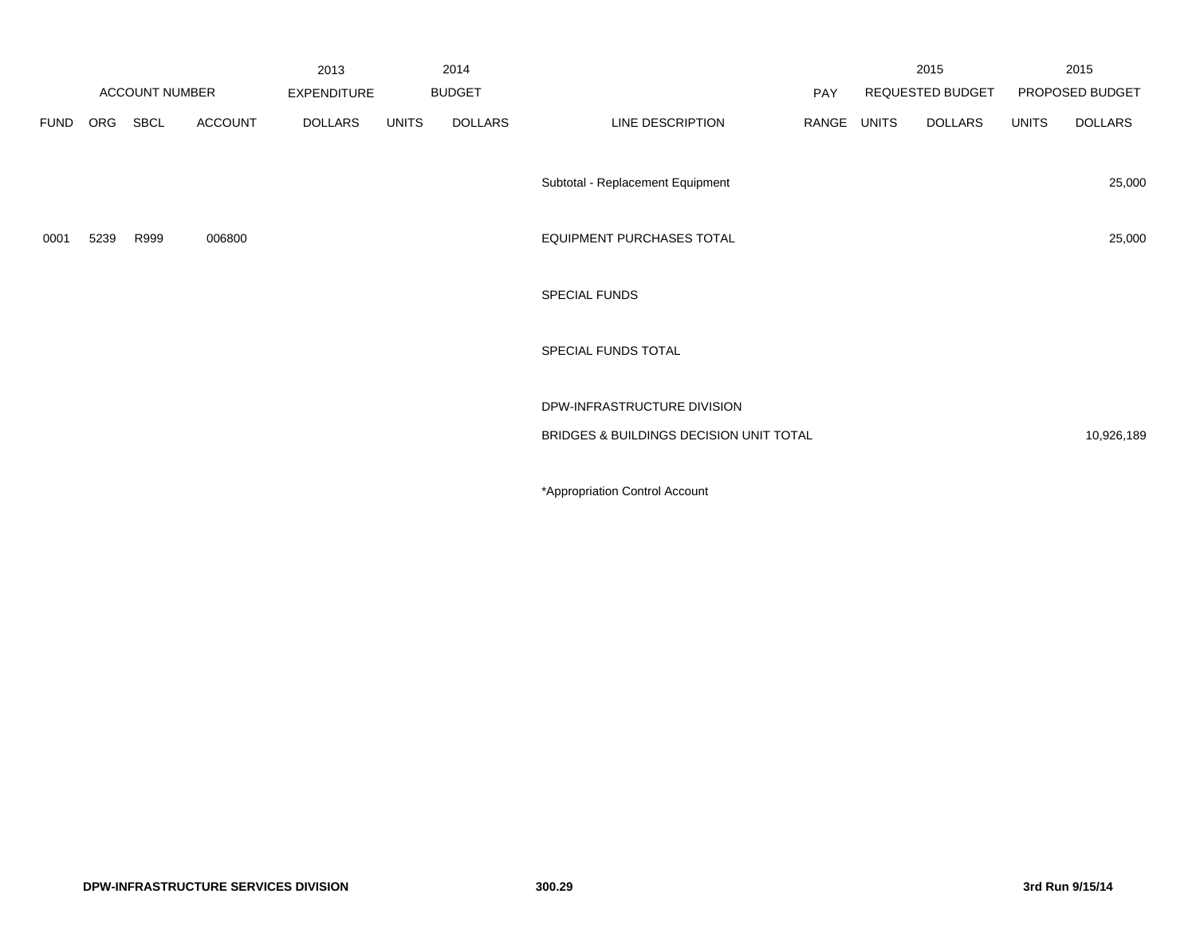| ACCOUNT NUMBER | | | | 2013 EXPENDITURE | 2014 BUDGET | | | PAY | 2015 REQUESTED BUDGET | | 2015 PROPOSED BUDGET | |
|---|---|---|---|---|---|---|---|---|---|---|---|---|
| FUND | ORG | SBCL | ACCOUNT | DOLLARS | UNITS | DOLLARS | LINE DESCRIPTION | RANGE | UNITS | DOLLARS | UNITS | DOLLARS |
| | | | | | | | Subtotal - Replacement Equipment | | | | | 25,000 |
| 0001 | 5239 | R999 | 006800 | | | | EQUIPMENT PURCHASES TOTAL | | | | | 25,000 |
| | | | | | | | SPECIAL FUNDS | | | | | |
| | | | | | | | SPECIAL FUNDS TOTAL | | | | | |
| | | | | | | | DPW-INFRASTRUCTURE DIVISION | | | | | |
| | | | | | | | BRIDGES & BUILDINGS DECISION UNIT TOTAL | | | | | 10,926,189 |

*Appropriation Control Account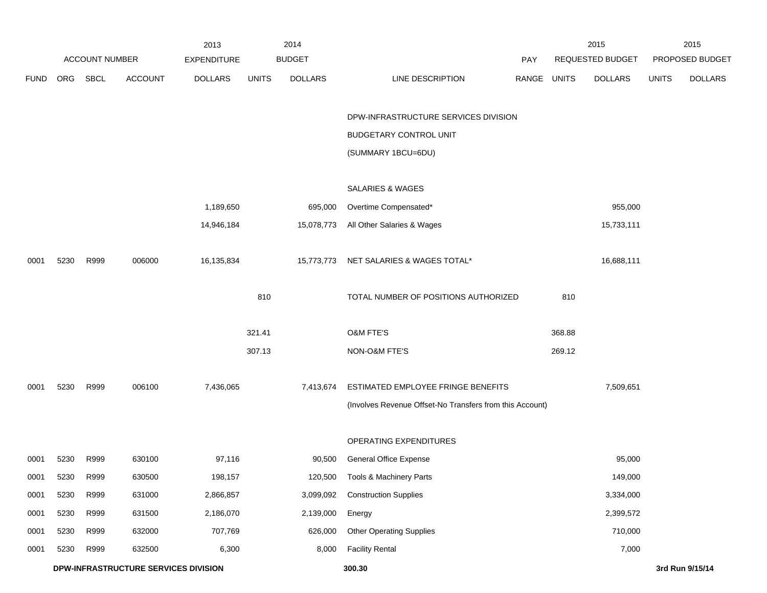| ACCOUNT NUMBER | | | | 2013 EXPENDITURE | 2014 BUDGET | | | PAY | 2015 REQUESTED BUDGET | | 2015 PROPOSED BUDGET | |
|---|---|---|---|---|---|---|---|---|---|---|---|---|
| FUND | ORG | SBCL | ACCOUNT | DOLLARS | UNITS | DOLLARS | LINE DESCRIPTION | RANGE | UNITS | DOLLARS | UNITS | DOLLARS |
| | | | | | | | DPW-INFRASTRUCTURE SERVICES DIVISION | | | | | |
| | | | | | | | BUDGETARY CONTROL UNIT | | | | | |
| | | | | | | | (SUMMARY 1BCU=6DU) | | | | | |
| | | | | | | | SALARIES & WAGES | | | | | |
| | | | | 1,189,650 | | 695,000 | Overtime Compensated* | | | 955,000 | | |
| | | | | 14,946,184 | | 15,078,773 | All Other Salaries & Wages | | | 15,733,111 | | |
| 0001 | 5230 | R999 | 006000 | 16,135,834 | | 15,773,773 | NET SALARIES & WAGES TOTAL* | | | 16,688,111 | | |
| | | | | | 810 | | TOTAL NUMBER OF POSITIONS AUTHORIZED | | 810 | | | |
| | | | | | 321.41 | | O&M FTE'S | | 368.88 | | | |
| | | | | | 307.13 | | NON-O&M FTE'S | | 269.12 | | | |
| 0001 | 5230 | R999 | 006100 | 7,436,065 | | 7,413,674 | ESTIMATED EMPLOYEE FRINGE BENEFITS | | | 7,509,651 | | |
| | | | | | | | (Involves Revenue Offset-No Transfers from this Account) | | | | | |
| | | | | | | | OPERATING EXPENDITURES | | | | | |
| 0001 | 5230 | R999 | 630100 | 97,116 | | 90,500 | General Office Expense | | | 95,000 | | |
| 0001 | 5230 | R999 | 630500 | 198,157 | | 120,500 | Tools & Machinery Parts | | | 149,000 | | |
| 0001 | 5230 | R999 | 631000 | 2,866,857 | | 3,099,092 | Construction Supplies | | | 3,334,000 | | |
| 0001 | 5230 | R999 | 631500 | 2,186,070 | | 2,139,000 | Energy | | | 2,399,572 | | |
| 0001 | 5230 | R999 | 632000 | 707,769 | | 626,000 | Other Operating Supplies | | | 710,000 | | |
| 0001 | 5230 | R999 | 632500 | 6,300 | | 8,000 | Facility Rental | | | 7,000 | | |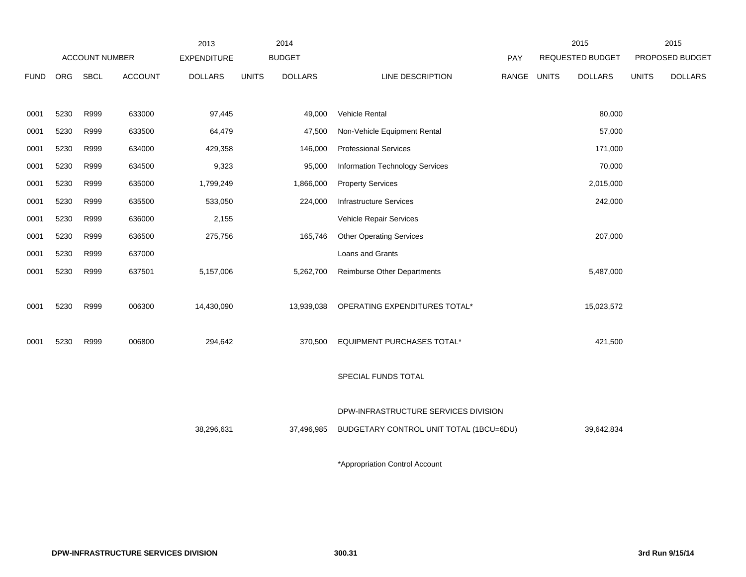| FUND | ORG | SBCL | ACCOUNT | 2013 EXPENDITURE DOLLARS | 2014 BUDGET UNITS | 2014 BUDGET DOLLARS | LINE DESCRIPTION | PAY RANGE | 2015 REQUESTED BUDGET UNITS | 2015 REQUESTED BUDGET DOLLARS | 2015 PROPOSED BUDGET UNITS | 2015 PROPOSED BUDGET DOLLARS |
|---|---|---|---|---|---|---|---|---|---|---|---|---|
| 0001 | 5230 | R999 | 633000 | 97,445 | | 49,000 | Vehicle Rental | | | 80,000 | | |
| 0001 | 5230 | R999 | 633500 | 64,479 | | 47,500 | Non-Vehicle Equipment Rental | | | 57,000 | | |
| 0001 | 5230 | R999 | 634000 | 429,358 | | 146,000 | Professional Services | | | 171,000 | | |
| 0001 | 5230 | R999 | 634500 | 9,323 | | 95,000 | Information Technology Services | | | 70,000 | | |
| 0001 | 5230 | R999 | 635000 | 1,799,249 | | 1,866,000 | Property Services | | | 2,015,000 | | |
| 0001 | 5230 | R999 | 635500 | 533,050 | | 224,000 | Infrastructure Services | | | 242,000 | | |
| 0001 | 5230 | R999 | 636000 | 2,155 | | | Vehicle Repair Services | | | | | |
| 0001 | 5230 | R999 | 636500 | 275,756 | | 165,746 | Other Operating Services | | | 207,000 | | |
| 0001 | 5230 | R999 | 637000 | | | | Loans and Grants | | | | | |
| 0001 | 5230 | R999 | 637501 | 5,157,006 | | 5,262,700 | Reimburse Other Departments | | | 5,487,000 | | |
| 0001 | 5230 | R999 | 006300 | 14,430,090 | | 13,939,038 | OPERATING EXPENDITURES TOTAL* | | | 15,023,572 | | |
| 0001 | 5230 | R999 | 006800 | 294,642 | | 370,500 | EQUIPMENT PURCHASES TOTAL* | | | 421,500 | | |
| | | | | | | | SPECIAL FUNDS TOTAL | | | | | |
| | | | | | | | DPW-INFRASTRUCTURE SERVICES DIVISION | | | | | |
| | | | | 38,296,631 | | 37,496,985 | BUDGETARY CONTROL UNIT TOTAL (1BCU=6DU) | | | 39,642,834 | | |

*Appropriation Control Account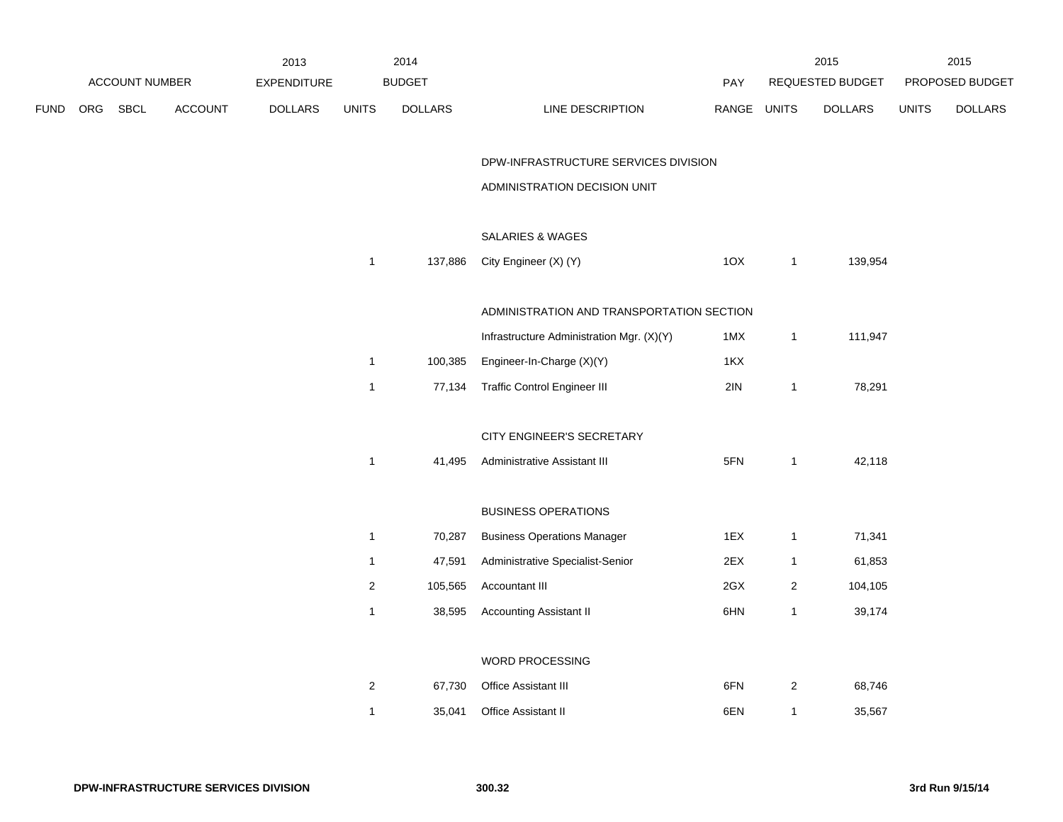| | ACCOUNT NUMBER | | | 2013 EXPENDITURE | 2014 BUDGET | | | PAY | 2015 REQUESTED BUDGET | | 2015 PROPOSED BUDGET | |
|---|---|---|---|---|---|---|---|---|---|---|---|---|
| FUND | ORG | SBCL | ACCOUNT | DOLLARS | UNITS | DOLLARS | LINE DESCRIPTION | RANGE | UNITS | DOLLARS | UNITS | DOLLARS |
| | | | | | | | DPW-INFRASTRUCTURE SERVICES DIVISION | | | | | |
| | | | | | | | ADMINISTRATION DECISION UNIT | | | | | |
| | | | | | | | SALARIES & WAGES | | | | | |
| | | | | | 1 | 137,886 | City Engineer (X) (Y) | 1OX | 1 | 139,954 | | |
| | | | | | | | ADMINISTRATION AND TRANSPORTATION SECTION | | | | | |
| | | | | | | | Infrastructure Administration Mgr. (X)(Y) | 1MX | 1 | 111,947 | | |
| | | | | | 1 | 100,385 | Engineer-In-Charge (X)(Y) | 1KX | | | | |
| | | | | | 1 | 77,134 | Traffic Control Engineer III | 2IN | 1 | 78,291 | | |
| | | | | | | | CITY ENGINEER'S SECRETARY | | | | | |
| | | | | | 1 | 41,495 | Administrative Assistant III | 5FN | 1 | 42,118 | | |
| | | | | | | | BUSINESS OPERATIONS | | | | | |
| | | | | | 1 | 70,287 | Business Operations Manager | 1EX | 1 | 71,341 | | |
| | | | | | 1 | 47,591 | Administrative Specialist-Senior | 2EX | 1 | 61,853 | | |
| | | | | | 2 | 105,565 | Accountant III | 2GX | 2 | 104,105 | | |
| | | | | | 1 | 38,595 | Accounting Assistant II | 6HN | 1 | 39,174 | | |
| | | | | | | | WORD PROCESSING | | | | | |
| | | | | | 2 | 67,730 | Office Assistant III | 6FN | 2 | 68,746 | | |
| | | | | | 1 | 35,041 | Office Assistant II | 6EN | 1 | 35,567 | | |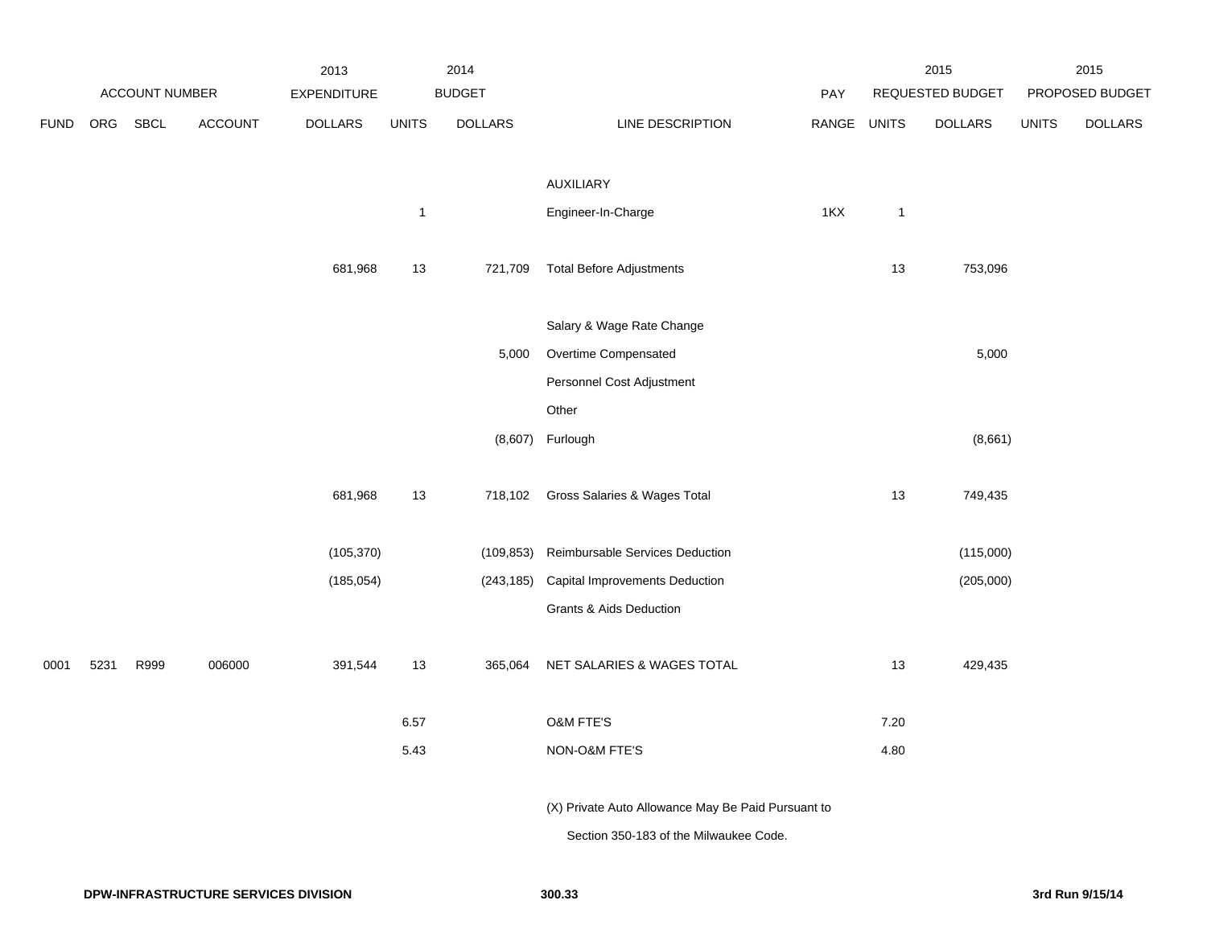| FUND | ORG | SBCL | ACCOUNT | 2013 EXPENDITURE DOLLARS | 2014 BUDGET UNITS | 2014 BUDGET DOLLARS | LINE DESCRIPTION | PAY RANGE | 2015 REQUESTED BUDGET UNITS | 2015 REQUESTED BUDGET DOLLARS | 2015 PROPOSED BUDGET UNITS | 2015 PROPOSED BUDGET DOLLARS |
|---|---|---|---|---|---|---|---|---|---|---|---|---|
| | | | | | | | AUXILIARY | | | | | |
| | | | | | 1 | | Engineer-In-Charge | 1KX | 1 | | | |
| | | | | 681,968 | 13 | 721,709 | Total Before Adjustments | | 13 | 753,096 | | |
| | | | | | | | Salary & Wage Rate Change | | | | | |
| | | | | | | 5,000 | Overtime Compensated | | | 5,000 | | |
| | | | | | | | Personnel Cost Adjustment | | | | | |
| | | | | | | | Other | | | | | |
| | | | | | | (8,607) | Furlough | | | (8,661) | | |
| | | | | 681,968 | 13 | 718,102 | Gross Salaries & Wages Total | | 13 | 749,435 | | |
| | | | | (105,370) | | (109,853) | Reimbursable Services Deduction | | | (115,000) | | |
| | | | | (185,054) | | (243,185) | Capital Improvements Deduction | | | (205,000) | | |
| | | | | | | | Grants & Aids Deduction | | | | | |
| 0001 | 5231 | R999 | 006000 | 391,544 | 13 | 365,064 | NET SALARIES & WAGES TOTAL | | 13 | 429,435 | | |
| | | | | | 6.57 | | O&M FTE'S | | 7.20 | | | |
| | | | | | 5.43 | | NON-O&M FTE'S | | 4.80 | | | |

(X) Private Auto Allowance May Be Paid Pursuant to Section 350-183 of the Milwaukee Code.

DPW-INFRASTRUCTURE SERVICES DIVISION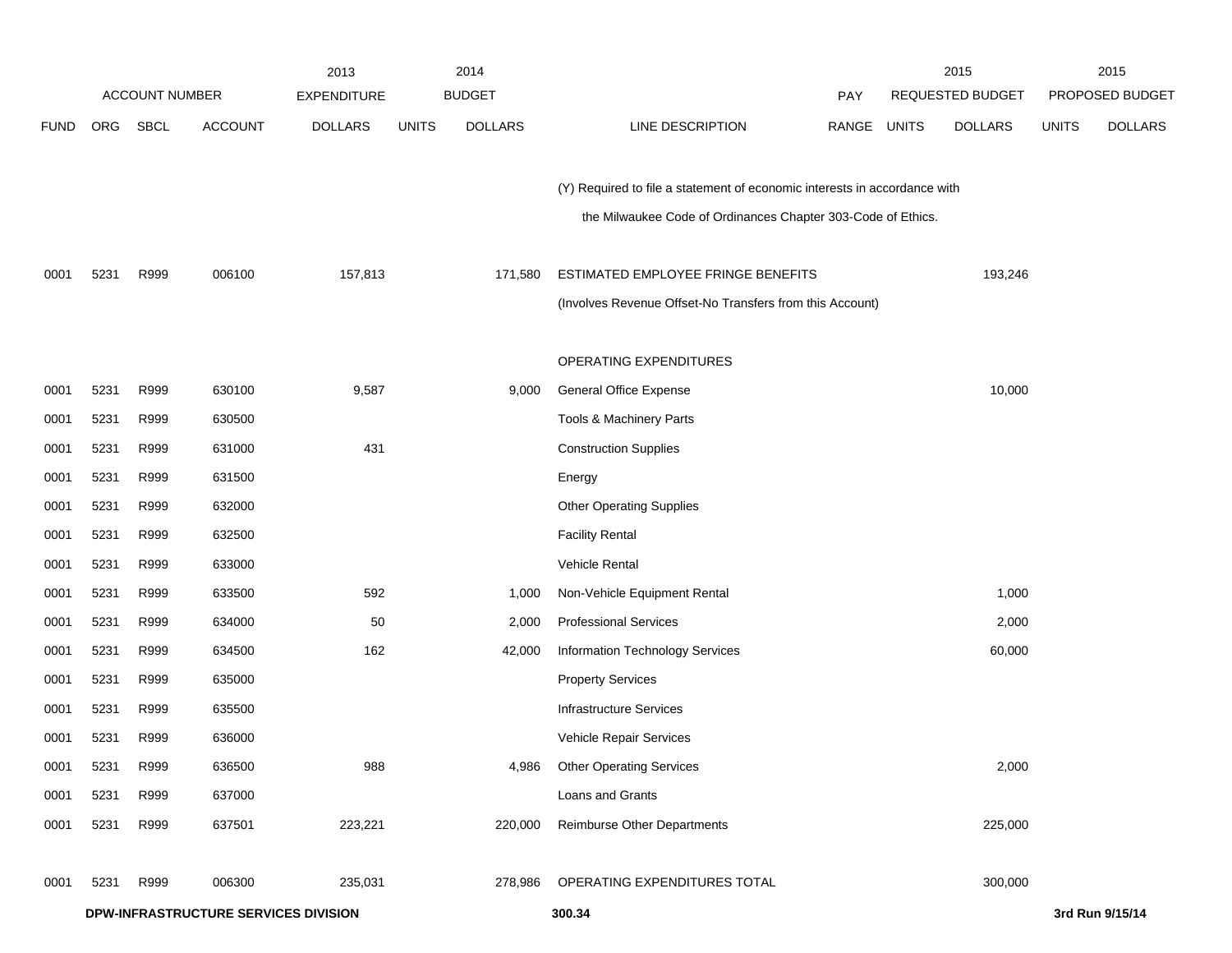| ACCOUNT NUMBER | | | | 2013 EXPENDITURE | 2014 BUDGET | | | PAY | 2015 REQUESTED BUDGET | | 2015 PROPOSED BUDGET | |
|---|---|---|---|---|---|---|---|---|---|---|---|---|
| FUND | ORG | SBCL | ACCOUNT | DOLLARS | UNITS | DOLLARS | LINE DESCRIPTION | RANGE | UNITS | DOLLARS | UNITS | DOLLARS |
| | | | | | | | (Y) Required to file a statement of economic interests in accordance with | | | | | |
| | | | | | | | the Milwaukee Code of Ordinances Chapter 303-Code of Ethics. | | | | | |
| 0001 | 5231 | R999 | 006100 | 157,813 | | 171,580 | ESTIMATED EMPLOYEE FRINGE BENEFITS | | | 193,246 | | |
| | | | | | | | (Involves Revenue Offset-No Transfers from this Account) | | | | | |
| | | | | | | | OPERATING EXPENDITURES | | | | | |
| 0001 | 5231 | R999 | 630100 | 9,587 | | 9,000 | General Office Expense | | | 10,000 | | |
| 0001 | 5231 | R999 | 630500 | | | | Tools & Machinery Parts | | | | | |
| 0001 | 5231 | R999 | 631000 | 431 | | | Construction Supplies | | | | | |
| 0001 | 5231 | R999 | 631500 | | | | Energy | | | | | |
| 0001 | 5231 | R999 | 632000 | | | | Other Operating Supplies | | | | | |
| 0001 | 5231 | R999 | 632500 | | | | Facility Rental | | | | | |
| 0001 | 5231 | R999 | 633000 | | | | Vehicle Rental | | | | | |
| 0001 | 5231 | R999 | 633500 | 592 | | 1,000 | Non-Vehicle Equipment Rental | | | 1,000 | | |
| 0001 | 5231 | R999 | 634000 | 50 | | 2,000 | Professional Services | | | 2,000 | | |
| 0001 | 5231 | R999 | 634500 | 162 | | 42,000 | Information Technology Services | | | 60,000 | | |
| 0001 | 5231 | R999 | 635000 | | | | Property Services | | | | | |
| 0001 | 5231 | R999 | 635500 | | | | Infrastructure Services | | | | | |
| 0001 | 5231 | R999 | 636000 | | | | Vehicle Repair Services | | | | | |
| 0001 | 5231 | R999 | 636500 | 988 | | 4,986 | Other Operating Services | | | 2,000 | | |
| 0001 | 5231 | R999 | 637000 | | | | Loans and Grants | | | | | |
| 0001 | 5231 | R999 | 637501 | 223,221 | | 220,000 | Reimburse Other Departments | | | 225,000 | | |
| 0001 | 5231 | R999 | 006300 | 235,031 | | 278,986 | OPERATING EXPENDITURES TOTAL | | | 300,000 | | |

**DPW-INFRASTRUCTURE SERVICES DIVISION** **300.34** **3rd Run 9/15/14**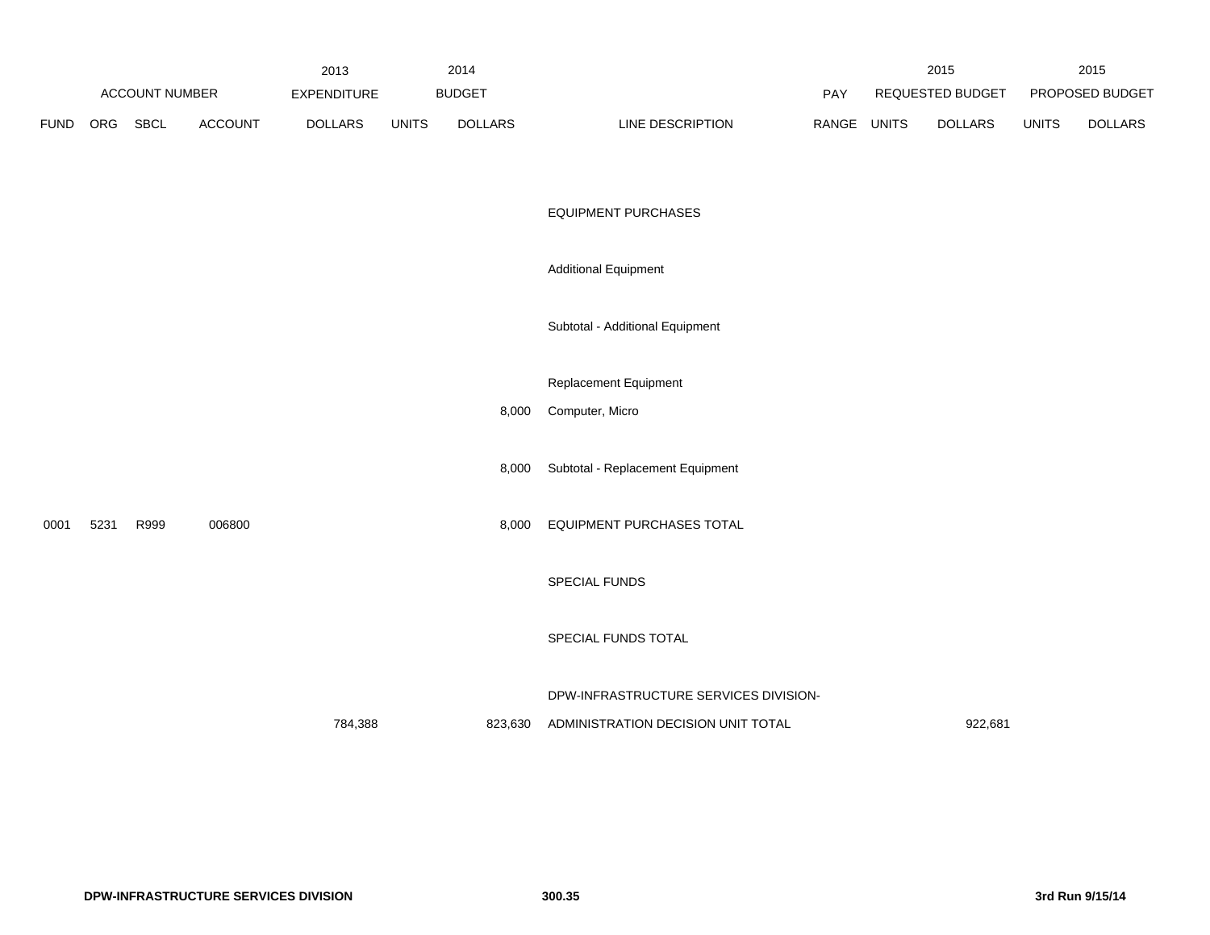| ACCOUNT NUMBER | | | | 2013 EXPENDITURE | 2014 BUDGET | | | | 2015 REQUESTED BUDGET | | 2015 PROPOSED BUDGET | |
|---|---|---|---|---|---|---|---|---|---|---|---|---|
| FUND | ORG | SBCL | ACCOUNT | DOLLARS | UNITS | DOLLARS | LINE DESCRIPTION | PAY RANGE | UNITS | DOLLARS | UNITS | DOLLARS |
| | | | | | | | EQUIPMENT PURCHASES | | | | | |
| | | | | | | | Additional Equipment | | | | | |
| | | | | | | | Subtotal - Additional Equipment | | | | | |
| | | | | | | | Replacement Equipment | | | | | |
| | | | | | | 8,000 | Computer, Micro | | | | | |
| | | | | | | 8,000 | Subtotal - Replacement Equipment | | | | | |
| 0001 | 5231 | R999 | 006800 | | | 8,000 | EQUIPMENT PURCHASES TOTAL | | | | | |
| | | | | | | | SPECIAL FUNDS | | | | | |
| | | | | | | | SPECIAL FUNDS TOTAL | | | | | |
| | | | | 784,388 | | 823,630 | DPW-INFRASTRUCTURE SERVICES DIVISION-ADMINISTRATION DECISION UNIT TOTAL | | | 922,681 | | |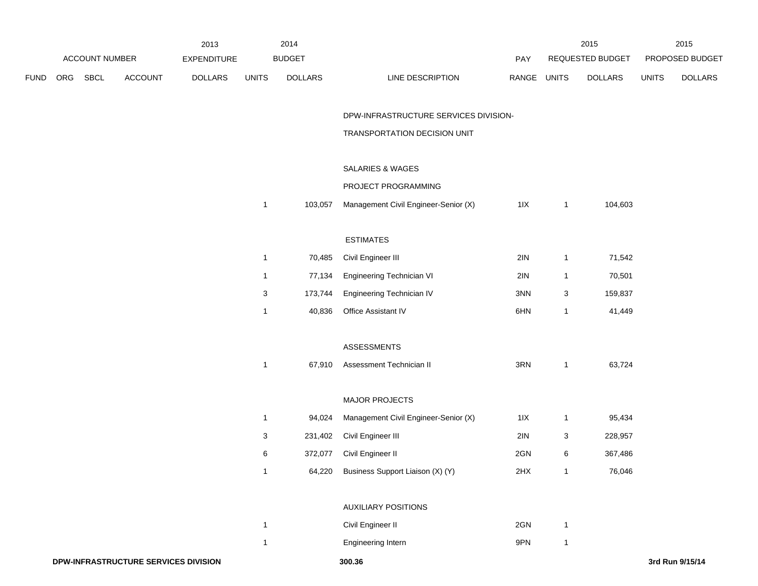| ACCOUNT NUMBER | | | | 2013 EXPENDITURE | 2014 BUDGET | | | | 2015 REQUESTED BUDGET | | 2015 PROPOSED BUDGET | |
|---|---|---|---|---|---|---|---|---|---|---|---|---|
| FUND | ORG | SBCL | ACCOUNT | DOLLARS | UNITS | DOLLARS | LINE DESCRIPTION | PAY RANGE | UNITS | DOLLARS | UNITS | DOLLARS |
| | | | | | | | DPW-INFRASTRUCTURE SERVICES DIVISION- | | | | | |
| | | | | | | | TRANSPORTATION DECISION UNIT | | | | | |
| | | | | | | | SALARIES & WAGES | | | | | |
| | | | | | | | PROJECT PROGRAMMING | | | | | |
| | | | | | 1 | 103,057 | Management Civil Engineer-Senior (X) | 1IX | 1 | 104,603 | | |
| | | | | | | | ESTIMATES | | | | | |
| | | | | | 1 | 70,485 | Civil Engineer III | 2IN | 1 | 71,542 | | |
| | | | | | 1 | 77,134 | Engineering Technician VI | 2IN | 1 | 70,501 | | |
| | | | | | 3 | 173,744 | Engineering Technician IV | 3NN | 3 | 159,837 | | |
| | | | | | 1 | 40,836 | Office Assistant IV | 6HN | 1 | 41,449 | | |
| | | | | | | | ASSESSMENTS | | | | | |
| | | | | | 1 | 67,910 | Assessment Technician II | 3RN | 1 | 63,724 | | |
| | | | | | | | MAJOR PROJECTS | | | | | |
| | | | | | 1 | 94,024 | Management Civil Engineer-Senior (X) | 1IX | 1 | 95,434 | | |
| | | | | | 3 | 231,402 | Civil Engineer III | 2IN | 3 | 228,957 | | |
| | | | | | 6 | 372,077 | Civil Engineer II | 2GN | 6 | 367,486 | | |
| | | | | | 1 | 64,220 | Business Support Liaison (X) (Y) | 2HX | 1 | 76,046 | | |
| | | | | | | | AUXILIARY POSITIONS | | | | | |
| | | | | | 1 | | Civil Engineer II | 2GN | 1 | | | |
| | | | | | 1 | | Engineering Intern | 9PN | 1 | | | |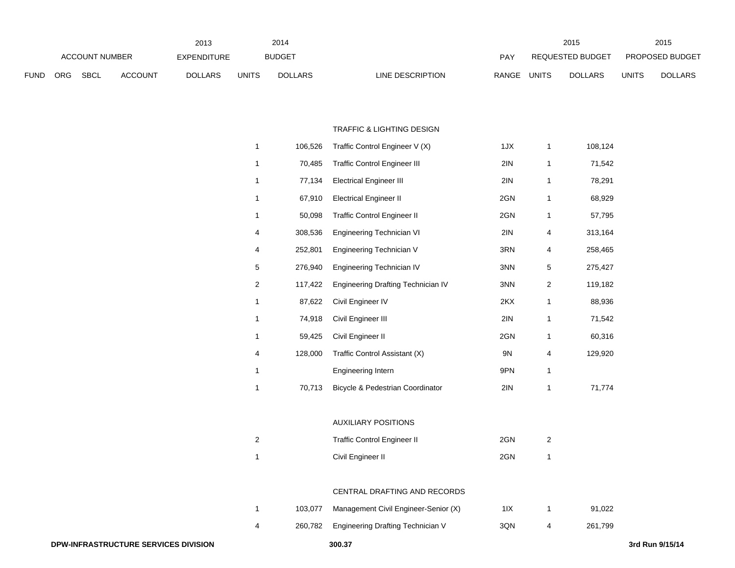| ACCOUNT NUMBER | | | | 2013 EXPENDITURE | 2014 BUDGET | | | PAY | 2015 REQUESTED BUDGET | | 2015 PROPOSED BUDGET | |
|---|---|---|---|---|---|---|---|---|---|---|---|---|
| FUND | ORG | SBCL | ACCOUNT | DOLLARS | UNITS | DOLLARS | LINE DESCRIPTION | RANGE | UNITS | DOLLARS | UNITS | DOLLARS |
| | | | | | | | TRAFFIC & LIGHTING DESIGN | | | | | |
| | | | | | 1 | 106,526 | Traffic Control Engineer V (X) | 1JX | 1 | 108,124 | | |
| | | | | | 1 | 70,485 | Traffic Control Engineer III | 2IN | 1 | 71,542 | | |
| | | | | | 1 | 77,134 | Electrical Engineer III | 2IN | 1 | 78,291 | | |
| | | | | | 1 | 67,910 | Electrical Engineer II | 2GN | 1 | 68,929 | | |
| | | | | | 1 | 50,098 | Traffic Control Engineer II | 2GN | 1 | 57,795 | | |
| | | | | | 4 | 308,536 | Engineering Technician VI | 2IN | 4 | 313,164 | | |
| | | | | | 4 | 252,801 | Engineering Technician V | 3RN | 4 | 258,465 | | |
| | | | | | 5 | 276,940 | Engineering Technician IV | 3NN | 5 | 275,427 | | |
| | | | | | 2 | 117,422 | Engineering Drafting Technician IV | 3NN | 2 | 119,182 | | |
| | | | | | 1 | 87,622 | Civil Engineer IV | 2KX | 1 | 88,936 | | |
| | | | | | 1 | 74,918 | Civil Engineer III | 2IN | 1 | 71,542 | | |
| | | | | | 1 | 59,425 | Civil Engineer II | 2GN | 1 | 60,316 | | |
| | | | | | 4 | 128,000 | Traffic Control Assistant (X) | 9N | 4 | 129,920 | | |
| | | | | | 1 | | Engineering Intern | 9PN | 1 | | | |
| | | | | | 1 | 70,713 | Bicycle & Pedestrian Coordinator | 2IN | 1 | 71,774 | | |
| | | | | | | | AUXILIARY POSITIONS | | | | | |
| | | | | | 2 | | Traffic Control Engineer II | 2GN | 2 | | | |
| | | | | | 1 | | Civil Engineer II | 2GN | 1 | | | |
| | | | | | | | CENTRAL DRAFTING AND RECORDS | | | | | |
| | | | | | 1 | 103,077 | Management Civil Engineer-Senior (X) | 1IX | 1 | 91,022 | | |
| | | | | | 4 | 260,782 | Engineering Drafting Technician V | 3QN | 4 | 261,799 | | |

DPW-INFRASTRUCTURE SERVICES DIVISION 300.37 3rd Run 9/15/14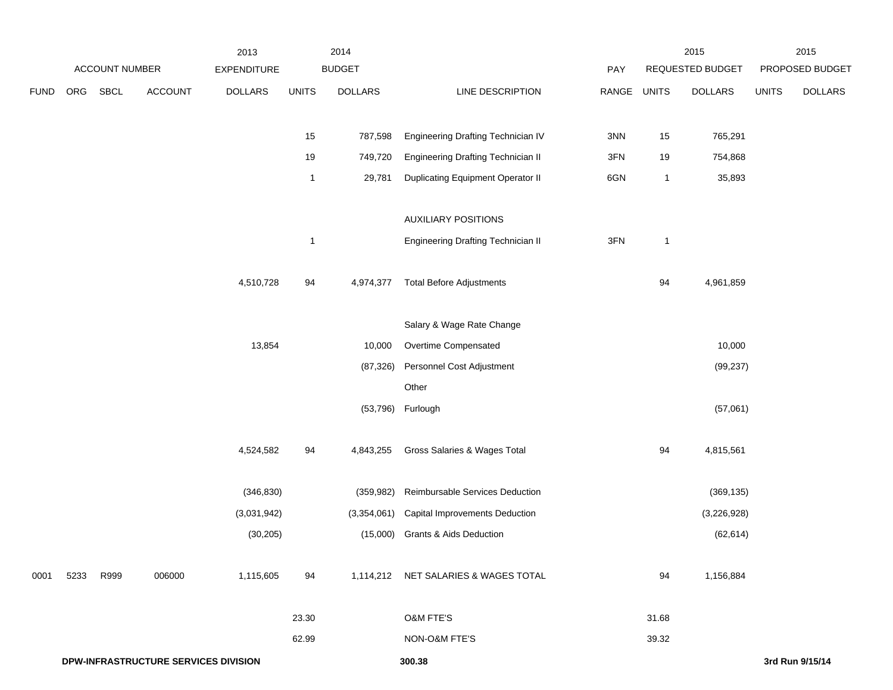| ACCOUNT NUMBER | | | | 2013 EXPENDITURE | 2014 BUDGET | | | PAY | 2015 REQUESTED BUDGET | | 2015 PROPOSED BUDGET | |
|---|---|---|---|---|---|---|---|---|---|---|---|---|
| FUND | ORG | SBCL | ACCOUNT | DOLLARS | UNITS | DOLLARS | LINE DESCRIPTION | RANGE | UNITS | DOLLARS | UNITS | DOLLARS |
| | | | | | 15 | 787,598 | Engineering Drafting Technician IV | 3NN | 15 | 765,291 | | |
| | | | | | 19 | 749,720 | Engineering Drafting Technician II | 3FN | 19 | 754,868 | | |
| | | | | | 1 | 29,781 | Duplicating Equipment Operator II | 6GN | 1 | 35,893 | | |
| | | | | | | | AUXILIARY POSITIONS | | | | | |
| | | | | | 1 | | Engineering Drafting Technician II | 3FN | 1 | | | |
| | | | | 4,510,728 | 94 | 4,974,377 | Total Before Adjustments | | 94 | 4,961,859 | | |
| | | | | | | | Salary & Wage Rate Change | | | | | |
| | | | | 13,854 | | 10,000 | Overtime Compensated | | | 10,000 | | |
| | | | | | | (87,326) | Personnel Cost Adjustment | | | (99,237) | | |
| | | | | | | | Other | | | | | |
| | | | | | | (53,796) | Furlough | | | (57,061) | | |
| | | | | 4,524,582 | 94 | 4,843,255 | Gross Salaries & Wages Total | | 94 | 4,815,561 | | |
| | | | | (346,830) | | (359,982) | Reimbursable Services Deduction | | | (369,135) | | |
| | | | | (3,031,942) | | (3,354,061) | Capital Improvements Deduction | | | (3,226,928) | | |
| | | | | (30,205) | | (15,000) | Grants & Aids Deduction | | | (62,614) | | |
| 0001 | 5233 | R999 | 006000 | 1,115,605 | 94 | 1,114,212 | NET SALARIES & WAGES TOTAL | | 94 | 1,156,884 | | |
| | | | | | 23.30 | | O&M FTE'S | | 31.68 | | | |
| | | | | | 62.99 | | NON-O&M FTE'S | | 39.32 | | | |

**DPW-INFRASTRUCTURE SERVICES DIVISION**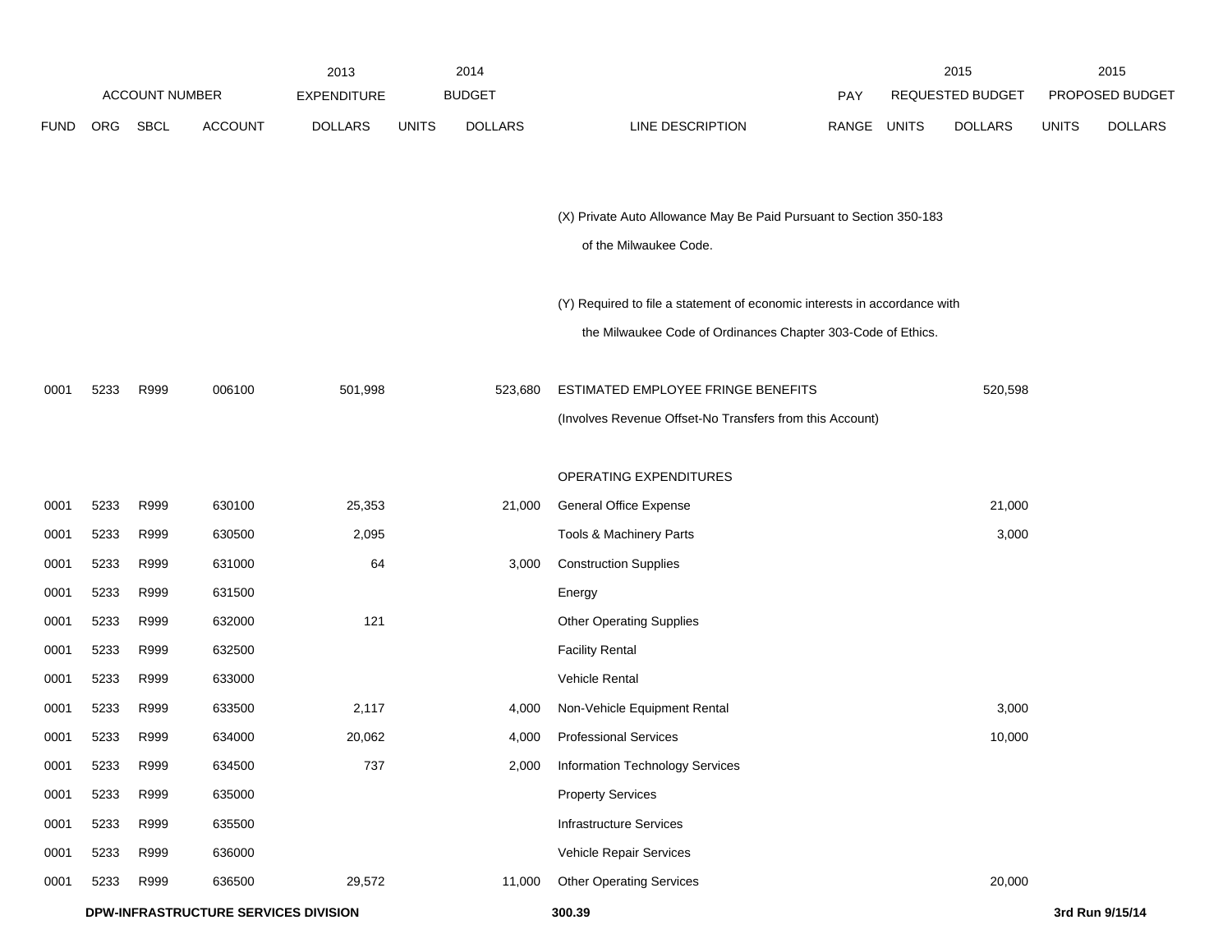| FUND | ORG | SBCL | ACCOUNT | 2013 EXPENDITURE DOLLARS | 2014 BUDGET UNITS | 2014 BUDGET DOLLARS | LINE DESCRIPTION | PAY RANGE | 2015 REQUESTED BUDGET UNITS | 2015 REQUESTED BUDGET DOLLARS | 2015 PROPOSED BUDGET UNITS | 2015 PROPOSED BUDGET DOLLARS |
|---|---|---|---|---|---|---|---|---|---|---|---|---|
| | | | | | | | (X) Private Auto Allowance May Be Paid Pursuant to Section 350-183 of the Milwaukee Code. | | | | | |
| | | | | | | | (Y) Required to file a statement of economic interests in accordance with the Milwaukee Code of Ordinances Chapter 303-Code of Ethics. | | | | | |
| 0001 | 5233 | R999 | 006100 | 501,998 | | 523,680 | ESTIMATED EMPLOYEE FRINGE BENEFITS (Involves Revenue Offset-No Transfers from this Account) | | | 520,598 | | |
| | | | | | | | OPERATING EXPENDITURES | | | | | |
| 0001 | 5233 | R999 | 630100 | 25,353 | | 21,000 | General Office Expense | | | 21,000 | | |
| 0001 | 5233 | R999 | 630500 | 2,095 | | | Tools & Machinery Parts | | | 3,000 | | |
| 0001 | 5233 | R999 | 631000 | 64 | | 3,000 | Construction Supplies | | | | | |
| 0001 | 5233 | R999 | 631500 | | | | Energy | | | | | |
| 0001 | 5233 | R999 | 632000 | 121 | | | Other Operating Supplies | | | | | |
| 0001 | 5233 | R999 | 632500 | | | | Facility Rental | | | | | |
| 0001 | 5233 | R999 | 633000 | | | | Vehicle Rental | | | | | |
| 0001 | 5233 | R999 | 633500 | 2,117 | | 4,000 | Non-Vehicle Equipment Rental | | | 3,000 | | |
| 0001 | 5233 | R999 | 634000 | 20,062 | | 4,000 | Professional Services | | | 10,000 | | |
| 0001 | 5233 | R999 | 634500 | 737 | | 2,000 | Information Technology Services | | | | | |
| 0001 | 5233 | R999 | 635000 | | | | Property Services | | | | | |
| 0001 | 5233 | R999 | 635500 | | | | Infrastructure Services | | | | | |
| 0001 | 5233 | R999 | 636000 | | | | Vehicle Repair Services | | | | | |
| 0001 | 5233 | R999 | 636500 | 29,572 | | 11,000 | Other Operating Services | | | 20,000 | | |

**DPW-INFRASTRUCTURE SERVICES DIVISION** **300.39** **3rd Run 9/15/14**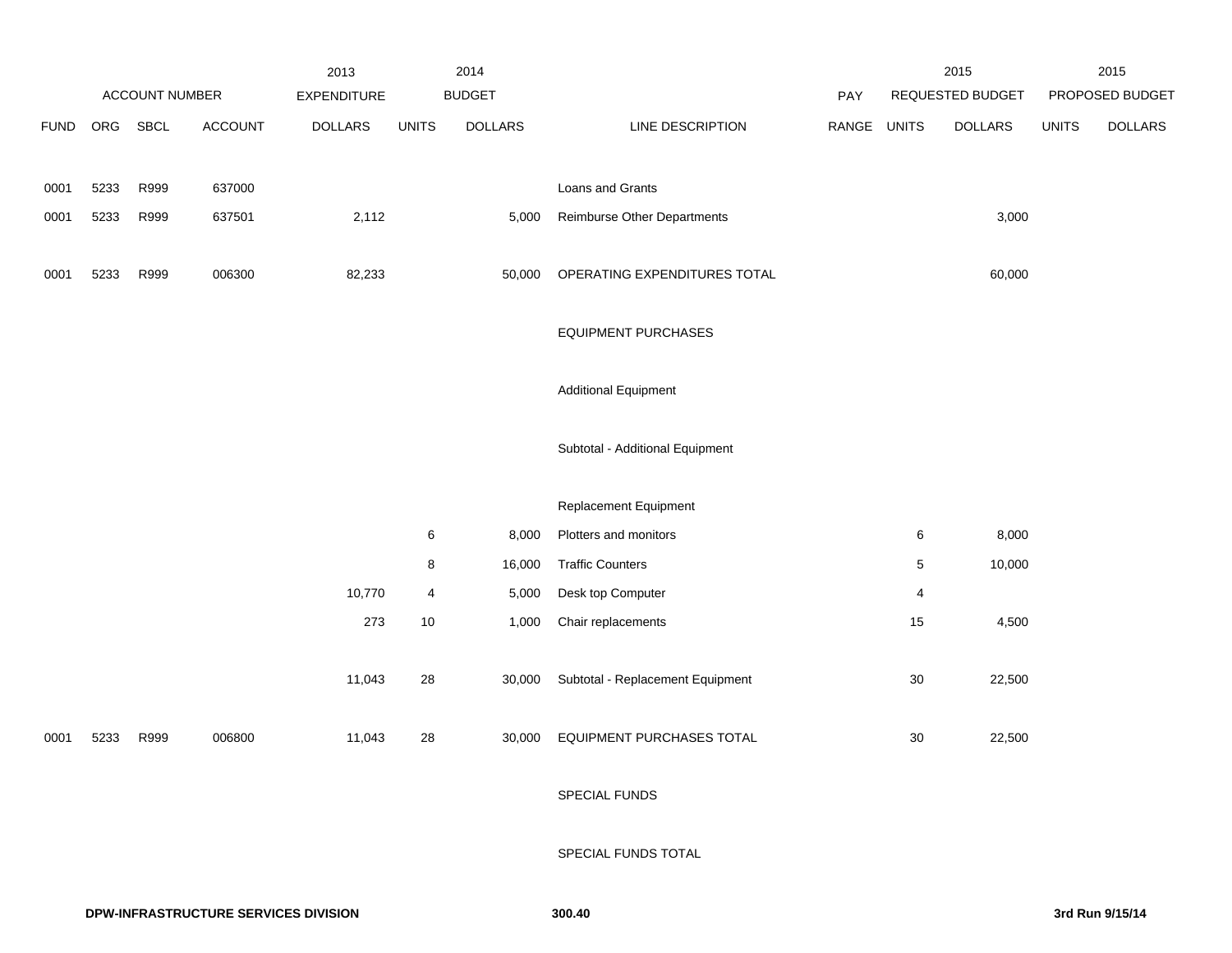| ACCOUNT NUMBER | | | | 2013 EXPENDITURE | 2014 BUDGET | | | PAY | 2015 REQUESTED BUDGET | | 2015 PROPOSED BUDGET | |
|---|---|---|---|---|---|---|---|---|---|---|---|---|
| FUND | ORG | SBCL | ACCOUNT | DOLLARS | UNITS | DOLLARS | LINE DESCRIPTION | RANGE | UNITS | DOLLARS | UNITS | DOLLARS |
| 0001 | 5233 | R999 | 637000 | | | | Loans and Grants | | | | | |
| 0001 | 5233 | R999 | 637501 | 2,112 | | 5,000 | Reimburse Other Departments | | | 3,000 | | |
| 0001 | 5233 | R999 | 006300 | 82,233 | | 50,000 | OPERATING EXPENDITURES TOTAL | | | 60,000 | | |
| | | | | | | | EQUIPMENT PURCHASES | | | | | |
| | | | | | | | Additional Equipment | | | | | |
| | | | | | | | Subtotal - Additional Equipment | | | | | |
| | | | | | | | Replacement Equipment | | | | | |
| | | | | | 6 | 8,000 | Plotters and monitors | | 6 | 8,000 | | |
| | | | | | 8 | 16,000 | Traffic Counters | | 5 | 10,000 | | |
| | | | | 10,770 | 4 | 5,000 | Desk top Computer | | 4 | | | |
| | | | | 273 | 10 | 1,000 | Chair replacements | | 15 | 4,500 | | |
| | | | | 11,043 | 28 | 30,000 | Subtotal - Replacement Equipment | | 30 | 22,500 | | |
| 0001 | 5233 | R999 | 006800 | 11,043 | 28 | 30,000 | EQUIPMENT PURCHASES TOTAL | | 30 | 22,500 | | |
| | | | | | | | SPECIAL FUNDS | | | | | |
| | | | | | | | SPECIAL FUNDS TOTAL | | | | | |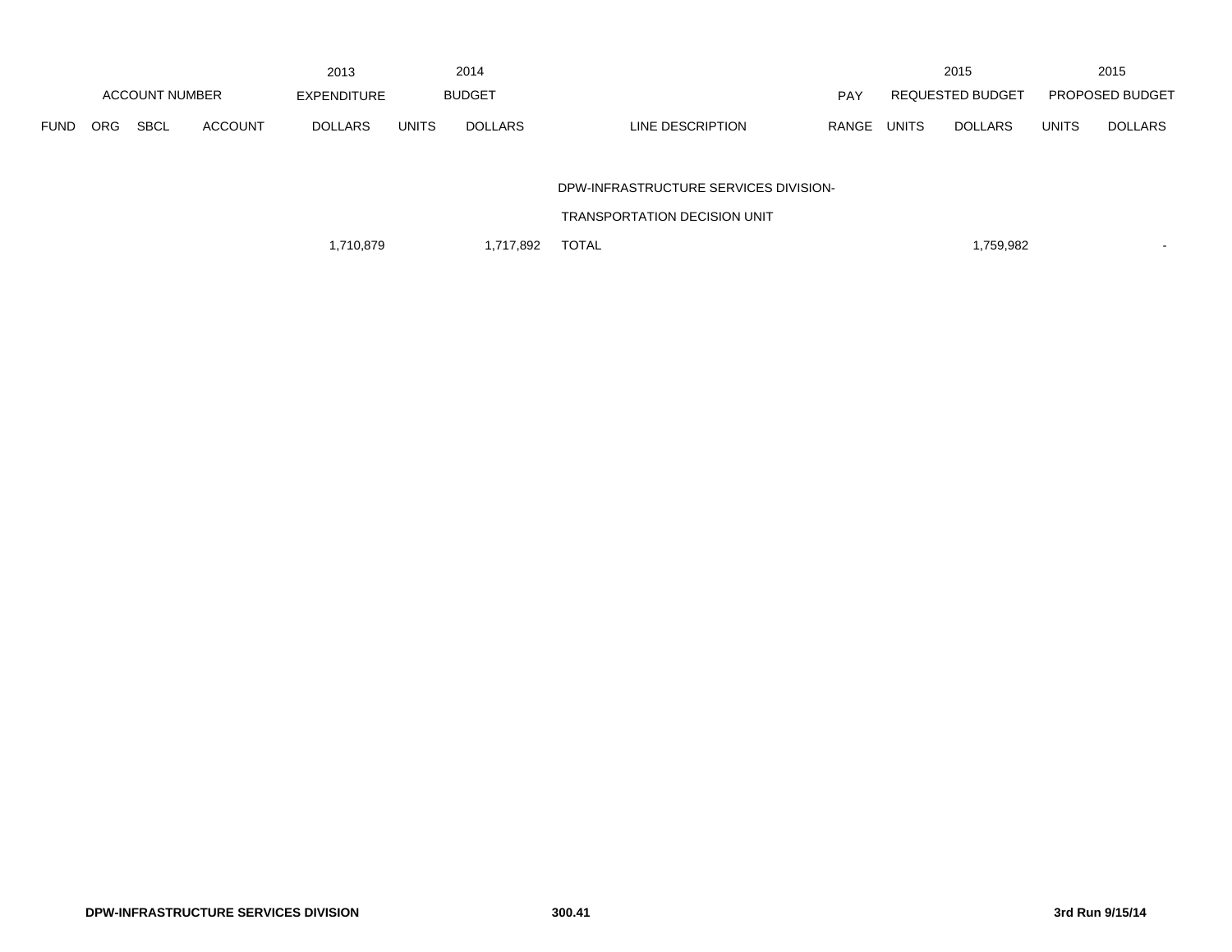| | ACCOUNT NUMBER | | | 2013 EXPENDITURE | 2014 BUDGET | | | PAY | 2015 REQUESTED BUDGET | | 2015 PROPOSED BUDGET | |
|---|---|---|---|---|---|---|---|---|---|---|---|---|
| FUND | ORG | SBCL | ACCOUNT | DOLLARS | UNITS | DOLLARS | LINE DESCRIPTION | RANGE | UNITS | DOLLARS | UNITS | DOLLARS |
| | | | | | | | DPW-INFRASTRUCTURE SERVICES DIVISION- | | | | | |
| | | | | | | | TRANSPORTATION DECISION UNIT | | | | | |
| | | | | 1,710,879 | | 1,717,892 | TOTAL | | | 1,759,982 | | - |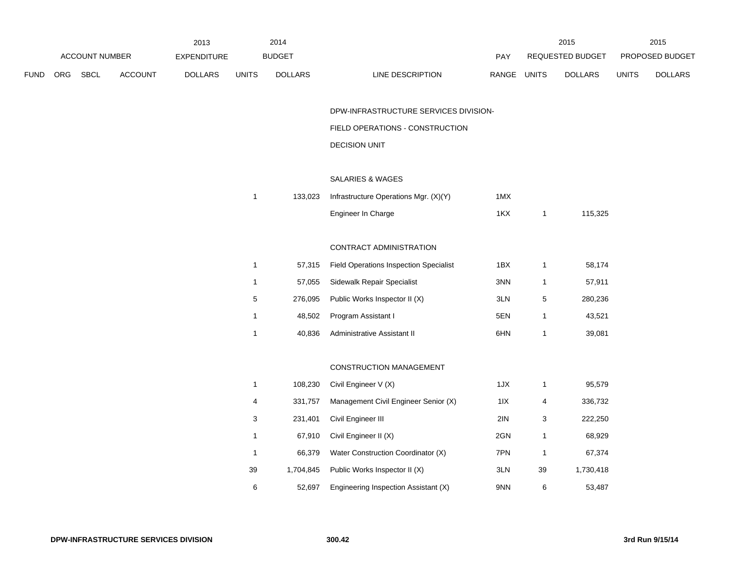| | | | | 2013 | 2014 | | | | 2015 | | 2015 | |
|---|---|---|---|---|---|---|---|---|---|---|---|---|
| ACCOUNT NUMBER | | | | EXPENDITURE | BUDGET | | | PAY | REQUESTED BUDGET | | PROPOSED BUDGET | |
| FUND | ORG | SBCL | ACCOUNT | DOLLARS | UNITS | DOLLARS | LINE DESCRIPTION | RANGE | UNITS | DOLLARS | UNITS | DOLLARS |
| | | | | | | | DPW-INFRASTRUCTURE SERVICES DIVISION- | | | | | |
| | | | | | | | FIELD OPERATIONS - CONSTRUCTION | | | | | |
| | | | | | | | DECISION UNIT | | | | | |
| | | | | | | | SALARIES & WAGES | | | | | |
| | | | | | 1 | 133,023 | Infrastructure Operations Mgr. (X)(Y) | 1MX | | | | |
| | | | | | | | Engineer In Charge | 1KX | 1 | 115,325 | | |
| | | | | | | | CONTRACT ADMINISTRATION | | | | | |
| | | | | | 1 | 57,315 | Field Operations Inspection Specialist | 1BX | 1 | 58,174 | | |
| | | | | | 1 | 57,055 | Sidewalk Repair Specialist | 3NN | 1 | 57,911 | | |
| | | | | | 5 | 276,095 | Public Works Inspector II (X) | 3LN | 5 | 280,236 | | |
| | | | | | 1 | 48,502 | Program Assistant I | 5EN | 1 | 43,521 | | |
| | | | | | 1 | 40,836 | Administrative Assistant II | 6HN | 1 | 39,081 | | |
| | | | | | | | CONSTRUCTION MANAGEMENT | | | | | |
| | | | | | 1 | 108,230 | Civil Engineer V (X) | 1JX | 1 | 95,579 | | |
| | | | | | 4 | 331,757 | Management Civil Engineer Senior (X) | 1IX | 4 | 336,732 | | |
| | | | | | 3 | 231,401 | Civil Engineer III | 2IN | 3 | 222,250 | | |
| | | | | | 1 | 67,910 | Civil Engineer II (X) | 2GN | 1 | 68,929 | | |
| | | | | | 1 | 66,379 | Water Construction Coordinator (X) | 7PN | 1 | 67,374 | | |
| | | | | | 39 | 1,704,845 | Public Works Inspector II (X) | 3LN | 39 | 1,730,418 | | |
| | | | | | 6 | 52,697 | Engineering Inspection Assistant (X) | 9NN | 6 | 53,487 | | |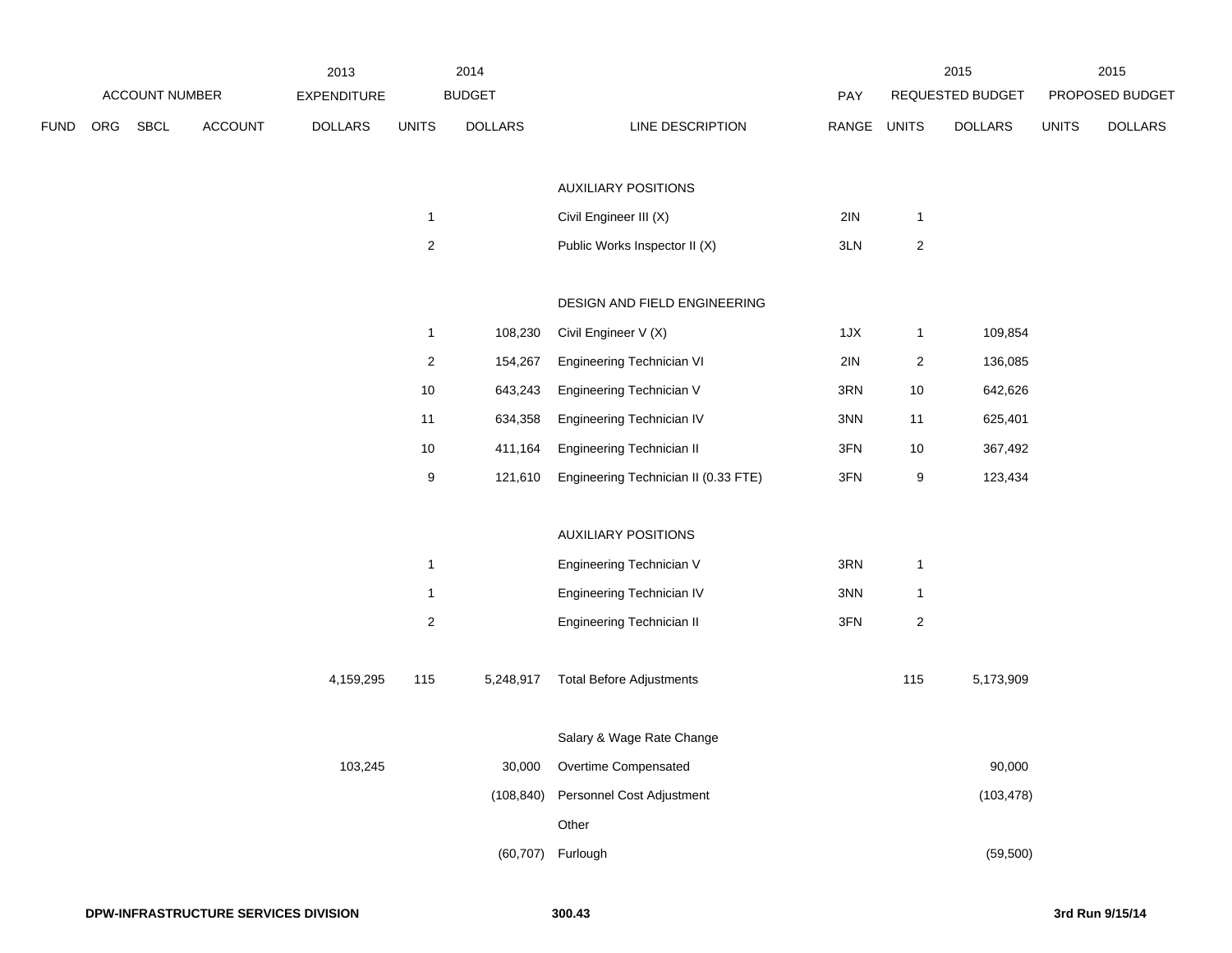| ACCOUNT NUMBER | | | | 2013 EXPENDITURE | 2014 BUDGET | | | PAY | 2015 REQUESTED BUDGET | | 2015 PROPOSED BUDGET | |
|---|---|---|---|---|---|---|---|---|---|---|---|---|
| FUND | ORG | SBCL | ACCOUNT | DOLLARS | UNITS | DOLLARS | LINE DESCRIPTION | RANGE | UNITS | DOLLARS | UNITS | DOLLARS |
| | | | | | | | AUXILIARY POSITIONS | | | | | |
| | | | | | 1 | | Civil Engineer III (X) | 2IN | 1 | | | |
| | | | | | 2 | | Public Works Inspector II (X) | 3LN | 2 | | | |
| | | | | | | | DESIGN AND FIELD ENGINEERING | | | | | |
| | | | | | 1 | 108,230 | Civil Engineer V (X) | 1JX | 1 | 109,854 | | |
| | | | | | 2 | 154,267 | Engineering Technician VI | 2IN | 2 | 136,085 | | |
| | | | | | 10 | 643,243 | Engineering Technician V | 3RN | 10 | 642,626 | | |
| | | | | | 11 | 634,358 | Engineering Technician IV | 3NN | 11 | 625,401 | | |
| | | | | | 10 | 411,164 | Engineering Technician II | 3FN | 10 | 367,492 | | |
| | | | | | 9 | 121,610 | Engineering Technician II (0.33 FTE) | 3FN | 9 | 123,434 | | |
| | | | | | | | AUXILIARY POSITIONS | | | | | |
| | | | | | 1 | | Engineering Technician V | 3RN | 1 | | | |
| | | | | | 1 | | Engineering Technician IV | 3NN | 1 | | | |
| | | | | | 2 | | Engineering Technician II | 3FN | 2 | | | |
| | | | | 4,159,295 | 115 | 5,248,917 | Total Before Adjustments | | 115 | 5,173,909 | | |
| | | | | | | | Salary & Wage Rate Change | | | | | |
| | | | | 103,245 | | 30,000 | Overtime Compensated | | | 90,000 | | |
| | | | | | | (108,840) | Personnel Cost Adjustment | | | (103,478) | | |
| | | | | | | | Other | | | | | |
| | | | | | | (60,707) | Furlough | | | (59,500) | | |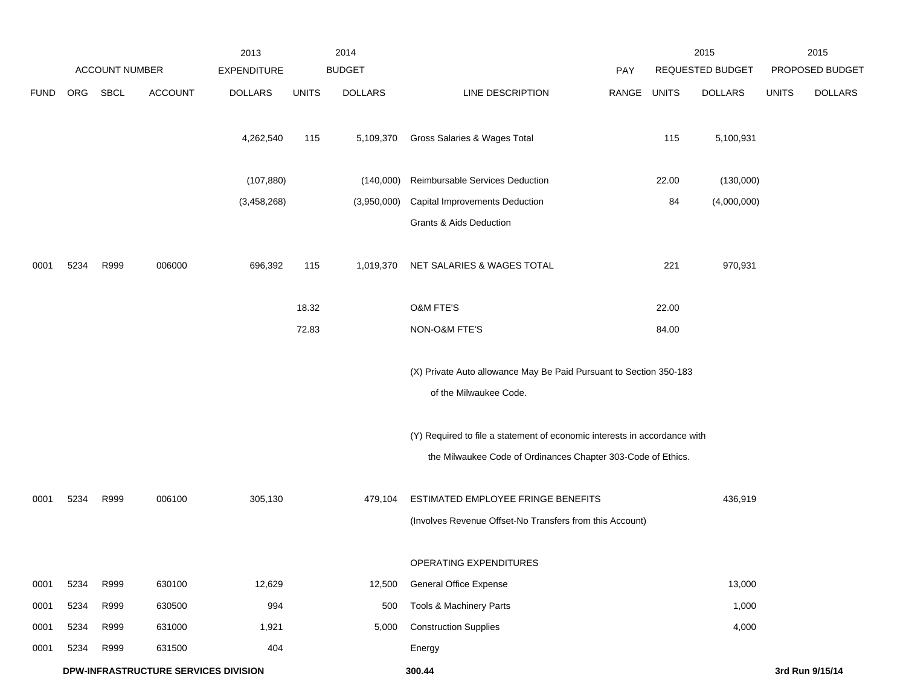| | ACCOUNT NUMBER | | | 2013 EXPENDITURE | | 2014 BUDGET | | PAY | 2015 REQUESTED BUDGET | | 2015 PROPOSED BUDGET | |
|---|---|---|---|---|---|---|---|---|---|---|---|---|
| FUND | ORG | SBCL | ACCOUNT | DOLLARS | UNITS | DOLLARS | LINE DESCRIPTION | RANGE | UNITS | DOLLARS | UNITS | DOLLARS |
| | | | | 4,262,540 | 115 | 5,109,370 | Gross Salaries & Wages Total | | 115 | 5,100,931 | | |
| | | | | (107,880) | | (140,000) | Reimbursable Services Deduction | | 22.00 | (130,000) | | |
| | | | | (3,458,268) | | (3,950,000) | Capital Improvements Deduction | | 84 | (4,000,000) | | |
| | | | | | | | Grants & Aids Deduction | | | | | |
| 0001 | 5234 | R999 | 006000 | 696,392 | 115 | 1,019,370 | NET SALARIES & WAGES TOTAL | | 221 | 970,931 | | |
| | | | | | 18.32 | | O&M FTE'S | | 22.00 | | | |
| | | | | | 72.83 | | NON-O&M FTE'S | | 84.00 | | | |
| | | | | | | | (X) Private Auto allowance May Be Paid Pursuant to Section 350-183 of the Milwaukee Code. | | | | | |
| | | | | | | | (Y) Required to file a statement of economic interests in accordance with the Milwaukee Code of Ordinances Chapter 303-Code of Ethics. | | | | | |
| 0001 | 5234 | R999 | 006100 | 305,130 | | 479,104 | ESTIMATED EMPLOYEE FRINGE BENEFITS | | | 436,919 | | |
| | | | | | | | (Involves Revenue Offset-No Transfers from this Account) | | | | | |
| | | | | | | | OPERATING EXPENDITURES | | | | | |
| 0001 | 5234 | R999 | 630100 | 12,629 | | 12,500 | General Office Expense | | | 13,000 | | |
| 0001 | 5234 | R999 | 630500 | 994 | | 500 | Tools & Machinery Parts | | | 1,000 | | |
| 0001 | 5234 | R999 | 631000 | 1,921 | | 5,000 | Construction Supplies | | | 4,000 | | |
| 0001 | 5234 | R999 | 631500 | 404 | | | Energy | | | | | |

**DPW-INFRASTRUCTURE SERVICES DIVISION** **300.44** **3rd Run 9/15/14**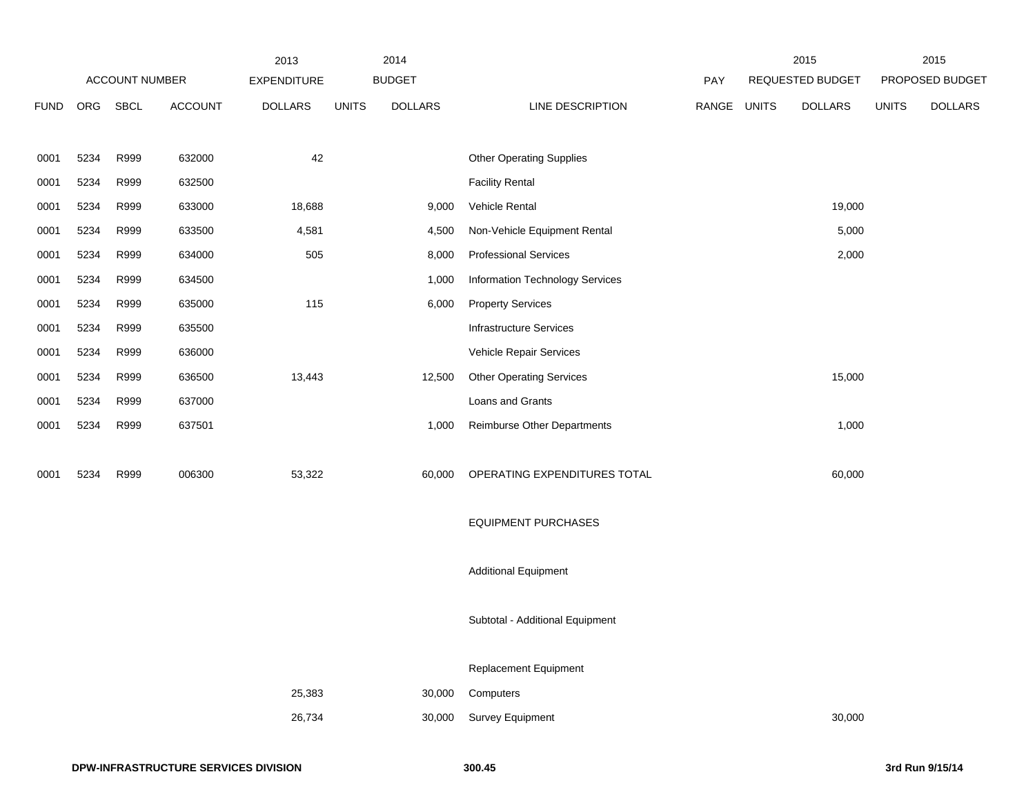| | ACCOUNT NUMBER | | | 2013 EXPENDITURE | 2014 BUDGET | | | PAY | 2015 REQUESTED BUDGET | | 2015 PROPOSED BUDGET | |
|---|---|---|---|---|---|---|---|---|---|---|---|---|
| FUND | ORG | SBCL | ACCOUNT | DOLLARS | UNITS | DOLLARS | LINE DESCRIPTION | RANGE | UNITS | DOLLARS | UNITS | DOLLARS |
| 0001 | 5234 | R999 | 632000 | 42 | | | Other Operating Supplies | | | | | |
| 0001 | 5234 | R999 | 632500 | | | | Facility Rental | | | | | |
| 0001 | 5234 | R999 | 633000 | 18,688 | | 9,000 | Vehicle Rental | | | 19,000 | | |
| 0001 | 5234 | R999 | 633500 | 4,581 | | 4,500 | Non-Vehicle Equipment Rental | | | 5,000 | | |
| 0001 | 5234 | R999 | 634000 | 505 | | 8,000 | Professional Services | | | 2,000 | | |
| 0001 | 5234 | R999 | 634500 | | | 1,000 | Information Technology Services | | | | | |
| 0001 | 5234 | R999 | 635000 | 115 | | 6,000 | Property Services | | | | | |
| 0001 | 5234 | R999 | 635500 | | | | Infrastructure Services | | | | | |
| 0001 | 5234 | R999 | 636000 | | | | Vehicle Repair Services | | | | | |
| 0001 | 5234 | R999 | 636500 | 13,443 | | 12,500 | Other Operating Services | | | 15,000 | | |
| 0001 | 5234 | R999 | 637000 | | | | Loans and Grants | | | | | |
| 0001 | 5234 | R999 | 637501 | | | 1,000 | Reimburse Other Departments | | | 1,000 | | |
| 0001 | 5234 | R999 | 006300 | 53,322 | | 60,000 | OPERATING EXPENDITURES TOTAL | | | 60,000 | | |
| | | | | | | | EQUIPMENT PURCHASES | | | | | |
| | | | | | | | Additional Equipment | | | | | |
| | | | | | | | Subtotal - Additional Equipment | | | | | |
| | | | | | | | Replacement Equipment | | | | | |
| | | | | 25,383 | | 30,000 | Computers | | | | | |
| | | | | 26,734 | | 30,000 | Survey Equipment | | | 30,000 | | |

DPW-INFRASTRUCTURE SERVICES DIVISION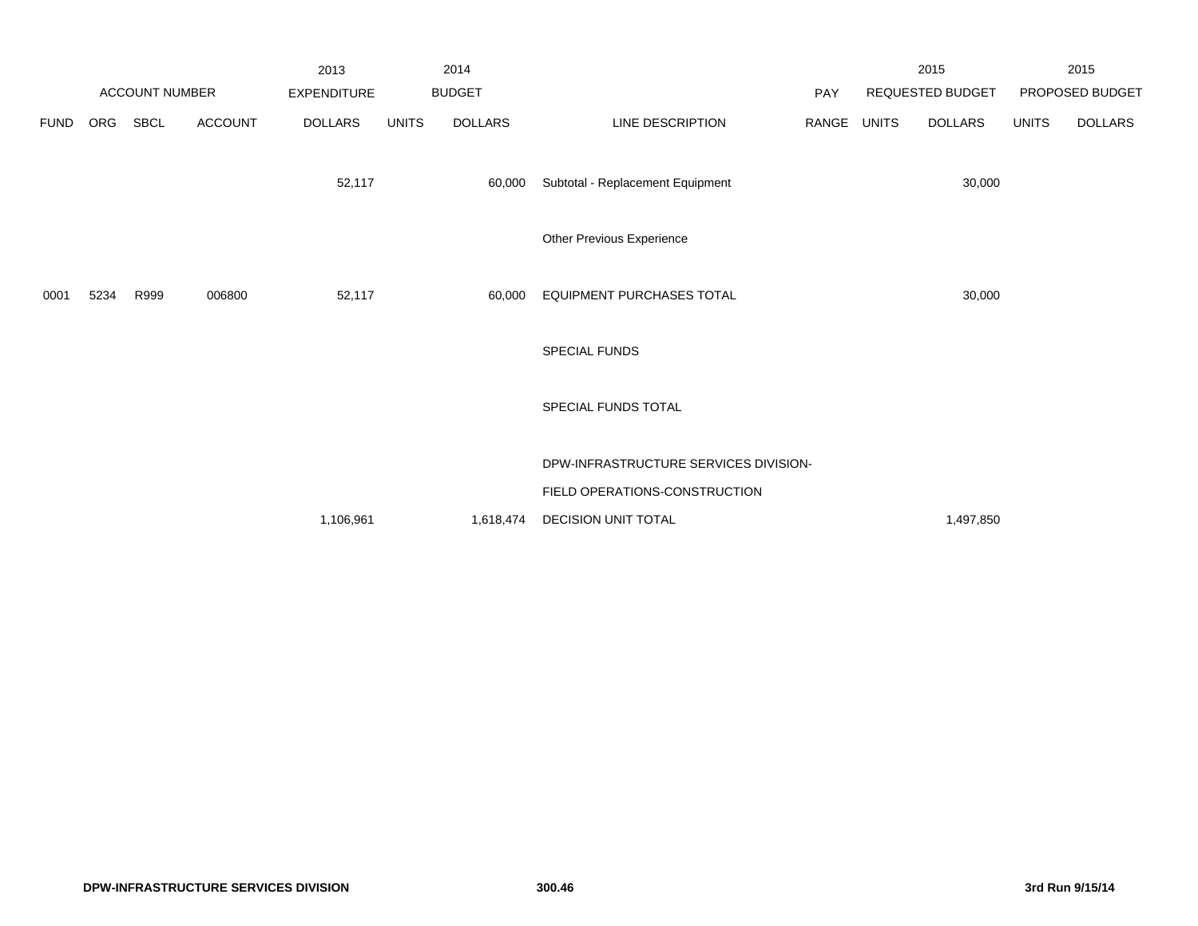| FUND | ORG | SBCL | ACCOUNT | 2013 EXPENDITURE DOLLARS | 2014 BUDGET UNITS | 2014 BUDGET DOLLARS | LINE DESCRIPTION | PAY RANGE | 2015 REQUESTED BUDGET UNITS | 2015 REQUESTED BUDGET DOLLARS | 2015 PROPOSED BUDGET UNITS | 2015 PROPOSED BUDGET DOLLARS |
|---|---|---|---|---|---|---|---|---|---|---|---|---|
| | | | | 52,117 | | 60,000 | Subtotal - Replacement Equipment | | | 30,000 | | |
| | | | | | | | Other Previous Experience | | | | | |
| 0001 | 5234 | R999 | 006800 | 52,117 | | 60,000 | EQUIPMENT PURCHASES TOTAL | | | 30,000 | | |
| | | | | | | | SPECIAL FUNDS | | | | | |
| | | | | | | | SPECIAL FUNDS TOTAL | | | | | |
| | | | | | | | DPW-INFRASTRUCTURE SERVICES DIVISION- | | | | | |
| | | | | | | | FIELD OPERATIONS-CONSTRUCTION | | | | | |
| | | | | 1,106,961 | | 1,618,474 | DECISION UNIT TOTAL | | | 1,497,850 | | |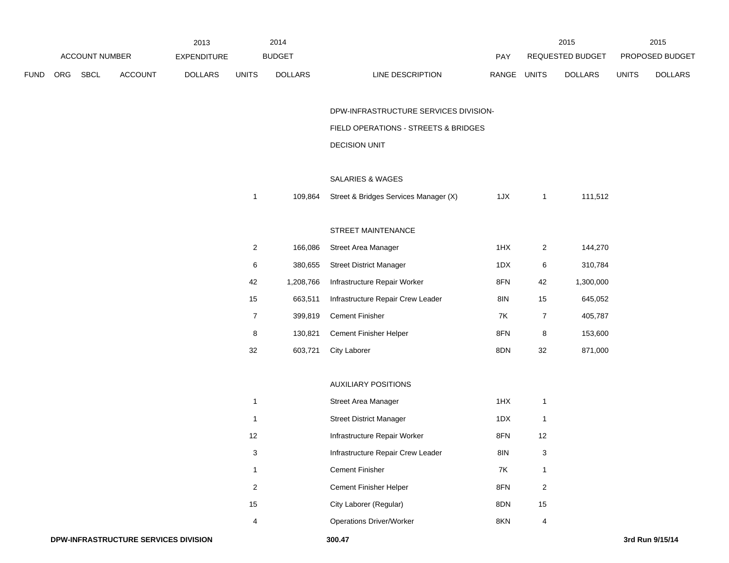| FUND | ORG | SBCL | ACCOUNT | 2013 EXPENDITURE DOLLARS | 2014 BUDGET UNITS | 2014 BUDGET DOLLARS | LINE DESCRIPTION | PAY RANGE | 2015 REQUESTED BUDGET UNITS | 2015 REQUESTED BUDGET DOLLARS | 2015 PROPOSED BUDGET UNITS | 2015 PROPOSED BUDGET DOLLARS |
|---|---|---|---|---|---|---|---|---|---|---|---|---|
| | | | | | | | DPW-INFRASTRUCTURE SERVICES DIVISION- | | | | | |
| | | | | | | | FIELD OPERATIONS - STREETS & BRIDGES | | | | | |
| | | | | | | | DECISION UNIT | | | | | |
| | | | | | | | SALARIES & WAGES | | | | | |
| | | | | | 1 | 109,864 | Street & Bridges Services Manager (X) | 1JX | 1 | 111,512 | | |
| | | | | | | | STREET MAINTENANCE | | | | | |
| | | | | | 2 | 166,086 | Street Area Manager | 1HX | 2 | 144,270 | | |
| | | | | | 6 | 380,655 | Street District Manager | 1DX | 6 | 310,784 | | |
| | | | | | 42 | 1,208,766 | Infrastructure Repair Worker | 8FN | 42 | 1,300,000 | | |
| | | | | | 15 | 663,511 | Infrastructure Repair Crew Leader | 8IN | 15 | 645,052 | | |
| | | | | | 7 | 399,819 | Cement Finisher | 7K | 7 | 405,787 | | |
| | | | | | 8 | 130,821 | Cement Finisher Helper | 8FN | 8 | 153,600 | | |
| | | | | | 32 | 603,721 | City Laborer | 8DN | 32 | 871,000 | | |
| | | | | | | | AUXILIARY POSITIONS | | | | | |
| | | | | | 1 | | Street Area Manager | 1HX | 1 | | | |
| | | | | | 1 | | Street District Manager | 1DX | 1 | | | |
| | | | | | 12 | | Infrastructure Repair Worker | 8FN | 12 | | | |
| | | | | | 3 | | Infrastructure Repair Crew Leader | 8IN | 3 | | | |
| | | | | | 1 | | Cement Finisher | 7K | 1 | | | |
| | | | | | 2 | | Cement Finisher Helper | 8FN | 2 | | | |
| | | | | | 15 | | City Laborer (Regular) | 8DN | 15 | | | |
| | | | | | 4 | | Operations Driver/Worker | 8KN | 4 | | | |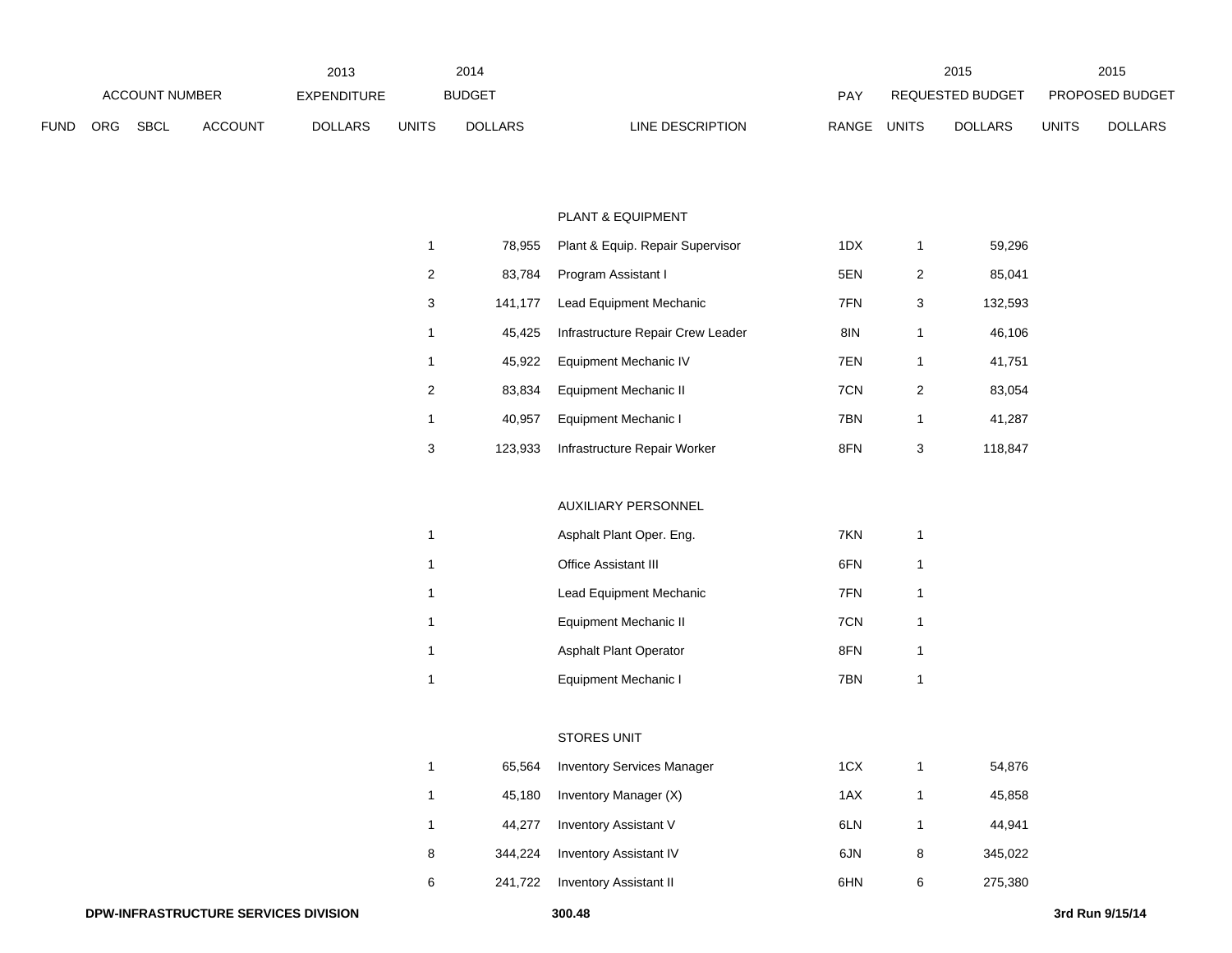| FUND | ORG | SBCL | ACCOUNT | 2013 EXPENDITURE DOLLARS | 2014 BUDGET UNITS | 2014 BUDGET DOLLARS | LINE DESCRIPTION | PAY RANGE | 2015 REQUESTED BUDGET UNITS | 2015 REQUESTED BUDGET DOLLARS | 2015 PROPOSED BUDGET UNITS | 2015 PROPOSED BUDGET DOLLARS |
|---|---|---|---|---|---|---|---|---|---|---|---|---|
| | | | | | | | PLANT & EQUIPMENT | | | | | |
| | | | | | 1 | 78,955 | Plant & Equip. Repair Supervisor | 1DX | 1 | 59,296 | | |
| | | | | | 2 | 83,784 | Program Assistant I | 5EN | 2 | 85,041 | | |
| | | | | | 3 | 141,177 | Lead Equipment Mechanic | 7FN | 3 | 132,593 | | |
| | | | | | 1 | 45,425 | Infrastructure Repair Crew Leader | 8IN | 1 | 46,106 | | |
| | | | | | 1 | 45,922 | Equipment Mechanic IV | 7EN | 1 | 41,751 | | |
| | | | | | 2 | 83,834 | Equipment Mechanic II | 7CN | 2 | 83,054 | | |
| | | | | | 1 | 40,957 | Equipment Mechanic I | 7BN | 1 | 41,287 | | |
| | | | | | 3 | 123,933 | Infrastructure Repair Worker | 8FN | 3 | 118,847 | | |
| | | | | | | | AUXILIARY PERSONNEL | | | | | |
| | | | | | 1 | | Asphalt Plant Oper. Eng. | 7KN | 1 | | | |
| | | | | | 1 | | Office Assistant III | 6FN | 1 | | | |
| | | | | | 1 | | Lead Equipment Mechanic | 7FN | 1 | | | |
| | | | | | 1 | | Equipment Mechanic II | 7CN | 1 | | | |
| | | | | | 1 | | Asphalt Plant Operator | 8FN | 1 | | | |
| | | | | | 1 | | Equipment Mechanic I | 7BN | 1 | | | |
| | | | | | | | STORES UNIT | | | | | |
| | | | | | 1 | 65,564 | Inventory Services Manager | 1CX | 1 | 54,876 | | |
| | | | | | 1 | 45,180 | Inventory Manager (X) | 1AX | 1 | 45,858 | | |
| | | | | | 1 | 44,277 | Inventory Assistant V | 6LN | 1 | 44,941 | | |
| | | | | | 8 | 344,224 | Inventory Assistant IV | 6JN | 8 | 345,022 | | |
| | | | | | 6 | 241,722 | Inventory Assistant II | 6HN | 6 | 275,380 | | |

**DPW-INFRASTRUCTURE SERVICES DIVISION** **300.48** **3rd Run 9/15/14**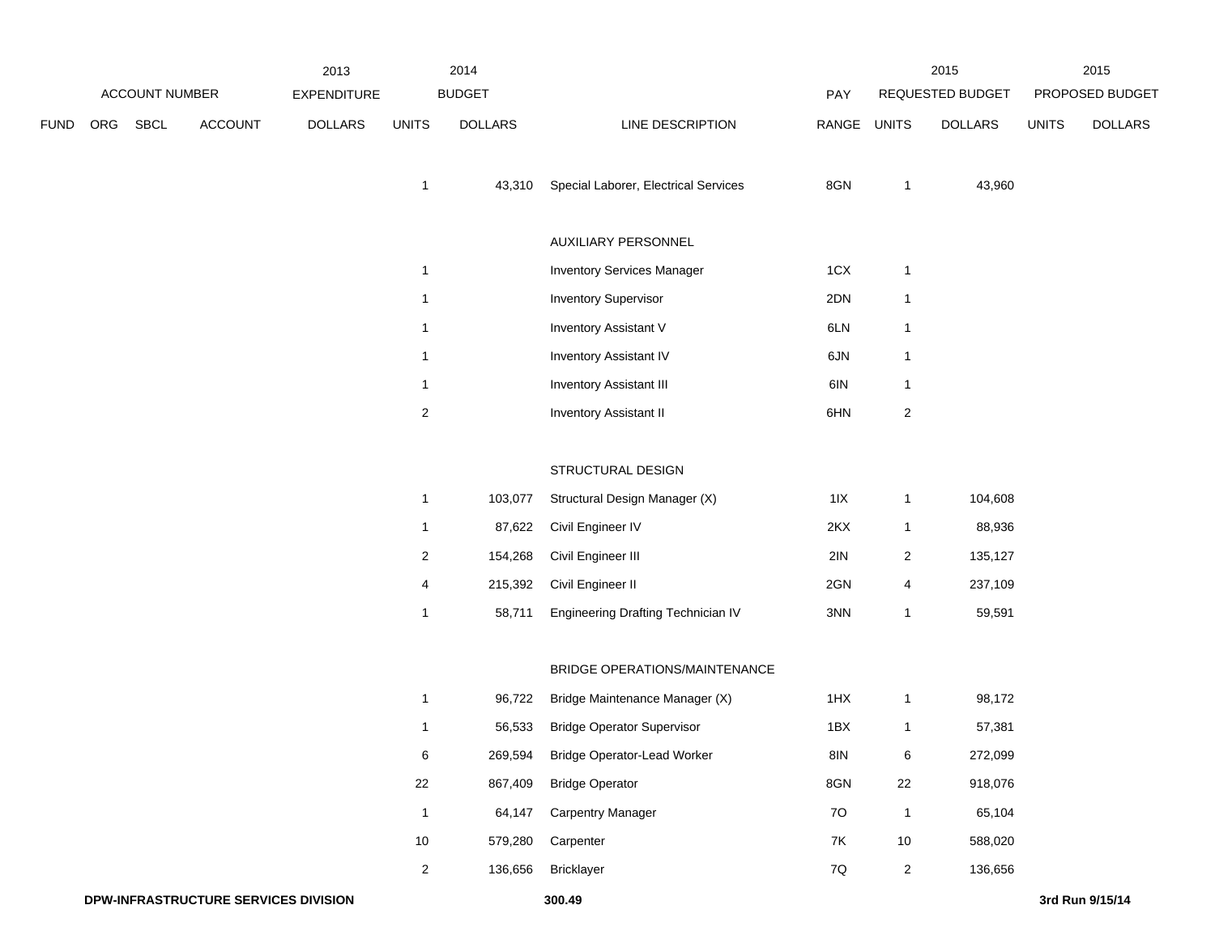| ACCOUNT NUMBER | | | | 2013 EXPENDITURE | 2014 BUDGET | | | PAY | 2015 REQUESTED BUDGET | | 2015 PROPOSED BUDGET | |
|---|---|---|---|---|---|---|---|---|---|---|---|---|
| FUND | ORG | SBCL | ACCOUNT | DOLLARS | UNITS | DOLLARS | LINE DESCRIPTION | RANGE | UNITS | DOLLARS | UNITS | DOLLARS |
| | | | | | 1 | 43,310 | Special Laborer, Electrical Services | 8GN | 1 | 43,960 | | |
| | | | | | | | AUXILIARY PERSONNEL | | | | | |
| | | | | | 1 | | Inventory Services Manager | 1CX | 1 | | | |
| | | | | | 1 | | Inventory Supervisor | 2DN | 1 | | | |
| | | | | | 1 | | Inventory Assistant V | 6LN | 1 | | | |
| | | | | | 1 | | Inventory Assistant IV | 6JN | 1 | | | |
| | | | | | 1 | | Inventory Assistant III | 6IN | 1 | | | |
| | | | | | 2 | | Inventory Assistant II | 6HN | 2 | | | |
| | | | | | | | STRUCTURAL DESIGN | | | | | |
| | | | | | 1 | 103,077 | Structural Design Manager (X) | 1IX | 1 | 104,608 | | |
| | | | | | 1 | 87,622 | Civil Engineer IV | 2KX | 1 | 88,936 | | |
| | | | | | 2 | 154,268 | Civil Engineer III | 2IN | 2 | 135,127 | | |
| | | | | | 4 | 215,392 | Civil Engineer II | 2GN | 4 | 237,109 | | |
| | | | | | 1 | 58,711 | Engineering Drafting Technician IV | 3NN | 1 | 59,591 | | |
| | | | | | | | BRIDGE OPERATIONS/MAINTENANCE | | | | | |
| | | | | | 1 | 96,722 | Bridge Maintenance Manager (X) | 1HX | 1 | 98,172 | | |
| | | | | | 1 | 56,533 | Bridge Operator Supervisor | 1BX | 1 | 57,381 | | |
| | | | | | 6 | 269,594 | Bridge Operator-Lead Worker | 8IN | 6 | 272,099 | | |
| | | | | | 22 | 867,409 | Bridge Operator | 8GN | 22 | 918,076 | | |
| | | | | | 1 | 64,147 | Carpentry Manager | 7O | 1 | 65,104 | | |
| | | | | | 10 | 579,280 | Carpenter | 7K | 10 | 588,020 | | |
| | | | | | 2 | 136,656 | Bricklayer | 7Q | 2 | 136,656 | | |

DPW-INFRASTRUCTURE SERVICES DIVISION | 300.49 | 3rd Run 9/15/14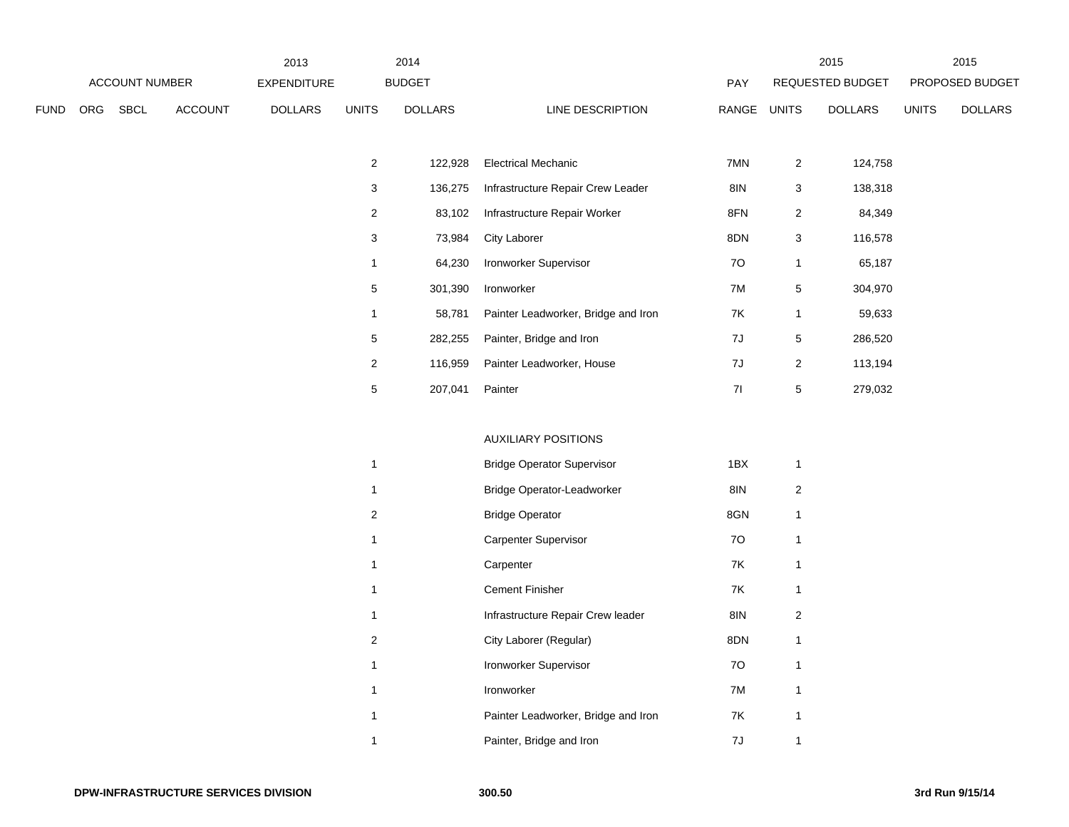| ACCOUNT NUMBER | | | | 2013 EXPENDITURE | 2014 BUDGET | | | PAY | 2015 REQUESTED BUDGET | | 2015 PROPOSED BUDGET | |
|---|---|---|---|---|---|---|---|---|---|---|---|---|
| FUND | ORG | SBCL | ACCOUNT | DOLLARS | UNITS | DOLLARS | LINE DESCRIPTION | RANGE | UNITS | DOLLARS | UNITS | DOLLARS |
| | | | | | 2 | 122,928 | Electrical Mechanic | 7MN | 2 | 124,758 | | |
| | | | | | 3 | 136,275 | Infrastructure Repair Crew Leader | 8IN | 3 | 138,318 | | |
| | | | | | 2 | 83,102 | Infrastructure Repair Worker | 8FN | 2 | 84,349 | | |
| | | | | | 3 | 73,984 | City Laborer | 8DN | 3 | 116,578 | | |
| | | | | | 1 | 64,230 | Ironworker Supervisor | 7O | 1 | 65,187 | | |
| | | | | | 5 | 301,390 | Ironworker | 7M | 5 | 304,970 | | |
| | | | | | 1 | 58,781 | Painter Leadworker, Bridge and Iron | 7K | 1 | 59,633 | | |
| | | | | | 5 | 282,255 | Painter, Bridge and Iron | 7J | 5 | 286,520 | | |
| | | | | | 2 | 116,959 | Painter Leadworker, House | 7J | 2 | 113,194 | | |
| | | | | | 5 | 207,041 | Painter | 7I | 5 | 279,032 | | |
| | | | | | | | AUXILIARY POSITIONS | | | | | |
| | | | | | 1 | | Bridge Operator Supervisor | 1BX | 1 | | | |
| | | | | | 1 | | Bridge Operator-Leadworker | 8IN | 2 | | | |
| | | | | | 2 | | Bridge Operator | 8GN | 1 | | | |
| | | | | | 1 | | Carpenter Supervisor | 7O | 1 | | | |
| | | | | | 1 | | Carpenter | 7K | 1 | | | |
| | | | | | 1 | | Cement Finisher | 7K | 1 | | | |
| | | | | | 1 | | Infrastructure Repair Crew leader | 8IN | 2 | | | |
| | | | | | 2 | | City Laborer (Regular) | 8DN | 1 | | | |
| | | | | | 1 | | Ironworker Supervisor | 7O | 1 | | | |
| | | | | | 1 | | Ironworker | 7M | 1 | | | |
| | | | | | 1 | | Painter Leadworker, Bridge and Iron | 7K | 1 | | | |
| | | | | | 1 | | Painter, Bridge and Iron | 7J | 1 | | | |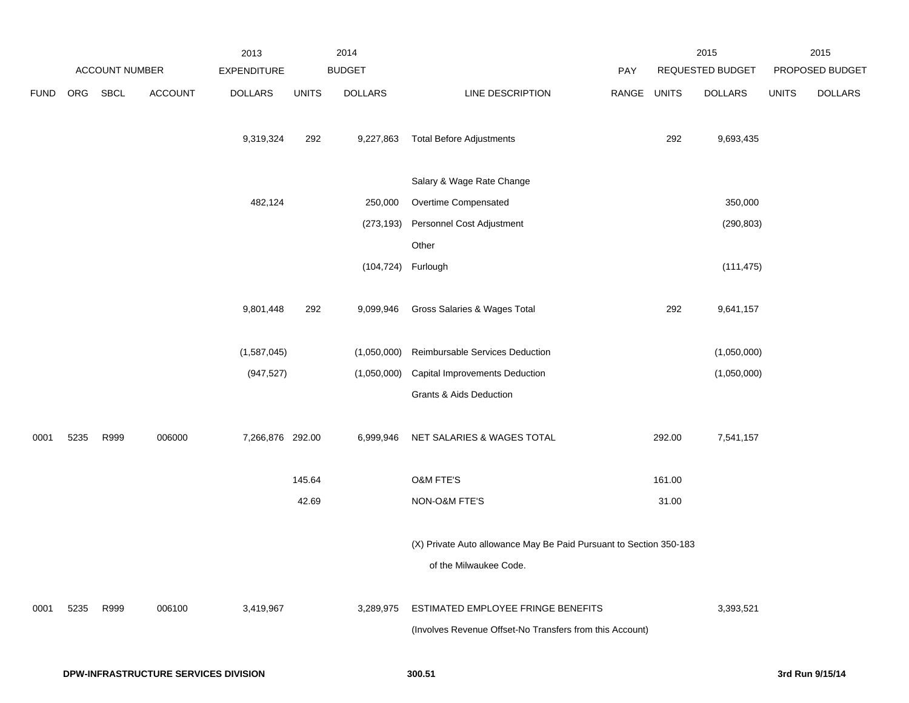| ACCOUNT NUMBER | | | | 2013 EXPENDITURE | 2014 BUDGET | | | PAY | 2015 REQUESTED BUDGET | | 2015 PROPOSED BUDGET | |
|---|---|---|---|---|---|---|---|---|---|---|---|---|
| FUND | ORG | SBCL | ACCOUNT | DOLLARS | UNITS | DOLLARS | LINE DESCRIPTION | RANGE | UNITS | DOLLARS | UNITS | DOLLARS |
| | | | | 9,319,324 | 292 | 9,227,863 | Total Before Adjustments | | 292 | 9,693,435 | | |
| | | | | | | | Salary & Wage Rate Change | | | | | |
| | | | | 482,124 | | 250,000 | Overtime Compensated | | | 350,000 | | |
| | | | | | | (273,193) | Personnel Cost Adjustment | | | (290,803) | | |
| | | | | | | | Other | | | | | |
| | | | | | | (104,724) | Furlough | | | (111,475) | | |
| | | | | 9,801,448 | 292 | 9,099,946 | Gross Salaries & Wages Total | | 292 | 9,641,157 | | |
| | | | | (1,587,045) | | (1,050,000) | Reimbursable Services Deduction | | | (1,050,000) | | |
| | | | | (947,527) | | (1,050,000) | Capital Improvements Deduction | | | (1,050,000) | | |
| | | | | | | | Grants & Aids Deduction | | | | | |
| 0001 | 5235 | R999 | 006000 | 7,266,876 | 292.00 | 6,999,946 | NET SALARIES & WAGES TOTAL | | 292.00 | 7,541,157 | | |
| | | | | | 145.64 | | O&M FTE'S | | 161.00 | | | |
| | | | | | 42.69 | | NON-O&M FTE'S | | 31.00 | | | |
| | | | | | | | (X) Private Auto allowance May Be Paid Pursuant to Section 350-183 of the Milwaukee Code. | | | | | |
| 0001 | 5235 | R999 | 006100 | 3,419,967 | | 3,289,975 | ESTIMATED EMPLOYEE FRINGE BENEFITS (Involves Revenue Offset-No Transfers from this Account) | | | 3,393,521 | | |

DPW-INFRASTRUCTURE SERVICES DIVISION — 300.51 — 3rd Run 9/15/14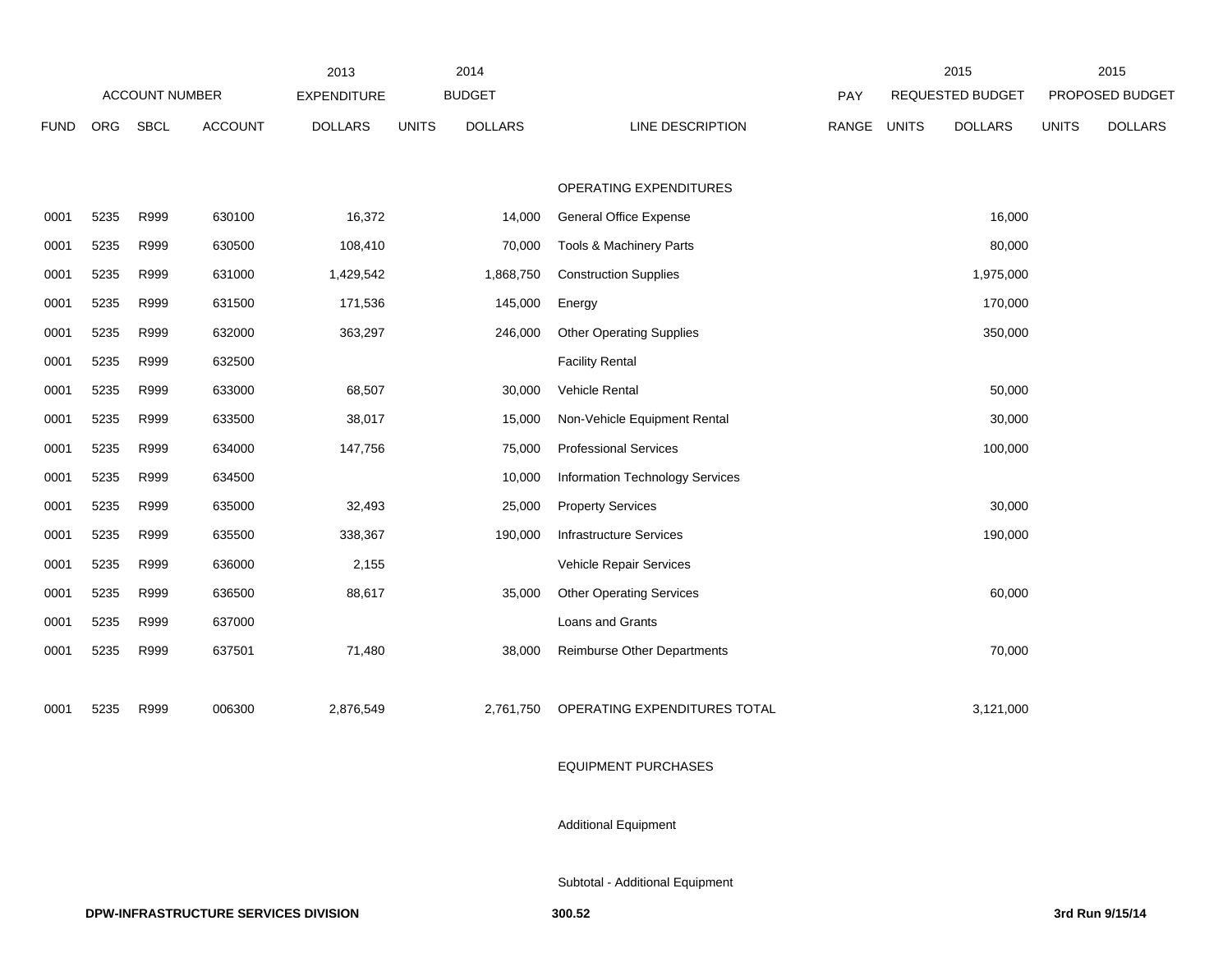| | ACCOUNT NUMBER | | | 2013 EXPENDITURE | 2014 BUDGET | | | PAY | 2015 REQUESTED BUDGET | | 2015 PROPOSED BUDGET | |
|---|---|---|---|---|---|---|---|---|---|---|---|---|
| FUND | ORG | SBCL | ACCOUNT | DOLLARS | UNITS | DOLLARS | LINE DESCRIPTION | RANGE | UNITS | DOLLARS | UNITS | DOLLARS |
| | | | | | | | OPERATING EXPENDITURES | | | | | |
| 0001 | 5235 | R999 | 630100 | 16,372 | | 14,000 | General Office Expense | | | 16,000 | | |
| 0001 | 5235 | R999 | 630500 | 108,410 | | 70,000 | Tools & Machinery Parts | | | 80,000 | | |
| 0001 | 5235 | R999 | 631000 | 1,429,542 | | 1,868,750 | Construction Supplies | | | 1,975,000 | | |
| 0001 | 5235 | R999 | 631500 | 171,536 | | 145,000 | Energy | | | 170,000 | | |
| 0001 | 5235 | R999 | 632000 | 363,297 | | 246,000 | Other Operating Supplies | | | 350,000 | | |
| 0001 | 5235 | R999 | 632500 | | | | Facility Rental | | | | | |
| 0001 | 5235 | R999 | 633000 | 68,507 | | 30,000 | Vehicle Rental | | | 50,000 | | |
| 0001 | 5235 | R999 | 633500 | 38,017 | | 15,000 | Non-Vehicle Equipment Rental | | | 30,000 | | |
| 0001 | 5235 | R999 | 634000 | 147,756 | | 75,000 | Professional Services | | | 100,000 | | |
| 0001 | 5235 | R999 | 634500 | | | 10,000 | Information Technology Services | | | | | |
| 0001 | 5235 | R999 | 635000 | 32,493 | | 25,000 | Property Services | | | 30,000 | | |
| 0001 | 5235 | R999 | 635500 | 338,367 | | 190,000 | Infrastructure Services | | | 190,000 | | |
| 0001 | 5235 | R999 | 636000 | 2,155 | | | Vehicle Repair Services | | | | | |
| 0001 | 5235 | R999 | 636500 | 88,617 | | 35,000 | Other Operating Services | | | 60,000 | | |
| 0001 | 5235 | R999 | 637000 | | | | Loans and Grants | | | | | |
| 0001 | 5235 | R999 | 637501 | 71,480 | | 38,000 | Reimburse Other Departments | | | 70,000 | | |
| 0001 | 5235 | R999 | 006300 | 2,876,549 | | 2,761,750 | OPERATING EXPENDITURES TOTAL | | | 3,121,000 | | |
| | | | | | | | EQUIPMENT PURCHASES | | | | | |
| | | | | | | | Additional Equipment | | | | | |
| | | | | | | | Subtotal - Additional Equipment | | | | | |

DPW-INFRASTRUCTURE SERVICES DIVISION 300.52 3rd Run 9/15/14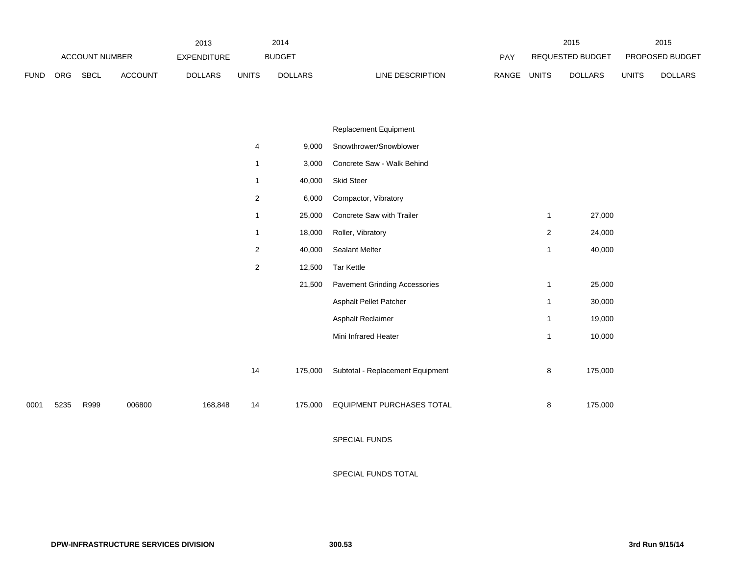| | ACCOUNT NUMBER | | | 2013 EXPENDITURE | 2014 BUDGET | | | PAY | 2015 REQUESTED BUDGET | | 2015 PROPOSED BUDGET | |
|---|---|---|---|---|---|---|---|---|---|---|---|---|
| FUND | ORG | SBCL | ACCOUNT | DOLLARS | UNITS | DOLLARS | LINE DESCRIPTION | RANGE | UNITS | DOLLARS | UNITS | DOLLARS |
| | | | | | | | Replacement Equipment | | | | | |
| | | | | | 4 | 9,000 | Snowthrower/Snowblower | | | | | |
| | | | | | 1 | 3,000 | Concrete Saw - Walk Behind | | | | | |
| | | | | | 1 | 40,000 | Skid Steer | | | | | |
| | | | | | 2 | 6,000 | Compactor, Vibratory | | | | | |
| | | | | | 1 | 25,000 | Concrete Saw with Trailer | | 1 | 27,000 | | |
| | | | | | 1 | 18,000 | Roller, Vibratory | | 2 | 24,000 | | |
| | | | | | 2 | 40,000 | Sealant Melter | | 1 | 40,000 | | |
| | | | | | 2 | 12,500 | Tar Kettle | | | | | |
| | | | | | | 21,500 | Pavement Grinding Accessories | | 1 | 25,000 | | |
| | | | | | | | Asphalt Pellet Patcher | | 1 | 30,000 | | |
| | | | | | | | Asphalt Reclaimer | | 1 | 19,000 | | |
| | | | | | | | Mini Infrared Heater | | 1 | 10,000 | | |
| | | | | | 14 | 175,000 | Subtotal - Replacement Equipment | | 8 | 175,000 | | |
| 0001 | 5235 | R999 | 006800 | 168,848 | 14 | 175,000 | EQUIPMENT PURCHASES TOTAL | | 8 | 175,000 | | |
| | | | | | | | SPECIAL FUNDS | | | | | |
| | | | | | | | SPECIAL FUNDS TOTAL | | | | | |

DPW-INFRASTRUCTURE SERVICES DIVISION

300.53

3rd Run 9/15/14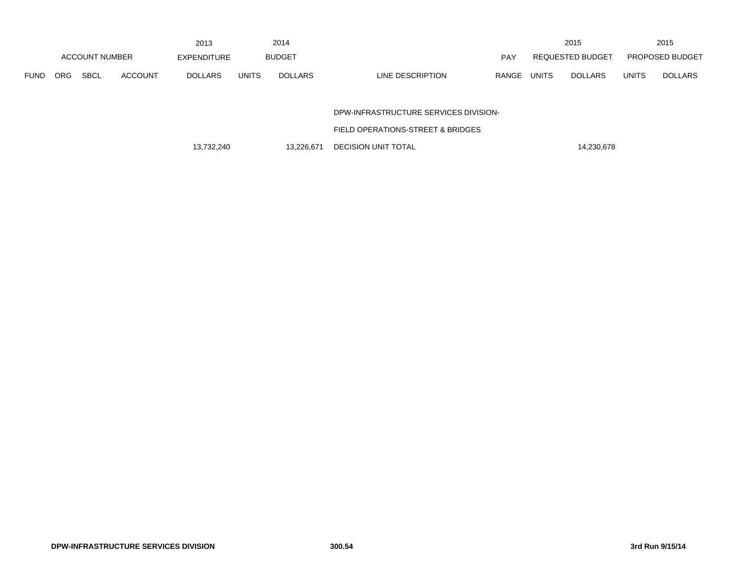| FUND | ORG | SBCL | ACCOUNT | 2013 EXPENDITURE DOLLARS | 2014 BUDGET UNITS | 2014 BUDGET DOLLARS | LINE DESCRIPTION | PAY RANGE | 2015 REQUESTED BUDGET UNITS | 2015 REQUESTED BUDGET DOLLARS | 2015 PROPOSED BUDGET UNITS | 2015 PROPOSED BUDGET DOLLARS |
|---|---|---|---|---|---|---|---|---|---|---|---|---|
| | | | | | | | DPW-INFRASTRUCTURE SERVICES DIVISION- | | | | | |
| | | | | | | | FIELD OPERATIONS-STREET & BRIDGES | | | | | |
| | | | | 13,732,240 | | 13,226,671 | DECISION UNIT TOTAL | | | 14,230,678 | | |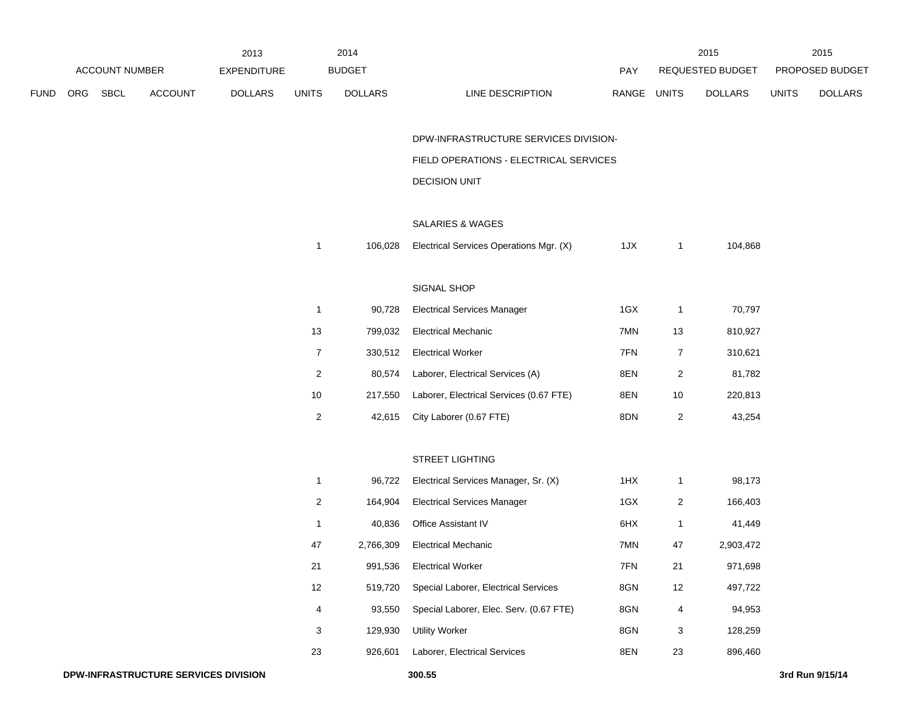| ACCOUNT NUMBER | | | | 2013 EXPENDITURE | 2014 BUDGET | | | PAY | 2015 REQUESTED BUDGET | | 2015 PROPOSED BUDGET | |
|---|---|---|---|---|---|---|---|---|---|---|---|---|
| FUND | ORG | SBCL | ACCOUNT | DOLLARS | UNITS | DOLLARS | LINE DESCRIPTION | RANGE | UNITS | DOLLARS | UNITS | DOLLARS |
| | | | | | | | DPW-INFRASTRUCTURE SERVICES DIVISION- | | | | | |
| | | | | | | | FIELD OPERATIONS - ELECTRICAL SERVICES | | | | | |
| | | | | | | | DECISION UNIT | | | | | |
| | | | | | | | SALARIES & WAGES | | | | | |
| | | | | | 1 | 106,028 | Electrical Services Operations Mgr. (X) | 1JX | 1 | 104,868 | | |
| | | | | | | | SIGNAL SHOP | | | | | |
| | | | | | 1 | 90,728 | Electrical Services Manager | 1GX | 1 | 70,797 | | |
| | | | | | 13 | 799,032 | Electrical Mechanic | 7MN | 13 | 810,927 | | |
| | | | | | 7 | 330,512 | Electrical Worker | 7FN | 7 | 310,621 | | |
| | | | | | 2 | 80,574 | Laborer, Electrical Services (A) | 8EN | 2 | 81,782 | | |
| | | | | | 10 | 217,550 | Laborer, Electrical Services (0.67 FTE) | 8EN | 10 | 220,813 | | |
| | | | | | 2 | 42,615 | City Laborer (0.67 FTE) | 8DN | 2 | 43,254 | | |
| | | | | | | | STREET LIGHTING | | | | | |
| | | | | | 1 | 96,722 | Electrical Services Manager, Sr. (X) | 1HX | 1 | 98,173 | | |
| | | | | | 2 | 164,904 | Electrical Services Manager | 1GX | 2 | 166,403 | | |
| | | | | | 1 | 40,836 | Office Assistant IV | 6HX | 1 | 41,449 | | |
| | | | | | 47 | 2,766,309 | Electrical Mechanic | 7MN | 47 | 2,903,472 | | |
| | | | | | 21 | 991,536 | Electrical Worker | 7FN | 21 | 971,698 | | |
| | | | | | 12 | 519,720 | Special Laborer, Electrical Services | 8GN | 12 | 497,722 | | |
| | | | | | 4 | 93,550 | Special Laborer, Elec. Serv. (0.67 FTE) | 8GN | 4 | 94,953 | | |
| | | | | | 3 | 129,930 | Utility Worker | 8GN | 3 | 128,259 | | |
| | | | | | 23 | 926,601 | Laborer, Electrical Services | 8EN | 23 | 896,460 | | |

**DPW-INFRASTRUCTURE SERVICES DIVISION** **300.55** **3rd Run 9/15/14**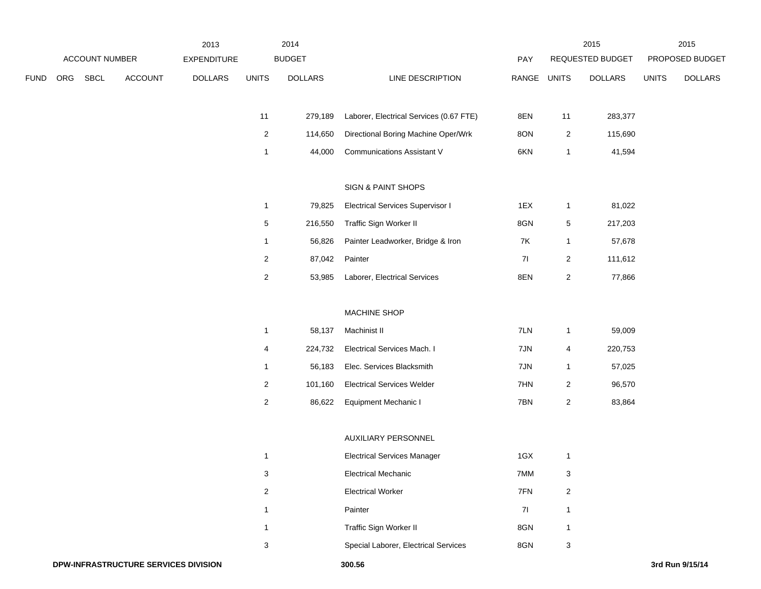| ACCOUNT NUMBER | | | | 2013 EXPENDITURE | 2014 BUDGET | | | PAY | 2015 REQUESTED BUDGET | | 2015 PROPOSED BUDGET | |
|---|---|---|---|---|---|---|---|---|---|---|---|---|
| FUND | ORG | SBCL | ACCOUNT | DOLLARS | UNITS | DOLLARS | LINE DESCRIPTION | RANGE | UNITS | DOLLARS | UNITS | DOLLARS |
| | | | | | 11 | 279,189 | Laborer, Electrical Services (0.67 FTE) | 8EN | 11 | 283,377 | | |
| | | | | | 2 | 114,650 | Directional Boring Machine Oper/Wrk | 8ON | 2 | 115,690 | | |
| | | | | | 1 | 44,000 | Communications Assistant V | 6KN | 1 | 41,594 | | |
| | | | | | | | SIGN & PAINT SHOPS | | | | | |
| | | | | | 1 | 79,825 | Electrical Services Supervisor I | 1EX | 1 | 81,022 | | |
| | | | | | 5 | 216,550 | Traffic Sign Worker II | 8GN | 5 | 217,203 | | |
| | | | | | 1 | 56,826 | Painter Leadworker, Bridge & Iron | 7K | 1 | 57,678 | | |
| | | | | | 2 | 87,042 | Painter | 7I | 2 | 111,612 | | |
| | | | | | 2 | 53,985 | Laborer, Electrical Services | 8EN | 2 | 77,866 | | |
| | | | | | | | MACHINE SHOP | | | | | |
| | | | | | 1 | 58,137 | Machinist II | 7LN | 1 | 59,009 | | |
| | | | | | 4 | 224,732 | Electrical Services Mach. I | 7JN | 4 | 220,753 | | |
| | | | | | 1 | 56,183 | Elec. Services Blacksmith | 7JN | 1 | 57,025 | | |
| | | | | | 2 | 101,160 | Electrical Services Welder | 7HN | 2 | 96,570 | | |
| | | | | | 2 | 86,622 | Equipment Mechanic I | 7BN | 2 | 83,864 | | |
| | | | | | | | AUXILIARY PERSONNEL | | | | | |
| | | | | | 1 | | Electrical Services Manager | 1GX | 1 | | | |
| | | | | | 3 | | Electrical Mechanic | 7MM | 3 | | | |
| | | | | | 2 | | Electrical Worker | 7FN | 2 | | | |
| | | | | | 1 | | Painter | 7I | 1 | | | |
| | | | | | 1 | | Traffic Sign Worker II | 8GN | 1 | | | |
| | | | | | 3 | | Special Laborer, Electrical Services | 8GN | 3 | | | |

**DPW-INFRASTRUCTURE SERVICES DIVISION** **300.56** **3rd Run 9/15/14**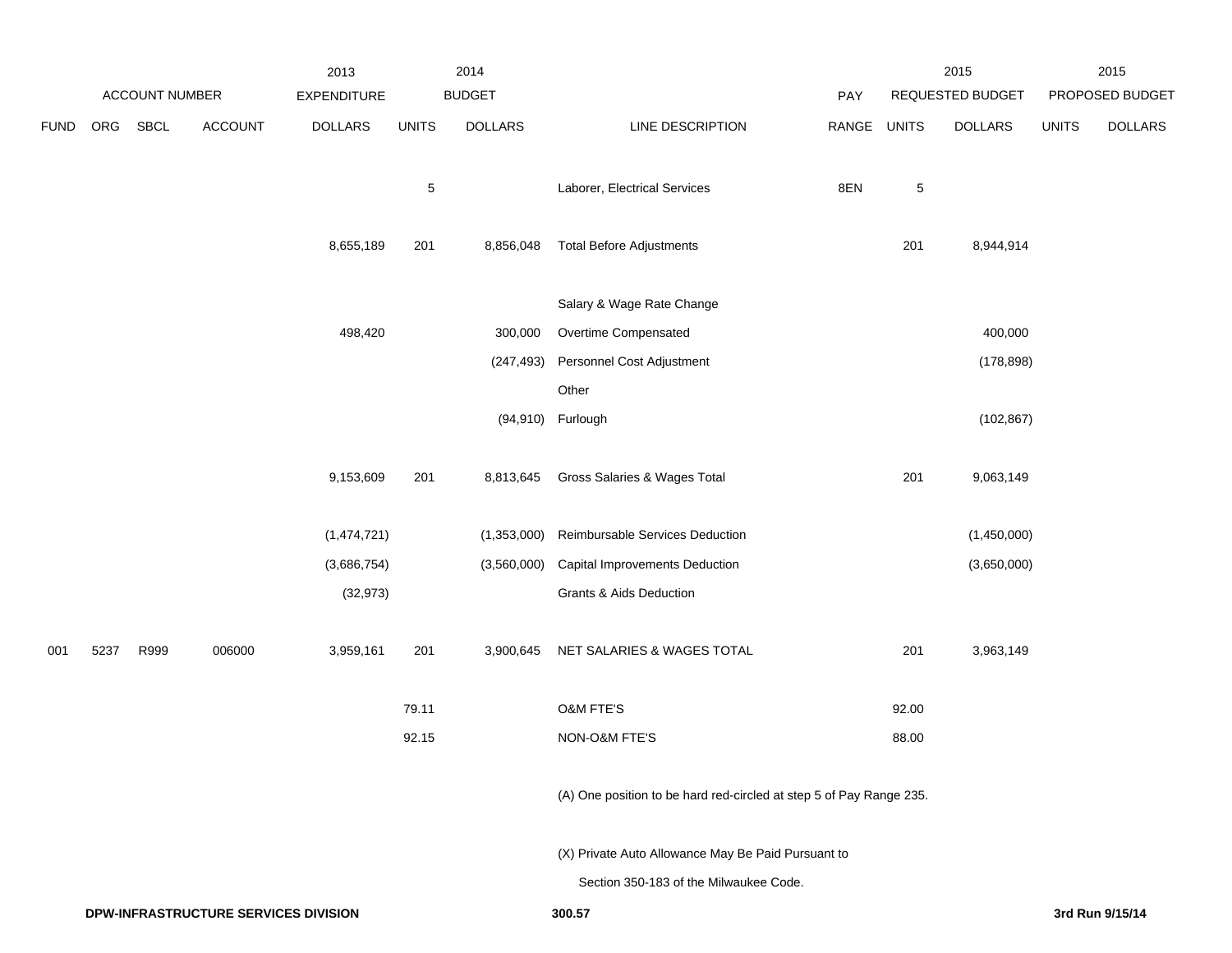| ACCOUNT NUMBER | | | | 2013 EXPENDITURE | 2014 BUDGET | | | PAY | 2015 REQUESTED BUDGET | | 2015 PROPOSED BUDGET | |
|---|---|---|---|---|---|---|---|---|---|---|---|---|
| FUND | ORG | SBCL | ACCOUNT | DOLLARS | UNITS | DOLLARS | LINE DESCRIPTION | RANGE | UNITS | DOLLARS | UNITS | DOLLARS |
| | | | | | 5 | | Laborer, Electrical Services | 8EN | 5 | | | |
| | | | | 8,655,189 | 201 | 8,856,048 | Total Before Adjustments | | 201 | 8,944,914 | | |
| | | | | | | | Salary & Wage Rate Change | | | | | |
| | | | | 498,420 | | 300,000 | Overtime Compensated | | | 400,000 | | |
| | | | | | | (247,493) | Personnel Cost Adjustment | | | (178,898) | | |
| | | | | | | | Other | | | | | |
| | | | | | | (94,910) | Furlough | | | (102,867) | | |
| | | | | 9,153,609 | 201 | 8,813,645 | Gross Salaries & Wages Total | | 201 | 9,063,149 | | |
| | | | | (1,474,721) | | (1,353,000) | Reimbursable Services Deduction | | | (1,450,000) | | |
| | | | | (3,686,754) | | (3,560,000) | Capital Improvements Deduction | | | (3,650,000) | | |
| | | | | (32,973) | | | Grants & Aids Deduction | | | | | |
| 001 | 5237 | R999 | 006000 | 3,959,161 | 201 | 3,900,645 | NET SALARIES & WAGES TOTAL | | 201 | 3,963,149 | | |
| | | | | | 79.11 | | O&M FTE'S | | 92.00 | | | |
| | | | | | 92.15 | | NON-O&M FTE'S | | 88.00 | | | |

(A) One position to be hard red-circled at step 5 of Pay Range 235.

(X) Private Auto Allowance May Be Paid Pursuant to Section 350-183 of the Milwaukee Code.

DPW-INFRASTRUCTURE SERVICES DIVISION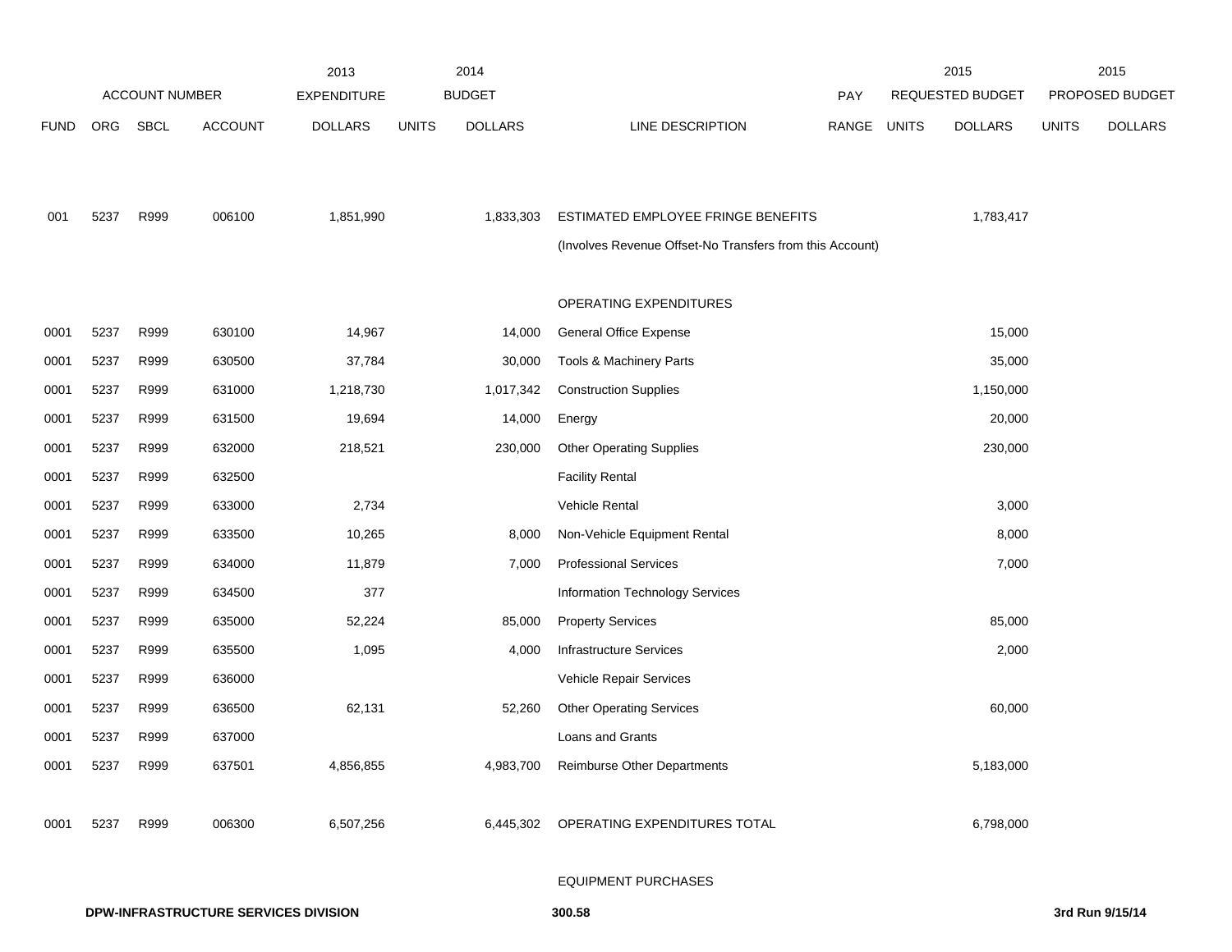| ACCOUNT NUMBER | | | | 2013 EXPENDITURE | 2014 BUDGET | | | | 2015 REQUESTED BUDGET | | 2015 PROPOSED BUDGET | |
|---|---|---|---|---|---|---|---|---|---|---|---|---|
| FUND | ORG | SBCL | ACCOUNT | DOLLARS | UNITS | DOLLARS | LINE DESCRIPTION | PAY RANGE | UNITS | DOLLARS | UNITS | DOLLARS |
| 001 | 5237 | R999 | 006100 | 1,851,990 | | 1,833,303 | ESTIMATED EMPLOYEE FRINGE BENEFITS | | | 1,783,417 | | |
| | | | | | | | (Involves Revenue Offset-No Transfers from this Account) | | | | | |
| | | | | | | | OPERATING EXPENDITURES | | | | | |
| 0001 | 5237 | R999 | 630100 | 14,967 | | 14,000 | General Office Expense | | | 15,000 | | |
| 0001 | 5237 | R999 | 630500 | 37,784 | | 30,000 | Tools & Machinery Parts | | | 35,000 | | |
| 0001 | 5237 | R999 | 631000 | 1,218,730 | | 1,017,342 | Construction Supplies | | | 1,150,000 | | |
| 0001 | 5237 | R999 | 631500 | 19,694 | | 14,000 | Energy | | | 20,000 | | |
| 0001 | 5237 | R999 | 632000 | 218,521 | | 230,000 | Other Operating Supplies | | | 230,000 | | |
| 0001 | 5237 | R999 | 632500 | | | | Facility Rental | | | | | |
| 0001 | 5237 | R999 | 633000 | 2,734 | | | Vehicle Rental | | | 3,000 | | |
| 0001 | 5237 | R999 | 633500 | 10,265 | | 8,000 | Non-Vehicle Equipment Rental | | | 8,000 | | |
| 0001 | 5237 | R999 | 634000 | 11,879 | | 7,000 | Professional Services | | | 7,000 | | |
| 0001 | 5237 | R999 | 634500 | 377 | | | Information Technology Services | | | | | |
| 0001 | 5237 | R999 | 635000 | 52,224 | | 85,000 | Property Services | | | 85,000 | | |
| 0001 | 5237 | R999 | 635500 | 1,095 | | 4,000 | Infrastructure Services | | | 2,000 | | |
| 0001 | 5237 | R999 | 636000 | | | | Vehicle Repair Services | | | | | |
| 0001 | 5237 | R999 | 636500 | 62,131 | | 52,260 | Other Operating Services | | | 60,000 | | |
| 0001 | 5237 | R999 | 637000 | | | | Loans and Grants | | | | | |
| 0001 | 5237 | R999 | 637501 | 4,856,855 | | 4,983,700 | Reimburse Other Departments | | | 5,183,000 | | |
| 0001 | 5237 | R999 | 006300 | 6,507,256 | | 6,445,302 | OPERATING EXPENDITURES TOTAL | | | 6,798,000 | | |
| | | | | | | | EQUIPMENT PURCHASES | | | | | |

**DPW-INFRASTRUCTURE SERVICES DIVISION** **300.58** **3rd Run 9/15/14**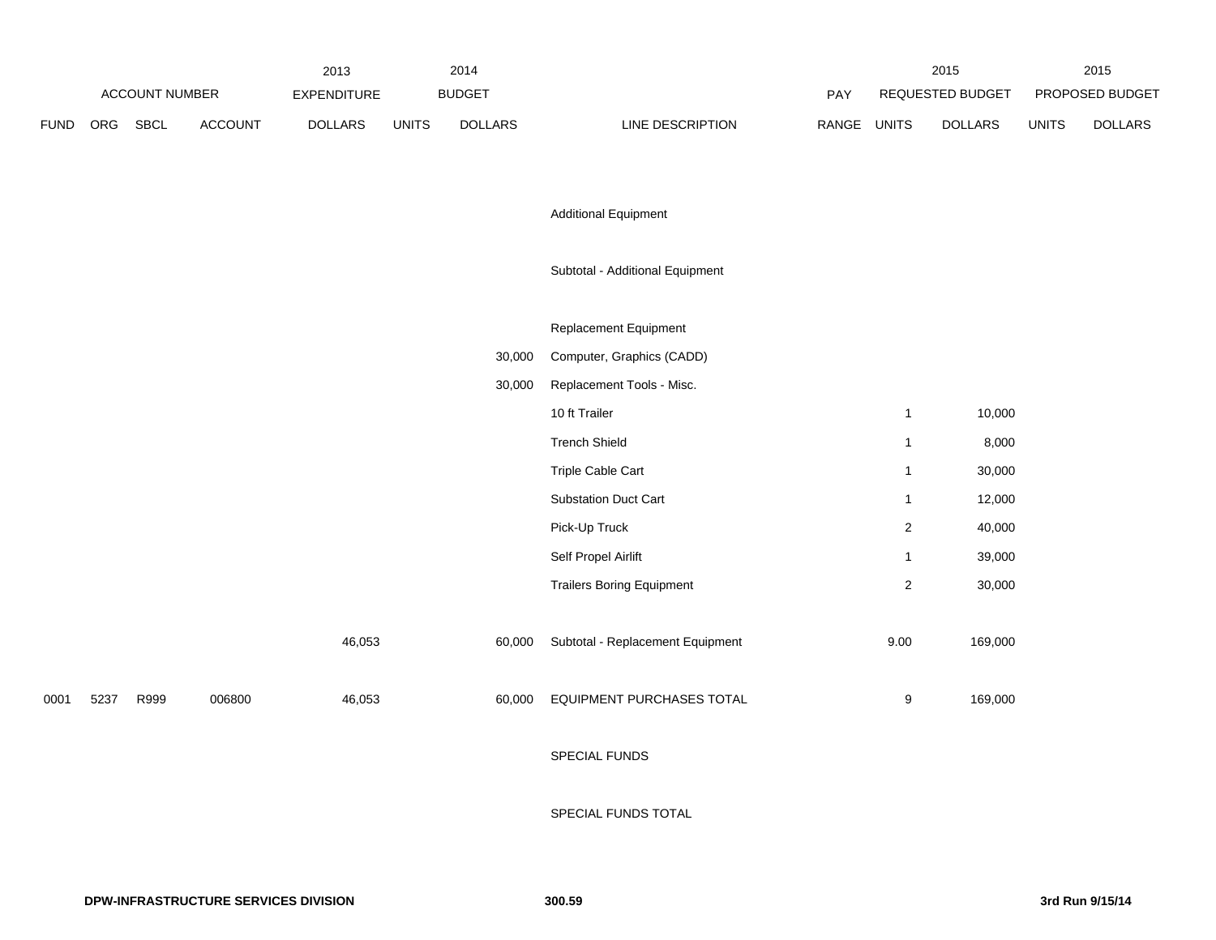| | ACCOUNT NUMBER | | | 2013 EXPENDITURE | 2014 BUDGET | | | PAY | 2015 REQUESTED BUDGET | | 2015 PROPOSED BUDGET | |
|---|---|---|---|---|---|---|---|---|---|---|---|---|
| FUND | ORG | SBCL | ACCOUNT | DOLLARS | UNITS | DOLLARS | LINE DESCRIPTION | RANGE | UNITS | DOLLARS | UNITS | DOLLARS |
| | | | | | | | Additional Equipment | | | | | |
| | | | | | | | Subtotal - Additional Equipment | | | | | |
| | | | | | | | Replacement Equipment | | | | | |
| | | | | | | 30,000 | Computer, Graphics (CADD) | | | | | |
| | | | | | | 30,000 | Replacement Tools - Misc. | | | | | |
| | | | | | | | 10 ft Trailer | | 1 | 10,000 | | |
| | | | | | | | Trench Shield | | 1 | 8,000 | | |
| | | | | | | | Triple Cable Cart | | 1 | 30,000 | | |
| | | | | | | | Substation Duct Cart | | 1 | 12,000 | | |
| | | | | | | | Pick-Up Truck | | 2 | 40,000 | | |
| | | | | | | | Self Propel Airlift | | 1 | 39,000 | | |
| | | | | | | | Trailers Boring Equipment | | 2 | 30,000 | | |
| | | | | 46,053 | | 60,000 | Subtotal - Replacement Equipment | | 9.00 | 169,000 | | |
| 0001 | 5237 | R999 | 006800 | 46,053 | | 60,000 | EQUIPMENT PURCHASES TOTAL | | 9 | 169,000 | | |
| | | | | | | | SPECIAL FUNDS | | | | | |
| | | | | | | | SPECIAL FUNDS TOTAL | | | | | |

DPW-INFRASTRUCTURE SERVICES DIVISION

3rd Run 9/15/14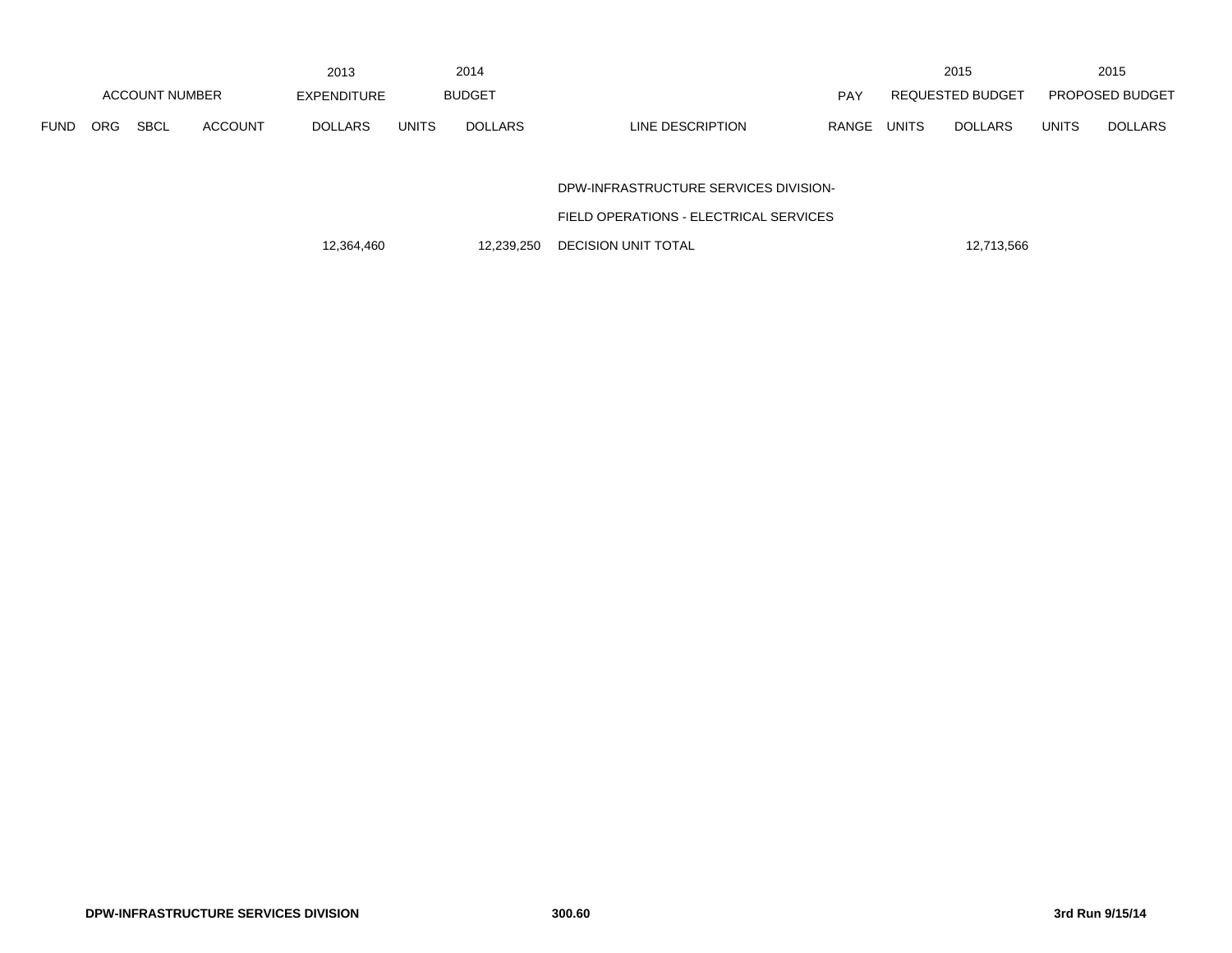| ACCOUNT NUMBER | | | | 2013 EXPENDITURE | 2014 BUDGET | | | PAY | 2015 REQUESTED BUDGET | | 2015 PROPOSED BUDGET | |
|---|---|---|---|---|---|---|---|---|---|---|---|---|
| FUND | ORG | SBCL | ACCOUNT | DOLLARS | UNITS | DOLLARS | LINE DESCRIPTION | RANGE | UNITS | DOLLARS | UNITS | DOLLARS |
| | | | | | | | DPW-INFRASTRUCTURE SERVICES DIVISION- | | | | | |
| | | | | | | | FIELD OPERATIONS - ELECTRICAL SERVICES | | | | | |
| | | | | 12,364,460 | | 12,239,250 | DECISION UNIT TOTAL | | | 12,713,566 | | |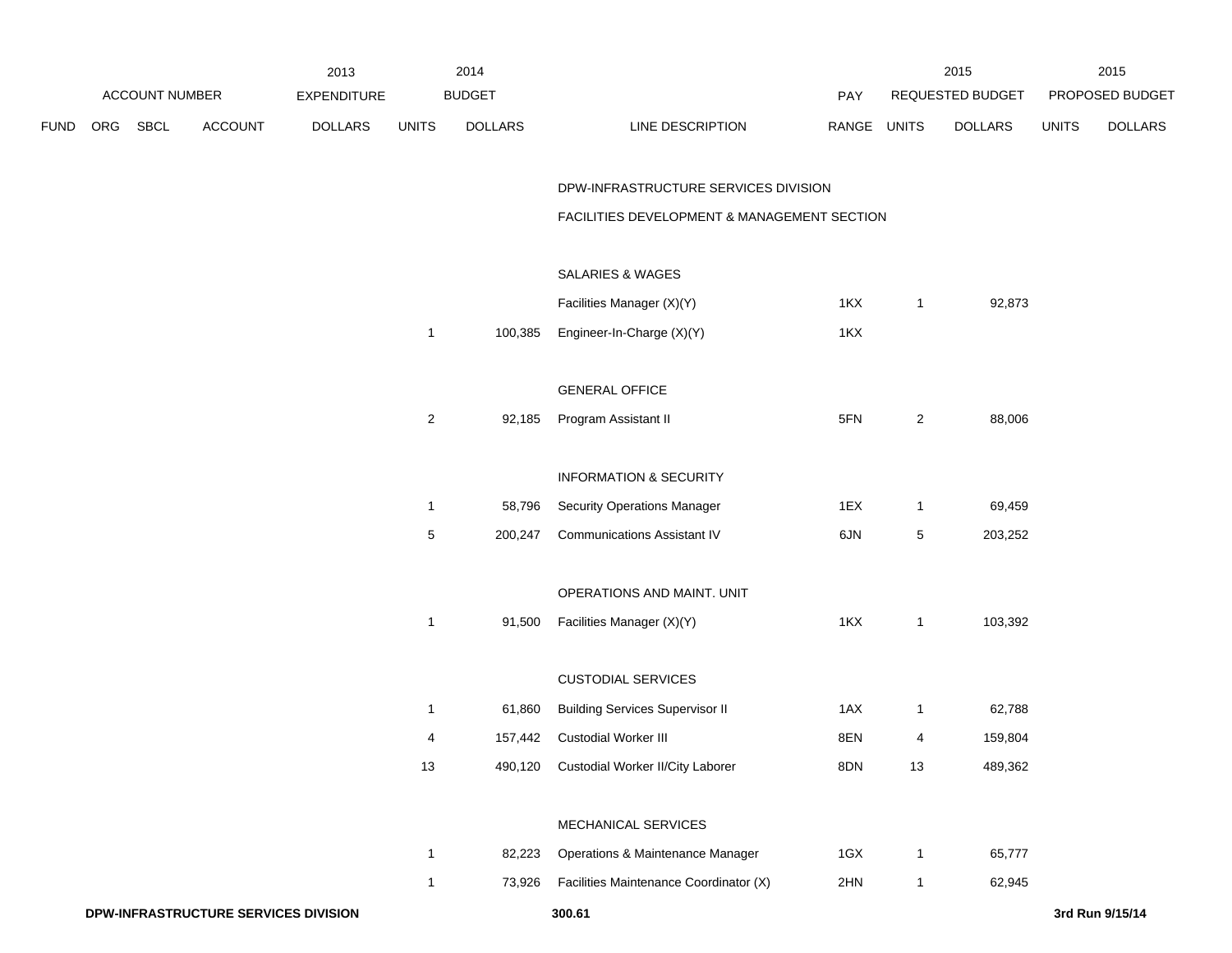| | | | | 2013 | 2014 | | | | 2015 | | 2015 | |
|---|---|---|---|---|---|---|---|---|---|---|---|---|
| ACCOUNT NUMBER | | | | EXPENDITURE | BUDGET | | | PAY | REQUESTED BUDGET | | PROPOSED BUDGET | |
| FUND | ORG | SBCL | ACCOUNT | DOLLARS | UNITS | DOLLARS | LINE DESCRIPTION | RANGE | UNITS | DOLLARS | UNITS | DOLLARS |
| | | | | | | | DPW-INFRASTRUCTURE SERVICES DIVISION | | | | | |
| | | | | | | | FACILITIES DEVELOPMENT & MANAGEMENT SECTION | | | | | |
| | | | | | | | SALARIES & WAGES | | | | | |
| | | | | | | | Facilities Manager (X)(Y) | 1KX | 1 | 92,873 | | |
| | | | | | 1 | 100,385 | Engineer-In-Charge (X)(Y) | 1KX | | | | |
| | | | | | | | GENERAL OFFICE | | | | | |
| | | | | | 2 | 92,185 | Program Assistant II | 5FN | 2 | 88,006 | | |
| | | | | | | | INFORMATION & SECURITY | | | | | |
| | | | | | 1 | 58,796 | Security Operations Manager | 1EX | 1 | 69,459 | | |
| | | | | | 5 | 200,247 | Communications Assistant IV | 6JN | 5 | 203,252 | | |
| | | | | | | | OPERATIONS AND MAINT. UNIT | | | | | |
| | | | | | 1 | 91,500 | Facilities Manager (X)(Y) | 1KX | 1 | 103,392 | | |
| | | | | | | | CUSTODIAL SERVICES | | | | | |
| | | | | | 1 | 61,860 | Building Services Supervisor II | 1AX | 1 | 62,788 | | |
| | | | | | 4 | 157,442 | Custodial Worker III | 8EN | 4 | 159,804 | | |
| | | | | | 13 | 490,120 | Custodial Worker II/City Laborer | 8DN | 13 | 489,362 | | |
| | | | | | | | MECHANICAL SERVICES | | | | | |
| | | | | | 1 | 82,223 | Operations & Maintenance Manager | 1GX | 1 | 65,777 | | |
| | | | | | 1 | 73,926 | Facilities Maintenance Coordinator (X) | 2HN | 1 | 62,945 | | |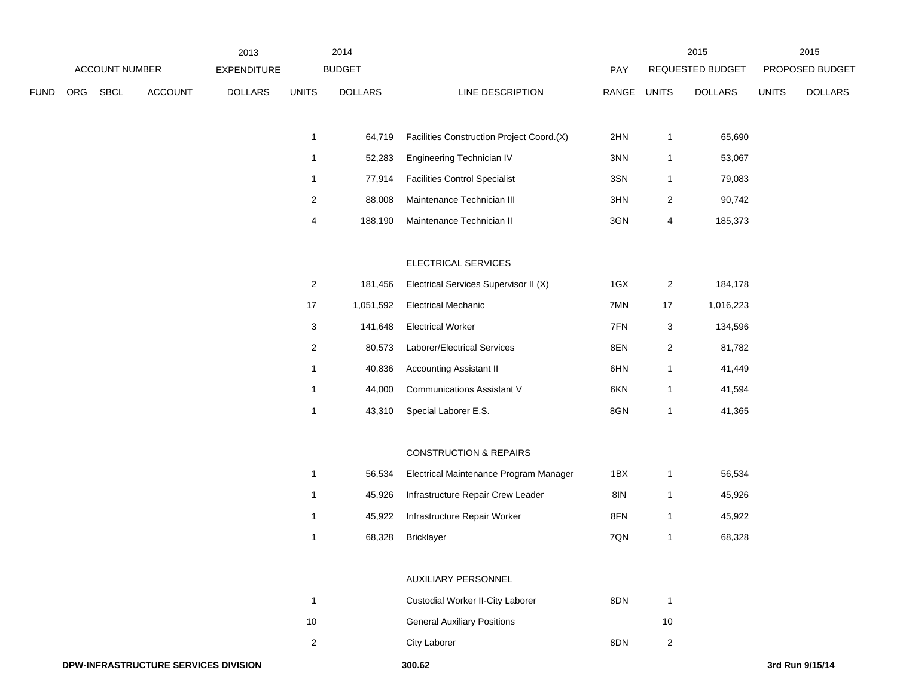| ACCOUNT NUMBER | | | | 2013 EXPENDITURE | 2014 BUDGET | | | PAY | 2015 REQUESTED BUDGET | | 2015 PROPOSED BUDGET | |
|---|---|---|---|---|---|---|---|---|---|---|---|---|
| FUND | ORG | SBCL | ACCOUNT | DOLLARS | UNITS | DOLLARS | LINE DESCRIPTION | RANGE | UNITS | DOLLARS | UNITS | DOLLARS |
| | | | | | 1 | 64,719 | Facilities Construction Project Coord.(X) | 2HN | 1 | 65,690 | | |
| | | | | | 1 | 52,283 | Engineering Technician IV | 3NN | 1 | 53,067 | | |
| | | | | | 1 | 77,914 | Facilities Control Specialist | 3SN | 1 | 79,083 | | |
| | | | | | 2 | 88,008 | Maintenance Technician III | 3HN | 2 | 90,742 | | |
| | | | | | 4 | 188,190 | Maintenance Technician II | 3GN | 4 | 185,373 | | |
| | | | | | | | ELECTRICAL SERVICES | | | | | |
| | | | | | 2 | 181,456 | Electrical Services Supervisor II (X) | 1GX | 2 | 184,178 | | |
| | | | | | 17 | 1,051,592 | Electrical Mechanic | 7MN | 17 | 1,016,223 | | |
| | | | | | 3 | 141,648 | Electrical Worker | 7FN | 3 | 134,596 | | |
| | | | | | 2 | 80,573 | Laborer/Electrical Services | 8EN | 2 | 81,782 | | |
| | | | | | 1 | 40,836 | Accounting Assistant II | 6HN | 1 | 41,449 | | |
| | | | | | 1 | 44,000 | Communications Assistant V | 6KN | 1 | 41,594 | | |
| | | | | | 1 | 43,310 | Special Laborer E.S. | 8GN | 1 | 41,365 | | |
| | | | | | | | CONSTRUCTION & REPAIRS | | | | | |
| | | | | | 1 | 56,534 | Electrical Maintenance Program Manager | 1BX | 1 | 56,534 | | |
| | | | | | 1 | 45,926 | Infrastructure Repair Crew Leader | 8IN | 1 | 45,926 | | |
| | | | | | 1 | 45,922 | Infrastructure Repair Worker | 8FN | 1 | 45,922 | | |
| | | | | | 1 | 68,328 | Bricklayer | 7QN | 1 | 68,328 | | |
| | | | | | | | AUXILIARY PERSONNEL | | | | | |
| | | | | | 1 | | Custodial Worker II-City Laborer | 8DN | 1 | | | |
| | | | | | 10 | | General Auxiliary Positions | | 10 | | | |
| | | | | | 2 | | City Laborer | 8DN | 2 | | | |

**DPW-INFRASTRUCTURE SERVICES DIVISION** **300.62** **3rd Run 9/15/14**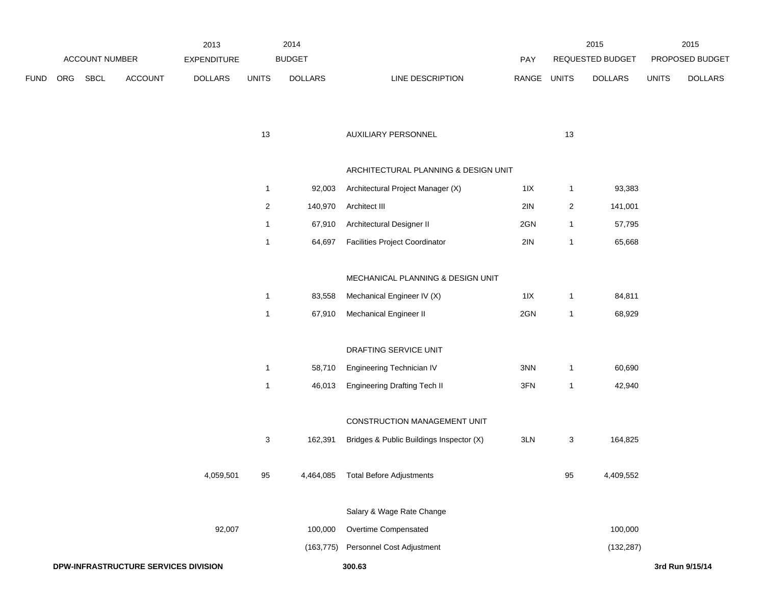| ACCOUNT NUMBER | | | | 2013 EXPENDITURE | 2014 BUDGET | | | PAY | 2015 REQUESTED BUDGET | | 2015 PROPOSED BUDGET | |
|---|---|---|---|---|---|---|---|---|---|---|---|---|
| FUND | ORG | SBCL | ACCOUNT | DOLLARS | UNITS | DOLLARS | LINE DESCRIPTION | RANGE | UNITS | DOLLARS | UNITS | DOLLARS |
| | | | | | 13 | | AUXILIARY PERSONNEL | | 13 | | | |
| | | | | | | | ARCHITECTURAL PLANNING & DESIGN UNIT | | | | | |
| | | | | | 1 | 92,003 | Architectural Project Manager (X) | 1IX | 1 | 93,383 | | |
| | | | | | 2 | 140,970 | Architect III | 2IN | 2 | 141,001 | | |
| | | | | | 1 | 67,910 | Architectural Designer II | 2GN | 1 | 57,795 | | |
| | | | | | 1 | 64,697 | Facilities Project Coordinator | 2IN | 1 | 65,668 | | |
| | | | | | | | MECHANICAL PLANNING & DESIGN UNIT | | | | | |
| | | | | | 1 | 83,558 | Mechanical Engineer IV (X) | 1IX | 1 | 84,811 | | |
| | | | | | 1 | 67,910 | Mechanical Engineer II | 2GN | 1 | 68,929 | | |
| | | | | | | | DRAFTING SERVICE UNIT | | | | | |
| | | | | | 1 | 58,710 | Engineering Technician IV | 3NN | 1 | 60,690 | | |
| | | | | | 1 | 46,013 | Engineering Drafting Tech II | 3FN | 1 | 42,940 | | |
| | | | | | | | CONSTRUCTION MANAGEMENT UNIT | | | | | |
| | | | | | 3 | 162,391 | Bridges & Public Buildings Inspector (X) | 3LN | 3 | 164,825 | | |
| | | | | 4,059,501 | 95 | 4,464,085 | Total Before Adjustments | | 95 | 4,409,552 | | |
| | | | | | | | Salary & Wage Rate Change | | | | | |
| | | | | 92,007 | | 100,000 | Overtime Compensated | | | 100,000 | | |
| | | | | | | (163,775) | Personnel Cost Adjustment | | | (132,287) | | |

**DPW-INFRASTRUCTURE SERVICES DIVISION** **300.63** **3rd Run 9/15/14**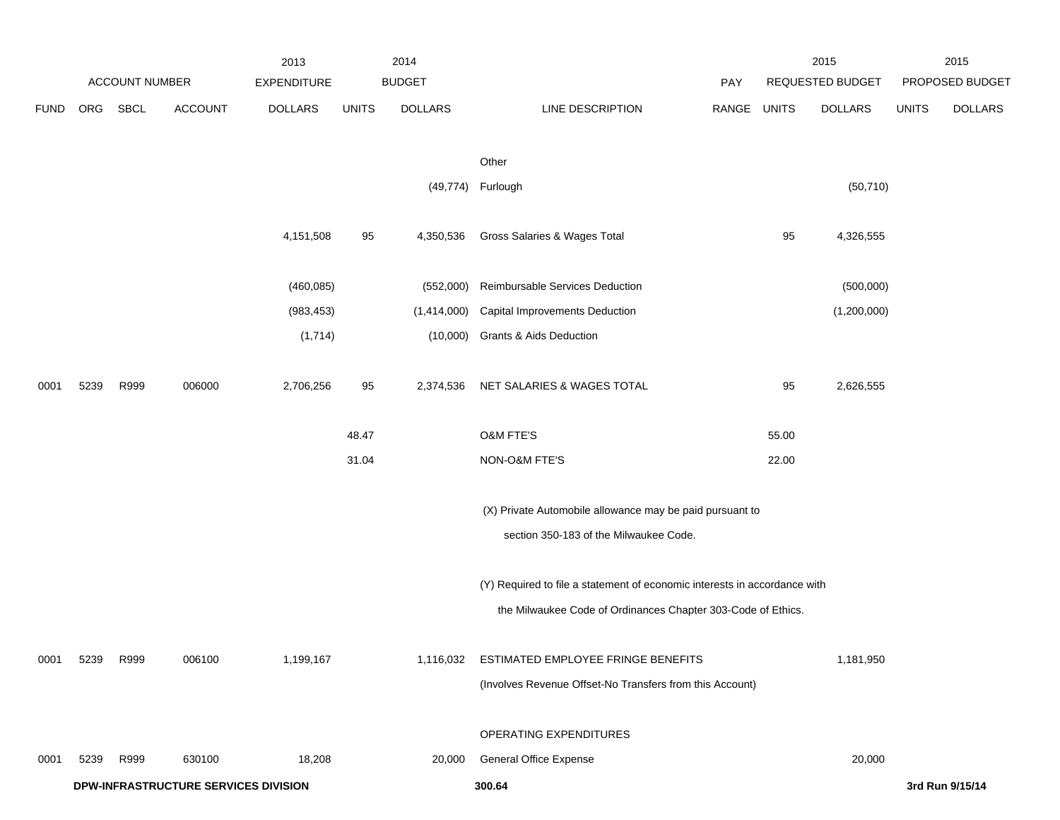| | ACCOUNT NUMBER | | | 2013 EXPENDITURE | 2014 BUDGET | | | | 2015 REQUESTED BUDGET | | 2015 PROPOSED BUDGET | |
|---|---|---|---|---|---|---|---|---|---|---|---|---|
| FUND | ORG | SBCL | ACCOUNT | DOLLARS | UNITS | DOLLARS | LINE DESCRIPTION | PAY RANGE | UNITS | DOLLARS | UNITS | DOLLARS |
| | | | | | | | Other | | | | | |
| | | | | | | (49,774) | Furlough | | | (50,710) | | |
| | | | | 4,151,508 | 95 | 4,350,536 | Gross Salaries & Wages Total | | 95 | 4,326,555 | | |
| | | | | (460,085) | | (552,000) | Reimbursable Services Deduction | | | (500,000) | | |
| | | | | (983,453) | | (1,414,000) | Capital Improvements Deduction | | | (1,200,000) | | |
| | | | | (1,714) | | (10,000) | Grants & Aids Deduction | | | | | |
| 0001 | 5239 | R999 | 006000 | 2,706,256 | 95 | 2,374,536 | NET SALARIES & WAGES TOTAL | | 95 | 2,626,555 | | |
| | | | | | 48.47 | | O&M FTE'S | | 55.00 | | | |
| | | | | | 31.04 | | NON-O&M FTE'S | | 22.00 | | | |
| | | | | | | | (X) Private Automobile allowance may be paid pursuant to section 350-183 of the Milwaukee Code. | | | | | |
| | | | | | | | (Y) Required to file a statement of economic interests in accordance with the Milwaukee Code of Ordinances Chapter 303-Code of Ethics. | | | | | |
| 0001 | 5239 | R999 | 006100 | 1,199,167 | | 1,116,032 | ESTIMATED EMPLOYEE FRINGE BENEFITS (Involves Revenue Offset-No Transfers from this Account) | | | 1,181,950 | | |
| | | | | | | | OPERATING EXPENDITURES | | | | | |
| 0001 | 5239 | R999 | 630100 | 18,208 | | 20,000 | General Office Expense | | | 20,000 | | |

**DPW-INFRASTRUCTURE SERVICES DIVISION**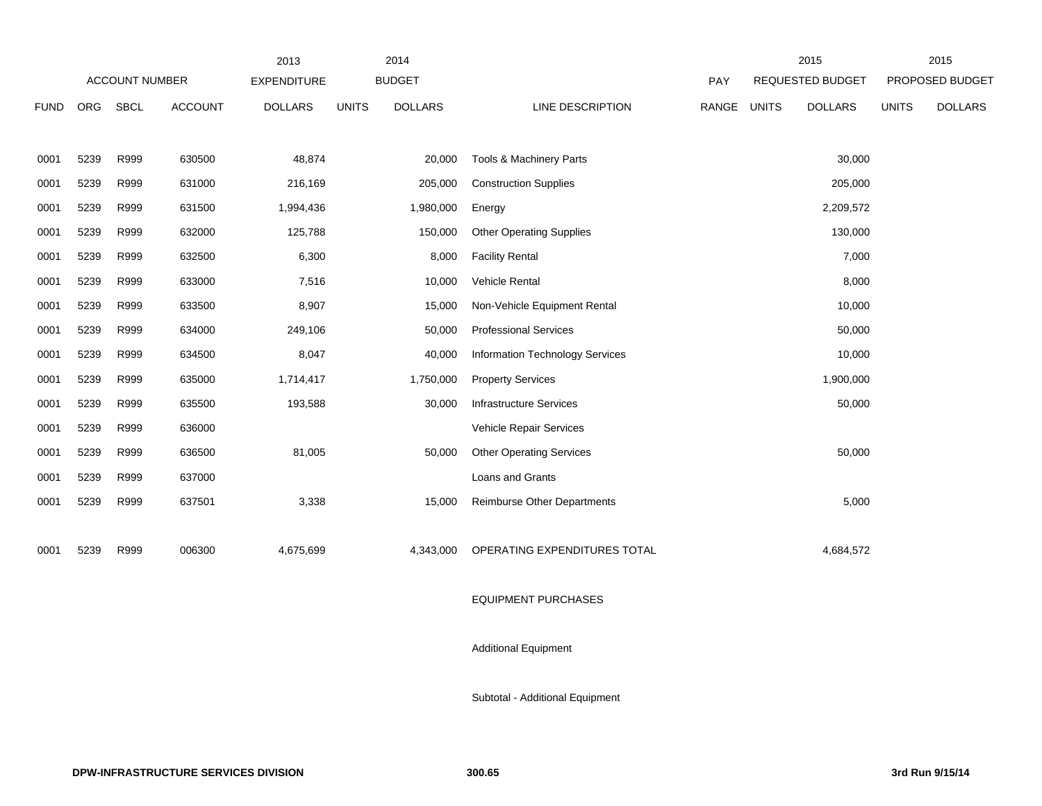| ACCOUNT NUMBER | | | | 2013 EXPENDITURE | 2014 BUDGET | | | PAY | 2015 REQUESTED BUDGET | | 2015 PROPOSED BUDGET | |
|---|---|---|---|---|---|---|---|---|---|---|---|---|
| FUND | ORG | SBCL | ACCOUNT | DOLLARS | UNITS | DOLLARS | LINE DESCRIPTION | RANGE | UNITS | DOLLARS | UNITS | DOLLARS |
| 0001 | 5239 | R999 | 630500 | 48,874 | | 20,000 | Tools & Machinery Parts | | | 30,000 | | |
| 0001 | 5239 | R999 | 631000 | 216,169 | | 205,000 | Construction Supplies | | | 205,000 | | |
| 0001 | 5239 | R999 | 631500 | 1,994,436 | | 1,980,000 | Energy | | | 2,209,572 | | |
| 0001 | 5239 | R999 | 632000 | 125,788 | | 150,000 | Other Operating Supplies | | | 130,000 | | |
| 0001 | 5239 | R999 | 632500 | 6,300 | | 8,000 | Facility Rental | | | 7,000 | | |
| 0001 | 5239 | R999 | 633000 | 7,516 | | 10,000 | Vehicle Rental | | | 8,000 | | |
| 0001 | 5239 | R999 | 633500 | 8,907 | | 15,000 | Non-Vehicle Equipment Rental | | | 10,000 | | |
| 0001 | 5239 | R999 | 634000 | 249,106 | | 50,000 | Professional Services | | | 50,000 | | |
| 0001 | 5239 | R999 | 634500 | 8,047 | | 40,000 | Information Technology Services | | | 10,000 | | |
| 0001 | 5239 | R999 | 635000 | 1,714,417 | | 1,750,000 | Property Services | | | 1,900,000 | | |
| 0001 | 5239 | R999 | 635500 | 193,588 | | 30,000 | Infrastructure Services | | | 50,000 | | |
| 0001 | 5239 | R999 | 636000 | | | | Vehicle Repair Services | | | | | |
| 0001 | 5239 | R999 | 636500 | 81,005 | | 50,000 | Other Operating Services | | | 50,000 | | |
| 0001 | 5239 | R999 | 637000 | | | | Loans and Grants | | | | | |
| 0001 | 5239 | R999 | 637501 | 3,338 | | 15,000 | Reimburse Other Departments | | | 5,000 | | |
| 0001 | 5239 | R999 | 006300 | 4,675,699 | | 4,343,000 | OPERATING EXPENDITURES TOTAL | | | 4,684,572 | | |
| | | | | | | | EQUIPMENT PURCHASES | | | | | |
| | | | | | | | Additional Equipment | | | | | |
| | | | | | | | Subtotal - Additional Equipment | | | | | |

DPW-INFRASTRUCTURE SERVICES DIVISION 300.65 3rd Run 9/15/14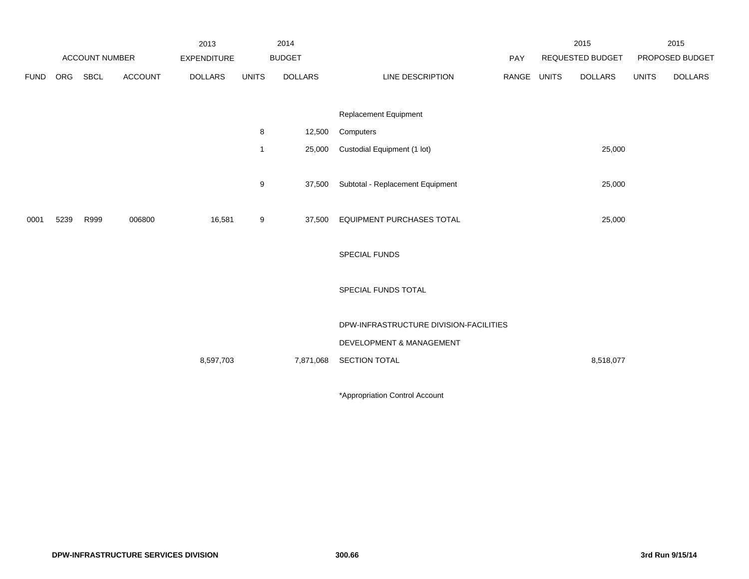| ACCOUNT NUMBER | | | | 2013 EXPENDITURE | 2014 BUDGET | | | PAY | 2015 REQUESTED BUDGET | | 2015 PROPOSED BUDGET | |
|---|---|---|---|---|---|---|---|---|---|---|---|---|
| FUND | ORG | SBCL | ACCOUNT | DOLLARS | UNITS | DOLLARS | LINE DESCRIPTION | RANGE | UNITS | DOLLARS | UNITS | DOLLARS |
| | | | | | | | Replacement Equipment | | | | | |
| | | | | | 8 | 12,500 | Computers | | | | | |
| | | | | | 1 | 25,000 | Custodial Equipment (1 lot) | | | 25,000 | | |
| | | | | | 9 | 37,500 | Subtotal - Replacement Equipment | | | 25,000 | | |
| 0001 | 5239 | R999 | 006800 | 16,581 | 9 | 37,500 | EQUIPMENT PURCHASES TOTAL | | | 25,000 | | |
| | | | | | | | SPECIAL FUNDS | | | | | |
| | | | | | | | SPECIAL FUNDS TOTAL | | | | | |
| | | | | | | | DPW-INFRASTRUCTURE DIVISION-FACILITIES DEVELOPMENT & MANAGEMENT | | | | | |
| | | | | 8,597,703 | | 7,871,068 | SECTION TOTAL | | | 8,518,077 | | |

*Appropriation Control Account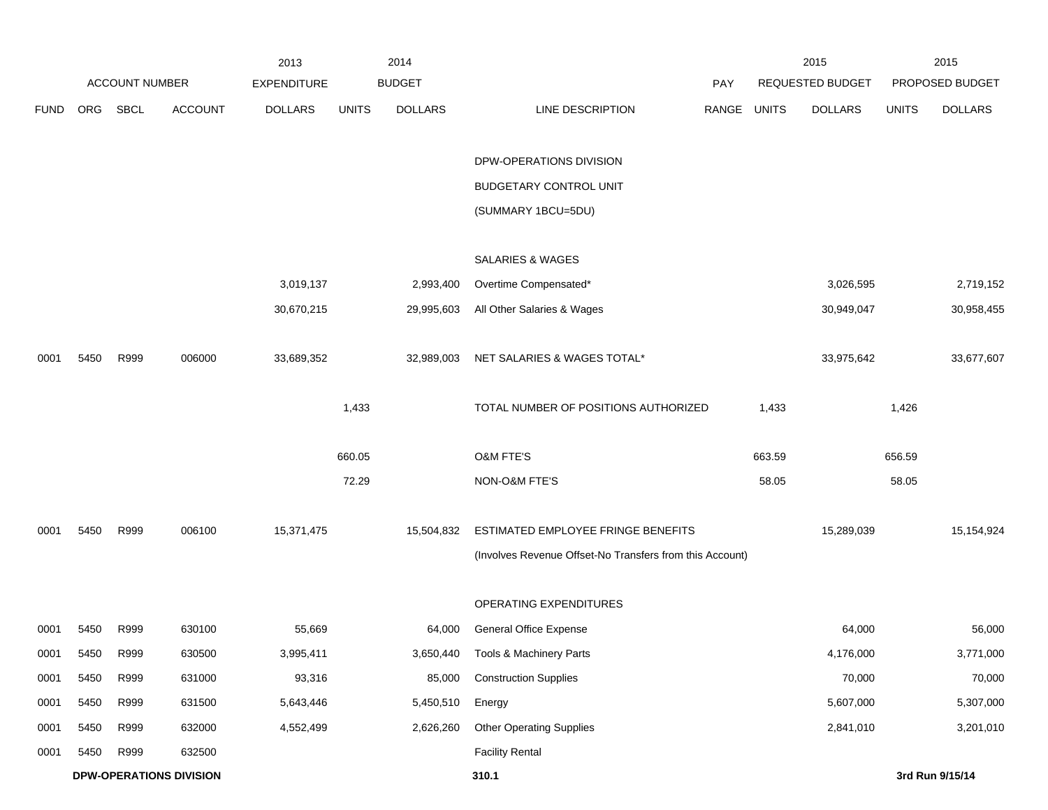| | | | | 2013 | 2014 | | | | 2015 | | 2015 | |
|---|---|---|---|---|---|---|---|---|---|---|---|---|
| ACCOUNT NUMBER | | | | EXPENDITURE | | BUDGET | | PAY | REQUESTED BUDGET | | PROPOSED BUDGET | |
| FUND | ORG | SBCL | ACCOUNT | DOLLARS | UNITS | DOLLARS | LINE DESCRIPTION | RANGE | UNITS | DOLLARS | UNITS | DOLLARS |
| | | | | | | | DPW-OPERATIONS DIVISION | | | | | |
| | | | | | | | BUDGETARY CONTROL UNIT | | | | | |
| | | | | | | | (SUMMARY 1BCU=5DU) | | | | | |
| | | | | | | | SALARIES & WAGES | | | | | |
| | | | | 3,019,137 | | 2,993,400 | Overtime Compensated* | | | 3,026,595 | | 2,719,152 |
| | | | | 30,670,215 | | 29,995,603 | All Other Salaries & Wages | | | 30,949,047 | | 30,958,455 |
| 0001 | 5450 | R999 | 006000 | 33,689,352 | | 32,989,003 | NET SALARIES & WAGES TOTAL* | | | 33,975,642 | | 33,677,607 |
| | | | | | 1,433 | | TOTAL NUMBER OF POSITIONS AUTHORIZED | | 1,433 | | 1,426 | |
| | | | | | 660.05 | | O&M FTE'S | | 663.59 | | 656.59 | |
| | | | | | 72.29 | | NON-O&M FTE'S | | 58.05 | | 58.05 | |
| 0001 | 5450 | R999 | 006100 | 15,371,475 | | 15,504,832 | ESTIMATED EMPLOYEE FRINGE BENEFITS | | | 15,289,039 | | 15,154,924 |
| | | | | | | | (Involves Revenue Offset-No Transfers from this Account) | | | | | |
| | | | | | | | OPERATING EXPENDITURES | | | | | |
| 0001 | 5450 | R999 | 630100 | 55,669 | | 64,000 | General Office Expense | | | 64,000 | | 56,000 |
| 0001 | 5450 | R999 | 630500 | 3,995,411 | | 3,650,440 | Tools & Machinery Parts | | | 4,176,000 | | 3,771,000 |
| 0001 | 5450 | R999 | 631000 | 93,316 | | 85,000 | Construction Supplies | | | 70,000 | | 70,000 |
| 0001 | 5450 | R999 | 631500 | 5,643,446 | | 5,450,510 | Energy | | | 5,607,000 | | 5,307,000 |
| 0001 | 5450 | R999 | 632000 | 4,552,499 | | 2,626,260 | Other Operating Supplies | | | 2,841,010 | | 3,201,010 |
| 0001 | 5450 | R999 | 632500 | | | | Facility Rental | | | | | |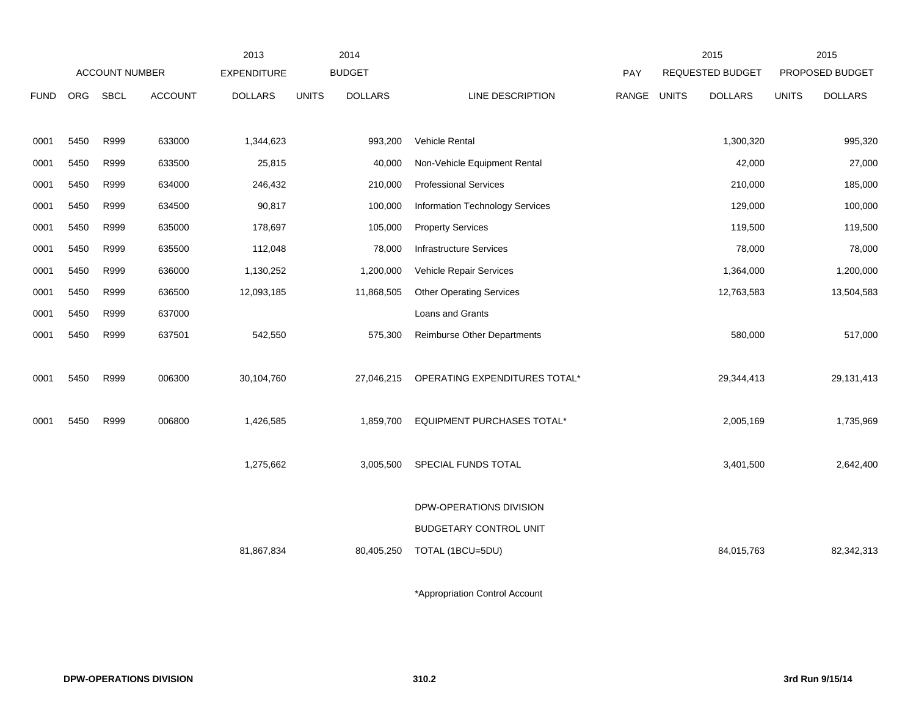| | | | | 2013 | 2014 | | | | 2015 | | 2015 | |
|---|---|---|---|---|---|---|---|---|---|---|---|---|
| ACCOUNT NUMBER | | | | EXPENDITURE | BUDGET | | | PAY | REQUESTED BUDGET | | PROPOSED BUDGET | |
| FUND | ORG | SBCL | ACCOUNT | DOLLARS | UNITS | DOLLARS | LINE DESCRIPTION | RANGE | UNITS | DOLLARS | UNITS | DOLLARS |
| 0001 | 5450 | R999 | 633000 | 1,344,623 | | 993,200 | Vehicle Rental | | | 1,300,320 | | 995,320 |
| 0001 | 5450 | R999 | 633500 | 25,815 | | 40,000 | Non-Vehicle Equipment Rental | | | 42,000 | | 27,000 |
| 0001 | 5450 | R999 | 634000 | 246,432 | | 210,000 | Professional Services | | | 210,000 | | 185,000 |
| 0001 | 5450 | R999 | 634500 | 90,817 | | 100,000 | Information Technology Services | | | 129,000 | | 100,000 |
| 0001 | 5450 | R999 | 635000 | 178,697 | | 105,000 | Property Services | | | 119,500 | | 119,500 |
| 0001 | 5450 | R999 | 635500 | 112,048 | | 78,000 | Infrastructure Services | | | 78,000 | | 78,000 |
| 0001 | 5450 | R999 | 636000 | 1,130,252 | | 1,200,000 | Vehicle Repair Services | | | 1,364,000 | | 1,200,000 |
| 0001 | 5450 | R999 | 636500 | 12,093,185 | | 11,868,505 | Other Operating Services | | | 12,763,583 | | 13,504,583 |
| 0001 | 5450 | R999 | 637000 | | | | Loans and Grants | | | | | |
| 0001 | 5450 | R999 | 637501 | 542,550 | | 575,300 | Reimburse Other Departments | | | 580,000 | | 517,000 |
| 0001 | 5450 | R999 | 006300 | 30,104,760 | | 27,046,215 | OPERATING EXPENDITURES TOTAL* | | | 29,344,413 | | 29,131,413 |
| 0001 | 5450 | R999 | 006800 | 1,426,585 | | 1,859,700 | EQUIPMENT PURCHASES TOTAL* | | | 2,005,169 | | 1,735,969 |
| | | | | 1,275,662 | | 3,005,500 | SPECIAL FUNDS TOTAL | | | 3,401,500 | | 2,642,400 |
| | | | | 81,867,834 | | 80,405,250 | DPW-OPERATIONS DIVISION BUDGETARY CONTROL UNIT TOTAL (1BCU=5DU) | | | 84,015,763 | | 82,342,313 |

*Appropriation Control Account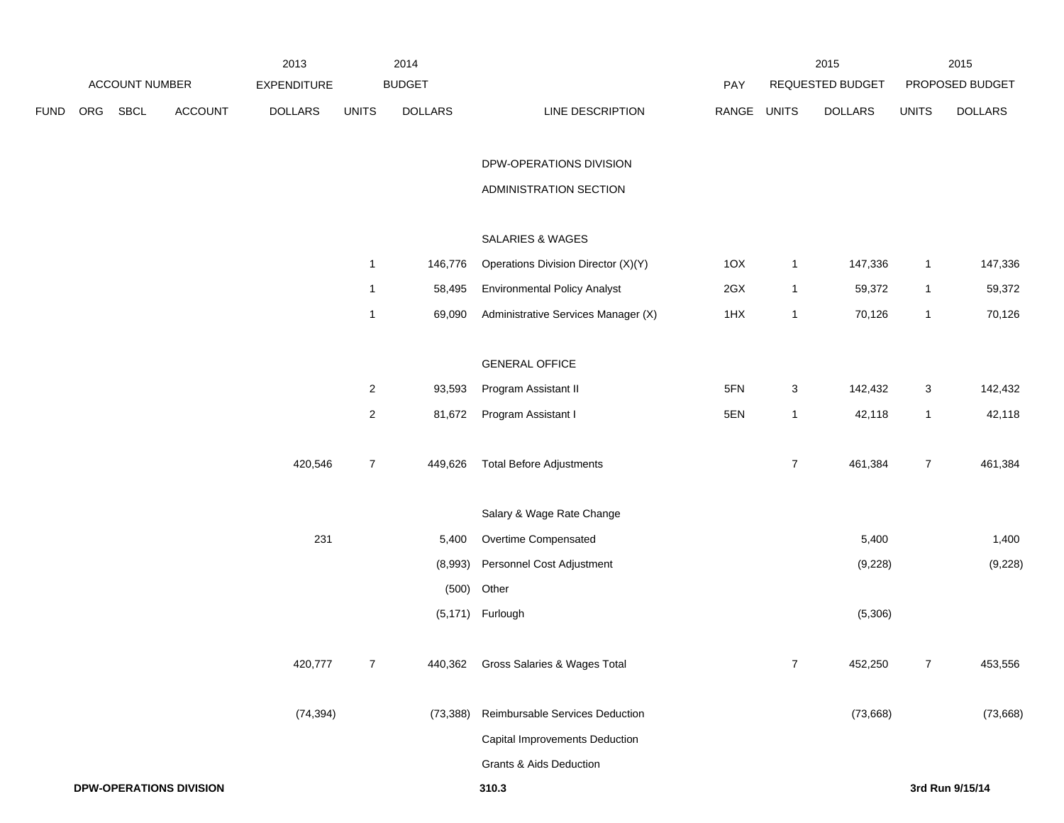| FUND | ORG | SBCL | ACCOUNT | 2013 EXPENDITURE DOLLARS | 2014 BUDGET UNITS | 2014 BUDGET DOLLARS | LINE DESCRIPTION | PAY RANGE | 2015 REQUESTED BUDGET UNITS | 2015 REQUESTED BUDGET DOLLARS | 2015 PROPOSED BUDGET UNITS | 2015 PROPOSED BUDGET DOLLARS |
|---|---|---|---|---|---|---|---|---|---|---|---|---|
| | | | | | | | DPW-OPERATIONS DIVISION | | | | | |
| | | | | | | | ADMINISTRATION SECTION | | | | | |
| | | | | | | | SALARIES & WAGES | | | | | |
| | | | | | 1 | 146,776 | Operations Division Director (X)(Y) | 1OX | 1 | 147,336 | 1 | 147,336 |
| | | | | | 1 | 58,495 | Environmental Policy Analyst | 2GX | 1 | 59,372 | 1 | 59,372 |
| | | | | | 1 | 69,090 | Administrative Services Manager (X) | 1HX | 1 | 70,126 | 1 | 70,126 |
| | | | | | | | GENERAL OFFICE | | | | | |
| | | | | | 2 | 93,593 | Program Assistant II | 5FN | 3 | 142,432 | 3 | 142,432 |
| | | | | | 2 | 81,672 | Program Assistant I | 5EN | 1 | 42,118 | 1 | 42,118 |
| | | | | 420,546 | 7 | 449,626 | Total Before Adjustments | | 7 | 461,384 | 7 | 461,384 |
| | | | | | | | Salary & Wage Rate Change | | | | | |
| | | | | 231 | | 5,400 | Overtime Compensated | | | 5,400 | | 1,400 |
| | | | | | | (8,993) | Personnel Cost Adjustment | | | (9,228) | | (9,228) |
| | | | | | | (500) | Other | | | | | |
| | | | | | | (5,171) | Furlough | | | (5,306) | | |
| | | | | 420,777 | 7 | 440,362 | Gross Salaries & Wages Total | | 7 | 452,250 | 7 | 453,556 |
| | | | | (74,394) | | (73,388) | Reimbursable Services Deduction | | | (73,668) | | (73,668) |
| | | | | | | | Capital Improvements Deduction | | | | | |
| | | | | | | | Grants & Aids Deduction | | | | | |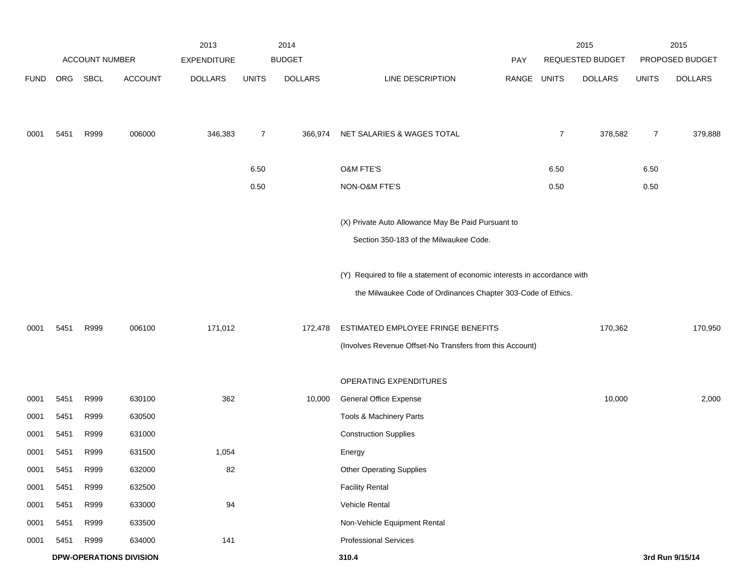| | ACCOUNT NUMBER | | | 2013 EXPENDITURE | | 2014 BUDGET | | PAY | 2015 REQUESTED BUDGET | | 2015 PROPOSED BUDGET | |
|---|---|---|---|---|---|---|---|---|---|---|---|---|
| FUND | ORG | SBCL | ACCOUNT | DOLLARS | UNITS | DOLLARS | LINE DESCRIPTION | RANGE | UNITS | DOLLARS | UNITS | DOLLARS |
| 0001 | 5451 | R999 | 006000 | 346,383 | 7 | 366,974 | NET SALARIES & WAGES TOTAL | | 7 | 378,582 | 7 | 379,888 |
| | | | | | 6.50 | | O&M FTE'S | | 6.50 | | 6.50 | |
| | | | | | 0.50 | | NON-O&M FTE'S | | 0.50 | | 0.50 | |
| | | | | | | | (X) Private Auto Allowance May Be Paid Pursuant to Section 350-183 of the Milwaukee Code. | | | | | |
| | | | | | | | (Y) Required to file a statement of economic interests in accordance with the Milwaukee Code of Ordinances Chapter 303-Code of Ethics. | | | | | |
| 0001 | 5451 | R999 | 006100 | 171,012 | | 172,478 | ESTIMATED EMPLOYEE FRINGE BENEFITS | | | 170,362 | | 170,950 |
| | | | | | | | (Involves Revenue Offset-No Transfers from this Account) | | | | | |
| | | | | | | | OPERATING EXPENDITURES | | | | | |
| 0001 | 5451 | R999 | 630100 | 362 | | 10,000 | General Office Expense | | | 10,000 | | 2,000 |
| 0001 | 5451 | R999 | 630500 | | | | Tools & Machinery Parts | | | | | |
| 0001 | 5451 | R999 | 631000 | | | | Construction Supplies | | | | | |
| 0001 | 5451 | R999 | 631500 | 1,054 | | | Energy | | | | | |
| 0001 | 5451 | R999 | 632000 | 82 | | | Other Operating Supplies | | | | | |
| 0001 | 5451 | R999 | 632500 | | | | Facility Rental | | | | | |
| 0001 | 5451 | R999 | 633000 | 94 | | | Vehicle Rental | | | | | |
| 0001 | 5451 | R999 | 633500 | | | | Non-Vehicle Equipment Rental | | | | | |
| 0001 | 5451 | R999 | 634000 | 141 | | | Professional Services | | | | | |

**DPW-OPERATIONS DIVISION** **310.4** **3rd Run 9/15/14**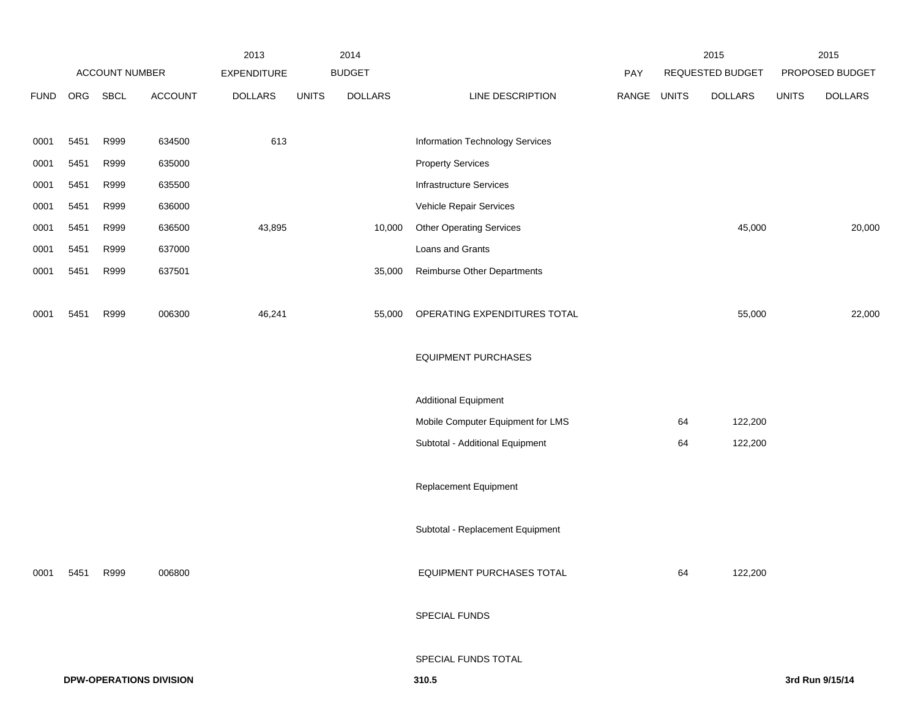| | | | | 2013 | | 2014 | | | | 2015 | | 2015 |
|---|---|---|---|---|---|---|---|---|---|---|---|---|
| ACCOUNT NUMBER | | | | EXPENDITURE | | BUDGET | | PAY | REQUESTED BUDGET | | PROPOSED BUDGET | |
| FUND | ORG | SBCL | ACCOUNT | DOLLARS | UNITS | DOLLARS | LINE DESCRIPTION | RANGE | UNITS | DOLLARS | UNITS | DOLLARS |
| 0001 | 5451 | R999 | 634500 | 613 | | | Information Technology Services | | | | | |
| 0001 | 5451 | R999 | 635000 | | | | Property Services | | | | | |
| 0001 | 5451 | R999 | 635500 | | | | Infrastructure Services | | | | | |
| 0001 | 5451 | R999 | 636000 | | | | Vehicle Repair Services | | | | | |
| 0001 | 5451 | R999 | 636500 | 43,895 | | 10,000 | Other Operating Services | | | 45,000 | | 20,000 |
| 0001 | 5451 | R999 | 637000 | | | | Loans and Grants | | | | | |
| 0001 | 5451 | R999 | 637501 | | | 35,000 | Reimburse Other Departments | | | | | |
| 0001 | 5451 | R999 | 006300 | 46,241 | | 55,000 | OPERATING EXPENDITURES TOTAL | | | 55,000 | | 22,000 |
| | | | | | | | EQUIPMENT PURCHASES | | | | | |
| | | | | | | | Additional Equipment | | | | | |
| | | | | | | | Mobile Computer Equipment for LMS | | 64 | 122,200 | | |
| | | | | | | | Subtotal - Additional Equipment | | 64 | 122,200 | | |
| | | | | | | | Replacement Equipment | | | | | |
| | | | | | | | Subtotal - Replacement Equipment | | | | | |
| 0001 | 5451 | R999 | 006800 | | | | EQUIPMENT PURCHASES TOTAL | | 64 | 122,200 | | |
| | | | | | | | SPECIAL FUNDS | | | | | |
| | | | | | | | SPECIAL FUNDS TOTAL | | | | | |

**DPW-OPERATIONS DIVISION** **310.5** **3rd Run 9/15/14**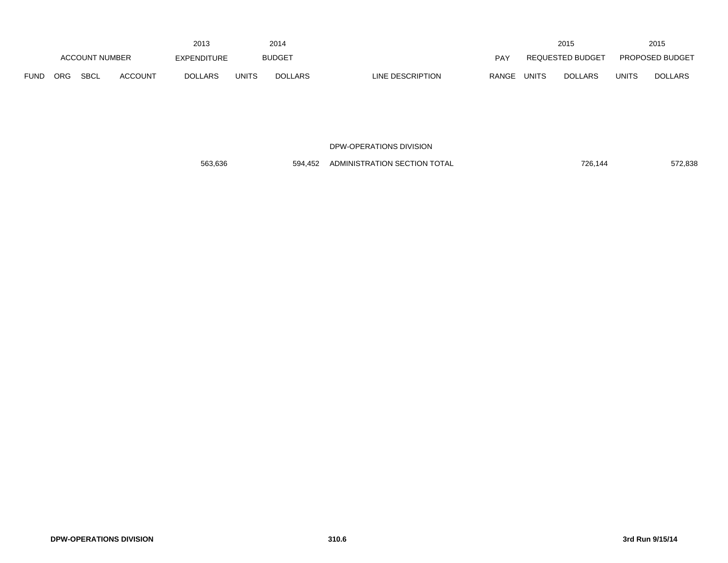| ACCOUNT NUMBER | | | | 2013 EXPENDITURE | 2014 BUDGET | | | PAY | 2015 REQUESTED BUDGET | | 2015 PROPOSED BUDGET | |
|---|---|---|---|---|---|---|---|---|---|---|---|---|
| FUND | ORG | SBCL | ACCOUNT | DOLLARS | UNITS | DOLLARS | LINE DESCRIPTION | RANGE | UNITS | DOLLARS | UNITS | DOLLARS |
| | | | | | | | DPW-OPERATIONS DIVISION | | | | | |
| | | | | 563,636 | | 594,452 | ADMINISTRATION SECTION TOTAL | | | 726,144 | | 572,838 |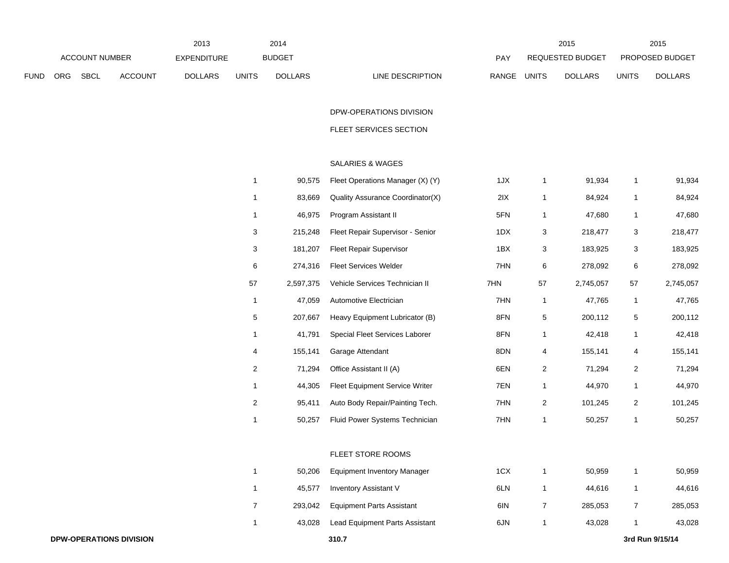| | ACCOUNT NUMBER | | | 2013 EXPENDITURE | 2014 BUDGET | | | | 2015 REQUESTED BUDGET | | 2015 PROPOSED BUDGET | |
|---|---|---|---|---|---|---|---|---|---|---|---|---|
| FUND | ORG | SBCL | ACCOUNT | DOLLARS | UNITS | DOLLARS | LINE DESCRIPTION | PAY RANGE | UNITS | DOLLARS | UNITS | DOLLARS |
| | | | | | | | DPW-OPERATIONS DIVISION | | | | | |
| | | | | | | | FLEET SERVICES SECTION | | | | | |
| | | | | | | | SALARIES & WAGES | | | | | |
| | | | | | 1 | 90,575 | Fleet Operations Manager (X) (Y) | 1JX | 1 | 91,934 | 1 | 91,934 |
| | | | | | 1 | 83,669 | Quality Assurance Coordinator(X) | 2IX | 1 | 84,924 | 1 | 84,924 |
| | | | | | 1 | 46,975 | Program Assistant II | 5FN | 1 | 47,680 | 1 | 47,680 |
| | | | | | 3 | 215,248 | Fleet Repair Supervisor - Senior | 1DX | 3 | 218,477 | 3 | 218,477 |
| | | | | | 3 | 181,207 | Fleet Repair Supervisor | 1BX | 3 | 183,925 | 3 | 183,925 |
| | | | | | 6 | 274,316 | Fleet Services Welder | 7HN | 6 | 278,092 | 6 | 278,092 |
| | | | | | 57 | 2,597,375 | Vehicle Services Technician II | 7HN | 57 | 2,745,057 | 57 | 2,745,057 |
| | | | | | 1 | 47,059 | Automotive Electrician | 7HN | 1 | 47,765 | 1 | 47,765 |
| | | | | | 5 | 207,667 | Heavy Equipment Lubricator (B) | 8FN | 5 | 200,112 | 5 | 200,112 |
| | | | | | 1 | 41,791 | Special Fleet Services Laborer | 8FN | 1 | 42,418 | 1 | 42,418 |
| | | | | | 4 | 155,141 | Garage Attendant | 8DN | 4 | 155,141 | 4 | 155,141 |
| | | | | | 2 | 71,294 | Office Assistant II (A) | 6EN | 2 | 71,294 | 2 | 71,294 |
| | | | | | 1 | 44,305 | Fleet Equipment Service Writer | 7EN | 1 | 44,970 | 1 | 44,970 |
| | | | | | 2 | 95,411 | Auto Body Repair/Painting Tech. | 7HN | 2 | 101,245 | 2 | 101,245 |
| | | | | | 1 | 50,257 | Fluid Power Systems Technician | 7HN | 1 | 50,257 | 1 | 50,257 |
| | | | | | | | FLEET STORE ROOMS | | | | | |
| | | | | | 1 | 50,206 | Equipment Inventory Manager | 1CX | 1 | 50,959 | 1 | 50,959 |
| | | | | | 1 | 45,577 | Inventory Assistant V | 6LN | 1 | 44,616 | 1 | 44,616 |
| | | | | | 7 | 293,042 | Equipment Parts Assistant | 6IN | 7 | 285,053 | 7 | 285,053 |
| | | | | | 1 | 43,028 | Lead Equipment Parts Assistant | 6JN | 1 | 43,028 | 1 | 43,028 |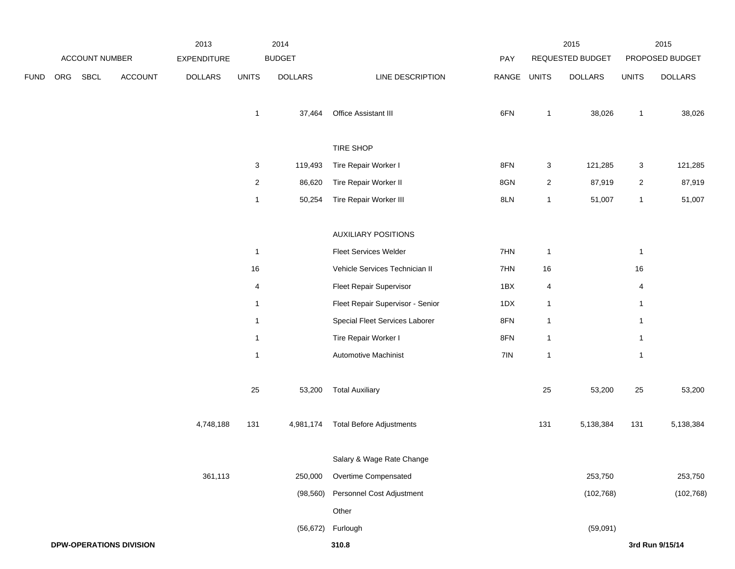| ACCOUNT NUMBER | | | | 2013 EXPENDITURE | 2014 BUDGET | | | PAY | 2015 REQUESTED BUDGET | | 2015 PROPOSED BUDGET | |
|---|---|---|---|---|---|---|---|---|---|---|---|---|
| FUND | ORG | SBCL | ACCOUNT | DOLLARS | UNITS | DOLLARS | LINE DESCRIPTION | RANGE | UNITS | DOLLARS | UNITS | DOLLARS |
| | | | | | 1 | 37,464 | Office Assistant III | 6FN | 1 | 38,026 | 1 | 38,026 |
| | | | | | | | TIRE SHOP | | | | | |
| | | | | | 3 | 119,493 | Tire Repair Worker I | 8FN | 3 | 121,285 | 3 | 121,285 |
| | | | | | 2 | 86,620 | Tire Repair Worker II | 8GN | 2 | 87,919 | 2 | 87,919 |
| | | | | | 1 | 50,254 | Tire Repair Worker III | 8LN | 1 | 51,007 | 1 | 51,007 |
| | | | | | | | AUXILIARY POSITIONS | | | | | |
| | | | | | 1 | | Fleet Services Welder | 7HN | 1 | | 1 | |
| | | | | | 16 | | Vehicle Services Technician II | 7HN | 16 | | 16 | |
| | | | | | 4 | | Fleet Repair Supervisor | 1BX | 4 | | 4 | |
| | | | | | 1 | | Fleet Repair Supervisor - Senior | 1DX | 1 | | 1 | |
| | | | | | 1 | | Special Fleet Services Laborer | 8FN | 1 | | 1 | |
| | | | | | 1 | | Tire Repair Worker I | 8FN | 1 | | 1 | |
| | | | | | 1 | | Automotive Machinist | 7IN | 1 | | 1 | |
| | | | | | 25 | 53,200 | Total Auxiliary | | 25 | 53,200 | 25 | 53,200 |
| | | | | 4,748,188 | 131 | 4,981,174 | Total Before Adjustments | | 131 | 5,138,384 | 131 | 5,138,384 |
| | | | | | | | Salary & Wage Rate Change | | | | | |
| | | | | 361,113 | | 250,000 | Overtime Compensated | | | 253,750 | | 253,750 |
| | | | | | | (98,560) | Personnel Cost Adjustment | | | (102,768) | | (102,768) |
| | | | | | | | Other | | | | | |
| | | | | | | (56,672) | Furlough | | | (59,091) | | |

**DPW-OPERATIONS DIVISION** **310.8** **3rd Run 9/15/14**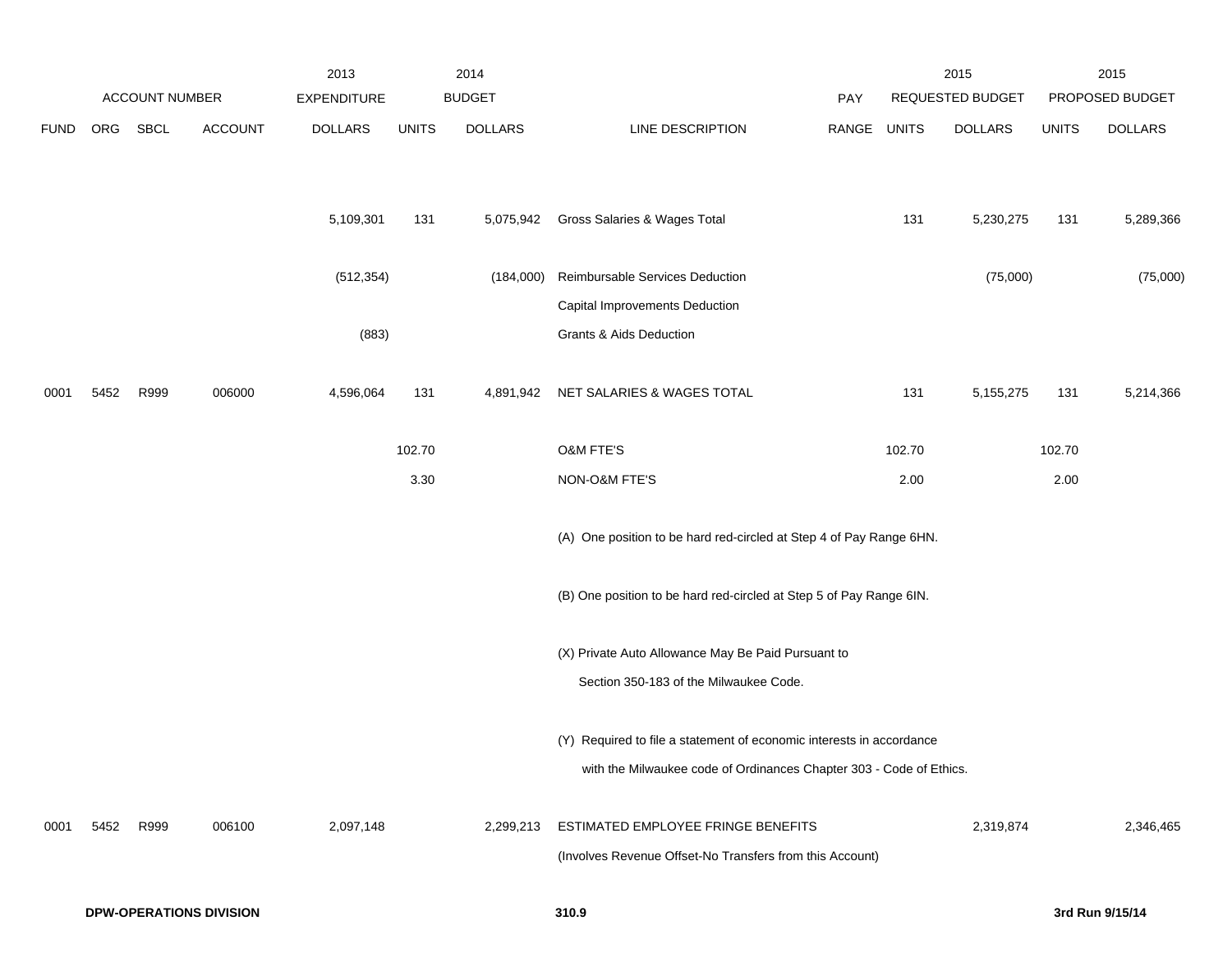| ACCOUNT NUMBER | | | | 2013 EXPENDITURE | 2014 BUDGET | | | PAY | 2015 REQUESTED BUDGET | | 2015 PROPOSED BUDGET | |
|---|---|---|---|---|---|---|---|---|---|---|---|---|
| FUND | ORG | SBCL | ACCOUNT | DOLLARS | UNITS | DOLLARS | LINE DESCRIPTION | RANGE | UNITS | DOLLARS | UNITS | DOLLARS |
| | | | | 5,109,301 | 131 | 5,075,942 | Gross Salaries & Wages Total | | 131 | 5,230,275 | 131 | 5,289,366 |
| | | | | (512,354) | | (184,000) | Reimbursable Services Deduction | | | (75,000) | | (75,000) |
| | | | | | | | Capital Improvements Deduction | | | | | |
| | | | | (883) | | | Grants & Aids Deduction | | | | | |
| 0001 | 5452 | R999 | 006000 | 4,596,064 | 131 | 4,891,942 | NET SALARIES & WAGES TOTAL | | 131 | 5,155,275 | 131 | 5,214,366 |
| | | | | | 102.70 | | O&M FTE'S | | 102.70 | | 102.70 | |
| | | | | | 3.30 | | NON-O&M FTE'S | | 2.00 | | 2.00 | |
| | | | | | | | (A) One position to be hard red-circled at Step 4 of Pay Range 6HN. | | | | | |
| | | | | | | | (B) One position to be hard red-circled at Step 5 of Pay Range 6IN. | | | | | |
| | | | | | | | (X) Private Auto Allowance May Be Paid Pursuant to Section 350-183 of the Milwaukee Code. | | | | | |
| | | | | | | | (Y) Required to file a statement of economic interests in accordance with the Milwaukee code of Ordinances Chapter 303 - Code of Ethics. | | | | | |
| 0001 | 5452 | R999 | 006100 | 2,097,148 | | 2,299,213 | ESTIMATED EMPLOYEE FRINGE BENEFITS (Involves Revenue Offset-No Transfers from this Account) | | | 2,319,874 | | 2,346,465 |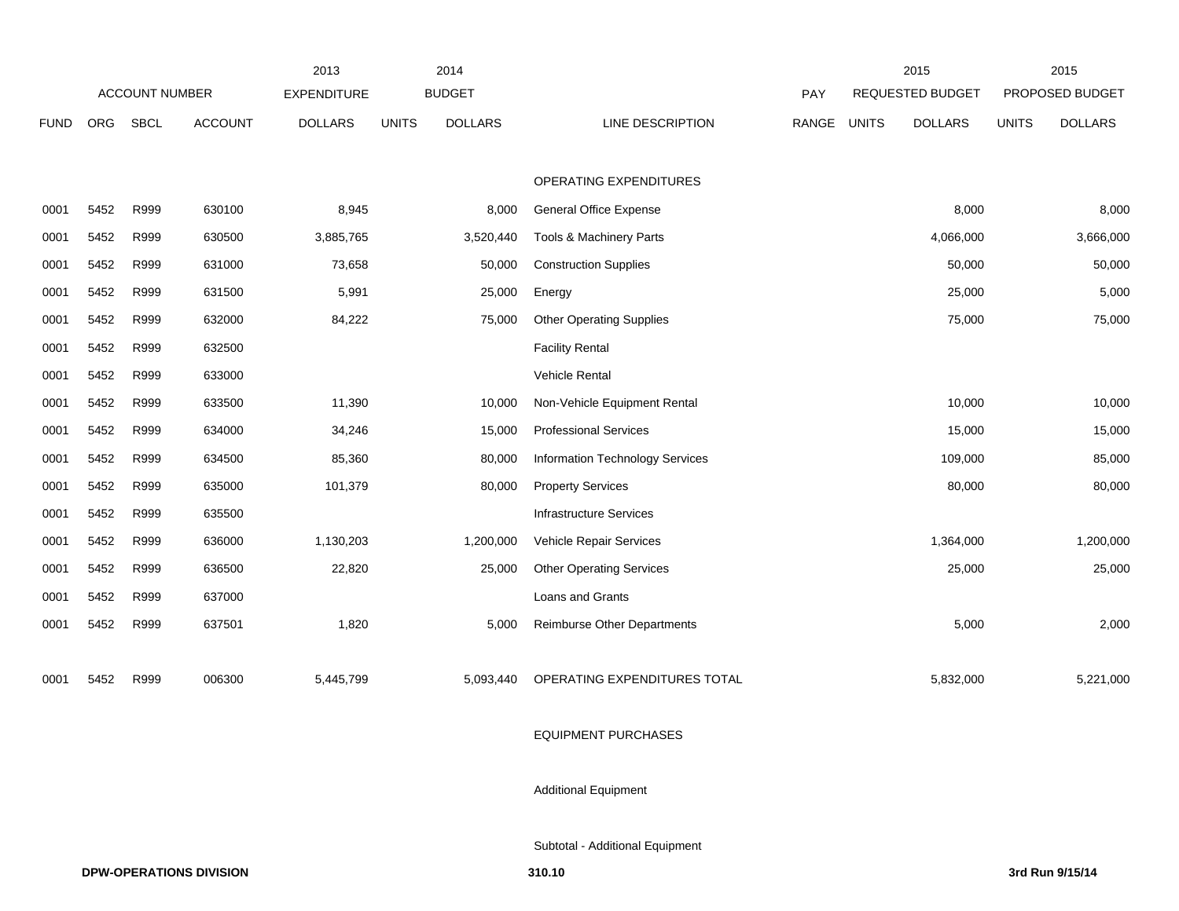| ACCOUNT NUMBER | | | | 2013 EXPENDITURE | 2014 BUDGET | | | PAY | 2015 REQUESTED BUDGET | | 2015 PROPOSED BUDGET | |
|---|---|---|---|---|---|---|---|---|---|---|---|---|
| FUND | ORG | SBCL | ACCOUNT | DOLLARS | UNITS | DOLLARS | LINE DESCRIPTION | RANGE | UNITS | DOLLARS | UNITS | DOLLARS |
| | | | | | | | OPERATING EXPENDITURES | | | | | |
| 0001 | 5452 | R999 | 630100 | 8,945 | | 8,000 | General Office Expense | | | 8,000 | | 8,000 |
| 0001 | 5452 | R999 | 630500 | 3,885,765 | | 3,520,440 | Tools & Machinery Parts | | | 4,066,000 | | 3,666,000 |
| 0001 | 5452 | R999 | 631000 | 73,658 | | 50,000 | Construction Supplies | | | 50,000 | | 50,000 |
| 0001 | 5452 | R999 | 631500 | 5,991 | | 25,000 | Energy | | | 25,000 | | 5,000 |
| 0001 | 5452 | R999 | 632000 | 84,222 | | 75,000 | Other Operating Supplies | | | 75,000 | | 75,000 |
| 0001 | 5452 | R999 | 632500 | | | | Facility Rental | | | | | |
| 0001 | 5452 | R999 | 633000 | | | | Vehicle Rental | | | | | |
| 0001 | 5452 | R999 | 633500 | 11,390 | | 10,000 | Non-Vehicle Equipment Rental | | | 10,000 | | 10,000 |
| 0001 | 5452 | R999 | 634000 | 34,246 | | 15,000 | Professional Services | | | 15,000 | | 15,000 |
| 0001 | 5452 | R999 | 634500 | 85,360 | | 80,000 | Information Technology Services | | | 109,000 | | 85,000 |
| 0001 | 5452 | R999 | 635000 | 101,379 | | 80,000 | Property Services | | | 80,000 | | 80,000 |
| 0001 | 5452 | R999 | 635500 | | | | Infrastructure Services | | | | | |
| 0001 | 5452 | R999 | 636000 | 1,130,203 | | 1,200,000 | Vehicle Repair Services | | | 1,364,000 | | 1,200,000 |
| 0001 | 5452 | R999 | 636500 | 22,820 | | 25,000 | Other Operating Services | | | 25,000 | | 25,000 |
| 0001 | 5452 | R999 | 637000 | | | | Loans and Grants | | | | | |
| 0001 | 5452 | R999 | 637501 | 1,820 | | 5,000 | Reimburse Other Departments | | | 5,000 | | 2,000 |
| 0001 | 5452 | R999 | 006300 | 5,445,799 | | 5,093,440 | OPERATING EXPENDITURES TOTAL | | | 5,832,000 | | 5,221,000 |
| | | | | | | | EQUIPMENT PURCHASES | | | | | |
| | | | | | | | Additional Equipment | | | | | |
| | | | | | | | Subtotal - Additional Equipment | | | | | |

**DPW-OPERATIONS DIVISION** **310.10** **3rd Run 9/15/14**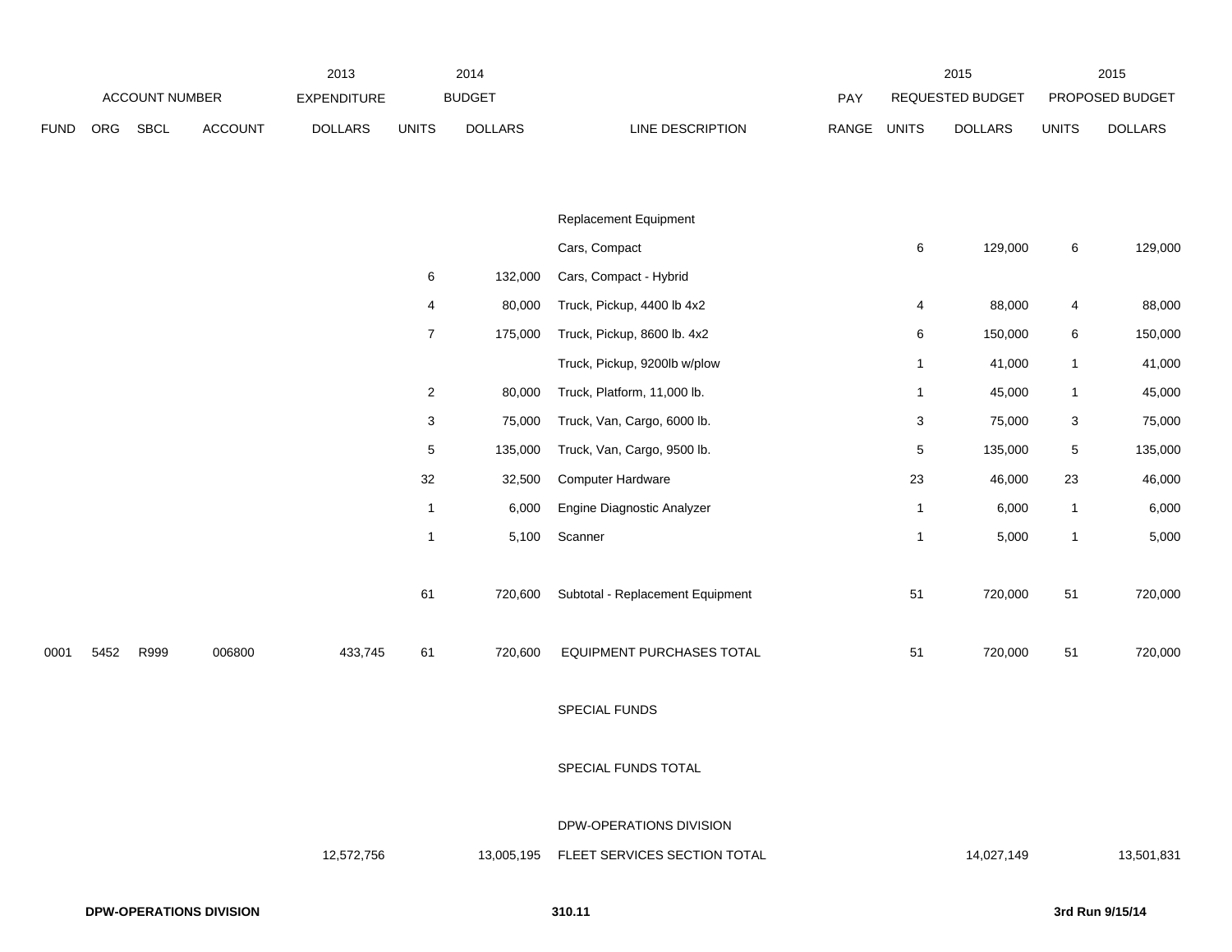| ACCOUNT NUMBER | | | | 2013 EXPENDITURE | 2014 BUDGET | | | PAY | 2015 REQUESTED BUDGET | | 2015 PROPOSED BUDGET | |
|---|---|---|---|---|---|---|---|---|---|---|---|---|
| FUND | ORG | SBCL | ACCOUNT | DOLLARS | UNITS | DOLLARS | LINE DESCRIPTION | RANGE | UNITS | DOLLARS | UNITS | DOLLARS |
| | | | | | | | Replacement Equipment | | | | | |
| | | | | | | | Cars, Compact | | 6 | 129,000 | 6 | 129,000 |
| | | | | | 6 | 132,000 | Cars, Compact - Hybrid | | | | | |
| | | | | | 4 | 80,000 | Truck, Pickup, 4400 lb 4x2 | | 4 | 88,000 | 4 | 88,000 |
| | | | | | 7 | 175,000 | Truck, Pickup, 8600 lb. 4x2 | | 6 | 150,000 | 6 | 150,000 |
| | | | | | | | Truck, Pickup, 9200lb w/plow | | 1 | 41,000 | 1 | 41,000 |
| | | | | | 2 | 80,000 | Truck, Platform, 11,000 lb. | | 1 | 45,000 | 1 | 45,000 |
| | | | | | 3 | 75,000 | Truck, Van, Cargo, 6000 lb. | | 3 | 75,000 | 3 | 75,000 |
| | | | | | 5 | 135,000 | Truck, Van, Cargo, 9500 lb. | | 5 | 135,000 | 5 | 135,000 |
| | | | | | 32 | 32,500 | Computer Hardware | | 23 | 46,000 | 23 | 46,000 |
| | | | | | 1 | 6,000 | Engine Diagnostic Analyzer | | 1 | 6,000 | 1 | 6,000 |
| | | | | | 1 | 5,100 | Scanner | | 1 | 5,000 | 1 | 5,000 |
| | | | | | 61 | 720,600 | Subtotal - Replacement Equipment | | 51 | 720,000 | 51 | 720,000 |
| 0001 | 5452 | R999 | 006800 | 433,745 | 61 | 720,600 | EQUIPMENT PURCHASES TOTAL | | 51 | 720,000 | 51 | 720,000 |
| | | | | | | | SPECIAL FUNDS | | | | | |
| | | | | | | | SPECIAL FUNDS TOTAL | | | | | |
| | | | | | | | DPW-OPERATIONS DIVISION | | | | | |
| | | | | 12,572,756 | | 13,005,195 | FLEET SERVICES SECTION TOTAL | | | 14,027,149 | | 13,501,831 |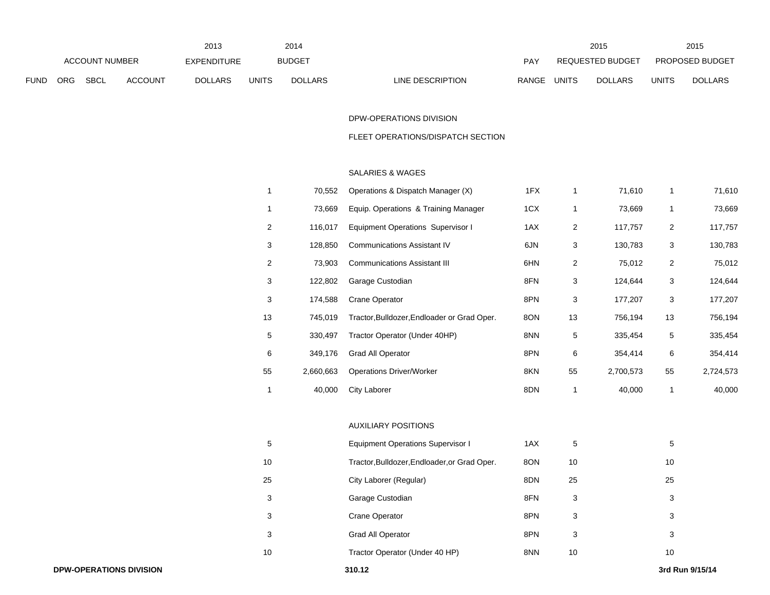| 2013 | 2014 | | | | 2015 | | 2015 | |
|---|---|---|---|---|---|---|---|---|

| FUND | ORG | SBCL | ACCOUNT | 2013 EXPENDITURE DOLLARS | 2014 BUDGET UNITS | 2014 BUDGET DOLLARS | LINE DESCRIPTION | PAY RANGE | 2015 REQUESTED BUDGET UNITS | 2015 REQUESTED BUDGET DOLLARS | 2015 PROPOSED BUDGET UNITS | 2015 PROPOSED BUDGET DOLLARS |
|---|---|---|---|---|---|---|---|---|---|---|---|---|
| | | | | | | | DPW-OPERATIONS DIVISION | | | | | |
| | | | | | | | FLEET OPERATIONS/DISPATCH SECTION | | | | | |
| | | | | | | | SALARIES & WAGES | | | | | |
| | | | | | 1 | 70,552 | Operations & Dispatch Manager (X) | 1FX | 1 | 71,610 | 1 | 71,610 |
| | | | | | 1 | 73,669 | Equip. Operations & Training Manager | 1CX | 1 | 73,669 | 1 | 73,669 |
| | | | | | 2 | 116,017 | Equipment Operations Supervisor I | 1AX | 2 | 117,757 | 2 | 117,757 |
| | | | | | 3 | 128,850 | Communications Assistant IV | 6JN | 3 | 130,783 | 3 | 130,783 |
| | | | | | 2 | 73,903 | Communications Assistant III | 6HN | 2 | 75,012 | 2 | 75,012 |
| | | | | | 3 | 122,802 | Garage Custodian | 8FN | 3 | 124,644 | 3 | 124,644 |
| | | | | | 3 | 174,588 | Crane Operator | 8PN | 3 | 177,207 | 3 | 177,207 |
| | | | | | 13 | 745,019 | Tractor,Bulldozer,Endloader or Grad Oper. | 8ON | 13 | 756,194 | 13 | 756,194 |
| | | | | | 5 | 330,497 | Tractor Operator (Under 40HP) | 8NN | 5 | 335,454 | 5 | 335,454 |
| | | | | | 6 | 349,176 | Grad All Operator | 8PN | 6 | 354,414 | 6 | 354,414 |
| | | | | | 55 | 2,660,663 | Operations Driver/Worker | 8KN | 55 | 2,700,573 | 55 | 2,724,573 |
| | | | | | 1 | 40,000 | City Laborer | 8DN | 1 | 40,000 | 1 | 40,000 |
| | | | | | | | AUXILIARY POSITIONS | | | | | |
| | | | | | 5 | | Equipment Operations Supervisor I | 1AX | 5 | | 5 | |
| | | | | | 10 | | Tractor,Bulldozer,Endloader,or Grad Oper. | 8ON | 10 | | 10 | |
| | | | | | 25 | | City Laborer (Regular) | 8DN | 25 | | 25 | |
| | | | | | 3 | | Garage Custodian | 8FN | 3 | | 3 | |
| | | | | | 3 | | Crane Operator | 8PN | 3 | | 3 | |
| | | | | | 3 | | Grad All Operator | 8PN | 3 | | 3 | |
| | | | | | 10 | | Tractor Operator (Under 40 HP) | 8NN | 10 | | 10 | |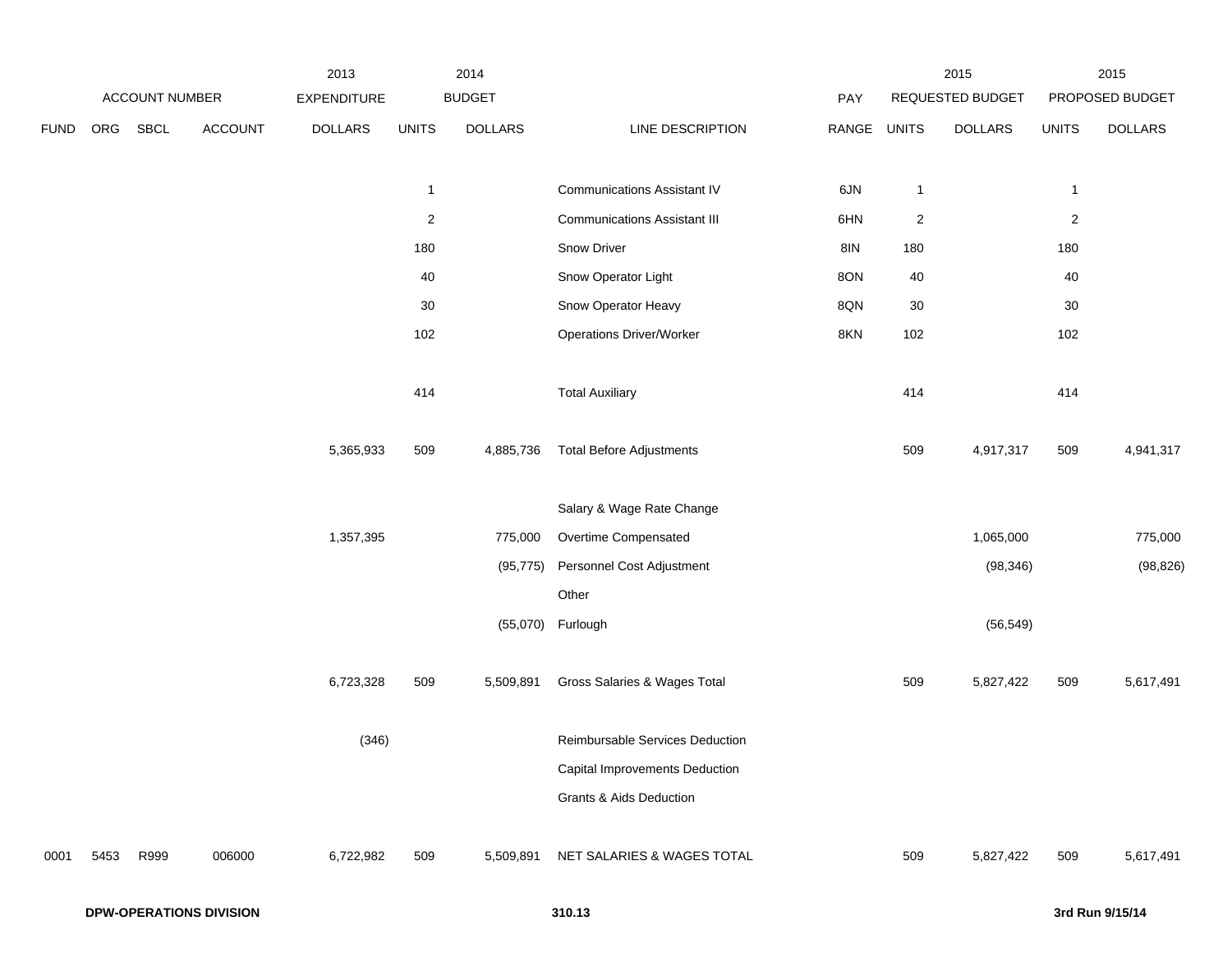| | ACCOUNT NUMBER | | | 2013 EXPENDITURE | 2014 BUDGET | | | PAY | 2015 REQUESTED BUDGET | | 2015 PROPOSED BUDGET | |
|---|---|---|---|---|---|---|---|---|---|---|---|---|
| FUND | ORG | SBCL | ACCOUNT | DOLLARS | UNITS | DOLLARS | LINE DESCRIPTION | RANGE | UNITS | DOLLARS | UNITS | DOLLARS |
| | | | | | 1 | | Communications Assistant IV | 6JN | 1 | | 1 | |
| | | | | | 2 | | Communications Assistant III | 6HN | 2 | | 2 | |
| | | | | | 180 | | Snow Driver | 8IN | 180 | | 180 | |
| | | | | | 40 | | Snow Operator Light | 8ON | 40 | | 40 | |
| | | | | | 30 | | Snow Operator Heavy | 8QN | 30 | | 30 | |
| | | | | | 102 | | Operations Driver/Worker | 8KN | 102 | | 102 | |
| | | | | | 414 | | Total Auxiliary | | 414 | | 414 | |
| | | | | 5,365,933 | 509 | 4,885,736 | Total Before Adjustments | | 509 | 4,917,317 | 509 | 4,941,317 |
| | | | | | | | Salary & Wage Rate Change | | | | | |
| | | | | 1,357,395 | | 775,000 | Overtime Compensated | | | 1,065,000 | | 775,000 |
| | | | | | | (95,775) | Personnel Cost Adjustment | | | (98,346) | | (98,826) |
| | | | | | | | Other | | | | | |
| | | | | | | (55,070) | Furlough | | | (56,549) | | |
| | | | | 6,723,328 | 509 | 5,509,891 | Gross Salaries & Wages Total | | 509 | 5,827,422 | 509 | 5,617,491 |
| | | | | (346) | | | Reimbursable Services Deduction | | | | | |
| | | | | | | | Capital Improvements Deduction | | | | | |
| | | | | | | | Grants & Aids Deduction | | | | | |
| 0001 | 5453 | R999 | 006000 | 6,722,982 | 509 | 5,509,891 | NET SALARIES & WAGES TOTAL | | 509 | 5,827,422 | 509 | 5,617,491 |

**DPW-OPERATIONS DIVISION** **310.13** **3rd Run 9/15/14**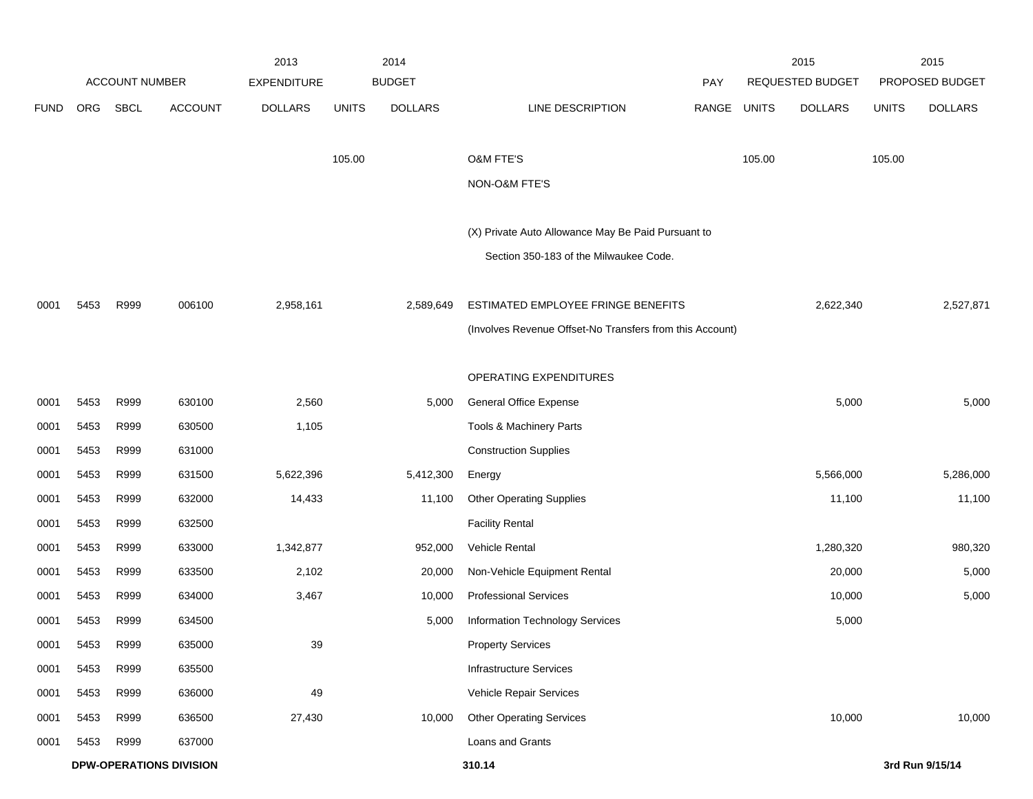| ACCOUNT NUMBER | | | | 2013 EXPENDITURE | 2014 BUDGET | | | PAY | 2015 REQUESTED BUDGET | | 2015 PROPOSED BUDGET | |
|---|---|---|---|---|---|---|---|---|---|---|---|---|
| FUND | ORG | SBCL | ACCOUNT | DOLLARS | UNITS | DOLLARS | LINE DESCRIPTION | RANGE | UNITS | DOLLARS | UNITS | DOLLARS |
| | | | | | 105.00 | | O&M FTE'S | | 105.00 | | 105.00 | |
| | | | | | | | NON-O&M FTE'S | | | | | |
| | | | | | | | (X) Private Auto Allowance May Be Paid Pursuant to Section 350-183 of the Milwaukee Code. | | | | | |
| 0001 | 5453 | R999 | 006100 | 2,958,161 | | 2,589,649 | ESTIMATED EMPLOYEE FRINGE BENEFITS (Involves Revenue Offset-No Transfers from this Account) | | | 2,622,340 | | 2,527,871 |
| | | | | | | | OPERATING EXPENDITURES | | | | | |
| 0001 | 5453 | R999 | 630100 | 2,560 | | 5,000 | General Office Expense | | | 5,000 | | 5,000 |
| 0001 | 5453 | R999 | 630500 | 1,105 | | | Tools & Machinery Parts | | | | | |
| 0001 | 5453 | R999 | 631000 | | | | Construction Supplies | | | | | |
| 0001 | 5453 | R999 | 631500 | 5,622,396 | | 5,412,300 | Energy | | | 5,566,000 | | 5,286,000 |
| 0001 | 5453 | R999 | 632000 | 14,433 | | 11,100 | Other Operating Supplies | | | 11,100 | | 11,100 |
| 0001 | 5453 | R999 | 632500 | | | | Facility Rental | | | | | |
| 0001 | 5453 | R999 | 633000 | 1,342,877 | | 952,000 | Vehicle Rental | | | 1,280,320 | | 980,320 |
| 0001 | 5453 | R999 | 633500 | 2,102 | | 20,000 | Non-Vehicle Equipment Rental | | | 20,000 | | 5,000 |
| 0001 | 5453 | R999 | 634000 | 3,467 | | 10,000 | Professional Services | | | 10,000 | | 5,000 |
| 0001 | 5453 | R999 | 634500 | | | 5,000 | Information Technology Services | | | 5,000 | | |
| 0001 | 5453 | R999 | 635000 | 39 | | | Property Services | | | | | |
| 0001 | 5453 | R999 | 635500 | | | | Infrastructure Services | | | | | |
| 0001 | 5453 | R999 | 636000 | 49 | | | Vehicle Repair Services | | | | | |
| 0001 | 5453 | R999 | 636500 | 27,430 | | 10,000 | Other Operating Services | | | 10,000 | | 10,000 |
| 0001 | 5453 | R999 | 637000 | | | | Loans and Grants | | | | | |

**DPW-OPERATIONS DIVISION** 310.14 3rd Run 9/15/14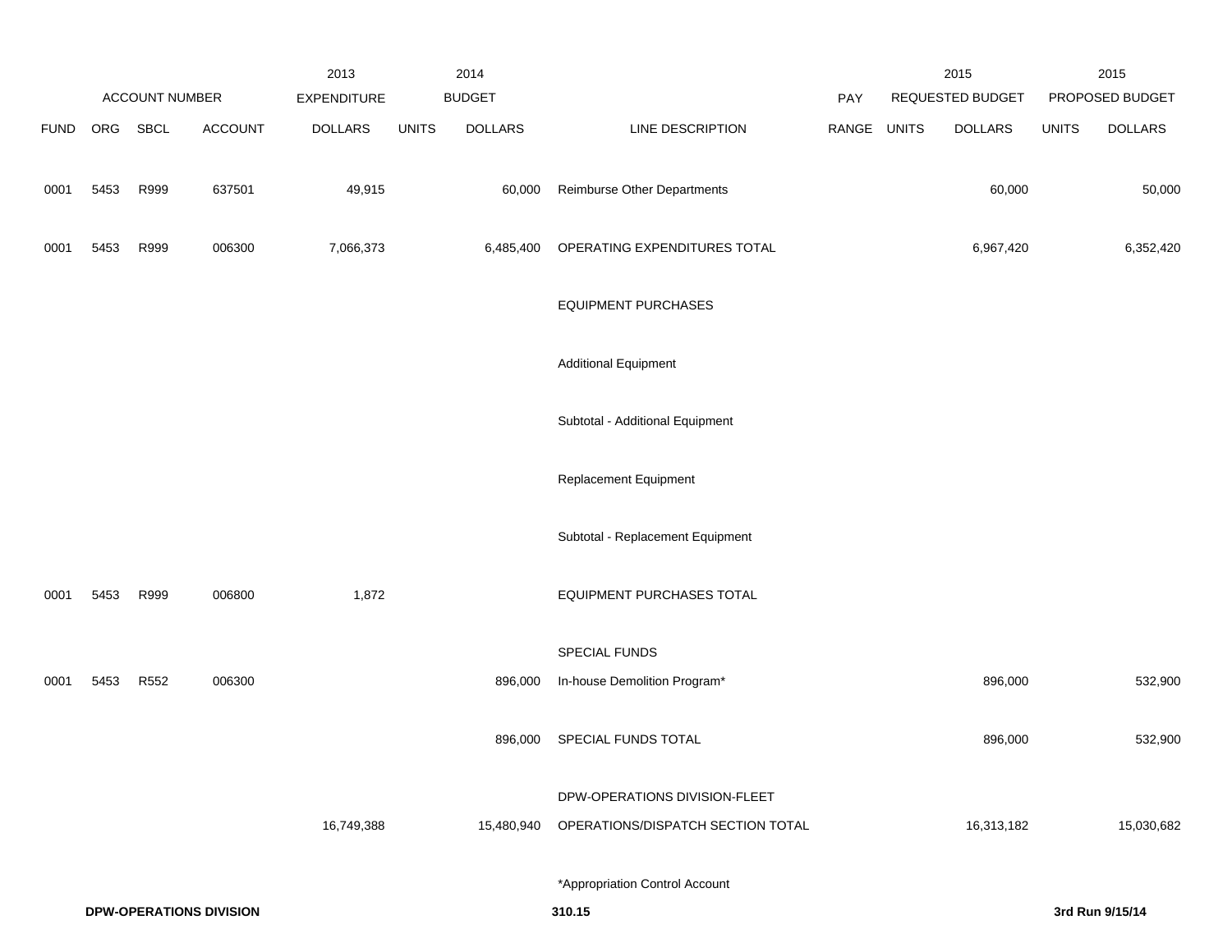| ACCOUNT NUMBER | | | | 2013 EXPENDITURE | 2014 BUDGET | | | PAY | 2015 REQUESTED BUDGET | | 2015 PROPOSED BUDGET | |
|---|---|---|---|---|---|---|---|---|---|---|---|---|
| FUND | ORG | SBCL | ACCOUNT | DOLLARS | UNITS | DOLLARS | LINE DESCRIPTION | RANGE | UNITS | DOLLARS | UNITS | DOLLARS |
| 0001 | 5453 | R999 | 637501 | 49,915 | | 60,000 | Reimburse Other Departments | | | 60,000 | | 50,000 |
| 0001 | 5453 | R999 | 006300 | 7,066,373 | | 6,485,400 | OPERATING EXPENDITURES TOTAL | | | 6,967,420 | | 6,352,420 |
| | | | | | | | EQUIPMENT PURCHASES | | | | | |
| | | | | | | | Additional Equipment | | | | | |
| | | | | | | | Subtotal - Additional Equipment | | | | | |
| | | | | | | | Replacement Equipment | | | | | |
| | | | | | | | Subtotal - Replacement Equipment | | | | | |
| 0001 | 5453 | R999 | 006800 | 1,872 | | | EQUIPMENT PURCHASES TOTAL | | | | | |
| | | | | | | | SPECIAL FUNDS | | | | | |
| 0001 | 5453 | R552 | 006300 | | | 896,000 | In-house Demolition Program* | | | 896,000 | | 532,900 |
| | | | | | | 896,000 | SPECIAL FUNDS TOTAL | | | 896,000 | | 532,900 |
| | | | | 16,749,388 | | 15,480,940 | DPW-OPERATIONS DIVISION-FLEET OPERATIONS/DISPATCH SECTION TOTAL | | | 16,313,182 | | 15,030,682 |

*Appropriation Control Account

**DPW-OPERATIONS DIVISION** 310.15 **3rd Run 9/15/14**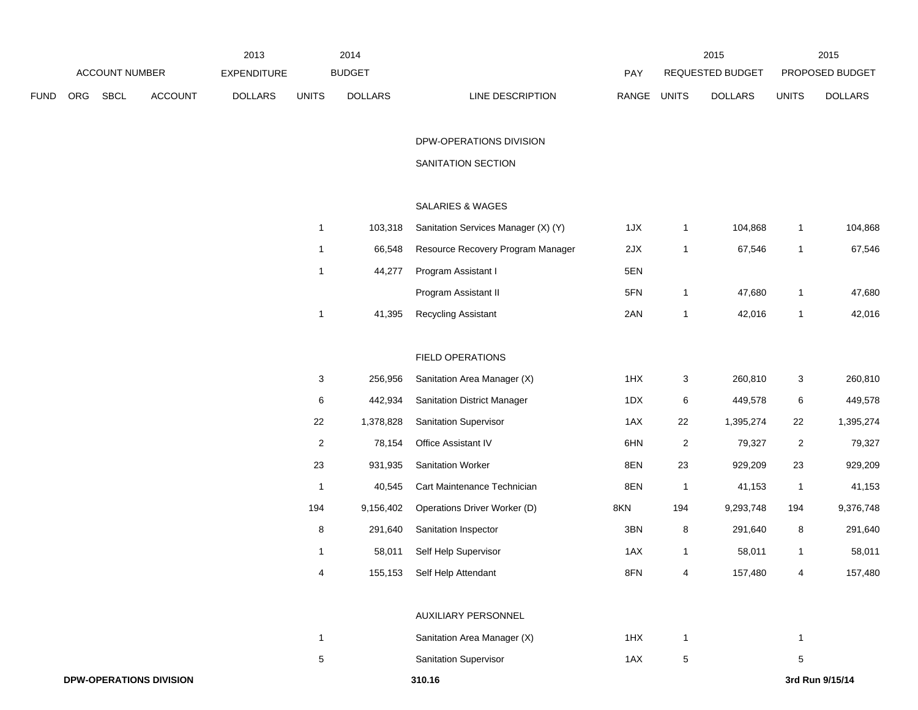| | ACCOUNT NUMBER | | | 2013 EXPENDITURE | 2014 BUDGET | | | PAY | 2015 REQUESTED BUDGET | | 2015 PROPOSED BUDGET | |
|---|---|---|---|---|---|---|---|---|---|---|---|---|
| FUND | ORG | SBCL | ACCOUNT | DOLLARS | UNITS | DOLLARS | LINE DESCRIPTION | RANGE | UNITS | DOLLARS | UNITS | DOLLARS |
| | | | | | | | DPW-OPERATIONS DIVISION | | | | | |
| | | | | | | | SANITATION SECTION | | | | | |
| | | | | | | | SALARIES & WAGES | | | | | |
| | | | | | 1 | 103,318 | Sanitation Services Manager (X) (Y) | 1JX | 1 | 104,868 | 1 | 104,868 |
| | | | | | 1 | 66,548 | Resource Recovery Program Manager | 2JX | 1 | 67,546 | 1 | 67,546 |
| | | | | | 1 | 44,277 | Program Assistant I | 5EN | | | | |
| | | | | | | | Program Assistant II | 5FN | 1 | 47,680 | 1 | 47,680 |
| | | | | | 1 | 41,395 | Recycling Assistant | 2AN | 1 | 42,016 | 1 | 42,016 |
| | | | | | | | FIELD OPERATIONS | | | | | |
| | | | | | 3 | 256,956 | Sanitation Area Manager (X) | 1HX | 3 | 260,810 | 3 | 260,810 |
| | | | | | 6 | 442,934 | Sanitation District Manager | 1DX | 6 | 449,578 | 6 | 449,578 |
| | | | | | 22 | 1,378,828 | Sanitation Supervisor | 1AX | 22 | 1,395,274 | 22 | 1,395,274 |
| | | | | | 2 | 78,154 | Office Assistant IV | 6HN | 2 | 79,327 | 2 | 79,327 |
| | | | | | 23 | 931,935 | Sanitation Worker | 8EN | 23 | 929,209 | 23 | 929,209 |
| | | | | | 1 | 40,545 | Cart Maintenance Technician | 8EN | 1 | 41,153 | 1 | 41,153 |
| | | | | | 194 | 9,156,402 | Operations Driver Worker (D) | 8KN | 194 | 9,293,748 | 194 | 9,376,748 |
| | | | | | 8 | 291,640 | Sanitation Inspector | 3BN | 8 | 291,640 | 8 | 291,640 |
| | | | | | 1 | 58,011 | Self Help Supervisor | 1AX | 1 | 58,011 | 1 | 58,011 |
| | | | | | 4 | 155,153 | Self Help Attendant | 8FN | 4 | 157,480 | 4 | 157,480 |
| | | | | | | | AUXILIARY PERSONNEL | | | | | |
| | | | | | 1 | | Sanitation Area Manager (X) | 1HX | 1 | | 1 | |
| | | | | | 5 | | Sanitation Supervisor | 1AX | 5 | | 5 | |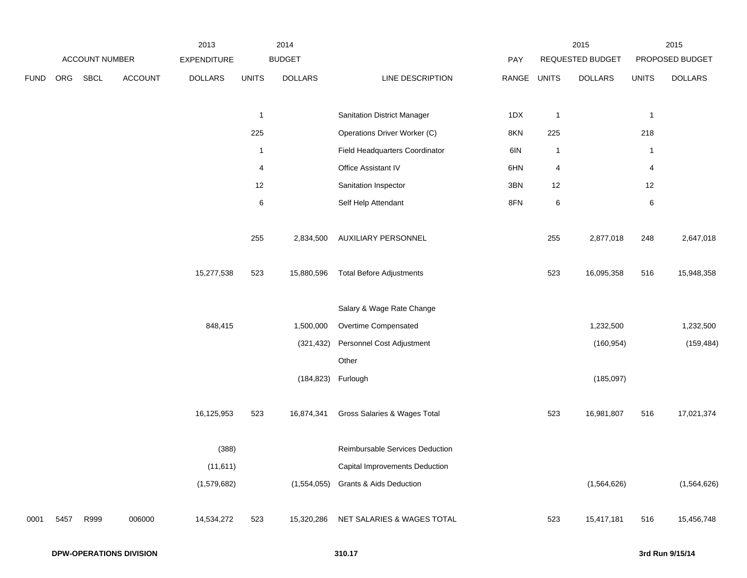| | ACCOUNT NUMBER | | | 2013 EXPENDITURE | 2014 BUDGET | | | PAY | 2015 REQUESTED BUDGET | | 2015 PROPOSED BUDGET | |
|---|---|---|---|---|---|---|---|---|---|---|---|---|
| FUND | ORG | SBCL | ACCOUNT | DOLLARS | UNITS | DOLLARS | LINE DESCRIPTION | RANGE | UNITS | DOLLARS | UNITS | DOLLARS |
| | | | | | 1 | | Sanitation District Manager | 1DX | 1 | | 1 | |
| | | | | | 225 | | Operations Driver Worker (C) | 8KN | 225 | | 218 | |
| | | | | | 1 | | Field Headquarters Coordinator | 6IN | 1 | | 1 | |
| | | | | | 4 | | Office Assistant IV | 6HN | 4 | | 4 | |
| | | | | | 12 | | Sanitation Inspector | 3BN | 12 | | 12 | |
| | | | | | 6 | | Self Help Attendant | 8FN | 6 | | 6 | |
| | | | | | 255 | 2,834,500 | AUXILIARY PERSONNEL | | 255 | 2,877,018 | 248 | 2,647,018 |
| | | | | 15,277,538 | 523 | 15,880,596 | Total Before Adjustments | | 523 | 16,095,358 | 516 | 15,948,358 |
| | | | | | | | Salary & Wage Rate Change | | | | | |
| | | | | 848,415 | | 1,500,000 | Overtime Compensated | | | 1,232,500 | | 1,232,500 |
| | | | | | | (321,432) | Personnel Cost Adjustment | | | (160,954) | | (159,484) |
| | | | | | | | Other | | | | | |
| | | | | | | (184,823) | Furlough | | | (185,097) | | |
| | | | | 16,125,953 | 523 | 16,874,341 | Gross Salaries & Wages Total | | 523 | 16,981,807 | 516 | 17,021,374 |
| | | | | (388) | | | Reimbursable Services Deduction | | | | | |
| | | | | (11,611) | | | Capital Improvements Deduction | | | | | |
| | | | | (1,579,682) | | (1,554,055) | Grants & Aids Deduction | | | (1,564,626) | | (1,564,626) |
| 0001 | 5457 | R999 | 006000 | 14,534,272 | 523 | 15,320,286 | NET SALARIES & WAGES TOTAL | | 523 | 15,417,181 | 516 | 15,456,748 |

**DPW-OPERATIONS DIVISION** **310.17** **3rd Run 9/15/14**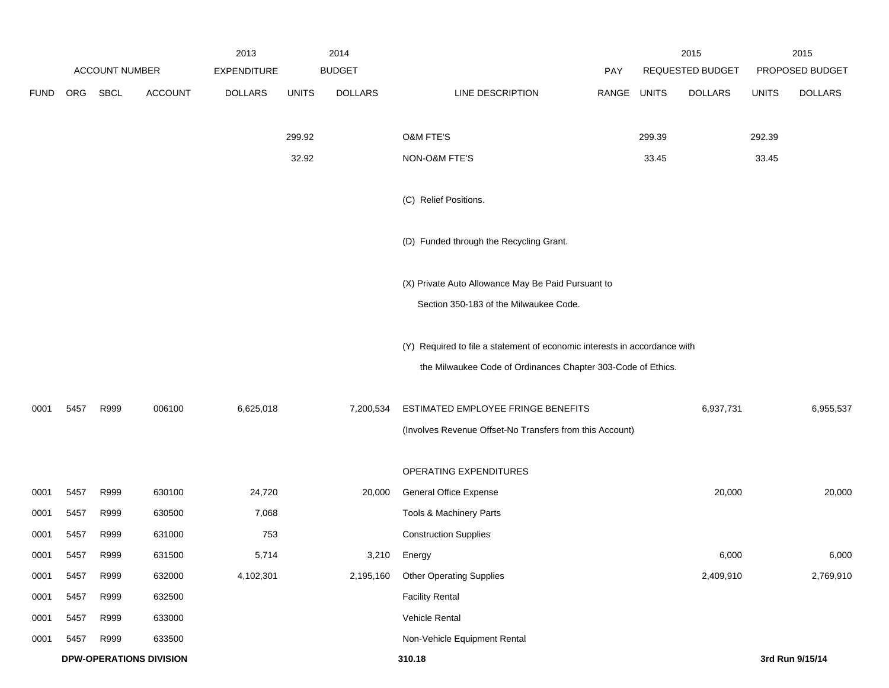| | ACCOUNT NUMBER | | | 2013 EXPENDITURE | 2014 BUDGET | | | PAY | 2015 REQUESTED BUDGET | | 2015 PROPOSED BUDGET | |
|---|---|---|---|---|---|---|---|---|---|---|---|---|
| FUND | ORG | SBCL | ACCOUNT | DOLLARS | UNITS | DOLLARS | LINE DESCRIPTION | RANGE | UNITS | DOLLARS | UNITS | DOLLARS |
| | | | | | 299.92 | | O&M FTE'S | | 299.39 | | 292.39 | |
| | | | | | 32.92 | | NON-O&M FTE'S | | 33.45 | | 33.45 | |
| | | | | | | | (C) Relief Positions. | | | | | |
| | | | | | | | (D) Funded through the Recycling Grant. | | | | | |
| | | | | | | | (X) Private Auto Allowance May Be Paid Pursuant to Section 350-183 of the Milwaukee Code. | | | | | |
| | | | | | | | (Y) Required to file a statement of economic interests in accordance with the Milwaukee Code of Ordinances Chapter 303-Code of Ethics. | | | | | |
| 0001 | 5457 | R999 | 006100 | 6,625,018 | | 7,200,534 | ESTIMATED EMPLOYEE FRINGE BENEFITS (Involves Revenue Offset-No Transfers from this Account) | | | 6,937,731 | | 6,955,537 |
| | | | | | | | OPERATING EXPENDITURES | | | | | |
| 0001 | 5457 | R999 | 630100 | 24,720 | | 20,000 | General Office Expense | | | 20,000 | | 20,000 |
| 0001 | 5457 | R999 | 630500 | 7,068 | | | Tools & Machinery Parts | | | | | |
| 0001 | 5457 | R999 | 631000 | 753 | | | Construction Supplies | | | | | |
| 0001 | 5457 | R999 | 631500 | 5,714 | | 3,210 | Energy | | | 6,000 | | 6,000 |
| 0001 | 5457 | R999 | 632000 | 4,102,301 | | 2,195,160 | Other Operating Supplies | | | 2,409,910 | | 2,769,910 |
| 0001 | 5457 | R999 | 632500 | | | | Facility Rental | | | | | |
| 0001 | 5457 | R999 | 633000 | | | | Vehicle Rental | | | | | |
| 0001 | 5457 | R999 | 633500 | | | | Non-Vehicle Equipment Rental | | | | | |

DPW-OPERATIONS DIVISION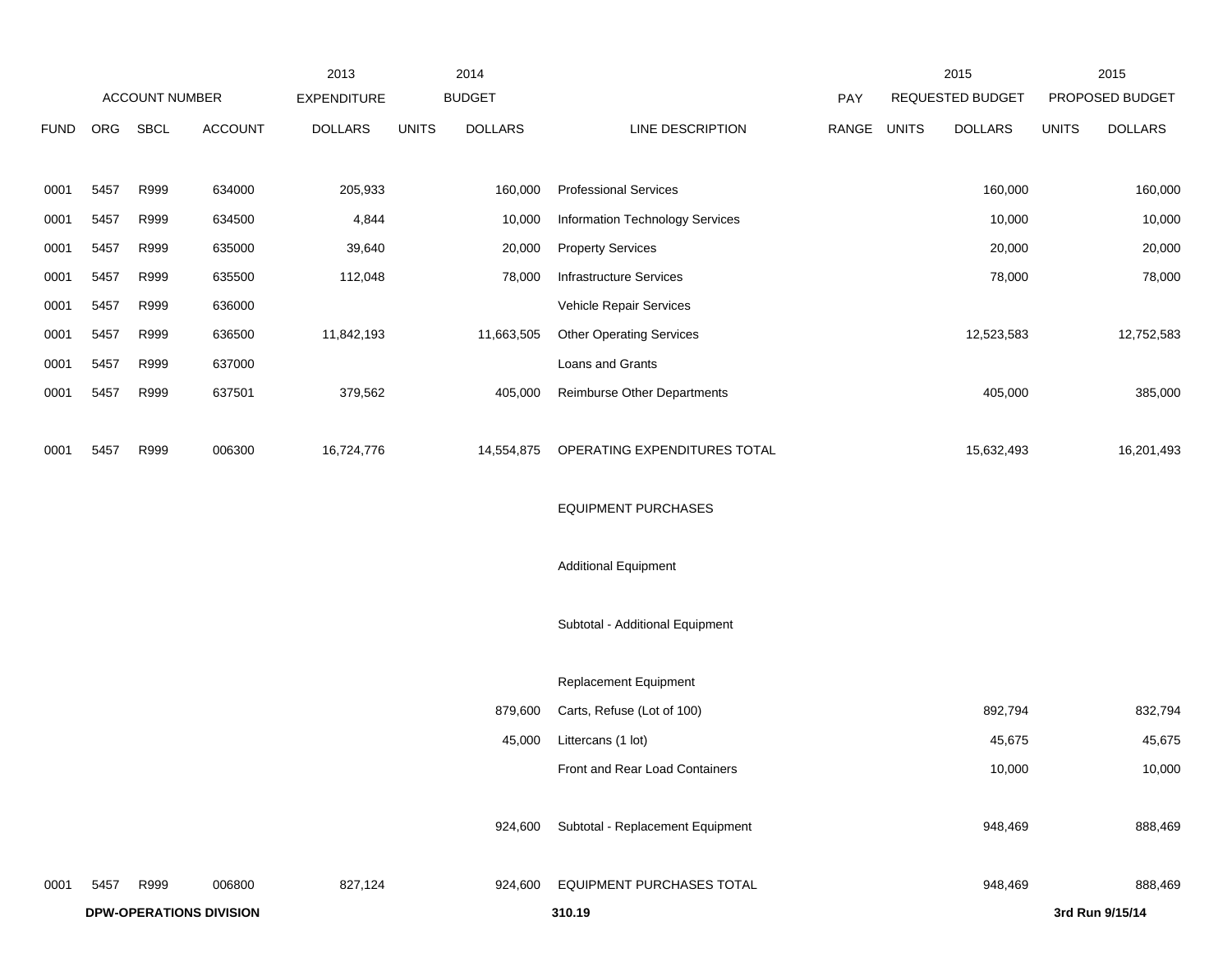| ACCOUNT NUMBER | | | | 2013 EXPENDITURE | 2014 BUDGET | | | PAY | 2015 REQUESTED BUDGET | | 2015 PROPOSED BUDGET | |
|---|---|---|---|---|---|---|---|---|---|---|---|---|
| FUND | ORG | SBCL | ACCOUNT | DOLLARS | UNITS | DOLLARS | LINE DESCRIPTION | RANGE | UNITS | DOLLARS | UNITS | DOLLARS |
| 0001 | 5457 | R999 | 634000 | 205,933 | | 160,000 | Professional Services | | | 160,000 | | 160,000 |
| 0001 | 5457 | R999 | 634500 | 4,844 | | 10,000 | Information Technology Services | | | 10,000 | | 10,000 |
| 0001 | 5457 | R999 | 635000 | 39,640 | | 20,000 | Property Services | | | 20,000 | | 20,000 |
| 0001 | 5457 | R999 | 635500 | 112,048 | | 78,000 | Infrastructure Services | | | 78,000 | | 78,000 |
| 0001 | 5457 | R999 | 636000 | | | | Vehicle Repair Services | | | | | |
| 0001 | 5457 | R999 | 636500 | 11,842,193 | | 11,663,505 | Other Operating Services | | | 12,523,583 | | 12,752,583 |
| 0001 | 5457 | R999 | 637000 | | | | Loans and Grants | | | | | |
| 0001 | 5457 | R999 | 637501 | 379,562 | | 405,000 | Reimburse Other Departments | | | 405,000 | | 385,000 |
| 0001 | 5457 | R999 | 006300 | 16,724,776 | | 14,554,875 | OPERATING EXPENDITURES TOTAL | | | 15,632,493 | | 16,201,493 |
| | | | | | | | EQUIPMENT PURCHASES | | | | | |
| | | | | | | | Additional Equipment | | | | | |
| | | | | | | | Subtotal - Additional Equipment | | | | | |
| | | | | | | | Replacement Equipment | | | | | |
| | | | | | | 879,600 | Carts, Refuse (Lot of 100) | | | 892,794 | | 832,794 |
| | | | | | | 45,000 | Littercans (1 lot) | | | 45,675 | | 45,675 |
| | | | | | | | Front and Rear Load Containers | | | 10,000 | | 10,000 |
| | | | | | | 924,600 | Subtotal - Replacement Equipment | | | 948,469 | | 888,469 |
| 0001 | 5457 | R999 | 006800 | 827,124 | | 924,600 | EQUIPMENT PURCHASES TOTAL | | | 948,469 | | 888,469 |

**DPW-OPERATIONS DIVISION** **310.19** **3rd Run 9/15/14**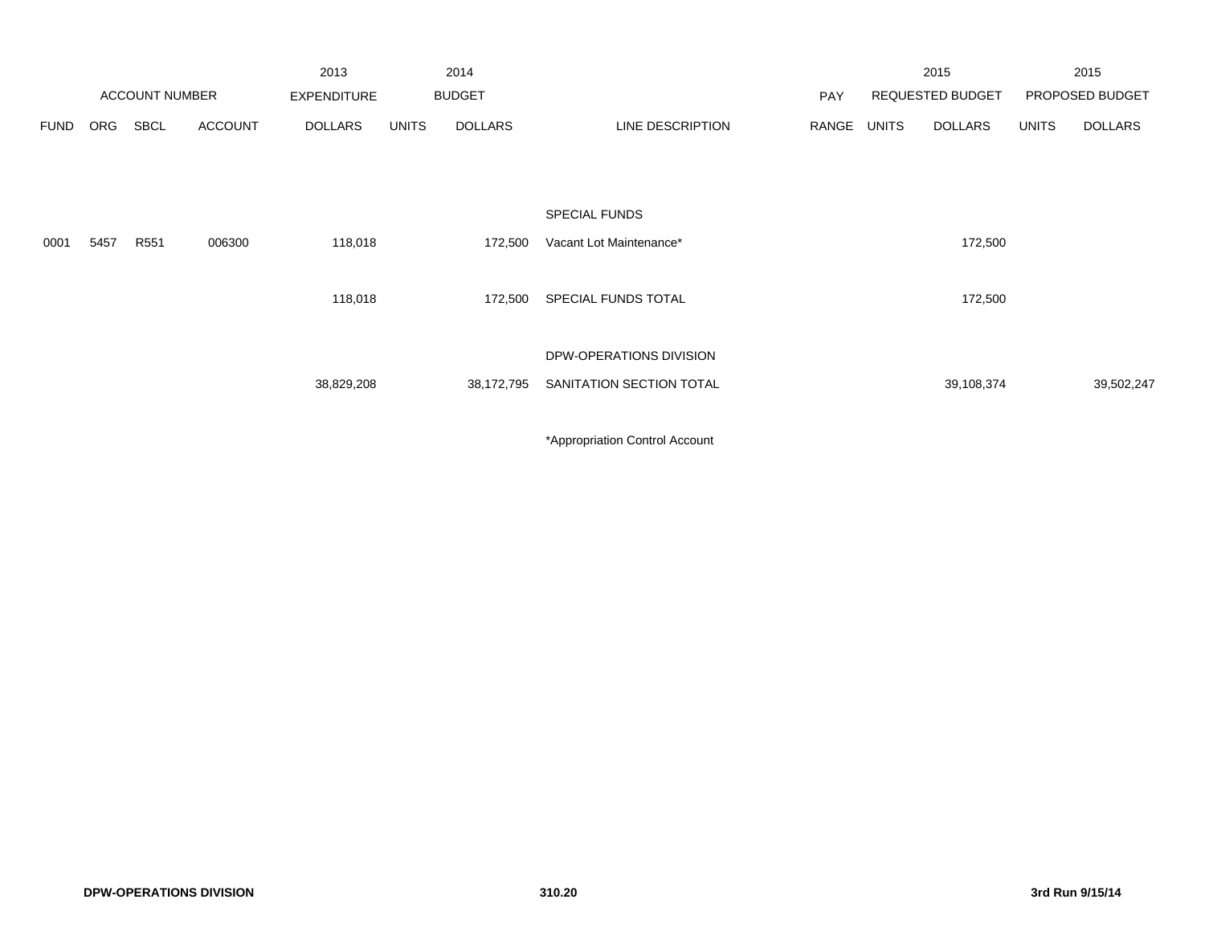| | | | | 2013 | | 2014 | | | | 2015 | | 2015 |
|---|---|---|---|---|---|---|---|---|---|---|---|---|
| ACCOUNT NUMBER | | | | EXPENDITURE | | BUDGET | | PAY | REQUESTED BUDGET | | PROPOSED BUDGET | |
| FUND | ORG | SBCL | ACCOUNT | DOLLARS | UNITS | DOLLARS | LINE DESCRIPTION | RANGE | UNITS | DOLLARS | UNITS | DOLLARS |
| | | | | | | | SPECIAL FUNDS | | | | | |
| 0001 | 5457 | R551 | 006300 | 118,018 | | 172,500 | Vacant Lot Maintenance* | | | 172,500 | | |
| | | | | 118,018 | | 172,500 | SPECIAL FUNDS TOTAL | | | 172,500 | | |
| | | | | | | | DPW-OPERATIONS DIVISION | | | | | |
| | | | | 38,829,208 | | 38,172,795 | SANITATION SECTION TOTAL | | | 39,108,374 | | 39,502,247 |

*Appropriation Control Account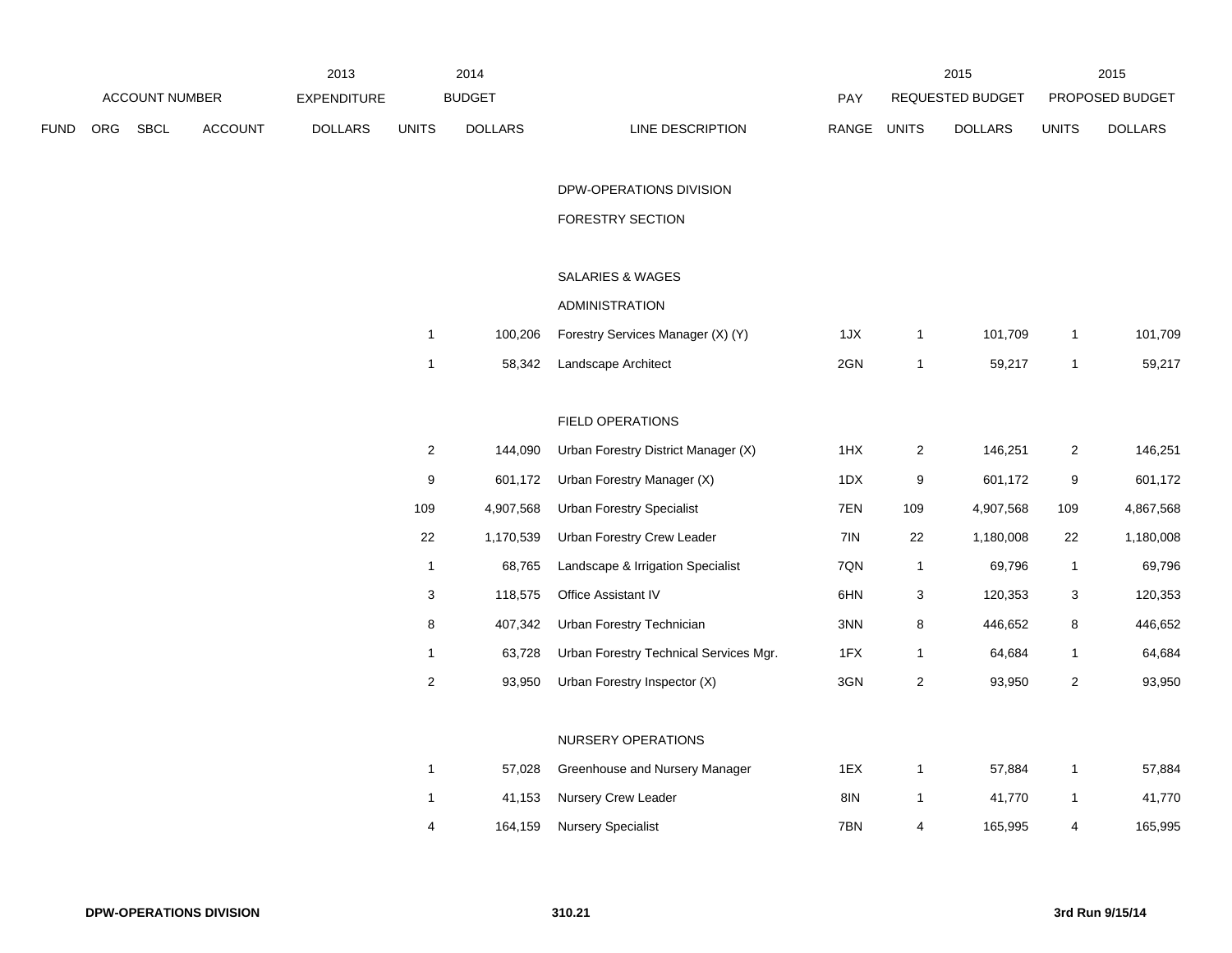| | | ACCOUNT NUMBER | | 2013 EXPENDITURE | | 2014 BUDGET | | PAY | | 2015 REQUESTED BUDGET | | 2015 PROPOSED BUDGET |
|---|---|---|---|---|---|---|---|---|---|---|---|---|
| FUND | ORG | SBCL | ACCOUNT | DOLLARS | UNITS | DOLLARS | LINE DESCRIPTION | RANGE | UNITS | DOLLARS | UNITS | DOLLARS |
| | | | | | | | DPW-OPERATIONS DIVISION | | | | | |
| | | | | | | | FORESTRY SECTION | | | | | |
| | | | | | | | SALARIES & WAGES | | | | | |
| | | | | | | | ADMINISTRATION | | | | | |
| | | | | | 1 | 100,206 | Forestry Services Manager (X) (Y) | 1JX | 1 | 101,709 | 1 | 101,709 |
| | | | | | 1 | 58,342 | Landscape Architect | 2GN | 1 | 59,217 | 1 | 59,217 |
| | | | | | | | FIELD OPERATIONS | | | | | |
| | | | | | 2 | 144,090 | Urban Forestry District Manager (X) | 1HX | 2 | 146,251 | 2 | 146,251 |
| | | | | | 9 | 601,172 | Urban Forestry Manager (X) | 1DX | 9 | 601,172 | 9 | 601,172 |
| | | | | | 109 | 4,907,568 | Urban Forestry Specialist | 7EN | 109 | 4,907,568 | 109 | 4,867,568 |
| | | | | | 22 | 1,170,539 | Urban Forestry Crew Leader | 7IN | 22 | 1,180,008 | 22 | 1,180,008 |
| | | | | | 1 | 68,765 | Landscape & Irrigation Specialist | 7QN | 1 | 69,796 | 1 | 69,796 |
| | | | | | 3 | 118,575 | Office Assistant IV | 6HN | 3 | 120,353 | 3 | 120,353 |
| | | | | | 8 | 407,342 | Urban Forestry Technician | 3NN | 8 | 446,652 | 8 | 446,652 |
| | | | | | 1 | 63,728 | Urban Forestry Technical Services Mgr. | 1FX | 1 | 64,684 | 1 | 64,684 |
| | | | | | 2 | 93,950 | Urban Forestry Inspector (X) | 3GN | 2 | 93,950 | 2 | 93,950 |
| | | | | | | | NURSERY OPERATIONS | | | | | |
| | | | | | 1 | 57,028 | Greenhouse and Nursery Manager | 1EX | 1 | 57,884 | 1 | 57,884 |
| | | | | | 1 | 41,153 | Nursery Crew Leader | 8IN | 1 | 41,770 | 1 | 41,770 |
| | | | | | 4 | 164,159 | Nursery Specialist | 7BN | 4 | 165,995 | 4 | 165,995 |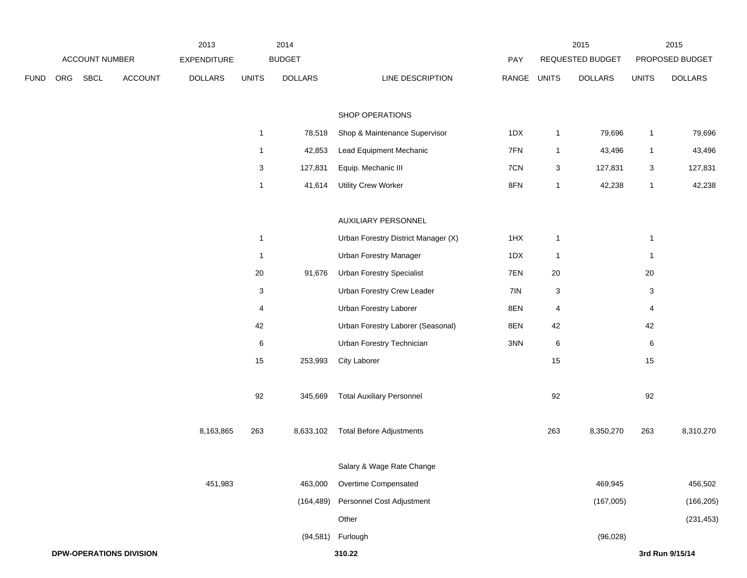| | ACCOUNT NUMBER | | | 2013 EXPENDITURE | 2014 BUDGET | | | PAY | 2015 REQUESTED BUDGET | | 2015 PROPOSED BUDGET | |
|---|---|---|---|---|---|---|---|---|---|---|---|---|
| FUND | ORG | SBCL | ACCOUNT | DOLLARS | UNITS | DOLLARS | LINE DESCRIPTION | RANGE | UNITS | DOLLARS | UNITS | DOLLARS |
| | | | | | | | SHOP OPERATIONS | | | | | |
| | | | | | 1 | 78,518 | Shop & Maintenance Supervisor | 1DX | 1 | 79,696 | 1 | 79,696 |
| | | | | | 1 | 42,853 | Lead Equipment Mechanic | 7FN | 1 | 43,496 | 1 | 43,496 |
| | | | | | 3 | 127,831 | Equip. Mechanic III | 7CN | 3 | 127,831 | 3 | 127,831 |
| | | | | | 1 | 41,614 | Utility Crew Worker | 8FN | 1 | 42,238 | 1 | 42,238 |
| | | | | | | | AUXILIARY PERSONNEL | | | | | |
| | | | | | 1 | | Urban Forestry District Manager (X) | 1HX | 1 | | 1 | |
| | | | | | 1 | | Urban Forestry Manager | 1DX | 1 | | 1 | |
| | | | | | 20 | 91,676 | Urban Forestry Specialist | 7EN | 20 | | 20 | |
| | | | | | 3 | | Urban Forestry Crew Leader | 7IN | 3 | | 3 | |
| | | | | | 4 | | Urban Forestry Laborer | 8EN | 4 | | 4 | |
| | | | | | 42 | | Urban Forestry Laborer (Seasonal) | 8EN | 42 | | 42 | |
| | | | | | 6 | | Urban Forestry Technician | 3NN | 6 | | 6 | |
| | | | | | 15 | 253,993 | City Laborer | | 15 | | 15 | |
| | | | | | 92 | 345,669 | Total Auxiliary Personnel | | 92 | | 92 | |
| | | | | 8,163,865 | 263 | 8,633,102 | Total Before Adjustments | | 263 | 8,350,270 | 263 | 8,310,270 |
| | | | | | | | Salary & Wage Rate Change | | | | | |
| | | | | 451,983 | | 463,000 | Overtime Compensated | | | 469,945 | | 456,502 |
| | | | | | | (164,489) | Personnel Cost Adjustment | | | (167,005) | | (166,205) |
| | | | | | | | Other | | | | | (231,453) |
| | | | | | | (94,581) | Furlough | | | (96,028) | | |

**DPW-OPERATIONS DIVISION** **310.22** **3rd Run 9/15/14**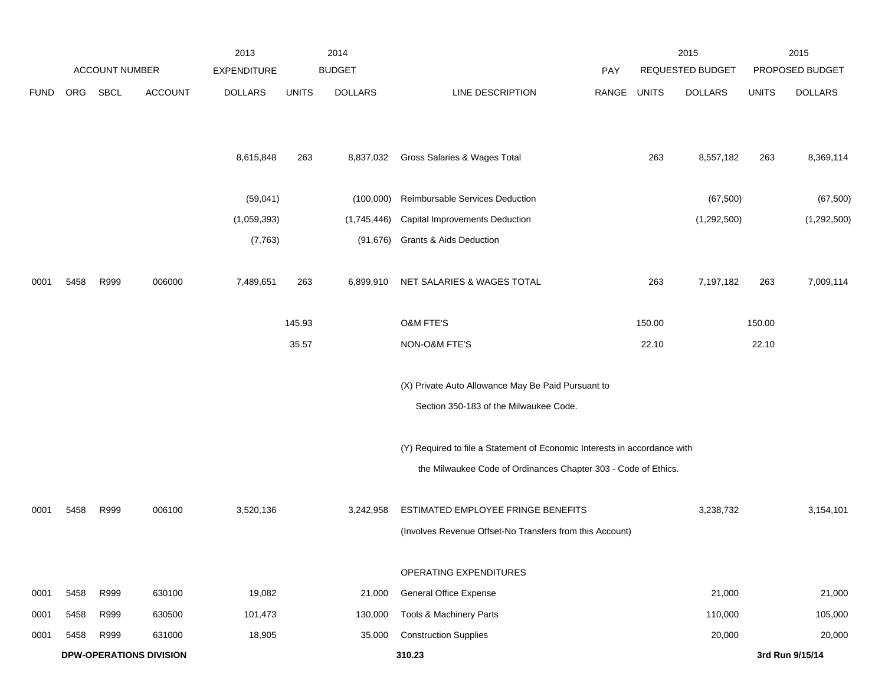| | ACCOUNT NUMBER | | | 2013 EXPENDITURE | 2014 BUDGET | | | | 2015 REQUESTED BUDGET | | 2015 PROPOSED BUDGET | |
|---|---|---|---|---|---|---|---|---|---|---|---|---|
| FUND | ORG | SBCL | ACCOUNT | DOLLARS | UNITS | DOLLARS | LINE DESCRIPTION | PAY RANGE | UNITS | DOLLARS | UNITS | DOLLARS |
| | | | | 8,615,848 | 263 | 8,837,032 | Gross Salaries & Wages Total | | 263 | 8,557,182 | 263 | 8,369,114 |
| | | | | (59,041) | | (100,000) | Reimbursable Services Deduction | | | (67,500) | | (67,500) |
| | | | | (1,059,393) | | (1,745,446) | Capital Improvements Deduction | | | (1,292,500) | | (1,292,500) |
| | | | | (7,763) | | (91,676) | Grants & Aids Deduction | | | | | |
| 0001 | 5458 | R999 | 006000 | 7,489,651 | 263 | 6,899,910 | NET SALARIES & WAGES TOTAL | | 263 | 7,197,182 | 263 | 7,009,114 |
| | | | | | 145.93 | | O&M FTE'S | | 150.00 | | 150.00 | |
| | | | | | 35.57 | | NON-O&M FTE'S | | 22.10 | | 22.10 | |
| | | | | | | | (X) Private Auto Allowance May Be Paid Pursuant to Section 350-183 of the Milwaukee Code. | | | | | |
| | | | | | | | (Y) Required to file a Statement of Economic Interests in accordance with the Milwaukee Code of Ordinances Chapter 303 - Code of Ethics. | | | | | |
| 0001 | 5458 | R999 | 006100 | 3,520,136 | | 3,242,958 | ESTIMATED EMPLOYEE FRINGE BENEFITS (Involves Revenue Offset-No Transfers from this Account) | | | 3,238,732 | | 3,154,101 |
| | | | | | | | OPERATING EXPENDITURES | | | | | |
| 0001 | 5458 | R999 | 630100 | 19,082 | | 21,000 | General Office Expense | | | 21,000 | | 21,000 |
| 0001 | 5458 | R999 | 630500 | 101,473 | | 130,000 | Tools & Machinery Parts | | | 110,000 | | 105,000 |
| 0001 | 5458 | R999 | 631000 | 18,905 | | 35,000 | Construction Supplies | | | 20,000 | | 20,000 |

**DPW-OPERATIONS DIVISION**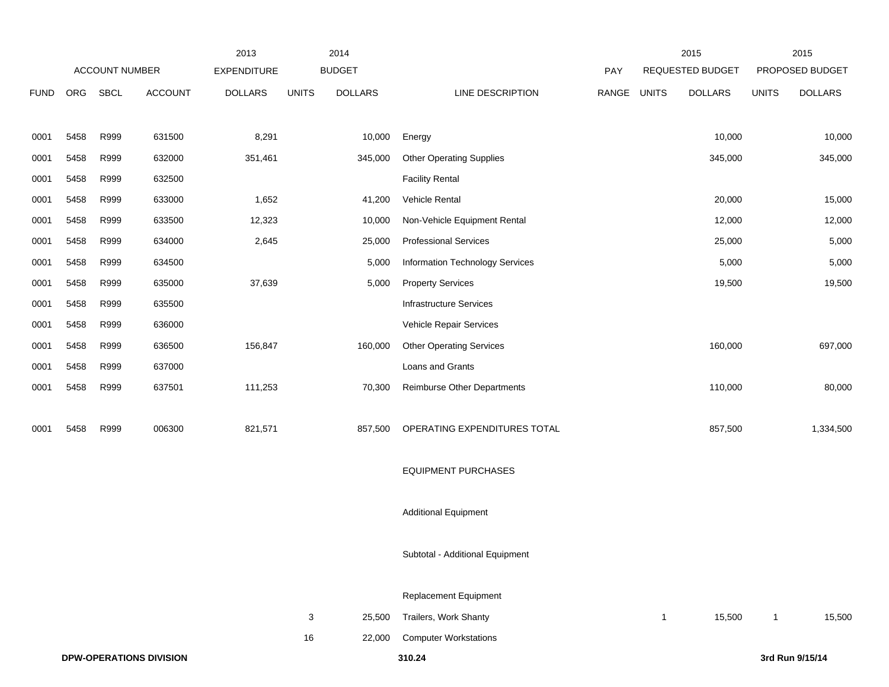| FUND | ORG | SBCL | ACCOUNT | 2013 EXPENDITURE DOLLARS | 2014 BUDGET UNITS | 2014 BUDGET DOLLARS | LINE DESCRIPTION | PAY RANGE | 2015 REQUESTED BUDGET UNITS | 2015 REQUESTED BUDGET DOLLARS | 2015 PROPOSED BUDGET UNITS | 2015 PROPOSED BUDGET DOLLARS |
|---|---|---|---|---|---|---|---|---|---|---|---|---|
| 0001 | 5458 | R999 | 631500 | 8,291 | | 10,000 | Energy | | | 10,000 | | 10,000 |
| 0001 | 5458 | R999 | 632000 | 351,461 | | 345,000 | Other Operating Supplies | | | 345,000 | | 345,000 |
| 0001 | 5458 | R999 | 632500 | | | | Facility Rental | | | | | |
| 0001 | 5458 | R999 | 633000 | 1,652 | | 41,200 | Vehicle Rental | | | 20,000 | | 15,000 |
| 0001 | 5458 | R999 | 633500 | 12,323 | | 10,000 | Non-Vehicle Equipment Rental | | | 12,000 | | 12,000 |
| 0001 | 5458 | R999 | 634000 | 2,645 | | 25,000 | Professional Services | | | 25,000 | | 5,000 |
| 0001 | 5458 | R999 | 634500 | | | 5,000 | Information Technology Services | | | 5,000 | | 5,000 |
| 0001 | 5458 | R999 | 635000 | 37,639 | | 5,000 | Property Services | | | 19,500 | | 19,500 |
| 0001 | 5458 | R999 | 635500 | | | | Infrastructure Services | | | | | |
| 0001 | 5458 | R999 | 636000 | | | | Vehicle Repair Services | | | | | |
| 0001 | 5458 | R999 | 636500 | 156,847 | | 160,000 | Other Operating Services | | | 160,000 | | 697,000 |
| 0001 | 5458 | R999 | 637000 | | | | Loans and Grants | | | | | |
| 0001 | 5458 | R999 | 637501 | 111,253 | | 70,300 | Reimburse Other Departments | | | 110,000 | | 80,000 |
| 0001 | 5458 | R999 | 006300 | 821,571 | | 857,500 | OPERATING EXPENDITURES TOTAL | | | 857,500 | | 1,334,500 |
| | | | | | | | EQUIPMENT PURCHASES | | | | | |
| | | | | | | | Additional Equipment | | | | | |
| | | | | | | | Subtotal - Additional Equipment | | | | | |
| | | | | | | | Replacement Equipment | | | | | |
| | | | | | 3 | 25,500 | Trailers, Work Shanty | | 1 | 15,500 | 1 | 15,500 |
| | | | | | 16 | 22,000 | Computer Workstations | | | | | |

DPW-OPERATIONS DIVISION — 310.24 — 3rd Run 9/15/14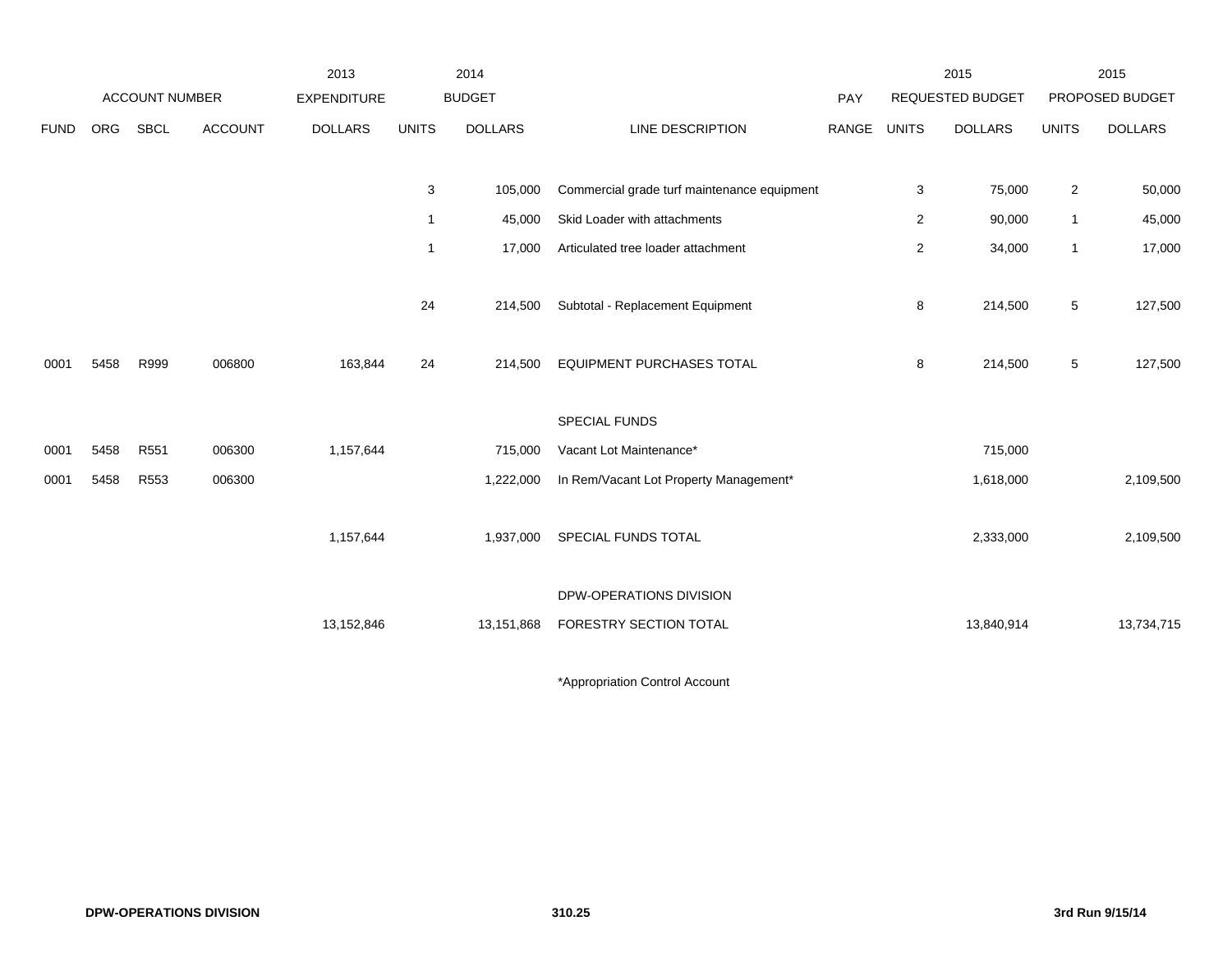| | | | | 2013 | | 2014 | | | | 2015 | | 2015 |
|---|---|---|---|---|---|---|---|---|---|---|---|---|
| | ACCOUNT NUMBER | | | EXPENDITURE | | BUDGET | | PAY | | REQUESTED BUDGET | | PROPOSED BUDGET |
| FUND | ORG | SBCL | ACCOUNT | DOLLARS | UNITS | DOLLARS | LINE DESCRIPTION | RANGE | UNITS | DOLLARS | UNITS | DOLLARS |
| | | | | | 3 | 105,000 | Commercial grade turf maintenance equipment | | 3 | 75,000 | 2 | 50,000 |
| | | | | | 1 | 45,000 | Skid Loader with attachments | | 2 | 90,000 | 1 | 45,000 |
| | | | | | 1 | 17,000 | Articulated tree loader attachment | | 2 | 34,000 | 1 | 17,000 |
| | | | | | 24 | 214,500 | Subtotal - Replacement Equipment | | 8 | 214,500 | 5 | 127,500 |
| 0001 | 5458 | R999 | 006800 | 163,844 | 24 | 214,500 | EQUIPMENT PURCHASES TOTAL | | 8 | 214,500 | 5 | 127,500 |
| | | | | | | | SPECIAL FUNDS | | | | | |
| 0001 | 5458 | R551 | 006300 | 1,157,644 | | 715,000 | Vacant Lot Maintenance* | | | 715,000 | | |
| 0001 | 5458 | R553 | 006300 | | | 1,222,000 | In Rem/Vacant Lot Property Management* | | | 1,618,000 | | 2,109,500 |
| | | | | 1,157,644 | | 1,937,000 | SPECIAL FUNDS TOTAL | | | 2,333,000 | | 2,109,500 |
| | | | | | | | DPW-OPERATIONS DIVISION | | | | | |
| | | | | 13,152,846 | | 13,151,868 | FORESTRY SECTION TOTAL | | | 13,840,914 | | 13,734,715 |

*Appropriation Control Account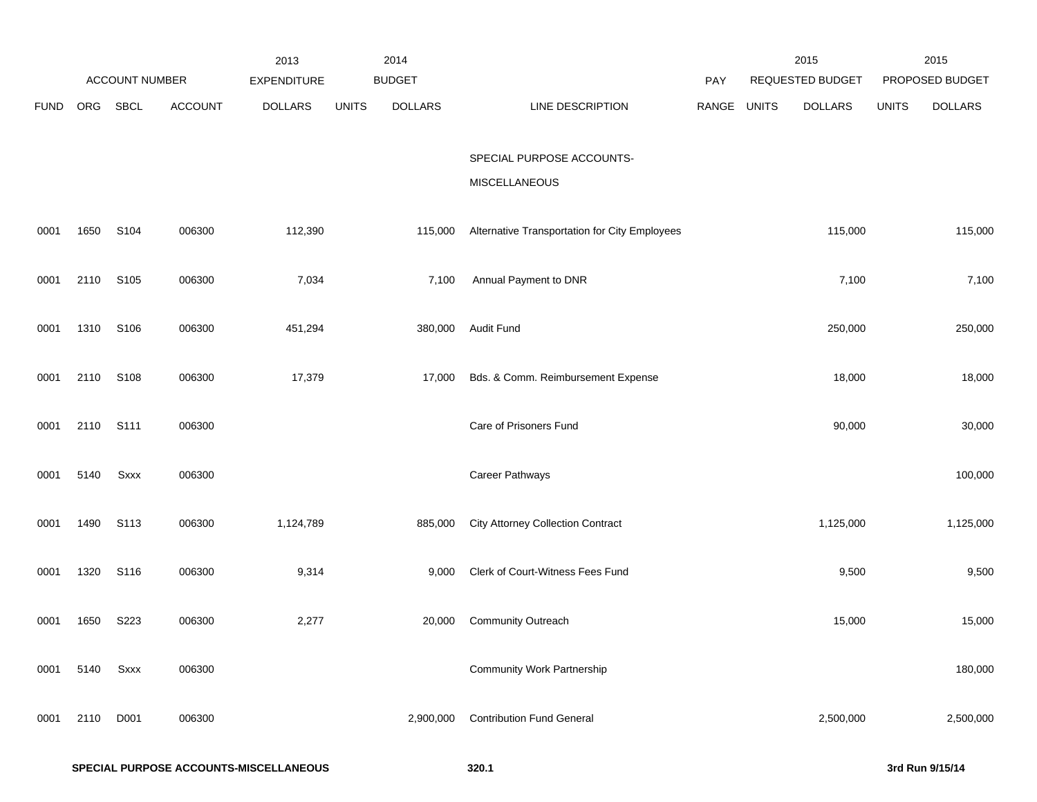| FUND | ORG | SBCL | ACCOUNT | 2013 EXPENDITURE DOLLARS | 2014 BUDGET UNITS | 2014 BUDGET DOLLARS | LINE DESCRIPTION | PAY RANGE | 2015 REQUESTED BUDGET UNITS | 2015 REQUESTED BUDGET DOLLARS | 2015 PROPOSED BUDGET UNITS | 2015 PROPOSED BUDGET DOLLARS |
|---|---|---|---|---|---|---|---|---|---|---|---|---|
| | | | | | | | SPECIAL PURPOSE ACCOUNTS-MISCELLANEOUS | | | | | |
| 0001 | 1650 | S104 | 006300 | 112,390 | | 115,000 | Alternative Transportation for City Employees | | | 115,000 | | 115,000 |
| 0001 | 2110 | S105 | 006300 | 7,034 | | 7,100 | Annual Payment to DNR | | | 7,100 | | 7,100 |
| 0001 | 1310 | S106 | 006300 | 451,294 | | 380,000 | Audit Fund | | | 250,000 | | 250,000 |
| 0001 | 2110 | S108 | 006300 | 17,379 | | 17,000 | Bds. & Comm. Reimbursement Expense | | | 18,000 | | 18,000 |
| 0001 | 2110 | S111 | 006300 | | | | Care of Prisoners Fund | | | 90,000 | | 30,000 |
| 0001 | 5140 | Sxxx | 006300 | | | | Career Pathways | | | | | 100,000 |
| 0001 | 1490 | S113 | 006300 | 1,124,789 | | 885,000 | City Attorney Collection Contract | | | 1,125,000 | | 1,125,000 |
| 0001 | 1320 | S116 | 006300 | 9,314 | | 9,000 | Clerk of Court-Witness Fees Fund | | | 9,500 | | 9,500 |
| 0001 | 1650 | S223 | 006300 | 2,277 | | 20,000 | Community Outreach | | | 15,000 | | 15,000 |
| 0001 | 5140 | Sxxx | 006300 | | | | Community Work Partnership | | | | | 180,000 |
| 0001 | 2110 | D001 | 006300 | | | 2,900,000 | Contribution Fund General | | | 2,500,000 | | 2,500,000 |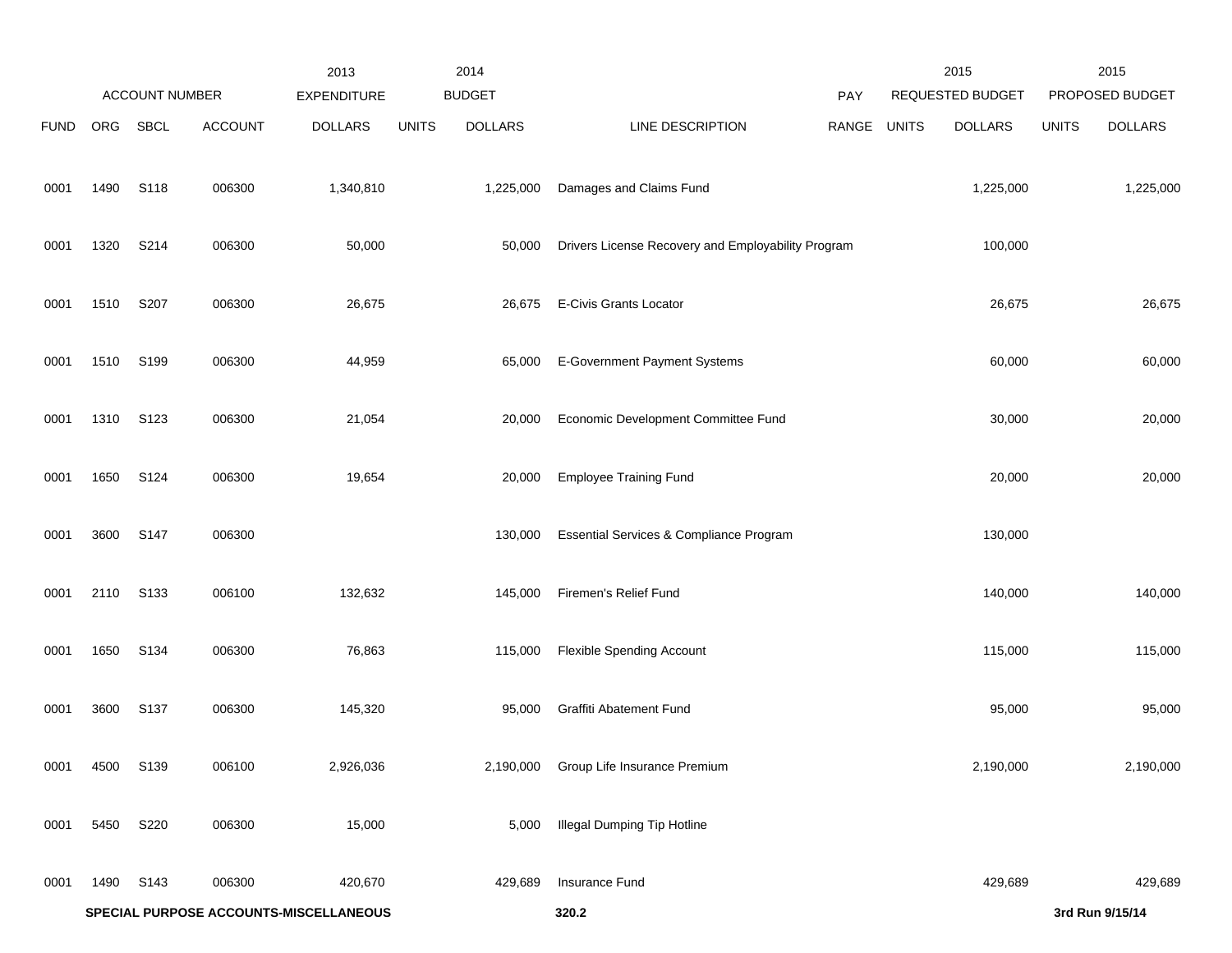| | ACCOUNT NUMBER | | | 2013 EXPENDITURE | 2014 BUDGET | | | PAY | 2015 REQUESTED BUDGET | | 2015 PROPOSED BUDGET | |
|---|---|---|---|---|---|---|---|---|---|---|---|---|
| FUND | ORG | SBCL | ACCOUNT | DOLLARS | UNITS | DOLLARS | LINE DESCRIPTION | RANGE | UNITS | DOLLARS | UNITS | DOLLARS |
| 0001 | 1490 | S118 | 006300 | 1,340,810 | | 1,225,000 | Damages and Claims Fund | | | 1,225,000 | | 1,225,000 |
| 0001 | 1320 | S214 | 006300 | 50,000 | | 50,000 | Drivers License Recovery and Employability Program | | | 100,000 | | |
| 0001 | 1510 | S207 | 006300 | 26,675 | | 26,675 | E-Civis Grants Locator | | | 26,675 | | 26,675 |
| 0001 | 1510 | S199 | 006300 | 44,959 | | 65,000 | E-Government Payment Systems | | | 60,000 | | 60,000 |
| 0001 | 1310 | S123 | 006300 | 21,054 | | 20,000 | Economic Development Committee Fund | | | 30,000 | | 20,000 |
| 0001 | 1650 | S124 | 006300 | 19,654 | | 20,000 | Employee Training Fund | | | 20,000 | | 20,000 |
| 0001 | 3600 | S147 | 006300 | | | 130,000 | Essential Services & Compliance Program | | | 130,000 | | |
| 0001 | 2110 | S133 | 006100 | 132,632 | | 145,000 | Firemen's Relief Fund | | | 140,000 | | 140,000 |
| 0001 | 1650 | S134 | 006300 | 76,863 | | 115,000 | Flexible Spending Account | | | 115,000 | | 115,000 |
| 0001 | 3600 | S137 | 006300 | 145,320 | | 95,000 | Graffiti Abatement Fund | | | 95,000 | | 95,000 |
| 0001 | 4500 | S139 | 006100 | 2,926,036 | | 2,190,000 | Group Life Insurance Premium | | | 2,190,000 | | 2,190,000 |
| 0001 | 5450 | S220 | 006300 | 15,000 | | 5,000 | Illegal Dumping Tip Hotline | | | | | |
| 0001 | 1490 | S143 | 006300 | 420,670 | | 429,689 | Insurance Fund | | | 429,689 | | 429,689 |

**SPECIAL PURPOSE ACCOUNTS-MISCELLANEOUS**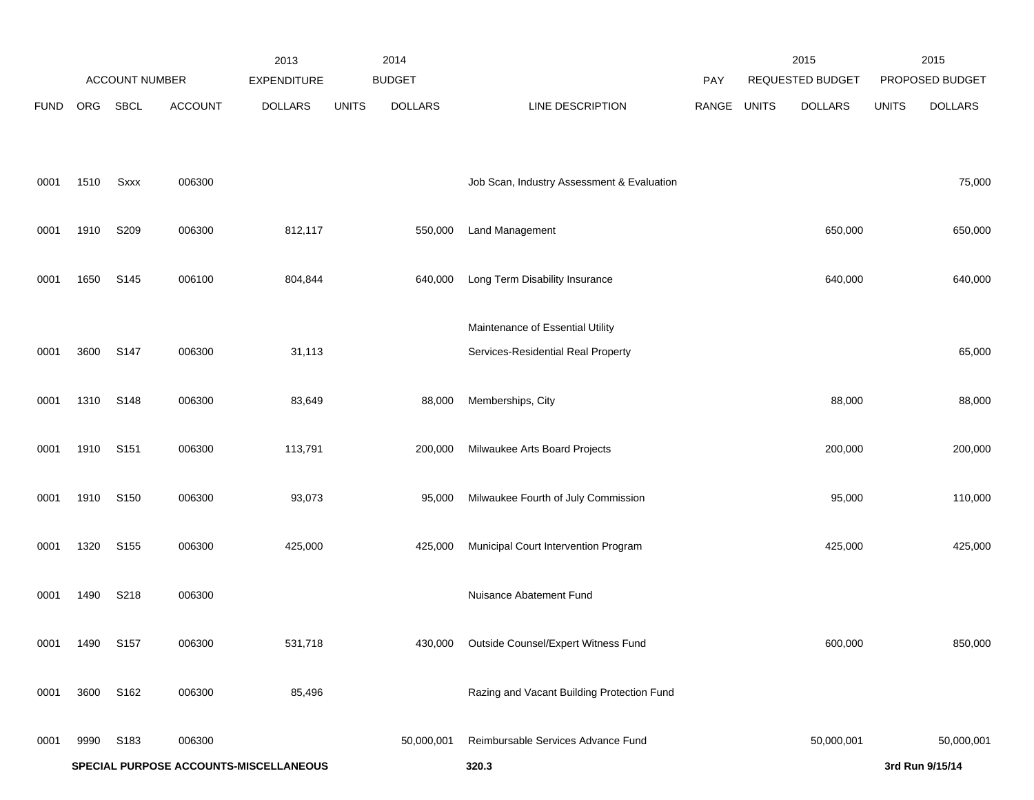| FUND | ORG | SBCL | ACCOUNT | 2013 EXPENDITURE DOLLARS | 2014 BUDGET UNITS | 2014 BUDGET DOLLARS | LINE DESCRIPTION | PAY RANGE | 2015 REQUESTED BUDGET UNITS | 2015 REQUESTED BUDGET DOLLARS | 2015 PROPOSED BUDGET UNITS | 2015 PROPOSED BUDGET DOLLARS |
|---|---|---|---|---|---|---|---|---|---|---|---|---|
| 0001 | 1510 | Sxxx | 006300 | | | | Job Scan, Industry Assessment & Evaluation | | | | | 75,000 |
| 0001 | 1910 | S209 | 006300 | 812,117 | | 550,000 | Land Management | | | 650,000 | | 650,000 |
| 0001 | 1650 | S145 | 006100 | 804,844 | | 640,000 | Long Term Disability Insurance | | | 640,000 | | 640,000 |
| 0001 | 3600 | S147 | 006300 | 31,113 | | | Maintenance of Essential Utility Services-Residential Real Property | | | | | 65,000 |
| 0001 | 1310 | S148 | 006300 | 83,649 | | 88,000 | Memberships, City | | | 88,000 | | 88,000 |
| 0001 | 1910 | S151 | 006300 | 113,791 | | 200,000 | Milwaukee Arts Board Projects | | | 200,000 | | 200,000 |
| 0001 | 1910 | S150 | 006300 | 93,073 | | 95,000 | Milwaukee Fourth of July Commission | | | 95,000 | | 110,000 |
| 0001 | 1320 | S155 | 006300 | 425,000 | | 425,000 | Municipal Court Intervention Program | | | 425,000 | | 425,000 |
| 0001 | 1490 | S218 | 006300 | | | | Nuisance Abatement Fund | | | | | |
| 0001 | 1490 | S157 | 006300 | 531,718 | | 430,000 | Outside Counsel/Expert Witness Fund | | | 600,000 | | 850,000 |
| 0001 | 3600 | S162 | 006300 | 85,496 | | | Razing and Vacant Building Protection Fund | | | | | |
| 0001 | 9990 | S183 | 006300 | | | 50,000,001 | Reimbursable Services Advance Fund | | | 50,000,001 | | 50,000,001 |

**SPECIAL PURPOSE ACCOUNTS-MISCELLANEOUS** **320.3** **3rd Run 9/15/14**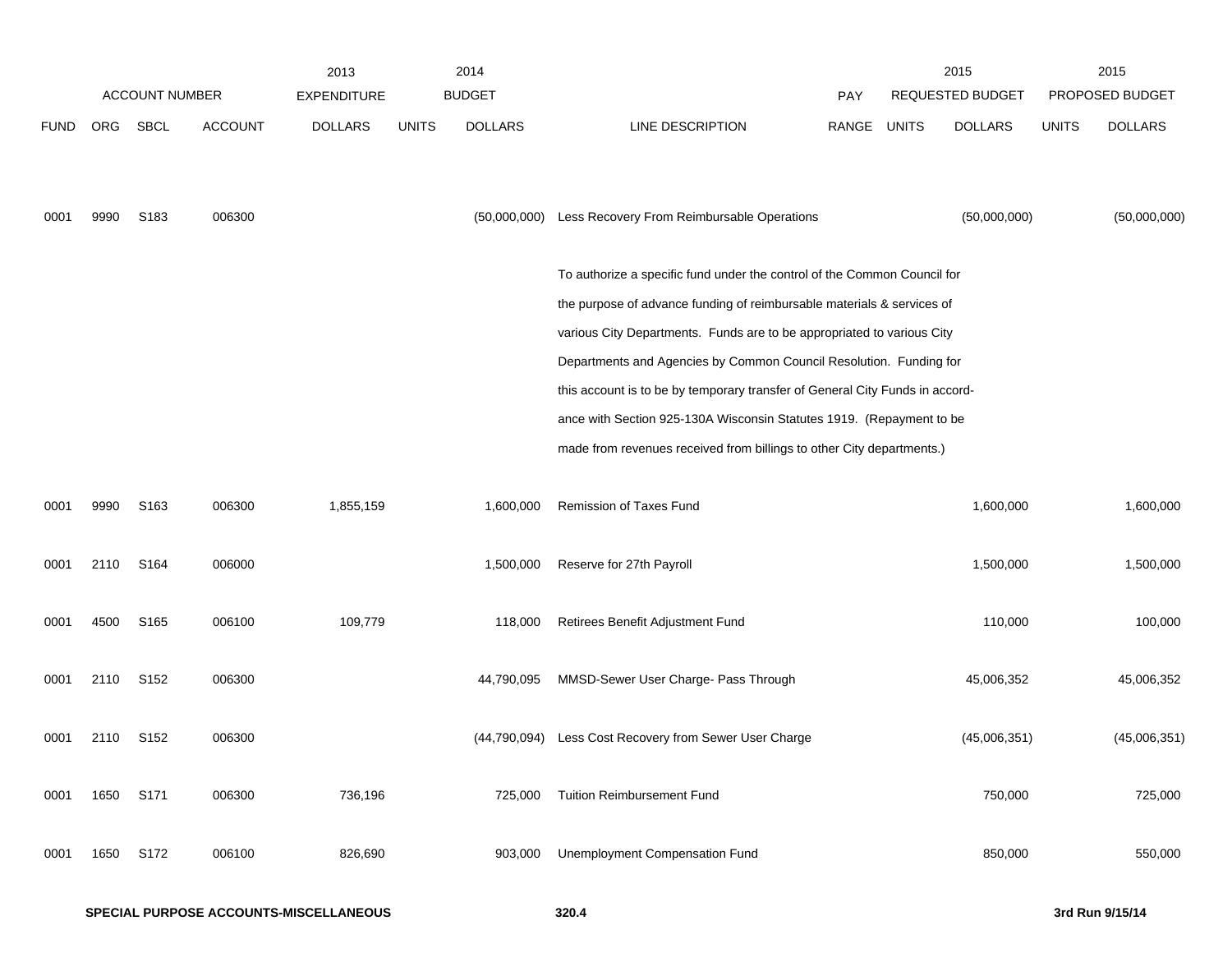| FUND | ORG | SBCL | ACCOUNT | 2013 EXPENDITURE DOLLARS | 2014 BUDGET UNITS | 2014 BUDGET DOLLARS | LINE DESCRIPTION | PAY RANGE | 2015 REQUESTED BUDGET UNITS | 2015 REQUESTED BUDGET DOLLARS | 2015 PROPOSED BUDGET UNITS | 2015 PROPOSED BUDGET DOLLARS |
|---|---|---|---|---|---|---|---|---|---|---|---|---|
| 0001 | 9990 | S183 | 006300 | | | (50,000,000) | Less Recovery From Reimbursable Operations | | | (50,000,000) | | (50,000,000) |
| | | | | | | | To authorize a specific fund under the control of the Common Council for the purpose of advance funding of reimbursable materials & services of various City Departments. Funds are to be appropriated to various City Departments and Agencies by Common Council Resolution. Funding for this account is to be by temporary transfer of General City Funds in accordance with Section 925-130A Wisconsin Statutes 1919. (Repayment to be made from revenues received from billings to other City departments.) | | | | | |
| 0001 | 9990 | S163 | 006300 | 1,855,159 | | 1,600,000 | Remission of Taxes Fund | | | 1,600,000 | | 1,600,000 |
| 0001 | 2110 | S164 | 006000 | | | 1,500,000 | Reserve for 27th Payroll | | | 1,500,000 | | 1,500,000 |
| 0001 | 4500 | S165 | 006100 | 109,779 | | 118,000 | Retirees Benefit Adjustment Fund | | | 110,000 | | 100,000 |
| 0001 | 2110 | S152 | 006300 | | | 44,790,095 | MMSD-Sewer User Charge- Pass Through | | | 45,006,352 | | 45,006,352 |
| 0001 | 2110 | S152 | 006300 | | | (44,790,094) | Less Cost Recovery from Sewer User Charge | | | (45,006,351) | | (45,006,351) |
| 0001 | 1650 | S171 | 006300 | 736,196 | | 725,000 | Tuition Reimbursement Fund | | | 750,000 | | 725,000 |
| 0001 | 1650 | S172 | 006100 | 826,690 | | 903,000 | Unemployment Compensation Fund | | | 850,000 | | 550,000 |

**SPECIAL PURPOSE ACCOUNTS-MISCELLANEOUS**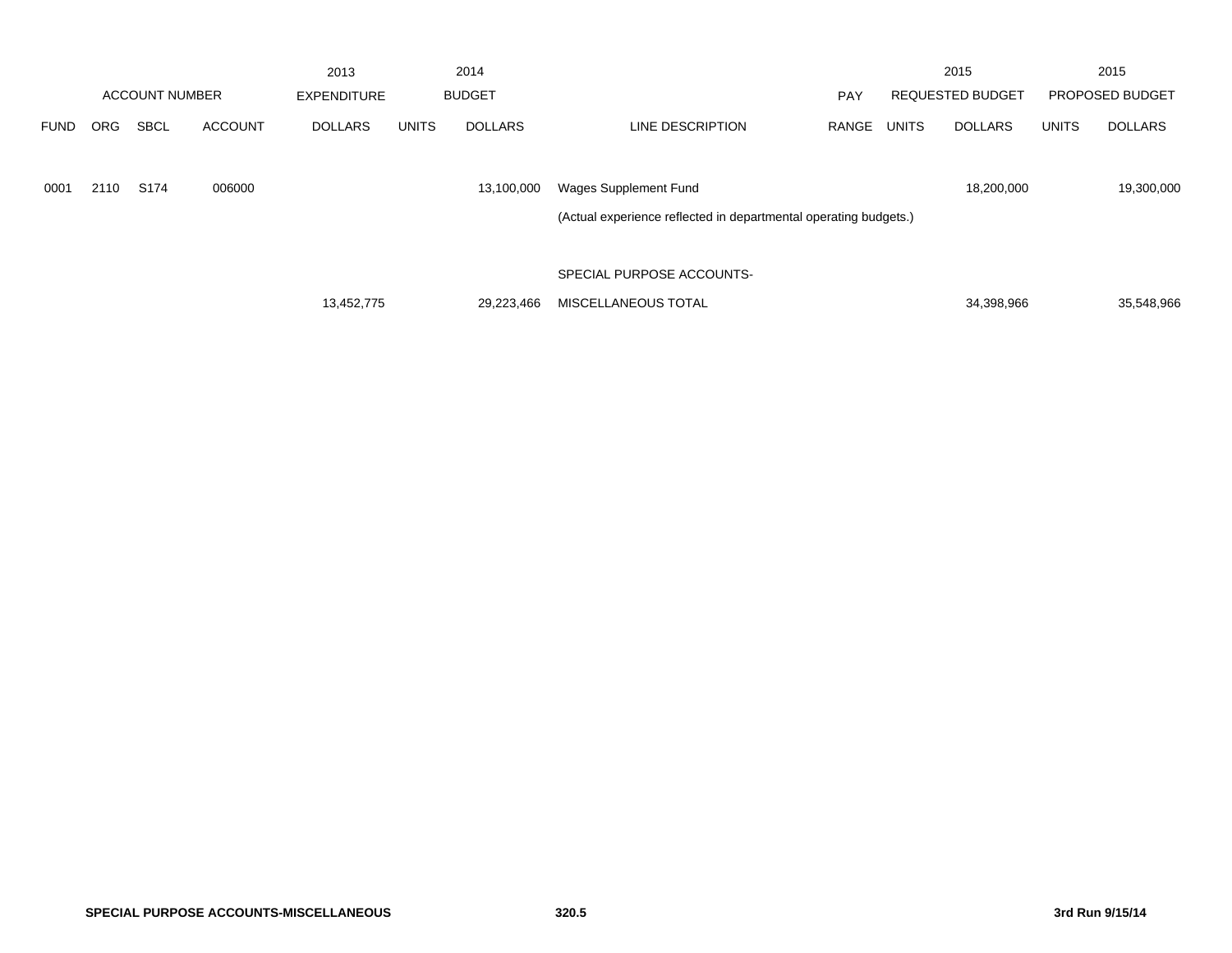| ACCOUNT NUMBER | | | | 2013 EXPENDITURE | 2014 BUDGET | | | PAY | 2015 REQUESTED BUDGET | | 2015 PROPOSED BUDGET | |
|---|---|---|---|---|---|---|---|---|---|---|---|---|
| FUND | ORG | SBCL | ACCOUNT | DOLLARS | UNITS | DOLLARS | LINE DESCRIPTION | RANGE | UNITS | DOLLARS | UNITS | DOLLARS |
| 0001 | 2110 | S174 | 006000 | | | 13,100,000 | Wages Supplement Fund | | | 18,200,000 | | 19,300,000 |
| | | | | | | | (Actual experience reflected in departmental operating budgets.) | | | | | |
| | | | | 13,452,775 | | 29,223,466 | SPECIAL PURPOSE ACCOUNTS- MISCELLANEOUS TOTAL | | | 34,398,966 | | 35,548,966 |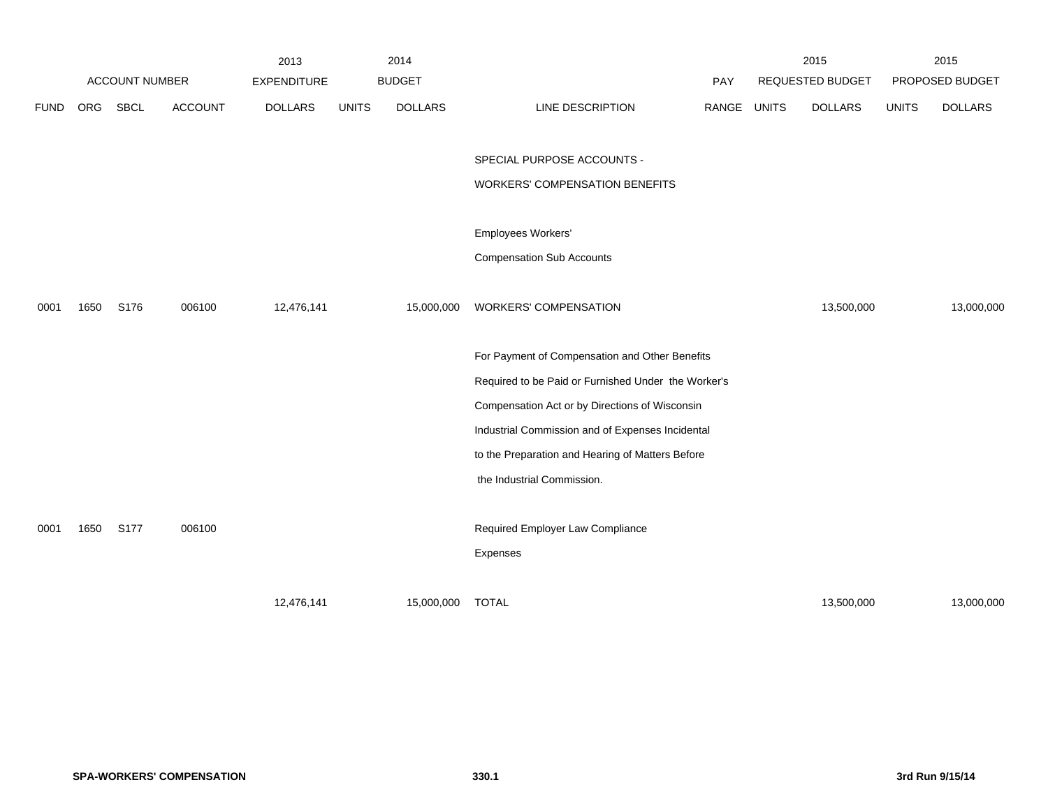| ACCOUNT NUMBER | | | | 2013 EXPENDITURE | 2014 BUDGET | | | PAY | 2015 REQUESTED BUDGET | | 2015 PROPOSED BUDGET | |
|---|---|---|---|---|---|---|---|---|---|---|---|---|
| FUND | ORG | SBCL | ACCOUNT | DOLLARS | UNITS | DOLLARS | LINE DESCRIPTION | RANGE | UNITS | DOLLARS | UNITS | DOLLARS |
| | | | | | | | SPECIAL PURPOSE ACCOUNTS - WORKERS' COMPENSATION BENEFITS | | | | | |
| | | | | | | | Employees Workers' Compensation Sub Accounts | | | | | |
| 0001 | 1650 | S176 | 006100 | 12,476,141 | | 15,000,000 | WORKERS' COMPENSATION | | | 13,500,000 | | 13,000,000 |
| | | | | | | | For Payment of Compensation and Other Benefits Required to be Paid or Furnished Under the Worker's Compensation Act or by Directions of Wisconsin Industrial Commission and of Expenses Incidental to the Preparation and Hearing of Matters Before the Industrial Commission. | | | | | |
| 0001 | 1650 | S177 | 006100 | | | | Required Employer Law Compliance Expenses | | | | | |
| | | | | 12,476,141 | | 15,000,000 | TOTAL | | | 13,500,000 | | 13,000,000 |

**SPA-WORKERS' COMPENSATION** 330.1 **3rd Run 9/15/14**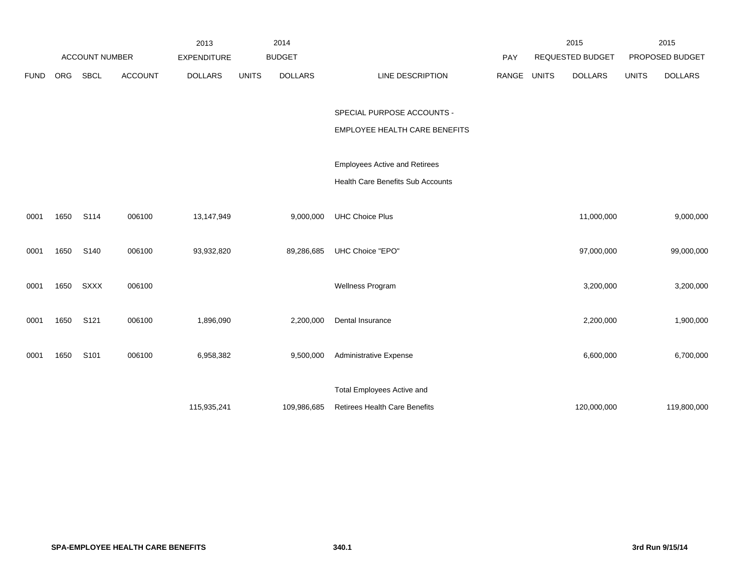| | ACCOUNT NUMBER | | | 2013 EXPENDITURE | 2014 BUDGET | | | PAY | 2015 REQUESTED BUDGET | | 2015 PROPOSED BUDGET | |
|---|---|---|---|---|---|---|---|---|---|---|---|---|
| FUND | ORG | SBCL | ACCOUNT | DOLLARS | UNITS | DOLLARS | LINE DESCRIPTION | RANGE | UNITS | DOLLARS | UNITS | DOLLARS |
| | | | | | | | SPECIAL PURPOSE ACCOUNTS - EMPLOYEE HEALTH CARE BENEFITS | | | | | |
| | | | | | | | Employees Active and Retirees Health Care Benefits Sub Accounts | | | | | |
| 0001 | 1650 | S114 | 006100 | 13,147,949 | | 9,000,000 | UHC Choice Plus | | | 11,000,000 | | 9,000,000 |
| 0001 | 1650 | S140 | 006100 | 93,932,820 | | 89,286,685 | UHC Choice "EPO" | | | 97,000,000 | | 99,000,000 |
| 0001 | 1650 | SXXX | 006100 | | | | Wellness Program | | | 3,200,000 | | 3,200,000 |
| 0001 | 1650 | S121 | 006100 | 1,896,090 | | 2,200,000 | Dental Insurance | | | 2,200,000 | | 1,900,000 |
| 0001 | 1650 | S101 | 006100 | 6,958,382 | | 9,500,000 | Administrative Expense | | | 6,600,000 | | 6,700,000 |
| | | | | 115,935,241 | | 109,986,685 | Total Employees Active and Retirees Health Care Benefits | | | 120,000,000 | | 119,800,000 |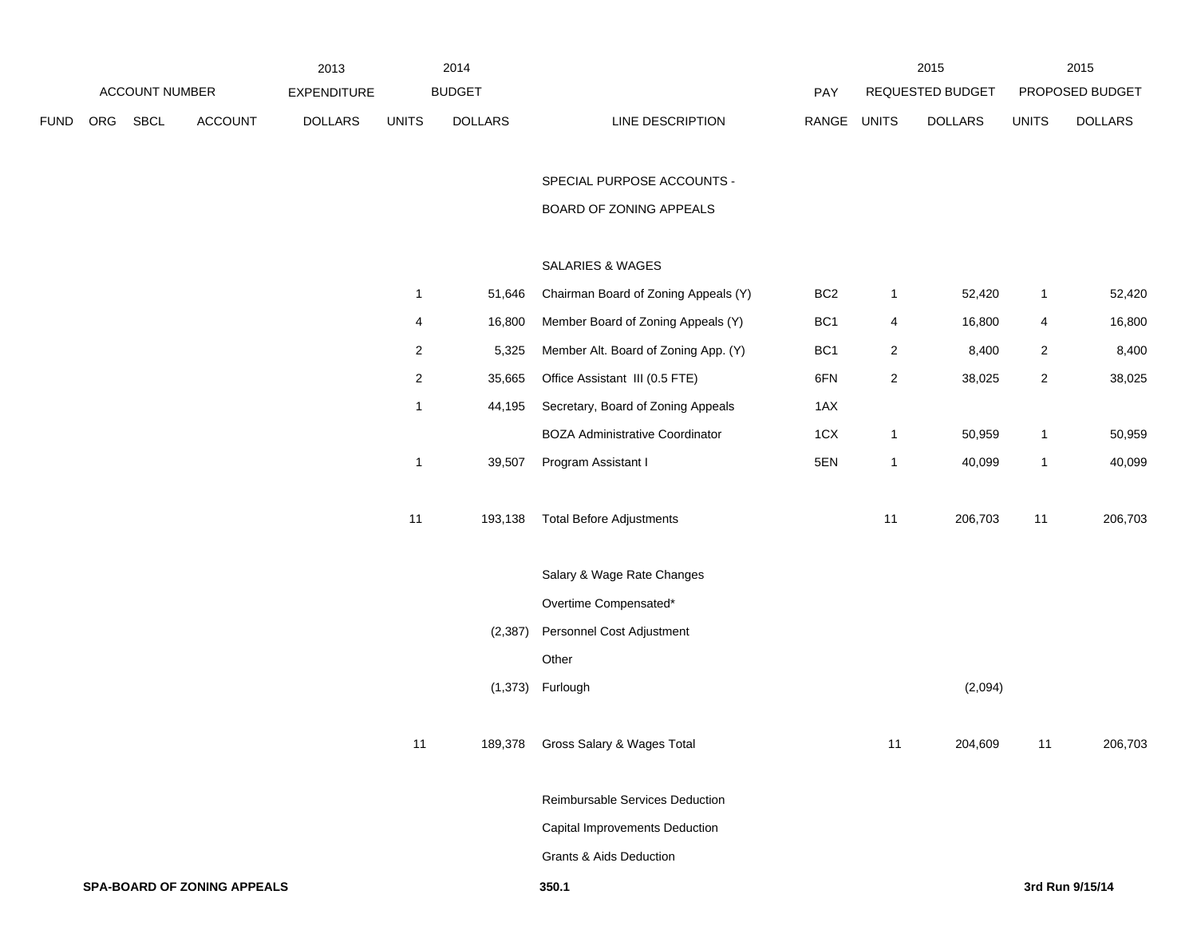| | ACCOUNT NUMBER | | | 2013 EXPENDITURE | 2014 BUDGET | | | | 2015 REQUESTED BUDGET | | 2015 PROPOSED BUDGET | |
|---|---|---|---|---|---|---|---|---|---|---|---|---|
| FUND | ORG | SBCL | ACCOUNT | DOLLARS | UNITS | DOLLARS | LINE DESCRIPTION | PAY RANGE | UNITS | DOLLARS | UNITS | DOLLARS |
| | | | | | | | SPECIAL PURPOSE ACCOUNTS - BOARD OF ZONING APPEALS | | | | | |
| | | | | | | | SALARIES & WAGES | | | | | |
| | | | | | 1 | 51,646 | Chairman Board of Zoning Appeals (Y) | BC2 | 1 | 52,420 | 1 | 52,420 |
| | | | | | 4 | 16,800 | Member Board of Zoning Appeals (Y) | BC1 | 4 | 16,800 | 4 | 16,800 |
| | | | | | 2 | 5,325 | Member Alt. Board of Zoning App. (Y) | BC1 | 2 | 8,400 | 2 | 8,400 |
| | | | | | 2 | 35,665 | Office Assistant III (0.5 FTE) | 6FN | 2 | 38,025 | 2 | 38,025 |
| | | | | | 1 | 44,195 | Secretary, Board of Zoning Appeals | 1AX | | | | |
| | | | | | | | BOZA Administrative Coordinator | 1CX | 1 | 50,959 | 1 | 50,959 |
| | | | | | 1 | 39,507 | Program Assistant I | 5EN | 1 | 40,099 | 1 | 40,099 |
| | | | | | 11 | 193,138 | Total Before Adjustments | | 11 | 206,703 | 11 | 206,703 |
| | | | | | | | Salary & Wage Rate Changes | | | | | |
| | | | | | | | Overtime Compensated* | | | | | |
| | | | | | | (2,387) | Personnel Cost Adjustment | | | | | |
| | | | | | | | Other | | | | | |
| | | | | | | (1,373) | Furlough | | | (2,094) | | |
| | | | | | 11 | 189,378 | Gross Salary & Wages Total | | 11 | 204,609 | 11 | 206,703 |
| | | | | | | | Reimbursable Services Deduction | | | | | |
| | | | | | | | Capital Improvements Deduction | | | | | |
| | | | | | | | Grants & Aids Deduction | | | | | |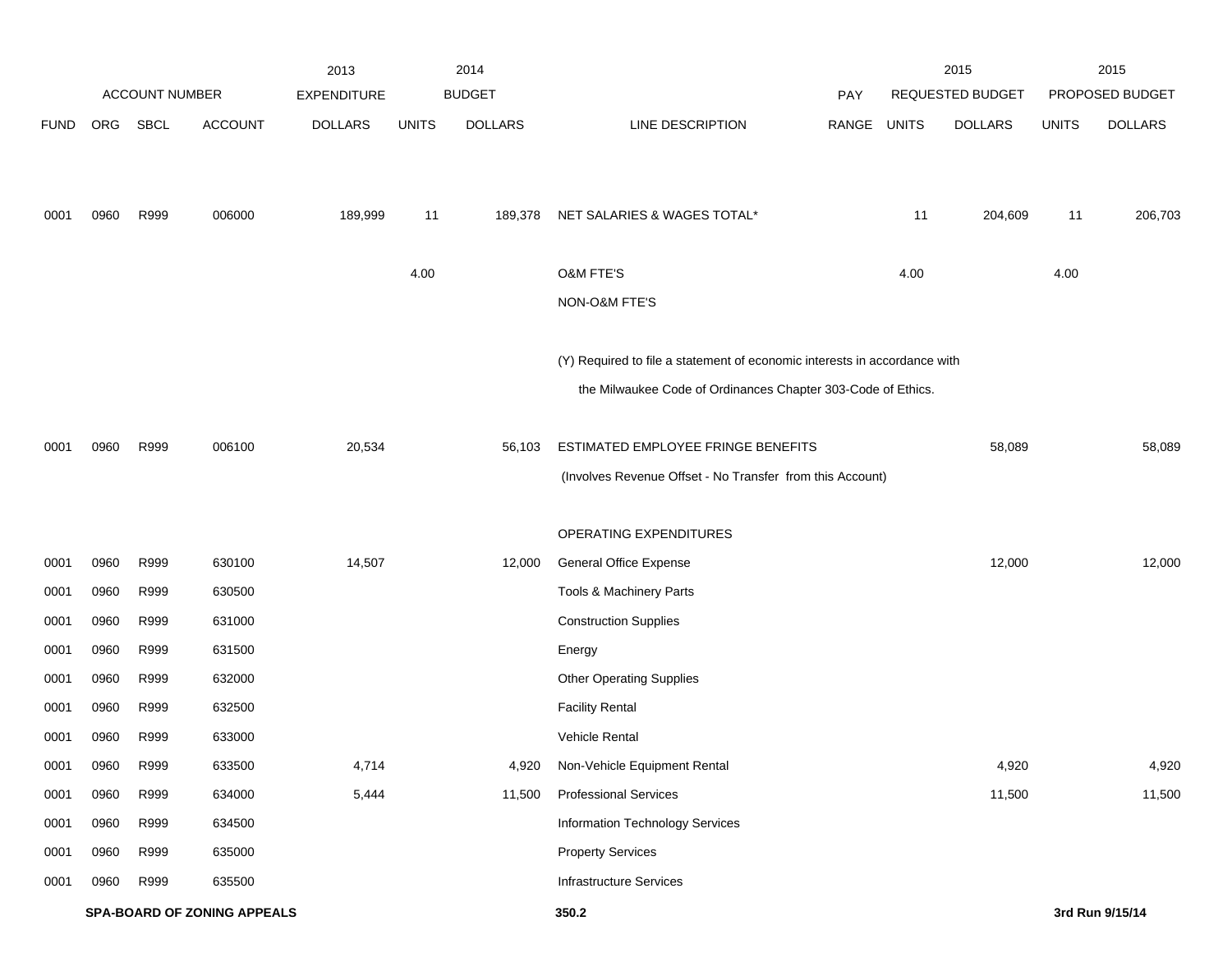| | ACCOUNT NUMBER | | | 2013 EXPENDITURE | 2014 BUDGET | | | PAY | 2015 REQUESTED BUDGET | | 2015 PROPOSED BUDGET | |
|---|---|---|---|---|---|---|---|---|---|---|---|---|
| FUND | ORG | SBCL | ACCOUNT | DOLLARS | UNITS | DOLLARS | LINE DESCRIPTION | RANGE | UNITS | DOLLARS | UNITS | DOLLARS |
| 0001 | 0960 | R999 | 006000 | 189,999 | 11 | 189,378 | NET SALARIES & WAGES TOTAL* | | 11 | 204,609 | 11 | 206,703 |
| | | | | | 4.00 | | O&M FTE'S | | 4.00 | | 4.00 | |
| | | | | | | | NON-O&M FTE'S | | | | | |
| | | | | | | | (Y) Required to file a statement of economic interests in accordance with the Milwaukee Code of Ordinances Chapter 303-Code of Ethics. | | | | | |
| 0001 | 0960 | R999 | 006100 | 20,534 | | 56,103 | ESTIMATED EMPLOYEE FRINGE BENEFITS | | | 58,089 | | 58,089 |
| | | | | | | | (Involves Revenue Offset - No Transfer from this Account) | | | | | |
| | | | | | | | OPERATING EXPENDITURES | | | | | |
| 0001 | 0960 | R999 | 630100 | 14,507 | | 12,000 | General Office Expense | | | 12,000 | | 12,000 |
| 0001 | 0960 | R999 | 630500 | | | | Tools & Machinery Parts | | | | | |
| 0001 | 0960 | R999 | 631000 | | | | Construction Supplies | | | | | |
| 0001 | 0960 | R999 | 631500 | | | | Energy | | | | | |
| 0001 | 0960 | R999 | 632000 | | | | Other Operating Supplies | | | | | |
| 0001 | 0960 | R999 | 632500 | | | | Facility Rental | | | | | |
| 0001 | 0960 | R999 | 633000 | | | | Vehicle Rental | | | | | |
| 0001 | 0960 | R999 | 633500 | 4,714 | | 4,920 | Non-Vehicle Equipment Rental | | | 4,920 | | 4,920 |
| 0001 | 0960 | R999 | 634000 | 5,444 | | 11,500 | Professional Services | | | 11,500 | | 11,500 |
| 0001 | 0960 | R999 | 634500 | | | | Information Technology Services | | | | | |
| 0001 | 0960 | R999 | 635000 | | | | Property Services | | | | | |
| 0001 | 0960 | R999 | 635500 | | | | Infrastructure Services | | | | | |

**SPA-BOARD OF ZONING APPEALS** **350.2** **3rd Run 9/15/14**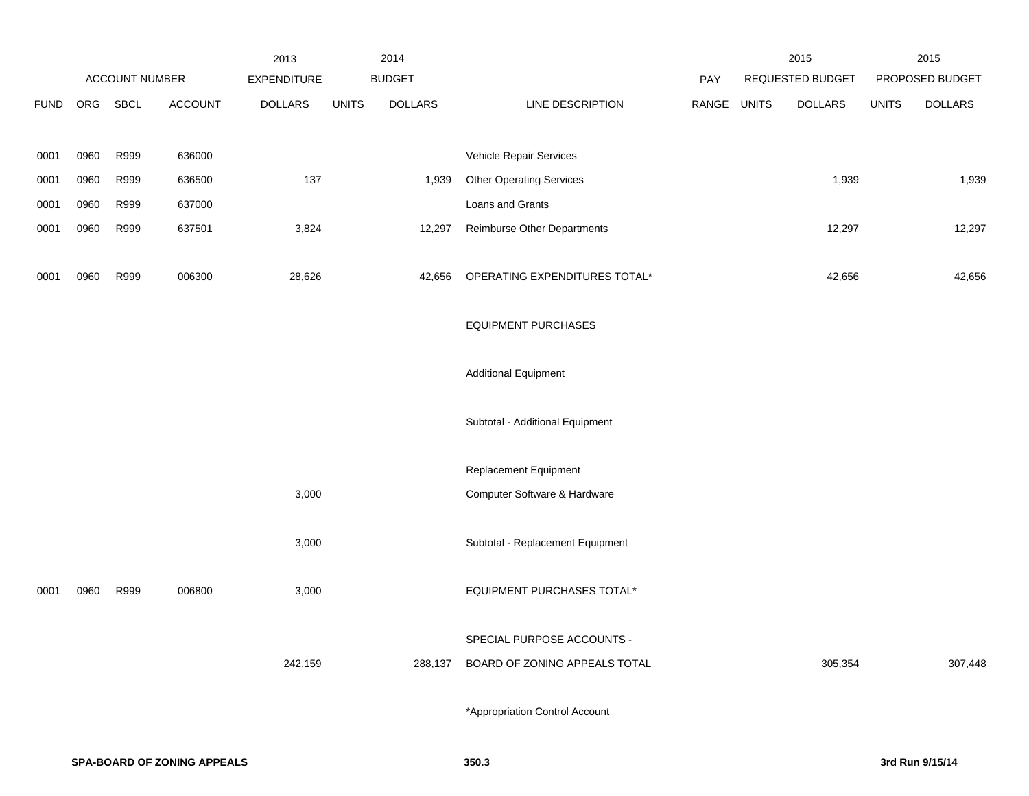| | ACCOUNT NUMBER | | | 2013 EXPENDITURE | 2014 BUDGET | | | PAY | 2015 REQUESTED BUDGET | | 2015 PROPOSED BUDGET | |
|---|---|---|---|---|---|---|---|---|---|---|---|---|
| FUND | ORG | SBCL | ACCOUNT | DOLLARS | UNITS | DOLLARS | LINE DESCRIPTION | RANGE | UNITS | DOLLARS | UNITS | DOLLARS |
| 0001 | 0960 | R999 | 636000 | | | | Vehicle Repair Services | | | | | |
| 0001 | 0960 | R999 | 636500 | 137 | | 1,939 | Other Operating Services | | | 1,939 | | 1,939 |
| 0001 | 0960 | R999 | 637000 | | | | Loans and Grants | | | | | |
| 0001 | 0960 | R999 | 637501 | 3,824 | | 12,297 | Reimburse Other Departments | | | 12,297 | | 12,297 |
| 0001 | 0960 | R999 | 006300 | 28,626 | | 42,656 | OPERATING EXPENDITURES TOTAL* | | | 42,656 | | 42,656 |
| | | | | | | | EQUIPMENT PURCHASES | | | | | |
| | | | | | | | Additional Equipment | | | | | |
| | | | | | | | Subtotal - Additional Equipment | | | | | |
| | | | | | | | Replacement Equipment | | | | | |
| | | | | 3,000 | | | Computer Software & Hardware | | | | | |
| | | | | 3,000 | | | Subtotal - Replacement Equipment | | | | | |
| 0001 | 0960 | R999 | 006800 | 3,000 | | | EQUIPMENT PURCHASES TOTAL* | | | | | |
| | | | | | | | SPECIAL PURPOSE ACCOUNTS - | | | | | |
| | | | | 242,159 | | 288,137 | BOARD OF ZONING APPEALS TOTAL | | | 305,354 | | 307,448 |

*Appropriation Control Account

SPA-BOARD OF ZONING APPEALS 350.3 3rd Run 9/15/14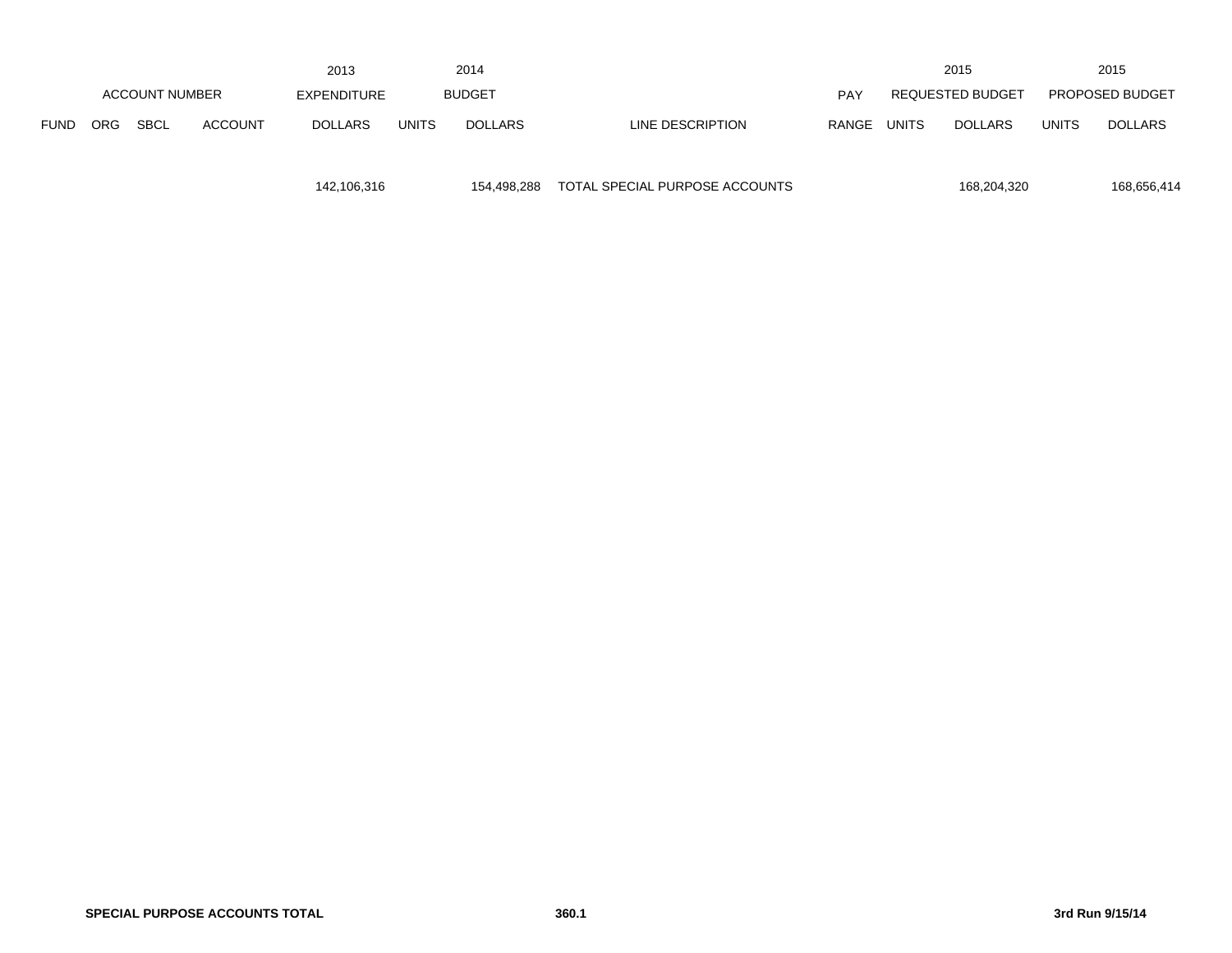| ACCOUNT NUMBER | | | | 2013 EXPENDITURE | 2014 BUDGET | | | PAY | 2015 REQUESTED BUDGET | | 2015 PROPOSED BUDGET | |
|---|---|---|---|---|---|---|---|---|---|---|---|---|
| FUND | ORG | SBCL | ACCOUNT | DOLLARS | UNITS | DOLLARS | LINE DESCRIPTION | RANGE | UNITS | DOLLARS | UNITS | DOLLARS |
| | | | | 142,106,316 | | 154,498,288 | TOTAL SPECIAL PURPOSE ACCOUNTS | | | 168,204,320 | | 168,656,414 |

**SPECIAL PURPOSE ACCOUNTS TOTAL**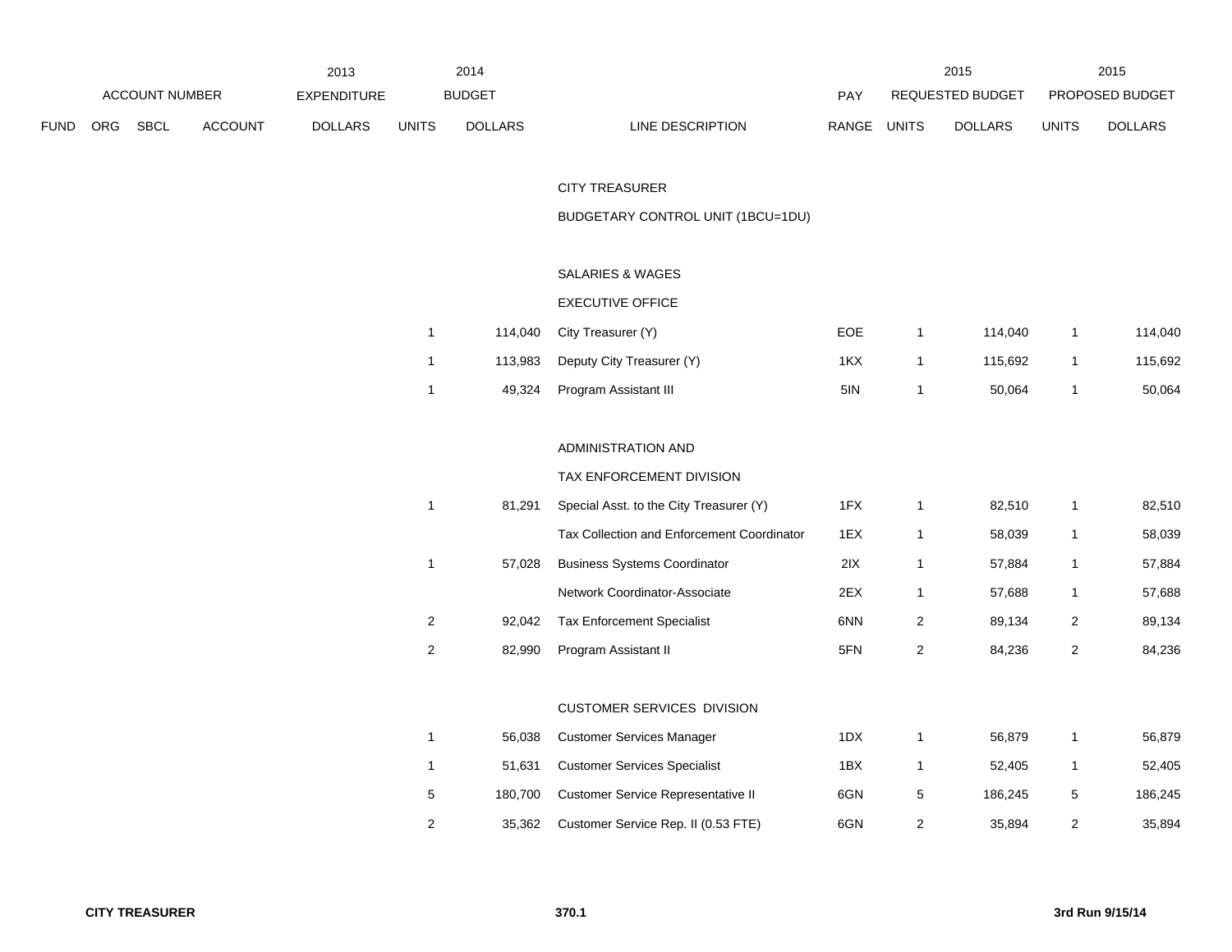| FUND | ORG | SBCL | ACCOUNT | 2013 EXPENDITURE DOLLARS | 2014 BUDGET UNITS | 2014 BUDGET DOLLARS | LINE DESCRIPTION | PAY RANGE | 2015 REQUESTED BUDGET UNITS | 2015 REQUESTED BUDGET DOLLARS | 2015 PROPOSED BUDGET UNITS | 2015 PROPOSED BUDGET DOLLARS |
|---|---|---|---|---|---|---|---|---|---|---|---|---|
| | | | | | | | CITY TREASURER | | | | | |
| | | | | | | | BUDGETARY CONTROL UNIT (1BCU=1DU) | | | | | |
| | | | | | | | SALARIES & WAGES | | | | | |
| | | | | | | | EXECUTIVE OFFICE | | | | | |
| | | | | | 1 | 114,040 | City Treasurer (Y) | EOE | 1 | 114,040 | 1 | 114,040 |
| | | | | | 1 | 113,983 | Deputy City Treasurer (Y) | 1KX | 1 | 115,692 | 1 | 115,692 |
| | | | | | 1 | 49,324 | Program Assistant III | 5IN | 1 | 50,064 | 1 | 50,064 |
| | | | | | | | ADMINISTRATION AND TAX ENFORCEMENT DIVISION | | | | | |
| | | | | | 1 | 81,291 | Special Asst. to the City Treasurer (Y) | 1FX | 1 | 82,510 | 1 | 82,510 |
| | | | | | | | Tax Collection and Enforcement Coordinator | 1EX | 1 | 58,039 | 1 | 58,039 |
| | | | | | 1 | 57,028 | Business Systems Coordinator | 2IX | 1 | 57,884 | 1 | 57,884 |
| | | | | | | | Network Coordinator-Associate | 2EX | 1 | 57,688 | 1 | 57,688 |
| | | | | | 2 | 92,042 | Tax Enforcement Specialist | 6NN | 2 | 89,134 | 2 | 89,134 |
| | | | | | 2 | 82,990 | Program Assistant II | 5FN | 2 | 84,236 | 2 | 84,236 |
| | | | | | | | CUSTOMER SERVICES DIVISION | | | | | |
| | | | | | 1 | 56,038 | Customer Services Manager | 1DX | 1 | 56,879 | 1 | 56,879 |
| | | | | | 1 | 51,631 | Customer Services Specialist | 1BX | 1 | 52,405 | 1 | 52,405 |
| | | | | | 5 | 180,700 | Customer Service Representative II | 6GN | 5 | 186,245 | 5 | 186,245 |
| | | | | | 2 | 35,362 | Customer Service Rep. II (0.53 FTE) | 6GN | 2 | 35,894 | 2 | 35,894 |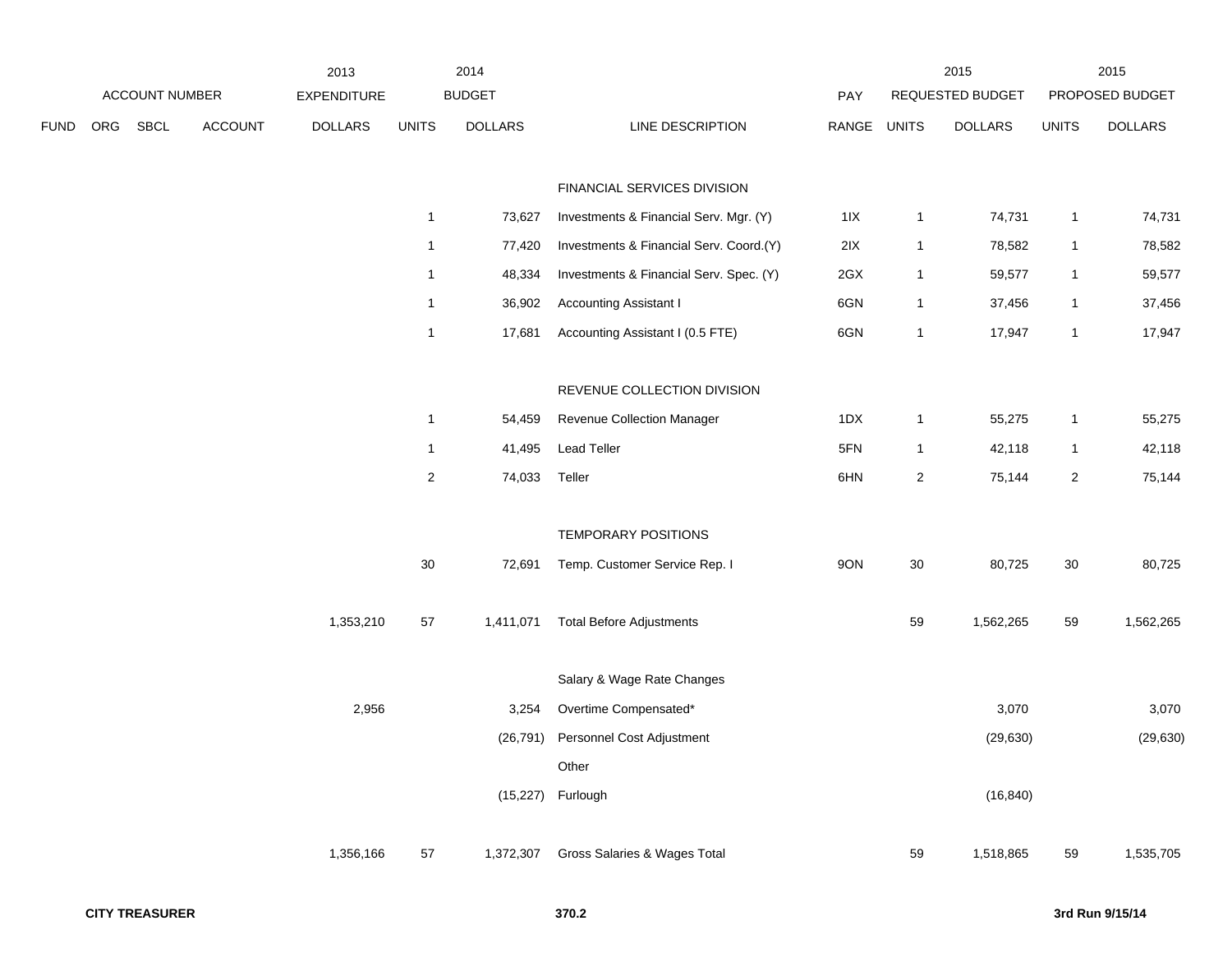| | ACCOUNT NUMBER | | | 2013 EXPENDITURE | 2014 BUDGET | | | PAY | 2015 REQUESTED BUDGET | | 2015 PROPOSED BUDGET | |
|---|---|---|---|---|---|---|---|---|---|---|---|---|
| FUND | ORG | SBCL | ACCOUNT | DOLLARS | UNITS | DOLLARS | LINE DESCRIPTION | RANGE | UNITS | DOLLARS | UNITS | DOLLARS |
| | | | | | | | FINANCIAL SERVICES DIVISION | | | | | |
| | | | | | 1 | 73,627 | Investments & Financial Serv. Mgr. (Y) | 1IX | 1 | 74,731 | 1 | 74,731 |
| | | | | | 1 | 77,420 | Investments & Financial Serv. Coord.(Y) | 2IX | 1 | 78,582 | 1 | 78,582 |
| | | | | | 1 | 48,334 | Investments & Financial Serv. Spec. (Y) | 2GX | 1 | 59,577 | 1 | 59,577 |
| | | | | | 1 | 36,902 | Accounting Assistant I | 6GN | 1 | 37,456 | 1 | 37,456 |
| | | | | | 1 | 17,681 | Accounting Assistant I (0.5 FTE) | 6GN | 1 | 17,947 | 1 | 17,947 |
| | | | | | | | REVENUE COLLECTION DIVISION | | | | | |
| | | | | | 1 | 54,459 | Revenue Collection Manager | 1DX | 1 | 55,275 | 1 | 55,275 |
| | | | | | 1 | 41,495 | Lead Teller | 5FN | 1 | 42,118 | 1 | 42,118 |
| | | | | | 2 | 74,033 | Teller | 6HN | 2 | 75,144 | 2 | 75,144 |
| | | | | | | | TEMPORARY POSITIONS | | | | | |
| | | | | | 30 | 72,691 | Temp. Customer Service Rep. I | 9ON | 30 | 80,725 | 30 | 80,725 |
| | | | | 1,353,210 | 57 | 1,411,071 | Total Before Adjustments | | 59 | 1,562,265 | 59 | 1,562,265 |
| | | | | | | | Salary & Wage Rate Changes | | | | | |
| | | | | 2,956 | | 3,254 | Overtime Compensated* | | | 3,070 | | 3,070 |
| | | | | | | (26,791) | Personnel Cost Adjustment | | | (29,630) | | (29,630) |
| | | | | | | | Other | | | | | |
| | | | | | | (15,227) | Furlough | | | (16,840) | | |
| | | | | 1,356,166 | 57 | 1,372,307 | Gross Salaries & Wages Total | | 59 | 1,518,865 | 59 | 1,535,705 |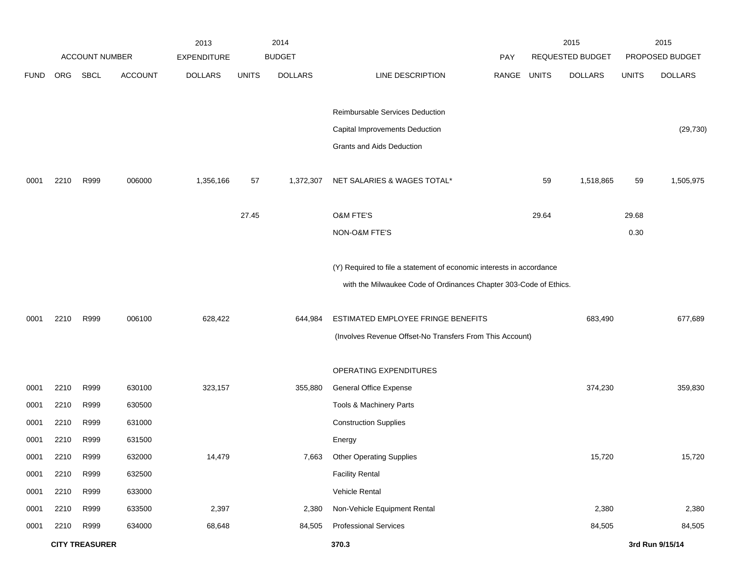| ACCOUNT NUMBER | | | | 2013 EXPENDITURE | 2014 BUDGET | | | PAY | 2015 REQUESTED BUDGET | | 2015 PROPOSED BUDGET | |
|---|---|---|---|---|---|---|---|---|---|---|---|---|
| FUND | ORG | SBCL | ACCOUNT | DOLLARS | UNITS | DOLLARS | LINE DESCRIPTION | RANGE | UNITS | DOLLARS | UNITS | DOLLARS |
| | | | | | | | Reimbursable Services Deduction | | | | | |
| | | | | | | | Capital Improvements Deduction | | | | | (29,730) |
| | | | | | | | Grants and Aids Deduction | | | | | |
| 0001 | 2210 | R999 | 006000 | 1,356,166 | 57 | 1,372,307 | NET SALARIES & WAGES TOTAL* | | 59 | 1,518,865 | 59 | 1,505,975 |
| | | | | | 27.45 | | O&M FTE'S | | 29.64 | | 29.68 | |
| | | | | | | | NON-O&M FTE'S | | | | 0.30 | |
| | | | | | | | (Y) Required to file a statement of economic interests in accordance with the Milwaukee Code of Ordinances Chapter 303-Code of Ethics. | | | | | |
| 0001 | 2210 | R999 | 006100 | 628,422 | | 644,984 | ESTIMATED EMPLOYEE FRINGE BENEFITS (Involves Revenue Offset-No Transfers From This Account) | | | 683,490 | | 677,689 |
| | | | | | | | OPERATING EXPENDITURES | | | | | |
| 0001 | 2210 | R999 | 630100 | 323,157 | | 355,880 | General Office Expense | | | 374,230 | | 359,830 |
| 0001 | 2210 | R999 | 630500 | | | | Tools & Machinery Parts | | | | | |
| 0001 | 2210 | R999 | 631000 | | | | Construction Supplies | | | | | |
| 0001 | 2210 | R999 | 631500 | | | | Energy | | | | | |
| 0001 | 2210 | R999 | 632000 | 14,479 | | 7,663 | Other Operating Supplies | | | 15,720 | | 15,720 |
| 0001 | 2210 | R999 | 632500 | | | | Facility Rental | | | | | |
| 0001 | 2210 | R999 | 633000 | | | | Vehicle Rental | | | | | |
| 0001 | 2210 | R999 | 633500 | 2,397 | | 2,380 | Non-Vehicle Equipment Rental | | | 2,380 | | 2,380 |
| 0001 | 2210 | R999 | 634000 | 68,648 | | 84,505 | Professional Services | | | 84,505 | | 84,505 |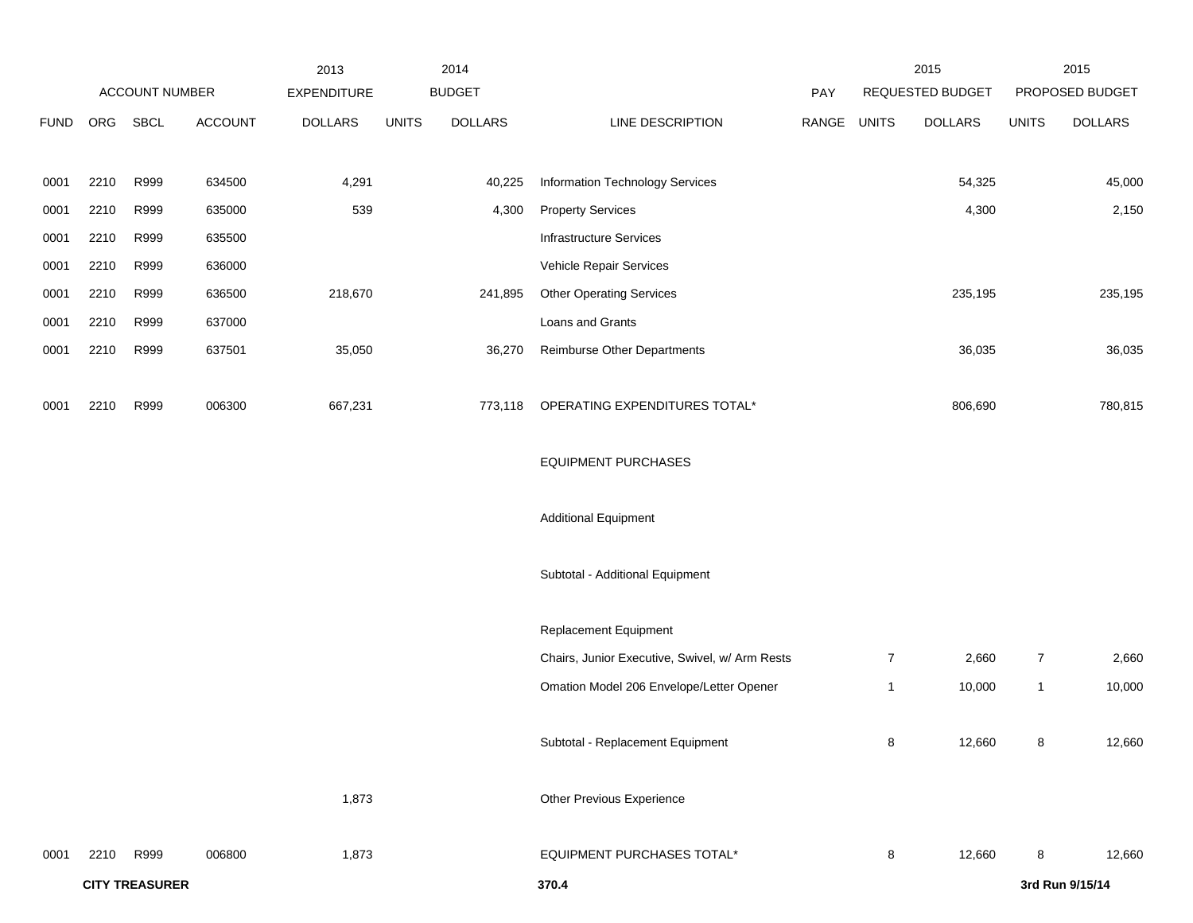| FUND | ORG | SBCL | ACCOUNT | 2013 EXPENDITURE DOLLARS | 2014 BUDGET UNITS | 2014 BUDGET DOLLARS | LINE DESCRIPTION | PAY RANGE | 2015 REQUESTED BUDGET UNITS | 2015 REQUESTED BUDGET DOLLARS | 2015 PROPOSED BUDGET UNITS | 2015 PROPOSED BUDGET DOLLARS |
|---|---|---|---|---|---|---|---|---|---|---|---|---|
| 0001 | 2210 | R999 | 634500 | 4,291 | | 40,225 | Information Technology Services | | | 54,325 | | 45,000 |
| 0001 | 2210 | R999 | 635000 | 539 | | 4,300 | Property Services | | | 4,300 | | 2,150 |
| 0001 | 2210 | R999 | 635500 | | | | Infrastructure Services | | | | | |
| 0001 | 2210 | R999 | 636000 | | | | Vehicle Repair Services | | | | | |
| 0001 | 2210 | R999 | 636500 | 218,670 | | 241,895 | Other Operating Services | | | 235,195 | | 235,195 |
| 0001 | 2210 | R999 | 637000 | | | | Loans and Grants | | | | | |
| 0001 | 2210 | R999 | 637501 | 35,050 | | 36,270 | Reimburse Other Departments | | | 36,035 | | 36,035 |
| 0001 | 2210 | R999 | 006300 | 667,231 | | 773,118 | OPERATING EXPENDITURES TOTAL* | | | 806,690 | | 780,815 |
| | | | | | | | EQUIPMENT PURCHASES | | | | | |
| | | | | | | | Additional Equipment | | | | | |
| | | | | | | | Subtotal - Additional Equipment | | | | | |
| | | | | | | | Replacement Equipment | | | | | |
| | | | | | | | Chairs, Junior Executive, Swivel, w/ Arm Rests | | 7 | 2,660 | 7 | 2,660 |
| | | | | | | | Omation Model 206 Envelope/Letter Opener | | 1 | 10,000 | 1 | 10,000 |
| | | | | | | | Subtotal - Replacement Equipment | | 8 | 12,660 | 8 | 12,660 |
| | | | | 1,873 | | | Other Previous Experience | | | | | |
| 0001 | 2210 | R999 | 006800 | 1,873 | | | EQUIPMENT PURCHASES TOTAL* | | 8 | 12,660 | 8 | 12,660 |

**CITY TREASURER** **370.4** **3rd Run 9/15/14**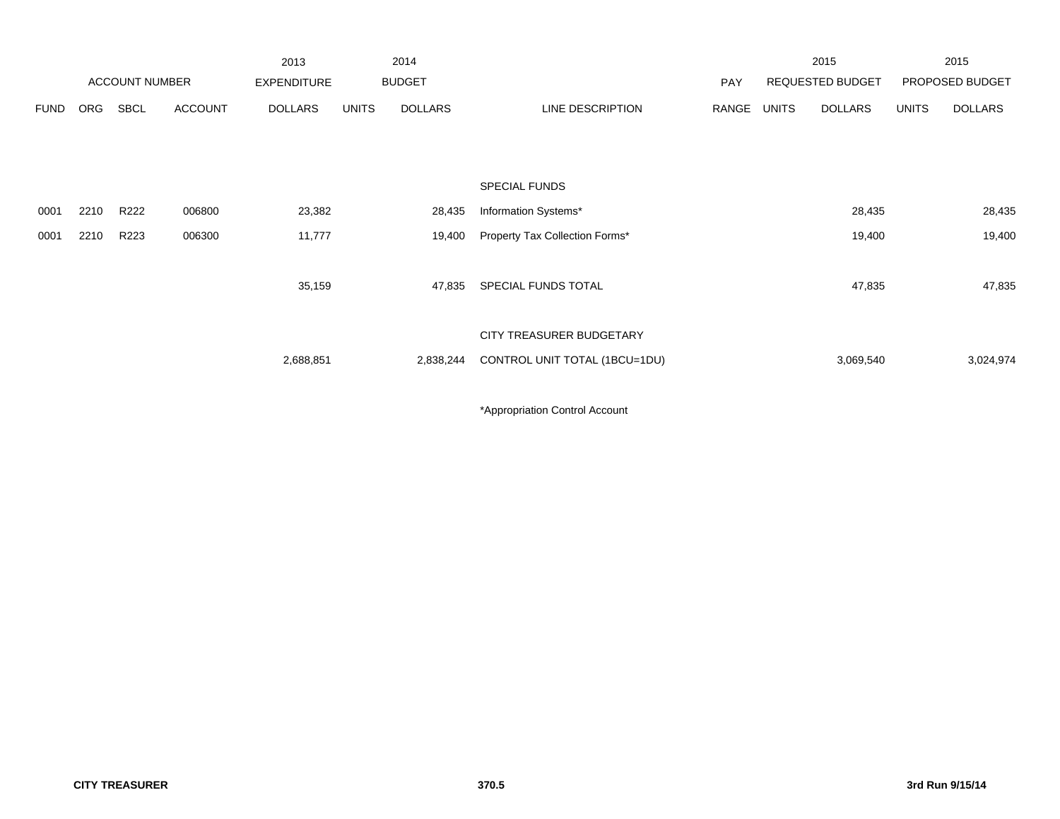| ACCOUNT NUMBER | | | | 2013 EXPENDITURE | 2014 BUDGET | | | PAY | 2015 REQUESTED BUDGET | | 2015 PROPOSED BUDGET | |
|---|---|---|---|---|---|---|---|---|---|---|---|---|
| FUND | ORG | SBCL | ACCOUNT | DOLLARS | UNITS | DOLLARS | LINE DESCRIPTION | RANGE | UNITS | DOLLARS | UNITS | DOLLARS |
| | | | | | | | SPECIAL FUNDS | | | | | |
| 0001 | 2210 | R222 | 006800 | 23,382 | | 28,435 | Information Systems* | | | 28,435 | | 28,435 |
| 0001 | 2210 | R223 | 006300 | 11,777 | | 19,400 | Property Tax Collection Forms* | | | 19,400 | | 19,400 |
| | | | | 35,159 | | 47,835 | SPECIAL FUNDS TOTAL | | | 47,835 | | 47,835 |
| | | | | | | | CITY TREASURER BUDGETARY | | | | | |
| | | | | 2,688,851 | | 2,838,244 | CONTROL UNIT TOTAL (1BCU=1DU) | | | 3,069,540 | | 3,024,974 |

*Appropriation Control Account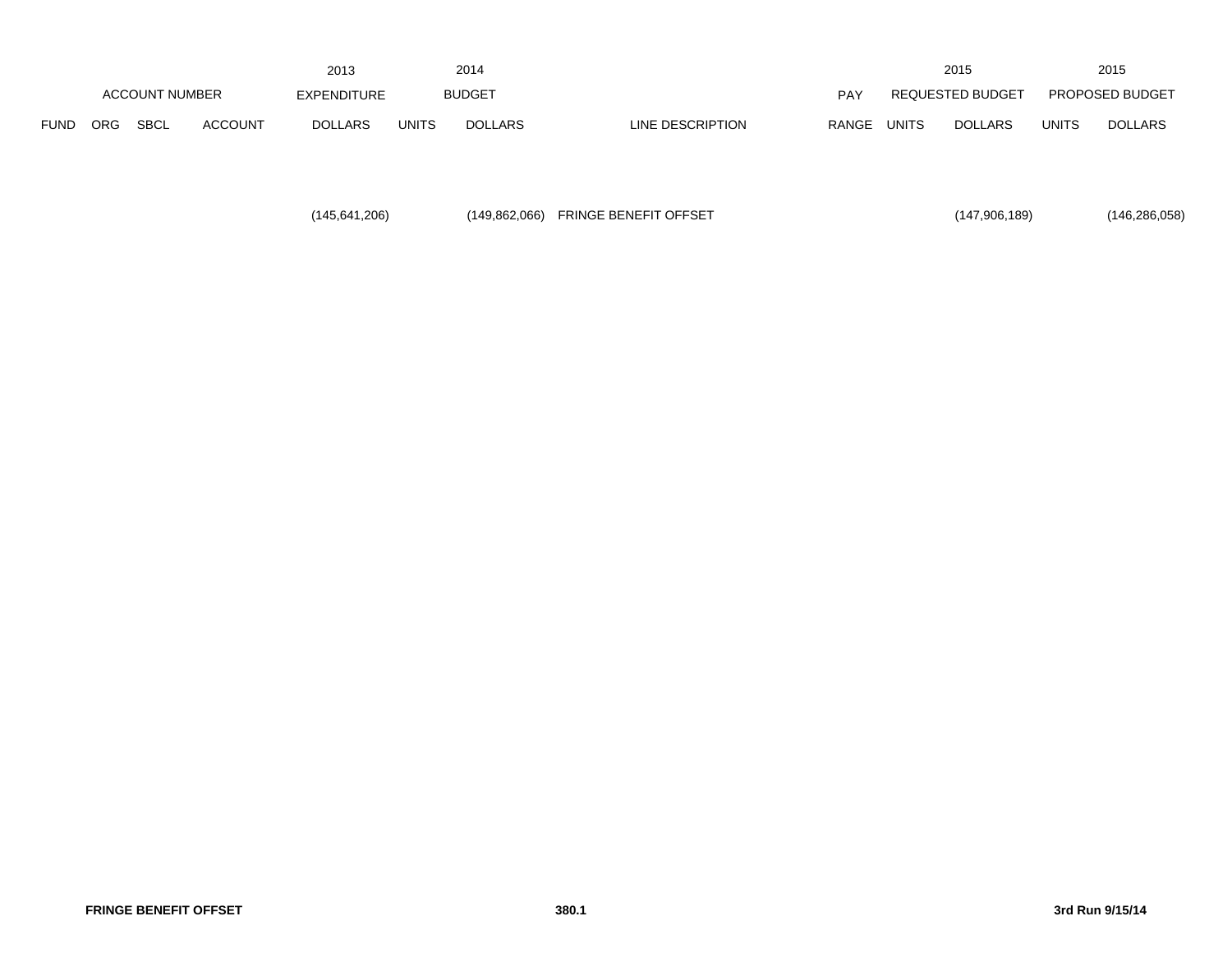| ACCOUNT NUMBER | | | | 2013 EXPENDITURE | 2014 BUDGET | | | PAY | 2015 REQUESTED BUDGET | | 2015 PROPOSED BUDGET | |
|---|---|---|---|---|---|---|---|---|---|---|---|---|
| FUND | ORG | SBCL | ACCOUNT | DOLLARS | UNITS | DOLLARS | LINE DESCRIPTION | RANGE | UNITS | DOLLARS | UNITS | DOLLARS |
| | | | | (145,641,206) | | (149,862,066) | FRINGE BENEFIT OFFSET | | | (147,906,189) | | (146,286,058) |

**FRINGE BENEFIT OFFSET** **380.1** **3rd Run 9/15/14**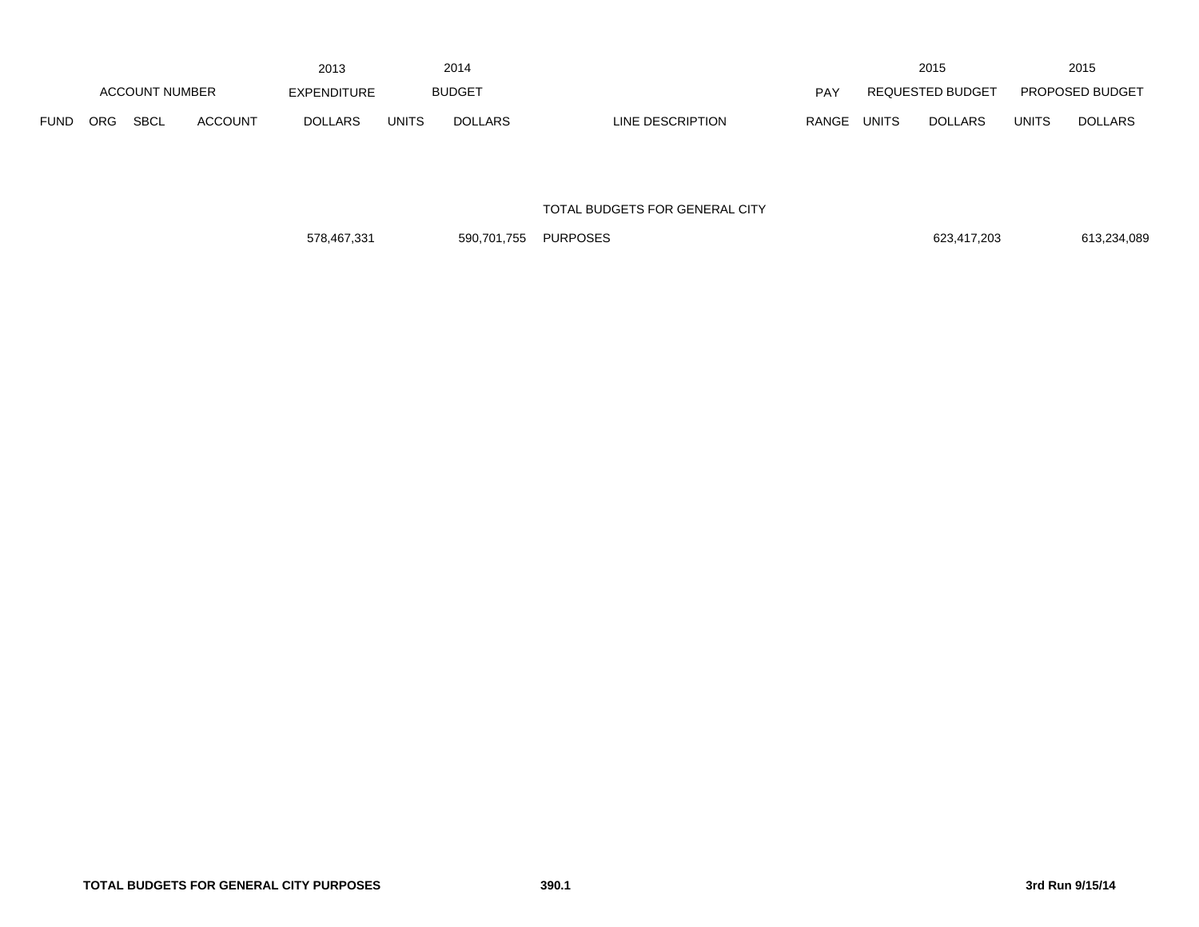| ACCOUNT NUMBER | | | | 2013 EXPENDITURE | 2014 BUDGET | | | | 2015 REQUESTED BUDGET | | 2015 PROPOSED BUDGET | |
|---|---|---|---|---|---|---|---|---|---|---|---|---|
| FUND | ORG | SBCL | ACCOUNT | DOLLARS | UNITS | DOLLARS | LINE DESCRIPTION | PAY RANGE | UNITS | DOLLARS | UNITS | DOLLARS |
| | | | | 578,467,331 | | 590,701,755 | TOTAL BUDGETS FOR GENERAL CITY PURPOSES | | | 623,417,203 | | 613,234,089 |

**TOTAL BUDGETS FOR GENERAL CITY PURPOSES** **390.1** **3rd Run 9/15/14**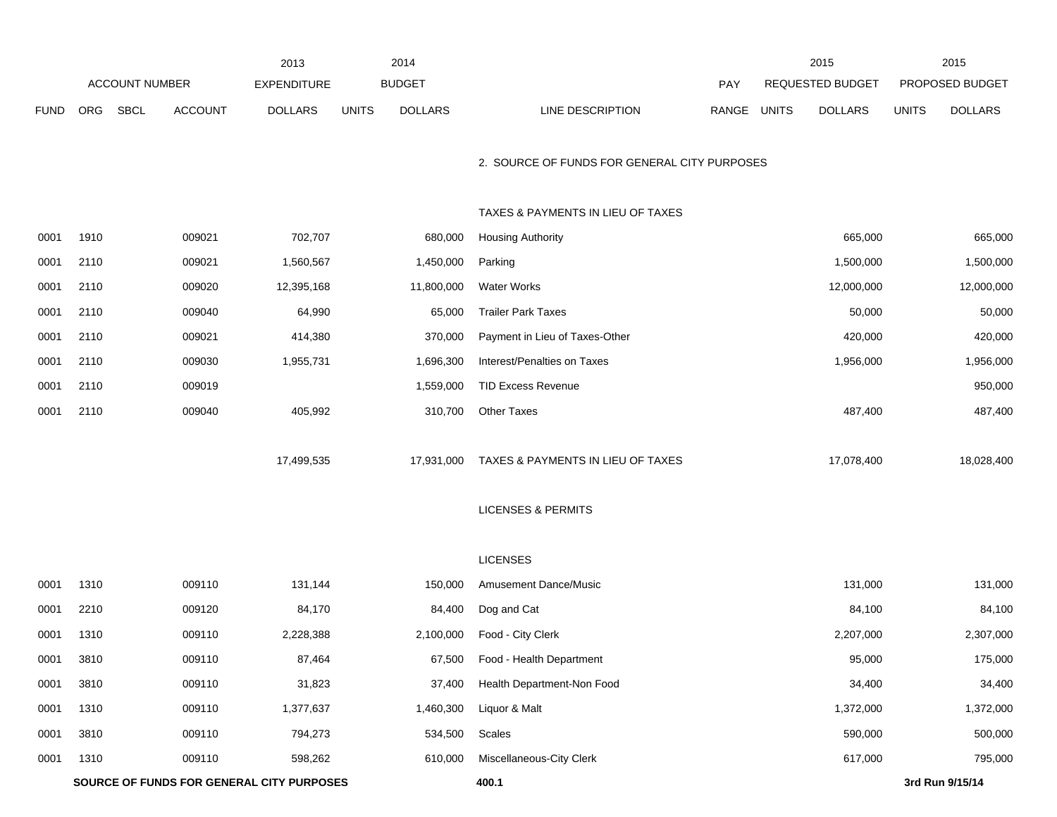| | ACCOUNT NUMBER | | | 2013 EXPENDITURE | 2014 BUDGET | | | PAY | 2015 REQUESTED BUDGET | | 2015 PROPOSED BUDGET | |
|---|---|---|---|---|---|---|---|---|---|---|---|---|
| FUND | ORG | SBCL | ACCOUNT | DOLLARS | UNITS | DOLLARS | LINE DESCRIPTION | RANGE | UNITS | DOLLARS | UNITS | DOLLARS |
| | | | | | | | 2. SOURCE OF FUNDS FOR GENERAL CITY PURPOSES | | | | | |
| | | | | | | | TAXES & PAYMENTS IN LIEU OF TAXES | | | | | |
| 0001 | 1910 | | 009021 | 702,707 | | 680,000 | Housing Authority | | | 665,000 | | 665,000 |
| 0001 | 2110 | | 009021 | 1,560,567 | | 1,450,000 | Parking | | | 1,500,000 | | 1,500,000 |
| 0001 | 2110 | | 009020 | 12,395,168 | | 11,800,000 | Water Works | | | 12,000,000 | | 12,000,000 |
| 0001 | 2110 | | 009040 | 64,990 | | 65,000 | Trailer Park Taxes | | | 50,000 | | 50,000 |
| 0001 | 2110 | | 009021 | 414,380 | | 370,000 | Payment in Lieu of Taxes-Other | | | 420,000 | | 420,000 |
| 0001 | 2110 | | 009030 | 1,955,731 | | 1,696,300 | Interest/Penalties on Taxes | | | 1,956,000 | | 1,956,000 |
| 0001 | 2110 | | 009019 | | | 1,559,000 | TID Excess Revenue | | | | | 950,000 |
| 0001 | 2110 | | 009040 | 405,992 | | 310,700 | Other Taxes | | | 487,400 | | 487,400 |
| | | | | 17,499,535 | | 17,931,000 | TAXES & PAYMENTS IN LIEU OF TAXES | | | 17,078,400 | | 18,028,400 |
| | | | | | | | LICENSES & PERMITS | | | | | |
| | | | | | | | LICENSES | | | | | |
| 0001 | 1310 | | 009110 | 131,144 | | 150,000 | Amusement Dance/Music | | | 131,000 | | 131,000 |
| 0001 | 2210 | | 009120 | 84,170 | | 84,400 | Dog and Cat | | | 84,100 | | 84,100 |
| 0001 | 1310 | | 009110 | 2,228,388 | | 2,100,000 | Food - City Clerk | | | 2,207,000 | | 2,307,000 |
| 0001 | 3810 | | 009110 | 87,464 | | 67,500 | Food - Health Department | | | 95,000 | | 175,000 |
| 0001 | 3810 | | 009110 | 31,823 | | 37,400 | Health Department-Non Food | | | 34,400 | | 34,400 |
| 0001 | 1310 | | 009110 | 1,377,637 | | 1,460,300 | Liquor & Malt | | | 1,372,000 | | 1,372,000 |
| 0001 | 3810 | | 009110 | 794,273 | | 534,500 | Scales | | | 590,000 | | 500,000 |
| 0001 | 1310 | | 009110 | 598,262 | | 610,000 | Miscellaneous-City Clerk | | | 617,000 | | 795,000 |

**SOURCE OF FUNDS FOR GENERAL CITY PURPOSES** **400.1** **3rd Run 9/15/14**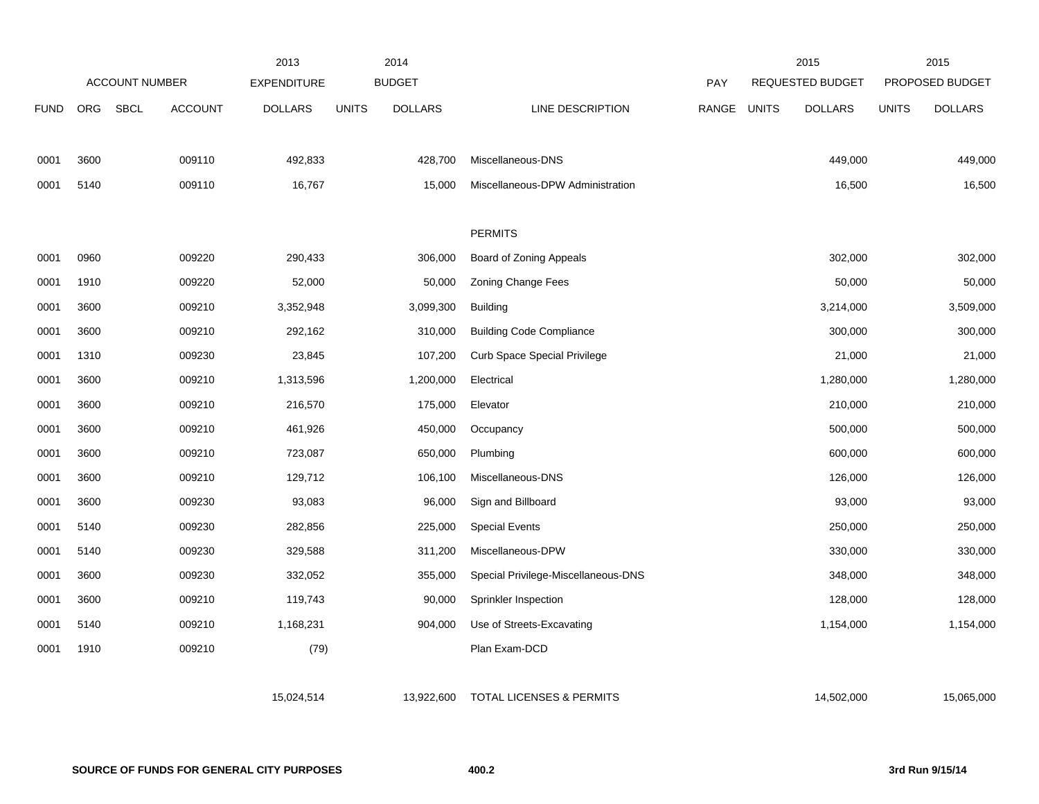| | ACCOUNT NUMBER | | | 2013 EXPENDITURE | 2014 BUDGET | | | PAY | 2015 REQUESTED BUDGET | | 2015 PROPOSED BUDGET | |
|---|---|---|---|---|---|---|---|---|---|---|---|---|
| FUND | ORG | SBCL | ACCOUNT | DOLLARS | UNITS | DOLLARS | LINE DESCRIPTION | RANGE | UNITS | DOLLARS | UNITS | DOLLARS |
| 0001 | 3600 | | 009110 | 492,833 | | 428,700 | Miscellaneous-DNS | | | 449,000 | | 449,000 |
| 0001 | 5140 | | 009110 | 16,767 | | 15,000 | Miscellaneous-DPW Administration | | | 16,500 | | 16,500 |
| | | | | | | | PERMITS | | | | | |
| 0001 | 0960 | | 009220 | 290,433 | | 306,000 | Board of Zoning Appeals | | | 302,000 | | 302,000 |
| 0001 | 1910 | | 009220 | 52,000 | | 50,000 | Zoning Change Fees | | | 50,000 | | 50,000 |
| 0001 | 3600 | | 009210 | 3,352,948 | | 3,099,300 | Building | | | 3,214,000 | | 3,509,000 |
| 0001 | 3600 | | 009210 | 292,162 | | 310,000 | Building Code Compliance | | | 300,000 | | 300,000 |
| 0001 | 1310 | | 009230 | 23,845 | | 107,200 | Curb Space Special Privilege | | | 21,000 | | 21,000 |
| 0001 | 3600 | | 009210 | 1,313,596 | | 1,200,000 | Electrical | | | 1,280,000 | | 1,280,000 |
| 0001 | 3600 | | 009210 | 216,570 | | 175,000 | Elevator | | | 210,000 | | 210,000 |
| 0001 | 3600 | | 009210 | 461,926 | | 450,000 | Occupancy | | | 500,000 | | 500,000 |
| 0001 | 3600 | | 009210 | 723,087 | | 650,000 | Plumbing | | | 600,000 | | 600,000 |
| 0001 | 3600 | | 009210 | 129,712 | | 106,100 | Miscellaneous-DNS | | | 126,000 | | 126,000 |
| 0001 | 3600 | | 009230 | 93,083 | | 96,000 | Sign and Billboard | | | 93,000 | | 93,000 |
| 0001 | 5140 | | 009230 | 282,856 | | 225,000 | Special Events | | | 250,000 | | 250,000 |
| 0001 | 5140 | | 009230 | 329,588 | | 311,200 | Miscellaneous-DPW | | | 330,000 | | 330,000 |
| 0001 | 3600 | | 009230 | 332,052 | | 355,000 | Special Privilege-Miscellaneous-DNS | | | 348,000 | | 348,000 |
| 0001 | 3600 | | 009210 | 119,743 | | 90,000 | Sprinkler Inspection | | | 128,000 | | 128,000 |
| 0001 | 5140 | | 009210 | 1,168,231 | | 904,000 | Use of Streets-Excavating | | | 1,154,000 | | 1,154,000 |
| 0001 | 1910 | | 009210 | (79) | | | Plan Exam-DCD | | | | | |
| | | | | 15,024,514 | | 13,922,600 | TOTAL LICENSES & PERMITS | | | 14,502,000 | | 15,065,000 |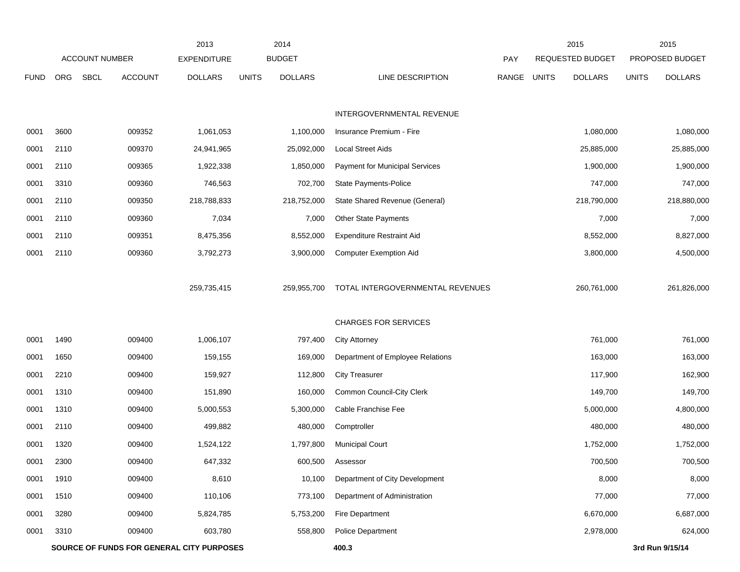| ACCOUNT NUMBER | | | | 2013 EXPENDITURE | 2014 BUDGET | | | PAY | 2015 REQUESTED BUDGET | | 2015 PROPOSED BUDGET | |
|---|---|---|---|---|---|---|---|---|---|---|---|---|
| FUND | ORG | SBCL | ACCOUNT | DOLLARS | UNITS | DOLLARS | LINE DESCRIPTION | RANGE | UNITS | DOLLARS | UNITS | DOLLARS |
| | | | | | | | INTERGOVERNMENTAL REVENUE | | | | | |
| 0001 | 3600 | | 009352 | 1,061,053 | | 1,100,000 | Insurance Premium - Fire | | | 1,080,000 | | 1,080,000 |
| 0001 | 2110 | | 009370 | 24,941,965 | | 25,092,000 | Local Street Aids | | | 25,885,000 | | 25,885,000 |
| 0001 | 2110 | | 009365 | 1,922,338 | | 1,850,000 | Payment for Municipal Services | | | 1,900,000 | | 1,900,000 |
| 0001 | 3310 | | 009360 | 746,563 | | 702,700 | State Payments-Police | | | 747,000 | | 747,000 |
| 0001 | 2110 | | 009350 | 218,788,833 | | 218,752,000 | State Shared Revenue (General) | | | 218,790,000 | | 218,880,000 |
| 0001 | 2110 | | 009360 | 7,034 | | 7,000 | Other State Payments | | | 7,000 | | 7,000 |
| 0001 | 2110 | | 009351 | 8,475,356 | | 8,552,000 | Expenditure Restraint Aid | | | 8,552,000 | | 8,827,000 |
| 0001 | 2110 | | 009360 | 3,792,273 | | 3,900,000 | Computer Exemption Aid | | | 3,800,000 | | 4,500,000 |
| | | | | 259,735,415 | | 259,955,700 | TOTAL INTERGOVERNMENTAL REVENUES | | | 260,761,000 | | 261,826,000 |
| | | | | | | | CHARGES FOR SERVICES | | | | | |
| 0001 | 1490 | | 009400 | 1,006,107 | | 797,400 | City Attorney | | | 761,000 | | 761,000 |
| 0001 | 1650 | | 009400 | 159,155 | | 169,000 | Department of Employee Relations | | | 163,000 | | 163,000 |
| 0001 | 2210 | | 009400 | 159,927 | | 112,800 | City Treasurer | | | 117,900 | | 162,900 |
| 0001 | 1310 | | 009400 | 151,890 | | 160,000 | Common Council-City Clerk | | | 149,700 | | 149,700 |
| 0001 | 1310 | | 009400 | 5,000,553 | | 5,300,000 | Cable Franchise Fee | | | 5,000,000 | | 4,800,000 |
| 0001 | 2110 | | 009400 | 499,882 | | 480,000 | Comptroller | | | 480,000 | | 480,000 |
| 0001 | 1320 | | 009400 | 1,524,122 | | 1,797,800 | Municipal Court | | | 1,752,000 | | 1,752,000 |
| 0001 | 2300 | | 009400 | 647,332 | | 600,500 | Assessor | | | 700,500 | | 700,500 |
| 0001 | 1910 | | 009400 | 8,610 | | 10,100 | Department of City Development | | | 8,000 | | 8,000 |
| 0001 | 1510 | | 009400 | 110,106 | | 773,100 | Department of Administration | | | 77,000 | | 77,000 |
| 0001 | 3280 | | 009400 | 5,824,785 | | 5,753,200 | Fire Department | | | 6,670,000 | | 6,687,000 |
| 0001 | 3310 | | 009400 | 603,780 | | 558,800 | Police Department | | | 2,978,000 | | 624,000 |

**SOURCE OF FUNDS FOR GENERAL CITY PURPOSES** **400.3** **3rd Run 9/15/14**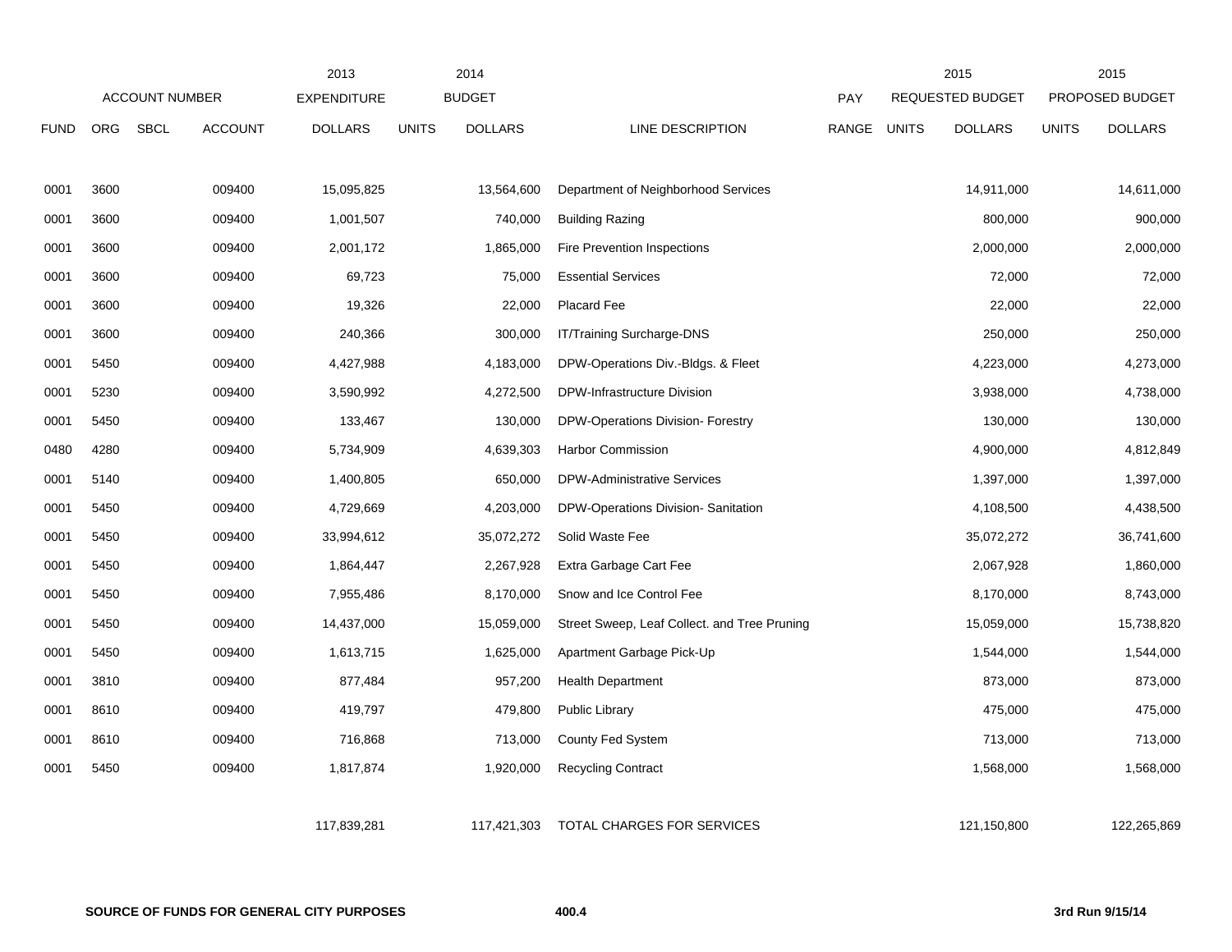| | ACCOUNT NUMBER | | | 2013 EXPENDITURE | | 2014 BUDGET | | PAY | | 2015 REQUESTED BUDGET | | 2015 PROPOSED BUDGET |
|---|---|---|---|---|---|---|---|---|---|---|---|---|
| FUND | ORG | SBCL | ACCOUNT | DOLLARS | UNITS | DOLLARS | LINE DESCRIPTION | RANGE | UNITS | DOLLARS | UNITS | DOLLARS |
| 0001 | 3600 | | 009400 | 15,095,825 | | 13,564,600 | Department of Neighborhood Services | | | 14,911,000 | | 14,611,000 |
| 0001 | 3600 | | 009400 | 1,001,507 | | 740,000 | Building Razing | | | 800,000 | | 900,000 |
| 0001 | 3600 | | 009400 | 2,001,172 | | 1,865,000 | Fire Prevention Inspections | | | 2,000,000 | | 2,000,000 |
| 0001 | 3600 | | 009400 | 69,723 | | 75,000 | Essential Services | | | 72,000 | | 72,000 |
| 0001 | 3600 | | 009400 | 19,326 | | 22,000 | Placard Fee | | | 22,000 | | 22,000 |
| 0001 | 3600 | | 009400 | 240,366 | | 300,000 | IT/Training Surcharge-DNS | | | 250,000 | | 250,000 |
| 0001 | 5450 | | 009400 | 4,427,988 | | 4,183,000 | DPW-Operations Div.-Bldgs. & Fleet | | | 4,223,000 | | 4,273,000 |
| 0001 | 5230 | | 009400 | 3,590,992 | | 4,272,500 | DPW-Infrastructure Division | | | 3,938,000 | | 4,738,000 |
| 0001 | 5450 | | 009400 | 133,467 | | 130,000 | DPW-Operations Division- Forestry | | | 130,000 | | 130,000 |
| 0480 | 4280 | | 009400 | 5,734,909 | | 4,639,303 | Harbor Commission | | | 4,900,000 | | 4,812,849 |
| 0001 | 5140 | | 009400 | 1,400,805 | | 650,000 | DPW-Administrative Services | | | 1,397,000 | | 1,397,000 |
| 0001 | 5450 | | 009400 | 4,729,669 | | 4,203,000 | DPW-Operations Division- Sanitation | | | 4,108,500 | | 4,438,500 |
| 0001 | 5450 | | 009400 | 33,994,612 | | 35,072,272 | Solid Waste Fee | | | 35,072,272 | | 36,741,600 |
| 0001 | 5450 | | 009400 | 1,864,447 | | 2,267,928 | Extra Garbage Cart Fee | | | 2,067,928 | | 1,860,000 |
| 0001 | 5450 | | 009400 | 7,955,486 | | 8,170,000 | Snow and Ice Control Fee | | | 8,170,000 | | 8,743,000 |
| 0001 | 5450 | | 009400 | 14,437,000 | | 15,059,000 | Street Sweep, Leaf Collect. and Tree Pruning | | | 15,059,000 | | 15,738,820 |
| 0001 | 5450 | | 009400 | 1,613,715 | | 1,625,000 | Apartment Garbage Pick-Up | | | 1,544,000 | | 1,544,000 |
| 0001 | 3810 | | 009400 | 877,484 | | 957,200 | Health Department | | | 873,000 | | 873,000 |
| 0001 | 8610 | | 009400 | 419,797 | | 479,800 | Public Library | | | 475,000 | | 475,000 |
| 0001 | 8610 | | 009400 | 716,868 | | 713,000 | County Fed System | | | 713,000 | | 713,000 |
| 0001 | 5450 | | 009400 | 1,817,874 | | 1,920,000 | Recycling Contract | | | 1,568,000 | | 1,568,000 |
| | | | | 117,839,281 | | 117,421,303 | TOTAL CHARGES FOR SERVICES | | | 121,150,800 | | 122,265,869 |

**SOURCE OF FUNDS FOR GENERAL CITY PURPOSES** **400.4** **3rd Run 9/15/14**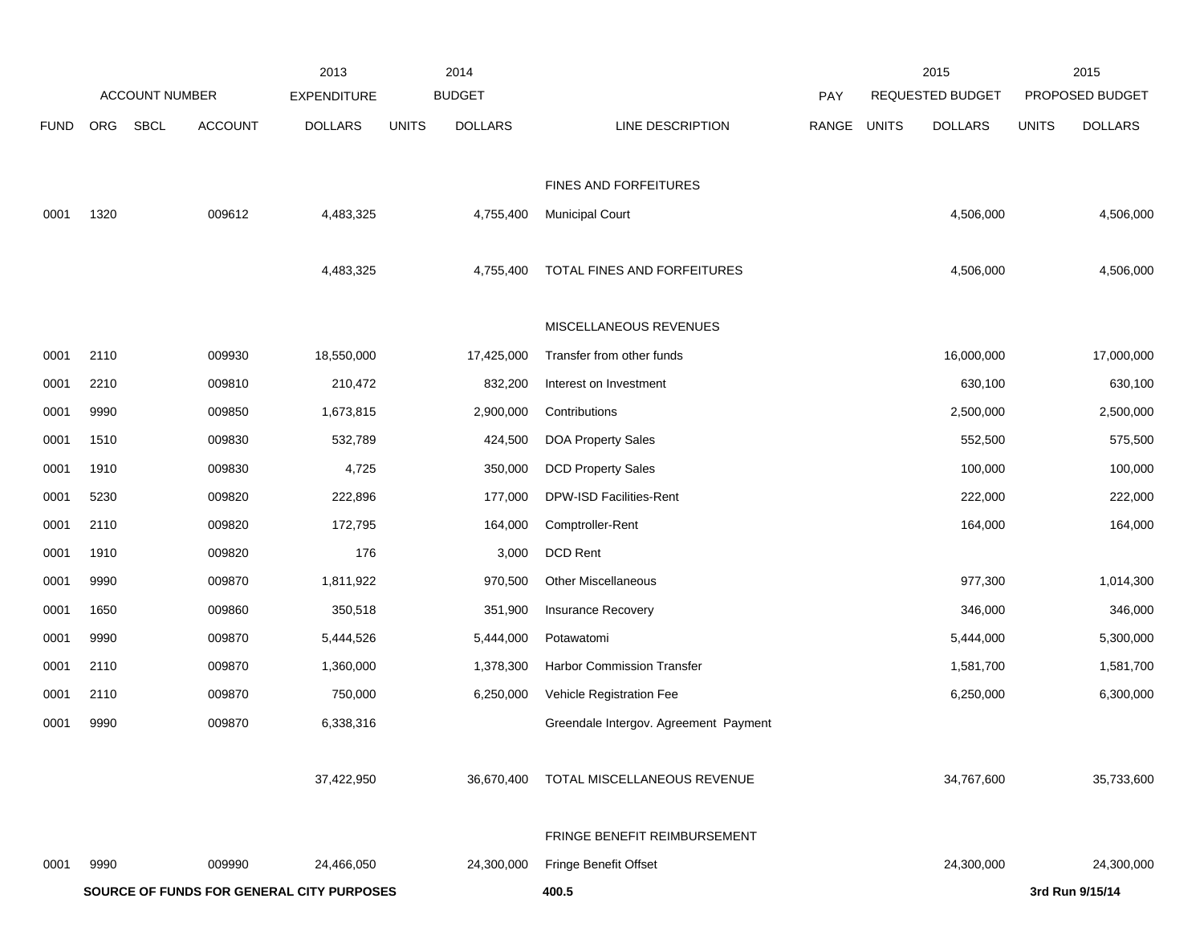| | ACCOUNT NUMBER | | | 2013 EXPENDITURE | 2014 BUDGET | | | PAY | 2015 REQUESTED BUDGET | | 2015 PROPOSED BUDGET | |
|---|---|---|---|---|---|---|---|---|---|---|---|---|
| FUND | ORG | SBCL | ACCOUNT | DOLLARS | UNITS | DOLLARS | LINE DESCRIPTION | RANGE | UNITS | DOLLARS | UNITS | DOLLARS |
| | | | | | | | FINES AND FORFEITURES | | | | | |
| 0001 | 1320 | | 009612 | 4,483,325 | | 4,755,400 | Municipal Court | | | 4,506,000 | | 4,506,000 |
| | | | | 4,483,325 | | 4,755,400 | TOTAL FINES AND FORFEITURES | | | 4,506,000 | | 4,506,000 |
| | | | | | | | MISCELLANEOUS REVENUES | | | | | |
| 0001 | 2110 | | 009930 | 18,550,000 | | 17,425,000 | Transfer from other funds | | | 16,000,000 | | 17,000,000 |
| 0001 | 2210 | | 009810 | 210,472 | | 832,200 | Interest on Investment | | | 630,100 | | 630,100 |
| 0001 | 9990 | | 009850 | 1,673,815 | | 2,900,000 | Contributions | | | 2,500,000 | | 2,500,000 |
| 0001 | 1510 | | 009830 | 532,789 | | 424,500 | DOA Property Sales | | | 552,500 | | 575,500 |
| 0001 | 1910 | | 009830 | 4,725 | | 350,000 | DCD Property Sales | | | 100,000 | | 100,000 |
| 0001 | 5230 | | 009820 | 222,896 | | 177,000 | DPW-ISD Facilities-Rent | | | 222,000 | | 222,000 |
| 0001 | 2110 | | 009820 | 172,795 | | 164,000 | Comptroller-Rent | | | 164,000 | | 164,000 |
| 0001 | 1910 | | 009820 | 176 | | 3,000 | DCD Rent | | | | | |
| 0001 | 9990 | | 009870 | 1,811,922 | | 970,500 | Other Miscellaneous | | | 977,300 | | 1,014,300 |
| 0001 | 1650 | | 009860 | 350,518 | | 351,900 | Insurance Recovery | | | 346,000 | | 346,000 |
| 0001 | 9990 | | 009870 | 5,444,526 | | 5,444,000 | Potawatomi | | | 5,444,000 | | 5,300,000 |
| 0001 | 2110 | | 009870 | 1,360,000 | | 1,378,300 | Harbor Commission Transfer | | | 1,581,700 | | 1,581,700 |
| 0001 | 2110 | | 009870 | 750,000 | | 6,250,000 | Vehicle Registration Fee | | | 6,250,000 | | 6,300,000 |
| 0001 | 9990 | | 009870 | 6,338,316 | | | Greendale Intergov. Agreement Payment | | | | | |
| | | | | 37,422,950 | | 36,670,400 | TOTAL MISCELLANEOUS REVENUE | | | 34,767,600 | | 35,733,600 |
| | | | | | | | FRINGE BENEFIT REIMBURSEMENT | | | | | |
| 0001 | 9990 | | 009990 | 24,466,050 | | 24,300,000 | Fringe Benefit Offset | | | 24,300,000 | | 24,300,000 |

**SOURCE OF FUNDS FOR GENERAL CITY PURPOSES** **400.5** **3rd Run 9/15/14**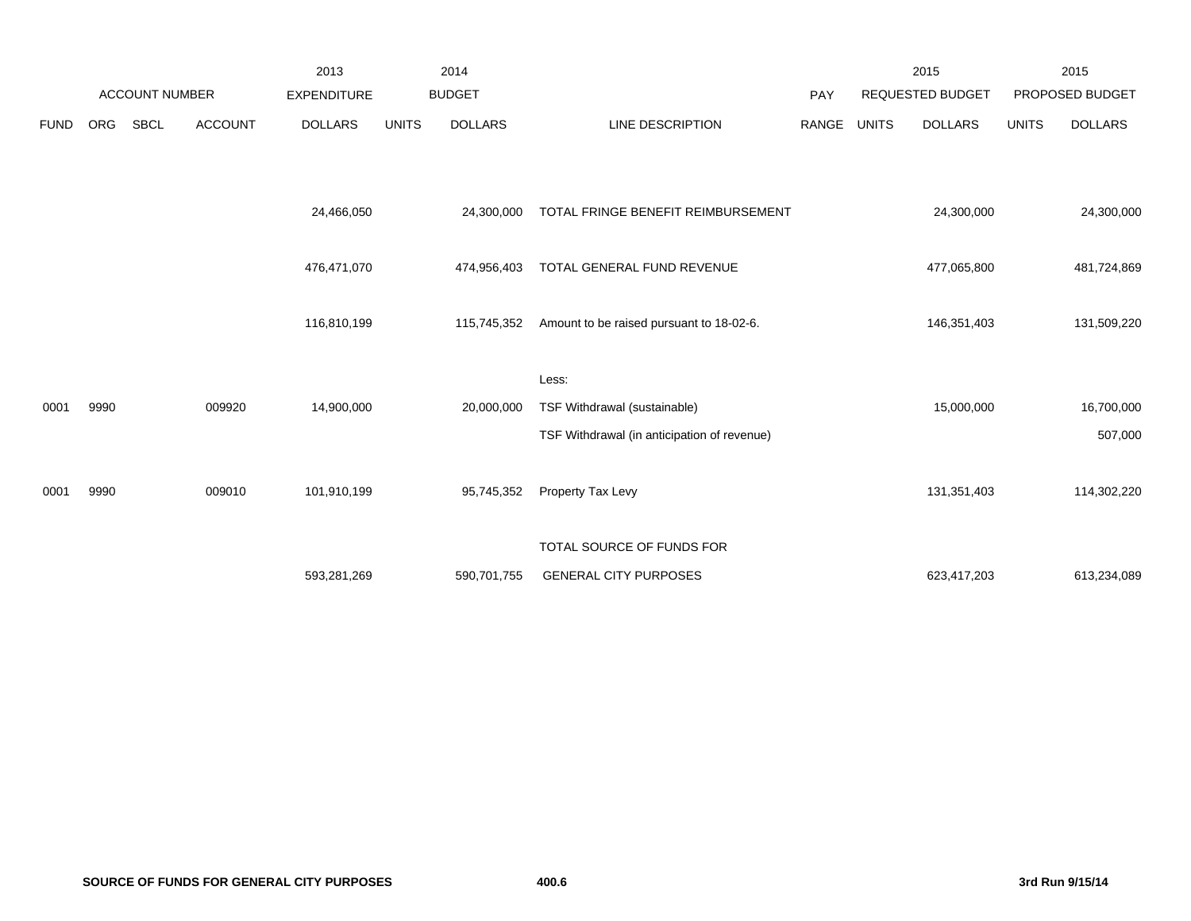| | ACCOUNT NUMBER | | | 2013 EXPENDITURE | 2014 BUDGET | | | PAY | 2015 REQUESTED BUDGET | | 2015 PROPOSED BUDGET | |
|---|---|---|---|---|---|---|---|---|---|---|---|---|
| FUND | ORG | SBCL | ACCOUNT | DOLLARS | UNITS | DOLLARS | LINE DESCRIPTION | RANGE | UNITS | DOLLARS | UNITS | DOLLARS |
| | | | | 24,466,050 | | 24,300,000 | TOTAL FRINGE BENEFIT REIMBURSEMENT | | | 24,300,000 | | 24,300,000 |
| | | | | 476,471,070 | | 474,956,403 | TOTAL GENERAL FUND REVENUE | | | 477,065,800 | | 481,724,869 |
| | | | | 116,810,199 | | 115,745,352 | Amount to be raised pursuant to 18-02-6. | | | 146,351,403 | | 131,509,220 |
| | | | | | | | Less: | | | | | |
| 0001 | 9990 | | 009920 | 14,900,000 | | 20,000,000 | TSF Withdrawal (sustainable) | | | 15,000,000 | | 16,700,000 |
| | | | | | | | TSF Withdrawal (in anticipation of revenue) | | | | | 507,000 |
| 0001 | 9990 | | 009010 | 101,910,199 | | 95,745,352 | Property Tax Levy | | | 131,351,403 | | 114,302,220 |
| | | | | 593,281,269 | | 590,701,755 | TOTAL SOURCE OF FUNDS FOR GENERAL CITY PURPOSES | | | 623,417,203 | | 613,234,089 |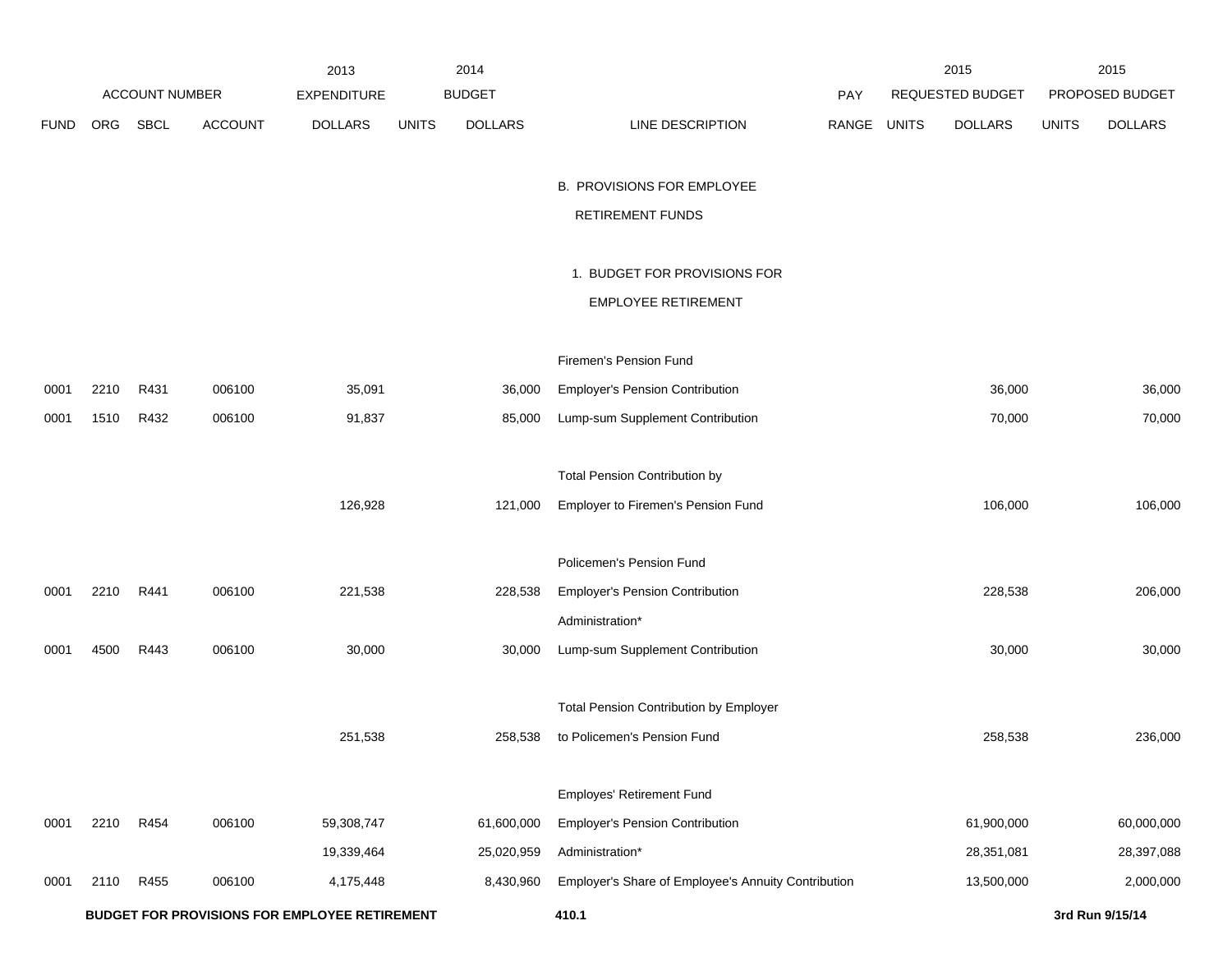| FUND | ORG | SBCL | ACCOUNT | 2013 EXPENDITURE DOLLARS | 2014 BUDGET UNITS | 2014 BUDGET DOLLARS | LINE DESCRIPTION | PAY RANGE | 2015 REQUESTED BUDGET UNITS | 2015 REQUESTED BUDGET DOLLARS | 2015 PROPOSED BUDGET UNITS | 2015 PROPOSED BUDGET DOLLARS |
|---|---|---|---|---|---|---|---|---|---|---|---|---|
| | | | | | | | B. PROVISIONS FOR EMPLOYEE RETIREMENT FUNDS | | | | | |
| | | | | | | | 1. BUDGET FOR PROVISIONS FOR EMPLOYEE RETIREMENT | | | | | |
| | | | | | | | Firemen's Pension Fund | | | | | |
| 0001 | 2210 | R431 | 006100 | 35,091 | | 36,000 | Employer's Pension Contribution | | | 36,000 | | 36,000 |
| 0001 | 1510 | R432 | 006100 | 91,837 | | 85,000 | Lump-sum Supplement Contribution | | | 70,000 | | 70,000 |
| | | | | 126,928 | | 121,000 | Total Pension Contribution by Employer to Firemen's Pension Fund | | | 106,000 | | 106,000 |
| | | | | | | | Policemen's Pension Fund | | | | | |
| 0001 | 2210 | R441 | 006100 | 221,538 | | 228,538 | Employer's Pension Contribution | | | 228,538 | | 206,000 |
| | | | | | | | Administration* | | | | | |
| 0001 | 4500 | R443 | 006100 | 30,000 | | 30,000 | Lump-sum Supplement Contribution | | | 30,000 | | 30,000 |
| | | | | 251,538 | | 258,538 | Total Pension Contribution by Employer to Policemen's Pension Fund | | | 258,538 | | 236,000 |
| | | | | | | | Employes' Retirement Fund | | | | | |
| 0001 | 2210 | R454 | 006100 | 59,308,747 | | 61,600,000 | Employer's Pension Contribution | | | 61,900,000 | | 60,000,000 |
| | | | | 19,339,464 | | 25,020,959 | Administration* | | | 28,351,081 | | 28,397,088 |
| 0001 | 2110 | R455 | 006100 | 4,175,448 | | 8,430,960 | Employer's Share of Employee's Annuity Contribution | | | 13,500,000 | | 2,000,000 |

**BUDGET FOR PROVISIONS FOR EMPLOYEE RETIREMENT** **410.1** **3rd Run 9/15/14**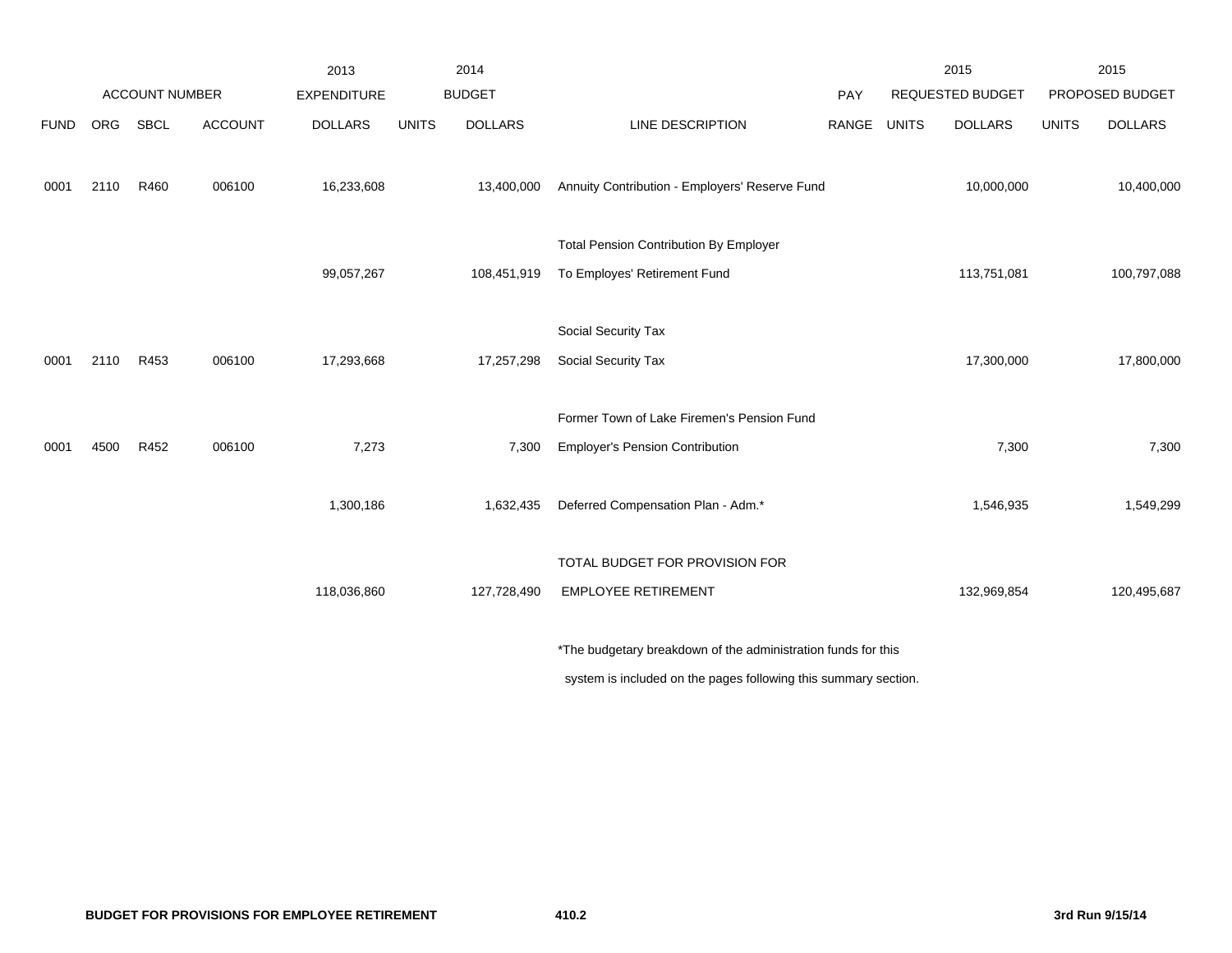| | ACCOUNT NUMBER | | | 2013 EXPENDITURE | 2014 BUDGET | | | PAY | 2015 REQUESTED BUDGET | | 2015 PROPOSED BUDGET | |
|---|---|---|---|---|---|---|---|---|---|---|---|---|
| FUND | ORG | SBCL | ACCOUNT | DOLLARS | UNITS | DOLLARS | LINE DESCRIPTION | RANGE | UNITS | DOLLARS | UNITS | DOLLARS |
| 0001 | 2110 | R460 | 006100 | 16,233,608 | | 13,400,000 | Annuity Contribution - Employers' Reserve Fund | | | 10,000,000 | | 10,400,000 |
| | | | | | | | Total Pension Contribution By Employer | | | | | |
| | | | | 99,057,267 | | 108,451,919 | To Employes' Retirement Fund | | | 113,751,081 | | 100,797,088 |
| | | | | | | | Social Security Tax | | | | | |
| 0001 | 2110 | R453 | 006100 | 17,293,668 | | 17,257,298 | Social Security Tax | | | 17,300,000 | | 17,800,000 |
| | | | | | | | Former Town of Lake Firemen's Pension Fund | | | | | |
| 0001 | 4500 | R452 | 006100 | 7,273 | | 7,300 | Employer's Pension Contribution | | | 7,300 | | 7,300 |
| | | | | 1,300,186 | | 1,632,435 | Deferred Compensation Plan - Adm.* | | | 1,546,935 | | 1,549,299 |
| | | | | | | | TOTAL BUDGET FOR PROVISION FOR | | | | | |
| | | | | 118,036,860 | | 127,728,490 | EMPLOYEE RETIREMENT | | | 132,969,854 | | 120,495,687 |

*The budgetary breakdown of the administration funds for this system is included on the pages following this summary section.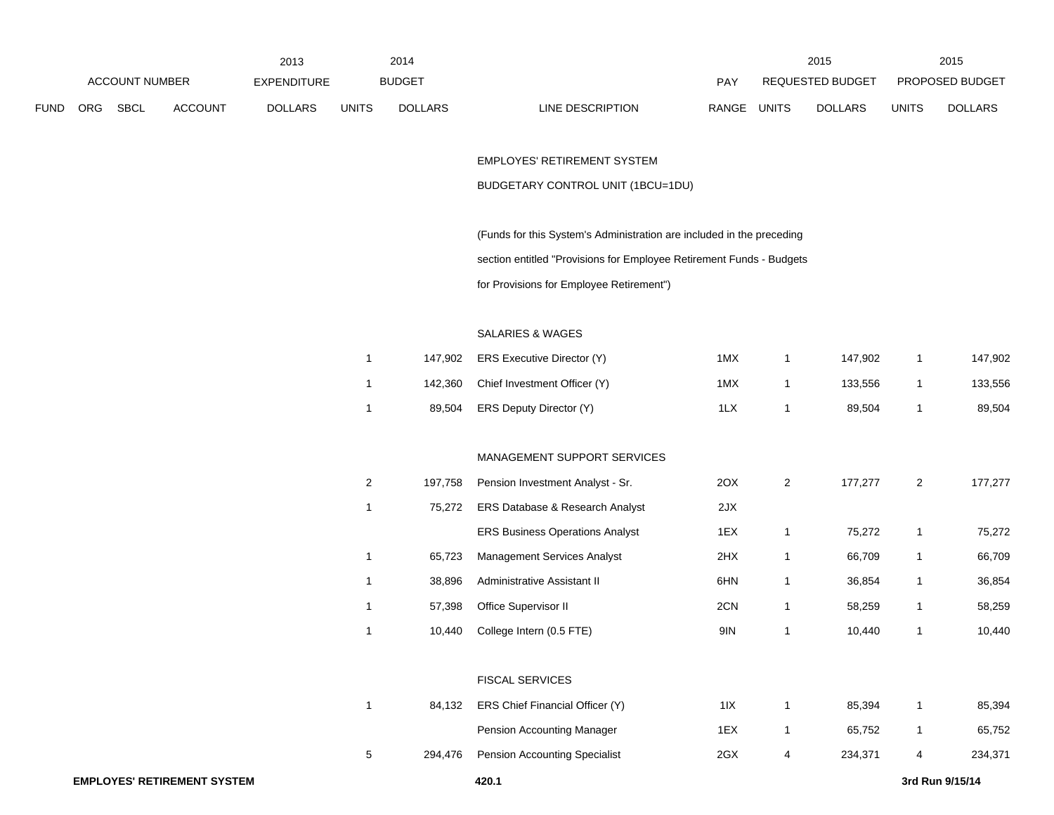| ACCOUNT NUMBER | | | | 2013 EXPENDITURE | 2014 BUDGET | | | PAY | 2015 REQUESTED BUDGET | | 2015 PROPOSED BUDGET | |
|---|---|---|---|---|---|---|---|---|---|---|---|---|
| FUND | ORG | SBCL | ACCOUNT | DOLLARS | UNITS | DOLLARS | LINE DESCRIPTION | RANGE | UNITS | DOLLARS | UNITS | DOLLARS |
| | | | | | | | EMPLOYES' RETIREMENT SYSTEM | | | | | |
| | | | | | | | BUDGETARY CONTROL UNIT (1BCU=1DU) | | | | | |
| | | | | | | | (Funds for this System's Administration are included in the preceding section entitled "Provisions for Employee Retirement Funds - Budgets for Provisions for Employee Retirement") | | | | | |
| | | | | | | | SALARIES & WAGES | | | | | |
| | | | | | 1 | 147,902 | ERS Executive Director (Y) | 1MX | 1 | 147,902 | 1 | 147,902 |
| | | | | | 1 | 142,360 | Chief Investment Officer (Y) | 1MX | 1 | 133,556 | 1 | 133,556 |
| | | | | | 1 | 89,504 | ERS Deputy Director (Y) | 1LX | 1 | 89,504 | 1 | 89,504 |
| | | | | | | | MANAGEMENT SUPPORT SERVICES | | | | | |
| | | | | | 2 | 197,758 | Pension Investment Analyst - Sr. | 2OX | 2 | 177,277 | 2 | 177,277 |
| | | | | | 1 | 75,272 | ERS Database & Research Analyst | 2JX | | | | |
| | | | | | | | ERS Business Operations Analyst | 1EX | 1 | 75,272 | 1 | 75,272 |
| | | | | | 1 | 65,723 | Management Services Analyst | 2HX | 1 | 66,709 | 1 | 66,709 |
| | | | | | 1 | 38,896 | Administrative Assistant II | 6HN | 1 | 36,854 | 1 | 36,854 |
| | | | | | 1 | 57,398 | Office Supervisor II | 2CN | 1 | 58,259 | 1 | 58,259 |
| | | | | | 1 | 10,440 | College Intern (0.5 FTE) | 9IN | 1 | 10,440 | 1 | 10,440 |
| | | | | | | | FISCAL SERVICES | | | | | |
| | | | | | 1 | 84,132 | ERS Chief Financial Officer (Y) | 1IX | 1 | 85,394 | 1 | 85,394 |
| | | | | | | | Pension Accounting Manager | 1EX | 1 | 65,752 | 1 | 65,752 |
| | | | | | 5 | 294,476 | Pension Accounting Specialist | 2GX | 4 | 234,371 | 4 | 234,371 |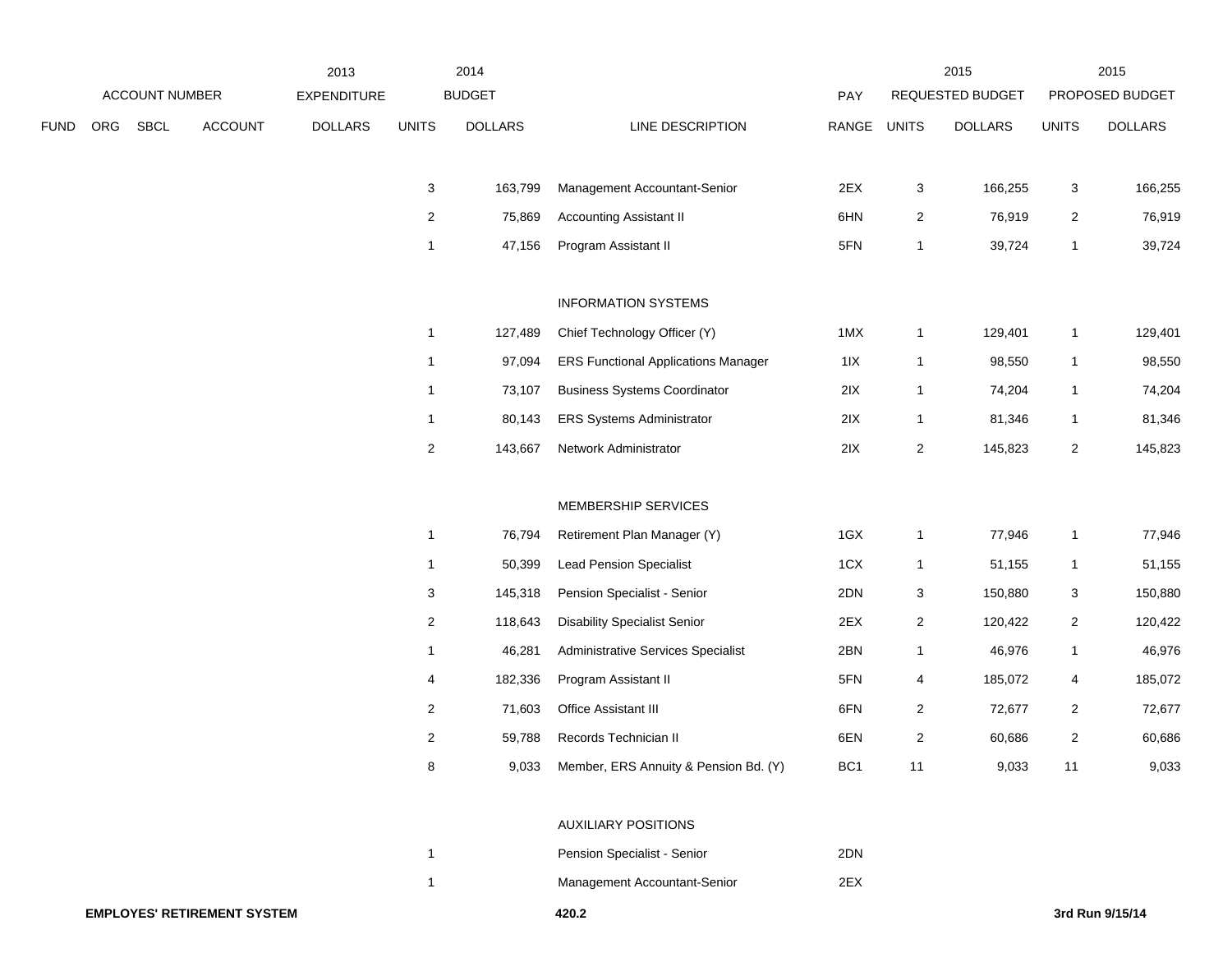| | ACCOUNT NUMBER | | | 2013 EXPENDITURE | 2014 BUDGET | | | PAY | 2015 REQUESTED BUDGET | | 2015 PROPOSED BUDGET | |
|---|---|---|---|---|---|---|---|---|---|---|---|---|
| FUND | ORG | SBCL | ACCOUNT | DOLLARS | UNITS | DOLLARS | LINE DESCRIPTION | RANGE | UNITS | DOLLARS | UNITS | DOLLARS |
| | | | | | 3 | 163,799 | Management Accountant-Senior | 2EX | 3 | 166,255 | 3 | 166,255 |
| | | | | | 2 | 75,869 | Accounting Assistant II | 6HN | 2 | 76,919 | 2 | 76,919 |
| | | | | | 1 | 47,156 | Program Assistant II | 5FN | 1 | 39,724 | 1 | 39,724 |
| | | | | | | | INFORMATION SYSTEMS | | | | | |
| | | | | | 1 | 127,489 | Chief Technology Officer (Y) | 1MX | 1 | 129,401 | 1 | 129,401 |
| | | | | | 1 | 97,094 | ERS Functional Applications Manager | 1IX | 1 | 98,550 | 1 | 98,550 |
| | | | | | 1 | 73,107 | Business Systems Coordinator | 2IX | 1 | 74,204 | 1 | 74,204 |
| | | | | | 1 | 80,143 | ERS Systems Administrator | 2IX | 1 | 81,346 | 1 | 81,346 |
| | | | | | 2 | 143,667 | Network Administrator | 2IX | 2 | 145,823 | 2 | 145,823 |
| | | | | | | | MEMBERSHIP SERVICES | | | | | |
| | | | | | 1 | 76,794 | Retirement Plan Manager (Y) | 1GX | 1 | 77,946 | 1 | 77,946 |
| | | | | | 1 | 50,399 | Lead Pension Specialist | 1CX | 1 | 51,155 | 1 | 51,155 |
| | | | | | 3 | 145,318 | Pension Specialist - Senior | 2DN | 3 | 150,880 | 3 | 150,880 |
| | | | | | 2 | 118,643 | Disability Specialist Senior | 2EX | 2 | 120,422 | 2 | 120,422 |
| | | | | | 1 | 46,281 | Administrative Services Specialist | 2BN | 1 | 46,976 | 1 | 46,976 |
| | | | | | 4 | 182,336 | Program Assistant II | 5FN | 4 | 185,072 | 4 | 185,072 |
| | | | | | 2 | 71,603 | Office Assistant III | 6FN | 2 | 72,677 | 2 | 72,677 |
| | | | | | 2 | 59,788 | Records Technician II | 6EN | 2 | 60,686 | 2 | 60,686 |
| | | | | | 8 | 9,033 | Member, ERS Annuity & Pension Bd. (Y) | BC1 | 11 | 9,033 | 11 | 9,033 |
| | | | | | | | AUXILIARY POSITIONS | | | | | |
| | | | | | 1 | | Pension Specialist - Senior | 2DN | | | | |
| | | | | | 1 | | Management Accountant-Senior | 2EX | | | | |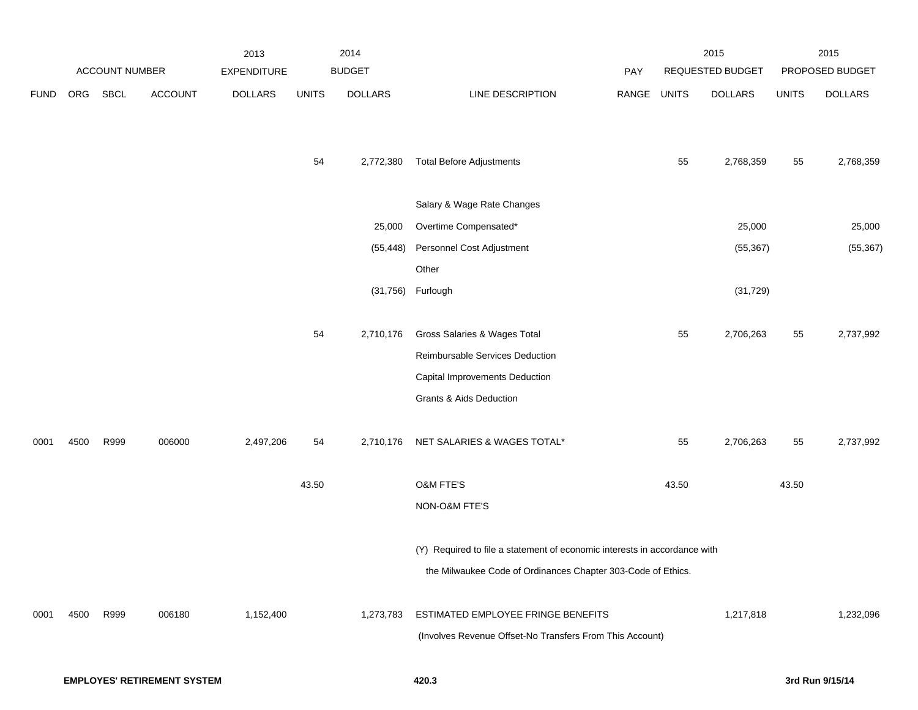| | ACCOUNT NUMBER | | | 2013 EXPENDITURE | | 2014 BUDGET | | PAY | | 2015 REQUESTED BUDGET | | 2015 PROPOSED BUDGET |
|---|---|---|---|---|---|---|---|---|---|---|---|---|
| FUND | ORG | SBCL | ACCOUNT | DOLLARS | UNITS | DOLLARS | LINE DESCRIPTION | RANGE | UNITS | DOLLARS | UNITS | DOLLARS |
| | | | | | 54 | 2,772,380 | Total Before Adjustments | | 55 | 2,768,359 | 55 | 2,768,359 |
| | | | | | | | Salary & Wage Rate Changes | | | | | |
| | | | | | | 25,000 | Overtime Compensated* | | | 25,000 | | 25,000 |
| | | | | | | (55,448) | Personnel Cost Adjustment | | | (55,367) | | (55,367) |
| | | | | | | | Other | | | | | |
| | | | | | | (31,756) | Furlough | | | (31,729) | | |
| | | | | | 54 | 2,710,176 | Gross Salaries & Wages Total | | 55 | 2,706,263 | 55 | 2,737,992 |
| | | | | | | | Reimbursable Services Deduction | | | | | |
| | | | | | | | Capital Improvements Deduction | | | | | |
| | | | | | | | Grants & Aids Deduction | | | | | |
| 0001 | 4500 | R999 | 006000 | 2,497,206 | 54 | 2,710,176 | NET SALARIES & WAGES TOTAL* | | 55 | 2,706,263 | 55 | 2,737,992 |
| | | | | | 43.50 | | O&M FTE'S | | 43.50 | | 43.50 | |
| | | | | | | | NON-O&M FTE'S | | | | | |
| | | | | | | | (Y) Required to file a statement of economic interests in accordance with the Milwaukee Code of Ordinances Chapter 303-Code of Ethics. | | | | | |
| 0001 | 4500 | R999 | 006180 | 1,152,400 | | 1,273,783 | ESTIMATED EMPLOYEE FRINGE BENEFITS (Involves Revenue Offset-No Transfers From This Account) | | | 1,217,818 | | 1,232,096 |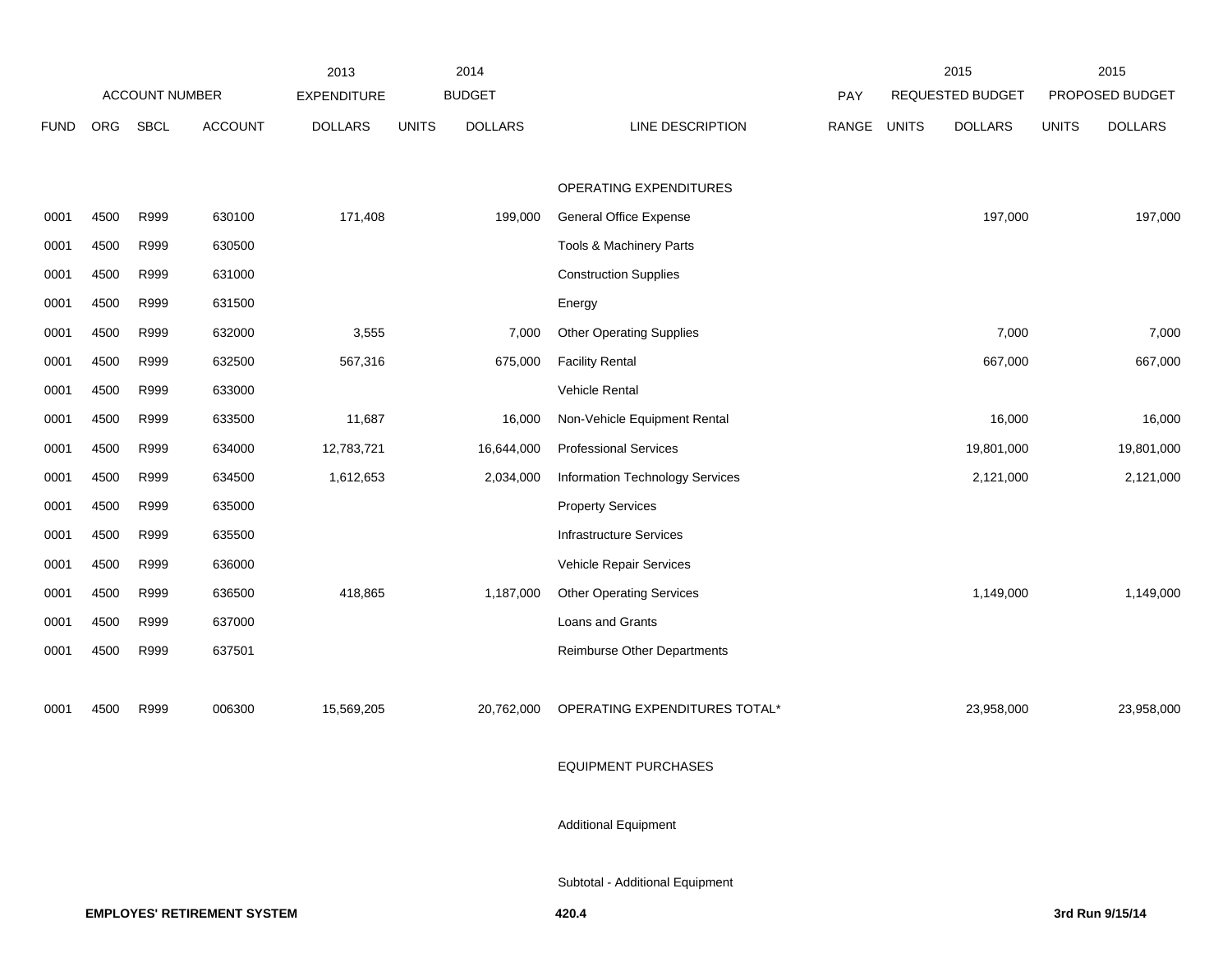| FUND | ORG | SBCL | ACCOUNT | 2013 EXPENDITURE DOLLARS | 2014 BUDGET UNITS | 2014 BUDGET DOLLARS | LINE DESCRIPTION | PAY RANGE | 2015 REQUESTED BUDGET UNITS | 2015 REQUESTED BUDGET DOLLARS | 2015 PROPOSED BUDGET UNITS | 2015 PROPOSED BUDGET DOLLARS |
|---|---|---|---|---|---|---|---|---|---|---|---|---|
| | | | | | | | OPERATING EXPENDITURES | | | | | |
| 0001 | 4500 | R999 | 630100 | 171,408 | | 199,000 | General Office Expense | | | 197,000 | | 197,000 |
| 0001 | 4500 | R999 | 630500 | | | | Tools & Machinery Parts | | | | | |
| 0001 | 4500 | R999 | 631000 | | | | Construction Supplies | | | | | |
| 0001 | 4500 | R999 | 631500 | | | | Energy | | | | | |
| 0001 | 4500 | R999 | 632000 | 3,555 | | 7,000 | Other Operating Supplies | | | 7,000 | | 7,000 |
| 0001 | 4500 | R999 | 632500 | 567,316 | | 675,000 | Facility Rental | | | 667,000 | | 667,000 |
| 0001 | 4500 | R999 | 633000 | | | | Vehicle Rental | | | | | |
| 0001 | 4500 | R999 | 633500 | 11,687 | | 16,000 | Non-Vehicle Equipment Rental | | | 16,000 | | 16,000 |
| 0001 | 4500 | R999 | 634000 | 12,783,721 | | 16,644,000 | Professional Services | | | 19,801,000 | | 19,801,000 |
| 0001 | 4500 | R999 | 634500 | 1,612,653 | | 2,034,000 | Information Technology Services | | | 2,121,000 | | 2,121,000 |
| 0001 | 4500 | R999 | 635000 | | | | Property Services | | | | | |
| 0001 | 4500 | R999 | 635500 | | | | Infrastructure Services | | | | | |
| 0001 | 4500 | R999 | 636000 | | | | Vehicle Repair Services | | | | | |
| 0001 | 4500 | R999 | 636500 | 418,865 | | 1,187,000 | Other Operating Services | | | 1,149,000 | | 1,149,000 |
| 0001 | 4500 | R999 | 637000 | | | | Loans and Grants | | | | | |
| 0001 | 4500 | R999 | 637501 | | | | Reimburse Other Departments | | | | | |
| 0001 | 4500 | R999 | 006300 | 15,569,205 | | 20,762,000 | OPERATING EXPENDITURES TOTAL* | | | 23,958,000 | | 23,958,000 |
| | | | | | | | EQUIPMENT PURCHASES | | | | | |
| | | | | | | | Additional Equipment | | | | | |
| | | | | | | | Subtotal - Additional Equipment | | | | | |

**EMPLOYES' RETIREMENT SYSTEM** 420.4 **3rd Run 9/15/14**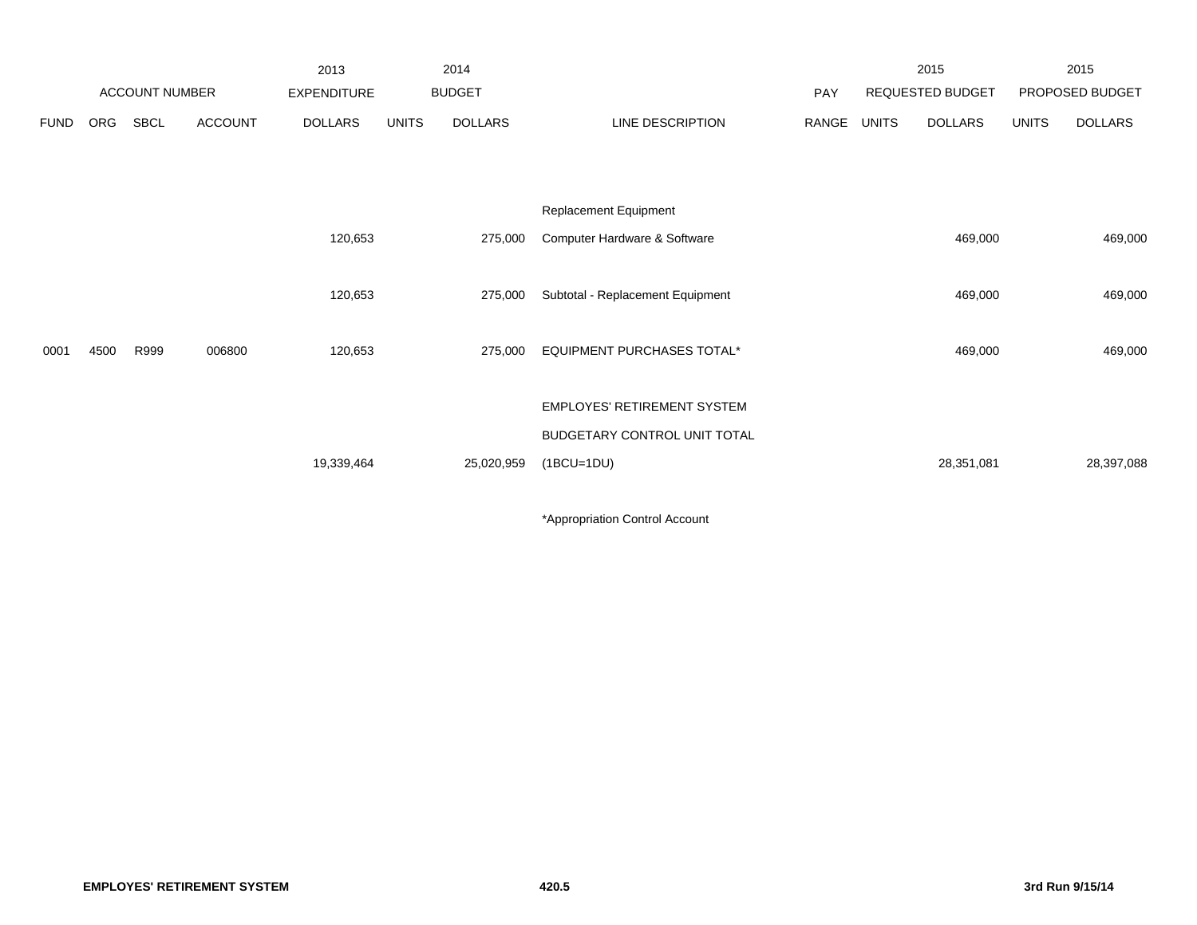| | ACCOUNT NUMBER | | | 2013 EXPENDITURE | 2014 BUDGET | | | PAY | 2015 REQUESTED BUDGET | | 2015 PROPOSED BUDGET | |
|---|---|---|---|---|---|---|---|---|---|---|---|---|
| FUND | ORG | SBCL | ACCOUNT | DOLLARS | UNITS | DOLLARS | LINE DESCRIPTION | RANGE | UNITS | DOLLARS | UNITS | DOLLARS |
| | | | | | | | Replacement Equipment | | | | | |
| | | | | 120,653 | | 275,000 | Computer Hardware & Software | | | 469,000 | | 469,000 |
| | | | | 120,653 | | 275,000 | Subtotal - Replacement Equipment | | | 469,000 | | 469,000 |
| 0001 | 4500 | R999 | 006800 | 120,653 | | 275,000 | EQUIPMENT PURCHASES TOTAL* | | | 469,000 | | 469,000 |
| | | | | | | | EMPLOYES' RETIREMENT SYSTEM | | | | | |
| | | | | | | | BUDGETARY CONTROL UNIT TOTAL | | | | | |
| | | | | 19,339,464 | | 25,020,959 | (1BCU=1DU) | | | 28,351,081 | | 28,397,088 |

*Appropriation Control Account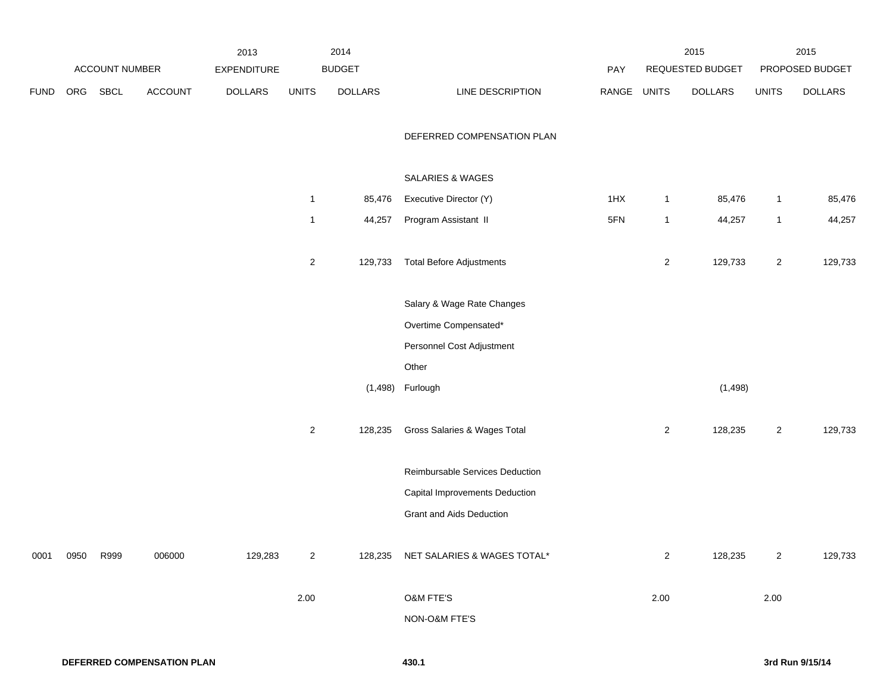| | ACCOUNT NUMBER | | | 2013 EXPENDITURE | 2014 BUDGET | | | PAY | 2015 REQUESTED BUDGET | | 2015 PROPOSED BUDGET | |
|---|---|---|---|---|---|---|---|---|---|---|---|---|
| FUND | ORG | SBCL | ACCOUNT | DOLLARS | UNITS | DOLLARS | LINE DESCRIPTION | RANGE | UNITS | DOLLARS | UNITS | DOLLARS |
| | | | | | | | DEFERRED COMPENSATION PLAN | | | | | |
| | | | | | | | SALARIES & WAGES | | | | | |
| | | | | | 1 | 85,476 | Executive Director (Y) | 1HX | 1 | 85,476 | 1 | 85,476 |
| | | | | | 1 | 44,257 | Program Assistant II | 5FN | 1 | 44,257 | 1 | 44,257 |
| | | | | | 2 | 129,733 | Total Before Adjustments | | 2 | 129,733 | 2 | 129,733 |
| | | | | | | | Salary & Wage Rate Changes | | | | | |
| | | | | | | | Overtime Compensated* | | | | | |
| | | | | | | | Personnel Cost Adjustment | | | | | |
| | | | | | | | Other | | | | | |
| | | | | | | (1,498) | Furlough | | | (1,498) | | |
| | | | | | 2 | 128,235 | Gross Salaries & Wages Total | | 2 | 128,235 | 2 | 129,733 |
| | | | | | | | Reimbursable Services Deduction | | | | | |
| | | | | | | | Capital Improvements Deduction | | | | | |
| | | | | | | | Grant and Aids Deduction | | | | | |
| 0001 | 0950 | R999 | 006000 | 129,283 | 2 | 128,235 | NET SALARIES & WAGES TOTAL* | | 2 | 128,235 | 2 | 129,733 |
| | | | | | 2.00 | | O&M FTE'S | | 2.00 | | 2.00 | |
| | | | | | | | NON-O&M FTE'S | | | | | |

**DEFERRED COMPENSATION PLAN** **430.1** **3rd Run 9/15/14**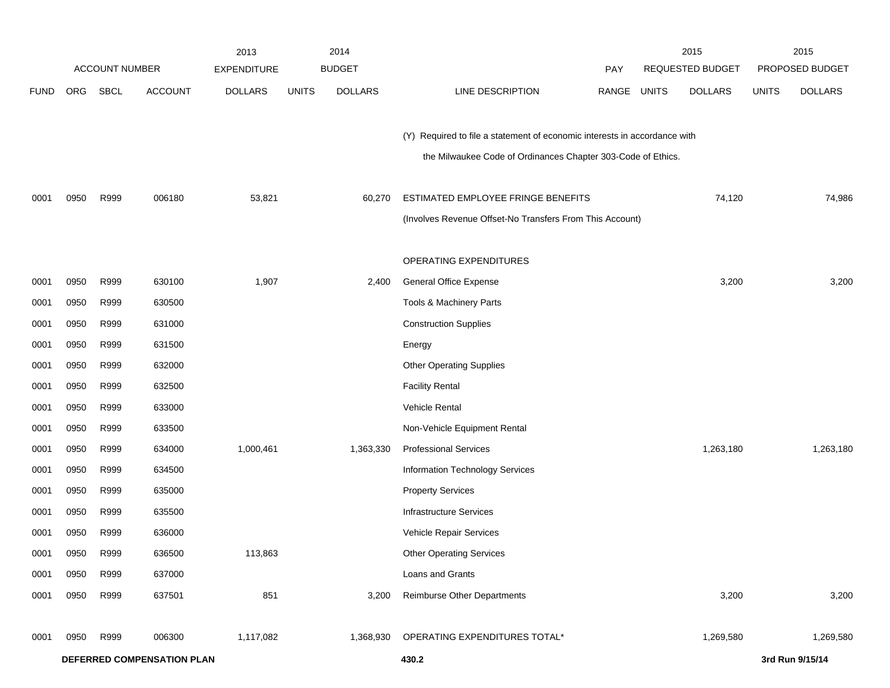| | ACCOUNT NUMBER | | | 2013 EXPENDITURE | 2014 BUDGET | | | PAY | 2015 REQUESTED BUDGET | | 2015 PROPOSED BUDGET | |
|---|---|---|---|---|---|---|---|---|---|---|---|---|
| FUND | ORG | SBCL | ACCOUNT | DOLLARS | UNITS | DOLLARS | LINE DESCRIPTION | RANGE | UNITS | DOLLARS | UNITS | DOLLARS |
| | | | | | | | (Y) Required to file a statement of economic interests in accordance with the Milwaukee Code of Ordinances Chapter 303-Code of Ethics. | | | | | |
| 0001 | 0950 | R999 | 006180 | 53,821 | | 60,270 | ESTIMATED EMPLOYEE FRINGE BENEFITS | | | 74,120 | | 74,986 |
| | | | | | | | (Involves Revenue Offset-No Transfers From This Account) | | | | | |
| | | | | | | | OPERATING EXPENDITURES | | | | | |
| 0001 | 0950 | R999 | 630100 | 1,907 | | 2,400 | General Office Expense | | | 3,200 | | 3,200 |
| 0001 | 0950 | R999 | 630500 | | | | Tools & Machinery Parts | | | | | |
| 0001 | 0950 | R999 | 631000 | | | | Construction Supplies | | | | | |
| 0001 | 0950 | R999 | 631500 | | | | Energy | | | | | |
| 0001 | 0950 | R999 | 632000 | | | | Other Operating Supplies | | | | | |
| 0001 | 0950 | R999 | 632500 | | | | Facility Rental | | | | | |
| 0001 | 0950 | R999 | 633000 | | | | Vehicle Rental | | | | | |
| 0001 | 0950 | R999 | 633500 | | | | Non-Vehicle Equipment Rental | | | | | |
| 0001 | 0950 | R999 | 634000 | 1,000,461 | | 1,363,330 | Professional Services | | | 1,263,180 | | 1,263,180 |
| 0001 | 0950 | R999 | 634500 | | | | Information Technology Services | | | | | |
| 0001 | 0950 | R999 | 635000 | | | | Property Services | | | | | |
| 0001 | 0950 | R999 | 635500 | | | | Infrastructure Services | | | | | |
| 0001 | 0950 | R999 | 636000 | | | | Vehicle Repair Services | | | | | |
| 0001 | 0950 | R999 | 636500 | 113,863 | | | Other Operating Services | | | | | |
| 0001 | 0950 | R999 | 637000 | | | | Loans and Grants | | | | | |
| 0001 | 0950 | R999 | 637501 | 851 | | 3,200 | Reimburse Other Departments | | | 3,200 | | 3,200 |
| 0001 | 0950 | R999 | 006300 | 1,117,082 | | 1,368,930 | OPERATING EXPENDITURES TOTAL* | | | 1,269,580 | | 1,269,580 |

**DEFERRED COMPENSATION PLAN** **430.2** **3rd Run 9/15/14**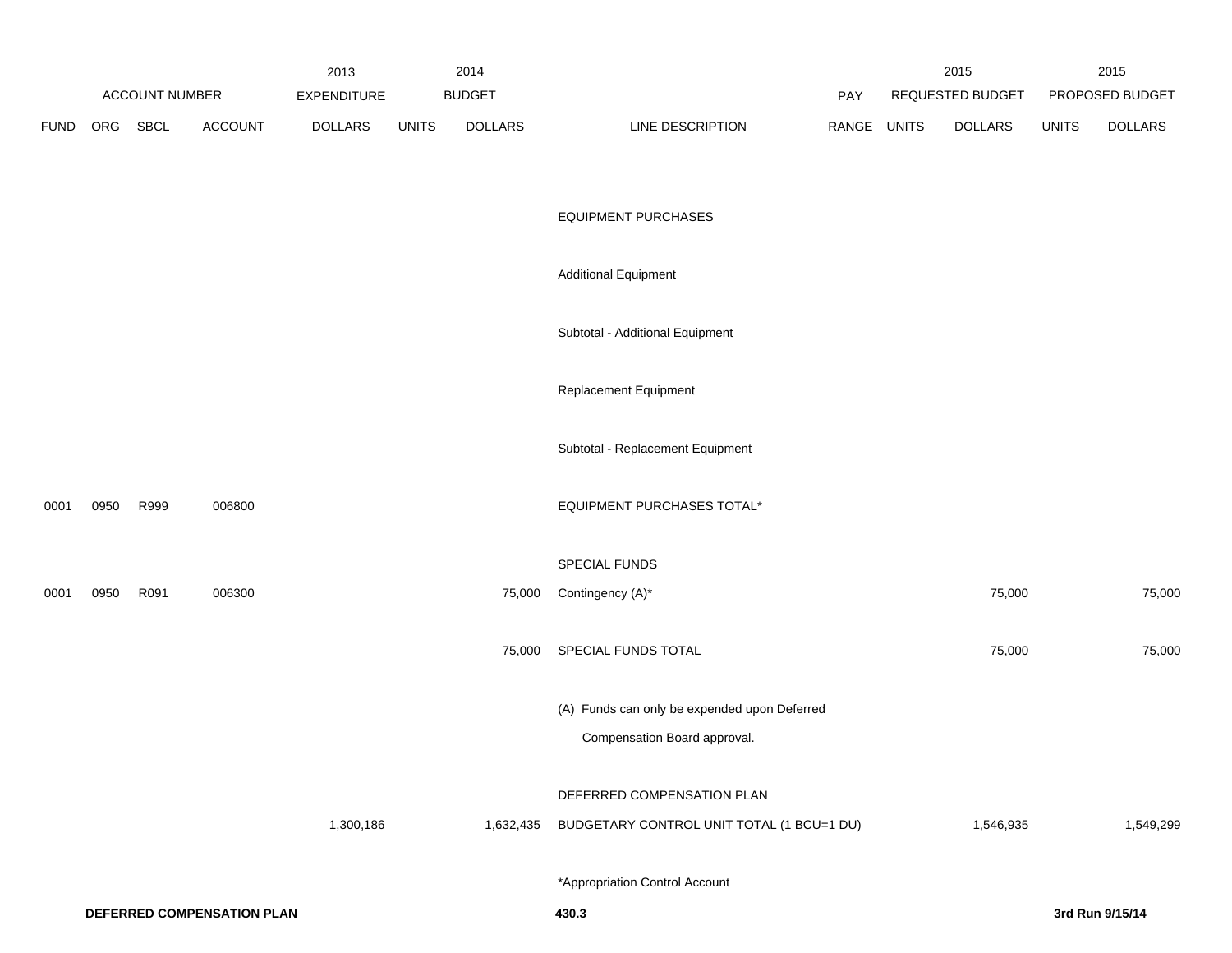| FUND | ORG | SBCL | ACCOUNT | 2013 EXPENDITURE DOLLARS | 2014 BUDGET UNITS | 2014 BUDGET DOLLARS | LINE DESCRIPTION | PAY RANGE | 2015 REQUESTED BUDGET UNITS | 2015 REQUESTED BUDGET DOLLARS | 2015 PROPOSED BUDGET UNITS | 2015 PROPOSED BUDGET DOLLARS |
|---|---|---|---|---|---|---|---|---|---|---|---|---|
| | | | | | | | EQUIPMENT PURCHASES | | | | | |
| | | | | | | | Additional Equipment | | | | | |
| | | | | | | | Subtotal - Additional Equipment | | | | | |
| | | | | | | | Replacement Equipment | | | | | |
| | | | | | | | Subtotal - Replacement Equipment | | | | | |
| 0001 | 0950 | R999 | 006800 | | | | EQUIPMENT PURCHASES TOTAL* | | | | | |
| | | | | | | | SPECIAL FUNDS | | | | | |
| 0001 | 0950 | R091 | 006300 | | | 75,000 | Contingency (A)* | | | 75,000 | | 75,000 |
| | | | | | | 75,000 | SPECIAL FUNDS TOTAL | | | 75,000 | | 75,000 |
| | | | | | | | (A) Funds can only be expended upon Deferred Compensation Board approval. | | | | | |
| | | | | | | | DEFERRED COMPENSATION PLAN | | | | | |
| | | | | 1,300,186 | | 1,632,435 | BUDGETARY CONTROL UNIT TOTAL (1 BCU=1 DU) | | | 1,546,935 | | 1,549,299 |

*Appropriation Control Account

**DEFERRED COMPENSATION PLAN** **430.3** **3rd Run 9/15/14**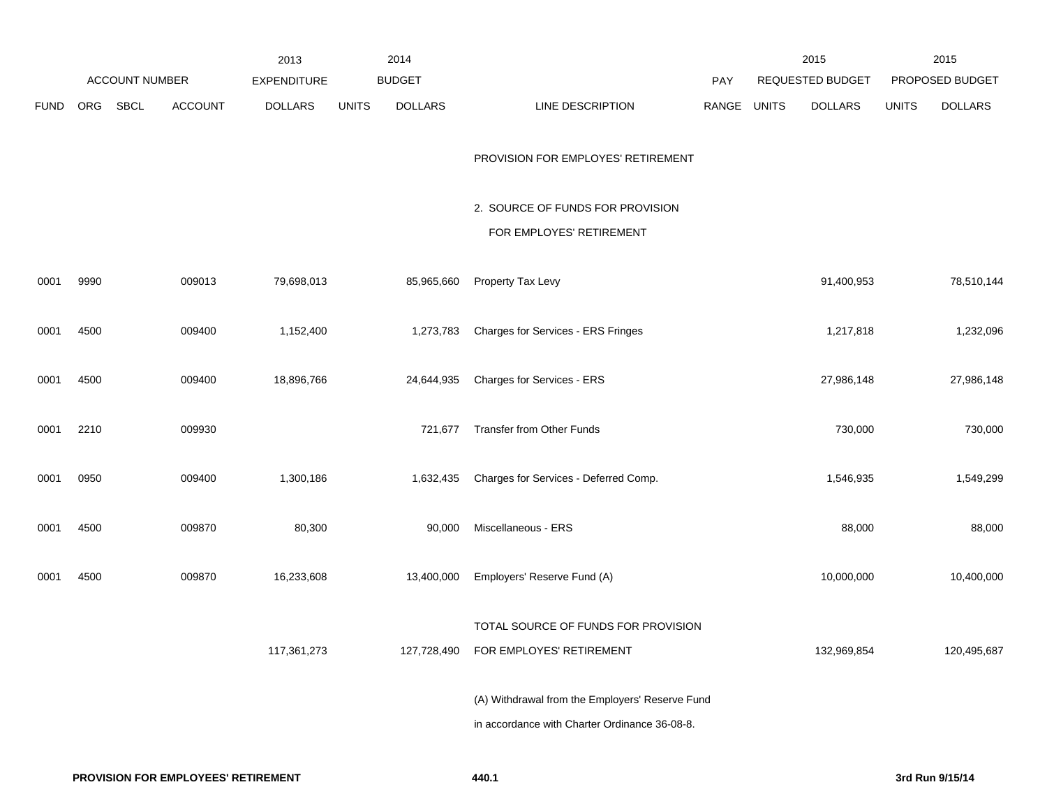| ACCOUNT NUMBER | | | | 2013 EXPENDITURE | 2014 BUDGET | | | PAY | 2015 REQUESTED BUDGET | | 2015 PROPOSED BUDGET | |
|---|---|---|---|---|---|---|---|---|---|---|---|---|
| FUND | ORG | SBCL | ACCOUNT | DOLLARS | UNITS | DOLLARS | LINE DESCRIPTION | RANGE | UNITS | DOLLARS | UNITS | DOLLARS |
| | | | | | | | PROVISION FOR EMPLOYES' RETIREMENT | | | | | |
| | | | | | | | 2. SOURCE OF FUNDS FOR PROVISION FOR EMPLOYES' RETIREMENT | | | | | |
| 0001 | 9990 | | 009013 | 79,698,013 | | 85,965,660 | Property Tax Levy | | | 91,400,953 | | 78,510,144 |
| 0001 | 4500 | | 009400 | 1,152,400 | | 1,273,783 | Charges for Services - ERS Fringes | | | 1,217,818 | | 1,232,096 |
| 0001 | 4500 | | 009400 | 18,896,766 | | 24,644,935 | Charges for Services - ERS | | | 27,986,148 | | 27,986,148 |
| 0001 | 2210 | | 009930 | | | 721,677 | Transfer from Other Funds | | | 730,000 | | 730,000 |
| 0001 | 0950 | | 009400 | 1,300,186 | | 1,632,435 | Charges for Services - Deferred Comp. | | | 1,546,935 | | 1,549,299 |
| 0001 | 4500 | | 009870 | 80,300 | | 90,000 | Miscellaneous - ERS | | | 88,000 | | 88,000 |
| 0001 | 4500 | | 009870 | 16,233,608 | | 13,400,000 | Employers' Reserve Fund (A) | | | 10,000,000 | | 10,400,000 |
| | | | | 117,361,273 | | 127,728,490 | TOTAL SOURCE OF FUNDS FOR PROVISION FOR EMPLOYES' RETIREMENT | | | 132,969,854 | | 120,495,687 |

(A) Withdrawal from the Employers' Reserve Fund in accordance with Charter Ordinance 36-08-8.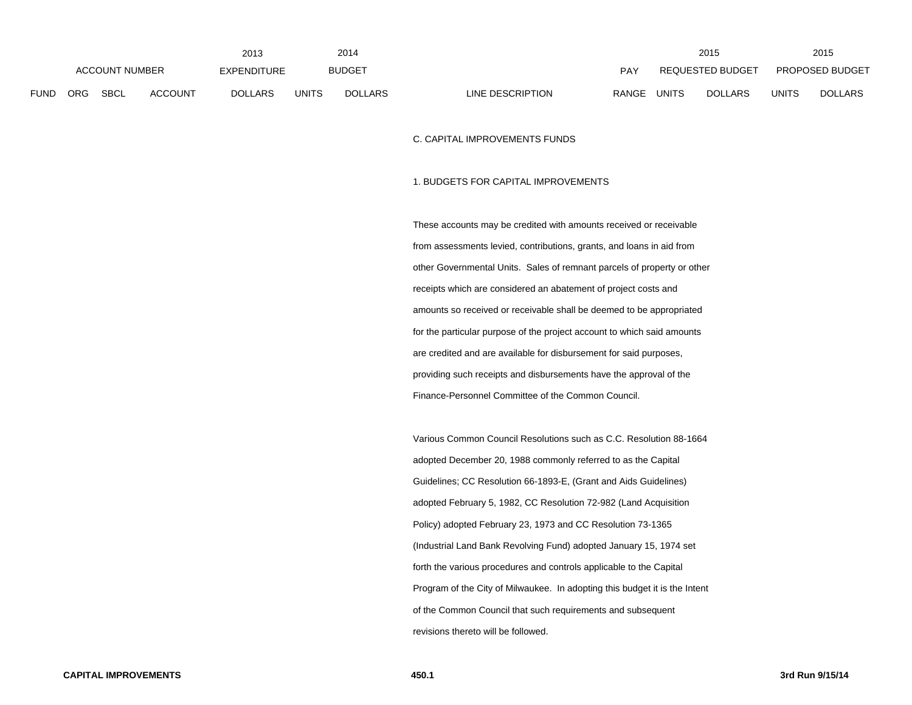| ACCOUNT NUMBER | | | | 2013 EXPENDITURE | 2014 BUDGET | | | | 2015 REQUESTED BUDGET | | 2015 PROPOSED BUDGET | |
|---|---|---|---|---|---|---|---|---|---|---|---|---|
| FUND | ORG | SBCL | ACCOUNT | DOLLARS | UNITS | DOLLARS | LINE DESCRIPTION | PAY RANGE | UNITS | DOLLARS | UNITS | DOLLARS |

C. CAPITAL IMPROVEMENTS FUNDS

1. BUDGETS FOR CAPITAL IMPROVEMENTS

These accounts may be credited with amounts received or receivable from assessments levied, contributions, grants, and loans in aid from other Governmental Units. Sales of remnant parcels of property or other receipts which are considered an abatement of project costs and amounts so received or receivable shall be deemed to be appropriated for the particular purpose of the project account to which said amounts are credited and are available for disbursement for said purposes, providing such receipts and disbursements have the approval of the Finance-Personnel Committee of the Common Council.

Various Common Council Resolutions such as C.C. Resolution 88-1664 adopted December 20, 1988 commonly referred to as the Capital Guidelines; CC Resolution 66-1893-E, (Grant and Aids Guidelines) adopted February 5, 1982, CC Resolution 72-982 (Land Acquisition Policy) adopted February 23, 1973 and CC Resolution 73-1365 (Industrial Land Bank Revolving Fund) adopted January 15, 1974 set forth the various procedures and controls applicable to the Capital Program of the City of Milwaukee. In adopting this budget it is the Intent of the Common Council that such requirements and subsequent revisions thereto will be followed.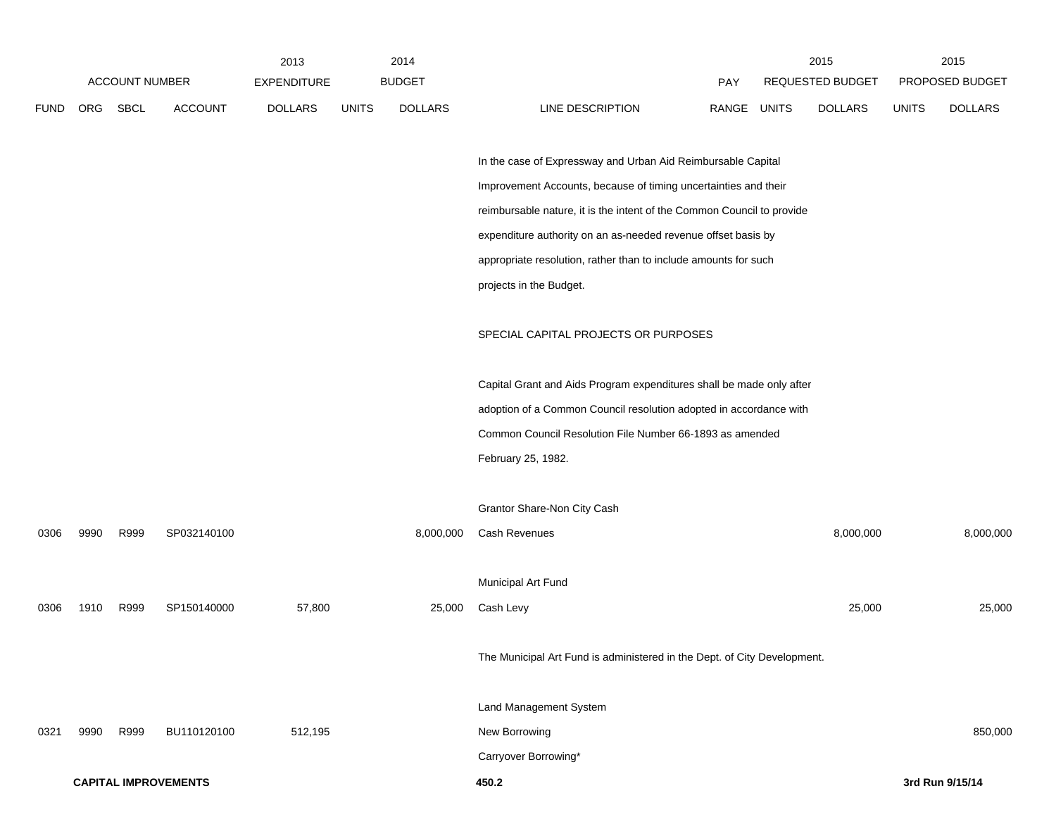| ACCOUNT NUMBER | | | | 2013 EXPENDITURE | 2014 BUDGET | | | PAY | 2015 REQUESTED BUDGET | | 2015 PROPOSED BUDGET | |
|---|---|---|---|---|---|---|---|---|---|---|---|---|
| FUND | ORG | SBCL | ACCOUNT | DOLLARS | UNITS | DOLLARS | LINE DESCRIPTION | RANGE | UNITS | DOLLARS | UNITS | DOLLARS |
| | | | | | | | In the case of Expressway and Urban Aid Reimbursable Capital Improvement Accounts, because of timing uncertainties and their reimbursable nature, it is the intent of the Common Council to provide expenditure authority on an as-needed revenue offset basis by appropriate resolution, rather than to include amounts for such projects in the Budget. | | | | | |
| | | | | | | | SPECIAL CAPITAL PROJECTS OR PURPOSES | | | | | |
| | | | | | | | Capital Grant and Aids Program expenditures shall be made only after adoption of a Common Council resolution adopted in accordance with Common Council Resolution File Number 66-1893 as amended February 25, 1982. | | | | | |
| | | | | | | | Grantor Share-Non City Cash | | | | | |
| 0306 | 9990 | R999 | SP032140100 | | | 8,000,000 | Cash Revenues | | | 8,000,000 | | 8,000,000 |
| | | | | | | | Municipal Art Fund | | | | | |
| 0306 | 1910 | R999 | SP150140000 | 57,800 | | 25,000 | Cash Levy | | | 25,000 | | 25,000 |
| | | | | | | | The Municipal Art Fund is administered in the Dept. of City Development. | | | | | |
| | | | | | | | Land Management System | | | | | |
| 0321 | 9990 | R999 | BU110120100 | 512,195 | | | New Borrowing | | | | | 850,000 |
| | | | | | | | Carryover Borrowing* | | | | | |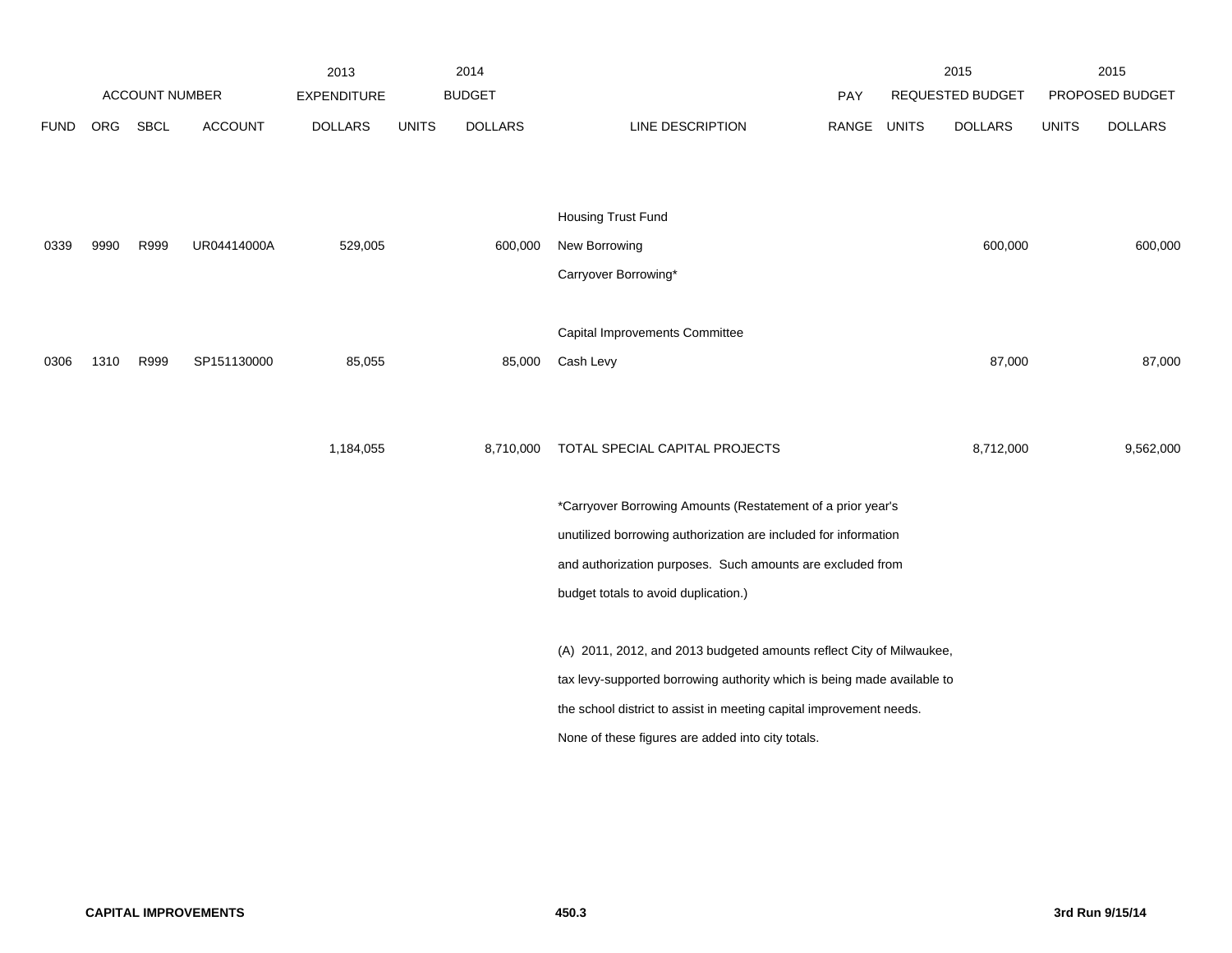| | ACCOUNT NUMBER | | | 2013 EXPENDITURE | 2014 BUDGET | | | PAY | 2015 REQUESTED BUDGET | | 2015 PROPOSED BUDGET | |
|---|---|---|---|---|---|---|---|---|---|---|---|---|
| FUND | ORG | SBCL | ACCOUNT | DOLLARS | UNITS | DOLLARS | LINE DESCRIPTION | RANGE | UNITS | DOLLARS | UNITS | DOLLARS |
| | | | | | | | Housing Trust Fund | | | | | |
| 0339 | 9990 | R999 | UR04414000A | 529,005 | | 600,000 | New Borrowing | | | 600,000 | | 600,000 |
| | | | | | | | Carryover Borrowing* | | | | | |
| | | | | | | | Capital Improvements Committee | | | | | |
| 0306 | 1310 | R999 | SP151130000 | 85,055 | | 85,000 | Cash Levy | | | 87,000 | | 87,000 |
| | | | | 1,184,055 | | 8,710,000 | TOTAL SPECIAL CAPITAL PROJECTS | | | 8,712,000 | | 9,562,000 |

*Carryover Borrowing Amounts (Restatement of a prior year's unutilized borrowing authorization are included for information and authorization purposes. Such amounts are excluded from budget totals to avoid duplication.)

(A) 2011, 2012, and 2013 budgeted amounts reflect City of Milwaukee, tax levy-supported borrowing authority which is being made available to the school district to assist in meeting capital improvement needs. None of these figures are added into city totals.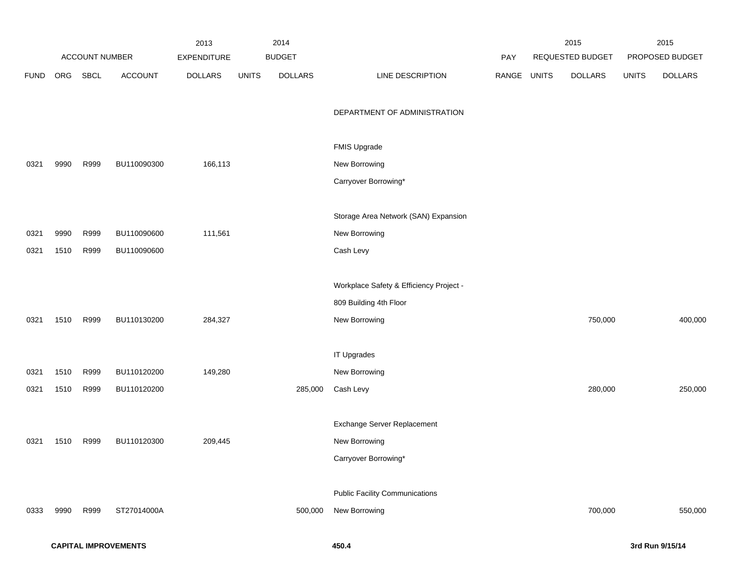| ACCOUNT NUMBER | | | | 2013 EXPENDITURE | 2014 BUDGET | | | PAY | 2015 REQUESTED BUDGET | | 2015 PROPOSED BUDGET | |
|---|---|---|---|---|---|---|---|---|---|---|---|---|
| FUND | ORG | SBCL | ACCOUNT | DOLLARS | UNITS | DOLLARS | LINE DESCRIPTION | RANGE | UNITS | DOLLARS | UNITS | DOLLARS |
| | | | | | | | DEPARTMENT OF ADMINISTRATION | | | | | |
| | | | | | | | FMIS Upgrade | | | | | |
| 0321 | 9990 | R999 | BU110090300 | 166,113 | | | New Borrowing | | | | | |
| | | | | | | | Carryover Borrowing* | | | | | |
| | | | | | | | Storage Area Network (SAN) Expansion | | | | | |
| 0321 | 9990 | R999 | BU110090600 | 111,561 | | | New Borrowing | | | | | |
| 0321 | 1510 | R999 | BU110090600 | | | | Cash Levy | | | | | |
| | | | | | | | Workplace Safety & Efficiency Project - | | | | | |
| | | | | | | | 809 Building 4th Floor | | | | | |
| 0321 | 1510 | R999 | BU110130200 | 284,327 | | | New Borrowing | | | 750,000 | | 400,000 |
| | | | | | | | IT Upgrades | | | | | |
| 0321 | 1510 | R999 | BU110120200 | 149,280 | | | New Borrowing | | | | | |
| 0321 | 1510 | R999 | BU110120200 | | | 285,000 | Cash Levy | | | 280,000 | | 250,000 |
| | | | | | | | Exchange Server Replacement | | | | | |
| 0321 | 1510 | R999 | BU110120300 | 209,445 | | | New Borrowing | | | | | |
| | | | | | | | Carryover Borrowing* | | | | | |
| | | | | | | | Public Facility Communications | | | | | |
| 0333 | 9990 | R999 | ST27014000A | | | 500,000 | New Borrowing | | | 700,000 | | 550,000 |

**CAPITAL IMPROVEMENTS** **450.4** **3rd Run 9/15/14**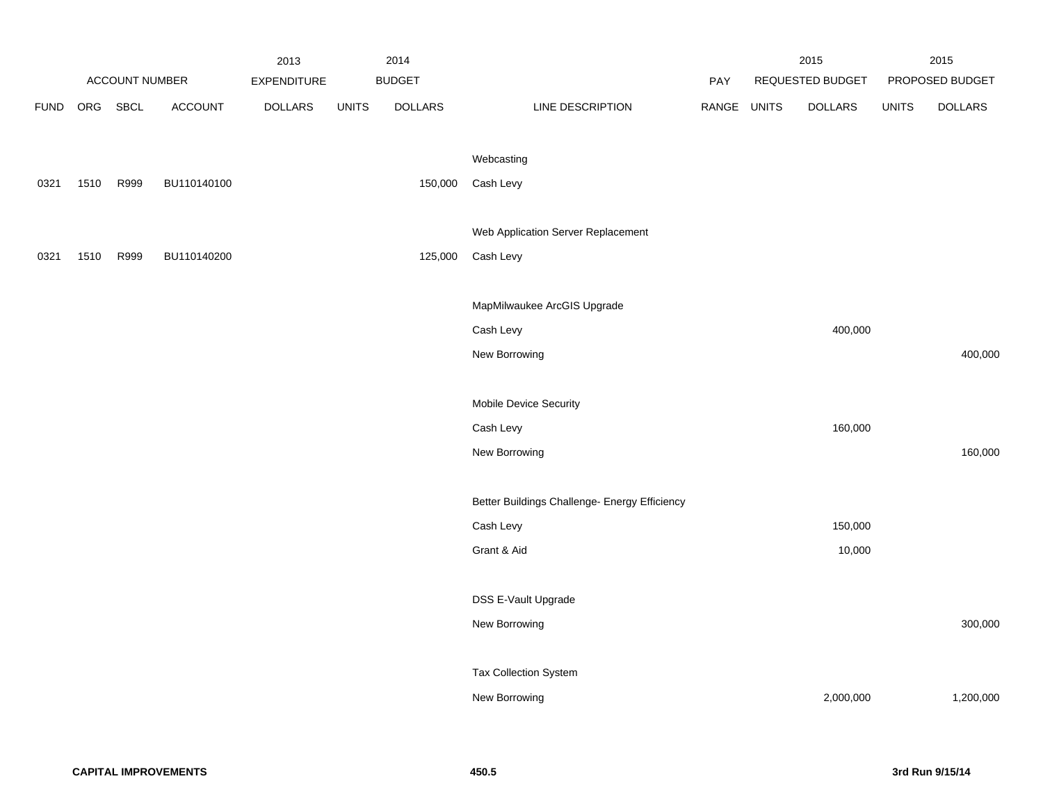| | ACCOUNT NUMBER | | | 2013 EXPENDITURE | 2014 BUDGET | | | PAY | 2015 REQUESTED BUDGET | | 2015 PROPOSED BUDGET | |
|---|---|---|---|---|---|---|---|---|---|---|---|---|
| FUND | ORG | SBCL | ACCOUNT | DOLLARS | UNITS | DOLLARS | LINE DESCRIPTION | RANGE | UNITS | DOLLARS | UNITS | DOLLARS |
| | | | | | | | Webcasting | | | | | |
| 0321 | 1510 | R999 | BU110140100 | | | 150,000 | Cash Levy | | | | | |
| | | | | | | | Web Application Server Replacement | | | | | |
| 0321 | 1510 | R999 | BU110140200 | | | 125,000 | Cash Levy | | | | | |
| | | | | | | | MapMilwaukee ArcGIS Upgrade | | | | | |
| | | | | | | | Cash Levy | | | 400,000 | | |
| | | | | | | | New Borrowing | | | | | 400,000 |
| | | | | | | | Mobile Device Security | | | | | |
| | | | | | | | Cash Levy | | | 160,000 | | |
| | | | | | | | New Borrowing | | | | | 160,000 |
| | | | | | | | Better Buildings Challenge- Energy Efficiency | | | | | |
| | | | | | | | Cash Levy | | | 150,000 | | |
| | | | | | | | Grant & Aid | | | 10,000 | | |
| | | | | | | | DSS E-Vault Upgrade | | | | | |
| | | | | | | | New Borrowing | | | | | 300,000 |
| | | | | | | | Tax Collection System | | | | | |
| | | | | | | | New Borrowing | | | 2,000,000 | | 1,200,000 |

**CAPITAL IMPROVEMENTS** **450.5** **3rd Run 9/15/14**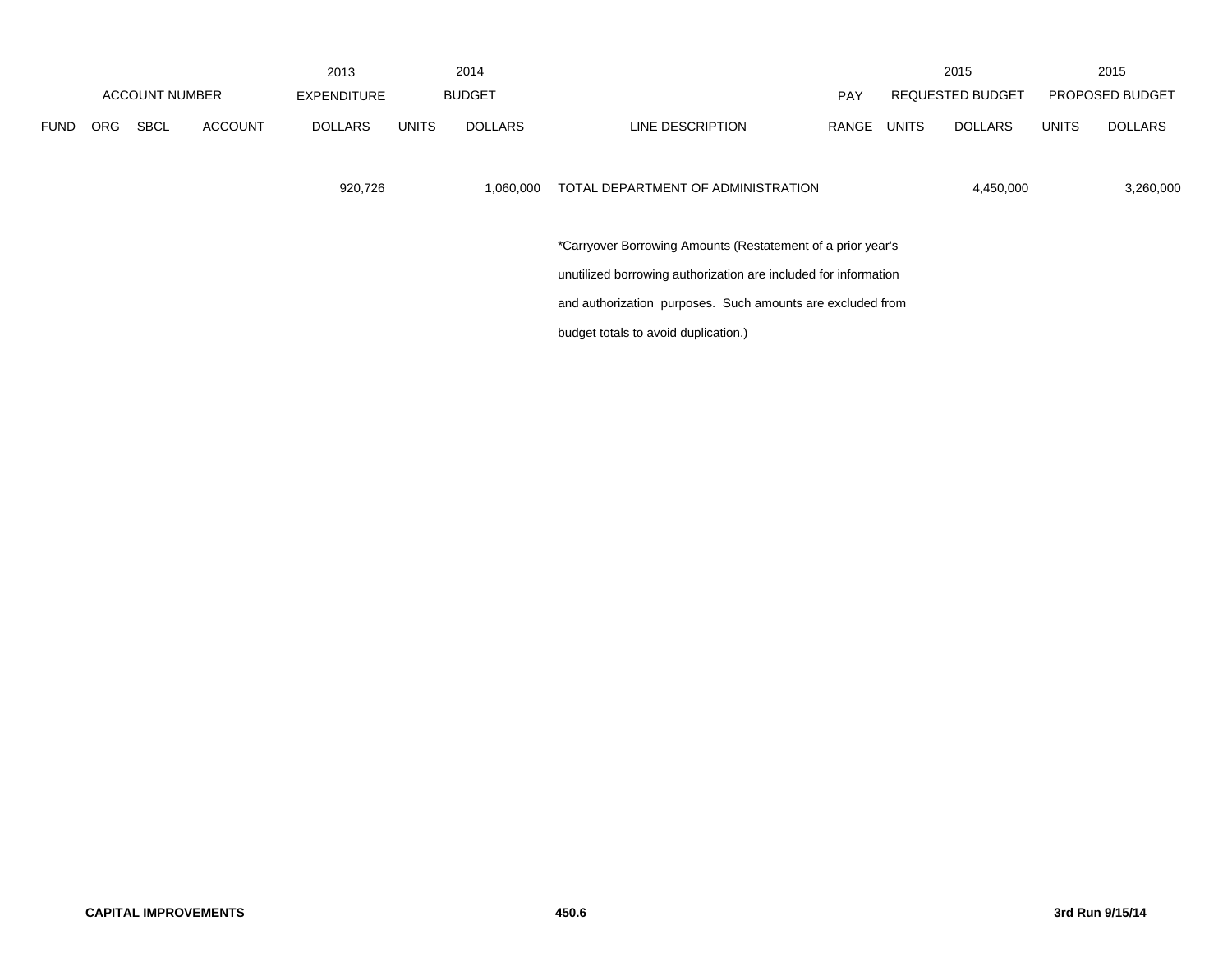| ACCOUNT NUMBER | | | | 2013 EXPENDITURE | 2014 BUDGET | | | PAY | 2015 REQUESTED BUDGET | | 2015 PROPOSED BUDGET | |
|---|---|---|---|---|---|---|---|---|---|---|---|---|
| FUND | ORG | SBCL | ACCOUNT | DOLLARS | UNITS | DOLLARS | LINE DESCRIPTION | RANGE | UNITS | DOLLARS | UNITS | DOLLARS |
| | | | | 920,726 | | 1,060,000 | TOTAL DEPARTMENT OF ADMINISTRATION | | | 4,450,000 | | 3,260,000 |

*Carryover Borrowing Amounts (Restatement of a prior year's unutilized borrowing authorization are included for information and authorization purposes. Such amounts are excluded from budget totals to avoid duplication.)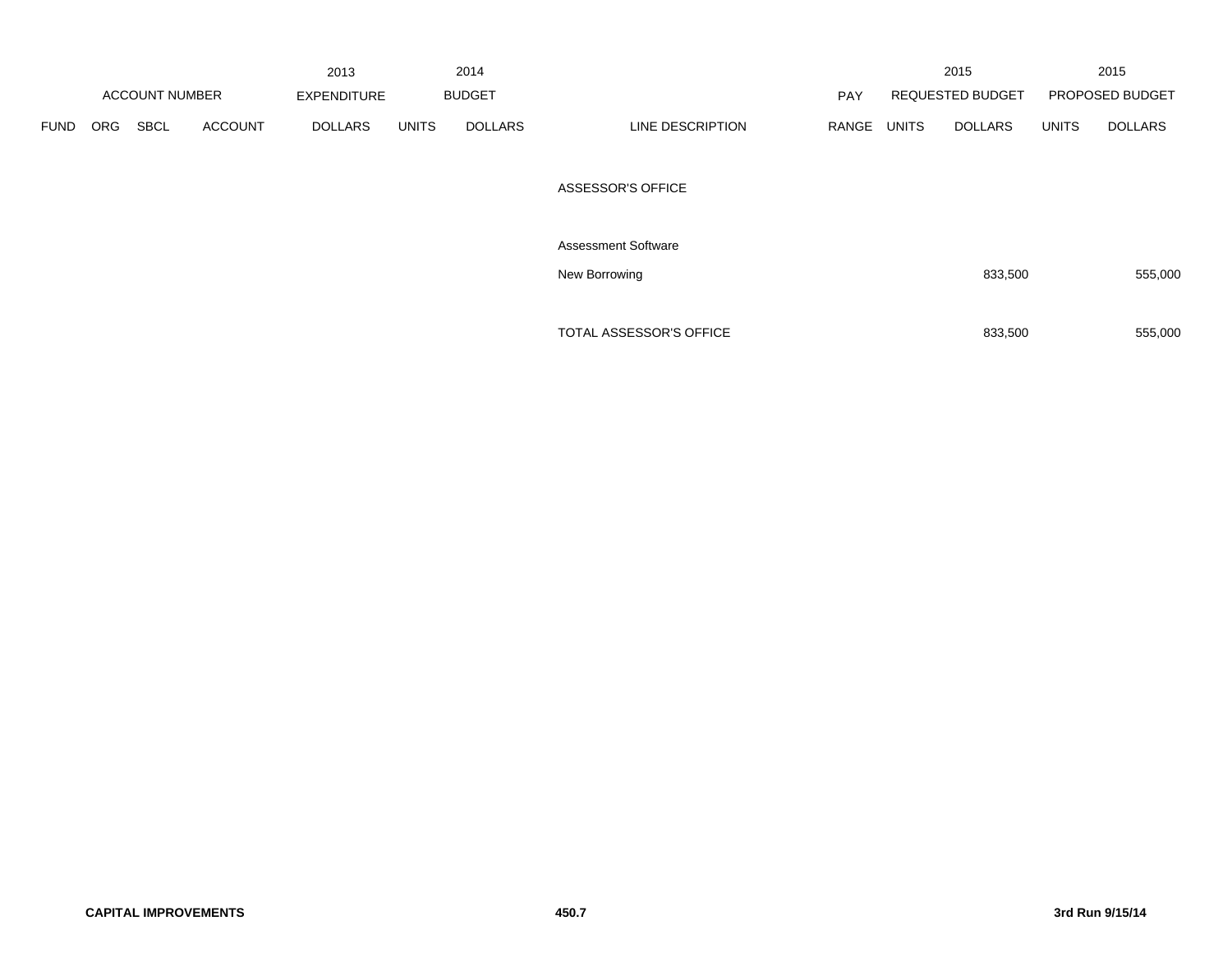| ACCOUNT NUMBER | | | | 2013 EXPENDITURE | 2014 BUDGET | | | PAY | 2015 REQUESTED BUDGET | | 2015 PROPOSED BUDGET | |
|---|---|---|---|---|---|---|---|---|---|---|---|---|
| FUND | ORG | SBCL | ACCOUNT | DOLLARS | UNITS | DOLLARS | LINE DESCRIPTION | RANGE | UNITS | DOLLARS | UNITS | DOLLARS |
| | | | | | | | ASSESSOR'S OFFICE | | | | | |
| | | | | | | | Assessment Software | | | | | |
| | | | | | | | New Borrowing | | | 833,500 | | 555,000 |
| | | | | | | | TOTAL ASSESSOR'S OFFICE | | | 833,500 | | 555,000 |

**CAPITAL IMPROVEMENTS** **450.7** **3rd Run 9/15/14**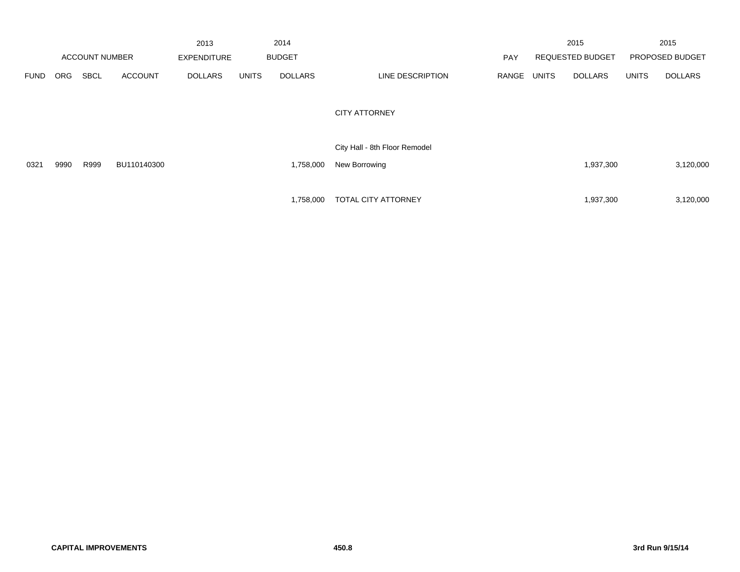| ACCOUNT NUMBER | | | | 2013 EXPENDITURE | 2014 BUDGET | | | PAY | 2015 REQUESTED BUDGET | | 2015 PROPOSED BUDGET | |
|---|---|---|---|---|---|---|---|---|---|---|---|---|
| FUND | ORG | SBCL | ACCOUNT | DOLLARS | UNITS | DOLLARS | LINE DESCRIPTION | RANGE | UNITS | DOLLARS | UNITS | DOLLARS |
| | | | | | | | CITY ATTORNEY | | | | | |
| | | | | | | | City Hall - 8th Floor Remodel | | | | | |
| 0321 | 9990 | R999 | BU110140300 | | | 1,758,000 | New Borrowing | | | 1,937,300 | | 3,120,000 |
| | | | | | | 1,758,000 | TOTAL CITY ATTORNEY | | | 1,937,300 | | 3,120,000 |

**CAPITAL IMPROVEMENTS** **450.8** **3rd Run 9/15/14**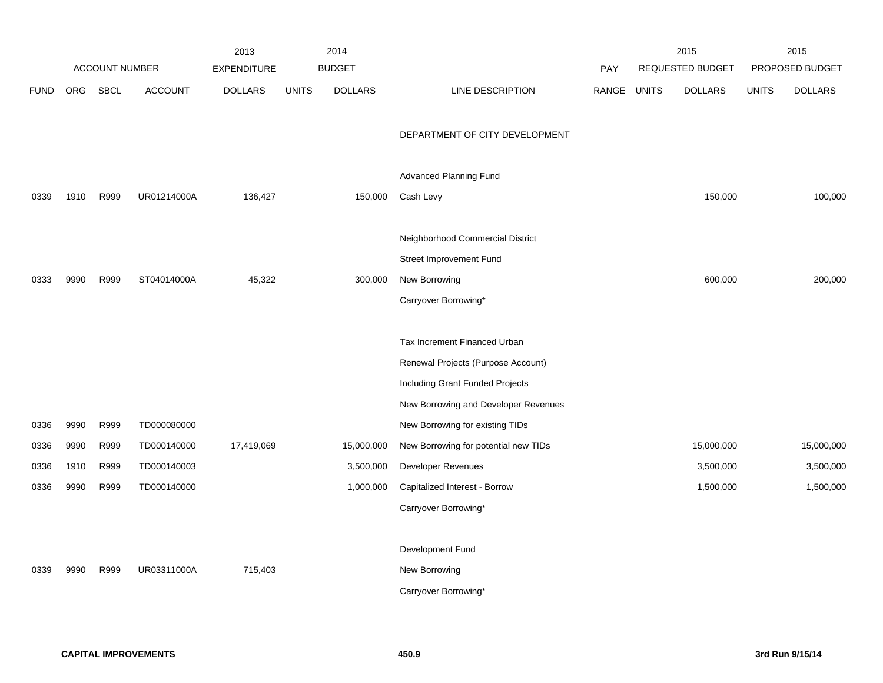| ACCOUNT NUMBER | | | | 2013 EXPENDITURE | 2014 BUDGET | | | PAY | 2015 REQUESTED BUDGET | | 2015 PROPOSED BUDGET | |
|---|---|---|---|---|---|---|---|---|---|---|---|---|
| FUND | ORG | SBCL | ACCOUNT | DOLLARS | UNITS | DOLLARS | LINE DESCRIPTION | RANGE | UNITS | DOLLARS | UNITS | DOLLARS |
| | | | | | | | DEPARTMENT OF CITY DEVELOPMENT | | | | | |
| | | | | | | | Advanced Planning Fund | | | | | |
| 0339 | 1910 | R999 | UR01214000A | 136,427 | | 150,000 | Cash Levy | | | 150,000 | | 100,000 |
| | | | | | | | Neighborhood Commercial District | | | | | |
| | | | | | | | Street Improvement Fund | | | | | |
| 0333 | 9990 | R999 | ST04014000A | 45,322 | | 300,000 | New Borrowing | | | 600,000 | | 200,000 |
| | | | | | | | Carryover Borrowing* | | | | | |
| | | | | | | | Tax Increment Financed Urban | | | | | |
| | | | | | | | Renewal Projects (Purpose Account) | | | | | |
| | | | | | | | Including Grant Funded Projects | | | | | |
| | | | | | | | New Borrowing and Developer Revenues | | | | | |
| 0336 | 9990 | R999 | TD000080000 | | | | New Borrowing for existing TIDs | | | | | |
| 0336 | 9990 | R999 | TD000140000 | 17,419,069 | | 15,000,000 | New Borrowing for potential new TIDs | | | 15,000,000 | | 15,000,000 |
| 0336 | 1910 | R999 | TD000140003 | | | 3,500,000 | Developer Revenues | | | 3,500,000 | | 3,500,000 |
| 0336 | 9990 | R999 | TD000140000 | | | 1,000,000 | Capitalized Interest - Borrow | | | 1,500,000 | | 1,500,000 |
| | | | | | | | Carryover Borrowing* | | | | | |
| | | | | | | | Development Fund | | | | | |
| 0339 | 9990 | R999 | UR03311000A | 715,403 | | | New Borrowing | | | | | |
| | | | | | | | Carryover Borrowing* | | | | | |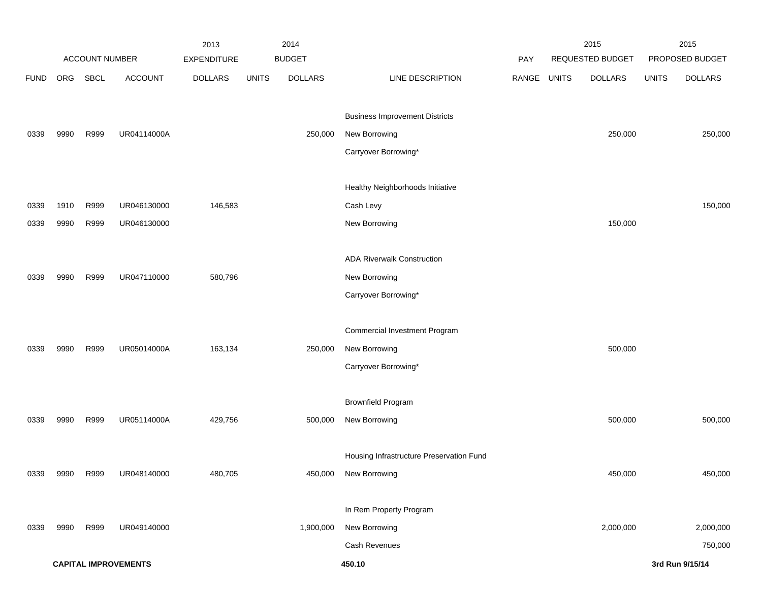| ACCOUNT NUMBER | | | | 2013 EXPENDITURE | 2014 BUDGET | | | PAY | 2015 REQUESTED BUDGET | | 2015 PROPOSED BUDGET | |
|---|---|---|---|---|---|---|---|---|---|---|---|---|
| FUND | ORG | SBCL | ACCOUNT | DOLLARS | UNITS | DOLLARS | LINE DESCRIPTION | RANGE | UNITS | DOLLARS | UNITS | DOLLARS |
| | | | | | | | Business Improvement Districts | | | | | |
| 0339 | 9990 | R999 | UR04114000A | | | 250,000 | New Borrowing | | | 250,000 | | 250,000 |
| | | | | | | | Carryover Borrowing* | | | | | |
| | | | | | | | Healthy Neighborhoods Initiative | | | | | |
| 0339 | 1910 | R999 | UR046130000 | 146,583 | | | Cash Levy | | | | | 150,000 |
| 0339 | 9990 | R999 | UR046130000 | | | | New Borrowing | | | 150,000 | | |
| | | | | | | | ADA Riverwalk Construction | | | | | |
| 0339 | 9990 | R999 | UR047110000 | 580,796 | | | New Borrowing | | | | | |
| | | | | | | | Carryover Borrowing* | | | | | |
| | | | | | | | Commercial Investment Program | | | | | |
| 0339 | 9990 | R999 | UR05014000A | 163,134 | | 250,000 | New Borrowing | | | 500,000 | | |
| | | | | | | | Carryover Borrowing* | | | | | |
| | | | | | | | Brownfield Program | | | | | |
| 0339 | 9990 | R999 | UR05114000A | 429,756 | | 500,000 | New Borrowing | | | 500,000 | | 500,000 |
| | | | | | | | Housing Infrastructure Preservation Fund | | | | | |
| 0339 | 9990 | R999 | UR048140000 | 480,705 | | 450,000 | New Borrowing | | | 450,000 | | 450,000 |
| | | | | | | | In Rem Property Program | | | | | |
| 0339 | 9990 | R999 | UR049140000 | | | 1,900,000 | New Borrowing | | | 2,000,000 | | 2,000,000 |
| | | | | | | | Cash Revenues | | | | | 750,000 |

**CAPITAL IMPROVEMENTS** 450.10 3rd Run 9/15/14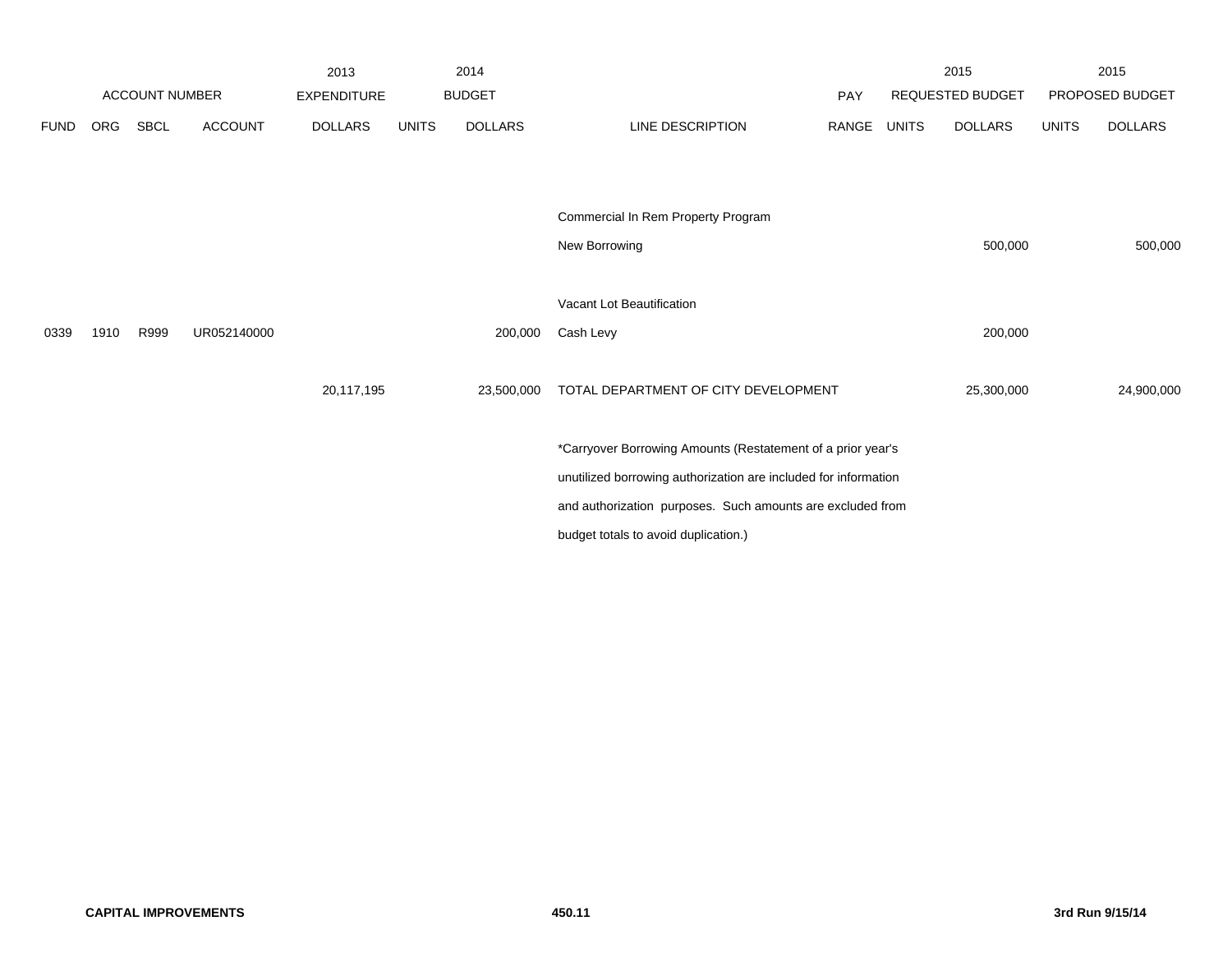| ACCOUNT NUMBER | | | | 2013 EXPENDITURE | 2014 BUDGET | | | PAY | 2015 REQUESTED BUDGET | | 2015 PROPOSED BUDGET | |
|---|---|---|---|---|---|---|---|---|---|---|---|---|
| FUND | ORG | SBCL | ACCOUNT | DOLLARS | UNITS | DOLLARS | LINE DESCRIPTION | RANGE | UNITS | DOLLARS | UNITS | DOLLARS |
| | | | | | | | Commercial In Rem Property Program | | | | | |
| | | | | | | | New Borrowing | | | 500,000 | | 500,000 |
| | | | | | | | Vacant Lot Beautification | | | | | |
| 0339 | 1910 | R999 | UR052140000 | | | 200,000 | Cash Levy | | | 200,000 | | |
| | | | | 20,117,195 | | 23,500,000 | TOTAL DEPARTMENT OF CITY DEVELOPMENT | | | 25,300,000 | | 24,900,000 |

*Carryover Borrowing Amounts (Restatement of a prior year's unutilized borrowing authorization are included for information and authorization purposes. Such amounts are excluded from budget totals to avoid duplication.)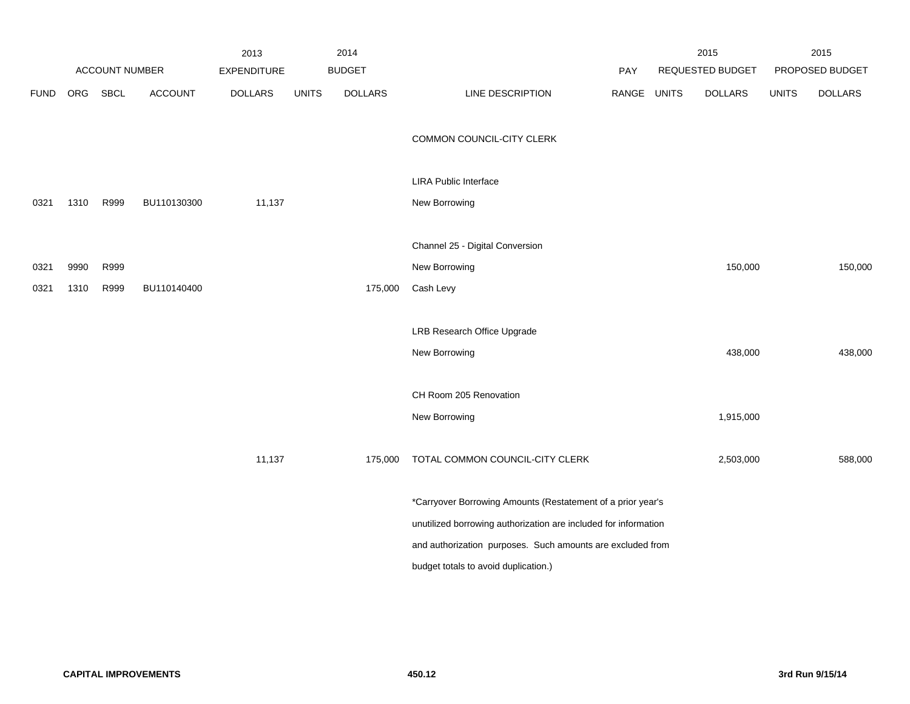| ACCOUNT NUMBER | | | | 2013 EXPENDITURE | 2014 BUDGET | | | PAY | 2015 REQUESTED BUDGET | | 2015 PROPOSED BUDGET | |
|---|---|---|---|---|---|---|---|---|---|---|---|---|
| FUND | ORG | SBCL | ACCOUNT | DOLLARS | UNITS | DOLLARS | LINE DESCRIPTION | RANGE | UNITS | DOLLARS | UNITS | DOLLARS |
| | | | | | | | COMMON COUNCIL-CITY CLERK | | | | | |
| | | | | | | | LIRA Public Interface | | | | | |
| 0321 | 1310 | R999 | BU110130300 | 11,137 | | | New Borrowing | | | | | |
| | | | | | | | Channel 25 - Digital Conversion | | | | | |
| 0321 | 9990 | R999 | | | | | New Borrowing | | | 150,000 | | 150,000 |
| 0321 | 1310 | R999 | BU110140400 | | | 175,000 | Cash Levy | | | | | |
| | | | | | | | LRB Research Office Upgrade | | | | | |
| | | | | | | | New Borrowing | | | 438,000 | | 438,000 |
| | | | | | | | CH Room 205 Renovation | | | | | |
| | | | | | | | New Borrowing | | | 1,915,000 | | |
| | | | | 11,137 | | 175,000 | TOTAL COMMON COUNCIL-CITY CLERK | | | 2,503,000 | | 588,000 |

*Carryover Borrowing Amounts (Restatement of a prior year's unutilized borrowing authorization are included for information and authorization purposes. Such amounts are excluded from budget totals to avoid duplication.)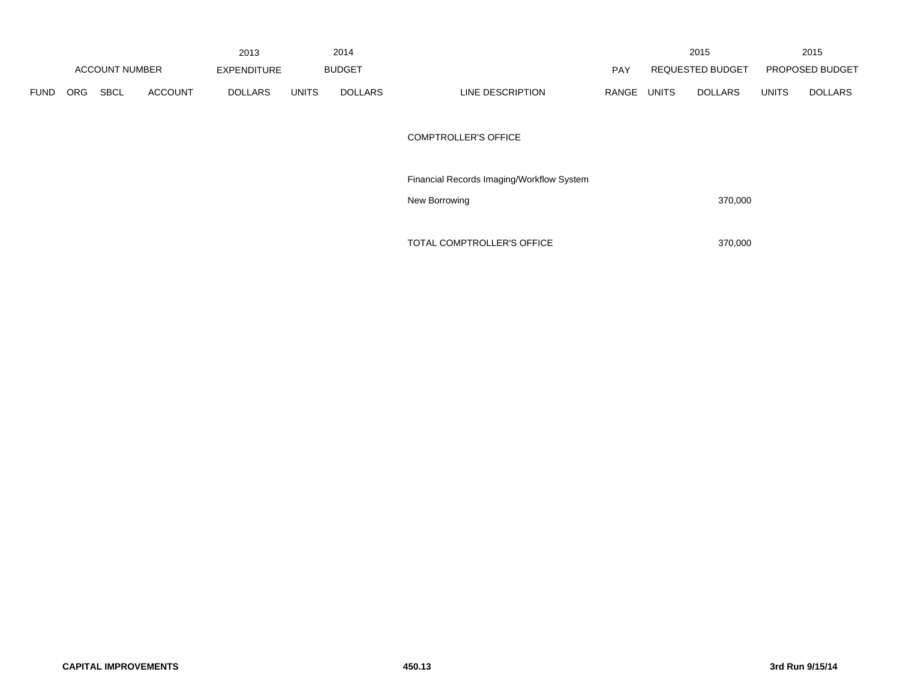| ACCOUNT NUMBER | | | | 2013 EXPENDITURE | 2014 BUDGET | | | PAY | 2015 REQUESTED BUDGET | | 2015 PROPOSED BUDGET | |
|---|---|---|---|---|---|---|---|---|---|---|---|---|
| FUND | ORG | SBCL | ACCOUNT | DOLLARS | UNITS | DOLLARS | LINE DESCRIPTION | RANGE | UNITS | DOLLARS | UNITS | DOLLARS |
| | | | | | | | COMPTROLLER'S OFFICE | | | | | |
| | | | | | | | Financial Records Imaging/Workflow System | | | | | |
| | | | | | | | New Borrowing | | | 370,000 | | |
| | | | | | | | TOTAL COMPTROLLER'S OFFICE | | | 370,000 | | |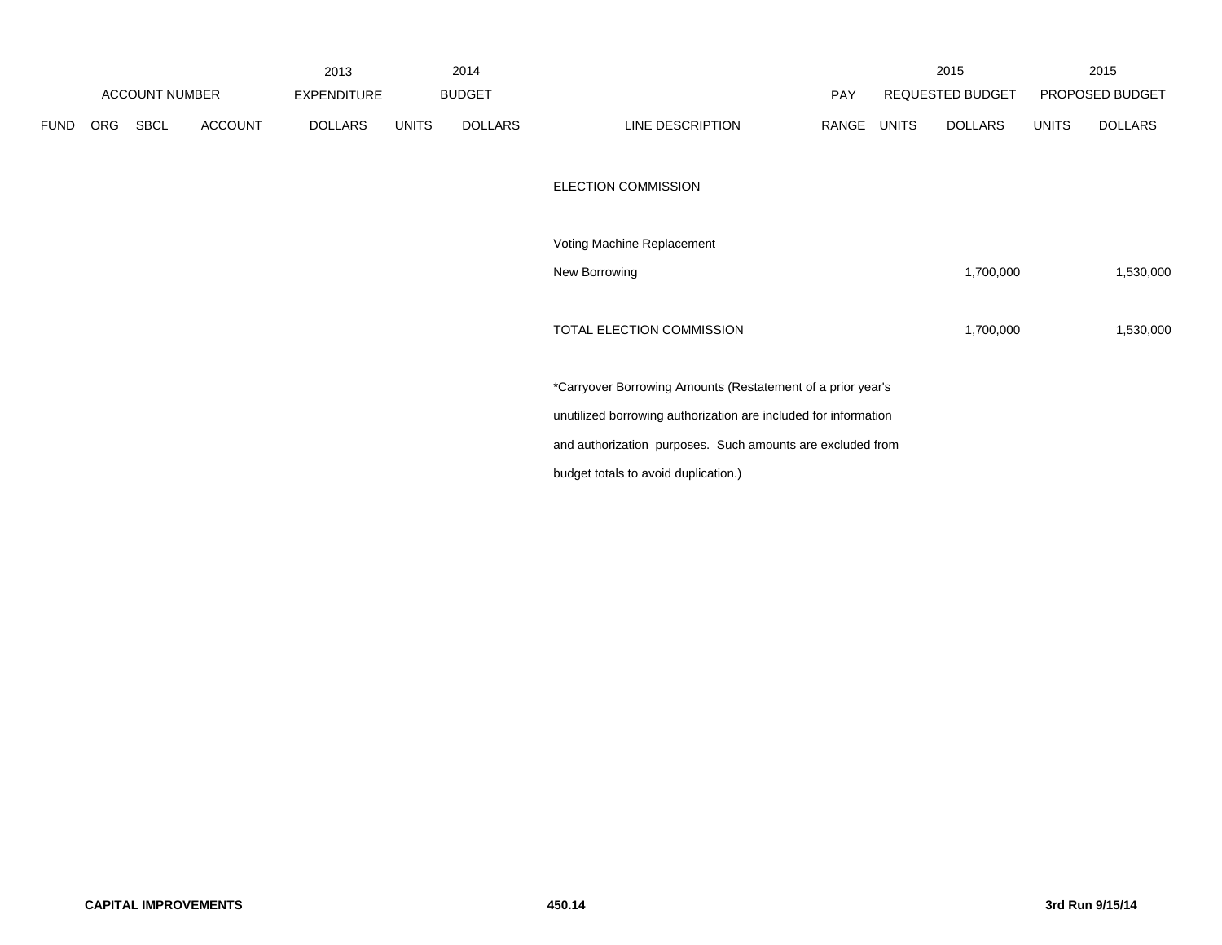| ACCOUNT NUMBER | | | | 2013 EXPENDITURE | 2014 BUDGET | | | PAY | 2015 REQUESTED BUDGET | | 2015 PROPOSED BUDGET | |
|---|---|---|---|---|---|---|---|---|---|---|---|---|
| FUND | ORG | SBCL | ACCOUNT | DOLLARS | UNITS | DOLLARS | LINE DESCRIPTION | RANGE | UNITS | DOLLARS | UNITS | DOLLARS |
| | | | | | | | ELECTION COMMISSION | | | | | |
| | | | | | | | Voting Machine Replacement | | | | | |
| | | | | | | | New Borrowing | | | 1,700,000 | | 1,530,000 |
| | | | | | | | TOTAL ELECTION COMMISSION | | | 1,700,000 | | 1,530,000 |

*Carryover Borrowing Amounts (Restatement of a prior year's unutilized borrowing authorization are included for information and authorization purposes. Such amounts are excluded from budget totals to avoid duplication.)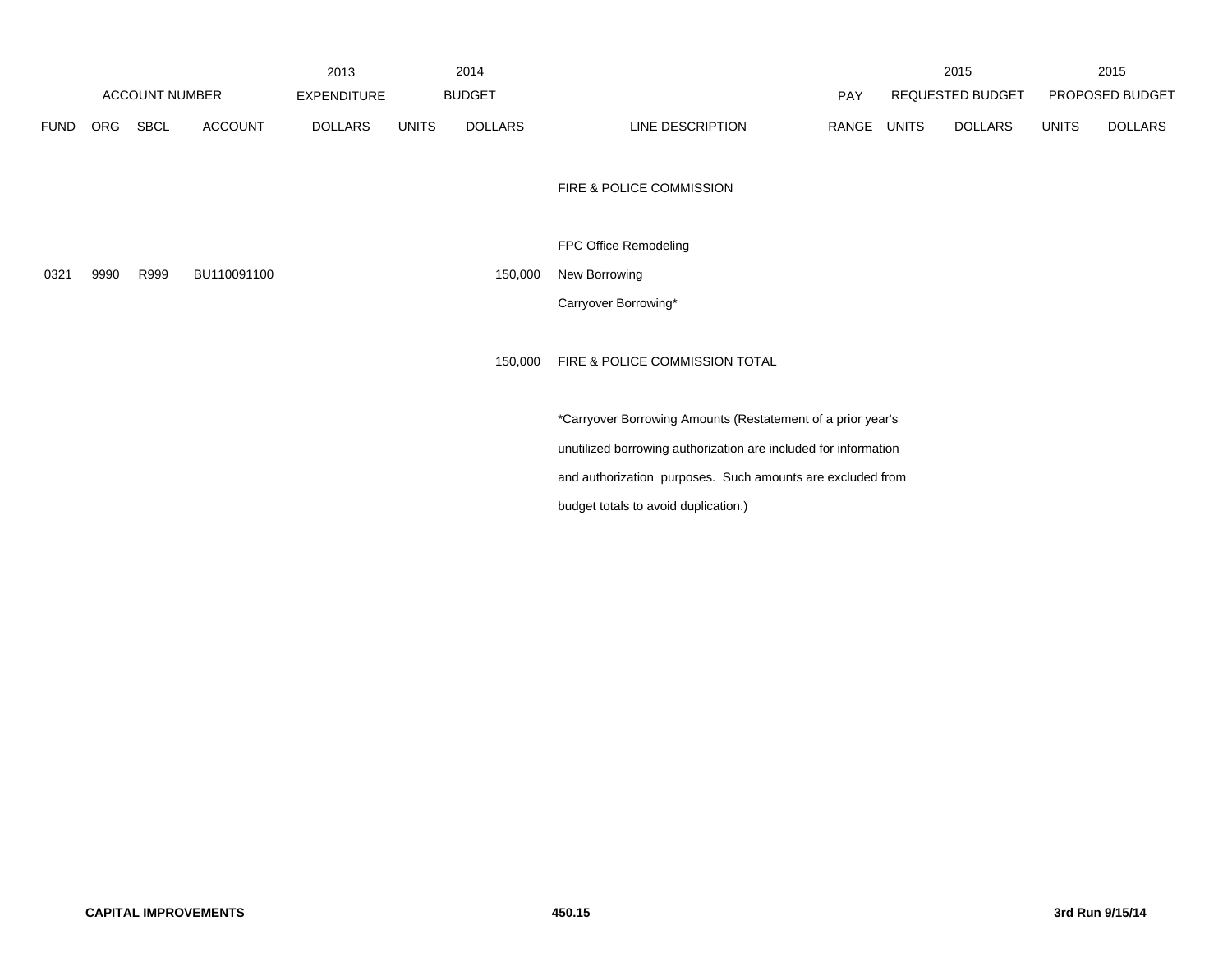| | | | | 2013 | 2014 | | | | 2015 | | 2015 | |
|---|---|---|---|---|---|---|---|---|---|---|---|---|
| ACCOUNT NUMBER | | | | EXPENDITURE | BUDGET | | | PAY | REQUESTED BUDGET | | PROPOSED BUDGET | |
| FUND | ORG | SBCL | ACCOUNT | DOLLARS | UNITS | DOLLARS | LINE DESCRIPTION | RANGE | UNITS | DOLLARS | UNITS | DOLLARS |
| | | | | | | | FIRE & POLICE COMMISSION | | | | | |
| | | | | | | | FPC Office Remodeling | | | | | |
| 0321 | 9990 | R999 | BU110091100 | | | 150,000 | New Borrowing | | | | | |
| | | | | | | | Carryover Borrowing* | | | | | |
| | | | | | | 150,000 | FIRE & POLICE COMMISSION TOTAL | | | | | |

*Carryover Borrowing Amounts (Restatement of a prior year's unutilized borrowing authorization are included for information and authorization purposes. Such amounts are excluded from budget totals to avoid duplication.)

CAPITAL IMPROVEMENTS 450.15 3rd Run 9/15/14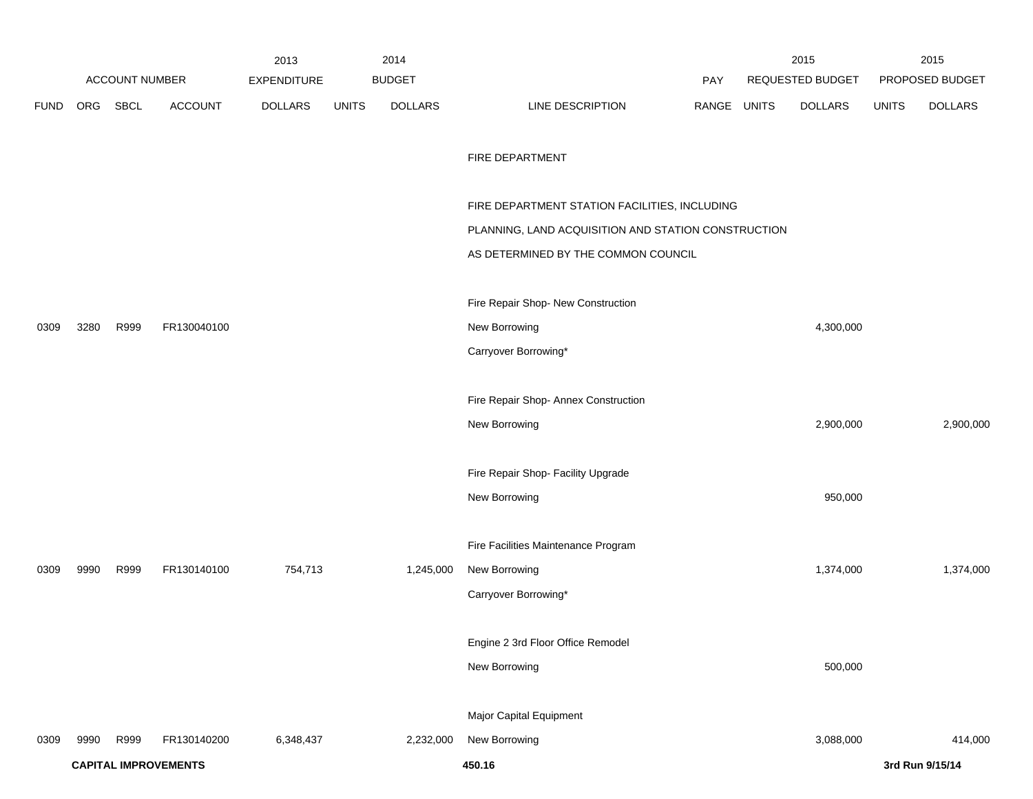| FUND | ORG | SBCL | ACCOUNT | 2013 EXPENDITURE DOLLARS | 2014 BUDGET UNITS | 2014 BUDGET DOLLARS | LINE DESCRIPTION | PAY RANGE | 2015 REQUESTED BUDGET UNITS | 2015 REQUESTED BUDGET DOLLARS | 2015 PROPOSED BUDGET UNITS | 2015 PROPOSED BUDGET DOLLARS |
|---|---|---|---|---|---|---|---|---|---|---|---|---|
| | | | | | | | FIRE DEPARTMENT | | | | | |
| | | | | | | | FIRE DEPARTMENT STATION FACILITIES, INCLUDING PLANNING, LAND ACQUISITION AND STATION CONSTRUCTION AS DETERMINED BY THE COMMON COUNCIL | | | | | |
| | | | | | | | Fire Repair Shop- New Construction | | | | | |
| 0309 | 3280 | R999 | FR130040100 | | | | New Borrowing | | | 4,300,000 | | |
| | | | | | | | Carryover Borrowing* | | | | | |
| | | | | | | | Fire Repair Shop- Annex Construction | | | | | |
| | | | | | | | New Borrowing | | | 2,900,000 | | 2,900,000 |
| | | | | | | | Fire Repair Shop- Facility Upgrade | | | | | |
| | | | | | | | New Borrowing | | | 950,000 | | |
| | | | | | | | Fire Facilities Maintenance Program | | | | | |
| 0309 | 9990 | R999 | FR130140100 | 754,713 | | 1,245,000 | New Borrowing | | | 1,374,000 | | 1,374,000 |
| | | | | | | | Carryover Borrowing* | | | | | |
| | | | | | | | Engine 2 3rd Floor Office Remodel | | | | | |
| | | | | | | | New Borrowing | | | 500,000 | | |
| | | | | | | | Major Capital Equipment | | | | | |
| 0309 | 9990 | R999 | FR130140200 | 6,348,437 | | 2,232,000 | New Borrowing | | | 3,088,000 | | 414,000 |

**CAPITAL IMPROVEMENTS** 450.16 **3rd Run 9/15/14**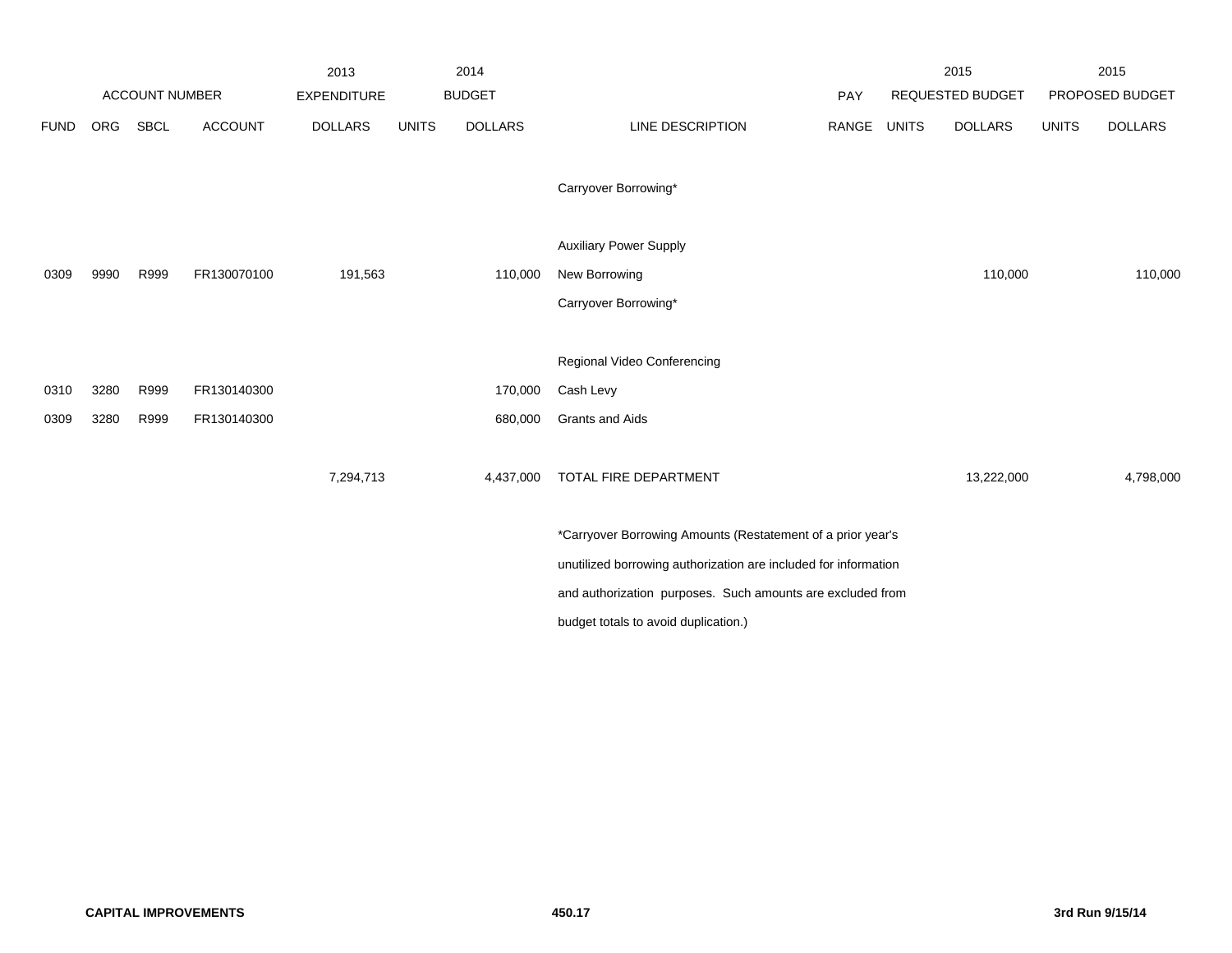| | ACCOUNT NUMBER | | | 2013 EXPENDITURE | 2014 BUDGET | | | PAY | 2015 REQUESTED BUDGET | | 2015 PROPOSED BUDGET | |
|---|---|---|---|---|---|---|---|---|---|---|---|---|
| FUND | ORG | SBCL | ACCOUNT | DOLLARS | UNITS | DOLLARS | LINE DESCRIPTION | RANGE | UNITS | DOLLARS | UNITS | DOLLARS |
| | | | | | | | Carryover Borrowing* | | | | | |
| | | | | | | | Auxiliary Power Supply | | | | | |
| 0309 | 9990 | R999 | FR130070100 | 191,563 | | 110,000 | New Borrowing | | | 110,000 | | 110,000 |
| | | | | | | | Carryover Borrowing* | | | | | |
| | | | | | | | Regional Video Conferencing | | | | | |
| 0310 | 3280 | R999 | FR130140300 | | | 170,000 | Cash Levy | | | | | |
| 0309 | 3280 | R999 | FR130140300 | | | 680,000 | Grants and Aids | | | | | |
| | | | | 7,294,713 | | 4,437,000 | TOTAL FIRE DEPARTMENT | | | 13,222,000 | | 4,798,000 |

*Carryover Borrowing Amounts (Restatement of a prior year's unutilized borrowing authorization are included for information and authorization purposes. Such amounts are excluded from budget totals to avoid duplication.)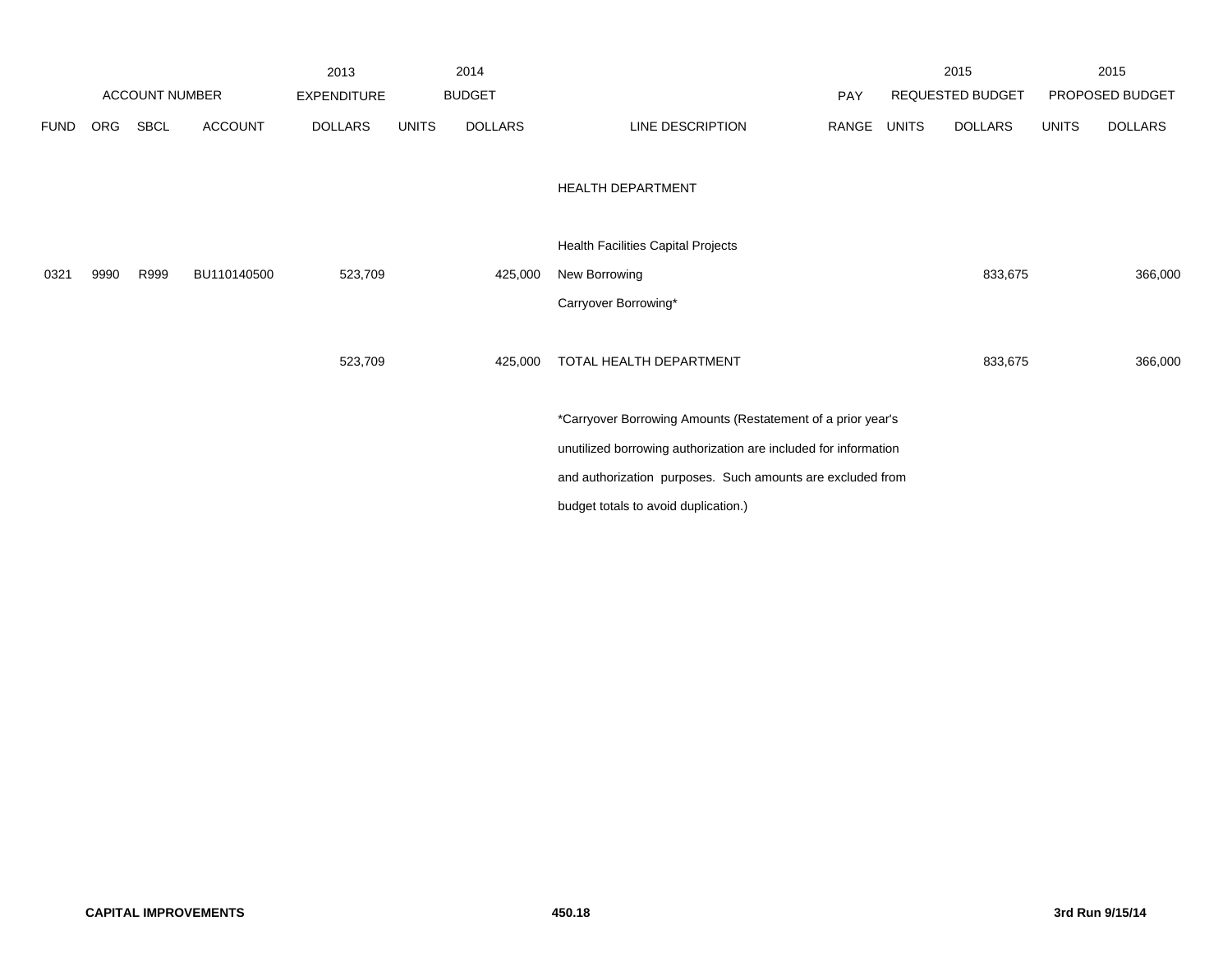| ACCOUNT NUMBER | | | | 2013 EXPENDITURE | 2014 BUDGET | | | PAY | 2015 REQUESTED BUDGET | | 2015 PROPOSED BUDGET | |
|---|---|---|---|---|---|---|---|---|---|---|---|---|
| FUND | ORG | SBCL | ACCOUNT | DOLLARS | UNITS | DOLLARS | LINE DESCRIPTION | RANGE | UNITS | DOLLARS | UNITS | DOLLARS |
| | | | | | | | HEALTH DEPARTMENT | | | | | |
| | | | | | | | Health Facilities Capital Projects | | | | | |
| 0321 | 9990 | R999 | BU110140500 | 523,709 | | 425,000 | New Borrowing | | | 833,675 | | 366,000 |
| | | | | | | | Carryover Borrowing* | | | | | |
| | | | | 523,709 | | 425,000 | TOTAL HEALTH DEPARTMENT | | | 833,675 | | 366,000 |

*Carryover Borrowing Amounts (Restatement of a prior year's unutilized borrowing authorization are included for information and authorization purposes. Such amounts are excluded from budget totals to avoid duplication.)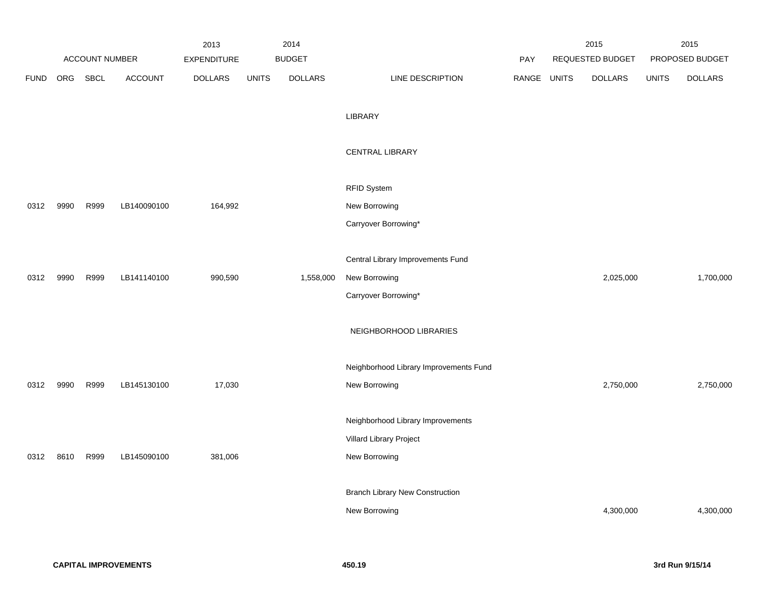| ACCOUNT NUMBER | | | | 2013 EXPENDITURE | 2014 BUDGET | | | PAY | 2015 REQUESTED BUDGET | | 2015 PROPOSED BUDGET | |
|---|---|---|---|---|---|---|---|---|---|---|---|---|
| FUND | ORG | SBCL | ACCOUNT | DOLLARS | UNITS | DOLLARS | LINE DESCRIPTION | RANGE | UNITS | DOLLARS | UNITS | DOLLARS |
| | | | | | | | LIBRARY | | | | | |
| | | | | | | | CENTRAL LIBRARY | | | | | |
| | | | | | | | RFID System | | | | | |
| 0312 | 9990 | R999 | LB140090100 | 164,992 | | | New Borrowing | | | | | |
| | | | | | | | Carryover Borrowing* | | | | | |
| | | | | | | | Central Library Improvements Fund | | | | | |
| 0312 | 9990 | R999 | LB141140100 | 990,590 | | 1,558,000 | New Borrowing | | | 2,025,000 | | 1,700,000 |
| | | | | | | | Carryover Borrowing* | | | | | |
| | | | | | | | NEIGHBORHOOD LIBRARIES | | | | | |
| | | | | | | | Neighborhood Library Improvements Fund | | | | | |
| 0312 | 9990 | R999 | LB145130100 | 17,030 | | | New Borrowing | | | 2,750,000 | | 2,750,000 |
| | | | | | | | Neighborhood Library Improvements | | | | | |
| | | | | | | | Villard Library Project | | | | | |
| 0312 | 8610 | R999 | LB145090100 | 381,006 | | | New Borrowing | | | | | |
| | | | | | | | Branch Library New Construction | | | | | |
| | | | | | | | New Borrowing | | | 4,300,000 | | 4,300,000 |

**CAPITAL IMPROVEMENTS** 450.19 **3rd Run 9/15/14**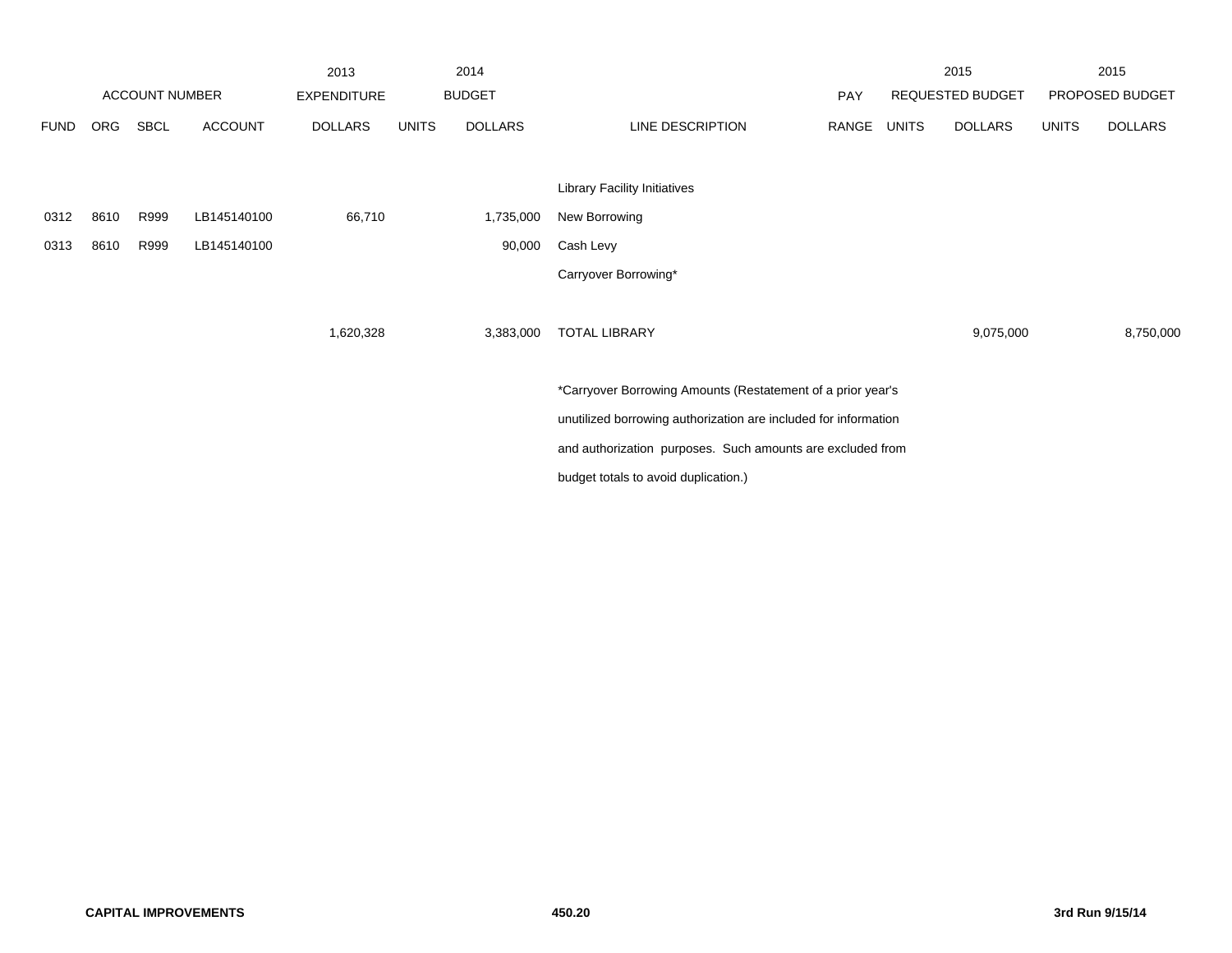| | ACCOUNT NUMBER | | | 2013 EXPENDITURE | 2014 BUDGET | | | PAY | 2015 REQUESTED BUDGET | | 2015 PROPOSED BUDGET | |
|---|---|---|---|---|---|---|---|---|---|---|---|---|
| FUND | ORG | SBCL | ACCOUNT | DOLLARS | UNITS | DOLLARS | LINE DESCRIPTION | RANGE | UNITS | DOLLARS | UNITS | DOLLARS |
| | | | | | | | Library Facility Initiatives | | | | | |
| 0312 | 8610 | R999 | LB145140100 | 66,710 | | 1,735,000 | New Borrowing | | | | | |
| 0313 | 8610 | R999 | LB145140100 | | | 90,000 | Cash Levy | | | | | |
| | | | | | | | Carryover Borrowing* | | | | | |
| | | | | 1,620,328 | | 3,383,000 | TOTAL LIBRARY | | | 9,075,000 | | 8,750,000 |

*Carryover Borrowing Amounts (Restatement of a prior year's unutilized borrowing authorization are included for information and authorization purposes. Such amounts are excluded from budget totals to avoid duplication.)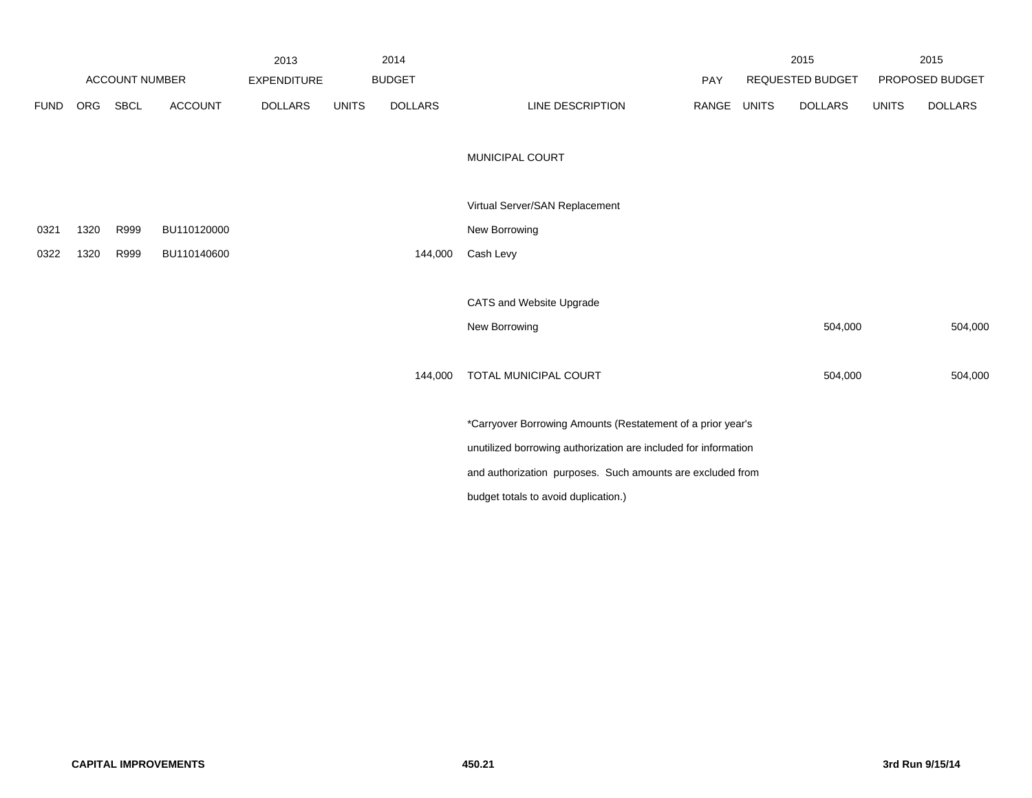| FUND | ORG | SBCL | ACCOUNT | 2013 EXPENDITURE DOLLARS | 2014 BUDGET UNITS | 2014 BUDGET DOLLARS | LINE DESCRIPTION | PAY RANGE | 2015 REQUESTED BUDGET UNITS | 2015 REQUESTED BUDGET DOLLARS | 2015 PROPOSED BUDGET UNITS | 2015 PROPOSED BUDGET DOLLARS |
|---|---|---|---|---|---|---|---|---|---|---|---|---|
| | | | | | | | MUNICIPAL COURT | | | | | |
| | | | | | | | Virtual Server/SAN Replacement | | | | | |
| 0321 | 1320 | R999 | BU110120000 | | | | New Borrowing | | | | | |
| 0322 | 1320 | R999 | BU110140600 | | | 144,000 | Cash Levy | | | | | |
| | | | | | | | CATS and Website Upgrade | | | | | |
| | | | | | | | New Borrowing | | | 504,000 | | 504,000 |
| | | | | | | 144,000 | TOTAL MUNICIPAL COURT | | | 504,000 | | 504,000 |

*Carryover Borrowing Amounts (Restatement of a prior year's unutilized borrowing authorization are included for information and authorization purposes. Such amounts are excluded from budget totals to avoid duplication.)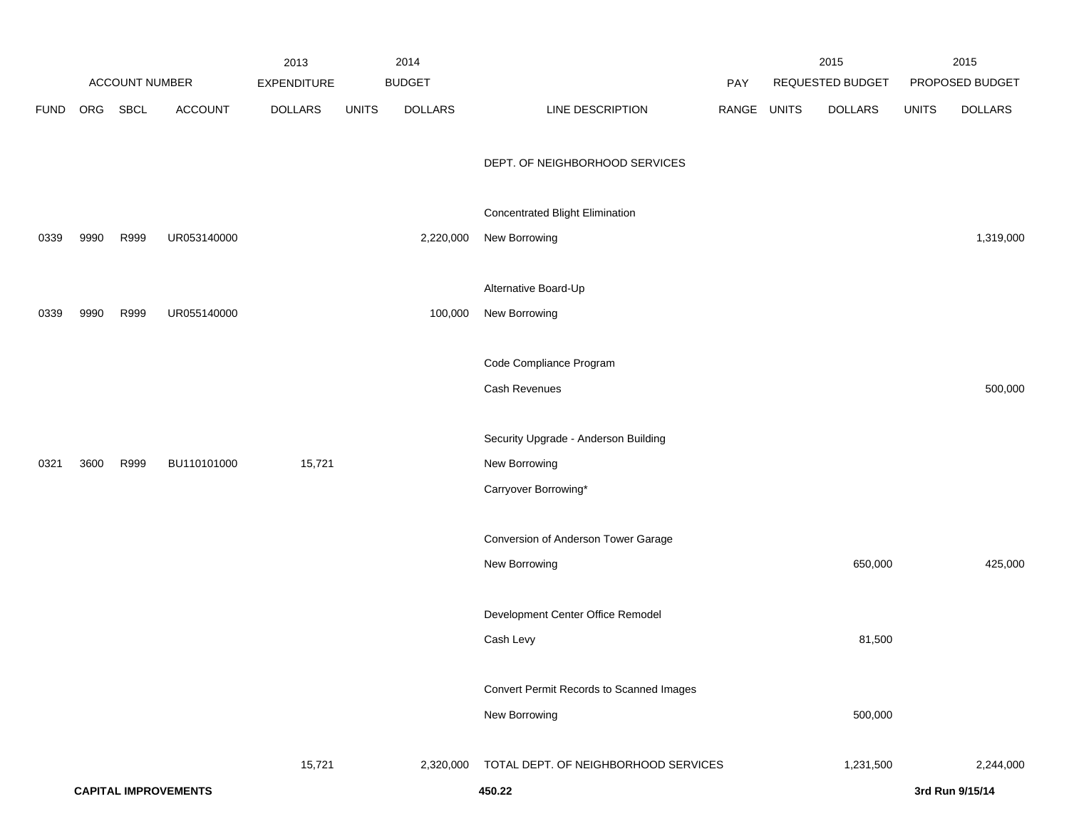| | ACCOUNT NUMBER | | | 2013 EXPENDITURE | 2014 BUDGET | | | PAY | 2015 REQUESTED BUDGET | | 2015 PROPOSED BUDGET | |
|---|---|---|---|---|---|---|---|---|---|---|---|---|
| FUND | ORG | SBCL | ACCOUNT | DOLLARS | UNITS | DOLLARS | LINE DESCRIPTION | RANGE | UNITS | DOLLARS | UNITS | DOLLARS |
| | | | | | | | DEPT. OF NEIGHBORHOOD SERVICES | | | | | |
| | | | | | | | Concentrated Blight Elimination | | | | | |
| 0339 | 9990 | R999 | UR053140000 | | | 2,220,000 | New Borrowing | | | | | 1,319,000 |
| | | | | | | | Alternative Board-Up | | | | | |
| 0339 | 9990 | R999 | UR055140000 | | | 100,000 | New Borrowing | | | | | |
| | | | | | | | Code Compliance Program | | | | | |
| | | | | | | | Cash Revenues | | | | | 500,000 |
| | | | | | | | Security Upgrade - Anderson Building | | | | | |
| 0321 | 3600 | R999 | BU110101000 | 15,721 | | | New Borrowing | | | | | |
| | | | | | | | Carryover Borrowing* | | | | | |
| | | | | | | | Conversion of Anderson Tower Garage | | | | | |
| | | | | | | | New Borrowing | | | 650,000 | | 425,000 |
| | | | | | | | Development Center Office Remodel | | | | | |
| | | | | | | | Cash Levy | | | 81,500 | | |
| | | | | | | | Convert Permit Records to Scanned Images | | | | | |
| | | | | | | | New Borrowing | | | 500,000 | | |
| | | | | 15,721 | | 2,320,000 | TOTAL DEPT. OF NEIGHBORHOOD SERVICES | | | 1,231,500 | | 2,244,000 |

**CAPITAL IMPROVEMENTS** **450.22** **3rd Run 9/15/14**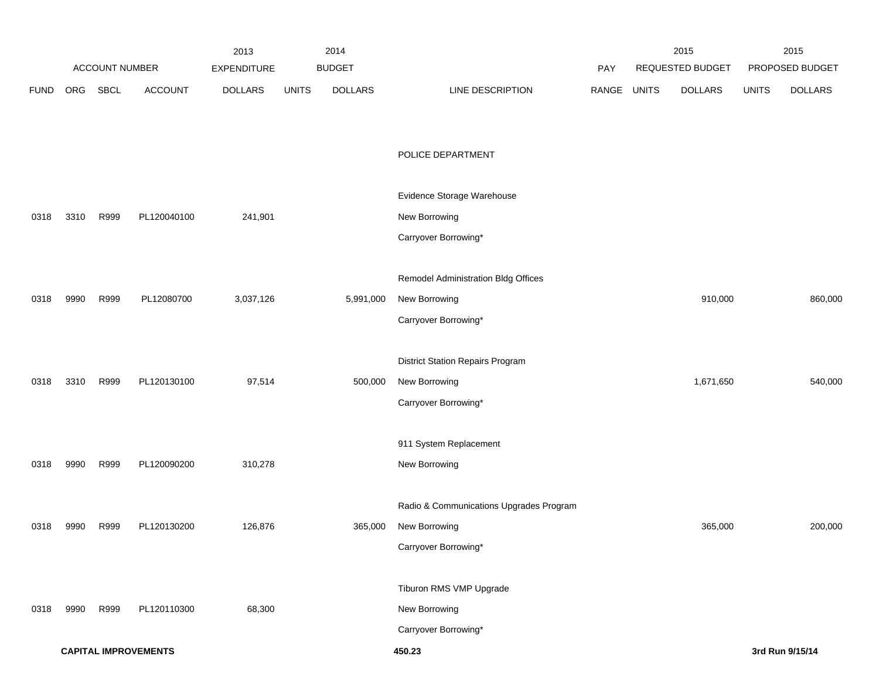| ACCOUNT NUMBER | | | | 2013 EXPENDITURE | 2014 BUDGET | | | PAY | 2015 REQUESTED BUDGET | | 2015 PROPOSED BUDGET | |
|---|---|---|---|---|---|---|---|---|---|---|---|---|
| FUND | ORG | SBCL | ACCOUNT | DOLLARS | UNITS | DOLLARS | LINE DESCRIPTION | RANGE | UNITS | DOLLARS | UNITS | DOLLARS |
| | | | | | | | POLICE DEPARTMENT | | | | | |
| | | | | | | | Evidence Storage Warehouse | | | | | |
| 0318 | 3310 | R999 | PL120040100 | 241,901 | | | New Borrowing | | | | | |
| | | | | | | | Carryover Borrowing* | | | | | |
| | | | | | | | Remodel Administration Bldg Offices | | | | | |
| 0318 | 9990 | R999 | PL12080700 | 3,037,126 | | 5,991,000 | New Borrowing | | | 910,000 | | 860,000 |
| | | | | | | | Carryover Borrowing* | | | | | |
| | | | | | | | District Station Repairs Program | | | | | |
| 0318 | 3310 | R999 | PL120130100 | 97,514 | | 500,000 | New Borrowing | | | 1,671,650 | | 540,000 |
| | | | | | | | Carryover Borrowing* | | | | | |
| | | | | | | | 911 System Replacement | | | | | |
| 0318 | 9990 | R999 | PL120090200 | 310,278 | | | New Borrowing | | | | | |
| | | | | | | | Radio & Communications Upgrades Program | | | | | |
| 0318 | 9990 | R999 | PL120130200 | 126,876 | | 365,000 | New Borrowing | | | 365,000 | | 200,000 |
| | | | | | | | Carryover Borrowing* | | | | | |
| | | | | | | | Tiburon RMS VMP Upgrade | | | | | |
| 0318 | 9990 | R999 | PL120110300 | 68,300 | | | New Borrowing | | | | | |
| | | | | | | | Carryover Borrowing* | | | | | |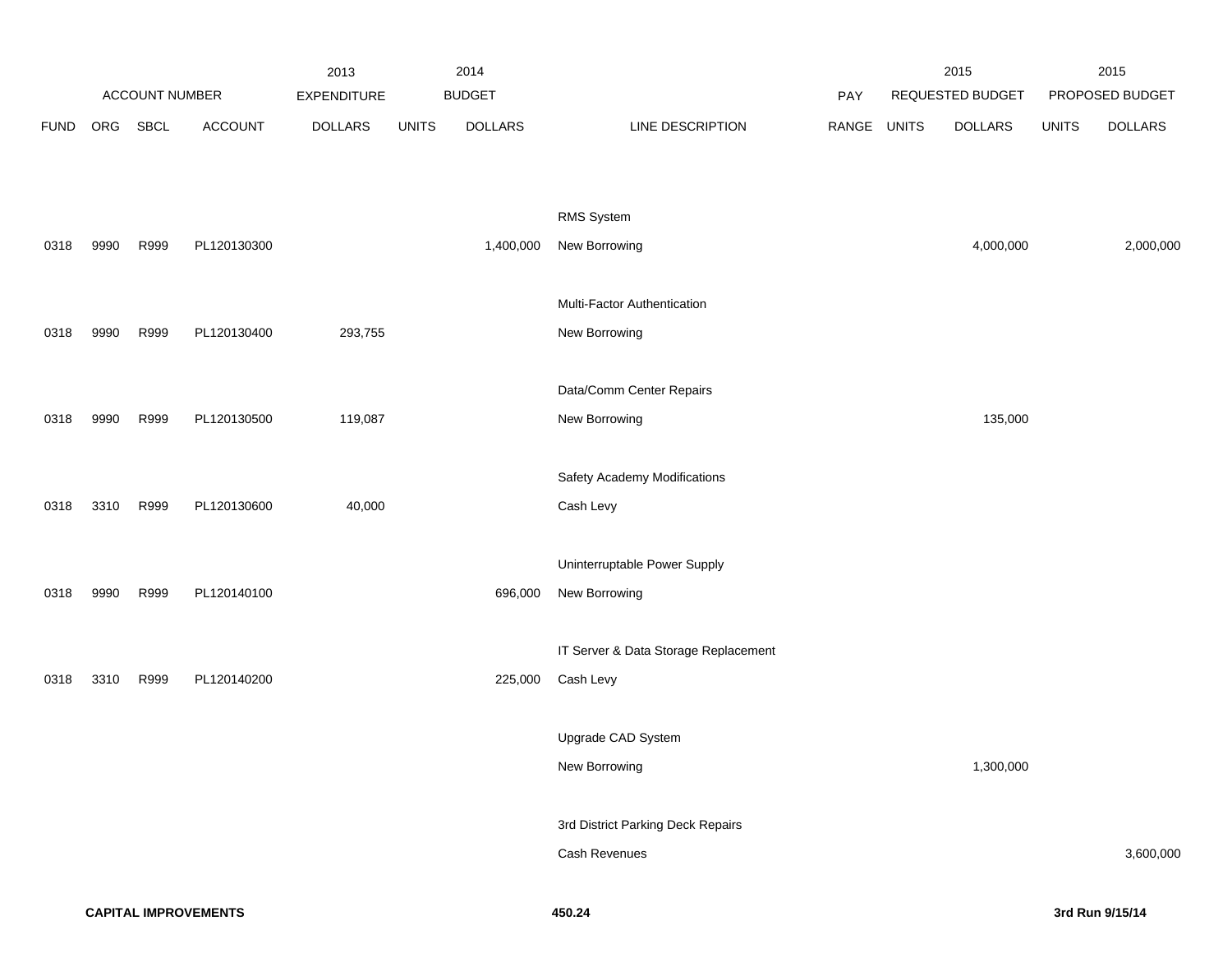| ACCOUNT NUMBER | | | | 2013 EXPENDITURE | 2014 BUDGET | | | PAY | 2015 REQUESTED BUDGET | | 2015 PROPOSED BUDGET | |
|---|---|---|---|---|---|---|---|---|---|---|---|---|
| FUND | ORG | SBCL | ACCOUNT | DOLLARS | UNITS | DOLLARS | LINE DESCRIPTION | RANGE | UNITS | DOLLARS | UNITS | DOLLARS |
| | | | | | | | RMS System | | | | | |
| 0318 | 9990 | R999 | PL120130300 | | | 1,400,000 | New Borrowing | | | 4,000,000 | | 2,000,000 |
| | | | | | | | Multi-Factor Authentication | | | | | |
| 0318 | 9990 | R999 | PL120130400 | 293,755 | | | New Borrowing | | | | | |
| | | | | | | | Data/Comm Center Repairs | | | | | |
| 0318 | 9990 | R999 | PL120130500 | 119,087 | | | New Borrowing | | | 135,000 | | |
| | | | | | | | Safety Academy Modifications | | | | | |
| 0318 | 3310 | R999 | PL120130600 | 40,000 | | | Cash Levy | | | | | |
| | | | | | | | Uninterruptable Power Supply | | | | | |
| 0318 | 9990 | R999 | PL120140100 | | | 696,000 | New Borrowing | | | | | |
| | | | | | | | IT Server & Data Storage Replacement | | | | | |
| 0318 | 3310 | R999 | PL120140200 | | | 225,000 | Cash Levy | | | | | |
| | | | | | | | Upgrade CAD System | | | | | |
| | | | | | | | New Borrowing | | | 1,300,000 | | |
| | | | | | | | 3rd District Parking Deck Repairs | | | | | |
| | | | | | | | Cash Revenues | | | | | 3,600,000 |

**CAPITAL IMPROVEMENTS** 450.24 **3rd Run 9/15/14**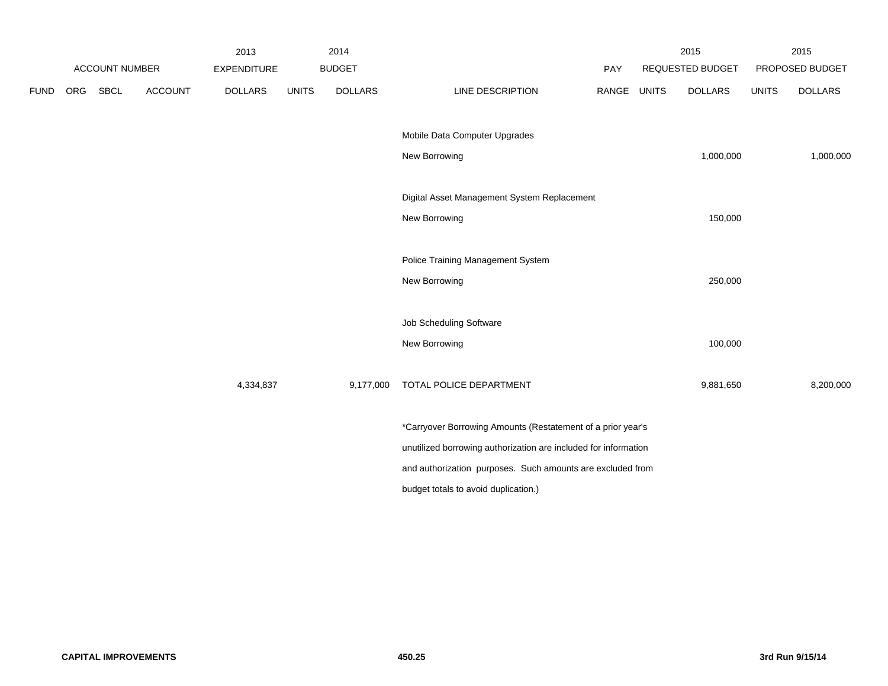| ACCOUNT NUMBER | | | | 2013 EXPENDITURE | 2014 BUDGET | | | PAY | 2015 REQUESTED BUDGET | | 2015 PROPOSED BUDGET | |
|---|---|---|---|---|---|---|---|---|---|---|---|---|
| FUND | ORG | SBCL | ACCOUNT | DOLLARS | UNITS | DOLLARS | LINE DESCRIPTION | RANGE | UNITS | DOLLARS | UNITS | DOLLARS |
| | | | | | | | Mobile Data Computer Upgrades | | | | | |
| | | | | | | | New Borrowing | | | 1,000,000 | | 1,000,000 |
| | | | | | | | Digital Asset Management System Replacement | | | | | |
| | | | | | | | New Borrowing | | | 150,000 | | |
| | | | | | | | Police Training Management System | | | | | |
| | | | | | | | New Borrowing | | | 250,000 | | |
| | | | | | | | Job Scheduling Software | | | | | |
| | | | | | | | New Borrowing | | | 100,000 | | |
| | | | | 4,334,837 | | 9,177,000 | TOTAL POLICE DEPARTMENT | | | 9,881,650 | | 8,200,000 |

*Carryover Borrowing Amounts (Restatement of a prior year's unutilized borrowing authorization are included for information and authorization purposes. Such amounts are excluded from budget totals to avoid duplication.)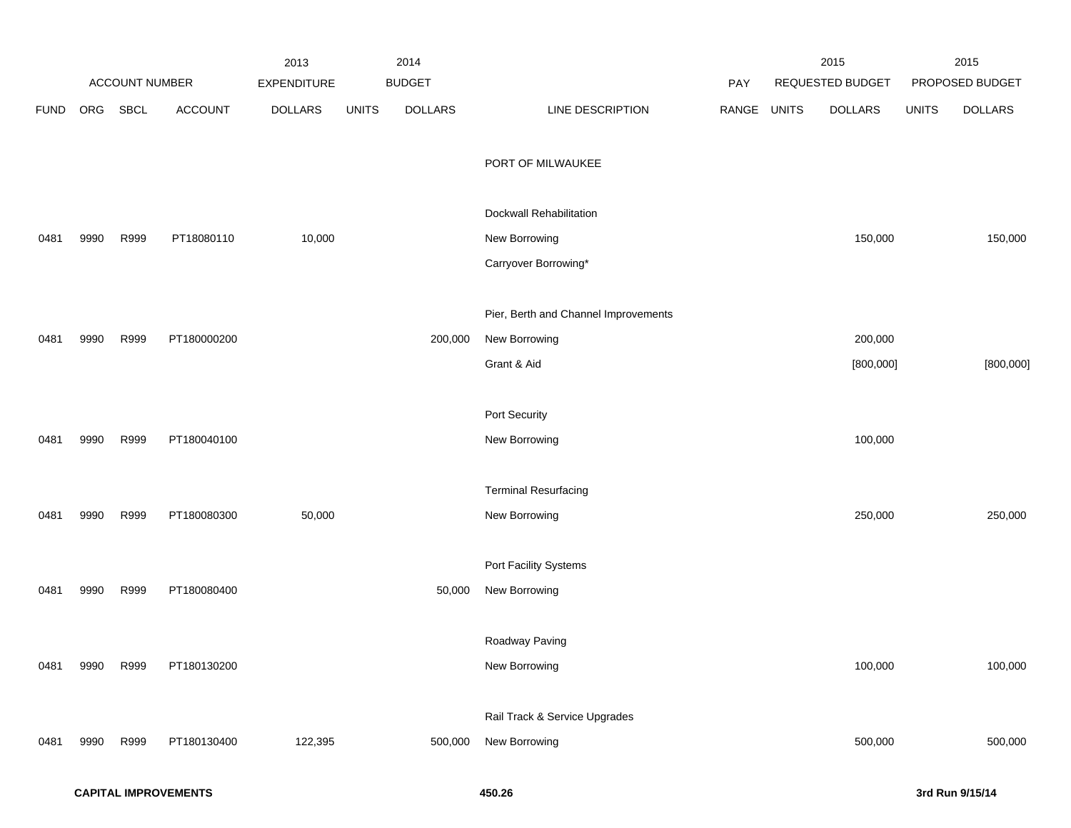| ACCOUNT NUMBER | | | | 2013 EXPENDITURE | 2014 BUDGET | | | PAY | 2015 REQUESTED BUDGET | | 2015 PROPOSED BUDGET | |
|---|---|---|---|---|---|---|---|---|---|---|---|---|
| FUND | ORG | SBCL | ACCOUNT | DOLLARS | UNITS | DOLLARS | LINE DESCRIPTION | RANGE | UNITS | DOLLARS | UNITS | DOLLARS |
| | | | | | | | PORT OF MILWAUKEE | | | | | |
| | | | | | | | Dockwall Rehabilitation | | | | | |
| 0481 | 9990 | R999 | PT18080110 | 10,000 | | | New Borrowing | | | 150,000 | | 150,000 |
| | | | | | | | Carryover Borrowing* | | | | | |
| | | | | | | | Pier, Berth and Channel Improvements | | | | | |
| 0481 | 9990 | R999 | PT180000200 | | | 200,000 | New Borrowing | | | 200,000 | | |
| | | | | | | | Grant & Aid | | | [800,000] | | [800,000] |
| | | | | | | | Port Security | | | | | |
| 0481 | 9990 | R999 | PT180040100 | | | | New Borrowing | | | 100,000 | | |
| | | | | | | | Terminal Resurfacing | | | | | |
| 0481 | 9990 | R999 | PT180080300 | 50,000 | | | New Borrowing | | | 250,000 | | 250,000 |
| | | | | | | | Port Facility Systems | | | | | |
| 0481 | 9990 | R999 | PT180080400 | | | 50,000 | New Borrowing | | | | | |
| | | | | | | | Roadway Paving | | | | | |
| 0481 | 9990 | R999 | PT180130200 | | | | New Borrowing | | | 100,000 | | 100,000 |
| | | | | | | | Rail Track & Service Upgrades | | | | | |
| 0481 | 9990 | R999 | PT180130400 | 122,395 | | 500,000 | New Borrowing | | | 500,000 | | 500,000 |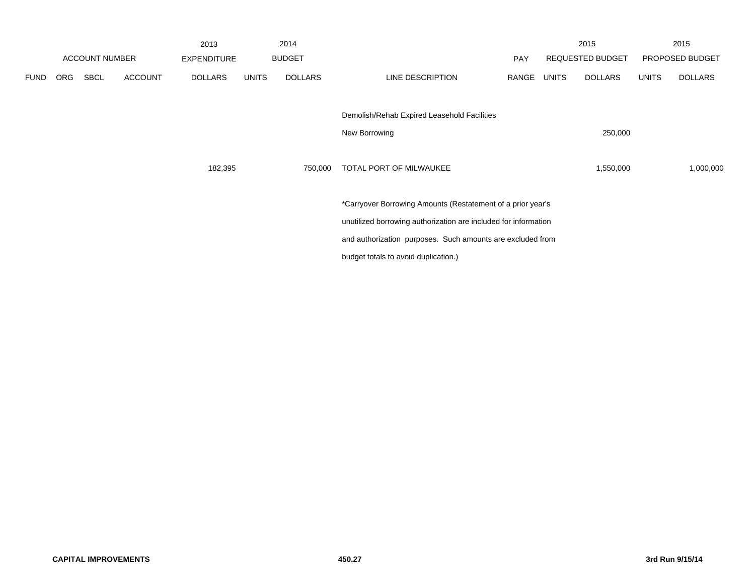| ACCOUNT NUMBER | | | | 2013 EXPENDITURE | 2014 BUDGET | | | PAY | 2015 REQUESTED BUDGET | | 2015 PROPOSED BUDGET | |
|---|---|---|---|---|---|---|---|---|---|---|---|---|
| FUND | ORG | SBCL | ACCOUNT | DOLLARS | UNITS | DOLLARS | LINE DESCRIPTION | RANGE | UNITS | DOLLARS | UNITS | DOLLARS |
| | | | | | | | Demolish/Rehab Expired Leasehold Facilities | | | | | |
| | | | | | | | New Borrowing | | | 250,000 | | |
| | | | | 182,395 | | 750,000 | TOTAL PORT OF MILWAUKEE | | | 1,550,000 | | 1,000,000 |

*Carryover Borrowing Amounts (Restatement of a prior year's unutilized borrowing authorization are included for information and authorization purposes. Such amounts are excluded from budget totals to avoid duplication.)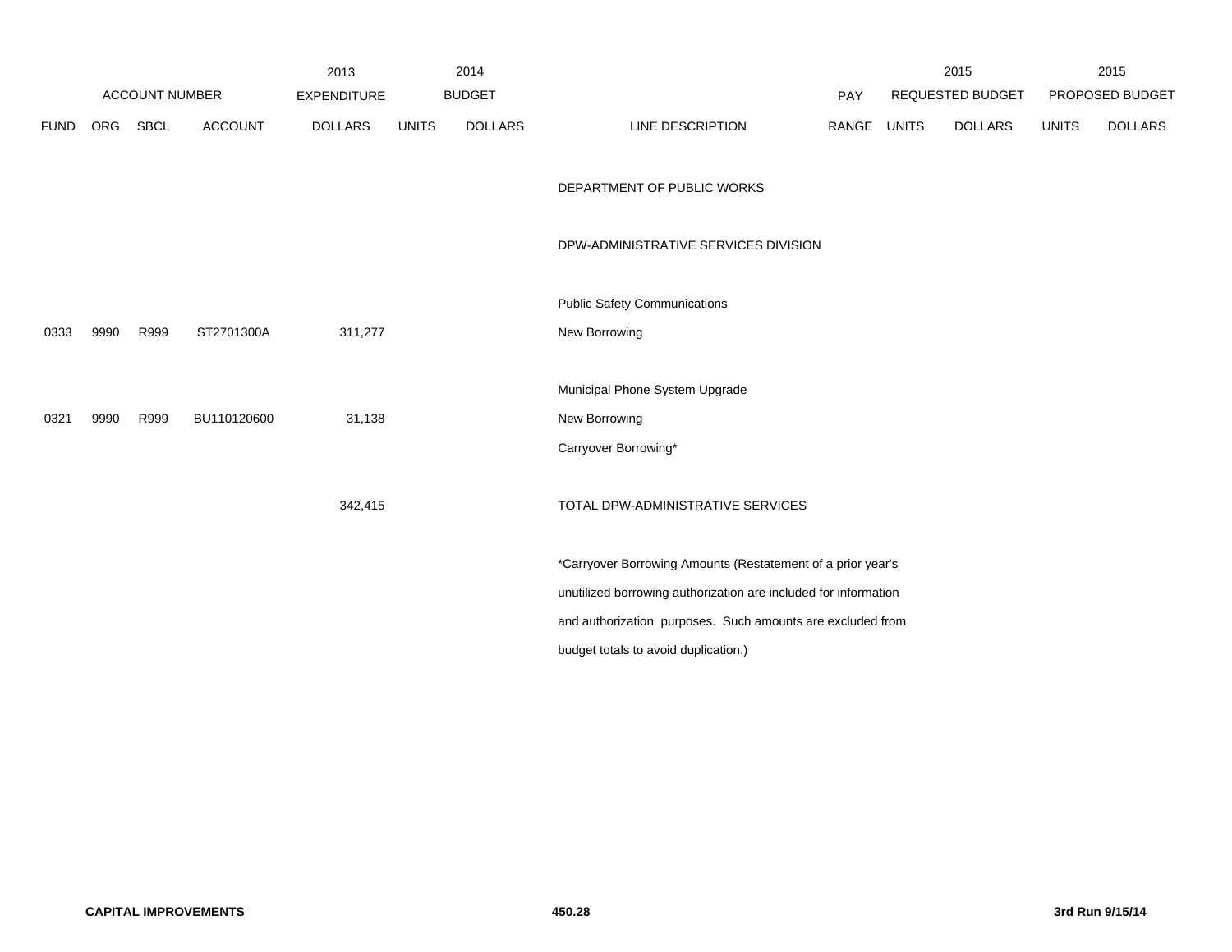| ACCOUNT NUMBER | | | | 2013 EXPENDITURE | 2014 BUDGET | | | PAY | 2015 REQUESTED BUDGET | | 2015 PROPOSED BUDGET | |
|---|---|---|---|---|---|---|---|---|---|---|---|---|
| FUND | ORG | SBCL | ACCOUNT | DOLLARS | UNITS | DOLLARS | LINE DESCRIPTION | RANGE | UNITS | DOLLARS | UNITS | DOLLARS |
| | | | | | | | DEPARTMENT OF PUBLIC WORKS | | | | | |
| | | | | | | | DPW-ADMINISTRATIVE SERVICES DIVISION | | | | | |
| | | | | | | | Public Safety Communications | | | | | |
| 0333 | 9990 | R999 | ST2701300A | 311,277 | | | New Borrowing | | | | | |
| | | | | | | | Municipal Phone System Upgrade | | | | | |
| 0321 | 9990 | R999 | BU110120600 | 31,138 | | | New Borrowing | | | | | |
| | | | | | | | Carryover Borrowing* | | | | | |
| | | | | 342,415 | | | TOTAL DPW-ADMINISTRATIVE SERVICES | | | | | |

*Carryover Borrowing Amounts (Restatement of a prior year's unutilized borrowing authorization are included for information and authorization purposes. Such amounts are excluded from budget totals to avoid duplication.)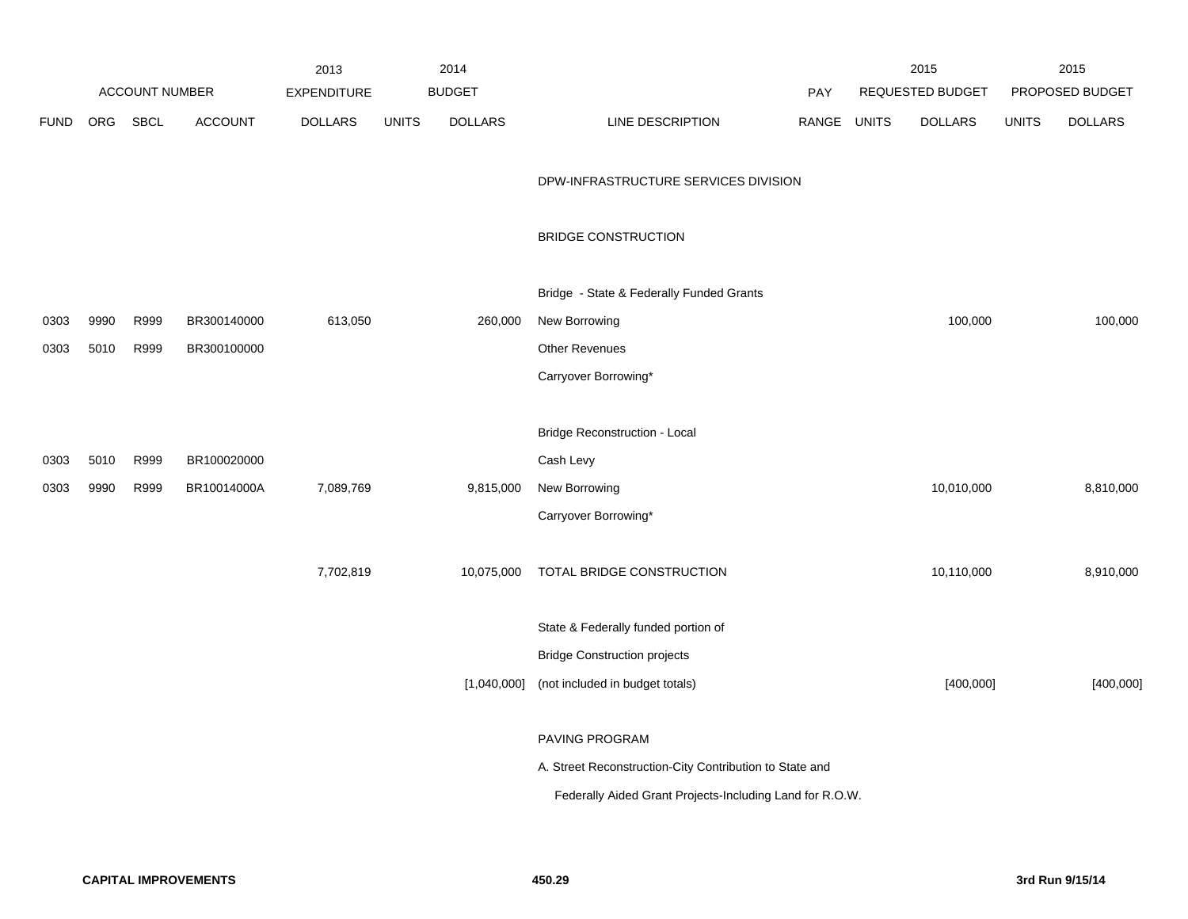| FUND | ORG | SBCL | ACCOUNT | 2013 EXPENDITURE DOLLARS | 2014 BUDGET UNITS | 2014 BUDGET DOLLARS | LINE DESCRIPTION | PAY RANGE | 2015 REQUESTED BUDGET UNITS | 2015 REQUESTED BUDGET DOLLARS | 2015 PROPOSED BUDGET UNITS | 2015 PROPOSED BUDGET DOLLARS |
|---|---|---|---|---|---|---|---|---|---|---|---|---|
| | | | | | | | DPW-INFRASTRUCTURE SERVICES DIVISION | | | | | |
| | | | | | | | BRIDGE CONSTRUCTION | | | | | |
| | | | | | | | Bridge - State & Federally Funded Grants | | | | | |
| 0303 | 9990 | R999 | BR300140000 | 613,050 | | 260,000 | New Borrowing | | | 100,000 | | 100,000 |
| 0303 | 5010 | R999 | BR300100000 | | | | Other Revenues | | | | | |
| | | | | | | | Carryover Borrowing* | | | | | |
| | | | | | | | Bridge Reconstruction - Local | | | | | |
| 0303 | 5010 | R999 | BR100020000 | | | | Cash Levy | | | | | |
| 0303 | 9990 | R999 | BR10014000A | 7,089,769 | | 9,815,000 | New Borrowing | | | 10,010,000 | | 8,810,000 |
| | | | | | | | Carryover Borrowing* | | | | | |
| | | | | 7,702,819 | | 10,075,000 | TOTAL BRIDGE CONSTRUCTION | | | 10,110,000 | | 8,910,000 |
| | | | | | | | State & Federally funded portion of | | | | | |
| | | | | | | | Bridge Construction projects | | | | | |
| | | | | | | [1,040,000] | (not included in budget totals) | | | [400,000] | | [400,000] |
| | | | | | | | PAVING PROGRAM | | | | | |
| | | | | | | | A. Street Reconstruction-City Contribution to State and | | | | | |
| | | | | | | | Federally Aided Grant Projects-Including Land for R.O.W. | | | | | |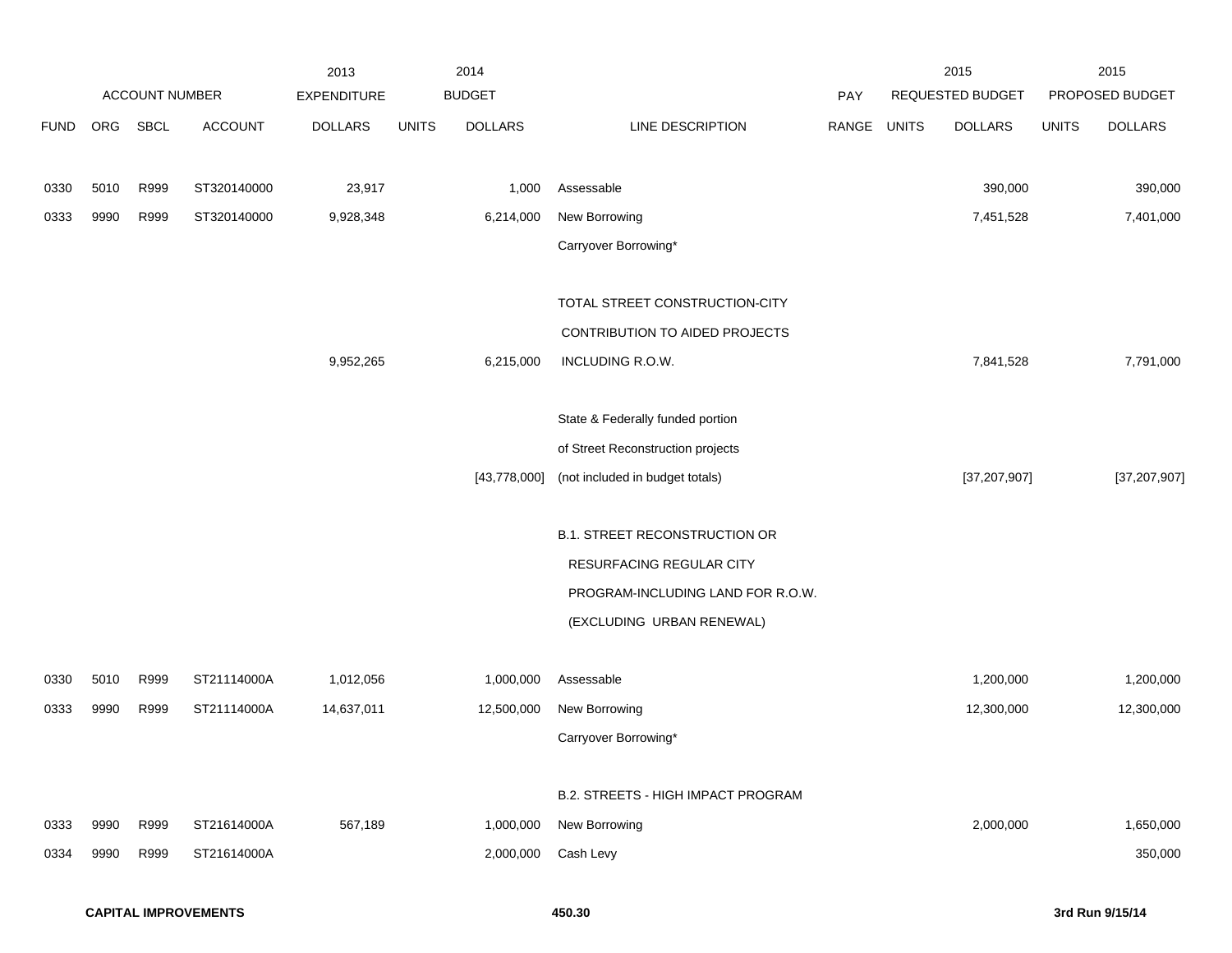| FUND | ORG | SBCL | ACCOUNT | 2013 EXPENDITURE DOLLARS | 2014 BUDGET UNITS | 2014 BUDGET DOLLARS | LINE DESCRIPTION | PAY RANGE | 2015 REQUESTED BUDGET UNITS | 2015 REQUESTED BUDGET DOLLARS | 2015 PROPOSED BUDGET UNITS | 2015 PROPOSED BUDGET DOLLARS |
|---|---|---|---|---|---|---|---|---|---|---|---|---|
| 0330 | 5010 | R999 | ST320140000 | 23,917 | | 1,000 | Assessable | | | 390,000 | | 390,000 |
| 0333 | 9990 | R999 | ST320140000 | 9,928,348 | | 6,214,000 | New Borrowing | | | 7,451,528 | | 7,401,000 |
| | | | | | | | Carryover Borrowing* | | | | | |
| | | | | | | | TOTAL STREET CONSTRUCTION-CITY CONTRIBUTION TO AIDED PROJECTS INCLUDING R.O.W. | | | | | |
| | | | | 9,952,265 | | 6,215,000 | | | | 7,841,528 | | 7,791,000 |
| | | | | | | | State & Federally funded portion of Street Reconstruction projects | | | | | |
| | | | | | | [43,778,000] | (not included in budget totals) | | | [37,207,907] | | [37,207,907] |
| | | | | | | | B.1. STREET RECONSTRUCTION OR RESURFACING REGULAR CITY PROGRAM-INCLUDING LAND FOR R.O.W. (EXCLUDING URBAN RENEWAL) | | | | | |
| 0330 | 5010 | R999 | ST21114000A | 1,012,056 | | 1,000,000 | Assessable | | | 1,200,000 | | 1,200,000 |
| 0333 | 9990 | R999 | ST21114000A | 14,637,011 | | 12,500,000 | New Borrowing | | | 12,300,000 | | 12,300,000 |
| | | | | | | | Carryover Borrowing* | | | | | |
| | | | | | | | B.2. STREETS - HIGH IMPACT PROGRAM | | | | | |
| 0333 | 9990 | R999 | ST21614000A | 567,189 | | 1,000,000 | New Borrowing | | | 2,000,000 | | 1,650,000 |
| 0334 | 9990 | R999 | ST21614000A | | | 2,000,000 | Cash Levy | | | | | 350,000 |

**CAPITAL IMPROVEMENTS** 450.30 **3rd Run 9/15/14**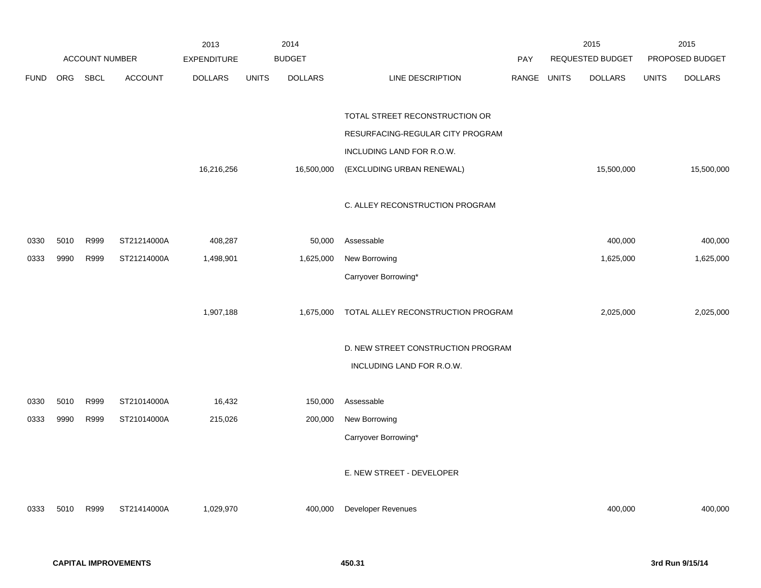| ACCOUNT NUMBER | | | | 2013 EXPENDITURE | 2014 BUDGET | | | PAY | 2015 REQUESTED BUDGET | | 2015 PROPOSED BUDGET | |
|---|---|---|---|---|---|---|---|---|---|---|---|---|
| FUND | ORG | SBCL | ACCOUNT | DOLLARS | UNITS | DOLLARS | LINE DESCRIPTION | RANGE | UNITS | DOLLARS | UNITS | DOLLARS |
| | | | | | | | TOTAL STREET RECONSTRUCTION OR | | | | | |
| | | | | | | | RESURFACING-REGULAR CITY PROGRAM | | | | | |
| | | | | | | | INCLUDING LAND FOR R.O.W. | | | | | |
| | | | | 16,216,256 | | 16,500,000 | (EXCLUDING URBAN RENEWAL) | | | 15,500,000 | | 15,500,000 |
| | | | | | | | C. ALLEY RECONSTRUCTION PROGRAM | | | | | |
| 0330 | 5010 | R999 | ST21214000A | 408,287 | | 50,000 | Assessable | | | 400,000 | | 400,000 |
| 0333 | 9990 | R999 | ST21214000A | 1,498,901 | | 1,625,000 | New Borrowing | | | 1,625,000 | | 1,625,000 |
| | | | | | | | Carryover Borrowing* | | | | | |
| | | | | 1,907,188 | | 1,675,000 | TOTAL ALLEY RECONSTRUCTION PROGRAM | | | 2,025,000 | | 2,025,000 |
| | | | | | | | D. NEW STREET CONSTRUCTION PROGRAM | | | | | |
| | | | | | | | INCLUDING LAND FOR R.O.W. | | | | | |
| 0330 | 5010 | R999 | ST21014000A | 16,432 | | 150,000 | Assessable | | | | | |
| 0333 | 9990 | R999 | ST21014000A | 215,026 | | 200,000 | New Borrowing | | | | | |
| | | | | | | | Carryover Borrowing* | | | | | |
| | | | | | | | E. NEW STREET - DEVELOPER | | | | | |
| 0333 | 5010 | R999 | ST21414000A | 1,029,970 | | 400,000 | Developer Revenues | | | 400,000 | | 400,000 |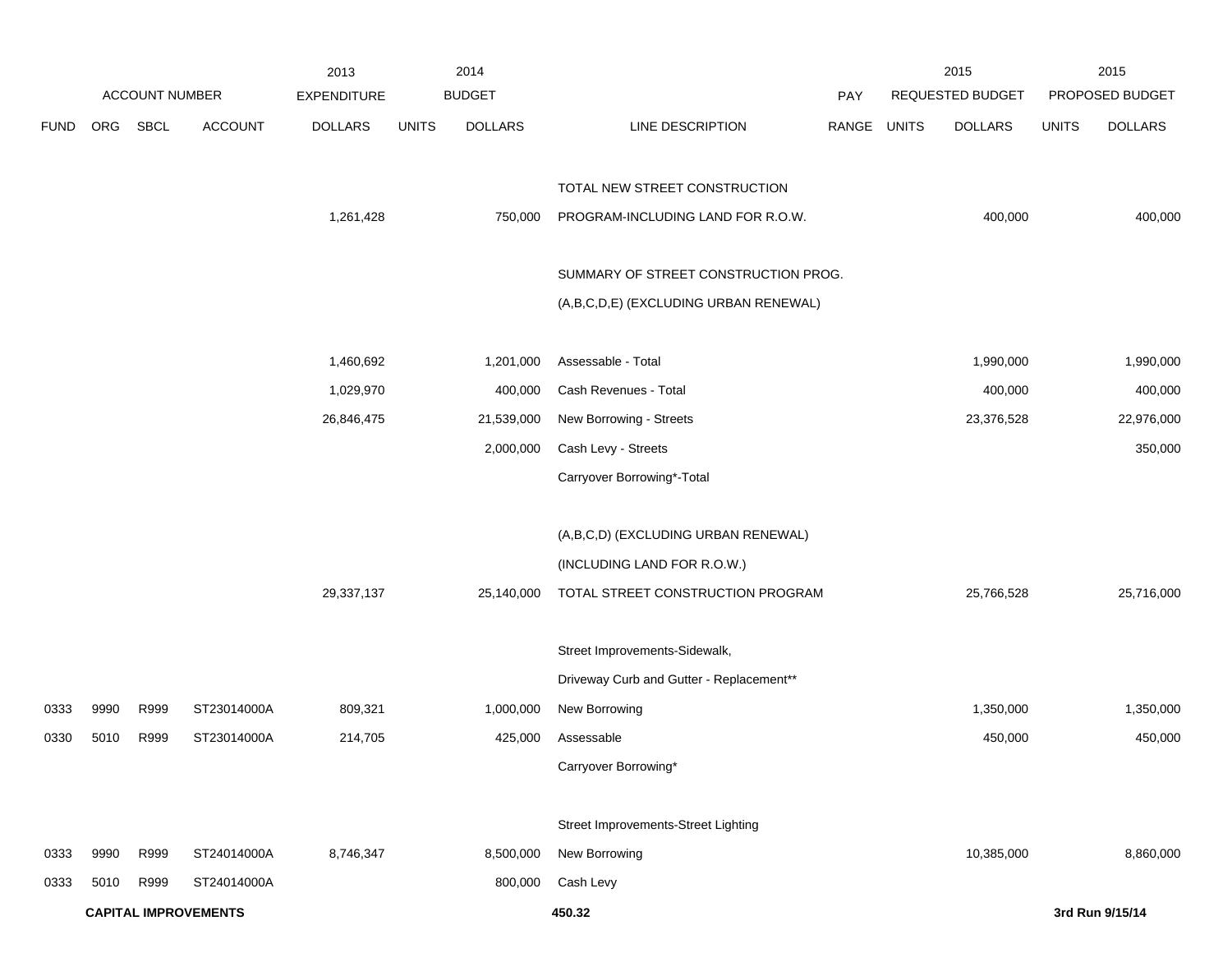| FUND | ORG | SBCL | ACCOUNT | 2013 EXPENDITURE DOLLARS | 2014 BUDGET UNITS | 2014 BUDGET DOLLARS | LINE DESCRIPTION | PAY RANGE | 2015 REQUESTED BUDGET UNITS | 2015 REQUESTED BUDGET DOLLARS | 2015 PROPOSED BUDGET UNITS | 2015 PROPOSED BUDGET DOLLARS |
|---|---|---|---|---|---|---|---|---|---|---|---|---|
| | | | | | | | TOTAL NEW STREET CONSTRUCTION | | | | | |
| | | | | 1,261,428 | | 750,000 | PROGRAM-INCLUDING LAND FOR R.O.W. | | | 400,000 | | 400,000 |
| | | | | | | | SUMMARY OF STREET CONSTRUCTION PROG. | | | | | |
| | | | | | | | (A,B,C,D,E) (EXCLUDING URBAN RENEWAL) | | | | | |
| | | | | 1,460,692 | | 1,201,000 | Assessable - Total | | | 1,990,000 | | 1,990,000 |
| | | | | 1,029,970 | | 400,000 | Cash Revenues - Total | | | 400,000 | | 400,000 |
| | | | | 26,846,475 | | 21,539,000 | New Borrowing - Streets | | | 23,376,528 | | 22,976,000 |
| | | | | | | 2,000,000 | Cash Levy - Streets | | | | | 350,000 |
| | | | | | | | Carryover Borrowing*-Total | | | | | |
| | | | | | | | (A,B,C,D) (EXCLUDING URBAN RENEWAL) | | | | | |
| | | | | | | | (INCLUDING LAND FOR R.O.W.) | | | | | |
| | | | | 29,337,137 | | 25,140,000 | TOTAL STREET CONSTRUCTION PROGRAM | | | 25,766,528 | | 25,716,000 |
| | | | | | | | Street Improvements-Sidewalk, | | | | | |
| | | | | | | | Driveway Curb and Gutter - Replacement** | | | | | |
| 0333 | 9990 | R999 | ST23014000A | 809,321 | | 1,000,000 | New Borrowing | | | 1,350,000 | | 1,350,000 |
| 0330 | 5010 | R999 | ST23014000A | 214,705 | | 425,000 | Assessable | | | 450,000 | | 450,000 |
| | | | | | | | Carryover Borrowing* | | | | | |
| | | | | | | | Street Improvements-Street Lighting | | | | | |
| 0333 | 9990 | R999 | ST24014000A | 8,746,347 | | 8,500,000 | New Borrowing | | | 10,385,000 | | 8,860,000 |
| 0333 | 5010 | R999 | ST24014000A | | | 800,000 | Cash Levy | | | | | |

**CAPITAL IMPROVEMENTS**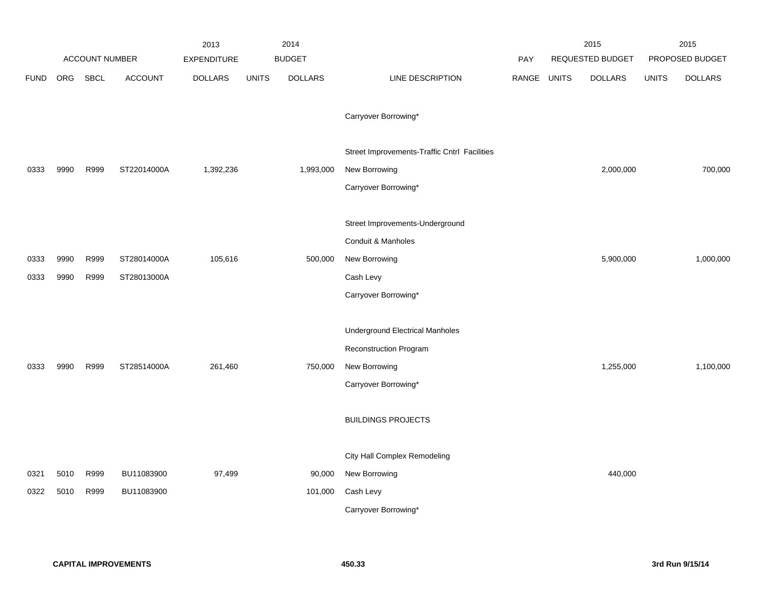| | ACCOUNT NUMBER | | | 2013 EXPENDITURE | 2014 BUDGET | | | PAY | 2015 REQUESTED BUDGET | | 2015 PROPOSED BUDGET | |
|---|---|---|---|---|---|---|---|---|---|---|---|---|
| FUND | ORG | SBCL | ACCOUNT | DOLLARS | UNITS | DOLLARS | LINE DESCRIPTION | RANGE | UNITS | DOLLARS | UNITS | DOLLARS |
| | | | | | | | Carryover Borrowing* | | | | | |
| | | | | | | | Street Improvements-Traffic Cntrl Facilities | | | | | |
| 0333 | 9990 | R999 | ST22014000A | 1,392,236 | | 1,993,000 | New Borrowing | | | 2,000,000 | | 700,000 |
| | | | | | | | Carryover Borrowing* | | | | | |
| | | | | | | | Street Improvements-Underground | | | | | |
| | | | | | | | Conduit & Manholes | | | | | |
| 0333 | 9990 | R999 | ST28014000A | 105,616 | | 500,000 | New Borrowing | | | 5,900,000 | | 1,000,000 |
| 0333 | 9990 | R999 | ST28013000A | | | | Cash Levy | | | | | |
| | | | | | | | Carryover Borrowing* | | | | | |
| | | | | | | | Underground Electrical Manholes | | | | | |
| | | | | | | | Reconstruction Program | | | | | |
| 0333 | 9990 | R999 | ST28514000A | 261,460 | | 750,000 | New Borrowing | | | 1,255,000 | | 1,100,000 |
| | | | | | | | Carryover Borrowing* | | | | | |
| | | | | | | | BUILDINGS PROJECTS | | | | | |
| | | | | | | | City Hall Complex Remodeling | | | | | |
| 0321 | 5010 | R999 | BU11083900 | 97,499 | | 90,000 | New Borrowing | | | 440,000 | | |
| 0322 | 5010 | R999 | BU11083900 | | | 101,000 | Cash Levy | | | | | |
| | | | | | | | Carryover Borrowing* | | | | | |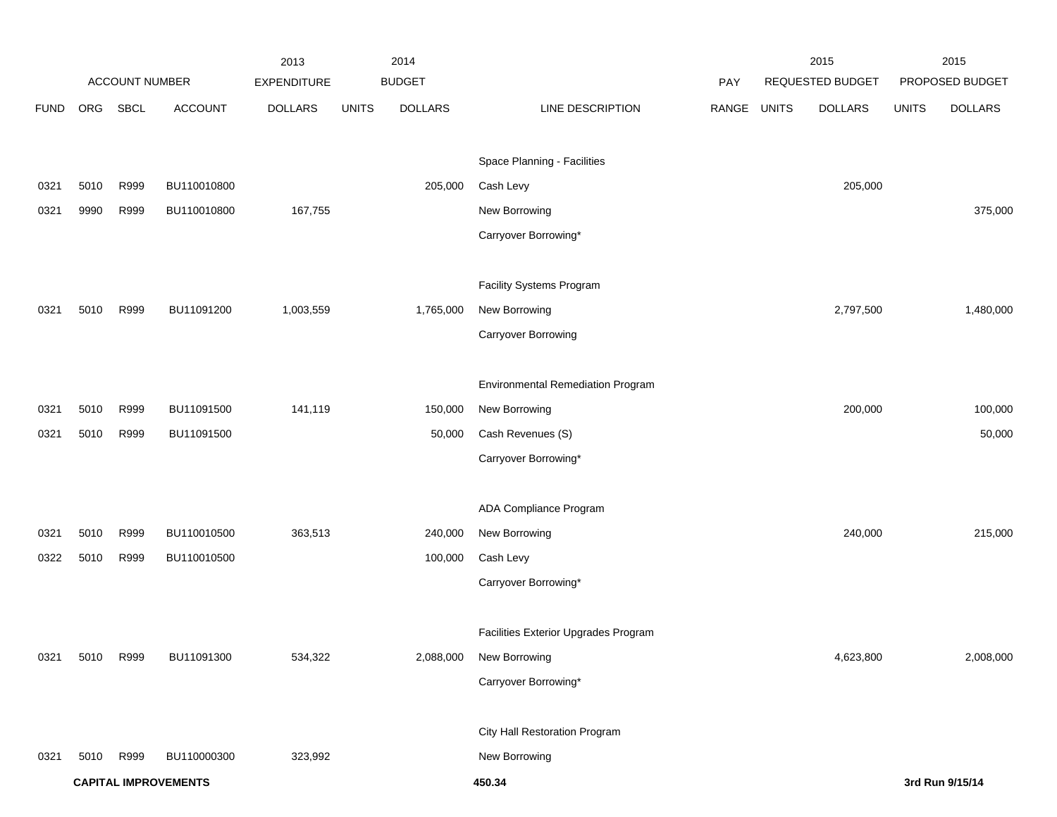| | ACCOUNT NUMBER | | | 2013 EXPENDITURE | | 2014 BUDGET | | PAY | | 2015 REQUESTED BUDGET | | 2015 PROPOSED BUDGET |
|---|---|---|---|---|---|---|---|---|---|---|---|---|
| FUND | ORG | SBCL | ACCOUNT | DOLLARS | UNITS | DOLLARS | LINE DESCRIPTION | RANGE | UNITS | DOLLARS | UNITS | DOLLARS |
| | | | | | | | Space Planning - Facilities | | | | | |
| 0321 | 5010 | R999 | BU110010800 | | | 205,000 | Cash Levy | | | 205,000 | | |
| 0321 | 9990 | R999 | BU110010800 | 167,755 | | | New Borrowing | | | | | 375,000 |
| | | | | | | | Carryover Borrowing* | | | | | |
| | | | | | | | Facility Systems Program | | | | | |
| 0321 | 5010 | R999 | BU11091200 | 1,003,559 | | 1,765,000 | New Borrowing | | | 2,797,500 | | 1,480,000 |
| | | | | | | | Carryover Borrowing | | | | | |
| | | | | | | | Environmental Remediation Program | | | | | |
| 0321 | 5010 | R999 | BU11091500 | 141,119 | | 150,000 | New Borrowing | | | 200,000 | | 100,000 |
| 0321 | 5010 | R999 | BU11091500 | | | 50,000 | Cash Revenues (S) | | | | | 50,000 |
| | | | | | | | Carryover Borrowing* | | | | | |
| | | | | | | | ADA Compliance Program | | | | | |
| 0321 | 5010 | R999 | BU110010500 | 363,513 | | 240,000 | New Borrowing | | | 240,000 | | 215,000 |
| 0322 | 5010 | R999 | BU110010500 | | | 100,000 | Cash Levy | | | | | |
| | | | | | | | Carryover Borrowing* | | | | | |
| | | | | | | | Facilities Exterior Upgrades Program | | | | | |
| 0321 | 5010 | R999 | BU11091300 | 534,322 | | 2,088,000 | New Borrowing | | | 4,623,800 | | 2,008,000 |
| | | | | | | | Carryover Borrowing* | | | | | |
| | | | | | | | City Hall Restoration Program | | | | | |
| 0321 | 5010 | R999 | BU110000300 | 323,992 | | | New Borrowing | | | | | |

**CAPITAL IMPROVEMENTS** **450.34** **3rd Run 9/15/14**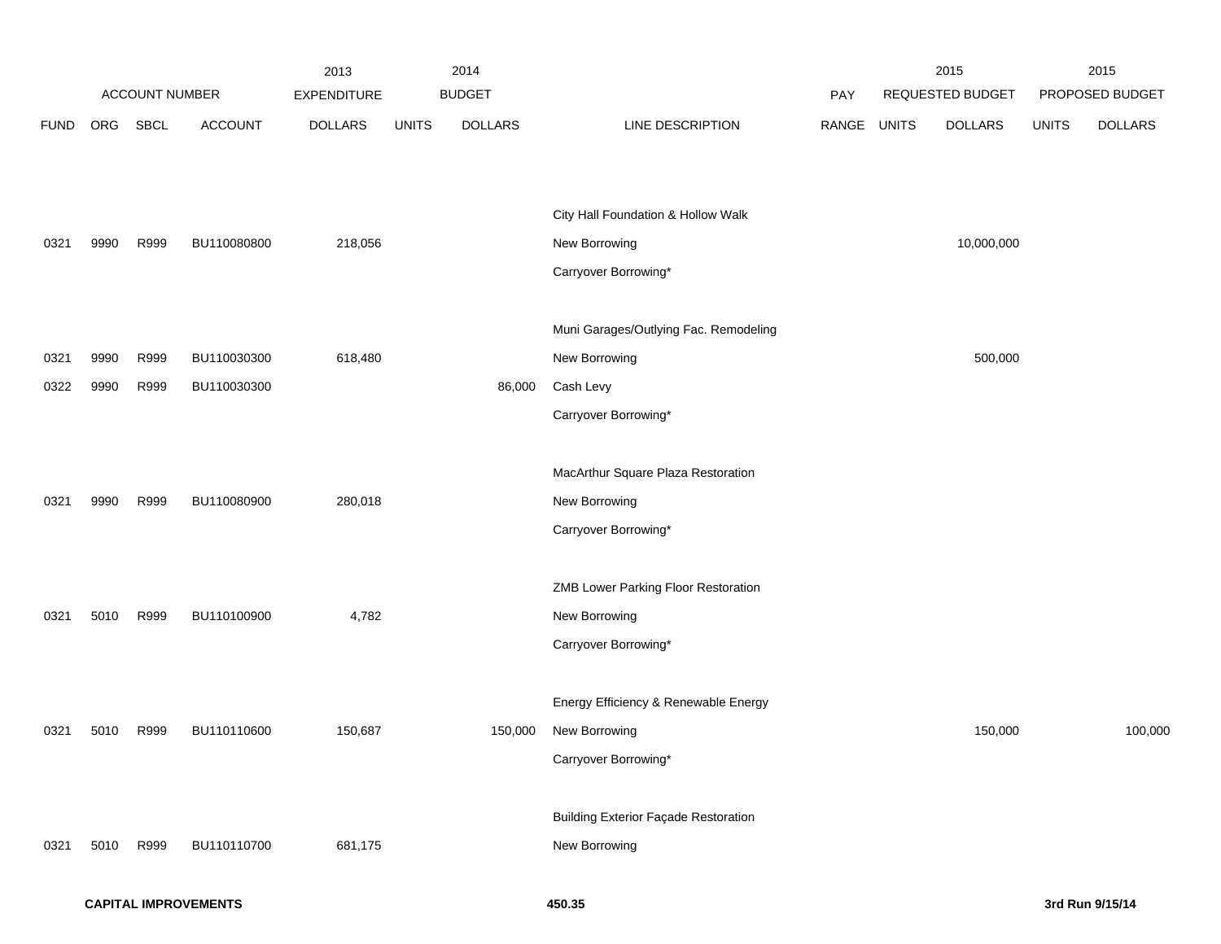| ACCOUNT NUMBER | | | | 2013 EXPENDITURE | 2014 BUDGET | | | PAY | 2015 REQUESTED BUDGET | | 2015 PROPOSED BUDGET | |
|---|---|---|---|---|---|---|---|---|---|---|---|---|
| FUND | ORG | SBCL | ACCOUNT | DOLLARS | UNITS | DOLLARS | LINE DESCRIPTION | RANGE | UNITS | DOLLARS | UNITS | DOLLARS |
| | | | | | | | City Hall Foundation & Hollow Walk | | | | | |
| 0321 | 9990 | R999 | BU110080800 | 218,056 | | | New Borrowing | | | 10,000,000 | | |
| | | | | | | | Carryover Borrowing* | | | | | |
| | | | | | | | Muni Garages/Outlying Fac. Remodeling | | | | | |
| 0321 | 9990 | R999 | BU110030300 | 618,480 | | | New Borrowing | | | 500,000 | | |
| 0322 | 9990 | R999 | BU110030300 | | | 86,000 | Cash Levy | | | | | |
| | | | | | | | Carryover Borrowing* | | | | | |
| | | | | | | | MacArthur Square Plaza Restoration | | | | | |
| 0321 | 9990 | R999 | BU110080900 | 280,018 | | | New Borrowing | | | | | |
| | | | | | | | Carryover Borrowing* | | | | | |
| | | | | | | | ZMB Lower Parking Floor Restoration | | | | | |
| 0321 | 5010 | R999 | BU110100900 | 4,782 | | | New Borrowing | | | | | |
| | | | | | | | Carryover Borrowing* | | | | | |
| | | | | | | | Energy Efficiency & Renewable Energy | | | | | |
| 0321 | 5010 | R999 | BU110110600 | 150,687 | | 150,000 | New Borrowing | | | 150,000 | | 100,000 |
| | | | | | | | Carryover Borrowing* | | | | | |
| | | | | | | | Building Exterior Façade Restoration | | | | | |
| 0321 | 5010 | R999 | BU110110700 | 681,175 | | | New Borrowing | | | | | |

**CAPITAL IMPROVEMENTS** **450.35** **3rd Run 9/15/14**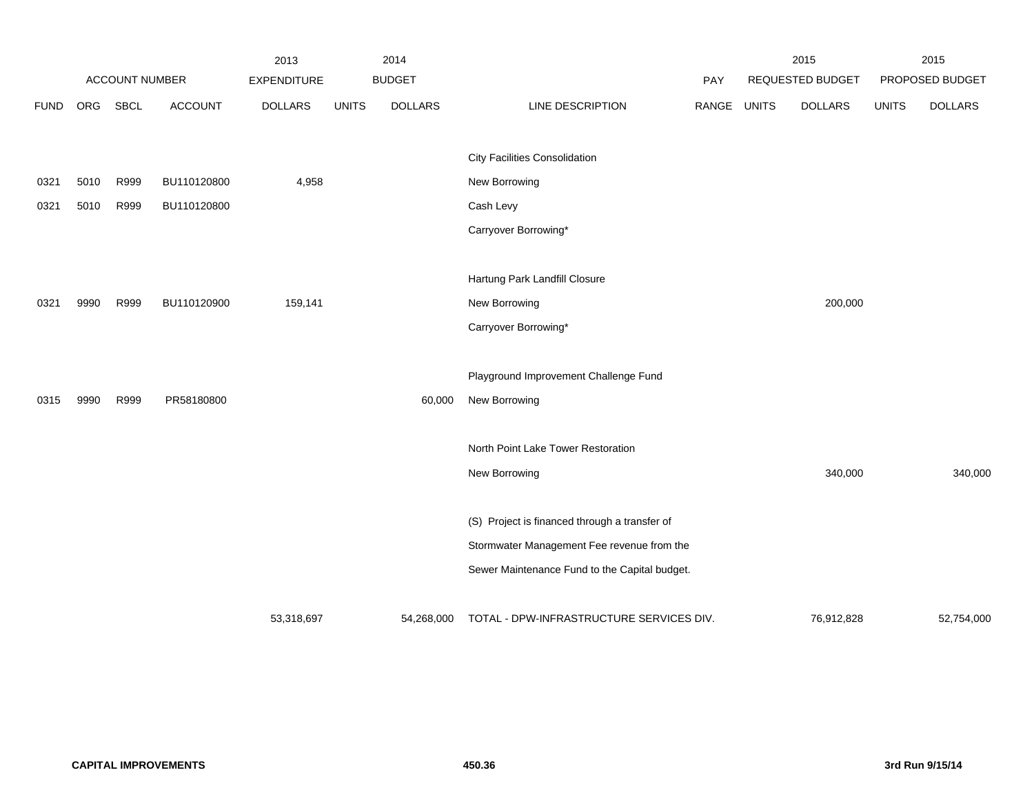| | ACCOUNT NUMBER | | | 2013 EXPENDITURE | 2014 BUDGET | | | PAY | 2015 REQUESTED BUDGET | | 2015 PROPOSED BUDGET | |
|---|---|---|---|---|---|---|---|---|---|---|---|---|
| FUND | ORG | SBCL | ACCOUNT | DOLLARS | UNITS | DOLLARS | LINE DESCRIPTION | RANGE | UNITS | DOLLARS | UNITS | DOLLARS |
| | | | | | | | City Facilities Consolidation | | | | | |
| 0321 | 5010 | R999 | BU110120800 | 4,958 | | | New Borrowing | | | | | |
| 0321 | 5010 | R999 | BU110120800 | | | | Cash Levy | | | | | |
| | | | | | | | Carryover Borrowing* | | | | | |
| | | | | | | | Hartung Park Landfill Closure | | | | | |
| 0321 | 9990 | R999 | BU110120900 | 159,141 | | | New Borrowing | | | 200,000 | | |
| | | | | | | | Carryover Borrowing* | | | | | |
| | | | | | | | Playground Improvement Challenge Fund | | | | | |
| 0315 | 9990 | R999 | PR58180800 | | | 60,000 | New Borrowing | | | | | |
| | | | | | | | North Point Lake Tower Restoration | | | | | |
| | | | | | | | New Borrowing | | | 340,000 | | 340,000 |
| | | | | | | | (S) Project is financed through a transfer of Stormwater Management Fee revenue from the Sewer Maintenance Fund to the Capital budget. | | | | | |
| | | | | 53,318,697 | | 54,268,000 | TOTAL - DPW-INFRASTRUCTURE SERVICES DIV. | | | 76,912,828 | | 52,754,000 |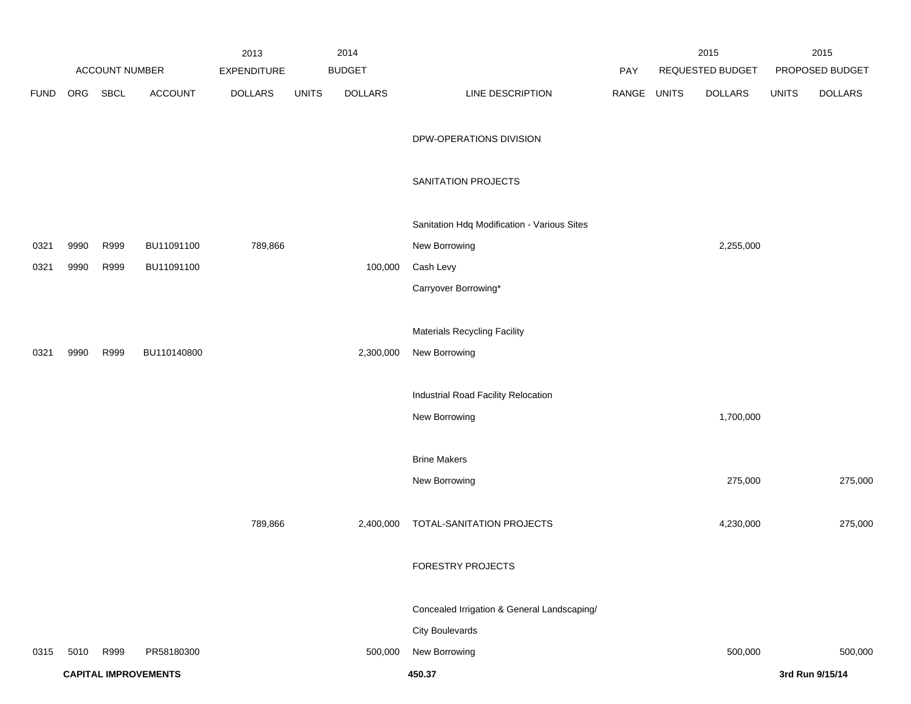| ACCOUNT NUMBER | | | | 2013 EXPENDITURE | 2014 BUDGET | | | PAY | 2015 REQUESTED BUDGET | | 2015 PROPOSED BUDGET | |
|---|---|---|---|---|---|---|---|---|---|---|---|---|
| FUND | ORG | SBCL | ACCOUNT | DOLLARS | UNITS | DOLLARS | LINE DESCRIPTION | RANGE | UNITS | DOLLARS | UNITS | DOLLARS |
| | | | | | | | DPW-OPERATIONS DIVISION | | | | | |
| | | | | | | | SANITATION PROJECTS | | | | | |
| | | | | | | | Sanitation Hdq Modification - Various Sites | | | | | |
| 0321 | 9990 | R999 | BU11091100 | 789,866 | | | New Borrowing | | | 2,255,000 | | |
| 0321 | 9990 | R999 | BU11091100 | | | 100,000 | Cash Levy | | | | | |
| | | | | | | | Carryover Borrowing* | | | | | |
| | | | | | | | Materials Recycling Facility | | | | | |
| 0321 | 9990 | R999 | BU110140800 | | | 2,300,000 | New Borrowing | | | | | |
| | | | | | | | Industrial Road Facility Relocation | | | | | |
| | | | | | | | New Borrowing | | | 1,700,000 | | |
| | | | | | | | Brine Makers | | | | | |
| | | | | | | | New Borrowing | | | 275,000 | | 275,000 |
| | | | | 789,866 | | 2,400,000 | TOTAL-SANITATION PROJECTS | | | 4,230,000 | | 275,000 |
| | | | | | | | FORESTRY PROJECTS | | | | | |
| | | | | | | | Concealed Irrigation & General Landscaping/ | | | | | |
| | | | | | | | City Boulevards | | | | | |
| 0315 | 5010 | R999 | PR58180300 | | | 500,000 | New Borrowing | | | 500,000 | | 500,000 |

**CAPITAL IMPROVEMENTS** 450.37 **3rd Run 9/15/14**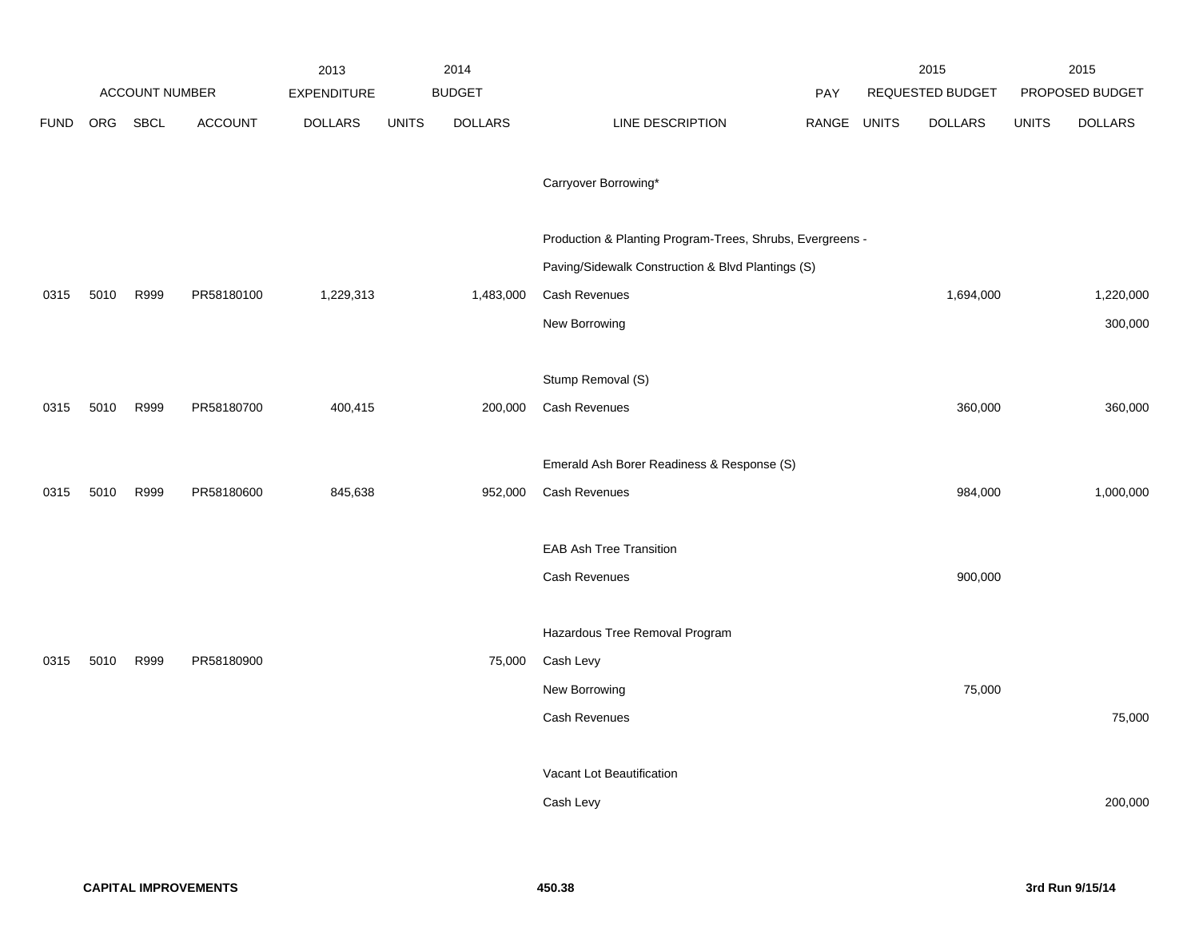| FUND | ORG | SBCL | ACCOUNT | 2013 EXPENDITURE DOLLARS | 2014 BUDGET UNITS | 2014 BUDGET DOLLARS | LINE DESCRIPTION | PAY RANGE | 2015 REQUESTED BUDGET UNITS | 2015 REQUESTED BUDGET DOLLARS | 2015 PROPOSED BUDGET UNITS | 2015 PROPOSED BUDGET DOLLARS |
|---|---|---|---|---|---|---|---|---|---|---|---|---|
| | | | | | | | Carryover Borrowing* | | | | | |
| | | | | | | | Production & Planting Program-Trees, Shrubs, Evergreens - | | | | | |
| | | | | | | | Paving/Sidewalk Construction & Blvd Plantings (S) | | | | | |
| 0315 | 5010 | R999 | PR58180100 | 1,229,313 | | 1,483,000 | Cash Revenues | | | 1,694,000 | | 1,220,000 |
| | | | | | | | New Borrowing | | | | | 300,000 |
| | | | | | | | Stump Removal (S) | | | | | |
| 0315 | 5010 | R999 | PR58180700 | 400,415 | | 200,000 | Cash Revenues | | | 360,000 | | 360,000 |
| | | | | | | | Emerald Ash Borer Readiness & Response (S) | | | | | |
| 0315 | 5010 | R999 | PR58180600 | 845,638 | | 952,000 | Cash Revenues | | | 984,000 | | 1,000,000 |
| | | | | | | | EAB Ash Tree Transition | | | | | |
| | | | | | | | Cash Revenues | | | 900,000 | | |
| | | | | | | | Hazardous Tree Removal Program | | | | | |
| 0315 | 5010 | R999 | PR58180900 | | | 75,000 | Cash Levy | | | | | |
| | | | | | | | New Borrowing | | | 75,000 | | |
| | | | | | | | Cash Revenues | | | | | 75,000 |
| | | | | | | | Vacant Lot Beautification | | | | | |
| | | | | | | | Cash Levy | | | | | 200,000 |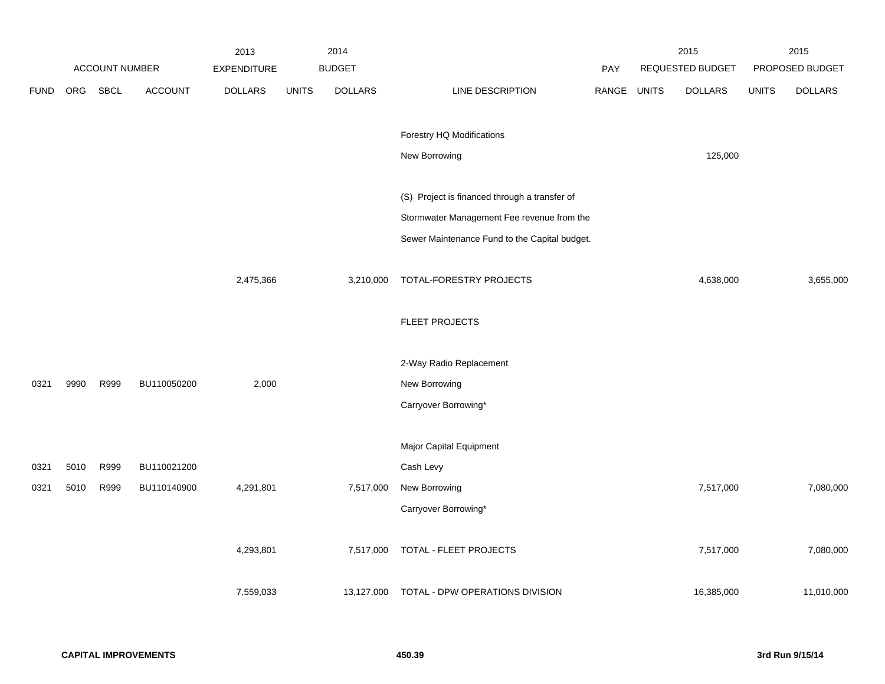| ACCOUNT NUMBER | | | | 2013 EXPENDITURE | 2014 BUDGET | | | PAY | 2015 REQUESTED BUDGET | | 2015 PROPOSED BUDGET | |
|---|---|---|---|---|---|---|---|---|---|---|---|---|
| FUND | ORG | SBCL | ACCOUNT | DOLLARS | UNITS | DOLLARS | LINE DESCRIPTION | RANGE | UNITS | DOLLARS | UNITS | DOLLARS |
| | | | | | | | Forestry HQ Modifications | | | | | |
| | | | | | | | New Borrowing | | | 125,000 | | |
| | | | | | | | (S) Project is financed through a transfer of Stormwater Management Fee revenue from the Sewer Maintenance Fund to the Capital budget. | | | | | |
| | | | | 2,475,366 | | 3,210,000 | TOTAL-FORESTRY PROJECTS | | | 4,638,000 | | 3,655,000 |
| | | | | | | | FLEET PROJECTS | | | | | |
| | | | | | | | 2-Way Radio Replacement | | | | | |
| 0321 | 9990 | R999 | BU110050200 | 2,000 | | | New Borrowing | | | | | |
| | | | | | | | Carryover Borrowing* | | | | | |
| | | | | | | | Major Capital Equipment | | | | | |
| 0321 | 5010 | R999 | BU110021200 | | | | Cash Levy | | | | | |
| 0321 | 5010 | R999 | BU110140900 | 4,291,801 | | 7,517,000 | New Borrowing | | | 7,517,000 | | 7,080,000 |
| | | | | | | | Carryover Borrowing* | | | | | |
| | | | | 4,293,801 | | 7,517,000 | TOTAL - FLEET PROJECTS | | | 7,517,000 | | 7,080,000 |
| | | | | 7,559,033 | | 13,127,000 | TOTAL - DPW OPERATIONS DIVISION | | | 16,385,000 | | 11,010,000 |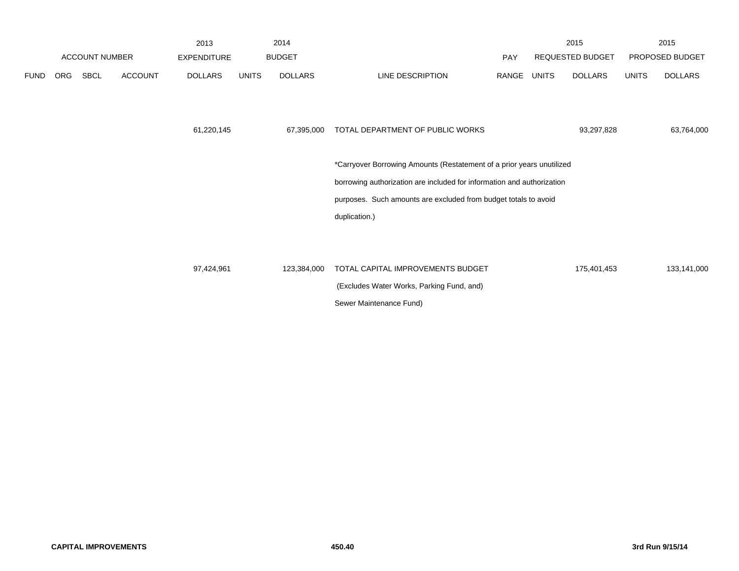| ACCOUNT NUMBER | | | | 2013 EXPENDITURE | 2014 BUDGET | | | PAY | 2015 REQUESTED BUDGET | | 2015 PROPOSED BUDGET | |
|---|---|---|---|---|---|---|---|---|---|---|---|---|
| FUND | ORG | SBCL | ACCOUNT | DOLLARS | UNITS | DOLLARS | LINE DESCRIPTION | RANGE | UNITS | DOLLARS | UNITS | DOLLARS |
| | | | | 61,220,145 | | 67,395,000 | TOTAL DEPARTMENT OF PUBLIC WORKS | | | 93,297,828 | | 63,764,000 |
| | | | | | | | *Carryover Borrowing Amounts (Restatement of a prior years unutilized borrowing authorization are included for information and authorization purposes. Such amounts are excluded from budget totals to avoid duplication.) | | | | | |
| | | | | 97,424,961 | | 123,384,000 | TOTAL CAPITAL IMPROVEMENTS BUDGET (Excludes Water Works, Parking Fund, and) Sewer Maintenance Fund) | | | 175,401,453 | | 133,141,000 |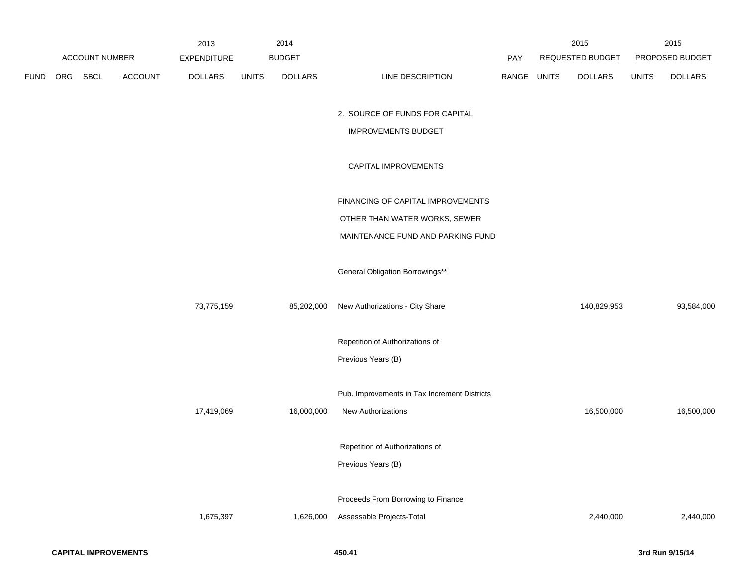| | ACCOUNT NUMBER | | | 2013 EXPENDITURE | 2014 BUDGET | | | PAY | 2015 REQUESTED BUDGET | | 2015 PROPOSED BUDGET | |
|---|---|---|---|---|---|---|---|---|---|---|---|---|
| FUND | ORG | SBCL | ACCOUNT | DOLLARS | UNITS | DOLLARS | LINE DESCRIPTION | RANGE | UNITS | DOLLARS | UNITS | DOLLARS |
| | | | | | | | 2. SOURCE OF FUNDS FOR CAPITAL IMPROVEMENTS BUDGET | | | | | |
| | | | | | | | CAPITAL IMPROVEMENTS | | | | | |
| | | | | | | | FINANCING OF CAPITAL IMPROVEMENTS OTHER THAN WATER WORKS, SEWER MAINTENANCE FUND AND PARKING FUND | | | | | |
| | | | | | | | General Obligation Borrowings** | | | | | |
| | | | | 73,775,159 | | 85,202,000 | New Authorizations - City Share | | | 140,829,953 | | 93,584,000 |
| | | | | | | | Repetition of Authorizations of Previous Years (B) | | | | | |
| | | | | | | | Pub. Improvements in Tax Increment Districts | | | | | |
| | | | | 17,419,069 | | 16,000,000 | New Authorizations | | | 16,500,000 | | 16,500,000 |
| | | | | | | | Repetition of Authorizations of Previous Years (B) | | | | | |
| | | | | | | | Proceeds From Borrowing to Finance | | | | | |
| | | | | 1,675,397 | | 1,626,000 | Assessable Projects-Total | | | 2,440,000 | | 2,440,000 |

**CAPITAL IMPROVEMENTS** **450.41** **3rd Run 9/15/14**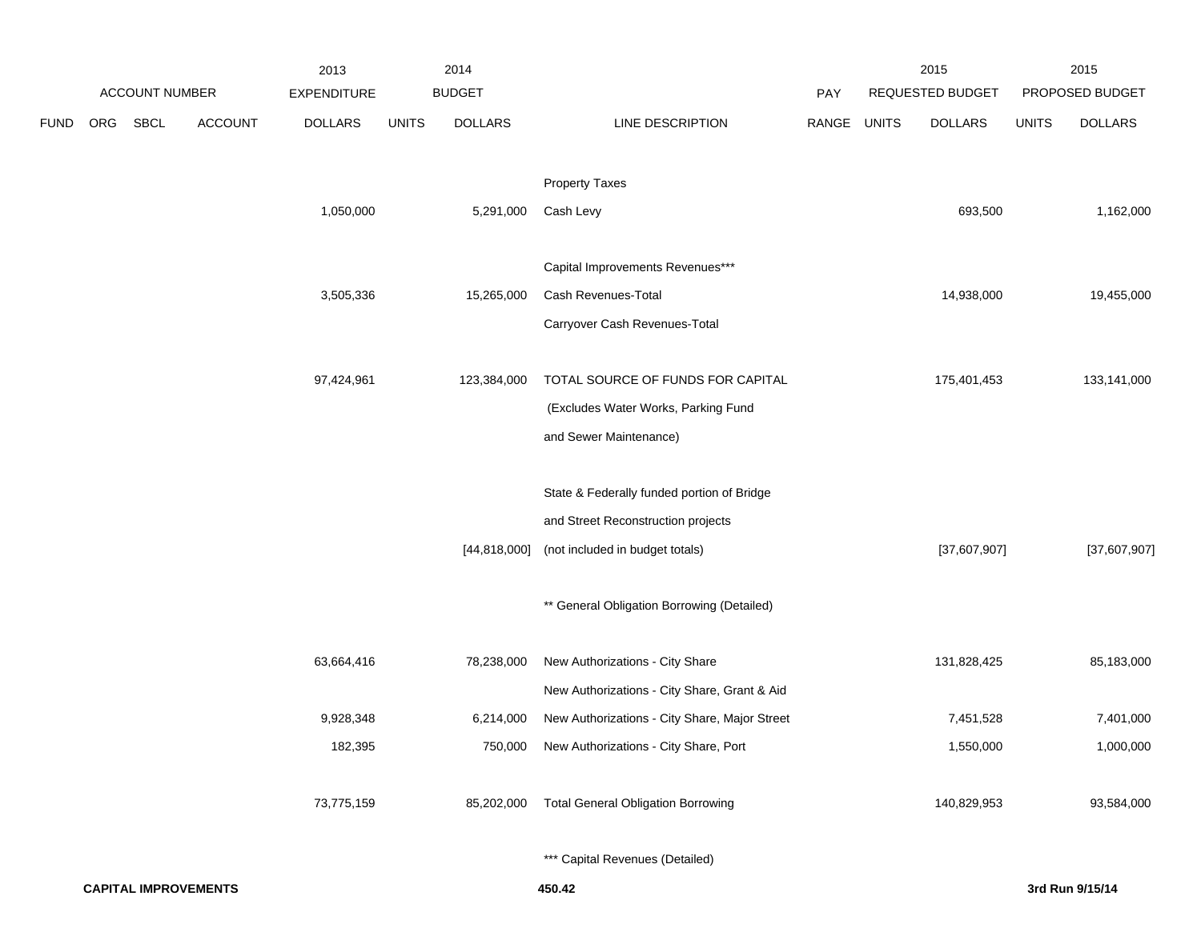| | ACCOUNT NUMBER | | | 2013 EXPENDITURE | 2014 BUDGET | | | PAY | 2015 REQUESTED BUDGET | | 2015 PROPOSED BUDGET | |
|---|---|---|---|---|---|---|---|---|---|---|---|---|
| FUND | ORG | SBCL | ACCOUNT | DOLLARS | UNITS | DOLLARS | LINE DESCRIPTION | RANGE | UNITS | DOLLARS | UNITS | DOLLARS |
| | | | | | | | Property Taxes | | | | | |
| | | | | 1,050,000 | | 5,291,000 | Cash Levy | | | 693,500 | | 1,162,000 |
| | | | | | | | Capital Improvements Revenues*** | | | | | |
| | | | | 3,505,336 | | 15,265,000 | Cash Revenues-Total | | | 14,938,000 | | 19,455,000 |
| | | | | | | | Carryover Cash Revenues-Total | | | | | |
| | | | | 97,424,961 | | 123,384,000 | TOTAL SOURCE OF FUNDS FOR CAPITAL (Excludes Water Works, Parking Fund and Sewer Maintenance) | | | 175,401,453 | | 133,141,000 |
| | | | | | | [44,818,000] | State & Federally funded portion of Bridge and Street Reconstruction projects (not included in budget totals) | | | [37,607,907] | | [37,607,907] |
| | | | | | | | ** General Obligation Borrowing (Detailed) | | | | | |
| | | | | 63,664,416 | | 78,238,000 | New Authorizations - City Share | | | 131,828,425 | | 85,183,000 |
| | | | | | | | New Authorizations - City Share, Grant & Aid | | | | | |
| | | | | 9,928,348 | | 6,214,000 | New Authorizations - City Share, Major Street | | | 7,451,528 | | 7,401,000 |
| | | | | 182,395 | | 750,000 | New Authorizations - City Share, Port | | | 1,550,000 | | 1,000,000 |
| | | | | 73,775,159 | | 85,202,000 | Total General Obligation Borrowing | | | 140,829,953 | | 93,584,000 |
| | | | | | | | *** Capital Revenues (Detailed) | | | | | |

**CAPITAL IMPROVEMENTS** **450.42** **3rd Run 9/15/14**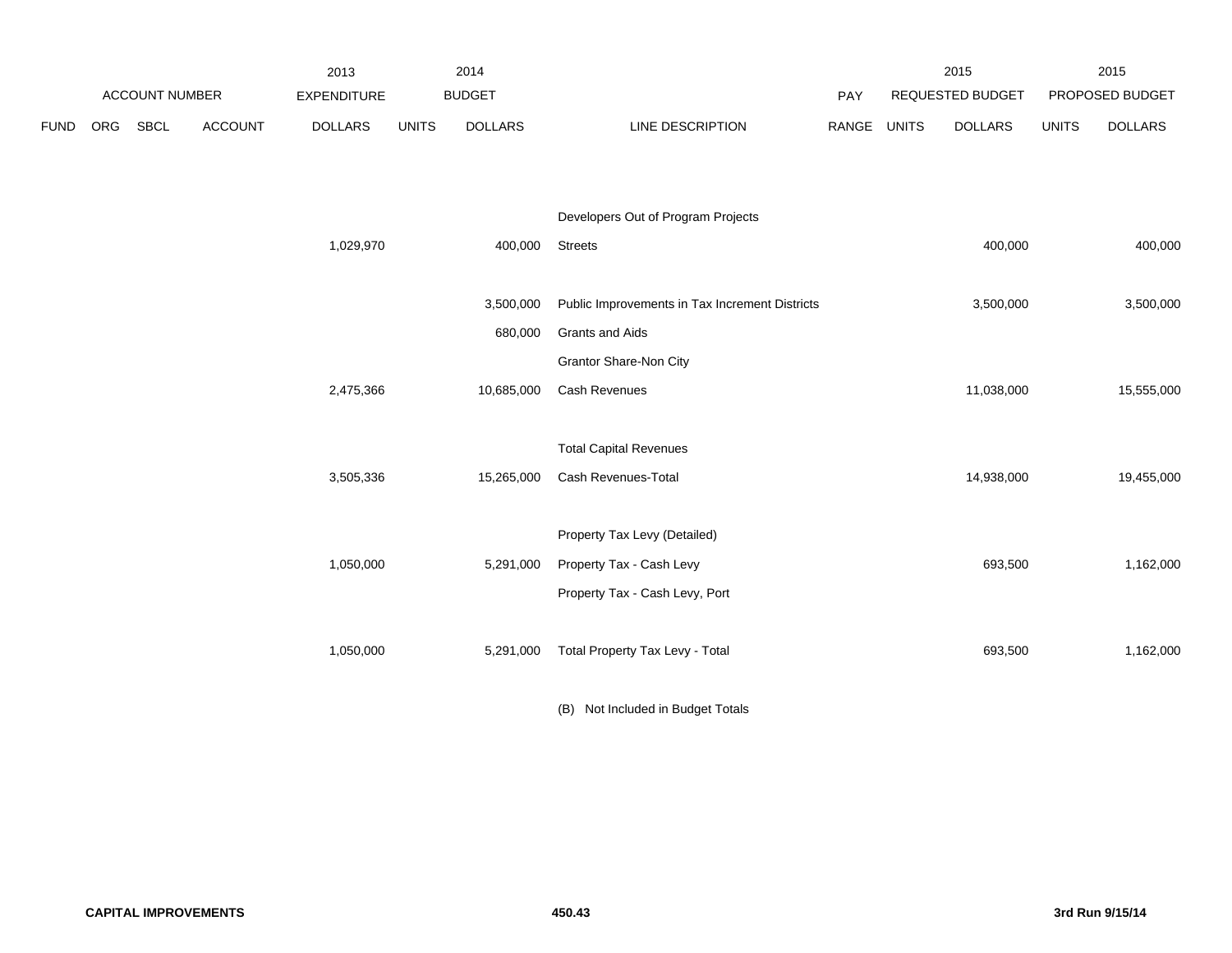| ACCOUNT NUMBER | | | | 2013 EXPENDITURE | 2014 BUDGET | | | PAY | 2015 REQUESTED BUDGET | | 2015 PROPOSED BUDGET | |
|---|---|---|---|---|---|---|---|---|---|---|---|---|
| FUND | ORG | SBCL | ACCOUNT | DOLLARS | UNITS | DOLLARS | LINE DESCRIPTION | RANGE | UNITS | DOLLARS | UNITS | DOLLARS |
| | | | | | | | Developers Out of Program Projects | | | | | |
| | | | | 1,029,970 | | 400,000 | Streets | | | 400,000 | | 400,000 |
| | | | | | | 3,500,000 | Public Improvements in Tax Increment Districts | | | 3,500,000 | | 3,500,000 |
| | | | | | | 680,000 | Grants and Aids | | | | | |
| | | | | | | | Grantor Share-Non City | | | | | |
| | | | | 2,475,366 | | 10,685,000 | Cash Revenues | | | 11,038,000 | | 15,555,000 |
| | | | | | | | Total Capital Revenues | | | | | |
| | | | | 3,505,336 | | 15,265,000 | Cash Revenues-Total | | | 14,938,000 | | 19,455,000 |
| | | | | | | | Property Tax Levy (Detailed) | | | | | |
| | | | | 1,050,000 | | 5,291,000 | Property Tax - Cash Levy | | | 693,500 | | 1,162,000 |
| | | | | | | | Property Tax - Cash Levy, Port | | | | | |
| | | | | 1,050,000 | | 5,291,000 | Total Property Tax Levy - Total | | | 693,500 | | 1,162,000 |

(B) Not Included in Budget Totals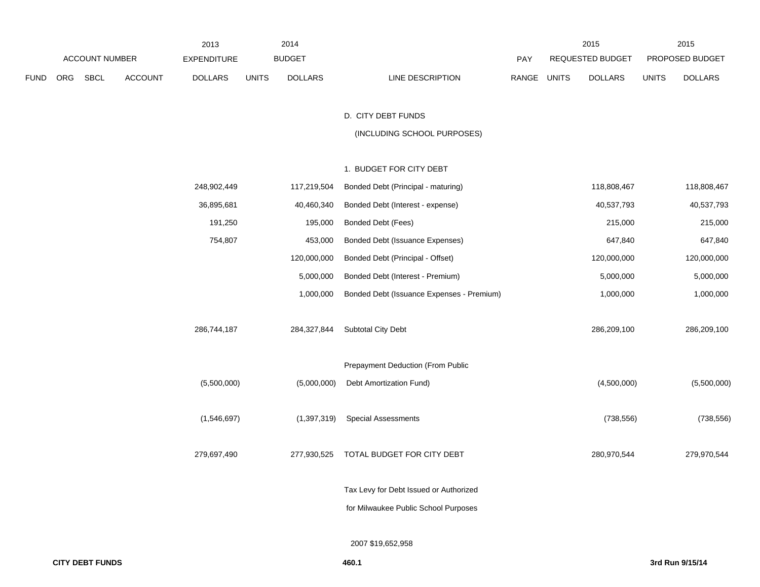| ACCOUNT NUMBER | | | | 2013 EXPENDITURE | 2014 BUDGET | | | | 2015 REQUESTED BUDGET | | 2015 PROPOSED BUDGET | |
|---|---|---|---|---|---|---|---|---|---|---|---|---|
| FUND | ORG | SBCL | ACCOUNT | DOLLARS | UNITS | DOLLARS | LINE DESCRIPTION | PAY RANGE | UNITS | DOLLARS | UNITS | DOLLARS |
| | | | | | | | D. CITY DEBT FUNDS | | | | | |
| | | | | | | | (INCLUDING SCHOOL PURPOSES) | | | | | |
| | | | | | | | 1. BUDGET FOR CITY DEBT | | | | | |
| | | | | 248,902,449 | | 117,219,504 | Bonded Debt (Principal - maturing) | | | 118,808,467 | | 118,808,467 |
| | | | | 36,895,681 | | 40,460,340 | Bonded Debt (Interest - expense) | | | 40,537,793 | | 40,537,793 |
| | | | | 191,250 | | 195,000 | Bonded Debt (Fees) | | | 215,000 | | 215,000 |
| | | | | 754,807 | | 453,000 | Bonded Debt (Issuance Expenses) | | | 647,840 | | 647,840 |
| | | | | | | 120,000,000 | Bonded Debt (Principal - Offset) | | | 120,000,000 | | 120,000,000 |
| | | | | | | 5,000,000 | Bonded Debt (Interest - Premium) | | | 5,000,000 | | 5,000,000 |
| | | | | | | 1,000,000 | Bonded Debt (Issuance Expenses - Premium) | | | 1,000,000 | | 1,000,000 |
| | | | | 286,744,187 | | 284,327,844 | Subtotal City Debt | | | 286,209,100 | | 286,209,100 |
| | | | | (5,500,000) | | (5,000,000) | Prepayment Deduction (From Public Debt Amortization Fund) | | | (4,500,000) | | (5,500,000) |
| | | | | (1,546,697) | | (1,397,319) | Special Assessments | | | (738,556) | | (738,556) |
| | | | | 279,697,490 | | 277,930,525 | TOTAL BUDGET FOR CITY DEBT | | | 280,970,544 | | 279,970,544 |

Tax Levy for Debt Issued or Authorized for Milwaukee Public School Purposes

2007 $19,652,958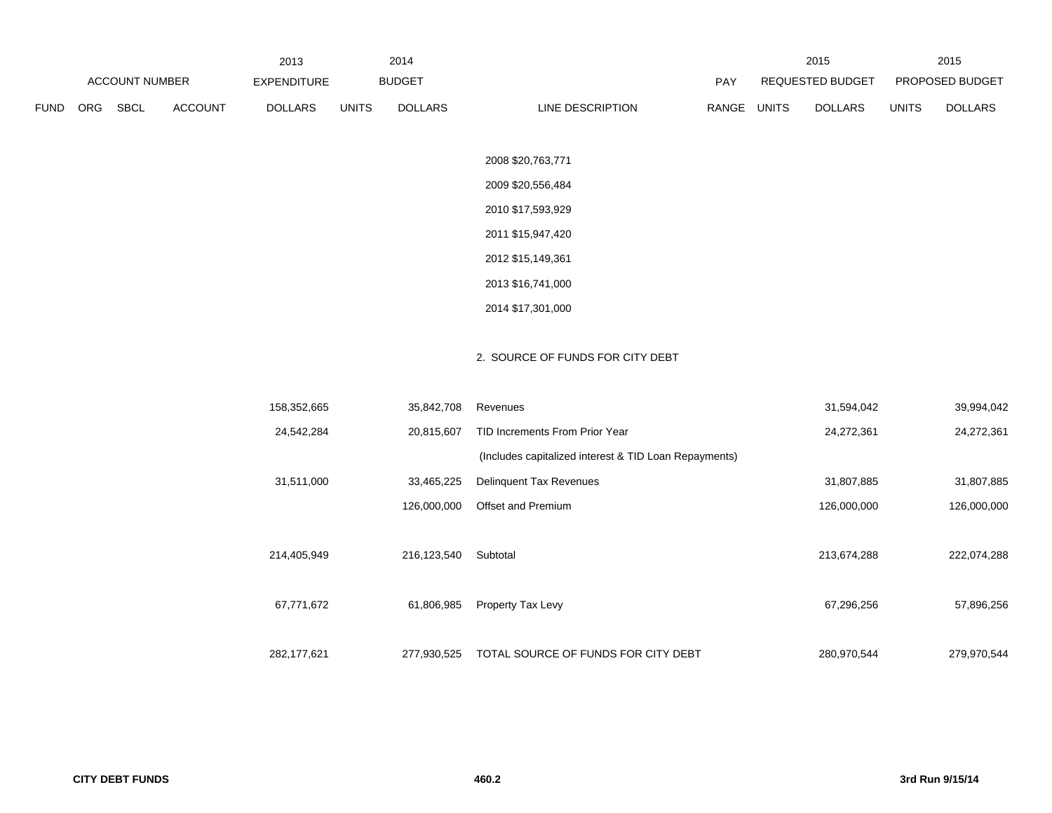| ACCOUNT NUMBER | | | | 2013 EXPENDITURE | 2014 BUDGET | | | PAY | 2015 REQUESTED BUDGET | | 2015 PROPOSED BUDGET | |
|---|---|---|---|---|---|---|---|---|---|---|---|---|
| FUND | ORG | SBCL | ACCOUNT | DOLLARS | UNITS | DOLLARS | LINE DESCRIPTION | RANGE | UNITS | DOLLARS | UNITS | DOLLARS |
| | | | | | | | 2008 $20,763,771 | | | | | |
| | | | | | | | 2009 $20,556,484 | | | | | |
| | | | | | | | 2010 $17,593,929 | | | | | |
| | | | | | | | 2011 $15,947,420 | | | | | |
| | | | | | | | 2012 $15,149,361 | | | | | |
| | | | | | | | 2013 $16,741,000 | | | | | |
| | | | | | | | 2014 $17,301,000 | | | | | |
| | | | | | | | 2. SOURCE OF FUNDS FOR CITY DEBT | | | | | |
| | | | | 158,352,665 | | 35,842,708 | Revenues | | | 31,594,042 | | 39,994,042 |
| | | | | 24,542,284 | | 20,815,607 | TID Increments From Prior Year | | | 24,272,361 | | 24,272,361 |
| | | | | | | | (Includes capitalized interest & TID Loan Repayments) | | | | | |
| | | | | 31,511,000 | | 33,465,225 | Delinquent Tax Revenues | | | 31,807,885 | | 31,807,885 |
| | | | | | | 126,000,000 | Offset and Premium | | | 126,000,000 | | 126,000,000 |
| | | | | 214,405,949 | | 216,123,540 | Subtotal | | | 213,674,288 | | 222,074,288 |
| | | | | 67,771,672 | | 61,806,985 | Property Tax Levy | | | 67,296,256 | | 57,896,256 |
| | | | | 282,177,621 | | 277,930,525 | TOTAL SOURCE OF FUNDS FOR CITY DEBT | | | 280,970,544 | | 279,970,544 |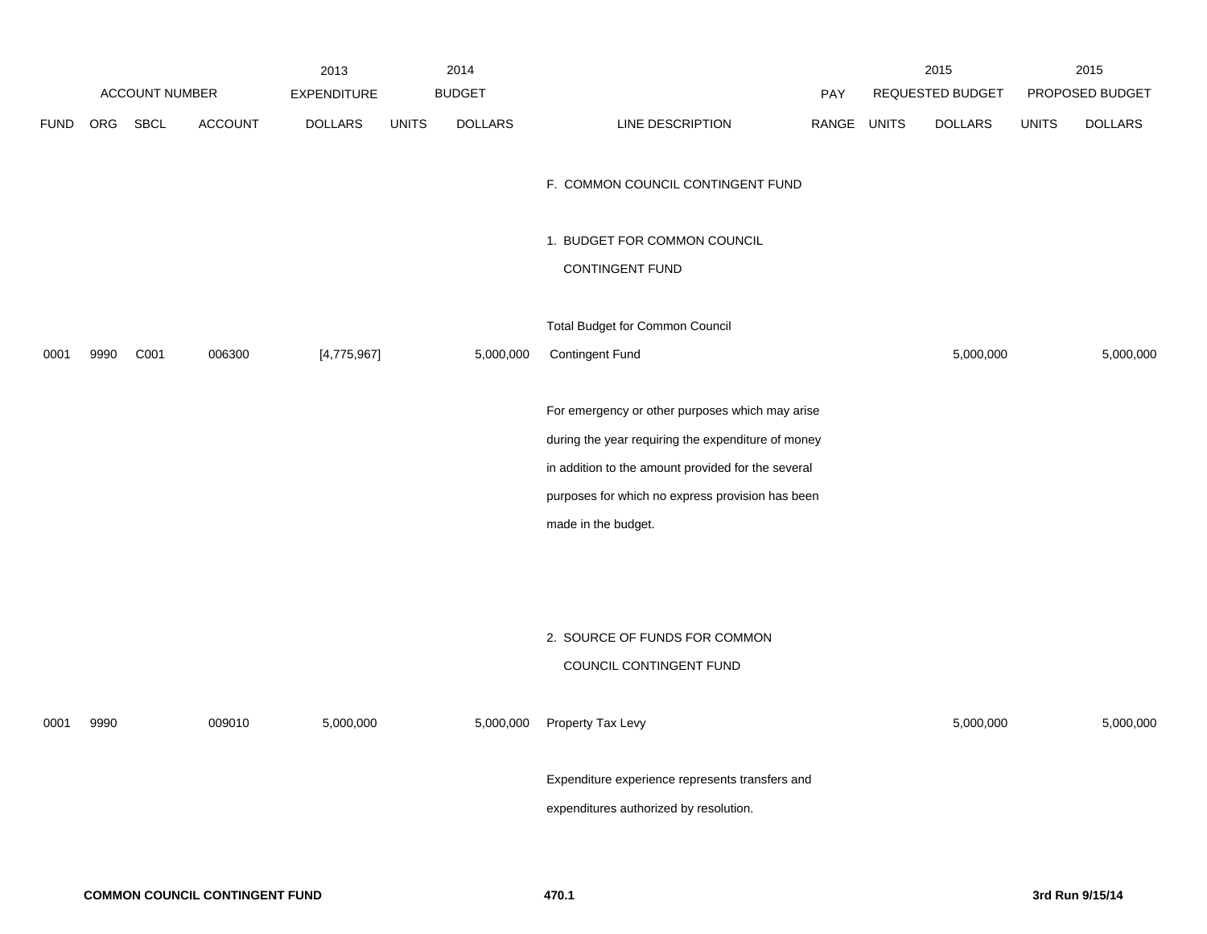| | ACCOUNT NUMBER | | | 2013 EXPENDITURE | 2014 BUDGET | | | PAY | 2015 REQUESTED BUDGET | | 2015 PROPOSED BUDGET | |
|---|---|---|---|---|---|---|---|---|---|---|---|---|
| FUND | ORG | SBCL | ACCOUNT | DOLLARS | UNITS | DOLLARS | LINE DESCRIPTION | RANGE | UNITS | DOLLARS | UNITS | DOLLARS |
| | | | | | | | F. COMMON COUNCIL CONTINGENT FUND | | | | | |
| | | | | | | | 1. BUDGET FOR COMMON COUNCIL CONTINGENT FUND | | | | | |
| 0001 | 9990 | C001 | 006300 | [4,775,967] | | 5,000,000 | Total Budget for Common Council Contingent Fund | | | 5,000,000 | | 5,000,000 |
| | | | | | | | For emergency or other purposes which may arise during the year requiring the expenditure of money in addition to the amount provided for the several purposes for which no express provision has been made in the budget. | | | | | |
| | | | | | | | 2. SOURCE OF FUNDS FOR COMMON COUNCIL CONTINGENT FUND | | | | | |
| 0001 | 9990 | | 009010 | 5,000,000 | | 5,000,000 | Property Tax Levy | | | 5,000,000 | | 5,000,000 |
| | | | | | | | Expenditure experience represents transfers and expenditures authorized by resolution. | | | | | |

**COMMON COUNCIL CONTINGENT FUND** **470.1** **3rd Run 9/15/14**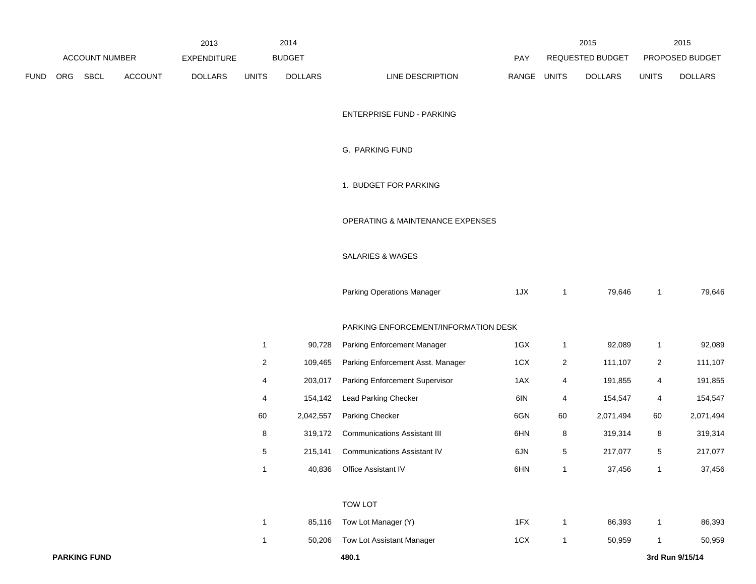| FUND | ORG | SBCL | ACCOUNT | 2013 EXPENDITURE DOLLARS | 2014 BUDGET UNITS | 2014 BUDGET DOLLARS | LINE DESCRIPTION | PAY RANGE | 2015 REQUESTED BUDGET UNITS | 2015 REQUESTED BUDGET DOLLARS | 2015 PROPOSED BUDGET UNITS | 2015 PROPOSED BUDGET DOLLARS |
|---|---|---|---|---|---|---|---|---|---|---|---|---|
| | | | | | | | ENTERPRISE FUND - PARKING | | | | | |
| | | | | | | | G. PARKING FUND | | | | | |
| | | | | | | | 1. BUDGET FOR PARKING | | | | | |
| | | | | | | | OPERATING & MAINTENANCE EXPENSES | | | | | |
| | | | | | | | SALARIES & WAGES | | | | | |
| | | | | | | | Parking Operations Manager | 1JX | 1 | 79,646 | 1 | 79,646 |
| | | | | | | | PARKING ENFORCEMENT/INFORMATION DESK | | | | | |
| | | | | | 1 | 90,728 | Parking Enforcement Manager | 1GX | 1 | 92,089 | 1 | 92,089 |
| | | | | | 2 | 109,465 | Parking Enforcement Asst. Manager | 1CX | 2 | 111,107 | 2 | 111,107 |
| | | | | | 4 | 203,017 | Parking Enforcement Supervisor | 1AX | 4 | 191,855 | 4 | 191,855 |
| | | | | | 4 | 154,142 | Lead Parking Checker | 6IN | 4 | 154,547 | 4 | 154,547 |
| | | | | | 60 | 2,042,557 | Parking Checker | 6GN | 60 | 2,071,494 | 60 | 2,071,494 |
| | | | | | 8 | 319,172 | Communications Assistant III | 6HN | 8 | 319,314 | 8 | 319,314 |
| | | | | | 5 | 215,141 | Communications Assistant IV | 6JN | 5 | 217,077 | 5 | 217,077 |
| | | | | | 1 | 40,836 | Office Assistant IV | 6HN | 1 | 37,456 | 1 | 37,456 |
| | | | | | | | TOW LOT | | | | | |
| | | | | | 1 | 85,116 | Tow Lot Manager (Y) | 1FX | 1 | 86,393 | 1 | 86,393 |
| | | | | | 1 | 50,206 | Tow Lot Assistant Manager | 1CX | 1 | 50,959 | 1 | 50,959 |

**PARKING FUND** **480.1** **3rd Run 9/15/14**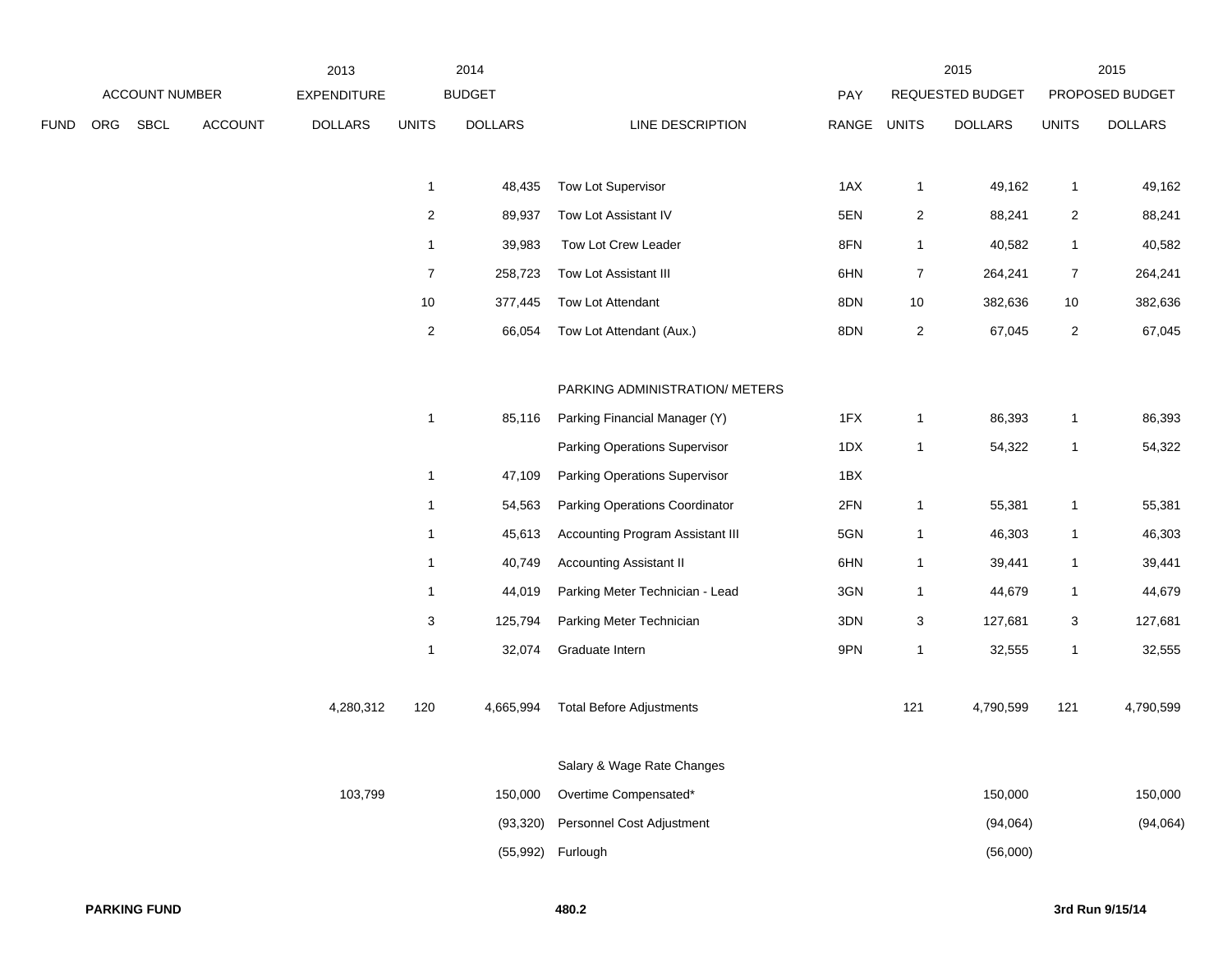| ACCOUNT NUMBER | | | | 2013 EXPENDITURE | 2014 BUDGET | | | PAY | 2015 REQUESTED BUDGET | | 2015 PROPOSED BUDGET | |
|---|---|---|---|---|---|---|---|---|---|---|---|---|
| FUND | ORG | SBCL | ACCOUNT | DOLLARS | UNITS | DOLLARS | LINE DESCRIPTION | RANGE | UNITS | DOLLARS | UNITS | DOLLARS |
| | | | | | 1 | 48,435 | Tow Lot Supervisor | 1AX | 1 | 49,162 | 1 | 49,162 |
| | | | | | 2 | 89,937 | Tow Lot Assistant IV | 5EN | 2 | 88,241 | 2 | 88,241 |
| | | | | | 1 | 39,983 | Tow Lot Crew Leader | 8FN | 1 | 40,582 | 1 | 40,582 |
| | | | | | 7 | 258,723 | Tow Lot Assistant III | 6HN | 7 | 264,241 | 7 | 264,241 |
| | | | | | 10 | 377,445 | Tow Lot Attendant | 8DN | 10 | 382,636 | 10 | 382,636 |
| | | | | | 2 | 66,054 | Tow Lot Attendant (Aux.) | 8DN | 2 | 67,045 | 2 | 67,045 |
| | | | | | | | PARKING ADMINISTRATION/ METERS | | | | | |
| | | | | | 1 | 85,116 | Parking Financial Manager (Y) | 1FX | 1 | 86,393 | 1 | 86,393 |
| | | | | | | | Parking Operations Supervisor | 1DX | 1 | 54,322 | 1 | 54,322 |
| | | | | | 1 | 47,109 | Parking Operations Supervisor | 1BX | | | | |
| | | | | | 1 | 54,563 | Parking Operations Coordinator | 2FN | 1 | 55,381 | 1 | 55,381 |
| | | | | | 1 | 45,613 | Accounting Program Assistant III | 5GN | 1 | 46,303 | 1 | 46,303 |
| | | | | | 1 | 40,749 | Accounting Assistant II | 6HN | 1 | 39,441 | 1 | 39,441 |
| | | | | | 1 | 44,019 | Parking Meter Technician - Lead | 3GN | 1 | 44,679 | 1 | 44,679 |
| | | | | | 3 | 125,794 | Parking Meter Technician | 3DN | 3 | 127,681 | 3 | 127,681 |
| | | | | | 1 | 32,074 | Graduate Intern | 9PN | 1 | 32,555 | 1 | 32,555 |
| | | | | 4,280,312 | 120 | 4,665,994 | Total Before Adjustments | | 121 | 4,790,599 | 121 | 4,790,599 |
| | | | | | | | Salary & Wage Rate Changes | | | | | |
| | | | | 103,799 | | 150,000 | Overtime Compensated* | | | 150,000 | | 150,000 |
| | | | | | | (93,320) | Personnel Cost Adjustment | | | (94,064) | | (94,064) |
| | | | | | | (55,992) | Furlough | | | (56,000) | | |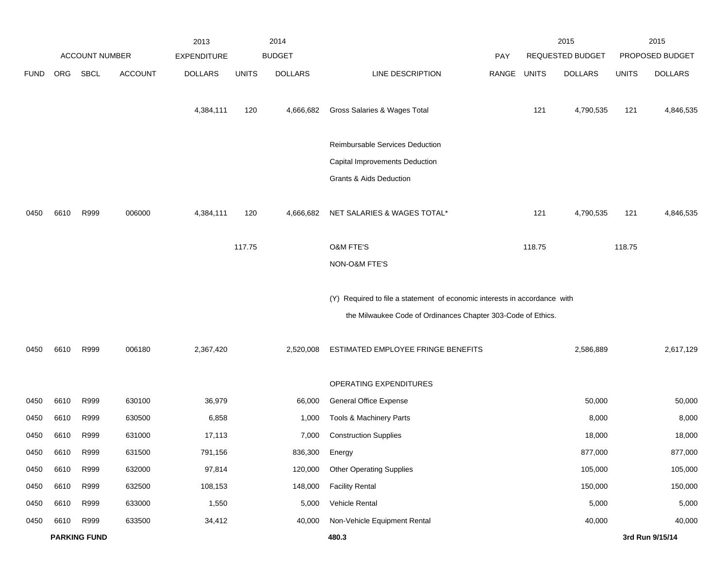| | ACCOUNT NUMBER | | | 2013 EXPENDITURE | 2014 BUDGET | | | PAY | 2015 REQUESTED BUDGET | | 2015 PROPOSED BUDGET | |
|---|---|---|---|---|---|---|---|---|---|---|---|---|
| FUND | ORG | SBCL | ACCOUNT | DOLLARS | UNITS | DOLLARS | LINE DESCRIPTION | RANGE | UNITS | DOLLARS | UNITS | DOLLARS |
| | | | | 4,384,111 | 120 | 4,666,682 | Gross Salaries & Wages Total | | 121 | 4,790,535 | 121 | 4,846,535 |
| | | | | | | | Reimbursable Services Deduction | | | | | |
| | | | | | | | Capital Improvements Deduction | | | | | |
| | | | | | | | Grants & Aids Deduction | | | | | |
| 0450 | 6610 | R999 | 006000 | 4,384,111 | 120 | 4,666,682 | NET SALARIES & WAGES TOTAL* | | 121 | 4,790,535 | 121 | 4,846,535 |
| | | | | | 117.75 | | O&M FTE'S | | 118.75 | | 118.75 | |
| | | | | | | | NON-O&M FTE'S | | | | | |
| | | | | | | | (Y) Required to file a statement of economic interests in accordance with the Milwaukee Code of Ordinances Chapter 303-Code of Ethics. | | | | | |
| 0450 | 6610 | R999 | 006180 | 2,367,420 | | 2,520,008 | ESTIMATED EMPLOYEE FRINGE BENEFITS | | | 2,586,889 | | 2,617,129 |
| | | | | | | | OPERATING EXPENDITURES | | | | | |
| 0450 | 6610 | R999 | 630100 | 36,979 | | 66,000 | General Office Expense | | | 50,000 | | 50,000 |
| 0450 | 6610 | R999 | 630500 | 6,858 | | 1,000 | Tools & Machinery Parts | | | 8,000 | | 8,000 |
| 0450 | 6610 | R999 | 631000 | 17,113 | | 7,000 | Construction Supplies | | | 18,000 | | 18,000 |
| 0450 | 6610 | R999 | 631500 | 791,156 | | 836,300 | Energy | | | 877,000 | | 877,000 |
| 0450 | 6610 | R999 | 632000 | 97,814 | | 120,000 | Other Operating Supplies | | | 105,000 | | 105,000 |
| 0450 | 6610 | R999 | 632500 | 108,153 | | 148,000 | Facility Rental | | | 150,000 | | 150,000 |
| 0450 | 6610 | R999 | 633000 | 1,550 | | 5,000 | Vehicle Rental | | | 5,000 | | 5,000 |
| 0450 | 6610 | R999 | 633500 | 34,412 | | 40,000 | Non-Vehicle Equipment Rental | | | 40,000 | | 40,000 |

**PARKING FUND**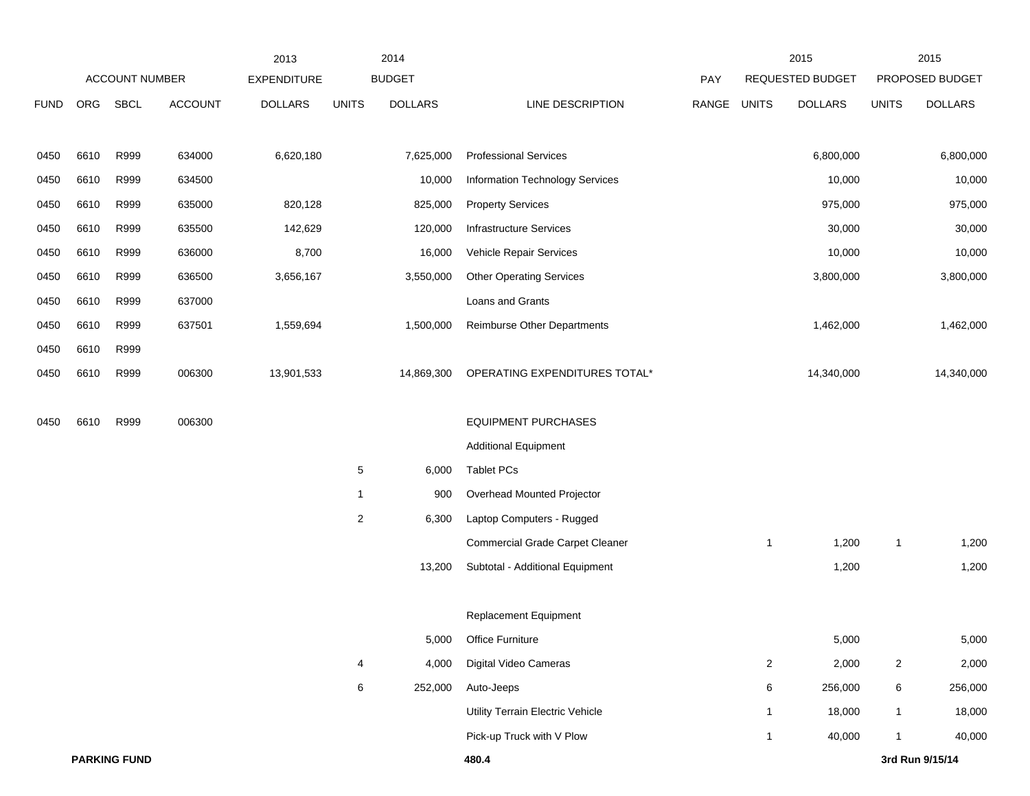| ACCOUNT NUMBER | | | | 2013 EXPENDITURE | 2014 BUDGET | | | PAY | 2015 REQUESTED BUDGET | | 2015 PROPOSED BUDGET | |
|---|---|---|---|---|---|---|---|---|---|---|---|---|
| FUND | ORG | SBCL | ACCOUNT | DOLLARS | UNITS | DOLLARS | LINE DESCRIPTION | RANGE | UNITS | DOLLARS | UNITS | DOLLARS |
| 0450 | 6610 | R999 | 634000 | 6,620,180 | | 7,625,000 | Professional Services | | | 6,800,000 | | 6,800,000 |
| 0450 | 6610 | R999 | 634500 | | | 10,000 | Information Technology Services | | | 10,000 | | 10,000 |
| 0450 | 6610 | R999 | 635000 | 820,128 | | 825,000 | Property Services | | | 975,000 | | 975,000 |
| 0450 | 6610 | R999 | 635500 | 142,629 | | 120,000 | Infrastructure Services | | | 30,000 | | 30,000 |
| 0450 | 6610 | R999 | 636000 | 8,700 | | 16,000 | Vehicle Repair Services | | | 10,000 | | 10,000 |
| 0450 | 6610 | R999 | 636500 | 3,656,167 | | 3,550,000 | Other Operating Services | | | 3,800,000 | | 3,800,000 |
| 0450 | 6610 | R999 | 637000 | | | | Loans and Grants | | | | | |
| 0450 | 6610 | R999 | 637501 | 1,559,694 | | 1,500,000 | Reimburse Other Departments | | | 1,462,000 | | 1,462,000 |
| 0450 | 6610 | R999 | | | | | | | | | | |
| 0450 | 6610 | R999 | 006300 | 13,901,533 | | 14,869,300 | OPERATING EXPENDITURES TOTAL* | | | 14,340,000 | | 14,340,000 |
| | | | | | | | | | | | | |
| 0450 | 6610 | R999 | 006300 | | | | EQUIPMENT PURCHASES | | | | | |
| | | | | | | | Additional Equipment | | | | | |
| | | | | | 5 | 6,000 | Tablet PCs | | | | | |
| | | | | | 1 | 900 | Overhead Mounted Projector | | | | | |
| | | | | | 2 | 6,300 | Laptop Computers - Rugged | | | | | |
| | | | | | | | Commercial Grade Carpet Cleaner | | 1 | 1,200 | 1 | 1,200 |
| | | | | | | 13,200 | Subtotal - Additional Equipment | | | 1,200 | | 1,200 |
| | | | | | | | | | | | | |
| | | | | | | | Replacement Equipment | | | | | |
| | | | | | | 5,000 | Office Furniture | | | 5,000 | | 5,000 |
| | | | | | 4 | 4,000 | Digital Video Cameras | | 2 | 2,000 | 2 | 2,000 |
| | | | | | 6 | 252,000 | Auto-Jeeps | | 6 | 256,000 | 6 | 256,000 |
| | | | | | | | Utility Terrain Electric Vehicle | | 1 | 18,000 | 1 | 18,000 |
| | | | | | | | Pick-up Truck with V Plow | | 1 | 40,000 | 1 | 40,000 |

**PARKING FUND** **480.4** **3rd Run 9/15/14**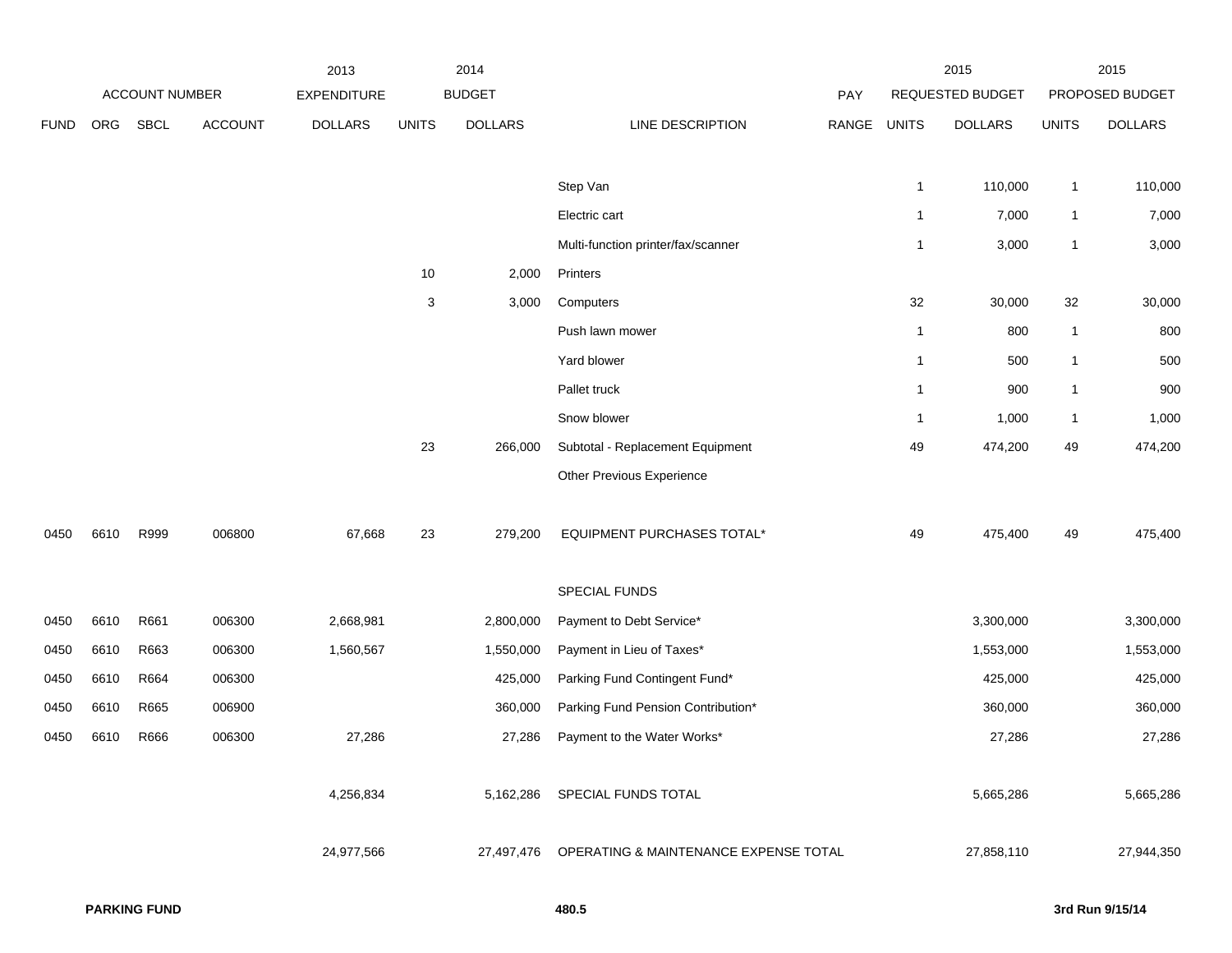| FUND | ORG | SBCL | ACCOUNT | 2013 EXPENDITURE DOLLARS | 2014 BUDGET UNITS | 2014 BUDGET DOLLARS | LINE DESCRIPTION | PAY RANGE | 2015 REQUESTED BUDGET UNITS | 2015 REQUESTED BUDGET DOLLARS | 2015 PROPOSED BUDGET UNITS | 2015 PROPOSED BUDGET DOLLARS |
|---|---|---|---|---|---|---|---|---|---|---|---|---|
| | | | | | | | Step Van | | 1 | 110,000 | 1 | 110,000 |
| | | | | | | | Electric cart | | 1 | 7,000 | 1 | 7,000 |
| | | | | | | | Multi-function printer/fax/scanner | | 1 | 3,000 | 1 | 3,000 |
| | | | | | 10 | 2,000 | Printers | | | | | |
| | | | | | 3 | 3,000 | Computers | | 32 | 30,000 | 32 | 30,000 |
| | | | | | | | Push lawn mower | | 1 | 800 | 1 | 800 |
| | | | | | | | Yard blower | | 1 | 500 | 1 | 500 |
| | | | | | | | Pallet truck | | 1 | 900 | 1 | 900 |
| | | | | | | | Snow blower | | 1 | 1,000 | 1 | 1,000 |
| | | | | | 23 | 266,000 | Subtotal - Replacement Equipment | | 49 | 474,200 | 49 | 474,200 |
| | | | | | | | Other Previous Experience | | | | | |
| 0450 | 6610 | R999 | 006800 | 67,668 | 23 | 279,200 | EQUIPMENT PURCHASES TOTAL* | | 49 | 475,400 | 49 | 475,400 |
| | | | | | | | SPECIAL FUNDS | | | | | |
| 0450 | 6610 | R661 | 006300 | 2,668,981 | | 2,800,000 | Payment to Debt Service* | | | 3,300,000 | | 3,300,000 |
| 0450 | 6610 | R663 | 006300 | 1,560,567 | | 1,550,000 | Payment in Lieu of Taxes* | | | 1,553,000 | | 1,553,000 |
| 0450 | 6610 | R664 | 006300 | | | 425,000 | Parking Fund Contingent Fund* | | | 425,000 | | 425,000 |
| 0450 | 6610 | R665 | 006900 | | | 360,000 | Parking Fund Pension Contribution* | | | 360,000 | | 360,000 |
| 0450 | 6610 | R666 | 006300 | 27,286 | | 27,286 | Payment to the Water Works* | | | 27,286 | | 27,286 |
| | | | | 4,256,834 | | 5,162,286 | SPECIAL FUNDS TOTAL | | | 5,665,286 | | 5,665,286 |
| | | | | 24,977,566 | | 27,497,476 | OPERATING & MAINTENANCE EXPENSE TOTAL | | | 27,858,110 | | 27,944,350 |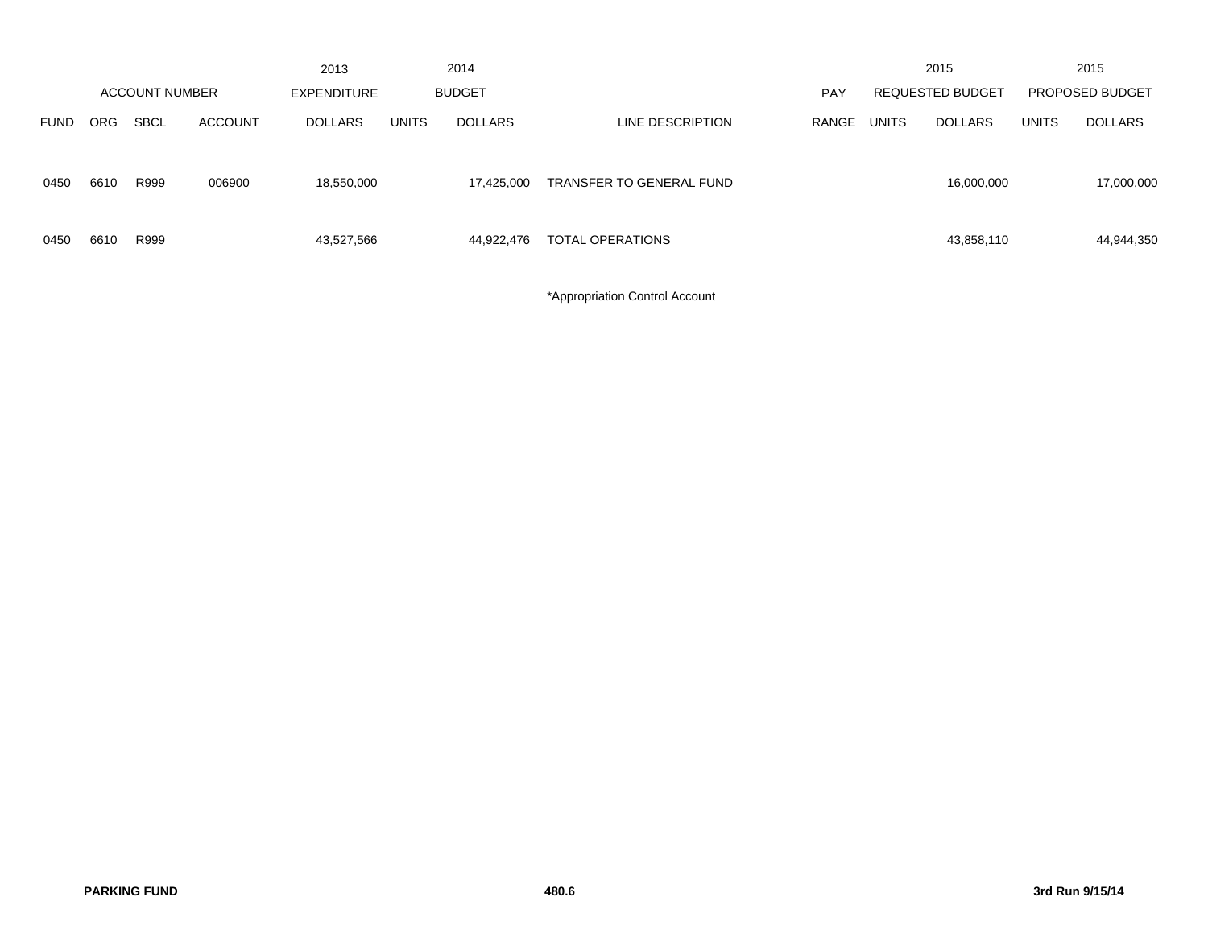| ACCOUNT NUMBER | | | | 2013 EXPENDITURE | 2014 BUDGET | | | PAY | 2015 REQUESTED BUDGET | | 2015 PROPOSED BUDGET | |
|---|---|---|---|---|---|---|---|---|---|---|---|---|
| FUND | ORG | SBCL | ACCOUNT | DOLLARS | UNITS | DOLLARS | LINE DESCRIPTION | RANGE | UNITS | DOLLARS | UNITS | DOLLARS |
| 0450 | 6610 | R999 | 006900 | 18,550,000 | | 17,425,000 | TRANSFER TO GENERAL FUND | | | 16,000,000 | | 17,000,000 |
| 0450 | 6610 | R999 | | 43,527,566 | | 44,922,476 | TOTAL OPERATIONS | | | 43,858,110 | | 44,944,350 |

*Appropriation Control Account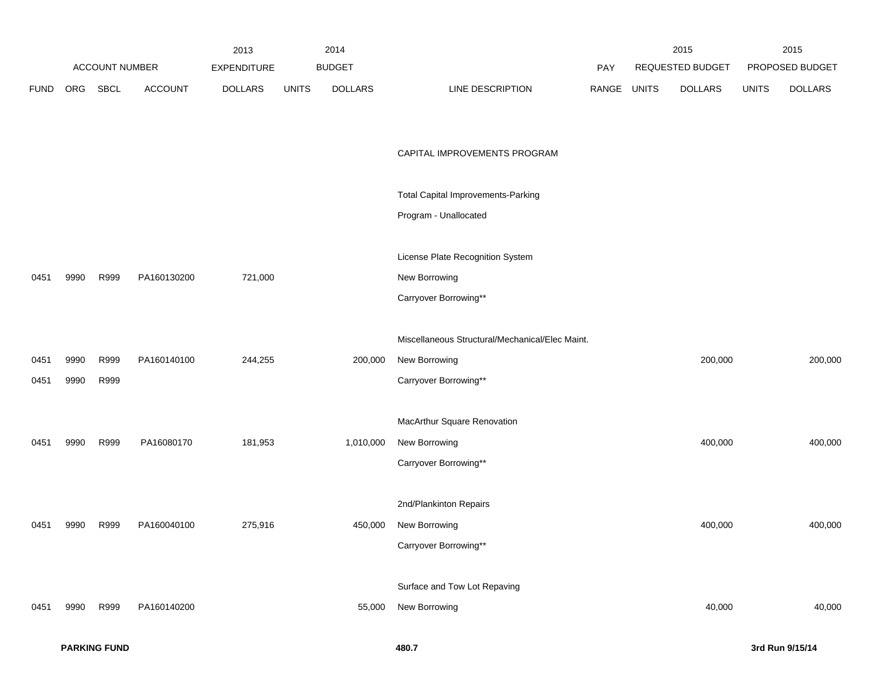| ACCOUNT NUMBER | | | | 2013 EXPENDITURE | 2014 BUDGET | | | PAY | 2015 REQUESTED BUDGET | | 2015 PROPOSED BUDGET | |
|---|---|---|---|---|---|---|---|---|---|---|---|---|
| FUND | ORG | SBCL | ACCOUNT | DOLLARS | UNITS | DOLLARS | LINE DESCRIPTION | RANGE | UNITS | DOLLARS | UNITS | DOLLARS |
| | | | | | | | CAPITAL IMPROVEMENTS PROGRAM | | | | | |
| | | | | | | | Total Capital Improvements-Parking | | | | | |
| | | | | | | | Program - Unallocated | | | | | |
| | | | | | | | License Plate Recognition System | | | | | |
| 0451 | 9990 | R999 | PA160130200 | 721,000 | | | New Borrowing | | | | | |
| | | | | | | | Carryover Borrowing** | | | | | |
| | | | | | | | Miscellaneous Structural/Mechanical/Elec Maint. | | | | | |
| 0451 | 9990 | R999 | PA160140100 | 244,255 | | 200,000 | New Borrowing | | | 200,000 | | 200,000 |
| 0451 | 9990 | R999 | | | | | Carryover Borrowing** | | | | | |
| | | | | | | | MacArthur Square Renovation | | | | | |
| 0451 | 9990 | R999 | PA16080170 | 181,953 | | 1,010,000 | New Borrowing | | | 400,000 | | 400,000 |
| | | | | | | | Carryover Borrowing** | | | | | |
| | | | | | | | 2nd/Plankinton Repairs | | | | | |
| 0451 | 9990 | R999 | PA160040100 | 275,916 | | 450,000 | New Borrowing | | | 400,000 | | 400,000 |
| | | | | | | | Carryover Borrowing** | | | | | |
| | | | | | | | Surface and Tow Lot Repaving | | | | | |
| 0451 | 9990 | R999 | PA160140200 | | | 55,000 | New Borrowing | | | 40,000 | | 40,000 |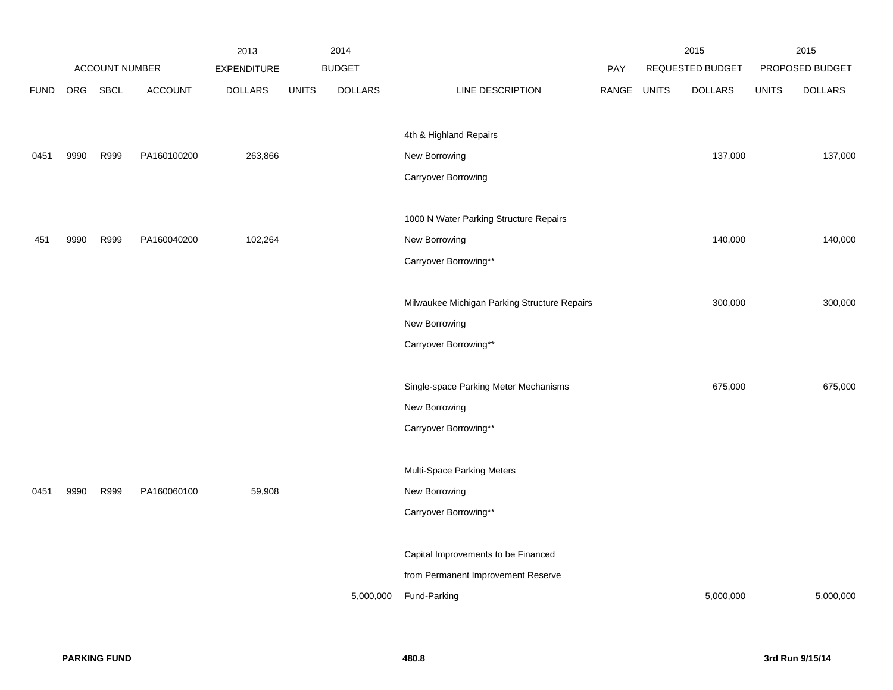| | ACCOUNT NUMBER | | | 2013 EXPENDITURE | 2014 BUDGET | | | PAY | 2015 REQUESTED BUDGET | | 2015 PROPOSED BUDGET | |
|---|---|---|---|---|---|---|---|---|---|---|---|---|
| FUND | ORG | SBCL | ACCOUNT | DOLLARS | UNITS | DOLLARS | LINE DESCRIPTION | RANGE | UNITS | DOLLARS | UNITS | DOLLARS |
| | | | | | | | 4th & Highland Repairs | | | | | |
| 0451 | 9990 | R999 | PA160100200 | 263,866 | | | New Borrowing | | | 137,000 | | 137,000 |
| | | | | | | | Carryover Borrowing | | | | | |
| | | | | | | | 1000 N Water Parking Structure Repairs | | | | | |
| 451 | 9990 | R999 | PA160040200 | 102,264 | | | New Borrowing | | | 140,000 | | 140,000 |
| | | | | | | | Carryover Borrowing** | | | | | |
| | | | | | | | Milwaukee Michigan Parking Structure Repairs | | | 300,000 | | 300,000 |
| | | | | | | | New Borrowing | | | | | |
| | | | | | | | Carryover Borrowing** | | | | | |
| | | | | | | | Single-space Parking Meter Mechanisms | | | 675,000 | | 675,000 |
| | | | | | | | New Borrowing | | | | | |
| | | | | | | | Carryover Borrowing** | | | | | |
| | | | | | | | Multi-Space Parking Meters | | | | | |
| 0451 | 9990 | R999 | PA160060100 | 59,908 | | | New Borrowing | | | | | |
| | | | | | | | Carryover Borrowing** | | | | | |
| | | | | | | | Capital Improvements to be Financed | | | | | |
| | | | | | | | from Permanent Improvement Reserve | | | | | |
| | | | | | | 5,000,000 | Fund-Parking | | | 5,000,000 | | 5,000,000 |

**PARKING FUND**

**3rd Run 9/15/14**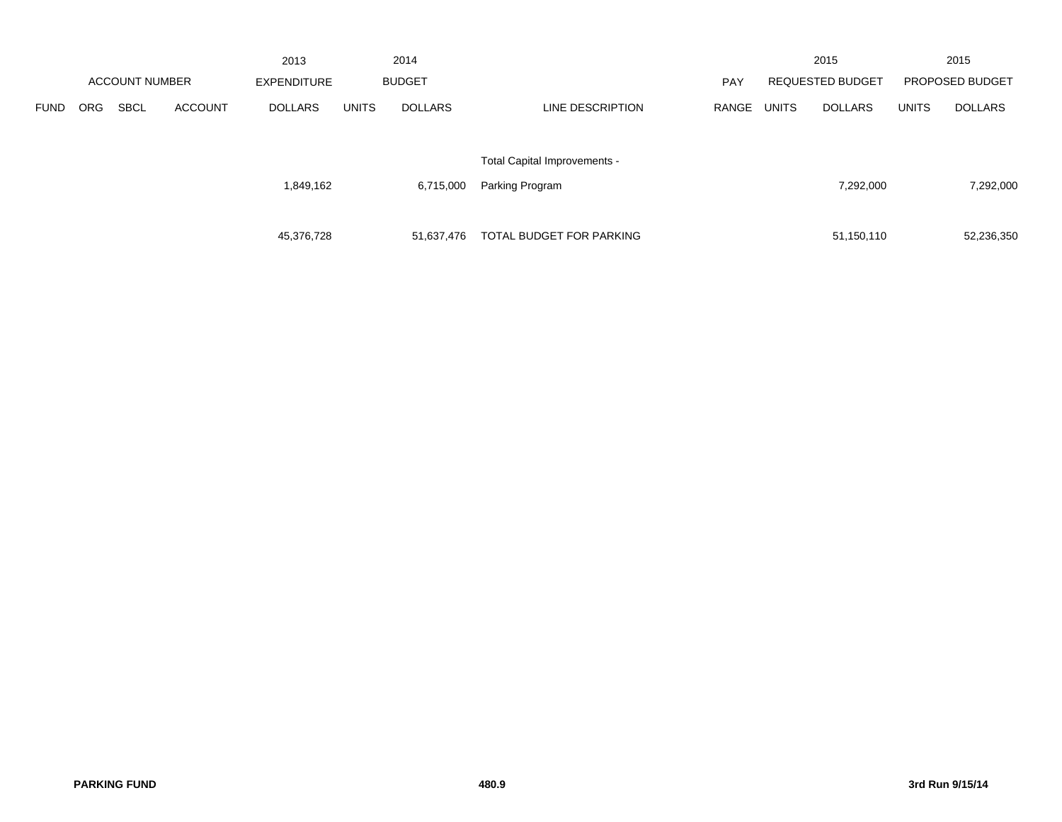| ACCOUNT NUMBER | | | | 2013 EXPENDITURE | 2014 BUDGET | | | PAY | 2015 REQUESTED BUDGET | | 2015 PROPOSED BUDGET | |
|---|---|---|---|---|---|---|---|---|---|---|---|---|
| FUND | ORG | SBCL | ACCOUNT | DOLLARS | UNITS | DOLLARS | LINE DESCRIPTION | RANGE | UNITS | DOLLARS | UNITS | DOLLARS |
| | | | | 1,849,162 | | 6,715,000 | Total Capital Improvements - Parking Program | | | 7,292,000 | | 7,292,000 |
| | | | | 45,376,728 | | 51,637,476 | TOTAL BUDGET FOR PARKING | | | 51,150,110 | | 52,236,350 |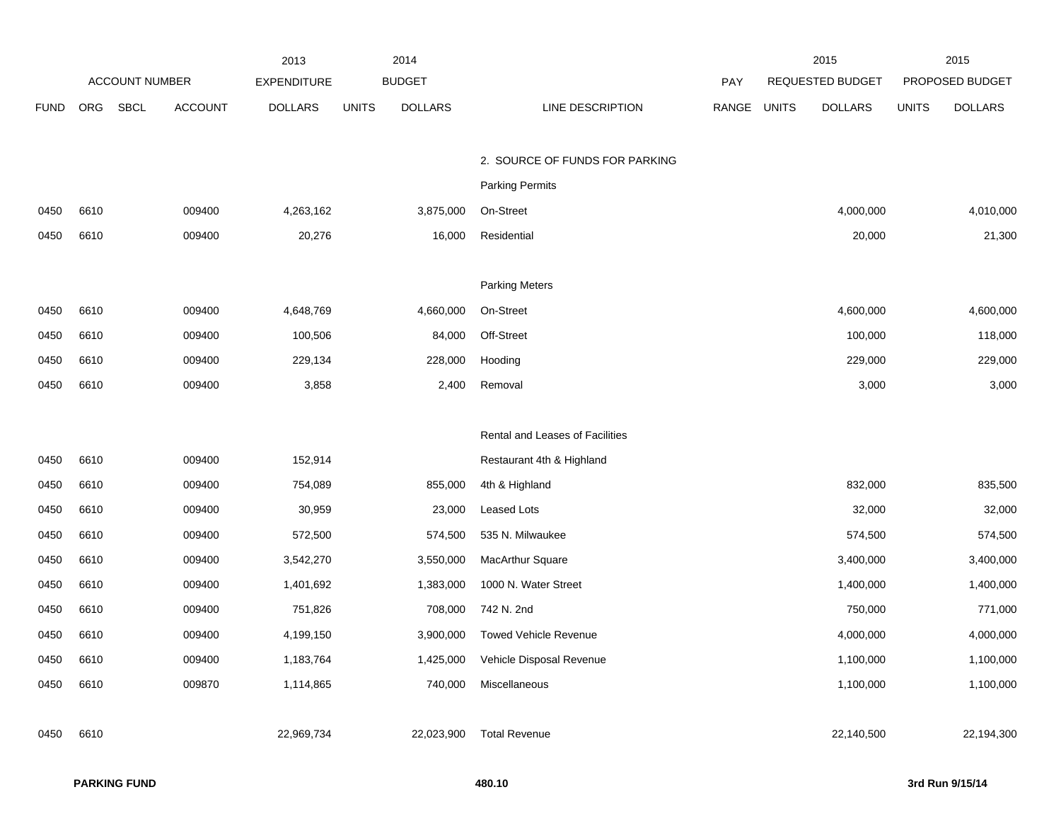| ACCOUNT NUMBER | | | | 2013 EXPENDITURE | 2014 BUDGET | | | | 2015 REQUESTED BUDGET | | 2015 PROPOSED BUDGET | |
|---|---|---|---|---|---|---|---|---|---|---|---|---|
| FUND | ORG | SBCL | ACCOUNT | DOLLARS | UNITS | DOLLARS | LINE DESCRIPTION | PAY RANGE | UNITS | DOLLARS | UNITS | DOLLARS |
| | | | | | | | 2. SOURCE OF FUNDS FOR PARKING | | | | | |
| | | | | | | | Parking Permits | | | | | |
| 0450 | 6610 | | 009400 | 4,263,162 | | 3,875,000 | On-Street | | | 4,000,000 | | 4,010,000 |
| 0450 | 6610 | | 009400 | 20,276 | | 16,000 | Residential | | | 20,000 | | 21,300 |
| | | | | | | | Parking Meters | | | | | |
| 0450 | 6610 | | 009400 | 4,648,769 | | 4,660,000 | On-Street | | | 4,600,000 | | 4,600,000 |
| 0450 | 6610 | | 009400 | 100,506 | | 84,000 | Off-Street | | | 100,000 | | 118,000 |
| 0450 | 6610 | | 009400 | 229,134 | | 228,000 | Hooding | | | 229,000 | | 229,000 |
| 0450 | 6610 | | 009400 | 3,858 | | 2,400 | Removal | | | 3,000 | | 3,000 |
| | | | | | | | Rental and Leases of Facilities | | | | | |
| 0450 | 6610 | | 009400 | 152,914 | | | Restaurant 4th & Highland | | | | | |
| 0450 | 6610 | | 009400 | 754,089 | | 855,000 | 4th & Highland | | | 832,000 | | 835,500 |
| 0450 | 6610 | | 009400 | 30,959 | | 23,000 | Leased Lots | | | 32,000 | | 32,000 |
| 0450 | 6610 | | 009400 | 572,500 | | 574,500 | 535 N. Milwaukee | | | 574,500 | | 574,500 |
| 0450 | 6610 | | 009400 | 3,542,270 | | 3,550,000 | MacArthur Square | | | 3,400,000 | | 3,400,000 |
| 0450 | 6610 | | 009400 | 1,401,692 | | 1,383,000 | 1000 N. Water Street | | | 1,400,000 | | 1,400,000 |
| 0450 | 6610 | | 009400 | 751,826 | | 708,000 | 742 N. 2nd | | | 750,000 | | 771,000 |
| 0450 | 6610 | | 009400 | 4,199,150 | | 3,900,000 | Towed Vehicle Revenue | | | 4,000,000 | | 4,000,000 |
| 0450 | 6610 | | 009400 | 1,183,764 | | 1,425,000 | Vehicle Disposal Revenue | | | 1,100,000 | | 1,100,000 |
| 0450 | 6610 | | 009870 | 1,114,865 | | 740,000 | Miscellaneous | | | 1,100,000 | | 1,100,000 |
| 0450 | 6610 | | | 22,969,734 | | 22,023,900 | Total Revenue | | | 22,140,500 | | 22,194,300 |

**PARKING FUND** 480.10 **3rd Run 9/15/14**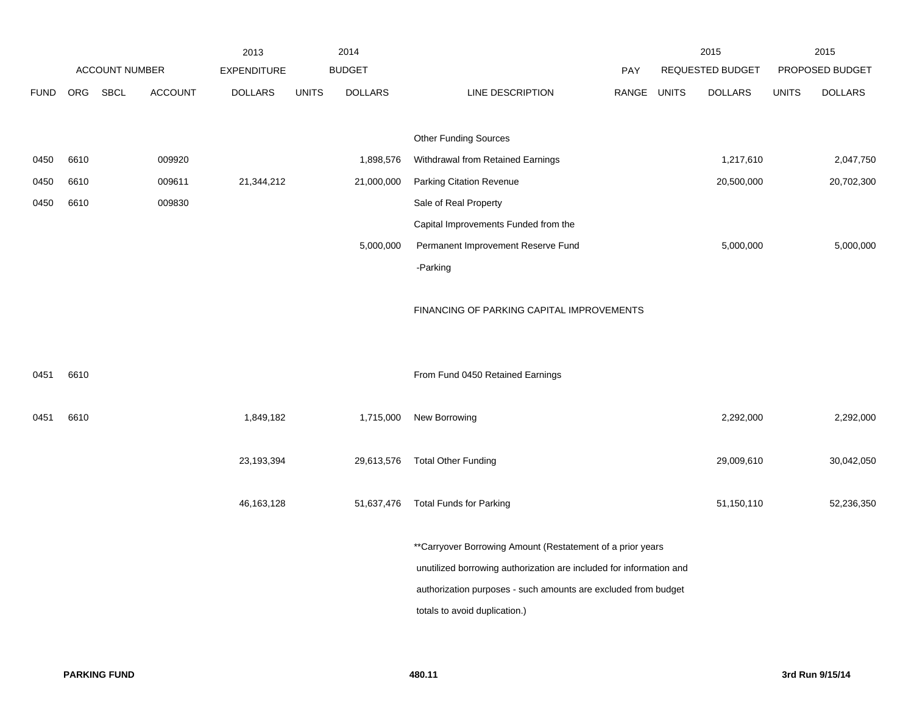| | ACCOUNT NUMBER | | | 2013 EXPENDITURE | 2014 BUDGET | | | PAY | 2015 REQUESTED BUDGET | | 2015 PROPOSED BUDGET | |
|---|---|---|---|---|---|---|---|---|---|---|---|---|
| FUND | ORG | SBCL | ACCOUNT | DOLLARS | UNITS | DOLLARS | LINE DESCRIPTION | RANGE | UNITS | DOLLARS | UNITS | DOLLARS |
| | | | | | | | Other Funding Sources | | | | | |
| 0450 | 6610 | | 009920 | | | 1,898,576 | Withdrawal from Retained Earnings | | | 1,217,610 | | 2,047,750 |
| 0450 | 6610 | | 009611 | 21,344,212 | | 21,000,000 | Parking Citation Revenue | | | 20,500,000 | | 20,702,300 |
| 0450 | 6610 | | 009830 | | | | Sale of Real Property | | | | | |
| | | | | | | | Capital Improvements Funded from the | | | | | |
| | | | | | | 5,000,000 | Permanent Improvement Reserve Fund | | | 5,000,000 | | 5,000,000 |
| | | | | | | | -Parking | | | | | |
| | | | | | | | FINANCING OF PARKING CAPITAL IMPROVEMENTS | | | | | |
| 0451 | 6610 | | | | | | From Fund 0450 Retained Earnings | | | | | |
| 0451 | 6610 | | | 1,849,182 | | 1,715,000 | New Borrowing | | | 2,292,000 | | 2,292,000 |
| | | | | 23,193,394 | | 29,613,576 | Total Other Funding | | | 29,009,610 | | 30,042,050 |
| | | | | 46,163,128 | | 51,637,476 | Total Funds for Parking | | | 51,150,110 | | 52,236,350 |

**Carryover Borrowing Amount (Restatement of a prior years unutilized borrowing authorization are included for information and authorization purposes - such amounts are excluded from budget totals to avoid duplication.)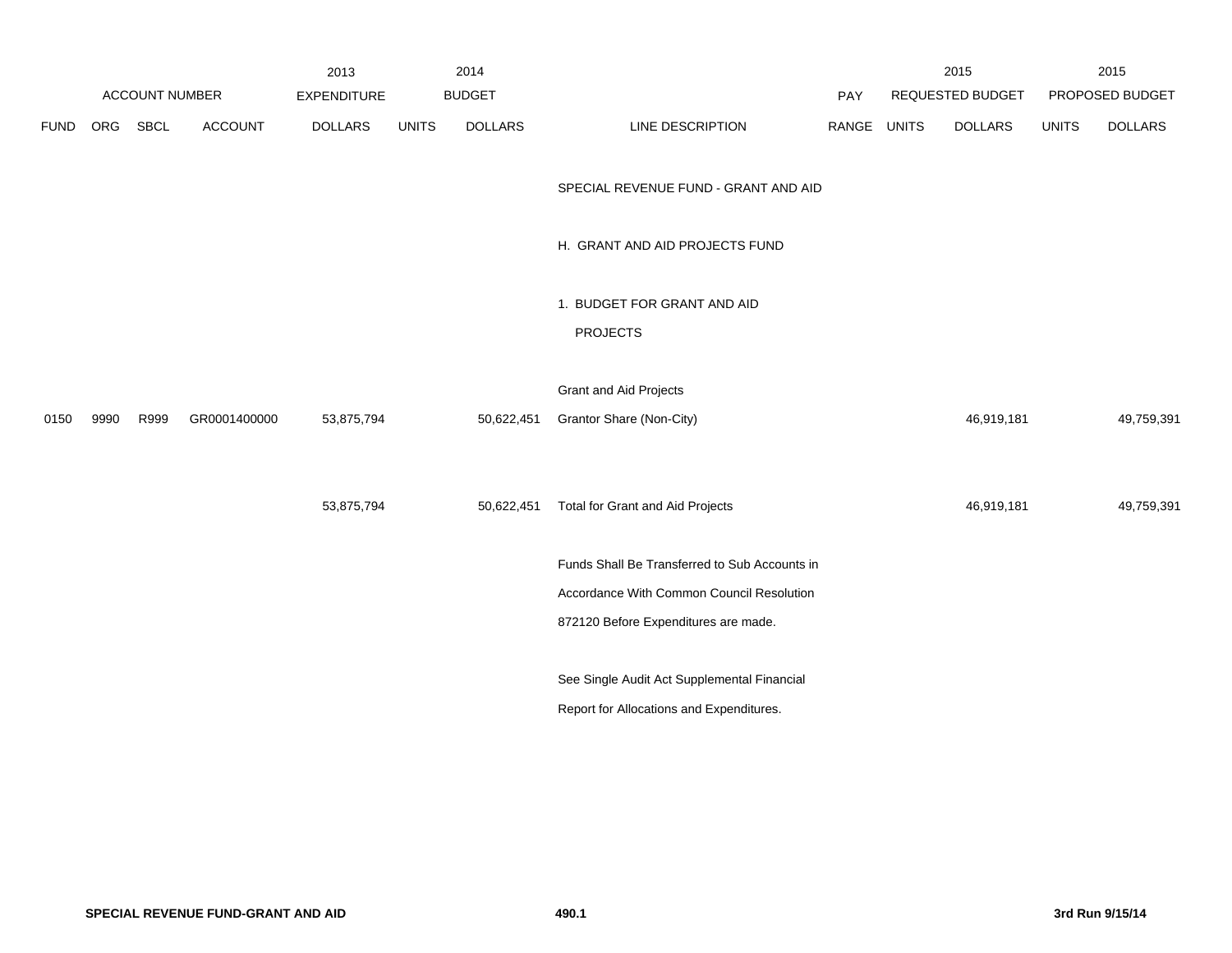| | | | | 2013 | | 2014 | | | | 2015 | | 2015 |
|---|---|---|---|---|---|---|---|---|---|---|---|---|
| ACCOUNT NUMBER | | | | EXPENDITURE | | BUDGET | | PAY | | REQUESTED BUDGET | | PROPOSED BUDGET |
| FUND | ORG | SBCL | ACCOUNT | DOLLARS | UNITS | DOLLARS | LINE DESCRIPTION | RANGE | UNITS | DOLLARS | UNITS | DOLLARS |
| | | | | | | | SPECIAL REVENUE FUND - GRANT AND AID | | | | | |
| | | | | | | | H. GRANT AND AID PROJECTS FUND | | | | | |
| | | | | | | | 1. BUDGET FOR GRANT AND AID PROJECTS | | | | | |
| | | | | | | | Grant and Aid Projects | | | | | |
| 0150 | 9990 | R999 | GR0001400000 | 53,875,794 | | 50,622,451 | Grantor Share (Non-City) | | | 46,919,181 | | 49,759,391 |
| | | | | 53,875,794 | | 50,622,451 | Total for Grant and Aid Projects | | | 46,919,181 | | 49,759,391 |
| | | | | | | | Funds Shall Be Transferred to Sub Accounts in Accordance With Common Council Resolution 872120 Before Expenditures are made. | | | | | |
| | | | | | | | See Single Audit Act Supplemental Financial Report for Allocations and Expenditures. | | | | | |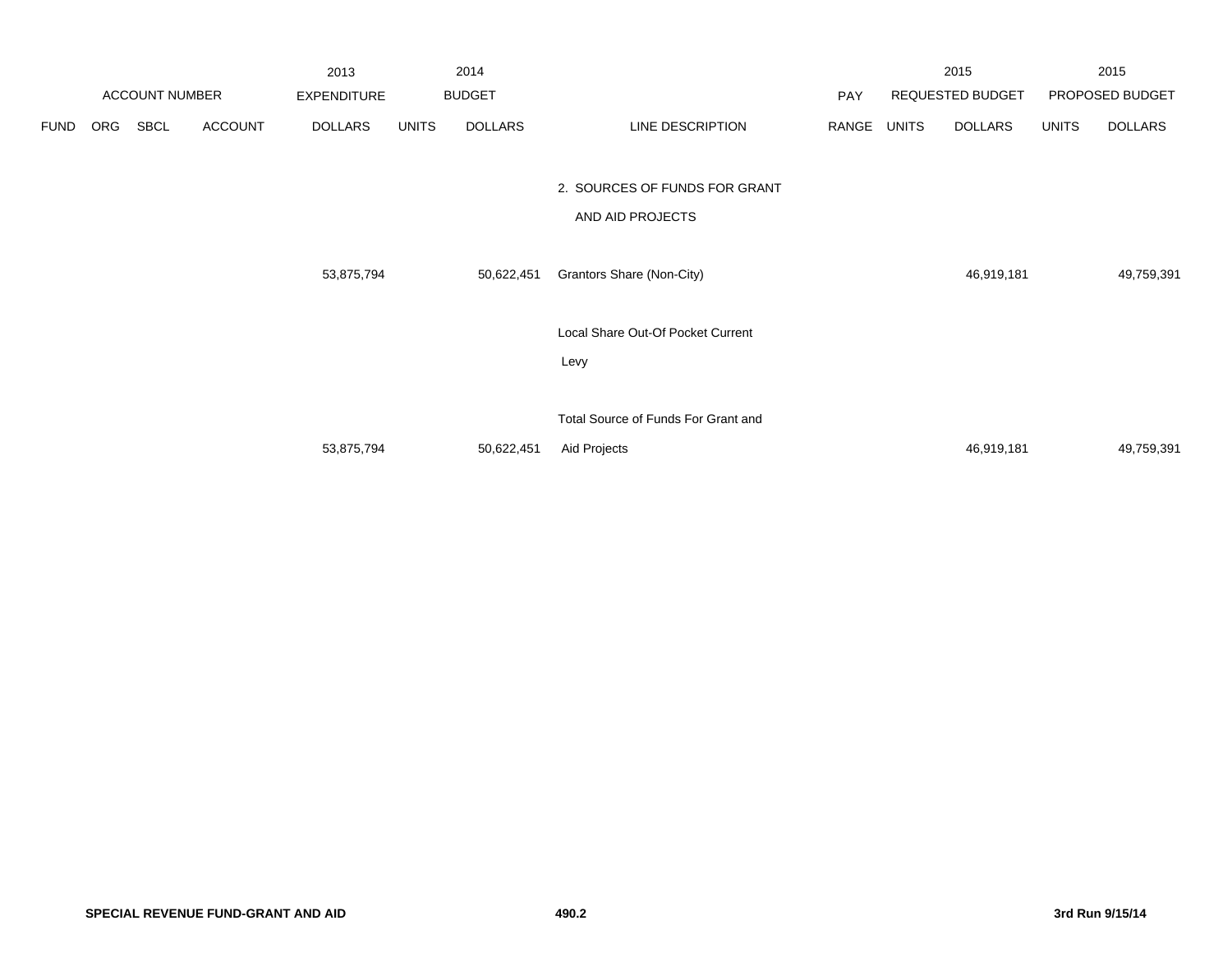| ACCOUNT NUMBER | | | | 2013 EXPENDITURE | 2014 BUDGET | | | PAY | 2015 REQUESTED BUDGET | | 2015 PROPOSED BUDGET | |
|---|---|---|---|---|---|---|---|---|---|---|---|---|
| FUND | ORG | SBCL | ACCOUNT | DOLLARS | UNITS | DOLLARS | LINE DESCRIPTION | RANGE | UNITS | DOLLARS | UNITS | DOLLARS |
| | | | | | | | 2. SOURCES OF FUNDS FOR GRANT AND AID PROJECTS | | | | | |
| | | | | 53,875,794 | | 50,622,451 | Grantors Share (Non-City) | | | 46,919,181 | | 49,759,391 |
| | | | | | | | Local Share Out-Of Pocket Current Levy | | | | | |
| | | | | 53,875,794 | | 50,622,451 | Total Source of Funds For Grant and Aid Projects | | | 46,919,181 | | 49,759,391 |

SPECIAL REVENUE FUND-GRANT AND AID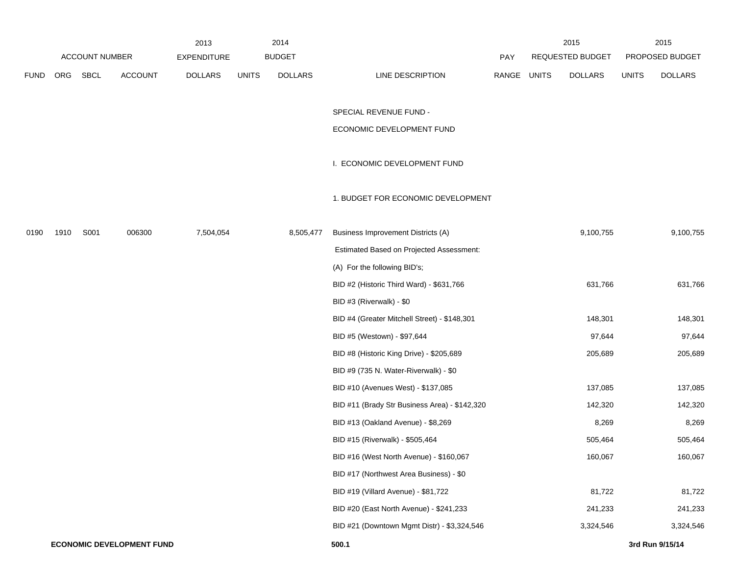| FUND | ORG | SBCL | ACCOUNT | 2013 EXPENDITURE DOLLARS | 2014 BUDGET UNITS | 2014 BUDGET DOLLARS | LINE DESCRIPTION | PAY RANGE | 2015 REQUESTED BUDGET UNITS | 2015 REQUESTED BUDGET DOLLARS | 2015 PROPOSED BUDGET UNITS | 2015 PROPOSED BUDGET DOLLARS |
|---|---|---|---|---|---|---|---|---|---|---|---|---|
| | | | | | | | SPECIAL REVENUE FUND - | | | | | |
| | | | | | | | ECONOMIC DEVELOPMENT FUND | | | | | |
| | | | | | | | I. ECONOMIC DEVELOPMENT FUND | | | | | |
| | | | | | | | 1. BUDGET FOR ECONOMIC DEVELOPMENT | | | | | |
| 0190 | 1910 | S001 | 006300 | 7,504,054 | | 8,505,477 | Business Improvement Districts (A) | | | 9,100,755 | | 9,100,755 |
| | | | | | | | Estimated Based on Projected Assessment: | | | | | |
| | | | | | | | (A) For the following BID's; | | | | | |
| | | | | | | | BID #2 (Historic Third Ward) - $631,766 | | | 631,766 | | 631,766 |
| | | | | | | | BID #3 (Riverwalk) - $0 | | | | | |
| | | | | | | | BID #4 (Greater Mitchell Street) - $148,301 | | | 148,301 | | 148,301 |
| | | | | | | | BID #5 (Westown) - $97,644 | | | 97,644 | | 97,644 |
| | | | | | | | BID #8 (Historic King Drive) - $205,689 | | | 205,689 | | 205,689 |
| | | | | | | | BID #9 (735 N. Water-Riverwalk) - $0 | | | | | |
| | | | | | | | BID #10 (Avenues West) - $137,085 | | | 137,085 | | 137,085 |
| | | | | | | | BID #11 (Brady Str Business Area) - $142,320 | | | 142,320 | | 142,320 |
| | | | | | | | BID #13 (Oakland Avenue) - $8,269 | | | 8,269 | | 8,269 |
| | | | | | | | BID #15 (Riverwalk) - $505,464 | | | 505,464 | | 505,464 |
| | | | | | | | BID #16 (West North Avenue) - $160,067 | | | 160,067 | | 160,067 |
| | | | | | | | BID #17 (Northwest Area Business) - $0 | | | | | |
| | | | | | | | BID #19 (Villard Avenue) - $81,722 | | | 81,722 | | 81,722 |
| | | | | | | | BID #20 (East North Avenue) - $241,233 | | | 241,233 | | 241,233 |
| | | | | | | | BID #21 (Downtown Mgmt Distr) - $3,324,546 | | | 3,324,546 | | 3,324,546 |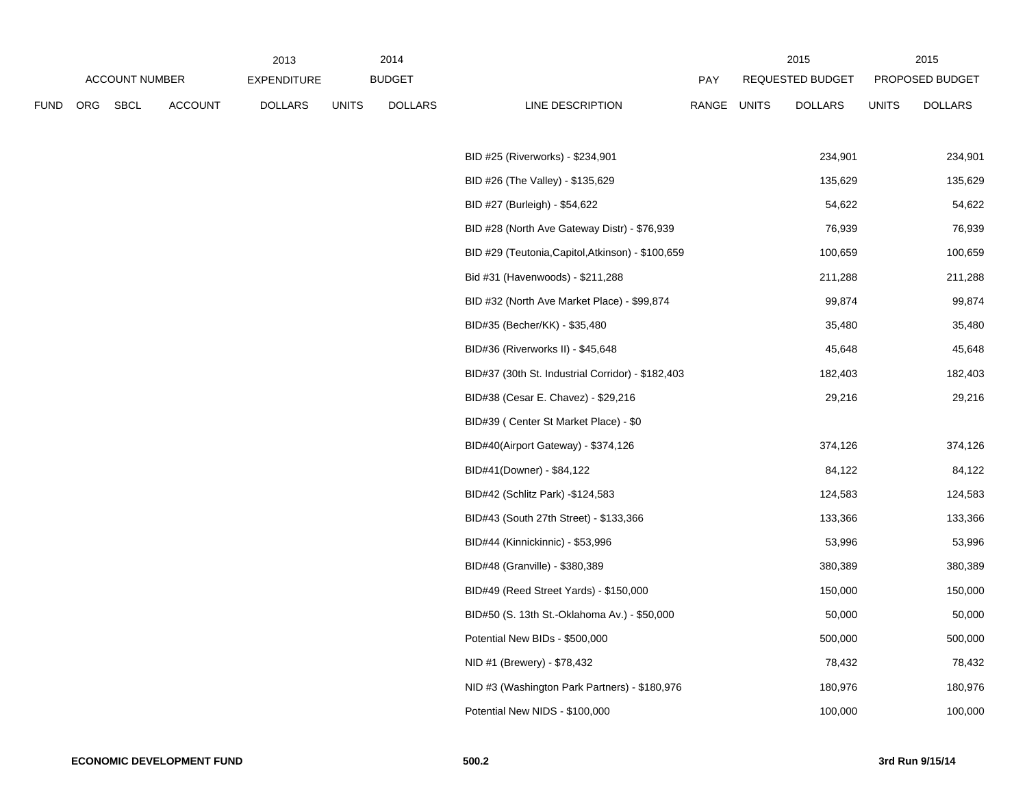| | ACCOUNT NUMBER | | | 2013 EXPENDITURE | 2014 BUDGET | | | PAY | 2015 REQUESTED BUDGET | | 2015 PROPOSED BUDGET | |
|---|---|---|---|---|---|---|---|---|---|---|---|---|
| FUND | ORG | SBCL | ACCOUNT | DOLLARS | UNITS | DOLLARS | LINE DESCRIPTION | RANGE | UNITS | DOLLARS | UNITS | DOLLARS |
| | | | | | | | BID #25 (Riverworks) - $234,901 | | | 234,901 | | 234,901 |
| | | | | | | | BID #26 (The Valley) - $135,629 | | | 135,629 | | 135,629 |
| | | | | | | | BID #27 (Burleigh) - $54,622 | | | 54,622 | | 54,622 |
| | | | | | | | BID #28 (North Ave Gateway Distr) - $76,939 | | | 76,939 | | 76,939 |
| | | | | | | | BID #29 (Teutonia,Capitol,Atkinson) - $100,659 | | | 100,659 | | 100,659 |
| | | | | | | | Bid #31 (Havenwoods) - $211,288 | | | 211,288 | | 211,288 |
| | | | | | | | BID #32 (North Ave Market Place) - $99,874 | | | 99,874 | | 99,874 |
| | | | | | | | BID#35 (Becher/KK) - $35,480 | | | 35,480 | | 35,480 |
| | | | | | | | BID#36 (Riverworks II) - $45,648 | | | 45,648 | | 45,648 |
| | | | | | | | BID#37 (30th St. Industrial Corridor) - $182,403 | | | 182,403 | | 182,403 |
| | | | | | | | BID#38 (Cesar E. Chavez) - $29,216 | | | 29,216 | | 29,216 |
| | | | | | | | BID#39 ( Center St Market Place) - $0 | | | | | |
| | | | | | | | BID#40(Airport Gateway) - $374,126 | | | 374,126 | | 374,126 |
| | | | | | | | BID#41(Downer) - $84,122 | | | 84,122 | | 84,122 |
| | | | | | | | BID#42 (Schlitz Park) -$124,583 | | | 124,583 | | 124,583 |
| | | | | | | | BID#43 (South 27th Street) - $133,366 | | | 133,366 | | 133,366 |
| | | | | | | | BID#44 (Kinnickinnic) - $53,996 | | | 53,996 | | 53,996 |
| | | | | | | | BID#48 (Granville) - $380,389 | | | 380,389 | | 380,389 |
| | | | | | | | BID#49 (Reed Street Yards) - $150,000 | | | 150,000 | | 150,000 |
| | | | | | | | BID#50 (S. 13th St.-Oklahoma Av.) - $50,000 | | | 50,000 | | 50,000 |
| | | | | | | | Potential New BIDs - $500,000 | | | 500,000 | | 500,000 |
| | | | | | | | NID #1 (Brewery) - $78,432 | | | 78,432 | | 78,432 |
| | | | | | | | NID #3 (Washington Park Partners) - $180,976 | | | 180,976 | | 180,976 |
| | | | | | | | Potential New NIDS - $100,000 | | | 100,000 | | 100,000 |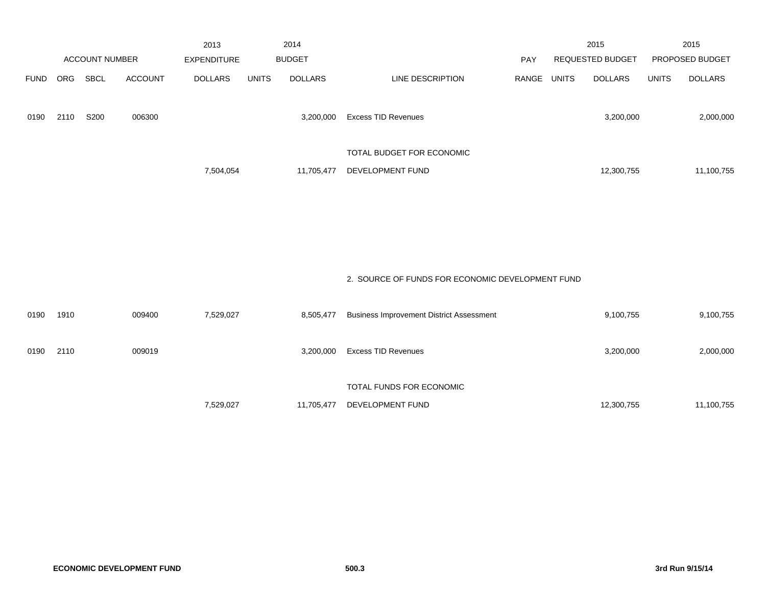| ACCOUNT NUMBER | | | | 2013 EXPENDITURE | 2014 BUDGET | | | PAY | 2015 REQUESTED BUDGET | | 2015 PROPOSED BUDGET | |
|---|---|---|---|---|---|---|---|---|---|---|---|---|
| FUND | ORG | SBCL | ACCOUNT | DOLLARS | UNITS | DOLLARS | LINE DESCRIPTION | RANGE | UNITS | DOLLARS | UNITS | DOLLARS |
| 0190 | 2110 | S200 | 006300 | | | 3,200,000 | Excess TID Revenues | | | 3,200,000 | | 2,000,000 |
| | | | | 7,504,054 | | 11,705,477 | TOTAL BUDGET FOR ECONOMIC DEVELOPMENT FUND | | | 12,300,755 | | 11,100,755 |

2. SOURCE OF FUNDS FOR ECONOMIC DEVELOPMENT FUND

| FUND | ORG | SBCL | ACCOUNT | 2013 EXPENDITURE DOLLARS | 2014 BUDGET UNITS | 2014 BUDGET DOLLARS | LINE DESCRIPTION | PAY RANGE | 2015 REQUESTED UNITS | 2015 REQUESTED DOLLARS | 2015 PROPOSED UNITS | 2015 PROPOSED DOLLARS |
|---|---|---|---|---|---|---|---|---|---|---|---|---|
| 0190 | 1910 | | 009400 | 7,529,027 | | 8,505,477 | Business Improvement District Assessment | | | 9,100,755 | | 9,100,755 |
| 0190 | 2110 | | 009019 | | | 3,200,000 | Excess TID Revenues | | | 3,200,000 | | 2,000,000 |
| | | | | 7,529,027 | | 11,705,477 | TOTAL FUNDS FOR ECONOMIC DEVELOPMENT FUND | | | 12,300,755 | | 11,100,755 |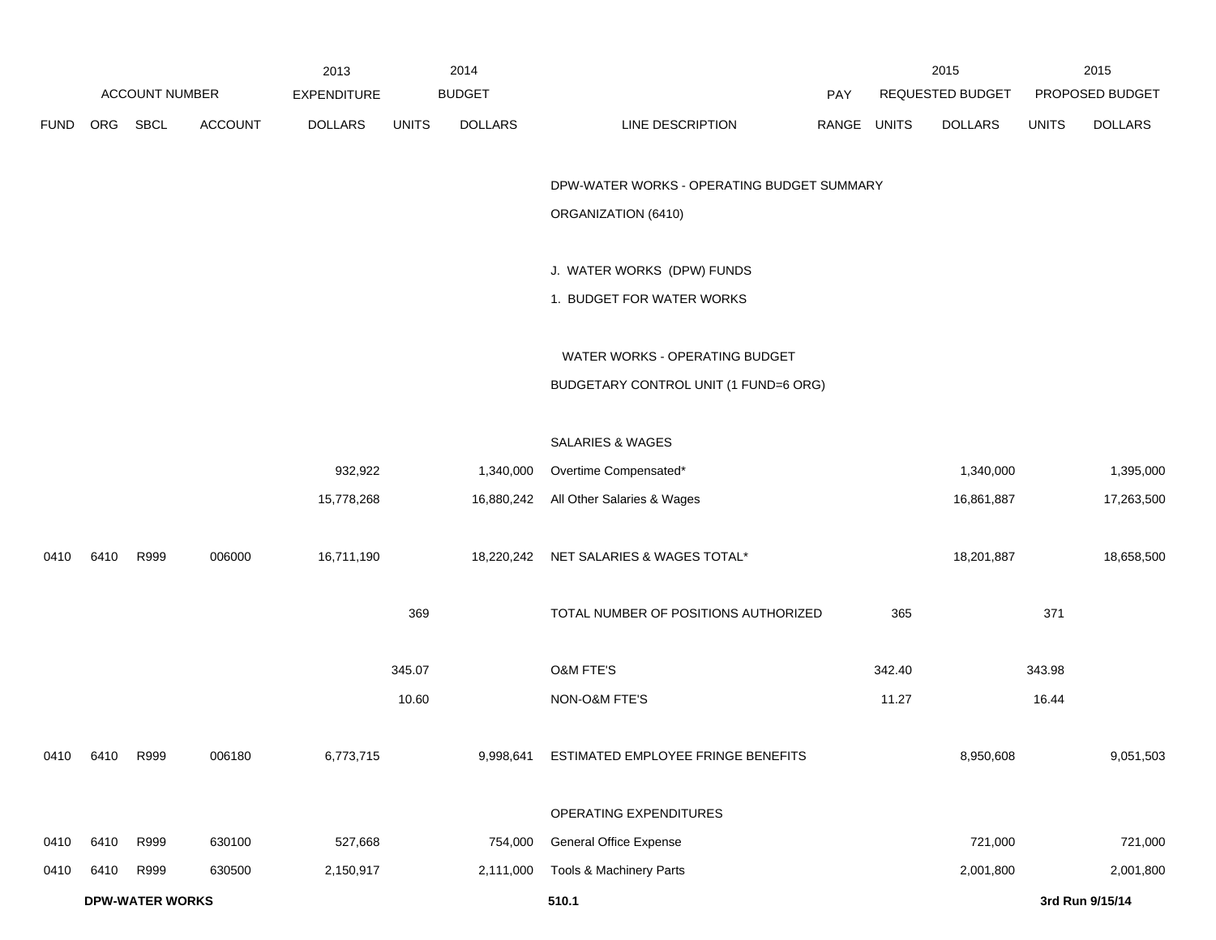| ACCOUNT NUMBER | | | | 2013 EXPENDITURE | 2014 BUDGET | | | PAY | 2015 REQUESTED BUDGET | | 2015 PROPOSED BUDGET | |
|---|---|---|---|---|---|---|---|---|---|---|---|---|
| FUND | ORG | SBCL | ACCOUNT | DOLLARS | UNITS | DOLLARS | LINE DESCRIPTION | RANGE | UNITS | DOLLARS | UNITS | DOLLARS |
| | | | | | | | DPW-WATER WORKS - OPERATING BUDGET SUMMARY | | | | | |
| | | | | | | | ORGANIZATION (6410) | | | | | |
| | | | | | | | J. WATER WORKS (DPW) FUNDS | | | | | |
| | | | | | | | 1. BUDGET FOR WATER WORKS | | | | | |
| | | | | | | | WATER WORKS - OPERATING BUDGET | | | | | |
| | | | | | | | BUDGETARY CONTROL UNIT (1 FUND=6 ORG) | | | | | |
| | | | | | | | SALARIES & WAGES | | | | | |
| | | | | 932,922 | | 1,340,000 | Overtime Compensated* | | | 1,340,000 | | 1,395,000 |
| | | | | 15,778,268 | | 16,880,242 | All Other Salaries & Wages | | | 16,861,887 | | 17,263,500 |
| 0410 | 6410 | R999 | 006000 | 16,711,190 | | 18,220,242 | NET SALARIES & WAGES TOTAL* | | | 18,201,887 | | 18,658,500 |
| | | | | | 369 | | TOTAL NUMBER OF POSITIONS AUTHORIZED | | 365 | | 371 | |
| | | | | | 345.07 | | O&M FTE'S | | 342.40 | | 343.98 | |
| | | | | | 10.60 | | NON-O&M FTE'S | | 11.27 | | 16.44 | |
| 0410 | 6410 | R999 | 006180 | 6,773,715 | | 9,998,641 | ESTIMATED EMPLOYEE FRINGE BENEFITS | | | 8,950,608 | | 9,051,503 |
| | | | | | | | OPERATING EXPENDITURES | | | | | |
| 0410 | 6410 | R999 | 630100 | 527,668 | | 754,000 | General Office Expense | | | 721,000 | | 721,000 |
| 0410 | 6410 | R999 | 630500 | 2,150,917 | | 2,111,000 | Tools & Machinery Parts | | | 2,001,800 | | 2,001,800 |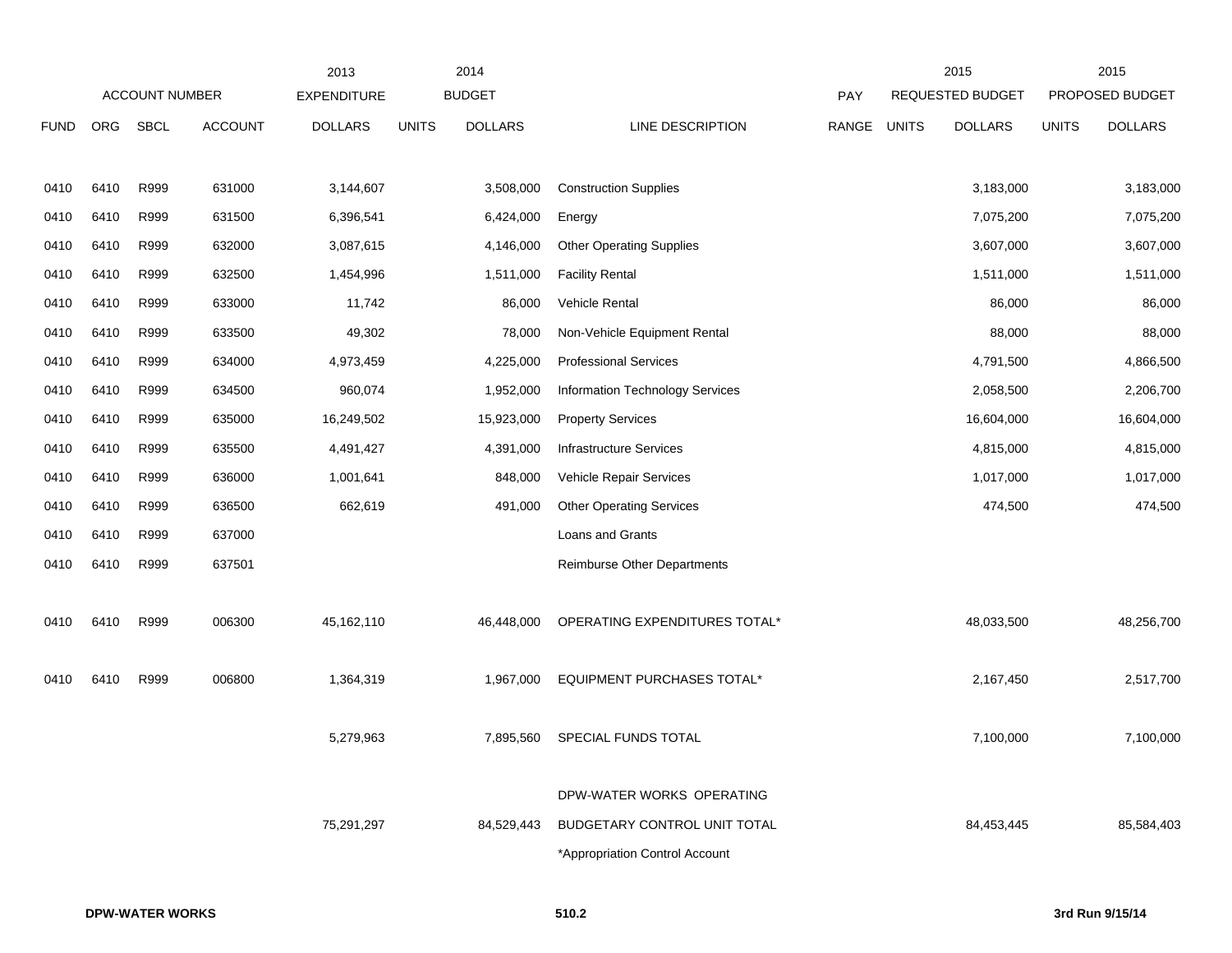| FUND | ORG | SBCL | ACCOUNT | 2013 EXPENDITURE DOLLARS | 2014 BUDGET UNITS | 2014 BUDGET DOLLARS | LINE DESCRIPTION | PAY RANGE | 2015 REQUESTED BUDGET UNITS | 2015 REQUESTED BUDGET DOLLARS | 2015 PROPOSED BUDGET UNITS | 2015 PROPOSED BUDGET DOLLARS |
|---|---|---|---|---|---|---|---|---|---|---|---|---|
| 0410 | 6410 | R999 | 631000 | 3,144,607 | | 3,508,000 | Construction Supplies | | | 3,183,000 | | 3,183,000 |
| 0410 | 6410 | R999 | 631500 | 6,396,541 | | 6,424,000 | Energy | | | 7,075,200 | | 7,075,200 |
| 0410 | 6410 | R999 | 632000 | 3,087,615 | | 4,146,000 | Other Operating Supplies | | | 3,607,000 | | 3,607,000 |
| 0410 | 6410 | R999 | 632500 | 1,454,996 | | 1,511,000 | Facility Rental | | | 1,511,000 | | 1,511,000 |
| 0410 | 6410 | R999 | 633000 | 11,742 | | 86,000 | Vehicle Rental | | | 86,000 | | 86,000 |
| 0410 | 6410 | R999 | 633500 | 49,302 | | 78,000 | Non-Vehicle Equipment Rental | | | 88,000 | | 88,000 |
| 0410 | 6410 | R999 | 634000 | 4,973,459 | | 4,225,000 | Professional Services | | | 4,791,500 | | 4,866,500 |
| 0410 | 6410 | R999 | 634500 | 960,074 | | 1,952,000 | Information Technology Services | | | 2,058,500 | | 2,206,700 |
| 0410 | 6410 | R999 | 635000 | 16,249,502 | | 15,923,000 | Property Services | | | 16,604,000 | | 16,604,000 |
| 0410 | 6410 | R999 | 635500 | 4,491,427 | | 4,391,000 | Infrastructure Services | | | 4,815,000 | | 4,815,000 |
| 0410 | 6410 | R999 | 636000 | 1,001,641 | | 848,000 | Vehicle Repair Services | | | 1,017,000 | | 1,017,000 |
| 0410 | 6410 | R999 | 636500 | 662,619 | | 491,000 | Other Operating Services | | | 474,500 | | 474,500 |
| 0410 | 6410 | R999 | 637000 | | | | Loans and Grants | | | | | |
| 0410 | 6410 | R999 | 637501 | | | | Reimburse Other Departments | | | | | |
| 0410 | 6410 | R999 | 006300 | 45,162,110 | | 46,448,000 | OPERATING EXPENDITURES TOTAL* | | | 48,033,500 | | 48,256,700 |
| 0410 | 6410 | R999 | 006800 | 1,364,319 | | 1,967,000 | EQUIPMENT PURCHASES TOTAL* | | | 2,167,450 | | 2,517,700 |
| | | | | 5,279,963 | | 7,895,560 | SPECIAL FUNDS TOTAL | | | 7,100,000 | | 7,100,000 |
| | | | | 75,291,297 | | 84,529,443 | DPW-WATER WORKS OPERATING BUDGETARY CONTROL UNIT TOTAL | | | 84,453,445 | | 85,584,403 |

*Appropriation Control Account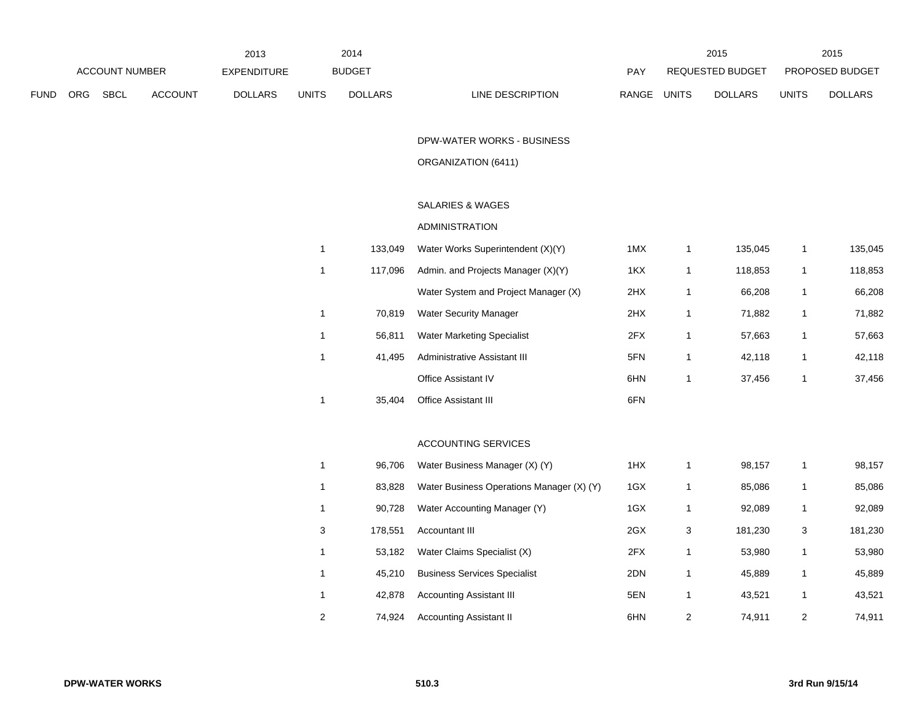| ACCOUNT NUMBER | | | | 2013 EXPENDITURE | 2014 BUDGET | | | PAY | 2015 REQUESTED BUDGET | | 2015 PROPOSED BUDGET | |
|---|---|---|---|---|---|---|---|---|---|---|---|---|
| FUND | ORG | SBCL | ACCOUNT | DOLLARS | UNITS | DOLLARS | LINE DESCRIPTION | RANGE | UNITS | DOLLARS | UNITS | DOLLARS |
| | | | | | | | DPW-WATER WORKS - BUSINESS | | | | | |
| | | | | | | | ORGANIZATION (6411) | | | | | |
| | | | | | | | SALARIES & WAGES | | | | | |
| | | | | | | | ADMINISTRATION | | | | | |
| | | | | | 1 | 133,049 | Water Works Superintendent (X)(Y) | 1MX | 1 | 135,045 | 1 | 135,045 |
| | | | | | 1 | 117,096 | Admin. and Projects Manager (X)(Y) | 1KX | 1 | 118,853 | 1 | 118,853 |
| | | | | | | | Water System and Project Manager (X) | 2HX | 1 | 66,208 | 1 | 66,208 |
| | | | | | 1 | 70,819 | Water Security Manager | 2HX | 1 | 71,882 | 1 | 71,882 |
| | | | | | 1 | 56,811 | Water Marketing Specialist | 2FX | 1 | 57,663 | 1 | 57,663 |
| | | | | | 1 | 41,495 | Administrative Assistant III | 5FN | 1 | 42,118 | 1 | 42,118 |
| | | | | | | | Office Assistant IV | 6HN | 1 | 37,456 | 1 | 37,456 |
| | | | | | 1 | 35,404 | Office Assistant III | 6FN | | | | |
| | | | | | | | ACCOUNTING SERVICES | | | | | |
| | | | | | 1 | 96,706 | Water Business Manager (X) (Y) | 1HX | 1 | 98,157 | 1 | 98,157 |
| | | | | | 1 | 83,828 | Water Business Operations Manager (X) (Y) | 1GX | 1 | 85,086 | 1 | 85,086 |
| | | | | | 1 | 90,728 | Water Accounting Manager (Y) | 1GX | 1 | 92,089 | 1 | 92,089 |
| | | | | | 3 | 178,551 | Accountant III | 2GX | 3 | 181,230 | 3 | 181,230 |
| | | | | | 1 | 53,182 | Water Claims Specialist (X) | 2FX | 1 | 53,980 | 1 | 53,980 |
| | | | | | 1 | 45,210 | Business Services Specialist | 2DN | 1 | 45,889 | 1 | 45,889 |
| | | | | | 1 | 42,878 | Accounting Assistant III | 5EN | 1 | 43,521 | 1 | 43,521 |
| | | | | | 2 | 74,924 | Accounting Assistant II | 6HN | 2 | 74,911 | 2 | 74,911 |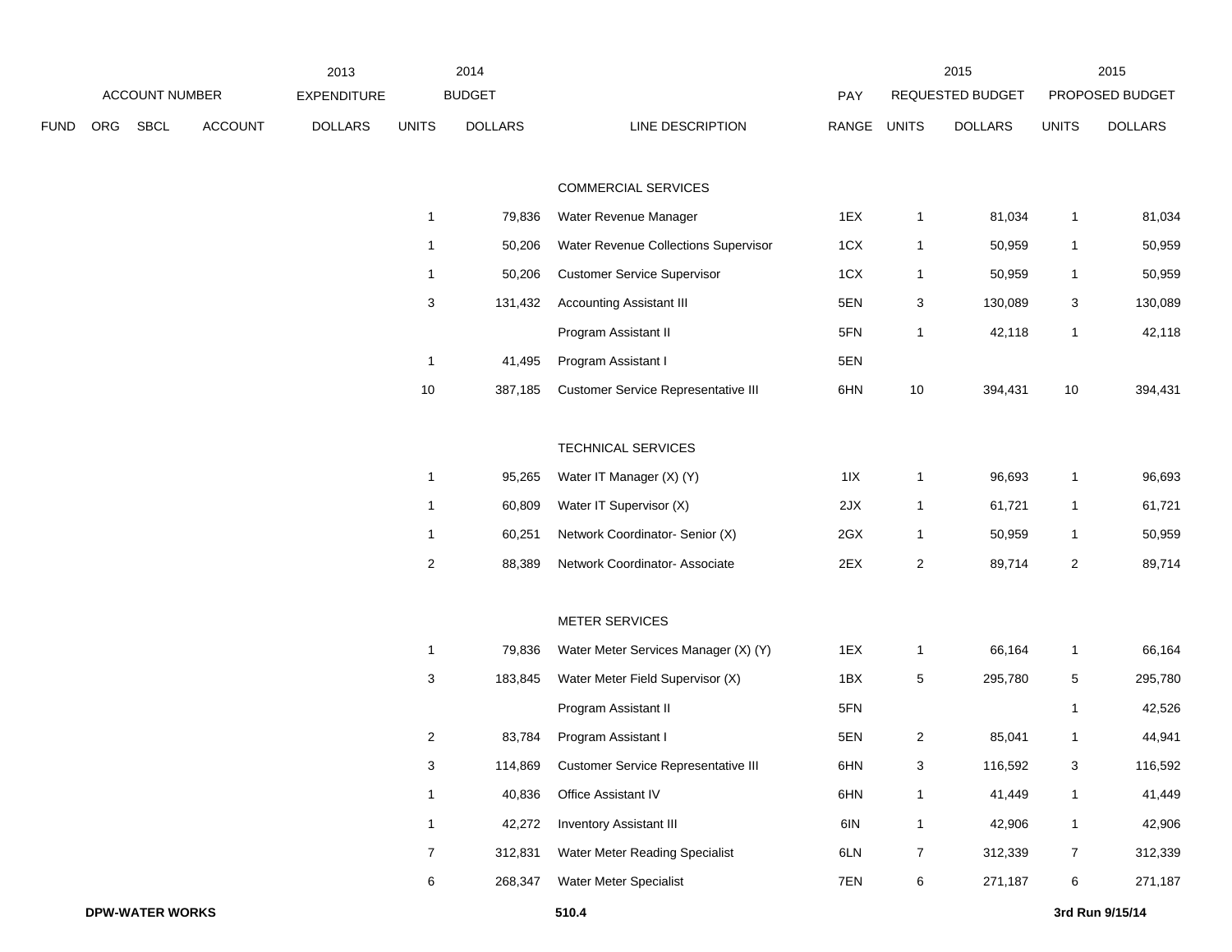| ACCOUNT NUMBER | | | | 2013 EXPENDITURE | 2014 BUDGET | | | PAY | 2015 REQUESTED BUDGET | | 2015 PROPOSED BUDGET | |
|---|---|---|---|---|---|---|---|---|---|---|---|---|
| FUND | ORG | SBCL | ACCOUNT | DOLLARS | UNITS | DOLLARS | LINE DESCRIPTION | RANGE | UNITS | DOLLARS | UNITS | DOLLARS |
| | | | | | | | COMMERCIAL SERVICES | | | | | |
| | | | | | 1 | 79,836 | Water Revenue Manager | 1EX | 1 | 81,034 | 1 | 81,034 |
| | | | | | 1 | 50,206 | Water Revenue Collections Supervisor | 1CX | 1 | 50,959 | 1 | 50,959 |
| | | | | | 1 | 50,206 | Customer Service Supervisor | 1CX | 1 | 50,959 | 1 | 50,959 |
| | | | | | 3 | 131,432 | Accounting Assistant III | 5EN | 3 | 130,089 | 3 | 130,089 |
| | | | | | | | Program Assistant II | 5FN | 1 | 42,118 | 1 | 42,118 |
| | | | | | 1 | 41,495 | Program Assistant I | 5EN | | | | |
| | | | | | 10 | 387,185 | Customer Service Representative III | 6HN | 10 | 394,431 | 10 | 394,431 |
| | | | | | | | TECHNICAL SERVICES | | | | | |
| | | | | | 1 | 95,265 | Water IT Manager (X) (Y) | 1IX | 1 | 96,693 | 1 | 96,693 |
| | | | | | 1 | 60,809 | Water IT Supervisor (X) | 2JX | 1 | 61,721 | 1 | 61,721 |
| | | | | | 1 | 60,251 | Network Coordinator- Senior (X) | 2GX | 1 | 50,959 | 1 | 50,959 |
| | | | | | 2 | 88,389 | Network Coordinator- Associate | 2EX | 2 | 89,714 | 2 | 89,714 |
| | | | | | | | METER SERVICES | | | | | |
| | | | | | 1 | 79,836 | Water Meter Services Manager (X) (Y) | 1EX | 1 | 66,164 | 1 | 66,164 |
| | | | | | 3 | 183,845 | Water Meter Field Supervisor (X) | 1BX | 5 | 295,780 | 5 | 295,780 |
| | | | | | | | Program Assistant II | 5FN | | | 1 | 42,526 |
| | | | | | 2 | 83,784 | Program Assistant I | 5EN | 2 | 85,041 | 1 | 44,941 |
| | | | | | 3 | 114,869 | Customer Service Representative III | 6HN | 3 | 116,592 | 3 | 116,592 |
| | | | | | 1 | 40,836 | Office Assistant IV | 6HN | 1 | 41,449 | 1 | 41,449 |
| | | | | | 1 | 42,272 | Inventory Assistant III | 6IN | 1 | 42,906 | 1 | 42,906 |
| | | | | | 7 | 312,831 | Water Meter Reading Specialist | 6LN | 7 | 312,339 | 7 | 312,339 |
| | | | | | 6 | 268,347 | Water Meter Specialist | 7EN | 6 | 271,187 | 6 | 271,187 |

**DPW-WATER WORKS** **510.4** **3rd Run 9/15/14**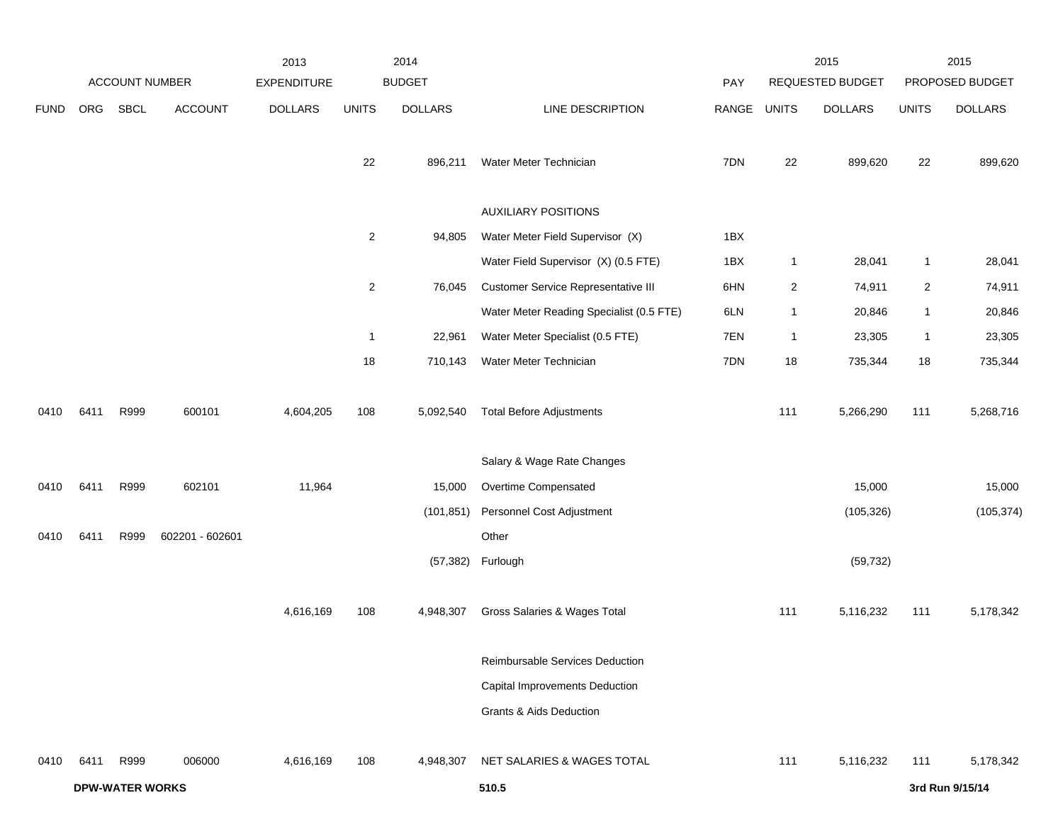| ACCOUNT NUMBER | | | | 2013 EXPENDITURE | 2014 BUDGET | | | PAY | 2015 REQUESTED BUDGET | | 2015 PROPOSED BUDGET | |
|---|---|---|---|---|---|---|---|---|---|---|---|---|
| FUND | ORG | SBCL | ACCOUNT | DOLLARS | UNITS | DOLLARS | LINE DESCRIPTION | RANGE | UNITS | DOLLARS | UNITS | DOLLARS |
| | | | | | 22 | 896,211 | Water Meter Technician | 7DN | 22 | 899,620 | 22 | 899,620 |
| | | | | | | | AUXILIARY POSITIONS | | | | | |
| | | | | | 2 | 94,805 | Water Meter Field Supervisor (X) | 1BX | | | | |
| | | | | | | | Water Field Supervisor (X) (0.5 FTE) | 1BX | 1 | 28,041 | 1 | 28,041 |
| | | | | | 2 | 76,045 | Customer Service Representative III | 6HN | 2 | 74,911 | 2 | 74,911 |
| | | | | | | | Water Meter Reading Specialist (0.5 FTE) | 6LN | 1 | 20,846 | 1 | 20,846 |
| | | | | | 1 | 22,961 | Water Meter Specialist (0.5 FTE) | 7EN | 1 | 23,305 | 1 | 23,305 |
| | | | | | 18 | 710,143 | Water Meter Technician | 7DN | 18 | 735,344 | 18 | 735,344 |
| 0410 | 6411 | R999 | 600101 | 4,604,205 | 108 | 5,092,540 | Total Before Adjustments | | 111 | 5,266,290 | 111 | 5,268,716 |
| | | | | | | | Salary & Wage Rate Changes | | | | | |
| 0410 | 6411 | R999 | 602101 | 11,964 | | 15,000 | Overtime Compensated | | | 15,000 | | 15,000 |
| | | | | | | (101,851) | Personnel Cost Adjustment | | | (105,326) | | (105,374) |
| 0410 | 6411 | R999 | 602201 - 602601 | | | | Other | | | | | |
| | | | | | | (57,382) | Furlough | | | (59,732) | | |
| | | | | 4,616,169 | 108 | 4,948,307 | Gross Salaries & Wages Total | | 111 | 5,116,232 | 111 | 5,178,342 |
| | | | | | | | Reimbursable Services Deduction | | | | | |
| | | | | | | | Capital Improvements Deduction | | | | | |
| | | | | | | | Grants & Aids Deduction | | | | | |
| 0410 | 6411 | R999 | 006000 | 4,616,169 | 108 | 4,948,307 | NET SALARIES & WAGES TOTAL | | 111 | 5,116,232 | 111 | 5,178,342 |

**DPW-WATER WORKS** **510.5** **3rd Run 9/15/14**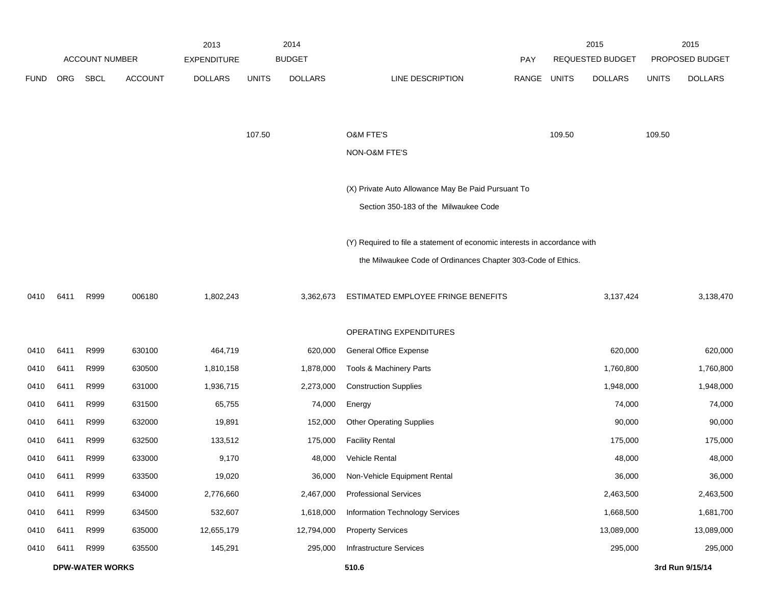| FUND | ORG | SBCL | ACCOUNT | 2013 EXPENDITURE DOLLARS | 2014 BUDGET UNITS | 2014 BUDGET DOLLARS | LINE DESCRIPTION | PAY RANGE | 2015 REQUESTED BUDGET UNITS | 2015 REQUESTED BUDGET DOLLARS | 2015 PROPOSED BUDGET UNITS | 2015 PROPOSED BUDGET DOLLARS |
|---|---|---|---|---|---|---|---|---|---|---|---|---|
| | | | | | 107.50 | | O&M FTE'S | | 109.50 | | 109.50 | |
| | | | | | | | NON-O&M FTE'S | | | | | |
| | | | | | | | (X) Private Auto Allowance May Be Paid Pursuant To Section 350-183 of the Milwaukee Code | | | | | |
| | | | | | | | (Y) Required to file a statement of economic interests in accordance with the Milwaukee Code of Ordinances Chapter 303-Code of Ethics. | | | | | |
| 0410 | 6411 | R999 | 006180 | 1,802,243 | | 3,362,673 | ESTIMATED EMPLOYEE FRINGE BENEFITS | | | 3,137,424 | | 3,138,470 |
| | | | | | | | OPERATING EXPENDITURES | | | | | |
| 0410 | 6411 | R999 | 630100 | 464,719 | | 620,000 | General Office Expense | | | 620,000 | | 620,000 |
| 0410 | 6411 | R999 | 630500 | 1,810,158 | | 1,878,000 | Tools & Machinery Parts | | | 1,760,800 | | 1,760,800 |
| 0410 | 6411 | R999 | 631000 | 1,936,715 | | 2,273,000 | Construction Supplies | | | 1,948,000 | | 1,948,000 |
| 0410 | 6411 | R999 | 631500 | 65,755 | | 74,000 | Energy | | | 74,000 | | 74,000 |
| 0410 | 6411 | R999 | 632000 | 19,891 | | 152,000 | Other Operating Supplies | | | 90,000 | | 90,000 |
| 0410 | 6411 | R999 | 632500 | 133,512 | | 175,000 | Facility Rental | | | 175,000 | | 175,000 |
| 0410 | 6411 | R999 | 633000 | 9,170 | | 48,000 | Vehicle Rental | | | 48,000 | | 48,000 |
| 0410 | 6411 | R999 | 633500 | 19,020 | | 36,000 | Non-Vehicle Equipment Rental | | | 36,000 | | 36,000 |
| 0410 | 6411 | R999 | 634000 | 2,776,660 | | 2,467,000 | Professional Services | | | 2,463,500 | | 2,463,500 |
| 0410 | 6411 | R999 | 634500 | 532,607 | | 1,618,000 | Information Technology Services | | | 1,668,500 | | 1,681,700 |
| 0410 | 6411 | R999 | 635000 | 12,655,179 | | 12,794,000 | Property Services | | | 13,089,000 | | 13,089,000 |
| 0410 | 6411 | R999 | 635500 | 145,291 | | 295,000 | Infrastructure Services | | | 295,000 | | 295,000 |

**DPW-WATER WORKS** 510.6 **3rd Run 9/15/14**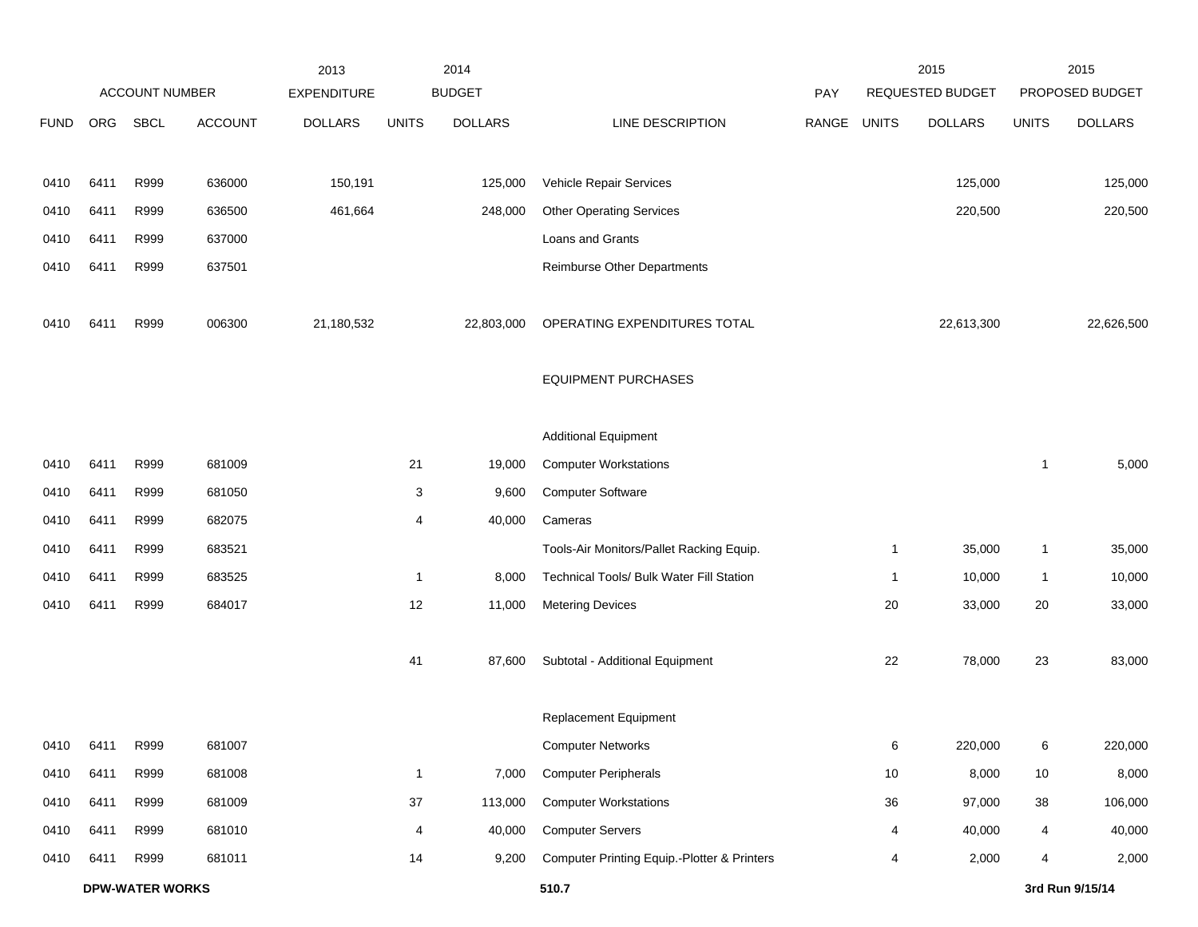| | ACCOUNT NUMBER | | | 2013 EXPENDITURE | 2014 BUDGET | | | PAY | 2015 REQUESTED BUDGET | | 2015 PROPOSED BUDGET | |
|---|---|---|---|---|---|---|---|---|---|---|---|---|
| FUND | ORG | SBCL | ACCOUNT | DOLLARS | UNITS | DOLLARS | LINE DESCRIPTION | RANGE | UNITS | DOLLARS | UNITS | DOLLARS |
| 0410 | 6411 | R999 | 636000 | 150,191 | | 125,000 | Vehicle Repair Services | | | 125,000 | | 125,000 |
| 0410 | 6411 | R999 | 636500 | 461,664 | | 248,000 | Other Operating Services | | | 220,500 | | 220,500 |
| 0410 | 6411 | R999 | 637000 | | | | Loans and Grants | | | | | |
| 0410 | 6411 | R999 | 637501 | | | | Reimburse Other Departments | | | | | |
| 0410 | 6411 | R999 | 006300 | 21,180,532 | | 22,803,000 | OPERATING EXPENDITURES TOTAL | | | 22,613,300 | | 22,626,500 |
| | | | | | | | EQUIPMENT PURCHASES | | | | | |
| | | | | | | | Additional Equipment | | | | | |
| 0410 | 6411 | R999 | 681009 | | 21 | 19,000 | Computer Workstations | | | | 1 | 5,000 |
| 0410 | 6411 | R999 | 681050 | | 3 | 9,600 | Computer Software | | | | | |
| 0410 | 6411 | R999 | 682075 | | 4 | 40,000 | Cameras | | | | | |
| 0410 | 6411 | R999 | 683521 | | | | Tools-Air Monitors/Pallet Racking Equip. | | 1 | 35,000 | 1 | 35,000 |
| 0410 | 6411 | R999 | 683525 | | 1 | 8,000 | Technical Tools/ Bulk Water Fill Station | | 1 | 10,000 | 1 | 10,000 |
| 0410 | 6411 | R999 | 684017 | | 12 | 11,000 | Metering Devices | | 20 | 33,000 | 20 | 33,000 |
| | | | | | 41 | 87,600 | Subtotal - Additional Equipment | | 22 | 78,000 | 23 | 83,000 |
| | | | | | | | Replacement Equipment | | | | | |
| 0410 | 6411 | R999 | 681007 | | | | Computer Networks | | 6 | 220,000 | 6 | 220,000 |
| 0410 | 6411 | R999 | 681008 | | 1 | 7,000 | Computer Peripherals | | 10 | 8,000 | 10 | 8,000 |
| 0410 | 6411 | R999 | 681009 | | 37 | 113,000 | Computer Workstations | | 36 | 97,000 | 38 | 106,000 |
| 0410 | 6411 | R999 | 681010 | | 4 | 40,000 | Computer Servers | | 4 | 40,000 | 4 | 40,000 |
| 0410 | 6411 | R999 | 681011 | | 14 | 9,200 | Computer Printing Equip.-Plotter & Printers | | 4 | 2,000 | 4 | 2,000 |

**DPW-WATER WORKS** **510.7** **3rd Run 9/15/14**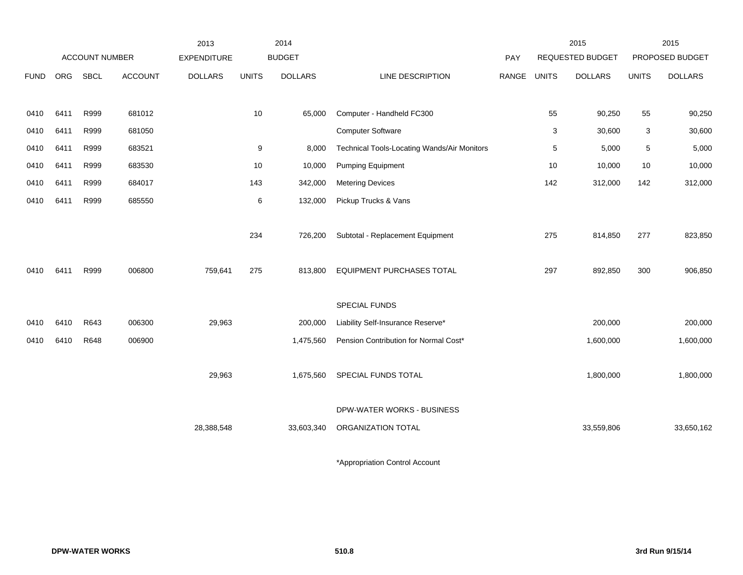| ACCOUNT NUMBER | | | | 2013 EXPENDITURE | 2014 BUDGET | | | PAY | 2015 REQUESTED BUDGET | | 2015 PROPOSED BUDGET | |
|---|---|---|---|---|---|---|---|---|---|---|---|---|
| FUND | ORG | SBCL | ACCOUNT | DOLLARS | UNITS | DOLLARS | LINE DESCRIPTION | RANGE | UNITS | DOLLARS | UNITS | DOLLARS |
| 0410 | 6411 | R999 | 681012 | | 10 | 65,000 | Computer - Handheld FC300 | | 55 | 90,250 | 55 | 90,250 |
| 0410 | 6411 | R999 | 681050 | | | | Computer Software | | 3 | 30,600 | 3 | 30,600 |
| 0410 | 6411 | R999 | 683521 | | 9 | 8,000 | Technical Tools-Locating Wands/Air Monitors | | 5 | 5,000 | 5 | 5,000 |
| 0410 | 6411 | R999 | 683530 | | 10 | 10,000 | Pumping Equipment | | 10 | 10,000 | 10 | 10,000 |
| 0410 | 6411 | R999 | 684017 | | 143 | 342,000 | Metering Devices | | 142 | 312,000 | 142 | 312,000 |
| 0410 | 6411 | R999 | 685550 | | 6 | 132,000 | Pickup Trucks & Vans | | | | | |
| | | | | | 234 | 726,200 | Subtotal - Replacement Equipment | | 275 | 814,850 | 277 | 823,850 |
| 0410 | 6411 | R999 | 006800 | 759,641 | 275 | 813,800 | EQUIPMENT PURCHASES TOTAL | | 297 | 892,850 | 300 | 906,850 |
| | | | | | | | SPECIAL FUNDS | | | | | |
| 0410 | 6410 | R643 | 006300 | 29,963 | | 200,000 | Liability Self-Insurance Reserve* | | | 200,000 | | 200,000 |
| 0410 | 6410 | R648 | 006900 | | | 1,475,560 | Pension Contribution for Normal Cost* | | | 1,600,000 | | 1,600,000 |
| | | | | 29,963 | | 1,675,560 | SPECIAL FUNDS TOTAL | | | 1,800,000 | | 1,800,000 |
| | | | | | | | DPW-WATER WORKS - BUSINESS | | | | | |
| | | | | 28,388,548 | | 33,603,340 | ORGANIZATION TOTAL | | | 33,559,806 | | 33,650,162 |

*Appropriation Control Account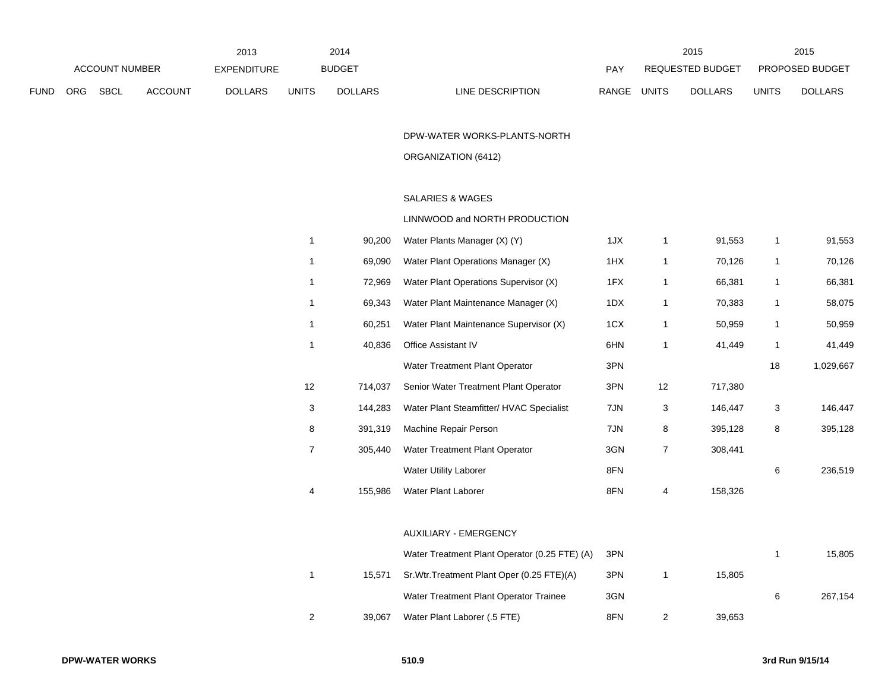| | | | | 2013 | 2014 | | | | 2015 | | 2015 | |
|---|---|---|---|---|---|---|---|---|---|---|---|---|
| ACCOUNT NUMBER | | | | EXPENDITURE | BUDGET | | | PAY | REQUESTED BUDGET | | PROPOSED BUDGET | |
| FUND | ORG | SBCL | ACCOUNT | DOLLARS | UNITS | DOLLARS | LINE DESCRIPTION | RANGE | UNITS | DOLLARS | UNITS | DOLLARS |
| | | | | | | | DPW-WATER WORKS-PLANTS-NORTH | | | | | |
| | | | | | | | ORGANIZATION (6412) | | | | | |
| | | | | | | | SALARIES & WAGES | | | | | |
| | | | | | | | LINNWOOD and NORTH PRODUCTION | | | | | |
| | | | | | 1 | 90,200 | Water Plants Manager (X) (Y) | 1JX | 1 | 91,553 | 1 | 91,553 |
| | | | | | 1 | 69,090 | Water Plant Operations Manager (X) | 1HX | 1 | 70,126 | 1 | 70,126 |
| | | | | | 1 | 72,969 | Water Plant Operations Supervisor (X) | 1FX | 1 | 66,381 | 1 | 66,381 |
| | | | | | 1 | 69,343 | Water Plant Maintenance Manager (X) | 1DX | 1 | 70,383 | 1 | 58,075 |
| | | | | | 1 | 60,251 | Water Plant Maintenance Supervisor (X) | 1CX | 1 | 50,959 | 1 | 50,959 |
| | | | | | 1 | 40,836 | Office Assistant IV | 6HN | 1 | 41,449 | 1 | 41,449 |
| | | | | | | | Water Treatment Plant Operator | 3PN | | | 18 | 1,029,667 |
| | | | | | 12 | 714,037 | Senior Water Treatment Plant Operator | 3PN | 12 | 717,380 | | |
| | | | | | 3 | 144,283 | Water Plant Steamfitter/ HVAC Specialist | 7JN | 3 | 146,447 | 3 | 146,447 |
| | | | | | 8 | 391,319 | Machine Repair Person | 7JN | 8 | 395,128 | 8 | 395,128 |
| | | | | | 7 | 305,440 | Water Treatment Plant Operator | 3GN | 7 | 308,441 | | |
| | | | | | | | Water Utility Laborer | 8FN | | | 6 | 236,519 |
| | | | | | 4 | 155,986 | Water Plant Laborer | 8FN | 4 | 158,326 | | |
| | | | | | | | AUXILIARY - EMERGENCY | | | | | |
| | | | | | | | Water Treatment Plant Operator (0.25 FTE) (A) | 3PN | | | 1 | 15,805 |
| | | | | | 1 | 15,571 | Sr.Wtr.Treatment Plant Oper (0.25 FTE)(A) | 3PN | 1 | 15,805 | | |
| | | | | | | | Water Treatment Plant Operator Trainee | 3GN | | | 6 | 267,154 |
| | | | | | 2 | 39,067 | Water Plant Laborer (.5 FTE) | 8FN | 2 | 39,653 | | |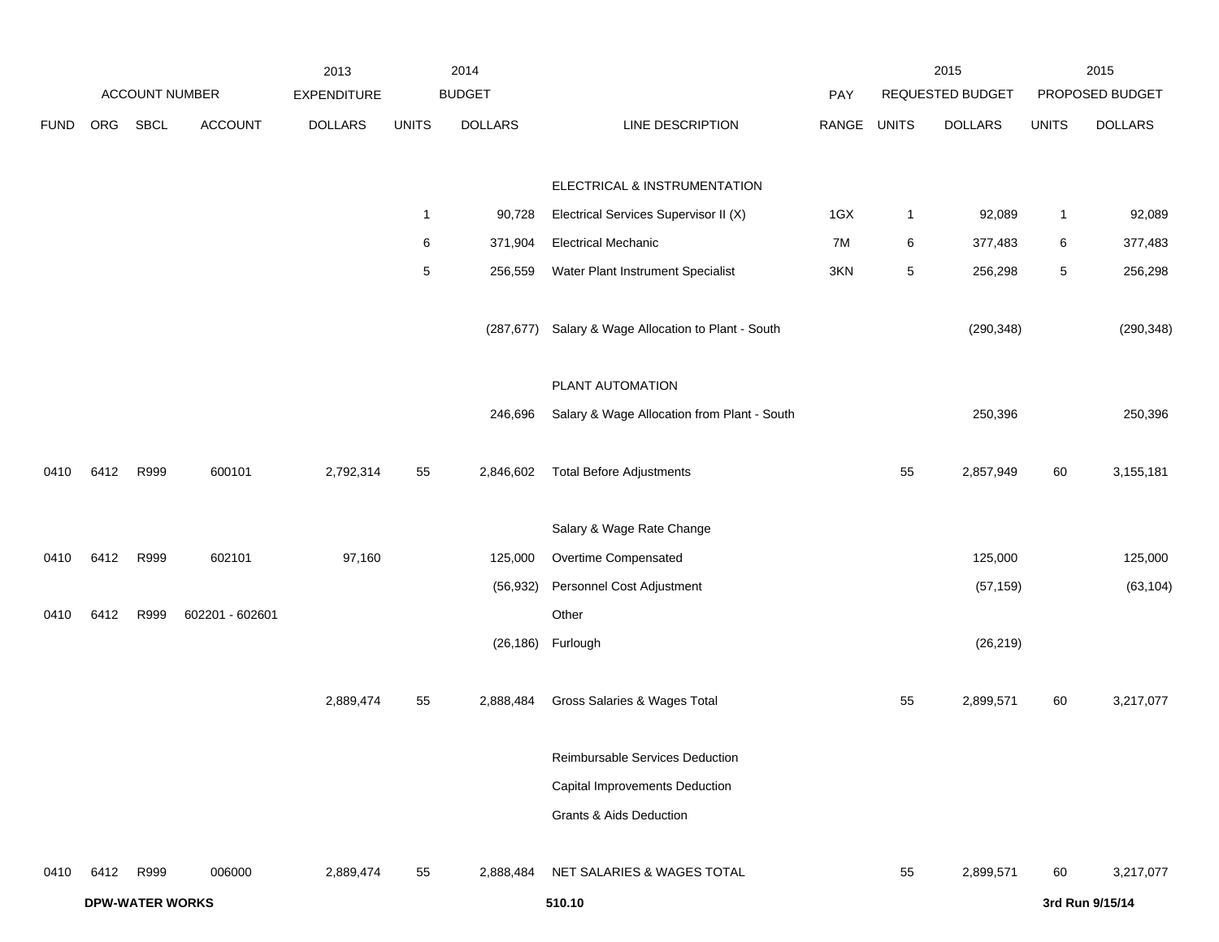| | ACCOUNT NUMBER | | | 2013 EXPENDITURE | 2014 BUDGET | | | PAY | 2015 REQUESTED BUDGET | | 2015 PROPOSED BUDGET | |
|---|---|---|---|---|---|---|---|---|---|---|---|---|
| FUND | ORG | SBCL | ACCOUNT | DOLLARS | UNITS | DOLLARS | LINE DESCRIPTION | RANGE | UNITS | DOLLARS | UNITS | DOLLARS |
| | | | | | | | ELECTRICAL & INSTRUMENTATION | | | | | |
| | | | | | 1 | 90,728 | Electrical Services Supervisor II (X) | 1GX | 1 | 92,089 | 1 | 92,089 |
| | | | | | 6 | 371,904 | Electrical Mechanic | 7M | 6 | 377,483 | 6 | 377,483 |
| | | | | | 5 | 256,559 | Water Plant Instrument Specialist | 3KN | 5 | 256,298 | 5 | 256,298 |
| | | | | | | (287,677) | Salary & Wage Allocation to Plant - South | | | (290,348) | | (290,348) |
| | | | | | | | PLANT AUTOMATION | | | | | |
| | | | | | | 246,696 | Salary & Wage Allocation from Plant - South | | | 250,396 | | 250,396 |
| 0410 | 6412 | R999 | 600101 | 2,792,314 | 55 | 2,846,602 | Total Before Adjustments | | 55 | 2,857,949 | 60 | 3,155,181 |
| | | | | | | | Salary & Wage Rate Change | | | | | |
| 0410 | 6412 | R999 | 602101 | 97,160 | | 125,000 | Overtime Compensated | | | 125,000 | | 125,000 |
| | | | | | | (56,932) | Personnel Cost Adjustment | | | (57,159) | | (63,104) |
| 0410 | 6412 | R999 | 602201 - 602601 | | | | Other | | | | | |
| | | | | | | (26,186) | Furlough | | | (26,219) | | |
| | | | | 2,889,474 | 55 | 2,888,484 | Gross Salaries & Wages Total | | 55 | 2,899,571 | 60 | 3,217,077 |
| | | | | | | | Reimbursable Services Deduction | | | | | |
| | | | | | | | Capital Improvements Deduction | | | | | |
| | | | | | | | Grants & Aids Deduction | | | | | |
| 0410 | 6412 | R999 | 006000 | 2,889,474 | 55 | 2,888,484 | NET SALARIES & WAGES TOTAL | | 55 | 2,899,571 | 60 | 3,217,077 |

**DPW-WATER WORKS** 510.10 **3rd Run 9/15/14**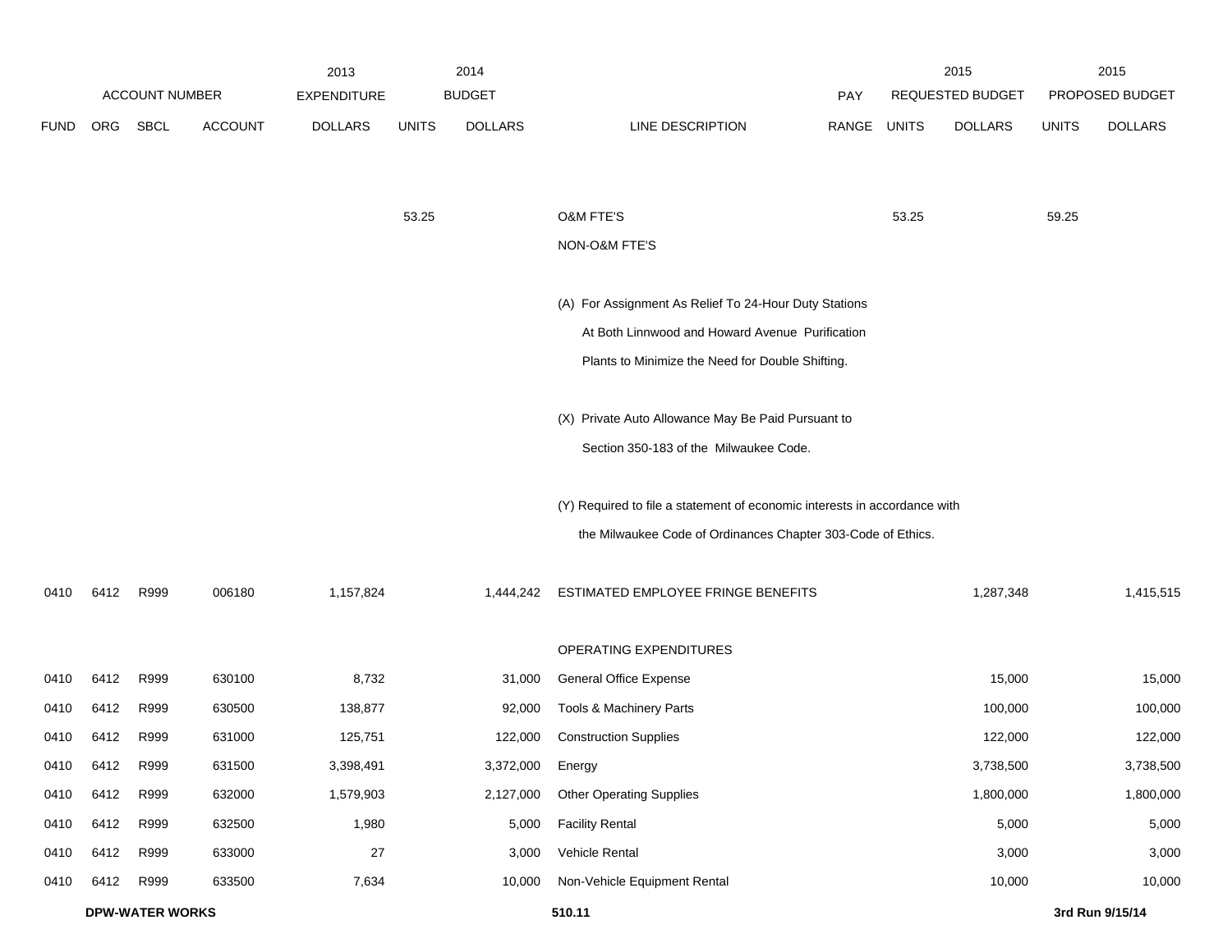| FUND | ORG | SBCL | ACCOUNT | 2013 EXPENDITURE DOLLARS | 2014 BUDGET UNITS | 2014 BUDGET DOLLARS | LINE DESCRIPTION | PAY RANGE | 2015 REQUESTED BUDGET UNITS | 2015 REQUESTED BUDGET DOLLARS | 2015 PROPOSED BUDGET UNITS | 2015 PROPOSED BUDGET DOLLARS |
|---|---|---|---|---|---|---|---|---|---|---|---|---|
| | | | | | 53.25 | | O&M FTE'S | | 53.25 | | 59.25 | |
| | | | | | | | NON-O&M FTE'S | | | | | |
| | | | | | | | (A) For Assignment As Relief To 24-Hour Duty Stations At Both Linnwood and Howard Avenue Purification Plants to Minimize the Need for Double Shifting. | | | | | |
| | | | | | | | (X) Private Auto Allowance May Be Paid Pursuant to Section 350-183 of the Milwaukee Code. | | | | | |
| | | | | | | | (Y) Required to file a statement of economic interests in accordance with the Milwaukee Code of Ordinances Chapter 303-Code of Ethics. | | | | | |
| 0410 | 6412 | R999 | 006180 | 1,157,824 | | 1,444,242 | ESTIMATED EMPLOYEE FRINGE BENEFITS | | | 1,287,348 | | 1,415,515 |
| | | | | | | | OPERATING EXPENDITURES | | | | | |
| 0410 | 6412 | R999 | 630100 | 8,732 | | 31,000 | General Office Expense | | | 15,000 | | 15,000 |
| 0410 | 6412 | R999 | 630500 | 138,877 | | 92,000 | Tools & Machinery Parts | | | 100,000 | | 100,000 |
| 0410 | 6412 | R999 | 631000 | 125,751 | | 122,000 | Construction Supplies | | | 122,000 | | 122,000 |
| 0410 | 6412 | R999 | 631500 | 3,398,491 | | 3,372,000 | Energy | | | 3,738,500 | | 3,738,500 |
| 0410 | 6412 | R999 | 632000 | 1,579,903 | | 2,127,000 | Other Operating Supplies | | | 1,800,000 | | 1,800,000 |
| 0410 | 6412 | R999 | 632500 | 1,980 | | 5,000 | Facility Rental | | | 5,000 | | 5,000 |
| 0410 | 6412 | R999 | 633000 | 27 | | 3,000 | Vehicle Rental | | | 3,000 | | 3,000 |
| 0410 | 6412 | R999 | 633500 | 7,634 | | 10,000 | Non-Vehicle Equipment Rental | | | 10,000 | | 10,000 |

**DPW-WATER WORKS**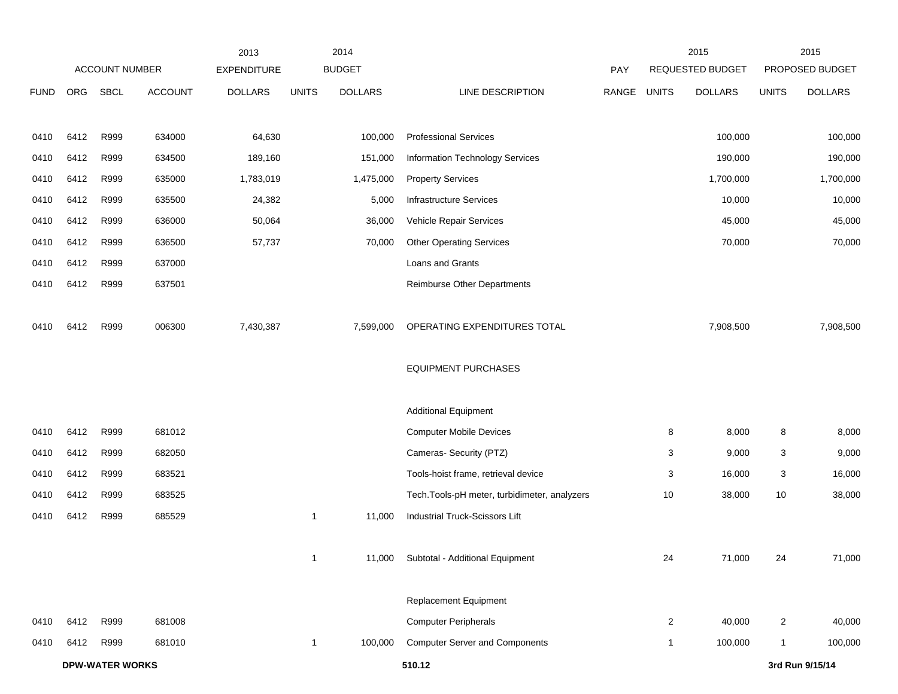| FUND | ORG | SBCL | ACCOUNT | 2013 EXPENDITURE DOLLARS | 2014 BUDGET UNITS | 2014 BUDGET DOLLARS | LINE DESCRIPTION | PAY RANGE | 2015 REQUESTED BUDGET UNITS | 2015 REQUESTED BUDGET DOLLARS | 2015 PROPOSED BUDGET UNITS | 2015 PROPOSED BUDGET DOLLARS |
|---|---|---|---|---|---|---|---|---|---|---|---|---|
| 0410 | 6412 | R999 | 634000 | 64,630 | | 100,000 | Professional Services | | | 100,000 | | 100,000 |
| 0410 | 6412 | R999 | 634500 | 189,160 | | 151,000 | Information Technology Services | | | 190,000 | | 190,000 |
| 0410 | 6412 | R999 | 635000 | 1,783,019 | | 1,475,000 | Property Services | | | 1,700,000 | | 1,700,000 |
| 0410 | 6412 | R999 | 635500 | 24,382 | | 5,000 | Infrastructure Services | | | 10,000 | | 10,000 |
| 0410 | 6412 | R999 | 636000 | 50,064 | | 36,000 | Vehicle Repair Services | | | 45,000 | | 45,000 |
| 0410 | 6412 | R999 | 636500 | 57,737 | | 70,000 | Other Operating Services | | | 70,000 | | 70,000 |
| 0410 | 6412 | R999 | 637000 | | | | Loans and Grants | | | | | |
| 0410 | 6412 | R999 | 637501 | | | | Reimburse Other Departments | | | | | |
| 0410 | 6412 | R999 | 006300 | 7,430,387 | | 7,599,000 | OPERATING EXPENDITURES TOTAL | | | 7,908,500 | | 7,908,500 |
| | | | | | | | EQUIPMENT PURCHASES | | | | | |
| | | | | | | | Additional Equipment | | | | | |
| 0410 | 6412 | R999 | 681012 | | | | Computer Mobile Devices | | 8 | 8,000 | 8 | 8,000 |
| 0410 | 6412 | R999 | 682050 | | | | Cameras- Security (PTZ) | | 3 | 9,000 | 3 | 9,000 |
| 0410 | 6412 | R999 | 683521 | | | | Tools-hoist frame, retrieval device | | 3 | 16,000 | 3 | 16,000 |
| 0410 | 6412 | R999 | 683525 | | | | Tech.Tools-pH meter, turbidimeter, analyzers | | 10 | 38,000 | 10 | 38,000 |
| 0410 | 6412 | R999 | 685529 | | 1 | 11,000 | Industrial Truck-Scissors Lift | | | | | |
| | | | | | 1 | 11,000 | Subtotal - Additional Equipment | | 24 | 71,000 | 24 | 71,000 |
| | | | | | | | Replacement Equipment | | | | | |
| 0410 | 6412 | R999 | 681008 | | | | Computer Peripherals | | 2 | 40,000 | 2 | 40,000 |
| 0410 | 6412 | R999 | 681010 | | 1 | 100,000 | Computer Server and Components | | 1 | 100,000 | 1 | 100,000 |

**DPW-WATER WORKS** 510.12 3rd Run 9/15/14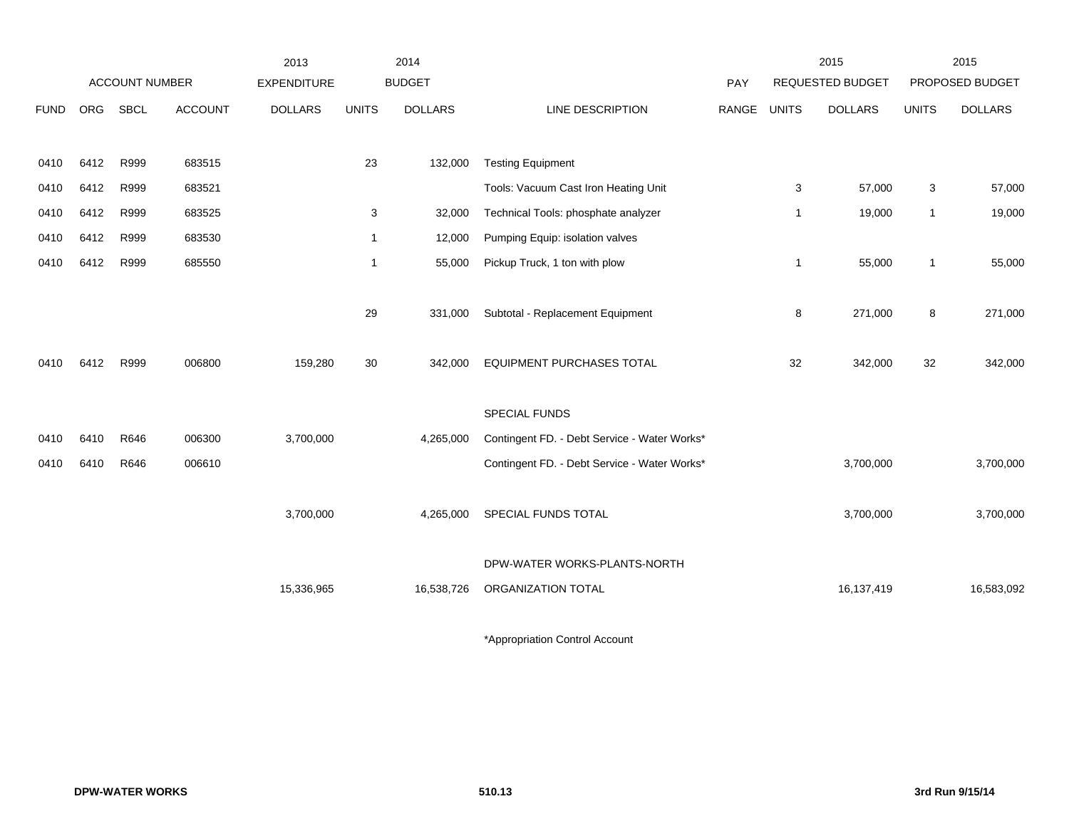| | ACCOUNT NUMBER | | | 2013 EXPENDITURE | | 2014 BUDGET | | PAY | | 2015 REQUESTED BUDGET | | 2015 PROPOSED BUDGET |
|---|---|---|---|---|---|---|---|---|---|---|---|---|
| FUND | ORG | SBCL | ACCOUNT | DOLLARS | UNITS | DOLLARS | LINE DESCRIPTION | RANGE | UNITS | DOLLARS | UNITS | DOLLARS |
| 0410 | 6412 | R999 | 683515 | | 23 | 132,000 | Testing Equipment | | | | | |
| 0410 | 6412 | R999 | 683521 | | | | Tools: Vacuum Cast Iron Heating Unit | | 3 | 57,000 | 3 | 57,000 |
| 0410 | 6412 | R999 | 683525 | | 3 | 32,000 | Technical Tools: phosphate analyzer | | 1 | 19,000 | 1 | 19,000 |
| 0410 | 6412 | R999 | 683530 | | 1 | 12,000 | Pumping Equip: isolation valves | | | | | |
| 0410 | 6412 | R999 | 685550 | | 1 | 55,000 | Pickup Truck, 1 ton with plow | | 1 | 55,000 | 1 | 55,000 |
| | | | | | 29 | 331,000 | Subtotal - Replacement Equipment | | 8 | 271,000 | 8 | 271,000 |
| 0410 | 6412 | R999 | 006800 | 159,280 | 30 | 342,000 | EQUIPMENT PURCHASES TOTAL | | 32 | 342,000 | 32 | 342,000 |
| | | | | | | | SPECIAL FUNDS | | | | | |
| 0410 | 6410 | R646 | 006300 | 3,700,000 | | 4,265,000 | Contingent FD. - Debt Service - Water Works* | | | | | |
| 0410 | 6410 | R646 | 006610 | | | | Contingent FD. - Debt Service - Water Works* | | | 3,700,000 | | 3,700,000 |
| | | | | 3,700,000 | | 4,265,000 | SPECIAL FUNDS TOTAL | | | 3,700,000 | | 3,700,000 |
| | | | | | | | DPW-WATER WORKS-PLANTS-NORTH | | | | | |
| | | | | 15,336,965 | | 16,538,726 | ORGANIZATION TOTAL | | | 16,137,419 | | 16,583,092 |

*Appropriation Control Account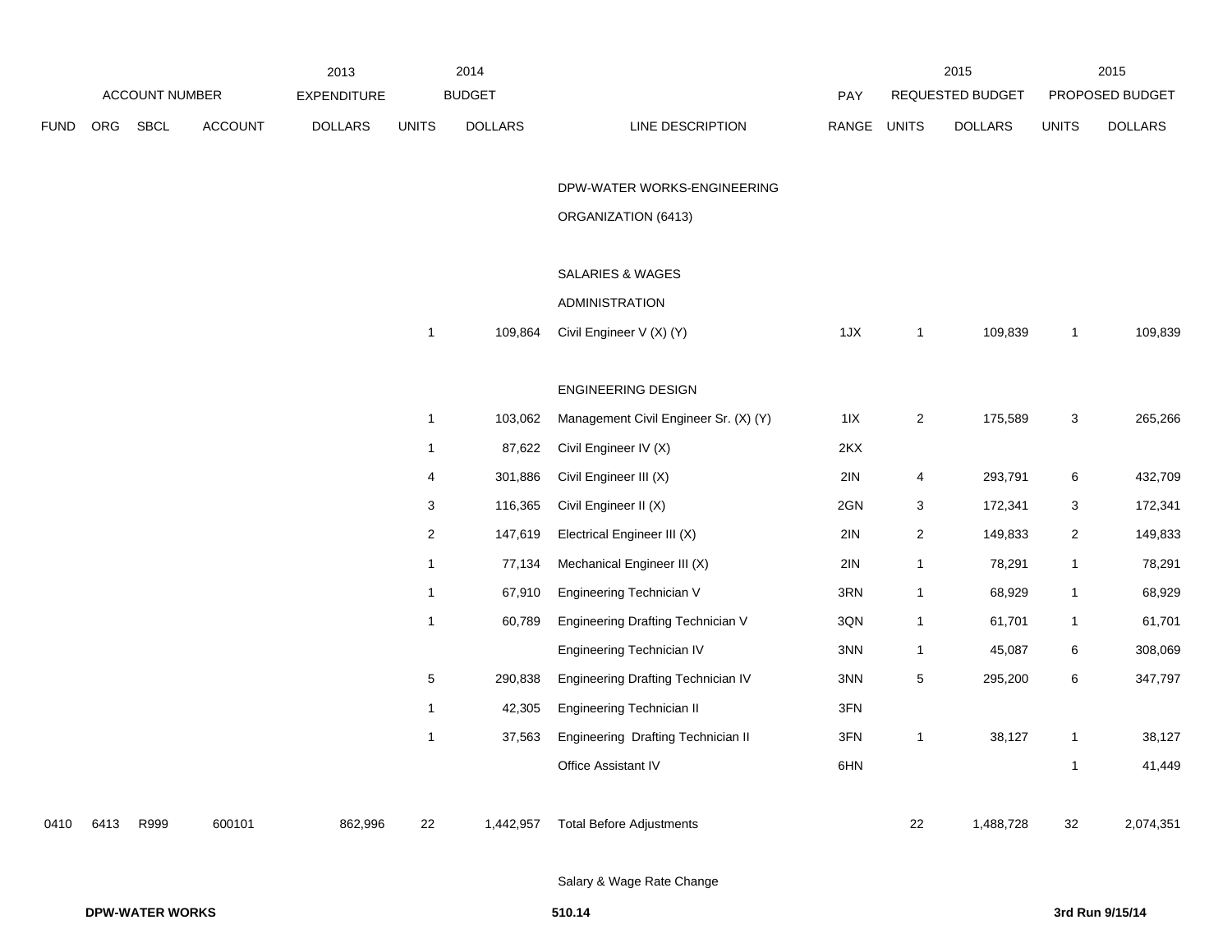| ACCOUNT NUMBER | | | | 2013 EXPENDITURE | 2014 BUDGET | | | PAY | 2015 REQUESTED BUDGET | | 2015 PROPOSED BUDGET | |
|---|---|---|---|---|---|---|---|---|---|---|---|---|
| FUND | ORG | SBCL | ACCOUNT | DOLLARS | UNITS | DOLLARS | LINE DESCRIPTION | RANGE | UNITS | DOLLARS | UNITS | DOLLARS |
| | | | | | | | DPW-WATER WORKS-ENGINEERING | | | | | |
| | | | | | | | ORGANIZATION (6413) | | | | | |
| | | | | | | | SALARIES & WAGES | | | | | |
| | | | | | | | ADMINISTRATION | | | | | |
| | | | | | 1 | 109,864 | Civil Engineer V (X) (Y) | 1JX | 1 | 109,839 | 1 | 109,839 |
| | | | | | | | ENGINEERING DESIGN | | | | | |
| | | | | | 1 | 103,062 | Management Civil Engineer Sr. (X) (Y) | 1IX | 2 | 175,589 | 3 | 265,266 |
| | | | | | 1 | 87,622 | Civil Engineer IV (X) | 2KX | | | | |
| | | | | | 4 | 301,886 | Civil Engineer III (X) | 2IN | 4 | 293,791 | 6 | 432,709 |
| | | | | | 3 | 116,365 | Civil Engineer II (X) | 2GN | 3 | 172,341 | 3 | 172,341 |
| | | | | | 2 | 147,619 | Electrical Engineer III (X) | 2IN | 2 | 149,833 | 2 | 149,833 |
| | | | | | 1 | 77,134 | Mechanical Engineer III (X) | 2IN | 1 | 78,291 | 1 | 78,291 |
| | | | | | 1 | 67,910 | Engineering Technician V | 3RN | 1 | 68,929 | 1 | 68,929 |
| | | | | | 1 | 60,789 | Engineering Drafting Technician V | 3QN | 1 | 61,701 | 1 | 61,701 |
| | | | | | | | Engineering Technician IV | 3NN | 1 | 45,087 | 6 | 308,069 |
| | | | | | 5 | 290,838 | Engineering Drafting Technician IV | 3NN | 5 | 295,200 | 6 | 347,797 |
| | | | | | 1 | 42,305 | Engineering Technician II | 3FN | | | | |
| | | | | | 1 | 37,563 | Engineering Drafting Technician II | 3FN | 1 | 38,127 | 1 | 38,127 |
| | | | | | | | Office Assistant IV | 6HN | | | 1 | 41,449 |
| 0410 | 6413 | R999 | 600101 | 862,996 | 22 | 1,442,957 | Total Before Adjustments | | 22 | 1,488,728 | 32 | 2,074,351 |
| | | | | | | | Salary & Wage Rate Change | | | | | |

**DPW-WATER WORKS** 510.14 **3rd Run 9/15/14**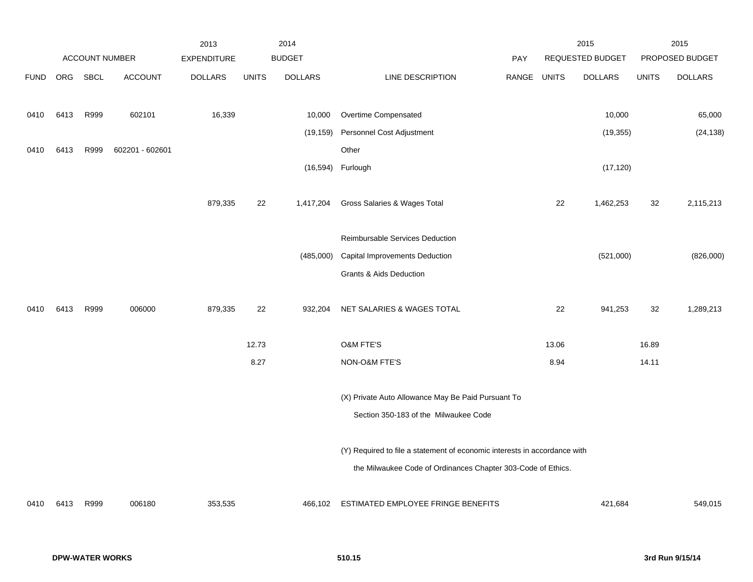| | ACCOUNT NUMBER | | | 2013 EXPENDITURE | 2014 BUDGET | | | | 2015 REQUESTED BUDGET | | 2015 PROPOSED BUDGET | |
|---|---|---|---|---|---|---|---|---|---|---|---|---|
| FUND | ORG | SBCL | ACCOUNT | DOLLARS | UNITS | DOLLARS | LINE DESCRIPTION | PAY RANGE | UNITS | DOLLARS | UNITS | DOLLARS |
| 0410 | 6413 | R999 | 602101 | 16,339 | | 10,000 | Overtime Compensated | | | 10,000 | | 65,000 |
| | | | | | | (19,159) | Personnel Cost Adjustment | | | (19,355) | | (24,138) |
| 0410 | 6413 | R999 | 602201 - 602601 | | | | Other | | | | | |
| | | | | | | (16,594) | Furlough | | | (17,120) | | |
| | | | | 879,335 | 22 | 1,417,204 | Gross Salaries & Wages Total | | 22 | 1,462,253 | 32 | 2,115,213 |
| | | | | | | | Reimbursable Services Deduction | | | | | |
| | | | | | | (485,000) | Capital Improvements Deduction | | | (521,000) | | (826,000) |
| | | | | | | | Grants & Aids Deduction | | | | | |
| 0410 | 6413 | R999 | 006000 | 879,335 | 22 | 932,204 | NET SALARIES & WAGES TOTAL | | 22 | 941,253 | 32 | 1,289,213 |
| | | | | | 12.73 | | O&M FTE'S | | 13.06 | | 16.89 | |
| | | | | | 8.27 | | NON-O&M FTE'S | | 8.94 | | 14.11 | |
| | | | | | | | (X) Private Auto Allowance May Be Paid Pursuant To Section 350-183 of the Milwaukee Code | | | | | |
| | | | | | | | (Y) Required to file a statement of economic interests in accordance with the Milwaukee Code of Ordinances Chapter 303-Code of Ethics. | | | | | |
| 0410 | 6413 | R999 | 006180 | 353,535 | | 466,102 | ESTIMATED EMPLOYEE FRINGE BENEFITS | | | 421,684 | | 549,015 |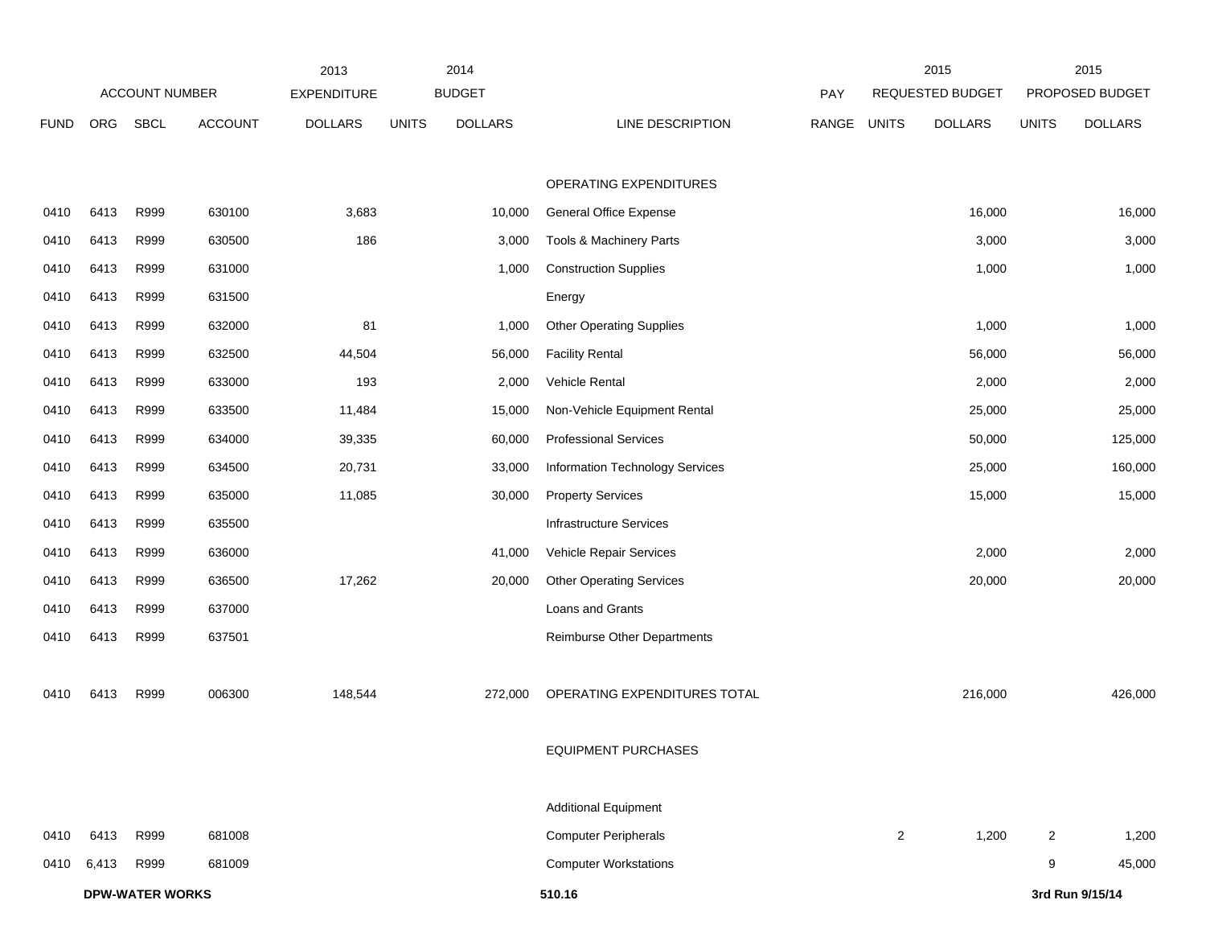| | ACCOUNT NUMBER | | | 2013 EXPENDITURE | 2014 BUDGET | | | PAY | 2015 REQUESTED BUDGET | | 2015 PROPOSED BUDGET | |
|---|---|---|---|---|---|---|---|---|---|---|---|---|
| FUND | ORG | SBCL | ACCOUNT | DOLLARS | UNITS | DOLLARS | LINE DESCRIPTION | RANGE | UNITS | DOLLARS | UNITS | DOLLARS |
| | | | | | | | OPERATING EXPENDITURES | | | | | |
| 0410 | 6413 | R999 | 630100 | 3,683 | | 10,000 | General Office Expense | | | 16,000 | | 16,000 |
| 0410 | 6413 | R999 | 630500 | 186 | | 3,000 | Tools & Machinery Parts | | | 3,000 | | 3,000 |
| 0410 | 6413 | R999 | 631000 | | | 1,000 | Construction Supplies | | | 1,000 | | 1,000 |
| 0410 | 6413 | R999 | 631500 | | | | Energy | | | | | |
| 0410 | 6413 | R999 | 632000 | 81 | | 1,000 | Other Operating Supplies | | | 1,000 | | 1,000 |
| 0410 | 6413 | R999 | 632500 | 44,504 | | 56,000 | Facility Rental | | | 56,000 | | 56,000 |
| 0410 | 6413 | R999 | 633000 | 193 | | 2,000 | Vehicle Rental | | | 2,000 | | 2,000 |
| 0410 | 6413 | R999 | 633500 | 11,484 | | 15,000 | Non-Vehicle Equipment Rental | | | 25,000 | | 25,000 |
| 0410 | 6413 | R999 | 634000 | 39,335 | | 60,000 | Professional Services | | | 50,000 | | 125,000 |
| 0410 | 6413 | R999 | 634500 | 20,731 | | 33,000 | Information Technology Services | | | 25,000 | | 160,000 |
| 0410 | 6413 | R999 | 635000 | 11,085 | | 30,000 | Property Services | | | 15,000 | | 15,000 |
| 0410 | 6413 | R999 | 635500 | | | | Infrastructure Services | | | | | |
| 0410 | 6413 | R999 | 636000 | | | 41,000 | Vehicle Repair Services | | | 2,000 | | 2,000 |
| 0410 | 6413 | R999 | 636500 | 17,262 | | 20,000 | Other Operating Services | | | 20,000 | | 20,000 |
| 0410 | 6413 | R999 | 637000 | | | | Loans and Grants | | | | | |
| 0410 | 6413 | R999 | 637501 | | | | Reimburse Other Departments | | | | | |
| 0410 | 6413 | R999 | 006300 | 148,544 | | 272,000 | OPERATING EXPENDITURES TOTAL | | | 216,000 | | 426,000 |
| | | | | | | | EQUIPMENT PURCHASES | | | | | |
| | | | | | | | Additional Equipment | | | | | |
| 0410 | 6413 | R999 | 681008 | | | | Computer Peripherals | | 2 | 1,200 | 2 | 1,200 |
| 0410 | 6,413 | R999 | 681009 | | | | Computer Workstations | | | | 9 | 45,000 |

**DPW-WATER WORKS** 510.16 **3rd Run 9/15/14**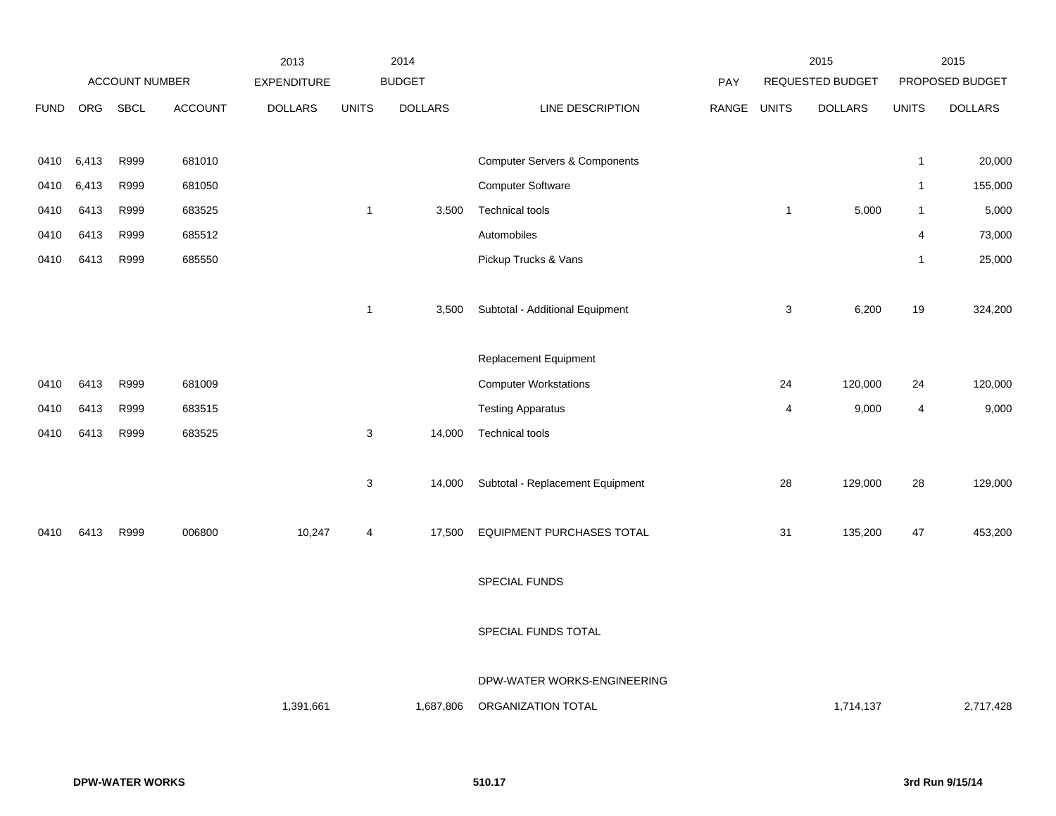| ACCOUNT NUMBER | | | | 2013 EXPENDITURE | 2014 BUDGET | | | PAY | 2015 REQUESTED BUDGET | | 2015 PROPOSED BUDGET | |
|---|---|---|---|---|---|---|---|---|---|---|---|---|
| FUND | ORG | SBCL | ACCOUNT | DOLLARS | UNITS | DOLLARS | LINE DESCRIPTION | RANGE | UNITS | DOLLARS | UNITS | DOLLARS |
| 0410 | 6,413 | R999 | 681010 | | | | Computer Servers & Components | | | | 1 | 20,000 |
| 0410 | 6,413 | R999 | 681050 | | | | Computer Software | | | | 1 | 155,000 |
| 0410 | 6413 | R999 | 683525 | | 1 | 3,500 | Technical tools | | 1 | 5,000 | 1 | 5,000 |
| 0410 | 6413 | R999 | 685512 | | | | Automobiles | | | | 4 | 73,000 |
| 0410 | 6413 | R999 | 685550 | | | | Pickup Trucks & Vans | | | | 1 | 25,000 |
| | | | | | 1 | 3,500 | Subtotal - Additional Equipment | | 3 | 6,200 | 19 | 324,200 |
| | | | | | | | Replacement Equipment | | | | | |
| 0410 | 6413 | R999 | 681009 | | | | Computer Workstations | | 24 | 120,000 | 24 | 120,000 |
| 0410 | 6413 | R999 | 683515 | | | | Testing Apparatus | | 4 | 9,000 | 4 | 9,000 |
| 0410 | 6413 | R999 | 683525 | | 3 | 14,000 | Technical tools | | | | | |
| | | | | | 3 | 14,000 | Subtotal - Replacement Equipment | | 28 | 129,000 | 28 | 129,000 |
| 0410 | 6413 | R999 | 006800 | 10,247 | 4 | 17,500 | EQUIPMENT PURCHASES TOTAL | | 31 | 135,200 | 47 | 453,200 |
| | | | | | | | SPECIAL FUNDS | | | | | |
| | | | | | | | SPECIAL FUNDS TOTAL | | | | | |
| | | | | 1,391,661 | | 1,687,806 | DPW-WATER WORKS-ENGINEERING ORGANIZATION TOTAL | | | 1,714,137 | | 2,717,428 |

DPW-WATER WORKS | 510.17 | 3rd Run 9/15/14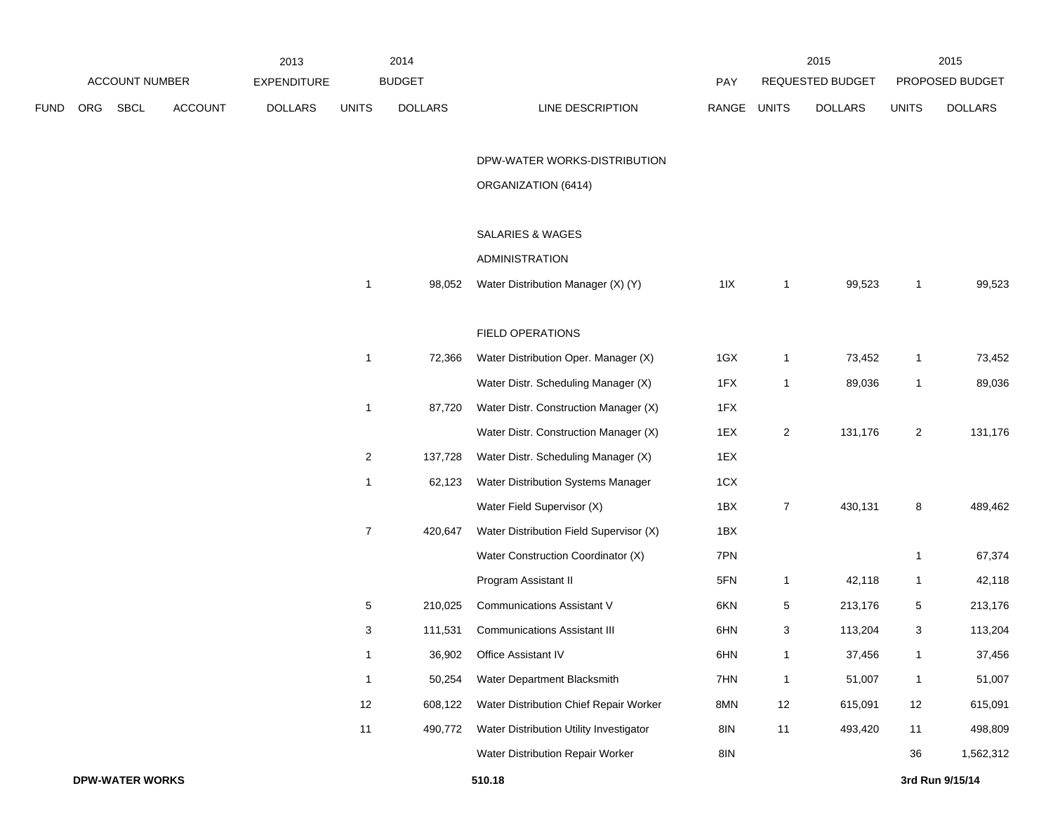| | | | | 2013 | 2014 | | | | 2015 | | 2015 | |
|---|---|---|---|---|---|---|---|---|---|---|---|---|
| ACCOUNT NUMBER | | | | EXPENDITURE | BUDGET | | | PAY | REQUESTED BUDGET | | PROPOSED BUDGET | |
| FUND | ORG | SBCL | ACCOUNT | DOLLARS | UNITS | DOLLARS | LINE DESCRIPTION | RANGE | UNITS | DOLLARS | UNITS | DOLLARS |
| | | | | | | | DPW-WATER WORKS-DISTRIBUTION | | | | | |
| | | | | | | | ORGANIZATION (6414) | | | | | |
| | | | | | | | SALARIES & WAGES | | | | | |
| | | | | | | | ADMINISTRATION | | | | | |
| | | | | | 1 | 98,052 | Water Distribution Manager (X) (Y) | 1IX | 1 | 99,523 | 1 | 99,523 |
| | | | | | | | FIELD OPERATIONS | | | | | |
| | | | | | 1 | 72,366 | Water Distribution Oper. Manager (X) | 1GX | 1 | 73,452 | 1 | 73,452 |
| | | | | | | | Water Distr. Scheduling Manager (X) | 1FX | 1 | 89,036 | 1 | 89,036 |
| | | | | | 1 | 87,720 | Water Distr. Construction Manager (X) | 1FX | | | | |
| | | | | | | | Water Distr. Construction Manager (X) | 1EX | 2 | 131,176 | 2 | 131,176 |
| | | | | | 2 | 137,728 | Water Distr. Scheduling Manager (X) | 1EX | | | | |
| | | | | | 1 | 62,123 | Water Distribution Systems Manager | 1CX | | | | |
| | | | | | | | Water Field Supervisor (X) | 1BX | 7 | 430,131 | 8 | 489,462 |
| | | | | | 7 | 420,647 | Water Distribution Field Supervisor (X) | 1BX | | | | |
| | | | | | | | Water Construction Coordinator (X) | 7PN | | | 1 | 67,374 |
| | | | | | | | Program Assistant II | 5FN | 1 | 42,118 | 1 | 42,118 |
| | | | | | 5 | 210,025 | Communications Assistant V | 6KN | 5 | 213,176 | 5 | 213,176 |
| | | | | | 3 | 111,531 | Communications Assistant III | 6HN | 3 | 113,204 | 3 | 113,204 |
| | | | | | 1 | 36,902 | Office Assistant IV | 6HN | 1 | 37,456 | 1 | 37,456 |
| | | | | | 1 | 50,254 | Water Department Blacksmith | 7HN | 1 | 51,007 | 1 | 51,007 |
| | | | | | 12 | 608,122 | Water Distribution Chief Repair Worker | 8MN | 12 | 615,091 | 12 | 615,091 |
| | | | | | 11 | 490,772 | Water Distribution Utility Investigator | 8IN | 11 | 493,420 | 11 | 498,809 |
| | | | | | | | Water Distribution Repair Worker | 8IN | | | 36 | 1,562,312 |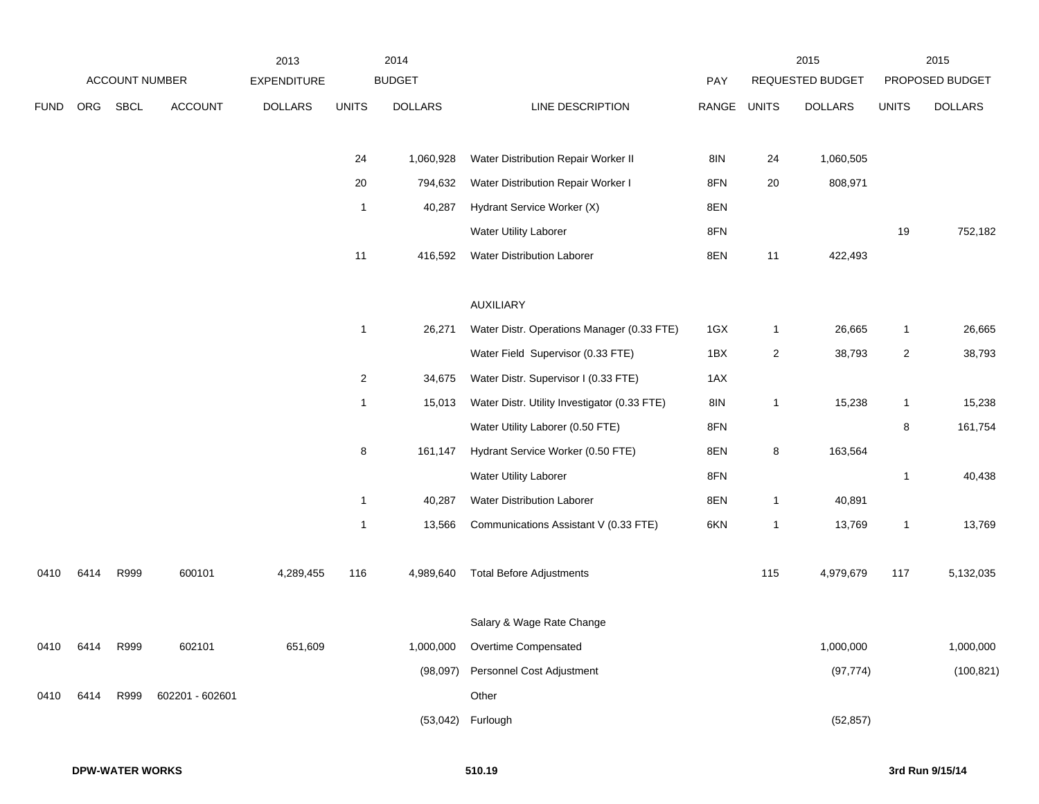| FUND | ORG | SBCL | ACCOUNT NUMBER ACCOUNT | 2013 EXPENDITURE DOLLARS | 2014 BUDGET UNITS | 2014 BUDGET DOLLARS | LINE DESCRIPTION | PAY RANGE | 2015 REQUESTED BUDGET UNITS | 2015 REQUESTED BUDGET DOLLARS | 2015 PROPOSED BUDGET UNITS | 2015 PROPOSED BUDGET DOLLARS |
|---|---|---|---|---|---|---|---|---|---|---|---|---|
| | | | | | 24 | 1,060,928 | Water Distribution Repair Worker II | 8IN | 24 | 1,060,505 | | |
| | | | | | 20 | 794,632 | Water Distribution Repair Worker I | 8FN | 20 | 808,971 | | |
| | | | | | 1 | 40,287 | Hydrant Service Worker (X) | 8EN | | | | |
| | | | | | | | Water Utility Laborer | 8FN | | | 19 | 752,182 |
| | | | | | 11 | 416,592 | Water Distribution Laborer | 8EN | 11 | 422,493 | | |
| | | | | | | | AUXILIARY | | | | | |
| | | | | | 1 | 26,271 | Water Distr. Operations Manager (0.33 FTE) | 1GX | 1 | 26,665 | 1 | 26,665 |
| | | | | | | | Water Field Supervisor (0.33 FTE) | 1BX | 2 | 38,793 | 2 | 38,793 |
| | | | | | 2 | 34,675 | Water Distr. Supervisor I (0.33 FTE) | 1AX | | | | |
| | | | | | 1 | 15,013 | Water Distr. Utility Investigator (0.33 FTE) | 8IN | 1 | 15,238 | 1 | 15,238 |
| | | | | | | | Water Utility Laborer (0.50 FTE) | 8FN | | | 8 | 161,754 |
| | | | | | 8 | 161,147 | Hydrant Service Worker (0.50 FTE) | 8EN | 8 | 163,564 | | |
| | | | | | | | Water Utility Laborer | 8FN | | | 1 | 40,438 |
| | | | | | 1 | 40,287 | Water Distribution Laborer | 8EN | 1 | 40,891 | | |
| | | | | | 1 | 13,566 | Communications Assistant V (0.33 FTE) | 6KN | 1 | 13,769 | 1 | 13,769 |
| 0410 | 6414 | R999 | 600101 | 4,289,455 | 116 | 4,989,640 | Total Before Adjustments | | 115 | 4,979,679 | 117 | 5,132,035 |
| | | | | | | | Salary & Wage Rate Change | | | | | |
| 0410 | 6414 | R999 | 602101 | 651,609 | | 1,000,000 | Overtime Compensated | | | 1,000,000 | | 1,000,000 |
| | | | | | | (98,097) | Personnel Cost Adjustment | | | (97,774) | | (100,821) |
| 0410 | 6414 | R999 | 602201 - 602601 | | | | Other | | | | | |
| | | | | | | (53,042) | Furlough | | | (52,857) | | |

**DPW-WATER WORKS** **510.19** **3rd Run 9/15/14**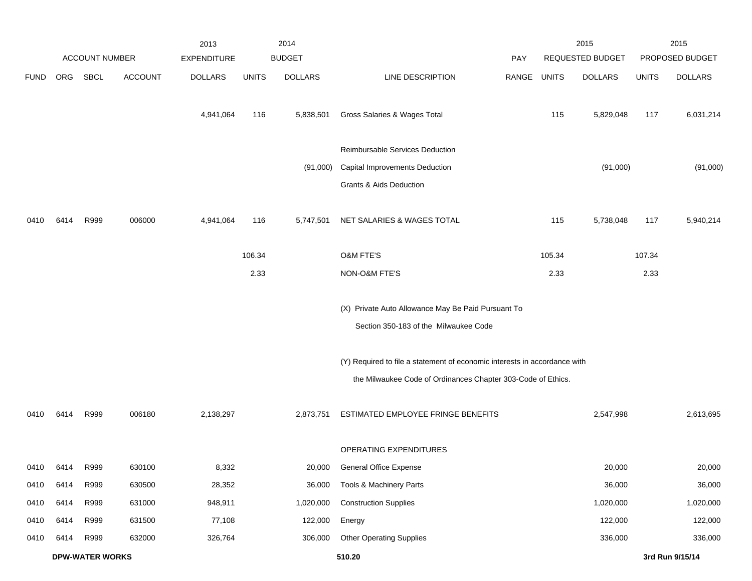| ACCOUNT NUMBER | | | | 2013 EXPENDITURE | 2014 BUDGET | | | PAY | 2015 REQUESTED BUDGET | | 2015 PROPOSED BUDGET | |
|---|---|---|---|---|---|---|---|---|---|---|---|---|
| FUND | ORG | SBCL | ACCOUNT | DOLLARS | UNITS | DOLLARS | LINE DESCRIPTION | RANGE | UNITS | DOLLARS | UNITS | DOLLARS |
| | | | | 4,941,064 | 116 | 5,838,501 | Gross Salaries & Wages Total | | 115 | 5,829,048 | 117 | 6,031,214 |
| | | | | | | | Reimbursable Services Deduction | | | | | |
| | | | | | | (91,000) | Capital Improvements Deduction | | | (91,000) | | (91,000) |
| | | | | | | | Grants & Aids Deduction | | | | | |
| 0410 | 6414 | R999 | 006000 | 4,941,064 | 116 | 5,747,501 | NET SALARIES & WAGES TOTAL | | 115 | 5,738,048 | 117 | 5,940,214 |
| | | | | | 106.34 | | O&M FTE'S | | 105.34 | | 107.34 | |
| | | | | | 2.33 | | NON-O&M FTE'S | | 2.33 | | 2.33 | |
| | | | | | | | (X) Private Auto Allowance May Be Paid Pursuant To Section 350-183 of the Milwaukee Code | | | | | |
| | | | | | | | (Y) Required to file a statement of economic interests in accordance with the Milwaukee Code of Ordinances Chapter 303-Code of Ethics. | | | | | |
| 0410 | 6414 | R999 | 006180 | 2,138,297 | | 2,873,751 | ESTIMATED EMPLOYEE FRINGE BENEFITS | | | 2,547,998 | | 2,613,695 |
| | | | | | | | OPERATING EXPENDITURES | | | | | |
| 0410 | 6414 | R999 | 630100 | 8,332 | | 20,000 | General Office Expense | | | 20,000 | | 20,000 |
| 0410 | 6414 | R999 | 630500 | 28,352 | | 36,000 | Tools & Machinery Parts | | | 36,000 | | 36,000 |
| 0410 | 6414 | R999 | 631000 | 948,911 | | 1,020,000 | Construction Supplies | | | 1,020,000 | | 1,020,000 |
| 0410 | 6414 | R999 | 631500 | 77,108 | | 122,000 | Energy | | | 122,000 | | 122,000 |
| 0410 | 6414 | R999 | 632000 | 326,764 | | 306,000 | Other Operating Supplies | | | 336,000 | | 336,000 |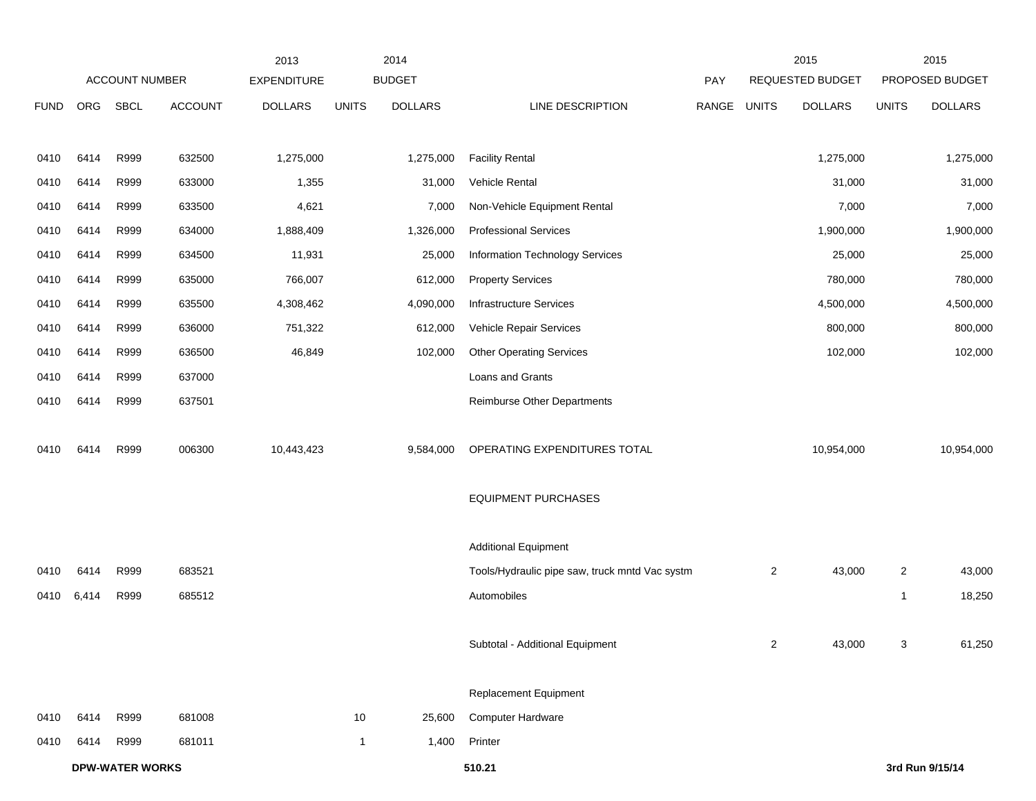| | ACCOUNT NUMBER | | | 2013 EXPENDITURE | 2014 BUDGET | | | PAY | 2015 REQUESTED BUDGET | | 2015 PROPOSED BUDGET | |
|---|---|---|---|---|---|---|---|---|---|---|---|---|
| FUND | ORG | SBCL | ACCOUNT | DOLLARS | UNITS | DOLLARS | LINE DESCRIPTION | RANGE | UNITS | DOLLARS | UNITS | DOLLARS |
| 0410 | 6414 | R999 | 632500 | 1,275,000 | | 1,275,000 | Facility Rental | | | 1,275,000 | | 1,275,000 |
| 0410 | 6414 | R999 | 633000 | 1,355 | | 31,000 | Vehicle Rental | | | 31,000 | | 31,000 |
| 0410 | 6414 | R999 | 633500 | 4,621 | | 7,000 | Non-Vehicle Equipment Rental | | | 7,000 | | 7,000 |
| 0410 | 6414 | R999 | 634000 | 1,888,409 | | 1,326,000 | Professional Services | | | 1,900,000 | | 1,900,000 |
| 0410 | 6414 | R999 | 634500 | 11,931 | | 25,000 | Information Technology Services | | | 25,000 | | 25,000 |
| 0410 | 6414 | R999 | 635000 | 766,007 | | 612,000 | Property Services | | | 780,000 | | 780,000 |
| 0410 | 6414 | R999 | 635500 | 4,308,462 | | 4,090,000 | Infrastructure Services | | | 4,500,000 | | 4,500,000 |
| 0410 | 6414 | R999 | 636000 | 751,322 | | 612,000 | Vehicle Repair Services | | | 800,000 | | 800,000 |
| 0410 | 6414 | R999 | 636500 | 46,849 | | 102,000 | Other Operating Services | | | 102,000 | | 102,000 |
| 0410 | 6414 | R999 | 637000 | | | | Loans and Grants | | | | | |
| 0410 | 6414 | R999 | 637501 | | | | Reimburse Other Departments | | | | | |
| 0410 | 6414 | R999 | 006300 | 10,443,423 | | 9,584,000 | OPERATING EXPENDITURES TOTAL | | | 10,954,000 | | 10,954,000 |
| | | | | | | | EQUIPMENT PURCHASES | | | | | |
| | | | | | | | Additional Equipment | | | | | |
| 0410 | 6414 | R999 | 683521 | | | | Tools/Hydraulic pipe saw, truck mntd Vac systm | | 2 | 43,000 | 2 | 43,000 |
| 0410 | 6,414 | R999 | 685512 | | | | Automobiles | | | | 1 | 18,250 |
| | | | | | | | Subtotal - Additional Equipment | | 2 | 43,000 | 3 | 61,250 |
| | | | | | | | Replacement Equipment | | | | | |
| 0410 | 6414 | R999 | 681008 | | 10 | 25,600 | Computer Hardware | | | | | |
| 0410 | 6414 | R999 | 681011 | | 1 | 1,400 | Printer | | | | | |

**DPW-WATER WORKS** 510.21 **3rd Run 9/15/14**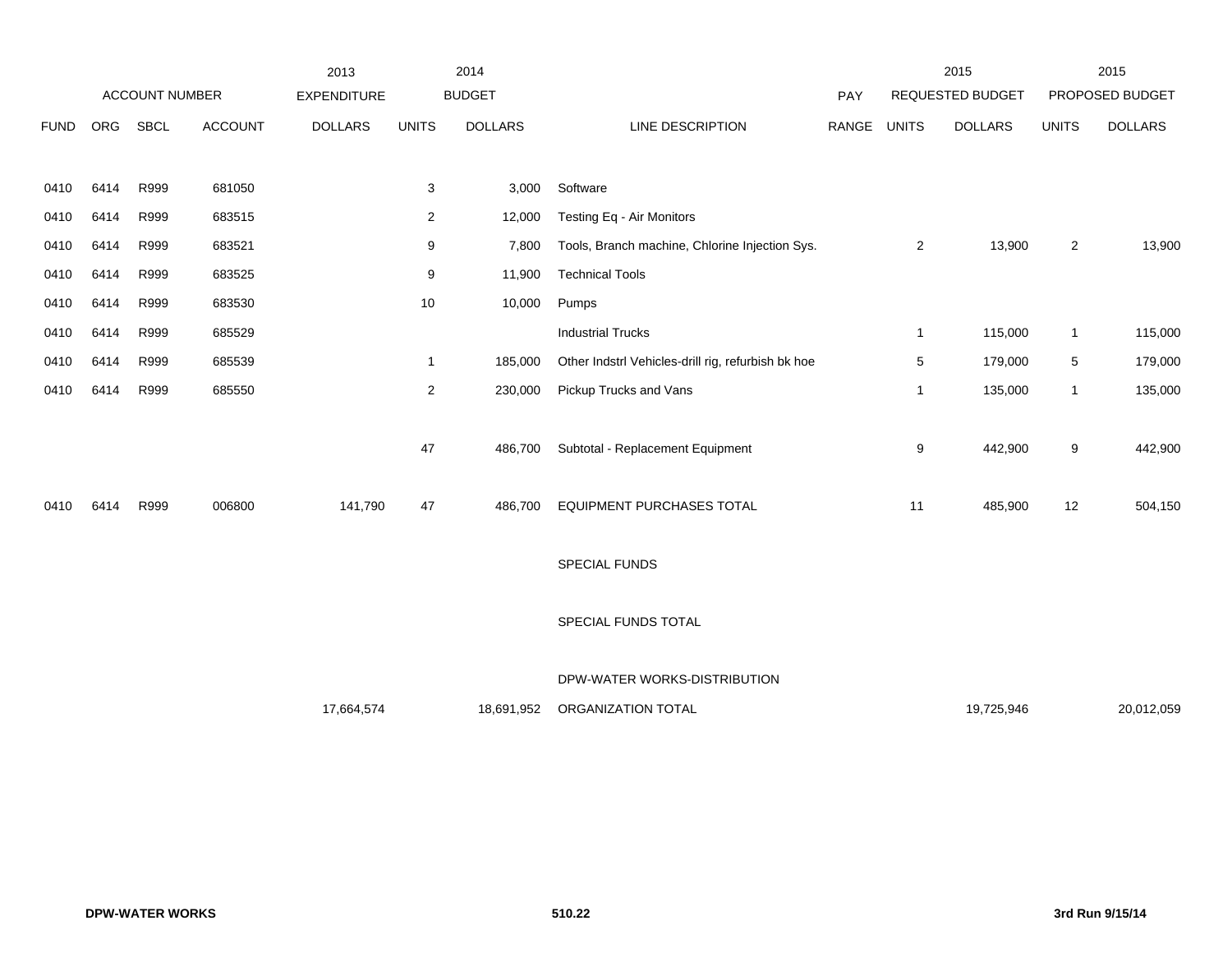| | ACCOUNT NUMBER | | | 2013 EXPENDITURE | 2014 BUDGET | | | PAY | 2015 REQUESTED BUDGET | | 2015 PROPOSED BUDGET | |
|---|---|---|---|---|---|---|---|---|---|---|---|---|
| FUND | ORG | SBCL | ACCOUNT | DOLLARS | UNITS | DOLLARS | LINE DESCRIPTION | RANGE | UNITS | DOLLARS | UNITS | DOLLARS |
| 0410 | 6414 | R999 | 681050 | | 3 | 3,000 | Software | | | | | |
| 0410 | 6414 | R999 | 683515 | | 2 | 12,000 | Testing Eq - Air Monitors | | | | | |
| 0410 | 6414 | R999 | 683521 | | 9 | 7,800 | Tools, Branch machine, Chlorine Injection Sys. | | 2 | 13,900 | 2 | 13,900 |
| 0410 | 6414 | R999 | 683525 | | 9 | 11,900 | Technical Tools | | | | | |
| 0410 | 6414 | R999 | 683530 | | 10 | 10,000 | Pumps | | | | | |
| 0410 | 6414 | R999 | 685529 | | | | Industrial Trucks | | 1 | 115,000 | 1 | 115,000 |
| 0410 | 6414 | R999 | 685539 | | 1 | 185,000 | Other Indstrl Vehicles-drill rig, refurbish bk hoe | | 5 | 179,000 | 5 | 179,000 |
| 0410 | 6414 | R999 | 685550 | | 2 | 230,000 | Pickup Trucks and Vans | | 1 | 135,000 | 1 | 135,000 |
| | | | | | 47 | 486,700 | Subtotal - Replacement Equipment | | 9 | 442,900 | 9 | 442,900 |
| 0410 | 6414 | R999 | 006800 | 141,790 | 47 | 486,700 | EQUIPMENT PURCHASES TOTAL | | 11 | 485,900 | 12 | 504,150 |
| | | | | | | | SPECIAL FUNDS | | | | | |
| | | | | | | | SPECIAL FUNDS TOTAL | | | | | |
| | | | | | | | DPW-WATER WORKS-DISTRIBUTION | | | | | |
| | | | | 17,664,574 | | 18,691,952 | ORGANIZATION TOTAL | | | 19,725,946 | | 20,012,059 |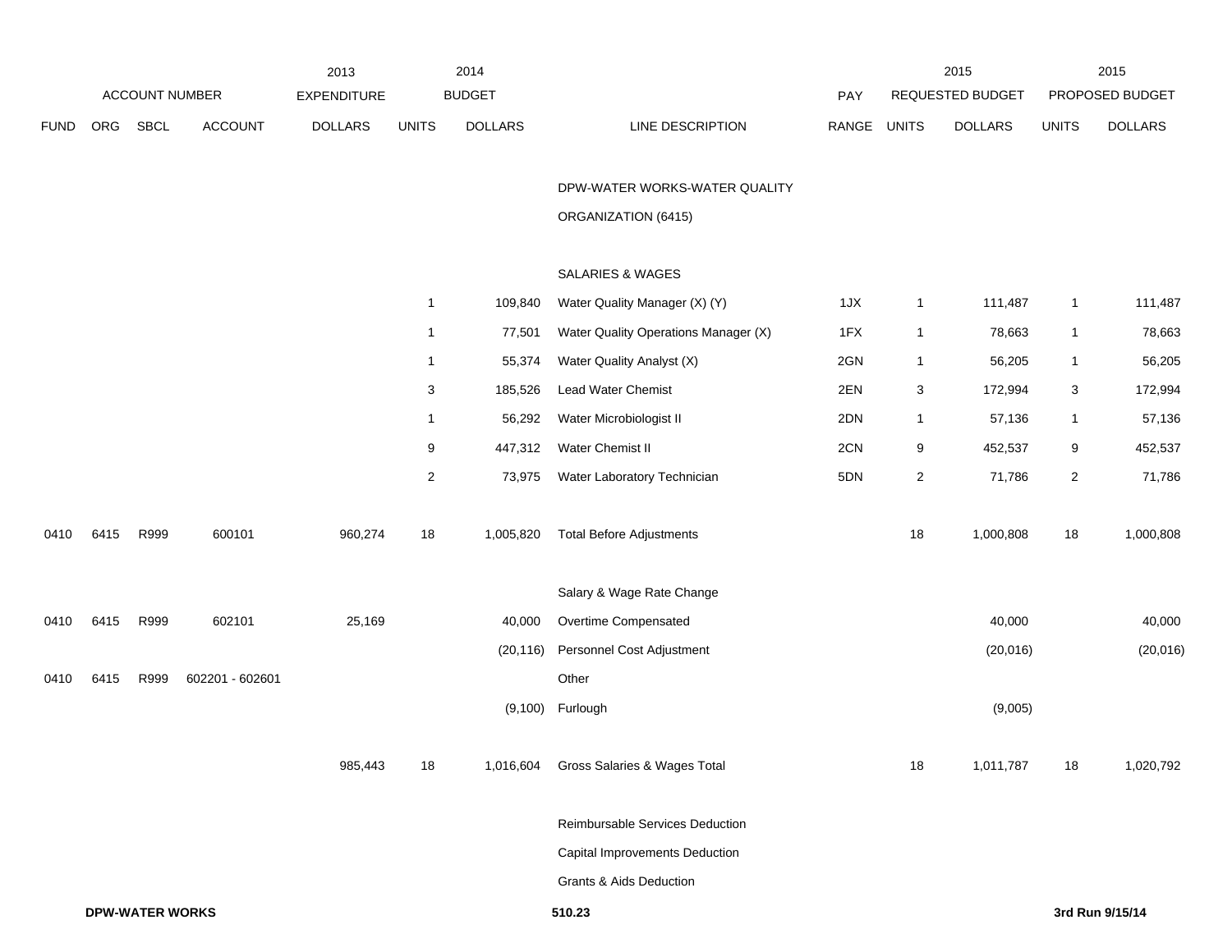| ACCOUNT NUMBER | | | | 2013 EXPENDITURE | 2014 BUDGET | | | PAY | 2015 REQUESTED BUDGET | | 2015 PROPOSED BUDGET | |
|---|---|---|---|---|---|---|---|---|---|---|---|---|
| FUND | ORG | SBCL | ACCOUNT | DOLLARS | UNITS | DOLLARS | LINE DESCRIPTION | RANGE | UNITS | DOLLARS | UNITS | DOLLARS |
| | | | | | | | DPW-WATER WORKS-WATER QUALITY | | | | | |
| | | | | | | | ORGANIZATION (6415) | | | | | |
| | | | | | | | SALARIES & WAGES | | | | | |
| | | | | | 1 | 109,840 | Water Quality Manager (X) (Y) | 1JX | 1 | 111,487 | 1 | 111,487 |
| | | | | | 1 | 77,501 | Water Quality Operations Manager (X) | 1FX | 1 | 78,663 | 1 | 78,663 |
| | | | | | 1 | 55,374 | Water Quality Analyst (X) | 2GN | 1 | 56,205 | 1 | 56,205 |
| | | | | | 3 | 185,526 | Lead Water Chemist | 2EN | 3 | 172,994 | 3 | 172,994 |
| | | | | | 1 | 56,292 | Water Microbiologist II | 2DN | 1 | 57,136 | 1 | 57,136 |
| | | | | | 9 | 447,312 | Water Chemist II | 2CN | 9 | 452,537 | 9 | 452,537 |
| | | | | | 2 | 73,975 | Water Laboratory Technician | 5DN | 2 | 71,786 | 2 | 71,786 |
| 0410 | 6415 | R999 | 600101 | 960,274 | 18 | 1,005,820 | Total Before Adjustments | | 18 | 1,000,808 | 18 | 1,000,808 |
| | | | | | | | Salary & Wage Rate Change | | | | | |
| 0410 | 6415 | R999 | 602101 | 25,169 | | 40,000 | Overtime Compensated | | | 40,000 | | 40,000 |
| | | | | | | (20,116) | Personnel Cost Adjustment | | | (20,016) | | (20,016) |
| 0410 | 6415 | R999 | 602201 - 602601 | | | | Other | | | | | |
| | | | | | | (9,100) | Furlough | | | (9,005) | | |
| | | | | 985,443 | 18 | 1,016,604 | Gross Salaries & Wages Total | | 18 | 1,011,787 | 18 | 1,020,792 |
| | | | | | | | Reimbursable Services Deduction | | | | | |
| | | | | | | | Capital Improvements Deduction | | | | | |
| | | | | | | | Grants & Aids Deduction | | | | | |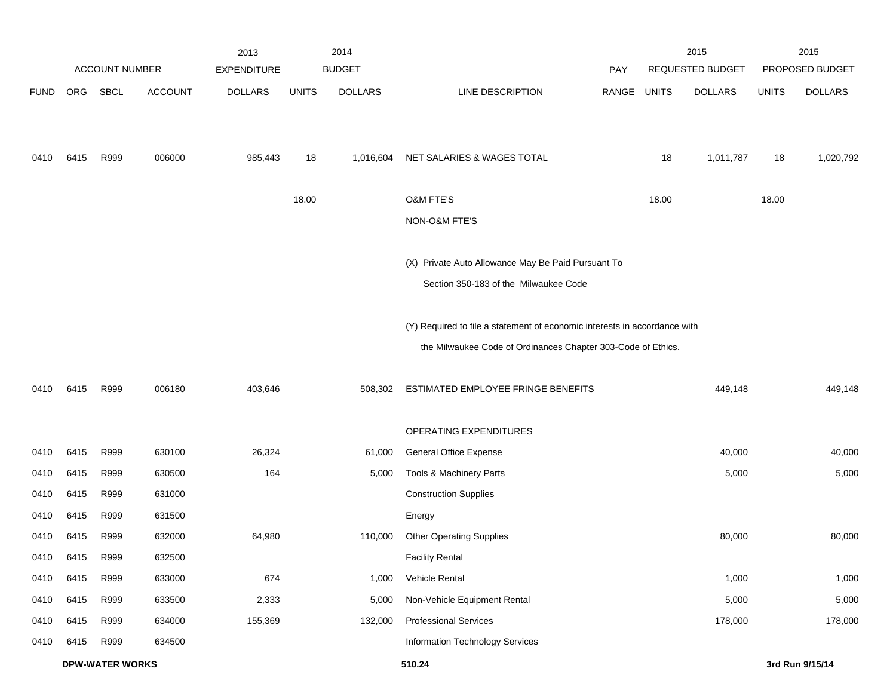| ACCOUNT NUMBER | | | | 2013 EXPENDITURE | 2014 BUDGET | | | PAY | 2015 REQUESTED BUDGET | | 2015 PROPOSED BUDGET | |
|---|---|---|---|---|---|---|---|---|---|---|---|---|
| FUND | ORG | SBCL | ACCOUNT | DOLLARS | UNITS | DOLLARS | LINE DESCRIPTION | RANGE | UNITS | DOLLARS | UNITS | DOLLARS |
| 0410 | 6415 | R999 | 006000 | 985,443 | 18 | 1,016,604 | NET SALARIES & WAGES TOTAL | | 18 | 1,011,787 | 18 | 1,020,792 |
| | | | | | 18.00 | | O&M FTE'S | | 18.00 | | 18.00 | |
| | | | | | | | NON-O&M FTE'S | | | | | |
| | | | | | | | (X) Private Auto Allowance May Be Paid Pursuant To Section 350-183 of the Milwaukee Code | | | | | |
| | | | | | | | (Y) Required to file a statement of economic interests in accordance with the Milwaukee Code of Ordinances Chapter 303-Code of Ethics. | | | | | |
| 0410 | 6415 | R999 | 006180 | 403,646 | | 508,302 | ESTIMATED EMPLOYEE FRINGE BENEFITS | | | 449,148 | | 449,148 |
| | | | | | | | OPERATING EXPENDITURES | | | | | |
| 0410 | 6415 | R999 | 630100 | 26,324 | | 61,000 | General Office Expense | | | 40,000 | | 40,000 |
| 0410 | 6415 | R999 | 630500 | 164 | | 5,000 | Tools & Machinery Parts | | | 5,000 | | 5,000 |
| 0410 | 6415 | R999 | 631000 | | | | Construction Supplies | | | | | |
| 0410 | 6415 | R999 | 631500 | | | | Energy | | | | | |
| 0410 | 6415 | R999 | 632000 | 64,980 | | 110,000 | Other Operating Supplies | | | 80,000 | | 80,000 |
| 0410 | 6415 | R999 | 632500 | | | | Facility Rental | | | | | |
| 0410 | 6415 | R999 | 633000 | 674 | | 1,000 | Vehicle Rental | | | 1,000 | | 1,000 |
| 0410 | 6415 | R999 | 633500 | 2,333 | | 5,000 | Non-Vehicle Equipment Rental | | | 5,000 | | 5,000 |
| 0410 | 6415 | R999 | 634000 | 155,369 | | 132,000 | Professional Services | | | 178,000 | | 178,000 |
| 0410 | 6415 | R999 | 634500 | | | | Information Technology Services | | | | | |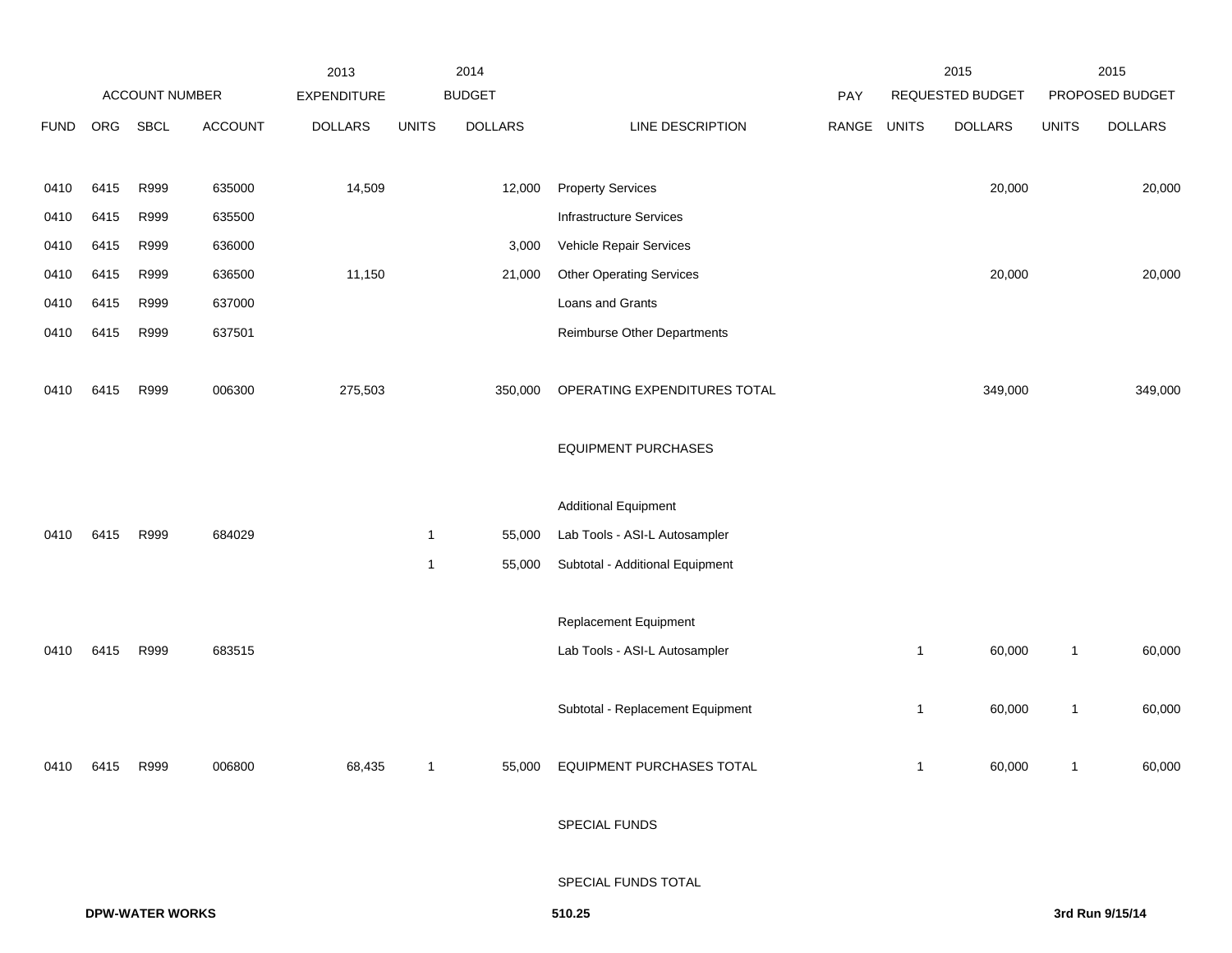| ACCOUNT NUMBER | | | | 2013 EXPENDITURE | 2014 BUDGET | | | PAY | 2015 REQUESTED BUDGET | | 2015 PROPOSED BUDGET | |
|---|---|---|---|---|---|---|---|---|---|---|---|---|
| FUND | ORG | SBCL | ACCOUNT | DOLLARS | UNITS | DOLLARS | LINE DESCRIPTION | RANGE | UNITS | DOLLARS | UNITS | DOLLARS |
| 0410 | 6415 | R999 | 635000 | 14,509 | | 12,000 | Property Services | | | 20,000 | | 20,000 |
| 0410 | 6415 | R999 | 635500 | | | | Infrastructure Services | | | | | |
| 0410 | 6415 | R999 | 636000 | | | 3,000 | Vehicle Repair Services | | | | | |
| 0410 | 6415 | R999 | 636500 | 11,150 | | 21,000 | Other Operating Services | | | 20,000 | | 20,000 |
| 0410 | 6415 | R999 | 637000 | | | | Loans and Grants | | | | | |
| 0410 | 6415 | R999 | 637501 | | | | Reimburse Other Departments | | | | | |
| 0410 | 6415 | R999 | 006300 | 275,503 | | 350,000 | OPERATING EXPENDITURES TOTAL | | | 349,000 | | 349,000 |
| | | | | | | | EQUIPMENT PURCHASES | | | | | |
| | | | | | | | Additional Equipment | | | | | |
| 0410 | 6415 | R999 | 684029 | | 1 | 55,000 | Lab Tools - ASI-L Autosampler | | | | | |
| | | | | | 1 | 55,000 | Subtotal - Additional Equipment | | | | | |
| | | | | | | | Replacement Equipment | | | | | |
| 0410 | 6415 | R999 | 683515 | | | | Lab Tools - ASI-L Autosampler | | 1 | 60,000 | 1 | 60,000 |
| | | | | | | | Subtotal - Replacement Equipment | | 1 | 60,000 | 1 | 60,000 |
| 0410 | 6415 | R999 | 006800 | 68,435 | 1 | 55,000 | EQUIPMENT PURCHASES TOTAL | | 1 | 60,000 | 1 | 60,000 |
| | | | | | | | SPECIAL FUNDS | | | | | |
| | | | | | | | SPECIAL FUNDS TOTAL | | | | | |

**DPW-WATER WORKS** 510.25 **3rd Run 9/15/14**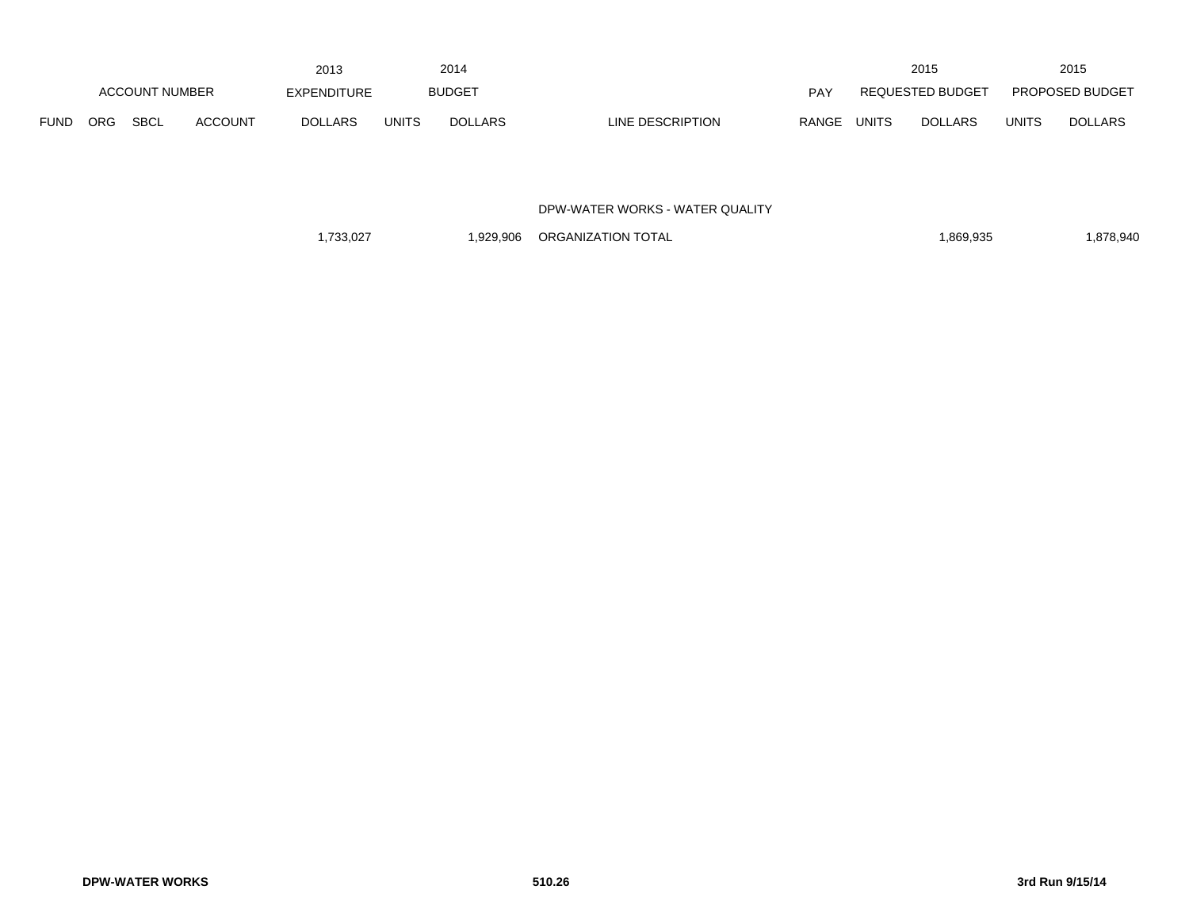| | | | | 2013 | | 2014 | | | | 2015 | | 2015 |
|---|---|---|---|---|---|---|---|---|---|---|---|---|
| ACCOUNT NUMBER | | | | EXPENDITURE | | BUDGET | | PAY | | REQUESTED BUDGET | | PROPOSED BUDGET |
| FUND | ORG | SBCL | ACCOUNT | DOLLARS | UNITS | DOLLARS | LINE DESCRIPTION | RANGE | UNITS | DOLLARS | UNITS | DOLLARS |
| | | | | | | | DPW-WATER WORKS - WATER QUALITY | | | | | |
| | | | | 1,733,027 | | 1,929,906 | ORGANIZATION TOTAL | | | 1,869,935 | | 1,878,940 |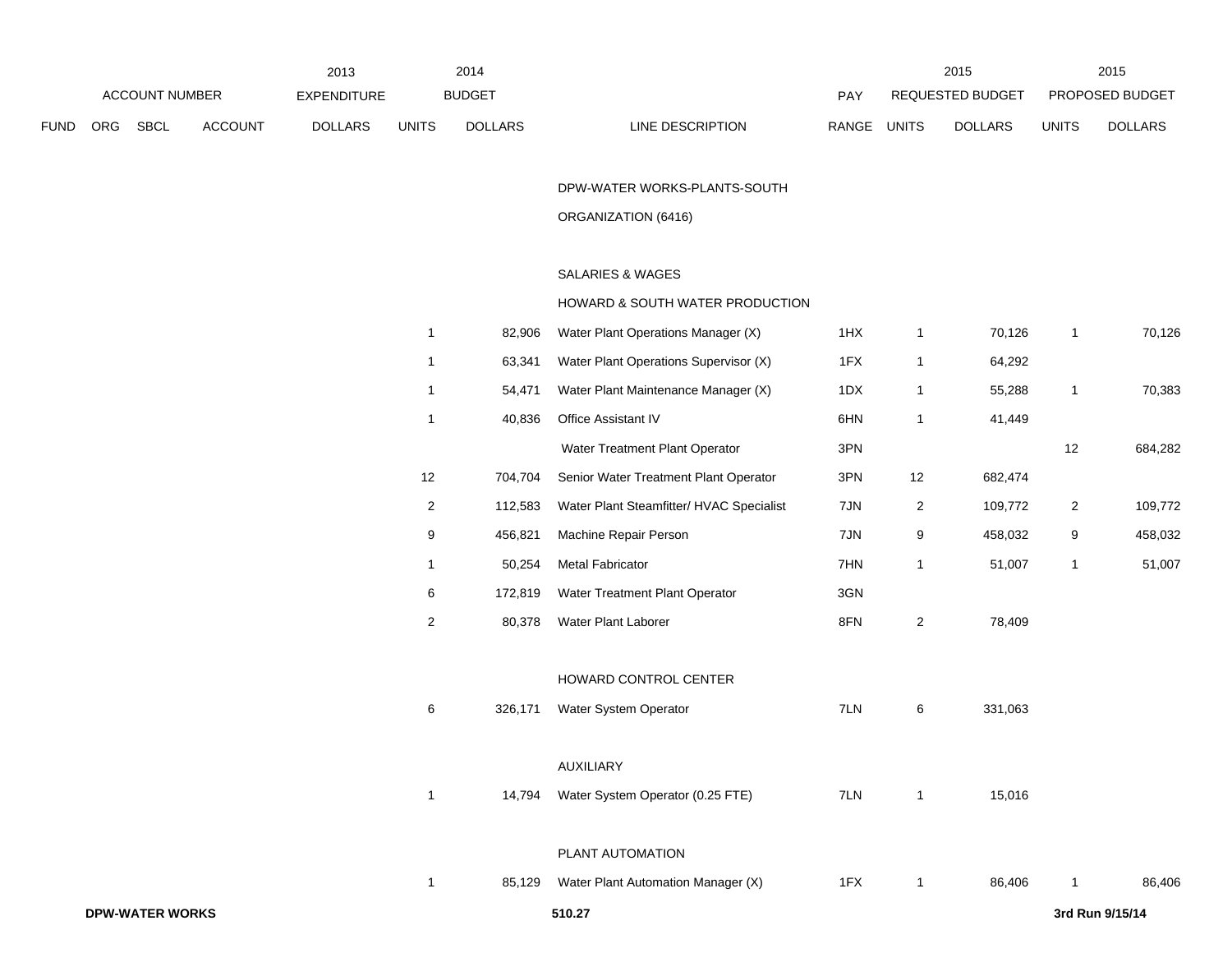| | ACCOUNT NUMBER | | | 2013 EXPENDITURE | 2014 BUDGET | | | PAY | 2015 REQUESTED BUDGET | | 2015 PROPOSED BUDGET | |
|---|---|---|---|---|---|---|---|---|---|---|---|---|
| FUND | ORG | SBCL | ACCOUNT | DOLLARS | UNITS | DOLLARS | LINE DESCRIPTION | RANGE | UNITS | DOLLARS | UNITS | DOLLARS |
| | | | | | | | DPW-WATER WORKS-PLANTS-SOUTH | | | | | |
| | | | | | | | ORGANIZATION (6416) | | | | | |
| | | | | | | | SALARIES & WAGES | | | | | |
| | | | | | | | HOWARD & SOUTH WATER PRODUCTION | | | | | |
| | | | | | 1 | 82,906 | Water Plant Operations Manager (X) | 1HX | 1 | 70,126 | 1 | 70,126 |
| | | | | | 1 | 63,341 | Water Plant Operations Supervisor (X) | 1FX | 1 | 64,292 | | |
| | | | | | 1 | 54,471 | Water Plant Maintenance Manager (X) | 1DX | 1 | 55,288 | 1 | 70,383 |
| | | | | | 1 | 40,836 | Office Assistant IV | 6HN | 1 | 41,449 | | |
| | | | | | | | Water Treatment Plant Operator | 3PN | | | 12 | 684,282 |
| | | | | | 12 | 704,704 | Senior Water Treatment Plant Operator | 3PN | 12 | 682,474 | | |
| | | | | | 2 | 112,583 | Water Plant Steamfitter/ HVAC Specialist | 7JN | 2 | 109,772 | 2 | 109,772 |
| | | | | | 9 | 456,821 | Machine Repair Person | 7JN | 9 | 458,032 | 9 | 458,032 |
| | | | | | 1 | 50,254 | Metal Fabricator | 7HN | 1 | 51,007 | 1 | 51,007 |
| | | | | | 6 | 172,819 | Water Treatment Plant Operator | 3GN | | | | |
| | | | | | 2 | 80,378 | Water Plant Laborer | 8FN | 2 | 78,409 | | |
| | | | | | | | HOWARD CONTROL CENTER | | | | | |
| | | | | | 6 | 326,171 | Water System Operator | 7LN | 6 | 331,063 | | |
| | | | | | | | AUXILIARY | | | | | |
| | | | | | 1 | 14,794 | Water System Operator (0.25 FTE) | 7LN | 1 | 15,016 | | |
| | | | | | | | PLANT AUTOMATION | | | | | |
| | | | | | 1 | 85,129 | Water Plant Automation Manager (X) | 1FX | 1 | 86,406 | 1 | 86,406 |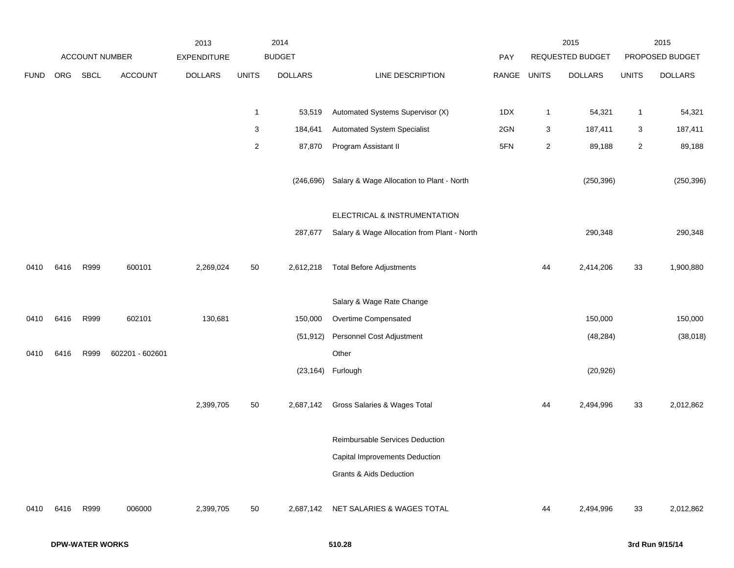| ACCOUNT NUMBER | | | | 2013 EXPENDITURE | 2014 BUDGET | | | PAY | 2015 REQUESTED BUDGET | | 2015 PROPOSED BUDGET | |
|---|---|---|---|---|---|---|---|---|---|---|---|---|
| FUND | ORG | SBCL | ACCOUNT | DOLLARS | UNITS | DOLLARS | LINE DESCRIPTION | RANGE | UNITS | DOLLARS | UNITS | DOLLARS |
| | | | | | 1 | 53,519 | Automated Systems Supervisor (X) | 1DX | 1 | 54,321 | 1 | 54,321 |
| | | | | | 3 | 184,641 | Automated System Specialist | 2GN | 3 | 187,411 | 3 | 187,411 |
| | | | | | 2 | 87,870 | Program Assistant II | 5FN | 2 | 89,188 | 2 | 89,188 |
| | | | | | | (246,696) | Salary & Wage Allocation to Plant - North | | | (250,396) | | (250,396) |
| | | | | | | | ELECTRICAL & INSTRUMENTATION | | | | | |
| | | | | | | 287,677 | Salary & Wage Allocation from Plant - North | | | 290,348 | | 290,348 |
| 0410 | 6416 | R999 | 600101 | 2,269,024 | 50 | 2,612,218 | Total Before Adjustments | | 44 | 2,414,206 | 33 | 1,900,880 |
| | | | | | | | Salary & Wage Rate Change | | | | | |
| 0410 | 6416 | R999 | 602101 | 130,681 | | 150,000 | Overtime Compensated | | | 150,000 | | 150,000 |
| | | | | | | (51,912) | Personnel Cost Adjustment | | | (48,284) | | (38,018) |
| 0410 | 6416 | R999 | 602201 - 602601 | | | | Other | | | | | |
| | | | | | | (23,164) | Furlough | | | (20,926) | | |
| | | | | 2,399,705 | 50 | 2,687,142 | Gross Salaries & Wages Total | | 44 | 2,494,996 | 33 | 2,012,862 |
| | | | | | | | Reimbursable Services Deduction | | | | | |
| | | | | | | | Capital Improvements Deduction | | | | | |
| | | | | | | | Grants & Aids Deduction | | | | | |
| 0410 | 6416 | R999 | 006000 | 2,399,705 | 50 | 2,687,142 | NET SALARIES & WAGES TOTAL | | 44 | 2,494,996 | 33 | 2,012,862 |

**DPW-WATER WORKS** 510.28 **3rd Run 9/15/14**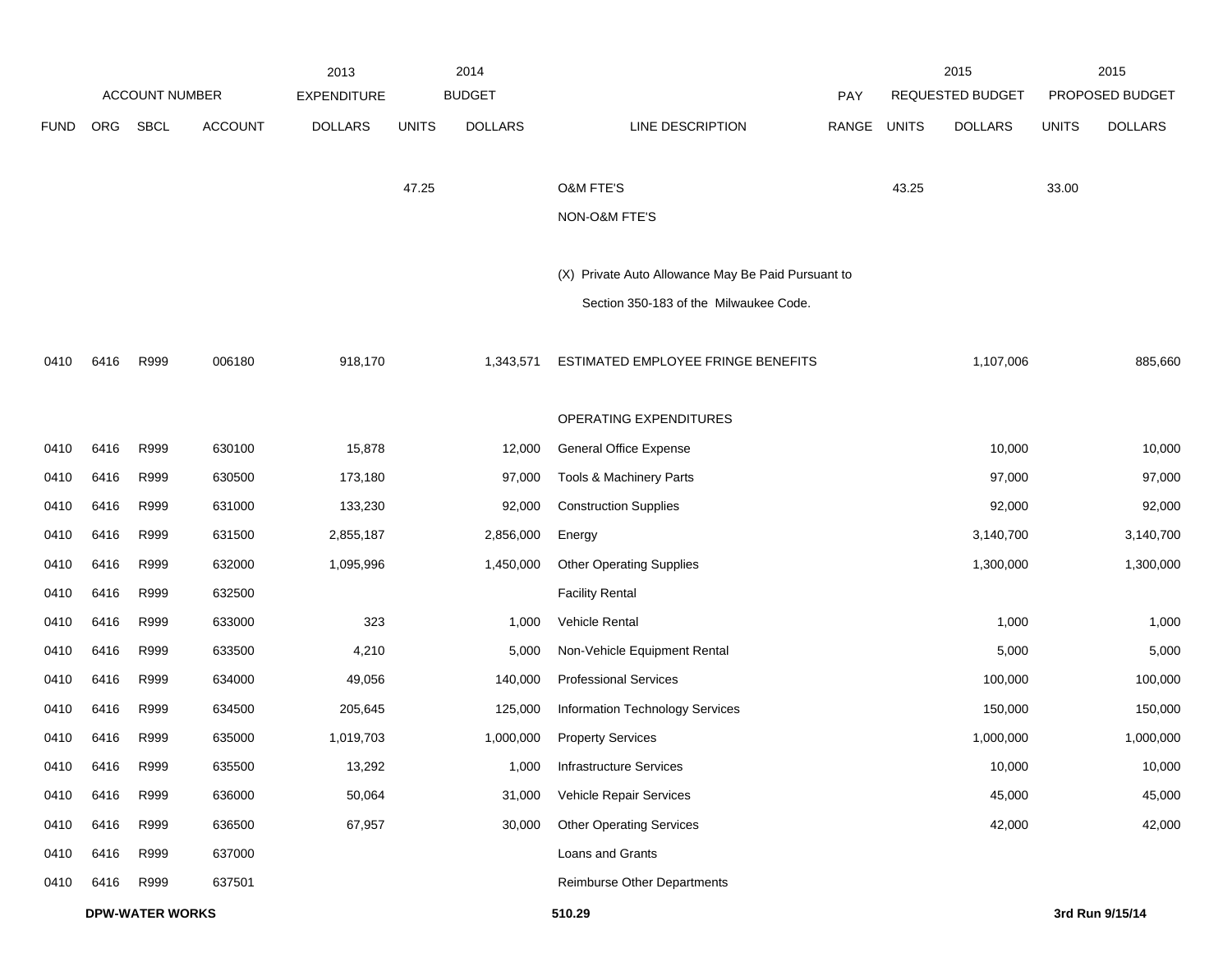| FUND | ORG | SBCL | ACCOUNT | 2013 EXPENDITURE DOLLARS | 2014 BUDGET UNITS | 2014 BUDGET DOLLARS | LINE DESCRIPTION | PAY RANGE | 2015 REQUESTED BUDGET UNITS | 2015 REQUESTED BUDGET DOLLARS | 2015 PROPOSED BUDGET UNITS | 2015 PROPOSED BUDGET DOLLARS |
|---|---|---|---|---|---|---|---|---|---|---|---|---|
| | | | | | 47.25 | | O&M FTE'S | | 43.25 | | 33.00 | |
| | | | | | | | NON-O&M FTE'S | | | | | |
| | | | | | | | (X) Private Auto Allowance May Be Paid Pursuant to Section 350-183 of the Milwaukee Code. | | | | | |
| 0410 | 6416 | R999 | 006180 | 918,170 | | 1,343,571 | ESTIMATED EMPLOYEE FRINGE BENEFITS | | | 1,107,006 | | 885,660 |
| | | | | | | | OPERATING EXPENDITURES | | | | | |
| 0410 | 6416 | R999 | 630100 | 15,878 | | 12,000 | General Office Expense | | | 10,000 | | 10,000 |
| 0410 | 6416 | R999 | 630500 | 173,180 | | 97,000 | Tools & Machinery Parts | | | 97,000 | | 97,000 |
| 0410 | 6416 | R999 | 631000 | 133,230 | | 92,000 | Construction Supplies | | | 92,000 | | 92,000 |
| 0410 | 6416 | R999 | 631500 | 2,855,187 | | 2,856,000 | Energy | | | 3,140,700 | | 3,140,700 |
| 0410 | 6416 | R999 | 632000 | 1,095,996 | | 1,450,000 | Other Operating Supplies | | | 1,300,000 | | 1,300,000 |
| 0410 | 6416 | R999 | 632500 | | | | Facility Rental | | | | | |
| 0410 | 6416 | R999 | 633000 | 323 | | 1,000 | Vehicle Rental | | | 1,000 | | 1,000 |
| 0410 | 6416 | R999 | 633500 | 4,210 | | 5,000 | Non-Vehicle Equipment Rental | | | 5,000 | | 5,000 |
| 0410 | 6416 | R999 | 634000 | 49,056 | | 140,000 | Professional Services | | | 100,000 | | 100,000 |
| 0410 | 6416 | R999 | 634500 | 205,645 | | 125,000 | Information Technology Services | | | 150,000 | | 150,000 |
| 0410 | 6416 | R999 | 635000 | 1,019,703 | | 1,000,000 | Property Services | | | 1,000,000 | | 1,000,000 |
| 0410 | 6416 | R999 | 635500 | 13,292 | | 1,000 | Infrastructure Services | | | 10,000 | | 10,000 |
| 0410 | 6416 | R999 | 636000 | 50,064 | | 31,000 | Vehicle Repair Services | | | 45,000 | | 45,000 |
| 0410 | 6416 | R999 | 636500 | 67,957 | | 30,000 | Other Operating Services | | | 42,000 | | 42,000 |
| 0410 | 6416 | R999 | 637000 | | | | Loans and Grants | | | | | |
| 0410 | 6416 | R999 | 637501 | | | | Reimburse Other Departments | | | | | |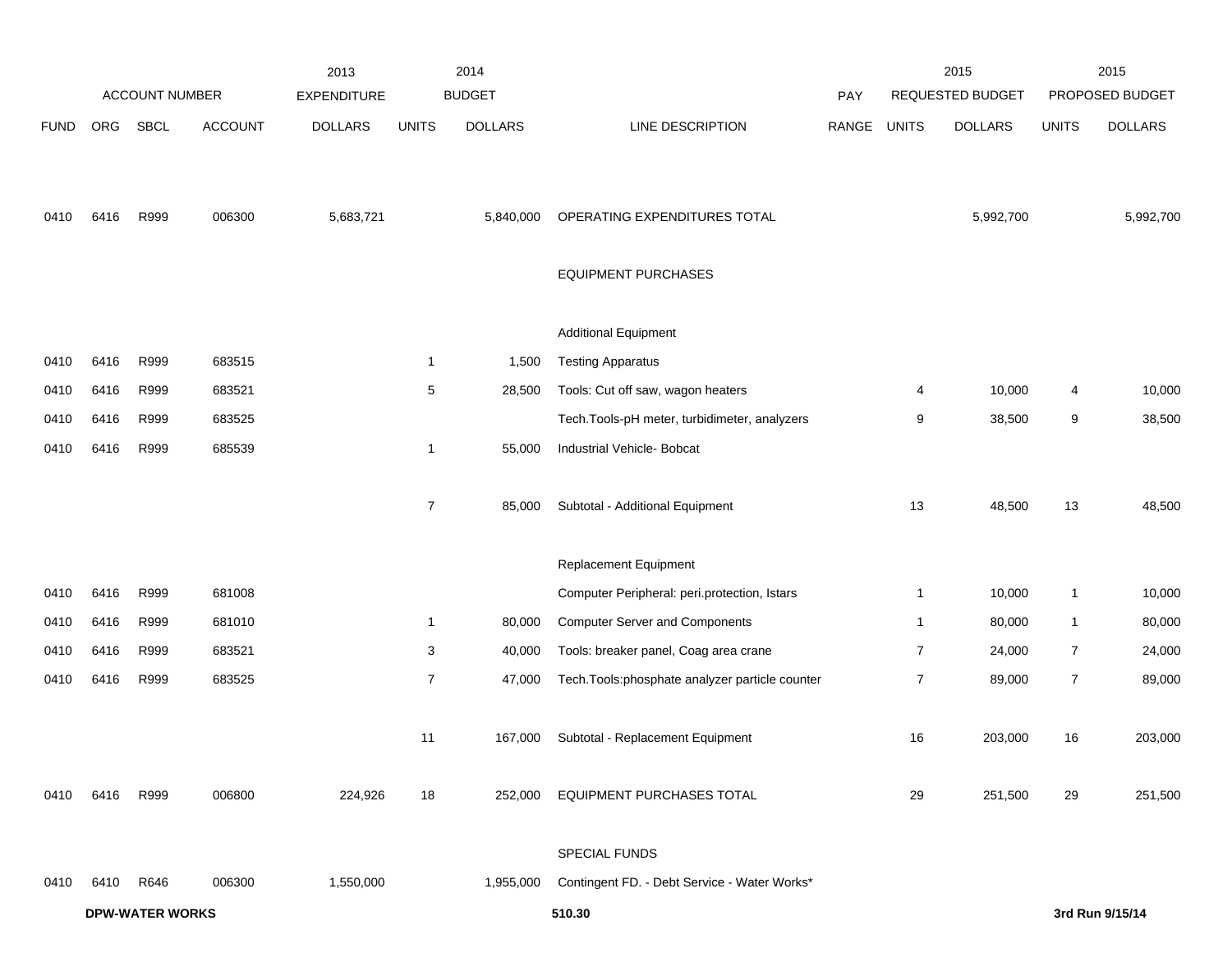| FUND | ORG | SBCL | ACCOUNT | 2013 EXPENDITURE DOLLARS | 2014 BUDGET UNITS | 2014 BUDGET DOLLARS | LINE DESCRIPTION | PAY RANGE | 2015 REQUESTED BUDGET UNITS | 2015 REQUESTED BUDGET DOLLARS | 2015 PROPOSED BUDGET UNITS | 2015 PROPOSED BUDGET DOLLARS |
|---|---|---|---|---|---|---|---|---|---|---|---|---|
| 0410 | 6416 | R999 | 006300 | 5,683,721 | | 5,840,000 | OPERATING EXPENDITURES TOTAL | | | 5,992,700 | | 5,992,700 |
| | | | | | | | EQUIPMENT PURCHASES | | | | | |
| | | | | | | | Additional Equipment | | | | | |
| 0410 | 6416 | R999 | 683515 | | 1 | 1,500 | Testing Apparatus | | | | | |
| 0410 | 6416 | R999 | 683521 | | 5 | 28,500 | Tools: Cut off saw, wagon heaters | | 4 | 10,000 | 4 | 10,000 |
| 0410 | 6416 | R999 | 683525 | | | | Tech.Tools-pH meter, turbidimeter, analyzers | | 9 | 38,500 | 9 | 38,500 |
| 0410 | 6416 | R999 | 685539 | | 1 | 55,000 | Industrial Vehicle- Bobcat | | | | | |
| | | | | | 7 | 85,000 | Subtotal - Additional Equipment | | 13 | 48,500 | 13 | 48,500 |
| | | | | | | | Replacement Equipment | | | | | |
| 0410 | 6416 | R999 | 681008 | | | | Computer Peripheral: peri.protection, Istars | | 1 | 10,000 | 1 | 10,000 |
| 0410 | 6416 | R999 | 681010 | | 1 | 80,000 | Computer Server and Components | | 1 | 80,000 | 1 | 80,000 |
| 0410 | 6416 | R999 | 683521 | | 3 | 40,000 | Tools: breaker panel, Coag area crane | | 7 | 24,000 | 7 | 24,000 |
| 0410 | 6416 | R999 | 683525 | | 7 | 47,000 | Tech.Tools:phosphate analyzer particle counter | | 7 | 89,000 | 7 | 89,000 |
| | | | | | 11 | 167,000 | Subtotal - Replacement Equipment | | 16 | 203,000 | 16 | 203,000 |
| 0410 | 6416 | R999 | 006800 | 224,926 | 18 | 252,000 | EQUIPMENT PURCHASES TOTAL | | 29 | 251,500 | 29 | 251,500 |
| | | | | | | | SPECIAL FUNDS | | | | | |
| 0410 | 6410 | R646 | 006300 | 1,550,000 | | 1,955,000 | Contingent FD. - Debt Service - Water Works* | | | | | |

**DPW-WATER WORKS** 510.30 **3rd Run 9/15/14**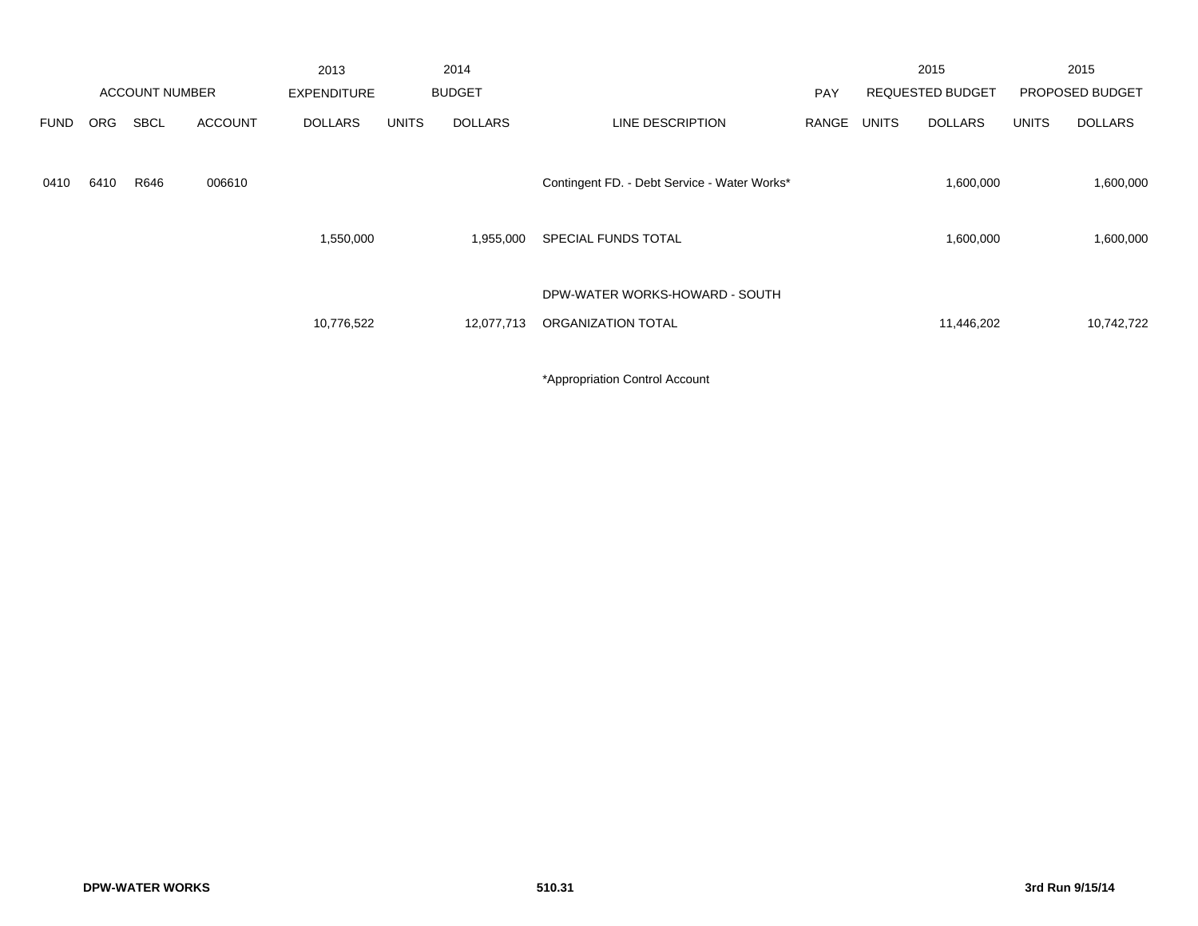| | ACCOUNT NUMBER | | | 2013 EXPENDITURE | 2014 BUDGET | | | PAY | 2015 REQUESTED BUDGET | | 2015 PROPOSED BUDGET | |
|---|---|---|---|---|---|---|---|---|---|---|---|---|
| FUND | ORG | SBCL | ACCOUNT | DOLLARS | UNITS | DOLLARS | LINE DESCRIPTION | RANGE | UNITS | DOLLARS | UNITS | DOLLARS |
| 0410 | 6410 | R646 | 006610 | | | | Contingent FD. - Debt Service - Water Works* | | | 1,600,000 | | 1,600,000 |
| | | | | 1,550,000 | | 1,955,000 | SPECIAL FUNDS TOTAL | | | 1,600,000 | | 1,600,000 |
| | | | | 10,776,522 | | 12,077,713 | DPW-WATER WORKS-HOWARD - SOUTH ORGANIZATION TOTAL | | | 11,446,202 | | 10,742,722 |

*Appropriation Control Account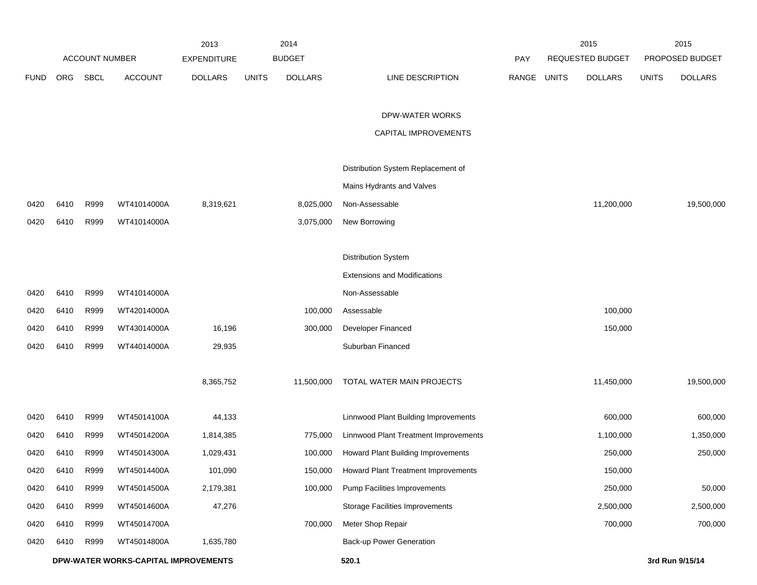| ACCOUNT NUMBER | | | | 2013 EXPENDITURE | 2014 BUDGET | | | PAY | 2015 REQUESTED BUDGET | | 2015 PROPOSED BUDGET | |
|---|---|---|---|---|---|---|---|---|---|---|---|---|
| FUND | ORG | SBCL | ACCOUNT | DOLLARS | UNITS | DOLLARS | LINE DESCRIPTION | RANGE | UNITS | DOLLARS | UNITS | DOLLARS |
| | | | | | | | DPW-WATER WORKS | | | | | |
| | | | | | | | CAPITAL IMPROVEMENTS | | | | | |
| | | | | | | | Distribution System Replacement of | | | | | |
| | | | | | | | Mains Hydrants and Valves | | | | | |
| 0420 | 6410 | R999 | WT41014000A | 8,319,621 | | 8,025,000 | Non-Assessable | | | 11,200,000 | | 19,500,000 |
| 0420 | 6410 | R999 | WT41014000A | | | 3,075,000 | New Borrowing | | | | | |
| | | | | | | | Distribution System | | | | | |
| | | | | | | | Extensions and Modifications | | | | | |
| 0420 | 6410 | R999 | WT41014000A | | | | Non-Assessable | | | | | |
| 0420 | 6410 | R999 | WT42014000A | | | 100,000 | Assessable | | | 100,000 | | |
| 0420 | 6410 | R999 | WT43014000A | 16,196 | | 300,000 | Developer Financed | | | 150,000 | | |
| 0420 | 6410 | R999 | WT44014000A | 29,935 | | | Suburban Financed | | | | | |
| | | | | 8,365,752 | | 11,500,000 | TOTAL WATER MAIN PROJECTS | | | 11,450,000 | | 19,500,000 |
| 0420 | 6410 | R999 | WT45014100A | 44,133 | | | Linnwood Plant Building Improvements | | | 600,000 | | 600,000 |
| 0420 | 6410 | R999 | WT45014200A | 1,814,385 | | 775,000 | Linnwood Plant Treatment Improvements | | | 1,100,000 | | 1,350,000 |
| 0420 | 6410 | R999 | WT45014300A | 1,029,431 | | 100,000 | Howard Plant Building Improvements | | | 250,000 | | 250,000 |
| 0420 | 6410 | R999 | WT45014400A | 101,090 | | 150,000 | Howard Plant Treatment Improvements | | | 150,000 | | |
| 0420 | 6410 | R999 | WT45014500A | 2,179,381 | | 100,000 | Pump Facilities Improvements | | | 250,000 | | 50,000 |
| 0420 | 6410 | R999 | WT45014600A | 47,276 | | | Storage Facilities Improvements | | | 2,500,000 | | 2,500,000 |
| 0420 | 6410 | R999 | WT45014700A | | | 700,000 | Meter Shop Repair | | | 700,000 | | 700,000 |
| 0420 | 6410 | R999 | WT45014800A | 1,635,780 | | | Back-up Power Generation | | | | | |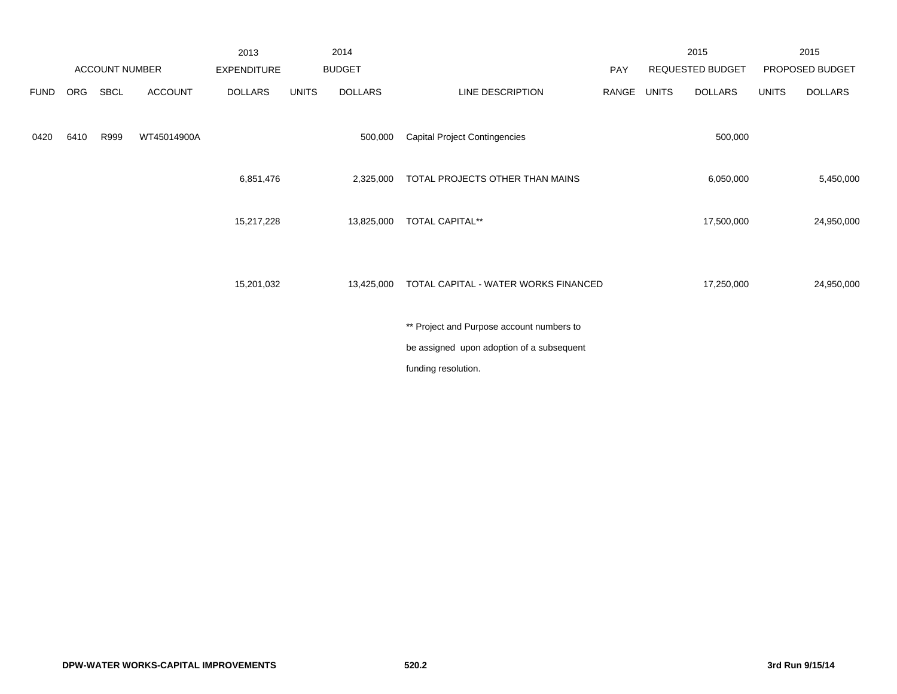| | ACCOUNT NUMBER | | | 2013 EXPENDITURE | 2014 BUDGET | | | PAY | 2015 REQUESTED BUDGET | | 2015 PROPOSED BUDGET | |
|---|---|---|---|---|---|---|---|---|---|---|---|---|
| FUND | ORG | SBCL | ACCOUNT | DOLLARS | UNITS | DOLLARS | LINE DESCRIPTION | RANGE | UNITS | DOLLARS | UNITS | DOLLARS |
| 0420 | 6410 | R999 | WT45014900A | | | 500,000 | Capital Project Contingencies | | | 500,000 | | |
| | | | | 6,851,476 | | 2,325,000 | TOTAL PROJECTS OTHER THAN MAINS | | | 6,050,000 | | 5,450,000 |
| | | | | 15,217,228 | | 13,825,000 | TOTAL CAPITAL** | | | 17,500,000 | | 24,950,000 |
| | | | | 15,201,032 | | 13,425,000 | TOTAL CAPITAL - WATER WORKS FINANCED | | | 17,250,000 | | 24,950,000 |

** Project and Purpose account numbers to be assigned upon adoption of a subsequent funding resolution.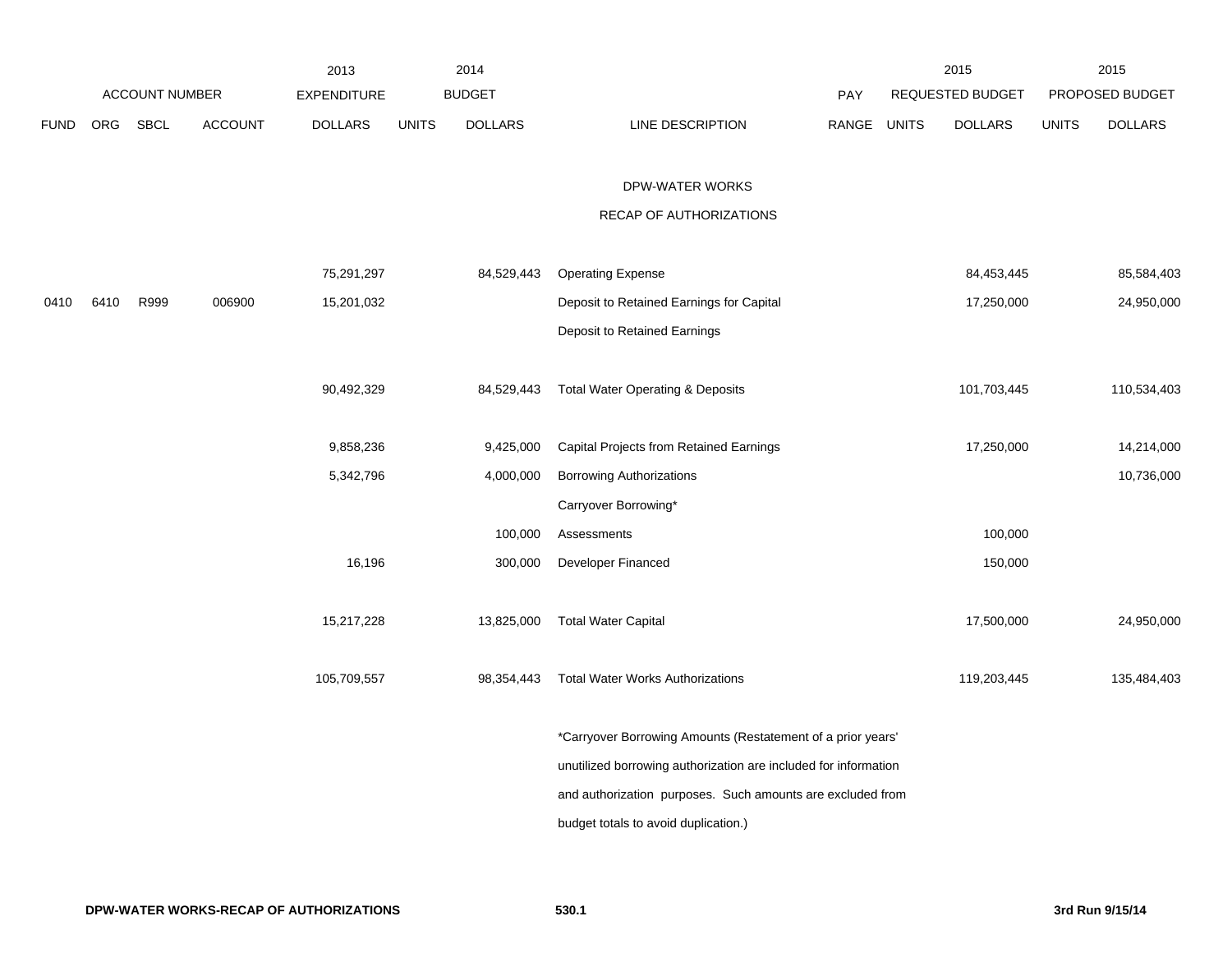| | ACCOUNT NUMBER | | | 2013 EXPENDITURE | 2014 BUDGET | | | PAY | 2015 REQUESTED BUDGET | | 2015 PROPOSED BUDGET | |
|---|---|---|---|---|---|---|---|---|---|---|---|---|
| FUND | ORG | SBCL | ACCOUNT | DOLLARS | UNITS | DOLLARS | LINE DESCRIPTION | RANGE | UNITS | DOLLARS | UNITS | DOLLARS |
| | | | | | | | DPW-WATER WORKS | | | | | |
| | | | | | | | RECAP OF AUTHORIZATIONS | | | | | |
| | | | | 75,291,297 | | 84,529,443 | Operating Expense | | | 84,453,445 | | 85,584,403 |
| 0410 | 6410 | R999 | 006900 | 15,201,032 | | | Deposit to Retained Earnings for Capital | | | 17,250,000 | | 24,950,000 |
| | | | | | | | Deposit to Retained Earnings | | | | | |
| | | | | 90,492,329 | | 84,529,443 | Total Water Operating & Deposits | | | 101,703,445 | | 110,534,403 |
| | | | | 9,858,236 | | 9,425,000 | Capital Projects from Retained Earnings | | | 17,250,000 | | 14,214,000 |
| | | | | 5,342,796 | | 4,000,000 | Borrowing Authorizations | | | | | 10,736,000 |
| | | | | | | | Carryover Borrowing* | | | | | |
| | | | | | | 100,000 | Assessments | | | 100,000 | | |
| | | | | 16,196 | | 300,000 | Developer Financed | | | 150,000 | | |
| | | | | 15,217,228 | | 13,825,000 | Total Water Capital | | | 17,500,000 | | 24,950,000 |
| | | | | 105,709,557 | | 98,354,443 | Total Water Works Authorizations | | | 119,203,445 | | 135,484,403 |

*Carryover Borrowing Amounts (Restatement of a prior years' unutilized borrowing authorization are included for information and authorization purposes. Such amounts are excluded from budget totals to avoid duplication.)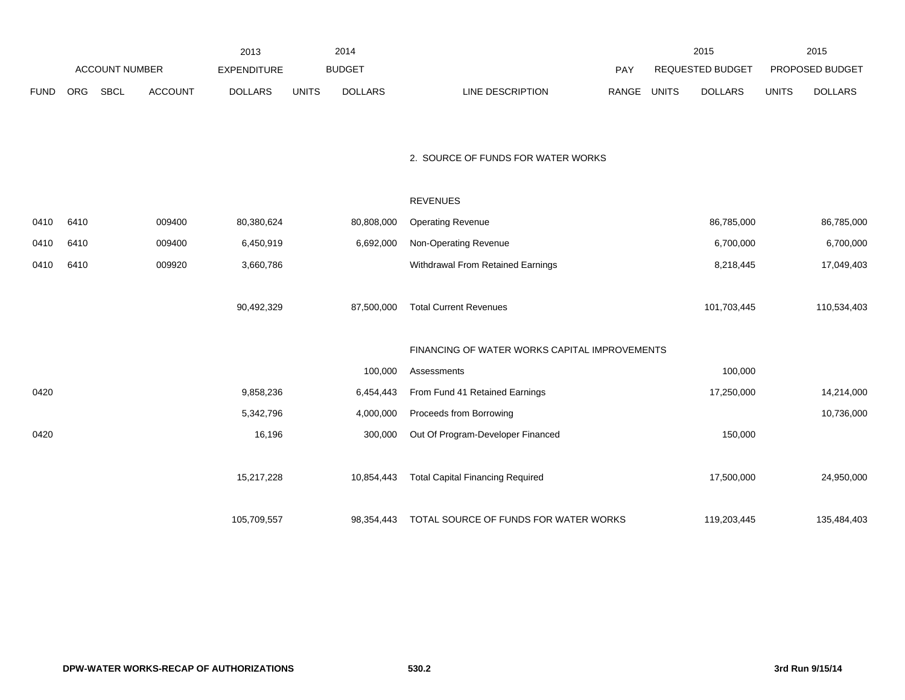| FUND | ORG | SBCL | ACCOUNT | 2013 EXPENDITURE DOLLARS | 2014 BUDGET UNITS | 2014 BUDGET DOLLARS | LINE DESCRIPTION | PAY RANGE | 2015 REQUESTED BUDGET UNITS | 2015 REQUESTED BUDGET DOLLARS | 2015 PROPOSED BUDGET UNITS | 2015 PROPOSED BUDGET DOLLARS |
|---|---|---|---|---|---|---|---|---|---|---|---|---|
| | | | | | | | 2. SOURCE OF FUNDS FOR WATER WORKS | | | | | |
| | | | | | | | REVENUES | | | | | |
| 0410 | 6410 | | 009400 | 80,380,624 | | 80,808,000 | Operating Revenue | | | 86,785,000 | | 86,785,000 |
| 0410 | 6410 | | 009400 | 6,450,919 | | 6,692,000 | Non-Operating Revenue | | | 6,700,000 | | 6,700,000 |
| 0410 | 6410 | | 009920 | 3,660,786 | | | Withdrawal From Retained Earnings | | | 8,218,445 | | 17,049,403 |
| | | | | 90,492,329 | | 87,500,000 | Total Current Revenues | | | 101,703,445 | | 110,534,403 |
| | | | | | | | FINANCING OF WATER WORKS CAPITAL IMPROVEMENTS | | | | | |
| | | | | | | 100,000 | Assessments | | | 100,000 | | |
| 0420 | | | | 9,858,236 | | 6,454,443 | From Fund 41 Retained Earnings | | | 17,250,000 | | 14,214,000 |
| | | | | 5,342,796 | | 4,000,000 | Proceeds from Borrowing | | | | | 10,736,000 |
| 0420 | | | | 16,196 | | 300,000 | Out Of Program-Developer Financed | | | 150,000 | | |
| | | | | 15,217,228 | | 10,854,443 | Total Capital Financing Required | | | 17,500,000 | | 24,950,000 |
| | | | | 105,709,557 | | 98,354,443 | TOTAL SOURCE OF FUNDS FOR WATER WORKS | | | 119,203,445 | | 135,484,403 |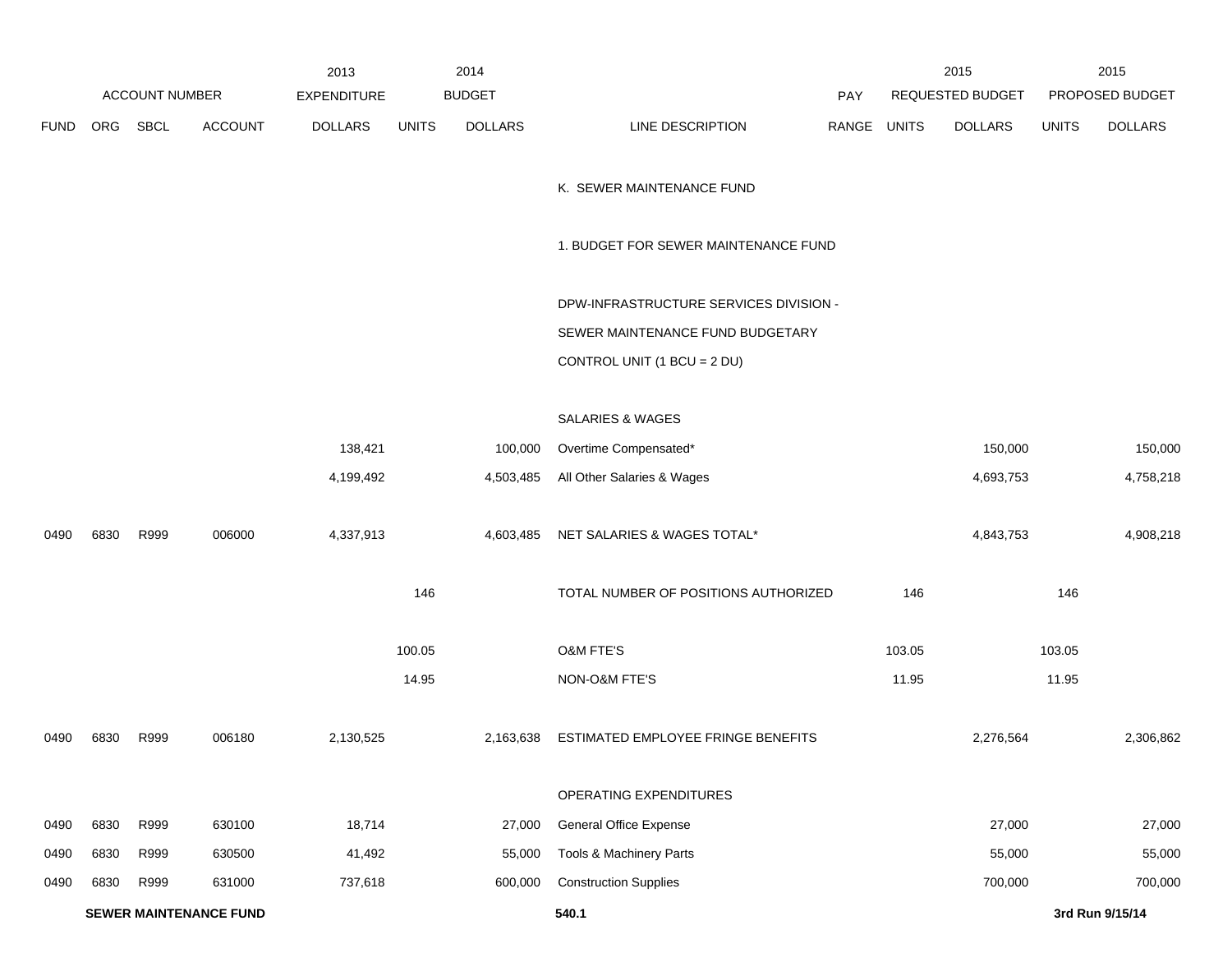| ACCOUNT NUMBER | | | | 2013 EXPENDITURE | 2014 BUDGET | | | PAY | 2015 REQUESTED BUDGET | | 2015 PROPOSED BUDGET | |
|---|---|---|---|---|---|---|---|---|---|---|---|---|
| FUND | ORG | SBCL | ACCOUNT | DOLLARS | UNITS | DOLLARS | LINE DESCRIPTION | RANGE | UNITS | DOLLARS | UNITS | DOLLARS |
| | | | | | | | K. SEWER MAINTENANCE FUND | | | | | |
| | | | | | | | 1. BUDGET FOR SEWER MAINTENANCE FUND | | | | | |
| | | | | | | | DPW-INFRASTRUCTURE SERVICES DIVISION - SEWER MAINTENANCE FUND BUDGETARY CONTROL UNIT (1 BCU = 2 DU) | | | | | |
| | | | | | | | SALARIES & WAGES | | | | | |
| | | | | 138,421 | | 100,000 | Overtime Compensated* | | | 150,000 | | 150,000 |
| | | | | 4,199,492 | | 4,503,485 | All Other Salaries & Wages | | | 4,693,753 | | 4,758,218 |
| 0490 | 6830 | R999 | 006000 | 4,337,913 | | 4,603,485 | NET SALARIES & WAGES TOTAL* | | | 4,843,753 | | 4,908,218 |
| | | | | | 146 | | TOTAL NUMBER OF POSITIONS AUTHORIZED | | 146 | | 146 | |
| | | | | | 100.05 | | O&M FTE'S | | 103.05 | | 103.05 | |
| | | | | | 14.95 | | NON-O&M FTE'S | | 11.95 | | 11.95 | |
| 0490 | 6830 | R999 | 006180 | 2,130,525 | | 2,163,638 | ESTIMATED EMPLOYEE FRINGE BENEFITS | | | 2,276,564 | | 2,306,862 |
| | | | | | | | OPERATING EXPENDITURES | | | | | |
| 0490 | 6830 | R999 | 630100 | 18,714 | | 27,000 | General Office Expense | | | 27,000 | | 27,000 |
| 0490 | 6830 | R999 | 630500 | 41,492 | | 55,000 | Tools & Machinery Parts | | | 55,000 | | 55,000 |
| 0490 | 6830 | R999 | 631000 | 737,618 | | 600,000 | Construction Supplies | | | 700,000 | | 700,000 |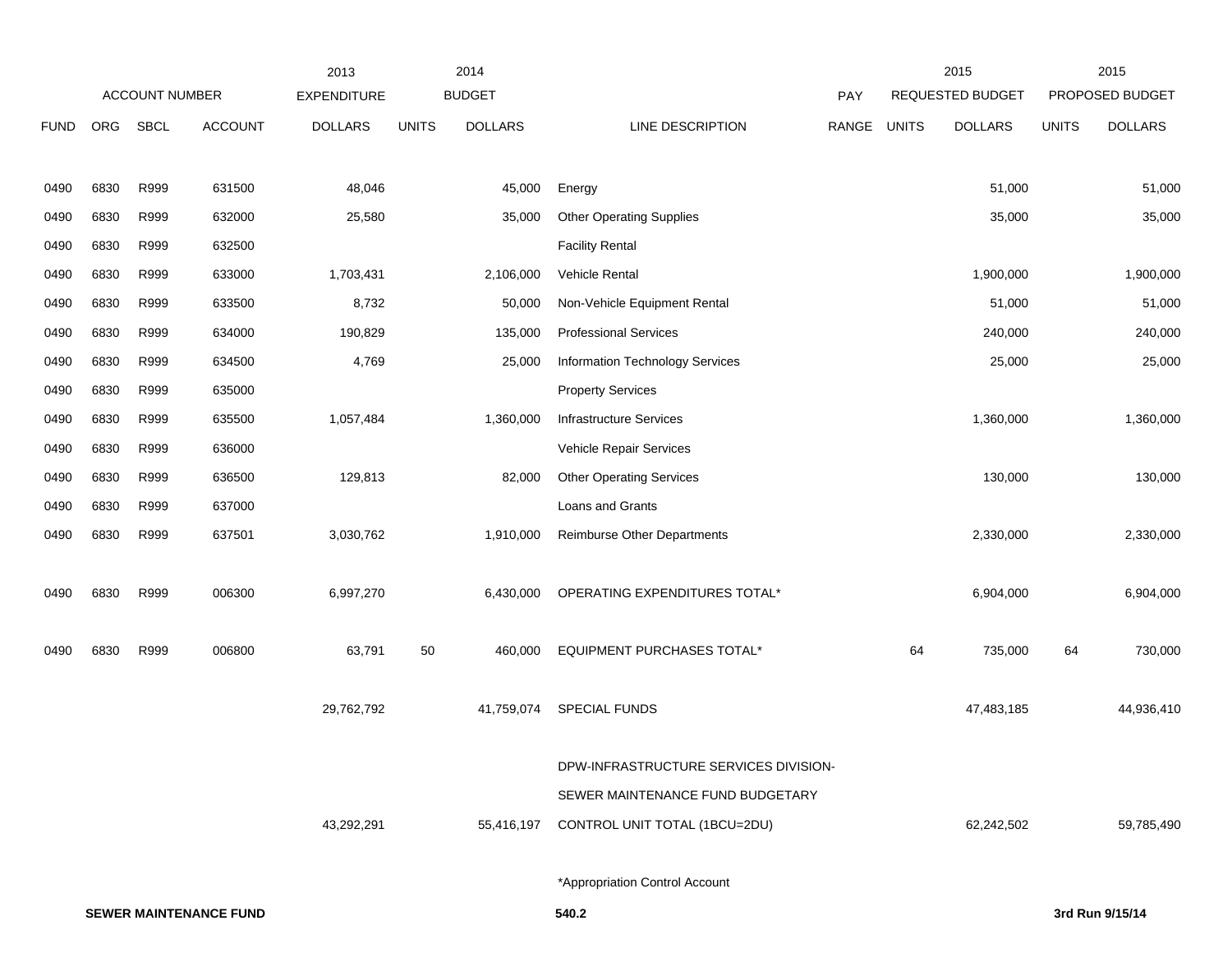| | ACCOUNT NUMBER | | | 2013 EXPENDITURE | | 2014 BUDGET | | PAY | | 2015 REQUESTED BUDGET | | 2015 PROPOSED BUDGET |
|---|---|---|---|---|---|---|---|---|---|---|---|---|
| FUND | ORG | SBCL | ACCOUNT | DOLLARS | UNITS | DOLLARS | LINE DESCRIPTION | RANGE | UNITS | DOLLARS | UNITS | DOLLARS |
| 0490 | 6830 | R999 | 631500 | 48,046 | | 45,000 | Energy | | | 51,000 | | 51,000 |
| 0490 | 6830 | R999 | 632000 | 25,580 | | 35,000 | Other Operating Supplies | | | 35,000 | | 35,000 |
| 0490 | 6830 | R999 | 632500 | | | | Facility Rental | | | | | |
| 0490 | 6830 | R999 | 633000 | 1,703,431 | | 2,106,000 | Vehicle Rental | | | 1,900,000 | | 1,900,000 |
| 0490 | 6830 | R999 | 633500 | 8,732 | | 50,000 | Non-Vehicle Equipment Rental | | | 51,000 | | 51,000 |
| 0490 | 6830 | R999 | 634000 | 190,829 | | 135,000 | Professional Services | | | 240,000 | | 240,000 |
| 0490 | 6830 | R999 | 634500 | 4,769 | | 25,000 | Information Technology Services | | | 25,000 | | 25,000 |
| 0490 | 6830 | R999 | 635000 | | | | Property Services | | | | | |
| 0490 | 6830 | R999 | 635500 | 1,057,484 | | 1,360,000 | Infrastructure Services | | | 1,360,000 | | 1,360,000 |
| 0490 | 6830 | R999 | 636000 | | | | Vehicle Repair Services | | | | | |
| 0490 | 6830 | R999 | 636500 | 129,813 | | 82,000 | Other Operating Services | | | 130,000 | | 130,000 |
| 0490 | 6830 | R999 | 637000 | | | | Loans and Grants | | | | | |
| 0490 | 6830 | R999 | 637501 | 3,030,762 | | 1,910,000 | Reimburse Other Departments | | | 2,330,000 | | 2,330,000 |
| 0490 | 6830 | R999 | 006300 | 6,997,270 | | 6,430,000 | OPERATING EXPENDITURES TOTAL* | | | 6,904,000 | | 6,904,000 |
| 0490 | 6830 | R999 | 006800 | 63,791 | 50 | 460,000 | EQUIPMENT PURCHASES TOTAL* | | 64 | 735,000 | 64 | 730,000 |
| | | | | 29,762,792 | | 41,759,074 | SPECIAL FUNDS | | | 47,483,185 | | 44,936,410 |
| | | | | 43,292,291 | | 55,416,197 | DPW-INFRASTRUCTURE SERVICES DIVISION- SEWER MAINTENANCE FUND BUDGETARY CONTROL UNIT TOTAL (1BCU=2DU) | | | 62,242,502 | | 59,785,490 |

*Appropriation Control Account

**SEWER MAINTENANCE FUND**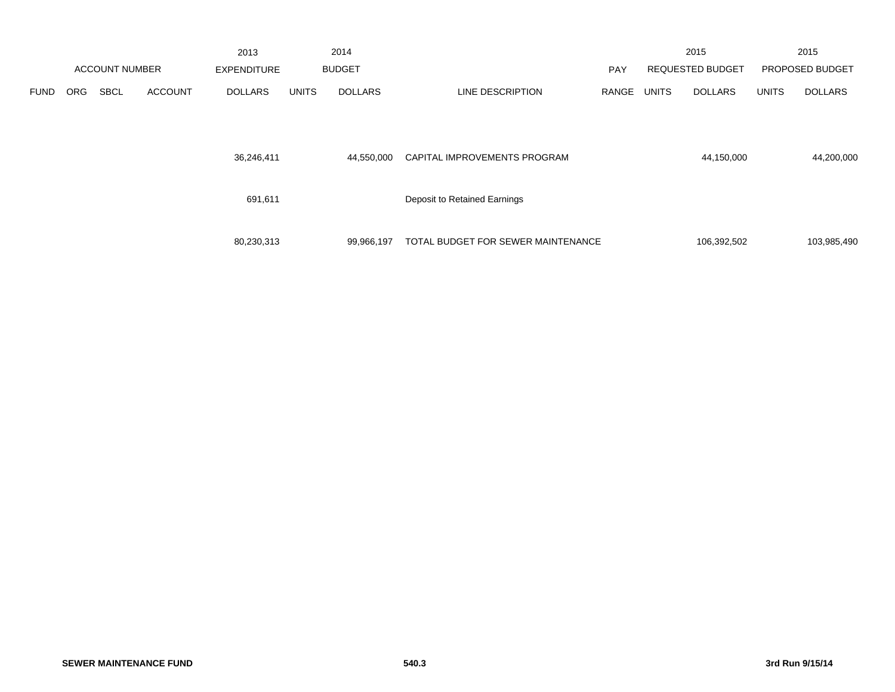| ACCOUNT NUMBER | | | | 2013 EXPENDITURE | 2014 BUDGET | | | PAY | 2015 REQUESTED BUDGET | | 2015 PROPOSED BUDGET | |
|---|---|---|---|---|---|---|---|---|---|---|---|---|
| FUND | ORG | SBCL | ACCOUNT | DOLLARS | UNITS | DOLLARS | LINE DESCRIPTION | RANGE | UNITS | DOLLARS | UNITS | DOLLARS |
| | | | | 36,246,411 | | 44,550,000 | CAPITAL IMPROVEMENTS PROGRAM | | | 44,150,000 | | 44,200,000 |
| | | | | 691,611 | | | Deposit to Retained Earnings | | | | | |
| | | | | 80,230,313 | | 99,966,197 | TOTAL BUDGET FOR SEWER MAINTENANCE | | | 106,392,502 | | 103,985,490 |

**SEWER MAINTENANCE FUND** **540.3** **3rd Run 9/15/14**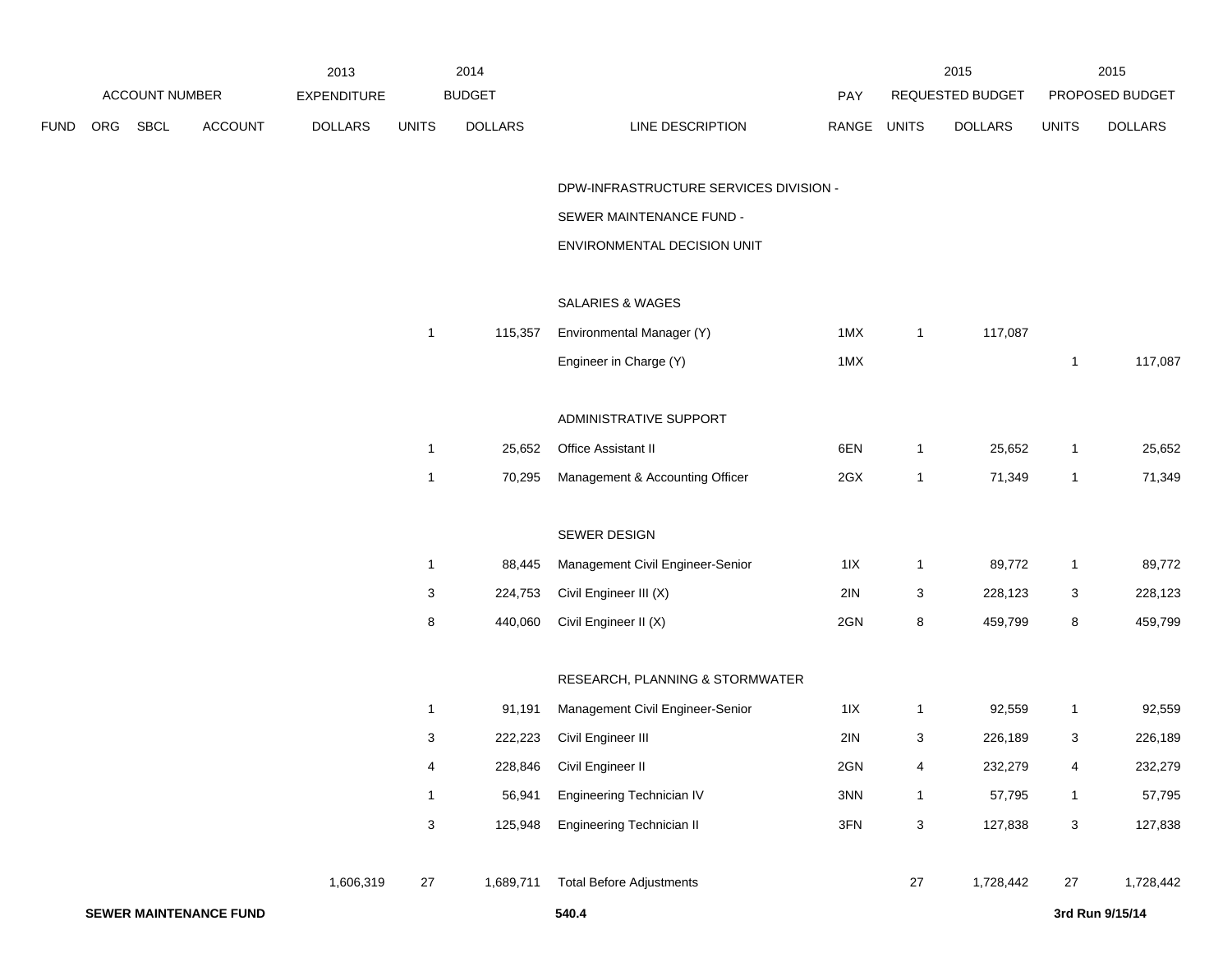| ACCOUNT NUMBER | | | | 2013 EXPENDITURE | 2014 BUDGET | | | PAY | 2015 REQUESTED BUDGET | | 2015 PROPOSED BUDGET | |
|---|---|---|---|---|---|---|---|---|---|---|---|---|
| FUND | ORG | SBCL | ACCOUNT | DOLLARS | UNITS | DOLLARS | LINE DESCRIPTION | RANGE | UNITS | DOLLARS | UNITS | DOLLARS |
| | | | | | | | DPW-INFRASTRUCTURE SERVICES DIVISION - | | | | | |
| | | | | | | | SEWER MAINTENANCE FUND - | | | | | |
| | | | | | | | ENVIRONMENTAL DECISION UNIT | | | | | |
| | | | | | | | SALARIES & WAGES | | | | | |
| | | | | | 1 | 115,357 | Environmental Manager (Y) | 1MX | 1 | 117,087 | | |
| | | | | | | | Engineer in Charge (Y) | 1MX | | | 1 | 117,087 |
| | | | | | | | ADMINISTRATIVE SUPPORT | | | | | |
| | | | | | 1 | 25,652 | Office Assistant II | 6EN | 1 | 25,652 | 1 | 25,652 |
| | | | | | 1 | 70,295 | Management & Accounting Officer | 2GX | 1 | 71,349 | 1 | 71,349 |
| | | | | | | | SEWER DESIGN | | | | | |
| | | | | | 1 | 88,445 | Management Civil Engineer-Senior | 1IX | 1 | 89,772 | 1 | 89,772 |
| | | | | | 3 | 224,753 | Civil Engineer III (X) | 2IN | 3 | 228,123 | 3 | 228,123 |
| | | | | | 8 | 440,060 | Civil Engineer II (X) | 2GN | 8 | 459,799 | 8 | 459,799 |
| | | | | | | | RESEARCH, PLANNING & STORMWATER | | | | | |
| | | | | | 1 | 91,191 | Management Civil Engineer-Senior | 1IX | 1 | 92,559 | 1 | 92,559 |
| | | | | | 3 | 222,223 | Civil Engineer III | 2IN | 3 | 226,189 | 3 | 226,189 |
| | | | | | 4 | 228,846 | Civil Engineer II | 2GN | 4 | 232,279 | 4 | 232,279 |
| | | | | | 1 | 56,941 | Engineering Technician IV | 3NN | 1 | 57,795 | 1 | 57,795 |
| | | | | | 3 | 125,948 | Engineering Technician II | 3FN | 3 | 127,838 | 3 | 127,838 |
| | | | | 1,606,319 | 27 | 1,689,711 | Total Before Adjustments | | 27 | 1,728,442 | 27 | 1,728,442 |

**SEWER MAINTENANCE FUND** **540.4** **3rd Run 9/15/14**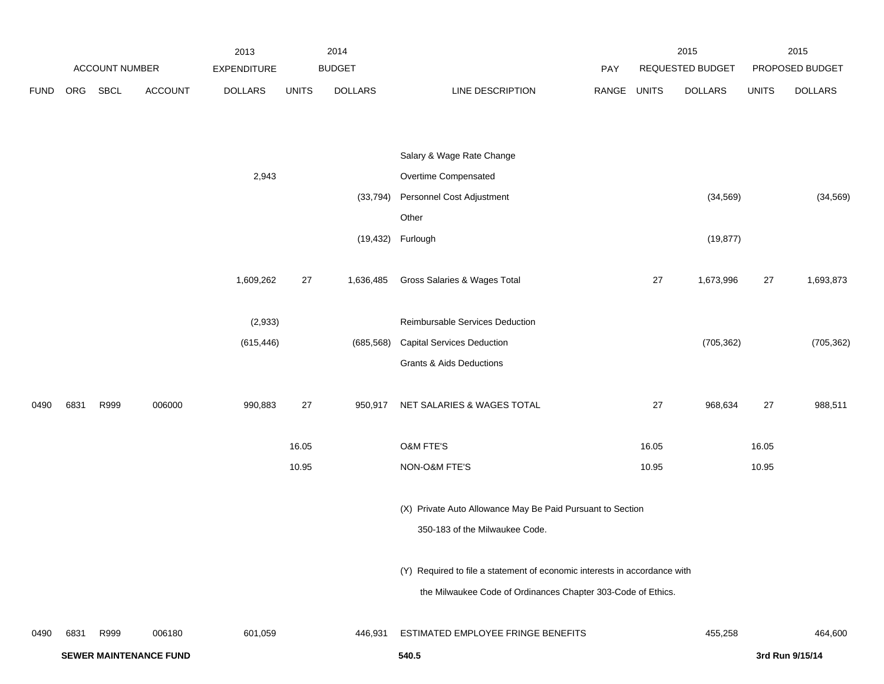| ACCOUNT NUMBER | | | | 2013 EXPENDITURE | 2014 BUDGET | | | PAY | 2015 REQUESTED BUDGET | | 2015 PROPOSED BUDGET | |
|---|---|---|---|---|---|---|---|---|---|---|---|---|
| FUND | ORG | SBCL | ACCOUNT | DOLLARS | UNITS | DOLLARS | LINE DESCRIPTION | RANGE | UNITS | DOLLARS | UNITS | DOLLARS |
| | | | | | | | Salary & Wage Rate Change | | | | | |
| | | | | 2,943 | | | Overtime Compensated | | | | | |
| | | | | | | (33,794) | Personnel Cost Adjustment | | | (34,569) | | (34,569) |
| | | | | | | | Other | | | | | |
| | | | | | | (19,432) | Furlough | | | (19,877) | | |
| | | | | 1,609,262 | 27 | 1,636,485 | Gross Salaries & Wages Total | | 27 | 1,673,996 | 27 | 1,693,873 |
| | | | | (2,933) | | | Reimbursable Services Deduction | | | | | |
| | | | | (615,446) | | (685,568) | Capital Services Deduction | | | (705,362) | | (705,362) |
| | | | | | | | Grants & Aids Deductions | | | | | |
| 0490 | 6831 | R999 | 006000 | 990,883 | 27 | 950,917 | NET SALARIES & WAGES TOTAL | | 27 | 968,634 | 27 | 988,511 |
| | | | | | 16.05 | | O&M FTE'S | | 16.05 | | 16.05 | |
| | | | | | 10.95 | | NON-O&M FTE'S | | 10.95 | | 10.95 | |
| | | | | | | | (X) Private Auto Allowance May Be Paid Pursuant to Section 350-183 of the Milwaukee Code. | | | | | |
| | | | | | | | (Y) Required to file a statement of economic interests in accordance with the Milwaukee Code of Ordinances Chapter 303-Code of Ethics. | | | | | |
| 0490 | 6831 | R999 | 006180 | 601,059 | | 446,931 | ESTIMATED EMPLOYEE FRINGE BENEFITS | | | 455,258 | | 464,600 |

**SEWER MAINTENANCE FUND** 540.5 3rd Run 9/15/14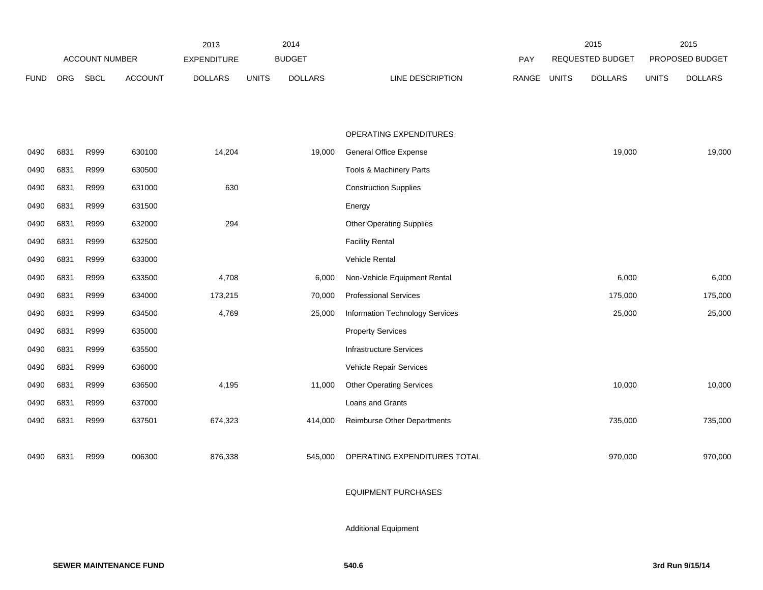| FUND | ORG | SBCL | ACCOUNT | 2013 EXPENDITURE DOLLARS | 2014 BUDGET UNITS | 2014 BUDGET DOLLARS | LINE DESCRIPTION | PAY RANGE | 2015 REQUESTED BUDGET UNITS | 2015 REQUESTED BUDGET DOLLARS | 2015 PROPOSED BUDGET UNITS | 2015 PROPOSED BUDGET DOLLARS |
|---|---|---|---|---|---|---|---|---|---|---|---|---|
| | | | | | | | OPERATING EXPENDITURES | | | | | |
| 0490 | 6831 | R999 | 630100 | 14,204 | | 19,000 | General Office Expense | | | 19,000 | | 19,000 |
| 0490 | 6831 | R999 | 630500 | | | | Tools & Machinery Parts | | | | | |
| 0490 | 6831 | R999 | 631000 | 630 | | | Construction Supplies | | | | | |
| 0490 | 6831 | R999 | 631500 | | | | Energy | | | | | |
| 0490 | 6831 | R999 | 632000 | 294 | | | Other Operating Supplies | | | | | |
| 0490 | 6831 | R999 | 632500 | | | | Facility Rental | | | | | |
| 0490 | 6831 | R999 | 633000 | | | | Vehicle Rental | | | | | |
| 0490 | 6831 | R999 | 633500 | 4,708 | | 6,000 | Non-Vehicle Equipment Rental | | | 6,000 | | 6,000 |
| 0490 | 6831 | R999 | 634000 | 173,215 | | 70,000 | Professional Services | | | 175,000 | | 175,000 |
| 0490 | 6831 | R999 | 634500 | 4,769 | | 25,000 | Information Technology Services | | | 25,000 | | 25,000 |
| 0490 | 6831 | R999 | 635000 | | | | Property Services | | | | | |
| 0490 | 6831 | R999 | 635500 | | | | Infrastructure Services | | | | | |
| 0490 | 6831 | R999 | 636000 | | | | Vehicle Repair Services | | | | | |
| 0490 | 6831 | R999 | 636500 | 4,195 | | 11,000 | Other Operating Services | | | 10,000 | | 10,000 |
| 0490 | 6831 | R999 | 637000 | | | | Loans and Grants | | | | | |
| 0490 | 6831 | R999 | 637501 | 674,323 | | 414,000 | Reimburse Other Departments | | | 735,000 | | 735,000 |
| 0490 | 6831 | R999 | 006300 | 876,338 | | 545,000 | OPERATING EXPENDITURES TOTAL | | | 970,000 | | 970,000 |
| | | | | | | | EQUIPMENT PURCHASES | | | | | |
| | | | | | | | Additional Equipment | | | | | |

**SEWER MAINTENANCE FUND** **540.6** **3rd Run 9/15/14**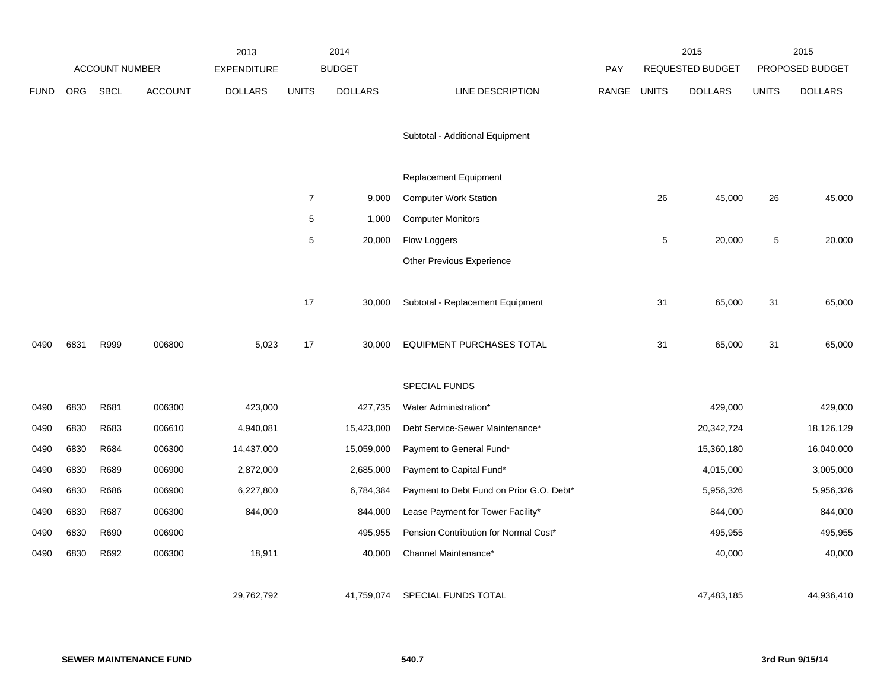| ACCOUNT NUMBER | | | | 2013 EXPENDITURE | 2014 BUDGET | | | PAY | 2015 REQUESTED BUDGET | | 2015 PROPOSED BUDGET | |
|---|---|---|---|---|---|---|---|---|---|---|---|---|
| FUND | ORG | SBCL | ACCOUNT | DOLLARS | UNITS | DOLLARS | LINE DESCRIPTION | RANGE | UNITS | DOLLARS | UNITS | DOLLARS |
| | | | | | | | Subtotal - Additional Equipment | | | | | |
| | | | | | | | Replacement Equipment | | | | | |
| | | | | | 7 | 9,000 | Computer Work Station | | 26 | 45,000 | 26 | 45,000 |
| | | | | | 5 | 1,000 | Computer Monitors | | | | | |
| | | | | | 5 | 20,000 | Flow Loggers | | 5 | 20,000 | 5 | 20,000 |
| | | | | | | | Other Previous Experience | | | | | |
| | | | | | 17 | 30,000 | Subtotal - Replacement Equipment | | 31 | 65,000 | 31 | 65,000 |
| 0490 | 6831 | R999 | 006800 | 5,023 | 17 | 30,000 | EQUIPMENT PURCHASES TOTAL | | 31 | 65,000 | 31 | 65,000 |
| | | | | | | | SPECIAL FUNDS | | | | | |
| 0490 | 6830 | R681 | 006300 | 423,000 | | 427,735 | Water Administration* | | | 429,000 | | 429,000 |
| 0490 | 6830 | R683 | 006610 | 4,940,081 | | 15,423,000 | Debt Service-Sewer Maintenance* | | | 20,342,724 | | 18,126,129 |
| 0490 | 6830 | R684 | 006300 | 14,437,000 | | 15,059,000 | Payment to General Fund* | | | 15,360,180 | | 16,040,000 |
| 0490 | 6830 | R689 | 006900 | 2,872,000 | | 2,685,000 | Payment to Capital Fund* | | | 4,015,000 | | 3,005,000 |
| 0490 | 6830 | R686 | 006900 | 6,227,800 | | 6,784,384 | Payment to Debt Fund on Prior G.O. Debt* | | | 5,956,326 | | 5,956,326 |
| 0490 | 6830 | R687 | 006300 | 844,000 | | 844,000 | Lease Payment for Tower Facility* | | | 844,000 | | 844,000 |
| 0490 | 6830 | R690 | 006900 | | | 495,955 | Pension Contribution for Normal Cost* | | | 495,955 | | 495,955 |
| 0490 | 6830 | R692 | 006300 | 18,911 | | 40,000 | Channel Maintenance* | | | 40,000 | | 40,000 |
| | | | | 29,762,792 | | 41,759,074 | SPECIAL FUNDS TOTAL | | | 47,483,185 | | 44,936,410 |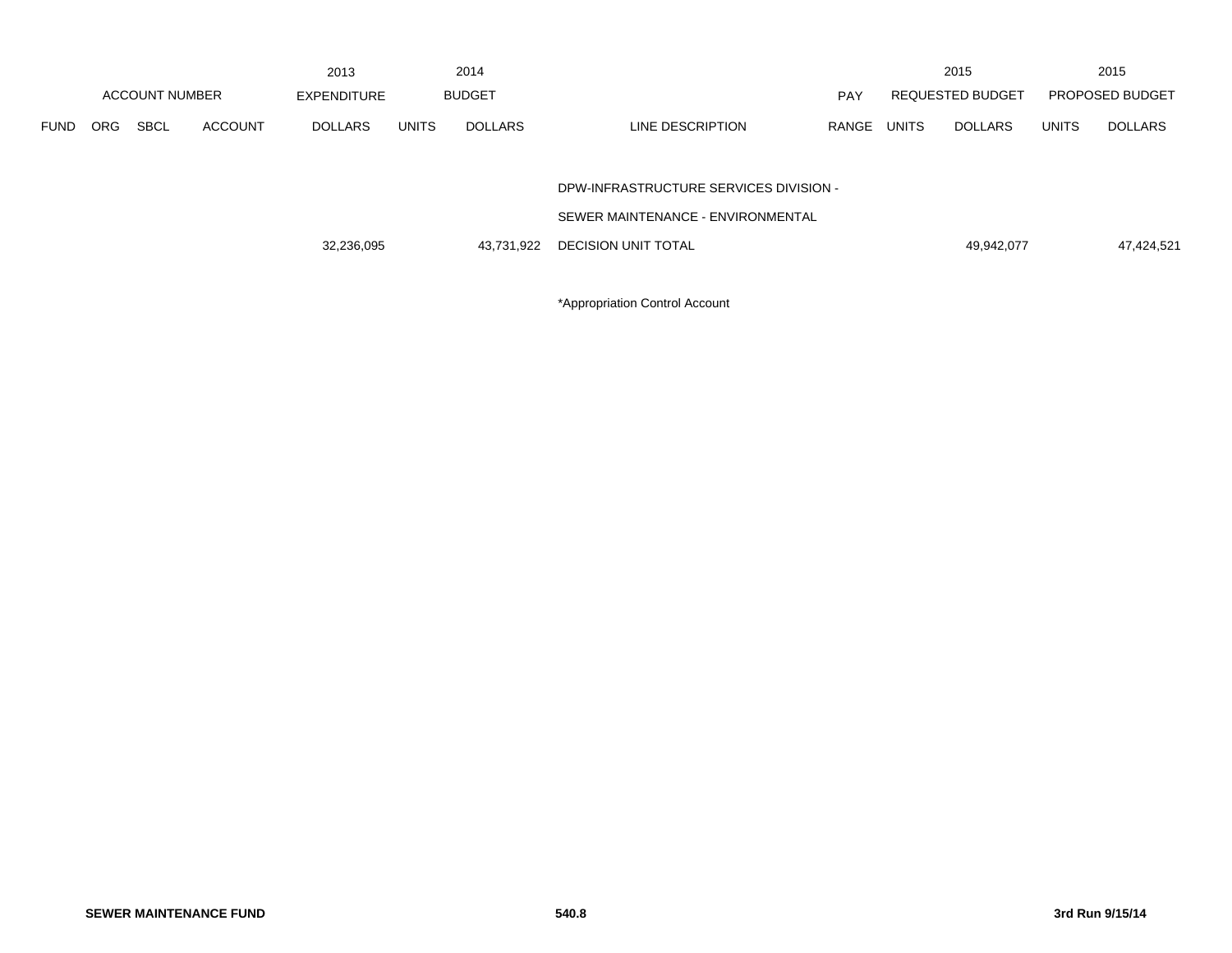| ACCOUNT NUMBER | | | | 2013 EXPENDITURE | 2014 BUDGET | | | PAY | 2015 REQUESTED BUDGET | | 2015 PROPOSED BUDGET | |
|---|---|---|---|---|---|---|---|---|---|---|---|---|
| FUND | ORG | SBCL | ACCOUNT | DOLLARS | UNITS | DOLLARS | LINE DESCRIPTION | RANGE | UNITS | DOLLARS | UNITS | DOLLARS |
| | | | | | | | DPW-INFRASTRUCTURE SERVICES DIVISION - | | | | | |
| | | | | | | | SEWER MAINTENANCE - ENVIRONMENTAL | | | | | |
| | | | | 32,236,095 | | 43,731,922 | DECISION UNIT TOTAL | | | 49,942,077 | | 47,424,521 |

*Appropriation Control Account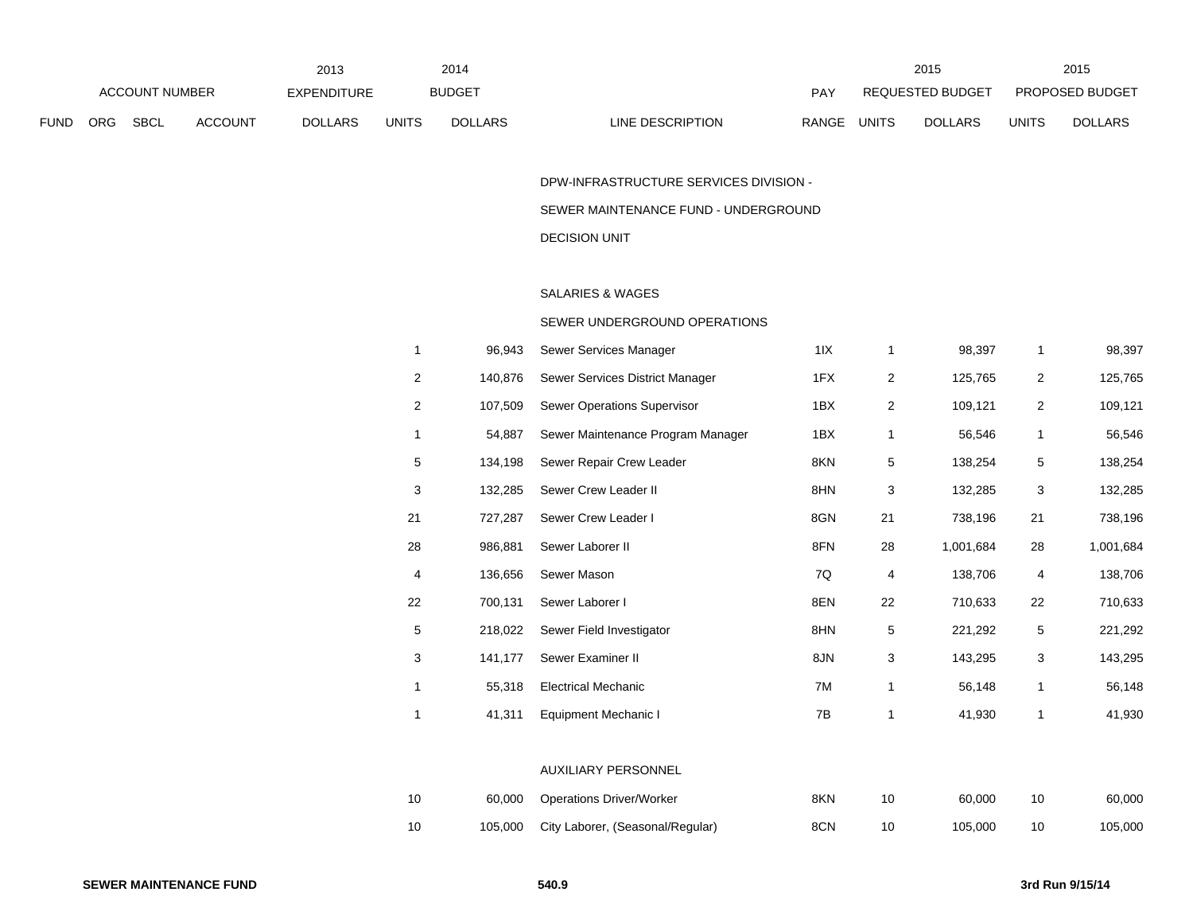| ACCOUNT NUMBER | | | | 2013 EXPENDITURE | 2014 BUDGET | | | | 2015 REQUESTED BUDGET | | 2015 PROPOSED BUDGET | |
|---|---|---|---|---|---|---|---|---|---|---|---|---|
| FUND | ORG | SBCL | ACCOUNT | DOLLARS | UNITS | DOLLARS | LINE DESCRIPTION | PAY RANGE | UNITS | DOLLARS | UNITS | DOLLARS |
| | | | | | | | DPW-INFRASTRUCTURE SERVICES DIVISION - | | | | | |
| | | | | | | | SEWER MAINTENANCE FUND - UNDERGROUND | | | | | |
| | | | | | | | DECISION UNIT | | | | | |
| | | | | | | | SALARIES & WAGES | | | | | |
| | | | | | | | SEWER UNDERGROUND OPERATIONS | | | | | |
| | | | | | 1 | 96,943 | Sewer Services Manager | 1IX | 1 | 98,397 | 1 | 98,397 |
| | | | | | 2 | 140,876 | Sewer Services District Manager | 1FX | 2 | 125,765 | 2 | 125,765 |
| | | | | | 2 | 107,509 | Sewer Operations Supervisor | 1BX | 2 | 109,121 | 2 | 109,121 |
| | | | | | 1 | 54,887 | Sewer Maintenance Program Manager | 1BX | 1 | 56,546 | 1 | 56,546 |
| | | | | | 5 | 134,198 | Sewer Repair Crew Leader | 8KN | 5 | 138,254 | 5 | 138,254 |
| | | | | | 3 | 132,285 | Sewer Crew Leader II | 8HN | 3 | 132,285 | 3 | 132,285 |
| | | | | | 21 | 727,287 | Sewer Crew Leader I | 8GN | 21 | 738,196 | 21 | 738,196 |
| | | | | | 28 | 986,881 | Sewer Laborer II | 8FN | 28 | 1,001,684 | 28 | 1,001,684 |
| | | | | | 4 | 136,656 | Sewer Mason | 7Q | 4 | 138,706 | 4 | 138,706 |
| | | | | | 22 | 700,131 | Sewer Laborer I | 8EN | 22 | 710,633 | 22 | 710,633 |
| | | | | | 5 | 218,022 | Sewer Field Investigator | 8HN | 5 | 221,292 | 5 | 221,292 |
| | | | | | 3 | 141,177 | Sewer Examiner II | 8JN | 3 | 143,295 | 3 | 143,295 |
| | | | | | 1 | 55,318 | Electrical Mechanic | 7M | 1 | 56,148 | 1 | 56,148 |
| | | | | | 1 | 41,311 | Equipment Mechanic I | 7B | 1 | 41,930 | 1 | 41,930 |
| | | | | | | | AUXILIARY PERSONNEL | | | | | |
| | | | | | 10 | 60,000 | Operations Driver/Worker | 8KN | 10 | 60,000 | 10 | 60,000 |
| | | | | | 10 | 105,000 | City Laborer, (Seasonal/Regular) | 8CN | 10 | 105,000 | 10 | 105,000 |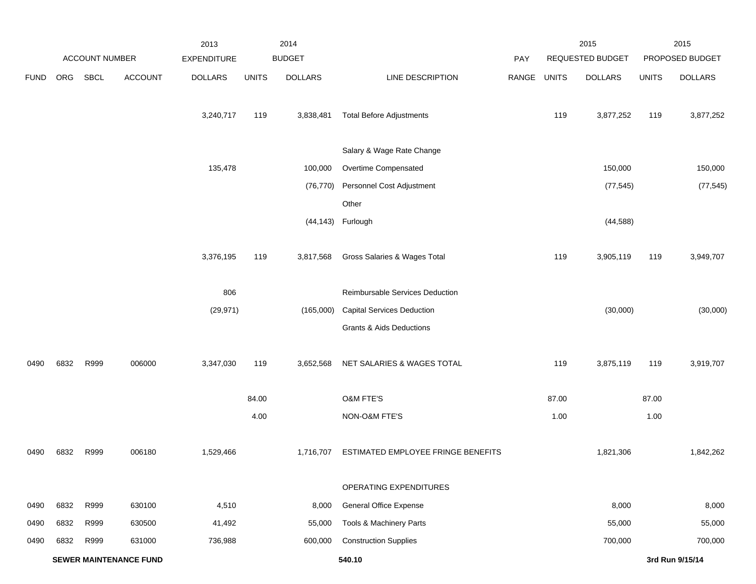| ACCOUNT NUMBER | | | | 2013 EXPENDITURE | 2014 BUDGET | | | PAY | 2015 REQUESTED BUDGET | | 2015 PROPOSED BUDGET | |
|---|---|---|---|---|---|---|---|---|---|---|---|---|
| FUND | ORG | SBCL | ACCOUNT | DOLLARS | UNITS | DOLLARS | LINE DESCRIPTION | RANGE | UNITS | DOLLARS | UNITS | DOLLARS |
| | | | | 3,240,717 | 119 | 3,838,481 | Total Before Adjustments | | 119 | 3,877,252 | 119 | 3,877,252 |
| | | | | | | | Salary & Wage Rate Change | | | | | |
| | | | | 135,478 | | 100,000 | Overtime Compensated | | | 150,000 | | 150,000 |
| | | | | | | (76,770) | Personnel Cost Adjustment | | | (77,545) | | (77,545) |
| | | | | | | | Other | | | | | |
| | | | | | | (44,143) | Furlough | | | (44,588) | | |
| | | | | 3,376,195 | 119 | 3,817,568 | Gross Salaries & Wages Total | | 119 | 3,905,119 | 119 | 3,949,707 |
| | | | | 806 | | | Reimbursable Services Deduction | | | | | |
| | | | | (29,971) | | (165,000) | Capital Services Deduction | | | (30,000) | | (30,000) |
| | | | | | | | Grants & Aids Deductions | | | | | |
| 0490 | 6832 | R999 | 006000 | 3,347,030 | 119 | 3,652,568 | NET SALARIES & WAGES TOTAL | | 119 | 3,875,119 | 119 | 3,919,707 |
| | | | | | 84.00 | | O&M FTE'S | | 87.00 | | 87.00 | |
| | | | | | 4.00 | | NON-O&M FTE'S | | 1.00 | | 1.00 | |
| 0490 | 6832 | R999 | 006180 | 1,529,466 | | 1,716,707 | ESTIMATED EMPLOYEE FRINGE BENEFITS | | | 1,821,306 | | 1,842,262 |
| | | | | | | | OPERATING EXPENDITURES | | | | | |
| 0490 | 6832 | R999 | 630100 | 4,510 | | 8,000 | General Office Expense | | | 8,000 | | 8,000 |
| 0490 | 6832 | R999 | 630500 | 41,492 | | 55,000 | Tools & Machinery Parts | | | 55,000 | | 55,000 |
| 0490 | 6832 | R999 | 631000 | 736,988 | | 600,000 | Construction Supplies | | | 700,000 | | 700,000 |

**SEWER MAINTENANCE FUND** 540.10 3rd Run 9/15/14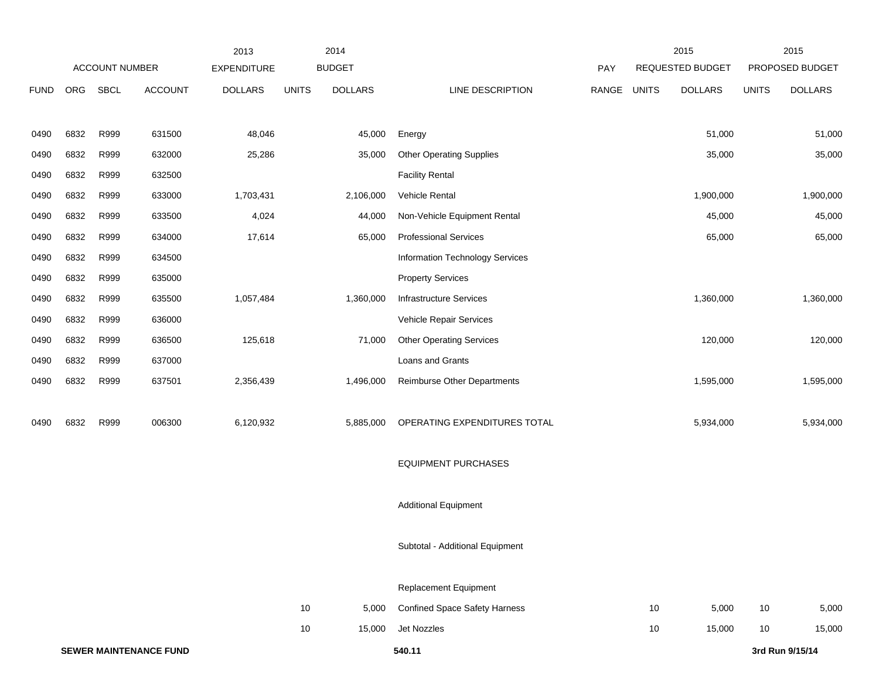| | ACCOUNT NUMBER | | | 2013 EXPENDITURE | 2014 BUDGET | | | PAY | 2015 REQUESTED BUDGET | | 2015 PROPOSED BUDGET | |
|---|---|---|---|---|---|---|---|---|---|---|---|---|
| FUND | ORG | SBCL | ACCOUNT | DOLLARS | UNITS | DOLLARS | LINE DESCRIPTION | RANGE | UNITS | DOLLARS | UNITS | DOLLARS |
| 0490 | 6832 | R999 | 631500 | 48,046 | | 45,000 | Energy | | | 51,000 | | 51,000 |
| 0490 | 6832 | R999 | 632000 | 25,286 | | 35,000 | Other Operating Supplies | | | 35,000 | | 35,000 |
| 0490 | 6832 | R999 | 632500 | | | | Facility Rental | | | | | |
| 0490 | 6832 | R999 | 633000 | 1,703,431 | | 2,106,000 | Vehicle Rental | | | 1,900,000 | | 1,900,000 |
| 0490 | 6832 | R999 | 633500 | 4,024 | | 44,000 | Non-Vehicle Equipment Rental | | | 45,000 | | 45,000 |
| 0490 | 6832 | R999 | 634000 | 17,614 | | 65,000 | Professional Services | | | 65,000 | | 65,000 |
| 0490 | 6832 | R999 | 634500 | | | | Information Technology Services | | | | | |
| 0490 | 6832 | R999 | 635000 | | | | Property Services | | | | | |
| 0490 | 6832 | R999 | 635500 | 1,057,484 | | 1,360,000 | Infrastructure Services | | | 1,360,000 | | 1,360,000 |
| 0490 | 6832 | R999 | 636000 | | | | Vehicle Repair Services | | | | | |
| 0490 | 6832 | R999 | 636500 | 125,618 | | 71,000 | Other Operating Services | | | 120,000 | | 120,000 |
| 0490 | 6832 | R999 | 637000 | | | | Loans and Grants | | | | | |
| 0490 | 6832 | R999 | 637501 | 2,356,439 | | 1,496,000 | Reimburse Other Departments | | | 1,595,000 | | 1,595,000 |
| 0490 | 6832 | R999 | 006300 | 6,120,932 | | 5,885,000 | OPERATING EXPENDITURES TOTAL | | | 5,934,000 | | 5,934,000 |
| | | | | | | | EQUIPMENT PURCHASES | | | | | |
| | | | | | | | Additional Equipment | | | | | |
| | | | | | | | Subtotal - Additional Equipment | | | | | |
| | | | | | | | Replacement Equipment | | | | | |
| | | | | | 10 | 5,000 | Confined Space Safety Harness | | 10 | 5,000 | 10 | 5,000 |
| | | | | | 10 | 15,000 | Jet Nozzles | | 10 | 15,000 | 10 | 15,000 |

**SEWER MAINTENANCE FUND** 540.11 **3rd Run 9/15/14**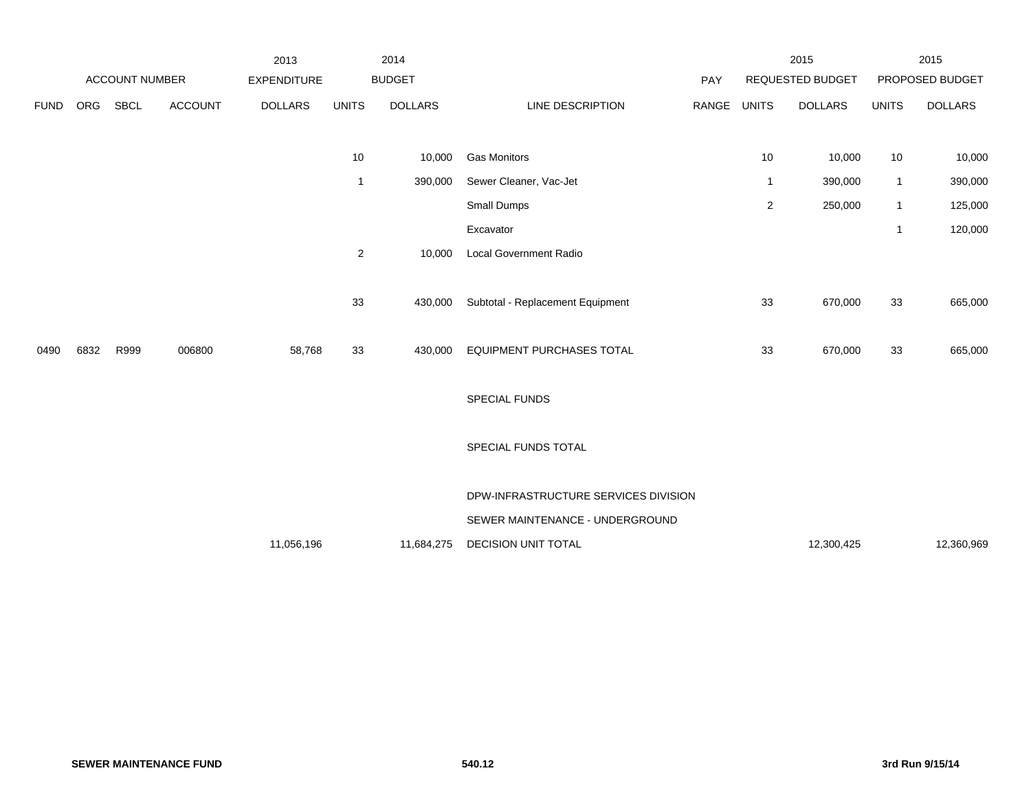| | ACCOUNT NUMBER | | | 2013 EXPENDITURE | | 2014 BUDGET | | PAY | 2015 REQUESTED BUDGET | | 2015 PROPOSED BUDGET | |
|---|---|---|---|---|---|---|---|---|---|---|---|---|
| FUND | ORG | SBCL | ACCOUNT | DOLLARS | UNITS | DOLLARS | LINE DESCRIPTION | RANGE | UNITS | DOLLARS | UNITS | DOLLARS |
| | | | | | 10 | 10,000 | Gas Monitors | | 10 | 10,000 | 10 | 10,000 |
| | | | | | 1 | 390,000 | Sewer Cleaner, Vac-Jet | | 1 | 390,000 | 1 | 390,000 |
| | | | | | | | Small Dumps | | 2 | 250,000 | 1 | 125,000 |
| | | | | | | | Excavator | | | | 1 | 120,000 |
| | | | | | 2 | 10,000 | Local Government Radio | | | | | |
| | | | | | 33 | 430,000 | Subtotal - Replacement Equipment | | 33 | 670,000 | 33 | 665,000 |
| 0490 | 6832 | R999 | 006800 | 58,768 | 33 | 430,000 | EQUIPMENT PURCHASES TOTAL | | 33 | 670,000 | 33 | 665,000 |
| | | | | | | | SPECIAL FUNDS | | | | | |
| | | | | | | | SPECIAL FUNDS TOTAL | | | | | |
| | | | | | | | DPW-INFRASTRUCTURE SERVICES DIVISION | | | | | |
| | | | | | | | SEWER MAINTENANCE - UNDERGROUND | | | | | |
| | | | | 11,056,196 | | 11,684,275 | DECISION UNIT TOTAL | | | 12,300,425 | | 12,360,969 |

**SEWER MAINTENANCE FUND** **540.12** **3rd Run 9/15/14**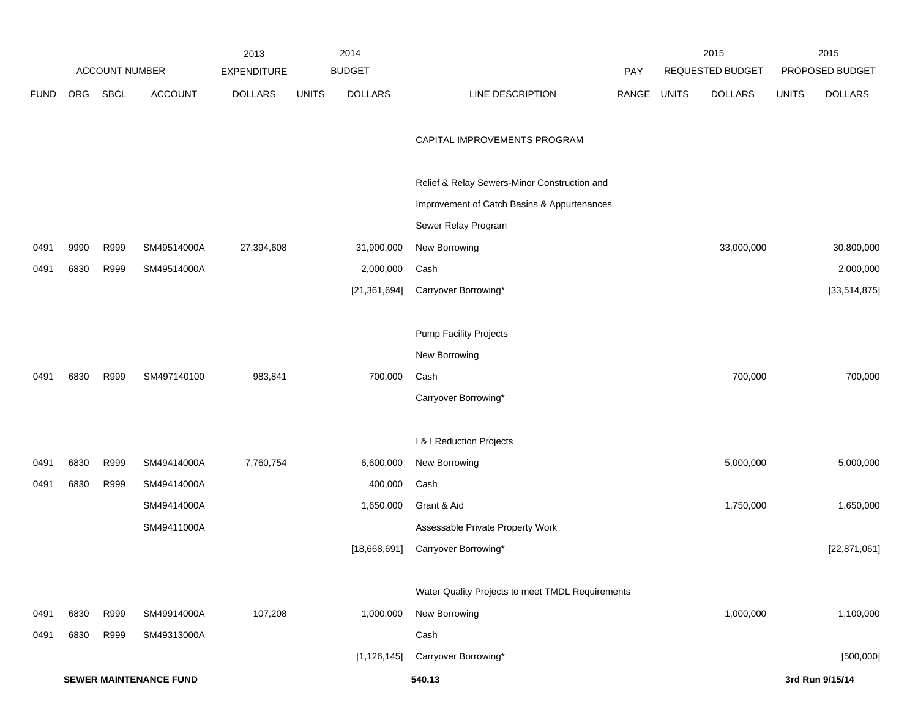| | ACCOUNT NUMBER | | | 2013 EXPENDITURE | 2014 BUDGET | | | PAY | 2015 REQUESTED BUDGET | | 2015 PROPOSED BUDGET | |
|---|---|---|---|---|---|---|---|---|---|---|---|---|
| FUND | ORG | SBCL | ACCOUNT | DOLLARS | UNITS | DOLLARS | LINE DESCRIPTION | RANGE | UNITS | DOLLARS | UNITS | DOLLARS |
| | | | | | | | CAPITAL IMPROVEMENTS PROGRAM | | | | | |
| | | | | | | | Relief & Relay Sewers-Minor Construction and | | | | | |
| | | | | | | | Improvement of Catch Basins & Appurtenances | | | | | |
| | | | | | | | Sewer Relay Program | | | | | |
| 0491 | 9990 | R999 | SM49514000A | 27,394,608 | | 31,900,000 | New Borrowing | | | 33,000,000 | | 30,800,000 |
| 0491 | 6830 | R999 | SM49514000A | | | 2,000,000 | Cash | | | | | 2,000,000 |
| | | | | | | [21,361,694] | Carryover Borrowing* | | | | | [33,514,875] |
| | | | | | | | Pump Facility Projects | | | | | |
| | | | | | | | New Borrowing | | | | | |
| 0491 | 6830 | R999 | SM497140100 | 983,841 | | 700,000 | Cash | | | 700,000 | | 700,000 |
| | | | | | | | Carryover Borrowing* | | | | | |
| | | | | | | | I & I Reduction Projects | | | | | |
| 0491 | 6830 | R999 | SM49414000A | 7,760,754 | | 6,600,000 | New Borrowing | | | 5,000,000 | | 5,000,000 |
| 0491 | 6830 | R999 | SM49414000A | | | 400,000 | Cash | | | | | |
| | | | SM49414000A | | | 1,650,000 | Grant & Aid | | | 1,750,000 | | 1,650,000 |
| | | | SM49411000A | | | | Assessable Private Property Work | | | | | |
| | | | | | | [18,668,691] | Carryover Borrowing* | | | | | [22,871,061] |
| | | | | | | | Water Quality Projects to meet TMDL Requirements | | | | | |
| 0491 | 6830 | R999 | SM49914000A | 107,208 | | 1,000,000 | New Borrowing | | | 1,000,000 | | 1,100,000 |
| 0491 | 6830 | R999 | SM49313000A | | | | Cash | | | | | |
| | | | | | | [1,126,145] | Carryover Borrowing* | | | | | [500,000] |

**SEWER MAINTENANCE FUND** 540.13 **3rd Run 9/15/14**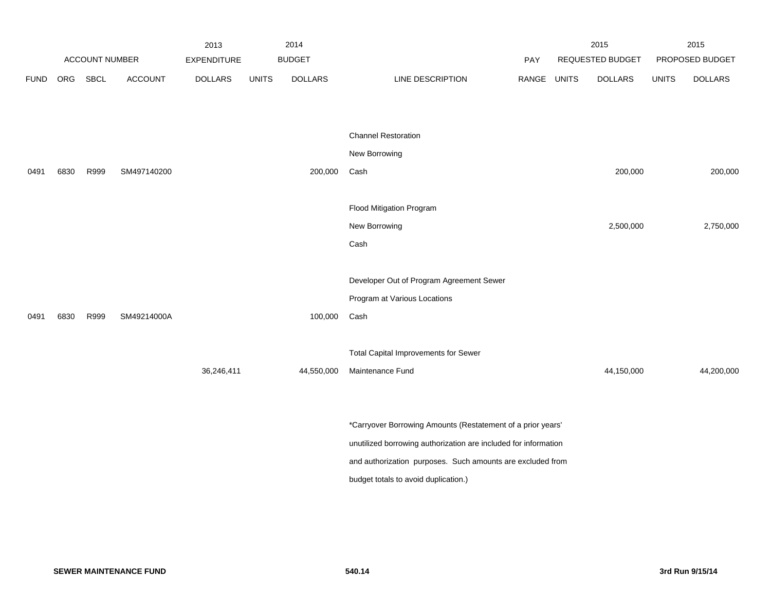| | ACCOUNT NUMBER | | | 2013 EXPENDITURE | 2014 BUDGET | | | PAY | 2015 REQUESTED BUDGET | | 2015 PROPOSED BUDGET | |
|---|---|---|---|---|---|---|---|---|---|---|---|---|
| FUND | ORG | SBCL | ACCOUNT | DOLLARS | UNITS | DOLLARS | LINE DESCRIPTION | RANGE | UNITS | DOLLARS | UNITS | DOLLARS |
| | | | | | | | Channel Restoration | | | | | |
| | | | | | | | New Borrowing | | | | | |
| 0491 | 6830 | R999 | SM497140200 | | | 200,000 | Cash | | | 200,000 | | 200,000 |
| | | | | | | | Flood Mitigation Program | | | | | |
| | | | | | | | New Borrowing | | | 2,500,000 | | 2,750,000 |
| | | | | | | | Cash | | | | | |
| | | | | | | | Developer Out of Program Agreement Sewer | | | | | |
| | | | | | | | Program at Various Locations | | | | | |
| 0491 | 6830 | R999 | SM49214000A | | | 100,000 | Cash | | | | | |
| | | | | | | | Total Capital Improvements for Sewer | | | | | |
| | | | | 36,246,411 | | 44,550,000 | Maintenance Fund | | | 44,150,000 | | 44,200,000 |

*Carryover Borrowing Amounts (Restatement of a prior years' unutilized borrowing authorization are included for information and authorization purposes. Such amounts are excluded from budget totals to avoid duplication.)

**SEWER MAINTENANCE FUND** 540.14 **3rd Run 9/15/14**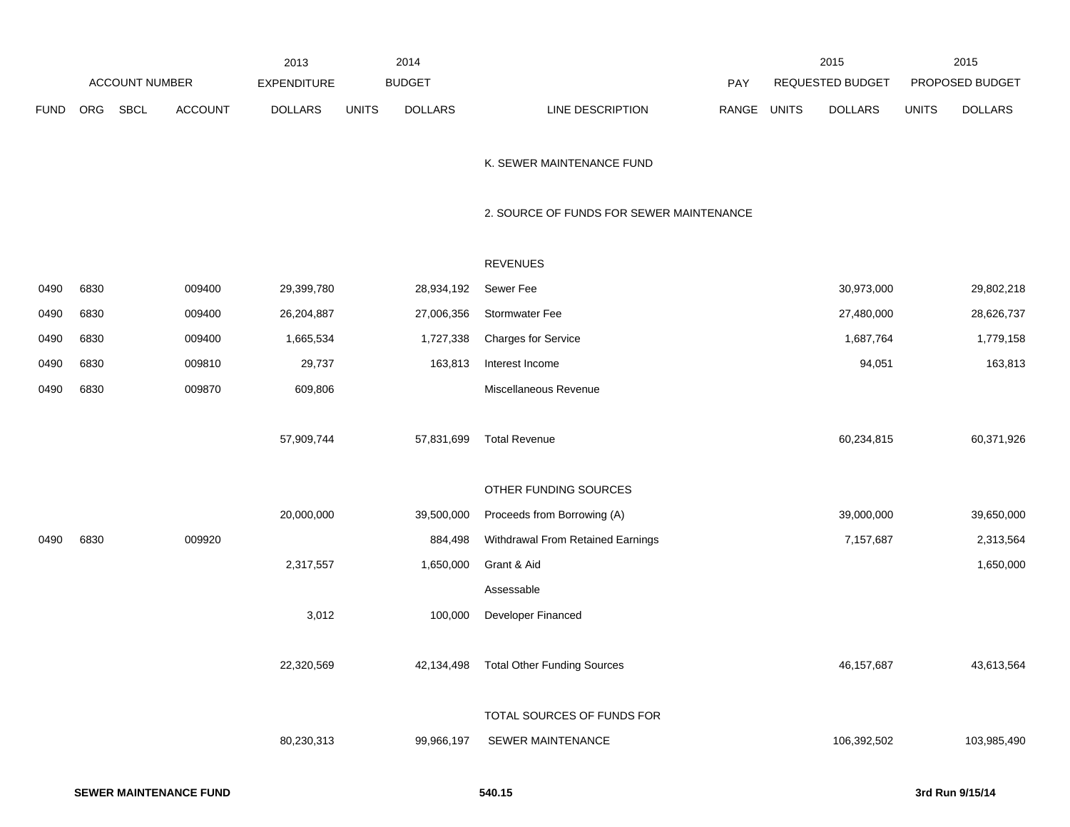| ACCOUNT NUMBER | | | | 2013 EXPENDITURE | 2014 BUDGET | | | PAY | 2015 REQUESTED BUDGET | | 2015 PROPOSED BUDGET | |
|---|---|---|---|---|---|---|---|---|---|---|---|---|
| FUND | ORG | SBCL | ACCOUNT | DOLLARS | UNITS | DOLLARS | LINE DESCRIPTION | RANGE | UNITS | DOLLARS | UNITS | DOLLARS |
| | | | | | | | K. SEWER MAINTENANCE FUND | | | | | |
| | | | | | | | 2. SOURCE OF FUNDS FOR SEWER MAINTENANCE | | | | | |
| | | | | | | | REVENUES | | | | | |
| 0490 | 6830 | | 009400 | 29,399,780 | | 28,934,192 | Sewer Fee | | | 30,973,000 | | 29,802,218 |
| 0490 | 6830 | | 009400 | 26,204,887 | | 27,006,356 | Stormwater Fee | | | 27,480,000 | | 28,626,737 |
| 0490 | 6830 | | 009400 | 1,665,534 | | 1,727,338 | Charges for Service | | | 1,687,764 | | 1,779,158 |
| 0490 | 6830 | | 009810 | 29,737 | | 163,813 | Interest Income | | | 94,051 | | 163,813 |
| 0490 | 6830 | | 009870 | 609,806 | | | Miscellaneous Revenue | | | | | |
| | | | | 57,909,744 | | 57,831,699 | Total Revenue | | | 60,234,815 | | 60,371,926 |
| | | | | | | | OTHER FUNDING SOURCES | | | | | |
| | | | | 20,000,000 | | 39,500,000 | Proceeds from Borrowing (A) | | | 39,000,000 | | 39,650,000 |
| 0490 | 6830 | | 009920 | | | 884,498 | Withdrawal From Retained Earnings | | | 7,157,687 | | 2,313,564 |
| | | | | 2,317,557 | | 1,650,000 | Grant & Aid | | | | | 1,650,000 |
| | | | | | | | Assessable | | | | | |
| | | | | 3,012 | | 100,000 | Developer Financed | | | | | |
| | | | | 22,320,569 | | 42,134,498 | Total Other Funding Sources | | | 46,157,687 | | 43,613,564 |
| | | | | | | | TOTAL SOURCES OF FUNDS FOR | | | | | |
| | | | | 80,230,313 | | 99,966,197 | SEWER MAINTENANCE | | | 106,392,502 | | 103,985,490 |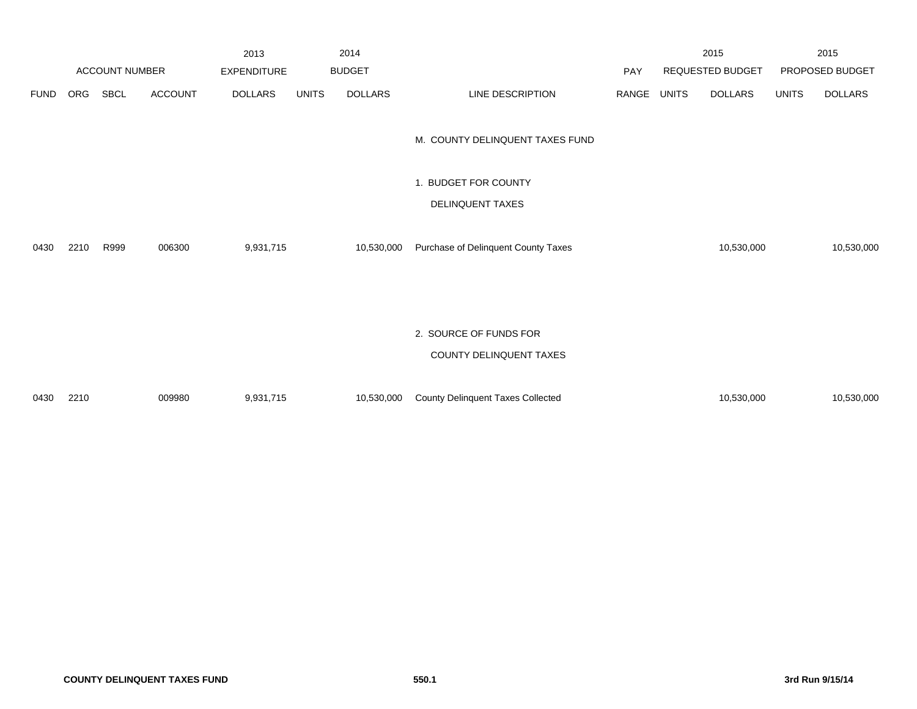| ACCOUNT NUMBER | | | | 2013 EXPENDITURE | 2014 BUDGET | | | PAY | 2015 REQUESTED BUDGET | | 2015 PROPOSED BUDGET | |
|---|---|---|---|---|---|---|---|---|---|---|---|---|
| FUND | ORG | SBCL | ACCOUNT | DOLLARS | UNITS | DOLLARS | LINE DESCRIPTION | RANGE | UNITS | DOLLARS | UNITS | DOLLARS |
| | | | | | | | M. COUNTY DELINQUENT TAXES FUND | | | | | |
| | | | | | | | 1. BUDGET FOR COUNTY DELINQUENT TAXES | | | | | |
| 0430 | 2210 | R999 | 006300 | 9,931,715 | | 10,530,000 | Purchase of Delinquent County Taxes | | | 10,530,000 | | 10,530,000 |
| | | | | | | | 2. SOURCE OF FUNDS FOR COUNTY DELINQUENT TAXES | | | | | |
| 0430 | 2210 | | 009980 | 9,931,715 | | 10,530,000 | County Delinquent Taxes Collected | | | 10,530,000 | | 10,530,000 |

**COUNTY DELINQUENT TAXES FUND** **550.1** **3rd Run 9/15/14**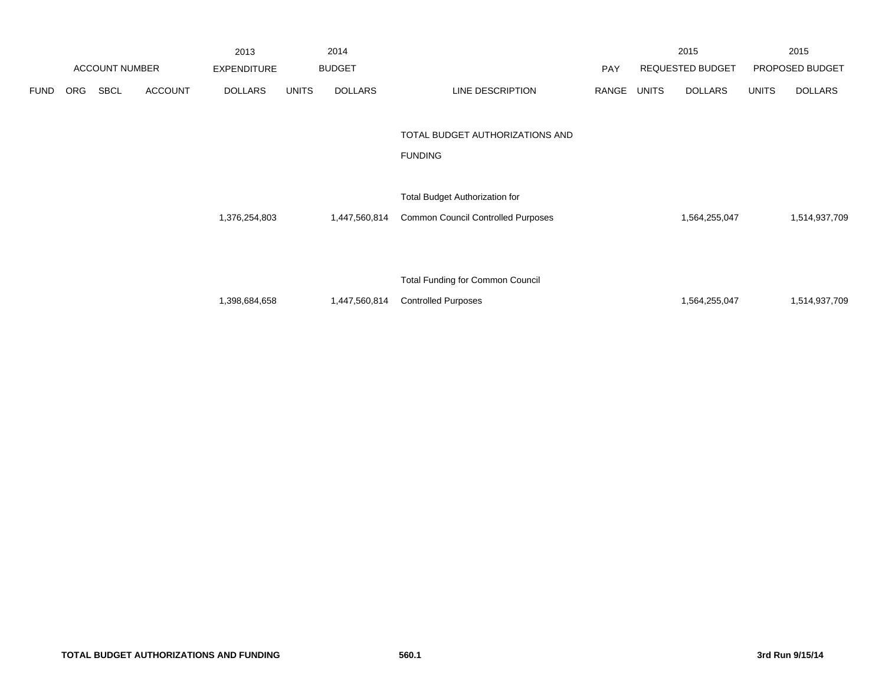| | | | | 2013 | | 2014 | | | | 2015 | | 2015 |
|---|---|---|---|---|---|---|---|---|---|---|---|---|
| ACCOUNT NUMBER | | | | EXPENDITURE | | BUDGET | | PAY | REQUESTED BUDGET | | PROPOSED BUDGET | |
| FUND | ORG | SBCL | ACCOUNT | DOLLARS | UNITS | DOLLARS | LINE DESCRIPTION | RANGE | UNITS | DOLLARS | UNITS | DOLLARS |
| | | | | | | | TOTAL BUDGET AUTHORIZATIONS AND FUNDING | | | | | |
| | | | | 1,376,254,803 | | 1,447,560,814 | Total Budget Authorization for Common Council Controlled Purposes | | | 1,564,255,047 | | 1,514,937,709 |
| | | | | 1,398,684,658 | | 1,447,560,814 | Total Funding for Common Council Controlled Purposes | | | 1,564,255,047 | | 1,514,937,709 |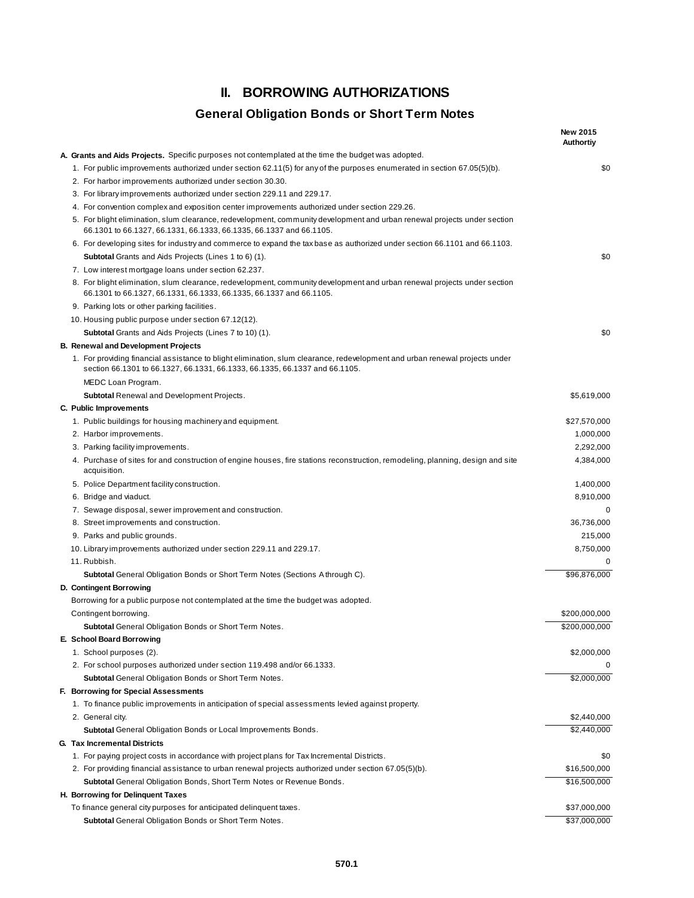# II. BORROWING AUTHORIZATIONS

## General Obligation Bonds or Short Term Notes

| | New 2015 Authortiy |
|---|---|
| **A. Grants and Aids Projects.** Specific purposes not contemplated at the time the budget was adopted. | |
| 1. For public improvements authorized under section 62.11(5) for any of the purposes enumerated in section 67.05(5)(b). | $0 |
| 2. For harbor improvements authorized under section 30.30. | |
| 3. For library improvements authorized under section 229.11 and 229.17. | |
| 4. For convention complex and exposition center improvements authorized under section 229.26. | |
| 5. For blight elimination, slum clearance, redevelopment, community development and urban renewal projects under section 66.1301 to 66.1327, 66.1331, 66.1333, 66.1335, 66.1337 and 66.1105. | |
| 6. For developing sites for industry and commerce to expand the tax base as authorized under section 66.1101 and 66.1103. | |
| **Subtotal** Grants and Aids Projects (Lines 1 to 6) (1). | $0 |
| 7. Low interest mortgage loans under section 62.237. | |
| 8. For blight elimination, slum clearance, redevelopment, community development and urban renewal projects under section 66.1301 to 66.1327, 66.1331, 66.1333, 66.1335, 66.1337 and 66.1105. | |
| 9. Parking lots or other parking facilities. | |
| 10. Housing public purpose under section 67.12(12). | |
| **Subtotal** Grants and Aids Projects (Lines 7 to 10) (1). | $0 |
| **B. Renewal and Development Projects** | |
| 1. For providing financial assistance to blight elimination, slum clearance, redevelopment and urban renewal projects under section 66.1301 to 66.1327, 66.1331, 66.1333, 66.1335, 66.1337 and 66.1105. | |
| MEDC Loan Program. | |
| **Subtotal** Renewal and Development Projects. | $5,619,000 |
| **C. Public Improvements** | |
| 1. Public buildings for housing machinery and equipment. | $27,570,000 |
| 2. Harbor improvements. | 1,000,000 |
| 3. Parking facility improvements. | 2,292,000 |
| 4. Purchase of sites for and construction of engine houses, fire stations reconstruction, remodeling, planning, design and site acquisition. | 4,384,000 |
| 5. Police Department facility construction. | 1,400,000 |
| 6. Bridge and viaduct. | 8,910,000 |
| 7. Sewage disposal, sewer improvement and construction. | 0 |
| 8. Street improvements and construction. | 36,736,000 |
| 9. Parks and public grounds. | 215,000 |
| 10. Library improvements authorized under section 229.11 and 229.17. | 8,750,000 |
| 11. Rubbish. | 0 |
| **Subtotal** General Obligation Bonds or Short Term Notes (Sections A through C). | $96,876,000 |
| **D. Contingent Borrowing** | |
| Borrowing for a public purpose not contemplated at the time the budget was adopted. | |
| Contingent borrowing. | $200,000,000 |
| **Subtotal** General Obligation Bonds or Short Term Notes. | $200,000,000 |
| **E. School Board Borrowing** | |
| 1. School purposes (2). | $2,000,000 |
| 2. For school purposes authorized under section 119.498 and/or 66.1333. | 0 |
| **Subtotal** General Obligation Bonds or Short Term Notes. | $2,000,000 |
| **F. Borrowing for Special Assessments** | |
| 1. To finance public improvements in anticipation of special assessments levied against property. | |
| 2. General city. | $2,440,000 |
| **Subtotal** General Obligation Bonds or Local Improvements Bonds. | $2,440,000 |
| **G. Tax Incremental Districts** | |
| 1. For paying project costs in accordance with project plans for Tax Incremental Districts. | $0 |
| 2. For providing financial assistance to urban renewal projects authorized under section 67.05(5)(b). | $16,500,000 |
| **Subtotal** General Obligation Bonds, Short Term Notes or Revenue Bonds. | $16,500,000 |
| **H. Borrowing for Delinquent Taxes** | |
| To finance general city purposes for anticipated delinquent taxes. | $37,000,000 |
| **Subtotal** General Obligation Bonds or Short Term Notes. | $37,000,000 |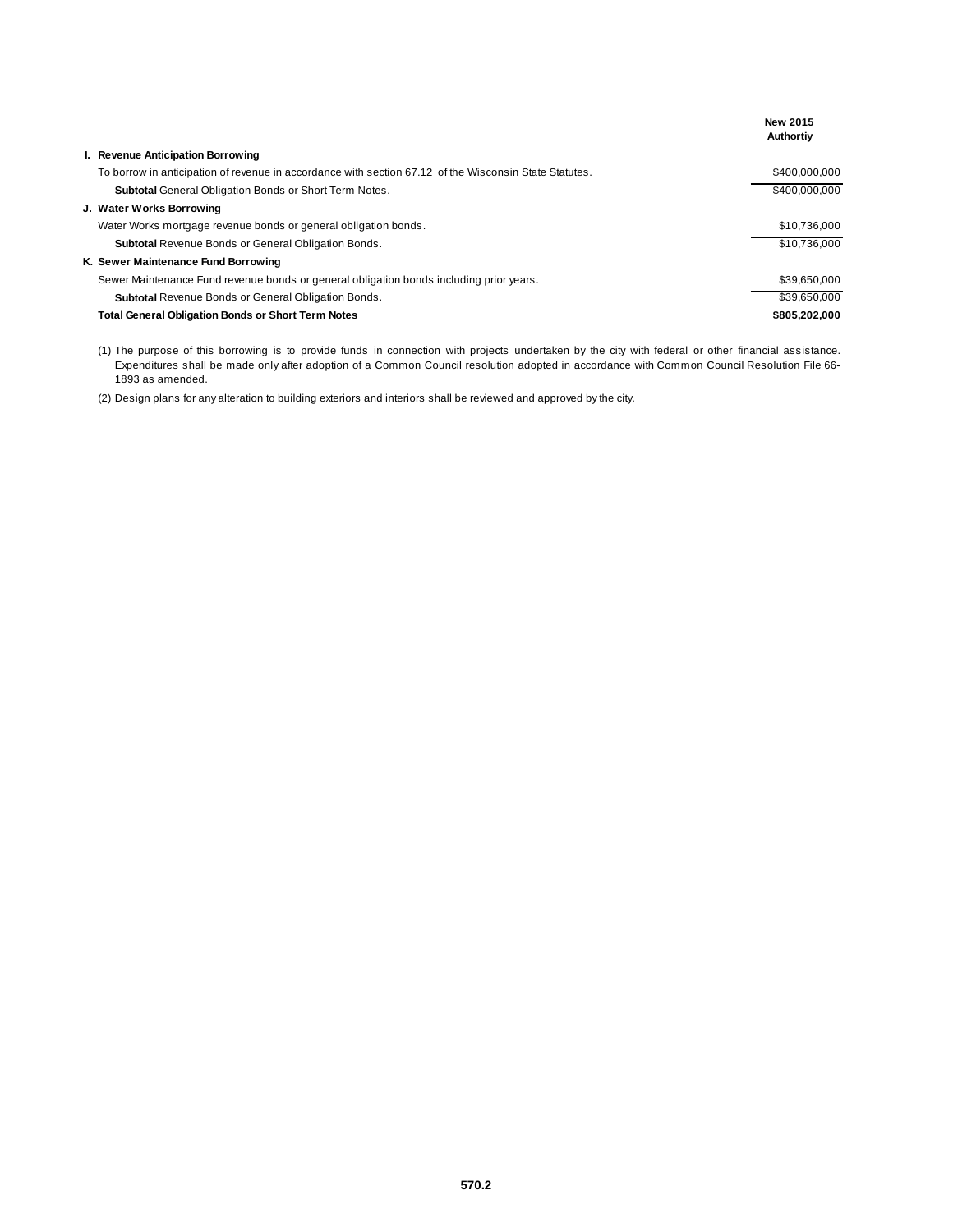| | New 2015 Authortiy |
|---|---|
| **I. Revenue Anticipation Borrowing** | |
| To borrow in anticipation of revenue in accordance with section 67.12 of the Wisconsin State Statutes. | $400,000,000 |
| **Subtotal** General Obligation Bonds or Short Term Notes. | $400,000,000 |
| **J. Water Works Borrowing** | |
| Water Works mortgage revenue bonds or general obligation bonds. | $10,736,000 |
| **Subtotal** Revenue Bonds or General Obligation Bonds. | $10,736,000 |
| **K. Sewer Maintenance Fund Borrowing** | |
| Sewer Maintenance Fund revenue bonds or general obligation bonds including prior years. | $39,650,000 |
| **Subtotal** Revenue Bonds or General Obligation Bonds. | $39,650,000 |
| **Total General Obligation Bonds or Short Term Notes** | **$805,202,000** |

(1) The purpose of this borrowing is to provide funds in connection with projects undertaken by the city with federal or other financial assistance. Expenditures shall be made only after adoption of a Common Council resolution adopted in accordance with Common Council Resolution File 66-1893 as amended.

(2) Design plans for any alteration to building exteriors and interiors shall be reviewed and approved by the city.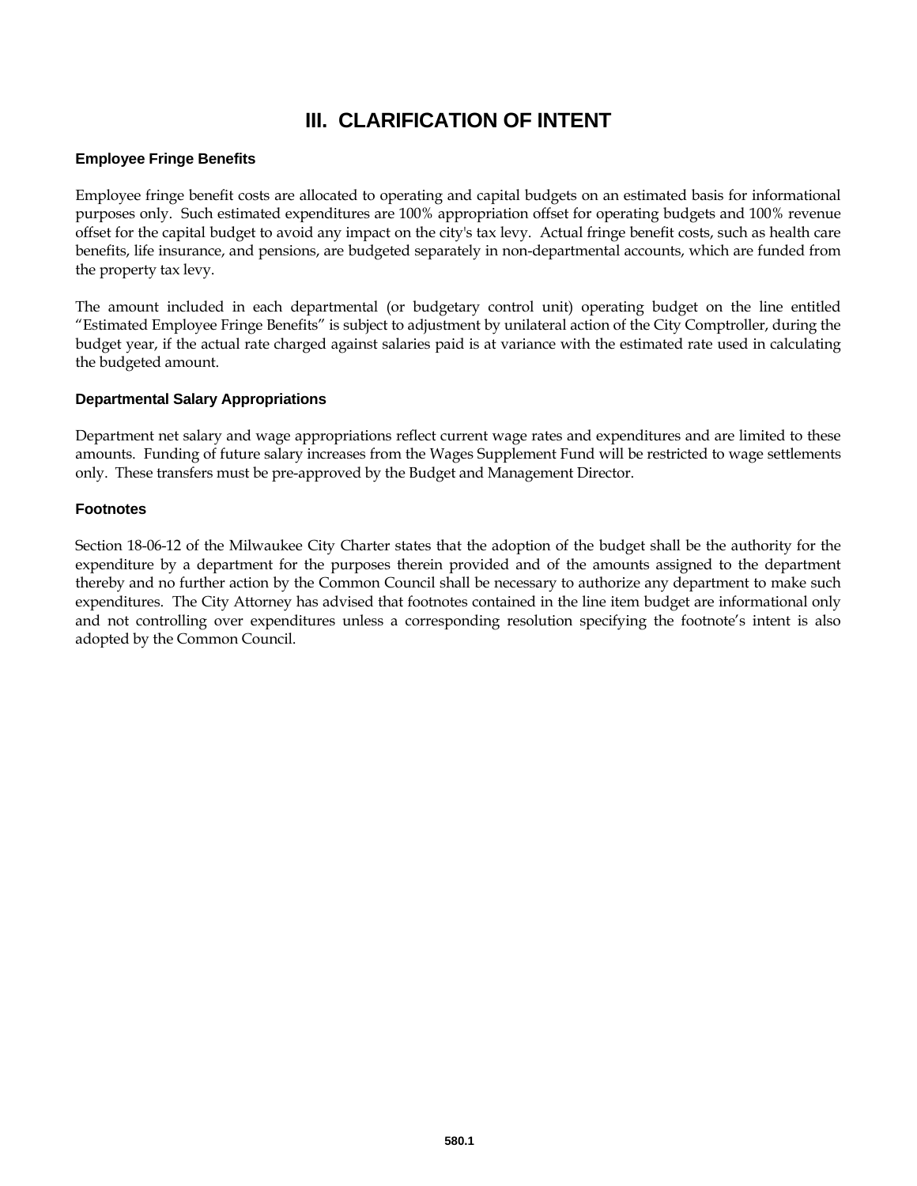# III. CLARIFICATION OF INTENT

### Employee Fringe Benefits

Employee fringe benefit costs are allocated to operating and capital budgets on an estimated basis for informational purposes only. Such estimated expenditures are 100% appropriation offset for operating budgets and 100% revenue offset for the capital budget to avoid any impact on the city's tax levy. Actual fringe benefit costs, such as health care benefits, life insurance, and pensions, are budgeted separately in non-departmental accounts, which are funded from the property tax levy.

The amount included in each departmental (or budgetary control unit) operating budget on the line entitled "Estimated Employee Fringe Benefits" is subject to adjustment by unilateral action of the City Comptroller, during the budget year, if the actual rate charged against salaries paid is at variance with the estimated rate used in calculating the budgeted amount.

### Departmental Salary Appropriations

Department net salary and wage appropriations reflect current wage rates and expenditures and are limited to these amounts. Funding of future salary increases from the Wages Supplement Fund will be restricted to wage settlements only. These transfers must be pre-approved by the Budget and Management Director.

### Footnotes

Section 18-06-12 of the Milwaukee City Charter states that the adoption of the budget shall be the authority for the expenditure by a department for the purposes therein provided and of the amounts assigned to the department thereby and no further action by the Common Council shall be necessary to authorize any department to make such expenditures. The City Attorney has advised that footnotes contained in the line item budget are informational only and not controlling over expenditures unless a corresponding resolution specifying the footnote's intent is also adopted by the Common Council.